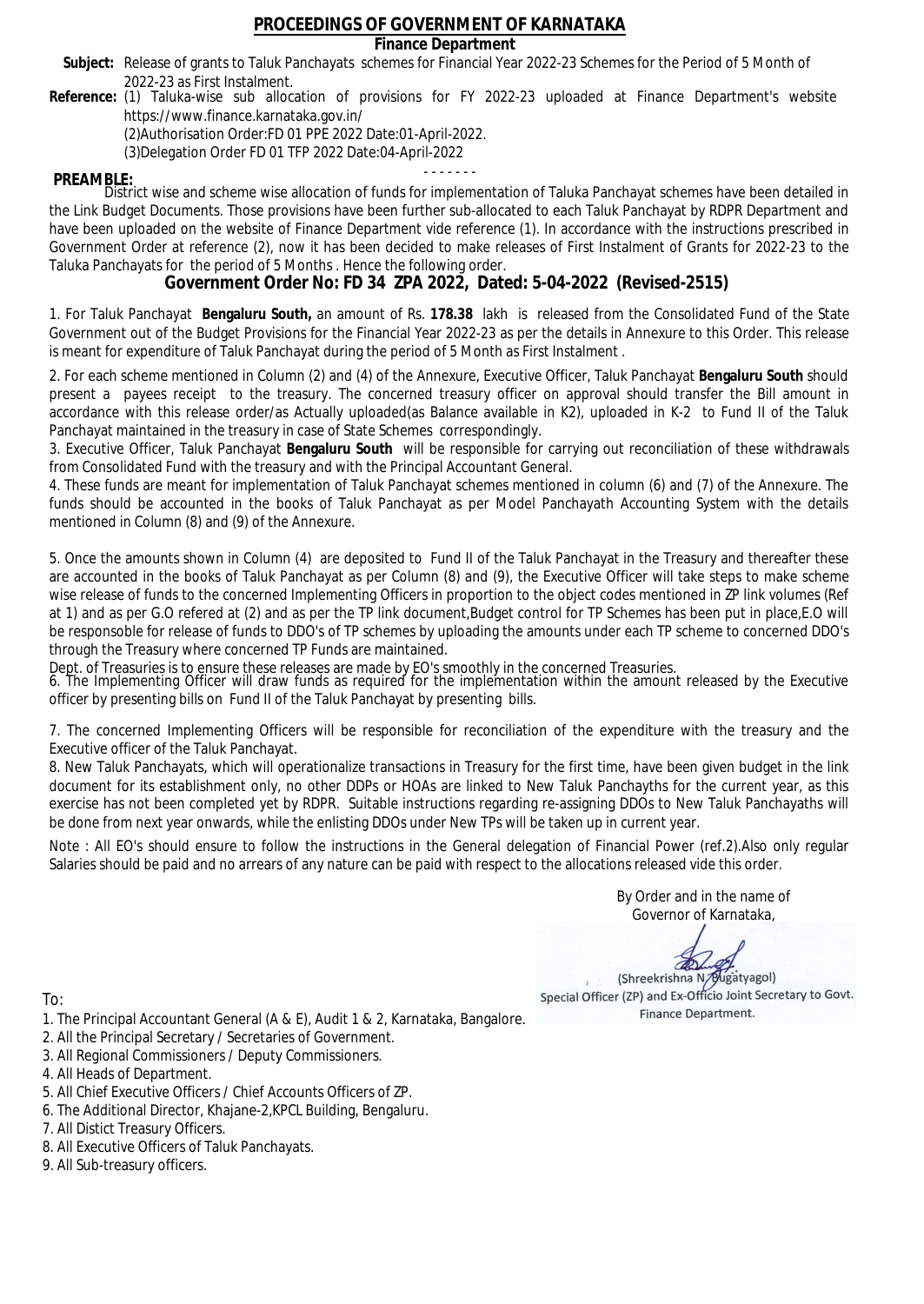# PROCEEDINGS OF GOVERNMENT OF KARNATAKA

## Finance Department

**Subject:** Release of grants to Taluk Panchayats schemes for Financial Year 2022-23 Schemes for the Period of 5 Month of 2022-23 as First Instalment.

**Reference:** (1) Taluka-wise sub allocation of provisions for FY 2022-23 uploaded at Finance Department's website https://www.finance.karnataka.gov.in/
(2)Authorisation Order:FD 01 PPE 2022 Date:01-April-2022.
(3)Delegation Order FD 01 TFP 2022 Date:04-April-2022

- - - - - - -

**PREAMBLE:**
District wise and scheme wise allocation of funds for implementation of Taluka Panchayat schemes have been detailed in the Link Budget Documents. Those provisions have been further sub-allocated to each Taluk Panchayat by RDPR Department and have been uploaded on the website of Finance Department vide reference (1). In accordance with the instructions prescribed in Government Order at reference (2), now it has been decided to make releases of First Instalment of Grants for 2022-23 to the Taluka Panchayats for the period of 5 Months . Hence the following order.

## Government Order No: FD 34 ZPA 2022, Dated: 5-04-2022 (Revised-2515)

1. For Taluk Panchayat **Bengaluru South,** an amount of Rs. **178.38** lakh is released from the Consolidated Fund of the State Government out of the Budget Provisions for the Financial Year 2022-23 as per the details in Annexure to this Order. This release is meant for expenditure of Taluk Panchayat during the period of 5 Month as First Instalment .

2. For each scheme mentioned in Column (2) and (4) of the Annexure, Executive Officer, Taluk Panchayat **Bengaluru South** should present a payees receipt to the treasury. The concerned treasury officer on approval should transfer the Bill amount in accordance with this release order/as Actually uploaded(as Balance available in K2), uploaded in K-2 to Fund II of the Taluk Panchayat maintained in the treasury in case of State Schemes correspondingly.

3. Executive Officer, Taluk Panchayat **Bengaluru South** will be responsible for carrying out reconciliation of these withdrawals from Consolidated Fund with the treasury and with the Principal Accountant General.

4. These funds are meant for implementation of Taluk Panchayat schemes mentioned in column (6) and (7) of the Annexure. The funds should be accounted in the books of Taluk Panchayat as per Model Panchayath Accounting System with the details mentioned in Column (8) and (9) of the Annexure.

5. Once the amounts shown in Column (4) are deposited to Fund II of the Taluk Panchayat in the Treasury and thereafter these are accounted in the books of Taluk Panchayat as per Column (8) and (9), the Executive Officer will take steps to make scheme wise release of funds to the concerned Implementing Officers in proportion to the object codes mentioned in ZP link volumes (Ref at 1) and as per G.O refered at (2) and as per the TP link document,Budget control for TP Schemes has been put in place,E.O will be responsible for release of funds to DDO's of TP schemes by uploading the amounts under each TP scheme to concerned DDO's through the Treasury where concerned TP Funds are maintained.
Dept. of Treasuries is to ensure these releases are made by EO's smoothly in the concerned Treasuries.

6. The Implementing Officer will draw funds as required for the implementation within the amount released by the Executive officer by presenting bills on Fund II of the Taluk Panchayat by presenting bills.

7. The concerned Implementing Officers will be responsible for reconciliation of the expenditure with the treasury and the Executive officer of the Taluk Panchayat.

8. New Taluk Panchayats, which will operationalize transactions in Treasury for the first time, have been given budget in the link document for its establishment only, no other DDPs or HOAs are linked to New Taluk Panchayths for the current year, as this exercise has not been completed yet by RDPR. Suitable instructions regarding re-assigning DDOs to New Taluk Panchayaths will be done from next year onwards, while the enlisting DDOs under New TPs will be taken up in current year.

Note : All EO's should ensure to follow the instructions in the General delegation of Financial Power (ref.2).Also only regular Salaries should be paid and no arrears of any nature can be paid with respect to the allocations released vide this order.

By Order and in the name of
Governor of Karnataka,

(Shreekrishna N. Bugatyagol)
Special Officer (ZP) and Ex-Officio Joint Secretary to Govt.
Finance Department.

To:

1. The Principal Accountant General (A & E), Audit 1 & 2, Karnataka, Bangalore.
2. All the Principal Secretary / Secretaries of Government.
3. All Regional Commissioners / Deputy Commissioners.
4. All Heads of Department.
5. All Chief Executive Officers / Chief Accounts Officers of ZP.
6. The Additional Director, Khajane-2,KPCL Building, Bengaluru.
7. All Distict Treasury Officers.
8. All Executive Officers of Taluk Panchayats.
9. All Sub-treasury officers.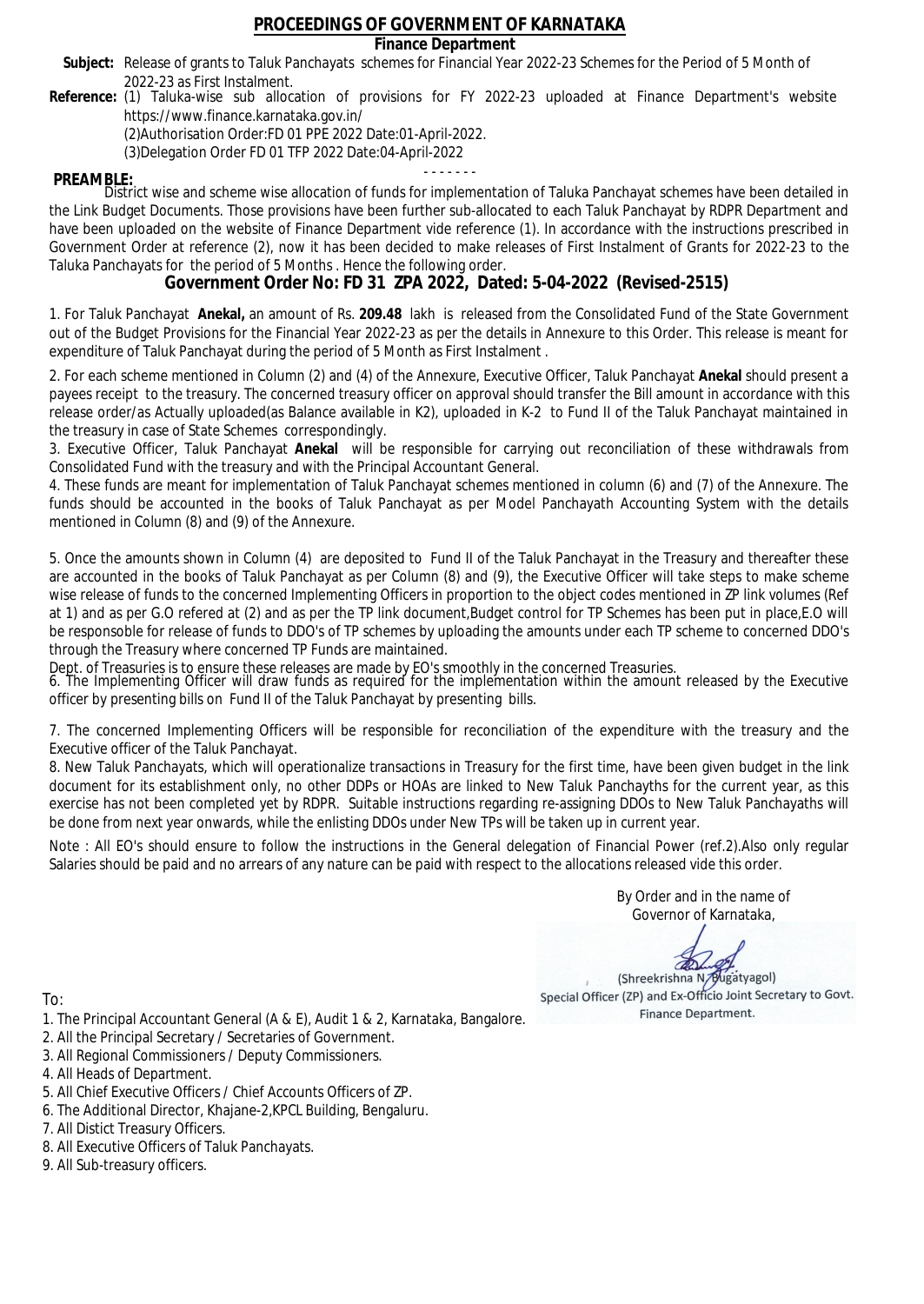# PROCEEDINGS OF GOVERNMENT OF KARNATAKA

## Finance Department

**Subject:** Release of grants to Taluk Panchayats schemes for Financial Year 2022-23 Schemes for the Period of 5 Month of 2022-23 as First Instalment.

**Reference:** (1) Taluka-wise sub allocation of provisions for FY 2022-23 uploaded at Finance Department's website https://www.finance.karnataka.gov.in/

(2)Authorisation Order:FD 01 PPE 2022 Date:01-April-2022.

(3)Delegation Order FD 01 TFP 2022 Date:04-April-2022

- - - - - - -

**PREAMBLE:**

District wise and scheme wise allocation of funds for implementation of Taluka Panchayat schemes have been detailed in the Link Budget Documents. Those provisions have been further sub-allocated to each Taluk Panchayat by RDPR Department and have been uploaded on the website of Finance Department vide reference (1). In accordance with the instructions prescribed in Government Order at reference (2), now it has been decided to make releases of First Instalment of Grants for 2022-23 to the Taluka Panchayats for the period of 5 Months . Hence the following order.

## Government Order No: FD 31 ZPA 2022, Dated: 5-04-2022 (Revised-2515)

1. For Taluk Panchayat **Anekal,** an amount of Rs. **209.48** lakh is released from the Consolidated Fund of the State Government out of the Budget Provisions for the Financial Year 2022-23 as per the details in Annexure to this Order. This release is meant for expenditure of Taluk Panchayat during the period of 5 Month as First Instalment .

2. For each scheme mentioned in Column (2) and (4) of the Annexure, Executive Officer, Taluk Panchayat **Anekal** should present a payees receipt to the treasury. The concerned treasury officer on approval should transfer the Bill amount in accordance with this release order/as Actually uploaded(as Balance available in K2), uploaded in K-2 to Fund II of the Taluk Panchayat maintained in the treasury in case of State Schemes correspondingly.

3. Executive Officer, Taluk Panchayat **Anekal** will be responsible for carrying out reconciliation of these withdrawals from Consolidated Fund with the treasury and with the Principal Accountant General.

4. These funds are meant for implementation of Taluk Panchayat schemes mentioned in column (6) and (7) of the Annexure. The funds should be accounted in the books of Taluk Panchayat as per Model Panchayath Accounting System with the details mentioned in Column (8) and (9) of the Annexure.

5. Once the amounts shown in Column (4) are deposited to Fund II of the Taluk Panchayat in the Treasury and thereafter these are accounted in the books of Taluk Panchayat as per Column (8) and (9), the Executive Officer will take steps to make scheme wise release of funds to the concerned Implementing Officers in proportion to the object codes mentioned in ZP link volumes (Ref at 1) and as per G.O refered at (2) and as per the TP link document,Budget control for TP Schemes has been put in place,E.O will be responsoble for release of funds to DDO's of TP schemes by uploading the amounts under each TP scheme to concerned DDO's through the Treasury where concerned TP Funds are maintained.

Dept. of Treasuries is to ensure these releases are made by EO's smoothly in the concerned Treasuries.

6. The Implementing Officer will draw funds as required for the implementation within the amount released by the Executive officer by presenting bills on Fund II of the Taluk Panchayat by presenting bills.

7. The concerned Implementing Officers will be responsible for reconciliation of the expenditure with the treasury and the Executive officer of the Taluk Panchayat.

8. New Taluk Panchayats, which will operationalize transactions in Treasury for the first time, have been given budget in the link document for its establishment only, no other DDPs or HOAs are linked to New Taluk Panchayths for the current year, as this exercise has not been completed yet by RDPR. Suitable instructions regarding re-assigning DDOs to New Taluk Panchayaths will be done from next year onwards, while the enlisting DDOs under New TPs will be taken up in current year.

Note : All EO's should ensure to follow the instructions in the General delegation of Financial Power (ref.2).Also only regular Salaries should be paid and no arrears of any nature can be paid with respect to the allocations released vide this order.

By Order and in the name of
Governor of Karnataka,

(Shreekrishna N. Bugatyagol)
Special Officer (ZP) and Ex-Officio Joint Secretary to Govt.
Finance Department.

To:

1. The Principal Accountant General (A & E), Audit 1 & 2, Karnataka, Bangalore.
2. All the Principal Secretary / Secretaries of Government.
3. All Regional Commissioners / Deputy Commissioners.
4. All Heads of Department.
5. All Chief Executive Officers / Chief Accounts Officers of ZP.
6. The Additional Director, Khajane-2,KPCL Building, Bengaluru.
7. All Distict Treasury Officers.
8. All Executive Officers of Taluk Panchayats.
9. All Sub-treasury officers.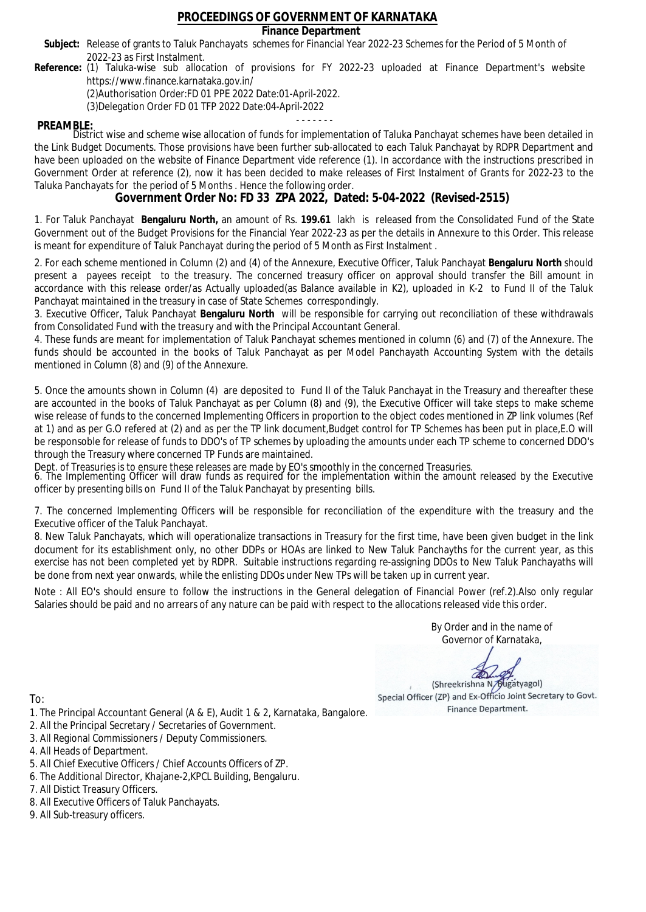# PROCEEDINGS OF GOVERNMENT OF KARNATAKA

**Finance Department**

**Subject:** Release of grants to Taluk Panchayats schemes for Financial Year 2022-23 Schemes for the Period of 5 Month of 2022-23 as First Instalment.

**Reference:** (1) Taluka-wise sub allocation of provisions for FY 2022-23 uploaded at Finance Department's website https://www.finance.karnataka.gov.in/
(2)Authorisation Order:FD 01 PPE 2022 Date:01-April-2022.
(3)Delegation Order FD 01 TFP 2022 Date:04-April-2022

- - - - - - -

**PREAMBLE:**
District wise and scheme wise allocation of funds for implementation of Taluka Panchayat schemes have been detailed in the Link Budget Documents. Those provisions have been further sub-allocated to each Taluk Panchayat by RDPR Department and have been uploaded on the website of Finance Department vide reference (1). In accordance with the instructions prescribed in Government Order at reference (2), now it has been decided to make releases of First Instalment of Grants for 2022-23 to the Taluka Panchayats for the period of 5 Months . Hence the following order.

## Government Order No: FD 33 ZPA 2022, Dated: 5-04-2022 (Revised-2515)

1. For Taluk Panchayat **Bengaluru North,** an amount of Rs. **199.61** lakh is released from the Consolidated Fund of the State Government out of the Budget Provisions for the Financial Year 2022-23 as per the details in Annexure to this Order. This release is meant for expenditure of Taluk Panchayat during the period of 5 Month as First Instalment .

2. For each scheme mentioned in Column (2) and (4) of the Annexure, Executive Officer, Taluk Panchayat **Bengaluru North** should present a payees receipt to the treasury. The concerned treasury officer on approval should transfer the Bill amount in accordance with this release order/as Actually uploaded(as Balance available in K2), uploaded in K-2 to Fund II of the Taluk Panchayat maintained in the treasury in case of State Schemes correspondingly.

3. Executive Officer, Taluk Panchayat **Bengaluru North** will be responsible for carrying out reconciliation of these withdrawals from Consolidated Fund with the treasury and with the Principal Accountant General.

4. These funds are meant for implementation of Taluk Panchayat schemes mentioned in column (6) and (7) of the Annexure. The funds should be accounted in the books of Taluk Panchayat as per Model Panchayath Accounting System with the details mentioned in Column (8) and (9) of the Annexure.

5. Once the amounts shown in Column (4) are deposited to Fund II of the Taluk Panchayat in the Treasury and thereafter these are accounted in the books of Taluk Panchayat as per Column (8) and (9), the Executive Officer will take steps to make scheme wise release of funds to the concerned Implementing Officers in proportion to the object codes mentioned in ZP link volumes (Ref at 1) and as per G.O refered at (2) and as per the TP link document,Budget control for TP Schemes has been put in place,E.O will be responsible for release of funds to DDO's of TP schemes by uploading the amounts under each TP scheme to concerned DDO's through the Treasury where concerned TP Funds are maintained.

Dept. of Treasuries is to ensure these releases are made by EO's smoothly in the concerned Treasuries.

6. The Implementing Officer will draw funds as required for the implementation within the amount released by the Executive officer by presenting bills on Fund II of the Taluk Panchayat by presenting bills.

7. The concerned Implementing Officers will be responsible for reconciliation of the expenditure with the treasury and the Executive officer of the Taluk Panchayat.

8. New Taluk Panchayats, which will operationalize transactions in Treasury for the first time, have been given budget in the link document for its establishment only, no other DDPs or HOAs are linked to New Taluk Panchayths for the current year, as this exercise has not been completed yet by RDPR. Suitable instructions regarding re-assigning DDOs to New Taluk Panchayaths will be done from next year onwards, while the enlisting DDOs under New TPs will be taken up in current year.

Note : All EO's should ensure to follow the instructions in the General delegation of Financial Power (ref.2).Also only regular Salaries should be paid and no arrears of any nature can be paid with respect to the allocations released vide this order.

By Order and in the name of
Governor of Karnataka,

(Shreekrishna N. Bugatyagol)
Special Officer (ZP) and Ex-Officio Joint Secretary to Govt.
Finance Department.

To:

1. The Principal Accountant General (A & E), Audit 1 & 2, Karnataka, Bangalore.
2. All the Principal Secretary / Secretaries of Government.
3. All Regional Commissioners / Deputy Commissioners.
4. All Heads of Department.
5. All Chief Executive Officers / Chief Accounts Officers of ZP.
6. The Additional Director, Khajane-2,KPCL Building, Bengaluru.
7. All Distict Treasury Officers.
8. All Executive Officers of Taluk Panchayats.
9. All Sub-treasury officers.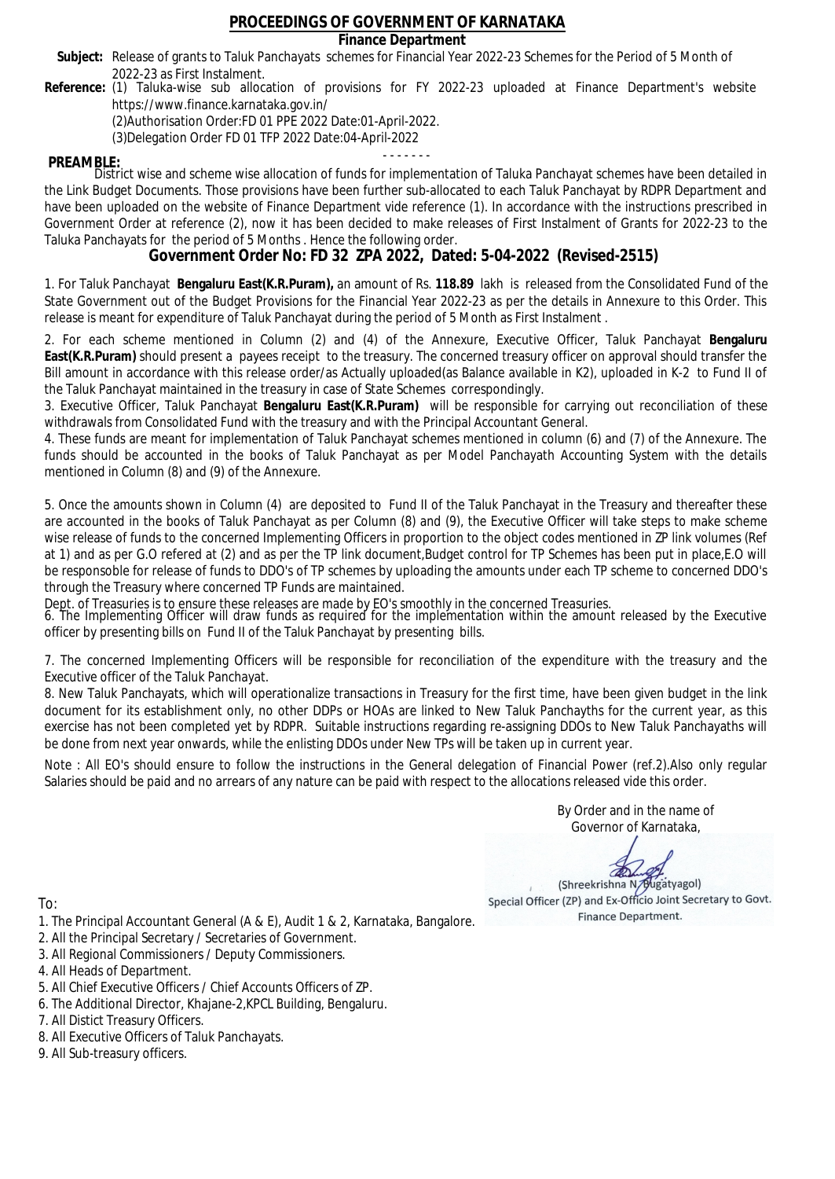# PROCEEDINGS OF GOVERNMENT OF KARNATAKA

## Finance Department

**Subject:** Release of grants to Taluk Panchayats schemes for Financial Year 2022-23 Schemes for the Period of 5 Month of 2022-23 as First Instalment.

**Reference:** (1) Taluka-wise sub allocation of provisions for FY 2022-23 uploaded at Finance Department's website https://www.finance.karnataka.gov.in/

(2)Authorisation Order:FD 01 PPE 2022 Date:01-April-2022.

(3)Delegation Order FD 01 TFP 2022 Date:04-April-2022

- - - - - - -

**PREAMBLE:**

District wise and scheme wise allocation of funds for implementation of Taluka Panchayat schemes have been detailed in the Link Budget Documents. Those provisions have been further sub-allocated to each Taluk Panchayat by RDPR Department and have been uploaded on the website of Finance Department vide reference (1). In accordance with the instructions prescribed in Government Order at reference (2), now it has been decided to make releases of First Instalment of Grants for 2022-23 to the Taluka Panchayats for the period of 5 Months . Hence the following order.

## Government Order No: FD 32 ZPA 2022, Dated: 5-04-2022 (Revised-2515)

1. For Taluk Panchayat **Bengaluru East(K.R.Puram),** an amount of Rs. **118.89** lakh is released from the Consolidated Fund of the State Government out of the Budget Provisions for the Financial Year 2022-23 as per the details in Annexure to this Order. This release is meant for expenditure of Taluk Panchayat during the period of 5 Month as First Instalment .

2. For each scheme mentioned in Column (2) and (4) of the Annexure, Executive Officer, Taluk Panchayat **Bengaluru East(K.R.Puram)** should present a payees receipt to the treasury. The concerned treasury officer on approval should transfer the Bill amount in accordance with this release order/as Actually uploaded(as Balance available in K2), uploaded in K-2 to Fund II of the Taluk Panchayat maintained in the treasury in case of State Schemes correspondingly.

3. Executive Officer, Taluk Panchayat **Bengaluru East(K.R.Puram)** will be responsible for carrying out reconciliation of these withdrawals from Consolidated Fund with the treasury and with the Principal Accountant General.

4. These funds are meant for implementation of Taluk Panchayat schemes mentioned in column (6) and (7) of the Annexure. The funds should be accounted in the books of Taluk Panchayat as per Model Panchayath Accounting System with the details mentioned in Column (8) and (9) of the Annexure.

5. Once the amounts shown in Column (4) are deposited to Fund II of the Taluk Panchayat in the Treasury and thereafter these are accounted in the books of Taluk Panchayat as per Column (8) and (9), the Executive Officer will take steps to make scheme wise release of funds to the concerned Implementing Officers in proportion to the object codes mentioned in ZP link volumes (Ref at 1) and as per G.O refered at (2) and as per the TP link document,Budget control for TP Schemes has been put in place,E.O will be responsible for release of funds to DDO's of TP schemes by uploading the amounts under each TP scheme to concerned DDO's through the Treasury where concerned TP Funds are maintained.

Dept. of Treasuries is to ensure these releases are made by EO's smoothly in the concerned Treasuries.

6. The Implementing Officer will draw funds as required for the implementation within the amount released by the Executive officer by presenting bills on Fund II of the Taluk Panchayat by presenting bills.

7. The concerned Implementing Officers will be responsible for reconciliation of the expenditure with the treasury and the Executive officer of the Taluk Panchayat.

8. New Taluk Panchayats, which will operationalize transactions in Treasury for the first time, have been given budget in the link document for its establishment only, no other DDPs or HOAs are linked to New Taluk Panchayths for the current year, as this exercise has not been completed yet by RDPR. Suitable instructions regarding re-assigning DDOs to New Taluk Panchayaths will be done from next year onwards, while the enlisting DDOs under New TPs will be taken up in current year.

Note : All EO's should ensure to follow the instructions in the General delegation of Financial Power (ref.2).Also only regular Salaries should be paid and no arrears of any nature can be paid with respect to the allocations released vide this order.

By Order and in the name of
Governor of Karnataka,

(Shreekrishna N. Bugatyagol)
Special Officer (ZP) and Ex-Officio Joint Secretary to Govt.
Finance Department.

To:

1. The Principal Accountant General (A & E), Audit 1 & 2, Karnataka, Bangalore.
2. All the Principal Secretary / Secretaries of Government.
3. All Regional Commissioners / Deputy Commissioners.
4. All Heads of Department.
5. All Chief Executive Officers / Chief Accounts Officers of ZP.
6. The Additional Director, Khajane-2,KPCL Building, Bengaluru.
7. All Distict Treasury Officers.
8. All Executive Officers of Taluk Panchayats.
9. All Sub-treasury officers.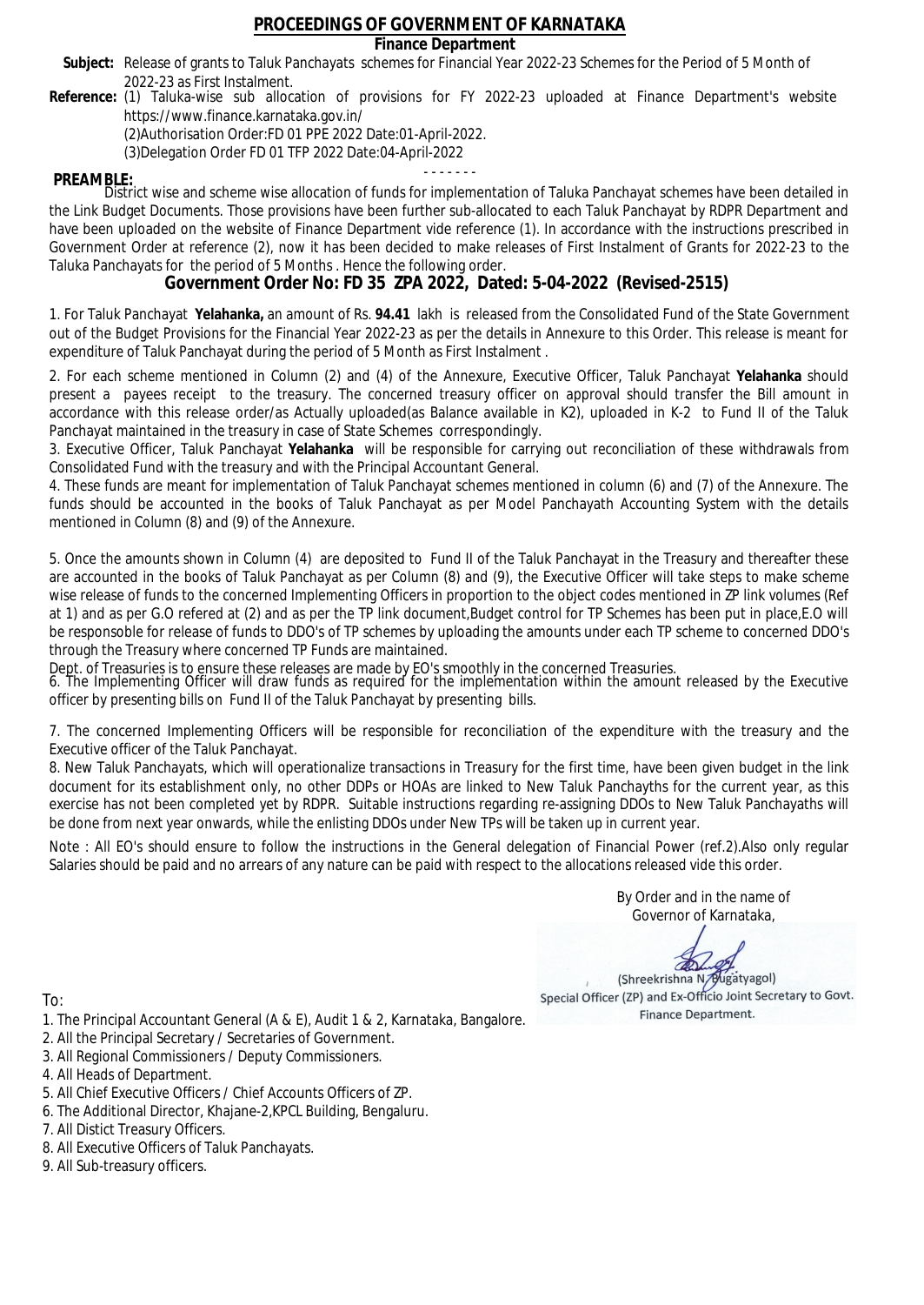# PROCEEDINGS OF GOVERNMENT OF KARNATAKA

## Finance Department

**Subject:** Release of grants to Taluk Panchayats schemes for Financial Year 2022-23 Schemes for the Period of 5 Month of 2022-23 as First Instalment.

**Reference:** (1) Taluka-wise sub allocation of provisions for FY 2022-23 uploaded at Finance Department's website https://www.finance.karnataka.gov.in/
(2)Authorisation Order:FD 01 PPE 2022 Date:01-April-2022.
(3)Delegation Order FD 01 TFP 2022 Date:04-April-2022

- - - - - - -

**PREAMBLE:**
District wise and scheme wise allocation of funds for implementation of Taluka Panchayat schemes have been detailed in the Link Budget Documents. Those provisions have been further sub-allocated to each Taluk Panchayat by RDPR Department and have been uploaded on the website of Finance Department vide reference (1). In accordance with the instructions prescribed in Government Order at reference (2), now it has been decided to make releases of First Instalment of Grants for 2022-23 to the Taluka Panchayats for the period of 5 Months . Hence the following order.

## Government Order No: FD 35 ZPA 2022, Dated: 5-04-2022 (Revised-2515)

1. For Taluk Panchayat **Yelahanka,** an amount of Rs. **94.41** lakh is released from the Consolidated Fund of the State Government out of the Budget Provisions for the Financial Year 2022-23 as per the details in Annexure to this Order. This release is meant for expenditure of Taluk Panchayat during the period of 5 Month as First Instalment .

2. For each scheme mentioned in Column (2) and (4) of the Annexure, Executive Officer, Taluk Panchayat **Yelahanka** should present a payees receipt to the treasury. The concerned treasury officer on approval should transfer the Bill amount in accordance with this release order/as Actually uploaded(as Balance available in K2), uploaded in K-2 to Fund II of the Taluk Panchayat maintained in the treasury in case of State Schemes correspondingly.

3. Executive Officer, Taluk Panchayat **Yelahanka** will be responsible for carrying out reconciliation of these withdrawals from Consolidated Fund with the treasury and with the Principal Accountant General.

4. These funds are meant for implementation of Taluk Panchayat schemes mentioned in column (6) and (7) of the Annexure. The funds should be accounted in the books of Taluk Panchayat as per Model Panchayath Accounting System with the details mentioned in Column (8) and (9) of the Annexure.

5. Once the amounts shown in Column (4) are deposited to Fund II of the Taluk Panchayat in the Treasury and thereafter these are accounted in the books of Taluk Panchayat as per Column (8) and (9), the Executive Officer will take steps to make scheme wise release of funds to the concerned Implementing Officers in proportion to the object codes mentioned in ZP link volumes (Ref at 1) and as per G.O refered at (2) and as per the TP link document,Budget control for TP Schemes has been put in place,E.O will be responsoble for release of funds to DDO's of TP schemes by uploading the amounts under each TP scheme to concerned DDO's through the Treasury where concerned TP Funds are maintained.

Dept. of Treasuries is to ensure these releases are made by EO's smoothly in the concerned Treasuries.

6. The Implementing Officer will draw funds as required for the implementation within the amount released by the Executive officer by presenting bills on Fund II of the Taluk Panchayat by presenting bills.

7. The concerned Implementing Officers will be responsible for reconciliation of the expenditure with the treasury and the Executive officer of the Taluk Panchayat.

8. New Taluk Panchayats, which will operationalize transactions in Treasury for the first time, have been given budget in the link document for its establishment only, no other DDPs or HOAs are linked to New Taluk Panchayths for the current year, as this exercise has not been completed yet by RDPR. Suitable instructions regarding re-assigning DDOs to New Taluk Panchayaths will be done from next year onwards, while the enlisting DDOs under New TPs will be taken up in current year.

Note : All EO's should ensure to follow the instructions in the General delegation of Financial Power (ref.2).Also only regular Salaries should be paid and no arrears of any nature can be paid with respect to the allocations released vide this order.

By Order and in the name of
Governor of Karnataka,

(Shreekrishna N. Bugatyagol)
Special Officer (ZP) and Ex-Officio Joint Secretary to Govt.
Finance Department.

To:

1. The Principal Accountant General (A & E), Audit 1 & 2, Karnataka, Bangalore.
2. All the Principal Secretary / Secretaries of Government.
3. All Regional Commissioners / Deputy Commissioners.
4. All Heads of Department.
5. All Chief Executive Officers / Chief Accounts Officers of ZP.
6. The Additional Director, Khajane-2,KPCL Building, Bengaluru.
7. All Distict Treasury Officers.
8. All Executive Officers of Taluk Panchayats.
9. All Sub-treasury officers.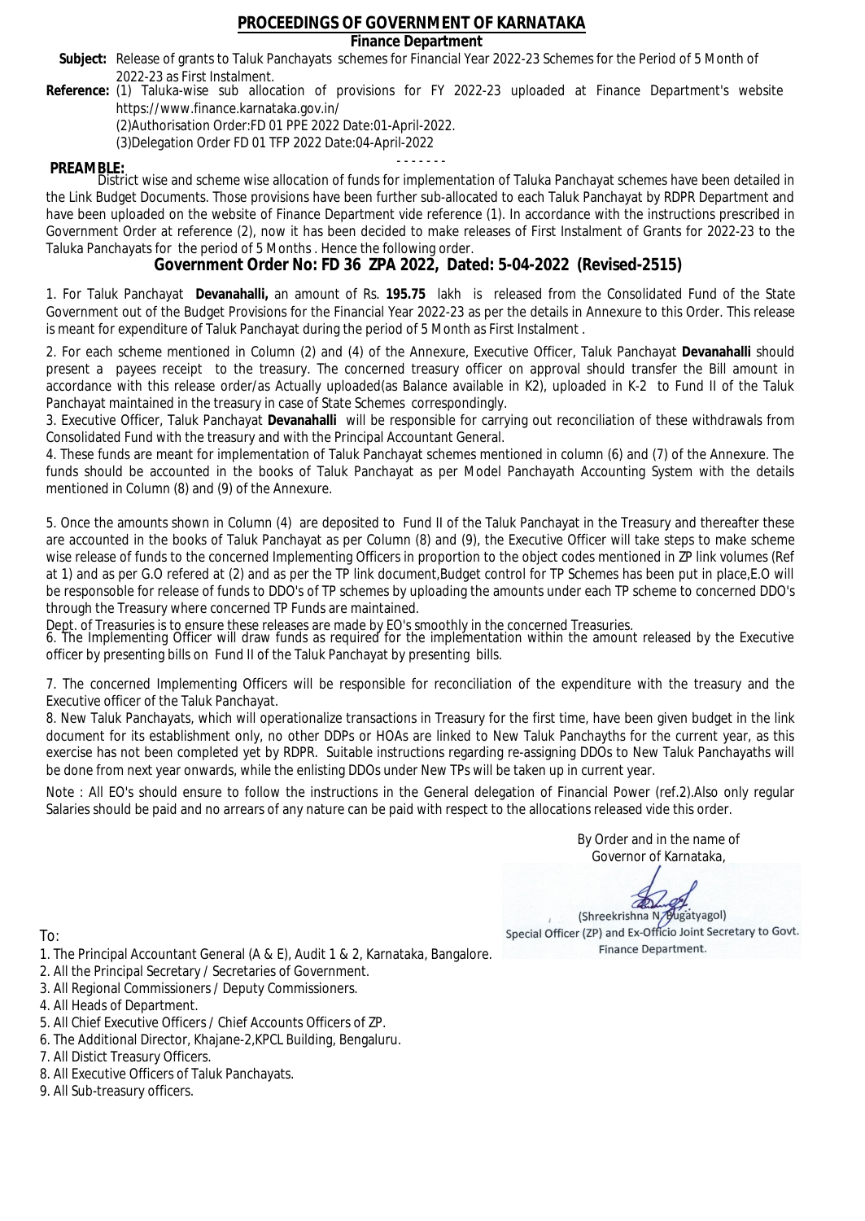# PROCEEDINGS OF GOVERNMENT OF KARNATAKA

## Finance Department

**Subject:** Release of grants to Taluk Panchayats schemes for Financial Year 2022-23 Schemes for the Period of 5 Month of 2022-23 as First Instalment.

**Reference:** (1) Taluka-wise sub allocation of provisions for FY 2022-23 uploaded at Finance Department's website https://www.finance.karnataka.gov.in/
(2)Authorisation Order:FD 01 PPE 2022 Date:01-April-2022.
(3)Delegation Order FD 01 TFP 2022 Date:04-April-2022

- - - - - - -

**PREAMBLE:**
District wise and scheme wise allocation of funds for implementation of Taluka Panchayat schemes have been detailed in the Link Budget Documents. Those provisions have been further sub-allocated to each Taluk Panchayat by RDPR Department and have been uploaded on the website of Finance Department vide reference (1). In accordance with the instructions prescribed in Government Order at reference (2), now it has been decided to make releases of First Instalment of Grants for 2022-23 to the Taluka Panchayats for the period of 5 Months . Hence the following order.

## Government Order No: FD 36 ZPA 2022, Dated: 5-04-2022 (Revised-2515)

1. For Taluk Panchayat **Devanahalli,** an amount of Rs. **195.75** lakh is released from the Consolidated Fund of the State Government out of the Budget Provisions for the Financial Year 2022-23 as per the details in Annexure to this Order. This release is meant for expenditure of Taluk Panchayat during the period of 5 Month as First Instalment .

2. For each scheme mentioned in Column (2) and (4) of the Annexure, Executive Officer, Taluk Panchayat **Devanahalli** should present a payees receipt to the treasury. The concerned treasury officer on approval should transfer the Bill amount in accordance with this release order/as Actually uploaded(as Balance available in K2), uploaded in K-2 to Fund II of the Taluk Panchayat maintained in the treasury in case of State Schemes correspondingly.

3. Executive Officer, Taluk Panchayat **Devanahalli** will be responsible for carrying out reconciliation of these withdrawals from Consolidated Fund with the treasury and with the Principal Accountant General.

4. These funds are meant for implementation of Taluk Panchayat schemes mentioned in column (6) and (7) of the Annexure. The funds should be accounted in the books of Taluk Panchayat as per Model Panchayath Accounting System with the details mentioned in Column (8) and (9) of the Annexure.

5. Once the amounts shown in Column (4) are deposited to Fund II of the Taluk Panchayat in the Treasury and thereafter these are accounted in the books of Taluk Panchayat as per Column (8) and (9), the Executive Officer will take steps to make scheme wise release of funds to the concerned Implementing Officers in proportion to the object codes mentioned in ZP link volumes (Ref at 1) and as per G.O refered at (2) and as per the TP link document,Budget control for TP Schemes has been put in place,E.O will be responsible for release of funds to DDO's of TP schemes by uploading the amounts under each TP scheme to concerned DDO's through the Treasury where concerned TP Funds are maintained.
Dept. of Treasuries is to ensure these releases are made by EO's smoothly in the concerned Treasuries.

6. The Implementing Officer will draw funds as required for the implementation within the amount released by the Executive officer by presenting bills on Fund II of the Taluk Panchayat by presenting bills.

7. The concerned Implementing Officers will be responsible for reconciliation of the expenditure with the treasury and the Executive officer of the Taluk Panchayat.

8. New Taluk Panchayats, which will operationalize transactions in Treasury for the first time, have been given budget in the link document for its establishment only, no other DDPs or HOAs are linked to New Taluk Panchayths for the current year, as this exercise has not been completed yet by RDPR. Suitable instructions regarding re-assigning DDOs to New Taluk Panchayaths will be done from next year onwards, while the enlisting DDOs under New TPs will be taken up in current year.

Note : All EO's should ensure to follow the instructions in the General delegation of Financial Power (ref.2).Also only regular Salaries should be paid and no arrears of any nature can be paid with respect to the allocations released vide this order.

By Order and in the name of
Governor of Karnataka,

(Shreekrishna N. Bugatyagol)
Special Officer (ZP) and Ex-Officio Joint Secretary to Govt.
Finance Department.

To:

1. The Principal Accountant General (A & E), Audit 1 & 2, Karnataka, Bangalore.
2. All the Principal Secretary / Secretaries of Government.
3. All Regional Commissioners / Deputy Commissioners.
4. All Heads of Department.
5. All Chief Executive Officers / Chief Accounts Officers of ZP.
6. The Additional Director, Khajane-2,KPCL Building, Bengaluru.
7. All Distict Treasury Officers.
8. All Executive Officers of Taluk Panchayats.
9. All Sub-treasury officers.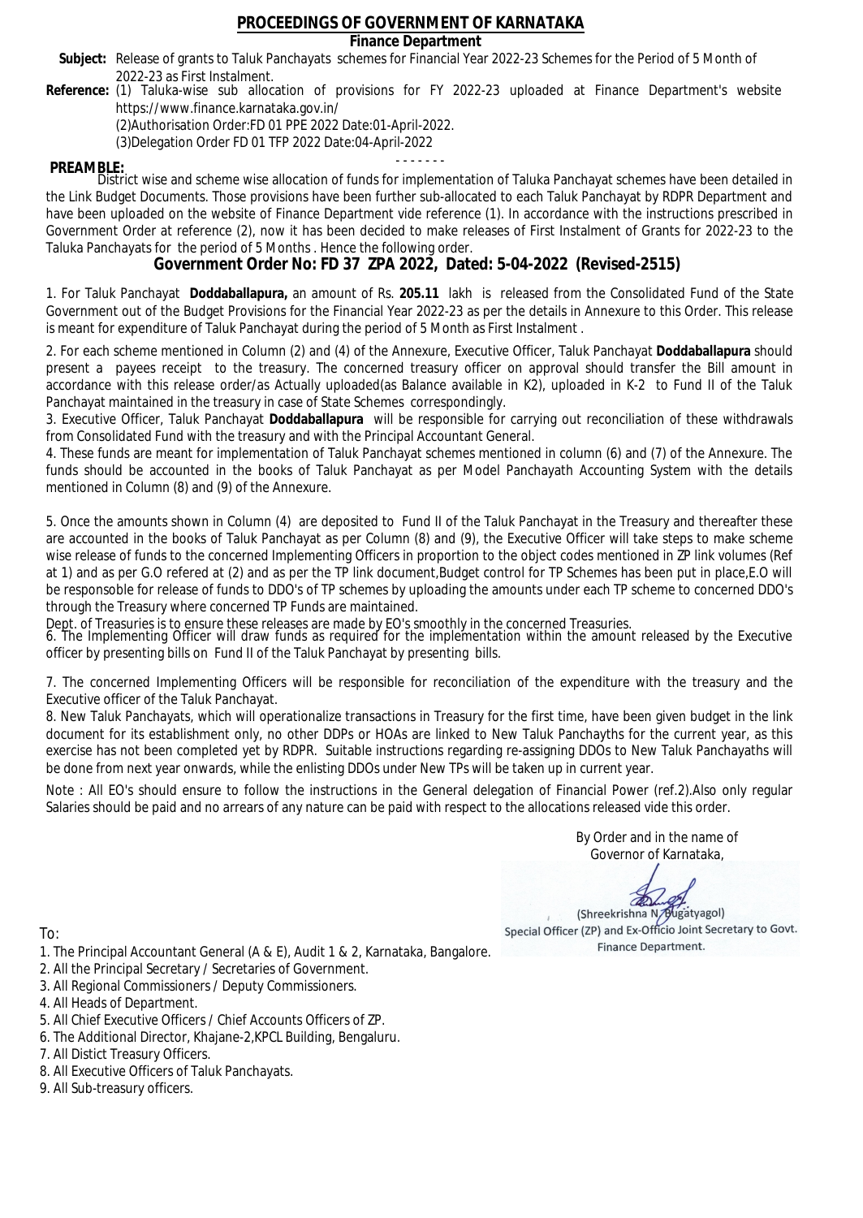# PROCEEDINGS OF GOVERNMENT OF KARNATAKA

**Finance Department**

**Subject:** Release of grants to Taluk Panchayats schemes for Financial Year 2022-23 Schemes for the Period of 5 Month of 2022-23 as First Instalment.

**Reference:** (1) Taluka-wise sub allocation of provisions for FY 2022-23 uploaded at Finance Department's website https://www.finance.karnataka.gov.in/
(2)Authorisation Order:FD 01 PPE 2022 Date:01-April-2022.
(3)Delegation Order FD 01 TFP 2022 Date:04-April-2022

- - - - - - -

**PREAMBLE:**
District wise and scheme wise allocation of funds for implementation of Taluka Panchayat schemes have been detailed in the Link Budget Documents. Those provisions have been further sub-allocated to each Taluk Panchayat by RDPR Department and have been uploaded on the website of Finance Department vide reference (1). In accordance with the instructions prescribed in Government Order at reference (2), now it has been decided to make releases of First Instalment of Grants for 2022-23 to the Taluka Panchayats for the period of 5 Months . Hence the following order.

## Government Order No: FD 37 ZPA 2022, Dated: 5-04-2022 (Revised-2515)

1. For Taluk Panchayat **Doddaballapura,** an amount of Rs. **205.11** lakh is released from the Consolidated Fund of the State Government out of the Budget Provisions for the Financial Year 2022-23 as per the details in Annexure to this Order. This release is meant for expenditure of Taluk Panchayat during the period of 5 Month as First Instalment .

2. For each scheme mentioned in Column (2) and (4) of the Annexure, Executive Officer, Taluk Panchayat **Doddaballapura** should present a payees receipt to the treasury. The concerned treasury officer on approval should transfer the Bill amount in accordance with this release order/as Actually uploaded(as Balance available in K2), uploaded in K-2 to Fund II of the Taluk Panchayat maintained in the treasury in case of State Schemes correspondingly.

3. Executive Officer, Taluk Panchayat **Doddaballapura** will be responsible for carrying out reconciliation of these withdrawals from Consolidated Fund with the treasury and with the Principal Accountant General.

4. These funds are meant for implementation of Taluk Panchayat schemes mentioned in column (6) and (7) of the Annexure. The funds should be accounted in the books of Taluk Panchayat as per Model Panchayath Accounting System with the details mentioned in Column (8) and (9) of the Annexure.

5. Once the amounts shown in Column (4) are deposited to Fund II of the Taluk Panchayat in the Treasury and thereafter these are accounted in the books of Taluk Panchayat as per Column (8) and (9), the Executive Officer will take steps to make scheme wise release of funds to the concerned Implementing Officers in proportion to the object codes mentioned in ZP link volumes (Ref at 1) and as per G.O refered at (2) and as per the TP link document,Budget control for TP Schemes has been put in place,E.O will be responsible for release of funds to DDO's of TP schemes by uploading the amounts under each TP scheme to concerned DDO's through the Treasury where concerned TP Funds are maintained.

Dept. of Treasuries is to ensure these releases are made by EO's smoothly in the concerned Treasuries.

6. The Implementing Officer will draw funds as required for the implementation within the amount released by the Executive officer by presenting bills on Fund II of the Taluk Panchayat by presenting bills.

7. The concerned Implementing Officers will be responsible for reconciliation of the expenditure with the treasury and the Executive officer of the Taluk Panchayat.

8. New Taluk Panchayats, which will operationalize transactions in Treasury for the first time, have been given budget in the link document for its establishment only, no other DDPs or HOAs are linked to New Taluk Panchayths for the current year, as this exercise has not been completed yet by RDPR. Suitable instructions regarding re-assigning DDOs to New Taluk Panchayaths will be done from next year onwards, while the enlisting DDOs under New TPs will be taken up in current year.

Note : All EO's should ensure to follow the instructions in the General delegation of Financial Power (ref.2).Also only regular Salaries should be paid and no arrears of any nature can be paid with respect to the allocations released vide this order.

By Order and in the name of
Governor of Karnataka,

(Shreekrishna N. Bugatyagol)
Special Officer (ZP) and Ex-Officio Joint Secretary to Govt.
Finance Department.

To:

1. The Principal Accountant General (A & E), Audit 1 & 2, Karnataka, Bangalore.
2. All the Principal Secretary / Secretaries of Government.
3. All Regional Commissioners / Deputy Commissioners.
4. All Heads of Department.
5. All Chief Executive Officers / Chief Accounts Officers of ZP.
6. The Additional Director, Khajane-2,KPCL Building, Bengaluru.
7. All Distict Treasury Officers.
8. All Executive Officers of Taluk Panchayats.
9. All Sub-treasury officers.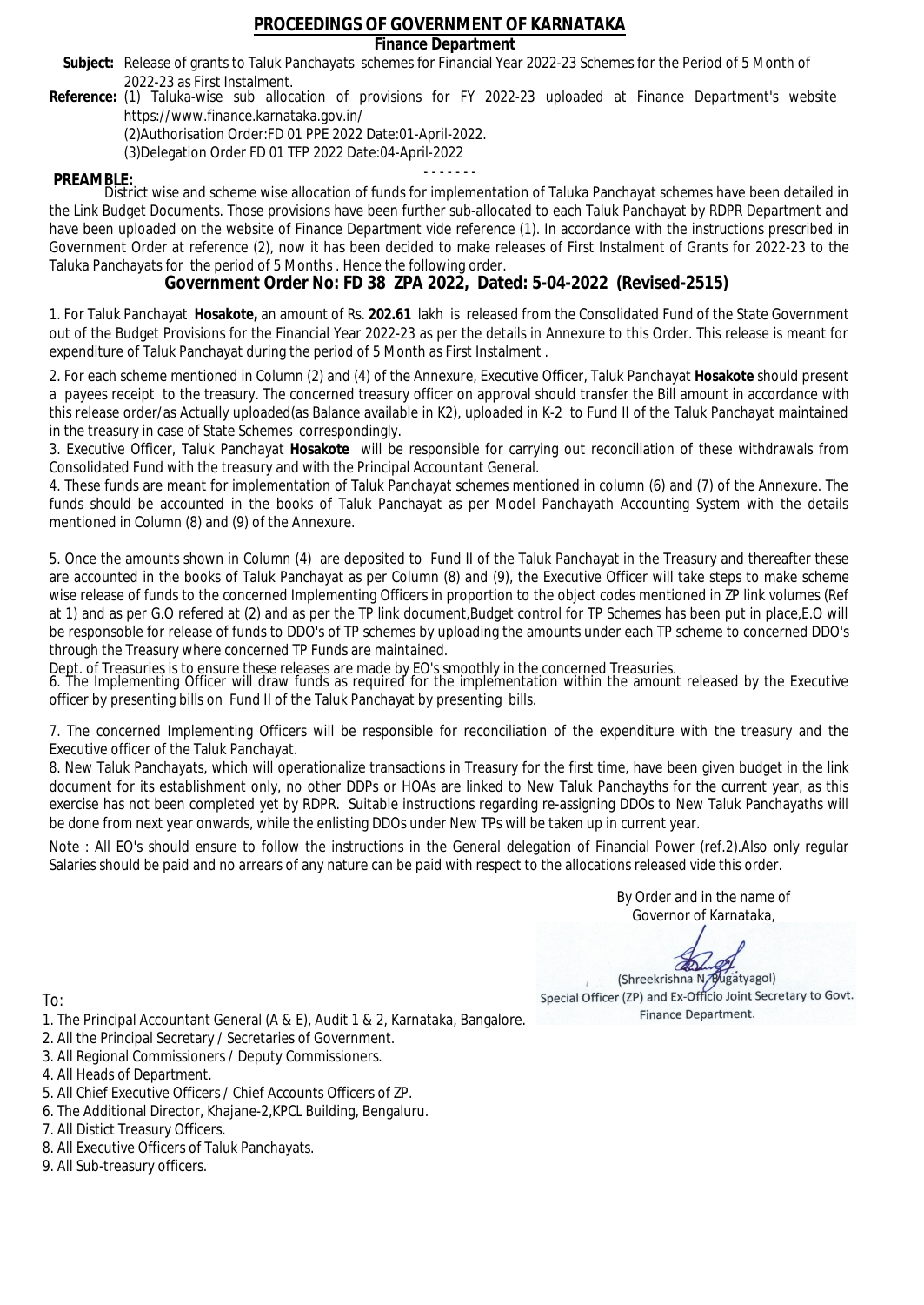# PROCEEDINGS OF GOVERNMENT OF KARNATAKA

## Finance Department

**Subject:** Release of grants to Taluk Panchayats schemes for Financial Year 2022-23 Schemes for the Period of 5 Month of 2022-23 as First Instalment.

**Reference:** (1) Taluka-wise sub allocation of provisions for FY 2022-23 uploaded at Finance Department's website https://www.finance.karnataka.gov.in/
(2)Authorisation Order:FD 01 PPE 2022 Date:01-April-2022.
(3)Delegation Order FD 01 TFP 2022 Date:04-April-2022

- - - - - - -

**PREAMBLE:**
District wise and scheme wise allocation of funds for implementation of Taluka Panchayat schemes have been detailed in the Link Budget Documents. Those provisions have been further sub-allocated to each Taluk Panchayat by RDPR Department and have been uploaded on the website of Finance Department vide reference (1). In accordance with the instructions prescribed in Government Order at reference (2), now it has been decided to make releases of First Instalment of Grants for 2022-23 to the Taluka Panchayats for the period of 5 Months . Hence the following order.

## Government Order No: FD 38 ZPA 2022, Dated: 5-04-2022 (Revised-2515)

1. For Taluk Panchayat **Hosakote,** an amount of Rs. **202.61** lakh is released from the Consolidated Fund of the State Government out of the Budget Provisions for the Financial Year 2022-23 as per the details in Annexure to this Order. This release is meant for expenditure of Taluk Panchayat during the period of 5 Month as First Instalment .

2. For each scheme mentioned in Column (2) and (4) of the Annexure, Executive Officer, Taluk Panchayat **Hosakote** should present a payees receipt to the treasury. The concerned treasury officer on approval should transfer the Bill amount in accordance with this release order/as Actually uploaded(as Balance available in K2), uploaded in K-2 to Fund II of the Taluk Panchayat maintained in the treasury in case of State Schemes correspondingly.

3. Executive Officer, Taluk Panchayat **Hosakote** will be responsible for carrying out reconciliation of these withdrawals from Consolidated Fund with the treasury and with the Principal Accountant General.

4. These funds are meant for implementation of Taluk Panchayat schemes mentioned in column (6) and (7) of the Annexure. The funds should be accounted in the books of Taluk Panchayat as per Model Panchayath Accounting System with the details mentioned in Column (8) and (9) of the Annexure.

5. Once the amounts shown in Column (4) are deposited to Fund II of the Taluk Panchayat in the Treasury and thereafter these are accounted in the books of Taluk Panchayat as per Column (8) and (9), the Executive Officer will take steps to make scheme wise release of funds to the concerned Implementing Officers in proportion to the object codes mentioned in ZP link volumes (Ref at 1) and as per G.O refered at (2) and as per the TP link document,Budget control for TP Schemes has been put in place,E.O will be responsoble for release of funds to DDO's of TP schemes by uploading the amounts under each TP scheme to concerned DDO's through the Treasury where concerned TP Funds are maintained.

Dept. of Treasuries is to ensure these releases are made by EO's smoothly in the concerned Treasuries.

6. The Implementing Officer will draw funds as required for the implementation within the amount released by the Executive officer by presenting bills on Fund II of the Taluk Panchayat by presenting bills.

7. The concerned Implementing Officers will be responsible for reconciliation of the expenditure with the treasury and the Executive officer of the Taluk Panchayat.

8. New Taluk Panchayats, which will operationalize transactions in Treasury for the first time, have been given budget in the link document for its establishment only, no other DDPs or HOAs are linked to New Taluk Panchayths for the current year, as this exercise has not been completed yet by RDPR. Suitable instructions regarding re-assigning DDOs to New Taluk Panchayaths will be done from next year onwards, while the enlisting DDOs under New TPs will be taken up in current year.

Note : All EO's should ensure to follow the instructions in the General delegation of Financial Power (ref.2).Also only regular Salaries should be paid and no arrears of any nature can be paid with respect to the allocations released vide this order.

By Order and in the name of
Governor of Karnataka,

(Shreekrishna N. Bugatyagol)
Special Officer (ZP) and Ex-Officio Joint Secretary to Govt.
Finance Department.

To:

1. The Principal Accountant General (A & E), Audit 1 & 2, Karnataka, Bangalore.
2. All the Principal Secretary / Secretaries of Government.
3. All Regional Commissioners / Deputy Commissioners.
4. All Heads of Department.
5. All Chief Executive Officers / Chief Accounts Officers of ZP.
6. The Additional Director, Khajane-2,KPCL Building, Bengaluru.
7. All Distict Treasury Officers.
8. All Executive Officers of Taluk Panchayats.
9. All Sub-treasury officers.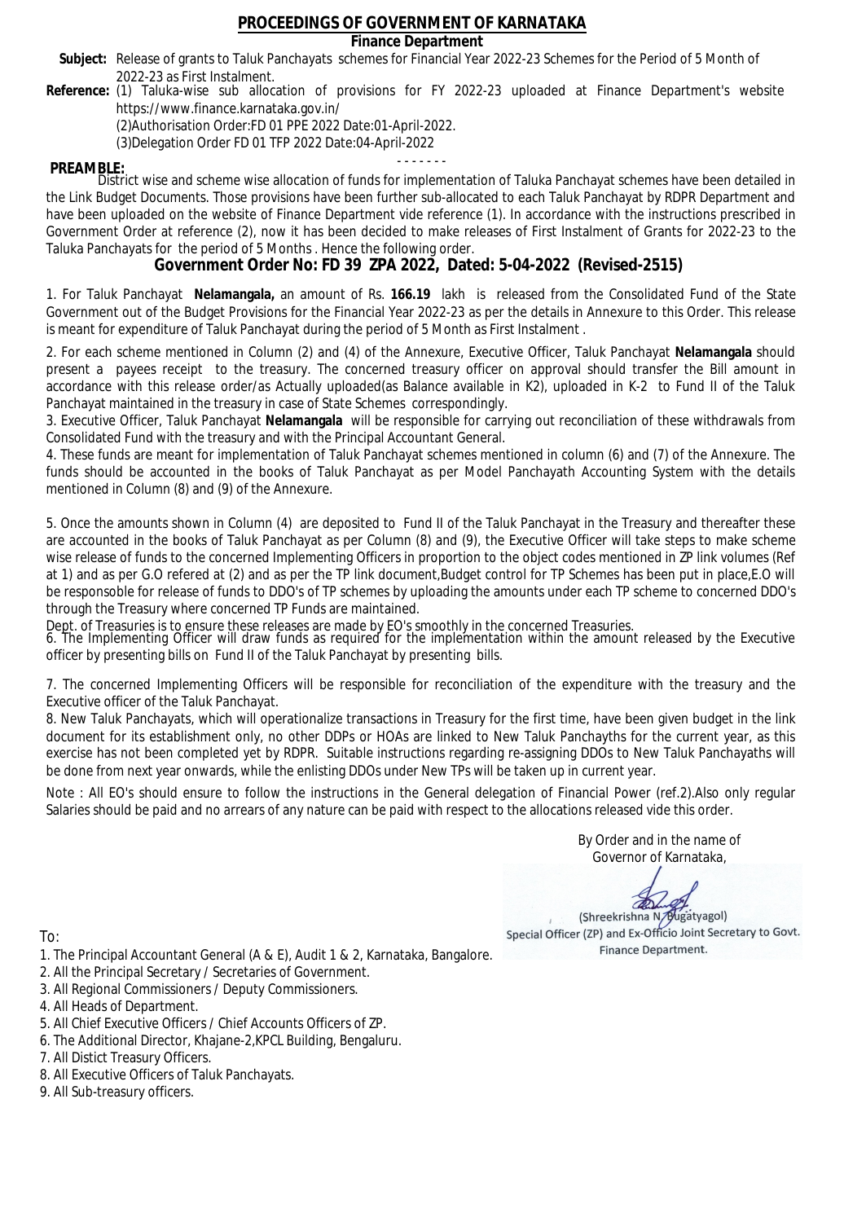# PROCEEDINGS OF GOVERNMENT OF KARNATAKA

**Finance Department**

**Subject:** Release of grants to Taluk Panchayats schemes for Financial Year 2022-23 Schemes for the Period of 5 Month of 2022-23 as First Instalment.

**Reference:** (1) Taluka-wise sub allocation of provisions for FY 2022-23 uploaded at Finance Department's website https://www.finance.karnataka.gov.in/

(2)Authorisation Order:FD 01 PPE 2022 Date:01-April-2022.

(3)Delegation Order FD 01 TFP 2022 Date:04-April-2022

- - - - - - -

**PREAMBLE:** District wise and scheme wise allocation of funds for implementation of Taluka Panchayat schemes have been detailed in the Link Budget Documents. Those provisions have been further sub-allocated to each Taluk Panchayat by RDPR Department and have been uploaded on the website of Finance Department vide reference (1). In accordance with the instructions prescribed in Government Order at reference (2), now it has been decided to make releases of First Instalment of Grants for 2022-23 to the Taluka Panchayats for the period of 5 Months . Hence the following order.

## Government Order No: FD 39 ZPA 2022, Dated: 5-04-2022 (Revised-2515)

1. For Taluk Panchayat **Nelamangala,** an amount of Rs. **166.19** lakh is released from the Consolidated Fund of the State Government out of the Budget Provisions for the Financial Year 2022-23 as per the details in Annexure to this Order. This release is meant for expenditure of Taluk Panchayat during the period of 5 Month as First Instalment .

2. For each scheme mentioned in Column (2) and (4) of the Annexure, Executive Officer, Taluk Panchayat **Nelamangala** should present a payees receipt to the treasury. The concerned treasury officer on approval should transfer the Bill amount in accordance with this release order/as Actually uploaded(as Balance available in K2), uploaded in K-2 to Fund II of the Taluk Panchayat maintained in the treasury in case of State Schemes correspondingly.

3. Executive Officer, Taluk Panchayat **Nelamangala** will be responsible for carrying out reconciliation of these withdrawals from Consolidated Fund with the treasury and with the Principal Accountant General.

4. These funds are meant for implementation of Taluk Panchayat schemes mentioned in column (6) and (7) of the Annexure. The funds should be accounted in the books of Taluk Panchayat as per Model Panchayath Accounting System with the details mentioned in Column (8) and (9) of the Annexure.

5. Once the amounts shown in Column (4) are deposited to Fund II of the Taluk Panchayat in the Treasury and thereafter these are accounted in the books of Taluk Panchayat as per Column (8) and (9), the Executive Officer will take steps to make scheme wise release of funds to the concerned Implementing Officers in proportion to the object codes mentioned in ZP link volumes (Ref at 1) and as per G.O refered at (2) and as per the TP link document,Budget control for TP Schemes has been put in place,E.O will be responsoble for release of funds to DDO's of TP schemes by uploading the amounts under each TP scheme to concerned DDO's through the Treasury where concerned TP Funds are maintained.

Dept. of Treasuries is to ensure these releases are made by EO's smoothly in the concerned Treasuries.

6. The Implementing Officer will draw funds as required for the implementation within the amount released by the Executive officer by presenting bills on Fund II of the Taluk Panchayat by presenting bills.

7. The concerned Implementing Officers will be responsible for reconciliation of the expenditure with the treasury and the Executive officer of the Taluk Panchayat.

8. New Taluk Panchayats, which will operationalize transactions in Treasury for the first time, have been given budget in the link document for its establishment only, no other DDPs or HOAs are linked to New Taluk Panchayths for the current year, as this exercise has not been completed yet by RDPR. Suitable instructions regarding re-assigning DDOs to New Taluk Panchayaths will be done from next year onwards, while the enlisting DDOs under New TPs will be taken up in current year.

Note : All EO's should ensure to follow the instructions in the General delegation of Financial Power (ref.2).Also only regular Salaries should be paid and no arrears of any nature can be paid with respect to the allocations released vide this order.

By Order and in the name of
Governor of Karnataka,

(Shreekrishna N. Bugatyagol)
Special Officer (ZP) and Ex-Officio Joint Secretary to Govt.
Finance Department.

To:

1. The Principal Accountant General (A & E), Audit 1 & 2, Karnataka, Bangalore.
2. All the Principal Secretary / Secretaries of Government.
3. All Regional Commissioners / Deputy Commissioners.
4. All Heads of Department.
5. All Chief Executive Officers / Chief Accounts Officers of ZP.
6. The Additional Director, Khajane-2,KPCL Building, Bengaluru.
7. All Distict Treasury Officers.
8. All Executive Officers of Taluk Panchayats.
9. All Sub-treasury officers.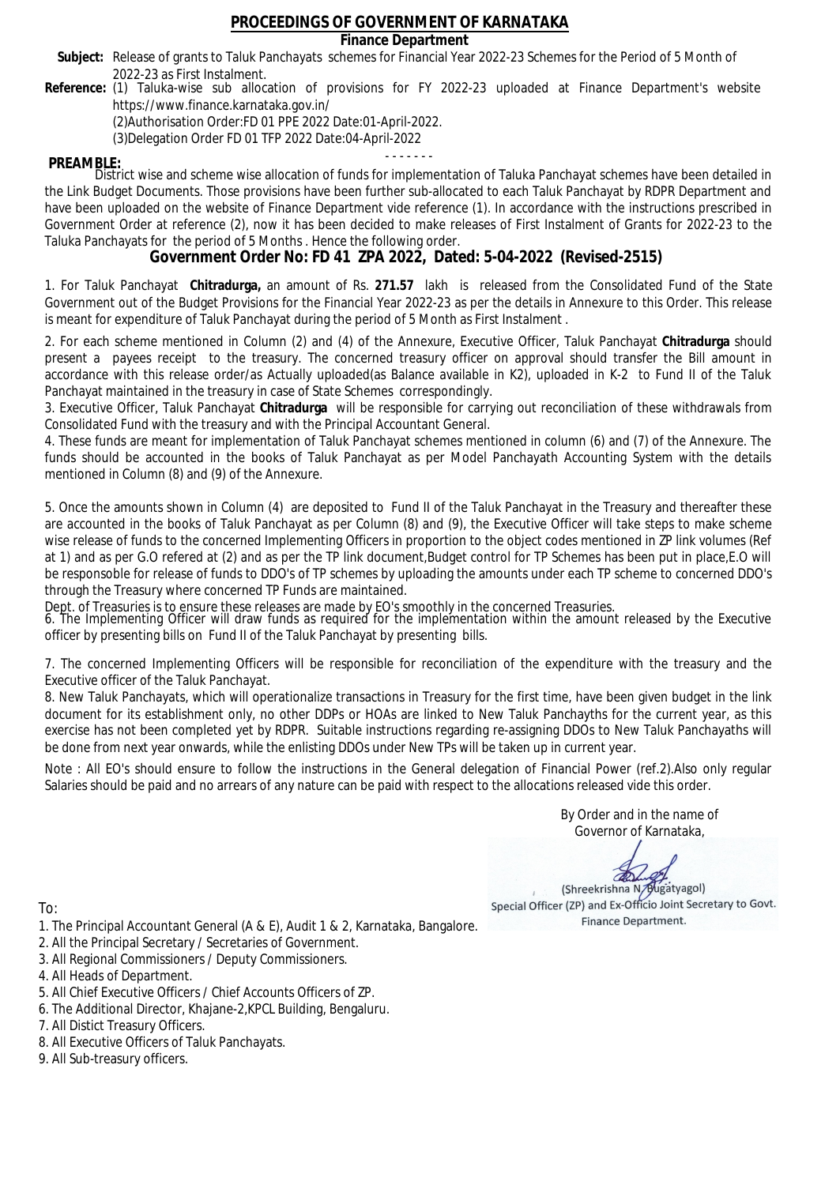# PROCEEDINGS OF GOVERNMENT OF KARNATAKA

## Finance Department

**Subject:** Release of grants to Taluk Panchayats schemes for Financial Year 2022-23 Schemes for the Period of 5 Month of 2022-23 as First Instalment.

**Reference:** (1) Taluka-wise sub allocation of provisions for FY 2022-23 uploaded at Finance Department's website https://www.finance.karnataka.gov.in/

(2)Authorisation Order:FD 01 PPE 2022 Date:01-April-2022.

(3)Delegation Order FD 01 TFP 2022 Date:04-April-2022

- - - - - - -

**PREAMBLE:**

District wise and scheme wise allocation of funds for implementation of Taluka Panchayat schemes have been detailed in the Link Budget Documents. Those provisions have been further sub-allocated to each Taluk Panchayat by RDPR Department and have been uploaded on the website of Finance Department vide reference (1). In accordance with the instructions prescribed in Government Order at reference (2), now it has been decided to make releases of First Instalment of Grants for 2022-23 to the Taluka Panchayats for the period of 5 Months . Hence the following order.

## Government Order No: FD 41 ZPA 2022, Dated: 5-04-2022 (Revised-2515)

1. For Taluk Panchayat **Chitradurga,** an amount of Rs. **271.57** lakh is released from the Consolidated Fund of the State Government out of the Budget Provisions for the Financial Year 2022-23 as per the details in Annexure to this Order. This release is meant for expenditure of Taluk Panchayat during the period of 5 Month as First Instalment .

2. For each scheme mentioned in Column (2) and (4) of the Annexure, Executive Officer, Taluk Panchayat **Chitradurga** should present a payees receipt to the treasury. The concerned treasury officer on approval should transfer the Bill amount in accordance with this release order/as Actually uploaded(as Balance available in K2), uploaded in K-2 to Fund II of the Taluk Panchayat maintained in the treasury in case of State Schemes correspondingly.

3. Executive Officer, Taluk Panchayat **Chitradurga** will be responsible for carrying out reconciliation of these withdrawals from Consolidated Fund with the treasury and with the Principal Accountant General.

4. These funds are meant for implementation of Taluk Panchayat schemes mentioned in column (6) and (7) of the Annexure. The funds should be accounted in the books of Taluk Panchayat as per Model Panchayath Accounting System with the details mentioned in Column (8) and (9) of the Annexure.

5. Once the amounts shown in Column (4) are deposited to Fund II of the Taluk Panchayat in the Treasury and thereafter these are accounted in the books of Taluk Panchayat as per Column (8) and (9), the Executive Officer will take steps to make scheme wise release of funds to the concerned Implementing Officers in proportion to the object codes mentioned in ZP link volumes (Ref at 1) and as per G.O refered at (2) and as per the TP link document,Budget control for TP Schemes has been put in place,E.O will be responsible for release of funds to DDO's of TP schemes by uploading the amounts under each TP scheme to concerned DDO's through the Treasury where concerned TP Funds are maintained.

Dept. of Treasuries is to ensure these releases are made by EO's smoothly in the concerned Treasuries.

6. The Implementing Officer will draw funds as required for the implementation within the amount released by the Executive officer by presenting bills on Fund II of the Taluk Panchayat by presenting bills.

7. The concerned Implementing Officers will be responsible for reconciliation of the expenditure with the treasury and the Executive officer of the Taluk Panchayat.

8. New Taluk Panchayats, which will operationalize transactions in Treasury for the first time, have been given budget in the link document for its establishment only, no other DDPs or HOAs are linked to New Taluk Panchayths for the current year, as this exercise has not been completed yet by RDPR. Suitable instructions regarding re-assigning DDOs to New Taluk Panchayaths will be done from next year onwards, while the enlisting DDOs under New TPs will be taken up in current year.

Note : All EO's should ensure to follow the instructions in the General delegation of Financial Power (ref.2).Also only regular Salaries should be paid and no arrears of any nature can be paid with respect to the allocations released vide this order.

By Order and in the name of
Governor of Karnataka,

(Shreekrishna N. Bugatyagol)
Special Officer (ZP) and Ex-Officio Joint Secretary to Govt.
Finance Department.

To:

1. The Principal Accountant General (A & E), Audit 1 & 2, Karnataka, Bangalore.
2. All the Principal Secretary / Secretaries of Government.
3. All Regional Commissioners / Deputy Commissioners.
4. All Heads of Department.
5. All Chief Executive Officers / Chief Accounts Officers of ZP.
6. The Additional Director, Khajane-2,KPCL Building, Bengaluru.
7. All Distict Treasury Officers.
8. All Executive Officers of Taluk Panchayats.
9. All Sub-treasury officers.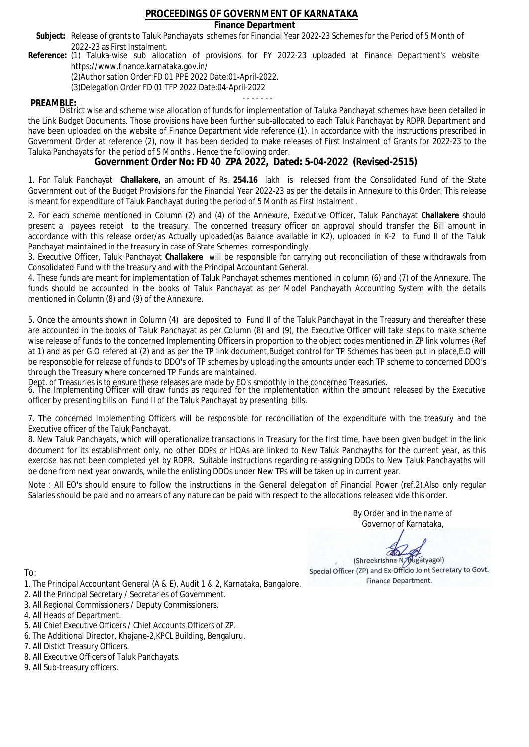# PROCEEDINGS OF GOVERNMENT OF KARNATAKA

**Finance Department**

**Subject:** Release of grants to Taluk Panchayats schemes for Financial Year 2022-23 Schemes for the Period of 5 Month of 2022-23 as First Instalment.

**Reference:** (1) Taluka-wise sub allocation of provisions for FY 2022-23 uploaded at Finance Department's website https://www.finance.karnataka.gov.in/

(2)Authorisation Order:FD 01 PPE 2022 Date:01-April-2022.

(3)Delegation Order FD 01 TFP 2022 Date:04-April-2022

- - - - - - -

**PREAMBLE:**

District wise and scheme wise allocation of funds for implementation of Taluka Panchayat schemes have been detailed in the Link Budget Documents. Those provisions have been further sub-allocated to each Taluk Panchayat by RDPR Department and have been uploaded on the website of Finance Department vide reference (1). In accordance with the instructions prescribed in Government Order at reference (2), now it has been decided to make releases of First Instalment of Grants for 2022-23 to the Taluka Panchayats for the period of 5 Months . Hence the following order.

## Government Order No: FD 40 ZPA 2022, Dated: 5-04-2022 (Revised-2515)

1. For Taluk Panchayat **Challakere,** an amount of Rs. **254.16** lakh is released from the Consolidated Fund of the State Government out of the Budget Provisions for the Financial Year 2022-23 as per the details in Annexure to this Order. This release is meant for expenditure of Taluk Panchayat during the period of 5 Month as First Instalment .

2. For each scheme mentioned in Column (2) and (4) of the Annexure, Executive Officer, Taluk Panchayat **Challakere** should present a payees receipt to the treasury. The concerned treasury officer on approval should transfer the Bill amount in accordance with this release order/as Actually uploaded(as Balance available in K2), uploaded in K-2 to Fund II of the Taluk Panchayat maintained in the treasury in case of State Schemes correspondingly.

3. Executive Officer, Taluk Panchayat **Challakere** will be responsible for carrying out reconciliation of these withdrawals from Consolidated Fund with the treasury and with the Principal Accountant General.

4. These funds are meant for implementation of Taluk Panchayat schemes mentioned in column (6) and (7) of the Annexure. The funds should be accounted in the books of Taluk Panchayat as per Model Panchayath Accounting System with the details mentioned in Column (8) and (9) of the Annexure.

5. Once the amounts shown in Column (4) are deposited to Fund II of the Taluk Panchayat in the Treasury and thereafter these are accounted in the books of Taluk Panchayat as per Column (8) and (9), the Executive Officer will take steps to make scheme wise release of funds to the concerned Implementing Officers in proportion to the object codes mentioned in ZP link volumes (Ref at 1) and as per G.O refered at (2) and as per the TP link document,Budget control for TP Schemes has been put in place,E.O will be responsoble for release of funds to DDO's of TP schemes by uploading the amounts under each TP scheme to concerned DDO's through the Treasury where concerned TP Funds are maintained.

Dept. of Treasuries is to ensure these releases are made by EO's smoothly in the concerned Treasuries.

6. The Implementing Officer will draw funds as required for the implementation within the amount released by the Executive officer by presenting bills on Fund II of the Taluk Panchayat by presenting bills.

7. The concerned Implementing Officers will be responsible for reconciliation of the expenditure with the treasury and the Executive officer of the Taluk Panchayat.

8. New Taluk Panchayats, which will operationalize transactions in Treasury for the first time, have been given budget in the link document for its establishment only, no other DDPs or HOAs are linked to New Taluk Panchayths for the current year, as this exercise has not been completed yet by RDPR. Suitable instructions regarding re-assigning DDOs to New Taluk Panchayaths will be done from next year onwards, while the enlisting DDOs under New TPs will be taken up in current year.

Note : All EO's should ensure to follow the instructions in the General delegation of Financial Power (ref.2).Also only regular Salaries should be paid and no arrears of any nature can be paid with respect to the allocations released vide this order.

By Order and in the name of
Governor of Karnataka,

(Shreekrishna N. Bugatyagol)
Special Officer (ZP) and Ex-Officio Joint Secretary to Govt.
Finance Department.

To:

1. The Principal Accountant General (A & E), Audit 1 & 2, Karnataka, Bangalore.
2. All the Principal Secretary / Secretaries of Government.
3. All Regional Commissioners / Deputy Commissioners.
4. All Heads of Department.
5. All Chief Executive Officers / Chief Accounts Officers of ZP.
6. The Additional Director, Khajane-2,KPCL Building, Bengaluru.
7. All Distict Treasury Officers.
8. All Executive Officers of Taluk Panchayats.
9. All Sub-treasury officers.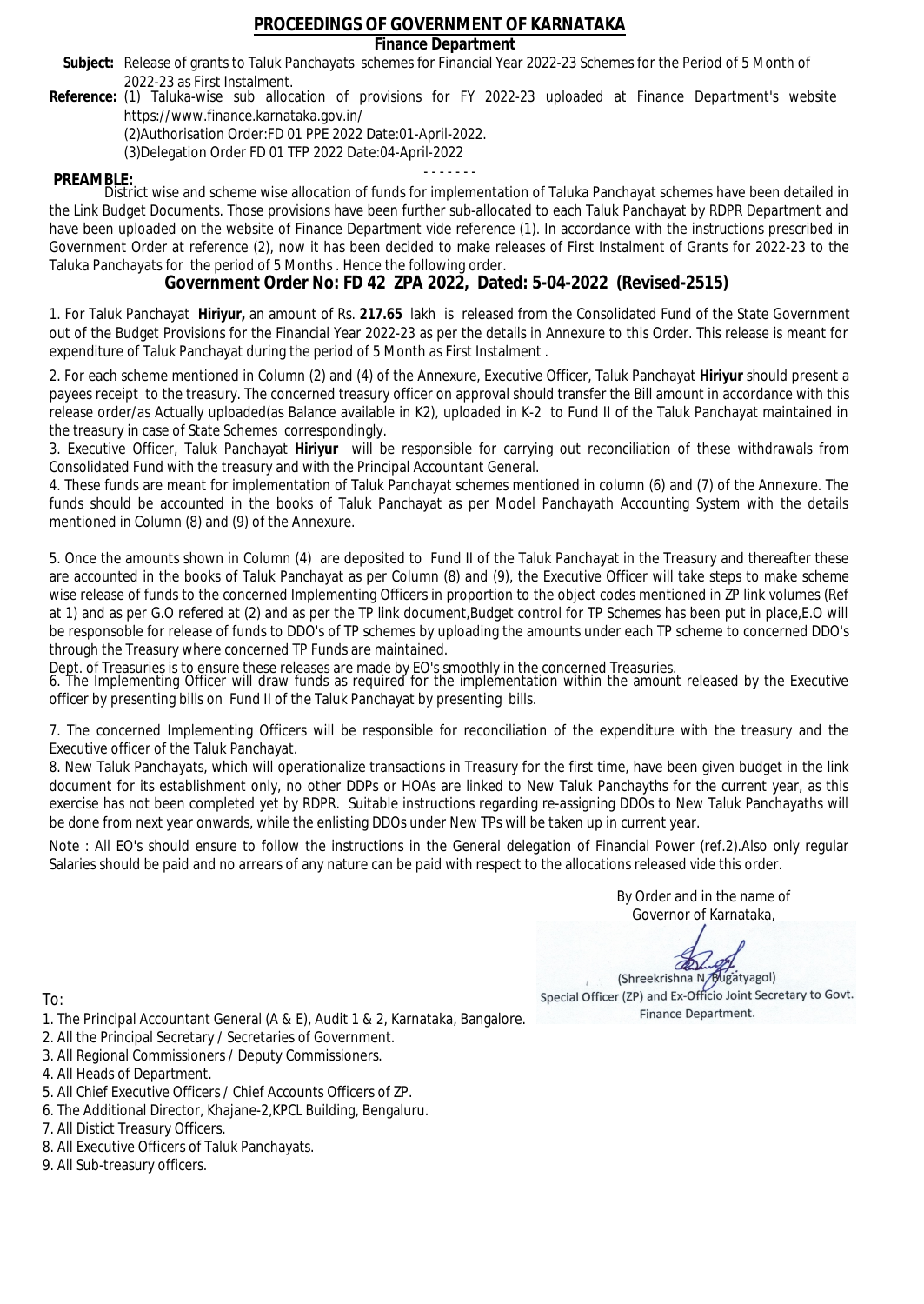# PROCEEDINGS OF GOVERNMENT OF KARNATAKA

## Finance Department

**Subject:** Release of grants to Taluk Panchayats schemes for Financial Year 2022-23 Schemes for the Period of 5 Month of 2022-23 as First Instalment.

**Reference:** (1) Taluka-wise sub allocation of provisions for FY 2022-23 uploaded at Finance Department's website https://www.finance.karnataka.gov.in/

(2)Authorisation Order:FD 01 PPE 2022 Date:01-April-2022.

(3)Delegation Order FD 01 TFP 2022 Date:04-April-2022

- - - - - - -

**PREAMBLE:**

District wise and scheme wise allocation of funds for implementation of Taluka Panchayat schemes have been detailed in the Link Budget Documents. Those provisions have been further sub-allocated to each Taluk Panchayat by RDPR Department and have been uploaded on the website of Finance Department vide reference (1). In accordance with the instructions prescribed in Government Order at reference (2), now it has been decided to make releases of First Instalment of Grants for 2022-23 to the Taluka Panchayats for the period of 5 Months . Hence the following order.

## Government Order No: FD 42 ZPA 2022, Dated: 5-04-2022 (Revised-2515)

1. For Taluk Panchayat **Hiriyur,** an amount of Rs. **217.65** lakh is released from the Consolidated Fund of the State Government out of the Budget Provisions for the Financial Year 2022-23 as per the details in Annexure to this Order. This release is meant for expenditure of Taluk Panchayat during the period of 5 Month as First Instalment .

2. For each scheme mentioned in Column (2) and (4) of the Annexure, Executive Officer, Taluk Panchayat **Hiriyur** should present a payees receipt to the treasury. The concerned treasury officer on approval should transfer the Bill amount in accordance with this release order/as Actually uploaded(as Balance available in K2), uploaded in K-2 to Fund II of the Taluk Panchayat maintained in the treasury in case of State Schemes correspondingly.

3. Executive Officer, Taluk Panchayat **Hiriyur** will be responsible for carrying out reconciliation of these withdrawals from Consolidated Fund with the treasury and with the Principal Accountant General.

4. These funds are meant for implementation of Taluk Panchayat schemes mentioned in column (6) and (7) of the Annexure. The funds should be accounted in the books of Taluk Panchayat as per Model Panchayath Accounting System with the details mentioned in Column (8) and (9) of the Annexure.

5. Once the amounts shown in Column (4) are deposited to Fund II of the Taluk Panchayat in the Treasury and thereafter these are accounted in the books of Taluk Panchayat as per Column (8) and (9), the Executive Officer will take steps to make scheme wise release of funds to the concerned Implementing Officers in proportion to the object codes mentioned in ZP link volumes (Ref at 1) and as per G.O refered at (2) and as per the TP link document,Budget control for TP Schemes has been put in place,E.O will be responsible for release of funds to DDO's of TP schemes by uploading the amounts under each TP scheme to concerned DDO's through the Treasury where concerned TP Funds are maintained.

Dept. of Treasuries is to ensure these releases are made by EO's smoothly in the concerned Treasuries.

6. The Implementing Officer will draw funds as required for the implementation within the amount released by the Executive officer by presenting bills on Fund II of the Taluk Panchayat by presenting bills.

7. The concerned Implementing Officers will be responsible for reconciliation of the expenditure with the treasury and the Executive officer of the Taluk Panchayat.

8. New Taluk Panchayats, which will operationalize transactions in Treasury for the first time, have been given budget in the link document for its establishment only, no other DDPs or HOAs are linked to New Taluk Panchayths for the current year, as this exercise has not been completed yet by RDPR. Suitable instructions regarding re-assigning DDOs to New Taluk Panchayaths will be done from next year onwards, while the enlisting DDOs under New TPs will be taken up in current year.

Note : All EO's should ensure to follow the instructions in the General delegation of Financial Power (ref.2).Also only regular Salaries should be paid and no arrears of any nature can be paid with respect to the allocations released vide this order.

By Order and in the name of
Governor of Karnataka,

(Shreekrishna N. Bugatyagol)
Special Officer (ZP) and Ex-Officio Joint Secretary to Govt.
Finance Department.

To:

1. The Principal Accountant General (A & E), Audit 1 & 2, Karnataka, Bangalore.
2. All the Principal Secretary / Secretaries of Government.
3. All Regional Commissioners / Deputy Commissioners.
4. All Heads of Department.
5. All Chief Executive Officers / Chief Accounts Officers of ZP.
6. The Additional Director, Khajane-2,KPCL Building, Bengaluru.
7. All Distict Treasury Officers.
8. All Executive Officers of Taluk Panchayats.
9. All Sub-treasury officers.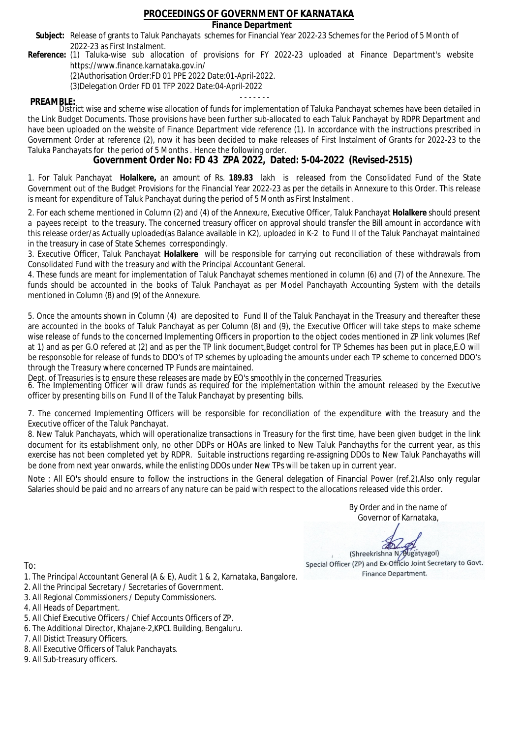# PROCEEDINGS OF GOVERNMENT OF KARNATAKA

## Finance Department

**Subject:** Release of grants to Taluk Panchayats schemes for Financial Year 2022-23 Schemes for the Period of 5 Month of 2022-23 as First Instalment.

**Reference:** (1) Taluka-wise sub allocation of provisions for FY 2022-23 uploaded at Finance Department's website https://www.finance.karnataka.gov.in/
(2)Authorisation Order:FD 01 PPE 2022 Date:01-April-2022.
(3)Delegation Order FD 01 TFP 2022 Date:04-April-2022

- - - - - - -

**PREAMBLE:**
District wise and scheme wise allocation of funds for implementation of Taluka Panchayat schemes have been detailed in the Link Budget Documents. Those provisions have been further sub-allocated to each Taluk Panchayat by RDPR Department and have been uploaded on the website of Finance Department vide reference (1). In accordance with the instructions prescribed in Government Order at reference (2), now it has been decided to make releases of First Instalment of Grants for 2022-23 to the Taluka Panchayats for the period of 5 Months . Hence the following order.

## Government Order No: FD 43 ZPA 2022, Dated: 5-04-2022 (Revised-2515)

1. For Taluk Panchayat **Holalkere,** an amount of Rs. **189.83** lakh is released from the Consolidated Fund of the State Government out of the Budget Provisions for the Financial Year 2022-23 as per the details in Annexure to this Order. This release is meant for expenditure of Taluk Panchayat during the period of 5 Month as First Instalment .

2. For each scheme mentioned in Column (2) and (4) of the Annexure, Executive Officer, Taluk Panchayat **Holalkere** should present a payees receipt to the treasury. The concerned treasury officer on approval should transfer the Bill amount in accordance with this release order/as Actually uploaded(as Balance available in K2), uploaded in K-2 to Fund II of the Taluk Panchayat maintained in the treasury in case of State Schemes correspondingly.

3. Executive Officer, Taluk Panchayat **Holalkere** will be responsible for carrying out reconciliation of these withdrawals from Consolidated Fund with the treasury and with the Principal Accountant General.

4. These funds are meant for implementation of Taluk Panchayat schemes mentioned in column (6) and (7) of the Annexure. The funds should be accounted in the books of Taluk Panchayat as per Model Panchayath Accounting System with the details mentioned in Column (8) and (9) of the Annexure.

5. Once the amounts shown in Column (4) are deposited to Fund II of the Taluk Panchayat in the Treasury and thereafter these are accounted in the books of Taluk Panchayat as per Column (8) and (9), the Executive Officer will take steps to make scheme wise release of funds to the concerned Implementing Officers in proportion to the object codes mentioned in ZP link volumes (Ref at 1) and as per G.O refered at (2) and as per the TP link document,Budget control for TP Schemes has been put in place,E.O will be responsible for release of funds to DDO's of TP schemes by uploading the amounts under each TP scheme to concerned DDO's through the Treasury where concerned TP Funds are maintained.
Dept. of Treasuries is to ensure these releases are made by EO's smoothly in the concerned Treasuries.

6. The Implementing Officer will draw funds as required for the implementation within the amount released by the Executive officer by presenting bills on Fund II of the Taluk Panchayat by presenting bills.

7. The concerned Implementing Officers will be responsible for reconciliation of the expenditure with the treasury and the Executive officer of the Taluk Panchayat.

8. New Taluk Panchayats, which will operationalize transactions in Treasury for the first time, have been given budget in the link document for its establishment only, no other DDPs or HOAs are linked to New Taluk Panchayths for the current year, as this exercise has not been completed yet by RDPR. Suitable instructions regarding re-assigning DDOs to New Taluk Panchayaths will be done from next year onwards, while the enlisting DDOs under New TPs will be taken up in current year.

Note : All EO's should ensure to follow the instructions in the General delegation of Financial Power (ref.2).Also only regular Salaries should be paid and no arrears of any nature can be paid with respect to the allocations released vide this order.

By Order and in the name of
Governor of Karnataka,

(Shreekrishna N. Bugatyagol)
Special Officer (ZP) and Ex-Officio Joint Secretary to Govt.
Finance Department.

To:

1. The Principal Accountant General (A & E), Audit 1 & 2, Karnataka, Bangalore.
2. All the Principal Secretary / Secretaries of Government.
3. All Regional Commissioners / Deputy Commissioners.
4. All Heads of Department.
5. All Chief Executive Officers / Chief Accounts Officers of ZP.
6. The Additional Director, Khajane-2,KPCL Building, Bengaluru.
7. All Distict Treasury Officers.
8. All Executive Officers of Taluk Panchayats.
9. All Sub-treasury officers.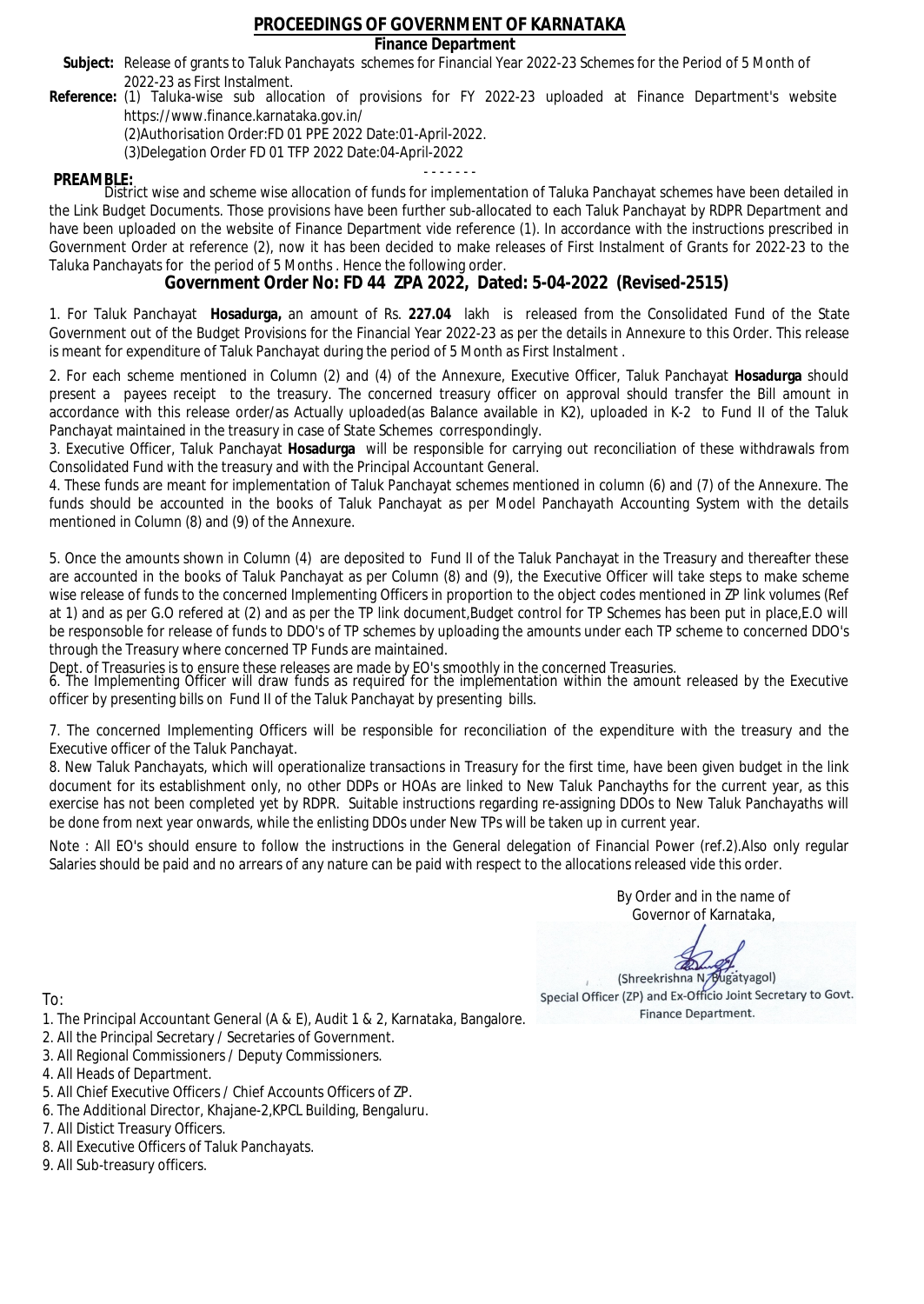# PROCEEDINGS OF GOVERNMENT OF KARNATAKA

## Finance Department

**Subject:** Release of grants to Taluk Panchayats schemes for Financial Year 2022-23 Schemes for the Period of 5 Month of 2022-23 as First Instalment.

**Reference:** (1) Taluka-wise sub allocation of provisions for FY 2022-23 uploaded at Finance Department's website https://www.finance.karnataka.gov.in/

(2)Authorisation Order:FD 01 PPE 2022 Date:01-April-2022.

(3)Delegation Order FD 01 TFP 2022 Date:04-April-2022

- - - - - - -

**PREAMBLE:** District wise and scheme wise allocation of funds for implementation of Taluka Panchayat schemes have been detailed in the Link Budget Documents. Those provisions have been further sub-allocated to each Taluk Panchayat by RDPR Department and have been uploaded on the website of Finance Department vide reference (1). In accordance with the instructions prescribed in Government Order at reference (2), now it has been decided to make releases of First Instalment of Grants for 2022-23 to the Taluka Panchayats for the period of 5 Months . Hence the following order.

## Government Order No: FD 44 ZPA 2022, Dated: 5-04-2022 (Revised-2515)

1. For Taluk Panchayat **Hosadurga,** an amount of Rs. **227.04** lakh is released from the Consolidated Fund of the State Government out of the Budget Provisions for the Financial Year 2022-23 as per the details in Annexure to this Order. This release is meant for expenditure of Taluk Panchayat during the period of 5 Month as First Instalment .

2. For each scheme mentioned in Column (2) and (4) of the Annexure, Executive Officer, Taluk Panchayat **Hosadurga** should present a payees receipt to the treasury. The concerned treasury officer on approval should transfer the Bill amount in accordance with this release order/as Actually uploaded(as Balance available in K2), uploaded in K-2 to Fund II of the Taluk Panchayat maintained in the treasury in case of State Schemes correspondingly.

3. Executive Officer, Taluk Panchayat **Hosadurga** will be responsible for carrying out reconciliation of these withdrawals from Consolidated Fund with the treasury and with the Principal Accountant General.

4. These funds are meant for implementation of Taluk Panchayat schemes mentioned in column (6) and (7) of the Annexure. The funds should be accounted in the books of Taluk Panchayat as per Model Panchayath Accounting System with the details mentioned in Column (8) and (9) of the Annexure.

5. Once the amounts shown in Column (4) are deposited to Fund II of the Taluk Panchayat in the Treasury and thereafter these are accounted in the books of Taluk Panchayat as per Column (8) and (9), the Executive Officer will take steps to make scheme wise release of funds to the concerned Implementing Officers in proportion to the object codes mentioned in ZP link volumes (Ref at 1) and as per G.O refered at (2) and as per the TP link document,Budget control for TP Schemes has been put in place,E.O will be responsoble for release of funds to DDO's of TP schemes by uploading the amounts under each TP scheme to concerned DDO's through the Treasury where concerned TP Funds are maintained.

Dept. of Treasuries is to ensure these releases are made by EO's smoothly in the concerned Treasuries.

6. The Implementing Officer will draw funds as required for the implementation within the amount released by the Executive officer by presenting bills on Fund II of the Taluk Panchayat by presenting bills.

7. The concerned Implementing Officers will be responsible for reconciliation of the expenditure with the treasury and the Executive officer of the Taluk Panchayat.

8. New Taluk Panchayats, which will operationalize transactions in Treasury for the first time, have been given budget in the link document for its establishment only, no other DDPs or HOAs are linked to New Taluk Panchayths for the current year, as this exercise has not been completed yet by RDPR. Suitable instructions regarding re-assigning DDOs to New Taluk Panchayaths will be done from next year onwards, while the enlisting DDOs under New TPs will be taken up in current year.

Note : All EO's should ensure to follow the instructions in the General delegation of Financial Power (ref.2).Also only regular Salaries should be paid and no arrears of any nature can be paid with respect to the allocations released vide this order.

By Order and in the name of
Governor of Karnataka,

(Shreekrishna N. Bugatyagol)
Special Officer (ZP) and Ex-Officio Joint Secretary to Govt.
Finance Department.

To:

1. The Principal Accountant General (A & E), Audit 1 & 2, Karnataka, Bangalore.
2. All the Principal Secretary / Secretaries of Government.
3. All Regional Commissioners / Deputy Commissioners.
4. All Heads of Department.
5. All Chief Executive Officers / Chief Accounts Officers of ZP.
6. The Additional Director, Khajane-2,KPCL Building, Bengaluru.
7. All Distict Treasury Officers.
8. All Executive Officers of Taluk Panchayats.
9. All Sub-treasury officers.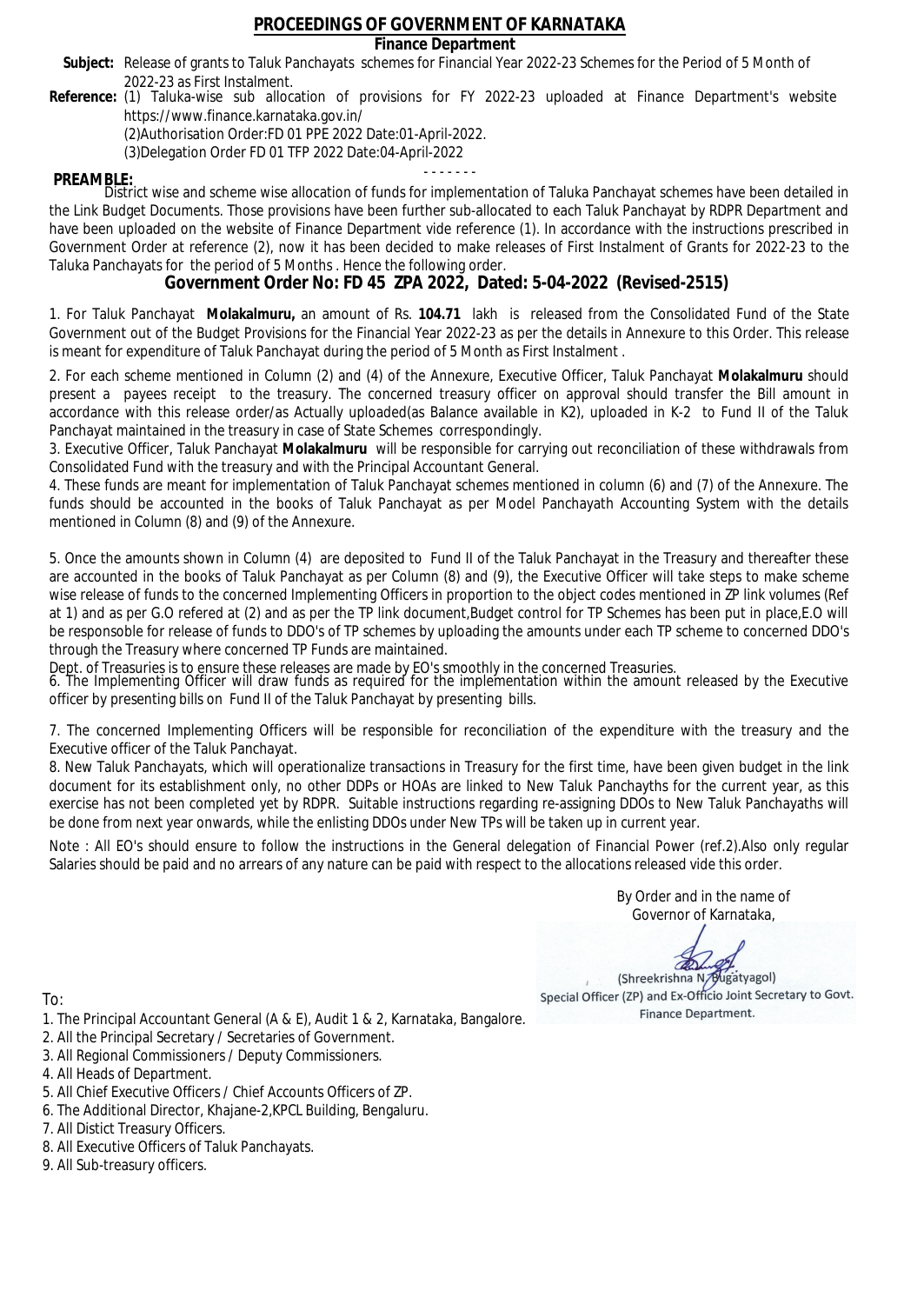# PROCEEDINGS OF GOVERNMENT OF KARNATAKA

## Finance Department

**Subject:** Release of grants to Taluk Panchayats schemes for Financial Year 2022-23 Schemes for the Period of 5 Month of 2022-23 as First Instalment.

**Reference:** (1) Taluka-wise sub allocation of provisions for FY 2022-23 uploaded at Finance Department's website https://www.finance.karnataka.gov.in/
(2)Authorisation Order:FD 01 PPE 2022 Date:01-April-2022.
(3)Delegation Order FD 01 TFP 2022 Date:04-April-2022

- - - - - - -

**PREAMBLE:**
District wise and scheme wise allocation of funds for implementation of Taluka Panchayat schemes have been detailed in the Link Budget Documents. Those provisions have been further sub-allocated to each Taluk Panchayat by RDPR Department and have been uploaded on the website of Finance Department vide reference (1). In accordance with the instructions prescribed in Government Order at reference (2), now it has been decided to make releases of First Instalment of Grants for 2022-23 to the Taluka Panchayats for the period of 5 Months . Hence the following order.

## Government Order No: FD 45 ZPA 2022, Dated: 5-04-2022 (Revised-2515)

1. For Taluk Panchayat **Molakalmuru,** an amount of Rs. **104.71** lakh is released from the Consolidated Fund of the State Government out of the Budget Provisions for the Financial Year 2022-23 as per the details in Annexure to this Order. This release is meant for expenditure of Taluk Panchayat during the period of 5 Month as First Instalment .

2. For each scheme mentioned in Column (2) and (4) of the Annexure, Executive Officer, Taluk Panchayat **Molakalmuru** should present a payees receipt to the treasury. The concerned treasury officer on approval should transfer the Bill amount in accordance with this release order/as Actually uploaded(as Balance available in K2), uploaded in K-2 to Fund II of the Taluk Panchayat maintained in the treasury in case of State Schemes correspondingly.

3. Executive Officer, Taluk Panchayat **Molakalmuru** will be responsible for carrying out reconciliation of these withdrawals from Consolidated Fund with the treasury and with the Principal Accountant General.

4. These funds are meant for implementation of Taluk Panchayat schemes mentioned in column (6) and (7) of the Annexure. The funds should be accounted in the books of Taluk Panchayat as per Model Panchayath Accounting System with the details mentioned in Column (8) and (9) of the Annexure.

5. Once the amounts shown in Column (4) are deposited to Fund II of the Taluk Panchayat in the Treasury and thereafter these are accounted in the books of Taluk Panchayat as per Column (8) and (9), the Executive Officer will take steps to make scheme wise release of funds to the concerned Implementing Officers in proportion to the object codes mentioned in ZP link volumes (Ref at 1) and as per G.O refered at (2) and as per the TP link document,Budget control for TP Schemes has been put in place,E.O will be responsible for release of funds to DDO's of TP schemes by uploading the amounts under each TP scheme to concerned DDO's through the Treasury where concerned TP Funds are maintained.
Dept. of Treasuries is to ensure these releases are made by EO's smoothly in the concerned Treasuries.

6. The Implementing Officer will draw funds as required for the implementation within the amount released by the Executive officer by presenting bills on Fund II of the Taluk Panchayat by presenting bills.

7. The concerned Implementing Officers will be responsible for reconciliation of the expenditure with the treasury and the Executive officer of the Taluk Panchayat.

8. New Taluk Panchayats, which will operationalize transactions in Treasury for the first time, have been given budget in the link document for its establishment only, no other DDPs or HOAs are linked to New Taluk Panchayths for the current year, as this exercise has not been completed yet by RDPR. Suitable instructions regarding re-assigning DDOs to New Taluk Panchayaths will be done from next year onwards, while the enlisting DDOs under New TPs will be taken up in current year.

Note : All EO's should ensure to follow the instructions in the General delegation of Financial Power (ref.2).Also only regular Salaries should be paid and no arrears of any nature can be paid with respect to the allocations released vide this order.

By Order and in the name of
Governor of Karnataka,

(Shreekrishna N. Bugatyagol)
Special Officer (ZP) and Ex-Officio Joint Secretary to Govt.
Finance Department.

To:

1. The Principal Accountant General (A & E), Audit 1 & 2, Karnataka, Bangalore.
2. All the Principal Secretary / Secretaries of Government.
3. All Regional Commissioners / Deputy Commissioners.
4. All Heads of Department.
5. All Chief Executive Officers / Chief Accounts Officers of ZP.
6. The Additional Director, Khajane-2,KPCL Building, Bengaluru.
7. All Distict Treasury Officers.
8. All Executive Officers of Taluk Panchayats.
9. All Sub-treasury officers.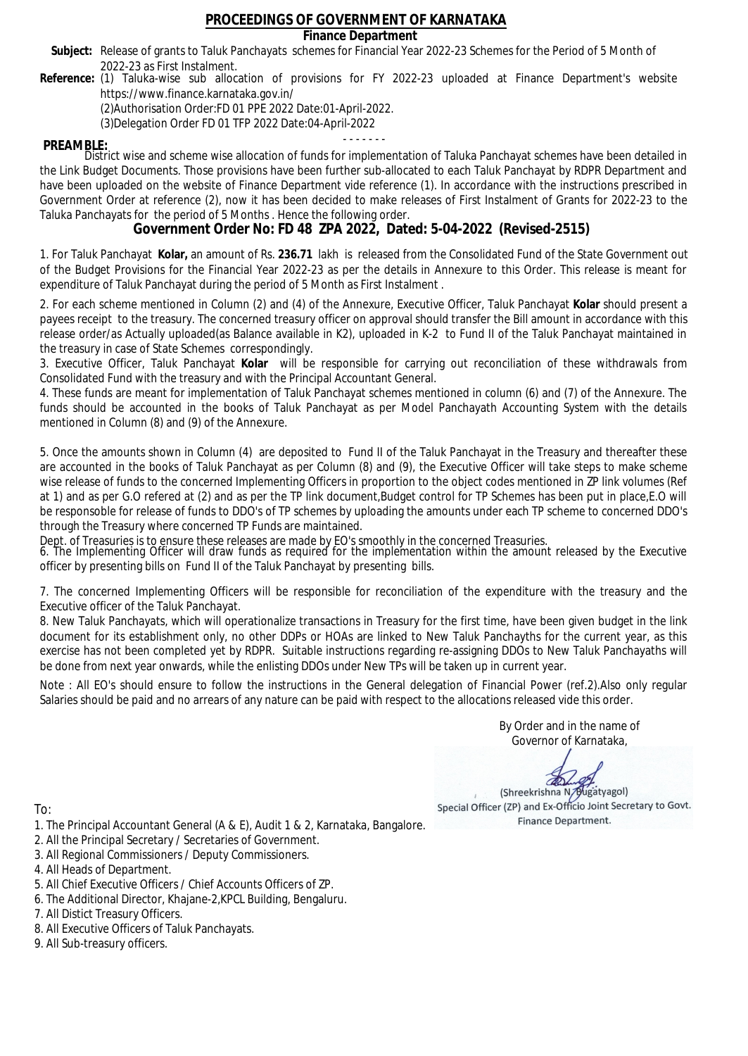# PROCEEDINGS OF GOVERNMENT OF KARNATAKA

**Finance Department**

**Subject:** Release of grants to Taluk Panchayats schemes for Financial Year 2022-23 Schemes for the Period of 5 Month of 2022-23 as First Instalment.

**Reference:** (1) Taluka-wise sub allocation of provisions for FY 2022-23 uploaded at Finance Department's website https://www.finance.karnataka.gov.in/

(2)Authorisation Order:FD 01 PPE 2022 Date:01-April-2022.

(3)Delegation Order FD 01 TFP 2022 Date:04-April-2022

- - - - - - -

**PREAMBLE:**

District wise and scheme wise allocation of funds for implementation of Taluka Panchayat schemes have been detailed in the Link Budget Documents. Those provisions have been further sub-allocated to each Taluk Panchayat by RDPR Department and have been uploaded on the website of Finance Department vide reference (1). In accordance with the instructions prescribed in Government Order at reference (2), now it has been decided to make releases of First Instalment of Grants for 2022-23 to the Taluka Panchayats for the period of 5 Months . Hence the following order.

## Government Order No: FD 48 ZPA 2022, Dated: 5-04-2022 (Revised-2515)

1. For Taluk Panchayat **Kolar,** an amount of Rs. **236.71** lakh is released from the Consolidated Fund of the State Government out of the Budget Provisions for the Financial Year 2022-23 as per the details in Annexure to this Order. This release is meant for expenditure of Taluk Panchayat during the period of 5 Month as First Instalment .

2. For each scheme mentioned in Column (2) and (4) of the Annexure, Executive Officer, Taluk Panchayat **Kolar** should present a payees receipt to the treasury. The concerned treasury officer on approval should transfer the Bill amount in accordance with this release order/as Actually uploaded(as Balance available in K2), uploaded in K-2 to Fund II of the Taluk Panchayat maintained in the treasury in case of State Schemes correspondingly.

3. Executive Officer, Taluk Panchayat **Kolar** will be responsible for carrying out reconciliation of these withdrawals from Consolidated Fund with the treasury and with the Principal Accountant General.

4. These funds are meant for implementation of Taluk Panchayat schemes mentioned in column (6) and (7) of the Annexure. The funds should be accounted in the books of Taluk Panchayat as per Model Panchayath Accounting System with the details mentioned in Column (8) and (9) of the Annexure.

5. Once the amounts shown in Column (4) are deposited to Fund II of the Taluk Panchayat in the Treasury and thereafter these are accounted in the books of Taluk Panchayat as per Column (8) and (9), the Executive Officer will take steps to make scheme wise release of funds to the concerned Implementing Officers in proportion to the object codes mentioned in ZP link volumes (Ref at 1) and as per G.O refered at (2) and as per the TP link document,Budget control for TP Schemes has been put in place,E.O will be responsible for release of funds to DDO's of TP schemes by uploading the amounts under each TP scheme to concerned DDO's through the Treasury where concerned TP Funds are maintained.

Dept. of Treasuries is to ensure these releases are made by EO's smoothly in the concerned Treasuries.

6. The Implementing Officer will draw funds as required for the implementation within the amount released by the Executive officer by presenting bills on Fund II of the Taluk Panchayat by presenting bills.

7. The concerned Implementing Officers will be responsible for reconciliation of the expenditure with the treasury and the Executive officer of the Taluk Panchayat.

8. New Taluk Panchayats, which will operationalize transactions in Treasury for the first time, have been given budget in the link document for its establishment only, no other DDPs or HOAs are linked to New Taluk Panchayths for the current year, as this exercise has not been completed yet by RDPR. Suitable instructions regarding re-assigning DDOs to New Taluk Panchayaths will be done from next year onwards, while the enlisting DDOs under New TPs will be taken up in current year.

Note : All EO's should ensure to follow the instructions in the General delegation of Financial Power (ref.2).Also only regular Salaries should be paid and no arrears of any nature can be paid with respect to the allocations released vide this order.

By Order and in the name of
Governor of Karnataka,

(Shreekrishna N. Bugatyagol)
Special Officer (ZP) and Ex-Officio Joint Secretary to Govt.
Finance Department.

To:

1. The Principal Accountant General (A & E), Audit 1 & 2, Karnataka, Bangalore.
2. All the Principal Secretary / Secretaries of Government.
3. All Regional Commissioners / Deputy Commissioners.
4. All Heads of Department.
5. All Chief Executive Officers / Chief Accounts Officers of ZP.
6. The Additional Director, Khajane-2,KPCL Building, Bengaluru.
7. All Distict Treasury Officers.
8. All Executive Officers of Taluk Panchayats.
9. All Sub-treasury officers.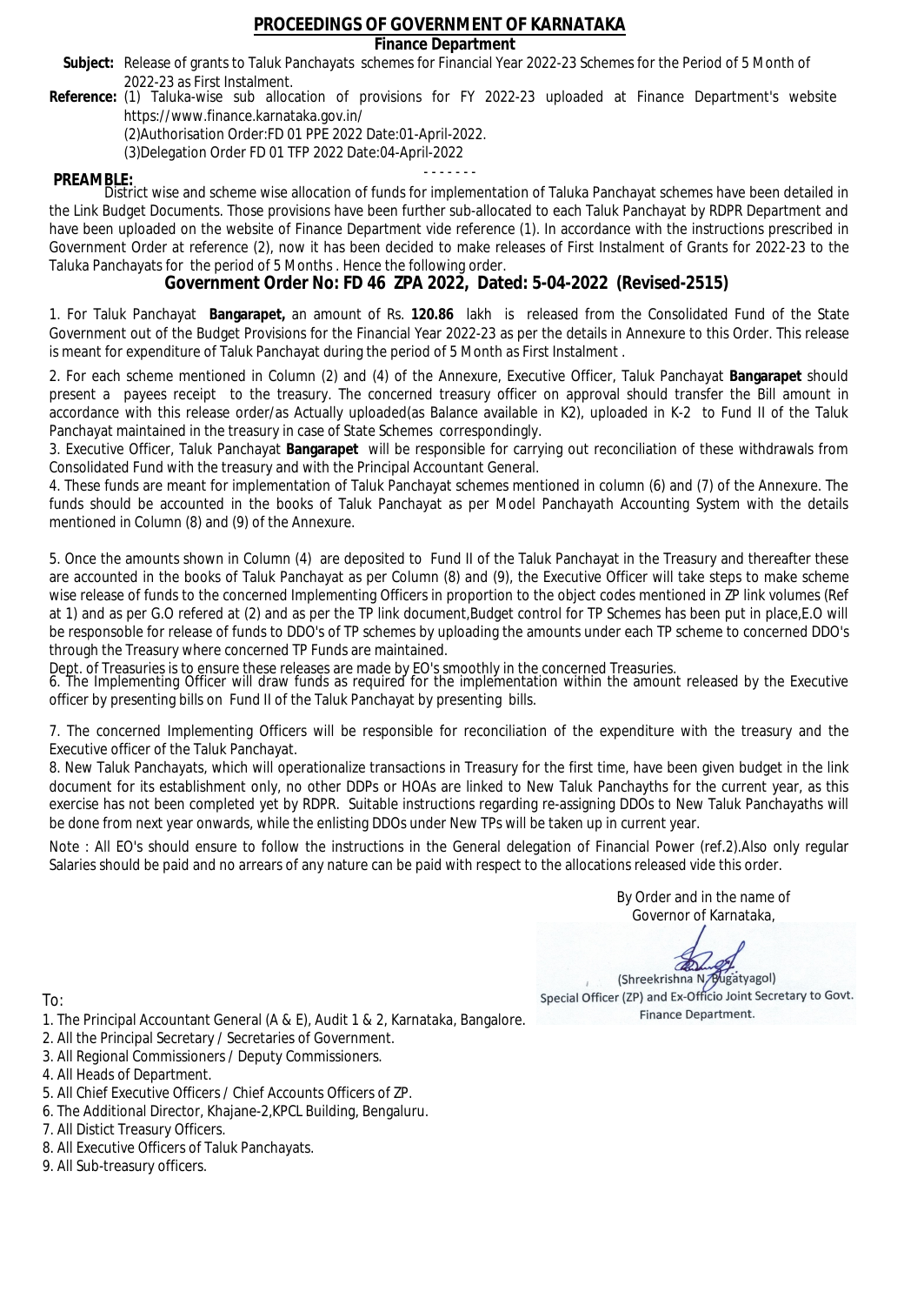# PROCEEDINGS OF GOVERNMENT OF KARNATAKA

**Finance Department**

**Subject:** Release of grants to Taluk Panchayats schemes for Financial Year 2022-23 Schemes for the Period of 5 Month of 2022-23 as First Instalment.

**Reference:** (1) Taluka-wise sub allocation of provisions for FY 2022-23 uploaded at Finance Department's website https://www.finance.karnataka.gov.in/
(2)Authorisation Order:FD 01 PPE 2022 Date:01-April-2022.
(3)Delegation Order FD 01 TFP 2022 Date:04-April-2022

- - - - - - -

**PREAMBLE:**
District wise and scheme wise allocation of funds for implementation of Taluka Panchayat schemes have been detailed in the Link Budget Documents. Those provisions have been further sub-allocated to each Taluk Panchayat by RDPR Department and have been uploaded on the website of Finance Department vide reference (1). In accordance with the instructions prescribed in Government Order at reference (2), now it has been decided to make releases of First Instalment of Grants for 2022-23 to the Taluka Panchayats for the period of 5 Months . Hence the following order.

## Government Order No: FD 46 ZPA 2022, Dated: 5-04-2022 (Revised-2515)

1. For Taluk Panchayat **Bangarapet,** an amount of Rs. **120.86** lakh is released from the Consolidated Fund of the State Government out of the Budget Provisions for the Financial Year 2022-23 as per the details in Annexure to this Order. This release is meant for expenditure of Taluk Panchayat during the period of 5 Month as First Instalment .

2. For each scheme mentioned in Column (2) and (4) of the Annexure, Executive Officer, Taluk Panchayat **Bangarapet** should present a payees receipt to the treasury. The concerned treasury officer on approval should transfer the Bill amount in accordance with this release order/as Actually uploaded(as Balance available in K2), uploaded in K-2 to Fund II of the Taluk Panchayat maintained in the treasury in case of State Schemes correspondingly.

3. Executive Officer, Taluk Panchayat **Bangarapet** will be responsible for carrying out reconciliation of these withdrawals from Consolidated Fund with the treasury and with the Principal Accountant General.

4. These funds are meant for implementation of Taluk Panchayat schemes mentioned in column (6) and (7) of the Annexure. The funds should be accounted in the books of Taluk Panchayat as per Model Panchayath Accounting System with the details mentioned in Column (8) and (9) of the Annexure.

5. Once the amounts shown in Column (4) are deposited to Fund II of the Taluk Panchayat in the Treasury and thereafter these are accounted in the books of Taluk Panchayat as per Column (8) and (9), the Executive Officer will take steps to make scheme wise release of funds to the concerned Implementing Officers in proportion to the object codes mentioned in ZP link volumes (Ref at 1) and as per G.O refered at (2) and as per the TP link document,Budget control for TP Schemes has been put in place,E.O will be responsible for release of funds to DDO's of TP schemes by uploading the amounts under each TP scheme to concerned DDO's through the Treasury where concerned TP Funds are maintained.
Dept. of Treasuries is to ensure these releases are made by EO's smoothly in the concerned Treasuries.

6. The Implementing Officer will draw funds as required for the implementation within the amount released by the Executive officer by presenting bills on Fund II of the Taluk Panchayat by presenting bills.

7. The concerned Implementing Officers will be responsible for reconciliation of the expenditure with the treasury and the Executive officer of the Taluk Panchayat.

8. New Taluk Panchayats, which will operationalize transactions in Treasury for the first time, have been given budget in the link document for its establishment only, no other DDPs or HOAs are linked to New Taluk Panchayths for the current year, as this exercise has not been completed yet by RDPR. Suitable instructions regarding re-assigning DDOs to New Taluk Panchayaths will be done from next year onwards, while the enlisting DDOs under New TPs will be taken up in current year.

Note : All EO's should ensure to follow the instructions in the General delegation of Financial Power (ref.2).Also only regular Salaries should be paid and no arrears of any nature can be paid with respect to the allocations released vide this order.

By Order and in the name of
Governor of Karnataka,

(Shreekrishna N. Bugatyagol)
Special Officer (ZP) and Ex-Officio Joint Secretary to Govt.
Finance Department.

To:

1. The Principal Accountant General (A & E), Audit 1 & 2, Karnataka, Bangalore.
2. All the Principal Secretary / Secretaries of Government.
3. All Regional Commissioners / Deputy Commissioners.
4. All Heads of Department.
5. All Chief Executive Officers / Chief Accounts Officers of ZP.
6. The Additional Director, Khajane-2,KPCL Building, Bengaluru.
7. All Distict Treasury Officers.
8. All Executive Officers of Taluk Panchayats.
9. All Sub-treasury officers.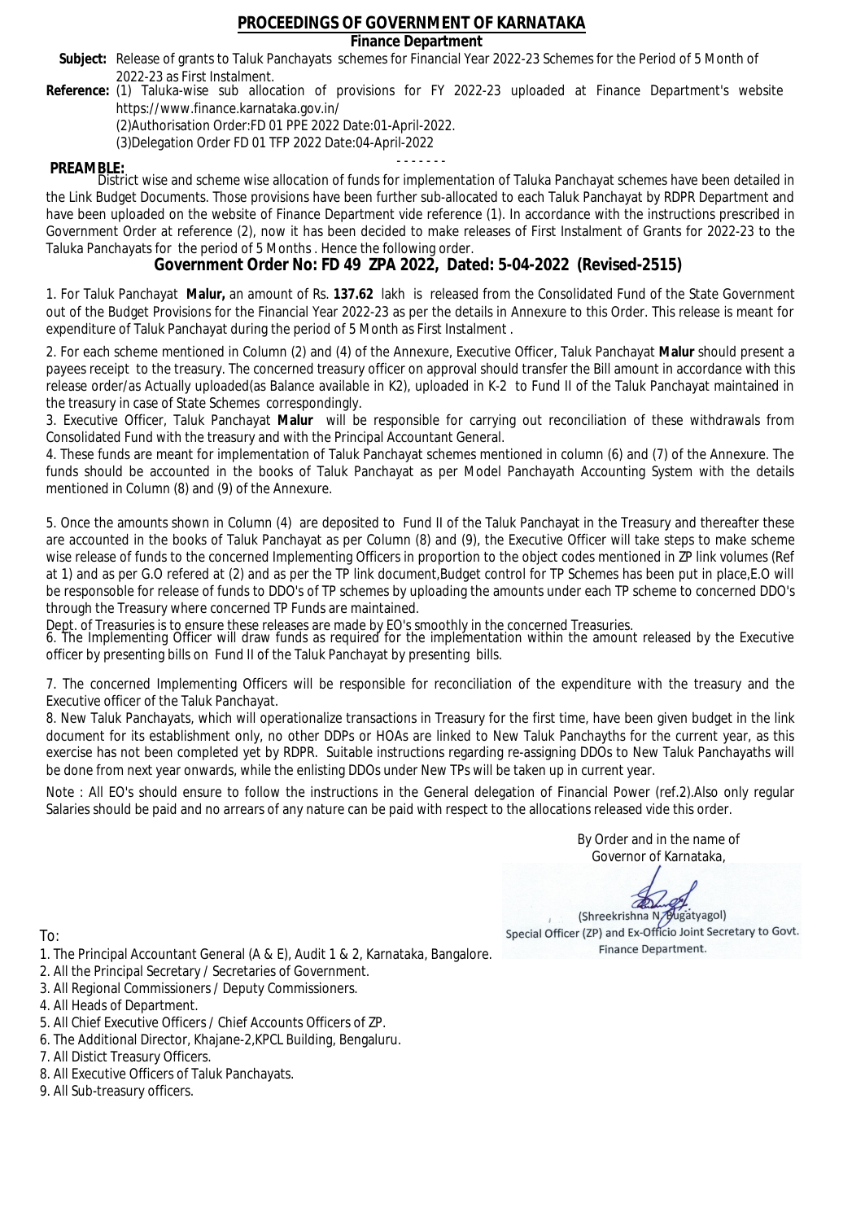# PROCEEDINGS OF GOVERNMENT OF KARNATAKA

## Finance Department

**Subject:** Release of grants to Taluk Panchayats schemes for Financial Year 2022-23 Schemes for the Period of 5 Month of 2022-23 as First Instalment.

**Reference:** (1) Taluka-wise sub allocation of provisions for FY 2022-23 uploaded at Finance Department's website https://www.finance.karnataka.gov.in/

(2)Authorisation Order:FD 01 PPE 2022 Date:01-April-2022.

(3)Delegation Order FD 01 TFP 2022 Date:04-April-2022

- - - - - - -

**PREAMBLE:**

District wise and scheme wise allocation of funds for implementation of Taluka Panchayat schemes have been detailed in the Link Budget Documents. Those provisions have been further sub-allocated to each Taluk Panchayat by RDPR Department and have been uploaded on the website of Finance Department vide reference (1). In accordance with the instructions prescribed in Government Order at reference (2), now it has been decided to make releases of First Instalment of Grants for 2022-23 to the Taluka Panchayats for the period of 5 Months . Hence the following order.

## Government Order No: FD 49 ZPA 2022, Dated: 5-04-2022 (Revised-2515)

1. For Taluk Panchayat **Malur,** an amount of Rs. **137.62** lakh is released from the Consolidated Fund of the State Government out of the Budget Provisions for the Financial Year 2022-23 as per the details in Annexure to this Order. This release is meant for expenditure of Taluk Panchayat during the period of 5 Month as First Instalment .

2. For each scheme mentioned in Column (2) and (4) of the Annexure, Executive Officer, Taluk Panchayat **Malur** should present a payees receipt to the treasury. The concerned treasury officer on approval should transfer the Bill amount in accordance with this release order/as Actually uploaded(as Balance available in K2), uploaded in K-2 to Fund II of the Taluk Panchayat maintained in the treasury in case of State Schemes correspondingly.

3. Executive Officer, Taluk Panchayat **Malur** will be responsible for carrying out reconciliation of these withdrawals from Consolidated Fund with the treasury and with the Principal Accountant General.

4. These funds are meant for implementation of Taluk Panchayat schemes mentioned in column (6) and (7) of the Annexure. The funds should be accounted in the books of Taluk Panchayat as per Model Panchayath Accounting System with the details mentioned in Column (8) and (9) of the Annexure.

5. Once the amounts shown in Column (4) are deposited to Fund II of the Taluk Panchayat in the Treasury and thereafter these are accounted in the books of Taluk Panchayat as per Column (8) and (9), the Executive Officer will take steps to make scheme wise release of funds to the concerned Implementing Officers in proportion to the object codes mentioned in ZP link volumes (Ref at 1) and as per G.O refered at (2) and as per the TP link document,Budget control for TP Schemes has been put in place,E.O will be responsible for release of funds to DDO's of TP schemes by uploading the amounts under each TP scheme to concerned DDO's through the Treasury where concerned TP Funds are maintained.

Dept. of Treasuries is to ensure these releases are made by EO's smoothly in the concerned Treasuries.

6. The Implementing Officer will draw funds as required for the implementation within the amount released by the Executive officer by presenting bills on Fund II of the Taluk Panchayat by presenting bills.

7. The concerned Implementing Officers will be responsible for reconciliation of the expenditure with the treasury and the Executive officer of the Taluk Panchayat.

8. New Taluk Panchayats, which will operationalize transactions in Treasury for the first time, have been given budget in the link document for its establishment only, no other DDPs or HOAs are linked to New Taluk Panchayths for the current year, as this exercise has not been completed yet by RDPR. Suitable instructions regarding re-assigning DDOs to New Taluk Panchayaths will be done from next year onwards, while the enlisting DDOs under New TPs will be taken up in current year.

Note : All EO's should ensure to follow the instructions in the General delegation of Financial Power (ref.2).Also only regular Salaries should be paid and no arrears of any nature can be paid with respect to the allocations released vide this order.

By Order and in the name of
Governor of Karnataka,

(Shreekrishna N. Bugatyagol)
Special Officer (ZP) and Ex-Officio Joint Secretary to Govt.
Finance Department.

To:

1. The Principal Accountant General (A & E), Audit 1 & 2, Karnataka, Bangalore.
2. All the Principal Secretary / Secretaries of Government.
3. All Regional Commissioners / Deputy Commissioners.
4. All Heads of Department.
5. All Chief Executive Officers / Chief Accounts Officers of ZP.
6. The Additional Director, Khajane-2,KPCL Building, Bengaluru.
7. All Distict Treasury Officers.
8. All Executive Officers of Taluk Panchayats.
9. All Sub-treasury officers.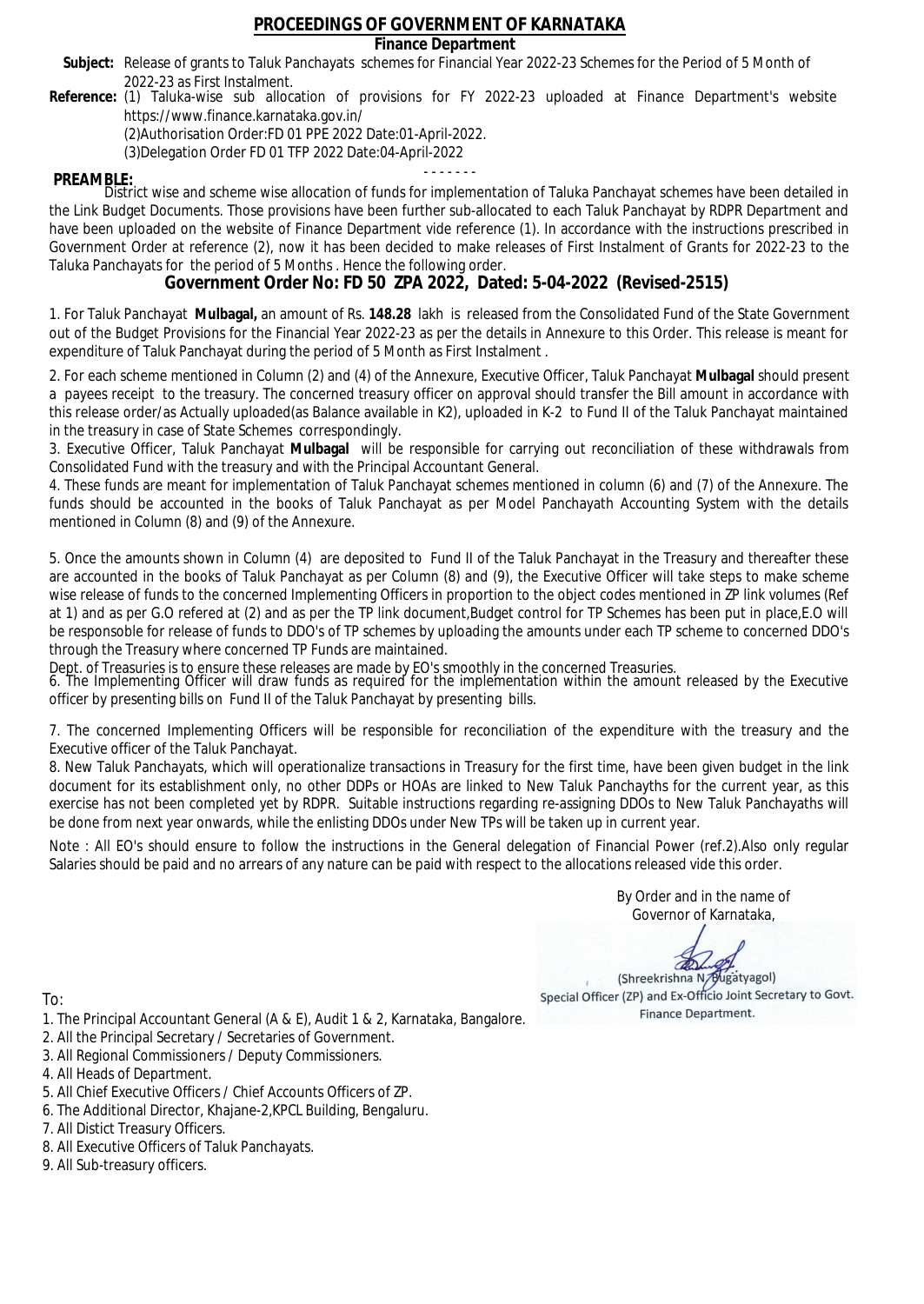# PROCEEDINGS OF GOVERNMENT OF KARNATAKA

## Finance Department

**Subject:** Release of grants to Taluk Panchayats schemes for Financial Year 2022-23 Schemes for the Period of 5 Month of 2022-23 as First Instalment.

**Reference:** (1) Taluka-wise sub allocation of provisions for FY 2022-23 uploaded at Finance Department's website https://www.finance.karnataka.gov.in/

(2)Authorisation Order:FD 01 PPE 2022 Date:01-April-2022.

(3)Delegation Order FD 01 TFP 2022 Date:04-April-2022

- - - - - - -

**PREAMBLE:**

District wise and scheme wise allocation of funds for implementation of Taluka Panchayat schemes have been detailed in the Link Budget Documents. Those provisions have been further sub-allocated to each Taluk Panchayat by RDPR Department and have been uploaded on the website of Finance Department vide reference (1). In accordance with the instructions prescribed in Government Order at reference (2), now it has been decided to make releases of First Instalment of Grants for 2022-23 to the Taluka Panchayats for the period of 5 Months . Hence the following order.

## Government Order No: FD 50 ZPA 2022, Dated: 5-04-2022 (Revised-2515)

1. For Taluk Panchayat **Mulbagal,** an amount of Rs. **148.28** lakh is released from the Consolidated Fund of the State Government out of the Budget Provisions for the Financial Year 2022-23 as per the details in Annexure to this Order. This release is meant for expenditure of Taluk Panchayat during the period of 5 Month as First Instalment .

2. For each scheme mentioned in Column (2) and (4) of the Annexure, Executive Officer, Taluk Panchayat **Mulbagal** should present a payees receipt to the treasury. The concerned treasury officer on approval should transfer the Bill amount in accordance with this release order/as Actually uploaded(as Balance available in K2), uploaded in K-2 to Fund II of the Taluk Panchayat maintained in the treasury in case of State Schemes correspondingly.

3. Executive Officer, Taluk Panchayat **Mulbagal** will be responsible for carrying out reconciliation of these withdrawals from Consolidated Fund with the treasury and with the Principal Accountant General.

4. These funds are meant for implementation of Taluk Panchayat schemes mentioned in column (6) and (7) of the Annexure. The funds should be accounted in the books of Taluk Panchayat as per Model Panchayath Accounting System with the details mentioned in Column (8) and (9) of the Annexure.

5. Once the amounts shown in Column (4) are deposited to Fund II of the Taluk Panchayat in the Treasury and thereafter these are accounted in the books of Taluk Panchayat as per Column (8) and (9), the Executive Officer will take steps to make scheme wise release of funds to the concerned Implementing Officers in proportion to the object codes mentioned in ZP link volumes (Ref at 1) and as per G.O refered at (2) and as per the TP link document,Budget control for TP Schemes has been put in place,E.O will be responsoble for release of funds to DDO's of TP schemes by uploading the amounts under each TP scheme to concerned DDO's through the Treasury where concerned TP Funds are maintained.

Dept. of Treasuries is to ensure these releases are made by EO's smoothly in the concerned Treasuries.

6. The Implementing Officer will draw funds as required for the implementation within the amount released by the Executive officer by presenting bills on Fund II of the Taluk Panchayat by presenting bills.

7. The concerned Implementing Officers will be responsible for reconciliation of the expenditure with the treasury and the Executive officer of the Taluk Panchayat.

8. New Taluk Panchayats, which will operationalize transactions in Treasury for the first time, have been given budget in the link document for its establishment only, no other DDPs or HOAs are linked to New Taluk Panchayths for the current year, as this exercise has not been completed yet by RDPR. Suitable instructions regarding re-assigning DDOs to New Taluk Panchayaths will be done from next year onwards, while the enlisting DDOs under New TPs will be taken up in current year.

Note : All EO's should ensure to follow the instructions in the General delegation of Financial Power (ref.2).Also only regular Salaries should be paid and no arrears of any nature can be paid with respect to the allocations released vide this order.

By Order and in the name of
Governor of Karnataka,

(Shreekrishna N. Bugatyagol)
Special Officer (ZP) and Ex-Officio Joint Secretary to Govt.
Finance Department.

To:

1. The Principal Accountant General (A & E), Audit 1 & 2, Karnataka, Bangalore.
2. All the Principal Secretary / Secretaries of Government.
3. All Regional Commissioners / Deputy Commissioners.
4. All Heads of Department.
5. All Chief Executive Officers / Chief Accounts Officers of ZP.
6. The Additional Director, Khajane-2,KPCL Building, Bengaluru.
7. All Distict Treasury Officers.
8. All Executive Officers of Taluk Panchayats.
9. All Sub-treasury officers.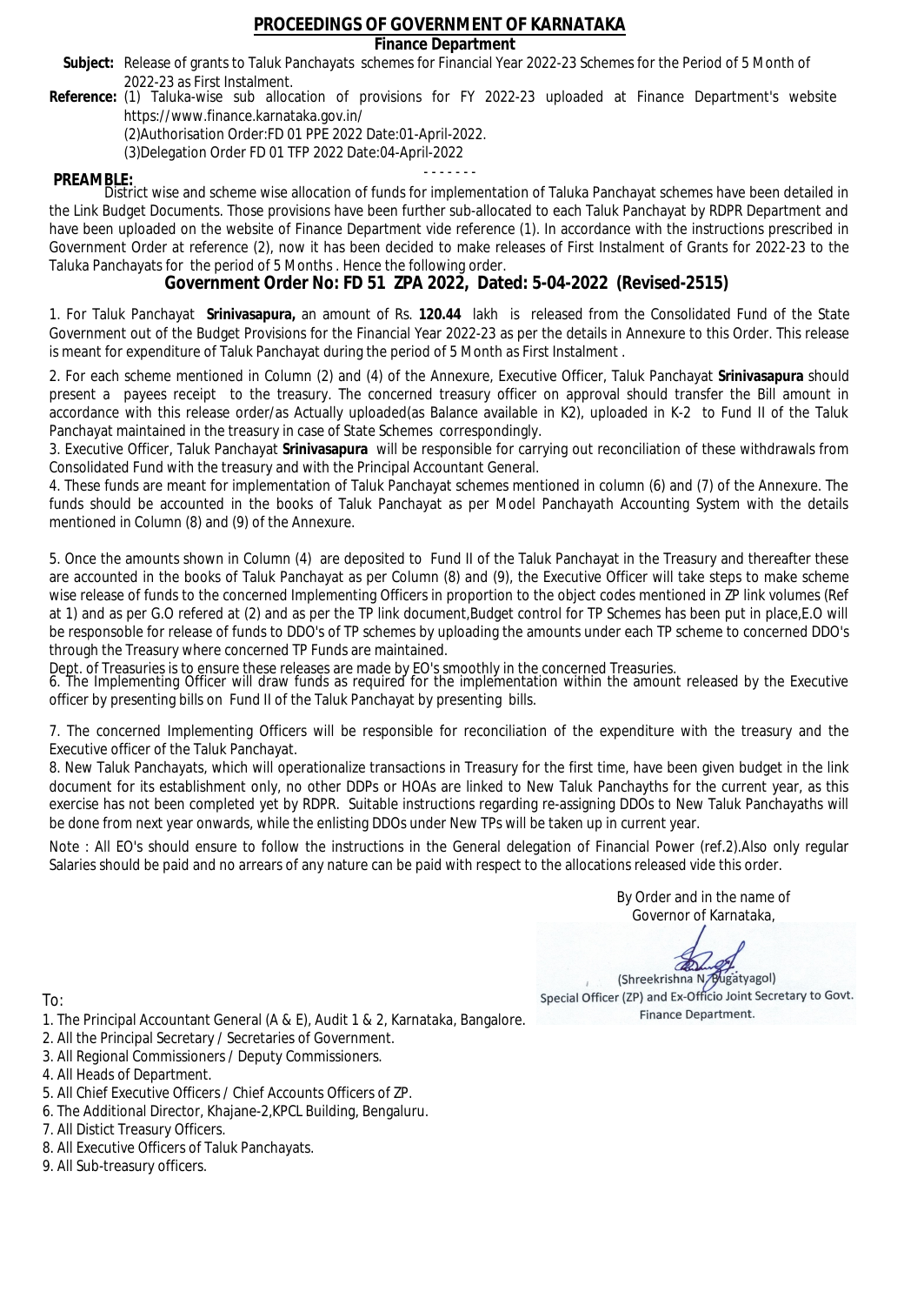# PROCEEDINGS OF GOVERNMENT OF KARNATAKA

**Finance Department**

**Subject:** Release of grants to Taluk Panchayats schemes for Financial Year 2022-23 Schemes for the Period of 5 Month of 2022-23 as First Instalment.

**Reference:** (1) Taluka-wise sub allocation of provisions for FY 2022-23 uploaded at Finance Department's website https://www.finance.karnataka.gov.in/

(2)Authorisation Order:FD 01 PPE 2022 Date:01-April-2022.

(3)Delegation Order FD 01 TFP 2022 Date:04-April-2022

- - - - - - -

**PREAMBLE:**

District wise and scheme wise allocation of funds for implementation of Taluka Panchayat schemes have been detailed in the Link Budget Documents. Those provisions have been further sub-allocated to each Taluk Panchayat by RDPR Department and have been uploaded on the website of Finance Department vide reference (1). In accordance with the instructions prescribed in Government Order at reference (2), now it has been decided to make releases of First Instalment of Grants for 2022-23 to the Taluka Panchayats for the period of 5 Months . Hence the following order.

## Government Order No: FD 51 ZPA 2022, Dated: 5-04-2022 (Revised-2515)

1. For Taluk Panchayat **Srinivasapura,** an amount of Rs. **120.44** lakh is released from the Consolidated Fund of the State Government out of the Budget Provisions for the Financial Year 2022-23 as per the details in Annexure to this Order. This release is meant for expenditure of Taluk Panchayat during the period of 5 Month as First Instalment .

2. For each scheme mentioned in Column (2) and (4) of the Annexure, Executive Officer, Taluk Panchayat **Srinivasapura** should present a payees receipt to the treasury. The concerned treasury officer on approval should transfer the Bill amount in accordance with this release order/as Actually uploaded(as Balance available in K2), uploaded in K-2 to Fund II of the Taluk Panchayat maintained in the treasury in case of State Schemes correspondingly.

3. Executive Officer, Taluk Panchayat **Srinivasapura** will be responsible for carrying out reconciliation of these withdrawals from Consolidated Fund with the treasury and with the Principal Accountant General.

4. These funds are meant for implementation of Taluk Panchayat schemes mentioned in column (6) and (7) of the Annexure. The funds should be accounted in the books of Taluk Panchayat as per Model Panchayath Accounting System with the details mentioned in Column (8) and (9) of the Annexure.

5. Once the amounts shown in Column (4) are deposited to Fund II of the Taluk Panchayat in the Treasury and thereafter these are accounted in the books of Taluk Panchayat as per Column (8) and (9), the Executive Officer will take steps to make scheme wise release of funds to the concerned Implementing Officers in proportion to the object codes mentioned in ZP link volumes (Ref at 1) and as per G.O refered at (2) and as per the TP link document,Budget control for TP Schemes has been put in place,E.O will be responsible for release of funds to DDO's of TP schemes by uploading the amounts under each TP scheme to concerned DDO's through the Treasury where concerned TP Funds are maintained.

Dept. of Treasuries is to ensure these releases are made by EO's smoothly in the concerned Treasuries.

6. The Implementing Officer will draw funds as required for the implementation within the amount released by the Executive officer by presenting bills on Fund II of the Taluk Panchayat by presenting bills.

7. The concerned Implementing Officers will be responsible for reconciliation of the expenditure with the treasury and the Executive officer of the Taluk Panchayat.

8. New Taluk Panchayats, which will operationalize transactions in Treasury for the first time, have been given budget in the link document for its establishment only, no other DDPs or HOAs are linked to New Taluk Panchayths for the current year, as this exercise has not been completed yet by RDPR. Suitable instructions regarding re-assigning DDOs to New Taluk Panchayaths will be done from next year onwards, while the enlisting DDOs under New TPs will be taken up in current year.

Note : All EO's should ensure to follow the instructions in the General delegation of Financial Power (ref.2).Also only regular Salaries should be paid and no arrears of any nature can be paid with respect to the allocations released vide this order.

By Order and in the name of
Governor of Karnataka,

(Shreekrishna N. Bugatyagol)
Special Officer (ZP) and Ex-Officio Joint Secretary to Govt.
Finance Department.

To:

1. The Principal Accountant General (A & E), Audit 1 & 2, Karnataka, Bangalore.
2. All the Principal Secretary / Secretaries of Government.
3. All Regional Commissioners / Deputy Commissioners.
4. All Heads of Department.
5. All Chief Executive Officers / Chief Accounts Officers of ZP.
6. The Additional Director, Khajane-2,KPCL Building, Bengaluru.
7. All Distict Treasury Officers.
8. All Executive Officers of Taluk Panchayats.
9. All Sub-treasury officers.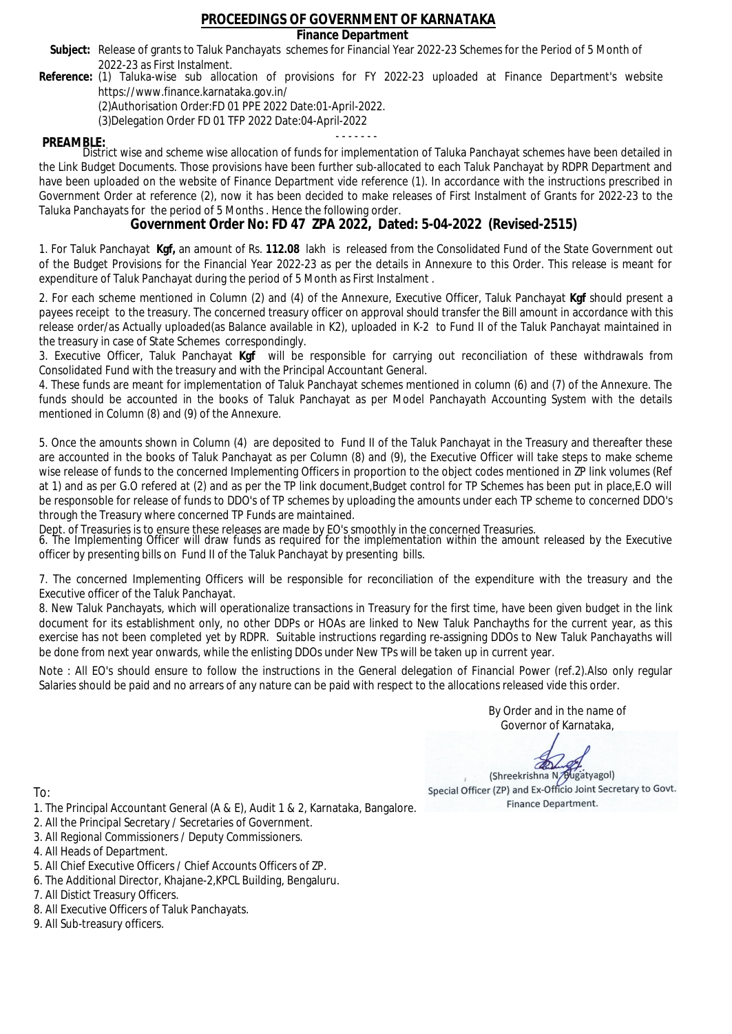# PROCEEDINGS OF GOVERNMENT OF KARNATAKA

**Finance Department**

**Subject:** Release of grants to Taluk Panchayats schemes for Financial Year 2022-23 Schemes for the Period of 5 Month of 2022-23 as First Instalment.

**Reference:** (1) Taluka-wise sub allocation of provisions for FY 2022-23 uploaded at Finance Department's website https://www.finance.karnataka.gov.in/

(2)Authorisation Order:FD 01 PPE 2022 Date:01-April-2022.

(3)Delegation Order FD 01 TFP 2022 Date:04-April-2022

- - - - - - -

**PREAMBLE:**

District wise and scheme wise allocation of funds for implementation of Taluka Panchayat schemes have been detailed in the Link Budget Documents. Those provisions have been further sub-allocated to each Taluk Panchayat by RDPR Department and have been uploaded on the website of Finance Department vide reference (1). In accordance with the instructions prescribed in Government Order at reference (2), now it has been decided to make releases of First Instalment of Grants for 2022-23 to the Taluka Panchayats for the period of 5 Months . Hence the following order.

## Government Order No: FD 47 ZPA 2022, Dated: 5-04-2022 (Revised-2515)

1. For Taluk Panchayat **Kgf,** an amount of Rs. **112.08** lakh is released from the Consolidated Fund of the State Government out of the Budget Provisions for the Financial Year 2022-23 as per the details in Annexure to this Order. This release is meant for expenditure of Taluk Panchayat during the period of 5 Month as First Instalment .

2. For each scheme mentioned in Column (2) and (4) of the Annexure, Executive Officer, Taluk Panchayat **Kgf** should present a payees receipt to the treasury. The concerned treasury officer on approval should transfer the Bill amount in accordance with this release order/as Actually uploaded(as Balance available in K2), uploaded in K-2 to Fund II of the Taluk Panchayat maintained in the treasury in case of State Schemes correspondingly.

3. Executive Officer, Taluk Panchayat **Kgf** will be responsible for carrying out reconciliation of these withdrawals from Consolidated Fund with the treasury and with the Principal Accountant General.

4. These funds are meant for implementation of Taluk Panchayat schemes mentioned in column (6) and (7) of the Annexure. The funds should be accounted in the books of Taluk Panchayat as per Model Panchayath Accounting System with the details mentioned in Column (8) and (9) of the Annexure.

5. Once the amounts shown in Column (4) are deposited to Fund II of the Taluk Panchayat in the Treasury and thereafter these are accounted in the books of Taluk Panchayat as per Column (8) and (9), the Executive Officer will take steps to make scheme wise release of funds to the concerned Implementing Officers in proportion to the object codes mentioned in ZP link volumes (Ref at 1) and as per G.O refered at (2) and as per the TP link document,Budget control for TP Schemes has been put in place,E.O will be responsoble for release of funds to DDO's of TP schemes by uploading the amounts under each TP scheme to concerned DDO's through the Treasury where concerned TP Funds are maintained.

Dept. of Treasuries is to ensure these releases are made by EO's smoothly in the concerned Treasuries.

6. The Implementing Officer will draw funds as required for the implementation within the amount released by the Executive officer by presenting bills on Fund II of the Taluk Panchayat by presenting bills.

7. The concerned Implementing Officers will be responsible for reconciliation of the expenditure with the treasury and the Executive officer of the Taluk Panchayat.

8. New Taluk Panchayats, which will operationalize transactions in Treasury for the first time, have been given budget in the link document for its establishment only, no other DDPs or HOAs are linked to New Taluk Panchayths for the current year, as this exercise has not been completed yet by RDPR. Suitable instructions regarding re-assigning DDOs to New Taluk Panchayaths will be done from next year onwards, while the enlisting DDOs under New TPs will be taken up in current year.

Note : All EO's should ensure to follow the instructions in the General delegation of Financial Power (ref.2).Also only regular Salaries should be paid and no arrears of any nature can be paid with respect to the allocations released vide this order.

By Order and in the name of
Governor of Karnataka,

(Shreekrishna N. Bugatyagol)
Special Officer (ZP) and Ex-Officio Joint Secretary to Govt.
Finance Department.

To:

1. The Principal Accountant General (A & E), Audit 1 & 2, Karnataka, Bangalore.
2. All the Principal Secretary / Secretaries of Government.
3. All Regional Commissioners / Deputy Commissioners.
4. All Heads of Department.
5. All Chief Executive Officers / Chief Accounts Officers of ZP.
6. The Additional Director, Khajane-2,KPCL Building, Bengaluru.
7. All Distict Treasury Officers.
8. All Executive Officers of Taluk Panchayats.
9. All Sub-treasury officers.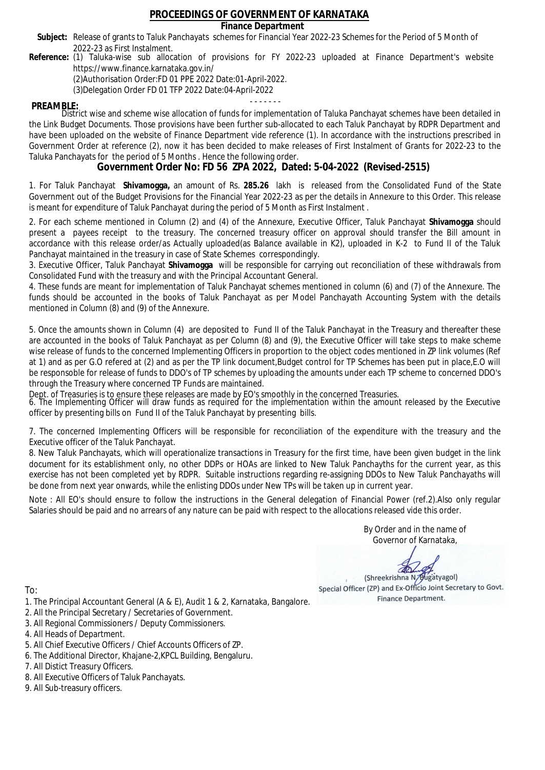# PROCEEDINGS OF GOVERNMENT OF KARNATAKA

**Finance Department**

**Subject:** Release of grants to Taluk Panchayats schemes for Financial Year 2022-23 Schemes for the Period of 5 Month of 2022-23 as First Instalment.

**Reference:** (1) Taluka-wise sub allocation of provisions for FY 2022-23 uploaded at Finance Department's website https://www.finance.karnataka.gov.in/

(2)Authorisation Order:FD 01 PPE 2022 Date:01-April-2022.

(3)Delegation Order FD 01 TFP 2022 Date:04-April-2022

- - - - - - -

**PREAMBLE:**

District wise and scheme wise allocation of funds for implementation of Taluka Panchayat schemes have been detailed in the Link Budget Documents. Those provisions have been further sub-allocated to each Taluk Panchayat by RDPR Department and have been uploaded on the website of Finance Department vide reference (1). In accordance with the instructions prescribed in Government Order at reference (2), now it has been decided to make releases of First Instalment of Grants for 2022-23 to the Taluka Panchayats for the period of 5 Months . Hence the following order.

## Government Order No: FD 56 ZPA 2022, Dated: 5-04-2022 (Revised-2515)

1. For Taluk Panchayat **Shivamogga,** an amount of Rs. **285.26** lakh is released from the Consolidated Fund of the State Government out of the Budget Provisions for the Financial Year 2022-23 as per the details in Annexure to this Order. This release is meant for expenditure of Taluk Panchayat during the period of 5 Month as First Instalment .

2. For each scheme mentioned in Column (2) and (4) of the Annexure, Executive Officer, Taluk Panchayat **Shivamogga** should present a payees receipt to the treasury. The concerned treasury officer on approval should transfer the Bill amount in accordance with this release order/as Actually uploaded(as Balance available in K2), uploaded in K-2 to Fund II of the Taluk Panchayat maintained in the treasury in case of State Schemes correspondingly.

3. Executive Officer, Taluk Panchayat **Shivamogga** will be responsible for carrying out reconciliation of these withdrawals from Consolidated Fund with the treasury and with the Principal Accountant General.

4. These funds are meant for implementation of Taluk Panchayat schemes mentioned in column (6) and (7) of the Annexure. The funds should be accounted in the books of Taluk Panchayat as per Model Panchayath Accounting System with the details mentioned in Column (8) and (9) of the Annexure.

5. Once the amounts shown in Column (4) are deposited to Fund II of the Taluk Panchayat in the Treasury and thereafter these are accounted in the books of Taluk Panchayat as per Column (8) and (9), the Executive Officer will take steps to make scheme wise release of funds to the concerned Implementing Officers in proportion to the object codes mentioned in ZP link volumes (Ref at 1) and as per G.O refered at (2) and as per the TP link document,Budget control for TP Schemes has been put in place,E.O will be responsoble for release of funds to DDO's of TP schemes by uploading the amounts under each TP scheme to concerned DDO's through the Treasury where concerned TP Funds are maintained.

Dept. of Treasuries is to ensure these releases are made by EO's smoothly in the concerned Treasuries.

6. The Implementing Officer will draw funds as required for the implementation within the amount released by the Executive officer by presenting bills on Fund II of the Taluk Panchayat by presenting bills.

7. The concerned Implementing Officers will be responsible for reconciliation of the expenditure with the treasury and the Executive officer of the Taluk Panchayat.

8. New Taluk Panchayats, which will operationalize transactions in Treasury for the first time, have been given budget in the link document for its establishment only, no other DDPs or HOAs are linked to New Taluk Panchayths for the current year, as this exercise has not been completed yet by RDPR. Suitable instructions regarding re-assigning DDOs to New Taluk Panchayaths will be done from next year onwards, while the enlisting DDOs under New TPs will be taken up in current year.

Note : All EO's should ensure to follow the instructions in the General delegation of Financial Power (ref.2).Also only regular Salaries should be paid and no arrears of any nature can be paid with respect to the allocations released vide this order.

By Order and in the name of
Governor of Karnataka,

(Shreekrishna N. Bugatyagol)
Special Officer (ZP) and Ex-Officio Joint Secretary to Govt.
Finance Department.

To:

1. The Principal Accountant General (A & E), Audit 1 & 2, Karnataka, Bangalore.
2. All the Principal Secretary / Secretaries of Government.
3. All Regional Commissioners / Deputy Commissioners.
4. All Heads of Department.
5. All Chief Executive Officers / Chief Accounts Officers of ZP.
6. The Additional Director, Khajane-2,KPCL Building, Bengaluru.
7. All Distict Treasury Officers.
8. All Executive Officers of Taluk Panchayats.
9. All Sub-treasury officers.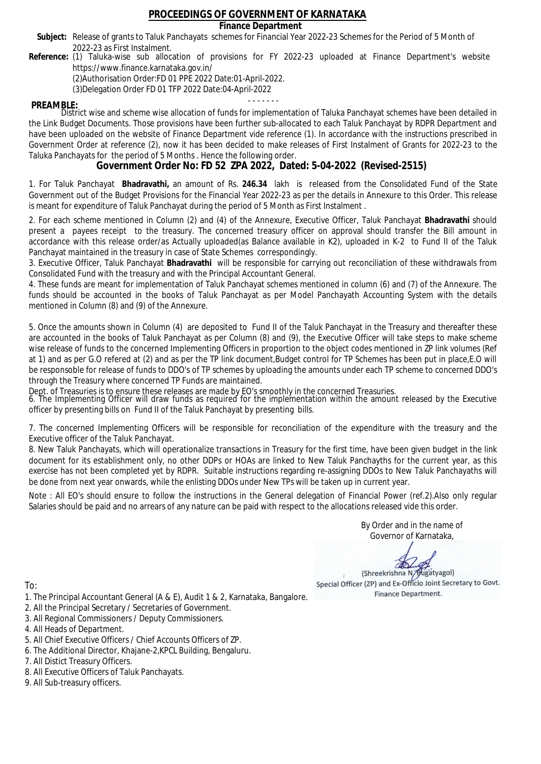# PROCEEDINGS OF GOVERNMENT OF KARNATAKA

**Finance Department**

**Subject:** Release of grants to Taluk Panchayats schemes for Financial Year 2022-23 Schemes for the Period of 5 Month of 2022-23 as First Instalment.

**Reference:** (1) Taluka-wise sub allocation of provisions for FY 2022-23 uploaded at Finance Department's website https://www.finance.karnataka.gov.in/

(2)Authorisation Order:FD 01 PPE 2022 Date:01-April-2022.

(3)Delegation Order FD 01 TFP 2022 Date:04-April-2022

- - - - - - -

**PREAMBLE:** District wise and scheme wise allocation of funds for implementation of Taluka Panchayat schemes have been detailed in the Link Budget Documents. Those provisions have been further sub-allocated to each Taluk Panchayat by RDPR Department and have been uploaded on the website of Finance Department vide reference (1). In accordance with the instructions prescribed in Government Order at reference (2), now it has been decided to make releases of First Instalment of Grants for 2022-23 to the Taluka Panchayats for the period of 5 Months . Hence the following order.

## Government Order No: FD 52 ZPA 2022, Dated: 5-04-2022 (Revised-2515)

1. For Taluk Panchayat **Bhadravathi,** an amount of Rs. **246.34** lakh is released from the Consolidated Fund of the State Government out of the Budget Provisions for the Financial Year 2022-23 as per the details in Annexure to this Order. This release is meant for expenditure of Taluk Panchayat during the period of 5 Month as First Instalment .

2. For each scheme mentioned in Column (2) and (4) of the Annexure, Executive Officer, Taluk Panchayat **Bhadravathi** should present a payees receipt to the treasury. The concerned treasury officer on approval should transfer the Bill amount in accordance with this release order/as Actually uploaded(as Balance available in K2), uploaded in K-2 to Fund II of the Taluk Panchayat maintained in the treasury in case of State Schemes correspondingly.

3. Executive Officer, Taluk Panchayat **Bhadravathi** will be responsible for carrying out reconciliation of these withdrawals from Consolidated Fund with the treasury and with the Principal Accountant General.

4. These funds are meant for implementation of Taluk Panchayat schemes mentioned in column (6) and (7) of the Annexure. The funds should be accounted in the books of Taluk Panchayat as per Model Panchayath Accounting System with the details mentioned in Column (8) and (9) of the Annexure.

5. Once the amounts shown in Column (4) are deposited to Fund II of the Taluk Panchayat in the Treasury and thereafter these are accounted in the books of Taluk Panchayat as per Column (8) and (9), the Executive Officer will take steps to make scheme wise release of funds to the concerned Implementing Officers in proportion to the object codes mentioned in ZP link volumes (Ref at 1) and as per G.O refered at (2) and as per the TP link document,Budget control for TP Schemes has been put in place,E.O will be responsible for release of funds to DDO's of TP schemes by uploading the amounts under each TP scheme to concerned DDO's through the Treasury where concerned TP Funds are maintained.

Dept. of Treasuries is to ensure these releases are made by EO's smoothly in the concerned Treasuries.

6. The Implementing Officer will draw funds as required for the implementation within the amount released by the Executive officer by presenting bills on Fund II of the Taluk Panchayat by presenting bills.

7. The concerned Implementing Officers will be responsible for reconciliation of the expenditure with the treasury and the Executive officer of the Taluk Panchayat.

8. New Taluk Panchayats, which will operationalize transactions in Treasury for the first time, have been given budget in the link document for its establishment only, no other DDPs or HOAs are linked to New Taluk Panchayths for the current year, as this exercise has not been completed yet by RDPR. Suitable instructions regarding re-assigning DDOs to New Taluk Panchayaths will be done from next year onwards, while the enlisting DDOs under New TPs will be taken up in current year.

Note : All EO's should ensure to follow the instructions in the General delegation of Financial Power (ref.2).Also only regular Salaries should be paid and no arrears of any nature can be paid with respect to the allocations released vide this order.

By Order and in the name of
Governor of Karnataka,

(Shreekrishna N. Bugatyagol)
Special Officer (ZP) and Ex-Officio Joint Secretary to Govt.
Finance Department.

To:

1. The Principal Accountant General (A & E), Audit 1 & 2, Karnataka, Bangalore.
2. All the Principal Secretary / Secretaries of Government.
3. All Regional Commissioners / Deputy Commissioners.
4. All Heads of Department.
5. All Chief Executive Officers / Chief Accounts Officers of ZP.
6. The Additional Director, Khajane-2,KPCL Building, Bengaluru.
7. All Distict Treasury Officers.
8. All Executive Officers of Taluk Panchayats.
9. All Sub-treasury officers.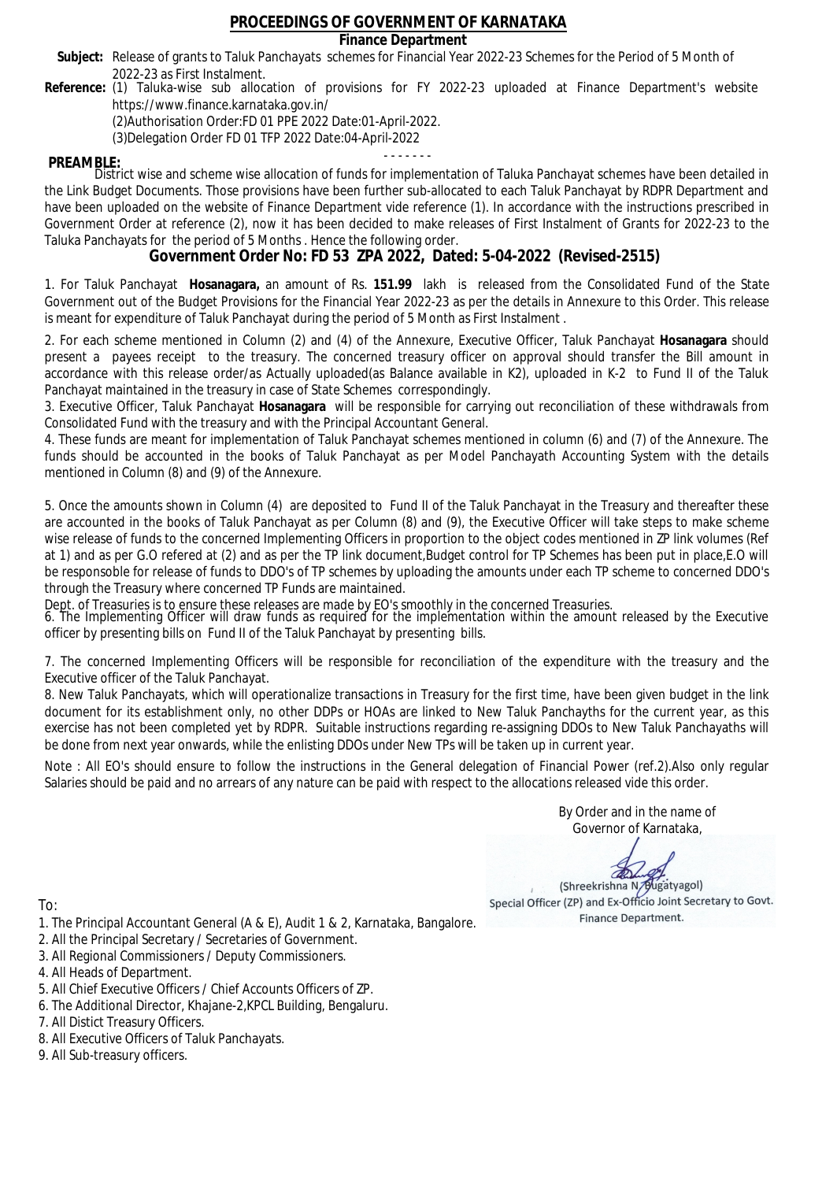# PROCEEDINGS OF GOVERNMENT OF KARNATAKA

**Finance Department**

**Subject:** Release of grants to Taluk Panchayats schemes for Financial Year 2022-23 Schemes for the Period of 5 Month of 2022-23 as First Instalment.

**Reference:** (1) Taluka-wise sub allocation of provisions for FY 2022-23 uploaded at Finance Department's website https://www.finance.karnataka.gov.in/

(2)Authorisation Order:FD 01 PPE 2022 Date:01-April-2022.

(3)Delegation Order FD 01 TFP 2022 Date:04-April-2022

- - - - - - -

**PREAMBLE:**

District wise and scheme wise allocation of funds for implementation of Taluka Panchayat schemes have been detailed in the Link Budget Documents. Those provisions have been further sub-allocated to each Taluk Panchayat by RDPR Department and have been uploaded on the website of Finance Department vide reference (1). In accordance with the instructions prescribed in Government Order at reference (2), now it has been decided to make releases of First Instalment of Grants for 2022-23 to the Taluka Panchayats for the period of 5 Months . Hence the following order.

## Government Order No: FD 53 ZPA 2022, Dated: 5-04-2022 (Revised-2515)

1. For Taluk Panchayat **Hosanagara,** an amount of Rs. **151.99** lakh is released from the Consolidated Fund of the State Government out of the Budget Provisions for the Financial Year 2022-23 as per the details in Annexure to this Order. This release is meant for expenditure of Taluk Panchayat during the period of 5 Month as First Instalment .

2. For each scheme mentioned in Column (2) and (4) of the Annexure, Executive Officer, Taluk Panchayat **Hosanagara** should present a payees receipt to the treasury. The concerned treasury officer on approval should transfer the Bill amount in accordance with this release order/as Actually uploaded(as Balance available in K2), uploaded in K-2 to Fund II of the Taluk Panchayat maintained in the treasury in case of State Schemes correspondingly.

3. Executive Officer, Taluk Panchayat **Hosanagara** will be responsible for carrying out reconciliation of these withdrawals from Consolidated Fund with the treasury and with the Principal Accountant General.

4. These funds are meant for implementation of Taluk Panchayat schemes mentioned in column (6) and (7) of the Annexure. The funds should be accounted in the books of Taluk Panchayat as per Model Panchayath Accounting System with the details mentioned in Column (8) and (9) of the Annexure.

5. Once the amounts shown in Column (4) are deposited to Fund II of the Taluk Panchayat in the Treasury and thereafter these are accounted in the books of Taluk Panchayat as per Column (8) and (9), the Executive Officer will take steps to make scheme wise release of funds to the concerned Implementing Officers in proportion to the object codes mentioned in ZP link volumes (Ref at 1) and as per G.O refered at (2) and as per the TP link document,Budget control for TP Schemes has been put in place,E.O will be responsible for release of funds to DDO's of TP schemes by uploading the amounts under each TP scheme to concerned DDO's through the Treasury where concerned TP Funds are maintained.

Dept. of Treasuries is to ensure these releases are made by EO's smoothly in the concerned Treasuries.

6. The Implementing Officer will draw funds as required for the implementation within the amount released by the Executive officer by presenting bills on Fund II of the Taluk Panchayat by presenting bills.

7. The concerned Implementing Officers will be responsible for reconciliation of the expenditure with the treasury and the Executive officer of the Taluk Panchayat.

8. New Taluk Panchayats, which will operationalize transactions in Treasury for the first time, have been given budget in the link document for its establishment only, no other DDPs or HOAs are linked to New Taluk Panchayths for the current year, as this exercise has not been completed yet by RDPR. Suitable instructions regarding re-assigning DDOs to New Taluk Panchayaths will be done from next year onwards, while the enlisting DDOs under New TPs will be taken up in current year.

Note : All EO's should ensure to follow the instructions in the General delegation of Financial Power (ref.2).Also only regular Salaries should be paid and no arrears of any nature can be paid with respect to the allocations released vide this order.

By Order and in the name of
Governor of Karnataka,

(Shreekrishna N. Bugatyagol)
Special Officer (ZP) and Ex-Officio Joint Secretary to Govt.
Finance Department.

To:

1. The Principal Accountant General (A & E), Audit 1 & 2, Karnataka, Bangalore.
2. All the Principal Secretary / Secretaries of Government.
3. All Regional Commissioners / Deputy Commissioners.
4. All Heads of Department.
5. All Chief Executive Officers / Chief Accounts Officers of ZP.
6. The Additional Director, Khajane-2,KPCL Building, Bengaluru.
7. All Distict Treasury Officers.
8. All Executive Officers of Taluk Panchayats.
9. All Sub-treasury officers.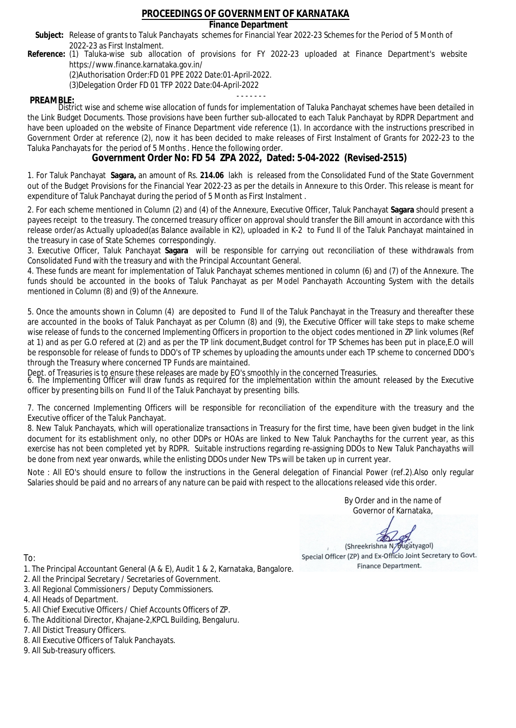# PROCEEDINGS OF GOVERNMENT OF KARNATAKA

## Finance Department

**Subject:** Release of grants to Taluk Panchayats schemes for Financial Year 2022-23 Schemes for the Period of 5 Month of 2022-23 as First Instalment.

**Reference:** (1) Taluka-wise sub allocation of provisions for FY 2022-23 uploaded at Finance Department's website https://www.finance.karnataka.gov.in/

(2)Authorisation Order:FD 01 PPE 2022 Date:01-April-2022.

(3)Delegation Order FD 01 TFP 2022 Date:04-April-2022

- - - - - - -

**PREAMBLE:**

District wise and scheme wise allocation of funds for implementation of Taluka Panchayat schemes have been detailed in the Link Budget Documents. Those provisions have been further sub-allocated to each Taluk Panchayat by RDPR Department and have been uploaded on the website of Finance Department vide reference (1). In accordance with the instructions prescribed in Government Order at reference (2), now it has been decided to make releases of First Instalment of Grants for 2022-23 to the Taluka Panchayats for the period of 5 Months . Hence the following order.

## Government Order No: FD 54 ZPA 2022, Dated: 5-04-2022 (Revised-2515)

1. For Taluk Panchayat **Sagara,** an amount of Rs. **214.06** lakh is released from the Consolidated Fund of the State Government out of the Budget Provisions for the Financial Year 2022-23 as per the details in Annexure to this Order. This release is meant for expenditure of Taluk Panchayat during the period of 5 Month as First Instalment .

2. For each scheme mentioned in Column (2) and (4) of the Annexure, Executive Officer, Taluk Panchayat **Sagara** should present a payees receipt to the treasury. The concerned treasury officer on approval should transfer the Bill amount in accordance with this release order/as Actually uploaded(as Balance available in K2), uploaded in K-2 to Fund II of the Taluk Panchayat maintained in the treasury in case of State Schemes correspondingly.

3. Executive Officer, Taluk Panchayat **Sagara** will be responsible for carrying out reconciliation of these withdrawals from Consolidated Fund with the treasury and with the Principal Accountant General.

4. These funds are meant for implementation of Taluk Panchayat schemes mentioned in column (6) and (7) of the Annexure. The funds should be accounted in the books of Taluk Panchayat as per Model Panchayath Accounting System with the details mentioned in Column (8) and (9) of the Annexure.

5. Once the amounts shown in Column (4) are deposited to Fund II of the Taluk Panchayat in the Treasury and thereafter these are accounted in the books of Taluk Panchayat as per Column (8) and (9), the Executive Officer will take steps to make scheme wise release of funds to the concerned Implementing Officers in proportion to the object codes mentioned in ZP link volumes (Ref at 1) and as per G.O refered at (2) and as per the TP link document,Budget control for TP Schemes has been put in place,E.O will be responsoble for release of funds to DDO's of TP schemes by uploading the amounts under each TP scheme to concerned DDO's through the Treasury where concerned TP Funds are maintained.

Dept. of Treasuries is to ensure these releases are made by EO's smoothly in the concerned Treasuries.

6. The Implementing Officer will draw funds as required for the implementation within the amount released by the Executive officer by presenting bills on Fund II of the Taluk Panchayat by presenting bills.

7. The concerned Implementing Officers will be responsible for reconciliation of the expenditure with the treasury and the Executive officer of the Taluk Panchayat.

8. New Taluk Panchayats, which will operationalize transactions in Treasury for the first time, have been given budget in the link document for its establishment only, no other DDPs or HOAs are linked to New Taluk Panchayths for the current year, as this exercise has not been completed yet by RDPR. Suitable instructions regarding re-assigning DDOs to New Taluk Panchayaths will be done from next year onwards, while the enlisting DDOs under New TPs will be taken up in current year.

Note : All EO's should ensure to follow the instructions in the General delegation of Financial Power (ref.2).Also only regular Salaries should be paid and no arrears of any nature can be paid with respect to the allocations released vide this order.

By Order and in the name of
Governor of Karnataka,

(Shreekrishna N. Bugatyagol)
Special Officer (ZP) and Ex-Officio Joint Secretary to Govt.
Finance Department.

To:

1. The Principal Accountant General (A & E), Audit 1 & 2, Karnataka, Bangalore.
2. All the Principal Secretary / Secretaries of Government.
3. All Regional Commissioners / Deputy Commissioners.
4. All Heads of Department.
5. All Chief Executive Officers / Chief Accounts Officers of ZP.
6. The Additional Director, Khajane-2,KPCL Building, Bengaluru.
7. All Distict Treasury Officers.
8. All Executive Officers of Taluk Panchayats.
9. All Sub-treasury officers.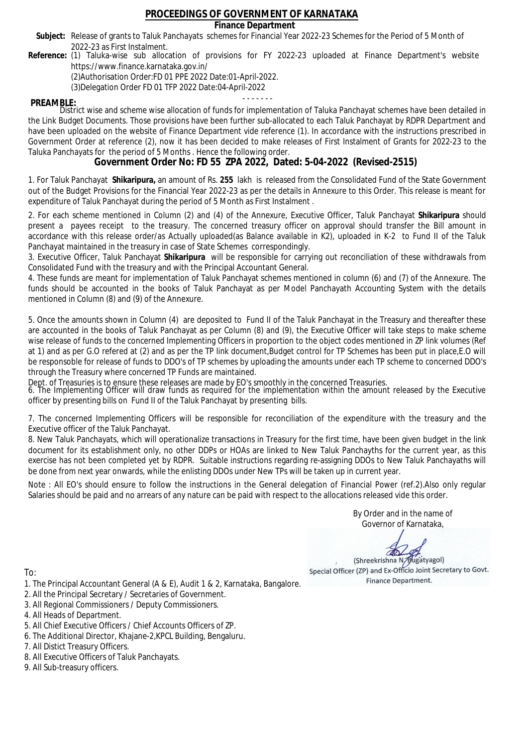# PROCEEDINGS OF GOVERNMENT OF KARNATAKA

**Finance Department**

**Subject:** Release of grants to Taluk Panchayats schemes for Financial Year 2022-23 Schemes for the Period of 5 Month of 2022-23 as First Instalment.

**Reference:** (1) Taluka-wise sub allocation of provisions for FY 2022-23 uploaded at Finance Department's website https://www.finance.karnataka.gov.in/
(2)Authorisation Order:FD 01 PPE 2022 Date:01-April-2022.
(3)Delegation Order FD 01 TFP 2022 Date:04-April-2022

- - - - - - -

**PREAMBLE:**

District wise and scheme wise allocation of funds for implementation of Taluka Panchayat schemes have been detailed in the Link Budget Documents. Those provisions have been further sub-allocated to each Taluk Panchayat by RDPR Department and have been uploaded on the website of Finance Department vide reference (1). In accordance with the instructions prescribed in Government Order at reference (2), now it has been decided to make releases of First Instalment of Grants for 2022-23 to the Taluka Panchayats for the period of 5 Months . Hence the following order.

## Government Order No: FD 55 ZPA 2022, Dated: 5-04-2022 (Revised-2515)

1. For Taluk Panchayat **Shikaripura,** an amount of Rs. **255** lakh is released from the Consolidated Fund of the State Government out of the Budget Provisions for the Financial Year 2022-23 as per the details in Annexure to this Order. This release is meant for expenditure of Taluk Panchayat during the period of 5 Month as First Instalment .

2. For each scheme mentioned in Column (2) and (4) of the Annexure, Executive Officer, Taluk Panchayat **Shikaripura** should present a payees receipt to the treasury. The concerned treasury officer on approval should transfer the Bill amount in accordance with this release order/as Actually uploaded(as Balance available in K2), uploaded in K-2 to Fund II of the Taluk Panchayat maintained in the treasury in case of State Schemes correspondingly.

3. Executive Officer, Taluk Panchayat **Shikaripura** will be responsible for carrying out reconciliation of these withdrawals from Consolidated Fund with the treasury and with the Principal Accountant General.

4. These funds are meant for implementation of Taluk Panchayat schemes mentioned in column (6) and (7) of the Annexure. The funds should be accounted in the books of Taluk Panchayat as per Model Panchayath Accounting System with the details mentioned in Column (8) and (9) of the Annexure.

5. Once the amounts shown in Column (4) are deposited to Fund II of the Taluk Panchayat in the Treasury and thereafter these are accounted in the books of Taluk Panchayat as per Column (8) and (9), the Executive Officer will take steps to make scheme wise release of funds to the concerned Implementing Officers in proportion to the object codes mentioned in ZP link volumes (Ref at 1) and as per G.O refered at (2) and as per the TP link document,Budget control for TP Schemes has been put in place,E.O will be responsoble for release of funds to DDO's of TP schemes by uploading the amounts under each TP scheme to concerned DDO's through the Treasury where concerned TP Funds are maintained.

Dept. of Treasuries is to ensure these releases are made by EO's smoothly in the concerned Treasuries.

6. The Implementing Officer will draw funds as required for the implementation within the amount released by the Executive officer by presenting bills on Fund II of the Taluk Panchayat by presenting bills.

7. The concerned Implementing Officers will be responsible for reconciliation of the expenditure with the treasury and the Executive officer of the Taluk Panchayat.

8. New Taluk Panchayats, which will operationalize transactions in Treasury for the first time, have been given budget in the link document for its establishment only, no other DDPs or HOAs are linked to New Taluk Panchayths for the current year, as this exercise has not been completed yet by RDPR. Suitable instructions regarding re-assigning DDOs to New Taluk Panchayaths will be done from next year onwards, while the enlisting DDOs under New TPs will be taken up in current year.

Note : All EO's should ensure to follow the instructions in the General delegation of Financial Power (ref.2).Also only regular Salaries should be paid and no arrears of any nature can be paid with respect to the allocations released vide this order.

By Order and in the name of
Governor of Karnataka,

(Shreekrishna N. Bugatyagol)
Special Officer (ZP) and Ex-Officio Joint Secretary to Govt.
Finance Department.

To:

1. The Principal Accountant General (A & E), Audit 1 & 2, Karnataka, Bangalore.
2. All the Principal Secretary / Secretaries of Government.
3. All Regional Commissioners / Deputy Commissioners.
4. All Heads of Department.
5. All Chief Executive Officers / Chief Accounts Officers of ZP.
6. The Additional Director, Khajane-2,KPCL Building, Bengaluru.
7. All Distict Treasury Officers.
8. All Executive Officers of Taluk Panchayats.
9. All Sub-treasury officers.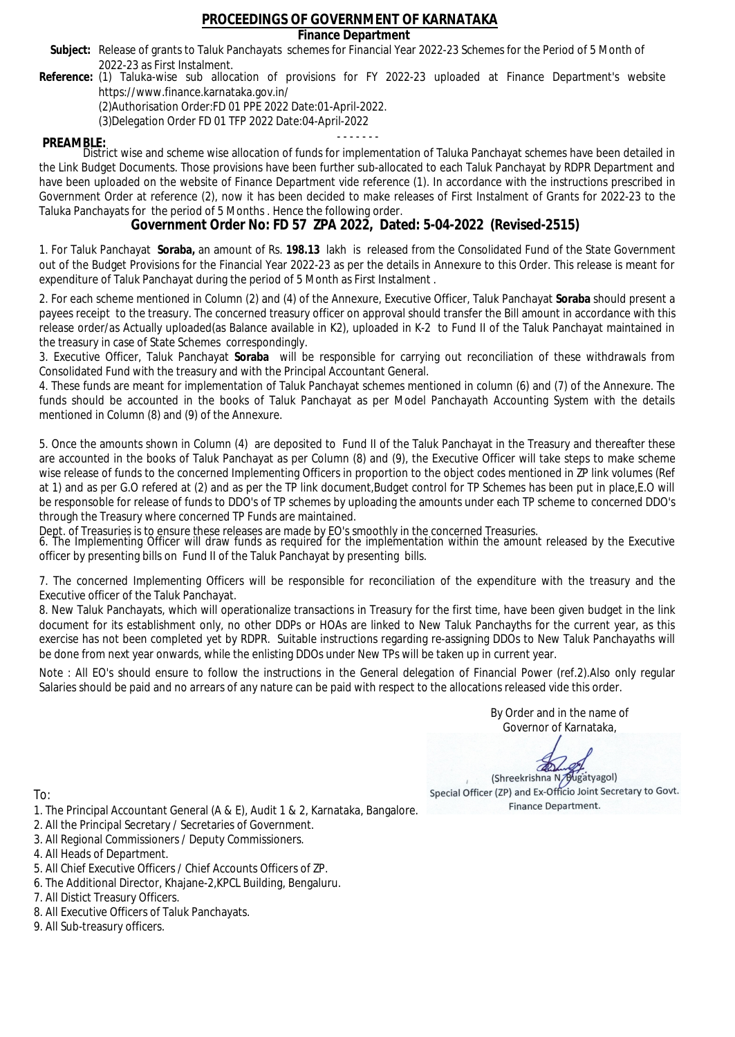# PROCEEDINGS OF GOVERNMENT OF KARNATAKA

**Finance Department**

**Subject:** Release of grants to Taluk Panchayats schemes for Financial Year 2022-23 Schemes for the Period of 5 Month of 2022-23 as First Instalment.

**Reference:** (1) Taluka-wise sub allocation of provisions for FY 2022-23 uploaded at Finance Department's website https://www.finance.karnataka.gov.in/

(2)Authorisation Order:FD 01 PPE 2022 Date:01-April-2022.

(3)Delegation Order FD 01 TFP 2022 Date:04-April-2022

- - - - - - -

**PREAMBLE:**

District wise and scheme wise allocation of funds for implementation of Taluka Panchayat schemes have been detailed in the Link Budget Documents. Those provisions have been further sub-allocated to each Taluk Panchayat by RDPR Department and have been uploaded on the website of Finance Department vide reference (1). In accordance with the instructions prescribed in Government Order at reference (2), now it has been decided to make releases of First Instalment of Grants for 2022-23 to the Taluka Panchayats for the period of 5 Months . Hence the following order.

## Government Order No: FD 57 ZPA 2022, Dated: 5-04-2022 (Revised-2515)

1. For Taluk Panchayat **Soraba,** an amount of Rs. **198.13** lakh is released from the Consolidated Fund of the State Government out of the Budget Provisions for the Financial Year 2022-23 as per the details in Annexure to this Order. This release is meant for expenditure of Taluk Panchayat during the period of 5 Month as First Instalment .

2. For each scheme mentioned in Column (2) and (4) of the Annexure, Executive Officer, Taluk Panchayat **Soraba** should present a payees receipt to the treasury. The concerned treasury officer on approval should transfer the Bill amount in accordance with this release order/as Actually uploaded(as Balance available in K2), uploaded in K-2 to Fund II of the Taluk Panchayat maintained in the treasury in case of State Schemes correspondingly.

3. Executive Officer, Taluk Panchayat **Soraba** will be responsible for carrying out reconciliation of these withdrawals from Consolidated Fund with the treasury and with the Principal Accountant General.

4. These funds are meant for implementation of Taluk Panchayat schemes mentioned in column (6) and (7) of the Annexure. The funds should be accounted in the books of Taluk Panchayat as per Model Panchayath Accounting System with the details mentioned in Column (8) and (9) of the Annexure.

5. Once the amounts shown in Column (4) are deposited to Fund II of the Taluk Panchayat in the Treasury and thereafter these are accounted in the books of Taluk Panchayat as per Column (8) and (9), the Executive Officer will take steps to make scheme wise release of funds to the concerned Implementing Officers in proportion to the object codes mentioned in ZP link volumes (Ref at 1) and as per G.O refered at (2) and as per the TP link document,Budget control for TP Schemes has been put in place,E.O will be responsoble for release of funds to DDO's of TP schemes by uploading the amounts under each TP scheme to concerned DDO's through the Treasury where concerned TP Funds are maintained.

Dept. of Treasuries is to ensure these releases are made by EO's smoothly in the concerned Treasuries.

6. The Implementing Officer will draw funds as required for the implementation within the amount released by the Executive officer by presenting bills on Fund II of the Taluk Panchayat by presenting bills.

7. The concerned Implementing Officers will be responsible for reconciliation of the expenditure with the treasury and the Executive officer of the Taluk Panchayat.

8. New Taluk Panchayats, which will operationalize transactions in Treasury for the first time, have been given budget in the link document for its establishment only, no other DDPs or HOAs are linked to New Taluk Panchayths for the current year, as this exercise has not been completed yet by RDPR. Suitable instructions regarding re-assigning DDOs to New Taluk Panchayaths will be done from next year onwards, while the enlisting DDOs under New TPs will be taken up in current year.

Note : All EO's should ensure to follow the instructions in the General delegation of Financial Power (ref.2).Also only regular Salaries should be paid and no arrears of any nature can be paid with respect to the allocations released vide this order.

By Order and in the name of
Governor of Karnataka,

(Shreekrishna N. Bugatyagol)
Special Officer (ZP) and Ex-Officio Joint Secretary to Govt.
Finance Department.

To:

1. The Principal Accountant General (A & E), Audit 1 & 2, Karnataka, Bangalore.
2. All the Principal Secretary / Secretaries of Government.
3. All Regional Commissioners / Deputy Commissioners.
4. All Heads of Department.
5. All Chief Executive Officers / Chief Accounts Officers of ZP.
6. The Additional Director, Khajane-2,KPCL Building, Bengaluru.
7. All Distict Treasury Officers.
8. All Executive Officers of Taluk Panchayats.
9. All Sub-treasury officers.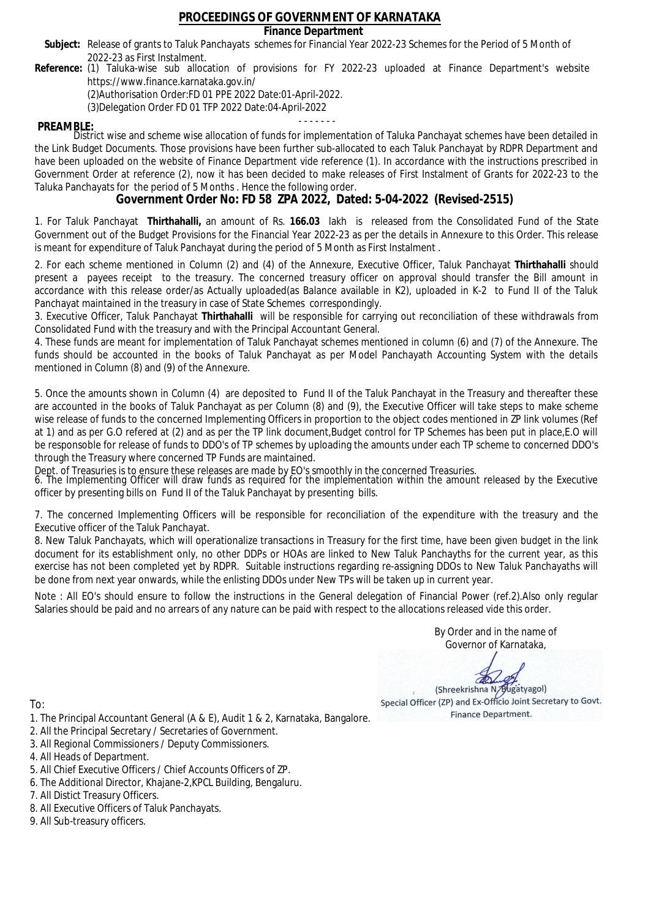# PROCEEDINGS OF GOVERNMENT OF KARNATAKA

## Finance Department

**Subject:** Release of grants to Taluk Panchayats schemes for Financial Year 2022-23 Schemes for the Period of 5 Month of 2022-23 as First Instalment.

**Reference:** (1) Taluka-wise sub allocation of provisions for FY 2022-23 uploaded at Finance Department's website https://www.finance.karnataka.gov.in/

(2)Authorisation Order:FD 01 PPE 2022 Date:01-April-2022.

(3)Delegation Order FD 01 TFP 2022 Date:04-April-2022

- - - - - - -

**PREAMBLE:**

District wise and scheme wise allocation of funds for implementation of Taluka Panchayat schemes have been detailed in the Link Budget Documents. Those provisions have been further sub-allocated to each Taluk Panchayat by RDPR Department and have been uploaded on the website of Finance Department vide reference (1). In accordance with the instructions prescribed in Government Order at reference (2), now it has been decided to make releases of First Instalment of Grants for 2022-23 to the Taluka Panchayats for the period of 5 Months . Hence the following order.

## Government Order No: FD 58 ZPA 2022, Dated: 5-04-2022 (Revised-2515)

1. For Taluk Panchayat **Thirthahalli,** an amount of Rs. **166.03** lakh is released from the Consolidated Fund of the State Government out of the Budget Provisions for the Financial Year 2022-23 as per the details in Annexure to this Order. This release is meant for expenditure of Taluk Panchayat during the period of 5 Month as First Instalment .

2. For each scheme mentioned in Column (2) and (4) of the Annexure, Executive Officer, Taluk Panchayat **Thirthahalli** should present a payees receipt to the treasury. The concerned treasury officer on approval should transfer the Bill amount in accordance with this release order/as Actually uploaded(as Balance available in K2), uploaded in K-2 to Fund II of the Taluk Panchayat maintained in the treasury in case of State Schemes correspondingly.

3. Executive Officer, Taluk Panchayat **Thirthahalli** will be responsible for carrying out reconciliation of these withdrawals from Consolidated Fund with the treasury and with the Principal Accountant General.

4. These funds are meant for implementation of Taluk Panchayat schemes mentioned in column (6) and (7) of the Annexure. The funds should be accounted in the books of Taluk Panchayat as per Model Panchayath Accounting System with the details mentioned in Column (8) and (9) of the Annexure.

5. Once the amounts shown in Column (4) are deposited to Fund II of the Taluk Panchayat in the Treasury and thereafter these are accounted in the books of Taluk Panchayat as per Column (8) and (9), the Executive Officer will take steps to make scheme wise release of funds to the concerned Implementing Officers in proportion to the object codes mentioned in ZP link volumes (Ref at 1) and as per G.O refered at (2) and as per the TP link document,Budget control for TP Schemes has been put in place,E.O will be responsoble for release of funds to DDO's of TP schemes by uploading the amounts under each TP scheme to concerned DDO's through the Treasury where concerned TP Funds are maintained.

Dept. of Treasuries is to ensure these releases are made by EO's smoothly in the concerned Treasuries.

6. The Implementing Officer will draw funds as required for the implementation within the amount released by the Executive officer by presenting bills on Fund II of the Taluk Panchayat by presenting bills.

7. The concerned Implementing Officers will be responsible for reconciliation of the expenditure with the treasury and the Executive officer of the Taluk Panchayat.

8. New Taluk Panchayats, which will operationalize transactions in Treasury for the first time, have been given budget in the link document for its establishment only, no other DDPs or HOAs are linked to New Taluk Panchayths for the current year, as this exercise has not been completed yet by RDPR. Suitable instructions regarding re-assigning DDOs to New Taluk Panchayaths will be done from next year onwards, while the enlisting DDOs under New TPs will be taken up in current year.

Note : All EO's should ensure to follow the instructions in the General delegation of Financial Power (ref.2).Also only regular Salaries should be paid and no arrears of any nature can be paid with respect to the allocations released vide this order.

By Order and in the name of
Governor of Karnataka,

(Shreekrishna N. Bugatyagol)
Special Officer (ZP) and Ex-Officio Joint Secretary to Govt.
Finance Department.

To:

1. The Principal Accountant General (A & E), Audit 1 & 2, Karnataka, Bangalore.
2. All the Principal Secretary / Secretaries of Government.
3. All Regional Commissioners / Deputy Commissioners.
4. All Heads of Department.
5. All Chief Executive Officers / Chief Accounts Officers of ZP.
6. The Additional Director, Khajane-2,KPCL Building, Bengaluru.
7. All Distict Treasury Officers.
8. All Executive Officers of Taluk Panchayats.
9. All Sub-treasury officers.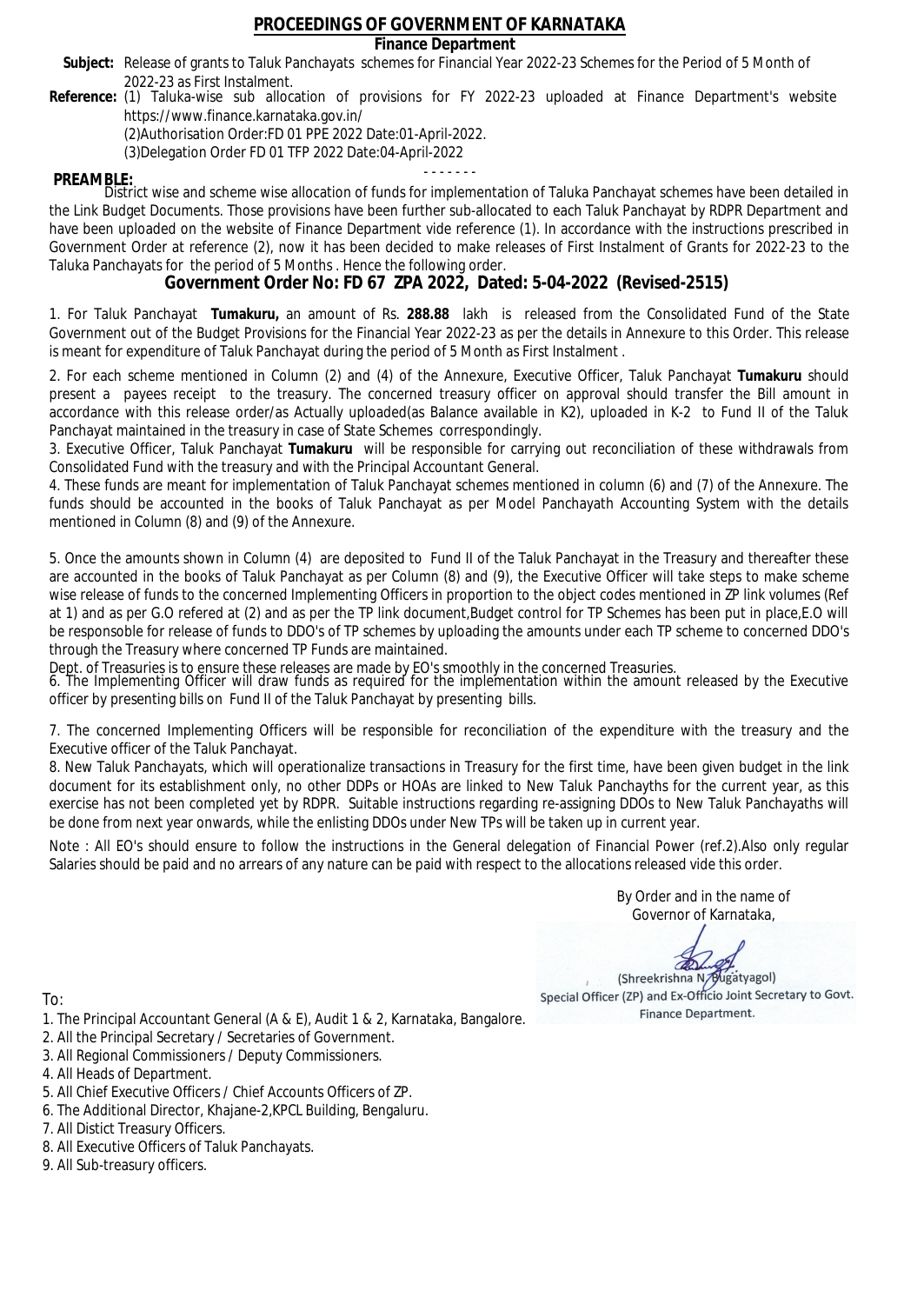# PROCEEDINGS OF GOVERNMENT OF KARNATAKA

**Finance Department**

**Subject:** Release of grants to Taluk Panchayats schemes for Financial Year 2022-23 Schemes for the Period of 5 Month of 2022-23 as First Instalment.

**Reference:** (1) Taluka-wise sub allocation of provisions for FY 2022-23 uploaded at Finance Department's website https://www.finance.karnataka.gov.in/

(2)Authorisation Order:FD 01 PPE 2022 Date:01-April-2022.

(3)Delegation Order FD 01 TFP 2022 Date:04-April-2022

- - - - - - -

**PREAMBLE:**

District wise and scheme wise allocation of funds for implementation of Taluka Panchayat schemes have been detailed in the Link Budget Documents. Those provisions have been further sub-allocated to each Taluk Panchayat by RDPR Department and have been uploaded on the website of Finance Department vide reference (1). In accordance with the instructions prescribed in Government Order at reference (2), now it has been decided to make releases of First Instalment of Grants for 2022-23 to the Taluka Panchayats for the period of 5 Months . Hence the following order.

## Government Order No: FD 67 ZPA 2022, Dated: 5-04-2022 (Revised-2515)

1. For Taluk Panchayat **Tumakuru,** an amount of Rs. **288.88** lakh is released from the Consolidated Fund of the State Government out of the Budget Provisions for the Financial Year 2022-23 as per the details in Annexure to this Order. This release is meant for expenditure of Taluk Panchayat during the period of 5 Month as First Instalment .

2. For each scheme mentioned in Column (2) and (4) of the Annexure, Executive Officer, Taluk Panchayat **Tumakuru** should present a payees receipt to the treasury. The concerned treasury officer on approval should transfer the Bill amount in accordance with this release order/as Actually uploaded(as Balance available in K2), uploaded in K-2 to Fund II of the Taluk Panchayat maintained in the treasury in case of State Schemes correspondingly.

3. Executive Officer, Taluk Panchayat **Tumakuru** will be responsible for carrying out reconciliation of these withdrawals from Consolidated Fund with the treasury and with the Principal Accountant General.

4. These funds are meant for implementation of Taluk Panchayat schemes mentioned in column (6) and (7) of the Annexure. The funds should be accounted in the books of Taluk Panchayat as per Model Panchayath Accounting System with the details mentioned in Column (8) and (9) of the Annexure.

5. Once the amounts shown in Column (4) are deposited to Fund II of the Taluk Panchayat in the Treasury and thereafter these are accounted in the books of Taluk Panchayat as per Column (8) and (9), the Executive Officer will take steps to make scheme wise release of funds to the concerned Implementing Officers in proportion to the object codes mentioned in ZP link volumes (Ref at 1) and as per G.O refered at (2) and as per the TP link document,Budget control for TP Schemes has been put in place,E.O will be responsible for release of funds to DDO's of TP schemes by uploading the amounts under each TP scheme to concerned DDO's through the Treasury where concerned TP Funds are maintained.

Dept. of Treasuries is to ensure these releases are made by EO's smoothly in the concerned Treasuries.

6. The Implementing Officer will draw funds as required for the implementation within the amount released by the Executive officer by presenting bills on Fund II of the Taluk Panchayat by presenting bills.

7. The concerned Implementing Officers will be responsible for reconciliation of the expenditure with the treasury and the Executive officer of the Taluk Panchayat.

8. New Taluk Panchayats, which will operationalize transactions in Treasury for the first time, have been given budget in the link document for its establishment only, no other DDPs or HOAs are linked to New Taluk Panchayths for the current year, as this exercise has not been completed yet by RDPR. Suitable instructions regarding re-assigning DDOs to New Taluk Panchayaths will be done from next year onwards, while the enlisting DDOs under New TPs will be taken up in current year.

Note : All EO's should ensure to follow the instructions in the General delegation of Financial Power (ref.2).Also only regular Salaries should be paid and no arrears of any nature can be paid with respect to the allocations released vide this order.

By Order and in the name of
Governor of Karnataka,

(Shreekrishna N. Bugatyagol)
Special Officer (ZP) and Ex-Officio Joint Secretary to Govt.
Finance Department.

To:

1. The Principal Accountant General (A & E), Audit 1 & 2, Karnataka, Bangalore.
2. All the Principal Secretary / Secretaries of Government.
3. All Regional Commissioners / Deputy Commissioners.
4. All Heads of Department.
5. All Chief Executive Officers / Chief Accounts Officers of ZP.
6. The Additional Director, Khajane-2,KPCL Building, Bengaluru.
7. All Distict Treasury Officers.
8. All Executive Officers of Taluk Panchayats.
9. All Sub-treasury officers.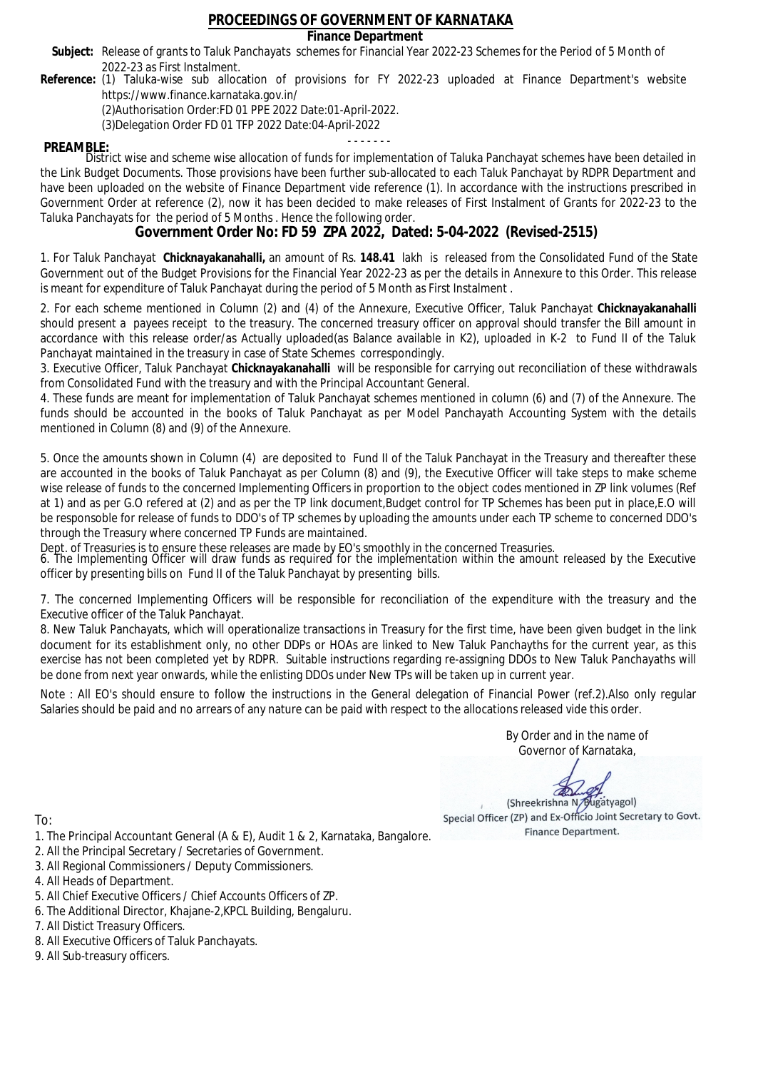# PROCEEDINGS OF GOVERNMENT OF KARNATAKA

**Finance Department**

**Subject:** Release of grants to Taluk Panchayats schemes for Financial Year 2022-23 Schemes for the Period of 5 Month of 2022-23 as First Instalment.

**Reference:** (1) Taluka-wise sub allocation of provisions for FY 2022-23 uploaded at Finance Department's website https://www.finance.karnataka.gov.in/

(2)Authorisation Order:FD 01 PPE 2022 Date:01-April-2022.

(3)Delegation Order FD 01 TFP 2022 Date:04-April-2022

- - - - - - -

**PREAMBLE:**

District wise and scheme wise allocation of funds for implementation of Taluka Panchayat schemes have been detailed in the Link Budget Documents. Those provisions have been further sub-allocated to each Taluk Panchayat by RDPR Department and have been uploaded on the website of Finance Department vide reference (1). In accordance with the instructions prescribed in Government Order at reference (2), now it has been decided to make releases of First Instalment of Grants for 2022-23 to the Taluka Panchayats for the period of 5 Months . Hence the following order.

## Government Order No: FD 59 ZPA 2022, Dated: 5-04-2022 (Revised-2515)

1. For Taluk Panchayat **Chicknayakanahalli,** an amount of Rs. **148.41** lakh is released from the Consolidated Fund of the State Government out of the Budget Provisions for the Financial Year 2022-23 as per the details in Annexure to this Order. This release is meant for expenditure of Taluk Panchayat during the period of 5 Month as First Instalment .

2. For each scheme mentioned in Column (2) and (4) of the Annexure, Executive Officer, Taluk Panchayat **Chicknayakanahalli** should present a payees receipt to the treasury. The concerned treasury officer on approval should transfer the Bill amount in accordance with this release order/as Actually uploaded(as Balance available in K2), uploaded in K-2 to Fund II of the Taluk Panchayat maintained in the treasury in case of State Schemes correspondingly.

3. Executive Officer, Taluk Panchayat **Chicknayakanahalli** will be responsible for carrying out reconciliation of these withdrawals from Consolidated Fund with the treasury and with the Principal Accountant General.

4. These funds are meant for implementation of Taluk Panchayat schemes mentioned in column (6) and (7) of the Annexure. The funds should be accounted in the books of Taluk Panchayat as per Model Panchayath Accounting System with the details mentioned in Column (8) and (9) of the Annexure.

5. Once the amounts shown in Column (4) are deposited to Fund II of the Taluk Panchayat in the Treasury and thereafter these are accounted in the books of Taluk Panchayat as per Column (8) and (9), the Executive Officer will take steps to make scheme wise release of funds to the concerned Implementing Officers in proportion to the object codes mentioned in ZP link volumes (Ref at 1) and as per G.O refered at (2) and as per the TP link document,Budget control for TP Schemes has been put in place,E.O will be responsible for release of funds to DDO's of TP schemes by uploading the amounts under each TP scheme to concerned DDO's through the Treasury where concerned TP Funds are maintained.

Dept. of Treasuries is to ensure these releases are made by EO's smoothly in the concerned Treasuries.

6. The Implementing Officer will draw funds as required for the implementation within the amount released by the Executive officer by presenting bills on Fund II of the Taluk Panchayat by presenting bills.

7. The concerned Implementing Officers will be responsible for reconciliation of the expenditure with the treasury and the Executive officer of the Taluk Panchayat.

8. New Taluk Panchayats, which will operationalize transactions in Treasury for the first time, have been given budget in the link document for its establishment only, no other DDPs or HOAs are linked to New Taluk Panchayths for the current year, as this exercise has not been completed yet by RDPR. Suitable instructions regarding re-assigning DDOs to New Taluk Panchayaths will be done from next year onwards, while the enlisting DDOs under New TPs will be taken up in current year.

Note : All EO's should ensure to follow the instructions in the General delegation of Financial Power (ref.2).Also only regular Salaries should be paid and no arrears of any nature can be paid with respect to the allocations released vide this order.

By Order and in the name of
Governor of Karnataka,

(Shreekrishna N. Bugatyagol)
Special Officer (ZP) and Ex-Officio Joint Secretary to Govt.
Finance Department.

To:

1. The Principal Accountant General (A & E), Audit 1 & 2, Karnataka, Bangalore.
2. All the Principal Secretary / Secretaries of Government.
3. All Regional Commissioners / Deputy Commissioners.
4. All Heads of Department.
5. All Chief Executive Officers / Chief Accounts Officers of ZP.
6. The Additional Director, Khajane-2,KPCL Building, Bengaluru.
7. All Distict Treasury Officers.
8. All Executive Officers of Taluk Panchayats.
9. All Sub-treasury officers.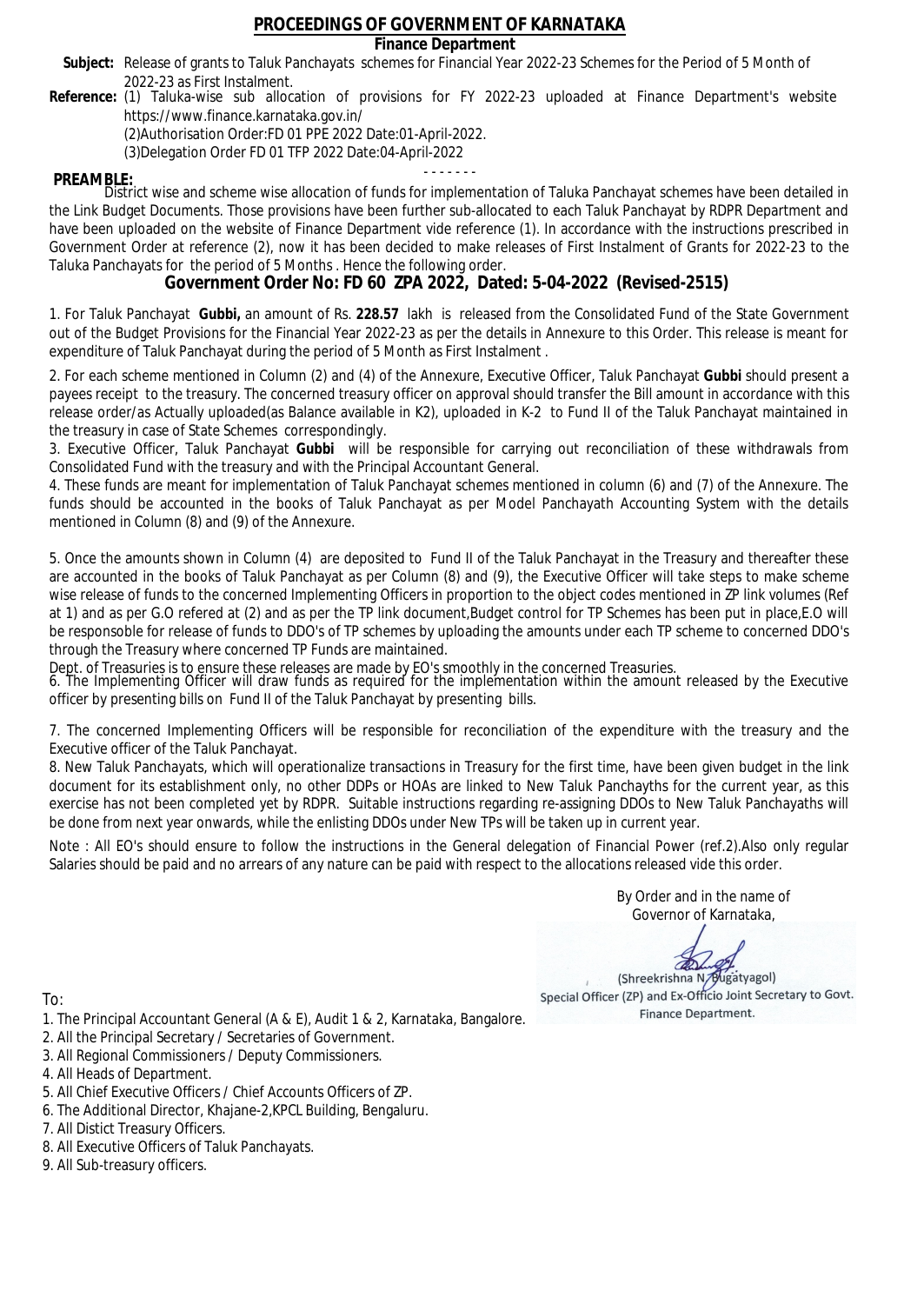# PROCEEDINGS OF GOVERNMENT OF KARNATAKA

## Finance Department

**Subject:** Release of grants to Taluk Panchayats schemes for Financial Year 2022-23 Schemes for the Period of 5 Month of 2022-23 as First Instalment.

**Reference:** (1) Taluka-wise sub allocation of provisions for FY 2022-23 uploaded at Finance Department's website https://www.finance.karnataka.gov.in/

(2)Authorisation Order:FD 01 PPE 2022 Date:01-April-2022.

(3)Delegation Order FD 01 TFP 2022 Date:04-April-2022

- - - - - - -

**PREAMBLE:**

District wise and scheme wise allocation of funds for implementation of Taluka Panchayat schemes have been detailed in the Link Budget Documents. Those provisions have been further sub-allocated to each Taluk Panchayat by RDPR Department and have been uploaded on the website of Finance Department vide reference (1). In accordance with the instructions prescribed in Government Order at reference (2), now it has been decided to make releases of First Instalment of Grants for 2022-23 to the Taluka Panchayats for the period of 5 Months . Hence the following order.

## Government Order No: FD 60 ZPA 2022, Dated: 5-04-2022 (Revised-2515)

1. For Taluk Panchayat **Gubbi,** an amount of Rs. **228.57** lakh is released from the Consolidated Fund of the State Government out of the Budget Provisions for the Financial Year 2022-23 as per the details in Annexure to this Order. This release is meant for expenditure of Taluk Panchayat during the period of 5 Month as First Instalment .

2. For each scheme mentioned in Column (2) and (4) of the Annexure, Executive Officer, Taluk Panchayat **Gubbi** should present a payees receipt to the treasury. The concerned treasury officer on approval should transfer the Bill amount in accordance with this release order/as Actually uploaded(as Balance available in K2), uploaded in K-2 to Fund II of the Taluk Panchayat maintained in the treasury in case of State Schemes correspondingly.

3. Executive Officer, Taluk Panchayat **Gubbi** will be responsible for carrying out reconciliation of these withdrawals from Consolidated Fund with the treasury and with the Principal Accountant General.

4. These funds are meant for implementation of Taluk Panchayat schemes mentioned in column (6) and (7) of the Annexure. The funds should be accounted in the books of Taluk Panchayat as per Model Panchayath Accounting System with the details mentioned in Column (8) and (9) of the Annexure.

5. Once the amounts shown in Column (4) are deposited to Fund II of the Taluk Panchayat in the Treasury and thereafter these are accounted in the books of Taluk Panchayat as per Column (8) and (9), the Executive Officer will take steps to make scheme wise release of funds to the concerned Implementing Officers in proportion to the object codes mentioned in ZP link volumes (Ref at 1) and as per G.O refered at (2) and as per the TP link document,Budget control for TP Schemes has been put in place,E.O will be responsible for release of funds to DDO's of TP schemes by uploading the amounts under each TP scheme to concerned DDO's through the Treasury where concerned TP Funds are maintained.

Dept. of Treasuries is to ensure these releases are made by EO's smoothly in the concerned Treasuries.

6. The Implementing Officer will draw funds as required for the implementation within the amount released by the Executive officer by presenting bills on Fund II of the Taluk Panchayat by presenting bills.

7. The concerned Implementing Officers will be responsible for reconciliation of the expenditure with the treasury and the Executive officer of the Taluk Panchayat.

8. New Taluk Panchayats, which will operationalize transactions in Treasury for the first time, have been given budget in the link document for its establishment only, no other DDPs or HOAs are linked to New Taluk Panchayths for the current year, as this exercise has not been completed yet by RDPR. Suitable instructions regarding re-assigning DDOs to New Taluk Panchayaths will be done from next year onwards, while the enlisting DDOs under New TPs will be taken up in current year.

Note : All EO's should ensure to follow the instructions in the General delegation of Financial Power (ref.2).Also only regular Salaries should be paid and no arrears of any nature can be paid with respect to the allocations released vide this order.

By Order and in the name of
Governor of Karnataka,

(Shreekrishna N. Bugatyagol)
Special Officer (ZP) and Ex-Officio Joint Secretary to Govt.
Finance Department.

To:

1. The Principal Accountant General (A & E), Audit 1 & 2, Karnataka, Bangalore.
2. All the Principal Secretary / Secretaries of Government.
3. All Regional Commissioners / Deputy Commissioners.
4. All Heads of Department.
5. All Chief Executive Officers / Chief Accounts Officers of ZP.
6. The Additional Director, Khajane-2,KPCL Building, Bengaluru.
7. All Distict Treasury Officers.
8. All Executive Officers of Taluk Panchayats.
9. All Sub-treasury officers.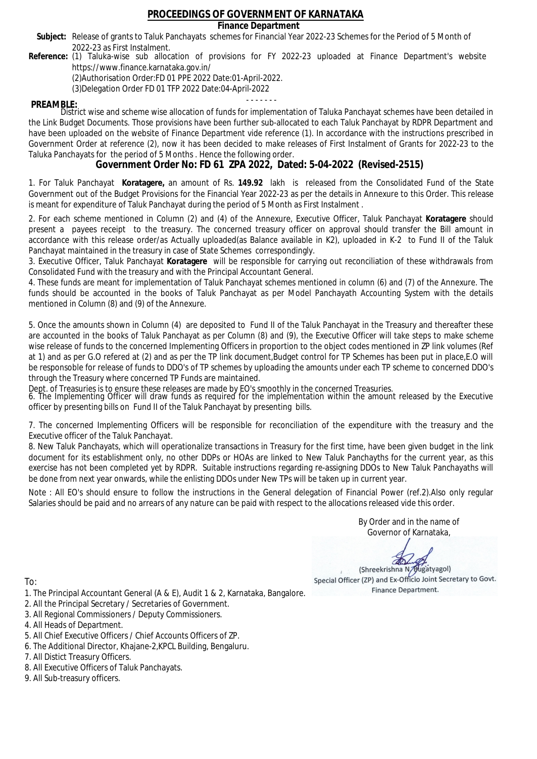# PROCEEDINGS OF GOVERNMENT OF KARNATAKA

**Finance Department**

**Subject:** Release of grants to Taluk Panchayats schemes for Financial Year 2022-23 Schemes for the Period of 5 Month of 2022-23 as First Instalment.

**Reference:** (1) Taluka-wise sub allocation of provisions for FY 2022-23 uploaded at Finance Department's website https://www.finance.karnataka.gov.in/

(2)Authorisation Order:FD 01 PPE 2022 Date:01-April-2022.

(3)Delegation Order FD 01 TFP 2022 Date:04-April-2022

- - - - - - -

**PREAMBLE:**

District wise and scheme wise allocation of funds for implementation of Taluka Panchayat schemes have been detailed in the Link Budget Documents. Those provisions have been further sub-allocated to each Taluk Panchayat by RDPR Department and have been uploaded on the website of Finance Department vide reference (1). In accordance with the instructions prescribed in Government Order at reference (2), now it has been decided to make releases of First Instalment of Grants for 2022-23 to the Taluka Panchayats for the period of 5 Months . Hence the following order.

## Government Order No: FD 61 ZPA 2022, Dated: 5-04-2022 (Revised-2515)

1. For Taluk Panchayat **Koratagere,** an amount of Rs. **149.92** lakh is released from the Consolidated Fund of the State Government out of the Budget Provisions for the Financial Year 2022-23 as per the details in Annexure to this Order. This release is meant for expenditure of Taluk Panchayat during the period of 5 Month as First Instalment .

2. For each scheme mentioned in Column (2) and (4) of the Annexure, Executive Officer, Taluk Panchayat **Koratagere** should present a payees receipt to the treasury. The concerned treasury officer on approval should transfer the Bill amount in accordance with this release order/as Actually uploaded(as Balance available in K2), uploaded in K-2 to Fund II of the Taluk Panchayat maintained in the treasury in case of State Schemes correspondingly.

3. Executive Officer, Taluk Panchayat **Koratagere** will be responsible for carrying out reconciliation of these withdrawals from Consolidated Fund with the treasury and with the Principal Accountant General.

4. These funds are meant for implementation of Taluk Panchayat schemes mentioned in column (6) and (7) of the Annexure. The funds should be accounted in the books of Taluk Panchayat as per Model Panchayath Accounting System with the details mentioned in Column (8) and (9) of the Annexure.

5. Once the amounts shown in Column (4) are deposited to Fund II of the Taluk Panchayat in the Treasury and thereafter these are accounted in the books of Taluk Panchayat as per Column (8) and (9), the Executive Officer will take steps to make scheme wise release of funds to the concerned Implementing Officers in proportion to the object codes mentioned in ZP link volumes (Ref at 1) and as per G.O refered at (2) and as per the TP link document,Budget control for TP Schemes has been put in place,E.O will be responsible for release of funds to DDO's of TP schemes by uploading the amounts under each TP scheme to concerned DDO's through the Treasury where concerned TP Funds are maintained.

Dept. of Treasuries is to ensure these releases are made by EO's smoothly in the concerned Treasuries.

6. The Implementing Officer will draw funds as required for the implementation within the amount released by the Executive officer by presenting bills on Fund II of the Taluk Panchayat by presenting bills.

7. The concerned Implementing Officers will be responsible for reconciliation of the expenditure with the treasury and the Executive officer of the Taluk Panchayat.

8. New Taluk Panchayats, which will operationalize transactions in Treasury for the first time, have been given budget in the link document for its establishment only, no other DDPs or HOAs are linked to New Taluk Panchayths for the current year, as this exercise has not been completed yet by RDPR. Suitable instructions regarding re-assigning DDOs to New Taluk Panchayaths will be done from next year onwards, while the enlisting DDOs under New TPs will be taken up in current year.

Note : All EO's should ensure to follow the instructions in the General delegation of Financial Power (ref.2).Also only regular Salaries should be paid and no arrears of any nature can be paid with respect to the allocations released vide this order.

By Order and in the name of
Governor of Karnataka,

(Shreekrishna N. Bugatyagol)
Special Officer (ZP) and Ex-Officio Joint Secretary to Govt.
Finance Department.

To:

1. The Principal Accountant General (A & E), Audit 1 & 2, Karnataka, Bangalore.
2. All the Principal Secretary / Secretaries of Government.
3. All Regional Commissioners / Deputy Commissioners.
4. All Heads of Department.
5. All Chief Executive Officers / Chief Accounts Officers of ZP.
6. The Additional Director, Khajane-2,KPCL Building, Bengaluru.
7. All Distict Treasury Officers.
8. All Executive Officers of Taluk Panchayats.
9. All Sub-treasury officers.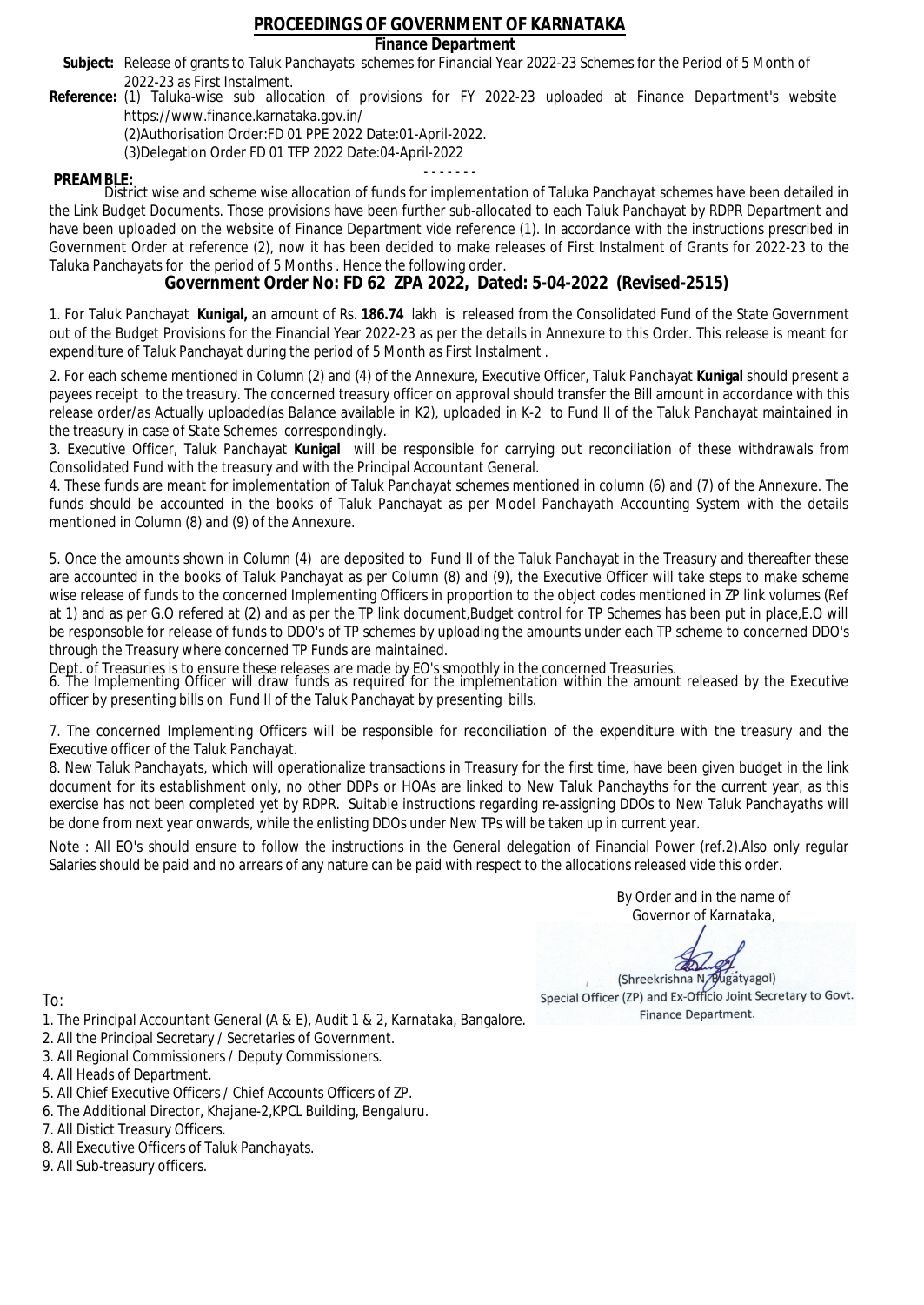# PROCEEDINGS OF GOVERNMENT OF KARNATAKA

## Finance Department

**Subject:** Release of grants to Taluk Panchayats schemes for Financial Year 2022-23 Schemes for the Period of 5 Month of 2022-23 as First Instalment.

**Reference:** (1) Taluka-wise sub allocation of provisions for FY 2022-23 uploaded at Finance Department's website https://www.finance.karnataka.gov.in/

(2)Authorisation Order:FD 01 PPE 2022 Date:01-April-2022.

(3)Delegation Order FD 01 TFP 2022 Date:04-April-2022

- - - - - - -

**PREAMBLE:**

District wise and scheme wise allocation of funds for implementation of Taluka Panchayat schemes have been detailed in the Link Budget Documents. Those provisions have been further sub-allocated to each Taluk Panchayat by RDPR Department and have been uploaded on the website of Finance Department vide reference (1). In accordance with the instructions prescribed in Government Order at reference (2), now it has been decided to make releases of First Instalment of Grants for 2022-23 to the Taluka Panchayats for the period of 5 Months . Hence the following order.

## Government Order No: FD 62 ZPA 2022, Dated: 5-04-2022 (Revised-2515)

1. For Taluk Panchayat **Kunigal,** an amount of Rs. **186.74** lakh is released from the Consolidated Fund of the State Government out of the Budget Provisions for the Financial Year 2022-23 as per the details in Annexure to this Order. This release is meant for expenditure of Taluk Panchayat during the period of 5 Month as First Instalment .

2. For each scheme mentioned in Column (2) and (4) of the Annexure, Executive Officer, Taluk Panchayat **Kunigal** should present a payees receipt to the treasury. The concerned treasury officer on approval should transfer the Bill amount in accordance with this release order/as Actually uploaded(as Balance available in K2), uploaded in K-2 to Fund II of the Taluk Panchayat maintained in the treasury in case of State Schemes correspondingly.

3. Executive Officer, Taluk Panchayat **Kunigal** will be responsible for carrying out reconciliation of these withdrawals from Consolidated Fund with the treasury and with the Principal Accountant General.

4. These funds are meant for implementation of Taluk Panchayat schemes mentioned in column (6) and (7) of the Annexure. The funds should be accounted in the books of Taluk Panchayat as per Model Panchayath Accounting System with the details mentioned in Column (8) and (9) of the Annexure.

5. Once the amounts shown in Column (4) are deposited to Fund II of the Taluk Panchayat in the Treasury and thereafter these are accounted in the books of Taluk Panchayat as per Column (8) and (9), the Executive Officer will take steps to make scheme wise release of funds to the concerned Implementing Officers in proportion to the object codes mentioned in ZP link volumes (Ref at 1) and as per G.O refered at (2) and as per the TP link document,Budget control for TP Schemes has been put in place,E.O will be responsoble for release of funds to DDO's of TP schemes by uploading the amounts under each TP scheme to concerned DDO's through the Treasury where concerned TP Funds are maintained.

Dept. of Treasuries is to ensure these releases are made by EO's smoothly in the concerned Treasuries.

6. The Implementing Officer will draw funds as required for the implementation within the amount released by the Executive officer by presenting bills on Fund II of the Taluk Panchayat by presenting bills.

7. The concerned Implementing Officers will be responsible for reconciliation of the expenditure with the treasury and the Executive officer of the Taluk Panchayat.

8. New Taluk Panchayats, which will operationalize transactions in Treasury for the first time, have been given budget in the link document for its establishment only, no other DDPs or HOAs are linked to New Taluk Panchayths for the current year, as this exercise has not been completed yet by RDPR. Suitable instructions regarding re-assigning DDOs to New Taluk Panchayaths will be done from next year onwards, while the enlisting DDOs under New TPs will be taken up in current year.

Note : All EO's should ensure to follow the instructions in the General delegation of Financial Power (ref.2).Also only regular Salaries should be paid and no arrears of any nature can be paid with respect to the allocations released vide this order.

By Order and in the name of
Governor of Karnataka,

(Shreekrishna N. Bugatyagol)
Special Officer (ZP) and Ex-Officio Joint Secretary to Govt.
Finance Department.

To:

1. The Principal Accountant General (A & E), Audit 1 & 2, Karnataka, Bangalore.
2. All the Principal Secretary / Secretaries of Government.
3. All Regional Commissioners / Deputy Commissioners.
4. All Heads of Department.
5. All Chief Executive Officers / Chief Accounts Officers of ZP.
6. The Additional Director, Khajane-2,KPCL Building, Bengaluru.
7. All Distict Treasury Officers.
8. All Executive Officers of Taluk Panchayats.
9. All Sub-treasury officers.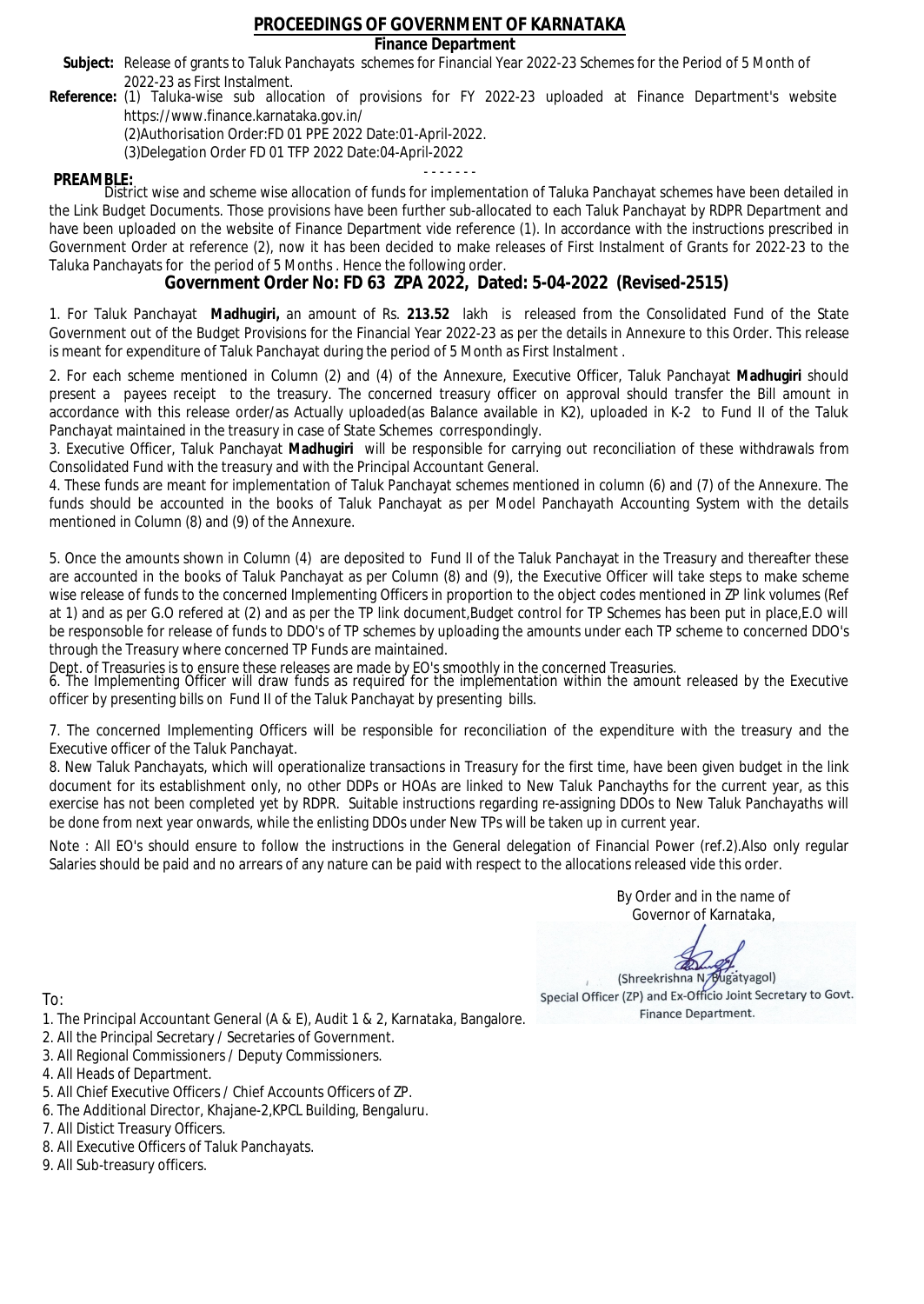# PROCEEDINGS OF GOVERNMENT OF KARNATAKA

## Finance Department

**Subject:** Release of grants to Taluk Panchayats schemes for Financial Year 2022-23 Schemes for the Period of 5 Month of 2022-23 as First Instalment.

**Reference:** (1) Taluka-wise sub allocation of provisions for FY 2022-23 uploaded at Finance Department's website https://www.finance.karnataka.gov.in/
(2)Authorisation Order:FD 01 PPE 2022 Date:01-April-2022.
(3)Delegation Order FD 01 TFP 2022 Date:04-April-2022

- - - - - - -

**PREAMBLE:**
District wise and scheme wise allocation of funds for implementation of Taluka Panchayat schemes have been detailed in the Link Budget Documents. Those provisions have been further sub-allocated to each Taluk Panchayat by RDPR Department and have been uploaded on the website of Finance Department vide reference (1). In accordance with the instructions prescribed in Government Order at reference (2), now it has been decided to make releases of First Instalment of Grants for 2022-23 to the Taluka Panchayats for the period of 5 Months . Hence the following order.

## Government Order No: FD 63 ZPA 2022, Dated: 5-04-2022 (Revised-2515)

1. For Taluk Panchayat **Madhugiri,** an amount of Rs. **213.52** lakh is released from the Consolidated Fund of the State Government out of the Budget Provisions for the Financial Year 2022-23 as per the details in Annexure to this Order. This release is meant for expenditure of Taluk Panchayat during the period of 5 Month as First Instalment .

2. For each scheme mentioned in Column (2) and (4) of the Annexure, Executive Officer, Taluk Panchayat **Madhugiri** should present a payees receipt to the treasury. The concerned treasury officer on approval should transfer the Bill amount in accordance with this release order/as Actually uploaded(as Balance available in K2), uploaded in K-2 to Fund II of the Taluk Panchayat maintained in the treasury in case of State Schemes correspondingly.

3. Executive Officer, Taluk Panchayat **Madhugiri** will be responsible for carrying out reconciliation of these withdrawals from Consolidated Fund with the treasury and with the Principal Accountant General.

4. These funds are meant for implementation of Taluk Panchayat schemes mentioned in column (6) and (7) of the Annexure. The funds should be accounted in the books of Taluk Panchayat as per Model Panchayath Accounting System with the details mentioned in Column (8) and (9) of the Annexure.

5. Once the amounts shown in Column (4) are deposited to Fund II of the Taluk Panchayat in the Treasury and thereafter these are accounted in the books of Taluk Panchayat as per Column (8) and (9), the Executive Officer will take steps to make scheme wise release of funds to the concerned Implementing Officers in proportion to the object codes mentioned in ZP link volumes (Ref at 1) and as per G.O refered at (2) and as per the TP link document,Budget control for TP Schemes has been put in place,E.O will be responsoble for release of funds to DDO's of TP schemes by uploading the amounts under each TP scheme to concerned DDO's through the Treasury where concerned TP Funds are maintained.
Dept. of Treasuries is to ensure these releases are made by EO's smoothly in the concerned Treasuries.

6. The Implementing Officer will draw funds as required for the implementation within the amount released by the Executive officer by presenting bills on Fund II of the Taluk Panchayat by presenting bills.

7. The concerned Implementing Officers will be responsible for reconciliation of the expenditure with the treasury and the Executive officer of the Taluk Panchayat.

8. New Taluk Panchayats, which will operationalize transactions in Treasury for the first time, have been given budget in the link document for its establishment only, no other DDPs or HOAs are linked to New Taluk Panchayths for the current year, as this exercise has not been completed yet by RDPR. Suitable instructions regarding re-assigning DDOs to New Taluk Panchayaths will be done from next year onwards, while the enlisting DDOs under New TPs will be taken up in current year.

Note : All EO's should ensure to follow the instructions in the General delegation of Financial Power (ref.2).Also only regular Salaries should be paid and no arrears of any nature can be paid with respect to the allocations released vide this order.

By Order and in the name of
Governor of Karnataka,

(Shreekrishna N. Bugatyagol)
Special Officer (ZP) and Ex-Officio Joint Secretary to Govt.
Finance Department.

To:

1. The Principal Accountant General (A & E), Audit 1 & 2, Karnataka, Bangalore.
2. All the Principal Secretary / Secretaries of Government.
3. All Regional Commissioners / Deputy Commissioners.
4. All Heads of Department.
5. All Chief Executive Officers / Chief Accounts Officers of ZP.
6. The Additional Director, Khajane-2,KPCL Building, Bengaluru.
7. All Distict Treasury Officers.
8. All Executive Officers of Taluk Panchayats.
9. All Sub-treasury officers.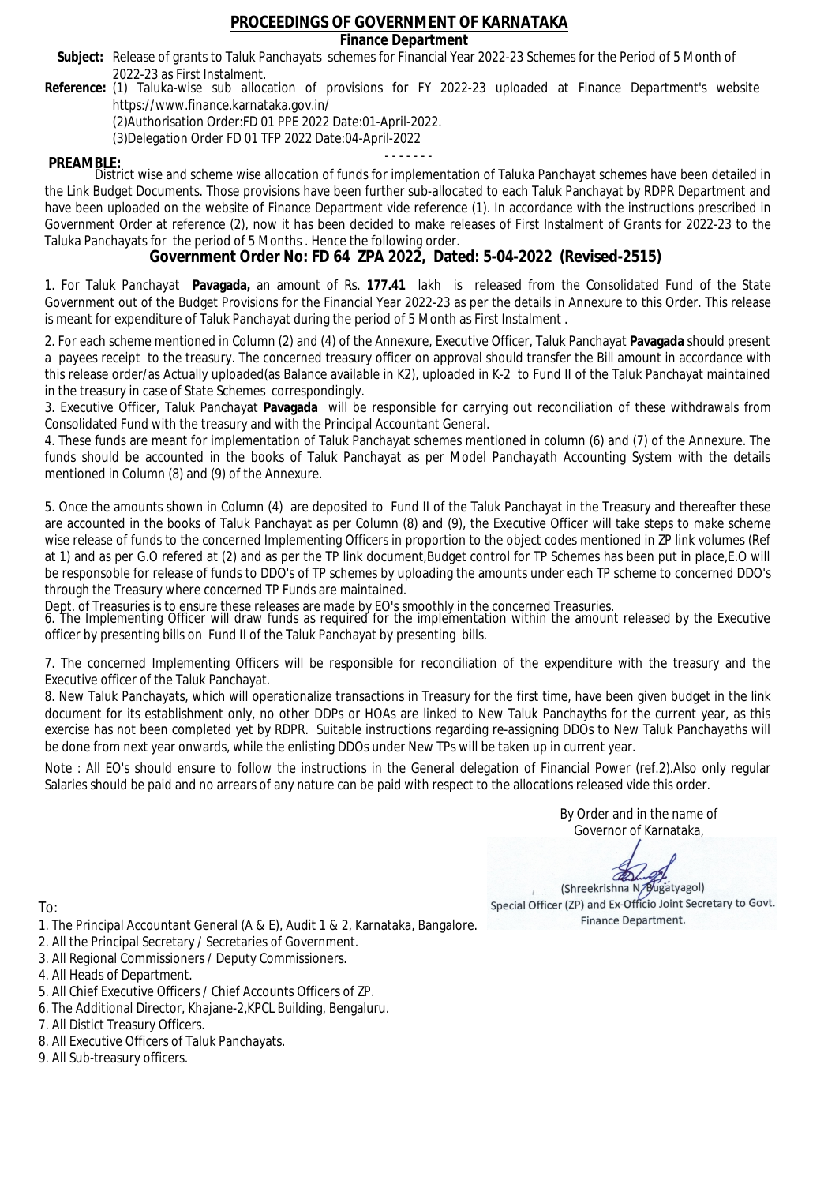# PROCEEDINGS OF GOVERNMENT OF KARNATAKA

**Finance Department**

**Subject:** Release of grants to Taluk Panchayats schemes for Financial Year 2022-23 Schemes for the Period of 5 Month of 2022-23 as First Instalment.

**Reference:** (1) Taluka-wise sub allocation of provisions for FY 2022-23 uploaded at Finance Department's website https://www.finance.karnataka.gov.in/

(2)Authorisation Order:FD 01 PPE 2022 Date:01-April-2022.

(3)Delegation Order FD 01 TFP 2022 Date:04-April-2022

- - - - - - -

**PREAMBLE:**

District wise and scheme wise allocation of funds for implementation of Taluka Panchayat schemes have been detailed in the Link Budget Documents. Those provisions have been further sub-allocated to each Taluk Panchayat by RDPR Department and have been uploaded on the website of Finance Department vide reference (1). In accordance with the instructions prescribed in Government Order at reference (2), now it has been decided to make releases of First Instalment of Grants for 2022-23 to the Taluka Panchayats for the period of 5 Months . Hence the following order.

## Government Order No: FD 64 ZPA 2022, Dated: 5-04-2022 (Revised-2515)

1. For Taluk Panchayat **Pavagada,** an amount of Rs. **177.41** lakh is released from the Consolidated Fund of the State Government out of the Budget Provisions for the Financial Year 2022-23 as per the details in Annexure to this Order. This release is meant for expenditure of Taluk Panchayat during the period of 5 Month as First Instalment .

2. For each scheme mentioned in Column (2) and (4) of the Annexure, Executive Officer, Taluk Panchayat **Pavagada** should present a payees receipt to the treasury. The concerned treasury officer on approval should transfer the Bill amount in accordance with this release order/as Actually uploaded(as Balance available in K2), uploaded in K-2 to Fund II of the Taluk Panchayat maintained in the treasury in case of State Schemes correspondingly.

3. Executive Officer, Taluk Panchayat **Pavagada** will be responsible for carrying out reconciliation of these withdrawals from Consolidated Fund with the treasury and with the Principal Accountant General.

4. These funds are meant for implementation of Taluk Panchayat schemes mentioned in column (6) and (7) of the Annexure. The funds should be accounted in the books of Taluk Panchayat as per Model Panchayath Accounting System with the details mentioned in Column (8) and (9) of the Annexure.

5. Once the amounts shown in Column (4) are deposited to Fund II of the Taluk Panchayat in the Treasury and thereafter these are accounted in the books of Taluk Panchayat as per Column (8) and (9), the Executive Officer will take steps to make scheme wise release of funds to the concerned Implementing Officers in proportion to the object codes mentioned in ZP link volumes (Ref at 1) and as per G.O refered at (2) and as per the TP link document,Budget control for TP Schemes has been put in place,E.O will be responsible for release of funds to DDO's of TP schemes by uploading the amounts under each TP scheme to concerned DDO's through the Treasury where concerned TP Funds are maintained.

Dept. of Treasuries is to ensure these releases are made by EO's smoothly in the concerned Treasuries.

6. The Implementing Officer will draw funds as required for the implementation within the amount released by the Executive officer by presenting bills on Fund II of the Taluk Panchayat by presenting bills.

7. The concerned Implementing Officers will be responsible for reconciliation of the expenditure with the treasury and the Executive officer of the Taluk Panchayat.

8. New Taluk Panchayats, which will operationalize transactions in Treasury for the first time, have been given budget in the link document for its establishment only, no other DDPs or HOAs are linked to New Taluk Panchayths for the current year, as this exercise has not been completed yet by RDPR. Suitable instructions regarding re-assigning DDOs to New Taluk Panchayaths will be done from next year onwards, while the enlisting DDOs under New TPs will be taken up in current year.

Note : All EO's should ensure to follow the instructions in the General delegation of Financial Power (ref.2).Also only regular Salaries should be paid and no arrears of any nature can be paid with respect to the allocations released vide this order.

By Order and in the name of
Governor of Karnataka,

(Shreekrishna N. Bugatyagol)
Special Officer (ZP) and Ex-Officio Joint Secretary to Govt.
Finance Department.

To:

1. The Principal Accountant General (A & E), Audit 1 & 2, Karnataka, Bangalore.
2. All the Principal Secretary / Secretaries of Government.
3. All Regional Commissioners / Deputy Commissioners.
4. All Heads of Department.
5. All Chief Executive Officers / Chief Accounts Officers of ZP.
6. The Additional Director, Khajane-2,KPCL Building, Bengaluru.
7. All Distict Treasury Officers.
8. All Executive Officers of Taluk Panchayats.
9. All Sub-treasury officers.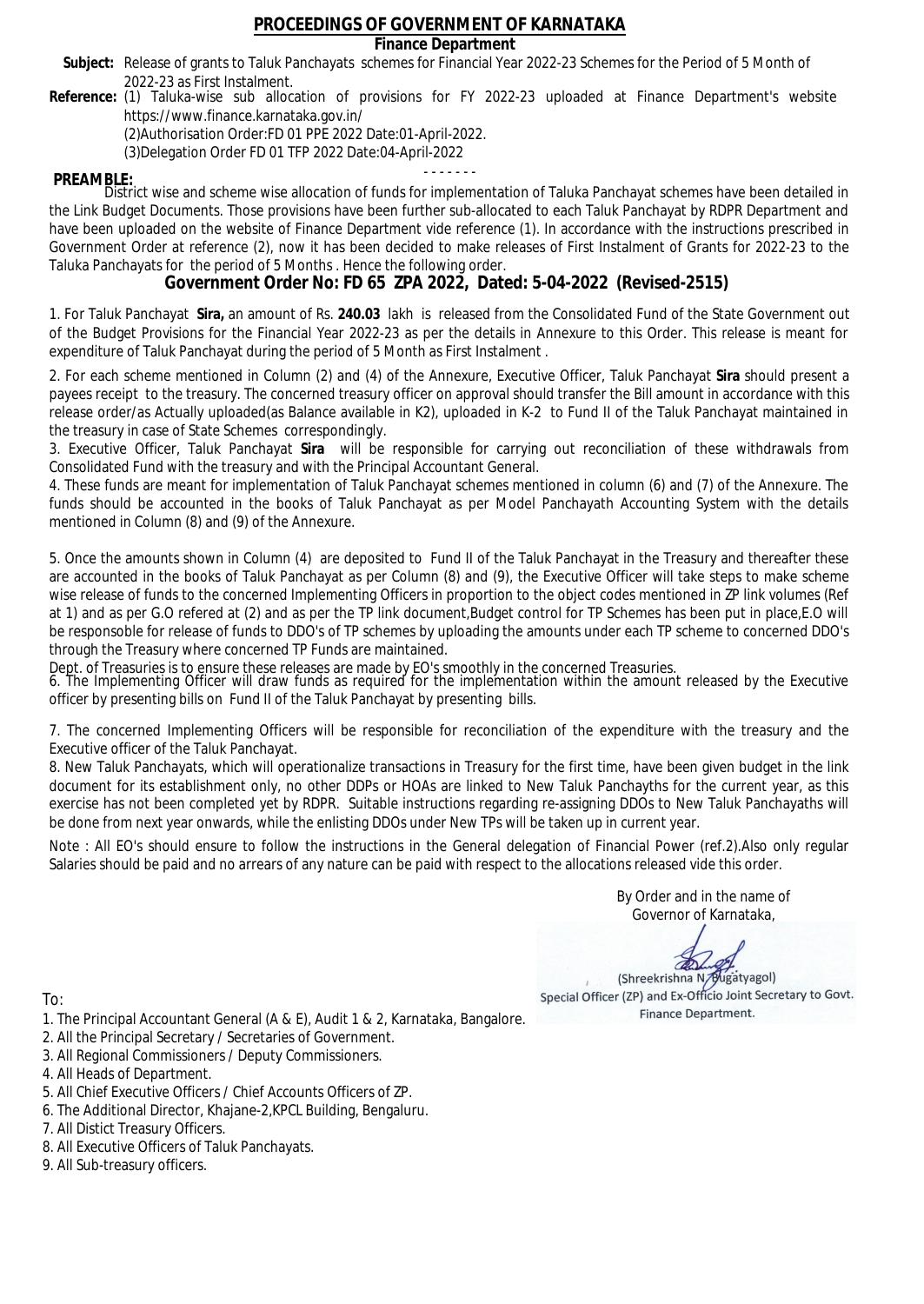# PROCEEDINGS OF GOVERNMENT OF KARNATAKA

## Finance Department

**Subject:** Release of grants to Taluk Panchayats schemes for Financial Year 2022-23 Schemes for the Period of 5 Month of 2022-23 as First Instalment.

**Reference:** (1) Taluka-wise sub allocation of provisions for FY 2022-23 uploaded at Finance Department's website https://www.finance.karnataka.gov.in/

(2)Authorisation Order:FD 01 PPE 2022 Date:01-April-2022.

(3)Delegation Order FD 01 TFP 2022 Date:04-April-2022

- - - - - - -

**PREAMBLE:**

District wise and scheme wise allocation of funds for implementation of Taluka Panchayat schemes have been detailed in the Link Budget Documents. Those provisions have been further sub-allocated to each Taluk Panchayat by RDPR Department and have been uploaded on the website of Finance Department vide reference (1). In accordance with the instructions prescribed in Government Order at reference (2), now it has been decided to make releases of First Instalment of Grants for 2022-23 to the Taluka Panchayats for the period of 5 Months . Hence the following order.

## Government Order No: FD 65 ZPA 2022, Dated: 5-04-2022 (Revised-2515)

1. For Taluk Panchayat **Sira,** an amount of Rs. **240.03** lakh is released from the Consolidated Fund of the State Government out of the Budget Provisions for the Financial Year 2022-23 as per the details in Annexure to this Order. This release is meant for expenditure of Taluk Panchayat during the period of 5 Month as First Instalment .

2. For each scheme mentioned in Column (2) and (4) of the Annexure, Executive Officer, Taluk Panchayat **Sira** should present a payees receipt to the treasury. The concerned treasury officer on approval should transfer the Bill amount in accordance with this release order/as Actually uploaded(as Balance available in K2), uploaded in K-2 to Fund II of the Taluk Panchayat maintained in the treasury in case of State Schemes correspondingly.

3. Executive Officer, Taluk Panchayat **Sira** will be responsible for carrying out reconciliation of these withdrawals from Consolidated Fund with the treasury and with the Principal Accountant General.

4. These funds are meant for implementation of Taluk Panchayat schemes mentioned in column (6) and (7) of the Annexure. The funds should be accounted in the books of Taluk Panchayat as per Model Panchayath Accounting System with the details mentioned in Column (8) and (9) of the Annexure.

5. Once the amounts shown in Column (4) are deposited to Fund II of the Taluk Panchayat in the Treasury and thereafter these are accounted in the books of Taluk Panchayat as per Column (8) and (9), the Executive Officer will take steps to make scheme wise release of funds to the concerned Implementing Officers in proportion to the object codes mentioned in ZP link volumes (Ref at 1) and as per G.O refered at (2) and as per the TP link document,Budget control for TP Schemes has been put in place,E.O will be responsible for release of funds to DDO's of TP schemes by uploading the amounts under each TP scheme to concerned DDO's through the Treasury where concerned TP Funds are maintained.

Dept. of Treasuries is to ensure these releases are made by EO's smoothly in the concerned Treasuries.

6. The Implementing Officer will draw funds as required for the implementation within the amount released by the Executive officer by presenting bills on Fund II of the Taluk Panchayat by presenting bills.

7. The concerned Implementing Officers will be responsible for reconciliation of the expenditure with the treasury and the Executive officer of the Taluk Panchayat.

8. New Taluk Panchayats, which will operationalize transactions in Treasury for the first time, have been given budget in the link document for its establishment only, no other DDPs or HOAs are linked to New Taluk Panchayths for the current year, as this exercise has not been completed yet by RDPR. Suitable instructions regarding re-assigning DDOs to New Taluk Panchayaths will be done from next year onwards, while the enlisting DDOs under New TPs will be taken up in current year.

Note : All EO's should ensure to follow the instructions in the General delegation of Financial Power (ref.2).Also only regular Salaries should be paid and no arrears of any nature can be paid with respect to the allocations released vide this order.

By Order and in the name of
Governor of Karnataka,

(Shreekrishna N. Bugatyagol)
Special Officer (ZP) and Ex-Officio Joint Secretary to Govt.
Finance Department.

To:

1. The Principal Accountant General (A & E), Audit 1 & 2, Karnataka, Bangalore.
2. All the Principal Secretary / Secretaries of Government.
3. All Regional Commissioners / Deputy Commissioners.
4. All Heads of Department.
5. All Chief Executive Officers / Chief Accounts Officers of ZP.
6. The Additional Director, Khajane-2,KPCL Building, Bengaluru.
7. All Distict Treasury Officers.
8. All Executive Officers of Taluk Panchayats.
9. All Sub-treasury officers.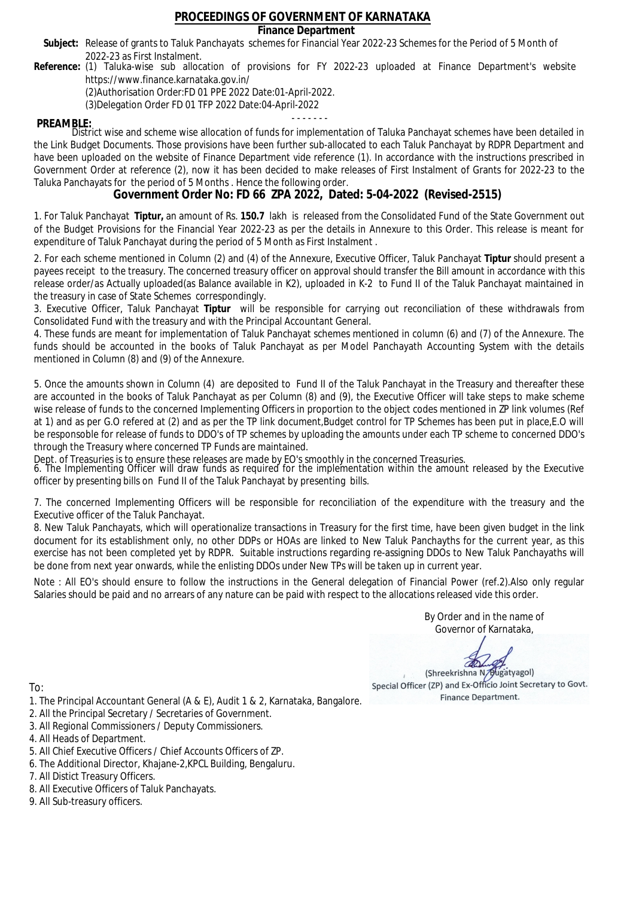# PROCEEDINGS OF GOVERNMENT OF KARNATAKA

**Finance Department**

**Subject:** Release of grants to Taluk Panchayats schemes for Financial Year 2022-23 Schemes for the Period of 5 Month of 2022-23 as First Instalment.

**Reference:** (1) Taluka-wise sub allocation of provisions for FY 2022-23 uploaded at Finance Department's website https://www.finance.karnataka.gov.in/

(2)Authorisation Order:FD 01 PPE 2022 Date:01-April-2022.

(3)Delegation Order FD 01 TFP 2022 Date:04-April-2022

- - - - - - -

**PREAMBLE:**

District wise and scheme wise allocation of funds for implementation of Taluka Panchayat schemes have been detailed in the Link Budget Documents. Those provisions have been further sub-allocated to each Taluk Panchayat by RDPR Department and have been uploaded on the website of Finance Department vide reference (1). In accordance with the instructions prescribed in Government Order at reference (2), now it has been decided to make releases of First Instalment of Grants for 2022-23 to the Taluka Panchayats for the period of 5 Months . Hence the following order.

## Government Order No: FD 66 ZPA 2022, Dated: 5-04-2022 (Revised-2515)

1. For Taluk Panchayat **Tiptur,** an amount of Rs. **150.7** lakh is released from the Consolidated Fund of the State Government out of the Budget Provisions for the Financial Year 2022-23 as per the details in Annexure to this Order. This release is meant for expenditure of Taluk Panchayat during the period of 5 Month as First Instalment .

2. For each scheme mentioned in Column (2) and (4) of the Annexure, Executive Officer, Taluk Panchayat **Tiptur** should present a payees receipt to the treasury. The concerned treasury officer on approval should transfer the Bill amount in accordance with this release order/as Actually uploaded(as Balance available in K2), uploaded in K-2 to Fund II of the Taluk Panchayat maintained in the treasury in case of State Schemes correspondingly.

3. Executive Officer, Taluk Panchayat **Tiptur** will be responsible for carrying out reconciliation of these withdrawals from Consolidated Fund with the treasury and with the Principal Accountant General.

4. These funds are meant for implementation of Taluk Panchayat schemes mentioned in column (6) and (7) of the Annexure. The funds should be accounted in the books of Taluk Panchayat as per Model Panchayath Accounting System with the details mentioned in Column (8) and (9) of the Annexure.

5. Once the amounts shown in Column (4) are deposited to Fund II of the Taluk Panchayat in the Treasury and thereafter these are accounted in the books of Taluk Panchayat as per Column (8) and (9), the Executive Officer will take steps to make scheme wise release of funds to the concerned Implementing Officers in proportion to the object codes mentioned in ZP link volumes (Ref at 1) and as per G.O refered at (2) and as per the TP link document,Budget control for TP Schemes has been put in place,E.O will be responsoble for release of funds to DDO's of TP schemes by uploading the amounts under each TP scheme to concerned DDO's through the Treasury where concerned TP Funds are maintained.

Dept. of Treasuries is to ensure these releases are made by EO's smoothly in the concerned Treasuries.

6. The Implementing Officer will draw funds as required for the implementation within the amount released by the Executive officer by presenting bills on Fund II of the Taluk Panchayat by presenting bills.

7. The concerned Implementing Officers will be responsible for reconciliation of the expenditure with the treasury and the Executive officer of the Taluk Panchayat.

8. New Taluk Panchayats, which will operationalize transactions in Treasury for the first time, have been given budget in the link document for its establishment only, no other DDPs or HOAs are linked to New Taluk Panchayths for the current year, as this exercise has not been completed yet by RDPR. Suitable instructions regarding re-assigning DDOs to New Taluk Panchayaths will be done from next year onwards, while the enlisting DDOs under New TPs will be taken up in current year.

Note : All EO's should ensure to follow the instructions in the General delegation of Financial Power (ref.2).Also only regular Salaries should be paid and no arrears of any nature can be paid with respect to the allocations released vide this order.

By Order and in the name of
Governor of Karnataka,

(Shreekrishna N. Bugatyagol)
Special Officer (ZP) and Ex-Officio Joint Secretary to Govt.
Finance Department.

To:

1. The Principal Accountant General (A & E), Audit 1 & 2, Karnataka, Bangalore.
2. All the Principal Secretary / Secretaries of Government.
3. All Regional Commissioners / Deputy Commissioners.
4. All Heads of Department.
5. All Chief Executive Officers / Chief Accounts Officers of ZP.
6. The Additional Director, Khajane-2,KPCL Building, Bengaluru.
7. All Distict Treasury Officers.
8. All Executive Officers of Taluk Panchayats.
9. All Sub-treasury officers.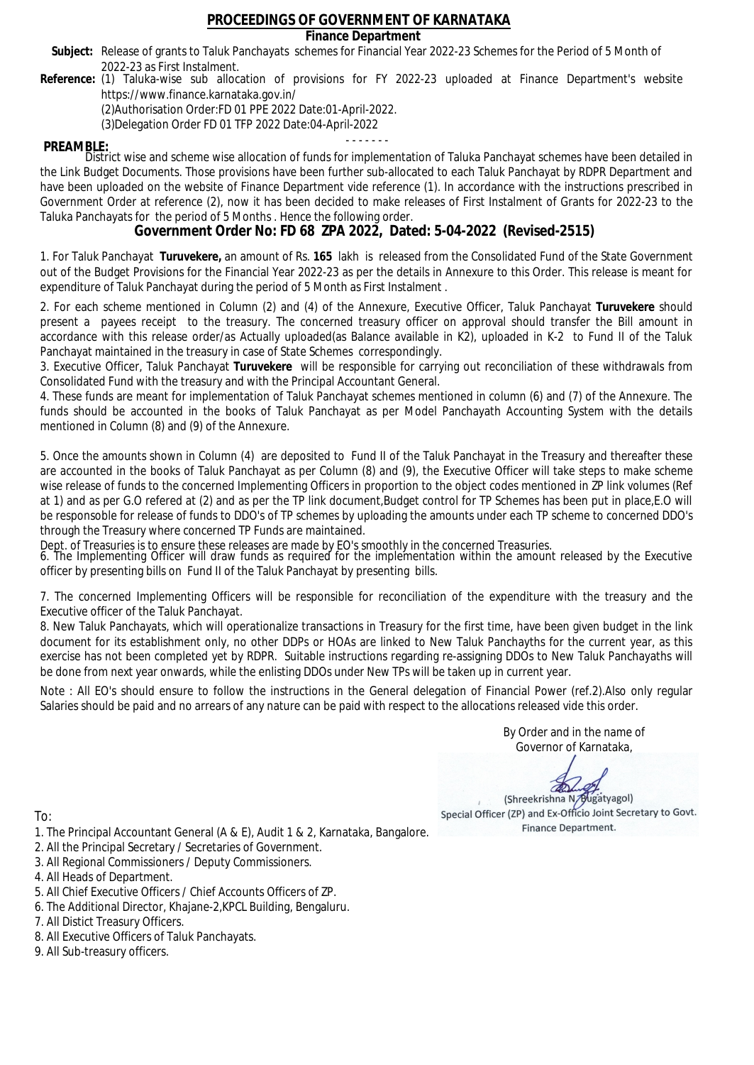# PROCEEDINGS OF GOVERNMENT OF KARNATAKA

## Finance Department

**Subject:** Release of grants to Taluk Panchayats schemes for Financial Year 2022-23 Schemes for the Period of 5 Month of 2022-23 as First Instalment.

**Reference:** (1) Taluka-wise sub allocation of provisions for FY 2022-23 uploaded at Finance Department's website https://www.finance.karnataka.gov.in/

(2)Authorisation Order:FD 01 PPE 2022 Date:01-April-2022.

(3)Delegation Order FD 01 TFP 2022 Date:04-April-2022

- - - - - - -

**PREAMBLE:**

District wise and scheme wise allocation of funds for implementation of Taluka Panchayat schemes have been detailed in the Link Budget Documents. Those provisions have been further sub-allocated to each Taluk Panchayat by RDPR Department and have been uploaded on the website of Finance Department vide reference (1). In accordance with the instructions prescribed in Government Order at reference (2), now it has been decided to make releases of First Instalment of Grants for 2022-23 to the Taluka Panchayats for the period of 5 Months . Hence the following order.

## Government Order No: FD 68 ZPA 2022, Dated: 5-04-2022 (Revised-2515)

1. For Taluk Panchayat **Turuvekere,** an amount of Rs. **165** lakh is released from the Consolidated Fund of the State Government out of the Budget Provisions for the Financial Year 2022-23 as per the details in Annexure to this Order. This release is meant for expenditure of Taluk Panchayat during the period of 5 Month as First Instalment .

2. For each scheme mentioned in Column (2) and (4) of the Annexure, Executive Officer, Taluk Panchayat **Turuvekere** should present a payees receipt to the treasury. The concerned treasury officer on approval should transfer the Bill amount in accordance with this release order/as Actually uploaded(as Balance available in K2), uploaded in K-2 to Fund II of the Taluk Panchayat maintained in the treasury in case of State Schemes correspondingly.

3. Executive Officer, Taluk Panchayat **Turuvekere** will be responsible for carrying out reconciliation of these withdrawals from Consolidated Fund with the treasury and with the Principal Accountant General.

4. These funds are meant for implementation of Taluk Panchayat schemes mentioned in column (6) and (7) of the Annexure. The funds should be accounted in the books of Taluk Panchayat as per Model Panchayath Accounting System with the details mentioned in Column (8) and (9) of the Annexure.

5. Once the amounts shown in Column (4) are deposited to Fund II of the Taluk Panchayat in the Treasury and thereafter these are accounted in the books of Taluk Panchayat as per Column (8) and (9), the Executive Officer will take steps to make scheme wise release of funds to the concerned Implementing Officers in proportion to the object codes mentioned in ZP link volumes (Ref at 1) and as per G.O refered at (2) and as per the TP link document,Budget control for TP Schemes has been put in place,E.O will be responsoble for release of funds to DDO's of TP schemes by uploading the amounts under each TP scheme to concerned DDO's through the Treasury where concerned TP Funds are maintained.

Dept. of Treasuries is to ensure these releases are made by EO's smoothly in the concerned Treasuries.

6. The Implementing Officer will draw funds as required for the implementation within the amount released by the Executive officer by presenting bills on Fund II of the Taluk Panchayat by presenting bills.

7. The concerned Implementing Officers will be responsible for reconciliation of the expenditure with the treasury and the Executive officer of the Taluk Panchayat.

8. New Taluk Panchayats, which will operationalize transactions in Treasury for the first time, have been given budget in the link document for its establishment only, no other DDPs or HOAs are linked to New Taluk Panchayths for the current year, as this exercise has not been completed yet by RDPR. Suitable instructions regarding re-assigning DDOs to New Taluk Panchayaths will be done from next year onwards, while the enlisting DDOs under New TPs will be taken up in current year.

Note : All EO's should ensure to follow the instructions in the General delegation of Financial Power (ref.2).Also only regular Salaries should be paid and no arrears of any nature can be paid with respect to the allocations released vide this order.

By Order and in the name of
Governor of Karnataka,

(Shreekrishna N. Bugatyagol)
Special Officer (ZP) and Ex-Officio Joint Secretary to Govt.
Finance Department.

To:

1. The Principal Accountant General (A & E), Audit 1 & 2, Karnataka, Bangalore.
2. All the Principal Secretary / Secretaries of Government.
3. All Regional Commissioners / Deputy Commissioners.
4. All Heads of Department.
5. All Chief Executive Officers / Chief Accounts Officers of ZP.
6. The Additional Director, Khajane-2,KPCL Building, Bengaluru.
7. All Distict Treasury Officers.
8. All Executive Officers of Taluk Panchayats.
9. All Sub-treasury officers.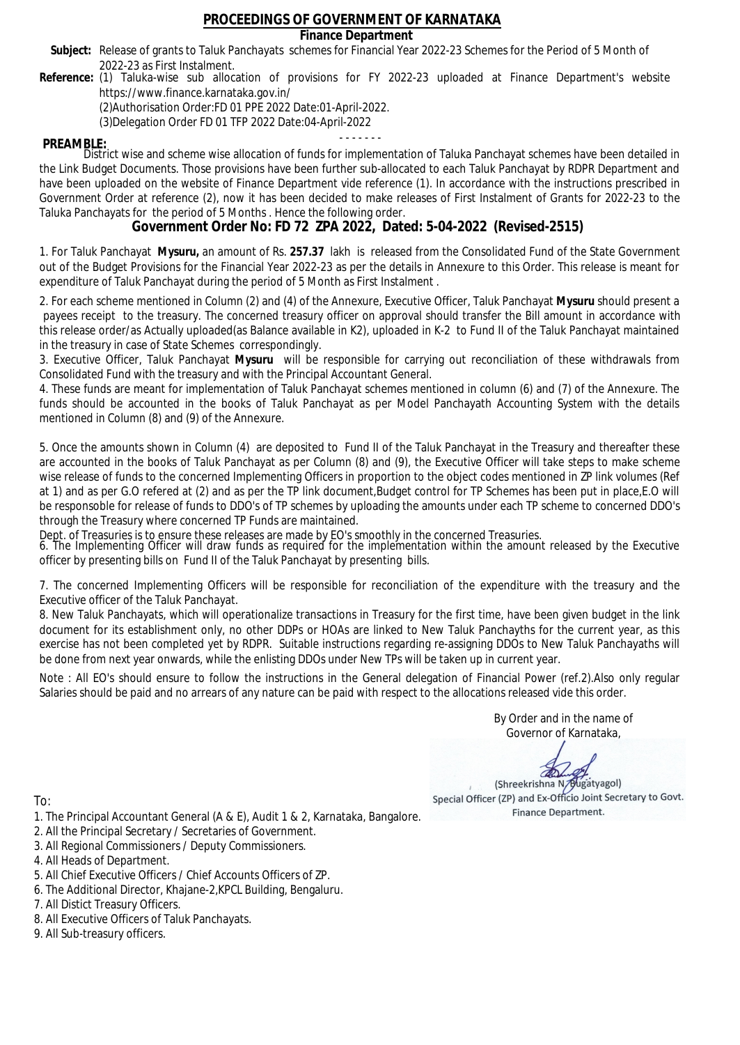# PROCEEDINGS OF GOVERNMENT OF KARNATAKA

## Finance Department

**Subject:** Release of grants to Taluk Panchayats schemes for Financial Year 2022-23 Schemes for the Period of 5 Month of 2022-23 as First Instalment.

**Reference:** (1) Taluka-wise sub allocation of provisions for FY 2022-23 uploaded at Finance Department's website https://www.finance.karnataka.gov.in/

(2)Authorisation Order:FD 01 PPE 2022 Date:01-April-2022.

(3)Delegation Order FD 01 TFP 2022 Date:04-April-2022

- - - - - - -

**PREAMBLE:**

District wise and scheme wise allocation of funds for implementation of Taluka Panchayat schemes have been detailed in the Link Budget Documents. Those provisions have been further sub-allocated to each Taluk Panchayat by RDPR Department and have been uploaded on the website of Finance Department vide reference (1). In accordance with the instructions prescribed in Government Order at reference (2), now it has been decided to make releases of First Instalment of Grants for 2022-23 to the Taluka Panchayats for the period of 5 Months . Hence the following order.

## Government Order No: FD 72 ZPA 2022, Dated: 5-04-2022 (Revised-2515)

1. For Taluk Panchayat **Mysuru,** an amount of Rs. **257.37** lakh is released from the Consolidated Fund of the State Government out of the Budget Provisions for the Financial Year 2022-23 as per the details in Annexure to this Order. This release is meant for expenditure of Taluk Panchayat during the period of 5 Month as First Instalment .

2. For each scheme mentioned in Column (2) and (4) of the Annexure, Executive Officer, Taluk Panchayat **Mysuru** should present a payees receipt to the treasury. The concerned treasury officer on approval should transfer the Bill amount in accordance with this release order/as Actually uploaded(as Balance available in K2), uploaded in K-2 to Fund II of the Taluk Panchayat maintained in the treasury in case of State Schemes correspondingly.

3. Executive Officer, Taluk Panchayat **Mysuru** will be responsible for carrying out reconciliation of these withdrawals from Consolidated Fund with the treasury and with the Principal Accountant General.

4. These funds are meant for implementation of Taluk Panchayat schemes mentioned in column (6) and (7) of the Annexure. The funds should be accounted in the books of Taluk Panchayat as per Model Panchayath Accounting System with the details mentioned in Column (8) and (9) of the Annexure.

5. Once the amounts shown in Column (4) are deposited to Fund II of the Taluk Panchayat in the Treasury and thereafter these are accounted in the books of Taluk Panchayat as per Column (8) and (9), the Executive Officer will take steps to make scheme wise release of funds to the concerned Implementing Officers in proportion to the object codes mentioned in ZP link volumes (Ref at 1) and as per G.O refered at (2) and as per the TP link document,Budget control for TP Schemes has been put in place,E.O will be responsible for release of funds to DDO's of TP schemes by uploading the amounts under each TP scheme to concerned DDO's through the Treasury where concerned TP Funds are maintained.

Dept. of Treasuries is to ensure these releases are made by EO's smoothly in the concerned Treasuries.

6. The Implementing Officer will draw funds as required for the implementation within the amount released by the Executive officer by presenting bills on Fund II of the Taluk Panchayat by presenting bills.

7. The concerned Implementing Officers will be responsible for reconciliation of the expenditure with the treasury and the Executive officer of the Taluk Panchayat.

8. New Taluk Panchayats, which will operationalize transactions in Treasury for the first time, have been given budget in the link document for its establishment only, no other DDPs or HOAs are linked to New Taluk Panchayths for the current year, as this exercise has not been completed yet by RDPR. Suitable instructions regarding re-assigning DDOs to New Taluk Panchayaths will be done from next year onwards, while the enlisting DDOs under New TPs will be taken up in current year.

Note : All EO's should ensure to follow the instructions in the General delegation of Financial Power (ref.2).Also only regular Salaries should be paid and no arrears of any nature can be paid with respect to the allocations released vide this order.

By Order and in the name of
Governor of Karnataka,

(Shreekrishna N. Bugatyagol)
Special Officer (ZP) and Ex-Officio Joint Secretary to Govt.
Finance Department.

To:

1. The Principal Accountant General (A & E), Audit 1 & 2, Karnataka, Bangalore.
2. All the Principal Secretary / Secretaries of Government.
3. All Regional Commissioners / Deputy Commissioners.
4. All Heads of Department.
5. All Chief Executive Officers / Chief Accounts Officers of ZP.
6. The Additional Director, Khajane-2,KPCL Building, Bengaluru.
7. All Distict Treasury Officers.
8. All Executive Officers of Taluk Panchayats.
9. All Sub-treasury officers.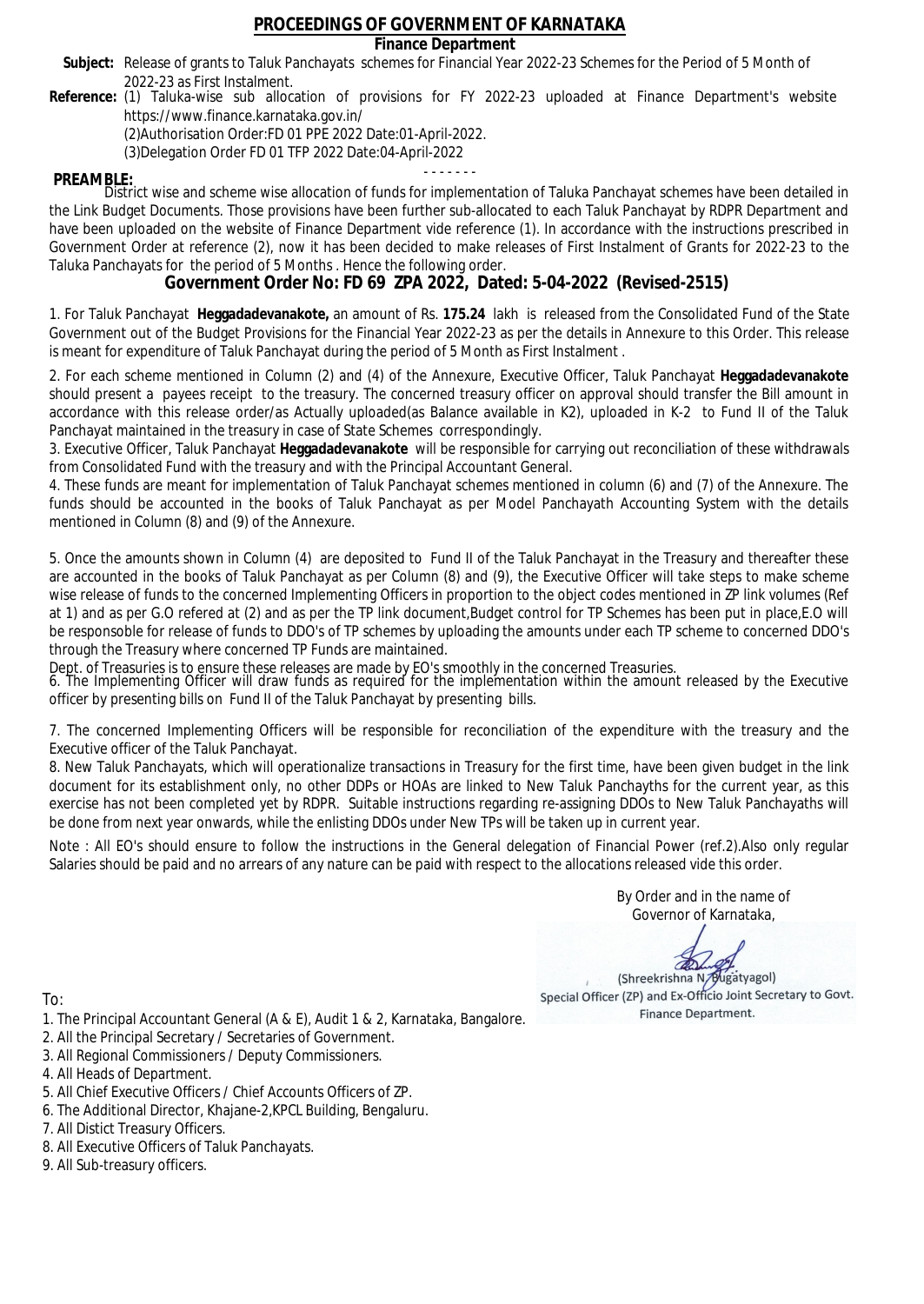# PROCEEDINGS OF GOVERNMENT OF KARNATAKA

**Finance Department**

**Subject:** Release of grants to Taluk Panchayats schemes for Financial Year 2022-23 Schemes for the Period of 5 Month of 2022-23 as First Instalment.

**Reference:** (1) Taluka-wise sub allocation of provisions for FY 2022-23 uploaded at Finance Department's website https://www.finance.karnataka.gov.in/

(2)Authorisation Order:FD 01 PPE 2022 Date:01-April-2022.

(3)Delegation Order FD 01 TFP 2022 Date:04-April-2022

- - - - - - -

**PREAMBLE:**

District wise and scheme wise allocation of funds for implementation of Taluka Panchayat schemes have been detailed in the Link Budget Documents. Those provisions have been further sub-allocated to each Taluk Panchayat by RDPR Department and have been uploaded on the website of Finance Department vide reference (1). In accordance with the instructions prescribed in Government Order at reference (2), now it has been decided to make releases of First Instalment of Grants for 2022-23 to the Taluka Panchayats for the period of 5 Months . Hence the following order.

## Government Order No: FD 69 ZPA 2022, Dated: 5-04-2022 (Revised-2515)

1. For Taluk Panchayat **Heggadadevanakote,** an amount of Rs. **175.24** lakh is released from the Consolidated Fund of the State Government out of the Budget Provisions for the Financial Year 2022-23 as per the details in Annexure to this Order. This release is meant for expenditure of Taluk Panchayat during the period of 5 Month as First Instalment .

2. For each scheme mentioned in Column (2) and (4) of the Annexure, Executive Officer, Taluk Panchayat **Heggadadevanakote** should present a payees receipt to the treasury. The concerned treasury officer on approval should transfer the Bill amount in accordance with this release order/as Actually uploaded(as Balance available in K2), uploaded in K-2 to Fund II of the Taluk Panchayat maintained in the treasury in case of State Schemes correspondingly.

3. Executive Officer, Taluk Panchayat **Heggadadevanakote** will be responsible for carrying out reconciliation of these withdrawals from Consolidated Fund with the treasury and with the Principal Accountant General.

4. These funds are meant for implementation of Taluk Panchayat schemes mentioned in column (6) and (7) of the Annexure. The funds should be accounted in the books of Taluk Panchayat as per Model Panchayath Accounting System with the details mentioned in Column (8) and (9) of the Annexure.

5. Once the amounts shown in Column (4) are deposited to Fund II of the Taluk Panchayat in the Treasury and thereafter these are accounted in the books of Taluk Panchayat as per Column (8) and (9), the Executive Officer will take steps to make scheme wise release of funds to the concerned Implementing Officers in proportion to the object codes mentioned in ZP link volumes (Ref at 1) and as per G.O refered at (2) and as per the TP link document,Budget control for TP Schemes has been put in place,E.O will be responsible for release of funds to DDO's of TP schemes by uploading the amounts under each TP scheme to concerned DDO's through the Treasury where concerned TP Funds are maintained.

Dept. of Treasuries is to ensure these releases are made by EO's smoothly in the concerned Treasuries.

6. The Implementing Officer will draw funds as required for the implementation within the amount released by the Executive officer by presenting bills on Fund II of the Taluk Panchayat by presenting bills.

7. The concerned Implementing Officers will be responsible for reconciliation of the expenditure with the treasury and the Executive officer of the Taluk Panchayat.

8. New Taluk Panchayats, which will operationalize transactions in Treasury for the first time, have been given budget in the link document for its establishment only, no other DDPs or HOAs are linked to New Taluk Panchayths for the current year, as this exercise has not been completed yet by RDPR. Suitable instructions regarding re-assigning DDOs to New Taluk Panchayaths will be done from next year onwards, while the enlisting DDOs under New TPs will be taken up in current year.

Note : All EO's should ensure to follow the instructions in the General delegation of Financial Power (ref.2).Also only regular Salaries should be paid and no arrears of any nature can be paid with respect to the allocations released vide this order.

By Order and in the name of
Governor of Karnataka,

(Shreekrishna N. Bugatyagol)
Special Officer (ZP) and Ex-Officio Joint Secretary to Govt.
Finance Department.

To:

1. The Principal Accountant General (A & E), Audit 1 & 2, Karnataka, Bangalore.
2. All the Principal Secretary / Secretaries of Government.
3. All Regional Commissioners / Deputy Commissioners.
4. All Heads of Department.
5. All Chief Executive Officers / Chief Accounts Officers of ZP.
6. The Additional Director, Khajane-2,KPCL Building, Bengaluru.
7. All Distict Treasury Officers.
8. All Executive Officers of Taluk Panchayats.
9. All Sub-treasury officers.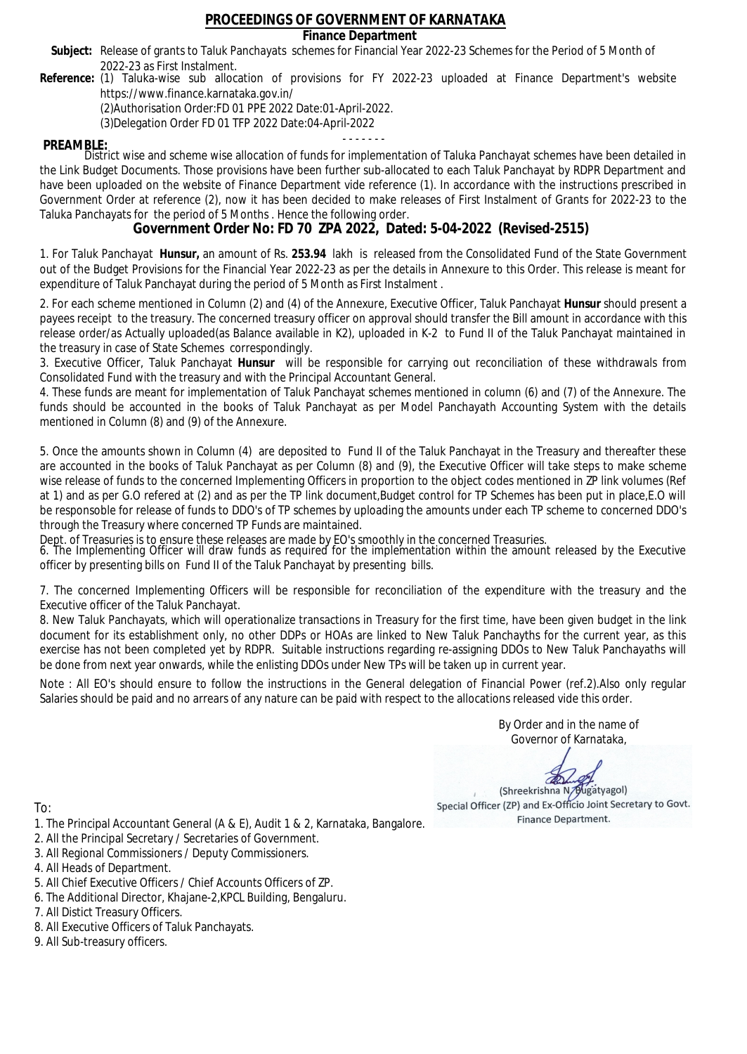# PROCEEDINGS OF GOVERNMENT OF KARNATAKA

**Finance Department**

**Subject:** Release of grants to Taluk Panchayats schemes for Financial Year 2022-23 Schemes for the Period of 5 Month of 2022-23 as First Instalment.

**Reference:** (1) Taluka-wise sub allocation of provisions for FY 2022-23 uploaded at Finance Department's website https://www.finance.karnataka.gov.in/

(2)Authorisation Order:FD 01 PPE 2022 Date:01-April-2022.

(3)Delegation Order FD 01 TFP 2022 Date:04-April-2022

- - - - - - -

**PREAMBLE:**

District wise and scheme wise allocation of funds for implementation of Taluka Panchayat schemes have been detailed in the Link Budget Documents. Those provisions have been further sub-allocated to each Taluk Panchayat by RDPR Department and have been uploaded on the website of Finance Department vide reference (1). In accordance with the instructions prescribed in Government Order at reference (2), now it has been decided to make releases of First Instalment of Grants for 2022-23 to the Taluka Panchayats for the period of 5 Months . Hence the following order.

## Government Order No: FD 70 ZPA 2022, Dated: 5-04-2022 (Revised-2515)

1. For Taluk Panchayat **Hunsur,** an amount of Rs. **253.94** lakh is released from the Consolidated Fund of the State Government out of the Budget Provisions for the Financial Year 2022-23 as per the details in Annexure to this Order. This release is meant for expenditure of Taluk Panchayat during the period of 5 Month as First Instalment .

2. For each scheme mentioned in Column (2) and (4) of the Annexure, Executive Officer, Taluk Panchayat **Hunsur** should present a payees receipt to the treasury. The concerned treasury officer on approval should transfer the Bill amount in accordance with this release order/as Actually uploaded(as Balance available in K2), uploaded in K-2 to Fund II of the Taluk Panchayat maintained in the treasury in case of State Schemes correspondingly.

3. Executive Officer, Taluk Panchayat **Hunsur** will be responsible for carrying out reconciliation of these withdrawals from Consolidated Fund with the treasury and with the Principal Accountant General.

4. These funds are meant for implementation of Taluk Panchayat schemes mentioned in column (6) and (7) of the Annexure. The funds should be accounted in the books of Taluk Panchayat as per Model Panchayath Accounting System with the details mentioned in Column (8) and (9) of the Annexure.

5. Once the amounts shown in Column (4) are deposited to Fund II of the Taluk Panchayat in the Treasury and thereafter these are accounted in the books of Taluk Panchayat as per Column (8) and (9), the Executive Officer will take steps to make scheme wise release of funds to the concerned Implementing Officers in proportion to the object codes mentioned in ZP link volumes (Ref at 1) and as per G.O refered at (2) and as per the TP link document,Budget control for TP Schemes has been put in place,E.O will be responsoble for release of funds to DDO's of TP schemes by uploading the amounts under each TP scheme to concerned DDO's through the Treasury where concerned TP Funds are maintained.

Dept. of Treasuries is to ensure these releases are made by EO's smoothly in the concerned Treasuries.

6. The Implementing Officer will draw funds as required for the implementation within the amount released by the Executive officer by presenting bills on Fund II of the Taluk Panchayat by presenting bills.

7. The concerned Implementing Officers will be responsible for reconciliation of the expenditure with the treasury and the Executive officer of the Taluk Panchayat.

8. New Taluk Panchayats, which will operationalize transactions in Treasury for the first time, have been given budget in the link document for its establishment only, no other DDPs or HOAs are linked to New Taluk Panchayths for the current year, as this exercise has not been completed yet by RDPR. Suitable instructions regarding re-assigning DDOs to New Taluk Panchayaths will be done from next year onwards, while the enlisting DDOs under New TPs will be taken up in current year.

Note : All EO's should ensure to follow the instructions in the General delegation of Financial Power (ref.2).Also only regular Salaries should be paid and no arrears of any nature can be paid with respect to the allocations released vide this order.

By Order and in the name of
Governor of Karnataka,

(Shreekrishna N. Bugatyagol)
Special Officer (ZP) and Ex-Officio Joint Secretary to Govt.
Finance Department.

To:

1. The Principal Accountant General (A & E), Audit 1 & 2, Karnataka, Bangalore.
2. All the Principal Secretary / Secretaries of Government.
3. All Regional Commissioners / Deputy Commissioners.
4. All Heads of Department.
5. All Chief Executive Officers / Chief Accounts Officers of ZP.
6. The Additional Director, Khajane-2,KPCL Building, Bengaluru.
7. All Distict Treasury Officers.
8. All Executive Officers of Taluk Panchayats.
9. All Sub-treasury officers.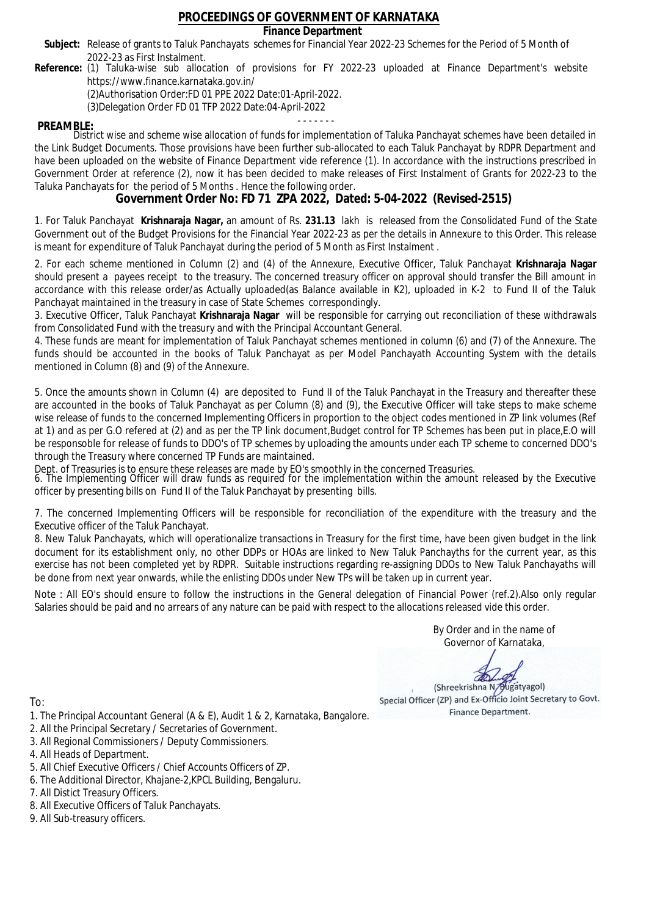# PROCEEDINGS OF GOVERNMENT OF KARNATAKA

**Finance Department**

**Subject:** Release of grants to Taluk Panchayats schemes for Financial Year 2022-23 Schemes for the Period of 5 Month of 2022-23 as First Instalment.

**Reference:** (1) Taluka-wise sub allocation of provisions for FY 2022-23 uploaded at Finance Department's website https://www.finance.karnataka.gov.in/

(2)Authorisation Order:FD 01 PPE 2022 Date:01-April-2022.

(3)Delegation Order FD 01 TFP 2022 Date:04-April-2022

- - - - - - -

**PREAMBLE:**

District wise and scheme wise allocation of funds for implementation of Taluka Panchayat schemes have been detailed in the Link Budget Documents. Those provisions have been further sub-allocated to each Taluk Panchayat by RDPR Department and have been uploaded on the website of Finance Department vide reference (1). In accordance with the instructions prescribed in Government Order at reference (2), now it has been decided to make releases of First Instalment of Grants for 2022-23 to the Taluka Panchayats for the period of 5 Months . Hence the following order.

## Government Order No: FD 71 ZPA 2022, Dated: 5-04-2022 (Revised-2515)

1. For Taluk Panchayat **Krishnaraja Nagar,** an amount of Rs. **231.13** lakh is released from the Consolidated Fund of the State Government out of the Budget Provisions for the Financial Year 2022-23 as per the details in Annexure to this Order. This release is meant for expenditure of Taluk Panchayat during the period of 5 Month as First Instalment .

2. For each scheme mentioned in Column (2) and (4) of the Annexure, Executive Officer, Taluk Panchayat **Krishnaraja Nagar** should present a payees receipt to the treasury. The concerned treasury officer on approval should transfer the Bill amount in accordance with this release order/as Actually uploaded(as Balance available in K2), uploaded in K-2 to Fund II of the Taluk Panchayat maintained in the treasury in case of State Schemes correspondingly.

3. Executive Officer, Taluk Panchayat **Krishnaraja Nagar** will be responsible for carrying out reconciliation of these withdrawals from Consolidated Fund with the treasury and with the Principal Accountant General.

4. These funds are meant for implementation of Taluk Panchayat schemes mentioned in column (6) and (7) of the Annexure. The funds should be accounted in the books of Taluk Panchayat as per Model Panchayath Accounting System with the details mentioned in Column (8) and (9) of the Annexure.

5. Once the amounts shown in Column (4) are deposited to Fund II of the Taluk Panchayat in the Treasury and thereafter these are accounted in the books of Taluk Panchayat as per Column (8) and (9), the Executive Officer will take steps to make scheme wise release of funds to the concerned Implementing Officers in proportion to the object codes mentioned in ZP link volumes (Ref at 1) and as per G.O refered at (2) and as per the TP link document,Budget control for TP Schemes has been put in place,E.O will be responsible for release of funds to DDO's of TP schemes by uploading the amounts under each TP scheme to concerned DDO's through the Treasury where concerned TP Funds are maintained.

Dept. of Treasuries is to ensure these releases are made by EO's smoothly in the concerned Treasuries.

6. The Implementing Officer will draw funds as required for the implementation within the amount released by the Executive officer by presenting bills on Fund II of the Taluk Panchayat by presenting bills.

7. The concerned Implementing Officers will be responsible for reconciliation of the expenditure with the treasury and the Executive officer of the Taluk Panchayat.

8. New Taluk Panchayats, which will operationalize transactions in Treasury for the first time, have been given budget in the link document for its establishment only, no other DDPs or HOAs are linked to New Taluk Panchayths for the current year, as this exercise has not been completed yet by RDPR. Suitable instructions regarding re-assigning DDOs to New Taluk Panchayaths will be done from next year onwards, while the enlisting DDOs under New TPs will be taken up in current year.

Note : All EO's should ensure to follow the instructions in the General delegation of Financial Power (ref.2).Also only regular Salaries should be paid and no arrears of any nature can be paid with respect to the allocations released vide this order.

By Order and in the name of
Governor of Karnataka,

(Shreekrishna N. Bugatyagol)
Special Officer (ZP) and Ex-Officio Joint Secretary to Govt.
Finance Department.

To:

1. The Principal Accountant General (A & E), Audit 1 & 2, Karnataka, Bangalore.
2. All the Principal Secretary / Secretaries of Government.
3. All Regional Commissioners / Deputy Commissioners.
4. All Heads of Department.
5. All Chief Executive Officers / Chief Accounts Officers of ZP.
6. The Additional Director, Khajane-2,KPCL Building, Bengaluru.
7. All Distict Treasury Officers.
8. All Executive Officers of Taluk Panchayats.
9. All Sub-treasury officers.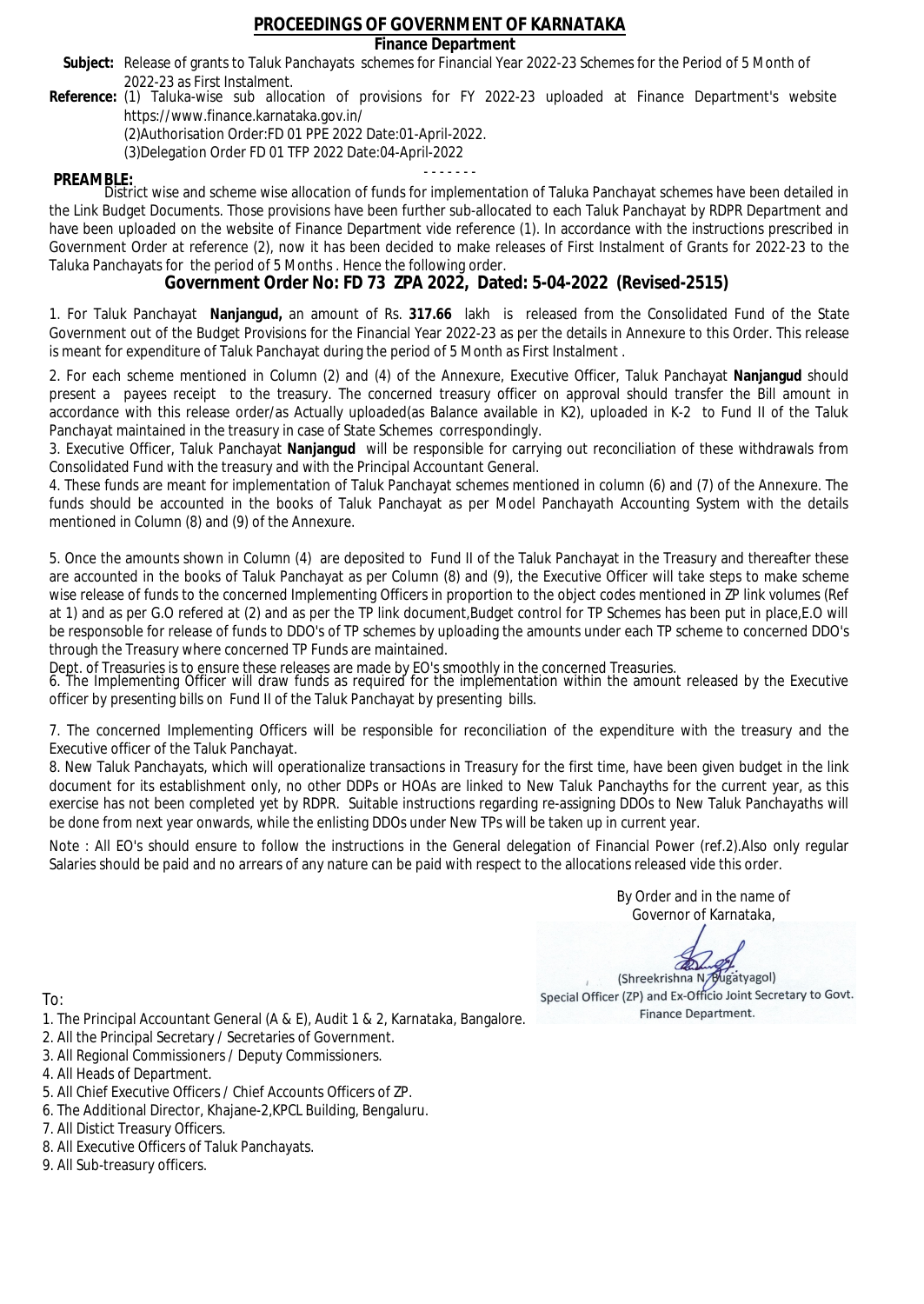# PROCEEDINGS OF GOVERNMENT OF KARNATAKA

## Finance Department

**Subject:** Release of grants to Taluk Panchayats schemes for Financial Year 2022-23 Schemes for the Period of 5 Month of 2022-23 as First Instalment.

**Reference:** (1) Taluka-wise sub allocation of provisions for FY 2022-23 uploaded at Finance Department's website https://www.finance.karnataka.gov.in/

(2)Authorisation Order:FD 01 PPE 2022 Date:01-April-2022.

(3)Delegation Order FD 01 TFP 2022 Date:04-April-2022

- - - - - - -

**PREAMBLE:**

District wise and scheme wise allocation of funds for implementation of Taluka Panchayat schemes have been detailed in the Link Budget Documents. Those provisions have been further sub-allocated to each Taluk Panchayat by RDPR Department and have been uploaded on the website of Finance Department vide reference (1). In accordance with the instructions prescribed in Government Order at reference (2), now it has been decided to make releases of First Instalment of Grants for 2022-23 to the Taluka Panchayats for the period of 5 Months . Hence the following order.

## Government Order No: FD 73 ZPA 2022, Dated: 5-04-2022 (Revised-2515)

1. For Taluk Panchayat **Nanjangud,** an amount of Rs. **317.66** lakh is released from the Consolidated Fund of the State Government out of the Budget Provisions for the Financial Year 2022-23 as per the details in Annexure to this Order. This release is meant for expenditure of Taluk Panchayat during the period of 5 Month as First Instalment .

2. For each scheme mentioned in Column (2) and (4) of the Annexure, Executive Officer, Taluk Panchayat **Nanjangud** should present a payees receipt to the treasury. The concerned treasury officer on approval should transfer the Bill amount in accordance with this release order/as Actually uploaded(as Balance available in K2), uploaded in K-2 to Fund II of the Taluk Panchayat maintained in the treasury in case of State Schemes correspondingly.

3. Executive Officer, Taluk Panchayat **Nanjangud** will be responsible for carrying out reconciliation of these withdrawals from Consolidated Fund with the treasury and with the Principal Accountant General.

4. These funds are meant for implementation of Taluk Panchayat schemes mentioned in column (6) and (7) of the Annexure. The funds should be accounted in the books of Taluk Panchayat as per Model Panchayath Accounting System with the details mentioned in Column (8) and (9) of the Annexure.

5. Once the amounts shown in Column (4) are deposited to Fund II of the Taluk Panchayat in the Treasury and thereafter these are accounted in the books of Taluk Panchayat as per Column (8) and (9), the Executive Officer will take steps to make scheme wise release of funds to the concerned Implementing Officers in proportion to the object codes mentioned in ZP link volumes (Ref at 1) and as per G.O refered at (2) and as per the TP link document,Budget control for TP Schemes has been put in place,E.O will be responsible for release of funds to DDO's of TP schemes by uploading the amounts under each TP scheme to concerned DDO's through the Treasury where concerned TP Funds are maintained.

Dept. of Treasuries is to ensure these releases are made by EO's smoothly in the concerned Treasuries.

6. The Implementing Officer will draw funds as required for the implementation within the amount released by the Executive officer by presenting bills on Fund II of the Taluk Panchayat by presenting bills.

7. The concerned Implementing Officers will be responsible for reconciliation of the expenditure with the treasury and the Executive officer of the Taluk Panchayat.

8. New Taluk Panchayats, which will operationalize transactions in Treasury for the first time, have been given budget in the link document for its establishment only, no other DDPs or HOAs are linked to New Taluk Panchayths for the current year, as this exercise has not been completed yet by RDPR. Suitable instructions regarding re-assigning DDOs to New Taluk Panchayaths will be done from next year onwards, while the enlisting DDOs under New TPs will be taken up in current year.

Note : All EO's should ensure to follow the instructions in the General delegation of Financial Power (ref.2).Also only regular Salaries should be paid and no arrears of any nature can be paid with respect to the allocations released vide this order.

By Order and in the name of
Governor of Karnataka,

(Shreekrishna N. Bugatyagol)
Special Officer (ZP) and Ex-Officio Joint Secretary to Govt.
Finance Department.

To:

1. The Principal Accountant General (A & E), Audit 1 & 2, Karnataka, Bangalore.
2. All the Principal Secretary / Secretaries of Government.
3. All Regional Commissioners / Deputy Commissioners.
4. All Heads of Department.
5. All Chief Executive Officers / Chief Accounts Officers of ZP.
6. The Additional Director, Khajane-2,KPCL Building, Bengaluru.
7. All Distict Treasury Officers.
8. All Executive Officers of Taluk Panchayats.
9. All Sub-treasury officers.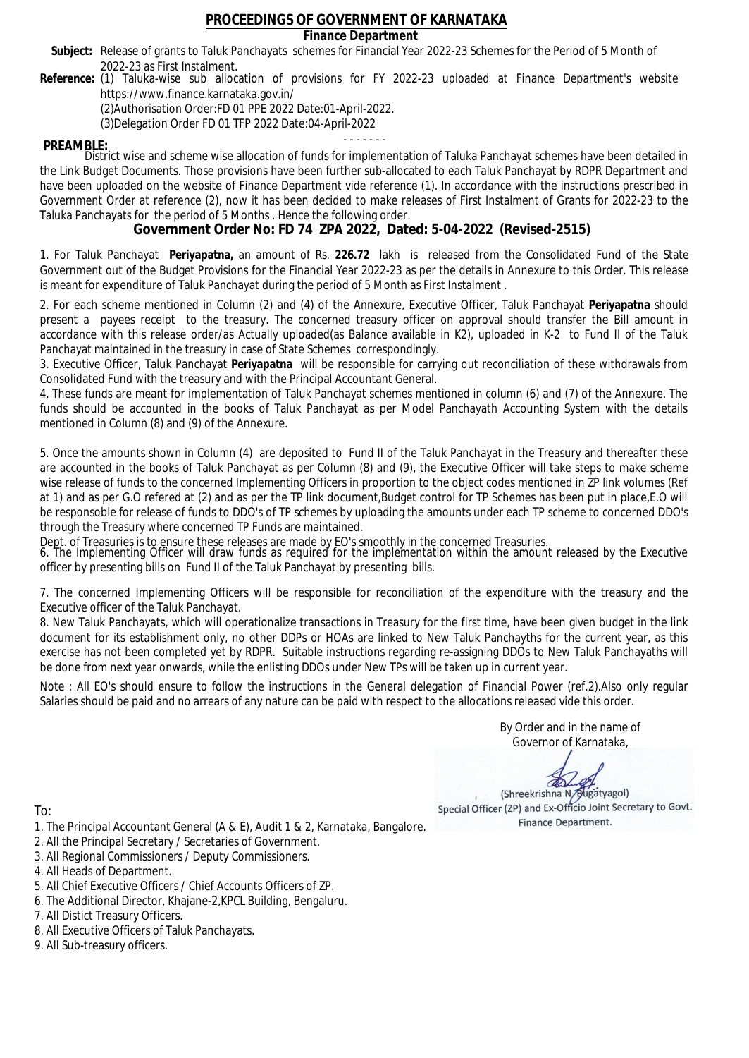# PROCEEDINGS OF GOVERNMENT OF KARNATAKA

## Finance Department

**Subject:** Release of grants to Taluk Panchayats schemes for Financial Year 2022-23 Schemes for the Period of 5 Month of 2022-23 as First Instalment.

**Reference:** (1) Taluka-wise sub allocation of provisions for FY 2022-23 uploaded at Finance Department's website https://www.finance.karnataka.gov.in/
(2)Authorisation Order:FD 01 PPE 2022 Date:01-April-2022.
(3)Delegation Order FD 01 TFP 2022 Date:04-April-2022

- - - - - - -

**PREAMBLE:**
District wise and scheme wise allocation of funds for implementation of Taluka Panchayat schemes have been detailed in the Link Budget Documents. Those provisions have been further sub-allocated to each Taluk Panchayat by RDPR Department and have been uploaded on the website of Finance Department vide reference (1). In accordance with the instructions prescribed in Government Order at reference (2), now it has been decided to make releases of First Instalment of Grants for 2022-23 to the Taluka Panchayats for the period of 5 Months . Hence the following order.

## Government Order No: FD 74 ZPA 2022, Dated: 5-04-2022 (Revised-2515)

1. For Taluk Panchayat **Periyapatna,** an amount of Rs. **226.72** lakh is released from the Consolidated Fund of the State Government out of the Budget Provisions for the Financial Year 2022-23 as per the details in Annexure to this Order. This release is meant for expenditure of Taluk Panchayat during the period of 5 Month as First Instalment .

2. For each scheme mentioned in Column (2) and (4) of the Annexure, Executive Officer, Taluk Panchayat **Periyapatna** should present a payees receipt to the treasury. The concerned treasury officer on approval should transfer the Bill amount in accordance with this release order/as Actually uploaded(as Balance available in K2), uploaded in K-2 to Fund II of the Taluk Panchayat maintained in the treasury in case of State Schemes correspondingly.

3. Executive Officer, Taluk Panchayat **Periyapatna** will be responsible for carrying out reconciliation of these withdrawals from Consolidated Fund with the treasury and with the Principal Accountant General.

4. These funds are meant for implementation of Taluk Panchayat schemes mentioned in column (6) and (7) of the Annexure. The funds should be accounted in the books of Taluk Panchayat as per Model Panchayath Accounting System with the details mentioned in Column (8) and (9) of the Annexure.

5. Once the amounts shown in Column (4) are deposited to Fund II of the Taluk Panchayat in the Treasury and thereafter these are accounted in the books of Taluk Panchayat as per Column (8) and (9), the Executive Officer will take steps to make scheme wise release of funds to the concerned Implementing Officers in proportion to the object codes mentioned in ZP link volumes (Ref at 1) and as per G.O refered at (2) and as per the TP link document,Budget control for TP Schemes has been put in place,E.O will be responsoble for release of funds to DDO's of TP schemes by uploading the amounts under each TP scheme to concerned DDO's through the Treasury where concerned TP Funds are maintained.
Dept. of Treasuries is to ensure these releases are made by EO's smoothly in the concerned Treasuries.

6. The Implementing Officer will draw funds as required for the implementation within the amount released by the Executive officer by presenting bills on Fund II of the Taluk Panchayat by presenting bills.

7. The concerned Implementing Officers will be responsible for reconciliation of the expenditure with the treasury and the Executive officer of the Taluk Panchayat.

8. New Taluk Panchayats, which will operationalize transactions in Treasury for the first time, have been given budget in the link document for its establishment only, no other DDPs or HOAs are linked to New Taluk Panchayths for the current year, as this exercise has not been completed yet by RDPR. Suitable instructions regarding re-assigning DDOs to New Taluk Panchayaths will be done from next year onwards, while the enlisting DDOs under New TPs will be taken up in current year.

Note : All EO's should ensure to follow the instructions in the General delegation of Financial Power (ref.2).Also only regular Salaries should be paid and no arrears of any nature can be paid with respect to the allocations released vide this order.

By Order and in the name of
Governor of Karnataka,

(Shreekrishna N. Bugatyagol)
Special Officer (ZP) and Ex-Officio Joint Secretary to Govt.
Finance Department.

To:

1. The Principal Accountant General (A & E), Audit 1 & 2, Karnataka, Bangalore.
2. All the Principal Secretary / Secretaries of Government.
3. All Regional Commissioners / Deputy Commissioners.
4. All Heads of Department.
5. All Chief Executive Officers / Chief Accounts Officers of ZP.
6. The Additional Director, Khajane-2,KPCL Building, Bengaluru.
7. All Distict Treasury Officers.
8. All Executive Officers of Taluk Panchayats.
9. All Sub-treasury officers.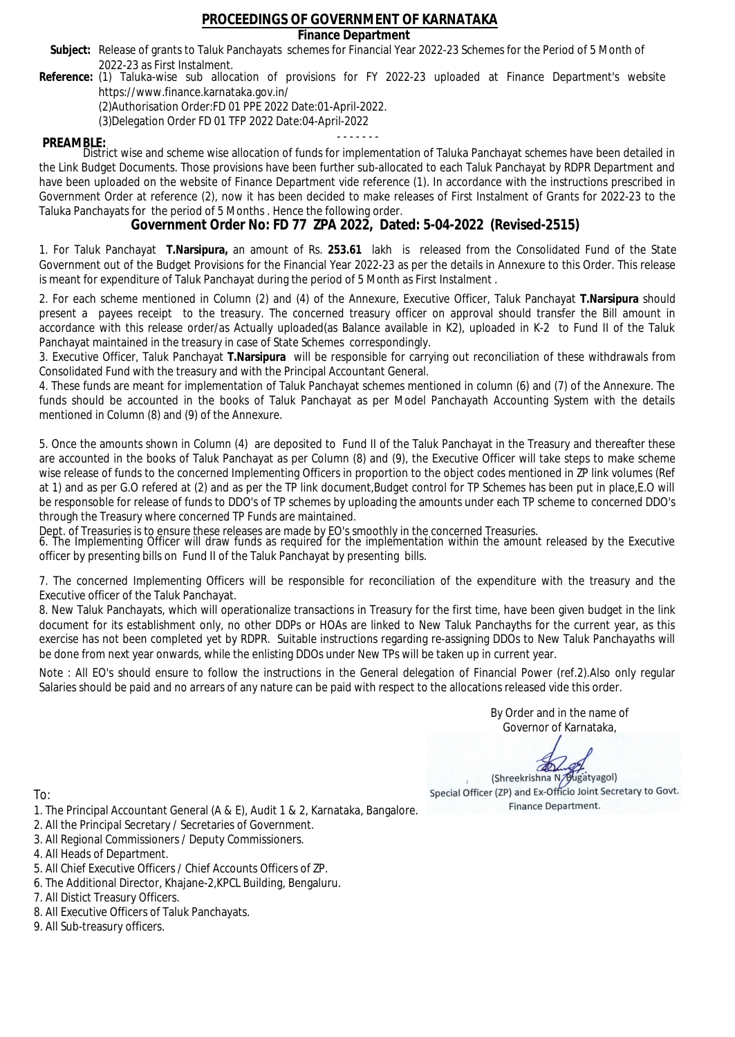# PROCEEDINGS OF GOVERNMENT OF KARNATAKA

**Finance Department**

**Subject:** Release of grants to Taluk Panchayats schemes for Financial Year 2022-23 Schemes for the Period of 5 Month of 2022-23 as First Instalment.

**Reference:** (1) Taluka-wise sub allocation of provisions for FY 2022-23 uploaded at Finance Department's website https://www.finance.karnataka.gov.in/

(2)Authorisation Order:FD 01 PPE 2022 Date:01-April-2022.

(3)Delegation Order FD 01 TFP 2022 Date:04-April-2022

- - - - - - -

**PREAMBLE:**

District wise and scheme wise allocation of funds for implementation of Taluka Panchayat schemes have been detailed in the Link Budget Documents. Those provisions have been further sub-allocated to each Taluk Panchayat by RDPR Department and have been uploaded on the website of Finance Department vide reference (1). In accordance with the instructions prescribed in Government Order at reference (2), now it has been decided to make releases of First Instalment of Grants for 2022-23 to the Taluka Panchayats for the period of 5 Months . Hence the following order.

## Government Order No: FD 77 ZPA 2022, Dated: 5-04-2022 (Revised-2515)

1. For Taluk Panchayat **T.Narsipura,** an amount of Rs. **253.61** lakh is released from the Consolidated Fund of the State Government out of the Budget Provisions for the Financial Year 2022-23 as per the details in Annexure to this Order. This release is meant for expenditure of Taluk Panchayat during the period of 5 Month as First Instalment .

2. For each scheme mentioned in Column (2) and (4) of the Annexure, Executive Officer, Taluk Panchayat **T.Narsipura** should present a payees receipt to the treasury. The concerned treasury officer on approval should transfer the Bill amount in accordance with this release order/as Actually uploaded(as Balance available in K2), uploaded in K-2 to Fund II of the Taluk Panchayat maintained in the treasury in case of State Schemes correspondingly.

3. Executive Officer, Taluk Panchayat **T.Narsipura** will be responsible for carrying out reconciliation of these withdrawals from Consolidated Fund with the treasury and with the Principal Accountant General.

4. These funds are meant for implementation of Taluk Panchayat schemes mentioned in column (6) and (7) of the Annexure. The funds should be accounted in the books of Taluk Panchayat as per Model Panchayath Accounting System with the details mentioned in Column (8) and (9) of the Annexure.

5. Once the amounts shown in Column (4) are deposited to Fund II of the Taluk Panchayat in the Treasury and thereafter these are accounted in the books of Taluk Panchayat as per Column (8) and (9), the Executive Officer will take steps to make scheme wise release of funds to the concerned Implementing Officers in proportion to the object codes mentioned in ZP link volumes (Ref at 1) and as per G.O refered at (2) and as per the TP link document,Budget control for TP Schemes has been put in place,E.O will be responsoble for release of funds to DDO's of TP schemes by uploading the amounts under each TP scheme to concerned DDO's through the Treasury where concerned TP Funds are maintained.

Dept. of Treasuries is to ensure these releases are made by EO's smoothly in the concerned Treasuries.

6. The Implementing Officer will draw funds as required for the implementation within the amount released by the Executive officer by presenting bills on Fund II of the Taluk Panchayat by presenting bills.

7. The concerned Implementing Officers will be responsible for reconciliation of the expenditure with the treasury and the Executive officer of the Taluk Panchayat.

8. New Taluk Panchayats, which will operationalize transactions in Treasury for the first time, have been given budget in the link document for its establishment only, no other DDPs or HOAs are linked to New Taluk Panchayths for the current year, as this exercise has not been completed yet by RDPR. Suitable instructions regarding re-assigning DDOs to New Taluk Panchayaths will be done from next year onwards, while the enlisting DDOs under New TPs will be taken up in current year.

Note : All EO's should ensure to follow the instructions in the General delegation of Financial Power (ref.2).Also only regular Salaries should be paid and no arrears of any nature can be paid with respect to the allocations released vide this order.

By Order and in the name of
Governor of Karnataka,

(Shreekrishna N. Bugatyagol)
Special Officer (ZP) and Ex-Officio Joint Secretary to Govt.
Finance Department.

To:

1. The Principal Accountant General (A & E), Audit 1 & 2, Karnataka, Bangalore.
2. All the Principal Secretary / Secretaries of Government.
3. All Regional Commissioners / Deputy Commissioners.
4. All Heads of Department.
5. All Chief Executive Officers / Chief Accounts Officers of ZP.
6. The Additional Director, Khajane-2,KPCL Building, Bengaluru.
7. All Distict Treasury Officers.
8. All Executive Officers of Taluk Panchayats.
9. All Sub-treasury officers.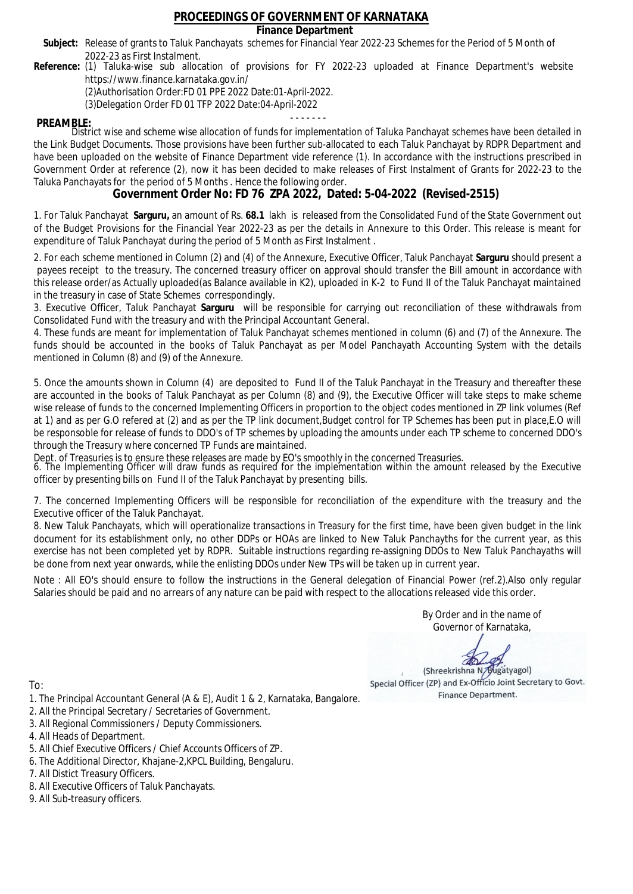# PROCEEDINGS OF GOVERNMENT OF KARNATAKA

## Finance Department

**Subject:** Release of grants to Taluk Panchayats schemes for Financial Year 2022-23 Schemes for the Period of 5 Month of 2022-23 as First Instalment.

**Reference:** (1) Taluka-wise sub allocation of provisions for FY 2022-23 uploaded at Finance Department's website https://www.finance.karnataka.gov.in/

(2)Authorisation Order:FD 01 PPE 2022 Date:01-April-2022.

(3)Delegation Order FD 01 TFP 2022 Date:04-April-2022

- - - - - - -

**PREAMBLE:**

District wise and scheme wise allocation of funds for implementation of Taluka Panchayat schemes have been detailed in the Link Budget Documents. Those provisions have been further sub-allocated to each Taluk Panchayat by RDPR Department and have been uploaded on the website of Finance Department vide reference (1). In accordance with the instructions prescribed in Government Order at reference (2), now it has been decided to make releases of First Instalment of Grants for 2022-23 to the Taluka Panchayats for the period of 5 Months . Hence the following order.

## Government Order No: FD 76 ZPA 2022, Dated: 5-04-2022 (Revised-2515)

1. For Taluk Panchayat **Sarguru,** an amount of Rs. **68.1** lakh is released from the Consolidated Fund of the State Government out of the Budget Provisions for the Financial Year 2022-23 as per the details in Annexure to this Order. This release is meant for expenditure of Taluk Panchayat during the period of 5 Month as First Instalment .

2. For each scheme mentioned in Column (2) and (4) of the Annexure, Executive Officer, Taluk Panchayat **Sarguru** should present a payees receipt to the treasury. The concerned treasury officer on approval should transfer the Bill amount in accordance with this release order/as Actually uploaded(as Balance available in K2), uploaded in K-2 to Fund II of the Taluk Panchayat maintained in the treasury in case of State Schemes correspondingly.

3. Executive Officer, Taluk Panchayat **Sarguru** will be responsible for carrying out reconciliation of these withdrawals from Consolidated Fund with the treasury and with the Principal Accountant General.

4. These funds are meant for implementation of Taluk Panchayat schemes mentioned in column (6) and (7) of the Annexure. The funds should be accounted in the books of Taluk Panchayat as per Model Panchayath Accounting System with the details mentioned in Column (8) and (9) of the Annexure.

5. Once the amounts shown in Column (4) are deposited to Fund II of the Taluk Panchayat in the Treasury and thereafter these are accounted in the books of Taluk Panchayat as per Column (8) and (9), the Executive Officer will take steps to make scheme wise release of funds to the concerned Implementing Officers in proportion to the object codes mentioned in ZP link volumes (Ref at 1) and as per G.O refered at (2) and as per the TP link document,Budget control for TP Schemes has been put in place,E.O will be responsible for release of funds to DDO's of TP schemes by uploading the amounts under each TP scheme to concerned DDO's through the Treasury where concerned TP Funds are maintained.

Dept. of Treasuries is to ensure these releases are made by EO's smoothly in the concerned Treasuries.

6. The Implementing Officer will draw funds as required for the implementation within the amount released by the Executive officer by presenting bills on Fund II of the Taluk Panchayat by presenting bills.

7. The concerned Implementing Officers will be responsible for reconciliation of the expenditure with the treasury and the Executive officer of the Taluk Panchayat.

8. New Taluk Panchayats, which will operationalize transactions in Treasury for the first time, have been given budget in the link document for its establishment only, no other DDPs or HOAs are linked to New Taluk Panchayths for the current year, as this exercise has not been completed yet by RDPR. Suitable instructions regarding re-assigning DDOs to New Taluk Panchayaths will be done from next year onwards, while the enlisting DDOs under New TPs will be taken up in current year.

Note : All EO's should ensure to follow the instructions in the General delegation of Financial Power (ref.2).Also only regular Salaries should be paid and no arrears of any nature can be paid with respect to the allocations released vide this order.

By Order and in the name of
Governor of Karnataka,

(Shreekrishna N. Bugatyagol)
Special Officer (ZP) and Ex-Officio Joint Secretary to Govt.
Finance Department.

To:

1. The Principal Accountant General (A & E), Audit 1 & 2, Karnataka, Bangalore.
2. All the Principal Secretary / Secretaries of Government.
3. All Regional Commissioners / Deputy Commissioners.
4. All Heads of Department.
5. All Chief Executive Officers / Chief Accounts Officers of ZP.
6. The Additional Director, Khajane-2,KPCL Building, Bengaluru.
7. All Distict Treasury Officers.
8. All Executive Officers of Taluk Panchayats.
9. All Sub-treasury officers.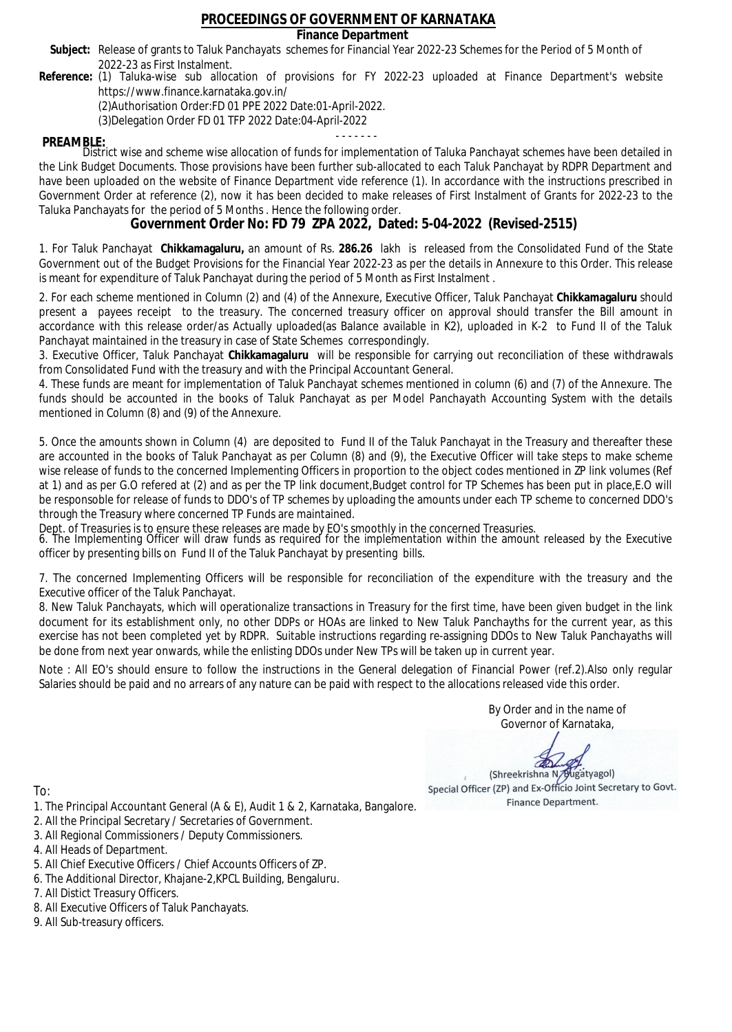# PROCEEDINGS OF GOVERNMENT OF KARNATAKA

**Finance Department**

**Subject:** Release of grants to Taluk Panchayats schemes for Financial Year 2022-23 Schemes for the Period of 5 Month of 2022-23 as First Instalment.

**Reference:** (1) Taluka-wise sub allocation of provisions for FY 2022-23 uploaded at Finance Department's website https://www.finance.karnataka.gov.in/

(2)Authorisation Order:FD 01 PPE 2022 Date:01-April-2022.

(3)Delegation Order FD 01 TFP 2022 Date:04-April-2022

- - - - - - -

**PREAMBLE:**

District wise and scheme wise allocation of funds for implementation of Taluka Panchayat schemes have been detailed in the Link Budget Documents. Those provisions have been further sub-allocated to each Taluk Panchayat by RDPR Department and have been uploaded on the website of Finance Department vide reference (1). In accordance with the instructions prescribed in Government Order at reference (2), now it has been decided to make releases of First Instalment of Grants for 2022-23 to the Taluka Panchayats for the period of 5 Months . Hence the following order.

## Government Order No: FD 79 ZPA 2022, Dated: 5-04-2022 (Revised-2515)

1. For Taluk Panchayat **Chikkamagaluru,** an amount of Rs. **286.26** lakh is released from the Consolidated Fund of the State Government out of the Budget Provisions for the Financial Year 2022-23 as per the details in Annexure to this Order. This release is meant for expenditure of Taluk Panchayat during the period of 5 Month as First Instalment .

2. For each scheme mentioned in Column (2) and (4) of the Annexure, Executive Officer, Taluk Panchayat **Chikkamagaluru** should present a payees receipt to the treasury. The concerned treasury officer on approval should transfer the Bill amount in accordance with this release order/as Actually uploaded(as Balance available in K2), uploaded in K-2 to Fund II of the Taluk Panchayat maintained in the treasury in case of State Schemes correspondingly.

3. Executive Officer, Taluk Panchayat **Chikkamagaluru** will be responsible for carrying out reconciliation of these withdrawals from Consolidated Fund with the treasury and with the Principal Accountant General.

4. These funds are meant for implementation of Taluk Panchayat schemes mentioned in column (6) and (7) of the Annexure. The funds should be accounted in the books of Taluk Panchayat as per Model Panchayath Accounting System with the details mentioned in Column (8) and (9) of the Annexure.

5. Once the amounts shown in Column (4) are deposited to Fund II of the Taluk Panchayat in the Treasury and thereafter these are accounted in the books of Taluk Panchayat as per Column (8) and (9), the Executive Officer will take steps to make scheme wise release of funds to the concerned Implementing Officers in proportion to the object codes mentioned in ZP link volumes (Ref at 1) and as per G.O refered at (2) and as per the TP link document,Budget control for TP Schemes has been put in place,E.O will be responsible for release of funds to DDO's of TP schemes by uploading the amounts under each TP scheme to concerned DDO's through the Treasury where concerned TP Funds are maintained.

Dept. of Treasuries is to ensure these releases are made by EO's smoothly in the concerned Treasuries.

6. The Implementing Officer will draw funds as required for the implementation within the amount released by the Executive officer by presenting bills on Fund II of the Taluk Panchayat by presenting bills.

7. The concerned Implementing Officers will be responsible for reconciliation of the expenditure with the treasury and the Executive officer of the Taluk Panchayat.

8. New Taluk Panchayats, which will operationalize transactions in Treasury for the first time, have been given budget in the link document for its establishment only, no other DDPs or HOAs are linked to New Taluk Panchayths for the current year, as this exercise has not been completed yet by RDPR. Suitable instructions regarding re-assigning DDOs to New Taluk Panchayaths will be done from next year onwards, while the enlisting DDOs under New TPs will be taken up in current year.

Note : All EO's should ensure to follow the instructions in the General delegation of Financial Power (ref.2).Also only regular Salaries should be paid and no arrears of any nature can be paid with respect to the allocations released vide this order.

By Order and in the name of
Governor of Karnataka,

(Shreekrishna N. Bugatyagol)
Special Officer (ZP) and Ex-Officio Joint Secretary to Govt.
Finance Department.

To:

1. The Principal Accountant General (A & E), Audit 1 & 2, Karnataka, Bangalore.
2. All the Principal Secretary / Secretaries of Government.
3. All Regional Commissioners / Deputy Commissioners.
4. All Heads of Department.
5. All Chief Executive Officers / Chief Accounts Officers of ZP.
6. The Additional Director, Khajane-2,KPCL Building, Bengaluru.
7. All Distict Treasury Officers.
8. All Executive Officers of Taluk Panchayats.
9. All Sub-treasury officers.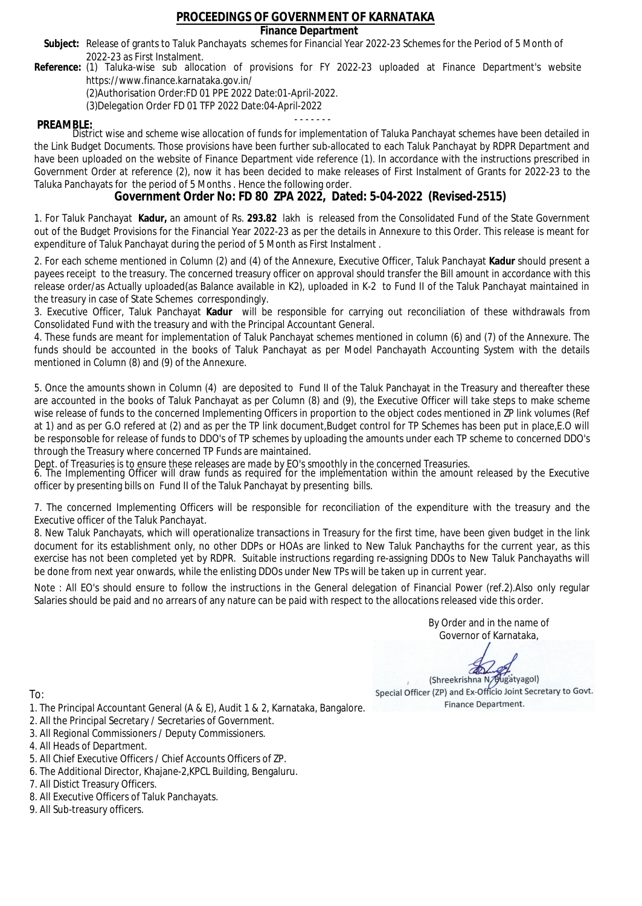# PROCEEDINGS OF GOVERNMENT OF KARNATAKA

## Finance Department

**Subject:** Release of grants to Taluk Panchayats schemes for Financial Year 2022-23 Schemes for the Period of 5 Month of 2022-23 as First Instalment.

**Reference:** (1) Taluka-wise sub allocation of provisions for FY 2022-23 uploaded at Finance Department's website https://www.finance.karnataka.gov.in/

(2)Authorisation Order:FD 01 PPE 2022 Date:01-April-2022.

(3)Delegation Order FD 01 TFP 2022 Date:04-April-2022

- - - - - - -

**PREAMBLE:**

District wise and scheme wise allocation of funds for implementation of Taluka Panchayat schemes have been detailed in the Link Budget Documents. Those provisions have been further sub-allocated to each Taluk Panchayat by RDPR Department and have been uploaded on the website of Finance Department vide reference (1). In accordance with the instructions prescribed in Government Order at reference (2), now it has been decided to make releases of First Instalment of Grants for 2022-23 to the Taluka Panchayats for the period of 5 Months . Hence the following order.

## Government Order No: FD 80 ZPA 2022, Dated: 5-04-2022 (Revised-2515)

1. For Taluk Panchayat **Kadur,** an amount of Rs. **293.82** lakh is released from the Consolidated Fund of the State Government out of the Budget Provisions for the Financial Year 2022-23 as per the details in Annexure to this Order. This release is meant for expenditure of Taluk Panchayat during the period of 5 Month as First Instalment .

2. For each scheme mentioned in Column (2) and (4) of the Annexure, Executive Officer, Taluk Panchayat **Kadur** should present a payees receipt to the treasury. The concerned treasury officer on approval should transfer the Bill amount in accordance with this release order/as Actually uploaded(as Balance available in K2), uploaded in K-2 to Fund II of the Taluk Panchayat maintained in the treasury in case of State Schemes correspondingly.

3. Executive Officer, Taluk Panchayat **Kadur** will be responsible for carrying out reconciliation of these withdrawals from Consolidated Fund with the treasury and with the Principal Accountant General.

4. These funds are meant for implementation of Taluk Panchayat schemes mentioned in column (6) and (7) of the Annexure. The funds should be accounted in the books of Taluk Panchayat as per Model Panchayath Accounting System with the details mentioned in Column (8) and (9) of the Annexure.

5. Once the amounts shown in Column (4) are deposited to Fund II of the Taluk Panchayat in the Treasury and thereafter these are accounted in the books of Taluk Panchayat as per Column (8) and (9), the Executive Officer will take steps to make scheme wise release of funds to the concerned Implementing Officers in proportion to the object codes mentioned in ZP link volumes (Ref at 1) and as per G.O refered at (2) and as per the TP link document,Budget control for TP Schemes has been put in place,E.O will be responsoble for release of funds to DDO's of TP schemes by uploading the amounts under each TP scheme to concerned DDO's through the Treasury where concerned TP Funds are maintained.

Dept. of Treasuries is to ensure these releases are made by EO's smoothly in the concerned Treasuries.

6. The Implementing Officer will draw funds as required for the implementation within the amount released by the Executive officer by presenting bills on Fund II of the Taluk Panchayat by presenting bills.

7. The concerned Implementing Officers will be responsible for reconciliation of the expenditure with the treasury and the Executive officer of the Taluk Panchayat.

8. New Taluk Panchayats, which will operationalize transactions in Treasury for the first time, have been given budget in the link document for its establishment only, no other DDPs or HOAs are linked to New Taluk Panchayths for the current year, as this exercise has not been completed yet by RDPR. Suitable instructions regarding re-assigning DDOs to New Taluk Panchayaths will be done from next year onwards, while the enlisting DDOs under New TPs will be taken up in current year.

Note : All EO's should ensure to follow the instructions in the General delegation of Financial Power (ref.2).Also only regular Salaries should be paid and no arrears of any nature can be paid with respect to the allocations released vide this order.

By Order and in the name of
Governor of Karnataka,

(Shreekrishna N. Bugatyagol)
Special Officer (ZP) and Ex-Officio Joint Secretary to Govt.
Finance Department.

To:

1. The Principal Accountant General (A & E), Audit 1 & 2, Karnataka, Bangalore.
2. All the Principal Secretary / Secretaries of Government.
3. All Regional Commissioners / Deputy Commissioners.
4. All Heads of Department.
5. All Chief Executive Officers / Chief Accounts Officers of ZP.
6. The Additional Director, Khajane-2,KPCL Building, Bengaluru.
7. All Distict Treasury Officers.
8. All Executive Officers of Taluk Panchayats.
9. All Sub-treasury officers.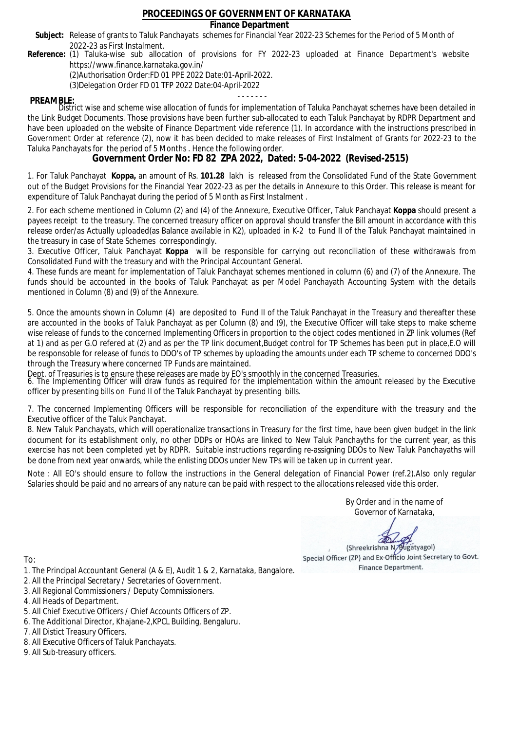# PROCEEDINGS OF GOVERNMENT OF KARNATAKA

## Finance Department

**Subject:** Release of grants to Taluk Panchayats schemes for Financial Year 2022-23 Schemes for the Period of 5 Month of 2022-23 as First Instalment.

**Reference:** (1) Taluka-wise sub allocation of provisions for FY 2022-23 uploaded at Finance Department's website https://www.finance.karnataka.gov.in/

(2)Authorisation Order:FD 01 PPE 2022 Date:01-April-2022.

(3)Delegation Order FD 01 TFP 2022 Date:04-April-2022

- - - - - - -

**PREAMBLE:**

District wise and scheme wise allocation of funds for implementation of Taluka Panchayat schemes have been detailed in the Link Budget Documents. Those provisions have been further sub-allocated to each Taluk Panchayat by RDPR Department and have been uploaded on the website of Finance Department vide reference (1). In accordance with the instructions prescribed in Government Order at reference (2), now it has been decided to make releases of First Instalment of Grants for 2022-23 to the Taluka Panchayats for the period of 5 Months . Hence the following order.

## Government Order No: FD 82 ZPA 2022, Dated: 5-04-2022 (Revised-2515)

1. For Taluk Panchayat **Koppa,** an amount of Rs. **101.28** lakh is released from the Consolidated Fund of the State Government out of the Budget Provisions for the Financial Year 2022-23 as per the details in Annexure to this Order. This release is meant for expenditure of Taluk Panchayat during the period of 5 Month as First Instalment .

2. For each scheme mentioned in Column (2) and (4) of the Annexure, Executive Officer, Taluk Panchayat **Koppa** should present a payees receipt to the treasury. The concerned treasury officer on approval should transfer the Bill amount in accordance with this release order/as Actually uploaded(as Balance available in K2), uploaded in K-2 to Fund II of the Taluk Panchayat maintained in the treasury in case of State Schemes correspondingly.

3. Executive Officer, Taluk Panchayat **Koppa** will be responsible for carrying out reconciliation of these withdrawals from Consolidated Fund with the treasury and with the Principal Accountant General.

4. These funds are meant for implementation of Taluk Panchayat schemes mentioned in column (6) and (7) of the Annexure. The funds should be accounted in the books of Taluk Panchayat as per Model Panchayath Accounting System with the details mentioned in Column (8) and (9) of the Annexure.

5. Once the amounts shown in Column (4) are deposited to Fund II of the Taluk Panchayat in the Treasury and thereafter these are accounted in the books of Taluk Panchayat as per Column (8) and (9), the Executive Officer will take steps to make scheme wise release of funds to the concerned Implementing Officers in proportion to the object codes mentioned in ZP link volumes (Ref at 1) and as per G.O refered at (2) and as per the TP link document,Budget control for TP Schemes has been put in place,E.O will be responsoble for release of funds to DDO's of TP schemes by uploading the amounts under each TP scheme to concerned DDO's through the Treasury where concerned TP Funds are maintained.

Dept. of Treasuries is to ensure these releases are made by EO's smoothly in the concerned Treasuries.

6. The Implementing Officer will draw funds as required for the implementation within the amount released by the Executive officer by presenting bills on Fund II of the Taluk Panchayat by presenting bills.

7. The concerned Implementing Officers will be responsible for reconciliation of the expenditure with the treasury and the Executive officer of the Taluk Panchayat.

8. New Taluk Panchayats, which will operationalize transactions in Treasury for the first time, have been given budget in the link document for its establishment only, no other DDPs or HOAs are linked to New Taluk Panchayths for the current year, as this exercise has not been completed yet by RDPR. Suitable instructions regarding re-assigning DDOs to New Taluk Panchayaths will be done from next year onwards, while the enlisting DDOs under New TPs will be taken up in current year.

Note : All EO's should ensure to follow the instructions in the General delegation of Financial Power (ref.2).Also only regular Salaries should be paid and no arrears of any nature can be paid with respect to the allocations released vide this order.

By Order and in the name of
Governor of Karnataka,

(Shreekrishna N. Bugatyagol)
Special Officer (ZP) and Ex-Officio Joint Secretary to Govt.
Finance Department.

To:

1. The Principal Accountant General (A & E), Audit 1 & 2, Karnataka, Bangalore.
2. All the Principal Secretary / Secretaries of Government.
3. All Regional Commissioners / Deputy Commissioners.
4. All Heads of Department.
5. All Chief Executive Officers / Chief Accounts Officers of ZP.
6. The Additional Director, Khajane-2,KPCL Building, Bengaluru.
7. All Distict Treasury Officers.
8. All Executive Officers of Taluk Panchayats.
9. All Sub-treasury officers.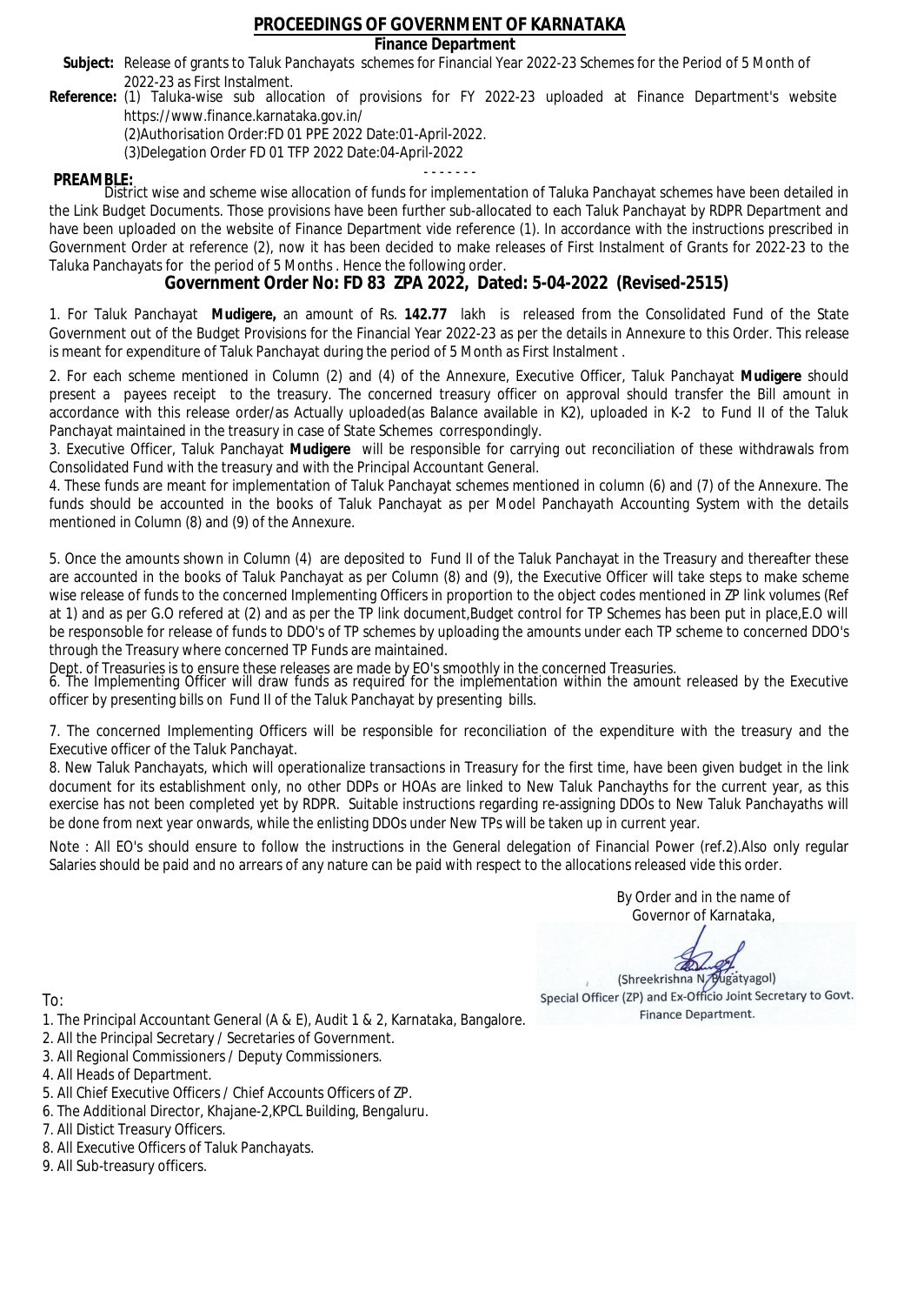# PROCEEDINGS OF GOVERNMENT OF KARNATAKA

## Finance Department

**Subject:** Release of grants to Taluk Panchayats schemes for Financial Year 2022-23 Schemes for the Period of 5 Month of 2022-23 as First Instalment.

**Reference:** (1) Taluka-wise sub allocation of provisions for FY 2022-23 uploaded at Finance Department's website https://www.finance.karnataka.gov.in/

(2)Authorisation Order:FD 01 PPE 2022 Date:01-April-2022.

(3)Delegation Order FD 01 TFP 2022 Date:04-April-2022

- - - - - - -

**PREAMBLE:**

District wise and scheme wise allocation of funds for implementation of Taluka Panchayat schemes have been detailed in the Link Budget Documents. Those provisions have been further sub-allocated to each Taluk Panchayat by RDPR Department and have been uploaded on the website of Finance Department vide reference (1). In accordance with the instructions prescribed in Government Order at reference (2), now it has been decided to make releases of First Instalment of Grants for 2022-23 to the Taluka Panchayats for the period of 5 Months . Hence the following order.

## Government Order No: FD 83 ZPA 2022, Dated: 5-04-2022 (Revised-2515)

1. For Taluk Panchayat **Mudigere,** an amount of Rs. **142.77** lakh is released from the Consolidated Fund of the State Government out of the Budget Provisions for the Financial Year 2022-23 as per the details in Annexure to this Order. This release is meant for expenditure of Taluk Panchayat during the period of 5 Month as First Instalment .

2. For each scheme mentioned in Column (2) and (4) of the Annexure, Executive Officer, Taluk Panchayat **Mudigere** should present a payees receipt to the treasury. The concerned treasury officer on approval should transfer the Bill amount in accordance with this release order/as Actually uploaded(as Balance available in K2), uploaded in K-2 to Fund II of the Taluk Panchayat maintained in the treasury in case of State Schemes correspondingly.

3. Executive Officer, Taluk Panchayat **Mudigere** will be responsible for carrying out reconciliation of these withdrawals from Consolidated Fund with the treasury and with the Principal Accountant General.

4. These funds are meant for implementation of Taluk Panchayat schemes mentioned in column (6) and (7) of the Annexure. The funds should be accounted in the books of Taluk Panchayat as per Model Panchayath Accounting System with the details mentioned in Column (8) and (9) of the Annexure.

5. Once the amounts shown in Column (4) are deposited to Fund II of the Taluk Panchayat in the Treasury and thereafter these are accounted in the books of Taluk Panchayat as per Column (8) and (9), the Executive Officer will take steps to make scheme wise release of funds to the concerned Implementing Officers in proportion to the object codes mentioned in ZP link volumes (Ref at 1) and as per G.O refered at (2) and as per the TP link document,Budget control for TP Schemes has been put in place,E.O will be responsible for release of funds to DDO's of TP schemes by uploading the amounts under each TP scheme to concerned DDO's through the Treasury where concerned TP Funds are maintained.

Dept. of Treasuries is to ensure these releases are made by EO's smoothly in the concerned Treasuries.

6. The Implementing Officer will draw funds as required for the implementation within the amount released by the Executive officer by presenting bills on Fund II of the Taluk Panchayat by presenting bills.

7. The concerned Implementing Officers will be responsible for reconciliation of the expenditure with the treasury and the Executive officer of the Taluk Panchayat.

8. New Taluk Panchayats, which will operationalize transactions in Treasury for the first time, have been given budget in the link document for its establishment only, no other DDPs or HOAs are linked to New Taluk Panchayths for the current year, as this exercise has not been completed yet by RDPR. Suitable instructions regarding re-assigning DDOs to New Taluk Panchayaths will be done from next year onwards, while the enlisting DDOs under New TPs will be taken up in current year.

Note : All EO's should ensure to follow the instructions in the General delegation of Financial Power (ref.2).Also only regular Salaries should be paid and no arrears of any nature can be paid with respect to the allocations released vide this order.

By Order and in the name of
Governor of Karnataka,

(Shreekrishna N. Bugatyagol)
Special Officer (ZP) and Ex-Officio Joint Secretary to Govt.
Finance Department.

To:

1. The Principal Accountant General (A & E), Audit 1 & 2, Karnataka, Bangalore.
2. All the Principal Secretary / Secretaries of Government.
3. All Regional Commissioners / Deputy Commissioners.
4. All Heads of Department.
5. All Chief Executive Officers / Chief Accounts Officers of ZP.
6. The Additional Director, Khajane-2,KPCL Building, Bengaluru.
7. All Distict Treasury Officers.
8. All Executive Officers of Taluk Panchayats.
9. All Sub-treasury officers.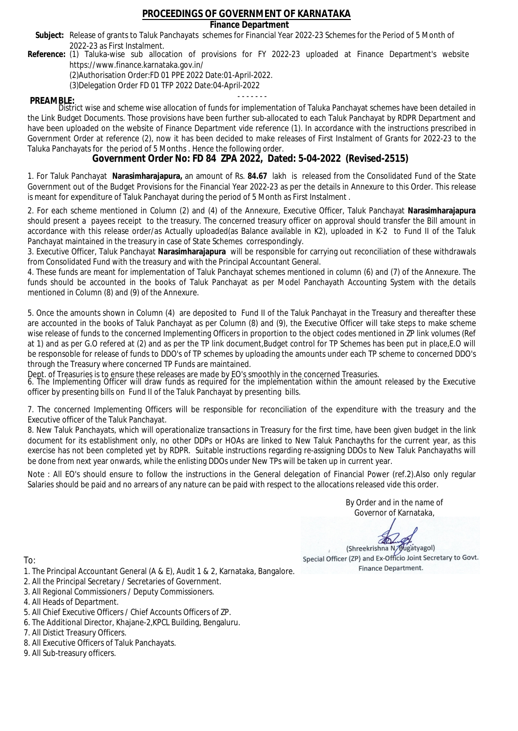# PROCEEDINGS OF GOVERNMENT OF KARNATAKA

**Finance Department**

**Subject:** Release of grants to Taluk Panchayats schemes for Financial Year 2022-23 Schemes for the Period of 5 Month of 2022-23 as First Instalment.

**Reference:** (1) Taluka-wise sub allocation of provisions for FY 2022-23 uploaded at Finance Department's website https://www.finance.karnataka.gov.in/
(2)Authorisation Order:FD 01 PPE 2022 Date:01-April-2022.
(3)Delegation Order FD 01 TFP 2022 Date:04-April-2022

- - - - - - -

**PREAMBLE:**
District wise and scheme wise allocation of funds for implementation of Taluka Panchayat schemes have been detailed in the Link Budget Documents. Those provisions have been further sub-allocated to each Taluk Panchayat by RDPR Department and have been uploaded on the website of Finance Department vide reference (1). In accordance with the instructions prescribed in Government Order at reference (2), now it has been decided to make releases of First Instalment of Grants for 2022-23 to the Taluka Panchayats for the period of 5 Months . Hence the following order.

## Government Order No: FD 84 ZPA 2022, Dated: 5-04-2022 (Revised-2515)

1. For Taluk Panchayat **Narasimharajapura,** an amount of Rs. **84.67** lakh is released from the Consolidated Fund of the State Government out of the Budget Provisions for the Financial Year 2022-23 as per the details in Annexure to this Order. This release is meant for expenditure of Taluk Panchayat during the period of 5 Month as First Instalment .

2. For each scheme mentioned in Column (2) and (4) of the Annexure, Executive Officer, Taluk Panchayat **Narasimharajapura** should present a payees receipt to the treasury. The concerned treasury officer on approval should transfer the Bill amount in accordance with this release order/as Actually uploaded(as Balance available in K2), uploaded in K-2 to Fund II of the Taluk Panchayat maintained in the treasury in case of State Schemes correspondingly.

3. Executive Officer, Taluk Panchayat **Narasimharajapura** will be responsible for carrying out reconciliation of these withdrawals from Consolidated Fund with the treasury and with the Principal Accountant General.

4. These funds are meant for implementation of Taluk Panchayat schemes mentioned in column (6) and (7) of the Annexure. The funds should be accounted in the books of Taluk Panchayat as per Model Panchayath Accounting System with the details mentioned in Column (8) and (9) of the Annexure.

5. Once the amounts shown in Column (4) are deposited to Fund II of the Taluk Panchayat in the Treasury and thereafter these are accounted in the books of Taluk Panchayat as per Column (8) and (9), the Executive Officer will take steps to make scheme wise release of funds to the concerned Implementing Officers in proportion to the object codes mentioned in ZP link volumes (Ref at 1) and as per G.O refered at (2) and as per the TP link document,Budget control for TP Schemes has been put in place,E.O will be responsible for release of funds to DDO's of TP schemes by uploading the amounts under each TP scheme to concerned DDO's through the Treasury where concerned TP Funds are maintained.
Dept. of Treasuries is to ensure these releases are made by EO's smoothly in the concerned Treasuries.

6. The Implementing Officer will draw funds as required for the implementation within the amount released by the Executive officer by presenting bills on Fund II of the Taluk Panchayat by presenting bills.

7. The concerned Implementing Officers will be responsible for reconciliation of the expenditure with the treasury and the Executive officer of the Taluk Panchayat.

8. New Taluk Panchayats, which will operationalize transactions in Treasury for the first time, have been given budget in the link document for its establishment only, no other DDPs or HOAs are linked to New Taluk Panchayths for the current year, as this exercise has not been completed yet by RDPR. Suitable instructions regarding re-assigning DDOs to New Taluk Panchayaths will be done from next year onwards, while the enlisting DDOs under New TPs will be taken up in current year.

Note : All EO's should ensure to follow the instructions in the General delegation of Financial Power (ref.2).Also only regular Salaries should be paid and no arrears of any nature can be paid with respect to the allocations released vide this order.

By Order and in the name of
Governor of Karnataka,

(Shreekrishna N. Bugatyagol)
Special Officer (ZP) and Ex-Officio Joint Secretary to Govt.
Finance Department.

To:

1. The Principal Accountant General (A & E), Audit 1 & 2, Karnataka, Bangalore.
2. All the Principal Secretary / Secretaries of Government.
3. All Regional Commissioners / Deputy Commissioners.
4. All Heads of Department.
5. All Chief Executive Officers / Chief Accounts Officers of ZP.
6. The Additional Director, Khajane-2,KPCL Building, Bengaluru.
7. All Distict Treasury Officers.
8. All Executive Officers of Taluk Panchayats.
9. All Sub-treasury officers.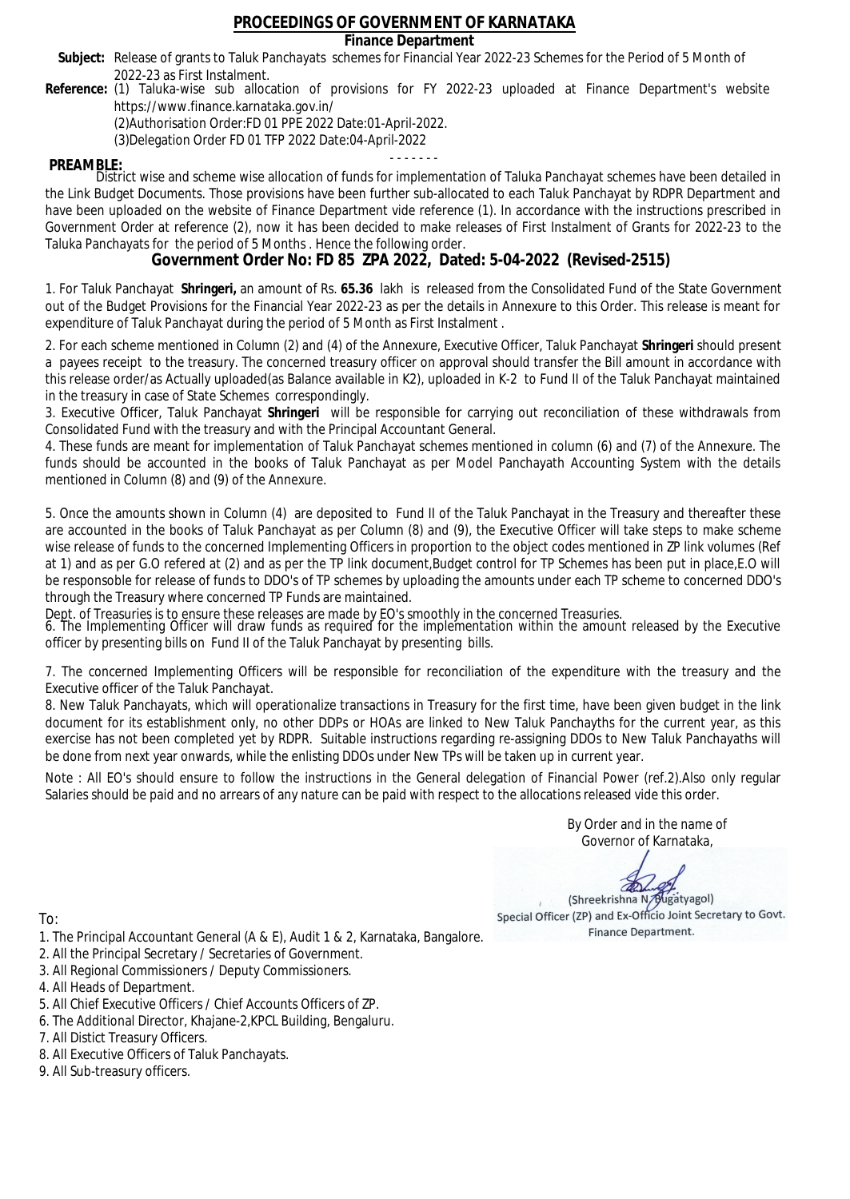# PROCEEDINGS OF GOVERNMENT OF KARNATAKA

## Finance Department

**Subject:** Release of grants to Taluk Panchayats schemes for Financial Year 2022-23 Schemes for the Period of 5 Month of 2022-23 as First Instalment.

**Reference:** (1) Taluka-wise sub allocation of provisions for FY 2022-23 uploaded at Finance Department's website https://www.finance.karnataka.gov.in/

(2)Authorisation Order:FD 01 PPE 2022 Date:01-April-2022.

(3)Delegation Order FD 01 TFP 2022 Date:04-April-2022

- - - - - - -

**PREAMBLE:**

District wise and scheme wise allocation of funds for implementation of Taluka Panchayat schemes have been detailed in the Link Budget Documents. Those provisions have been further sub-allocated to each Taluk Panchayat by RDPR Department and have been uploaded on the website of Finance Department vide reference (1). In accordance with the instructions prescribed in Government Order at reference (2), now it has been decided to make releases of First Instalment of Grants for 2022-23 to the Taluka Panchayats for the period of 5 Months . Hence the following order.

## Government Order No: FD 85 ZPA 2022, Dated: 5-04-2022 (Revised-2515)

1. For Taluk Panchayat **Shringeri,** an amount of Rs. **65.36** lakh is released from the Consolidated Fund of the State Government out of the Budget Provisions for the Financial Year 2022-23 as per the details in Annexure to this Order. This release is meant for expenditure of Taluk Panchayat during the period of 5 Month as First Instalment .

2. For each scheme mentioned in Column (2) and (4) of the Annexure, Executive Officer, Taluk Panchayat **Shringeri** should present a payees receipt to the treasury. The concerned treasury officer on approval should transfer the Bill amount in accordance with this release order/as Actually uploaded(as Balance available in K2), uploaded in K-2 to Fund II of the Taluk Panchayat maintained in the treasury in case of State Schemes correspondingly.

3. Executive Officer, Taluk Panchayat **Shringeri** will be responsible for carrying out reconciliation of these withdrawals from Consolidated Fund with the treasury and with the Principal Accountant General.

4. These funds are meant for implementation of Taluk Panchayat schemes mentioned in column (6) and (7) of the Annexure. The funds should be accounted in the books of Taluk Panchayat as per Model Panchayath Accounting System with the details mentioned in Column (8) and (9) of the Annexure.

5. Once the amounts shown in Column (4) are deposited to Fund II of the Taluk Panchayat in the Treasury and thereafter these are accounted in the books of Taluk Panchayat as per Column (8) and (9), the Executive Officer will take steps to make scheme wise release of funds to the concerned Implementing Officers in proportion to the object codes mentioned in ZP link volumes (Ref at 1) and as per G.O refered at (2) and as per the TP link document,Budget control for TP Schemes has been put in place,E.O will be responsoble for release of funds to DDO's of TP schemes by uploading the amounts under each TP scheme to concerned DDO's through the Treasury where concerned TP Funds are maintained.

Dept. of Treasuries is to ensure these releases are made by EO's smoothly in the concerned Treasuries.

6. The Implementing Officer will draw funds as required for the implementation within the amount released by the Executive officer by presenting bills on Fund II of the Taluk Panchayat by presenting bills.

7. The concerned Implementing Officers will be responsible for reconciliation of the expenditure with the treasury and the Executive officer of the Taluk Panchayat.

8. New Taluk Panchayats, which will operationalize transactions in Treasury for the first time, have been given budget in the link document for its establishment only, no other DDPs or HOAs are linked to New Taluk Panchayths for the current year, as this exercise has not been completed yet by RDPR. Suitable instructions regarding re-assigning DDOs to New Taluk Panchayaths will be done from next year onwards, while the enlisting DDOs under New TPs will be taken up in current year.

Note : All EO's should ensure to follow the instructions in the General delegation of Financial Power (ref.2).Also only regular Salaries should be paid and no arrears of any nature can be paid with respect to the allocations released vide this order.

By Order and in the name of
Governor of Karnataka,

(Shreekrishna N. Bugatyagol)
Special Officer (ZP) and Ex-Officio Joint Secretary to Govt.
Finance Department.

To:

1. The Principal Accountant General (A & E), Audit 1 & 2, Karnataka, Bangalore.
2. All the Principal Secretary / Secretaries of Government.
3. All Regional Commissioners / Deputy Commissioners.
4. All Heads of Department.
5. All Chief Executive Officers / Chief Accounts Officers of ZP.
6. The Additional Director, Khajane-2,KPCL Building, Bengaluru.
7. All Distict Treasury Officers.
8. All Executive Officers of Taluk Panchayats.
9. All Sub-treasury officers.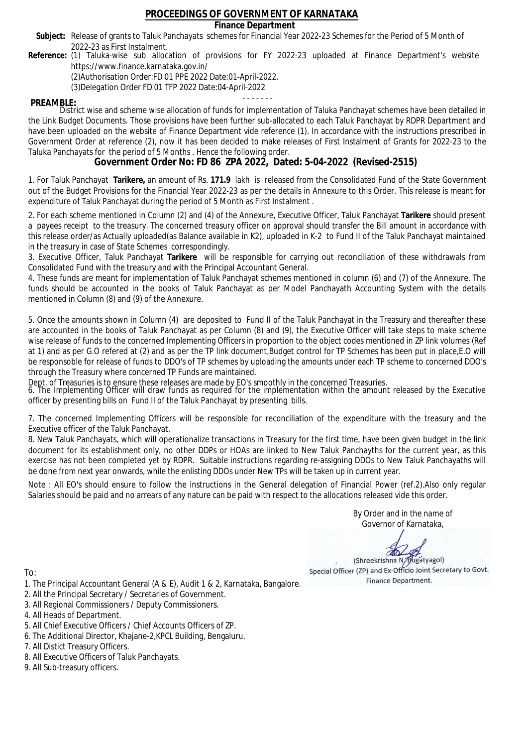# PROCEEDINGS OF GOVERNMENT OF KARNATAKA

**Finance Department**

**Subject:** Release of grants to Taluk Panchayats schemes for Financial Year 2022-23 Schemes for the Period of 5 Month of 2022-23 as First Instalment.

**Reference:** (1) Taluka-wise sub allocation of provisions for FY 2022-23 uploaded at Finance Department's website https://www.finance.karnataka.gov.in/
(2)Authorisation Order:FD 01 PPE 2022 Date:01-April-2022.
(3)Delegation Order FD 01 TFP 2022 Date:04-April-2022

- - - - - - -

**PREAMBLE:**
District wise and scheme wise allocation of funds for implementation of Taluka Panchayat schemes have been detailed in the Link Budget Documents. Those provisions have been further sub-allocated to each Taluk Panchayat by RDPR Department and have been uploaded on the website of Finance Department vide reference (1). In accordance with the instructions prescribed in Government Order at reference (2), now it has been decided to make releases of First Instalment of Grants for 2022-23 to the Taluka Panchayats for the period of 5 Months . Hence the following order.

## Government Order No: FD 86 ZPA 2022, Dated: 5-04-2022 (Revised-2515)

1. For Taluk Panchayat **Tarikere,** an amount of Rs. **171.9** lakh is released from the Consolidated Fund of the State Government out of the Budget Provisions for the Financial Year 2022-23 as per the details in Annexure to this Order. This release is meant for expenditure of Taluk Panchayat during the period of 5 Month as First Instalment .

2. For each scheme mentioned in Column (2) and (4) of the Annexure, Executive Officer, Taluk Panchayat **Tarikere** should present a payees receipt to the treasury. The concerned treasury officer on approval should transfer the Bill amount in accordance with this release order/as Actually uploaded(as Balance available in K2), uploaded in K-2 to Fund II of the Taluk Panchayat maintained in the treasury in case of State Schemes correspondingly.

3. Executive Officer, Taluk Panchayat **Tarikere** will be responsible for carrying out reconciliation of these withdrawals from Consolidated Fund with the treasury and with the Principal Accountant General.

4. These funds are meant for implementation of Taluk Panchayat schemes mentioned in column (6) and (7) of the Annexure. The funds should be accounted in the books of Taluk Panchayat as per Model Panchayath Accounting System with the details mentioned in Column (8) and (9) of the Annexure.

5. Once the amounts shown in Column (4) are deposited to Fund II of the Taluk Panchayat in the Treasury and thereafter these are accounted in the books of Taluk Panchayat as per Column (8) and (9), the Executive Officer will take steps to make scheme wise release of funds to the concerned Implementing Officers in proportion to the object codes mentioned in ZP link volumes (Ref at 1) and as per G.O refered at (2) and as per the TP link document,Budget control for TP Schemes has been put in place,E.O will be responsoble for release of funds to DDO's of TP schemes by uploading the amounts under each TP scheme to concerned DDO's through the Treasury where concerned TP Funds are maintained.

Dept. of Treasuries is to ensure these releases are made by EO's smoothly in the concerned Treasuries.

6. The Implementing Officer will draw funds as required for the implementation within the amount released by the Executive officer by presenting bills on Fund II of the Taluk Panchayat by presenting bills.

7. The concerned Implementing Officers will be responsible for reconciliation of the expenditure with the treasury and the Executive officer of the Taluk Panchayat.

8. New Taluk Panchayats, which will operationalize transactions in Treasury for the first time, have been given budget in the link document for its establishment only, no other DDPs or HOAs are linked to New Taluk Panchayths for the current year, as this exercise has not been completed yet by RDPR. Suitable instructions regarding re-assigning DDOs to New Taluk Panchayaths will be done from next year onwards, while the enlisting DDOs under New TPs will be taken up in current year.

Note : All EO's should ensure to follow the instructions in the General delegation of Financial Power (ref.2).Also only regular Salaries should be paid and no arrears of any nature can be paid with respect to the allocations released vide this order.

By Order and in the name of
Governor of Karnataka,

(Shreekrishna N. Bugatyagol)
Special Officer (ZP) and Ex-Officio Joint Secretary to Govt.
Finance Department.

To:

1. The Principal Accountant General (A & E), Audit 1 & 2, Karnataka, Bangalore.
2. All the Principal Secretary / Secretaries of Government.
3. All Regional Commissioners / Deputy Commissioners.
4. All Heads of Department.
5. All Chief Executive Officers / Chief Accounts Officers of ZP.
6. The Additional Director, Khajane-2,KPCL Building, Bengaluru.
7. All Distict Treasury Officers.
8. All Executive Officers of Taluk Panchayats.
9. All Sub-treasury officers.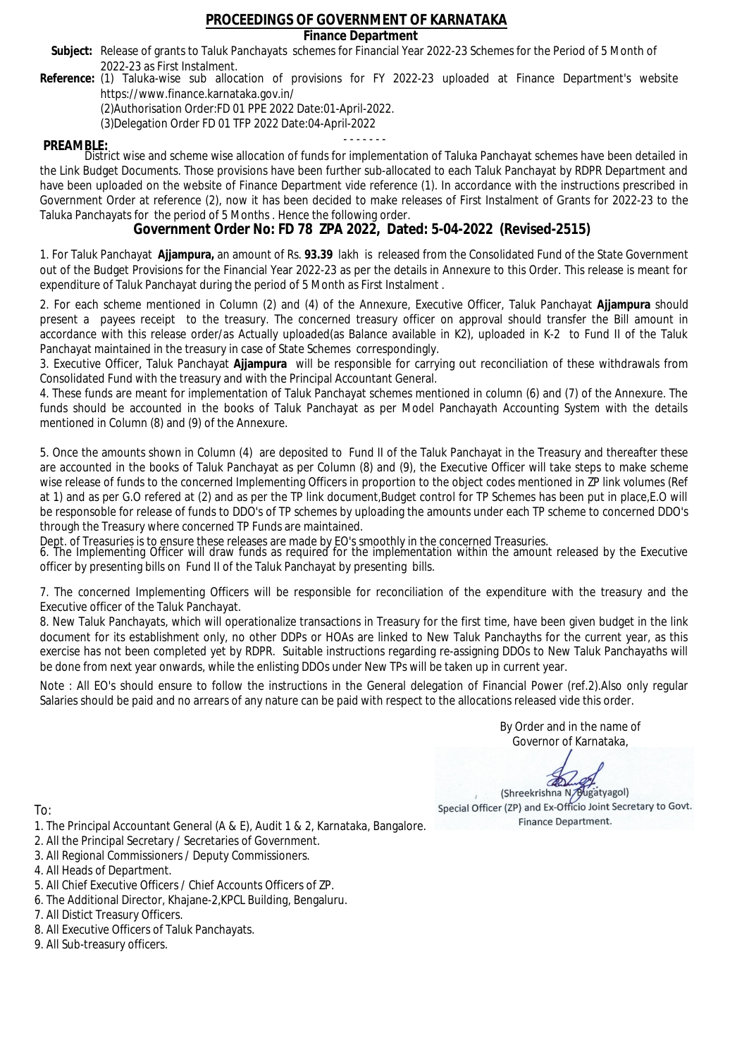# PROCEEDINGS OF GOVERNMENT OF KARNATAKA

**Finance Department**

**Subject:** Release of grants to Taluk Panchayats schemes for Financial Year 2022-23 Schemes for the Period of 5 Month of 2022-23 as First Instalment.

**Reference:** (1) Taluka-wise sub allocation of provisions for FY 2022-23 uploaded at Finance Department's website https://www.finance.karnataka.gov.in/

(2)Authorisation Order:FD 01 PPE 2022 Date:01-April-2022.

(3)Delegation Order FD 01 TFP 2022 Date:04-April-2022

- - - - - - -

**PREAMBLE:**

District wise and scheme wise allocation of funds for implementation of Taluka Panchayat schemes have been detailed in the Link Budget Documents. Those provisions have been further sub-allocated to each Taluk Panchayat by RDPR Department and have been uploaded on the website of Finance Department vide reference (1). In accordance with the instructions prescribed in Government Order at reference (2), now it has been decided to make releases of First Instalment of Grants for 2022-23 to the Taluka Panchayats for the period of 5 Months . Hence the following order.

## Government Order No: FD 78 ZPA 2022, Dated: 5-04-2022 (Revised-2515)

1. For Taluk Panchayat **Ajjampura,** an amount of Rs. **93.39** lakh is released from the Consolidated Fund of the State Government out of the Budget Provisions for the Financial Year 2022-23 as per the details in Annexure to this Order. This release is meant for expenditure of Taluk Panchayat during the period of 5 Month as First Instalment .

2. For each scheme mentioned in Column (2) and (4) of the Annexure, Executive Officer, Taluk Panchayat **Ajjampura** should present a payees receipt to the treasury. The concerned treasury officer on approval should transfer the Bill amount in accordance with this release order/as Actually uploaded(as Balance available in K2), uploaded in K-2 to Fund II of the Taluk Panchayat maintained in the treasury in case of State Schemes correspondingly.

3. Executive Officer, Taluk Panchayat **Ajjampura** will be responsible for carrying out reconciliation of these withdrawals from Consolidated Fund with the treasury and with the Principal Accountant General.

4. These funds are meant for implementation of Taluk Panchayat schemes mentioned in column (6) and (7) of the Annexure. The funds should be accounted in the books of Taluk Panchayat as per Model Panchayath Accounting System with the details mentioned in Column (8) and (9) of the Annexure.

5. Once the amounts shown in Column (4) are deposited to Fund II of the Taluk Panchayat in the Treasury and thereafter these are accounted in the books of Taluk Panchayat as per Column (8) and (9), the Executive Officer will take steps to make scheme wise release of funds to the concerned Implementing Officers in proportion to the object codes mentioned in ZP link volumes (Ref at 1) and as per G.O refered at (2) and as per the TP link document,Budget control for TP Schemes has been put in place,E.O will be responsoble for release of funds to DDO's of TP schemes by uploading the amounts under each TP scheme to concerned DDO's through the Treasury where concerned TP Funds are maintained.

Dept. of Treasuries is to ensure these releases are made by EO's smoothly in the concerned Treasuries.

6. The Implementing Officer will draw funds as required for the implementation within the amount released by the Executive officer by presenting bills on Fund II of the Taluk Panchayat by presenting bills.

7. The concerned Implementing Officers will be responsible for reconciliation of the expenditure with the treasury and the Executive officer of the Taluk Panchayat.

8. New Taluk Panchayats, which will operationalize transactions in Treasury for the first time, have been given budget in the link document for its establishment only, no other DDPs or HOAs are linked to New Taluk Panchayths for the current year, as this exercise has not been completed yet by RDPR. Suitable instructions regarding re-assigning DDOs to New Taluk Panchayaths will be done from next year onwards, while the enlisting DDOs under New TPs will be taken up in current year.

Note : All EO's should ensure to follow the instructions in the General delegation of Financial Power (ref.2).Also only regular Salaries should be paid and no arrears of any nature can be paid with respect to the allocations released vide this order.

By Order and in the name of
Governor of Karnataka,

(Shreekrishna N. Bugatyagol)
Special Officer (ZP) and Ex-Officio Joint Secretary to Govt.
Finance Department.

To:

1. The Principal Accountant General (A & E), Audit 1 & 2, Karnataka, Bangalore.
2. All the Principal Secretary / Secretaries of Government.
3. All Regional Commissioners / Deputy Commissioners.
4. All Heads of Department.
5. All Chief Executive Officers / Chief Accounts Officers of ZP.
6. The Additional Director, Khajane-2,KPCL Building, Bengaluru.
7. All Distict Treasury Officers.
8. All Executive Officers of Taluk Panchayats.
9. All Sub-treasury officers.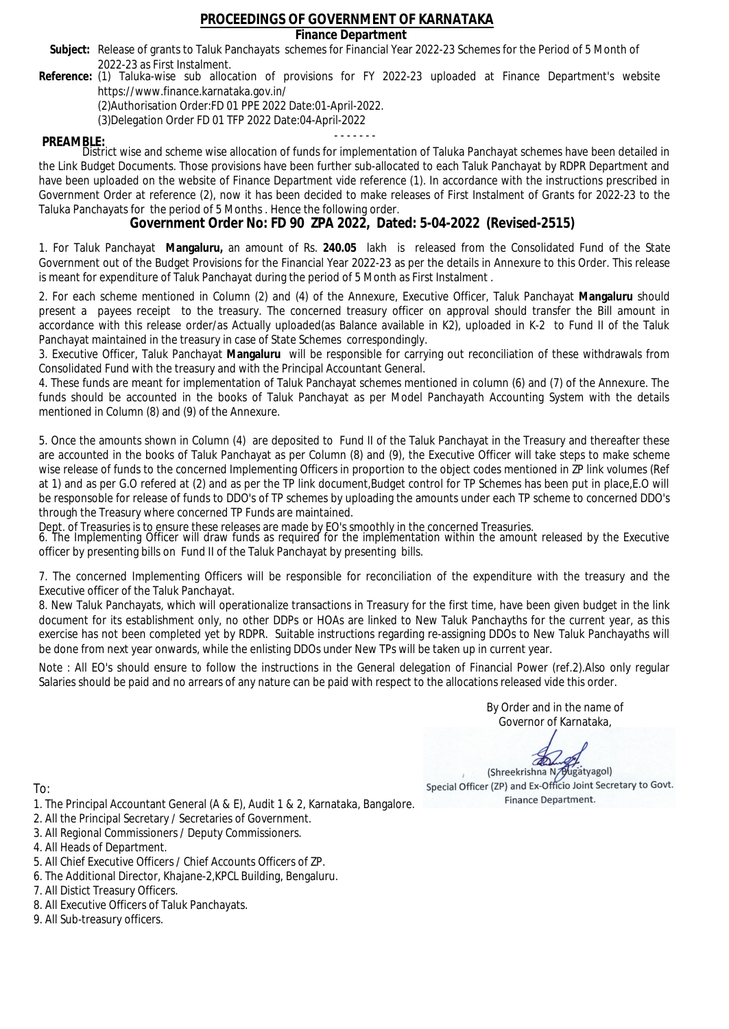# PROCEEDINGS OF GOVERNMENT OF KARNATAKA

**Finance Department**

**Subject:** Release of grants to Taluk Panchayats schemes for Financial Year 2022-23 Schemes for the Period of 5 Month of 2022-23 as First Instalment.

**Reference:** (1) Taluka-wise sub allocation of provisions for FY 2022-23 uploaded at Finance Department's website https://www.finance.karnataka.gov.in/

(2)Authorisation Order:FD 01 PPE 2022 Date:01-April-2022.

(3)Delegation Order FD 01 TFP 2022 Date:04-April-2022

- - - - - - -

**PREAMBLE:**

District wise and scheme wise allocation of funds for implementation of Taluka Panchayat schemes have been detailed in the Link Budget Documents. Those provisions have been further sub-allocated to each Taluk Panchayat by RDPR Department and have been uploaded on the website of Finance Department vide reference (1). In accordance with the instructions prescribed in Government Order at reference (2), now it has been decided to make releases of First Instalment of Grants for 2022-23 to the Taluka Panchayats for the period of 5 Months . Hence the following order.

## Government Order No: FD 90 ZPA 2022, Dated: 5-04-2022 (Revised-2515)

1. For Taluk Panchayat **Mangaluru,** an amount of Rs. **240.05** lakh is released from the Consolidated Fund of the State Government out of the Budget Provisions for the Financial Year 2022-23 as per the details in Annexure to this Order. This release is meant for expenditure of Taluk Panchayat during the period of 5 Month as First Instalment .

2. For each scheme mentioned in Column (2) and (4) of the Annexure, Executive Officer, Taluk Panchayat **Mangaluru** should present a payees receipt to the treasury. The concerned treasury officer on approval should transfer the Bill amount in accordance with this release order/as Actually uploaded(as Balance available in K2), uploaded in K-2 to Fund II of the Taluk Panchayat maintained in the treasury in case of State Schemes correspondingly.

3. Executive Officer, Taluk Panchayat **Mangaluru** will be responsible for carrying out reconciliation of these withdrawals from Consolidated Fund with the treasury and with the Principal Accountant General.

4. These funds are meant for implementation of Taluk Panchayat schemes mentioned in column (6) and (7) of the Annexure. The funds should be accounted in the books of Taluk Panchayat as per Model Panchayath Accounting System with the details mentioned in Column (8) and (9) of the Annexure.

5. Once the amounts shown in Column (4) are deposited to Fund II of the Taluk Panchayat in the Treasury and thereafter these are accounted in the books of Taluk Panchayat as per Column (8) and (9), the Executive Officer will take steps to make scheme wise release of funds to the concerned Implementing Officers in proportion to the object codes mentioned in ZP link volumes (Ref at 1) and as per G.O refered at (2) and as per the TP link document,Budget control for TP Schemes has been put in place,E.O will be responsoble for release of funds to DDO's of TP schemes by uploading the amounts under each TP scheme to concerned DDO's through the Treasury where concerned TP Funds are maintained.

Dept. of Treasuries is to ensure these releases are made by EO's smoothly in the concerned Treasuries.

6. The Implementing Officer will draw funds as required for the implementation within the amount released by the Executive officer by presenting bills on Fund II of the Taluk Panchayat by presenting bills.

7. The concerned Implementing Officers will be responsible for reconciliation of the expenditure with the treasury and the Executive officer of the Taluk Panchayat.

8. New Taluk Panchayats, which will operationalize transactions in Treasury for the first time, have been given budget in the link document for its establishment only, no other DDPs or HOAs are linked to New Taluk Panchayths for the current year, as this exercise has not been completed yet by RDPR. Suitable instructions regarding re-assigning DDOs to New Taluk Panchayaths will be done from next year onwards, while the enlisting DDOs under New TPs will be taken up in current year.

Note : All EO's should ensure to follow the instructions in the General delegation of Financial Power (ref.2).Also only regular Salaries should be paid and no arrears of any nature can be paid with respect to the allocations released vide this order.

By Order and in the name of
Governor of Karnataka,

(Shreekrishna N. Bugatyagol)
Special Officer (ZP) and Ex-Officio Joint Secretary to Govt.
Finance Department.

To:

1. The Principal Accountant General (A & E), Audit 1 & 2, Karnataka, Bangalore.
2. All the Principal Secretary / Secretaries of Government.
3. All Regional Commissioners / Deputy Commissioners.
4. All Heads of Department.
5. All Chief Executive Officers / Chief Accounts Officers of ZP.
6. The Additional Director, Khajane-2,KPCL Building, Bengaluru.
7. All Distict Treasury Officers.
8. All Executive Officers of Taluk Panchayats.
9. All Sub-treasury officers.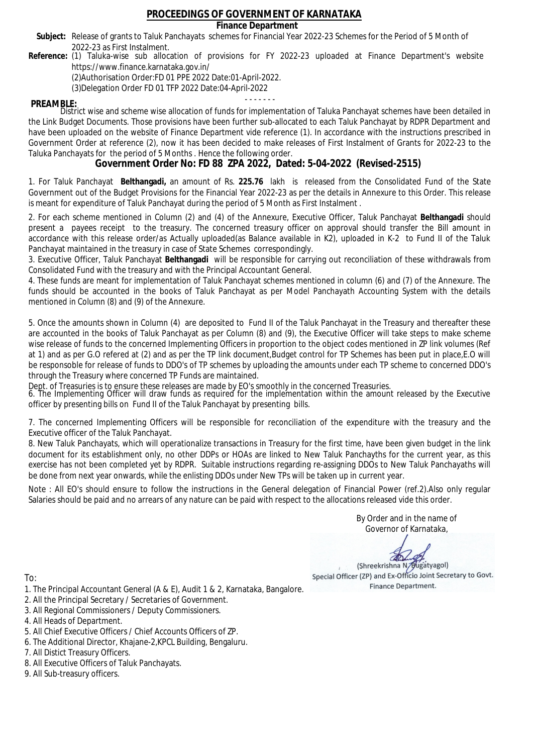# PROCEEDINGS OF GOVERNMENT OF KARNATAKA

## Finance Department

**Subject:** Release of grants to Taluk Panchayats schemes for Financial Year 2022-23 Schemes for the Period of 5 Month of 2022-23 as First Instalment.

**Reference:** (1) Taluka-wise sub allocation of provisions for FY 2022-23 uploaded at Finance Department's website https://www.finance.karnataka.gov.in/

(2)Authorisation Order:FD 01 PPE 2022 Date:01-April-2022.

(3)Delegation Order FD 01 TFP 2022 Date:04-April-2022

- - - - - - -

**PREAMBLE:**

District wise and scheme wise allocation of funds for implementation of Taluka Panchayat schemes have been detailed in the Link Budget Documents. Those provisions have been further sub-allocated to each Taluk Panchayat by RDPR Department and have been uploaded on the website of Finance Department vide reference (1). In accordance with the instructions prescribed in Government Order at reference (2), now it has been decided to make releases of First Instalment of Grants for 2022-23 to the Taluka Panchayats for the period of 5 Months . Hence the following order.

## Government Order No: FD 88 ZPA 2022, Dated: 5-04-2022 (Revised-2515)

1. For Taluk Panchayat **Belthangadi,** an amount of Rs. **225.76** lakh is released from the Consolidated Fund of the State Government out of the Budget Provisions for the Financial Year 2022-23 as per the details in Annexure to this Order. This release is meant for expenditure of Taluk Panchayat during the period of 5 Month as First Instalment .

2. For each scheme mentioned in Column (2) and (4) of the Annexure, Executive Officer, Taluk Panchayat **Belthangadi** should present a payees receipt to the treasury. The concerned treasury officer on approval should transfer the Bill amount in accordance with this release order/as Actually uploaded(as Balance available in K2), uploaded in K-2 to Fund II of the Taluk Panchayat maintained in the treasury in case of State Schemes correspondingly.

3. Executive Officer, Taluk Panchayat **Belthangadi** will be responsible for carrying out reconciliation of these withdrawals from Consolidated Fund with the treasury and with the Principal Accountant General.

4. These funds are meant for implementation of Taluk Panchayat schemes mentioned in column (6) and (7) of the Annexure. The funds should be accounted in the books of Taluk Panchayat as per Model Panchayath Accounting System with the details mentioned in Column (8) and (9) of the Annexure.

5. Once the amounts shown in Column (4) are deposited to Fund II of the Taluk Panchayat in the Treasury and thereafter these are accounted in the books of Taluk Panchayat as per Column (8) and (9), the Executive Officer will take steps to make scheme wise release of funds to the concerned Implementing Officers in proportion to the object codes mentioned in ZP link volumes (Ref at 1) and as per G.O refered at (2) and as per the TP link document,Budget control for TP Schemes has been put in place,E.O will be responsoble for release of funds to DDO's of TP schemes by uploading the amounts under each TP scheme to concerned DDO's through the Treasury where concerned TP Funds are maintained.

Dept. of Treasuries is to ensure these releases are made by EO's smoothly in the concerned Treasuries.

6. The Implementing Officer will draw funds as required for the implementation within the amount released by the Executive officer by presenting bills on Fund II of the Taluk Panchayat by presenting bills.

7. The concerned Implementing Officers will be responsible for reconciliation of the expenditure with the treasury and the Executive officer of the Taluk Panchayat.

8. New Taluk Panchayats, which will operationalize transactions in Treasury for the first time, have been given budget in the link document for its establishment only, no other DDPs or HOAs are linked to New Taluk Panchayths for the current year, as this exercise has not been completed yet by RDPR. Suitable instructions regarding re-assigning DDOs to New Taluk Panchayaths will be done from next year onwards, while the enlisting DDOs under New TPs will be taken up in current year.

Note : All EO's should ensure to follow the instructions in the General delegation of Financial Power (ref.2).Also only regular Salaries should be paid and no arrears of any nature can be paid with respect to the allocations released vide this order.

By Order and in the name of
Governor of Karnataka,

(Shreekrishna N. Bugatyagol)
Special Officer (ZP) and Ex-Officio Joint Secretary to Govt.
Finance Department.

To:

1. The Principal Accountant General (A & E), Audit 1 & 2, Karnataka, Bangalore.
2. All the Principal Secretary / Secretaries of Government.
3. All Regional Commissioners / Deputy Commissioners.
4. All Heads of Department.
5. All Chief Executive Officers / Chief Accounts Officers of ZP.
6. The Additional Director, Khajane-2,KPCL Building, Bengaluru.
7. All Distict Treasury Officers.
8. All Executive Officers of Taluk Panchayats.
9. All Sub-treasury officers.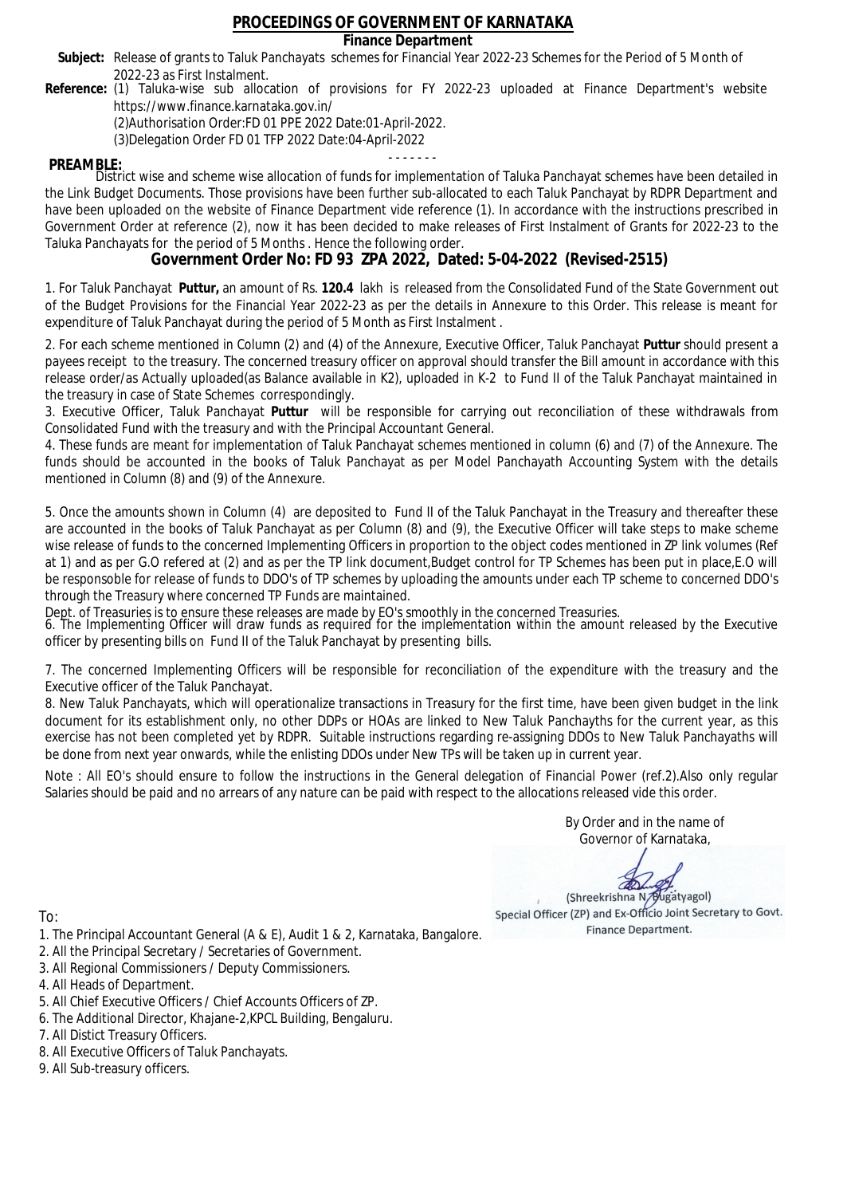# PROCEEDINGS OF GOVERNMENT OF KARNATAKA

## Finance Department

**Subject:** Release of grants to Taluk Panchayats schemes for Financial Year 2022-23 Schemes for the Period of 5 Month of 2022-23 as First Instalment.

**Reference:** (1) Taluka-wise sub allocation of provisions for FY 2022-23 uploaded at Finance Department's website https://www.finance.karnataka.gov.in/

(2)Authorisation Order:FD 01 PPE 2022 Date:01-April-2022.

(3)Delegation Order FD 01 TFP 2022 Date:04-April-2022

- - - - - - -

**PREAMBLE:**

District wise and scheme wise allocation of funds for implementation of Taluka Panchayat schemes have been detailed in the Link Budget Documents. Those provisions have been further sub-allocated to each Taluk Panchayat by RDPR Department and have been uploaded on the website of Finance Department vide reference (1). In accordance with the instructions prescribed in Government Order at reference (2), now it has been decided to make releases of First Instalment of Grants for 2022-23 to the Taluka Panchayats for the period of 5 Months . Hence the following order.

## Government Order No: FD 93 ZPA 2022, Dated: 5-04-2022 (Revised-2515)

1. For Taluk Panchayat **Puttur,** an amount of Rs. **120.4** lakh is released from the Consolidated Fund of the State Government out of the Budget Provisions for the Financial Year 2022-23 as per the details in Annexure to this Order. This release is meant for expenditure of Taluk Panchayat during the period of 5 Month as First Instalment .

2. For each scheme mentioned in Column (2) and (4) of the Annexure, Executive Officer, Taluk Panchayat **Puttur** should present a payees receipt to the treasury. The concerned treasury officer on approval should transfer the Bill amount in accordance with this release order/as Actually uploaded(as Balance available in K2), uploaded in K-2 to Fund II of the Taluk Panchayat maintained in the treasury in case of State Schemes correspondingly.

3. Executive Officer, Taluk Panchayat **Puttur** will be responsible for carrying out reconciliation of these withdrawals from Consolidated Fund with the treasury and with the Principal Accountant General.

4. These funds are meant for implementation of Taluk Panchayat schemes mentioned in column (6) and (7) of the Annexure. The funds should be accounted in the books of Taluk Panchayat as per Model Panchayath Accounting System with the details mentioned in Column (8) and (9) of the Annexure.

5. Once the amounts shown in Column (4) are deposited to Fund II of the Taluk Panchayat in the Treasury and thereafter these are accounted in the books of Taluk Panchayat as per Column (8) and (9), the Executive Officer will take steps to make scheme wise release of funds to the concerned Implementing Officers in proportion to the object codes mentioned in ZP link volumes (Ref at 1) and as per G.O refered at (2) and as per the TP link document,Budget control for TP Schemes has been put in place,E.O will be responsoble for release of funds to DDO's of TP schemes by uploading the amounts under each TP scheme to concerned DDO's through the Treasury where concerned TP Funds are maintained.

Dept. of Treasuries is to ensure these releases are made by EO's smoothly in the concerned Treasuries.

6. The Implementing Officer will draw funds as required for the implementation within the amount released by the Executive officer by presenting bills on Fund II of the Taluk Panchayat by presenting bills.

7. The concerned Implementing Officers will be responsible for reconciliation of the expenditure with the treasury and the Executive officer of the Taluk Panchayat.

8. New Taluk Panchayats, which will operationalize transactions in Treasury for the first time, have been given budget in the link document for its establishment only, no other DDPs or HOAs are linked to New Taluk Panchayths for the current year, as this exercise has not been completed yet by RDPR. Suitable instructions regarding re-assigning DDOs to New Taluk Panchayaths will be done from next year onwards, while the enlisting DDOs under New TPs will be taken up in current year.

Note : All EO's should ensure to follow the instructions in the General delegation of Financial Power (ref.2).Also only regular Salaries should be paid and no arrears of any nature can be paid with respect to the allocations released vide this order.

By Order and in the name of
Governor of Karnataka,

(Shreekrishna N. Bugatyagol)
Special Officer (ZP) and Ex-Officio Joint Secretary to Govt.
Finance Department.

To:

1. The Principal Accountant General (A & E), Audit 1 & 2, Karnataka, Bangalore.
2. All the Principal Secretary / Secretaries of Government.
3. All Regional Commissioners / Deputy Commissioners.
4. All Heads of Department.
5. All Chief Executive Officers / Chief Accounts Officers of ZP.
6. The Additional Director, Khajane-2,KPCL Building, Bengaluru.
7. All Distict Treasury Officers.
8. All Executive Officers of Taluk Panchayats.
9. All Sub-treasury officers.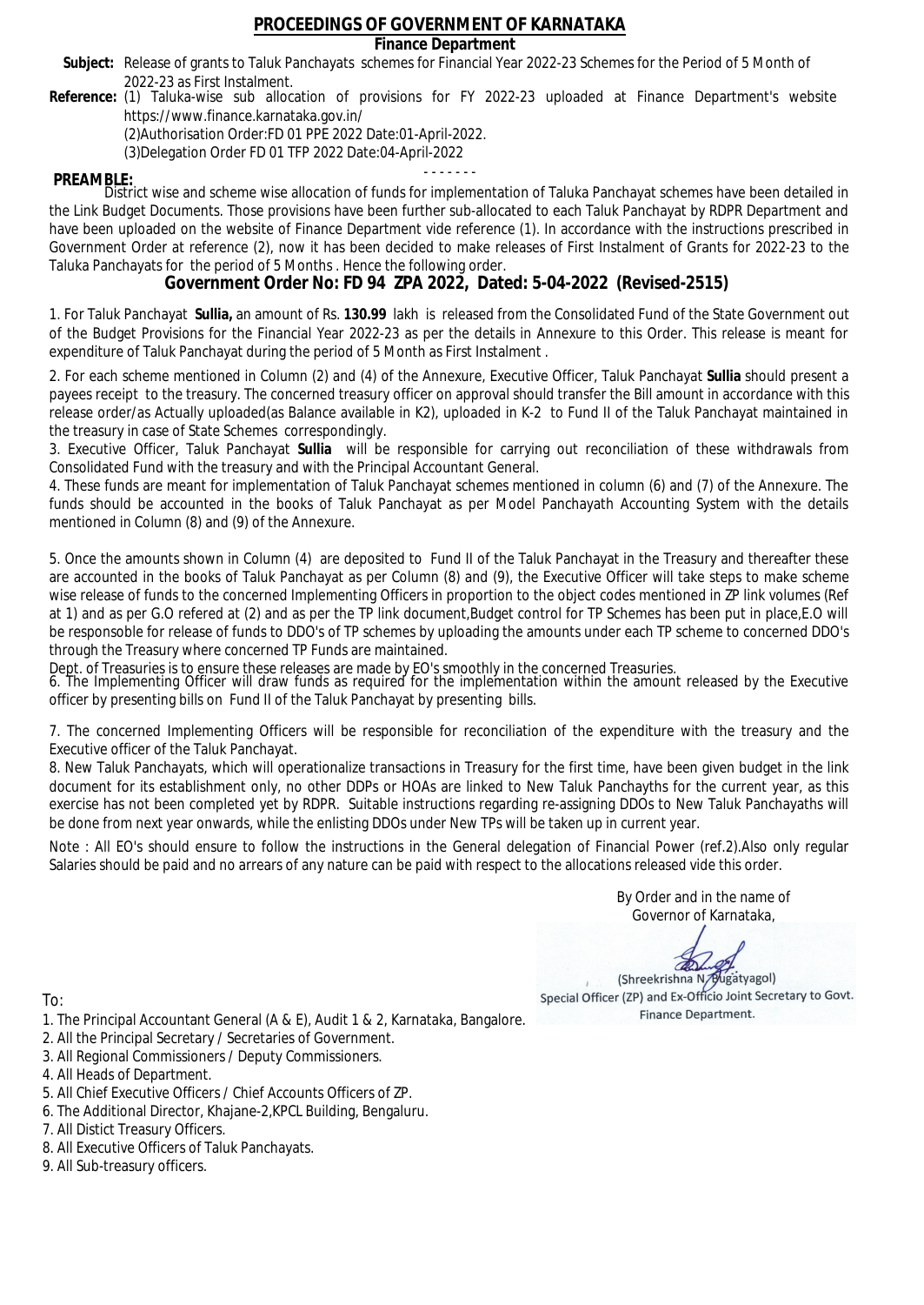# PROCEEDINGS OF GOVERNMENT OF KARNATAKA

## Finance Department

**Subject:** Release of grants to Taluk Panchayats schemes for Financial Year 2022-23 Schemes for the Period of 5 Month of 2022-23 as First Instalment.

**Reference:** (1) Taluka-wise sub allocation of provisions for FY 2022-23 uploaded at Finance Department's website https://www.finance.karnataka.gov.in/

(2)Authorisation Order:FD 01 PPE 2022 Date:01-April-2022.

(3)Delegation Order FD 01 TFP 2022 Date:04-April-2022

- - - - - - -

**PREAMBLE:**

District wise and scheme wise allocation of funds for implementation of Taluka Panchayat schemes have been detailed in the Link Budget Documents. Those provisions have been further sub-allocated to each Taluk Panchayat by RDPR Department and have been uploaded on the website of Finance Department vide reference (1). In accordance with the instructions prescribed in Government Order at reference (2), now it has been decided to make releases of First Instalment of Grants for 2022-23 to the Taluka Panchayats for the period of 5 Months . Hence the following order.

## Government Order No: FD 94 ZPA 2022, Dated: 5-04-2022 (Revised-2515)

1. For Taluk Panchayat **Sullia,** an amount of Rs. **130.99** lakh is released from the Consolidated Fund of the State Government out of the Budget Provisions for the Financial Year 2022-23 as per the details in Annexure to this Order. This release is meant for expenditure of Taluk Panchayat during the period of 5 Month as First Instalment .

2. For each scheme mentioned in Column (2) and (4) of the Annexure, Executive Officer, Taluk Panchayat **Sullia** should present a payees receipt to the treasury. The concerned treasury officer on approval should transfer the Bill amount in accordance with this release order/as Actually uploaded(as Balance available in K2), uploaded in K-2 to Fund II of the Taluk Panchayat maintained in the treasury in case of State Schemes correspondingly.

3. Executive Officer, Taluk Panchayat **Sullia** will be responsible for carrying out reconciliation of these withdrawals from Consolidated Fund with the treasury and with the Principal Accountant General.

4. These funds are meant for implementation of Taluk Panchayat schemes mentioned in column (6) and (7) of the Annexure. The funds should be accounted in the books of Taluk Panchayat as per Model Panchayath Accounting System with the details mentioned in Column (8) and (9) of the Annexure.

5. Once the amounts shown in Column (4) are deposited to Fund II of the Taluk Panchayat in the Treasury and thereafter these are accounted in the books of Taluk Panchayat as per Column (8) and (9), the Executive Officer will take steps to make scheme wise release of funds to the concerned Implementing Officers in proportion to the object codes mentioned in ZP link volumes (Ref at 1) and as per G.O refered at (2) and as per the TP link document,Budget control for TP Schemes has been put in place,E.O will be responsible for release of funds to DDO's of TP schemes by uploading the amounts under each TP scheme to concerned DDO's through the Treasury where concerned TP Funds are maintained.

Dept. of Treasuries is to ensure these releases are made by EO's smoothly in the concerned Treasuries.

6. The Implementing Officer will draw funds as required for the implementation within the amount released by the Executive officer by presenting bills on Fund II of the Taluk Panchayat by presenting bills.

7. The concerned Implementing Officers will be responsible for reconciliation of the expenditure with the treasury and the Executive officer of the Taluk Panchayat.

8. New Taluk Panchayats, which will operationalize transactions in Treasury for the first time, have been given budget in the link document for its establishment only, no other DDPs or HOAs are linked to New Taluk Panchayths for the current year, as this exercise has not been completed yet by RDPR. Suitable instructions regarding re-assigning DDOs to New Taluk Panchayaths will be done from next year onwards, while the enlisting DDOs under New TPs will be taken up in current year.

Note : All EO's should ensure to follow the instructions in the General delegation of Financial Power (ref.2).Also only regular Salaries should be paid and no arrears of any nature can be paid with respect to the allocations released vide this order.

By Order and in the name of
Governor of Karnataka,

(Shreekrishna N. Bugatyagol)
Special Officer (ZP) and Ex-Officio Joint Secretary to Govt.
Finance Department.

To:

1. The Principal Accountant General (A & E), Audit 1 & 2, Karnataka, Bangalore.
2. All the Principal Secretary / Secretaries of Government.
3. All Regional Commissioners / Deputy Commissioners.
4. All Heads of Department.
5. All Chief Executive Officers / Chief Accounts Officers of ZP.
6. The Additional Director, Khajane-2,KPCL Building, Bengaluru.
7. All Distict Treasury Officers.
8. All Executive Officers of Taluk Panchayats.
9. All Sub-treasury officers.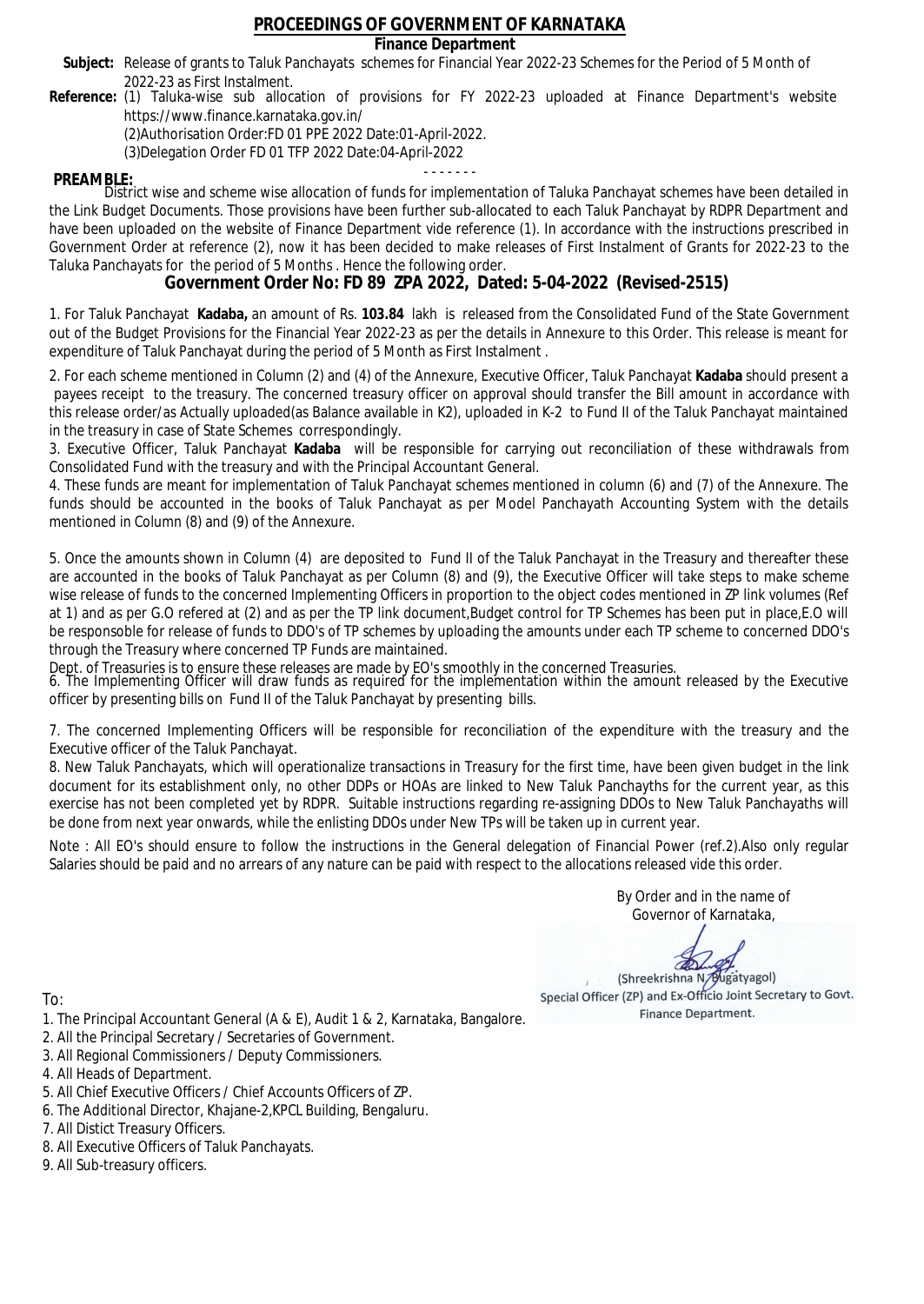# PROCEEDINGS OF GOVERNMENT OF KARNATAKA

**Finance Department**

**Subject:** Release of grants to Taluk Panchayats schemes for Financial Year 2022-23 Schemes for the Period of 5 Month of 2022-23 as First Instalment.

**Reference:** (1) Taluka-wise sub allocation of provisions for FY 2022-23 uploaded at Finance Department's website https://www.finance.karnataka.gov.in/

(2)Authorisation Order:FD 01 PPE 2022 Date:01-April-2022.

(3)Delegation Order FD 01 TFP 2022 Date:04-April-2022

- - - - - - -

**PREAMBLE:**

District wise and scheme wise allocation of funds for implementation of Taluka Panchayat schemes have been detailed in the Link Budget Documents. Those provisions have been further sub-allocated to each Taluk Panchayat by RDPR Department and have been uploaded on the website of Finance Department vide reference (1). In accordance with the instructions prescribed in Government Order at reference (2), now it has been decided to make releases of First Instalment of Grants for 2022-23 to the Taluka Panchayats for the period of 5 Months . Hence the following order.

## Government Order No: FD 89 ZPA 2022, Dated: 5-04-2022 (Revised-2515)

1. For Taluk Panchayat **Kadaba,** an amount of Rs. **103.84** lakh is released from the Consolidated Fund of the State Government out of the Budget Provisions for the Financial Year 2022-23 as per the details in Annexure to this Order. This release is meant for expenditure of Taluk Panchayat during the period of 5 Month as First Instalment .

2. For each scheme mentioned in Column (2) and (4) of the Annexure, Executive Officer, Taluk Panchayat **Kadaba** should present a payees receipt to the treasury. The concerned treasury officer on approval should transfer the Bill amount in accordance with this release order/as Actually uploaded(as Balance available in K2), uploaded in K-2 to Fund II of the Taluk Panchayat maintained in the treasury in case of State Schemes correspondingly.

3. Executive Officer, Taluk Panchayat **Kadaba** will be responsible for carrying out reconciliation of these withdrawals from Consolidated Fund with the treasury and with the Principal Accountant General.

4. These funds are meant for implementation of Taluk Panchayat schemes mentioned in column (6) and (7) of the Annexure. The funds should be accounted in the books of Taluk Panchayat as per Model Panchayath Accounting System with the details mentioned in Column (8) and (9) of the Annexure.

5. Once the amounts shown in Column (4) are deposited to Fund II of the Taluk Panchayat in the Treasury and thereafter these are accounted in the books of Taluk Panchayat as per Column (8) and (9), the Executive Officer will take steps to make scheme wise release of funds to the concerned Implementing Officers in proportion to the object codes mentioned in ZP link volumes (Ref at 1) and as per G.O refered at (2) and as per the TP link document,Budget control for TP Schemes has been put in place,E.O will be responsible for release of funds to DDO's of TP schemes by uploading the amounts under each TP scheme to concerned DDO's through the Treasury where concerned TP Funds are maintained.

Dept. of Treasuries is to ensure these releases are made by EO's smoothly in the concerned Treasuries.

6. The Implementing Officer will draw funds as required for the implementation within the amount released by the Executive officer by presenting bills on Fund II of the Taluk Panchayat by presenting bills.

7. The concerned Implementing Officers will be responsible for reconciliation of the expenditure with the treasury and the Executive officer of the Taluk Panchayat.

8. New Taluk Panchayats, which will operationalize transactions in Treasury for the first time, have been given budget in the link document for its establishment only, no other DDPs or HOAs are linked to New Taluk Panchayths for the current year, as this exercise has not been completed yet by RDPR. Suitable instructions regarding re-assigning DDOs to New Taluk Panchayaths will be done from next year onwards, while the enlisting DDOs under New TPs will be taken up in current year.

Note : All EO's should ensure to follow the instructions in the General delegation of Financial Power (ref.2).Also only regular Salaries should be paid and no arrears of any nature can be paid with respect to the allocations released vide this order.

By Order and in the name of
Governor of Karnataka,

(Shreekrishna N. Bugatyagol)
Special Officer (ZP) and Ex-Officio Joint Secretary to Govt.
Finance Department.

To:

1. The Principal Accountant General (A & E), Audit 1 & 2, Karnataka, Bangalore.
2. All the Principal Secretary / Secretaries of Government.
3. All Regional Commissioners / Deputy Commissioners.
4. All Heads of Department.
5. All Chief Executive Officers / Chief Accounts Officers of ZP.
6. The Additional Director, Khajane-2,KPCL Building, Bengaluru.
7. All Distict Treasury Officers.
8. All Executive Officers of Taluk Panchayats.
9. All Sub-treasury officers.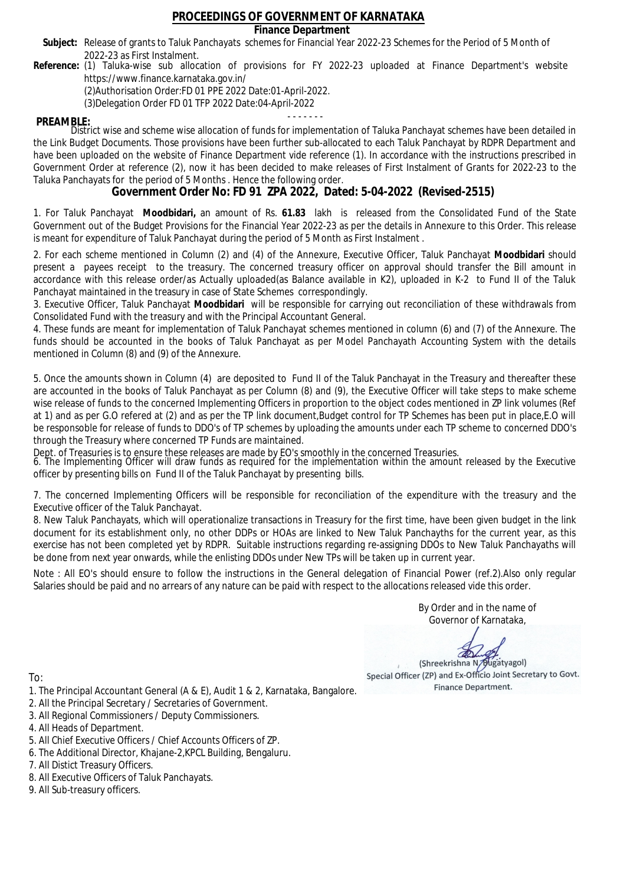# PROCEEDINGS OF GOVERNMENT OF KARNATAKA

**Finance Department**

**Subject:** Release of grants to Taluk Panchayats schemes for Financial Year 2022-23 Schemes for the Period of 5 Month of 2022-23 as First Instalment.

**Reference:** (1) Taluka-wise sub allocation of provisions for FY 2022-23 uploaded at Finance Department's website https://www.finance.karnataka.gov.in/

(2)Authorisation Order:FD 01 PPE 2022 Date:01-April-2022.

(3)Delegation Order FD 01 TFP 2022 Date:04-April-2022

- - - - - - -

**PREAMBLE:**

District wise and scheme wise allocation of funds for implementation of Taluka Panchayat schemes have been detailed in the Link Budget Documents. Those provisions have been further sub-allocated to each Taluk Panchayat by RDPR Department and have been uploaded on the website of Finance Department vide reference (1). In accordance with the instructions prescribed in Government Order at reference (2), now it has been decided to make releases of First Instalment of Grants for 2022-23 to the Taluka Panchayats for the period of 5 Months . Hence the following order.

## Government Order No: FD 91 ZPA 2022, Dated: 5-04-2022 (Revised-2515)

1. For Taluk Panchayat **Moodbidari,** an amount of Rs. **61.83** lakh is released from the Consolidated Fund of the State Government out of the Budget Provisions for the Financial Year 2022-23 as per the details in Annexure to this Order. This release is meant for expenditure of Taluk Panchayat during the period of 5 Month as First Instalment .

2. For each scheme mentioned in Column (2) and (4) of the Annexure, Executive Officer, Taluk Panchayat **Moodbidari** should present a payees receipt to the treasury. The concerned treasury officer on approval should transfer the Bill amount in accordance with this release order/as Actually uploaded(as Balance available in K2), uploaded in K-2 to Fund II of the Taluk Panchayat maintained in the treasury in case of State Schemes correspondingly.

3. Executive Officer, Taluk Panchayat **Moodbidari** will be responsible for carrying out reconciliation of these withdrawals from Consolidated Fund with the treasury and with the Principal Accountant General.

4. These funds are meant for implementation of Taluk Panchayat schemes mentioned in column (6) and (7) of the Annexure. The funds should be accounted in the books of Taluk Panchayat as per Model Panchayath Accounting System with the details mentioned in Column (8) and (9) of the Annexure.

5. Once the amounts shown in Column (4) are deposited to Fund II of the Taluk Panchayat in the Treasury and thereafter these are accounted in the books of Taluk Panchayat as per Column (8) and (9), the Executive Officer will take steps to make scheme wise release of funds to the concerned Implementing Officers in proportion to the object codes mentioned in ZP link volumes (Ref at 1) and as per G.O refered at (2) and as per the TP link document,Budget control for TP Schemes has been put in place,E.O will be responsoble for release of funds to DDO's of TP schemes by uploading the amounts under each TP scheme to concerned DDO's through the Treasury where concerned TP Funds are maintained.

Dept. of Treasuries is to ensure these releases are made by EO's smoothly in the concerned Treasuries.

6. The Implementing Officer will draw funds as required for the implementation within the amount released by the Executive officer by presenting bills on Fund II of the Taluk Panchayat by presenting bills.

7. The concerned Implementing Officers will be responsible for reconciliation of the expenditure with the treasury and the Executive officer of the Taluk Panchayat.

8. New Taluk Panchayats, which will operationalize transactions in Treasury for the first time, have been given budget in the link document for its establishment only, no other DDPs or HOAs are linked to New Taluk Panchayths for the current year, as this exercise has not been completed yet by RDPR. Suitable instructions regarding re-assigning DDOs to New Taluk Panchayaths will be done from next year onwards, while the enlisting DDOs under New TPs will be taken up in current year.

Note : All EO's should ensure to follow the instructions in the General delegation of Financial Power (ref.2).Also only regular Salaries should be paid and no arrears of any nature can be paid with respect to the allocations released vide this order.

By Order and in the name of
Governor of Karnataka,

(Shreekrishna N. Bugatyagol)
Special Officer (ZP) and Ex-Officio Joint Secretary to Govt.
Finance Department.

To:

1. The Principal Accountant General (A & E), Audit 1 & 2, Karnataka, Bangalore.
2. All the Principal Secretary / Secretaries of Government.
3. All Regional Commissioners / Deputy Commissioners.
4. All Heads of Department.
5. All Chief Executive Officers / Chief Accounts Officers of ZP.
6. The Additional Director, Khajane-2,KPCL Building, Bengaluru.
7. All Distict Treasury Officers.
8. All Executive Officers of Taluk Panchayats.
9. All Sub-treasury officers.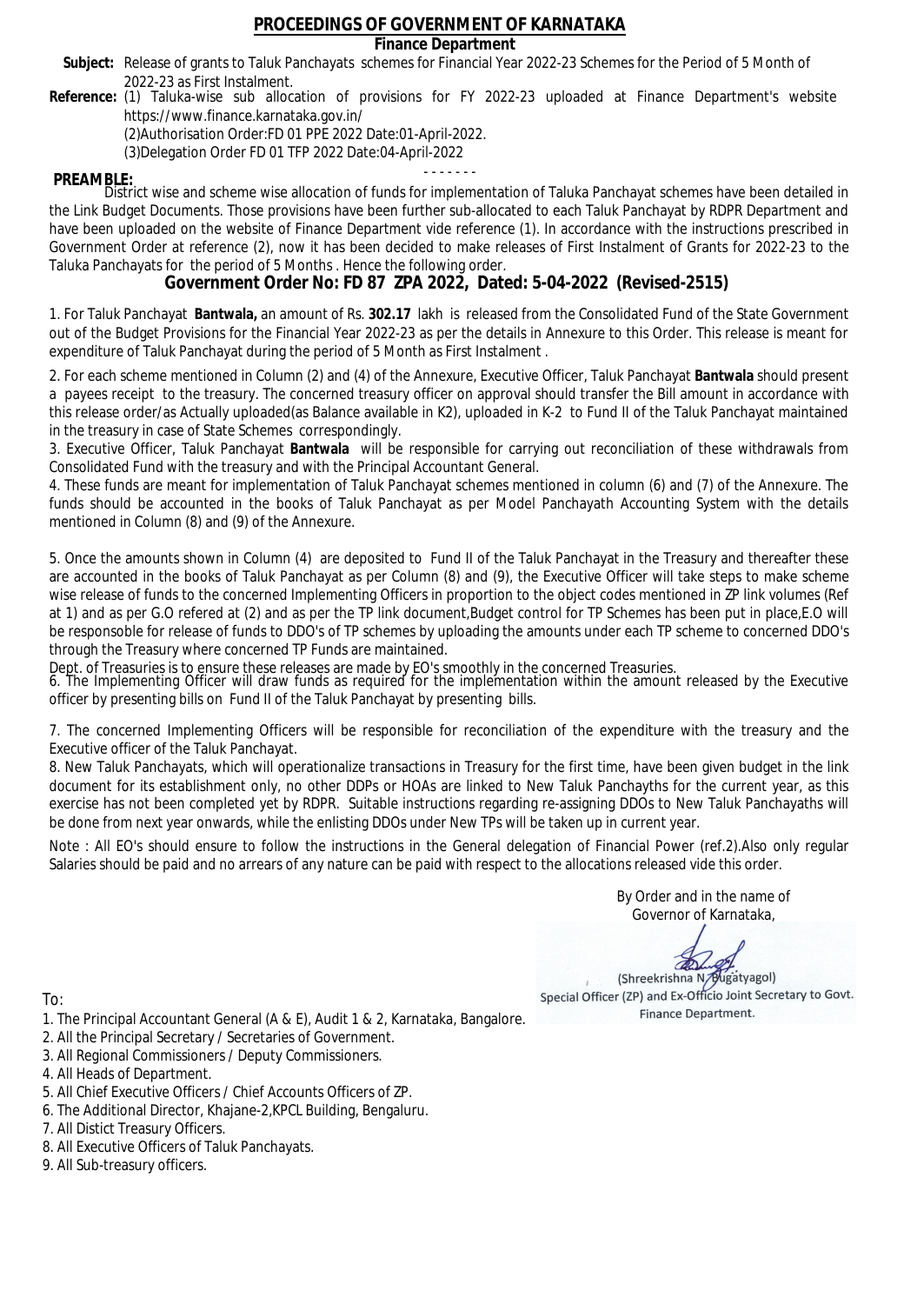# PROCEEDINGS OF GOVERNMENT OF KARNATAKA

**Finance Department**

**Subject:** Release of grants to Taluk Panchayats schemes for Financial Year 2022-23 Schemes for the Period of 5 Month of 2022-23 as First Instalment.

**Reference:** (1) Taluka-wise sub allocation of provisions for FY 2022-23 uploaded at Finance Department's website https://www.finance.karnataka.gov.in/
(2)Authorisation Order:FD 01 PPE 2022 Date:01-April-2022.
(3)Delegation Order FD 01 TFP 2022 Date:04-April-2022

- - - - - - -

**PREAMBLE:**
District wise and scheme wise allocation of funds for implementation of Taluka Panchayat schemes have been detailed in the Link Budget Documents. Those provisions have been further sub-allocated to each Taluk Panchayat by RDPR Department and have been uploaded on the website of Finance Department vide reference (1). In accordance with the instructions prescribed in Government Order at reference (2), now it has been decided to make releases of First Instalment of Grants for 2022-23 to the Taluka Panchayats for the period of 5 Months . Hence the following order.

## Government Order No: FD 87 ZPA 2022, Dated: 5-04-2022 (Revised-2515)

1. For Taluk Panchayat **Bantwala,** an amount of Rs. **302.17** lakh is released from the Consolidated Fund of the State Government out of the Budget Provisions for the Financial Year 2022-23 as per the details in Annexure to this Order. This release is meant for expenditure of Taluk Panchayat during the period of 5 Month as First Instalment .

2. For each scheme mentioned in Column (2) and (4) of the Annexure, Executive Officer, Taluk Panchayat **Bantwala** should present a payees receipt to the treasury. The concerned treasury officer on approval should transfer the Bill amount in accordance with this release order/as Actually uploaded(as Balance available in K2), uploaded in K-2 to Fund II of the Taluk Panchayat maintained in the treasury in case of State Schemes correspondingly.

3. Executive Officer, Taluk Panchayat **Bantwala** will be responsible for carrying out reconciliation of these withdrawals from Consolidated Fund with the treasury and with the Principal Accountant General.

4. These funds are meant for implementation of Taluk Panchayat schemes mentioned in column (6) and (7) of the Annexure. The funds should be accounted in the books of Taluk Panchayat as per Model Panchayath Accounting System with the details mentioned in Column (8) and (9) of the Annexure.

5. Once the amounts shown in Column (4) are deposited to Fund II of the Taluk Panchayat in the Treasury and thereafter these are accounted in the books of Taluk Panchayat as per Column (8) and (9), the Executive Officer will take steps to make scheme wise release of funds to the concerned Implementing Officers in proportion to the object codes mentioned in ZP link volumes (Ref at 1) and as per G.O refered at (2) and as per the TP link document,Budget control for TP Schemes has been put in place,E.O will be responsoble for release of funds to DDO's of TP schemes by uploading the amounts under each TP scheme to concerned DDO's through the Treasury where concerned TP Funds are maintained.
Dept. of Treasuries is to ensure these releases are made by EO's smoothly in the concerned Treasuries.

6. The Implementing Officer will draw funds as required for the implementation within the amount released by the Executive officer by presenting bills on Fund II of the Taluk Panchayat by presenting bills.

7. The concerned Implementing Officers will be responsible for reconciliation of the expenditure with the treasury and the Executive officer of the Taluk Panchayat.

8. New Taluk Panchayats, which will operationalize transactions in Treasury for the first time, have been given budget in the link document for its establishment only, no other DDPs or HOAs are linked to New Taluk Panchayths for the current year, as this exercise has not been completed yet by RDPR. Suitable instructions regarding re-assigning DDOs to New Taluk Panchayaths will be done from next year onwards, while the enlisting DDOs under New TPs will be taken up in current year.

Note : All EO's should ensure to follow the instructions in the General delegation of Financial Power (ref.2).Also only regular Salaries should be paid and no arrears of any nature can be paid with respect to the allocations released vide this order.

By Order and in the name of
Governor of Karnataka,

(Shreekrishna N. Bugatyagol)
Special Officer (ZP) and Ex-Officio Joint Secretary to Govt.
Finance Department.

To:

1. The Principal Accountant General (A & E), Audit 1 & 2, Karnataka, Bangalore.
2. All the Principal Secretary / Secretaries of Government.
3. All Regional Commissioners / Deputy Commissioners.
4. All Heads of Department.
5. All Chief Executive Officers / Chief Accounts Officers of ZP.
6. The Additional Director, Khajane-2,KPCL Building, Bengaluru.
7. All Distict Treasury Officers.
8. All Executive Officers of Taluk Panchayats.
9. All Sub-treasury officers.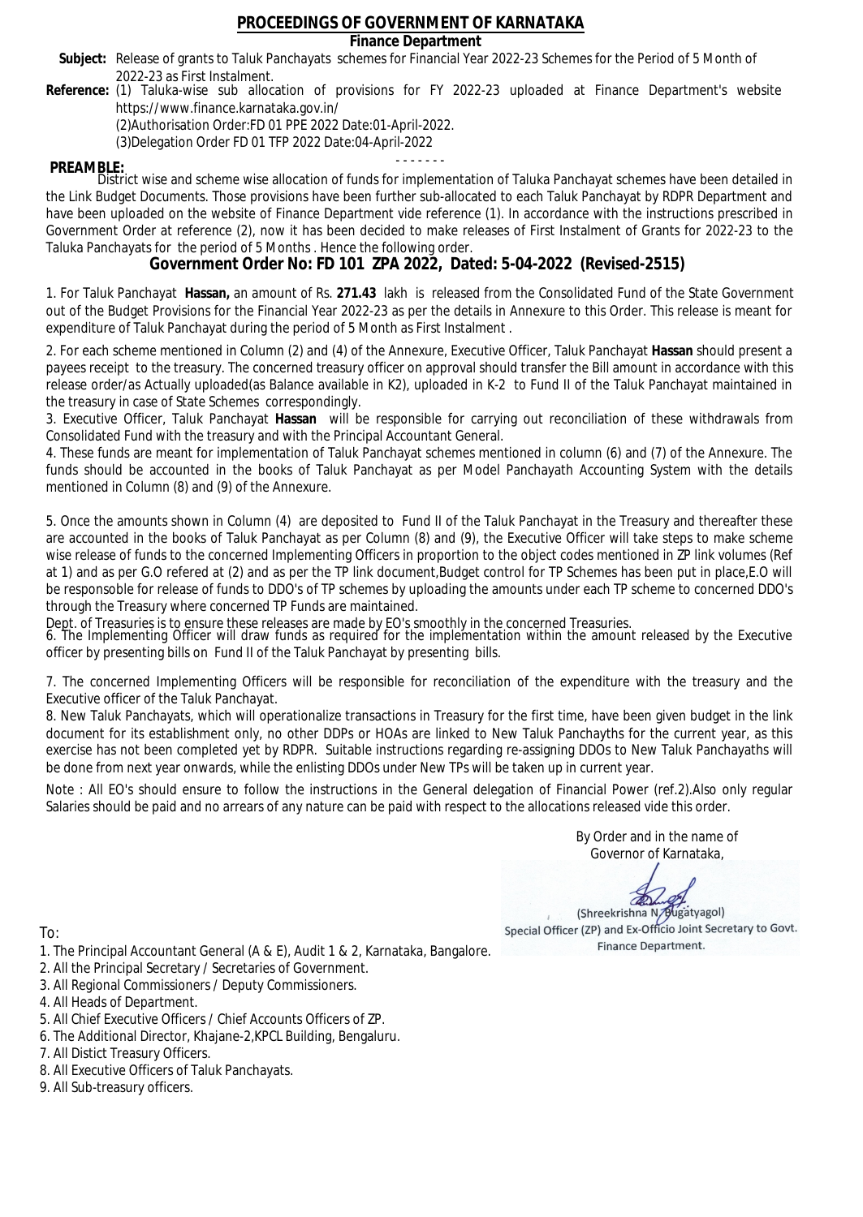# PROCEEDINGS OF GOVERNMENT OF KARNATAKA

**Finance Department**

**Subject:** Release of grants to Taluk Panchayats schemes for Financial Year 2022-23 Schemes for the Period of 5 Month of 2022-23 as First Instalment.

**Reference:** (1) Taluka-wise sub allocation of provisions for FY 2022-23 uploaded at Finance Department's website https://www.finance.karnataka.gov.in/

(2)Authorisation Order:FD 01 PPE 2022 Date:01-April-2022.

(3)Delegation Order FD 01 TFP 2022 Date:04-April-2022

- - - - - - -

**PREAMBLE:**

District wise and scheme wise allocation of funds for implementation of Taluka Panchayat schemes have been detailed in the Link Budget Documents. Those provisions have been further sub-allocated to each Taluk Panchayat by RDPR Department and have been uploaded on the website of Finance Department vide reference (1). In accordance with the instructions prescribed in Government Order at reference (2), now it has been decided to make releases of First Instalment of Grants for 2022-23 to the Taluka Panchayats for the period of 5 Months . Hence the following order.

## Government Order No: FD 101 ZPA 2022, Dated: 5-04-2022 (Revised-2515)

1. For Taluk Panchayat **Hassan,** an amount of Rs. **271.43** lakh is released from the Consolidated Fund of the State Government out of the Budget Provisions for the Financial Year 2022-23 as per the details in Annexure to this Order. This release is meant for expenditure of Taluk Panchayat during the period of 5 Month as First Instalment .

2. For each scheme mentioned in Column (2) and (4) of the Annexure, Executive Officer, Taluk Panchayat **Hassan** should present a payees receipt to the treasury. The concerned treasury officer on approval should transfer the Bill amount in accordance with this release order/as Actually uploaded(as Balance available in K2), uploaded in K-2 to Fund II of the Taluk Panchayat maintained in the treasury in case of State Schemes correspondingly.

3. Executive Officer, Taluk Panchayat **Hassan** will be responsible for carrying out reconciliation of these withdrawals from Consolidated Fund with the treasury and with the Principal Accountant General.

4. These funds are meant for implementation of Taluk Panchayat schemes mentioned in column (6) and (7) of the Annexure. The funds should be accounted in the books of Taluk Panchayat as per Model Panchayath Accounting System with the details mentioned in Column (8) and (9) of the Annexure.

5. Once the amounts shown in Column (4) are deposited to Fund II of the Taluk Panchayat in the Treasury and thereafter these are accounted in the books of Taluk Panchayat as per Column (8) and (9), the Executive Officer will take steps to make scheme wise release of funds to the concerned Implementing Officers in proportion to the object codes mentioned in ZP link volumes (Ref at 1) and as per G.O refered at (2) and as per the TP link document,Budget control for TP Schemes has been put in place,E.O will be responsible for release of funds to DDO's of TP schemes by uploading the amounts under each TP scheme to concerned DDO's through the Treasury where concerned TP Funds are maintained.

Dept. of Treasuries is to ensure these releases are made by EO's smoothly in the concerned Treasuries.

6. The Implementing Officer will draw funds as required for the implementation within the amount released by the Executive officer by presenting bills on Fund II of the Taluk Panchayat by presenting bills.

7. The concerned Implementing Officers will be responsible for reconciliation of the expenditure with the treasury and the Executive officer of the Taluk Panchayat.

8. New Taluk Panchayats, which will operationalize transactions in Treasury for the first time, have been given budget in the link document for its establishment only, no other DDPs or HOAs are linked to New Taluk Panchayths for the current year, as this exercise has not been completed yet by RDPR. Suitable instructions regarding re-assigning DDOs to New Taluk Panchayaths will be done from next year onwards, while the enlisting DDOs under New TPs will be taken up in current year.

Note : All EO's should ensure to follow the instructions in the General delegation of Financial Power (ref.2).Also only regular Salaries should be paid and no arrears of any nature can be paid with respect to the allocations released vide this order.

By Order and in the name of
Governor of Karnataka,

(Shreekrishna N. Bugatyagol)
Special Officer (ZP) and Ex-Officio Joint Secretary to Govt.
Finance Department.

To:

1. The Principal Accountant General (A & E), Audit 1 & 2, Karnataka, Bangalore.
2. All the Principal Secretary / Secretaries of Government.
3. All Regional Commissioners / Deputy Commissioners.
4. All Heads of Department.
5. All Chief Executive Officers / Chief Accounts Officers of ZP.
6. The Additional Director, Khajane-2,KPCL Building, Bengaluru.
7. All Distict Treasury Officers.
8. All Executive Officers of Taluk Panchayats.
9. All Sub-treasury officers.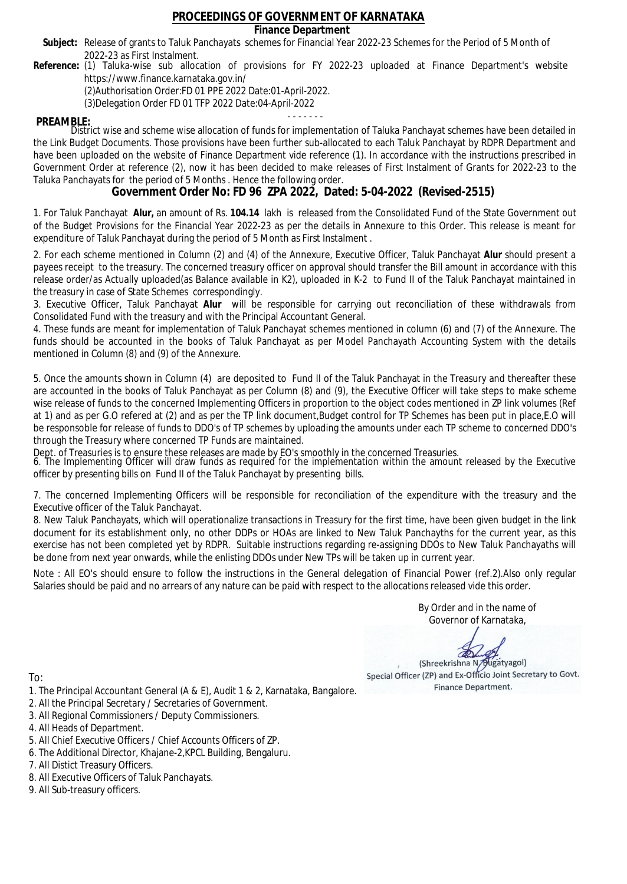# PROCEEDINGS OF GOVERNMENT OF KARNATAKA

## Finance Department

**Subject:** Release of grants to Taluk Panchayats schemes for Financial Year 2022-23 Schemes for the Period of 5 Month of 2022-23 as First Instalment.

**Reference:** (1) Taluka-wise sub allocation of provisions for FY 2022-23 uploaded at Finance Department's website https://www.finance.karnataka.gov.in/

(2)Authorisation Order:FD 01 PPE 2022 Date:01-April-2022.

(3)Delegation Order FD 01 TFP 2022 Date:04-April-2022

- - - - - - -

**PREAMBLE:**

District wise and scheme wise allocation of funds for implementation of Taluka Panchayat schemes have been detailed in the Link Budget Documents. Those provisions have been further sub-allocated to each Taluk Panchayat by RDPR Department and have been uploaded on the website of Finance Department vide reference (1). In accordance with the instructions prescribed in Government Order at reference (2), now it has been decided to make releases of First Instalment of Grants for 2022-23 to the Taluka Panchayats for the period of 5 Months . Hence the following order.

## Government Order No: FD 96 ZPA 2022, Dated: 5-04-2022 (Revised-2515)

1. For Taluk Panchayat **Alur,** an amount of Rs. **104.14** lakh is released from the Consolidated Fund of the State Government out of the Budget Provisions for the Financial Year 2022-23 as per the details in Annexure to this Order. This release is meant for expenditure of Taluk Panchayat during the period of 5 Month as First Instalment .

2. For each scheme mentioned in Column (2) and (4) of the Annexure, Executive Officer, Taluk Panchayat **Alur** should present a payees receipt to the treasury. The concerned treasury officer on approval should transfer the Bill amount in accordance with this release order/as Actually uploaded(as Balance available in K2), uploaded in K-2 to Fund II of the Taluk Panchayat maintained in the treasury in case of State Schemes correspondingly.

3. Executive Officer, Taluk Panchayat **Alur** will be responsible for carrying out reconciliation of these withdrawals from Consolidated Fund with the treasury and with the Principal Accountant General.

4. These funds are meant for implementation of Taluk Panchayat schemes mentioned in column (6) and (7) of the Annexure. The funds should be accounted in the books of Taluk Panchayat as per Model Panchayath Accounting System with the details mentioned in Column (8) and (9) of the Annexure.

5. Once the amounts shown in Column (4) are deposited to Fund II of the Taluk Panchayat in the Treasury and thereafter these are accounted in the books of Taluk Panchayat as per Column (8) and (9), the Executive Officer will take steps to make scheme wise release of funds to the concerned Implementing Officers in proportion to the object codes mentioned in ZP link volumes (Ref at 1) and as per G.O refered at (2) and as per the TP link document,Budget control for TP Schemes has been put in place,E.O will be responsbile for release of funds to DDO's of TP schemes by uploading the amounts under each TP scheme to concerned DDO's through the Treasury where concerned TP Funds are maintained.

Dept. of Treasuries is to ensure these releases are made by EO's smoothly in the concerned Treasuries.

6. The Implementing Officer will draw funds as required for the implementation within the amount released by the Executive officer by presenting bills on Fund II of the Taluk Panchayat by presenting bills.

7. The concerned Implementing Officers will be responsible for reconciliation of the expenditure with the treasury and the Executive officer of the Taluk Panchayat.

8. New Taluk Panchayats, which will operationalize transactions in Treasury for the first time, have been given budget in the link document for its establishment only, no other DDPs or HOAs are linked to New Taluk Panchayths for the current year, as this exercise has not been completed yet by RDPR. Suitable instructions regarding re-assigning DDOs to New Taluk Panchayaths will be done from next year onwards, while the enlisting DDOs under New TPs will be taken up in current year.

Note : All EO's should ensure to follow the instructions in the General delegation of Financial Power (ref.2).Also only regular Salaries should be paid and no arrears of any nature can be paid with respect to the allocations released vide this order.

By Order and in the name of
Governor of Karnataka,

(Shreekrishna N. Bugatyagol)
Special Officer (ZP) and Ex-Officio Joint Secretary to Govt.
Finance Department.

To:

1. The Principal Accountant General (A & E), Audit 1 & 2, Karnataka, Bangalore.
2. All the Principal Secretary / Secretaries of Government.
3. All Regional Commissioners / Deputy Commissioners.
4. All Heads of Department.
5. All Chief Executive Officers / Chief Accounts Officers of ZP.
6. The Additional Director, Khajane-2,KPCL Building, Bengaluru.
7. All Distict Treasury Officers.
8. All Executive Officers of Taluk Panchayats.
9. All Sub-treasury officers.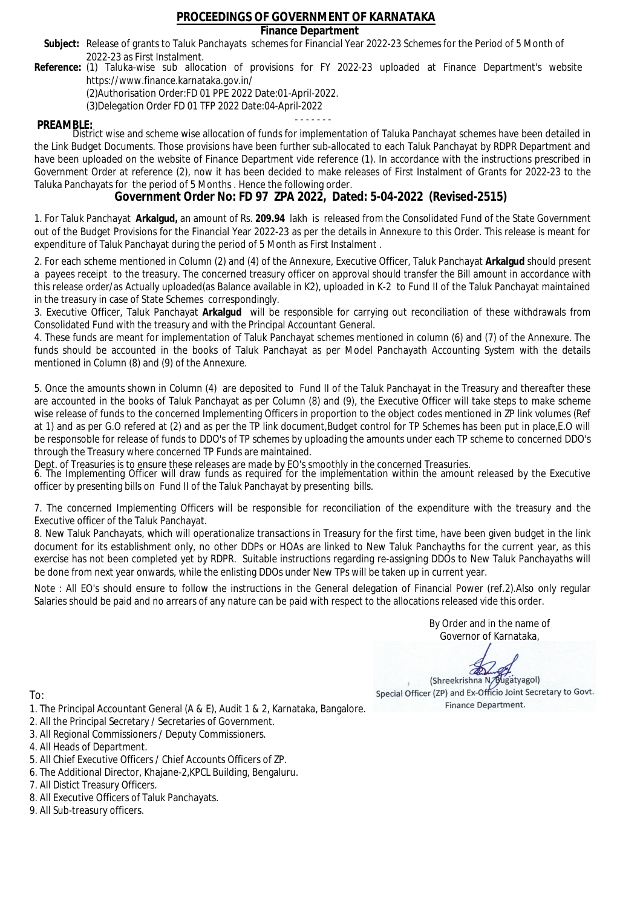# PROCEEDINGS OF GOVERNMENT OF KARNATAKA

## Finance Department

**Subject:** Release of grants to Taluk Panchayats schemes for Financial Year 2022-23 Schemes for the Period of 5 Month of 2022-23 as First Instalment.

**Reference:** (1) Taluka-wise sub allocation of provisions for FY 2022-23 uploaded at Finance Department's website https://www.finance.karnataka.gov.in/

(2)Authorisation Order:FD 01 PPE 2022 Date:01-April-2022.

(3)Delegation Order FD 01 TFP 2022 Date:04-April-2022

- - - - - - -

**PREAMBLE:**

District wise and scheme wise allocation of funds for implementation of Taluka Panchayat schemes have been detailed in the Link Budget Documents. Those provisions have been further sub-allocated to each Taluk Panchayat by RDPR Department and have been uploaded on the website of Finance Department vide reference (1). In accordance with the instructions prescribed in Government Order at reference (2), now it has been decided to make releases of First Instalment of Grants for 2022-23 to the Taluka Panchayats for the period of 5 Months . Hence the following order.

## Government Order No: FD 97 ZPA 2022, Dated: 5-04-2022 (Revised-2515)

1. For Taluk Panchayat **Arkalgud,** an amount of Rs. **209.94** lakh is released from the Consolidated Fund of the State Government out of the Budget Provisions for the Financial Year 2022-23 as per the details in Annexure to this Order. This release is meant for expenditure of Taluk Panchayat during the period of 5 Month as First Instalment .

2. For each scheme mentioned in Column (2) and (4) of the Annexure, Executive Officer, Taluk Panchayat **Arkalgud** should present a payees receipt to the treasury. The concerned treasury officer on approval should transfer the Bill amount in accordance with this release order/as Actually uploaded(as Balance available in K2), uploaded in K-2 to Fund II of the Taluk Panchayat maintained in the treasury in case of State Schemes correspondingly.

3. Executive Officer, Taluk Panchayat **Arkalgud** will be responsible for carrying out reconciliation of these withdrawals from Consolidated Fund with the treasury and with the Principal Accountant General.

4. These funds are meant for implementation of Taluk Panchayat schemes mentioned in column (6) and (7) of the Annexure. The funds should be accounted in the books of Taluk Panchayat as per Model Panchayath Accounting System with the details mentioned in Column (8) and (9) of the Annexure.

5. Once the amounts shown in Column (4) are deposited to Fund II of the Taluk Panchayat in the Treasury and thereafter these are accounted in the books of Taluk Panchayat as per Column (8) and (9), the Executive Officer will take steps to make scheme wise release of funds to the concerned Implementing Officers in proportion to the object codes mentioned in ZP link volumes (Ref at 1) and as per G.O refered at (2) and as per the TP link document,Budget control for TP Schemes has been put in place,E.O will be responsible for release of funds to DDO's of TP schemes by uploading the amounts under each TP scheme to concerned DDO's through the Treasury where concerned TP Funds are maintained.

Dept. of Treasuries is to ensure these releases are made by EO's smoothly in the concerned Treasuries.

6. The Implementing Officer will draw funds as required for the implementation within the amount released by the Executive officer by presenting bills on Fund II of the Taluk Panchayat by presenting bills.

7. The concerned Implementing Officers will be responsible for reconciliation of the expenditure with the treasury and the Executive officer of the Taluk Panchayat.

8. New Taluk Panchayats, which will operationalize transactions in Treasury for the first time, have been given budget in the link document for its establishment only, no other DDPs or HOAs are linked to New Taluk Panchayths for the current year, as this exercise has not been completed yet by RDPR. Suitable instructions regarding re-assigning DDOs to New Taluk Panchayaths will be done from next year onwards, while the enlisting DDOs under New TPs will be taken up in current year.

Note : All EO's should ensure to follow the instructions in the General delegation of Financial Power (ref.2).Also only regular Salaries should be paid and no arrears of any nature can be paid with respect to the allocations released vide this order.

By Order and in the name of
Governor of Karnataka,

(Shreekrishna N. Bugatyagol)
Special Officer (ZP) and Ex-Officio Joint Secretary to Govt.
Finance Department.

To:

1. The Principal Accountant General (A & E), Audit 1 & 2, Karnataka, Bangalore.
2. All the Principal Secretary / Secretaries of Government.
3. All Regional Commissioners / Deputy Commissioners.
4. All Heads of Department.
5. All Chief Executive Officers / Chief Accounts Officers of ZP.
6. The Additional Director, Khajane-2,KPCL Building, Bengaluru.
7. All Distict Treasury Officers.
8. All Executive Officers of Taluk Panchayats.
9. All Sub-treasury officers.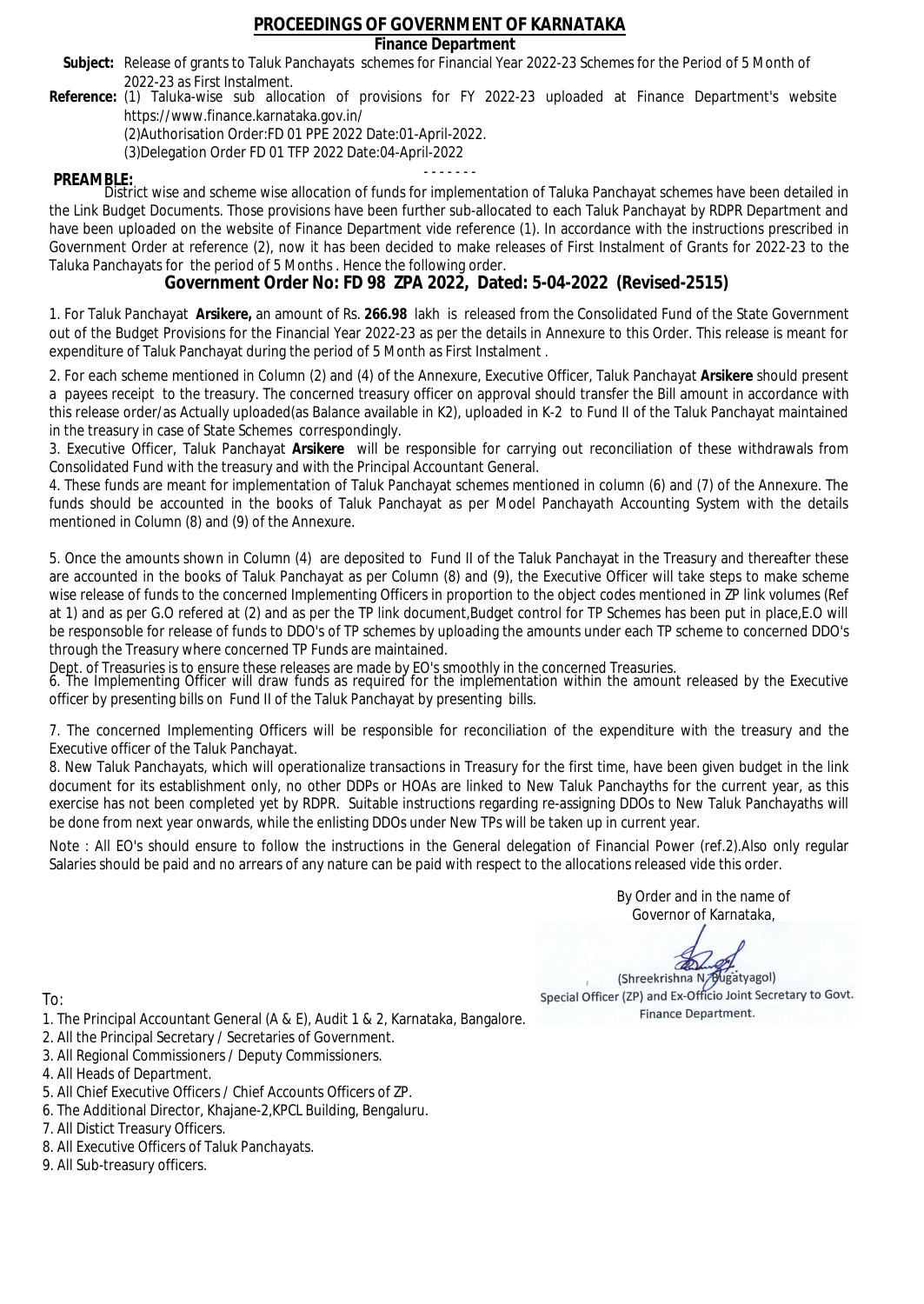# PROCEEDINGS OF GOVERNMENT OF KARNATAKA

## Finance Department

**Subject:** Release of grants to Taluk Panchayats schemes for Financial Year 2022-23 Schemes for the Period of 5 Month of 2022-23 as First Instalment.

**Reference:** (1) Taluka-wise sub allocation of provisions for FY 2022-23 uploaded at Finance Department's website https://www.finance.karnataka.gov.in/

(2)Authorisation Order:FD 01 PPE 2022 Date:01-April-2022.

(3)Delegation Order FD 01 TFP 2022 Date:04-April-2022

- - - - - - -

**PREAMBLE:**

District wise and scheme wise allocation of funds for implementation of Taluka Panchayat schemes have been detailed in the Link Budget Documents. Those provisions have been further sub-allocated to each Taluk Panchayat by RDPR Department and have been uploaded on the website of Finance Department vide reference (1). In accordance with the instructions prescribed in Government Order at reference (2), now it has been decided to make releases of First Instalment of Grants for 2022-23 to the Taluka Panchayats for the period of 5 Months . Hence the following order.

## Government Order No: FD 98 ZPA 2022, Dated: 5-04-2022 (Revised-2515)

1. For Taluk Panchayat **Arsikere,** an amount of Rs. **266.98** lakh is released from the Consolidated Fund of the State Government out of the Budget Provisions for the Financial Year 2022-23 as per the details in Annexure to this Order. This release is meant for expenditure of Taluk Panchayat during the period of 5 Month as First Instalment .

2. For each scheme mentioned in Column (2) and (4) of the Annexure, Executive Officer, Taluk Panchayat **Arsikere** should present a payees receipt to the treasury. The concerned treasury officer on approval should transfer the Bill amount in accordance with this release order/as Actually uploaded(as Balance available in K2), uploaded in K-2 to Fund II of the Taluk Panchayat maintained in the treasury in case of State Schemes correspondingly.

3. Executive Officer, Taluk Panchayat **Arsikere** will be responsible for carrying out reconciliation of these withdrawals from Consolidated Fund with the treasury and with the Principal Accountant General.

4. These funds are meant for implementation of Taluk Panchayat schemes mentioned in column (6) and (7) of the Annexure. The funds should be accounted in the books of Taluk Panchayat as per Model Panchayath Accounting System with the details mentioned in Column (8) and (9) of the Annexure.

5. Once the amounts shown in Column (4) are deposited to Fund II of the Taluk Panchayat in the Treasury and thereafter these are accounted in the books of Taluk Panchayat as per Column (8) and (9), the Executive Officer will take steps to make scheme wise release of funds to the concerned Implementing Officers in proportion to the object codes mentioned in ZP link volumes (Ref at 1) and as per G.O refered at (2) and as per the TP link document,Budget control for TP Schemes has been put in place,E.O will be responsible for release of funds to DDO's of TP schemes by uploading the amounts under each TP scheme to concerned DDO's through the Treasury where concerned TP Funds are maintained.

Dept. of Treasuries is to ensure these releases are made by EO's smoothly in the concerned Treasuries.

6. The Implementing Officer will draw funds as required for the implementation within the amount released by the Executive officer by presenting bills on Fund II of the Taluk Panchayat by presenting bills.

7. The concerned Implementing Officers will be responsible for reconciliation of the expenditure with the treasury and the Executive officer of the Taluk Panchayat.

8. New Taluk Panchayats, which will operationalize transactions in Treasury for the first time, have been given budget in the link document for its establishment only, no other DDPs or HOAs are linked to New Taluk Panchayths for the current year, as this exercise has not been completed yet by RDPR. Suitable instructions regarding re-assigning DDOs to New Taluk Panchayaths will be done from next year onwards, while the enlisting DDOs under New TPs will be taken up in current year.

Note : All EO's should ensure to follow the instructions in the General delegation of Financial Power (ref.2).Also only regular Salaries should be paid and no arrears of any nature can be paid with respect to the allocations released vide this order.

By Order and in the name of
Governor of Karnataka,

(Shreekrishna N. Bugatyagol)
Special Officer (ZP) and Ex-Officio Joint Secretary to Govt.
Finance Department.

To:

1. The Principal Accountant General (A & E), Audit 1 & 2, Karnataka, Bangalore.
2. All the Principal Secretary / Secretaries of Government.
3. All Regional Commissioners / Deputy Commissioners.
4. All Heads of Department.
5. All Chief Executive Officers / Chief Accounts Officers of ZP.
6. The Additional Director, Khajane-2,KPCL Building, Bengaluru.
7. All Distict Treasury Officers.
8. All Executive Officers of Taluk Panchayats.
9. All Sub-treasury officers.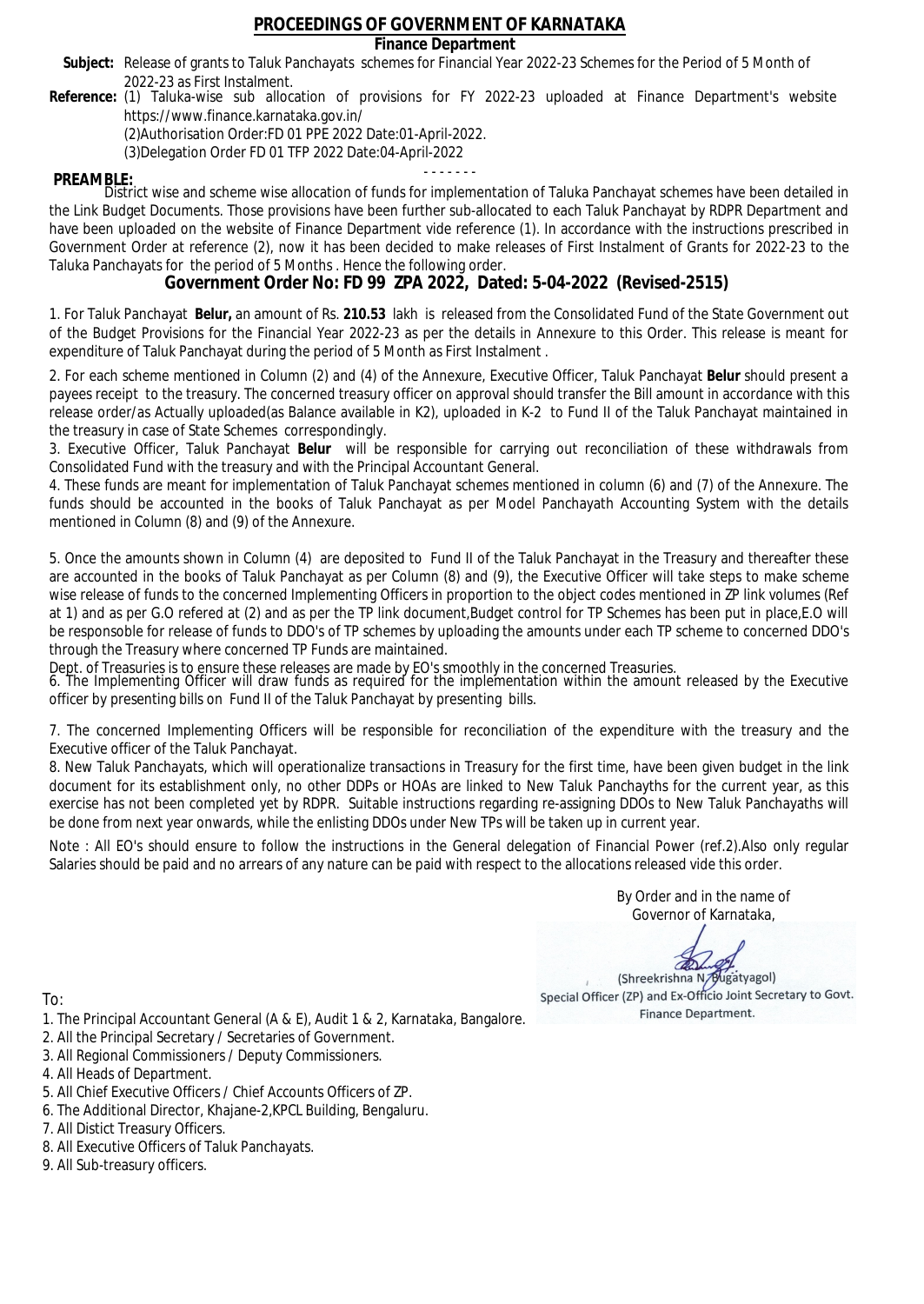# PROCEEDINGS OF GOVERNMENT OF KARNATAKA

## Finance Department

**Subject:** Release of grants to Taluk Panchayats schemes for Financial Year 2022-23 Schemes for the Period of 5 Month of 2022-23 as First Instalment.

**Reference:** (1) Taluka-wise sub allocation of provisions for FY 2022-23 uploaded at Finance Department's website https://www.finance.karnataka.gov.in/

(2)Authorisation Order:FD 01 PPE 2022 Date:01-April-2022.

(3)Delegation Order FD 01 TFP 2022 Date:04-April-2022

- - - - - - -

**PREAMBLE:**

District wise and scheme wise allocation of funds for implementation of Taluka Panchayat schemes have been detailed in the Link Budget Documents. Those provisions have been further sub-allocated to each Taluk Panchayat by RDPR Department and have been uploaded on the website of Finance Department vide reference (1). In accordance with the instructions prescribed in Government Order at reference (2), now it has been decided to make releases of First Instalment of Grants for 2022-23 to the Taluka Panchayats for the period of 5 Months . Hence the following order.

## Government Order No: FD 99 ZPA 2022, Dated: 5-04-2022 (Revised-2515)

1. For Taluk Panchayat **Belur,** an amount of Rs. **210.53** lakh is released from the Consolidated Fund of the State Government out of the Budget Provisions for the Financial Year 2022-23 as per the details in Annexure to this Order. This release is meant for expenditure of Taluk Panchayat during the period of 5 Month as First Instalment .

2. For each scheme mentioned in Column (2) and (4) of the Annexure, Executive Officer, Taluk Panchayat **Belur** should present a payees receipt to the treasury. The concerned treasury officer on approval should transfer the Bill amount in accordance with this release order/as Actually uploaded(as Balance available in K2), uploaded in K-2 to Fund II of the Taluk Panchayat maintained in the treasury in case of State Schemes correspondingly.

3. Executive Officer, Taluk Panchayat **Belur** will be responsible for carrying out reconciliation of these withdrawals from Consolidated Fund with the treasury and with the Principal Accountant General.

4. These funds are meant for implementation of Taluk Panchayat schemes mentioned in column (6) and (7) of the Annexure. The funds should be accounted in the books of Taluk Panchayat as per Model Panchayath Accounting System with the details mentioned in Column (8) and (9) of the Annexure.

5. Once the amounts shown in Column (4) are deposited to Fund II of the Taluk Panchayat in the Treasury and thereafter these are accounted in the books of Taluk Panchayat as per Column (8) and (9), the Executive Officer will take steps to make scheme wise release of funds to the concerned Implementing Officers in proportion to the object codes mentioned in ZP link volumes (Ref at 1) and as per G.O refered at (2) and as per the TP link document,Budget control for TP Schemes has been put in place,E.O will be responsoble for release of funds to DDO's of TP schemes by uploading the amounts under each TP scheme to concerned DDO's through the Treasury where concerned TP Funds are maintained.

Dept. of Treasuries is to ensure these releases are made by EO's smoothly in the concerned Treasuries.

6. The Implementing Officer will draw funds as required for the implementation within the amount released by the Executive officer by presenting bills on Fund II of the Taluk Panchayat by presenting bills.

7. The concerned Implementing Officers will be responsible for reconciliation of the expenditure with the treasury and the Executive officer of the Taluk Panchayat.

8. New Taluk Panchayats, which will operationalize transactions in Treasury for the first time, have been given budget in the link document for its establishment only, no other DDPs or HOAs are linked to New Taluk Panchayths for the current year, as this exercise has not been completed yet by RDPR. Suitable instructions regarding re-assigning DDOs to New Taluk Panchayaths will be done from next year onwards, while the enlisting DDOs under New TPs will be taken up in current year.

Note : All EO's should ensure to follow the instructions in the General delegation of Financial Power (ref.2).Also only regular Salaries should be paid and no arrears of any nature can be paid with respect to the allocations released vide this order.

By Order and in the name of
Governor of Karnataka,

(Shreekrishna N. Bugatyagol)
Special Officer (ZP) and Ex-Officio Joint Secretary to Govt.
Finance Department.

To:

1. The Principal Accountant General (A & E), Audit 1 & 2, Karnataka, Bangalore.
2. All the Principal Secretary / Secretaries of Government.
3. All Regional Commissioners / Deputy Commissioners.
4. All Heads of Department.
5. All Chief Executive Officers / Chief Accounts Officers of ZP.
6. The Additional Director, Khajane-2,KPCL Building, Bengaluru.
7. All Distict Treasury Officers.
8. All Executive Officers of Taluk Panchayats.
9. All Sub-treasury officers.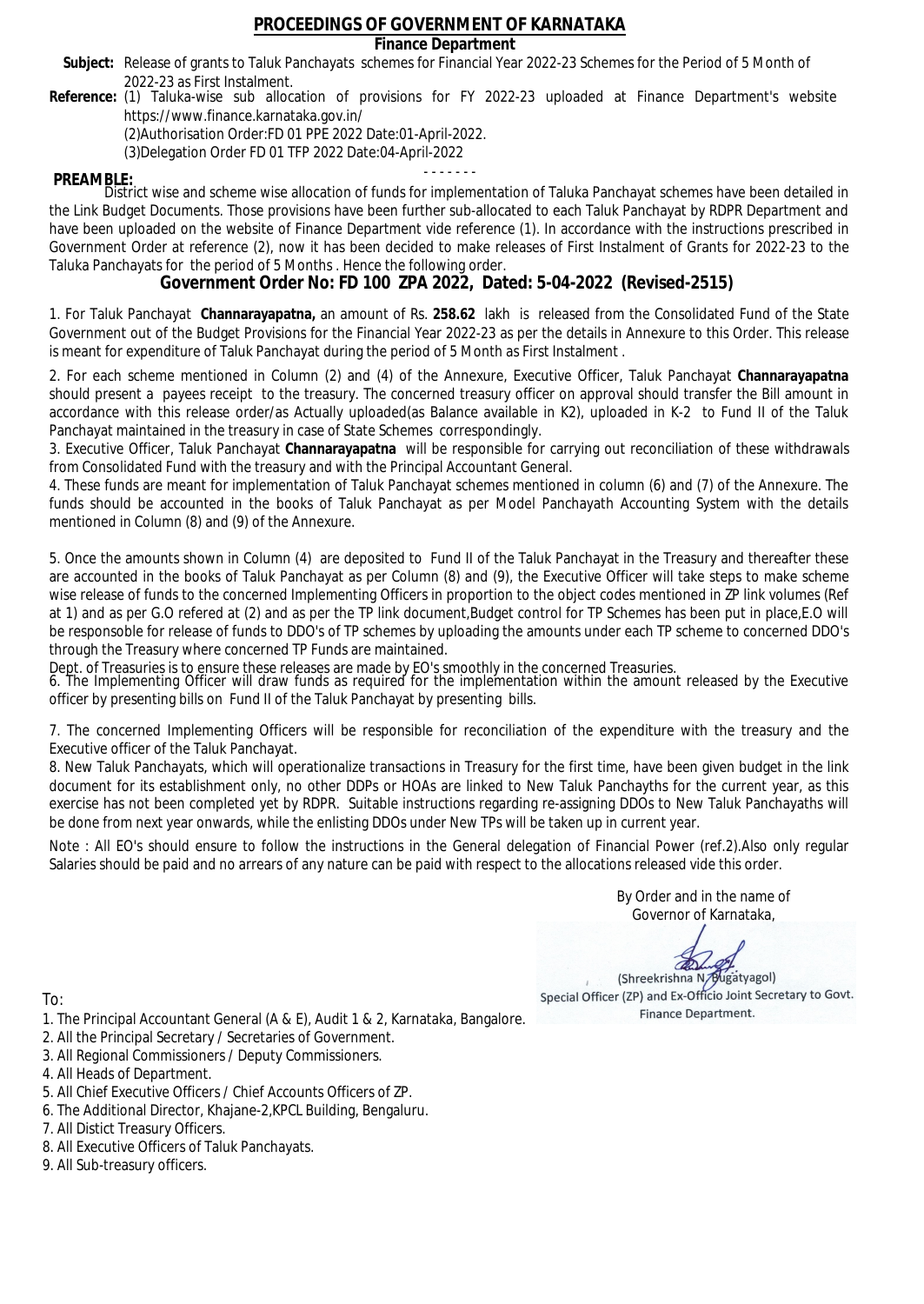# PROCEEDINGS OF GOVERNMENT OF KARNATAKA

## Finance Department

**Subject:** Release of grants to Taluk Panchayats schemes for Financial Year 2022-23 Schemes for the Period of 5 Month of 2022-23 as First Instalment.

**Reference:** (1) Taluka-wise sub allocation of provisions for FY 2022-23 uploaded at Finance Department's website https://www.finance.karnataka.gov.in/

(2)Authorisation Order:FD 01 PPE 2022 Date:01-April-2022.

(3)Delegation Order FD 01 TFP 2022 Date:04-April-2022

- - - - - - -

**PREAMBLE:**

District wise and scheme wise allocation of funds for implementation of Taluka Panchayat schemes have been detailed in the Link Budget Documents. Those provisions have been further sub-allocated to each Taluk Panchayat by RDPR Department and have been uploaded on the website of Finance Department vide reference (1). In accordance with the instructions prescribed in Government Order at reference (2), now it has been decided to make releases of First Instalment of Grants for 2022-23 to the Taluka Panchayats for the period of 5 Months . Hence the following order.

## Government Order No: FD 100 ZPA 2022, Dated: 5-04-2022 (Revised-2515)

1. For Taluk Panchayat **Channarayapatna,** an amount of Rs. **258.62** lakh is released from the Consolidated Fund of the State Government out of the Budget Provisions for the Financial Year 2022-23 as per the details in Annexure to this Order. This release is meant for expenditure of Taluk Panchayat during the period of 5 Month as First Instalment .

2. For each scheme mentioned in Column (2) and (4) of the Annexure, Executive Officer, Taluk Panchayat **Channarayapatna** should present a payees receipt to the treasury. The concerned treasury officer on approval should transfer the Bill amount in accordance with this release order/as Actually uploaded(as Balance available in K2), uploaded in K-2 to Fund II of the Taluk Panchayat maintained in the treasury in case of State Schemes correspondingly.

3. Executive Officer, Taluk Panchayat **Channarayapatna** will be responsible for carrying out reconciliation of these withdrawals from Consolidated Fund with the treasury and with the Principal Accountant General.

4. These funds are meant for implementation of Taluk Panchayat schemes mentioned in column (6) and (7) of the Annexure. The funds should be accounted in the books of Taluk Panchayat as per Model Panchayath Accounting System with the details mentioned in Column (8) and (9) of the Annexure.

5. Once the amounts shown in Column (4) are deposited to Fund II of the Taluk Panchayat in the Treasury and thereafter these are accounted in the books of Taluk Panchayat as per Column (8) and (9), the Executive Officer will take steps to make scheme wise release of funds to the concerned Implementing Officers in proportion to the object codes mentioned in ZP link volumes (Ref at 1) and as per G.O refered at (2) and as per the TP link document,Budget control for TP Schemes has been put in place,E.O will be responsoble for release of funds to DDO's of TP schemes by uploading the amounts under each TP scheme to concerned DDO's through the Treasury where concerned TP Funds are maintained.

Dept. of Treasuries is to ensure these releases are made by EO's smoothly in the concerned Treasuries.

6. The Implementing Officer will draw funds as required for the implementation within the amount released by the Executive officer by presenting bills on Fund II of the Taluk Panchayat by presenting bills.

7. The concerned Implementing Officers will be responsible for reconciliation of the expenditure with the treasury and the Executive officer of the Taluk Panchayat.

8. New Taluk Panchayats, which will operationalize transactions in Treasury for the first time, have been given budget in the link document for its establishment only, no other DDPs or HOAs are linked to New Taluk Panchayths for the current year, as this exercise has not been completed yet by RDPR. Suitable instructions regarding re-assigning DDOs to New Taluk Panchayaths will be done from next year onwards, while the enlisting DDOs under New TPs will be taken up in current year.

Note : All EO's should ensure to follow the instructions in the General delegation of Financial Power (ref.2).Also only regular Salaries should be paid and no arrears of any nature can be paid with respect to the allocations released vide this order.

By Order and in the name of
Governor of Karnataka,

(Shreekrishna N. Bugatyagol)
Special Officer (ZP) and Ex-Officio Joint Secretary to Govt.
Finance Department.

To:

1. The Principal Accountant General (A & E), Audit 1 & 2, Karnataka, Bangalore.
2. All the Principal Secretary / Secretaries of Government.
3. All Regional Commissioners / Deputy Commissioners.
4. All Heads of Department.
5. All Chief Executive Officers / Chief Accounts Officers of ZP.
6. The Additional Director, Khajane-2,KPCL Building, Bengaluru.
7. All Distict Treasury Officers.
8. All Executive Officers of Taluk Panchayats.
9. All Sub-treasury officers.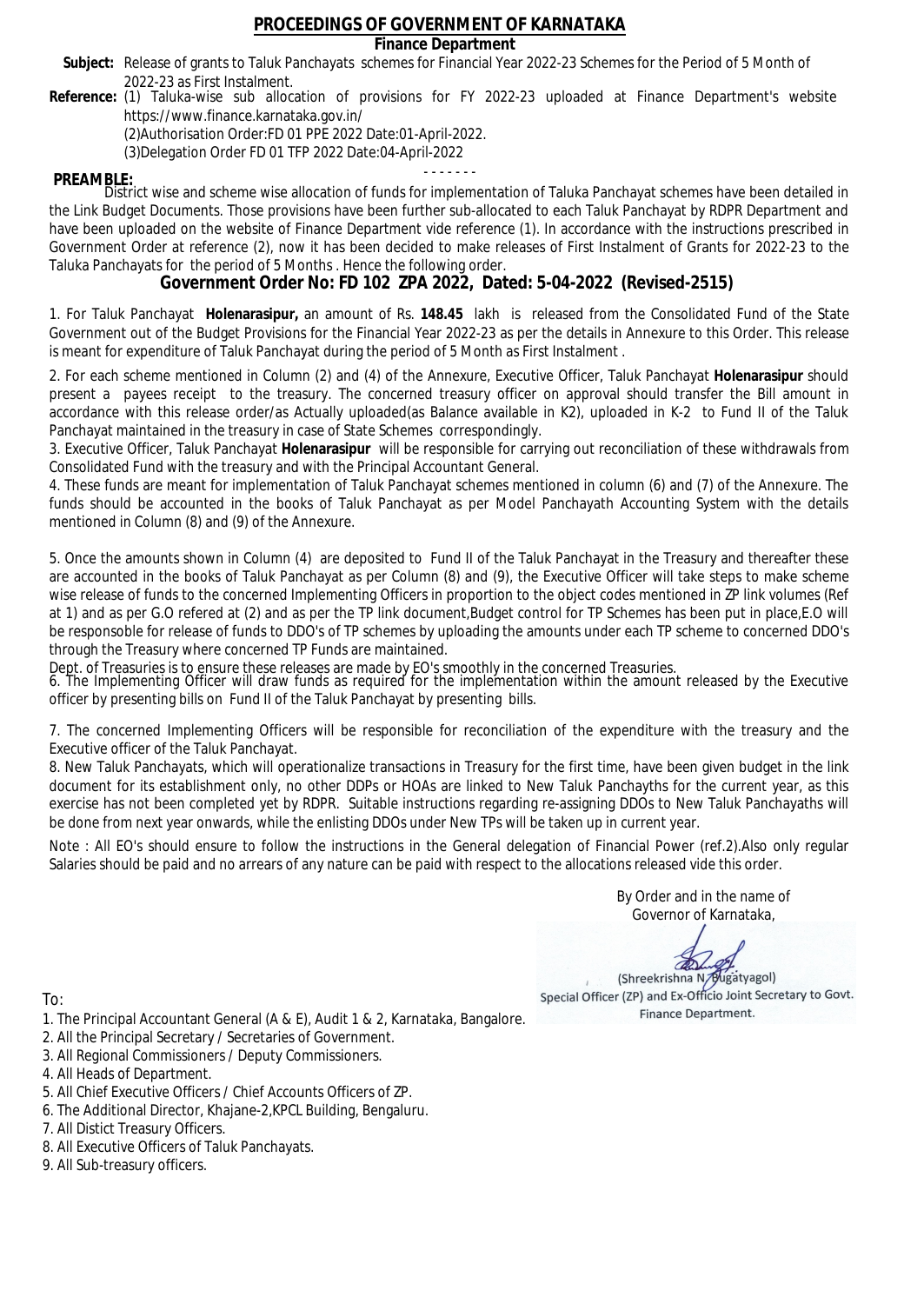# PROCEEDINGS OF GOVERNMENT OF KARNATAKA

## Finance Department

**Subject:** Release of grants to Taluk Panchayats schemes for Financial Year 2022-23 Schemes for the Period of 5 Month of 2022-23 as First Instalment.

**Reference:** (1) Taluka-wise sub allocation of provisions for FY 2022-23 uploaded at Finance Department's website https://www.finance.karnataka.gov.in/
(2)Authorisation Order:FD 01 PPE 2022 Date:01-April-2022.
(3)Delegation Order FD 01 TFP 2022 Date:04-April-2022

- - - - - - -

**PREAMBLE:**
District wise and scheme wise allocation of funds for implementation of Taluka Panchayat schemes have been detailed in the Link Budget Documents. Those provisions have been further sub-allocated to each Taluk Panchayat by RDPR Department and have been uploaded on the website of Finance Department vide reference (1). In accordance with the instructions prescribed in Government Order at reference (2), now it has been decided to make releases of First Instalment of Grants for 2022-23 to the Taluka Panchayats for the period of 5 Months . Hence the following order.

## Government Order No: FD 102 ZPA 2022, Dated: 5-04-2022 (Revised-2515)

1. For Taluk Panchayat **Holenarasipur,** an amount of Rs. **148.45** lakh is released from the Consolidated Fund of the State Government out of the Budget Provisions for the Financial Year 2022-23 as per the details in Annexure to this Order. This release is meant for expenditure of Taluk Panchayat during the period of 5 Month as First Instalment .

2. For each scheme mentioned in Column (2) and (4) of the Annexure, Executive Officer, Taluk Panchayat **Holenarasipur** should present a payees receipt to the treasury. The concerned treasury officer on approval should transfer the Bill amount in accordance with this release order/as Actually uploaded(as Balance available in K2), uploaded in K-2 to Fund II of the Taluk Panchayat maintained in the treasury in case of State Schemes correspondingly.

3. Executive Officer, Taluk Panchayat **Holenarasipur** will be responsible for carrying out reconciliation of these withdrawals from Consolidated Fund with the treasury and with the Principal Accountant General.

4. These funds are meant for implementation of Taluk Panchayat schemes mentioned in column (6) and (7) of the Annexure. The funds should be accounted in the books of Taluk Panchayat as per Model Panchayath Accounting System with the details mentioned in Column (8) and (9) of the Annexure.

5. Once the amounts shown in Column (4) are deposited to Fund II of the Taluk Panchayat in the Treasury and thereafter these are accounted in the books of Taluk Panchayat as per Column (8) and (9), the Executive Officer will take steps to make scheme wise release of funds to the concerned Implementing Officers in proportion to the object codes mentioned in ZP link volumes (Ref at 1) and as per G.O refered at (2) and as per the TP link document,Budget control for TP Schemes has been put in place,E.O will be responsoble for release of funds to DDO's of TP schemes by uploading the amounts under each TP scheme to concerned DDO's through the Treasury where concerned TP Funds are maintained.
Dept. of Treasuries is to ensure these releases are made by EO's smoothly in the concerned Treasuries.

6. The Implementing Officer will draw funds as required for the implementation within the amount released by the Executive officer by presenting bills on Fund II of the Taluk Panchayat by presenting bills.

7. The concerned Implementing Officers will be responsible for reconciliation of the expenditure with the treasury and the Executive officer of the Taluk Panchayat.

8. New Taluk Panchayats, which will operationalize transactions in Treasury for the first time, have been given budget in the link document for its establishment only, no other DDPs or HOAs are linked to New Taluk Panchayths for the current year, as this exercise has not been completed yet by RDPR. Suitable instructions regarding re-assigning DDOs to New Taluk Panchayaths will be done from next year onwards, while the enlisting DDOs under New TPs will be taken up in current year.

Note : All EO's should ensure to follow the instructions in the General delegation of Financial Power (ref.2).Also only regular Salaries should be paid and no arrears of any nature can be paid with respect to the allocations released vide this order.

By Order and in the name of
Governor of Karnataka,

(Shreekrishna N. Bugatyagol)
Special Officer (ZP) and Ex-Officio Joint Secretary to Govt.
Finance Department.

To:

1. The Principal Accountant General (A & E), Audit 1 & 2, Karnataka, Bangalore.
2. All the Principal Secretary / Secretaries of Government.
3. All Regional Commissioners / Deputy Commissioners.
4. All Heads of Department.
5. All Chief Executive Officers / Chief Accounts Officers of ZP.
6. The Additional Director, Khajane-2,KPCL Building, Bengaluru.
7. All Distict Treasury Officers.
8. All Executive Officers of Taluk Panchayats.
9. All Sub-treasury officers.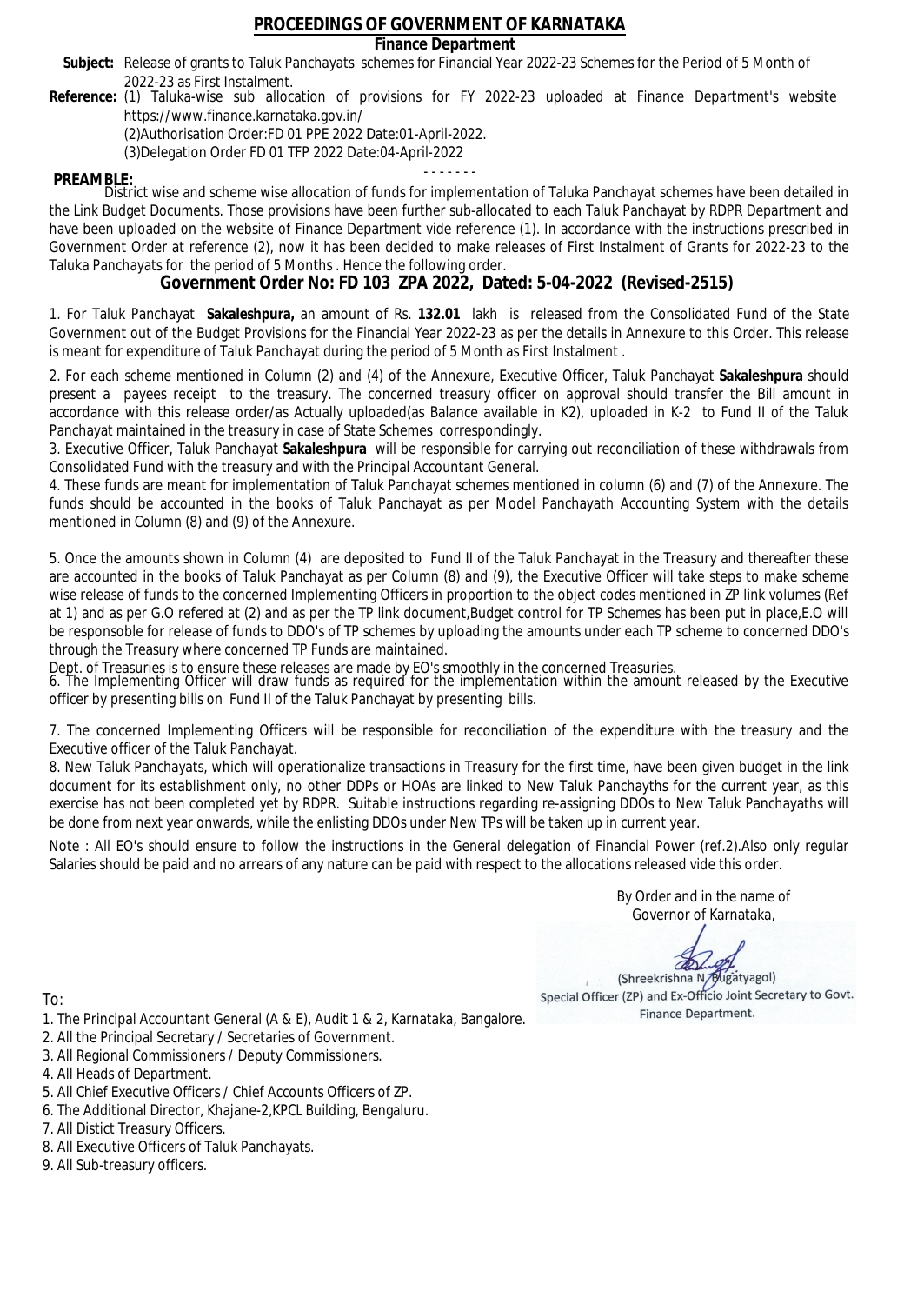# PROCEEDINGS OF GOVERNMENT OF KARNATAKA

## Finance Department

**Subject:** Release of grants to Taluk Panchayats schemes for Financial Year 2022-23 Schemes for the Period of 5 Month of 2022-23 as First Instalment.

**Reference:** (1) Taluka-wise sub allocation of provisions for FY 2022-23 uploaded at Finance Department's website https://www.finance.karnataka.gov.in/

(2)Authorisation Order:FD 01 PPE 2022 Date:01-April-2022.

(3)Delegation Order FD 01 TFP 2022 Date:04-April-2022

- - - - - - -

**PREAMBLE:**

District wise and scheme wise allocation of funds for implementation of Taluka Panchayat schemes have been detailed in the Link Budget Documents. Those provisions have been further sub-allocated to each Taluk Panchayat by RDPR Department and have been uploaded on the website of Finance Department vide reference (1). In accordance with the instructions prescribed in Government Order at reference (2), now it has been decided to make releases of First Instalment of Grants for 2022-23 to the Taluka Panchayats for the period of 5 Months . Hence the following order.

## Government Order No: FD 103 ZPA 2022, Dated: 5-04-2022 (Revised-2515)

1. For Taluk Panchayat **Sakaleshpura,** an amount of Rs. **132.01** lakh is released from the Consolidated Fund of the State Government out of the Budget Provisions for the Financial Year 2022-23 as per the details in Annexure to this Order. This release is meant for expenditure of Taluk Panchayat during the period of 5 Month as First Instalment .

2. For each scheme mentioned in Column (2) and (4) of the Annexure, Executive Officer, Taluk Panchayat **Sakaleshpura** should present a payees receipt to the treasury. The concerned treasury officer on approval should transfer the Bill amount in accordance with this release order/as Actually uploaded(as Balance available in K2), uploaded in K-2 to Fund II of the Taluk Panchayat maintained in the treasury in case of State Schemes correspondingly.

3. Executive Officer, Taluk Panchayat **Sakaleshpura** will be responsible for carrying out reconciliation of these withdrawals from Consolidated Fund with the treasury and with the Principal Accountant General.

4. These funds are meant for implementation of Taluk Panchayat schemes mentioned in column (6) and (7) of the Annexure. The funds should be accounted in the books of Taluk Panchayat as per Model Panchayath Accounting System with the details mentioned in Column (8) and (9) of the Annexure.

5. Once the amounts shown in Column (4) are deposited to Fund II of the Taluk Panchayat in the Treasury and thereafter these are accounted in the books of Taluk Panchayat as per Column (8) and (9), the Executive Officer will take steps to make scheme wise release of funds to the concerned Implementing Officers in proportion to the object codes mentioned in ZP link volumes (Ref at 1) and as per G.O refered at (2) and as per the TP link document,Budget control for TP Schemes has been put in place,E.O will be responsible for release of funds to DDO's of TP schemes by uploading the amounts under each TP scheme to concerned DDO's through the Treasury where concerned TP Funds are maintained.

Dept. of Treasuries is to ensure these releases are made by EO's smoothly in the concerned Treasuries.

6. The Implementing Officer will draw funds as required for the implementation within the amount released by the Executive officer by presenting bills on Fund II of the Taluk Panchayat by presenting bills.

7. The concerned Implementing Officers will be responsible for reconciliation of the expenditure with the treasury and the Executive officer of the Taluk Panchayat.

8. New Taluk Panchayats, which will operationalize transactions in Treasury for the first time, have been given budget in the link document for its establishment only, no other DDPs or HOAs are linked to New Taluk Panchayths for the current year, as this exercise has not been completed yet by RDPR. Suitable instructions regarding re-assigning DDOs to New Taluk Panchayaths will be done from next year onwards, while the enlisting DDOs under New TPs will be taken up in current year.

Note : All EO's should ensure to follow the instructions in the General delegation of Financial Power (ref.2).Also only regular Salaries should be paid and no arrears of any nature can be paid with respect to the allocations released vide this order.

By Order and in the name of
Governor of Karnataka,

(Shreekrishna N. Bugatyagol)
Special Officer (ZP) and Ex-Officio Joint Secretary to Govt.
Finance Department.

To:

1. The Principal Accountant General (A & E), Audit 1 & 2, Karnataka, Bangalore.
2. All the Principal Secretary / Secretaries of Government.
3. All Regional Commissioners / Deputy Commissioners.
4. All Heads of Department.
5. All Chief Executive Officers / Chief Accounts Officers of ZP.
6. The Additional Director, Khajane-2,KPCL Building, Bengaluru.
7. All Distict Treasury Officers.
8. All Executive Officers of Taluk Panchayats.
9. All Sub-treasury officers.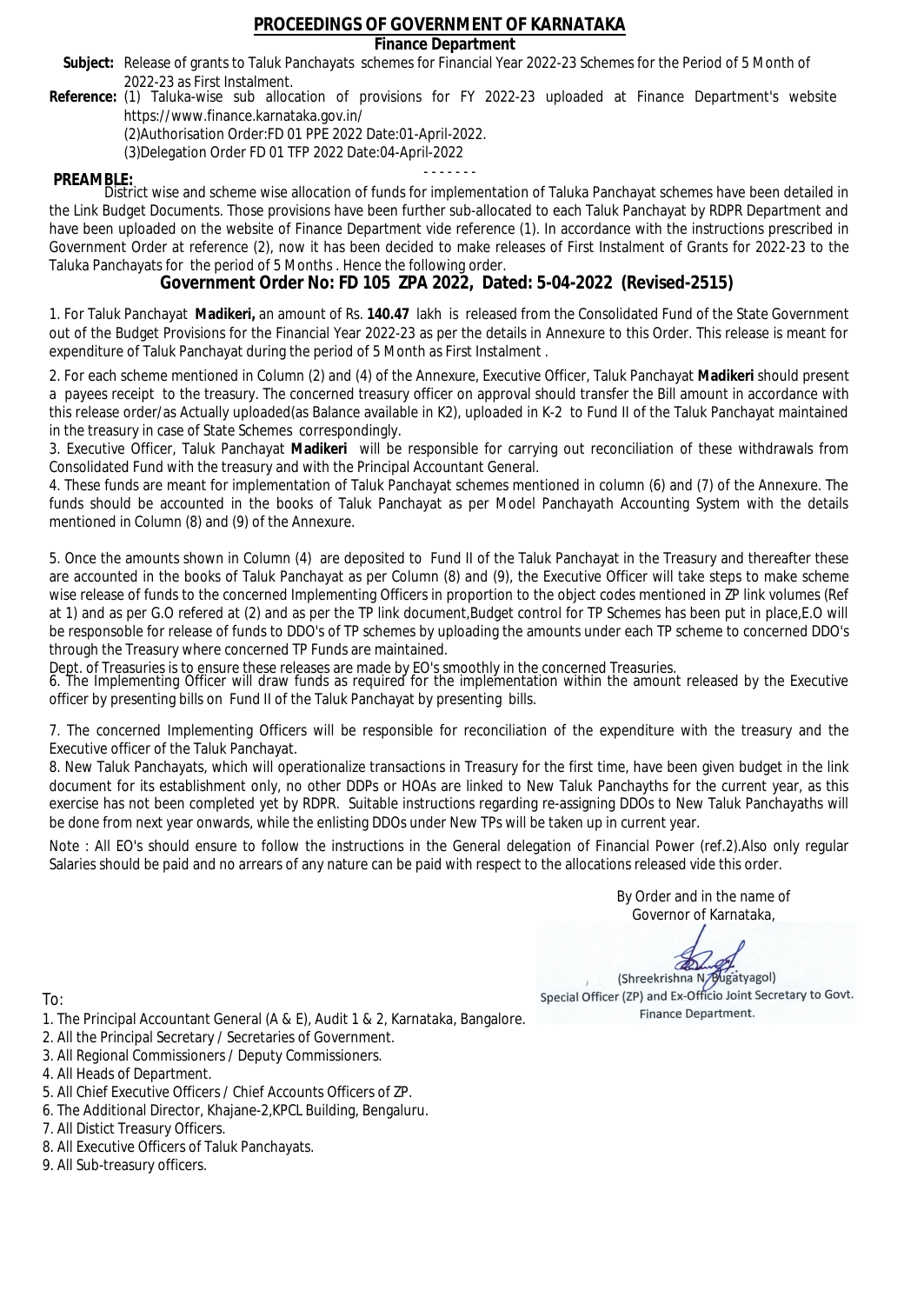# PROCEEDINGS OF GOVERNMENT OF KARNATAKA

## Finance Department

**Subject:** Release of grants to Taluk Panchayats schemes for Financial Year 2022-23 Schemes for the Period of 5 Month of 2022-23 as First Instalment.

**Reference:** (1) Taluka-wise sub allocation of provisions for FY 2022-23 uploaded at Finance Department's website https://www.finance.karnataka.gov.in/

(2)Authorisation Order:FD 01 PPE 2022 Date:01-April-2022.

(3)Delegation Order FD 01 TFP 2022 Date:04-April-2022

- - - - - - -

**PREAMBLE:**

District wise and scheme wise allocation of funds for implementation of Taluka Panchayat schemes have been detailed in the Link Budget Documents. Those provisions have been further sub-allocated to each Taluk Panchayat by RDPR Department and have been uploaded on the website of Finance Department vide reference (1). In accordance with the instructions prescribed in Government Order at reference (2), now it has been decided to make releases of First Instalment of Grants for 2022-23 to the Taluka Panchayats for the period of 5 Months . Hence the following order.

## Government Order No: FD 105 ZPA 2022, Dated: 5-04-2022 (Revised-2515)

1. For Taluk Panchayat **Madikeri,** an amount of Rs. **140.47** lakh is released from the Consolidated Fund of the State Government out of the Budget Provisions for the Financial Year 2022-23 as per the details in Annexure to this Order. This release is meant for expenditure of Taluk Panchayat during the period of 5 Month as First Instalment .

2. For each scheme mentioned in Column (2) and (4) of the Annexure, Executive Officer, Taluk Panchayat **Madikeri** should present a payees receipt to the treasury. The concerned treasury officer on approval should transfer the Bill amount in accordance with this release order/as Actually uploaded(as Balance available in K2), uploaded in K-2 to Fund II of the Taluk Panchayat maintained in the treasury in case of State Schemes correspondingly.

3. Executive Officer, Taluk Panchayat **Madikeri** will be responsible for carrying out reconciliation of these withdrawals from Consolidated Fund with the treasury and with the Principal Accountant General.

4. These funds are meant for implementation of Taluk Panchayat schemes mentioned in column (6) and (7) of the Annexure. The funds should be accounted in the books of Taluk Panchayat as per Model Panchayath Accounting System with the details mentioned in Column (8) and (9) of the Annexure.

5. Once the amounts shown in Column (4) are deposited to Fund II of the Taluk Panchayat in the Treasury and thereafter these are accounted in the books of Taluk Panchayat as per Column (8) and (9), the Executive Officer will take steps to make scheme wise release of funds to the concerned Implementing Officers in proportion to the object codes mentioned in ZP link volumes (Ref at 1) and as per G.O refered at (2) and as per the TP link document,Budget control for TP Schemes has been put in place,E.O will be responsible for release of funds to DDO's of TP schemes by uploading the amounts under each TP scheme to concerned DDO's through the Treasury where concerned TP Funds are maintained.

Dept. of Treasuries is to ensure these releases are made by EO's smoothly in the concerned Treasuries.

6. The Implementing Officer will draw funds as required for the implementation within the amount released by the Executive officer by presenting bills on Fund II of the Taluk Panchayat by presenting bills.

7. The concerned Implementing Officers will be responsible for reconciliation of the expenditure with the treasury and the Executive officer of the Taluk Panchayat.

8. New Taluk Panchayats, which will operationalize transactions in Treasury for the first time, have been given budget in the link document for its establishment only, no other DDPs or HOAs are linked to New Taluk Panchayths for the current year, as this exercise has not been completed yet by RDPR. Suitable instructions regarding re-assigning DDOs to New Taluk Panchayaths will be done from next year onwards, while the enlisting DDOs under New TPs will be taken up in current year.

Note : All EO's should ensure to follow the instructions in the General delegation of Financial Power (ref.2).Also only regular Salaries should be paid and no arrears of any nature can be paid with respect to the allocations released vide this order.

By Order and in the name of
Governor of Karnataka,

(Shreekrishna N. Bugatyagol)
Special Officer (ZP) and Ex-Officio Joint Secretary to Govt.
Finance Department.

To:

1. The Principal Accountant General (A & E), Audit 1 & 2, Karnataka, Bangalore.
2. All the Principal Secretary / Secretaries of Government.
3. All Regional Commissioners / Deputy Commissioners.
4. All Heads of Department.
5. All Chief Executive Officers / Chief Accounts Officers of ZP.
6. The Additional Director, Khajane-2,KPCL Building, Bengaluru.
7. All Distict Treasury Officers.
8. All Executive Officers of Taluk Panchayats.
9. All Sub-treasury officers.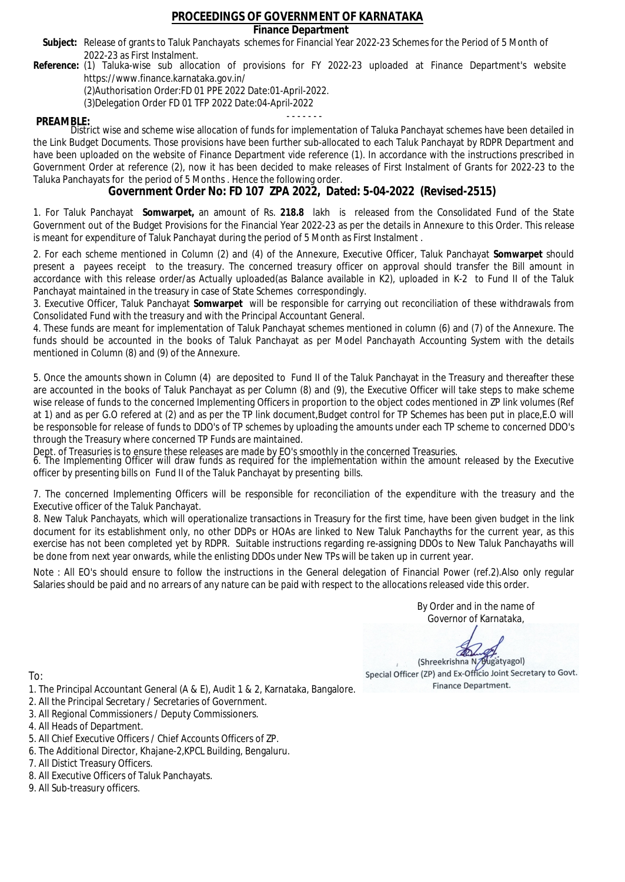# PROCEEDINGS OF GOVERNMENT OF KARNATAKA

## Finance Department

**Subject:** Release of grants to Taluk Panchayats schemes for Financial Year 2022-23 Schemes for the Period of 5 Month of 2022-23 as First Instalment.

**Reference:** (1) Taluka-wise sub allocation of provisions for FY 2022-23 uploaded at Finance Department's website https://www.finance.karnataka.gov.in/
(2)Authorisation Order:FD 01 PPE 2022 Date:01-April-2022.
(3)Delegation Order FD 01 TFP 2022 Date:04-April-2022

- - - - - - -

**PREAMBLE:**
District wise and scheme wise allocation of funds for implementation of Taluka Panchayat schemes have been detailed in the Link Budget Documents. Those provisions have been further sub-allocated to each Taluk Panchayat by RDPR Department and have been uploaded on the website of Finance Department vide reference (1). In accordance with the instructions prescribed in Government Order at reference (2), now it has been decided to make releases of First Instalment of Grants for 2022-23 to the Taluka Panchayats for the period of 5 Months . Hence the following order.

## Government Order No: FD 107 ZPA 2022, Dated: 5-04-2022 (Revised-2515)

1. For Taluk Panchayat **Somwarpet,** an amount of Rs. **218.8** lakh is released from the Consolidated Fund of the State Government out of the Budget Provisions for the Financial Year 2022-23 as per the details in Annexure to this Order. This release is meant for expenditure of Taluk Panchayat during the period of 5 Month as First Instalment .

2. For each scheme mentioned in Column (2) and (4) of the Annexure, Executive Officer, Taluk Panchayat **Somwarpet** should present a payees receipt to the treasury. The concerned treasury officer on approval should transfer the Bill amount in accordance with this release order/as Actually uploaded(as Balance available in K2), uploaded in K-2 to Fund II of the Taluk Panchayat maintained in the treasury in case of State Schemes correspondingly.

3. Executive Officer, Taluk Panchayat **Somwarpet** will be responsible for carrying out reconciliation of these withdrawals from Consolidated Fund with the treasury and with the Principal Accountant General.

4. These funds are meant for implementation of Taluk Panchayat schemes mentioned in column (6) and (7) of the Annexure. The funds should be accounted in the books of Taluk Panchayat as per Model Panchayath Accounting System with the details mentioned in Column (8) and (9) of the Annexure.

5. Once the amounts shown in Column (4) are deposited to Fund II of the Taluk Panchayat in the Treasury and thereafter these are accounted in the books of Taluk Panchayat as per Column (8) and (9), the Executive Officer will take steps to make scheme wise release of funds to the concerned Implementing Officers in proportion to the object codes mentioned in ZP link volumes (Ref at 1) and as per G.O refered at (2) and as per the TP link document,Budget control for TP Schemes has been put in place,E.O will be responsible for release of funds to DDO's of TP schemes by uploading the amounts under each TP scheme to concerned DDO's through the Treasury where concerned TP Funds are maintained.

Dept. of Treasuries is to ensure these releases are made by EO's smoothly in the concerned Treasuries.

6. The Implementing Officer will draw funds as required for the implementation within the amount released by the Executive officer by presenting bills on Fund II of the Taluk Panchayat by presenting bills.

7. The concerned Implementing Officers will be responsible for reconciliation of the expenditure with the treasury and the Executive officer of the Taluk Panchayat.

8. New Taluk Panchayats, which will operationalize transactions in Treasury for the first time, have been given budget in the link document for its establishment only, no other DDPs or HOAs are linked to New Taluk Panchayths for the current year, as this exercise has not been completed yet by RDPR. Suitable instructions regarding re-assigning DDOs to New Taluk Panchayaths will be done from next year onwards, while the enlisting DDOs under New TPs will be taken up in current year.

Note : All EO's should ensure to follow the instructions in the General delegation of Financial Power (ref.2).Also only regular Salaries should be paid and no arrears of any nature can be paid with respect to the allocations released vide this order.

By Order and in the name of
Governor of Karnataka,

(Shreekrishna N. Bugatyagol)
Special Officer (ZP) and Ex-Officio Joint Secretary to Govt.
Finance Department.

To:

1. The Principal Accountant General (A & E), Audit 1 & 2, Karnataka, Bangalore.
2. All the Principal Secretary / Secretaries of Government.
3. All Regional Commissioners / Deputy Commissioners.
4. All Heads of Department.
5. All Chief Executive Officers / Chief Accounts Officers of ZP.
6. The Additional Director, Khajane-2,KPCL Building, Bengaluru.
7. All Distict Treasury Officers.
8. All Executive Officers of Taluk Panchayats.
9. All Sub-treasury officers.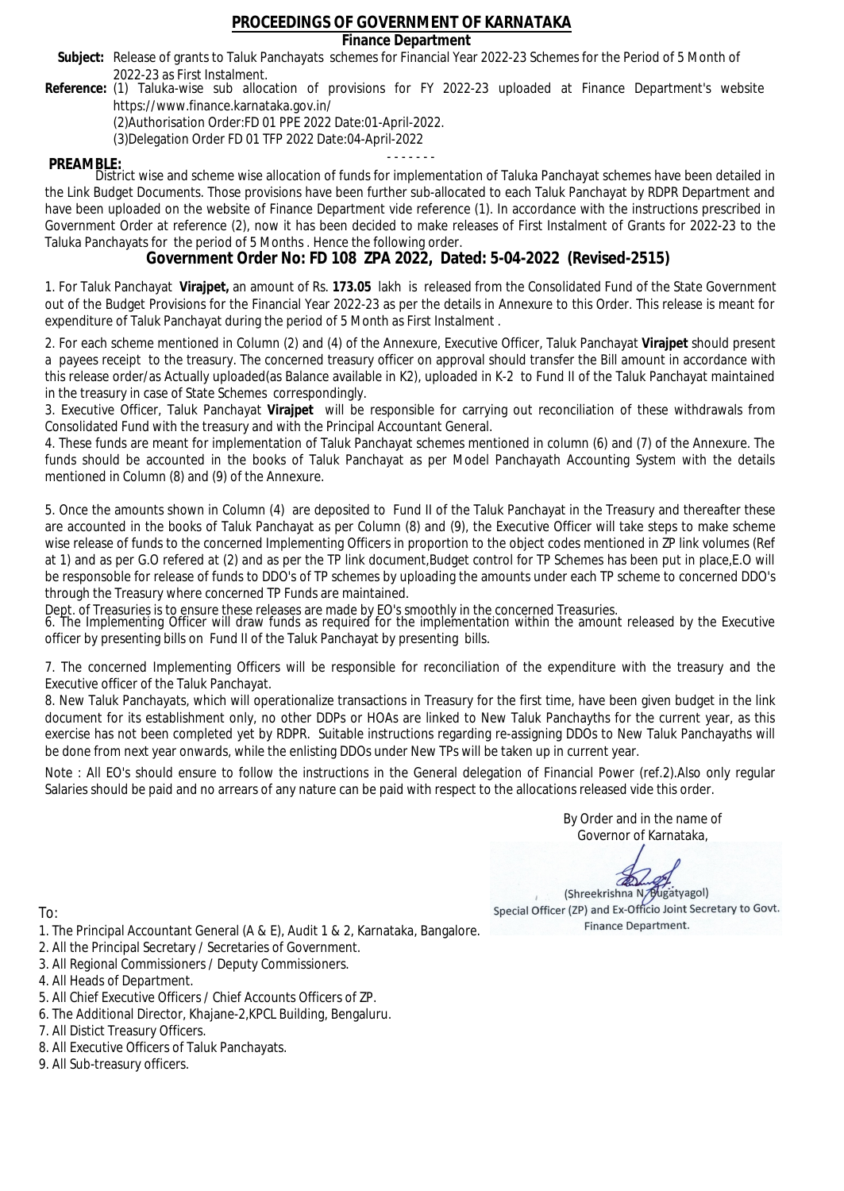# PROCEEDINGS OF GOVERNMENT OF KARNATAKA

**Finance Department**

**Subject:** Release of grants to Taluk Panchayats schemes for Financial Year 2022-23 Schemes for the Period of 5 Month of 2022-23 as First Instalment.

**Reference:** (1) Taluka-wise sub allocation of provisions for FY 2022-23 uploaded at Finance Department's website https://www.finance.karnataka.gov.in/

(2)Authorisation Order:FD 01 PPE 2022 Date:01-April-2022.

(3)Delegation Order FD 01 TFP 2022 Date:04-April-2022

- - - - - - -

**PREAMBLE:**

District wise and scheme wise allocation of funds for implementation of Taluka Panchayat schemes have been detailed in the Link Budget Documents. Those provisions have been further sub-allocated to each Taluk Panchayat by RDPR Department and have been uploaded on the website of Finance Department vide reference (1). In accordance with the instructions prescribed in Government Order at reference (2), now it has been decided to make releases of First Instalment of Grants for 2022-23 to the Taluka Panchayats for the period of 5 Months . Hence the following order.

## Government Order No: FD 108 ZPA 2022, Dated: 5-04-2022 (Revised-2515)

1. For Taluk Panchayat **Virajpet,** an amount of Rs. **173.05** lakh is released from the Consolidated Fund of the State Government out of the Budget Provisions for the Financial Year 2022-23 as per the details in Annexure to this Order. This release is meant for expenditure of Taluk Panchayat during the period of 5 Month as First Instalment .

2. For each scheme mentioned in Column (2) and (4) of the Annexure, Executive Officer, Taluk Panchayat **Virajpet** should present a payees receipt to the treasury. The concerned treasury officer on approval should transfer the Bill amount in accordance with this release order/as Actually uploaded(as Balance available in K2), uploaded in K-2 to Fund II of the Taluk Panchayat maintained in the treasury in case of State Schemes correspondingly.

3. Executive Officer, Taluk Panchayat **Virajpet** will be responsible for carrying out reconciliation of these withdrawals from Consolidated Fund with the treasury and with the Principal Accountant General.

4. These funds are meant for implementation of Taluk Panchayat schemes mentioned in column (6) and (7) of the Annexure. The funds should be accounted in the books of Taluk Panchayat as per Model Panchayath Accounting System with the details mentioned in Column (8) and (9) of the Annexure.

5. Once the amounts shown in Column (4) are deposited to Fund II of the Taluk Panchayat in the Treasury and thereafter these are accounted in the books of Taluk Panchayat as per Column (8) and (9), the Executive Officer will take steps to make scheme wise release of funds to the concerned Implementing Officers in proportion to the object codes mentioned in ZP link volumes (Ref at 1) and as per G.O refered at (2) and as per the TP link document,Budget control for TP Schemes has been put in place,E.O will be responsible for release of funds to DDO's of TP schemes by uploading the amounts under each TP scheme to concerned DDO's through the Treasury where concerned TP Funds are maintained.

Dept. of Treasuries is to ensure these releases are made by EO's smoothly in the concerned Treasuries.

6. The Implementing Officer will draw funds as required for the implementation within the amount released by the Executive officer by presenting bills on Fund II of the Taluk Panchayat by presenting bills.

7. The concerned Implementing Officers will be responsible for reconciliation of the expenditure with the treasury and the Executive officer of the Taluk Panchayat.

8. New Taluk Panchayats, which will operationalize transactions in Treasury for the first time, have been given budget in the link document for its establishment only, no other DDPs or HOAs are linked to New Taluk Panchayths for the current year, as this exercise has not been completed yet by RDPR. Suitable instructions regarding re-assigning DDOs to New Taluk Panchayaths will be done from next year onwards, while the enlisting DDOs under New TPs will be taken up in current year.

Note : All EO's should ensure to follow the instructions in the General delegation of Financial Power (ref.2).Also only regular Salaries should be paid and no arrears of any nature can be paid with respect to the allocations released vide this order.

By Order and in the name of
Governor of Karnataka,

(Shreekrishna N. Bugatyagol)
Special Officer (ZP) and Ex-Officio Joint Secretary to Govt.
Finance Department.

To:

1. The Principal Accountant General (A & E), Audit 1 & 2, Karnataka, Bangalore.
2. All the Principal Secretary / Secretaries of Government.
3. All Regional Commissioners / Deputy Commissioners.
4. All Heads of Department.
5. All Chief Executive Officers / Chief Accounts Officers of ZP.
6. The Additional Director, Khajane-2,KPCL Building, Bengaluru.
7. All Distict Treasury Officers.
8. All Executive Officers of Taluk Panchayats.
9. All Sub-treasury officers.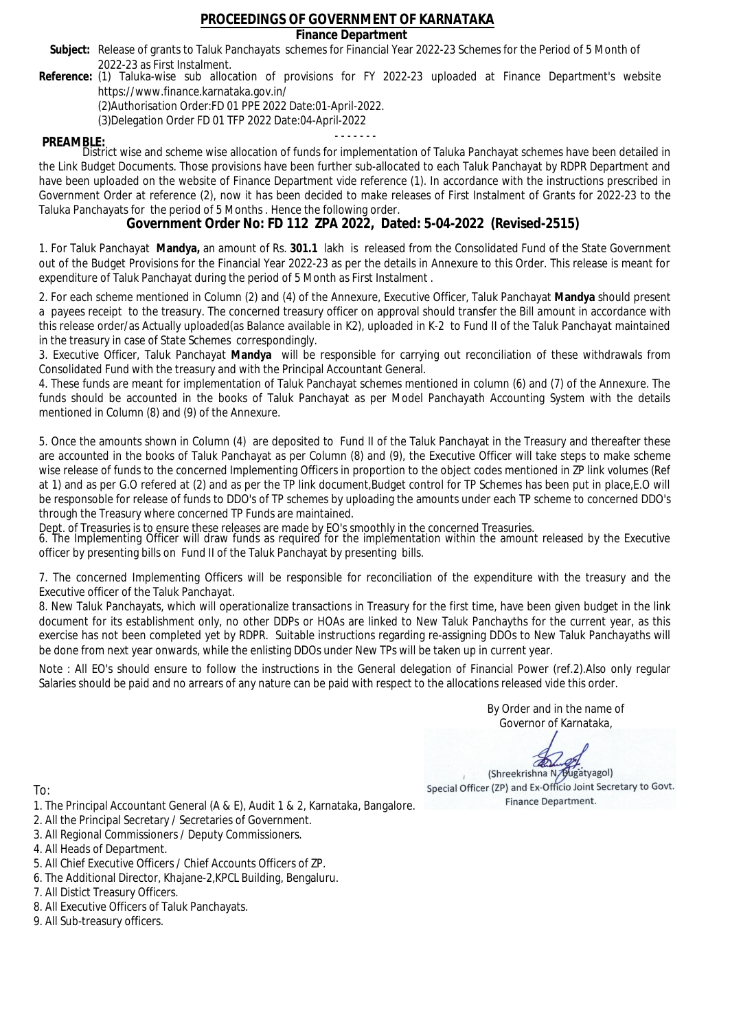# PROCEEDINGS OF GOVERNMENT OF KARNATAKA

**Finance Department**

**Subject:** Release of grants to Taluk Panchayats schemes for Financial Year 2022-23 Schemes for the Period of 5 Month of 2022-23 as First Instalment.

**Reference:** (1) Taluka-wise sub allocation of provisions for FY 2022-23 uploaded at Finance Department's website https://www.finance.karnataka.gov.in/

(2)Authorisation Order:FD 01 PPE 2022 Date:01-April-2022.

(3)Delegation Order FD 01 TFP 2022 Date:04-April-2022

- - - - - - -

**PREAMBLE:**

District wise and scheme wise allocation of funds for implementation of Taluka Panchayat schemes have been detailed in the Link Budget Documents. Those provisions have been further sub-allocated to each Taluk Panchayat by RDPR Department and have been uploaded on the website of Finance Department vide reference (1). In accordance with the instructions prescribed in Government Order at reference (2), now it has been decided to make releases of First Instalment of Grants for 2022-23 to the Taluka Panchayats for the period of 5 Months . Hence the following order.

## Government Order No: FD 112 ZPA 2022, Dated: 5-04-2022 (Revised-2515)

1. For Taluk Panchayat **Mandya,** an amount of Rs. **301.1** lakh is released from the Consolidated Fund of the State Government out of the Budget Provisions for the Financial Year 2022-23 as per the details in Annexure to this Order. This release is meant for expenditure of Taluk Panchayat during the period of 5 Month as First Instalment .

2. For each scheme mentioned in Column (2) and (4) of the Annexure, Executive Officer, Taluk Panchayat **Mandya** should present a payees receipt to the treasury. The concerned treasury officer on approval should transfer the Bill amount in accordance with this release order/as Actually uploaded(as Balance available in K2), uploaded in K-2 to Fund II of the Taluk Panchayat maintained in the treasury in case of State Schemes correspondingly.

3. Executive Officer, Taluk Panchayat **Mandya** will be responsible for carrying out reconciliation of these withdrawals from Consolidated Fund with the treasury and with the Principal Accountant General.

4. These funds are meant for implementation of Taluk Panchayat schemes mentioned in column (6) and (7) of the Annexure. The funds should be accounted in the books of Taluk Panchayat as per Model Panchayath Accounting System with the details mentioned in Column (8) and (9) of the Annexure.

5. Once the amounts shown in Column (4) are deposited to Fund II of the Taluk Panchayat in the Treasury and thereafter these are accounted in the books of Taluk Panchayat as per Column (8) and (9), the Executive Officer will take steps to make scheme wise release of funds to the concerned Implementing Officers in proportion to the object codes mentioned in ZP link volumes (Ref at 1) and as per G.O refered at (2) and as per the TP link document,Budget control for TP Schemes has been put in place,E.O will be responsoble for release of funds to DDO's of TP schemes by uploading the amounts under each TP scheme to concerned DDO's through the Treasury where concerned TP Funds are maintained.

Dept. of Treasuries is to ensure these releases are made by EO's smoothly in the concerned Treasuries.

6. The Implementing Officer will draw funds as required for the implementation within the amount released by the Executive officer by presenting bills on Fund II of the Taluk Panchayat by presenting bills.

7. The concerned Implementing Officers will be responsible for reconciliation of the expenditure with the treasury and the Executive officer of the Taluk Panchayat.

8. New Taluk Panchayats, which will operationalize transactions in Treasury for the first time, have been given budget in the link document for its establishment only, no other DDPs or HOAs are linked to New Taluk Panchayths for the current year, as this exercise has not been completed yet by RDPR. Suitable instructions regarding re-assigning DDOs to New Taluk Panchayaths will be done from next year onwards, while the enlisting DDOs under New TPs will be taken up in current year.

Note : All EO's should ensure to follow the instructions in the General delegation of Financial Power (ref.2).Also only regular Salaries should be paid and no arrears of any nature can be paid with respect to the allocations released vide this order.

By Order and in the name of
Governor of Karnataka,

(Shreekrishna N. Bugatyagol)
Special Officer (ZP) and Ex-Officio Joint Secretary to Govt.
Finance Department.

To:

1. The Principal Accountant General (A & E), Audit 1 & 2, Karnataka, Bangalore.
2. All the Principal Secretary / Secretaries of Government.
3. All Regional Commissioners / Deputy Commissioners.
4. All Heads of Department.
5. All Chief Executive Officers / Chief Accounts Officers of ZP.
6. The Additional Director, Khajane-2,KPCL Building, Bengaluru.
7. All Distict Treasury Officers.
8. All Executive Officers of Taluk Panchayats.
9. All Sub-treasury officers.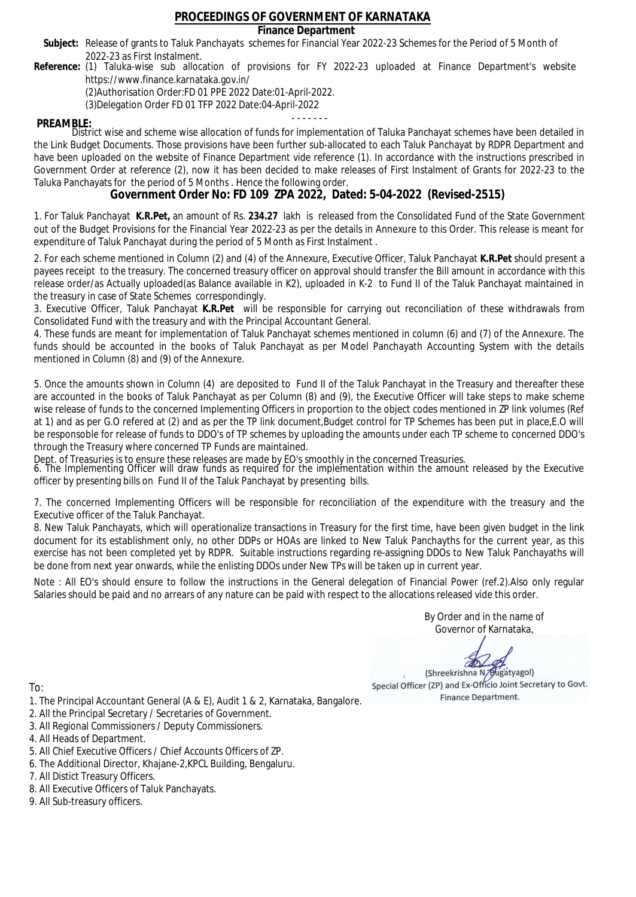# PROCEEDINGS OF GOVERNMENT OF KARNATAKA

**Finance Department**

**Subject:** Release of grants to Taluk Panchayats schemes for Financial Year 2022-23 Schemes for the Period of 5 Month of 2022-23 as First Instalment.

**Reference:** (1) Taluka-wise sub allocation of provisions for FY 2022-23 uploaded at Finance Department's website https://www.finance.karnataka.gov.in/
(2)Authorisation Order:FD 01 PPE 2022 Date:01-April-2022.
(3)Delegation Order FD 01 TFP 2022 Date:04-April-2022

- - - - - - -

**PREAMBLE:**
District wise and scheme wise allocation of funds for implementation of Taluka Panchayat schemes have been detailed in the Link Budget Documents. Those provisions have been further sub-allocated to each Taluk Panchayat by RDPR Department and have been uploaded on the website of Finance Department vide reference (1). In accordance with the instructions prescribed in Government Order at reference (2), now it has been decided to make releases of First Instalment of Grants for 2022-23 to the Taluka Panchayats for the period of 5 Months . Hence the following order.

## Government Order No: FD 109 ZPA 2022, Dated: 5-04-2022 (Revised-2515)

1. For Taluk Panchayat **K.R.Pet,** an amount of Rs. **234.27** lakh is released from the Consolidated Fund of the State Government out of the Budget Provisions for the Financial Year 2022-23 as per the details in Annexure to this Order. This release is meant for expenditure of Taluk Panchayat during the period of 5 Month as First Instalment .

2. For each scheme mentioned in Column (2) and (4) of the Annexure, Executive Officer, Taluk Panchayat **K.R.Pet** should present a payees receipt to the treasury. The concerned treasury officer on approval should transfer the Bill amount in accordance with this release order/as Actually uploaded(as Balance available in K2), uploaded in K-2 to Fund II of the Taluk Panchayat maintained in the treasury in case of State Schemes correspondingly.

3. Executive Officer, Taluk Panchayat **K.R.Pet** will be responsible for carrying out reconciliation of these withdrawals from Consolidated Fund with the treasury and with the Principal Accountant General.

4. These funds are meant for implementation of Taluk Panchayat schemes mentioned in column (6) and (7) of the Annexure. The funds should be accounted in the books of Taluk Panchayat as per Model Panchayath Accounting System with the details mentioned in Column (8) and (9) of the Annexure.

5. Once the amounts shown in Column (4) are deposited to Fund II of the Taluk Panchayat in the Treasury and thereafter these are accounted in the books of Taluk Panchayat as per Column (8) and (9), the Executive Officer will take steps to make scheme wise release of funds to the concerned Implementing Officers in proportion to the object codes mentioned in ZP link volumes (Ref at 1) and as per G.O refered at (2) and as per the TP link document,Budget control for TP Schemes has been put in place,E.O will be responsoble for release of funds to DDO's of TP schemes by uploading the amounts under each TP scheme to concerned DDO's through the Treasury where concerned TP Funds are maintained.
Dept. of Treasuries is to ensure these releases are made by EO's smoothly in the concerned Treasuries.

6. The Implementing Officer will draw funds as required for the implementation within the amount released by the Executive officer by presenting bills on Fund II of the Taluk Panchayat by presenting bills.

7. The concerned Implementing Officers will be responsible for reconciliation of the expenditure with the treasury and the Executive officer of the Taluk Panchayat.

8. New Taluk Panchayats, which will operationalize transactions in Treasury for the first time, have been given budget in the link document for its establishment only, no other DDPs or HOAs are linked to New Taluk Panchayths for the current year, as this exercise has not been completed yet by RDPR. Suitable instructions regarding re-assigning DDOs to New Taluk Panchayaths will be done from next year onwards, while the enlisting DDOs under New TPs will be taken up in current year.

Note : All EO's should ensure to follow the instructions in the General delegation of Financial Power (ref.2).Also only regular Salaries should be paid and no arrears of any nature can be paid with respect to the allocations released vide this order.

By Order and in the name of
Governor of Karnataka,

(Shreekrishna N. Bugatyagol)
Special Officer (ZP) and Ex-Officio Joint Secretary to Govt.
Finance Department.

To:

1. The Principal Accountant General (A & E), Audit 1 & 2, Karnataka, Bangalore.
2. All the Principal Secretary / Secretaries of Government.
3. All Regional Commissioners / Deputy Commissioners.
4. All Heads of Department.
5. All Chief Executive Officers / Chief Accounts Officers of ZP.
6. The Additional Director, Khajane-2,KPCL Building, Bengaluru.
7. All Distict Treasury Officers.
8. All Executive Officers of Taluk Panchayats.
9. All Sub-treasury officers.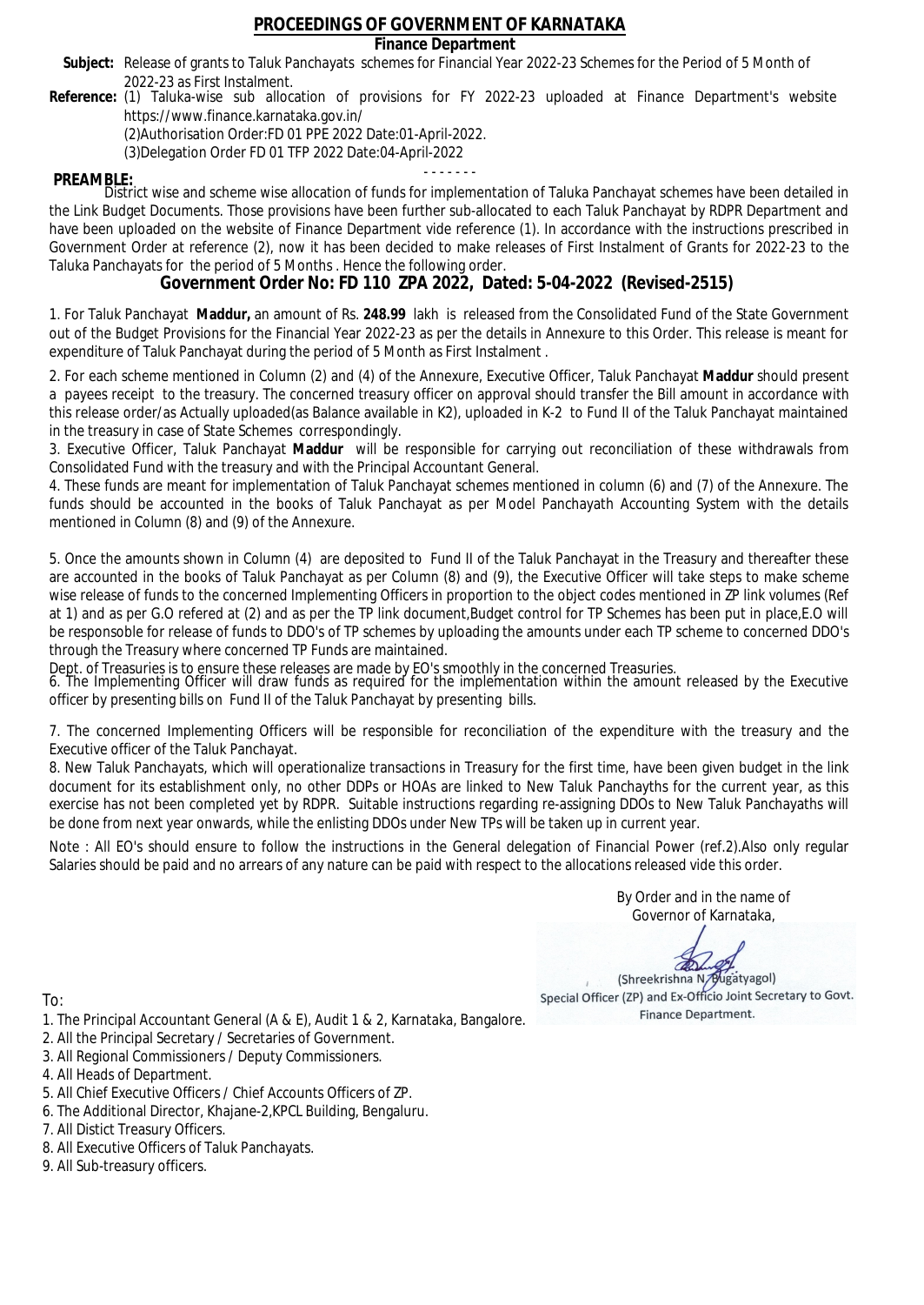# PROCEEDINGS OF GOVERNMENT OF KARNATAKA

**Finance Department**

**Subject:** Release of grants to Taluk Panchayats schemes for Financial Year 2022-23 Schemes for the Period of 5 Month of 2022-23 as First Instalment.

**Reference:** (1) Taluka-wise sub allocation of provisions for FY 2022-23 uploaded at Finance Department's website https://www.finance.karnataka.gov.in/

(2)Authorisation Order:FD 01 PPE 2022 Date:01-April-2022.

(3)Delegation Order FD 01 TFP 2022 Date:04-April-2022

- - - - - - -

**PREAMBLE:**

District wise and scheme wise allocation of funds for implementation of Taluka Panchayat schemes have been detailed in the Link Budget Documents. Those provisions have been further sub-allocated to each Taluk Panchayat by RDPR Department and have been uploaded on the website of Finance Department vide reference (1). In accordance with the instructions prescribed in Government Order at reference (2), now it has been decided to make releases of First Instalment of Grants for 2022-23 to the Taluka Panchayats for the period of 5 Months . Hence the following order.

## Government Order No: FD 110 ZPA 2022, Dated: 5-04-2022 (Revised-2515)

1. For Taluk Panchayat **Maddur,** an amount of Rs. **248.99** lakh is released from the Consolidated Fund of the State Government out of the Budget Provisions for the Financial Year 2022-23 as per the details in Annexure to this Order. This release is meant for expenditure of Taluk Panchayat during the period of 5 Month as First Instalment .

2. For each scheme mentioned in Column (2) and (4) of the Annexure, Executive Officer, Taluk Panchayat **Maddur** should present a payees receipt to the treasury. The concerned treasury officer on approval should transfer the Bill amount in accordance with this release order/as Actually uploaded(as Balance available in K2), uploaded in K-2 to Fund II of the Taluk Panchayat maintained in the treasury in case of State Schemes correspondingly.

3. Executive Officer, Taluk Panchayat **Maddur** will be responsible for carrying out reconciliation of these withdrawals from Consolidated Fund with the treasury and with the Principal Accountant General.

4. These funds are meant for implementation of Taluk Panchayat schemes mentioned in column (6) and (7) of the Annexure. The funds should be accounted in the books of Taluk Panchayat as per Model Panchayath Accounting System with the details mentioned in Column (8) and (9) of the Annexure.

5. Once the amounts shown in Column (4) are deposited to Fund II of the Taluk Panchayat in the Treasury and thereafter these are accounted in the books of Taluk Panchayat as per Column (8) and (9), the Executive Officer will take steps to make scheme wise release of funds to the concerned Implementing Officers in proportion to the object codes mentioned in ZP link volumes (Ref at 1) and as per G.O refered at (2) and as per the TP link document,Budget control for TP Schemes has been put in place,E.O will be responsoble for release of funds to DDO's of TP schemes by uploading the amounts under each TP scheme to concerned DDO's through the Treasury where concerned TP Funds are maintained.

Dept. of Treasuries is to ensure these releases are made by EO's smoothly in the concerned Treasuries.

6. The Implementing Officer will draw funds as required for the implementation within the amount released by the Executive officer by presenting bills on Fund II of the Taluk Panchayat by presenting bills.

7. The concerned Implementing Officers will be responsible for reconciliation of the expenditure with the treasury and the Executive officer of the Taluk Panchayat.

8. New Taluk Panchayats, which will operationalize transactions in Treasury for the first time, have been given budget in the link document for its establishment only, no other DDPs or HOAs are linked to New Taluk Panchayths for the current year, as this exercise has not been completed yet by RDPR. Suitable instructions regarding re-assigning DDOs to New Taluk Panchayaths will be done from next year onwards, while the enlisting DDOs under New TPs will be taken up in current year.

Note : All EO's should ensure to follow the instructions in the General delegation of Financial Power (ref.2).Also only regular Salaries should be paid and no arrears of any nature can be paid with respect to the allocations released vide this order.

By Order and in the name of
Governor of Karnataka,

(Shreekrishna N. Bugatyagol)
Special Officer (ZP) and Ex-Officio Joint Secretary to Govt.
Finance Department.

To:

1. The Principal Accountant General (A & E), Audit 1 & 2, Karnataka, Bangalore.
2. All the Principal Secretary / Secretaries of Government.
3. All Regional Commissioners / Deputy Commissioners.
4. All Heads of Department.
5. All Chief Executive Officers / Chief Accounts Officers of ZP.
6. The Additional Director, Khajane-2,KPCL Building, Bengaluru.
7. All Distict Treasury Officers.
8. All Executive Officers of Taluk Panchayats.
9. All Sub-treasury officers.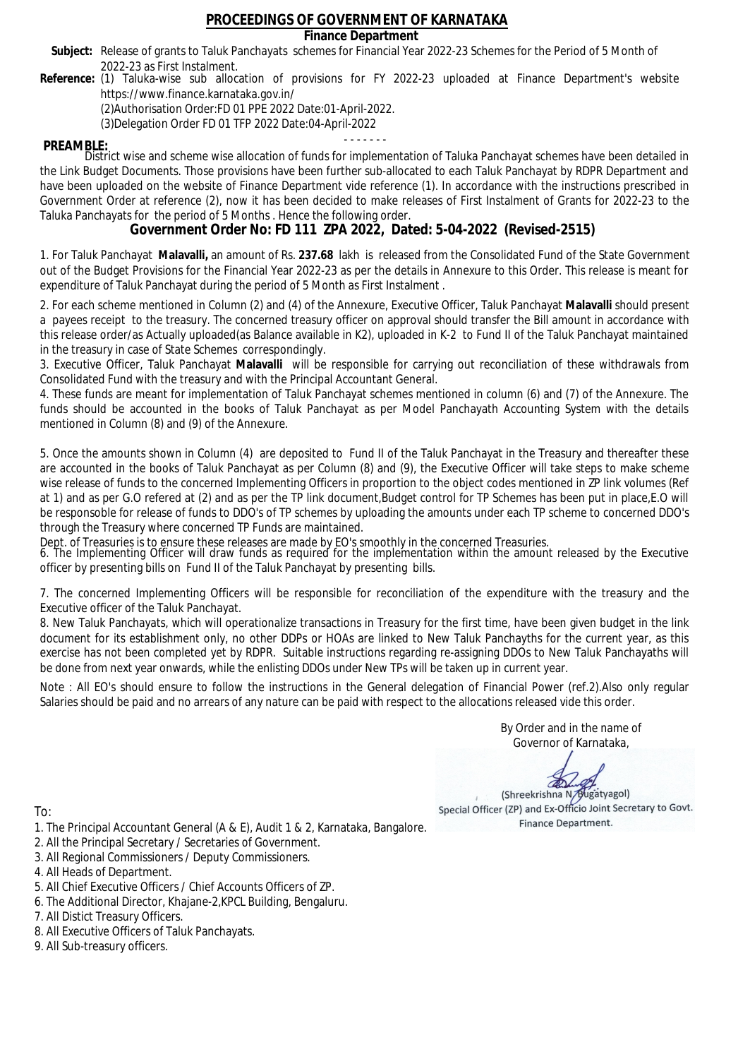# PROCEEDINGS OF GOVERNMENT OF KARNATAKA

## Finance Department

**Subject:** Release of grants to Taluk Panchayats schemes for Financial Year 2022-23 Schemes for the Period of 5 Month of 2022-23 as First Instalment.

**Reference:** (1) Taluka-wise sub allocation of provisions for FY 2022-23 uploaded at Finance Department's website https://www.finance.karnataka.gov.in/

(2)Authorisation Order:FD 01 PPE 2022 Date:01-April-2022.

(3)Delegation Order FD 01 TFP 2022 Date:04-April-2022

- - - - - - -

**PREAMBLE:**

District wise and scheme wise allocation of funds for implementation of Taluka Panchayat schemes have been detailed in the Link Budget Documents. Those provisions have been further sub-allocated to each Taluk Panchayat by RDPR Department and have been uploaded on the website of Finance Department vide reference (1). In accordance with the instructions prescribed in Government Order at reference (2), now it has been decided to make releases of First Instalment of Grants for 2022-23 to the Taluka Panchayats for the period of 5 Months . Hence the following order.

## Government Order No: FD 111 ZPA 2022, Dated: 5-04-2022 (Revised-2515)

1. For Taluk Panchayat **Malavalli,** an amount of Rs. **237.68** lakh is released from the Consolidated Fund of the State Government out of the Budget Provisions for the Financial Year 2022-23 as per the details in Annexure to this Order. This release is meant for expenditure of Taluk Panchayat during the period of 5 Month as First Instalment .

2. For each scheme mentioned in Column (2) and (4) of the Annexure, Executive Officer, Taluk Panchayat **Malavalli** should present a payees receipt to the treasury. The concerned treasury officer on approval should transfer the Bill amount in accordance with this release order/as Actually uploaded(as Balance available in K2), uploaded in K-2 to Fund II of the Taluk Panchayat maintained in the treasury in case of State Schemes correspondingly.

3. Executive Officer, Taluk Panchayat **Malavalli** will be responsible for carrying out reconciliation of these withdrawals from Consolidated Fund with the treasury and with the Principal Accountant General.

4. These funds are meant for implementation of Taluk Panchayat schemes mentioned in column (6) and (7) of the Annexure. The funds should be accounted in the books of Taluk Panchayat as per Model Panchayath Accounting System with the details mentioned in Column (8) and (9) of the Annexure.

5. Once the amounts shown in Column (4) are deposited to Fund II of the Taluk Panchayat in the Treasury and thereafter these are accounted in the books of Taluk Panchayat as per Column (8) and (9), the Executive Officer will take steps to make scheme wise release of funds to the concerned Implementing Officers in proportion to the object codes mentioned in ZP link volumes (Ref at 1) and as per G.O refered at (2) and as per the TP link document,Budget control for TP Schemes has been put in place,E.O will be responsoble for release of funds to DDO's of TP schemes by uploading the amounts under each TP scheme to concerned DDO's through the Treasury where concerned TP Funds are maintained.

Dept. of Treasuries is to ensure these releases are made by EO's smoothly in the concerned Treasuries.

6. The Implementing Officer will draw funds as required for the implementation within the amount released by the Executive officer by presenting bills on Fund II of the Taluk Panchayat by presenting bills.

7. The concerned Implementing Officers will be responsible for reconciliation of the expenditure with the treasury and the Executive officer of the Taluk Panchayat.

8. New Taluk Panchayats, which will operationalize transactions in Treasury for the first time, have been given budget in the link document for its establishment only, no other DDPs or HOAs are linked to New Taluk Panchayths for the current year, as this exercise has not been completed yet by RDPR. Suitable instructions regarding re-assigning DDOs to New Taluk Panchayaths will be done from next year onwards, while the enlisting DDOs under New TPs will be taken up in current year.

Note : All EO's should ensure to follow the instructions in the General delegation of Financial Power (ref.2).Also only regular Salaries should be paid and no arrears of any nature can be paid with respect to the allocations released vide this order.

By Order and in the name of
Governor of Karnataka,

(Shreekrishna N. Bugatyagol)
Special Officer (ZP) and Ex-Officio Joint Secretary to Govt.
Finance Department.

To:

1. The Principal Accountant General (A & E), Audit 1 & 2, Karnataka, Bangalore.
2. All the Principal Secretary / Secretaries of Government.
3. All Regional Commissioners / Deputy Commissioners.
4. All Heads of Department.
5. All Chief Executive Officers / Chief Accounts Officers of ZP.
6. The Additional Director, Khajane-2,KPCL Building, Bengaluru.
7. All Distict Treasury Officers.
8. All Executive Officers of Taluk Panchayats.
9. All Sub-treasury officers.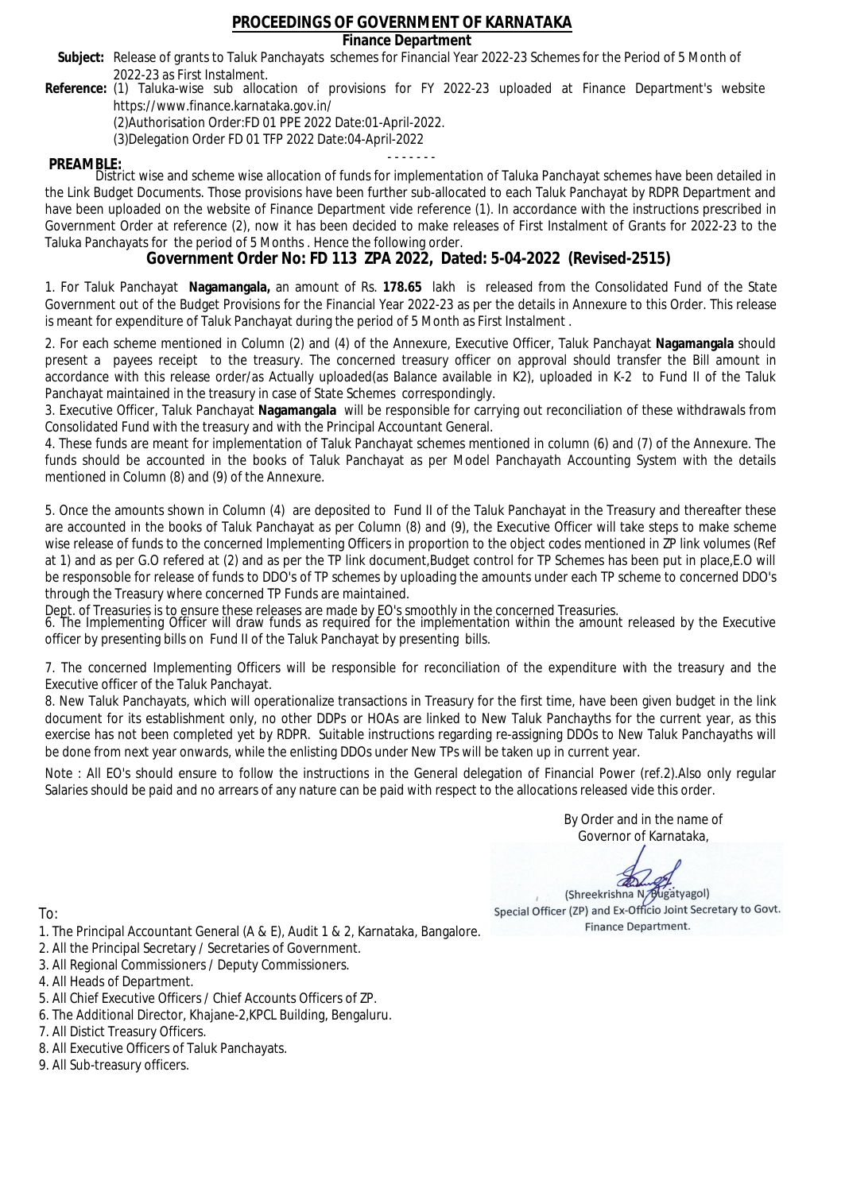## PROCEEDINGS OF GOVERNMENT OF KARNATAKA

**Finance Department**

**Subject:** Release of grants to Taluk Panchayats schemes for Financial Year 2022-23 Schemes for the Period of 5 Month of 2022-23 as First Instalment.

**Reference:** (1) Taluka-wise sub allocation of provisions for FY 2022-23 uploaded at Finance Department's website https://www.finance.karnataka.gov.in/

(2)Authorisation Order:FD 01 PPE 2022 Date:01-April-2022.

(3)Delegation Order FD 01 TFP 2022 Date:04-April-2022

- - - - - - -

**PREAMBLE:**

District wise and scheme wise allocation of funds for implementation of Taluka Panchayat schemes have been detailed in the Link Budget Documents. Those provisions have been further sub-allocated to each Taluk Panchayat by RDPR Department and have been uploaded on the website of Finance Department vide reference (1). In accordance with the instructions prescribed in Government Order at reference (2), now it has been decided to make releases of First Instalment of Grants for 2022-23 to the Taluka Panchayats for the period of 5 Months . Hence the following order.

### Government Order No: FD 113 ZPA 2022, Dated: 5-04-2022 (Revised-2515)

1. For Taluk Panchayat **Nagamangala,** an amount of Rs. **178.65** lakh is released from the Consolidated Fund of the State Government out of the Budget Provisions for the Financial Year 2022-23 as per the details in Annexure to this Order. This release is meant for expenditure of Taluk Panchayat during the period of 5 Month as First Instalment .

2. For each scheme mentioned in Column (2) and (4) of the Annexure, Executive Officer, Taluk Panchayat **Nagamangala** should present a payees receipt to the treasury. The concerned treasury officer on approval should transfer the Bill amount in accordance with this release order/as Actually uploaded(as Balance available in K2), uploaded in K-2 to Fund II of the Taluk Panchayat maintained in the treasury in case of State Schemes correspondingly.

3. Executive Officer, Taluk Panchayat **Nagamangala** will be responsible for carrying out reconciliation of these withdrawals from Consolidated Fund with the treasury and with the Principal Accountant General.

4. These funds are meant for implementation of Taluk Panchayat schemes mentioned in column (6) and (7) of the Annexure. The funds should be accounted in the books of Taluk Panchayat as per Model Panchayath Accounting System with the details mentioned in Column (8) and (9) of the Annexure.

5. Once the amounts shown in Column (4) are deposited to Fund II of the Taluk Panchayat in the Treasury and thereafter these are accounted in the books of Taluk Panchayat as per Column (8) and (9), the Executive Officer will take steps to make scheme wise release of funds to the concerned Implementing Officers in proportion to the object codes mentioned in ZP link volumes (Ref at 1) and as per G.O refered at (2) and as per the TP link document,Budget control for TP Schemes has been put in place,E.O will be responsoble for release of funds to DDO's of TP schemes by uploading the amounts under each TP scheme to concerned DDO's through the Treasury where concerned TP Funds are maintained.

Dept. of Treasuries is to ensure these releases are made by EO's smoothly in the concerned Treasuries.

6. The Implementing Officer will draw funds as required for the implementation within the amount released by the Executive officer by presenting bills on Fund II of the Taluk Panchayat by presenting bills.

7. The concerned Implementing Officers will be responsible for reconciliation of the expenditure with the treasury and the Executive officer of the Taluk Panchayat.

8. New Taluk Panchayats, which will operationalize transactions in Treasury for the first time, have been given budget in the link document for its establishment only, no other DDPs or HOAs are linked to New Taluk Panchayths for the current year, as this exercise has not been completed yet by RDPR. Suitable instructions regarding re-assigning DDOs to New Taluk Panchayaths will be done from next year onwards, while the enlisting DDOs under New TPs will be taken up in current year.

Note : All EO's should ensure to follow the instructions in the General delegation of Financial Power (ref.2).Also only regular Salaries should be paid and no arrears of any nature can be paid with respect to the allocations released vide this order.

By Order and in the name of
Governor of Karnataka,

(Shreekrishna N. Bugatyagol)
Special Officer (ZP) and Ex-Officio Joint Secretary to Govt.
Finance Department.

To:

1. The Principal Accountant General (A & E), Audit 1 & 2, Karnataka, Bangalore.
2. All the Principal Secretary / Secretaries of Government.
3. All Regional Commissioners / Deputy Commissioners.
4. All Heads of Department.
5. All Chief Executive Officers / Chief Accounts Officers of ZP.
6. The Additional Director, Khajane-2,KPCL Building, Bengaluru.
7. All Distict Treasury Officers.
8. All Executive Officers of Taluk Panchayats.
9. All Sub-treasury officers.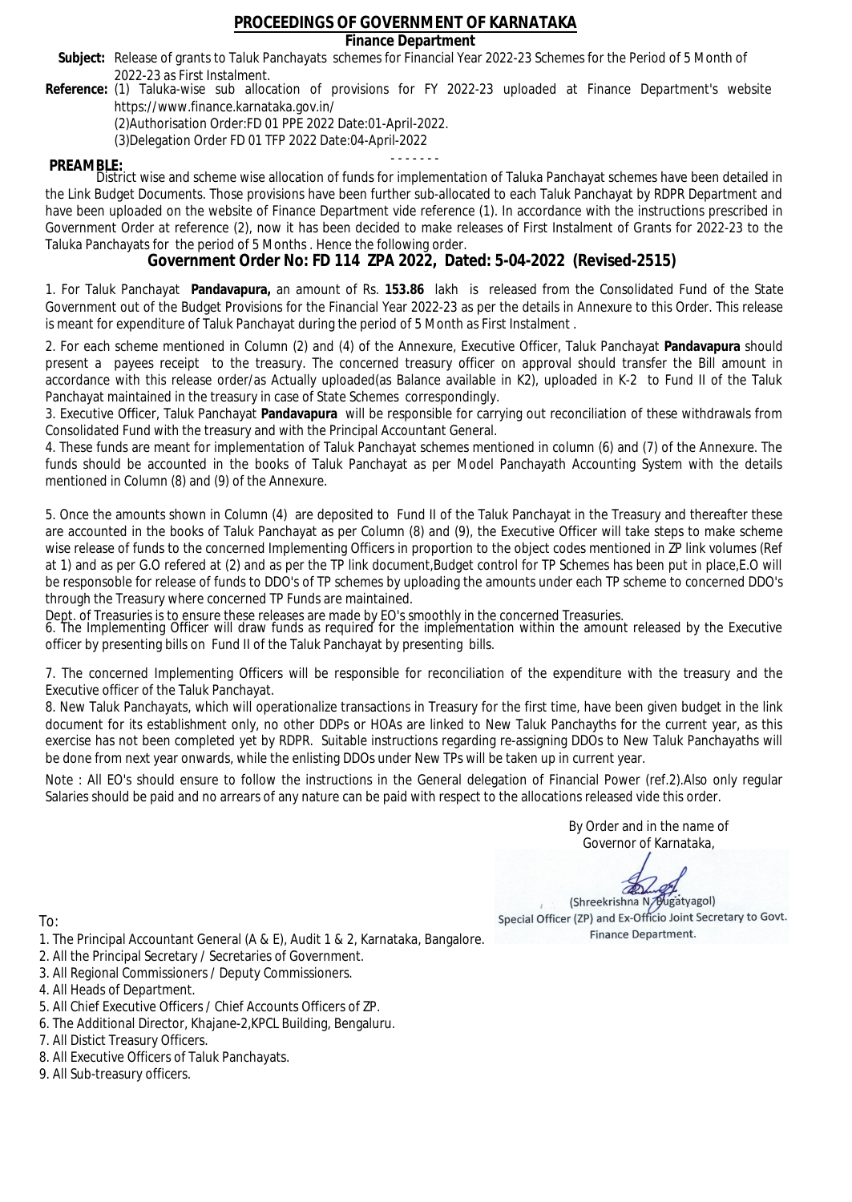# PROCEEDINGS OF GOVERNMENT OF KARNATAKA

**Finance Department**

**Subject:** Release of grants to Taluk Panchayats schemes for Financial Year 2022-23 Schemes for the Period of 5 Month of 2022-23 as First Instalment.

**Reference:** (1) Taluka-wise sub allocation of provisions for FY 2022-23 uploaded at Finance Department's website https://www.finance.karnataka.gov.in/

(2)Authorisation Order:FD 01 PPE 2022 Date:01-April-2022.

(3)Delegation Order FD 01 TFP 2022 Date:04-April-2022

- - - - - - -

**PREAMBLE:**

District wise and scheme wise allocation of funds for implementation of Taluka Panchayat schemes have been detailed in the Link Budget Documents. Those provisions have been further sub-allocated to each Taluk Panchayat by RDPR Department and have been uploaded on the website of Finance Department vide reference (1). In accordance with the instructions prescribed in Government Order at reference (2), now it has been decided to make releases of First Instalment of Grants for 2022-23 to the Taluka Panchayats for the period of 5 Months . Hence the following order.

## Government Order No: FD 114 ZPA 2022, Dated: 5-04-2022 (Revised-2515)

1. For Taluk Panchayat **Pandavapura,** an amount of Rs. **153.86** lakh is released from the Consolidated Fund of the State Government out of the Budget Provisions for the Financial Year 2022-23 as per the details in Annexure to this Order. This release is meant for expenditure of Taluk Panchayat during the period of 5 Month as First Instalment .

2. For each scheme mentioned in Column (2) and (4) of the Annexure, Executive Officer, Taluk Panchayat **Pandavapura** should present a payees receipt to the treasury. The concerned treasury officer on approval should transfer the Bill amount in accordance with this release order/as Actually uploaded(as Balance available in K2), uploaded in K-2 to Fund II of the Taluk Panchayat maintained in the treasury in case of State Schemes correspondingly.

3. Executive Officer, Taluk Panchayat **Pandavapura** will be responsible for carrying out reconciliation of these withdrawals from Consolidated Fund with the treasury and with the Principal Accountant General.

4. These funds are meant for implementation of Taluk Panchayat schemes mentioned in column (6) and (7) of the Annexure. The funds should be accounted in the books of Taluk Panchayat as per Model Panchayath Accounting System with the details mentioned in Column (8) and (9) of the Annexure.

5. Once the amounts shown in Column (4) are deposited to Fund II of the Taluk Panchayat in the Treasury and thereafter these are accounted in the books of Taluk Panchayat as per Column (8) and (9), the Executive Officer will take steps to make scheme wise release of funds to the concerned Implementing Officers in proportion to the object codes mentioned in ZP link volumes (Ref at 1) and as per G.O refered at (2) and as per the TP link document,Budget control for TP Schemes has been put in place,E.O will be responsoble for release of funds to DDO's of TP schemes by uploading the amounts under each TP scheme to concerned DDO's through the Treasury where concerned TP Funds are maintained.

Dept. of Treasuries is to ensure these releases are made by EO's smoothly in the concerned Treasuries.

6. The Implementing Officer will draw funds as required for the implementation within the amount released by the Executive officer by presenting bills on Fund II of the Taluk Panchayat by presenting bills.

7. The concerned Implementing Officers will be responsible for reconciliation of the expenditure with the treasury and the Executive officer of the Taluk Panchayat.

8. New Taluk Panchayats, which will operationalize transactions in Treasury for the first time, have been given budget in the link document for its establishment only, no other DDPs or HOAs are linked to New Taluk Panchayths for the current year, as this exercise has not been completed yet by RDPR. Suitable instructions regarding re-assigning DDOs to New Taluk Panchayaths will be done from next year onwards, while the enlisting DDOs under New TPs will be taken up in current year.

Note : All EO's should ensure to follow the instructions in the General delegation of Financial Power (ref.2).Also only regular Salaries should be paid and no arrears of any nature can be paid with respect to the allocations released vide this order.

By Order and in the name of
Governor of Karnataka,

(Shreekrishna N. Bugatyagol)
Special Officer (ZP) and Ex-Officio Joint Secretary to Govt.
Finance Department.

To:

1. The Principal Accountant General (A & E), Audit 1 & 2, Karnataka, Bangalore.
2. All the Principal Secretary / Secretaries of Government.
3. All Regional Commissioners / Deputy Commissioners.
4. All Heads of Department.
5. All Chief Executive Officers / Chief Accounts Officers of ZP.
6. The Additional Director, Khajane-2,KPCL Building, Bengaluru.
7. All Distict Treasury Officers.
8. All Executive Officers of Taluk Panchayats.
9. All Sub-treasury officers.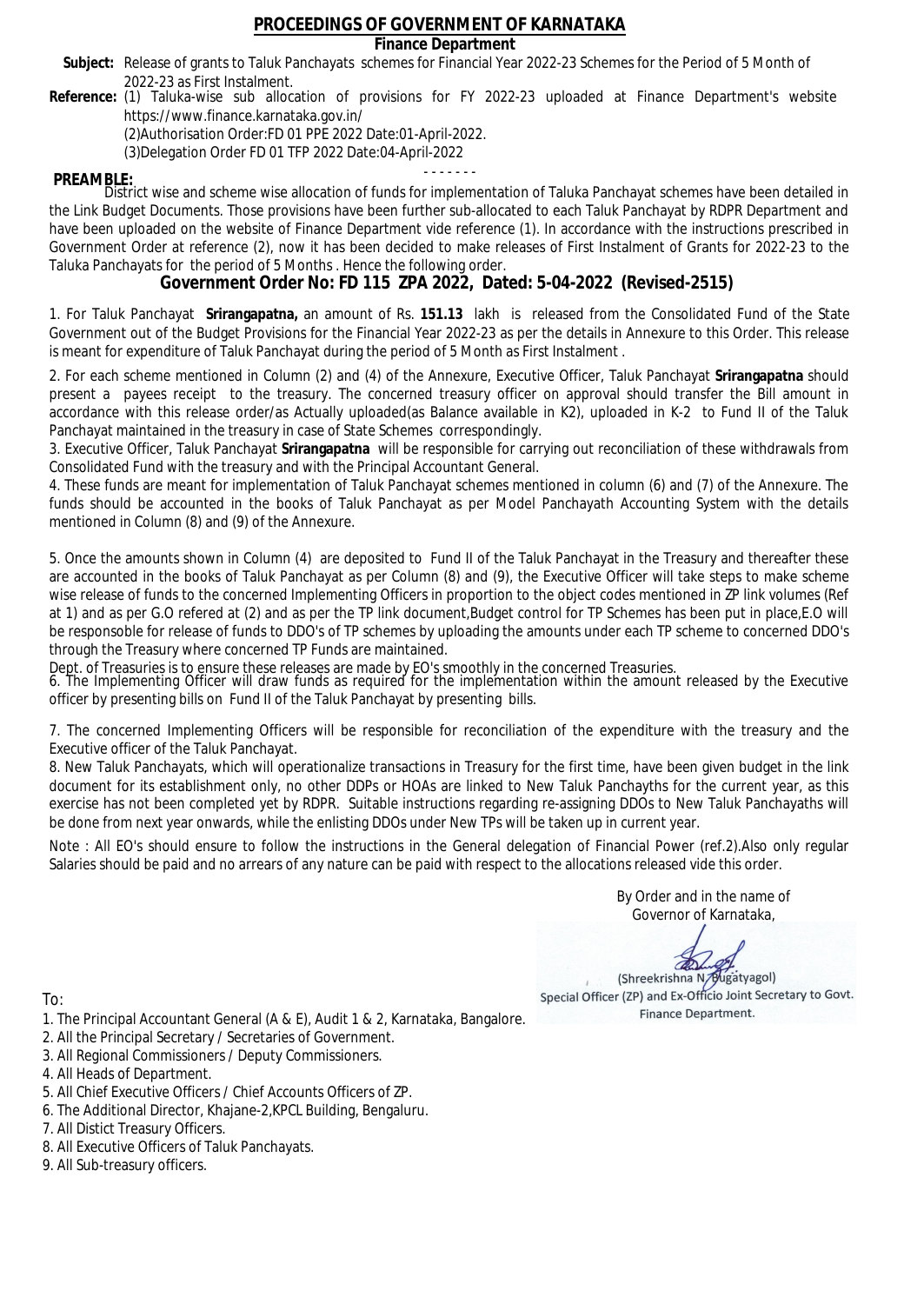# PROCEEDINGS OF GOVERNMENT OF KARNATAKA

**Finance Department**

**Subject:** Release of grants to Taluk Panchayats schemes for Financial Year 2022-23 Schemes for the Period of 5 Month of 2022-23 as First Instalment.

**Reference:** (1) Taluka-wise sub allocation of provisions for FY 2022-23 uploaded at Finance Department's website https://www.finance.karnataka.gov.in/
(2)Authorisation Order:FD 01 PPE 2022 Date:01-April-2022.
(3)Delegation Order FD 01 TFP 2022 Date:04-April-2022

- - - - - - -

**PREAMBLE:**
District wise and scheme wise allocation of funds for implementation of Taluka Panchayat schemes have been detailed in the Link Budget Documents. Those provisions have been further sub-allocated to each Taluk Panchayat by RDPR Department and have been uploaded on the website of Finance Department vide reference (1). In accordance with the instructions prescribed in Government Order at reference (2), now it has been decided to make releases of First Instalment of Grants for 2022-23 to the Taluka Panchayats for the period of 5 Months . Hence the following order.

## Government Order No: FD 115 ZPA 2022, Dated: 5-04-2022 (Revised-2515)

1. For Taluk Panchayat **Srirangapatna,** an amount of Rs. **151.13** lakh is released from the Consolidated Fund of the State Government out of the Budget Provisions for the Financial Year 2022-23 as per the details in Annexure to this Order. This release is meant for expenditure of Taluk Panchayat during the period of 5 Month as First Instalment .

2. For each scheme mentioned in Column (2) and (4) of the Annexure, Executive Officer, Taluk Panchayat **Srirangapatna** should present a payees receipt to the treasury. The concerned treasury officer on approval should transfer the Bill amount in accordance with this release order/as Actually uploaded(as Balance available in K2), uploaded in K-2 to Fund II of the Taluk Panchayat maintained in the treasury in case of State Schemes correspondingly.

3. Executive Officer, Taluk Panchayat **Srirangapatna** will be responsible for carrying out reconciliation of these withdrawals from Consolidated Fund with the treasury and with the Principal Accountant General.

4. These funds are meant for implementation of Taluk Panchayat schemes mentioned in column (6) and (7) of the Annexure. The funds should be accounted in the books of Taluk Panchayat as per Model Panchayath Accounting System with the details mentioned in Column (8) and (9) of the Annexure.

5. Once the amounts shown in Column (4) are deposited to Fund II of the Taluk Panchayat in the Treasury and thereafter these are accounted in the books of Taluk Panchayat as per Column (8) and (9), the Executive Officer will take steps to make scheme wise release of funds to the concerned Implementing Officers in proportion to the object codes mentioned in ZP link volumes (Ref at 1) and as per G.O refered at (2) and as per the TP link document,Budget control for TP Schemes has been put in place,E.O will be responsible for release of funds to DDO's of TP schemes by uploading the amounts under each TP scheme to concerned DDO's through the Treasury where concerned TP Funds are maintained.

Dept. of Treasuries is to ensure these releases are made by EO's smoothly in the concerned Treasuries.

6. The Implementing Officer will draw funds as required for the implementation within the amount released by the Executive officer by presenting bills on Fund II of the Taluk Panchayat by presenting bills.

7. The concerned Implementing Officers will be responsible for reconciliation of the expenditure with the treasury and the Executive officer of the Taluk Panchayat.

8. New Taluk Panchayats, which will operationalize transactions in Treasury for the first time, have been given budget in the link document for its establishment only, no other DDPs or HOAs are linked to New Taluk Panchayths for the current year, as this exercise has not been completed yet by RDPR. Suitable instructions regarding re-assigning DDOs to New Taluk Panchayaths will be done from next year onwards, while the enlisting DDOs under New TPs will be taken up in current year.

Note : All EO's should ensure to follow the instructions in the General delegation of Financial Power (ref.2).Also only regular Salaries should be paid and no arrears of any nature can be paid with respect to the allocations released vide this order.

By Order and in the name of
Governor of Karnataka,

(Shreekrishna N. Bugatyagol)
Special Officer (ZP) and Ex-Officio Joint Secretary to Govt.
Finance Department.

To:

1. The Principal Accountant General (A & E), Audit 1 & 2, Karnataka, Bangalore.
2. All the Principal Secretary / Secretaries of Government.
3. All Regional Commissioners / Deputy Commissioners.
4. All Heads of Department.
5. All Chief Executive Officers / Chief Accounts Officers of ZP.
6. The Additional Director, Khajane-2,KPCL Building, Bengaluru.
7. All Distict Treasury Officers.
8. All Executive Officers of Taluk Panchayats.
9. All Sub-treasury officers.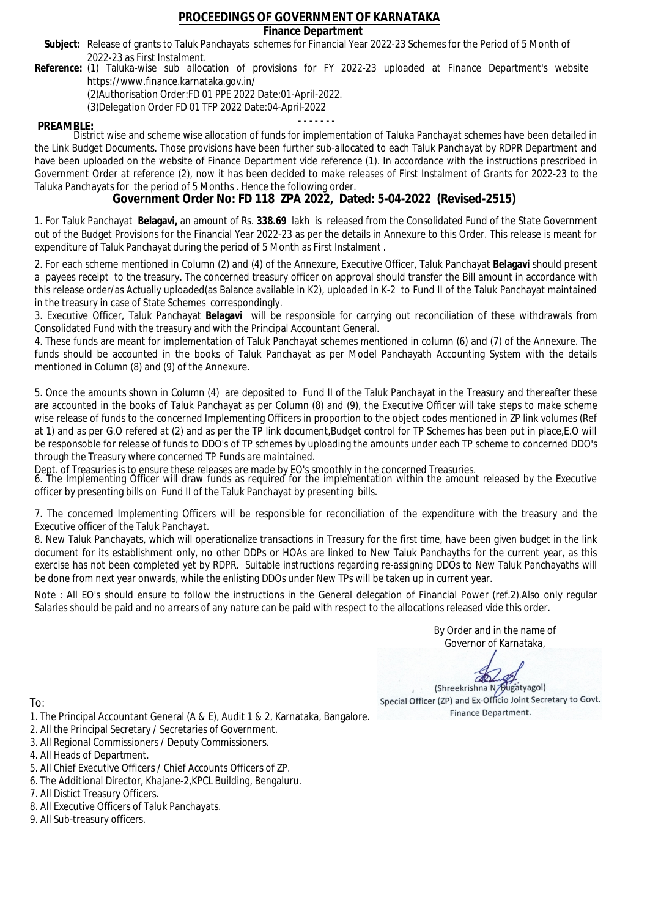# PROCEEDINGS OF GOVERNMENT OF KARNATAKA

## Finance Department

**Subject:** Release of grants to Taluk Panchayats schemes for Financial Year 2022-23 Schemes for the Period of 5 Month of 2022-23 as First Instalment.

**Reference:** (1) Taluka-wise sub allocation of provisions for FY 2022-23 uploaded at Finance Department's website https://www.finance.karnataka.gov.in/

(2)Authorisation Order:FD 01 PPE 2022 Date:01-April-2022.

(3)Delegation Order FD 01 TFP 2022 Date:04-April-2022

- - - - - - -

**PREAMBLE:**

District wise and scheme wise allocation of funds for implementation of Taluka Panchayat schemes have been detailed in the Link Budget Documents. Those provisions have been further sub-allocated to each Taluk Panchayat by RDPR Department and have been uploaded on the website of Finance Department vide reference (1). In accordance with the instructions prescribed in Government Order at reference (2), now it has been decided to make releases of First Instalment of Grants for 2022-23 to the Taluka Panchayats for the period of 5 Months . Hence the following order.

## Government Order No: FD 118 ZPA 2022, Dated: 5-04-2022 (Revised-2515)

1. For Taluk Panchayat **Belagavi,** an amount of Rs. **338.69** lakh is released from the Consolidated Fund of the State Government out of the Budget Provisions for the Financial Year 2022-23 as per the details in Annexure to this Order. This release is meant for expenditure of Taluk Panchayat during the period of 5 Month as First Instalment .

2. For each scheme mentioned in Column (2) and (4) of the Annexure, Executive Officer, Taluk Panchayat **Belagavi** should present a payees receipt to the treasury. The concerned treasury officer on approval should transfer the Bill amount in accordance with this release order/as Actually uploaded(as Balance available in K2), uploaded in K-2 to Fund II of the Taluk Panchayat maintained in the treasury in case of State Schemes correspondingly.

3. Executive Officer, Taluk Panchayat **Belagavi** will be responsible for carrying out reconciliation of these withdrawals from Consolidated Fund with the treasury and with the Principal Accountant General.

4. These funds are meant for implementation of Taluk Panchayat schemes mentioned in column (6) and (7) of the Annexure. The funds should be accounted in the books of Taluk Panchayat as per Model Panchayath Accounting System with the details mentioned in Column (8) and (9) of the Annexure.

5. Once the amounts shown in Column (4) are deposited to Fund II of the Taluk Panchayat in the Treasury and thereafter these are accounted in the books of Taluk Panchayat as per Column (8) and (9), the Executive Officer will take steps to make scheme wise release of funds to the concerned Implementing Officers in proportion to the object codes mentioned in ZP link volumes (Ref at 1) and as per G.O refered at (2) and as per the TP link document,Budget control for TP Schemes has been put in place,E.O will be responsible for release of funds to DDO's of TP schemes by uploading the amounts under each TP scheme to concerned DDO's through the Treasury where concerned TP Funds are maintained.

Dept. of Treasuries is to ensure these releases are made by EO's smoothly in the concerned Treasuries.

6. The Implementing Officer will draw funds as required for the implementation within the amount released by the Executive officer by presenting bills on Fund II of the Taluk Panchayat by presenting bills.

7. The concerned Implementing Officers will be responsible for reconciliation of the expenditure with the treasury and the Executive officer of the Taluk Panchayat.

8. New Taluk Panchayats, which will operationalize transactions in Treasury for the first time, have been given budget in the link document for its establishment only, no other DDPs or HOAs are linked to New Taluk Panchayths for the current year, as this exercise has not been completed yet by RDPR. Suitable instructions regarding re-assigning DDOs to New Taluk Panchayaths will be done from next year onwards, while the enlisting DDOs under New TPs will be taken up in current year.

Note : All EO's should ensure to follow the instructions in the General delegation of Financial Power (ref.2).Also only regular Salaries should be paid and no arrears of any nature can be paid with respect to the allocations released vide this order.

By Order and in the name of
Governor of Karnataka,

(Shreekrishna N. Bugatyagol)
Special Officer (ZP) and Ex-Officio Joint Secretary to Govt.
Finance Department.

To:

1. The Principal Accountant General (A & E), Audit 1 & 2, Karnataka, Bangalore.
2. All the Principal Secretary / Secretaries of Government.
3. All Regional Commissioners / Deputy Commissioners.
4. All Heads of Department.
5. All Chief Executive Officers / Chief Accounts Officers of ZP.
6. The Additional Director, Khajane-2,KPCL Building, Bengaluru.
7. All Distict Treasury Officers.
8. All Executive Officers of Taluk Panchayats.
9. All Sub-treasury officers.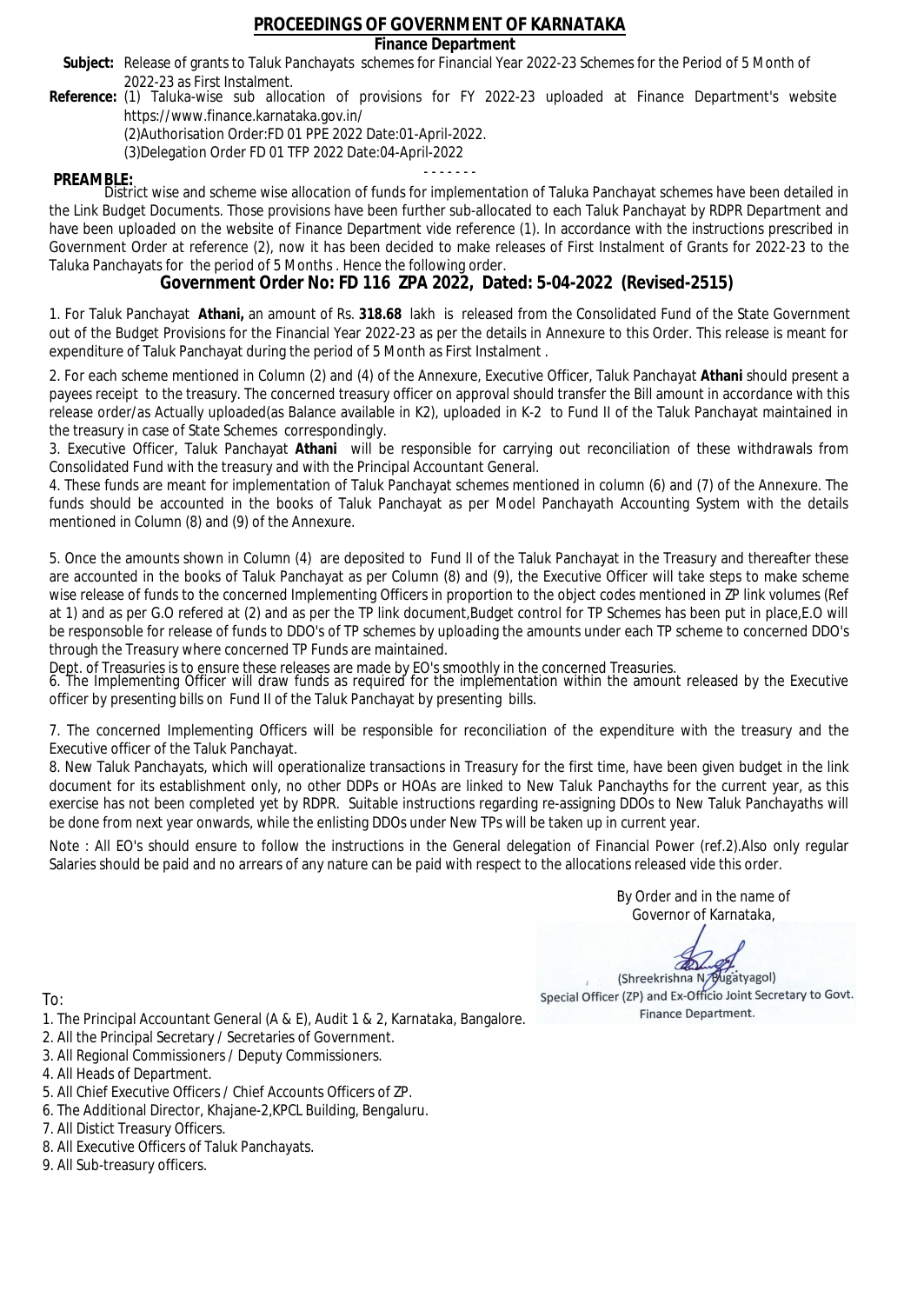# PROCEEDINGS OF GOVERNMENT OF KARNATAKA

**Finance Department**

**Subject:** Release of grants to Taluk Panchayats schemes for Financial Year 2022-23 Schemes for the Period of 5 Month of 2022-23 as First Instalment.

**Reference:** (1) Taluka-wise sub allocation of provisions for FY 2022-23 uploaded at Finance Department's website https://www.finance.karnataka.gov.in/

(2)Authorisation Order:FD 01 PPE 2022 Date:01-April-2022.

(3)Delegation Order FD 01 TFP 2022 Date:04-April-2022

- - - - - - -

**PREAMBLE:**

District wise and scheme wise allocation of funds for implementation of Taluka Panchayat schemes have been detailed in the Link Budget Documents. Those provisions have been further sub-allocated to each Taluk Panchayat by RDPR Department and have been uploaded on the website of Finance Department vide reference (1). In accordance with the instructions prescribed in Government Order at reference (2), now it has been decided to make releases of First Instalment of Grants for 2022-23 to the Taluka Panchayats for the period of 5 Months . Hence the following order.

## Government Order No: FD 116 ZPA 2022, Dated: 5-04-2022 (Revised-2515)

1. For Taluk Panchayat **Athani,** an amount of Rs. **318.68** lakh is released from the Consolidated Fund of the State Government out of the Budget Provisions for the Financial Year 2022-23 as per the details in Annexure to this Order. This release is meant for expenditure of Taluk Panchayat during the period of 5 Month as First Instalment .

2. For each scheme mentioned in Column (2) and (4) of the Annexure, Executive Officer, Taluk Panchayat **Athani** should present a payees receipt to the treasury. The concerned treasury officer on approval should transfer the Bill amount in accordance with this release order/as Actually uploaded(as Balance available in K2), uploaded in K-2 to Fund II of the Taluk Panchayat maintained in the treasury in case of State Schemes correspondingly.

3. Executive Officer, Taluk Panchayat **Athani** will be responsible for carrying out reconciliation of these withdrawals from Consolidated Fund with the treasury and with the Principal Accountant General.

4. These funds are meant for implementation of Taluk Panchayat schemes mentioned in column (6) and (7) of the Annexure. The funds should be accounted in the books of Taluk Panchayat as per Model Panchayath Accounting System with the details mentioned in Column (8) and (9) of the Annexure.

5. Once the amounts shown in Column (4) are deposited to Fund II of the Taluk Panchayat in the Treasury and thereafter these are accounted in the books of Taluk Panchayat as per Column (8) and (9), the Executive Officer will take steps to make scheme wise release of funds to the concerned Implementing Officers in proportion to the object codes mentioned in ZP link volumes (Ref at 1) and as per G.O refered at (2) and as per the TP link document,Budget control for TP Schemes has been put in place,E.O will be responsible for release of funds to DDO's of TP schemes by uploading the amounts under each TP scheme to concerned DDO's through the Treasury where concerned TP Funds are maintained.

Dept. of Treasuries is to ensure these releases are made by EO's smoothly in the concerned Treasuries.

6. The Implementing Officer will draw funds as required for the implementation within the amount released by the Executive officer by presenting bills on Fund II of the Taluk Panchayat by presenting bills.

7. The concerned Implementing Officers will be responsible for reconciliation of the expenditure with the treasury and the Executive officer of the Taluk Panchayat.

8. New Taluk Panchayats, which will operationalize transactions in Treasury for the first time, have been given budget in the link document for its establishment only, no other DDPs or HOAs are linked to New Taluk Panchayths for the current year, as this exercise has not been completed yet by RDPR. Suitable instructions regarding re-assigning DDOs to New Taluk Panchayaths will be done from next year onwards, while the enlisting DDOs under New TPs will be taken up in current year.

Note : All EO's should ensure to follow the instructions in the General delegation of Financial Power (ref.2).Also only regular Salaries should be paid and no arrears of any nature can be paid with respect to the allocations released vide this order.

By Order and in the name of
Governor of Karnataka,

(Shreekrishna N. Bugatyagol)
Special Officer (ZP) and Ex-Officio Joint Secretary to Govt.
Finance Department.

To:

1. The Principal Accountant General (A & E), Audit 1 & 2, Karnataka, Bangalore.
2. All the Principal Secretary / Secretaries of Government.
3. All Regional Commissioners / Deputy Commissioners.
4. All Heads of Department.
5. All Chief Executive Officers / Chief Accounts Officers of ZP.
6. The Additional Director, Khajane-2,KPCL Building, Bengaluru.
7. All Distict Treasury Officers.
8. All Executive Officers of Taluk Panchayats.
9. All Sub-treasury officers.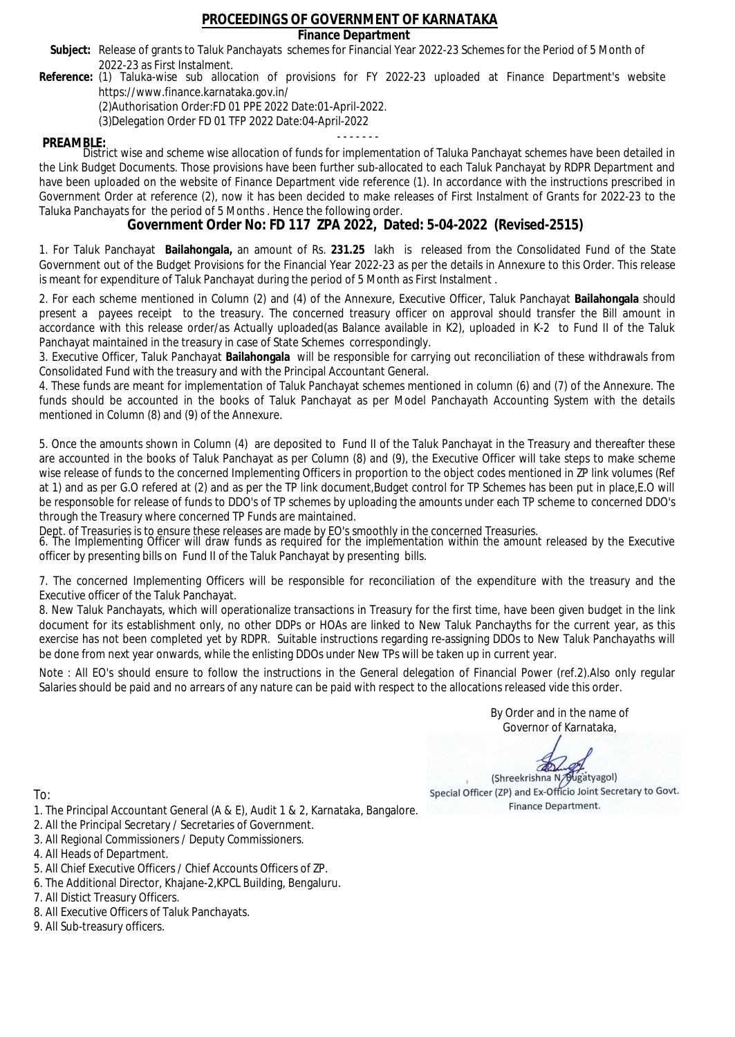# PROCEEDINGS OF GOVERNMENT OF KARNATAKA

**Finance Department**

**Subject:** Release of grants to Taluk Panchayats schemes for Financial Year 2022-23 Schemes for the Period of 5 Month of 2022-23 as First Instalment.

**Reference:** (1) Taluka-wise sub allocation of provisions for FY 2022-23 uploaded at Finance Department's website https://www.finance.karnataka.gov.in/

(2)Authorisation Order:FD 01 PPE 2022 Date:01-April-2022.

(3)Delegation Order FD 01 TFP 2022 Date:04-April-2022

- - - - - - -

**PREAMBLE:**

District wise and scheme wise allocation of funds for implementation of Taluka Panchayat schemes have been detailed in the Link Budget Documents. Those provisions have been further sub-allocated to each Taluk Panchayat by RDPR Department and have been uploaded on the website of Finance Department vide reference (1). In accordance with the instructions prescribed in Government Order at reference (2), now it has been decided to make releases of First Instalment of Grants for 2022-23 to the Taluka Panchayats for the period of 5 Months . Hence the following order.

## Government Order No: FD 117 ZPA 2022, Dated: 5-04-2022 (Revised-2515)

1. For Taluk Panchayat **Bailahongala,** an amount of Rs. **231.25** lakh is released from the Consolidated Fund of the State Government out of the Budget Provisions for the Financial Year 2022-23 as per the details in Annexure to this Order. This release is meant for expenditure of Taluk Panchayat during the period of 5 Month as First Instalment .

2. For each scheme mentioned in Column (2) and (4) of the Annexure, Executive Officer, Taluk Panchayat **Bailahongala** should present a payees receipt to the treasury. The concerned treasury officer on approval should transfer the Bill amount in accordance with this release order/as Actually uploaded(as Balance available in K2), uploaded in K-2 to Fund II of the Taluk Panchayat maintained in the treasury in case of State Schemes correspondingly.

3. Executive Officer, Taluk Panchayat **Bailahongala** will be responsible for carrying out reconciliation of these withdrawals from Consolidated Fund with the treasury and with the Principal Accountant General.

4. These funds are meant for implementation of Taluk Panchayat schemes mentioned in column (6) and (7) of the Annexure. The funds should be accounted in the books of Taluk Panchayat as per Model Panchayath Accounting System with the details mentioned in Column (8) and (9) of the Annexure.

5. Once the amounts shown in Column (4) are deposited to Fund II of the Taluk Panchayat in the Treasury and thereafter these are accounted in the books of Taluk Panchayat as per Column (8) and (9), the Executive Officer will take steps to make scheme wise release of funds to the concerned Implementing Officers in proportion to the object codes mentioned in ZP link volumes (Ref at 1) and as per G.O refered at (2) and as per the TP link document,Budget control for TP Schemes has been put in place,E.O will be responsible for release of funds to DDO's of TP schemes by uploading the amounts under each TP scheme to concerned DDO's through the Treasury where concerned TP Funds are maintained.

Dept. of Treasuries is to ensure these releases are made by EO's smoothly in the concerned Treasuries.

6. The Implementing Officer will draw funds as required for the implementation within the amount released by the Executive officer by presenting bills on Fund II of the Taluk Panchayat by presenting bills.

7. The concerned Implementing Officers will be responsible for reconciliation of the expenditure with the treasury and the Executive officer of the Taluk Panchayat.

8. New Taluk Panchayats, which will operationalize transactions in Treasury for the first time, have been given budget in the link document for its establishment only, no other DDPs or HOAs are linked to New Taluk Panchayths for the current year, as this exercise has not been completed yet by RDPR. Suitable instructions regarding re-assigning DDOs to New Taluk Panchayaths will be done from next year onwards, while the enlisting DDOs under New TPs will be taken up in current year.

Note : All EO's should ensure to follow the instructions in the General delegation of Financial Power (ref.2).Also only regular Salaries should be paid and no arrears of any nature can be paid with respect to the allocations released vide this order.

By Order and in the name of
Governor of Karnataka,

(Shreekrishna N. Bugatyagol)
Special Officer (ZP) and Ex-Officio Joint Secretary to Govt.
Finance Department.

To:

1. The Principal Accountant General (A & E), Audit 1 & 2, Karnataka, Bangalore.
2. All the Principal Secretary / Secretaries of Government.
3. All Regional Commissioners / Deputy Commissioners.
4. All Heads of Department.
5. All Chief Executive Officers / Chief Accounts Officers of ZP.
6. The Additional Director, Khajane-2,KPCL Building, Bengaluru.
7. All Distict Treasury Officers.
8. All Executive Officers of Taluk Panchayats.
9. All Sub-treasury officers.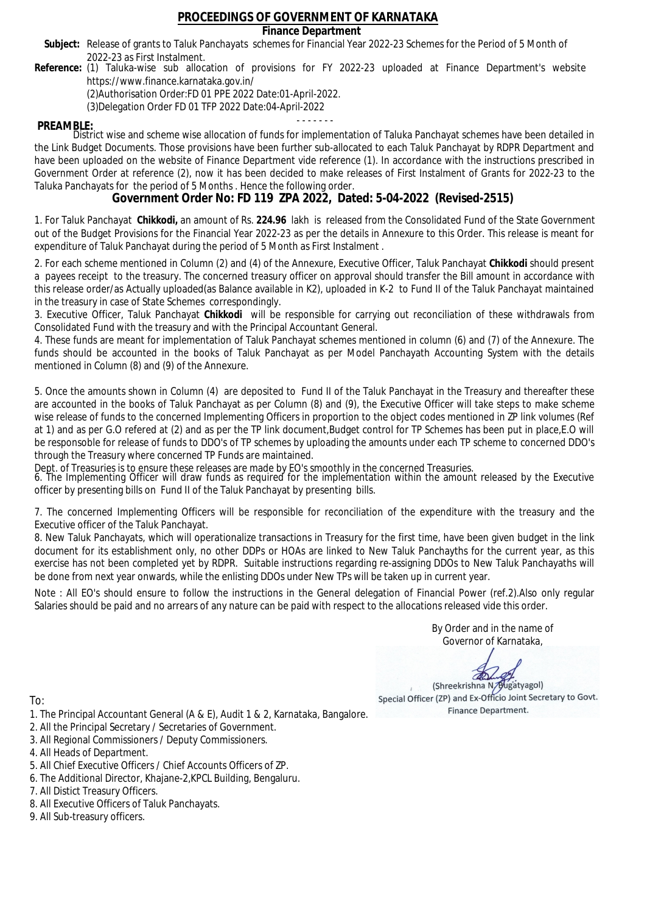# PROCEEDINGS OF GOVERNMENT OF KARNATAKA

**Finance Department**

**Subject:** Release of grants to Taluk Panchayats schemes for Financial Year 2022-23 Schemes for the Period of 5 Month of 2022-23 as First Instalment.

**Reference:** (1) Taluka-wise sub allocation of provisions for FY 2022-23 uploaded at Finance Department's website https://www.finance.karnataka.gov.in/

(2)Authorisation Order:FD 01 PPE 2022 Date:01-April-2022.

(3)Delegation Order FD 01 TFP 2022 Date:04-April-2022

- - - - - - -

**PREAMBLE:** District wise and scheme wise allocation of funds for implementation of Taluka Panchayat schemes have been detailed in the Link Budget Documents. Those provisions have been further sub-allocated to each Taluk Panchayat by RDPR Department and have been uploaded on the website of Finance Department vide reference (1). In accordance with the instructions prescribed in Government Order at reference (2), now it has been decided to make releases of First Instalment of Grants for 2022-23 to the Taluka Panchayats for the period of 5 Months . Hence the following order.

## Government Order No: FD 119 ZPA 2022, Dated: 5-04-2022 (Revised-2515)

1. For Taluk Panchayat **Chikkodi,** an amount of Rs. **224.96** lakh is released from the Consolidated Fund of the State Government out of the Budget Provisions for the Financial Year 2022-23 as per the details in Annexure to this Order. This release is meant for expenditure of Taluk Panchayat during the period of 5 Month as First Instalment .

2. For each scheme mentioned in Column (2) and (4) of the Annexure, Executive Officer, Taluk Panchayat **Chikkodi** should present a payees receipt to the treasury. The concerned treasury officer on approval should transfer the Bill amount in accordance with this release order/as Actually uploaded(as Balance available in K2), uploaded in K-2 to Fund II of the Taluk Panchayat maintained in the treasury in case of State Schemes correspondingly.

3. Executive Officer, Taluk Panchayat **Chikkodi** will be responsible for carrying out reconciliation of these withdrawals from Consolidated Fund with the treasury and with the Principal Accountant General.

4. These funds are meant for implementation of Taluk Panchayat schemes mentioned in column (6) and (7) of the Annexure. The funds should be accounted in the books of Taluk Panchayat as per Model Panchayath Accounting System with the details mentioned in Column (8) and (9) of the Annexure.

5. Once the amounts shown in Column (4) are deposited to Fund II of the Taluk Panchayat in the Treasury and thereafter these are accounted in the books of Taluk Panchayat as per Column (8) and (9), the Executive Officer will take steps to make scheme wise release of funds to the concerned Implementing Officers in proportion to the object codes mentioned in ZP link volumes (Ref at 1) and as per G.O refered at (2) and as per the TP link document,Budget control for TP Schemes has been put in place,E.O will be responsoble for release of funds to DDO's of TP schemes by uploading the amounts under each TP scheme to concerned DDO's through the Treasury where concerned TP Funds are maintained.

Dept. of Treasuries is to ensure these releases are made by EO's smoothly in the concerned Treasuries.

6. The Implementing Officer will draw funds as required for the implementation within the amount released by the Executive officer by presenting bills on Fund II of the Taluk Panchayat by presenting bills.

7. The concerned Implementing Officers will be responsible for reconciliation of the expenditure with the treasury and the Executive officer of the Taluk Panchayat.

8. New Taluk Panchayats, which will operationalize transactions in Treasury for the first time, have been given budget in the link document for its establishment only, no other DDPs or HOAs are linked to New Taluk Panchayths for the current year, as this exercise has not been completed yet by RDPR. Suitable instructions regarding re-assigning DDOs to New Taluk Panchayaths will be done from next year onwards, while the enlisting DDOs under New TPs will be taken up in current year.

Note : All EO's should ensure to follow the instructions in the General delegation of Financial Power (ref.2).Also only regular Salaries should be paid and no arrears of any nature can be paid with respect to the allocations released vide this order.

By Order and in the name of
Governor of Karnataka,

(Shreekrishna N. Bugatyagol)
Special Officer (ZP) and Ex-Officio Joint Secretary to Govt.
Finance Department.

To:

1. The Principal Accountant General (A & E), Audit 1 & 2, Karnataka, Bangalore.
2. All the Principal Secretary / Secretaries of Government.
3. All Regional Commissioners / Deputy Commissioners.
4. All Heads of Department.
5. All Chief Executive Officers / Chief Accounts Officers of ZP.
6. The Additional Director, Khajane-2,KPCL Building, Bengaluru.
7. All Distict Treasury Officers.
8. All Executive Officers of Taluk Panchayats.
9. All Sub-treasury officers.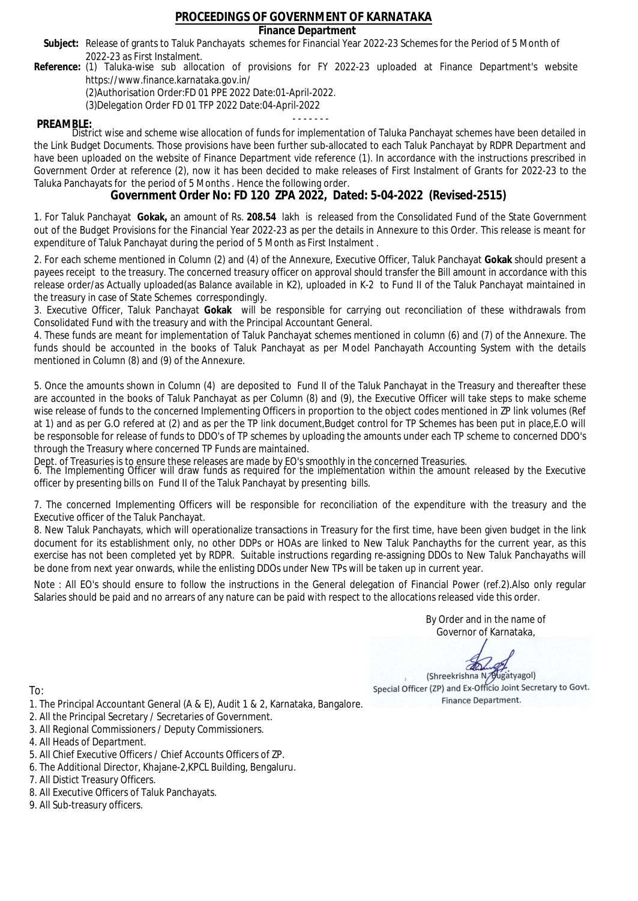# PROCEEDINGS OF GOVERNMENT OF KARNATAKA

## Finance Department

**Subject:** Release of grants to Taluk Panchayats schemes for Financial Year 2022-23 Schemes for the Period of 5 Month of 2022-23 as First Instalment.

**Reference:** (1) Taluka-wise sub allocation of provisions for FY 2022-23 uploaded at Finance Department's website https://www.finance.karnataka.gov.in/

(2)Authorisation Order:FD 01 PPE 2022 Date:01-April-2022.

(3)Delegation Order FD 01 TFP 2022 Date:04-April-2022

- - - - - - -

**PREAMBLE:**

District wise and scheme wise allocation of funds for implementation of Taluka Panchayat schemes have been detailed in the Link Budget Documents. Those provisions have been further sub-allocated to each Taluk Panchayat by RDPR Department and have been uploaded on the website of Finance Department vide reference (1). In accordance with the instructions prescribed in Government Order at reference (2), now it has been decided to make releases of First Instalment of Grants for 2022-23 to the Taluka Panchayats for the period of 5 Months . Hence the following order.

## Government Order No: FD 120 ZPA 2022, Dated: 5-04-2022 (Revised-2515)

1. For Taluk Panchayat **Gokak,** an amount of Rs. **208.54** lakh is released from the Consolidated Fund of the State Government out of the Budget Provisions for the Financial Year 2022-23 as per the details in Annexure to this Order. This release is meant for expenditure of Taluk Panchayat during the period of 5 Month as First Instalment .

2. For each scheme mentioned in Column (2) and (4) of the Annexure, Executive Officer, Taluk Panchayat **Gokak** should present a payees receipt to the treasury. The concerned treasury officer on approval should transfer the Bill amount in accordance with this release order/as Actually uploaded(as Balance available in K2), uploaded in K-2 to Fund II of the Taluk Panchayat maintained in the treasury in case of State Schemes correspondingly.

3. Executive Officer, Taluk Panchayat **Gokak** will be responsible for carrying out reconciliation of these withdrawals from Consolidated Fund with the treasury and with the Principal Accountant General.

4. These funds are meant for implementation of Taluk Panchayat schemes mentioned in column (6) and (7) of the Annexure. The funds should be accounted in the books of Taluk Panchayat as per Model Panchayath Accounting System with the details mentioned in Column (8) and (9) of the Annexure.

5. Once the amounts shown in Column (4) are deposited to Fund II of the Taluk Panchayat in the Treasury and thereafter these are accounted in the books of Taluk Panchayat as per Column (8) and (9), the Executive Officer will take steps to make scheme wise release of funds to the concerned Implementing Officers in proportion to the object codes mentioned in ZP link volumes (Ref at 1) and as per G.O refered at (2) and as per the TP link document,Budget control for TP Schemes has been put in place,E.O will be responsible for release of funds to DDO's of TP schemes by uploading the amounts under each TP scheme to concerned DDO's through the Treasury where concerned TP Funds are maintained.

Dept. of Treasuries is to ensure these releases are made by EO's smoothly in the concerned Treasuries.

6. The Implementing Officer will draw funds as required for the implementation within the amount released by the Executive officer by presenting bills on Fund II of the Taluk Panchayat by presenting bills.

7. The concerned Implementing Officers will be responsible for reconciliation of the expenditure with the treasury and the Executive officer of the Taluk Panchayat.

8. New Taluk Panchayats, which will operationalize transactions in Treasury for the first time, have been given budget in the link document for its establishment only, no other DDPs or HOAs are linked to New Taluk Panchayths for the current year, as this exercise has not been completed yet by RDPR. Suitable instructions regarding re-assigning DDOs to New Taluk Panchayaths will be done from next year onwards, while the enlisting DDOs under New TPs will be taken up in current year.

Note : All EO's should ensure to follow the instructions in the General delegation of Financial Power (ref.2).Also only regular Salaries should be paid and no arrears of any nature can be paid with respect to the allocations released vide this order.

By Order and in the name of
Governor of Karnataka,

(Shreekrishna N. Bugatyagol)
Special Officer (ZP) and Ex-Officio Joint Secretary to Govt.
Finance Department.

To:

1. The Principal Accountant General (A & E), Audit 1 & 2, Karnataka, Bangalore.
2. All the Principal Secretary / Secretaries of Government.
3. All Regional Commissioners / Deputy Commissioners.
4. All Heads of Department.
5. All Chief Executive Officers / Chief Accounts Officers of ZP.
6. The Additional Director, Khajane-2,KPCL Building, Bengaluru.
7. All Distict Treasury Officers.
8. All Executive Officers of Taluk Panchayats.
9. All Sub-treasury officers.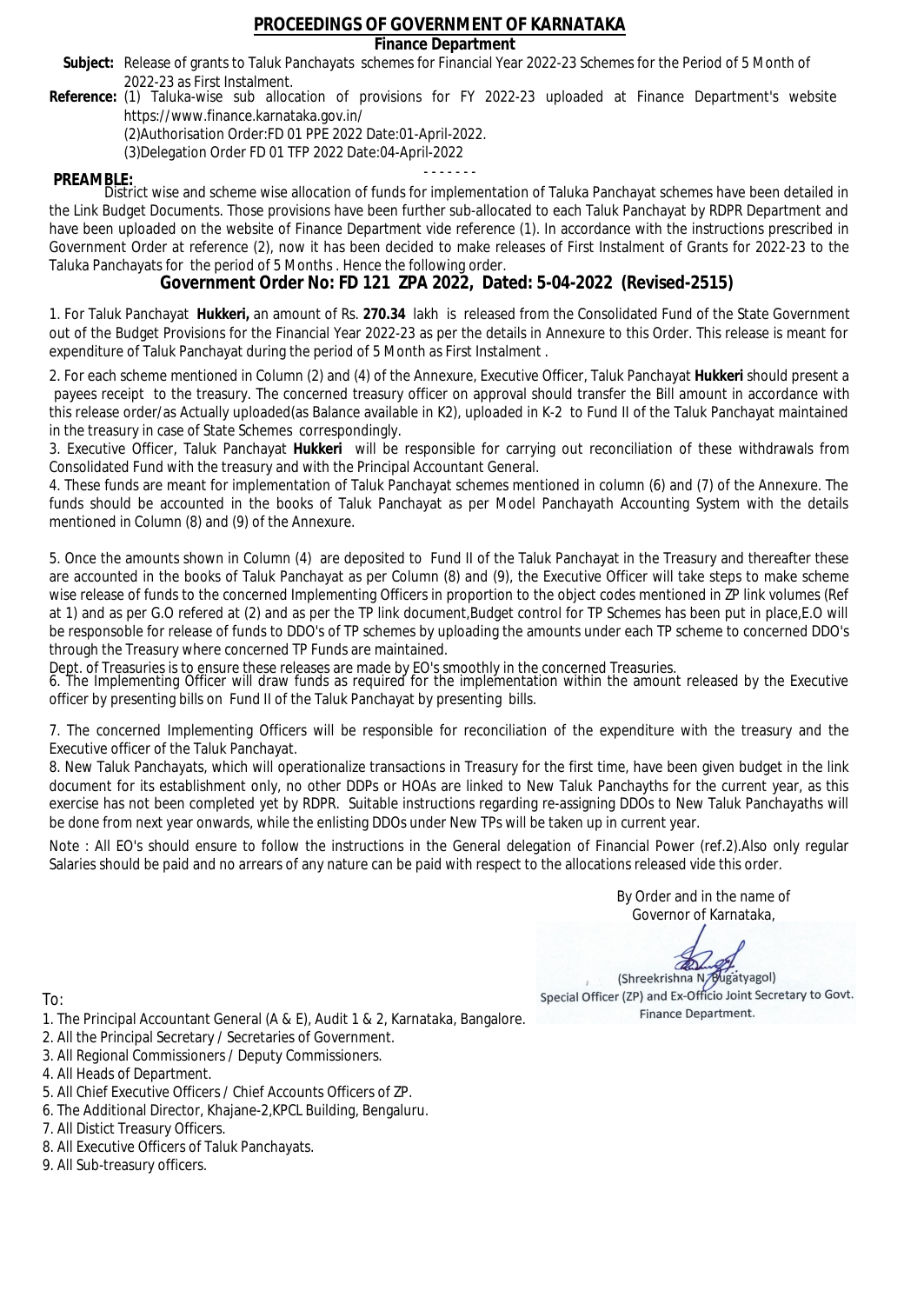# PROCEEDINGS OF GOVERNMENT OF KARNATAKA

## Finance Department

**Subject:** Release of grants to Taluk Panchayats schemes for Financial Year 2022-23 Schemes for the Period of 5 Month of 2022-23 as First Instalment.

**Reference:** (1) Taluka-wise sub allocation of provisions for FY 2022-23 uploaded at Finance Department's website https://www.finance.karnataka.gov.in/

(2)Authorisation Order:FD 01 PPE 2022 Date:01-April-2022.

(3)Delegation Order FD 01 TFP 2022 Date:04-April-2022

- - - - - - -

**PREAMBLE:**

District wise and scheme wise allocation of funds for implementation of Taluka Panchayat schemes have been detailed in the Link Budget Documents. Those provisions have been further sub-allocated to each Taluk Panchayat by RDPR Department and have been uploaded on the website of Finance Department vide reference (1). In accordance with the instructions prescribed in Government Order at reference (2), now it has been decided to make releases of First Instalment of Grants for 2022-23 to the Taluka Panchayats for the period of 5 Months . Hence the following order.

## Government Order No: FD 121 ZPA 2022, Dated: 5-04-2022 (Revised-2515)

1. For Taluk Panchayat **Hukkeri,** an amount of Rs. **270.34** lakh is released from the Consolidated Fund of the State Government out of the Budget Provisions for the Financial Year 2022-23 as per the details in Annexure to this Order. This release is meant for expenditure of Taluk Panchayat during the period of 5 Month as First Instalment .

2. For each scheme mentioned in Column (2) and (4) of the Annexure, Executive Officer, Taluk Panchayat **Hukkeri** should present a payees receipt to the treasury. The concerned treasury officer on approval should transfer the Bill amount in accordance with this release order/as Actually uploaded(as Balance available in K2), uploaded in K-2 to Fund II of the Taluk Panchayat maintained in the treasury in case of State Schemes correspondingly.

3. Executive Officer, Taluk Panchayat **Hukkeri** will be responsible for carrying out reconciliation of these withdrawals from Consolidated Fund with the treasury and with the Principal Accountant General.

4. These funds are meant for implementation of Taluk Panchayat schemes mentioned in column (6) and (7) of the Annexure. The funds should be accounted in the books of Taluk Panchayat as per Model Panchayath Accounting System with the details mentioned in Column (8) and (9) of the Annexure.

5. Once the amounts shown in Column (4) are deposited to Fund II of the Taluk Panchayat in the Treasury and thereafter these are accounted in the books of Taluk Panchayat as per Column (8) and (9), the Executive Officer will take steps to make scheme wise release of funds to the concerned Implementing Officers in proportion to the object codes mentioned in ZP link volumes (Ref at 1) and as per G.O refered at (2) and as per the TP link document,Budget control for TP Schemes has been put in place,E.O will be responsible for release of funds to DDO's of TP schemes by uploading the amounts under each TP scheme to concerned DDO's through the Treasury where concerned TP Funds are maintained.

Dept. of Treasuries is to ensure these releases are made by EO's smoothly in the concerned Treasuries.

6. The Implementing Officer will draw funds as required for the implementation within the amount released by the Executive officer by presenting bills on Fund II of the Taluk Panchayat by presenting bills.

7. The concerned Implementing Officers will be responsible for reconciliation of the expenditure with the treasury and the Executive officer of the Taluk Panchayat.

8. New Taluk Panchayats, which will operationalize transactions in Treasury for the first time, have been given budget in the link document for its establishment only, no other DDPs or HOAs are linked to New Taluk Panchayths for the current year, as this exercise has not been completed yet by RDPR. Suitable instructions regarding re-assigning DDOs to New Taluk Panchayaths will be done from next year onwards, while the enlisting DDOs under New TPs will be taken up in current year.

Note : All EO's should ensure to follow the instructions in the General delegation of Financial Power (ref.2).Also only regular Salaries should be paid and no arrears of any nature can be paid with respect to the allocations released vide this order.

By Order and in the name of
Governor of Karnataka,

(Shreekrishna N. Bugatyagol)
Special Officer (ZP) and Ex-Officio Joint Secretary to Govt.
Finance Department.

To:

1. The Principal Accountant General (A & E), Audit 1 & 2, Karnataka, Bangalore.
2. All the Principal Secretary / Secretaries of Government.
3. All Regional Commissioners / Deputy Commissioners.
4. All Heads of Department.
5. All Chief Executive Officers / Chief Accounts Officers of ZP.
6. The Additional Director, Khajane-2,KPCL Building, Bengaluru.
7. All Distict Treasury Officers.
8. All Executive Officers of Taluk Panchayats.
9. All Sub-treasury officers.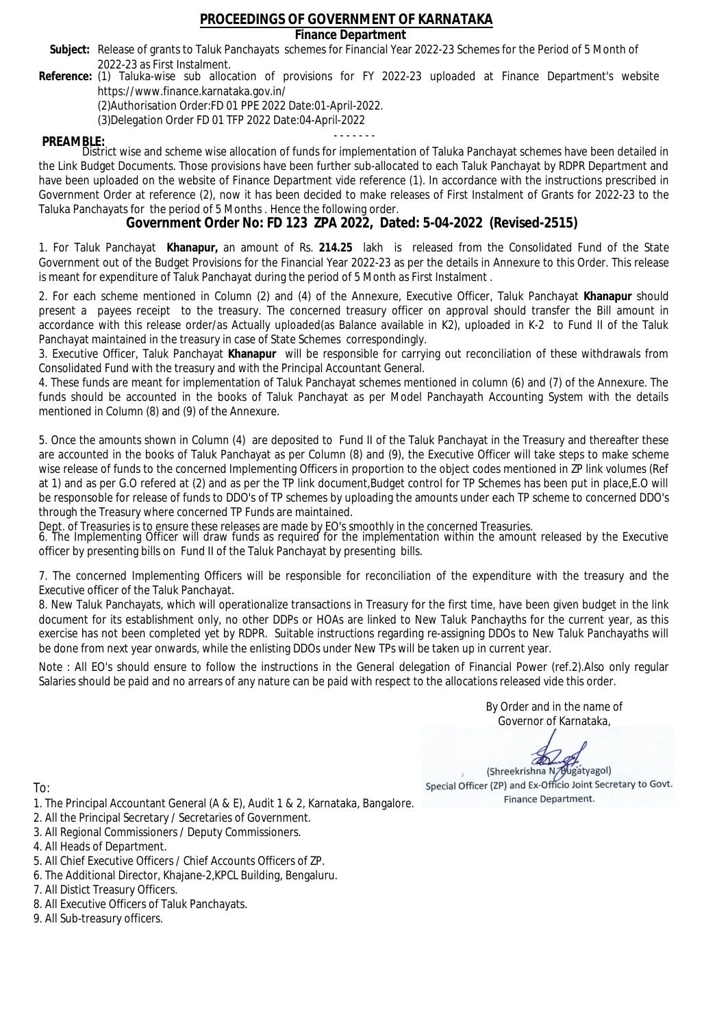# PROCEEDINGS OF GOVERNMENT OF KARNATAKA

**Finance Department**

**Subject:** Release of grants to Taluk Panchayats schemes for Financial Year 2022-23 Schemes for the Period of 5 Month of 2022-23 as First Instalment.

**Reference:** (1) Taluka-wise sub allocation of provisions for FY 2022-23 uploaded at Finance Department's website https://www.finance.karnataka.gov.in/

(2)Authorisation Order:FD 01 PPE 2022 Date:01-April-2022.

(3)Delegation Order FD 01 TFP 2022 Date:04-April-2022

- - - - - - -

**PREAMBLE:**

District wise and scheme wise allocation of funds for implementation of Taluka Panchayat schemes have been detailed in the Link Budget Documents. Those provisions have been further sub-allocated to each Taluk Panchayat by RDPR Department and have been uploaded on the website of Finance Department vide reference (1). In accordance with the instructions prescribed in Government Order at reference (2), now it has been decided to make releases of First Instalment of Grants for 2022-23 to the Taluka Panchayats for the period of 5 Months . Hence the following order.

## Government Order No: FD 123 ZPA 2022, Dated: 5-04-2022 (Revised-2515)

1. For Taluk Panchayat **Khanapur,** an amount of Rs. **214.25** lakh is released from the Consolidated Fund of the State Government out of the Budget Provisions for the Financial Year 2022-23 as per the details in Annexure to this Order. This release is meant for expenditure of Taluk Panchayat during the period of 5 Month as First Instalment .

2. For each scheme mentioned in Column (2) and (4) of the Annexure, Executive Officer, Taluk Panchayat **Khanapur** should present a payees receipt to the treasury. The concerned treasury officer on approval should transfer the Bill amount in accordance with this release order/as Actually uploaded(as Balance available in K2), uploaded in K-2 to Fund II of the Taluk Panchayat maintained in the treasury in case of State Schemes correspondingly.

3. Executive Officer, Taluk Panchayat **Khanapur** will be responsible for carrying out reconciliation of these withdrawals from Consolidated Fund with the treasury and with the Principal Accountant General.

4. These funds are meant for implementation of Taluk Panchayat schemes mentioned in column (6) and (7) of the Annexure. The funds should be accounted in the books of Taluk Panchayat as per Model Panchayath Accounting System with the details mentioned in Column (8) and (9) of the Annexure.

5. Once the amounts shown in Column (4) are deposited to Fund II of the Taluk Panchayat in the Treasury and thereafter these are accounted in the books of Taluk Panchayat as per Column (8) and (9), the Executive Officer will take steps to make scheme wise release of funds to the concerned Implementing Officers in proportion to the object codes mentioned in ZP link volumes (Ref at 1) and as per G.O refered at (2) and as per the TP link document,Budget control for TP Schemes has been put in place,E.O will be responsoble for release of funds to DDO's of TP schemes by uploading the amounts under each TP scheme to concerned DDO's through the Treasury where concerned TP Funds are maintained.

Dept. of Treasuries is to ensure these releases are made by EO's smoothly in the concerned Treasuries.

6. The Implementing Officer will draw funds as required for the implementation within the amount released by the Executive officer by presenting bills on Fund II of the Taluk Panchayat by presenting bills.

7. The concerned Implementing Officers will be responsible for reconciliation of the expenditure with the treasury and the Executive officer of the Taluk Panchayat.

8. New Taluk Panchayats, which will operationalize transactions in Treasury for the first time, have been given budget in the link document for its establishment only, no other DDPs or HOAs are linked to New Taluk Panchayths for the current year, as this exercise has not been completed yet by RDPR. Suitable instructions regarding re-assigning DDOs to New Taluk Panchayaths will be done from next year onwards, while the enlisting DDOs under New TPs will be taken up in current year.

Note : All EO's should ensure to follow the instructions in the General delegation of Financial Power (ref.2).Also only regular Salaries should be paid and no arrears of any nature can be paid with respect to the allocations released vide this order.

By Order and in the name of
Governor of Karnataka,

(Shreekrishna N. Bugatyagol)
Special Officer (ZP) and Ex-Officio Joint Secretary to Govt.
Finance Department.

To:

1. The Principal Accountant General (A & E), Audit 1 & 2, Karnataka, Bangalore.
2. All the Principal Secretary / Secretaries of Government.
3. All Regional Commissioners / Deputy Commissioners.
4. All Heads of Department.
5. All Chief Executive Officers / Chief Accounts Officers of ZP.
6. The Additional Director, Khajane-2,KPCL Building, Bengaluru.
7. All Distict Treasury Officers.
8. All Executive Officers of Taluk Panchayats.
9. All Sub-treasury officers.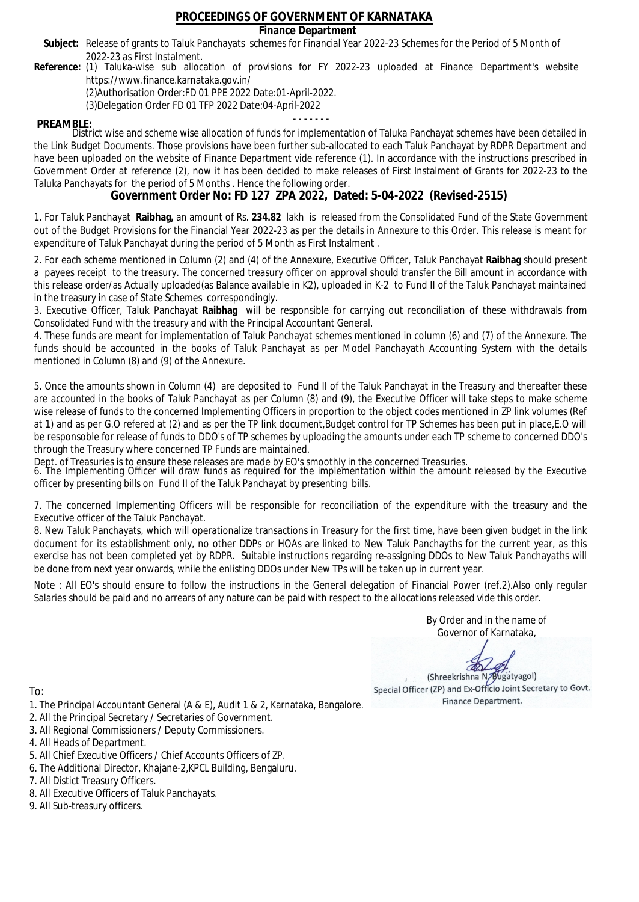# PROCEEDINGS OF GOVERNMENT OF KARNATAKA

## Finance Department

**Subject:** Release of grants to Taluk Panchayats schemes for Financial Year 2022-23 Schemes for the Period of 5 Month of 2022-23 as First Instalment.

**Reference:** (1) Taluka-wise sub allocation of provisions for FY 2022-23 uploaded at Finance Department's website https://www.finance.karnataka.gov.in/

(2)Authorisation Order:FD 01 PPE 2022 Date:01-April-2022.

(3)Delegation Order FD 01 TFP 2022 Date:04-April-2022

- - - - - - -

**PREAMBLE:**

District wise and scheme wise allocation of funds for implementation of Taluka Panchayat schemes have been detailed in the Link Budget Documents. Those provisions have been further sub-allocated to each Taluk Panchayat by RDPR Department and have been uploaded on the website of Finance Department vide reference (1). In accordance with the instructions prescribed in Government Order at reference (2), now it has been decided to make releases of First Instalment of Grants for 2022-23 to the Taluka Panchayats for the period of 5 Months . Hence the following order.

## Government Order No: FD 127 ZPA 2022, Dated: 5-04-2022 (Revised-2515)

1. For Taluk Panchayat **Raibhag,** an amount of Rs. **234.82** lakh is released from the Consolidated Fund of the State Government out of the Budget Provisions for the Financial Year 2022-23 as per the details in Annexure to this Order. This release is meant for expenditure of Taluk Panchayat during the period of 5 Month as First Instalment .

2. For each scheme mentioned in Column (2) and (4) of the Annexure, Executive Officer, Taluk Panchayat **Raibhag** should present a payees receipt to the treasury. The concerned treasury officer on approval should transfer the Bill amount in accordance with this release order/as Actually uploaded(as Balance available in K2), uploaded in K-2 to Fund II of the Taluk Panchayat maintained in the treasury in case of State Schemes correspondingly.

3. Executive Officer, Taluk Panchayat **Raibhag** will be responsible for carrying out reconciliation of these withdrawals from Consolidated Fund with the treasury and with the Principal Accountant General.

4. These funds are meant for implementation of Taluk Panchayat schemes mentioned in column (6) and (7) of the Annexure. The funds should be accounted in the books of Taluk Panchayat as per Model Panchayath Accounting System with the details mentioned in Column (8) and (9) of the Annexure.

5. Once the amounts shown in Column (4) are deposited to Fund II of the Taluk Panchayat in the Treasury and thereafter these are accounted in the books of Taluk Panchayat as per Column (8) and (9), the Executive Officer will take steps to make scheme wise release of funds to the concerned Implementing Officers in proportion to the object codes mentioned in ZP link volumes (Ref at 1) and as per G.O refered at (2) and as per the TP link document,Budget control for TP Schemes has been put in place,E.O will be responsoble for release of funds to DDO's of TP schemes by uploading the amounts under each TP scheme to concerned DDO's through the Treasury where concerned TP Funds are maintained.

Dept. of Treasuries is to ensure these releases are made by EO's smoothly in the concerned Treasuries.

6. The Implementing Officer will draw funds as required for the implementation within the amount released by the Executive officer by presenting bills on Fund II of the Taluk Panchayat by presenting bills.

7. The concerned Implementing Officers will be responsible for reconciliation of the expenditure with the treasury and the Executive officer of the Taluk Panchayat.

8. New Taluk Panchayats, which will operationalize transactions in Treasury for the first time, have been given budget in the link document for its establishment only, no other DDPs or HOAs are linked to New Taluk Panchayths for the current year, as this exercise has not been completed yet by RDPR. Suitable instructions regarding re-assigning DDOs to New Taluk Panchayaths will be done from next year onwards, while the enlisting DDOs under New TPs will be taken up in current year.

Note : All EO's should ensure to follow the instructions in the General delegation of Financial Power (ref.2).Also only regular Salaries should be paid and no arrears of any nature can be paid with respect to the allocations released vide this order.

By Order and in the name of
Governor of Karnataka,

(Shreekrishna N. Bugatyagol)
Special Officer (ZP) and Ex-Officio Joint Secretary to Govt.
Finance Department.

To:

1. The Principal Accountant General (A & E), Audit 1 & 2, Karnataka, Bangalore.
2. All the Principal Secretary / Secretaries of Government.
3. All Regional Commissioners / Deputy Commissioners.
4. All Heads of Department.
5. All Chief Executive Officers / Chief Accounts Officers of ZP.
6. The Additional Director, Khajane-2,KPCL Building, Bengaluru.
7. All Distict Treasury Officers.
8. All Executive Officers of Taluk Panchayats.
9. All Sub-treasury officers.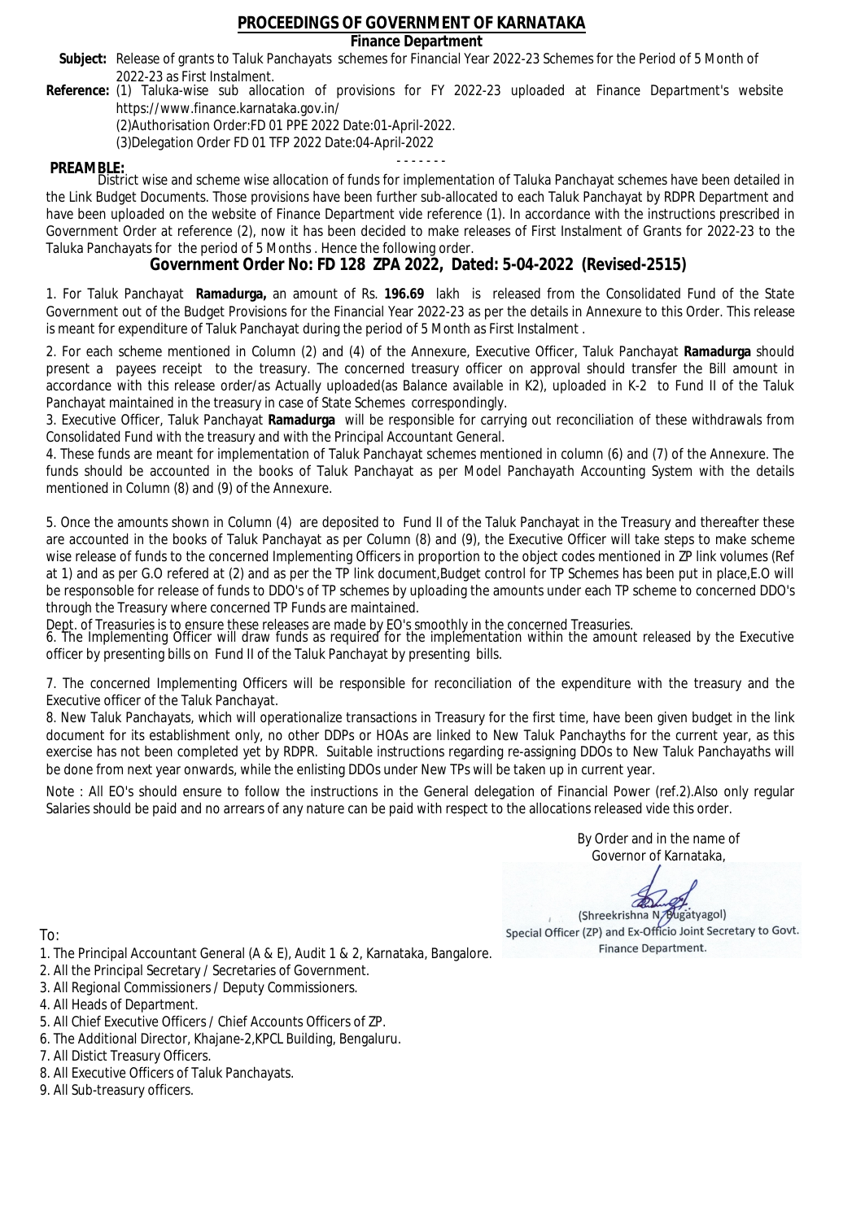# PROCEEDINGS OF GOVERNMENT OF KARNATAKA

**Finance Department**

**Subject:** Release of grants to Taluk Panchayats schemes for Financial Year 2022-23 Schemes for the Period of 5 Month of 2022-23 as First Instalment.

**Reference:** (1) Taluka-wise sub allocation of provisions for FY 2022-23 uploaded at Finance Department's website https://www.finance.karnataka.gov.in/

(2)Authorisation Order:FD 01 PPE 2022 Date:01-April-2022.

(3)Delegation Order FD 01 TFP 2022 Date:04-April-2022

- - - - - - -

**PREAMBLE:**

District wise and scheme wise allocation of funds for implementation of Taluka Panchayat schemes have been detailed in the Link Budget Documents. Those provisions have been further sub-allocated to each Taluk Panchayat by RDPR Department and have been uploaded on the website of Finance Department vide reference (1). In accordance with the instructions prescribed in Government Order at reference (2), now it has been decided to make releases of First Instalment of Grants for 2022-23 to the Taluka Panchayats for the period of 5 Months . Hence the following order.

## Government Order No: FD 128 ZPA 2022, Dated: 5-04-2022 (Revised-2515)

1. For Taluk Panchayat **Ramadurga,** an amount of Rs. **196.69** lakh is released from the Consolidated Fund of the State Government out of the Budget Provisions for the Financial Year 2022-23 as per the details in Annexure to this Order. This release is meant for expenditure of Taluk Panchayat during the period of 5 Month as First Instalment .

2. For each scheme mentioned in Column (2) and (4) of the Annexure, Executive Officer, Taluk Panchayat **Ramadurga** should present a payees receipt to the treasury. The concerned treasury officer on approval should transfer the Bill amount in accordance with this release order/as Actually uploaded(as Balance available in K2), uploaded in K-2 to Fund II of the Taluk Panchayat maintained in the treasury in case of State Schemes correspondingly.

3. Executive Officer, Taluk Panchayat **Ramadurga** will be responsible for carrying out reconciliation of these withdrawals from Consolidated Fund with the treasury and with the Principal Accountant General.

4. These funds are meant for implementation of Taluk Panchayat schemes mentioned in column (6) and (7) of the Annexure. The funds should be accounted in the books of Taluk Panchayat as per Model Panchayath Accounting System with the details mentioned in Column (8) and (9) of the Annexure.

5. Once the amounts shown in Column (4) are deposited to Fund II of the Taluk Panchayat in the Treasury and thereafter these are accounted in the books of Taluk Panchayat as per Column (8) and (9), the Executive Officer will take steps to make scheme wise release of funds to the concerned Implementing Officers in proportion to the object codes mentioned in ZP link volumes (Ref at 1) and as per G.O refered at (2) and as per the TP link document,Budget control for TP Schemes has been put in place,E.O will be responsible for release of funds to DDO's of TP schemes by uploading the amounts under each TP scheme to concerned DDO's through the Treasury where concerned TP Funds are maintained.

Dept. of Treasuries is to ensure these releases are made by EO's smoothly in the concerned Treasuries.

6. The Implementing Officer will draw funds as required for the implementation within the amount released by the Executive officer by presenting bills on Fund II of the Taluk Panchayat by presenting bills.

7. The concerned Implementing Officers will be responsible for reconciliation of the expenditure with the treasury and the Executive officer of the Taluk Panchayat.

8. New Taluk Panchayats, which will operationalize transactions in Treasury for the first time, have been given budget in the link document for its establishment only, no other DDPs or HOAs are linked to New Taluk Panchayths for the current year, as this exercise has not been completed yet by RDPR. Suitable instructions regarding re-assigning DDOs to New Taluk Panchayaths will be done from next year onwards, while the enlisting DDOs under New TPs will be taken up in current year.

Note : All EO's should ensure to follow the instructions in the General delegation of Financial Power (ref.2).Also only regular Salaries should be paid and no arrears of any nature can be paid with respect to the allocations released vide this order.

By Order and in the name of
Governor of Karnataka,

(Shreekrishna N. Bugatyagol)
Special Officer (ZP) and Ex-Officio Joint Secretary to Govt.
Finance Department.

To:

1. The Principal Accountant General (A & E), Audit 1 & 2, Karnataka, Bangalore.
2. All the Principal Secretary / Secretaries of Government.
3. All Regional Commissioners / Deputy Commissioners.
4. All Heads of Department.
5. All Chief Executive Officers / Chief Accounts Officers of ZP.
6. The Additional Director, Khajane-2,KPCL Building, Bengaluru.
7. All Distict Treasury Officers.
8. All Executive Officers of Taluk Panchayats.
9. All Sub-treasury officers.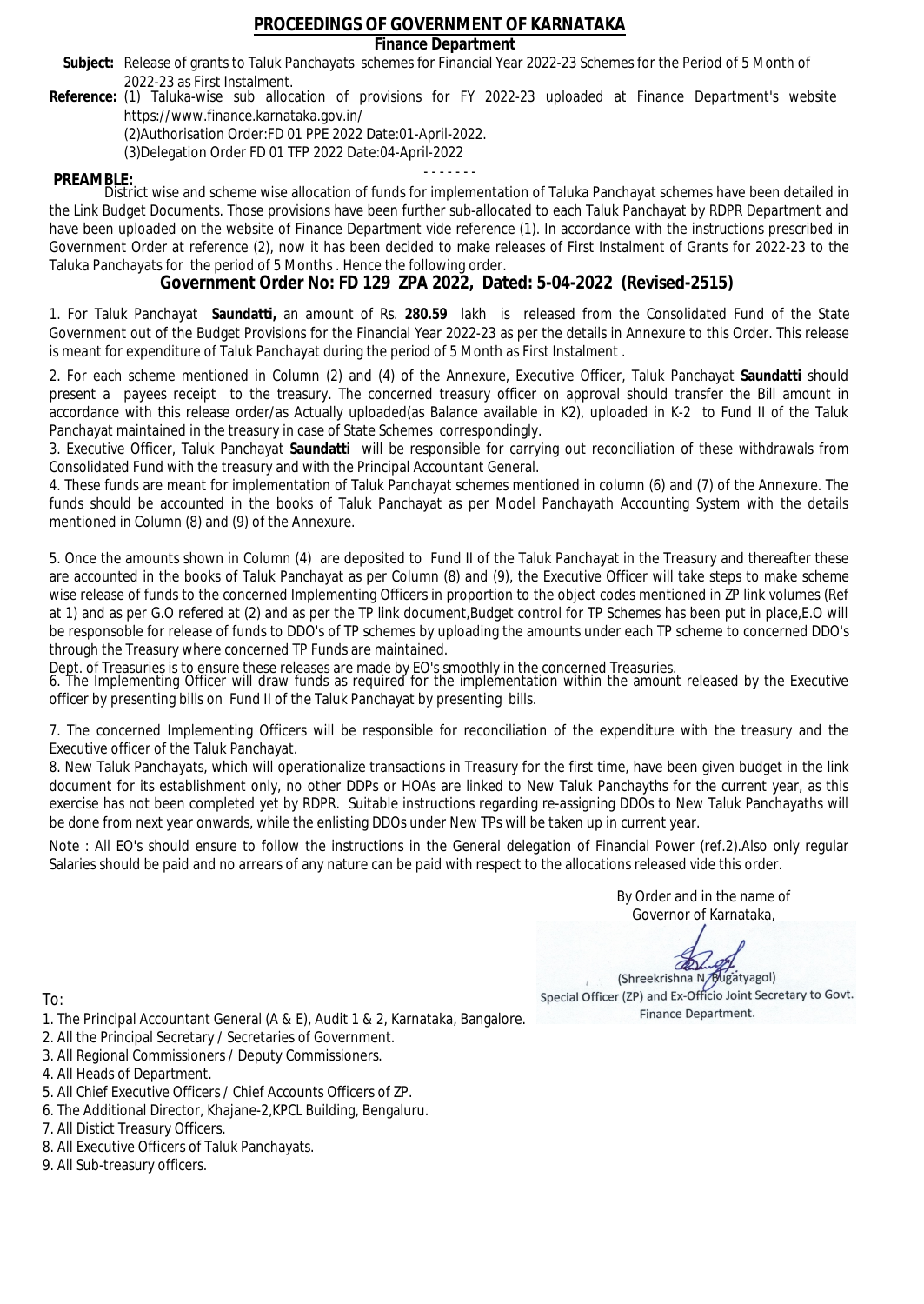# PROCEEDINGS OF GOVERNMENT OF KARNATAKA

## Finance Department

**Subject:** Release of grants to Taluk Panchayats schemes for Financial Year 2022-23 Schemes for the Period of 5 Month of 2022-23 as First Instalment.

**Reference:** (1) Taluka-wise sub allocation of provisions for FY 2022-23 uploaded at Finance Department's website https://www.finance.karnataka.gov.in/

(2)Authorisation Order:FD 01 PPE 2022 Date:01-April-2022.

(3)Delegation Order FD 01 TFP 2022 Date:04-April-2022

- - - - - - -

**PREAMBLE:**

District wise and scheme wise allocation of funds for implementation of Taluka Panchayat schemes have been detailed in the Link Budget Documents. Those provisions have been further sub-allocated to each Taluk Panchayat by RDPR Department and have been uploaded on the website of Finance Department vide reference (1). In accordance with the instructions prescribed in Government Order at reference (2), now it has been decided to make releases of First Instalment of Grants for 2022-23 to the Taluka Panchayats for the period of 5 Months . Hence the following order.

## Government Order No: FD 129 ZPA 2022, Dated: 5-04-2022 (Revised-2515)

1. For Taluk Panchayat **Saundatti,** an amount of Rs. **280.59** lakh is released from the Consolidated Fund of the State Government out of the Budget Provisions for the Financial Year 2022-23 as per the details in Annexure to this Order. This release is meant for expenditure of Taluk Panchayat during the period of 5 Month as First Instalment .

2. For each scheme mentioned in Column (2) and (4) of the Annexure, Executive Officer, Taluk Panchayat **Saundatti** should present a payees receipt to the treasury. The concerned treasury officer on approval should transfer the Bill amount in accordance with this release order/as Actually uploaded(as Balance available in K2), uploaded in K-2 to Fund II of the Taluk Panchayat maintained in the treasury in case of State Schemes correspondingly.

3. Executive Officer, Taluk Panchayat **Saundatti** will be responsible for carrying out reconciliation of these withdrawals from Consolidated Fund with the treasury and with the Principal Accountant General.

4. These funds are meant for implementation of Taluk Panchayat schemes mentioned in column (6) and (7) of the Annexure. The funds should be accounted in the books of Taluk Panchayat as per Model Panchayath Accounting System with the details mentioned in Column (8) and (9) of the Annexure.

5. Once the amounts shown in Column (4) are deposited to Fund II of the Taluk Panchayat in the Treasury and thereafter these are accounted in the books of Taluk Panchayat as per Column (8) and (9), the Executive Officer will take steps to make scheme wise release of funds to the concerned Implementing Officers in proportion to the object codes mentioned in ZP link volumes (Ref at 1) and as per G.O refered at (2) and as per the TP link document,Budget control for TP Schemes has been put in place,E.O will be responsoble for release of funds to DDO's of TP schemes by uploading the amounts under each TP scheme to concerned DDO's through the Treasury where concerned TP Funds are maintained.

Dept. of Treasuries is to ensure these releases are made by EO's smoothly in the concerned Treasuries.

6. The Implementing Officer will draw funds as required for the implementation within the amount released by the Executive officer by presenting bills on Fund II of the Taluk Panchayat by presenting bills.

7. The concerned Implementing Officers will be responsible for reconciliation of the expenditure with the treasury and the Executive officer of the Taluk Panchayat.

8. New Taluk Panchayats, which will operationalize transactions in Treasury for the first time, have been given budget in the link document for its establishment only, no other DDPs or HOAs are linked to New Taluk Panchayths for the current year, as this exercise has not been completed yet by RDPR. Suitable instructions regarding re-assigning DDOs to New Taluk Panchayaths will be done from next year onwards, while the enlisting DDOs under New TPs will be taken up in current year.

Note : All EO's should ensure to follow the instructions in the General delegation of Financial Power (ref.2).Also only regular Salaries should be paid and no arrears of any nature can be paid with respect to the allocations released vide this order.

By Order and in the name of
Governor of Karnataka,

(Shreekrishna N. Bugatyagol)
Special Officer (ZP) and Ex-Officio Joint Secretary to Govt.
Finance Department.

To:

1. The Principal Accountant General (A & E), Audit 1 & 2, Karnataka, Bangalore.
2. All the Principal Secretary / Secretaries of Government.
3. All Regional Commissioners / Deputy Commissioners.
4. All Heads of Department.
5. All Chief Executive Officers / Chief Accounts Officers of ZP.
6. The Additional Director, Khajane-2,KPCL Building, Bengaluru.
7. All Distict Treasury Officers.
8. All Executive Officers of Taluk Panchayats.
9. All Sub-treasury officers.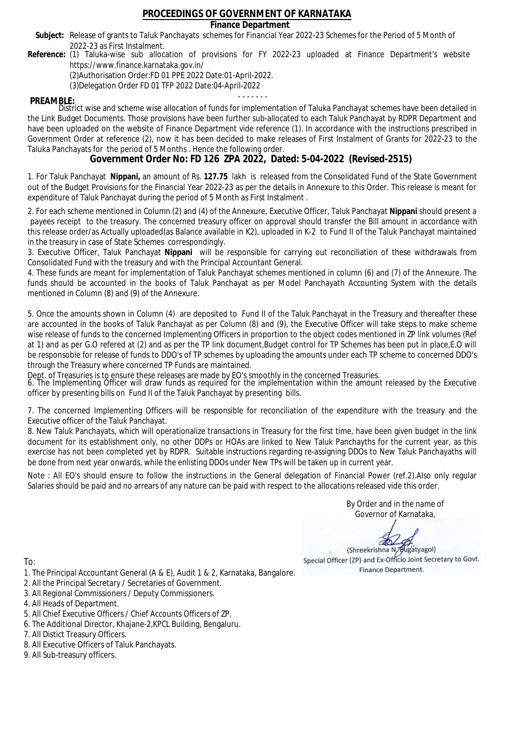# PROCEEDINGS OF GOVERNMENT OF KARNATAKA

## Finance Department

**Subject:** Release of grants to Taluk Panchayats schemes for Financial Year 2022-23 Schemes for the Period of 5 Month of 2022-23 as First Instalment.

**Reference:** (1) Taluka-wise sub allocation of provisions for FY 2022-23 uploaded at Finance Department's website https://www.finance.karnataka.gov.in/

(2)Authorisation Order:FD 01 PPE 2022 Date:01-April-2022.

(3)Delegation Order FD 01 TFP 2022 Date:04-April-2022

- - - - - - -

**PREAMBLE:**

District wise and scheme wise allocation of funds for implementation of Taluka Panchayat schemes have been detailed in the Link Budget Documents. Those provisions have been further sub-allocated to each Taluk Panchayat by RDPR Department and have been uploaded on the website of Finance Department vide reference (1). In accordance with the instructions prescribed in Government Order at reference (2), now it has been decided to make releases of First Instalment of Grants for 2022-23 to the Taluka Panchayats for the period of 5 Months . Hence the following order.

## Government Order No: FD 126 ZPA 2022, Dated: 5-04-2022 (Revised-2515)

1. For Taluk Panchayat **Nippani,** an amount of Rs. **127.75** lakh is released from the Consolidated Fund of the State Government out of the Budget Provisions for the Financial Year 2022-23 as per the details in Annexure to this Order. This release is meant for expenditure of Taluk Panchayat during the period of 5 Month as First Instalment .

2. For each scheme mentioned in Column (2) and (4) of the Annexure, Executive Officer, Taluk Panchayat **Nippani** should present a payees receipt to the treasury. The concerned treasury officer on approval should transfer the Bill amount in accordance with this release order/as Actually uploaded(as Balance available in K2), uploaded in K-2 to Fund II of the Taluk Panchayat maintained in the treasury in case of State Schemes correspondingly.

3. Executive Officer, Taluk Panchayat **Nippani** will be responsible for carrying out reconciliation of these withdrawals from Consolidated Fund with the treasury and with the Principal Accountant General.

4. These funds are meant for implementation of Taluk Panchayat schemes mentioned in column (6) and (7) of the Annexure. The funds should be accounted in the books of Taluk Panchayat as per Model Panchayath Accounting System with the details mentioned in Column (8) and (9) of the Annexure.

5. Once the amounts shown in Column (4) are deposited to Fund II of the Taluk Panchayat in the Treasury and thereafter these are accounted in the books of Taluk Panchayat as per Column (8) and (9), the Executive Officer will take steps to make scheme wise release of funds to the concerned Implementing Officers in proportion to the object codes mentioned in ZP link volumes (Ref at 1) and as per G.O refered at (2) and as per the TP link document,Budget control for TP Schemes has been put in place,E.O will be responsible for release of funds to DDO's of TP schemes by uploading the amounts under each TP scheme to concerned DDO's through the Treasury where concerned TP Funds are maintained.

Dept. of Treasuries is to ensure these releases are made by EO's smoothly in the concerned Treasuries.

6. The Implementing Officer will draw funds as required for the implementation within the amount released by the Executive officer by presenting bills on Fund II of the Taluk Panchayat by presenting bills.

7. The concerned Implementing Officers will be responsible for reconciliation of the expenditure with the treasury and the Executive officer of the Taluk Panchayat.

8. New Taluk Panchayats, which will operationalize transactions in Treasury for the first time, have been given budget in the link document for its establishment only, no other DDPs or HOAs are linked to New Taluk Panchayths for the current year, as this exercise has not been completed yet by RDPR. Suitable instructions regarding re-assigning DDOs to New Taluk Panchayaths will be done from next year onwards, while the enlisting DDOs under New TPs will be taken up in current year.

Note : All EO's should ensure to follow the instructions in the General delegation of Financial Power (ref.2).Also only regular Salaries should be paid and no arrears of any nature can be paid with respect to the allocations released vide this order.

By Order and in the name of
Governor of Karnataka,

(Shreekrishna N. Bugatyagol)
Special Officer (ZP) and Ex-Officio Joint Secretary to Govt.
Finance Department.

To:

1. The Principal Accountant General (A & E), Audit 1 & 2, Karnataka, Bangalore.
2. All the Principal Secretary / Secretaries of Government.
3. All Regional Commissioners / Deputy Commissioners.
4. All Heads of Department.
5. All Chief Executive Officers / Chief Accounts Officers of ZP.
6. The Additional Director, Khajane-2,KPCL Building, Bengaluru.
7. All Distict Treasury Officers.
8. All Executive Officers of Taluk Panchayats.
9. All Sub-treasury officers.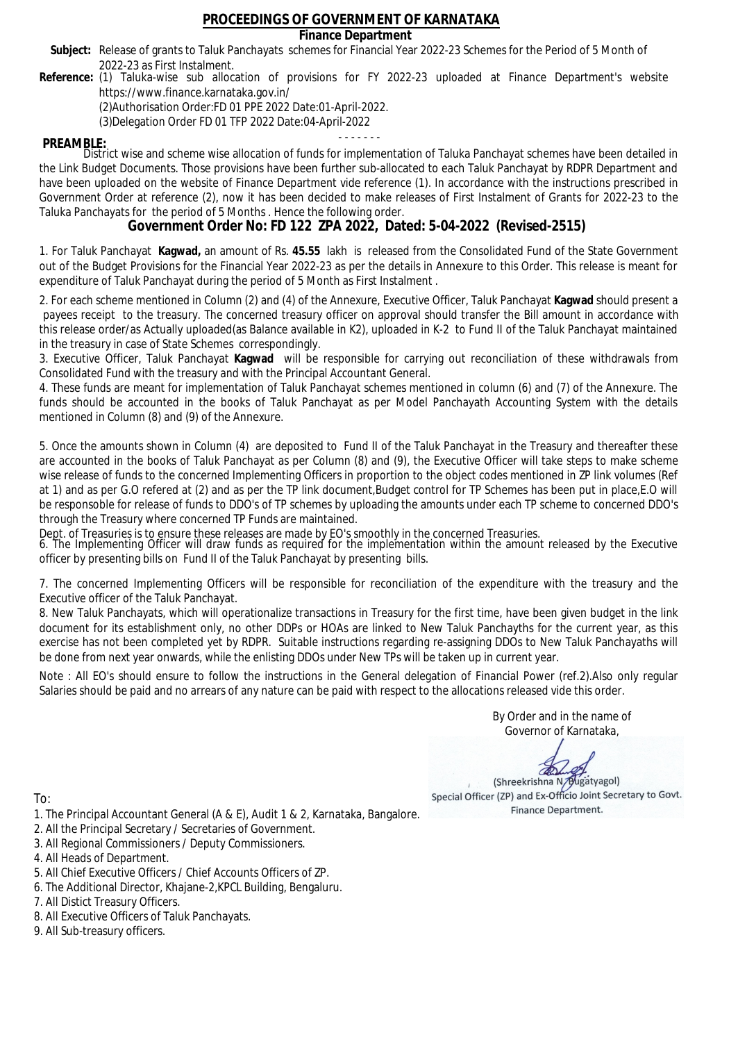# PROCEEDINGS OF GOVERNMENT OF KARNATAKA

## Finance Department

**Subject:** Release of grants to Taluk Panchayats schemes for Financial Year 2022-23 Schemes for the Period of 5 Month of 2022-23 as First Instalment.

**Reference:** (1) Taluka-wise sub allocation of provisions for FY 2022-23 uploaded at Finance Department's website https://www.finance.karnataka.gov.in/

(2)Authorisation Order:FD 01 PPE 2022 Date:01-April-2022.

(3)Delegation Order FD 01 TFP 2022 Date:04-April-2022

- - - - - - -

**PREAMBLE:**

District wise and scheme wise allocation of funds for implementation of Taluka Panchayat schemes have been detailed in the Link Budget Documents. Those provisions have been further sub-allocated to each Taluk Panchayat by RDPR Department and have been uploaded on the website of Finance Department vide reference (1). In accordance with the instructions prescribed in Government Order at reference (2), now it has been decided to make releases of First Instalment of Grants for 2022-23 to the Taluka Panchayats for the period of 5 Months . Hence the following order.

## Government Order No: FD 122 ZPA 2022, Dated: 5-04-2022 (Revised-2515)

1. For Taluk Panchayat **Kagwad,** an amount of Rs. **45.55** lakh is released from the Consolidated Fund of the State Government out of the Budget Provisions for the Financial Year 2022-23 as per the details in Annexure to this Order. This release is meant for expenditure of Taluk Panchayat during the period of 5 Month as First Instalment .

2. For each scheme mentioned in Column (2) and (4) of the Annexure, Executive Officer, Taluk Panchayat **Kagwad** should present a payees receipt to the treasury. The concerned treasury officer on approval should transfer the Bill amount in accordance with this release order/as Actually uploaded(as Balance available in K2), uploaded in K-2 to Fund II of the Taluk Panchayat maintained in the treasury in case of State Schemes correspondingly.

3. Executive Officer, Taluk Panchayat **Kagwad** will be responsible for carrying out reconciliation of these withdrawals from Consolidated Fund with the treasury and with the Principal Accountant General.

4. These funds are meant for implementation of Taluk Panchayat schemes mentioned in column (6) and (7) of the Annexure. The funds should be accounted in the books of Taluk Panchayat as per Model Panchayath Accounting System with the details mentioned in Column (8) and (9) of the Annexure.

5. Once the amounts shown in Column (4) are deposited to Fund II of the Taluk Panchayat in the Treasury and thereafter these are accounted in the books of Taluk Panchayat as per Column (8) and (9), the Executive Officer will take steps to make scheme wise release of funds to the concerned Implementing Officers in proportion to the object codes mentioned in ZP link volumes (Ref at 1) and as per G.O refered at (2) and as per the TP link document,Budget control for TP Schemes has been put in place,E.O will be responsible for release of funds to DDO's of TP schemes by uploading the amounts under each TP scheme to concerned DDO's through the Treasury where concerned TP Funds are maintained.

Dept. of Treasuries is to ensure these releases are made by EO's smoothly in the concerned Treasuries.

6. The Implementing Officer will draw funds as required for the implementation within the amount released by the Executive officer by presenting bills on Fund II of the Taluk Panchayat by presenting bills.

7. The concerned Implementing Officers will be responsible for reconciliation of the expenditure with the treasury and the Executive officer of the Taluk Panchayat.

8. New Taluk Panchayats, which will operationalize transactions in Treasury for the first time, have been given budget in the link document for its establishment only, no other DDPs or HOAs are linked to New Taluk Panchayths for the current year, as this exercise has not been completed yet by RDPR. Suitable instructions regarding re-assigning DDOs to New Taluk Panchayaths will be done from next year onwards, while the enlisting DDOs under New TPs will be taken up in current year.

Note : All EO's should ensure to follow the instructions in the General delegation of Financial Power (ref.2).Also only regular Salaries should be paid and no arrears of any nature can be paid with respect to the allocations released vide this order.

By Order and in the name of
Governor of Karnataka,

(Shreekrishna N. Bugatyagol)
Special Officer (ZP) and Ex-Officio Joint Secretary to Govt.
Finance Department.

To:

1. The Principal Accountant General (A & E), Audit 1 & 2, Karnataka, Bangalore.
2. All the Principal Secretary / Secretaries of Government.
3. All Regional Commissioners / Deputy Commissioners.
4. All Heads of Department.
5. All Chief Executive Officers / Chief Accounts Officers of ZP.
6. The Additional Director, Khajane-2,KPCL Building, Bengaluru.
7. All Distict Treasury Officers.
8. All Executive Officers of Taluk Panchayats.
9. All Sub-treasury officers.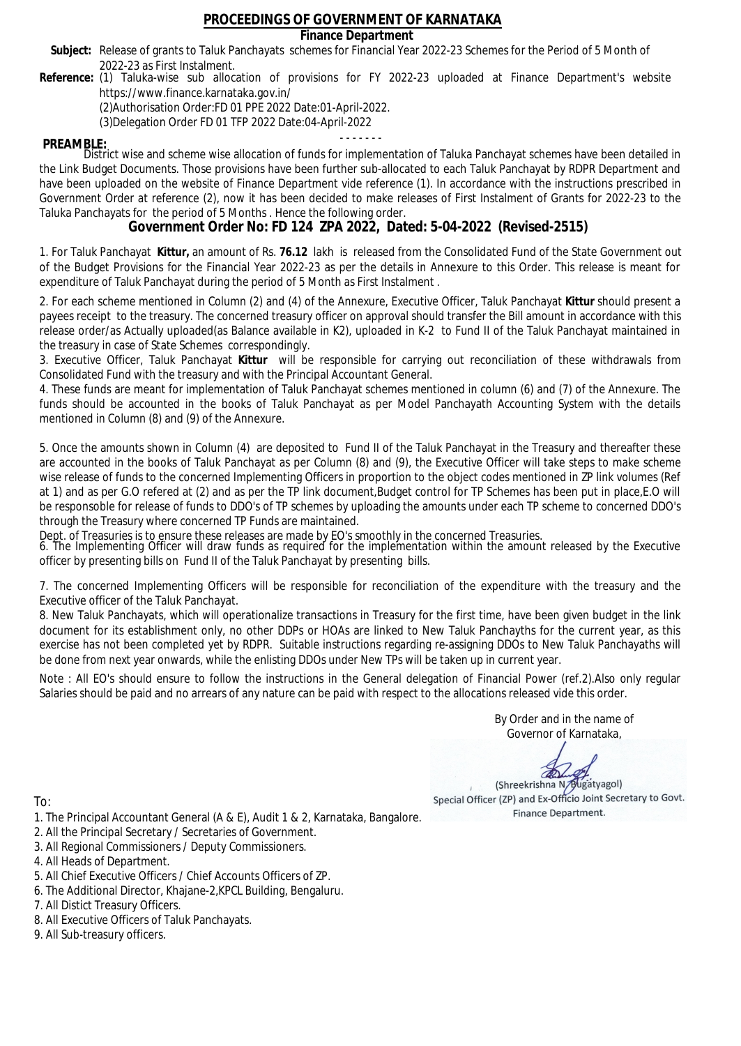# PROCEEDINGS OF GOVERNMENT OF KARNATAKA

**Finance Department**

**Subject:** Release of grants to Taluk Panchayats schemes for Financial Year 2022-23 Schemes for the Period of 5 Month of 2022-23 as First Instalment.

**Reference:** (1) Taluka-wise sub allocation of provisions for FY 2022-23 uploaded at Finance Department's website https://www.finance.karnataka.gov.in/
(2)Authorisation Order:FD 01 PPE 2022 Date:01-April-2022.
(3)Delegation Order FD 01 TFP 2022 Date:04-April-2022

- - - - - - -

**PREAMBLE:**
District wise and scheme wise allocation of funds for implementation of Taluka Panchayat schemes have been detailed in the Link Budget Documents. Those provisions have been further sub-allocated to each Taluk Panchayat by RDPR Department and have been uploaded on the website of Finance Department vide reference (1). In accordance with the instructions prescribed in Government Order at reference (2), now it has been decided to make releases of First Instalment of Grants for 2022-23 to the Taluka Panchayats for the period of 5 Months . Hence the following order.

## Government Order No: FD 124 ZPA 2022, Dated: 5-04-2022 (Revised-2515)

1. For Taluk Panchayat **Kittur,** an amount of Rs. **76.12** lakh is released from the Consolidated Fund of the State Government out of the Budget Provisions for the Financial Year 2022-23 as per the details in Annexure to this Order. This release is meant for expenditure of Taluk Panchayat during the period of 5 Month as First Instalment .

2. For each scheme mentioned in Column (2) and (4) of the Annexure, Executive Officer, Taluk Panchayat **Kittur** should present a payees receipt to the treasury. The concerned treasury officer on approval should transfer the Bill amount in accordance with this release order/as Actually uploaded(as Balance available in K2), uploaded in K-2 to Fund II of the Taluk Panchayat maintained in the treasury in case of State Schemes correspondingly.

3. Executive Officer, Taluk Panchayat **Kittur** will be responsible for carrying out reconciliation of these withdrawals from Consolidated Fund with the treasury and with the Principal Accountant General.

4. These funds are meant for implementation of Taluk Panchayat schemes mentioned in column (6) and (7) of the Annexure. The funds should be accounted in the books of Taluk Panchayat as per Model Panchayath Accounting System with the details mentioned in Column (8) and (9) of the Annexure.

5. Once the amounts shown in Column (4) are deposited to Fund II of the Taluk Panchayat in the Treasury and thereafter these are accounted in the books of Taluk Panchayat as per Column (8) and (9), the Executive Officer will take steps to make scheme wise release of funds to the concerned Implementing Officers in proportion to the object codes mentioned in ZP link volumes (Ref at 1) and as per G.O refered at (2) and as per the TP link document,Budget control for TP Schemes has been put in place,E.O will be responsible for release of funds to DDO's of TP schemes by uploading the amounts under each TP scheme to concerned DDO's through the Treasury where concerned TP Funds are maintained.

Dept. of Treasuries is to ensure these releases are made by EO's smoothly in the concerned Treasuries.

6. The Implementing Officer will draw funds as required for the implementation within the amount released by the Executive officer by presenting bills on Fund II of the Taluk Panchayat by presenting bills.

7. The concerned Implementing Officers will be responsible for reconciliation of the expenditure with the treasury and the Executive officer of the Taluk Panchayat.

8. New Taluk Panchayats, which will operationalize transactions in Treasury for the first time, have been given budget in the link document for its establishment only, no other DDPs or HOAs are linked to New Taluk Panchayths for the current year, as this exercise has not been completed yet by RDPR. Suitable instructions regarding re-assigning DDOs to New Taluk Panchayaths will be done from next year onwards, while the enlisting DDOs under New TPs will be taken up in current year.

Note : All EO's should ensure to follow the instructions in the General delegation of Financial Power (ref.2).Also only regular Salaries should be paid and no arrears of any nature can be paid with respect to the allocations released vide this order.

By Order and in the name of
Governor of Karnataka,

(Shreekrishna N. Bugatyagol)
Special Officer (ZP) and Ex-Officio Joint Secretary to Govt.
Finance Department.

To:

1. The Principal Accountant General (A & E), Audit 1 & 2, Karnataka, Bangalore.
2. All the Principal Secretary / Secretaries of Government.
3. All Regional Commissioners / Deputy Commissioners.
4. All Heads of Department.
5. All Chief Executive Officers / Chief Accounts Officers of ZP.
6. The Additional Director, Khajane-2,KPCL Building, Bengaluru.
7. All Distict Treasury Officers.
8. All Executive Officers of Taluk Panchayats.
9. All Sub-treasury officers.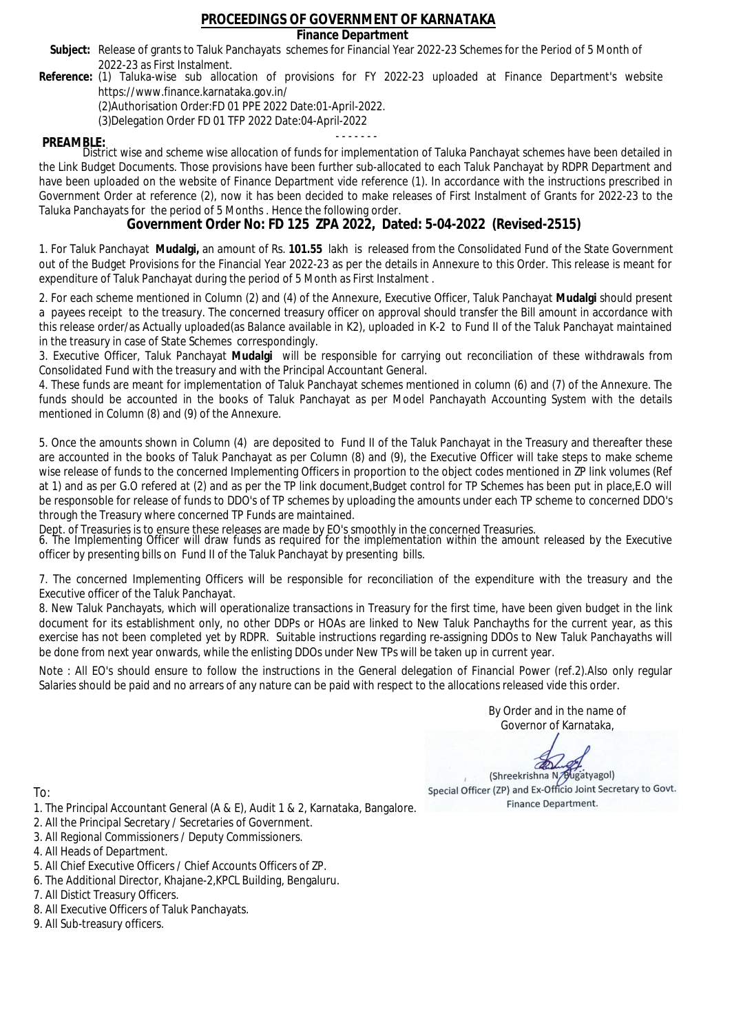# PROCEEDINGS OF GOVERNMENT OF KARNATAKA

**Finance Department**

**Subject:** Release of grants to Taluk Panchayats schemes for Financial Year 2022-23 Schemes for the Period of 5 Month of 2022-23 as First Instalment.

**Reference:** (1) Taluka-wise sub allocation of provisions for FY 2022-23 uploaded at Finance Department's website https://www.finance.karnataka.gov.in/

(2)Authorisation Order:FD 01 PPE 2022 Date:01-April-2022.

(3)Delegation Order FD 01 TFP 2022 Date:04-April-2022

- - - - - - -

**PREAMBLE:**

District wise and scheme wise allocation of funds for implementation of Taluka Panchayat schemes have been detailed in the Link Budget Documents. Those provisions have been further sub-allocated to each Taluk Panchayat by RDPR Department and have been uploaded on the website of Finance Department vide reference (1). In accordance with the instructions prescribed in Government Order at reference (2), now it has been decided to make releases of First Instalment of Grants for 2022-23 to the Taluka Panchayats for the period of 5 Months . Hence the following order.

## Government Order No: FD 125 ZPA 2022, Dated: 5-04-2022 (Revised-2515)

1. For Taluk Panchayat **Mudalgi,** an amount of Rs. **101.55** lakh is released from the Consolidated Fund of the State Government out of the Budget Provisions for the Financial Year 2022-23 as per the details in Annexure to this Order. This release is meant for expenditure of Taluk Panchayat during the period of 5 Month as First Instalment .

2. For each scheme mentioned in Column (2) and (4) of the Annexure, Executive Officer, Taluk Panchayat **Mudalgi** should present a payees receipt to the treasury. The concerned treasury officer on approval should transfer the Bill amount in accordance with this release order/as Actually uploaded(as Balance available in K2), uploaded in K-2 to Fund II of the Taluk Panchayat maintained in the treasury in case of State Schemes correspondingly.

3. Executive Officer, Taluk Panchayat **Mudalgi** will be responsible for carrying out reconciliation of these withdrawals from Consolidated Fund with the treasury and with the Principal Accountant General.

4. These funds are meant for implementation of Taluk Panchayat schemes mentioned in column (6) and (7) of the Annexure. The funds should be accounted in the books of Taluk Panchayat as per Model Panchayath Accounting System with the details mentioned in Column (8) and (9) of the Annexure.

5. Once the amounts shown in Column (4) are deposited to Fund II of the Taluk Panchayat in the Treasury and thereafter these are accounted in the books of Taluk Panchayat as per Column (8) and (9), the Executive Officer will take steps to make scheme wise release of funds to the concerned Implementing Officers in proportion to the object codes mentioned in ZP link volumes (Ref at 1) and as per G.O refered at (2) and as per the TP link document,Budget control for TP Schemes has been put in place,E.O will be responsoble for release of funds to DDO's of TP schemes by uploading the amounts under each TP scheme to concerned DDO's through the Treasury where concerned TP Funds are maintained.

Dept. of Treasuries is to ensure these releases are made by EO's smoothly in the concerned Treasuries.

6. The Implementing Officer will draw funds as required for the implementation within the amount released by the Executive officer by presenting bills on Fund II of the Taluk Panchayat by presenting bills.

7. The concerned Implementing Officers will be responsible for reconciliation of the expenditure with the treasury and the Executive officer of the Taluk Panchayat.

8. New Taluk Panchayats, which will operationalize transactions in Treasury for the first time, have been given budget in the link document for its establishment only, no other DDPs or HOAs are linked to New Taluk Panchayths for the current year, as this exercise has not been completed yet by RDPR. Suitable instructions regarding re-assigning DDOs to New Taluk Panchayaths will be done from next year onwards, while the enlisting DDOs under New TPs will be taken up in current year.

Note : All EO's should ensure to follow the instructions in the General delegation of Financial Power (ref.2).Also only regular Salaries should be paid and no arrears of any nature can be paid with respect to the allocations released vide this order.

By Order and in the name of
Governor of Karnataka,

(Shreekrishna N. Bugatyagol)
Special Officer (ZP) and Ex-Officio Joint Secretary to Govt.
Finance Department.

To:

1. The Principal Accountant General (A & E), Audit 1 & 2, Karnataka, Bangalore.
2. All the Principal Secretary / Secretaries of Government.
3. All Regional Commissioners / Deputy Commissioners.
4. All Heads of Department.
5. All Chief Executive Officers / Chief Accounts Officers of ZP.
6. The Additional Director, Khajane-2,KPCL Building, Bengaluru.
7. All Distict Treasury Officers.
8. All Executive Officers of Taluk Panchayats.
9. All Sub-treasury officers.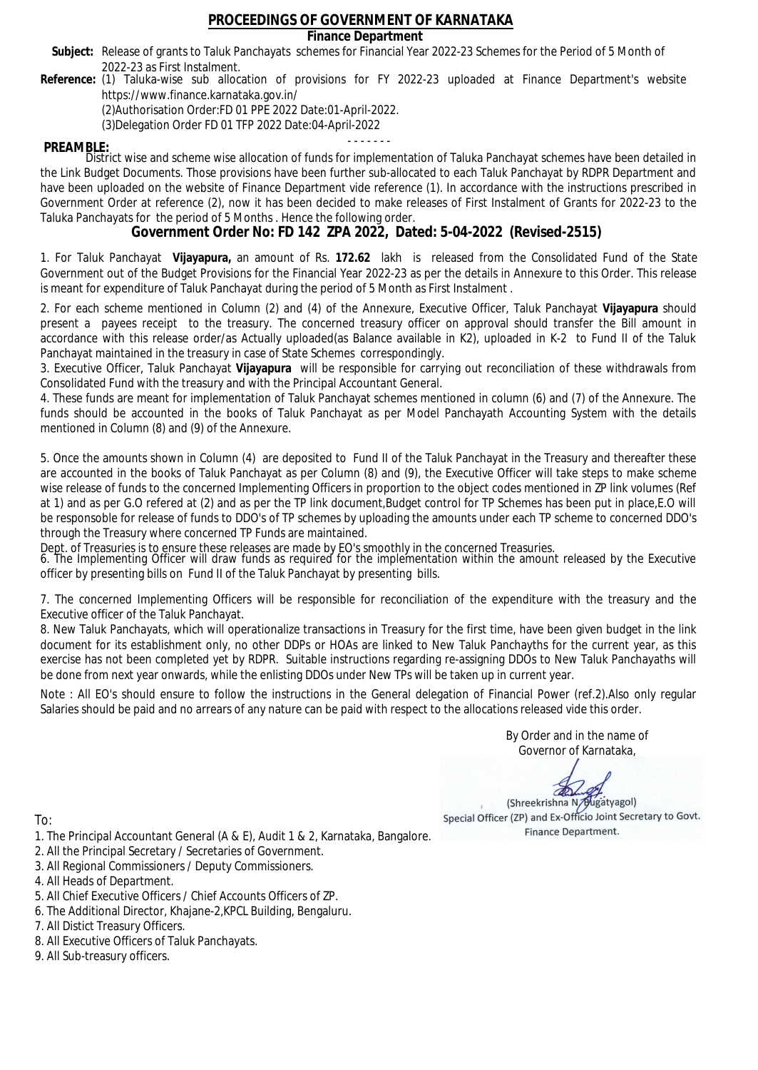# PROCEEDINGS OF GOVERNMENT OF KARNATAKA

**Finance Department**

**Subject:** Release of grants to Taluk Panchayats schemes for Financial Year 2022-23 Schemes for the Period of 5 Month of 2022-23 as First Instalment.

**Reference:** (1) Taluka-wise sub allocation of provisions for FY 2022-23 uploaded at Finance Department's website https://www.finance.karnataka.gov.in/
(2)Authorisation Order:FD 01 PPE 2022 Date:01-April-2022.
(3)Delegation Order FD 01 TFP 2022 Date:04-April-2022

- - - - - - -

**PREAMBLE:**
District wise and scheme wise allocation of funds for implementation of Taluka Panchayat schemes have been detailed in the Link Budget Documents. Those provisions have been further sub-allocated to each Taluk Panchayat by RDPR Department and have been uploaded on the website of Finance Department vide reference (1). In accordance with the instructions prescribed in Government Order at reference (2), now it has been decided to make releases of First Instalment of Grants for 2022-23 to the Taluka Panchayats for the period of 5 Months . Hence the following order.

## Government Order No: FD 142 ZPA 2022, Dated: 5-04-2022 (Revised-2515)

1. For Taluk Panchayat **Vijayapura,** an amount of Rs. **172.62** lakh is released from the Consolidated Fund of the State Government out of the Budget Provisions for the Financial Year 2022-23 as per the details in Annexure to this Order. This release is meant for expenditure of Taluk Panchayat during the period of 5 Month as First Instalment .

2. For each scheme mentioned in Column (2) and (4) of the Annexure, Executive Officer, Taluk Panchayat **Vijayapura** should present a payees receipt to the treasury. The concerned treasury officer on approval should transfer the Bill amount in accordance with this release order/as Actually uploaded(as Balance available in K2), uploaded in K-2 to Fund II of the Taluk Panchayat maintained in the treasury in case of State Schemes correspondingly.

3. Executive Officer, Taluk Panchayat **Vijayapura** will be responsible for carrying out reconciliation of these withdrawals from Consolidated Fund with the treasury and with the Principal Accountant General.

4. These funds are meant for implementation of Taluk Panchayat schemes mentioned in column (6) and (7) of the Annexure. The funds should be accounted in the books of Taluk Panchayat as per Model Panchayath Accounting System with the details mentioned in Column (8) and (9) of the Annexure.

5. Once the amounts shown in Column (4) are deposited to Fund II of the Taluk Panchayat in the Treasury and thereafter these are accounted in the books of Taluk Panchayat as per Column (8) and (9), the Executive Officer will take steps to make scheme wise release of funds to the concerned Implementing Officers in proportion to the object codes mentioned in ZP link volumes (Ref at 1) and as per G.O refered at (2) and as per the TP link document,Budget control for TP Schemes has been put in place,E.O will be responsoble for release of funds to DDO's of TP schemes by uploading the amounts under each TP scheme to concerned DDO's through the Treasury where concerned TP Funds are maintained.
Dept. of Treasuries is to ensure these releases are made by EO's smoothly in the concerned Treasuries.

6. The Implementing Officer will draw funds as required for the implementation within the amount released by the Executive officer by presenting bills on Fund II of the Taluk Panchayat by presenting bills.

7. The concerned Implementing Officers will be responsible for reconciliation of the expenditure with the treasury and the Executive officer of the Taluk Panchayat.

8. New Taluk Panchayats, which will operationalize transactions in Treasury for the first time, have been given budget in the link document for its establishment only, no other DDPs or HOAs are linked to New Taluk Panchayths for the current year, as this exercise has not been completed yet by RDPR. Suitable instructions regarding re-assigning DDOs to New Taluk Panchayaths will be done from next year onwards, while the enlisting DDOs under New TPs will be taken up in current year.

Note : All EO's should ensure to follow the instructions in the General delegation of Financial Power (ref.2).Also only regular Salaries should be paid and no arrears of any nature can be paid with respect to the allocations released vide this order.

By Order and in the name of
Governor of Karnataka,

(Shreekrishna N. Bugatyagol)
Special Officer (ZP) and Ex-Officio Joint Secretary to Govt.
Finance Department.

To:

1. The Principal Accountant General (A & E), Audit 1 & 2, Karnataka, Bangalore.
2. All the Principal Secretary / Secretaries of Government.
3. All Regional Commissioners / Deputy Commissioners.
4. All Heads of Department.
5. All Chief Executive Officers / Chief Accounts Officers of ZP.
6. The Additional Director, Khajane-2,KPCL Building, Bengaluru.
7. All Distict Treasury Officers.
8. All Executive Officers of Taluk Panchayats.
9. All Sub-treasury officers.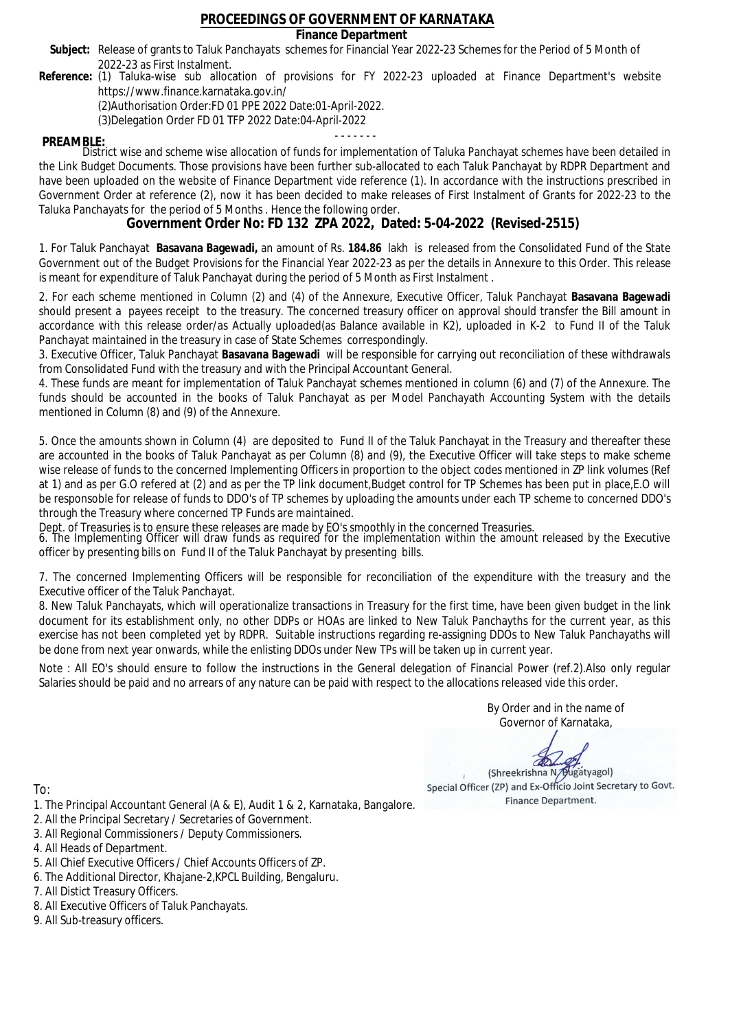# PROCEEDINGS OF GOVERNMENT OF KARNATAKA

## Finance Department

**Subject:** Release of grants to Taluk Panchayats schemes for Financial Year 2022-23 Schemes for the Period of 5 Month of 2022-23 as First Instalment.

**Reference:** (1) Taluka-wise sub allocation of provisions for FY 2022-23 uploaded at Finance Department's website https://www.finance.karnataka.gov.in/

(2)Authorisation Order:FD 01 PPE 2022 Date:01-April-2022.

(3)Delegation Order FD 01 TFP 2022 Date:04-April-2022

- - - - - - -

**PREAMBLE:**

District wise and scheme wise allocation of funds for implementation of Taluka Panchayat schemes have been detailed in the Link Budget Documents. Those provisions have been further sub-allocated to each Taluk Panchayat by RDPR Department and have been uploaded on the website of Finance Department vide reference (1). In accordance with the instructions prescribed in Government Order at reference (2), now it has been decided to make releases of First Instalment of Grants for 2022-23 to the Taluka Panchayats for the period of 5 Months . Hence the following order.

## Government Order No: FD 132 ZPA 2022, Dated: 5-04-2022 (Revised-2515)

1. For Taluk Panchayat **Basavana Bagewadi,** an amount of Rs. **184.86** lakh is released from the Consolidated Fund of the State Government out of the Budget Provisions for the Financial Year 2022-23 as per the details in Annexure to this Order. This release is meant for expenditure of Taluk Panchayat during the period of 5 Month as First Instalment .

2. For each scheme mentioned in Column (2) and (4) of the Annexure, Executive Officer, Taluk Panchayat **Basavana Bagewadi** should present a payees receipt to the treasury. The concerned treasury officer on approval should transfer the Bill amount in accordance with this release order/as Actually uploaded(as Balance available in K2), uploaded in K-2 to Fund II of the Taluk Panchayat maintained in the treasury in case of State Schemes correspondingly.

3. Executive Officer, Taluk Panchayat **Basavana Bagewadi** will be responsible for carrying out reconciliation of these withdrawals from Consolidated Fund with the treasury and with the Principal Accountant General.

4. These funds are meant for implementation of Taluk Panchayat schemes mentioned in column (6) and (7) of the Annexure. The funds should be accounted in the books of Taluk Panchayat as per Model Panchayath Accounting System with the details mentioned in Column (8) and (9) of the Annexure.

5. Once the amounts shown in Column (4) are deposited to Fund II of the Taluk Panchayat in the Treasury and thereafter these are accounted in the books of Taluk Panchayat as per Column (8) and (9), the Executive Officer will take steps to make scheme wise release of funds to the concerned Implementing Officers in proportion to the object codes mentioned in ZP link volumes (Ref at 1) and as per G.O refered at (2) and as per the TP link document,Budget control for TP Schemes has been put in place,E.O will be responsible for release of funds to DDO's of TP schemes by uploading the amounts under each TP scheme to concerned DDO's through the Treasury where concerned TP Funds are maintained.

Dept. of Treasuries is to ensure these releases are made by EO's smoothly in the concerned Treasuries.

6. The Implementing Officer will draw funds as required for the implementation within the amount released by the Executive officer by presenting bills on Fund II of the Taluk Panchayat by presenting bills.

7. The concerned Implementing Officers will be responsible for reconciliation of the expenditure with the treasury and the Executive officer of the Taluk Panchayat.

8. New Taluk Panchayats, which will operationalize transactions in Treasury for the first time, have been given budget in the link document for its establishment only, no other DDPs or HOAs are linked to New Taluk Panchayths for the current year, as this exercise has not been completed yet by RDPR. Suitable instructions regarding re-assigning DDOs to New Taluk Panchayaths will be done from next year onwards, while the enlisting DDOs under New TPs will be taken up in current year.

Note : All EO's should ensure to follow the instructions in the General delegation of Financial Power (ref.2).Also only regular Salaries should be paid and no arrears of any nature can be paid with respect to the allocations released vide this order.

By Order and in the name of
Governor of Karnataka,

(Shreekrishna N. Bugatyagol)
Special Officer (ZP) and Ex-Officio Joint Secretary to Govt.
Finance Department.

To:

1. The Principal Accountant General (A & E), Audit 1 & 2, Karnataka, Bangalore.
2. All the Principal Secretary / Secretaries of Government.
3. All Regional Commissioners / Deputy Commissioners.
4. All Heads of Department.
5. All Chief Executive Officers / Chief Accounts Officers of ZP.
6. The Additional Director, Khajane-2,KPCL Building, Bengaluru.
7. All Distict Treasury Officers.
8. All Executive Officers of Taluk Panchayats.
9. All Sub-treasury officers.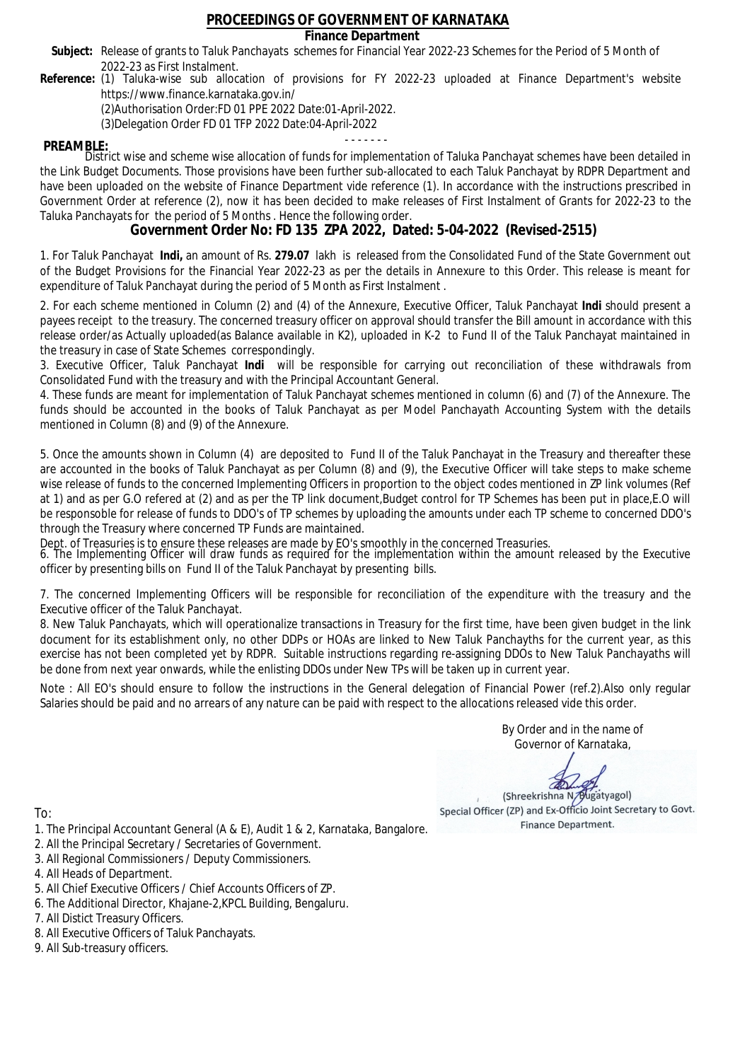# PROCEEDINGS OF GOVERNMENT OF KARNATAKA

**Finance Department**

**Subject:** Release of grants to Taluk Panchayats schemes for Financial Year 2022-23 Schemes for the Period of 5 Month of 2022-23 as First Instalment.

**Reference:** (1) Taluka-wise sub allocation of provisions for FY 2022-23 uploaded at Finance Department's website https://www.finance.karnataka.gov.in/

(2)Authorisation Order:FD 01 PPE 2022 Date:01-April-2022.

(3)Delegation Order FD 01 TFP 2022 Date:04-April-2022

- - - - - - -

**PREAMBLE:**

District wise and scheme wise allocation of funds for implementation of Taluka Panchayat schemes have been detailed in the Link Budget Documents. Those provisions have been further sub-allocated to each Taluk Panchayat by RDPR Department and have been uploaded on the website of Finance Department vide reference (1). In accordance with the instructions prescribed in Government Order at reference (2), now it has been decided to make releases of First Instalment of Grants for 2022-23 to the Taluka Panchayats for the period of 5 Months . Hence the following order.

## Government Order No: FD 135 ZPA 2022, Dated: 5-04-2022 (Revised-2515)

1. For Taluk Panchayat **Indi,** an amount of Rs. **279.07** lakh is released from the Consolidated Fund of the State Government out of the Budget Provisions for the Financial Year 2022-23 as per the details in Annexure to this Order. This release is meant for expenditure of Taluk Panchayat during the period of 5 Month as First Instalment .

2. For each scheme mentioned in Column (2) and (4) of the Annexure, Executive Officer, Taluk Panchayat **Indi** should present a payees receipt to the treasury. The concerned treasury officer on approval should transfer the Bill amount in accordance with this release order/as Actually uploaded(as Balance available in K2), uploaded in K-2 to Fund II of the Taluk Panchayat maintained in the treasury in case of State Schemes correspondingly.

3. Executive Officer, Taluk Panchayat **Indi** will be responsible for carrying out reconciliation of these withdrawals from Consolidated Fund with the treasury and with the Principal Accountant General.

4. These funds are meant for implementation of Taluk Panchayat schemes mentioned in column (6) and (7) of the Annexure. The funds should be accounted in the books of Taluk Panchayat as per Model Panchayath Accounting System with the details mentioned in Column (8) and (9) of the Annexure.

5. Once the amounts shown in Column (4) are deposited to Fund II of the Taluk Panchayat in the Treasury and thereafter these are accounted in the books of Taluk Panchayat as per Column (8) and (9), the Executive Officer will take steps to make scheme wise release of funds to the concerned Implementing Officers in proportion to the object codes mentioned in ZP link volumes (Ref at 1) and as per G.O refered at (2) and as per the TP link document,Budget control for TP Schemes has been put in place,E.O will be responsible for release of funds to DDO's of TP schemes by uploading the amounts under each TP scheme to concerned DDO's through the Treasury where concerned TP Funds are maintained.

Dept. of Treasuries is to ensure these releases are made by EO's smoothly in the concerned Treasuries.

6. The Implementing Officer will draw funds as required for the implementation within the amount released by the Executive officer by presenting bills on Fund II of the Taluk Panchayat by presenting bills.

7. The concerned Implementing Officers will be responsible for reconciliation of the expenditure with the treasury and the Executive officer of the Taluk Panchayat.

8. New Taluk Panchayats, which will operationalize transactions in Treasury for the first time, have been given budget in the link document for its establishment only, no other DDPs or HOAs are linked to New Taluk Panchayths for the current year, as this exercise has not been completed yet by RDPR. Suitable instructions regarding re-assigning DDOs to New Taluk Panchayaths will be done from next year onwards, while the enlisting DDOs under New TPs will be taken up in current year.

Note : All EO's should ensure to follow the instructions in the General delegation of Financial Power (ref.2).Also only regular Salaries should be paid and no arrears of any nature can be paid with respect to the allocations released vide this order.

By Order and in the name of
Governor of Karnataka,

(Shreekrishna N. Bugatyagol)
Special Officer (ZP) and Ex-Officio Joint Secretary to Govt.
Finance Department.

To:

1. The Principal Accountant General (A & E), Audit 1 & 2, Karnataka, Bangalore.
2. All the Principal Secretary / Secretaries of Government.
3. All Regional Commissioners / Deputy Commissioners.
4. All Heads of Department.
5. All Chief Executive Officers / Chief Accounts Officers of ZP.
6. The Additional Director, Khajane-2,KPCL Building, Bengaluru.
7. All Distict Treasury Officers.
8. All Executive Officers of Taluk Panchayats.
9. All Sub-treasury officers.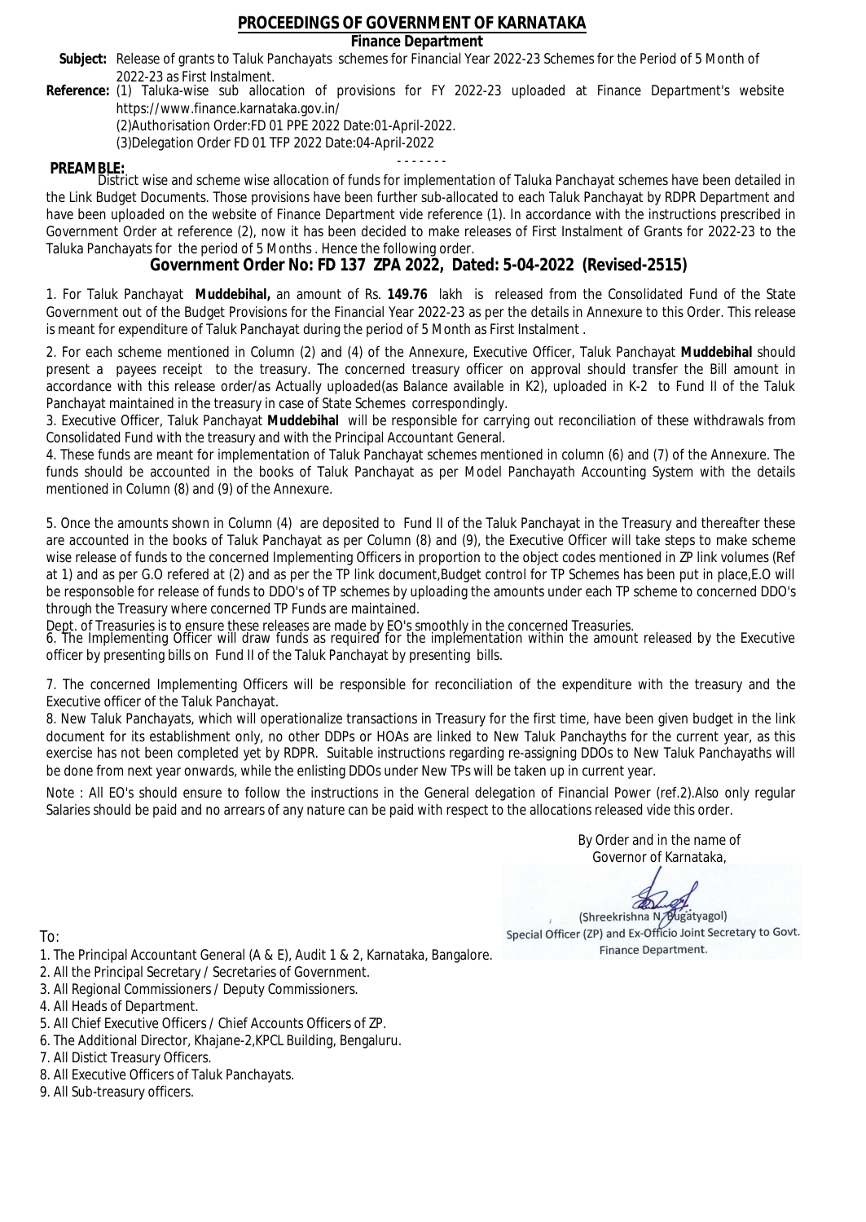# PROCEEDINGS OF GOVERNMENT OF KARNATAKA

**Finance Department**

**Subject:** Release of grants to Taluk Panchayats schemes for Financial Year 2022-23 Schemes for the Period of 5 Month of 2022-23 as First Instalment.

**Reference:** (1) Taluka-wise sub allocation of provisions for FY 2022-23 uploaded at Finance Department's website https://www.finance.karnataka.gov.in/

(2)Authorisation Order:FD 01 PPE 2022 Date:01-April-2022.

(3)Delegation Order FD 01 TFP 2022 Date:04-April-2022

- - - - - - -

**PREAMBLE:**

District wise and scheme wise allocation of funds for implementation of Taluka Panchayat schemes have been detailed in the Link Budget Documents. Those provisions have been further sub-allocated to each Taluk Panchayat by RDPR Department and have been uploaded on the website of Finance Department vide reference (1). In accordance with the instructions prescribed in Government Order at reference (2), now it has been decided to make releases of First Instalment of Grants for 2022-23 to the Taluka Panchayats for the period of 5 Months . Hence the following order.

## Government Order No: FD 137 ZPA 2022, Dated: 5-04-2022 (Revised-2515)

1. For Taluk Panchayat **Muddebihal,** an amount of Rs. **149.76** lakh is released from the Consolidated Fund of the State Government out of the Budget Provisions for the Financial Year 2022-23 as per the details in Annexure to this Order. This release is meant for expenditure of Taluk Panchayat during the period of 5 Month as First Instalment .

2. For each scheme mentioned in Column (2) and (4) of the Annexure, Executive Officer, Taluk Panchayat **Muddebihal** should present a payees receipt to the treasury. The concerned treasury officer on approval should transfer the Bill amount in accordance with this release order/as Actually uploaded(as Balance available in K2), uploaded in K-2 to Fund II of the Taluk Panchayat maintained in the treasury in case of State Schemes correspondingly.

3. Executive Officer, Taluk Panchayat **Muddebihal** will be responsible for carrying out reconciliation of these withdrawals from Consolidated Fund with the treasury and with the Principal Accountant General.

4. These funds are meant for implementation of Taluk Panchayat schemes mentioned in column (6) and (7) of the Annexure. The funds should be accounted in the books of Taluk Panchayat as per Model Panchayath Accounting System with the details mentioned in Column (8) and (9) of the Annexure.

5. Once the amounts shown in Column (4) are deposited to Fund II of the Taluk Panchayat in the Treasury and thereafter these are accounted in the books of Taluk Panchayat as per Column (8) and (9), the Executive Officer will take steps to make scheme wise release of funds to the concerned Implementing Officers in proportion to the object codes mentioned in ZP link volumes (Ref at 1) and as per G.O refered at (2) and as per the TP link document,Budget control for TP Schemes has been put in place,E.O will be responsible for release of funds to DDO's of TP schemes by uploading the amounts under each TP scheme to concerned DDO's through the Treasury where concerned TP Funds are maintained.

Dept. of Treasuries is to ensure these releases are made by EO's smoothly in the concerned Treasuries.

6. The Implementing Officer will draw funds as required for the implementation within the amount released by the Executive officer by presenting bills on Fund II of the Taluk Panchayat by presenting bills.

7. The concerned Implementing Officers will be responsible for reconciliation of the expenditure with the treasury and the Executive officer of the Taluk Panchayat.

8. New Taluk Panchayats, which will operationalize transactions in Treasury for the first time, have been given budget in the link document for its establishment only, no other DDPs or HOAs are linked to New Taluk Panchayths for the current year, as this exercise has not been completed yet by RDPR. Suitable instructions regarding re-assigning DDOs to New Taluk Panchayaths will be done from next year onwards, while the enlisting DDOs under New TPs will be taken up in current year.

Note : All EO's should ensure to follow the instructions in the General delegation of Financial Power (ref.2).Also only regular Salaries should be paid and no arrears of any nature can be paid with respect to the allocations released vide this order.

By Order and in the name of
Governor of Karnataka,

(Shreekrishna N. Bugatyagol)
Special Officer (ZP) and Ex-Officio Joint Secretary to Govt.
Finance Department.

To:

1. The Principal Accountant General (A & E), Audit 1 & 2, Karnataka, Bangalore.
2. All the Principal Secretary / Secretaries of Government.
3. All Regional Commissioners / Deputy Commissioners.
4. All Heads of Department.
5. All Chief Executive Officers / Chief Accounts Officers of ZP.
6. The Additional Director, Khajane-2,KPCL Building, Bengaluru.
7. All Distict Treasury Officers.
8. All Executive Officers of Taluk Panchayats.
9. All Sub-treasury officers.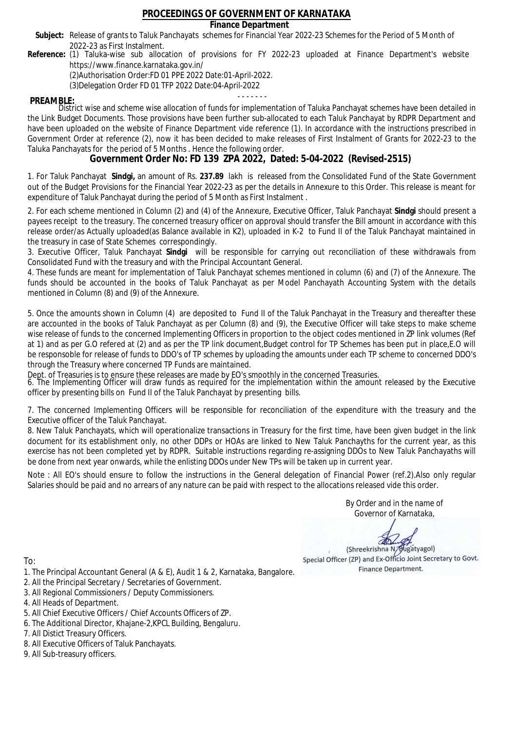# PROCEEDINGS OF GOVERNMENT OF KARNATAKA

## Finance Department

**Subject:** Release of grants to Taluk Panchayats schemes for Financial Year 2022-23 Schemes for the Period of 5 Month of 2022-23 as First Instalment.

**Reference:** (1) Taluka-wise sub allocation of provisions for FY 2022-23 uploaded at Finance Department's website https://www.finance.karnataka.gov.in/

(2)Authorisation Order:FD 01 PPE 2022 Date:01-April-2022.

(3)Delegation Order FD 01 TFP 2022 Date:04-April-2022

- - - - - - -

**PREAMBLE:**

District wise and scheme wise allocation of funds for implementation of Taluka Panchayat schemes have been detailed in the Link Budget Documents. Those provisions have been further sub-allocated to each Taluk Panchayat by RDPR Department and have been uploaded on the website of Finance Department vide reference (1). In accordance with the instructions prescribed in Government Order at reference (2), now it has been decided to make releases of First Instalment of Grants for 2022-23 to the Taluka Panchayats for the period of 5 Months . Hence the following order.

## Government Order No: FD 139 ZPA 2022, Dated: 5-04-2022 (Revised-2515)

1. For Taluk Panchayat **Sindgi,** an amount of Rs. **237.89** lakh is released from the Consolidated Fund of the State Government out of the Budget Provisions for the Financial Year 2022-23 as per the details in Annexure to this Order. This release is meant for expenditure of Taluk Panchayat during the period of 5 Month as First Instalment .

2. For each scheme mentioned in Column (2) and (4) of the Annexure, Executive Officer, Taluk Panchayat **Sindgi** should present a payees receipt to the treasury. The concerned treasury officer on approval should transfer the Bill amount in accordance with this release order/as Actually uploaded(as Balance available in K2), uploaded in K-2 to Fund II of the Taluk Panchayat maintained in the treasury in case of State Schemes correspondingly.

3. Executive Officer, Taluk Panchayat **Sindgi** will be responsible for carrying out reconciliation of these withdrawals from Consolidated Fund with the treasury and with the Principal Accountant General.

4. These funds are meant for implementation of Taluk Panchayat schemes mentioned in column (6) and (7) of the Annexure. The funds should be accounted in the books of Taluk Panchayat as per Model Panchayath Accounting System with the details mentioned in Column (8) and (9) of the Annexure.

5. Once the amounts shown in Column (4) are deposited to Fund II of the Taluk Panchayat in the Treasury and thereafter these are accounted in the books of Taluk Panchayat as per Column (8) and (9), the Executive Officer will take steps to make scheme wise release of funds to the concerned Implementing Officers in proportion to the object codes mentioned in ZP link volumes (Ref at 1) and as per G.O refered at (2) and as per the TP link document,Budget control for TP Schemes has been put in place,E.O will be responsoble for release of funds to DDO's of TP schemes by uploading the amounts under each TP scheme to concerned DDO's through the Treasury where concerned TP Funds are maintained.

Dept. of Treasuries is to ensure these releases are made by EO's smoothly in the concerned Treasuries.

6. The Implementing Officer will draw funds as required for the implementation within the amount released by the Executive officer by presenting bills on Fund II of the Taluk Panchayat by presenting bills.

7. The concerned Implementing Officers will be responsible for reconciliation of the expenditure with the treasury and the Executive officer of the Taluk Panchayat.

8. New Taluk Panchayats, which will operationalize transactions in Treasury for the first time, have been given budget in the link document for its establishment only, no other DDPs or HOAs are linked to New Taluk Panchayths for the current year, as this exercise has not been completed yet by RDPR. Suitable instructions regarding re-assigning DDOs to New Taluk Panchayaths will be done from next year onwards, while the enlisting DDOs under New TPs will be taken up in current year.

Note : All EO's should ensure to follow the instructions in the General delegation of Financial Power (ref.2).Also only regular Salaries should be paid and no arrears of any nature can be paid with respect to the allocations released vide this order.

By Order and in the name of
Governor of Karnataka,

(Shreekrishna N. Bugatyagol)
Special Officer (ZP) and Ex-Officio Joint Secretary to Govt.
Finance Department.

To:

1. The Principal Accountant General (A & E), Audit 1 & 2, Karnataka, Bangalore.
2. All the Principal Secretary / Secretaries of Government.
3. All Regional Commissioners / Deputy Commissioners.
4. All Heads of Department.
5. All Chief Executive Officers / Chief Accounts Officers of ZP.
6. The Additional Director, Khajane-2,KPCL Building, Bengaluru.
7. All Distict Treasury Officers.
8. All Executive Officers of Taluk Panchayats.
9. All Sub-treasury officers.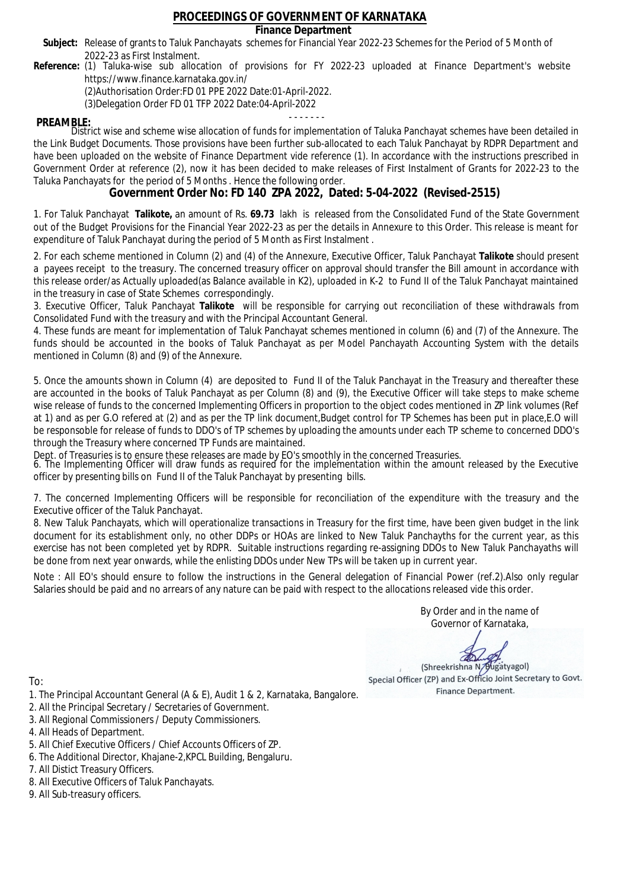# PROCEEDINGS OF GOVERNMENT OF KARNATAKA

**Finance Department**

**Subject:** Release of grants to Taluk Panchayats schemes for Financial Year 2022-23 Schemes for the Period of 5 Month of 2022-23 as First Instalment.

**Reference:** (1) Taluka-wise sub allocation of provisions for FY 2022-23 uploaded at Finance Department's website https://www.finance.karnataka.gov.in/
(2)Authorisation Order:FD 01 PPE 2022 Date:01-April-2022.
(3)Delegation Order FD 01 TFP 2022 Date:04-April-2022

- - - - - - -

**PREAMBLE:**

District wise and scheme wise allocation of funds for implementation of Taluka Panchayat schemes have been detailed in the Link Budget Documents. Those provisions have been further sub-allocated to each Taluk Panchayat by RDPR Department and have been uploaded on the website of Finance Department vide reference (1). In accordance with the instructions prescribed in Government Order at reference (2), now it has been decided to make releases of First Instalment of Grants for 2022-23 to the Taluka Panchayats for the period of 5 Months . Hence the following order.

## Government Order No: FD 140 ZPA 2022, Dated: 5-04-2022 (Revised-2515)

1. For Taluk Panchayat **Talikote,** an amount of Rs. **69.73** lakh is released from the Consolidated Fund of the State Government out of the Budget Provisions for the Financial Year 2022-23 as per the details in Annexure to this Order. This release is meant for expenditure of Taluk Panchayat during the period of 5 Month as First Instalment .

2. For each scheme mentioned in Column (2) and (4) of the Annexure, Executive Officer, Taluk Panchayat **Talikote** should present a payees receipt to the treasury. The concerned treasury officer on approval should transfer the Bill amount in accordance with this release order/as Actually uploaded(as Balance available in K2), uploaded in K-2 to Fund II of the Taluk Panchayat maintained in the treasury in case of State Schemes correspondingly.

3. Executive Officer, Taluk Panchayat **Talikote** will be responsible for carrying out reconciliation of these withdrawals from Consolidated Fund with the treasury and with the Principal Accountant General.

4. These funds are meant for implementation of Taluk Panchayat schemes mentioned in column (6) and (7) of the Annexure. The funds should be accounted in the books of Taluk Panchayat as per Model Panchayath Accounting System with the details mentioned in Column (8) and (9) of the Annexure.

5. Once the amounts shown in Column (4) are deposited to Fund II of the Taluk Panchayat in the Treasury and thereafter these are accounted in the books of Taluk Panchayat as per Column (8) and (9), the Executive Officer will take steps to make scheme wise release of funds to the concerned Implementing Officers in proportion to the object codes mentioned in ZP link volumes (Ref at 1) and as per G.O refered at (2) and as per the TP link document,Budget control for TP Schemes has been put in place,E.O will be responsible for release of funds to DDO's of TP schemes by uploading the amounts under each TP scheme to concerned DDO's through the Treasury where concerned TP Funds are maintained.

Dept. of Treasuries is to ensure these releases are made by EO's smoothly in the concerned Treasuries.

6. The Implementing Officer will draw funds as required for the implementation within the amount released by the Executive officer by presenting bills on Fund II of the Taluk Panchayat by presenting bills.

7. The concerned Implementing Officers will be responsible for reconciliation of the expenditure with the treasury and the Executive officer of the Taluk Panchayat.

8. New Taluk Panchayats, which will operationalize transactions in Treasury for the first time, have been given budget in the link document for its establishment only, no other DDPs or HOAs are linked to New Taluk Panchayths for the current year, as this exercise has not been completed yet by RDPR. Suitable instructions regarding re-assigning DDOs to New Taluk Panchayaths will be done from next year onwards, while the enlisting DDOs under New TPs will be taken up in current year.

Note : All EO's should ensure to follow the instructions in the General delegation of Financial Power (ref.2).Also only regular Salaries should be paid and no arrears of any nature can be paid with respect to the allocations released vide this order.

By Order and in the name of
Governor of Karnataka,

(Shreekrishna N. Bugatyagol)
Special Officer (ZP) and Ex-Officio Joint Secretary to Govt.
Finance Department.

To:

1. The Principal Accountant General (A & E), Audit 1 & 2, Karnataka, Bangalore.
2. All the Principal Secretary / Secretaries of Government.
3. All Regional Commissioners / Deputy Commissioners.
4. All Heads of Department.
5. All Chief Executive Officers / Chief Accounts Officers of ZP.
6. The Additional Director, Khajane-2,KPCL Building, Bengaluru.
7. All Distict Treasury Officers.
8. All Executive Officers of Taluk Panchayats.
9. All Sub-treasury officers.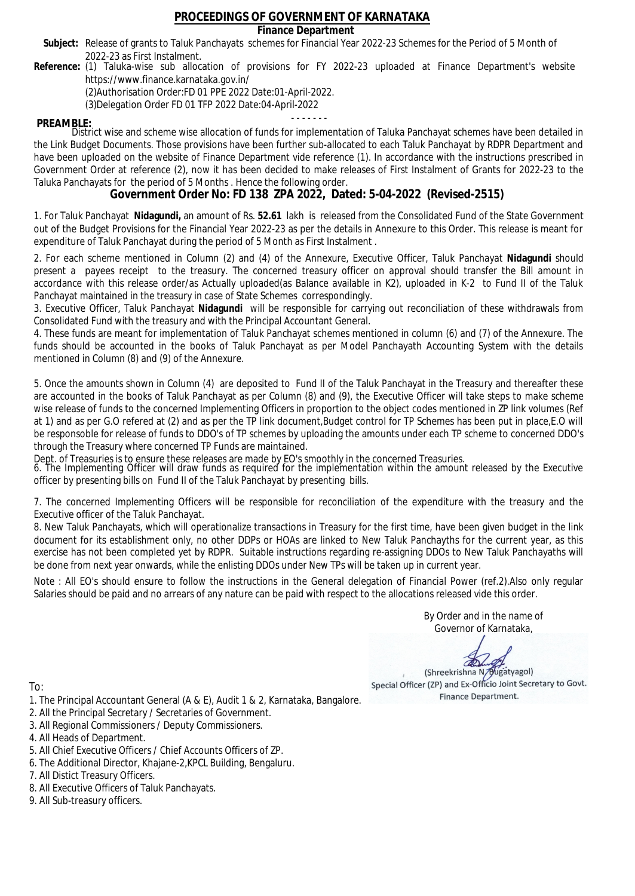# PROCEEDINGS OF GOVERNMENT OF KARNATAKA

**Finance Department**

**Subject:** Release of grants to Taluk Panchayats schemes for Financial Year 2022-23 Schemes for the Period of 5 Month of 2022-23 as First Instalment.

**Reference:** (1) Taluka-wise sub allocation of provisions for FY 2022-23 uploaded at Finance Department's website https://www.finance.karnataka.gov.in/

(2)Authorisation Order:FD 01 PPE 2022 Date:01-April-2022.

(3)Delegation Order FD 01 TFP 2022 Date:04-April-2022

- - - - - - -

**PREAMBLE:**

District wise and scheme wise allocation of funds for implementation of Taluka Panchayat schemes have been detailed in the Link Budget Documents. Those provisions have been further sub-allocated to each Taluk Panchayat by RDPR Department and have been uploaded on the website of Finance Department vide reference (1). In accordance with the instructions prescribed in Government Order at reference (2), now it has been decided to make releases of First Instalment of Grants for 2022-23 to the Taluka Panchayats for the period of 5 Months . Hence the following order.

## Government Order No: FD 138 ZPA 2022, Dated: 5-04-2022 (Revised-2515)

1. For Taluk Panchayat **Nidagundi,** an amount of Rs. **52.61** lakh is released from the Consolidated Fund of the State Government out of the Budget Provisions for the Financial Year 2022-23 as per the details in Annexure to this Order. This release is meant for expenditure of Taluk Panchayat during the period of 5 Month as First Instalment .

2. For each scheme mentioned in Column (2) and (4) of the Annexure, Executive Officer, Taluk Panchayat **Nidagundi** should present a payees receipt to the treasury. The concerned treasury officer on approval should transfer the Bill amount in accordance with this release order/as Actually uploaded(as Balance available in K2), uploaded in K-2 to Fund II of the Taluk Panchayat maintained in the treasury in case of State Schemes correspondingly.

3. Executive Officer, Taluk Panchayat **Nidagundi** will be responsible for carrying out reconciliation of these withdrawals from Consolidated Fund with the treasury and with the Principal Accountant General.

4. These funds are meant for implementation of Taluk Panchayat schemes mentioned in column (6) and (7) of the Annexure. The funds should be accounted in the books of Taluk Panchayat as per Model Panchayath Accounting System with the details mentioned in Column (8) and (9) of the Annexure.

5. Once the amounts shown in Column (4) are deposited to Fund II of the Taluk Panchayat in the Treasury and thereafter these are accounted in the books of Taluk Panchayat as per Column (8) and (9), the Executive Officer will take steps to make scheme wise release of funds to the concerned Implementing Officers in proportion to the object codes mentioned in ZP link volumes (Ref at 1) and as per G.O refered at (2) and as per the TP link document,Budget control for TP Schemes has been put in place,E.O will be responsible for release of funds to DDO's of TP schemes by uploading the amounts under each TP scheme to concerned DDO's through the Treasury where concerned TP Funds are maintained.

Dept. of Treasuries is to ensure these releases are made by EO's smoothly in the concerned Treasuries.

6. The Implementing Officer will draw funds as required for the implementation within the amount released by the Executive officer by presenting bills on Fund II of the Taluk Panchayat by presenting bills.

7. The concerned Implementing Officers will be responsible for reconciliation of the expenditure with the treasury and the Executive officer of the Taluk Panchayat.

8. New Taluk Panchayats, which will operationalize transactions in Treasury for the first time, have been given budget in the link document for its establishment only, no other DDPs or HOAs are linked to New Taluk Panchayths for the current year, as this exercise has not been completed yet by RDPR. Suitable instructions regarding re-assigning DDOs to New Taluk Panchayaths will be done from next year onwards, while the enlisting DDOs under New TPs will be taken up in current year.

Note : All EO's should ensure to follow the instructions in the General delegation of Financial Power (ref.2).Also only regular Salaries should be paid and no arrears of any nature can be paid with respect to the allocations released vide this order.

By Order and in the name of
Governor of Karnataka,

(Shreekrishna N. Bugatyagol)
Special Officer (ZP) and Ex-Officio Joint Secretary to Govt.
Finance Department.

To:

1. The Principal Accountant General (A & E), Audit 1 & 2, Karnataka, Bangalore.
2. All the Principal Secretary / Secretaries of Government.
3. All Regional Commissioners / Deputy Commissioners.
4. All Heads of Department.
5. All Chief Executive Officers / Chief Accounts Officers of ZP.
6. The Additional Director, Khajane-2,KPCL Building, Bengaluru.
7. All Distict Treasury Officers.
8. All Executive Officers of Taluk Panchayats.
9. All Sub-treasury officers.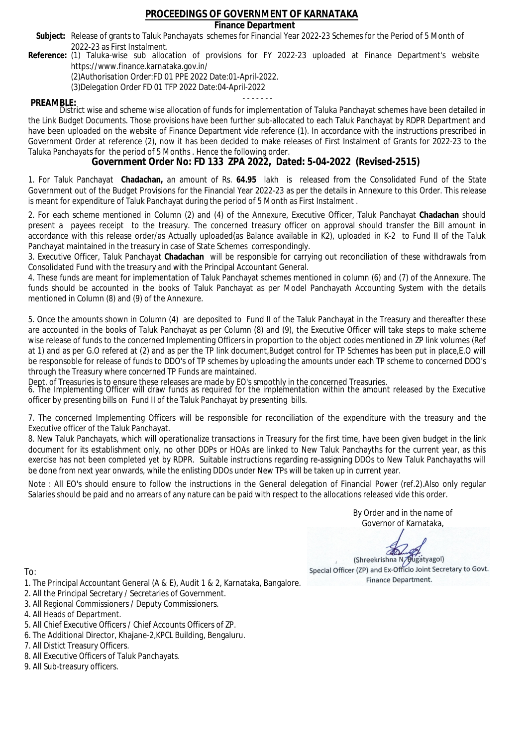# PROCEEDINGS OF GOVERNMENT OF KARNATAKA

**Finance Department**

**Subject:** Release of grants to Taluk Panchayats schemes for Financial Year 2022-23 Schemes for the Period of 5 Month of 2022-23 as First Instalment.

**Reference:** (1) Taluka-wise sub allocation of provisions for FY 2022-23 uploaded at Finance Department's website https://www.finance.karnataka.gov.in/

(2)Authorisation Order:FD 01 PPE 2022 Date:01-April-2022.

(3)Delegation Order FD 01 TFP 2022 Date:04-April-2022

- - - - - - -

**PREAMBLE:**

District wise and scheme wise allocation of funds for implementation of Taluka Panchayat schemes have been detailed in the Link Budget Documents. Those provisions have been further sub-allocated to each Taluk Panchayat by RDPR Department and have been uploaded on the website of Finance Department vide reference (1). In accordance with the instructions prescribed in Government Order at reference (2), now it has been decided to make releases of First Instalment of Grants for 2022-23 to the Taluka Panchayats for the period of 5 Months . Hence the following order.

## Government Order No: FD 133 ZPA 2022, Dated: 5-04-2022 (Revised-2515)

1. For Taluk Panchayat **Chadachan,** an amount of Rs. **64.95** lakh is released from the Consolidated Fund of the State Government out of the Budget Provisions for the Financial Year 2022-23 as per the details in Annexure to this Order. This release is meant for expenditure of Taluk Panchayat during the period of 5 Month as First Instalment .

2. For each scheme mentioned in Column (2) and (4) of the Annexure, Executive Officer, Taluk Panchayat **Chadachan** should present a payees receipt to the treasury. The concerned treasury officer on approval should transfer the Bill amount in accordance with this release order/as Actually uploaded(as Balance available in K2), uploaded in K-2 to Fund II of the Taluk Panchayat maintained in the treasury in case of State Schemes correspondingly.

3. Executive Officer, Taluk Panchayat **Chadachan** will be responsible for carrying out reconciliation of these withdrawals from Consolidated Fund with the treasury and with the Principal Accountant General.

4. These funds are meant for implementation of Taluk Panchayat schemes mentioned in column (6) and (7) of the Annexure. The funds should be accounted in the books of Taluk Panchayat as per Model Panchayath Accounting System with the details mentioned in Column (8) and (9) of the Annexure.

5. Once the amounts shown in Column (4) are deposited to Fund II of the Taluk Panchayat in the Treasury and thereafter these are accounted in the books of Taluk Panchayat as per Column (8) and (9), the Executive Officer will take steps to make scheme wise release of funds to the concerned Implementing Officers in proportion to the object codes mentioned in ZP link volumes (Ref at 1) and as per G.O refered at (2) and as per the TP link document,Budget control for TP Schemes has been put in place,E.O will be responsible for release of funds to DDO's of TP schemes by uploading the amounts under each TP scheme to concerned DDO's through the Treasury where concerned TP Funds are maintained.

Dept. of Treasuries is to ensure these releases are made by EO's smoothly in the concerned Treasuries.

6. The Implementing Officer will draw funds as required for the implementation within the amount released by the Executive officer by presenting bills on Fund II of the Taluk Panchayat by presenting bills.

7. The concerned Implementing Officers will be responsible for reconciliation of the expenditure with the treasury and the Executive officer of the Taluk Panchayat.

8. New Taluk Panchayats, which will operationalize transactions in Treasury for the first time, have been given budget in the link document for its establishment only, no other DDPs or HOAs are linked to New Taluk Panchayths for the current year, as this exercise has not been completed yet by RDPR. Suitable instructions regarding re-assigning DDOs to New Taluk Panchayaths will be done from next year onwards, while the enlisting DDOs under New TPs will be taken up in current year.

Note : All EO's should ensure to follow the instructions in the General delegation of Financial Power (ref.2).Also only regular Salaries should be paid and no arrears of any nature can be paid with respect to the allocations released vide this order.

By Order and in the name of
Governor of Karnataka,

(Shreekrishna N. Bugatyagol)
Special Officer (ZP) and Ex-Officio Joint Secretary to Govt.
Finance Department.

To:

1. The Principal Accountant General (A & E), Audit 1 & 2, Karnataka, Bangalore.
2. All the Principal Secretary / Secretaries of Government.
3. All Regional Commissioners / Deputy Commissioners.
4. All Heads of Department.
5. All Chief Executive Officers / Chief Accounts Officers of ZP.
6. The Additional Director, Khajane-2,KPCL Building, Bengaluru.
7. All Distict Treasury Officers.
8. All Executive Officers of Taluk Panchayats.
9. All Sub-treasury officers.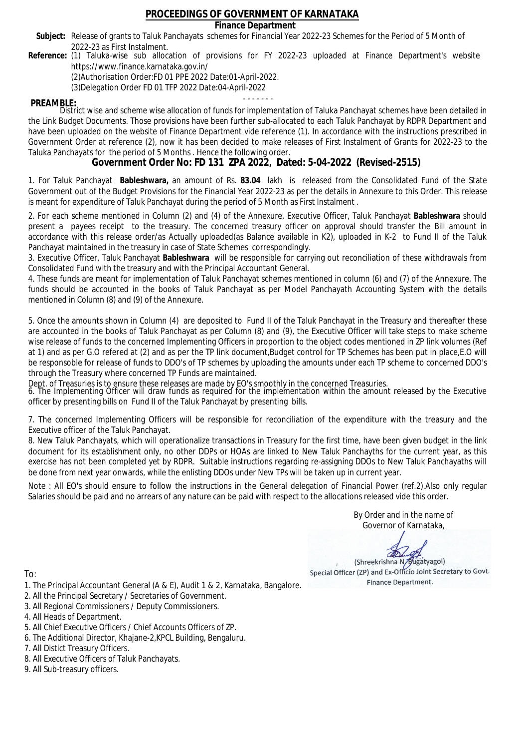# PROCEEDINGS OF GOVERNMENT OF KARNATAKA

**Finance Department**

**Subject:** Release of grants to Taluk Panchayats schemes for Financial Year 2022-23 Schemes for the Period of 5 Month of 2022-23 as First Instalment.

**Reference:** (1) Taluka-wise sub allocation of provisions for FY 2022-23 uploaded at Finance Department's website https://www.finance.karnataka.gov.in/

(2)Authorisation Order:FD 01 PPE 2022 Date:01-April-2022.

(3)Delegation Order FD 01 TFP 2022 Date:04-April-2022

- - - - - - -

**PREAMBLE:** District wise and scheme wise allocation of funds for implementation of Taluka Panchayat schemes have been detailed in the Link Budget Documents. Those provisions have been further sub-allocated to each Taluk Panchayat by RDPR Department and have been uploaded on the website of Finance Department vide reference (1). In accordance with the instructions prescribed in Government Order at reference (2), now it has been decided to make releases of First Instalment of Grants for 2022-23 to the Taluka Panchayats for the period of 5 Months . Hence the following order.

## Government Order No: FD 131 ZPA 2022, Dated: 5-04-2022 (Revised-2515)

1. For Taluk Panchayat **Bableshwara,** an amount of Rs. **83.04** lakh is released from the Consolidated Fund of the State Government out of the Budget Provisions for the Financial Year 2022-23 as per the details in Annexure to this Order. This release is meant for expenditure of Taluk Panchayat during the period of 5 Month as First Instalment .

2. For each scheme mentioned in Column (2) and (4) of the Annexure, Executive Officer, Taluk Panchayat **Bableshwara** should present a payees receipt to the treasury. The concerned treasury officer on approval should transfer the Bill amount in accordance with this release order/as Actually uploaded(as Balance available in K2), uploaded in K-2 to Fund II of the Taluk Panchayat maintained in the treasury in case of State Schemes correspondingly.

3. Executive Officer, Taluk Panchayat **Bableshwara** will be responsible for carrying out reconciliation of these withdrawals from Consolidated Fund with the treasury and with the Principal Accountant General.

4. These funds are meant for implementation of Taluk Panchayat schemes mentioned in column (6) and (7) of the Annexure. The funds should be accounted in the books of Taluk Panchayat as per Model Panchayath Accounting System with the details mentioned in Column (8) and (9) of the Annexure.

5. Once the amounts shown in Column (4) are deposited to Fund II of the Taluk Panchayat in the Treasury and thereafter these are accounted in the books of Taluk Panchayat as per Column (8) and (9), the Executive Officer will take steps to make scheme wise release of funds to the concerned Implementing Officers in proportion to the object codes mentioned in ZP link volumes (Ref at 1) and as per G.O refered at (2) and as per the TP link document,Budget control for TP Schemes has been put in place,E.O will be responsoble for release of funds to DDO's of TP schemes by uploading the amounts under each TP scheme to concerned DDO's through the Treasury where concerned TP Funds are maintained.

Dept. of Treasuries is to ensure these releases are made by EO's smoothly in the concerned Treasuries.

6. The Implementing Officer will draw funds as required for the implementation within the amount released by the Executive officer by presenting bills on Fund II of the Taluk Panchayat by presenting bills.

7. The concerned Implementing Officers will be responsible for reconciliation of the expenditure with the treasury and the Executive officer of the Taluk Panchayat.

8. New Taluk Panchayats, which will operationalize transactions in Treasury for the first time, have been given budget in the link document for its establishment only, no other DDPs or HOAs are linked to New Taluk Panchayths for the current year, as this exercise has not been completed yet by RDPR. Suitable instructions regarding re-assigning DDOs to New Taluk Panchayaths will be done from next year onwards, while the enlisting DDOs under New TPs will be taken up in current year.

Note : All EO's should ensure to follow the instructions in the General delegation of Financial Power (ref.2).Also only regular Salaries should be paid and no arrears of any nature can be paid with respect to the allocations released vide this order.

By Order and in the name of
Governor of Karnataka,

(Shreekrishna N. Bugatyagol)
Special Officer (ZP) and Ex-Officio Joint Secretary to Govt.
Finance Department.

To:

1. The Principal Accountant General (A & E), Audit 1 & 2, Karnataka, Bangalore.
2. All the Principal Secretary / Secretaries of Government.
3. All Regional Commissioners / Deputy Commissioners.
4. All Heads of Department.
5. All Chief Executive Officers / Chief Accounts Officers of ZP.
6. The Additional Director, Khajane-2,KPCL Building, Bengaluru.
7. All Distict Treasury Officers.
8. All Executive Officers of Taluk Panchayats.
9. All Sub-treasury officers.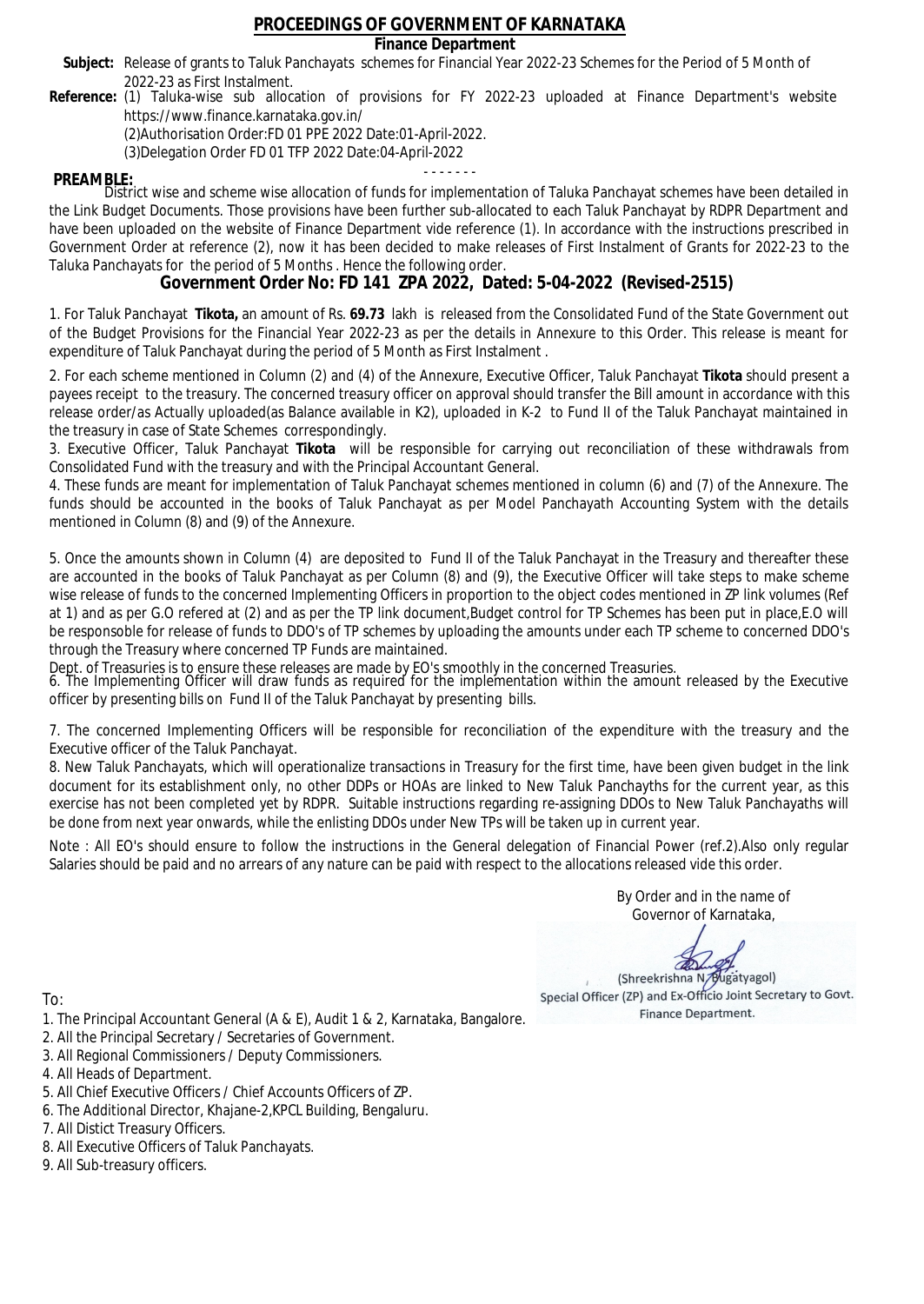# PROCEEDINGS OF GOVERNMENT OF KARNATAKA

## Finance Department

**Subject:** Release of grants to Taluk Panchayats schemes for Financial Year 2022-23 Schemes for the Period of 5 Month of 2022-23 as First Instalment.

**Reference:** (1) Taluka-wise sub allocation of provisions for FY 2022-23 uploaded at Finance Department's website https://www.finance.karnataka.gov.in/
(2)Authorisation Order:FD 01 PPE 2022 Date:01-April-2022.
(3)Delegation Order FD 01 TFP 2022 Date:04-April-2022

- - - - - - -

**PREAMBLE:**
District wise and scheme wise allocation of funds for implementation of Taluka Panchayat schemes have been detailed in the Link Budget Documents. Those provisions have been further sub-allocated to each Taluk Panchayat by RDPR Department and have been uploaded on the website of Finance Department vide reference (1). In accordance with the instructions prescribed in Government Order at reference (2), now it has been decided to make releases of First Instalment of Grants for 2022-23 to the Taluka Panchayats for the period of 5 Months . Hence the following order.

## Government Order No: FD 141 ZPA 2022, Dated: 5-04-2022 (Revised-2515)

1. For Taluk Panchayat **Tikota,** an amount of Rs. **69.73** lakh is released from the Consolidated Fund of the State Government out of the Budget Provisions for the Financial Year 2022-23 as per the details in Annexure to this Order. This release is meant for expenditure of Taluk Panchayat during the period of 5 Month as First Instalment .

2. For each scheme mentioned in Column (2) and (4) of the Annexure, Executive Officer, Taluk Panchayat **Tikota** should present a payees receipt to the treasury. The concerned treasury officer on approval should transfer the Bill amount in accordance with this release order/as Actually uploaded(as Balance available in K2), uploaded in K-2 to Fund II of the Taluk Panchayat maintained in the treasury in case of State Schemes correspondingly.

3. Executive Officer, Taluk Panchayat **Tikota** will be responsible for carrying out reconciliation of these withdrawals from Consolidated Fund with the treasury and with the Principal Accountant General.

4. These funds are meant for implementation of Taluk Panchayat schemes mentioned in column (6) and (7) of the Annexure. The funds should be accounted in the books of Taluk Panchayat as per Model Panchayath Accounting System with the details mentioned in Column (8) and (9) of the Annexure.

5. Once the amounts shown in Column (4) are deposited to Fund II of the Taluk Panchayat in the Treasury and thereafter these are accounted in the books of Taluk Panchayat as per Column (8) and (9), the Executive Officer will take steps to make scheme wise release of funds to the concerned Implementing Officers in proportion to the object codes mentioned in ZP link volumes (Ref at 1) and as per G.O refered at (2) and as per the TP link document,Budget control for TP Schemes has been put in place,E.O will be responsoble for release of funds to DDO's of TP schemes by uploading the amounts under each TP scheme to concerned DDO's through the Treasury where concerned TP Funds are maintained.
Dept. of Treasuries is to ensure these releases are made by EO's smoothly in the concerned Treasuries.

6. The Implementing Officer will draw funds as required for the implementation within the amount released by the Executive officer by presenting bills on Fund II of the Taluk Panchayat by presenting bills.

7. The concerned Implementing Officers will be responsible for reconciliation of the expenditure with the treasury and the Executive officer of the Taluk Panchayat.

8. New Taluk Panchayats, which will operationalize transactions in Treasury for the first time, have been given budget in the link document for its establishment only, no other DDPs or HOAs are linked to New Taluk Panchayths for the current year, as this exercise has not been completed yet by RDPR. Suitable instructions regarding re-assigning DDOs to New Taluk Panchayaths will be done from next year onwards, while the enlisting DDOs under New TPs will be taken up in current year.

Note : All EO's should ensure to follow the instructions in the General delegation of Financial Power (ref.2).Also only regular Salaries should be paid and no arrears of any nature can be paid with respect to the allocations released vide this order.

By Order and in the name of
Governor of Karnataka,

(Shreekrishna N. Bugatyagol)
Special Officer (ZP) and Ex-Officio Joint Secretary to Govt.
Finance Department.

To:

1. The Principal Accountant General (A & E), Audit 1 & 2, Karnataka, Bangalore.
2. All the Principal Secretary / Secretaries of Government.
3. All Regional Commissioners / Deputy Commissioners.
4. All Heads of Department.
5. All Chief Executive Officers / Chief Accounts Officers of ZP.
6. The Additional Director, Khajane-2,KPCL Building, Bengaluru.
7. All Distict Treasury Officers.
8. All Executive Officers of Taluk Panchayats.
9. All Sub-treasury officers.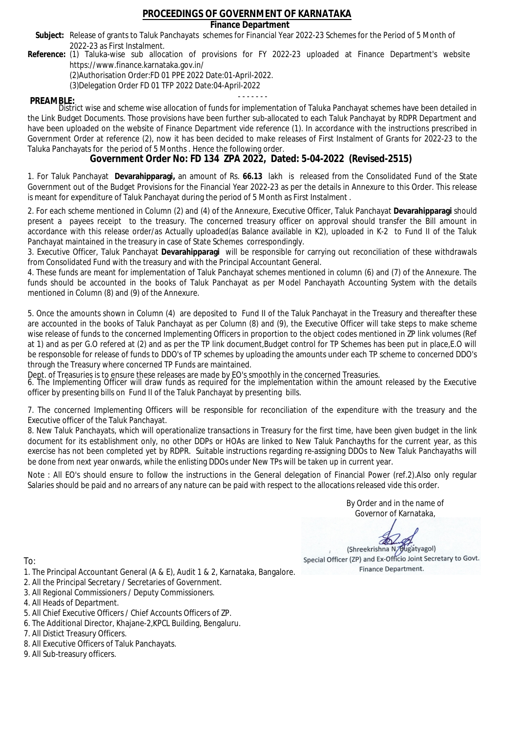# PROCEEDINGS OF GOVERNMENT OF KARNATAKA

**Finance Department**

**Subject:** Release of grants to Taluk Panchayats schemes for Financial Year 2022-23 Schemes for the Period of 5 Month of 2022-23 as First Instalment.

**Reference:** (1) Taluka-wise sub allocation of provisions for FY 2022-23 uploaded at Finance Department's website https://www.finance.karnataka.gov.in/

(2)Authorisation Order:FD 01 PPE 2022 Date:01-April-2022.

(3)Delegation Order FD 01 TFP 2022 Date:04-April-2022

- - - - - - -

**PREAMBLE:**

District wise and scheme wise allocation of funds for implementation of Taluka Panchayat schemes have been detailed in the Link Budget Documents. Those provisions have been further sub-allocated to each Taluk Panchayat by RDPR Department and have been uploaded on the website of Finance Department vide reference (1). In accordance with the instructions prescribed in Government Order at reference (2), now it has been decided to make releases of First Instalment of Grants for 2022-23 to the Taluka Panchayats for the period of 5 Months . Hence the following order.

## Government Order No: FD 134 ZPA 2022, Dated: 5-04-2022 (Revised-2515)

1. For Taluk Panchayat **Devarahipparagi,** an amount of Rs. **66.13** lakh is released from the Consolidated Fund of the State Government out of the Budget Provisions for the Financial Year 2022-23 as per the details in Annexure to this Order. This release is meant for expenditure of Taluk Panchayat during the period of 5 Month as First Instalment .

2. For each scheme mentioned in Column (2) and (4) of the Annexure, Executive Officer, Taluk Panchayat **Devarahipparagi** should present a payees receipt to the treasury. The concerned treasury officer on approval should transfer the Bill amount in accordance with this release order/as Actually uploaded(as Balance available in K2), uploaded in K-2 to Fund II of the Taluk Panchayat maintained in the treasury in case of State Schemes correspondingly.

3. Executive Officer, Taluk Panchayat **Devarahipparagi** will be responsible for carrying out reconciliation of these withdrawals from Consolidated Fund with the treasury and with the Principal Accountant General.

4. These funds are meant for implementation of Taluk Panchayat schemes mentioned in column (6) and (7) of the Annexure. The funds should be accounted in the books of Taluk Panchayat as per Model Panchayath Accounting System with the details mentioned in Column (8) and (9) of the Annexure.

5. Once the amounts shown in Column (4) are deposited to Fund II of the Taluk Panchayat in the Treasury and thereafter these are accounted in the books of Taluk Panchayat as per Column (8) and (9), the Executive Officer will take steps to make scheme wise release of funds to the concerned Implementing Officers in proportion to the object codes mentioned in ZP link volumes (Ref at 1) and as per G.O refered at (2) and as per the TP link document,Budget control for TP Schemes has been put in place,E.O will be responsoble for release of funds to DDO's of TP schemes by uploading the amounts under each TP scheme to concerned DDO's through the Treasury where concerned TP Funds are maintained.

Dept. of Treasuries is to ensure these releases are made by EO's smoothly in the concerned Treasuries.

6. The Implementing Officer will draw funds as required for the implementation within the amount released by the Executive officer by presenting bills on Fund II of the Taluk Panchayat by presenting bills.

7. The concerned Implementing Officers will be responsible for reconciliation of the expenditure with the treasury and the Executive officer of the Taluk Panchayat.

8. New Taluk Panchayats, which will operationalize transactions in Treasury for the first time, have been given budget in the link document for its establishment only, no other DDPs or HOAs are linked to New Taluk Panchayths for the current year, as this exercise has not been completed yet by RDPR. Suitable instructions regarding re-assigning DDOs to New Taluk Panchayaths will be done from next year onwards, while the enlisting DDOs under New TPs will be taken up in current year.

Note : All EO's should ensure to follow the instructions in the General delegation of Financial Power (ref.2).Also only regular Salaries should be paid and no arrears of any nature can be paid with respect to the allocations released vide this order.

By Order and in the name of
Governor of Karnataka,

(Shreekrishna N. Bugatyagol)
Special Officer (ZP) and Ex-Officio Joint Secretary to Govt.
Finance Department.

To:

1. The Principal Accountant General (A & E), Audit 1 & 2, Karnataka, Bangalore.
2. All the Principal Secretary / Secretaries of Government.
3. All Regional Commissioners / Deputy Commissioners.
4. All Heads of Department.
5. All Chief Executive Officers / Chief Accounts Officers of ZP.
6. The Additional Director, Khajane-2,KPCL Building, Bengaluru.
7. All Distict Treasury Officers.
8. All Executive Officers of Taluk Panchayats.
9. All Sub-treasury officers.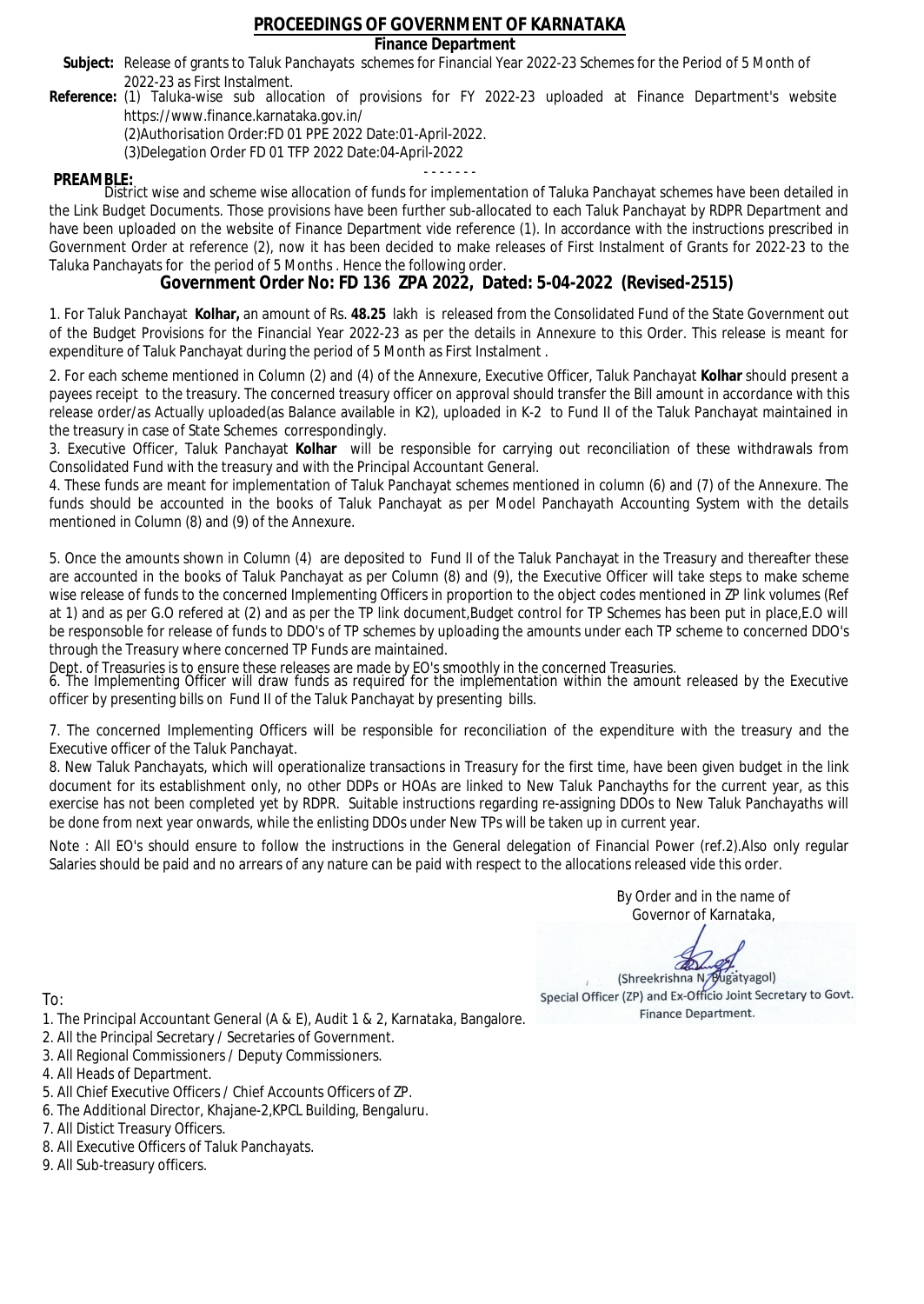# PROCEEDINGS OF GOVERNMENT OF KARNATAKA

**Finance Department**

**Subject:** Release of grants to Taluk Panchayats schemes for Financial Year 2022-23 Schemes for the Period of 5 Month of 2022-23 as First Instalment.

**Reference:** (1) Taluka-wise sub allocation of provisions for FY 2022-23 uploaded at Finance Department's website https://www.finance.karnataka.gov.in/

(2)Authorisation Order:FD 01 PPE 2022 Date:01-April-2022.

(3)Delegation Order FD 01 TFP 2022 Date:04-April-2022

- - - - - - -

**PREAMBLE:**

District wise and scheme wise allocation of funds for implementation of Taluka Panchayat schemes have been detailed in the Link Budget Documents. Those provisions have been further sub-allocated to each Taluk Panchayat by RDPR Department and have been uploaded on the website of Finance Department vide reference (1). In accordance with the instructions prescribed in Government Order at reference (2), now it has been decided to make releases of First Instalment of Grants for 2022-23 to the Taluka Panchayats for the period of 5 Months . Hence the following order.

## Government Order No: FD 136 ZPA 2022, Dated: 5-04-2022 (Revised-2515)

1. For Taluk Panchayat **Kolhar,** an amount of Rs. **48.25** lakh is released from the Consolidated Fund of the State Government out of the Budget Provisions for the Financial Year 2022-23 as per the details in Annexure to this Order. This release is meant for expenditure of Taluk Panchayat during the period of 5 Month as First Instalment .

2. For each scheme mentioned in Column (2) and (4) of the Annexure, Executive Officer, Taluk Panchayat **Kolhar** should present a payees receipt to the treasury. The concerned treasury officer on approval should transfer the Bill amount in accordance with this release order/as Actually uploaded(as Balance available in K2), uploaded in K-2 to Fund II of the Taluk Panchayat maintained in the treasury in case of State Schemes correspondingly.

3. Executive Officer, Taluk Panchayat **Kolhar** will be responsible for carrying out reconciliation of these withdrawals from Consolidated Fund with the treasury and with the Principal Accountant General.

4. These funds are meant for implementation of Taluk Panchayat schemes mentioned in column (6) and (7) of the Annexure. The funds should be accounted in the books of Taluk Panchayat as per Model Panchayath Accounting System with the details mentioned in Column (8) and (9) of the Annexure.

5. Once the amounts shown in Column (4) are deposited to Fund II of the Taluk Panchayat in the Treasury and thereafter these are accounted in the books of Taluk Panchayat as per Column (8) and (9), the Executive Officer will take steps to make scheme wise release of funds to the concerned Implementing Officers in proportion to the object codes mentioned in ZP link volumes (Ref at 1) and as per G.O refered at (2) and as per the TP link document,Budget control for TP Schemes has been put in place,E.O will be responsible for release of funds to DDO's of TP schemes by uploading the amounts under each TP scheme to concerned DDO's through the Treasury where concerned TP Funds are maintained.

Dept. of Treasuries is to ensure these releases are made by EO's smoothly in the concerned Treasuries.

6. The Implementing Officer will draw funds as required for the implementation within the amount released by the Executive officer by presenting bills on Fund II of the Taluk Panchayat by presenting bills.

7. The concerned Implementing Officers will be responsible for reconciliation of the expenditure with the treasury and the Executive officer of the Taluk Panchayat.

8. New Taluk Panchayats, which will operationalize transactions in Treasury for the first time, have been given budget in the link document for its establishment only, no other DDPs or HOAs are linked to New Taluk Panchayths for the current year, as this exercise has not been completed yet by RDPR. Suitable instructions regarding re-assigning DDOs to New Taluk Panchayaths will be done from next year onwards, while the enlisting DDOs under New TPs will be taken up in current year.

Note : All EO's should ensure to follow the instructions in the General delegation of Financial Power (ref.2).Also only regular Salaries should be paid and no arrears of any nature can be paid with respect to the allocations released vide this order.

By Order and in the name of
Governor of Karnataka,

(Shreekrishna N. Bugatyagol)
Special Officer (ZP) and Ex-Officio Joint Secretary to Govt.
Finance Department.

To:

1. The Principal Accountant General (A & E), Audit 1 & 2, Karnataka, Bangalore.
2. All the Principal Secretary / Secretaries of Government.
3. All Regional Commissioners / Deputy Commissioners.
4. All Heads of Department.
5. All Chief Executive Officers / Chief Accounts Officers of ZP.
6. The Additional Director, Khajane-2,KPCL Building, Bengaluru.
7. All Distict Treasury Officers.
8. All Executive Officers of Taluk Panchayats.
9. All Sub-treasury officers.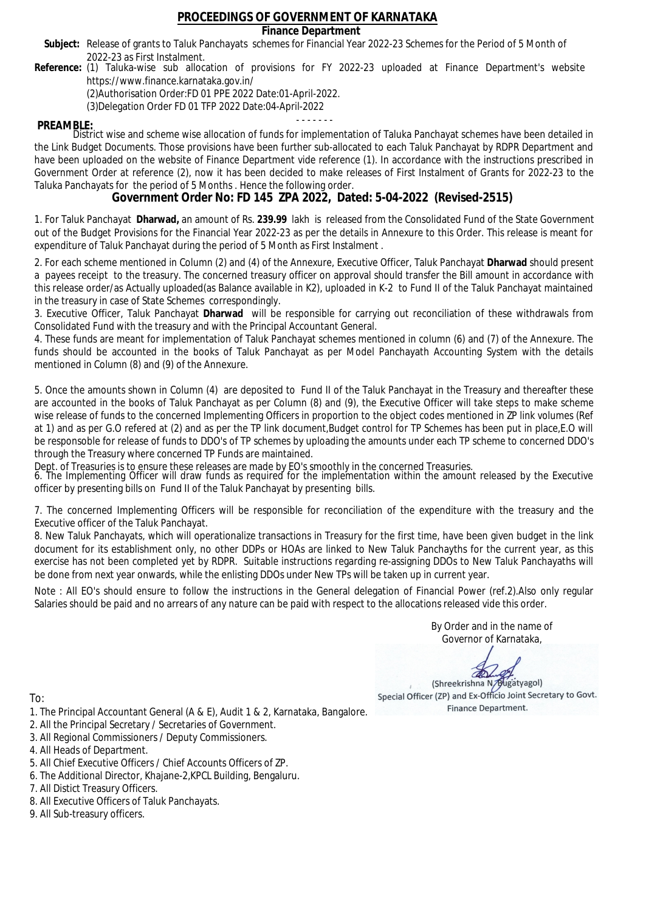# PROCEEDINGS OF GOVERNMENT OF KARNATAKA

**Finance Department**

**Subject:** Release of grants to Taluk Panchayats schemes for Financial Year 2022-23 Schemes for the Period of 5 Month of 2022-23 as First Instalment.

**Reference:** (1) Taluka-wise sub allocation of provisions for FY 2022-23 uploaded at Finance Department's website https://www.finance.karnataka.gov.in/

(2)Authorisation Order:FD 01 PPE 2022 Date:01-April-2022.

(3)Delegation Order FD 01 TFP 2022 Date:04-April-2022

- - - - - - -

**PREAMBLE:**

District wise and scheme wise allocation of funds for implementation of Taluka Panchayat schemes have been detailed in the Link Budget Documents. Those provisions have been further sub-allocated to each Taluk Panchayat by RDPR Department and have been uploaded on the website of Finance Department vide reference (1). In accordance with the instructions prescribed in Government Order at reference (2), now it has been decided to make releases of First Instalment of Grants for 2022-23 to the Taluka Panchayats for the period of 5 Months . Hence the following order.

## Government Order No: FD 145 ZPA 2022, Dated: 5-04-2022 (Revised-2515)

1. For Taluk Panchayat **Dharwad,** an amount of Rs. **239.99** lakh is released from the Consolidated Fund of the State Government out of the Budget Provisions for the Financial Year 2022-23 as per the details in Annexure to this Order. This release is meant for expenditure of Taluk Panchayat during the period of 5 Month as First Instalment .

2. For each scheme mentioned in Column (2) and (4) of the Annexure, Executive Officer, Taluk Panchayat **Dharwad** should present a payees receipt to the treasury. The concerned treasury officer on approval should transfer the Bill amount in accordance with this release order/as Actually uploaded(as Balance available in K2), uploaded in K-2 to Fund II of the Taluk Panchayat maintained in the treasury in case of State Schemes correspondingly.

3. Executive Officer, Taluk Panchayat **Dharwad** will be responsible for carrying out reconciliation of these withdrawals from Consolidated Fund with the treasury and with the Principal Accountant General.

4. These funds are meant for implementation of Taluk Panchayat schemes mentioned in column (6) and (7) of the Annexure. The funds should be accounted in the books of Taluk Panchayat as per Model Panchayath Accounting System with the details mentioned in Column (8) and (9) of the Annexure.

5. Once the amounts shown in Column (4) are deposited to Fund II of the Taluk Panchayat in the Treasury and thereafter these are accounted in the books of Taluk Panchayat as per Column (8) and (9), the Executive Officer will take steps to make scheme wise release of funds to the concerned Implementing Officers in proportion to the object codes mentioned in ZP link volumes (Ref at 1) and as per G.O refered at (2) and as per the TP link document,Budget control for TP Schemes has been put in place,E.O will be responsoble for release of funds to DDO's of TP schemes by uploading the amounts under each TP scheme to concerned DDO's through the Treasury where concerned TP Funds are maintained.

Dept. of Treasuries is to ensure these releases are made by EO's smoothly in the concerned Treasuries.

6. The Implementing Officer will draw funds as required for the implementation within the amount released by the Executive officer by presenting bills on Fund II of the Taluk Panchayat by presenting bills.

7. The concerned Implementing Officers will be responsible for reconciliation of the expenditure with the treasury and the Executive officer of the Taluk Panchayat.

8. New Taluk Panchayats, which will operationalize transactions in Treasury for the first time, have been given budget in the link document for its establishment only, no other DDPs or HOAs are linked to New Taluk Panchayths for the current year, as this exercise has not been completed yet by RDPR. Suitable instructions regarding re-assigning DDOs to New Taluk Panchayaths will be done from next year onwards, while the enlisting DDOs under New TPs will be taken up in current year.

Note : All EO's should ensure to follow the instructions in the General delegation of Financial Power (ref.2).Also only regular Salaries should be paid and no arrears of any nature can be paid with respect to the allocations released vide this order.

By Order and in the name of
Governor of Karnataka,

(Shreekrishna N. Bugatyagol)
Special Officer (ZP) and Ex-Officio Joint Secretary to Govt.
Finance Department.

To:

1. The Principal Accountant General (A & E), Audit 1 & 2, Karnataka, Bangalore.
2. All the Principal Secretary / Secretaries of Government.
3. All Regional Commissioners / Deputy Commissioners.
4. All Heads of Department.
5. All Chief Executive Officers / Chief Accounts Officers of ZP.
6. The Additional Director, Khajane-2,KPCL Building, Bengaluru.
7. All Distict Treasury Officers.
8. All Executive Officers of Taluk Panchayats.
9. All Sub-treasury officers.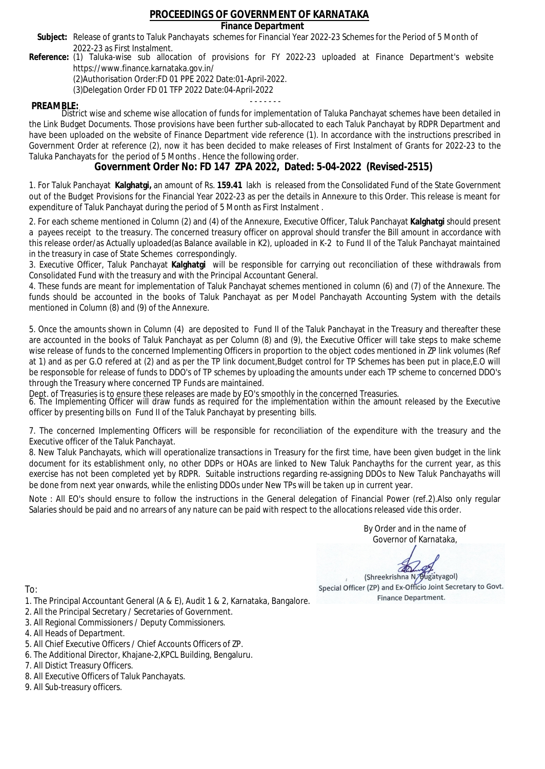# PROCEEDINGS OF GOVERNMENT OF KARNATAKA

## Finance Department

**Subject:** Release of grants to Taluk Panchayats schemes for Financial Year 2022-23 Schemes for the Period of 5 Month of 2022-23 as First Instalment.

**Reference:** (1) Taluka-wise sub allocation of provisions for FY 2022-23 uploaded at Finance Department's website https://www.finance.karnataka.gov.in/

(2)Authorisation Order:FD 01 PPE 2022 Date:01-April-2022.

(3)Delegation Order FD 01 TFP 2022 Date:04-April-2022

- - - - - - -

**PREAMBLE:**

District wise and scheme wise allocation of funds for implementation of Taluka Panchayat schemes have been detailed in the Link Budget Documents. Those provisions have been further sub-allocated to each Taluk Panchayat by RDPR Department and have been uploaded on the website of Finance Department vide reference (1). In accordance with the instructions prescribed in Government Order at reference (2), now it has been decided to make releases of First Instalment of Grants for 2022-23 to the Taluka Panchayats for the period of 5 Months . Hence the following order.

## Government Order No: FD 147 ZPA 2022, Dated: 5-04-2022 (Revised-2515)

1. For Taluk Panchayat **Kalghatgi,** an amount of Rs. **159.41** lakh is released from the Consolidated Fund of the State Government out of the Budget Provisions for the Financial Year 2022-23 as per the details in Annexure to this Order. This release is meant for expenditure of Taluk Panchayat during the period of 5 Month as First Instalment .

2. For each scheme mentioned in Column (2) and (4) of the Annexure, Executive Officer, Taluk Panchayat **Kalghatgi** should present a payees receipt to the treasury. The concerned treasury officer on approval should transfer the Bill amount in accordance with this release order/as Actually uploaded(as Balance available in K2), uploaded in K-2 to Fund II of the Taluk Panchayat maintained in the treasury in case of State Schemes correspondingly.

3. Executive Officer, Taluk Panchayat **Kalghatgi** will be responsible for carrying out reconciliation of these withdrawals from Consolidated Fund with the treasury and with the Principal Accountant General.

4. These funds are meant for implementation of Taluk Panchayat schemes mentioned in column (6) and (7) of the Annexure. The funds should be accounted in the books of Taluk Panchayat as per Model Panchayath Accounting System with the details mentioned in Column (8) and (9) of the Annexure.

5. Once the amounts shown in Column (4) are deposited to Fund II of the Taluk Panchayat in the Treasury and thereafter these are accounted in the books of Taluk Panchayat as per Column (8) and (9), the Executive Officer will take steps to make scheme wise release of funds to the concerned Implementing Officers in proportion to the object codes mentioned in ZP link volumes (Ref at 1) and as per G.O refered at (2) and as per the TP link document,Budget control for TP Schemes has been put in place,E.O will be responsible for release of funds to DDO's of TP schemes by uploading the amounts under each TP scheme to concerned DDO's through the Treasury where concerned TP Funds are maintained.

Dept. of Treasuries is to ensure these releases are made by EO's smoothly in the concerned Treasuries.

6. The Implementing Officer will draw funds as required for the implementation within the amount released by the Executive officer by presenting bills on Fund II of the Taluk Panchayat by presenting bills.

7. The concerned Implementing Officers will be responsible for reconciliation of the expenditure with the treasury and the Executive officer of the Taluk Panchayat.

8. New Taluk Panchayats, which will operationalize transactions in Treasury for the first time, have been given budget in the link document for its establishment only, no other DDPs or HOAs are linked to New Taluk Panchayths for the current year, as this exercise has not been completed yet by RDPR. Suitable instructions regarding re-assigning DDOs to New Taluk Panchayaths will be done from next year onwards, while the enlisting DDOs under New TPs will be taken up in current year.

Note : All EO's should ensure to follow the instructions in the General delegation of Financial Power (ref.2).Also only regular Salaries should be paid and no arrears of any nature can be paid with respect to the allocations released vide this order.

By Order and in the name of
Governor of Karnataka,

(Shreekrishna N. Bugatyagol)
Special Officer (ZP) and Ex-Officio Joint Secretary to Govt.
Finance Department.

To:

1. The Principal Accountant General (A & E), Audit 1 & 2, Karnataka, Bangalore.
2. All the Principal Secretary / Secretaries of Government.
3. All Regional Commissioners / Deputy Commissioners.
4. All Heads of Department.
5. All Chief Executive Officers / Chief Accounts Officers of ZP.
6. The Additional Director, Khajane-2,KPCL Building, Bengaluru.
7. All Distict Treasury Officers.
8. All Executive Officers of Taluk Panchayats.
9. All Sub-treasury officers.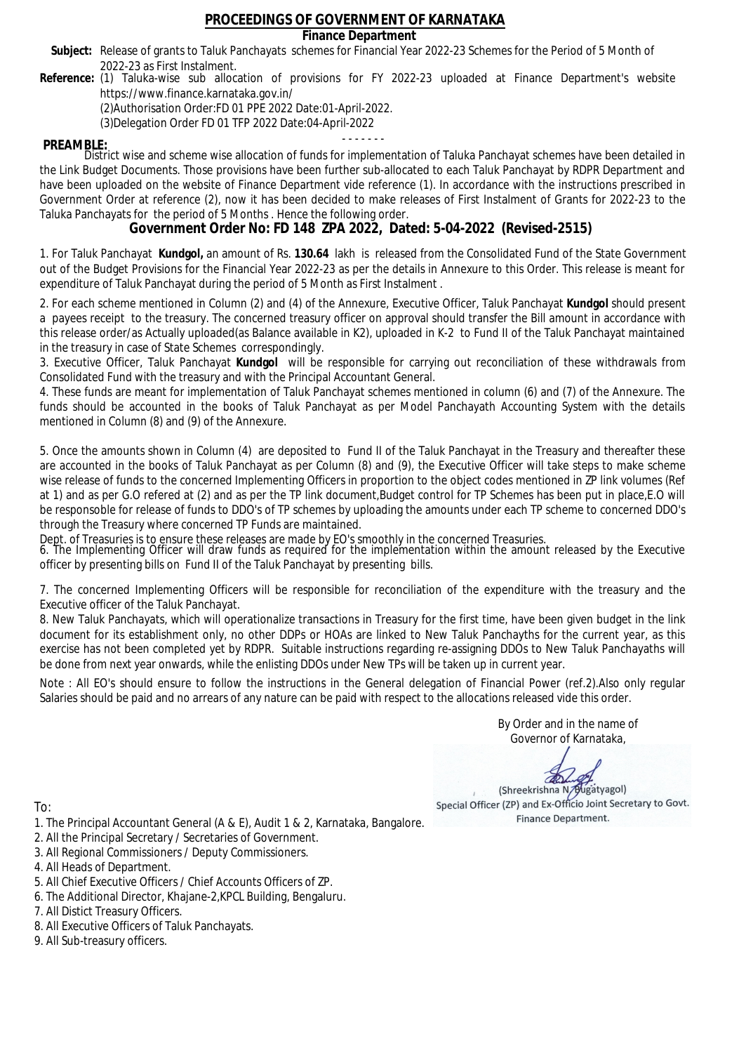# PROCEEDINGS OF GOVERNMENT OF KARNATAKA

## Finance Department

**Subject:** Release of grants to Taluk Panchayats schemes for Financial Year 2022-23 Schemes for the Period of 5 Month of 2022-23 as First Instalment.

**Reference:** (1) Taluka-wise sub allocation of provisions for FY 2022-23 uploaded at Finance Department's website https://www.finance.karnataka.gov.in/

(2)Authorisation Order:FD 01 PPE 2022 Date:01-April-2022.

(3)Delegation Order FD 01 TFP 2022 Date:04-April-2022

- - - - - - -

**PREAMBLE:**

District wise and scheme wise allocation of funds for implementation of Taluka Panchayat schemes have been detailed in the Link Budget Documents. Those provisions have been further sub-allocated to each Taluk Panchayat by RDPR Department and have been uploaded on the website of Finance Department vide reference (1). In accordance with the instructions prescribed in Government Order at reference (2), now it has been decided to make releases of First Instalment of Grants for 2022-23 to the Taluka Panchayats for the period of 5 Months . Hence the following order.

## Government Order No: FD 148 ZPA 2022, Dated: 5-04-2022 (Revised-2515)

1. For Taluk Panchayat **Kundgol,** an amount of Rs. **130.64** lakh is released from the Consolidated Fund of the State Government out of the Budget Provisions for the Financial Year 2022-23 as per the details in Annexure to this Order. This release is meant for expenditure of Taluk Panchayat during the period of 5 Month as First Instalment .

2. For each scheme mentioned in Column (2) and (4) of the Annexure, Executive Officer, Taluk Panchayat **Kundgol** should present a payees receipt to the treasury. The concerned treasury officer on approval should transfer the Bill amount in accordance with this release order/as Actually uploaded(as Balance available in K2), uploaded in K-2 to Fund II of the Taluk Panchayat maintained in the treasury in case of State Schemes correspondingly.

3. Executive Officer, Taluk Panchayat **Kundgol** will be responsible for carrying out reconciliation of these withdrawals from Consolidated Fund with the treasury and with the Principal Accountant General.

4. These funds are meant for implementation of Taluk Panchayat schemes mentioned in column (6) and (7) of the Annexure. The funds should be accounted in the books of Taluk Panchayat as per Model Panchayath Accounting System with the details mentioned in Column (8) and (9) of the Annexure.

5. Once the amounts shown in Column (4) are deposited to Fund II of the Taluk Panchayat in the Treasury and thereafter these are accounted in the books of Taluk Panchayat as per Column (8) and (9), the Executive Officer will take steps to make scheme wise release of funds to the concerned Implementing Officers in proportion to the object codes mentioned in ZP link volumes (Ref at 1) and as per G.O refered at (2) and as per the TP link document,Budget control for TP Schemes has been put in place,E.O will be responsoble for release of funds to DDO's of TP schemes by uploading the amounts under each TP scheme to concerned DDO's through the Treasury where concerned TP Funds are maintained.

Dept. of Treasuries is to ensure these releases are made by EO's smoothly in the concerned Treasuries.

6. The Implementing Officer will draw funds as required for the implementation within the amount released by the Executive officer by presenting bills on Fund II of the Taluk Panchayat by presenting bills.

7. The concerned Implementing Officers will be responsible for reconciliation of the expenditure with the treasury and the Executive officer of the Taluk Panchayat.

8. New Taluk Panchayats, which will operationalize transactions in Treasury for the first time, have been given budget in the link document for its establishment only, no other DDPs or HOAs are linked to New Taluk Panchayths for the current year, as this exercise has not been completed yet by RDPR. Suitable instructions regarding re-assigning DDOs to New Taluk Panchayaths will be done from next year onwards, while the enlisting DDOs under New TPs will be taken up in current year.

Note : All EO's should ensure to follow the instructions in the General delegation of Financial Power (ref.2).Also only regular Salaries should be paid and no arrears of any nature can be paid with respect to the allocations released vide this order.

By Order and in the name of
Governor of Karnataka,

(Shreekrishna N. Bugatyagol)
Special Officer (ZP) and Ex-Officio Joint Secretary to Govt.
Finance Department.

To:

1. The Principal Accountant General (A & E), Audit 1 & 2, Karnataka, Bangalore.
2. All the Principal Secretary / Secretaries of Government.
3. All Regional Commissioners / Deputy Commissioners.
4. All Heads of Department.
5. All Chief Executive Officers / Chief Accounts Officers of ZP.
6. The Additional Director, Khajane-2,KPCL Building, Bengaluru.
7. All Distict Treasury Officers.
8. All Executive Officers of Taluk Panchayats.
9. All Sub-treasury officers.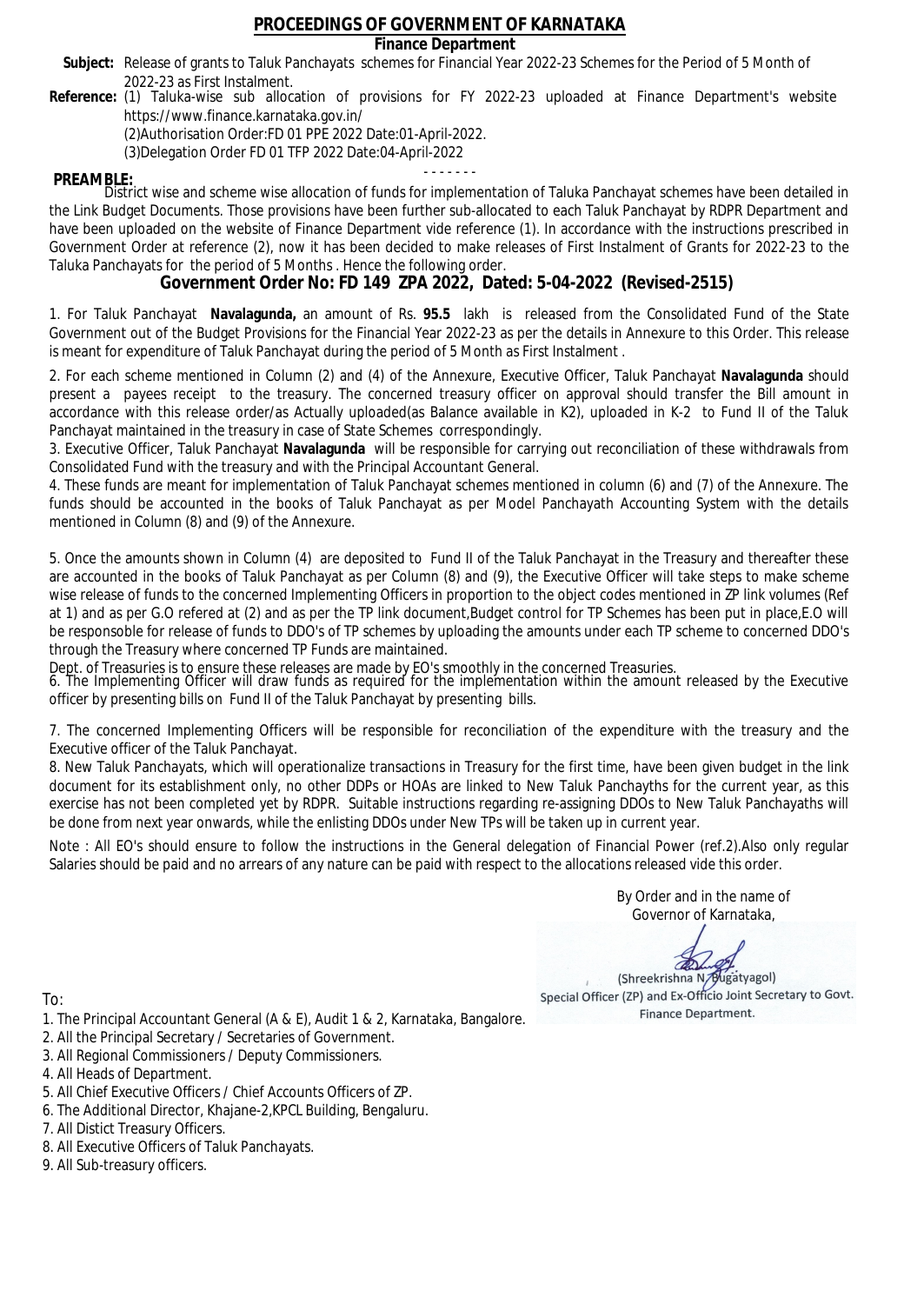# PROCEEDINGS OF GOVERNMENT OF KARNATAKA

**Finance Department**

**Subject:** Release of grants to Taluk Panchayats schemes for Financial Year 2022-23 Schemes for the Period of 5 Month of 2022-23 as First Instalment.

**Reference:** (1) Taluka-wise sub allocation of provisions for FY 2022-23 uploaded at Finance Department's website https://www.finance.karnataka.gov.in/

(2)Authorisation Order:FD 01 PPE 2022 Date:01-April-2022.

(3)Delegation Order FD 01 TFP 2022 Date:04-April-2022

- - - - - - -

**PREAMBLE:**

District wise and scheme wise allocation of funds for implementation of Taluka Panchayat schemes have been detailed in the Link Budget Documents. Those provisions have been further sub-allocated to each Taluk Panchayat by RDPR Department and have been uploaded on the website of Finance Department vide reference (1). In accordance with the instructions prescribed in Government Order at reference (2), now it has been decided to make releases of First Instalment of Grants for 2022-23 to the Taluka Panchayats for the period of 5 Months . Hence the following order.

## Government Order No: FD 149 ZPA 2022, Dated: 5-04-2022 (Revised-2515)

1. For Taluk Panchayat **Navalagunda,** an amount of Rs. **95.5** lakh is released from the Consolidated Fund of the State Government out of the Budget Provisions for the Financial Year 2022-23 as per the details in Annexure to this Order. This release is meant for expenditure of Taluk Panchayat during the period of 5 Month as First Instalment .

2. For each scheme mentioned in Column (2) and (4) of the Annexure, Executive Officer, Taluk Panchayat **Navalagunda** should present a payees receipt to the treasury. The concerned treasury officer on approval should transfer the Bill amount in accordance with this release order/as Actually uploaded(as Balance available in K2), uploaded in K-2 to Fund II of the Taluk Panchayat maintained in the treasury in case of State Schemes correspondingly.

3. Executive Officer, Taluk Panchayat **Navalagunda** will be responsible for carrying out reconciliation of these withdrawals from Consolidated Fund with the treasury and with the Principal Accountant General.

4. These funds are meant for implementation of Taluk Panchayat schemes mentioned in column (6) and (7) of the Annexure. The funds should be accounted in the books of Taluk Panchayat as per Model Panchayath Accounting System with the details mentioned in Column (8) and (9) of the Annexure.

5. Once the amounts shown in Column (4) are deposited to Fund II of the Taluk Panchayat in the Treasury and thereafter these are accounted in the books of Taluk Panchayat as per Column (8) and (9), the Executive Officer will take steps to make scheme wise release of funds to the concerned Implementing Officers in proportion to the object codes mentioned in ZP link volumes (Ref at 1) and as per G.O refered at (2) and as per the TP link document,Budget control for TP Schemes has been put in place,E.O will be responsoble for release of funds to DDO's of TP schemes by uploading the amounts under each TP scheme to concerned DDO's through the Treasury where concerned TP Funds are maintained.

Dept. of Treasuries is to ensure these releases are made by EO's smoothly in the concerned Treasuries.

6. The Implementing Officer will draw funds as required for the implementation within the amount released by the Executive officer by presenting bills on Fund II of the Taluk Panchayat by presenting bills.

7. The concerned Implementing Officers will be responsible for reconciliation of the expenditure with the treasury and the Executive officer of the Taluk Panchayat.

8. New Taluk Panchayats, which will operationalize transactions in Treasury for the first time, have been given budget in the link document for its establishment only, no other DDPs or HOAs are linked to New Taluk Panchayths for the current year, as this exercise has not been completed yet by RDPR. Suitable instructions regarding re-assigning DDOs to New Taluk Panchayaths will be done from next year onwards, while the enlisting DDOs under New TPs will be taken up in current year.

Note : All EO's should ensure to follow the instructions in the General delegation of Financial Power (ref.2).Also only regular Salaries should be paid and no arrears of any nature can be paid with respect to the allocations released vide this order.

By Order and in the name of
Governor of Karnataka,

(Shreekrishna N. Bugatyagol)
Special Officer (ZP) and Ex-Officio Joint Secretary to Govt.
Finance Department.

To:

1. The Principal Accountant General (A & E), Audit 1 & 2, Karnataka, Bangalore.
2. All the Principal Secretary / Secretaries of Government.
3. All Regional Commissioners / Deputy Commissioners.
4. All Heads of Department.
5. All Chief Executive Officers / Chief Accounts Officers of ZP.
6. The Additional Director, Khajane-2,KPCL Building, Bengaluru.
7. All Distict Treasury Officers.
8. All Executive Officers of Taluk Panchayats.
9. All Sub-treasury officers.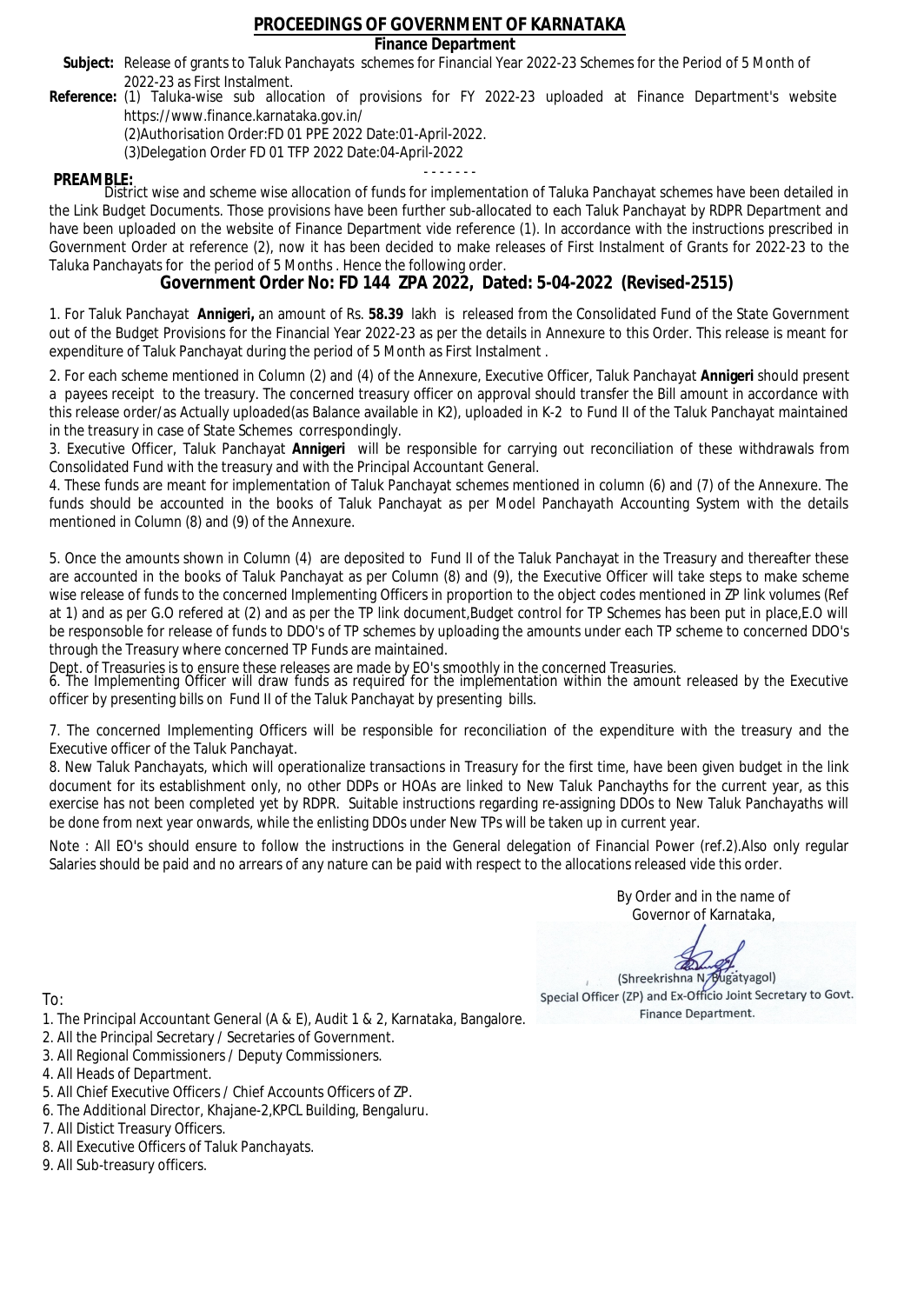# PROCEEDINGS OF GOVERNMENT OF KARNATAKA

## Finance Department

**Subject:** Release of grants to Taluk Panchayats schemes for Financial Year 2022-23 Schemes for the Period of 5 Month of 2022-23 as First Instalment.

**Reference:** (1) Taluka-wise sub allocation of provisions for FY 2022-23 uploaded at Finance Department's website https://www.finance.karnataka.gov.in/

(2)Authorisation Order:FD 01 PPE 2022 Date:01-April-2022.

(3)Delegation Order FD 01 TFP 2022 Date:04-April-2022

- - - - - - -

**PREAMBLE:**

District wise and scheme wise allocation of funds for implementation of Taluka Panchayat schemes have been detailed in the Link Budget Documents. Those provisions have been further sub-allocated to each Taluk Panchayat by RDPR Department and have been uploaded on the website of Finance Department vide reference (1). In accordance with the instructions prescribed in Government Order at reference (2), now it has been decided to make releases of First Instalment of Grants for 2022-23 to the Taluka Panchayats for the period of 5 Months . Hence the following order.

## Government Order No: FD 144 ZPA 2022, Dated: 5-04-2022 (Revised-2515)

1. For Taluk Panchayat **Annigeri,** an amount of Rs. **58.39** lakh is released from the Consolidated Fund of the State Government out of the Budget Provisions for the Financial Year 2022-23 as per the details in Annexure to this Order. This release is meant for expenditure of Taluk Panchayat during the period of 5 Month as First Instalment .

2. For each scheme mentioned in Column (2) and (4) of the Annexure, Executive Officer, Taluk Panchayat **Annigeri** should present a payees receipt to the treasury. The concerned treasury officer on approval should transfer the Bill amount in accordance with this release order/as Actually uploaded(as Balance available in K2), uploaded in K-2 to Fund II of the Taluk Panchayat maintained in the treasury in case of State Schemes correspondingly.

3. Executive Officer, Taluk Panchayat **Annigeri** will be responsible for carrying out reconciliation of these withdrawals from Consolidated Fund with the treasury and with the Principal Accountant General.

4. These funds are meant for implementation of Taluk Panchayat schemes mentioned in column (6) and (7) of the Annexure. The funds should be accounted in the books of Taluk Panchayat as per Model Panchayath Accounting System with the details mentioned in Column (8) and (9) of the Annexure.

5. Once the amounts shown in Column (4) are deposited to Fund II of the Taluk Panchayat in the Treasury and thereafter these are accounted in the books of Taluk Panchayat as per Column (8) and (9), the Executive Officer will take steps to make scheme wise release of funds to the concerned Implementing Officers in proportion to the object codes mentioned in ZP link volumes (Ref at 1) and as per G.O refered at (2) and as per the TP link document,Budget control for TP Schemes has been put in place,E.O will be responsible for release of funds to DDO's of TP schemes by uploading the amounts under each TP scheme to concerned DDO's through the Treasury where concerned TP Funds are maintained.

Dept. of Treasuries is to ensure these releases are made by EO's smoothly in the concerned Treasuries.

6. The Implementing Officer will draw funds as required for the implementation within the amount released by the Executive officer by presenting bills on Fund II of the Taluk Panchayat by presenting bills.

7. The concerned Implementing Officers will be responsible for reconciliation of the expenditure with the treasury and the Executive officer of the Taluk Panchayat.

8. New Taluk Panchayats, which will operationalize transactions in Treasury for the first time, have been given budget in the link document for its establishment only, no other DDPs or HOAs are linked to New Taluk Panchayths for the current year, as this exercise has not been completed yet by RDPR. Suitable instructions regarding re-assigning DDOs to New Taluk Panchayaths will be done from next year onwards, while the enlisting DDOs under New TPs will be taken up in current year.

Note : All EO's should ensure to follow the instructions in the General delegation of Financial Power (ref.2).Also only regular Salaries should be paid and no arrears of any nature can be paid with respect to the allocations released vide this order.

By Order and in the name of
Governor of Karnataka,

(Shreekrishna N. Bugatyagol)
Special Officer (ZP) and Ex-Officio Joint Secretary to Govt.
Finance Department.

To:

1. The Principal Accountant General (A & E), Audit 1 & 2, Karnataka, Bangalore.
2. All the Principal Secretary / Secretaries of Government.
3. All Regional Commissioners / Deputy Commissioners.
4. All Heads of Department.
5. All Chief Executive Officers / Chief Accounts Officers of ZP.
6. The Additional Director, Khajane-2,KPCL Building, Bengaluru.
7. All Distict Treasury Officers.
8. All Executive Officers of Taluk Panchayats.
9. All Sub-treasury officers.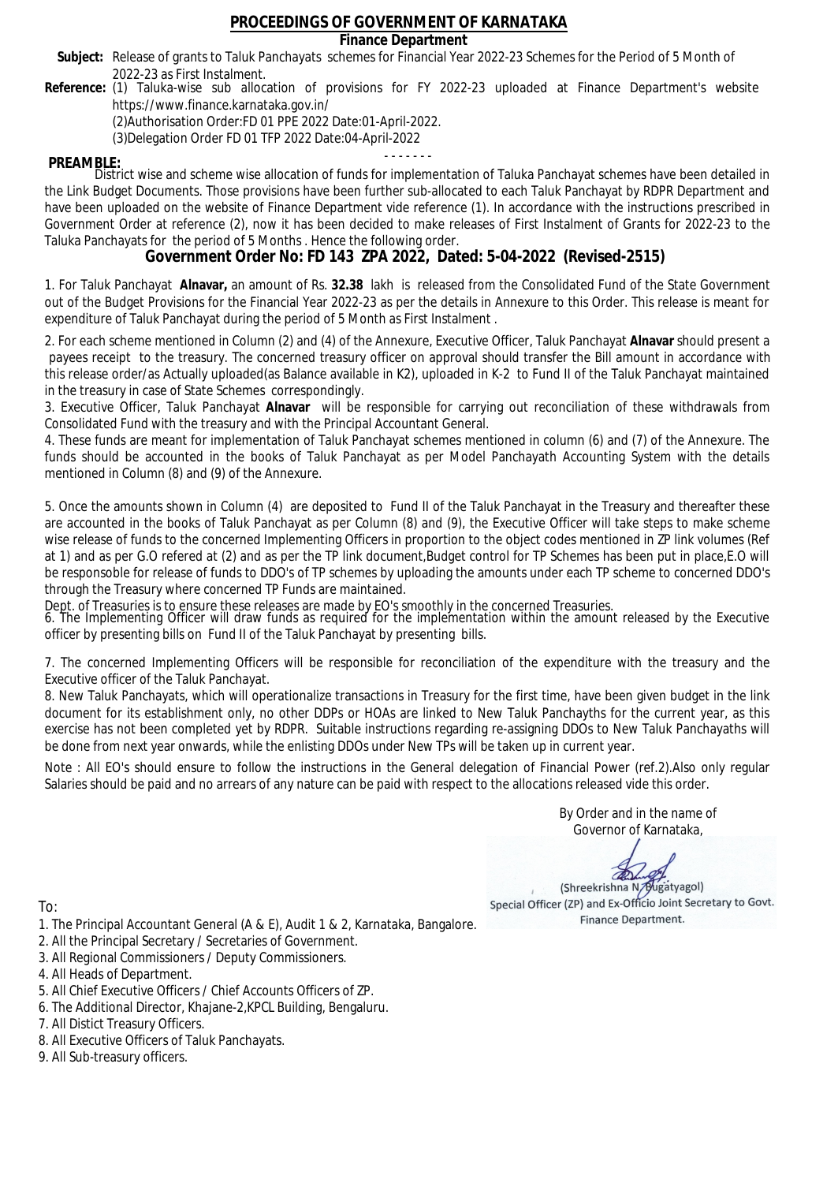# PROCEEDINGS OF GOVERNMENT OF KARNATAKA

## Finance Department

**Subject:** Release of grants to Taluk Panchayats schemes for Financial Year 2022-23 Schemes for the Period of 5 Month of 2022-23 as First Instalment.

**Reference:** (1) Taluka-wise sub allocation of provisions for FY 2022-23 uploaded at Finance Department's website https://www.finance.karnataka.gov.in/

(2)Authorisation Order:FD 01 PPE 2022 Date:01-April-2022.

(3)Delegation Order FD 01 TFP 2022 Date:04-April-2022

- - - - - - -

**PREAMBLE:**

District wise and scheme wise allocation of funds for implementation of Taluka Panchayat schemes have been detailed in the Link Budget Documents. Those provisions have been further sub-allocated to each Taluk Panchayat by RDPR Department and have been uploaded on the website of Finance Department vide reference (1). In accordance with the instructions prescribed in Government Order at reference (2), now it has been decided to make releases of First Instalment of Grants for 2022-23 to the Taluka Panchayats for the period of 5 Months . Hence the following order.

## Government Order No: FD 143 ZPA 2022, Dated: 5-04-2022 (Revised-2515)

1. For Taluk Panchayat **Alnavar,** an amount of Rs. **32.38** lakh is released from the Consolidated Fund of the State Government out of the Budget Provisions for the Financial Year 2022-23 as per the details in Annexure to this Order. This release is meant for expenditure of Taluk Panchayat during the period of 5 Month as First Instalment .

2. For each scheme mentioned in Column (2) and (4) of the Annexure, Executive Officer, Taluk Panchayat **Alnavar** should present a payees receipt to the treasury. The concerned treasury officer on approval should transfer the Bill amount in accordance with this release order/as Actually uploaded(as Balance available in K2), uploaded in K-2 to Fund II of the Taluk Panchayat maintained in the treasury in case of State Schemes correspondingly.

3. Executive Officer, Taluk Panchayat **Alnavar** will be responsible for carrying out reconciliation of these withdrawals from Consolidated Fund with the treasury and with the Principal Accountant General.

4. These funds are meant for implementation of Taluk Panchayat schemes mentioned in column (6) and (7) of the Annexure. The funds should be accounted in the books of Taluk Panchayat as per Model Panchayath Accounting System with the details mentioned in Column (8) and (9) of the Annexure.

5. Once the amounts shown in Column (4) are deposited to Fund II of the Taluk Panchayat in the Treasury and thereafter these are accounted in the books of Taluk Panchayat as per Column (8) and (9), the Executive Officer will take steps to make scheme wise release of funds to the concerned Implementing Officers in proportion to the object codes mentioned in ZP link volumes (Ref at 1) and as per G.O refered at (2) and as per the TP link document,Budget control for TP Schemes has been put in place,E.O will be responsible for release of funds to DDO's of TP schemes by uploading the amounts under each TP scheme to concerned DDO's through the Treasury where concerned TP Funds are maintained.

Dept. of Treasuries is to ensure these releases are made by EO's smoothly in the concerned Treasuries.

6. The Implementing Officer will draw funds as required for the implementation within the amount released by the Executive officer by presenting bills on Fund II of the Taluk Panchayat by presenting bills.

7. The concerned Implementing Officers will be responsible for reconciliation of the expenditure with the treasury and the Executive officer of the Taluk Panchayat.

8. New Taluk Panchayats, which will operationalize transactions in Treasury for the first time, have been given budget in the link document for its establishment only, no other DDPs or HOAs are linked to New Taluk Panchayths for the current year, as this exercise has not been completed yet by RDPR. Suitable instructions regarding re-assigning DDOs to New Taluk Panchayaths will be done from next year onwards, while the enlisting DDOs under New TPs will be taken up in current year.

Note : All EO's should ensure to follow the instructions in the General delegation of Financial Power (ref.2).Also only regular Salaries should be paid and no arrears of any nature can be paid with respect to the allocations released vide this order.

By Order and in the name of
Governor of Karnataka,

(Shreekrishna N. Bugatyagol)
Special Officer (ZP) and Ex-Officio Joint Secretary to Govt.
Finance Department.

To:

1. The Principal Accountant General (A & E), Audit 1 & 2, Karnataka, Bangalore.
2. All the Principal Secretary / Secretaries of Government.
3. All Regional Commissioners / Deputy Commissioners.
4. All Heads of Department.
5. All Chief Executive Officers / Chief Accounts Officers of ZP.
6. The Additional Director, Khajane-2,KPCL Building, Bengaluru.
7. All Distict Treasury Officers.
8. All Executive Officers of Taluk Panchayats.
9. All Sub-treasury officers.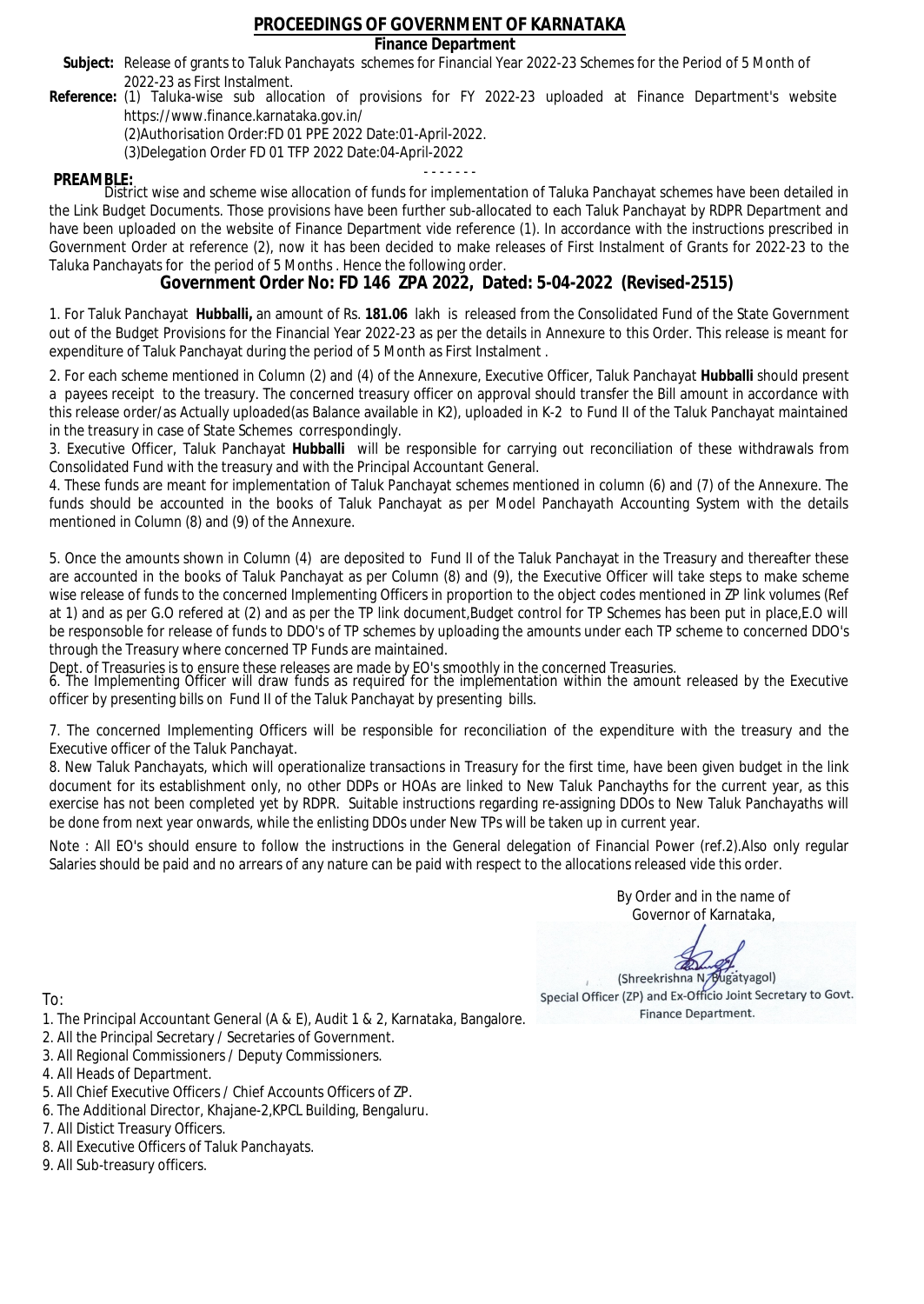# PROCEEDINGS OF GOVERNMENT OF KARNATAKA

## Finance Department

**Subject:** Release of grants to Taluk Panchayats schemes for Financial Year 2022-23 Schemes for the Period of 5 Month of 2022-23 as First Instalment.

**Reference:** (1) Taluka-wise sub allocation of provisions for FY 2022-23 uploaded at Finance Department's website https://www.finance.karnataka.gov.in/
(2)Authorisation Order:FD 01 PPE 2022 Date:01-April-2022.
(3)Delegation Order FD 01 TFP 2022 Date:04-April-2022

- - - - - - -

**PREAMBLE:**
District wise and scheme wise allocation of funds for implementation of Taluka Panchayat schemes have been detailed in the Link Budget Documents. Those provisions have been further sub-allocated to each Taluk Panchayat by RDPR Department and have been uploaded on the website of Finance Department vide reference (1). In accordance with the instructions prescribed in Government Order at reference (2), now it has been decided to make releases of First Instalment of Grants for 2022-23 to the Taluka Panchayats for the period of 5 Months . Hence the following order.

## Government Order No: FD 146 ZPA 2022, Dated: 5-04-2022 (Revised-2515)

1. For Taluk Panchayat **Hubballi,** an amount of Rs. **181.06** lakh is released from the Consolidated Fund of the State Government out of the Budget Provisions for the Financial Year 2022-23 as per the details in Annexure to this Order. This release is meant for expenditure of Taluk Panchayat during the period of 5 Month as First Instalment .

2. For each scheme mentioned in Column (2) and (4) of the Annexure, Executive Officer, Taluk Panchayat **Hubballi** should present a payees receipt to the treasury. The concerned treasury officer on approval should transfer the Bill amount in accordance with this release order/as Actually uploaded(as Balance available in K2), uploaded in K-2 to Fund II of the Taluk Panchayat maintained in the treasury in case of State Schemes correspondingly.

3. Executive Officer, Taluk Panchayat **Hubballi** will be responsible for carrying out reconciliation of these withdrawals from Consolidated Fund with the treasury and with the Principal Accountant General.

4. These funds are meant for implementation of Taluk Panchayat schemes mentioned in column (6) and (7) of the Annexure. The funds should be accounted in the books of Taluk Panchayat as per Model Panchayath Accounting System with the details mentioned in Column (8) and (9) of the Annexure.

5. Once the amounts shown in Column (4) are deposited to Fund II of the Taluk Panchayat in the Treasury and thereafter these are accounted in the books of Taluk Panchayat as per Column (8) and (9), the Executive Officer will take steps to make scheme wise release of funds to the concerned Implementing Officers in proportion to the object codes mentioned in ZP link volumes (Ref at 1) and as per G.O refered at (2) and as per the TP link document,Budget control for TP Schemes has been put in place,E.O will be responsoble for release of funds to DDO's of TP schemes by uploading the amounts under each TP scheme to concerned DDO's through the Treasury where concerned TP Funds are maintained.

Dept. of Treasuries is to ensure these releases are made by EO's smoothly in the concerned Treasuries.

6. The Implementing Officer will draw funds as required for the implementation within the amount released by the Executive officer by presenting bills on Fund II of the Taluk Panchayat by presenting bills.

7. The concerned Implementing Officers will be responsible for reconciliation of the expenditure with the treasury and the Executive officer of the Taluk Panchayat.

8. New Taluk Panchayats, which will operationalize transactions in Treasury for the first time, have been given budget in the link document for its establishment only, no other DDPs or HOAs are linked to New Taluk Panchayths for the current year, as this exercise has not been completed yet by RDPR. Suitable instructions regarding re-assigning DDOs to New Taluk Panchayaths will be done from next year onwards, while the enlisting DDOs under New TPs will be taken up in current year.

Note : All EO's should ensure to follow the instructions in the General delegation of Financial Power (ref.2).Also only regular Salaries should be paid and no arrears of any nature can be paid with respect to the allocations released vide this order.

By Order and in the name of
Governor of Karnataka,

(Shreekrishna N. Bugatyagol)
Special Officer (ZP) and Ex-Officio Joint Secretary to Govt.
Finance Department.

To:

1. The Principal Accountant General (A & E), Audit 1 & 2, Karnataka, Bangalore.
2. All the Principal Secretary / Secretaries of Government.
3. All Regional Commissioners / Deputy Commissioners.
4. All Heads of Department.
5. All Chief Executive Officers / Chief Accounts Officers of ZP.
6. The Additional Director, Khajane-2,KPCL Building, Bengaluru.
7. All Distict Treasury Officers.
8. All Executive Officers of Taluk Panchayats.
9. All Sub-treasury officers.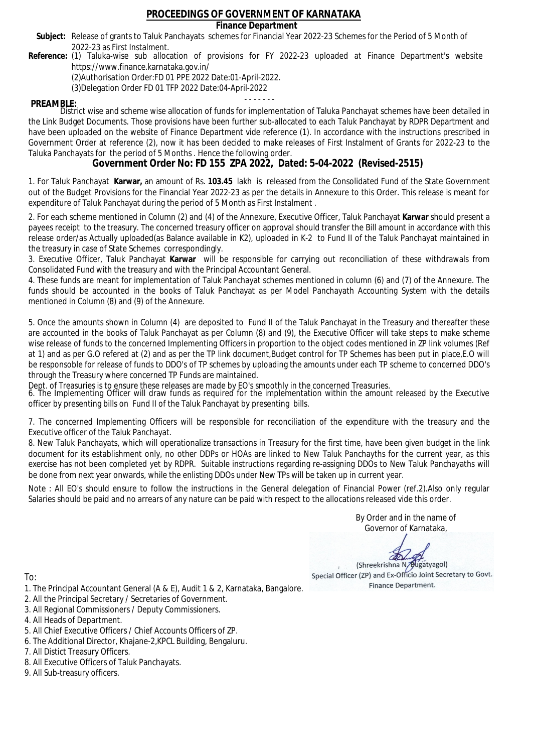# PROCEEDINGS OF GOVERNMENT OF KARNATAKA

## Finance Department

**Subject:** Release of grants to Taluk Panchayats schemes for Financial Year 2022-23 Schemes for the Period of 5 Month of 2022-23 as First Instalment.

**Reference:** (1) Taluka-wise sub allocation of provisions for FY 2022-23 uploaded at Finance Department's website https://www.finance.karnataka.gov.in/

(2)Authorisation Order:FD 01 PPE 2022 Date:01-April-2022.

(3)Delegation Order FD 01 TFP 2022 Date:04-April-2022

- - - - - - -

**PREAMBLE:**

District wise and scheme wise allocation of funds for implementation of Taluka Panchayat schemes have been detailed in the Link Budget Documents. Those provisions have been further sub-allocated to each Taluk Panchayat by RDPR Department and have been uploaded on the website of Finance Department vide reference (1). In accordance with the instructions prescribed in Government Order at reference (2), now it has been decided to make releases of First Instalment of Grants for 2022-23 to the Taluka Panchayats for the period of 5 Months . Hence the following order.

## Government Order No: FD 155 ZPA 2022, Dated: 5-04-2022 (Revised-2515)

1. For Taluk Panchayat **Karwar,** an amount of Rs. **103.45** lakh is released from the Consolidated Fund of the State Government out of the Budget Provisions for the Financial Year 2022-23 as per the details in Annexure to this Order. This release is meant for expenditure of Taluk Panchayat during the period of 5 Month as First Instalment .

2. For each scheme mentioned in Column (2) and (4) of the Annexure, Executive Officer, Taluk Panchayat **Karwar** should present a payees receipt to the treasury. The concerned treasury officer on approval should transfer the Bill amount in accordance with this release order/as Actually uploaded(as Balance available in K2), uploaded in K-2 to Fund II of the Taluk Panchayat maintained in the treasury in case of State Schemes correspondingly.

3. Executive Officer, Taluk Panchayat **Karwar** will be responsible for carrying out reconciliation of these withdrawals from Consolidated Fund with the treasury and with the Principal Accountant General.

4. These funds are meant for implementation of Taluk Panchayat schemes mentioned in column (6) and (7) of the Annexure. The funds should be accounted in the books of Taluk Panchayat as per Model Panchayath Accounting System with the details mentioned in Column (8) and (9) of the Annexure.

5. Once the amounts shown in Column (4) are deposited to Fund II of the Taluk Panchayat in the Treasury and thereafter these are accounted in the books of Taluk Panchayat as per Column (8) and (9), the Executive Officer will take steps to make scheme wise release of funds to the concerned Implementing Officers in proportion to the object codes mentioned in ZP link volumes (Ref at 1) and as per G.O refered at (2) and as per the TP link document,Budget control for TP Schemes has been put in place,E.O will be responsoble for release of funds to DDO's of TP schemes by uploading the amounts under each TP scheme to concerned DDO's through the Treasury where concerned TP Funds are maintained.

Dept. of Treasuries is to ensure these releases are made by EO's smoothly in the concerned Treasuries.

6. The Implementing Officer will draw funds as required for the implementation within the amount released by the Executive officer by presenting bills on Fund II of the Taluk Panchayat by presenting bills.

7. The concerned Implementing Officers will be responsible for reconciliation of the expenditure with the treasury and the Executive officer of the Taluk Panchayat.

8. New Taluk Panchayats, which will operationalize transactions in Treasury for the first time, have been given budget in the link document for its establishment only, no other DDPs or HOAs are linked to New Taluk Panchayths for the current year, as this exercise has not been completed yet by RDPR. Suitable instructions regarding re-assigning DDOs to New Taluk Panchayaths will be done from next year onwards, while the enlisting DDOs under New TPs will be taken up in current year.

Note : All EO's should ensure to follow the instructions in the General delegation of Financial Power (ref.2).Also only regular Salaries should be paid and no arrears of any nature can be paid with respect to the allocations released vide this order.

By Order and in the name of
Governor of Karnataka,

(Shreekrishna N. Bugatyagol)
Special Officer (ZP) and Ex-Officio Joint Secretary to Govt.
Finance Department.

To:

1. The Principal Accountant General (A & E), Audit 1 & 2, Karnataka, Bangalore.
2. All the Principal Secretary / Secretaries of Government.
3. All Regional Commissioners / Deputy Commissioners.
4. All Heads of Department.
5. All Chief Executive Officers / Chief Accounts Officers of ZP.
6. The Additional Director, Khajane-2,KPCL Building, Bengaluru.
7. All Distict Treasury Officers.
8. All Executive Officers of Taluk Panchayats.
9. All Sub-treasury officers.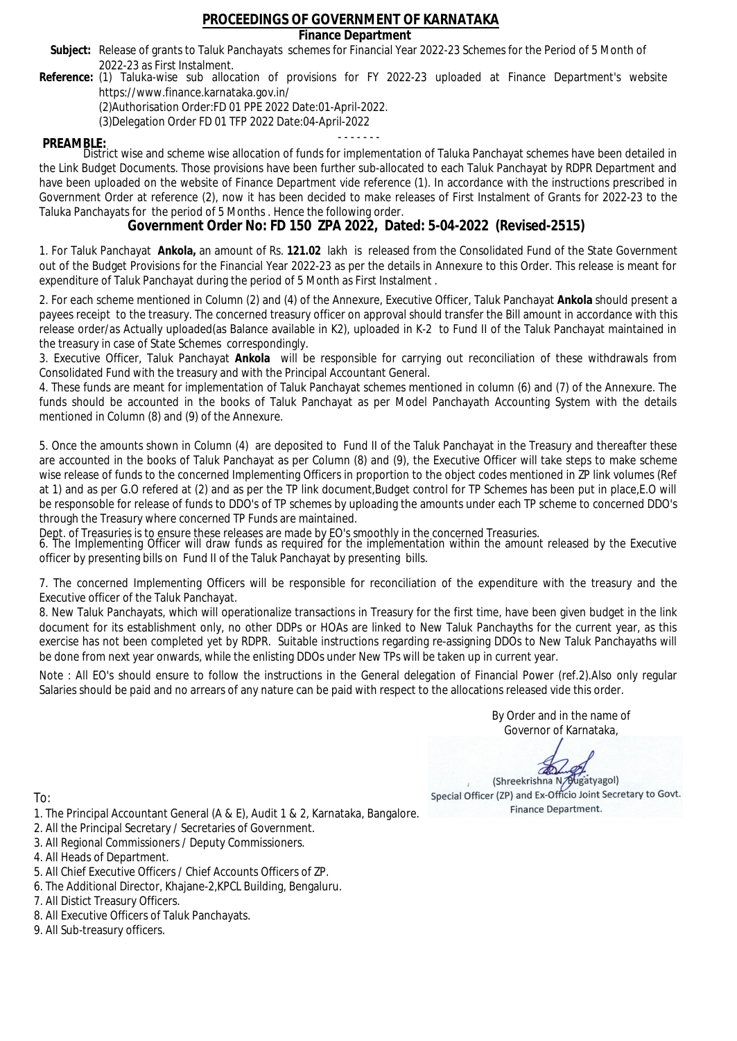# PROCEEDINGS OF GOVERNMENT OF KARNATAKA

## Finance Department

**Subject:** Release of grants to Taluk Panchayats schemes for Financial Year 2022-23 Schemes for the Period of 5 Month of 2022-23 as First Instalment.

**Reference:** (1) Taluka-wise sub allocation of provisions for FY 2022-23 uploaded at Finance Department's website https://www.finance.karnataka.gov.in/

(2)Authorisation Order:FD 01 PPE 2022 Date:01-April-2022.

(3)Delegation Order FD 01 TFP 2022 Date:04-April-2022

- - - - - - -

**PREAMBLE:**

District wise and scheme wise allocation of funds for implementation of Taluka Panchayat schemes have been detailed in the Link Budget Documents. Those provisions have been further sub-allocated to each Taluk Panchayat by RDPR Department and have been uploaded on the website of Finance Department vide reference (1). In accordance with the instructions prescribed in Government Order at reference (2), now it has been decided to make releases of First Instalment of Grants for 2022-23 to the Taluka Panchayats for the period of 5 Months . Hence the following order.

## Government Order No: FD 150 ZPA 2022, Dated: 5-04-2022 (Revised-2515)

1. For Taluk Panchayat **Ankola,** an amount of Rs. **121.02** lakh is released from the Consolidated Fund of the State Government out of the Budget Provisions for the Financial Year 2022-23 as per the details in Annexure to this Order. This release is meant for expenditure of Taluk Panchayat during the period of 5 Month as First Instalment .

2. For each scheme mentioned in Column (2) and (4) of the Annexure, Executive Officer, Taluk Panchayat **Ankola** should present a payees receipt to the treasury. The concerned treasury officer on approval should transfer the Bill amount in accordance with this release order/as Actually uploaded(as Balance available in K2), uploaded in K-2 to Fund II of the Taluk Panchayat maintained in the treasury in case of State Schemes correspondingly.

3. Executive Officer, Taluk Panchayat **Ankola** will be responsible for carrying out reconciliation of these withdrawals from Consolidated Fund with the treasury and with the Principal Accountant General.

4. These funds are meant for implementation of Taluk Panchayat schemes mentioned in column (6) and (7) of the Annexure. The funds should be accounted in the books of Taluk Panchayat as per Model Panchayath Accounting System with the details mentioned in Column (8) and (9) of the Annexure.

5. Once the amounts shown in Column (4) are deposited to Fund II of the Taluk Panchayat in the Treasury and thereafter these are accounted in the books of Taluk Panchayat as per Column (8) and (9), the Executive Officer will take steps to make scheme wise release of funds to the concerned Implementing Officers in proportion to the object codes mentioned in ZP link volumes (Ref at 1) and as per G.O refered at (2) and as per the TP link document,Budget control for TP Schemes has been put in place,E.O will be responsable for release of funds to DDO's of TP schemes by uploading the amounts under each TP scheme to concerned DDO's through the Treasury where concerned TP Funds are maintained.

Dept. of Treasuries is to ensure these releases are made by EO's smoothly in the concerned Treasuries.

6. The Implementing Officer will draw funds as required for the implementation within the amount released by the Executive officer by presenting bills on Fund II of the Taluk Panchayat by presenting bills.

7. The concerned Implementing Officers will be responsible for reconciliation of the expenditure with the treasury and the Executive officer of the Taluk Panchayat.

8. New Taluk Panchayats, which will operationalize transactions in Treasury for the first time, have been given budget in the link document for its establishment only, no other DDPs or HOAs are linked to New Taluk Panchayths for the current year, as this exercise has not been completed yet by RDPR. Suitable instructions regarding re-assigning DDOs to New Taluk Panchayaths will be done from next year onwards, while the enlisting DDOs under New TPs will be taken up in current year.

Note : All EO's should ensure to follow the instructions in the General delegation of Financial Power (ref.2).Also only regular Salaries should be paid and no arrears of any nature can be paid with respect to the allocations released vide this order.

By Order and in the name of
Governor of Karnataka,

(Shreekrishna N. Bugatyagol)
Special Officer (ZP) and Ex-Officio Joint Secretary to Govt.
Finance Department.

To:

1. The Principal Accountant General (A & E), Audit 1 & 2, Karnataka, Bangalore.
2. All the Principal Secretary / Secretaries of Government.
3. All Regional Commissioners / Deputy Commissioners.
4. All Heads of Department.
5. All Chief Executive Officers / Chief Accounts Officers of ZP.
6. The Additional Director, Khajane-2,KPCL Building, Bengaluru.
7. All Distict Treasury Officers.
8. All Executive Officers of Taluk Panchayats.
9. All Sub-treasury officers.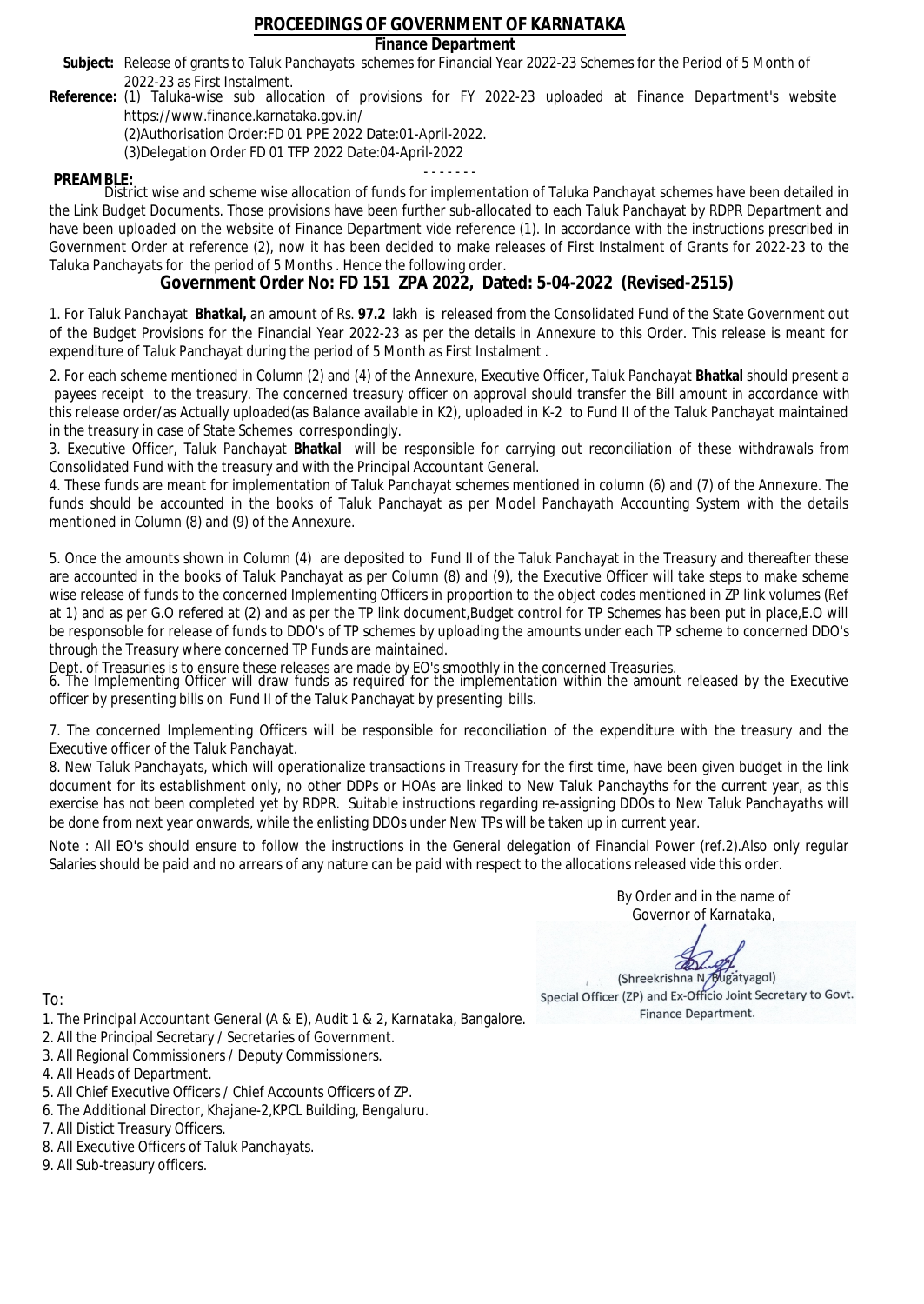# PROCEEDINGS OF GOVERNMENT OF KARNATAKA

## Finance Department

**Subject:** Release of grants to Taluk Panchayats schemes for Financial Year 2022-23 Schemes for the Period of 5 Month of 2022-23 as First Instalment.

**Reference:** (1) Taluka-wise sub allocation of provisions for FY 2022-23 uploaded at Finance Department's website https://www.finance.karnataka.gov.in/

(2)Authorisation Order:FD 01 PPE 2022 Date:01-April-2022.

(3)Delegation Order FD 01 TFP 2022 Date:04-April-2022

- - - - - - -

**PREAMBLE:**

District wise and scheme wise allocation of funds for implementation of Taluka Panchayat schemes have been detailed in the Link Budget Documents. Those provisions have been further sub-allocated to each Taluk Panchayat by RDPR Department and have been uploaded on the website of Finance Department vide reference (1). In accordance with the instructions prescribed in Government Order at reference (2), now it has been decided to make releases of First Instalment of Grants for 2022-23 to the Taluka Panchayats for the period of 5 Months . Hence the following order.

## Government Order No: FD 151 ZPA 2022, Dated: 5-04-2022 (Revised-2515)

1. For Taluk Panchayat **Bhatkal,** an amount of Rs. **97.2** lakh is released from the Consolidated Fund of the State Government out of the Budget Provisions for the Financial Year 2022-23 as per the details in Annexure to this Order. This release is meant for expenditure of Taluk Panchayat during the period of 5 Month as First Instalment .

2. For each scheme mentioned in Column (2) and (4) of the Annexure, Executive Officer, Taluk Panchayat **Bhatkal** should present a payees receipt to the treasury. The concerned treasury officer on approval should transfer the Bill amount in accordance with this release order/as Actually uploaded(as Balance available in K2), uploaded in K-2 to Fund II of the Taluk Panchayat maintained in the treasury in case of State Schemes correspondingly.

3. Executive Officer, Taluk Panchayat **Bhatkal** will be responsible for carrying out reconciliation of these withdrawals from Consolidated Fund with the treasury and with the Principal Accountant General.

4. These funds are meant for implementation of Taluk Panchayat schemes mentioned in column (6) and (7) of the Annexure. The funds should be accounted in the books of Taluk Panchayat as per Model Panchayath Accounting System with the details mentioned in Column (8) and (9) of the Annexure.

5. Once the amounts shown in Column (4) are deposited to Fund II of the Taluk Panchayat in the Treasury and thereafter these are accounted in the books of Taluk Panchayat as per Column (8) and (9), the Executive Officer will take steps to make scheme wise release of funds to the concerned Implementing Officers in proportion to the object codes mentioned in ZP link volumes (Ref at 1) and as per G.O refered at (2) and as per the TP link document,Budget control for TP Schemes has been put in place,E.O will be responsoble for release of funds to DDO's of TP schemes by uploading the amounts under each TP scheme to concerned DDO's through the Treasury where concerned TP Funds are maintained.

Dept. of Treasuries is to ensure these releases are made by EO's smoothly in the concerned Treasuries.

6. The Implementing Officer will draw funds as required for the implementation within the amount released by the Executive officer by presenting bills on Fund II of the Taluk Panchayat by presenting bills.

7. The concerned Implementing Officers will be responsible for reconciliation of the expenditure with the treasury and the Executive officer of the Taluk Panchayat.

8. New Taluk Panchayats, which will operationalize transactions in Treasury for the first time, have been given budget in the link document for its establishment only, no other DDPs or HOAs are linked to New Taluk Panchayths for the current year, as this exercise has not been completed yet by RDPR. Suitable instructions regarding re-assigning DDOs to New Taluk Panchayaths will be done from next year onwards, while the enlisting DDOs under New TPs will be taken up in current year.

Note : All EO's should ensure to follow the instructions in the General delegation of Financial Power (ref.2).Also only regular Salaries should be paid and no arrears of any nature can be paid with respect to the allocations released vide this order.

By Order and in the name of
Governor of Karnataka,

(Shreekrishna N. Bugatyagol)
Special Officer (ZP) and Ex-Officio Joint Secretary to Govt.
Finance Department.

To:

1. The Principal Accountant General (A & E), Audit 1 & 2, Karnataka, Bangalore.
2. All the Principal Secretary / Secretaries of Government.
3. All Regional Commissioners / Deputy Commissioners.
4. All Heads of Department.
5. All Chief Executive Officers / Chief Accounts Officers of ZP.
6. The Additional Director, Khajane-2,KPCL Building, Bengaluru.
7. All Distict Treasury Officers.
8. All Executive Officers of Taluk Panchayats.
9. All Sub-treasury officers.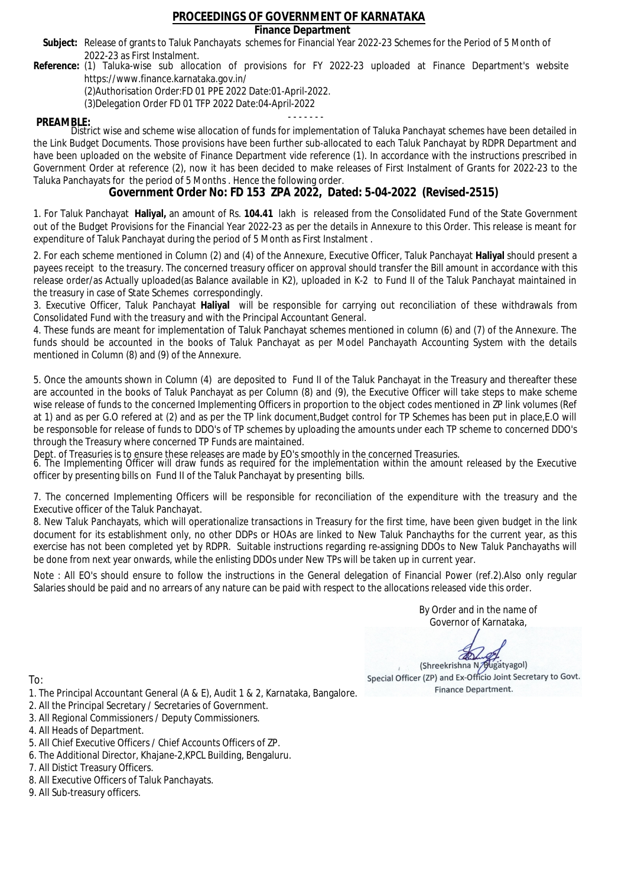# PROCEEDINGS OF GOVERNMENT OF KARNATAKA

## Finance Department

**Subject:** Release of grants to Taluk Panchayats schemes for Financial Year 2022-23 Schemes for the Period of 5 Month of 2022-23 as First Instalment.

**Reference:** (1) Taluka-wise sub allocation of provisions for FY 2022-23 uploaded at Finance Department's website https://www.finance.karnataka.gov.in/

(2)Authorisation Order:FD 01 PPE 2022 Date:01-April-2022.

(3)Delegation Order FD 01 TFP 2022 Date:04-April-2022

- - - - - - -

**PREAMBLE:**

District wise and scheme wise allocation of funds for implementation of Taluka Panchayat schemes have been detailed in the Link Budget Documents. Those provisions have been further sub-allocated to each Taluk Panchayat by RDPR Department and have been uploaded on the website of Finance Department vide reference (1). In accordance with the instructions prescribed in Government Order at reference (2), now it has been decided to make releases of First Instalment of Grants for 2022-23 to the Taluka Panchayats for the period of 5 Months . Hence the following order.

## Government Order No: FD 153 ZPA 2022, Dated: 5-04-2022 (Revised-2515)

1. For Taluk Panchayat **Haliyal,** an amount of Rs. **104.41** lakh is released from the Consolidated Fund of the State Government out of the Budget Provisions for the Financial Year 2022-23 as per the details in Annexure to this Order. This release is meant for expenditure of Taluk Panchayat during the period of 5 Month as First Instalment .

2. For each scheme mentioned in Column (2) and (4) of the Annexure, Executive Officer, Taluk Panchayat **Haliyal** should present a payees receipt to the treasury. The concerned treasury officer on approval should transfer the Bill amount in accordance with this release order/as Actually uploaded(as Balance available in K2), uploaded in K-2 to Fund II of the Taluk Panchayat maintained in the treasury in case of State Schemes correspondingly.

3. Executive Officer, Taluk Panchayat **Haliyal** will be responsible for carrying out reconciliation of these withdrawals from Consolidated Fund with the treasury and with the Principal Accountant General.

4. These funds are meant for implementation of Taluk Panchayat schemes mentioned in column (6) and (7) of the Annexure. The funds should be accounted in the books of Taluk Panchayat as per Model Panchayath Accounting System with the details mentioned in Column (8) and (9) of the Annexure.

5. Once the amounts shown in Column (4) are deposited to Fund II of the Taluk Panchayat in the Treasury and thereafter these are accounted in the books of Taluk Panchayat as per Column (8) and (9), the Executive Officer will take steps to make scheme wise release of funds to the concerned Implementing Officers in proportion to the object codes mentioned in ZP link volumes (Ref at 1) and as per G.O refered at (2) and as per the TP link document,Budget control for TP Schemes has been put in place,E.O will be responsible for release of funds to DDO's of TP schemes by uploading the amounts under each TP scheme to concerned DDO's through the Treasury where concerned TP Funds are maintained.

Dept. of Treasuries is to ensure these releases are made by EO's smoothly in the concerned Treasuries.

6. The Implementing Officer will draw funds as required for the implementation within the amount released by the Executive officer by presenting bills on Fund II of the Taluk Panchayat by presenting bills.

7. The concerned Implementing Officers will be responsible for reconciliation of the expenditure with the treasury and the Executive officer of the Taluk Panchayat.

8. New Taluk Panchayats, which will operationalize transactions in Treasury for the first time, have been given budget in the link document for its establishment only, no other DDPs or HOAs are linked to New Taluk Panchayths for the current year, as this exercise has not been completed yet by RDPR. Suitable instructions regarding re-assigning DDOs to New Taluk Panchayaths will be done from next year onwards, while the enlisting DDOs under New TPs will be taken up in current year.

Note : All EO's should ensure to follow the instructions in the General delegation of Financial Power (ref.2).Also only regular Salaries should be paid and no arrears of any nature can be paid with respect to the allocations released vide this order.

By Order and in the name of
Governor of Karnataka,

(Shreekrishna N. Bugatyagol)
Special Officer (ZP) and Ex-Officio Joint Secretary to Govt.
Finance Department.

To:

1. The Principal Accountant General (A & E), Audit 1 & 2, Karnataka, Bangalore.
2. All the Principal Secretary / Secretaries of Government.
3. All Regional Commissioners / Deputy Commissioners.
4. All Heads of Department.
5. All Chief Executive Officers / Chief Accounts Officers of ZP.
6. The Additional Director, Khajane-2,KPCL Building, Bengaluru.
7. All Distict Treasury Officers.
8. All Executive Officers of Taluk Panchayats.
9. All Sub-treasury officers.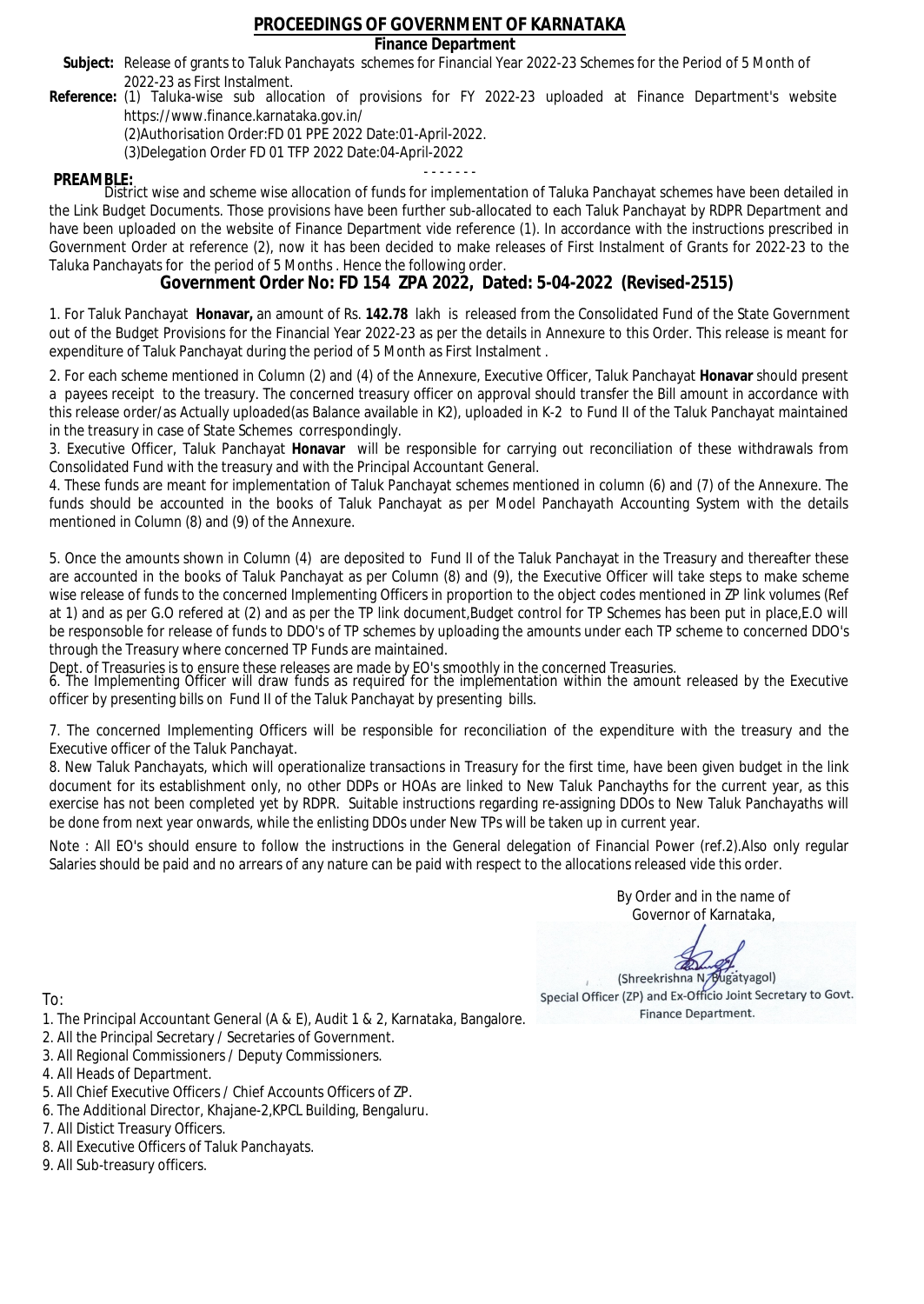# PROCEEDINGS OF GOVERNMENT OF KARNATAKA

**Finance Department**

**Subject:** Release of grants to Taluk Panchayats schemes for Financial Year 2022-23 Schemes for the Period of 5 Month of 2022-23 as First Instalment.

**Reference:** (1) Taluka-wise sub allocation of provisions for FY 2022-23 uploaded at Finance Department's website https://www.finance.karnataka.gov.in/

(2)Authorisation Order:FD 01 PPE 2022 Date:01-April-2022.

(3)Delegation Order FD 01 TFP 2022 Date:04-April-2022

- - - - - - -

**PREAMBLE:**

District wise and scheme wise allocation of funds for implementation of Taluka Panchayat schemes have been detailed in the Link Budget Documents. Those provisions have been further sub-allocated to each Taluk Panchayat by RDPR Department and have been uploaded on the website of Finance Department vide reference (1). In accordance with the instructions prescribed in Government Order at reference (2), now it has been decided to make releases of First Instalment of Grants for 2022-23 to the Taluka Panchayats for the period of 5 Months . Hence the following order.

## Government Order No: FD 154 ZPA 2022, Dated: 5-04-2022 (Revised-2515)

1. For Taluk Panchayat **Honavar,** an amount of Rs. **142.78** lakh is released from the Consolidated Fund of the State Government out of the Budget Provisions for the Financial Year 2022-23 as per the details in Annexure to this Order. This release is meant for expenditure of Taluk Panchayat during the period of 5 Month as First Instalment .

2. For each scheme mentioned in Column (2) and (4) of the Annexure, Executive Officer, Taluk Panchayat **Honavar** should present a payees receipt to the treasury. The concerned treasury officer on approval should transfer the Bill amount in accordance with this release order/as Actually uploaded(as Balance available in K2), uploaded in K-2 to Fund II of the Taluk Panchayat maintained in the treasury in case of State Schemes correspondingly.

3. Executive Officer, Taluk Panchayat **Honavar** will be responsible for carrying out reconciliation of these withdrawals from Consolidated Fund with the treasury and with the Principal Accountant General.

4. These funds are meant for implementation of Taluk Panchayat schemes mentioned in column (6) and (7) of the Annexure. The funds should be accounted in the books of Taluk Panchayat as per Model Panchayath Accounting System with the details mentioned in Column (8) and (9) of the Annexure.

5. Once the amounts shown in Column (4) are deposited to Fund II of the Taluk Panchayat in the Treasury and thereafter these are accounted in the books of Taluk Panchayat as per Column (8) and (9), the Executive Officer will take steps to make scheme wise release of funds to the concerned Implementing Officers in proportion to the object codes mentioned in ZP link volumes (Ref at 1) and as per G.O refered at (2) and as per the TP link document,Budget control for TP Schemes has been put in place,E.O will be responsible for release of funds to DDO's of TP schemes by uploading the amounts under each TP scheme to concerned DDO's through the Treasury where concerned TP Funds are maintained.

Dept. of Treasuries is to ensure these releases are made by EO's smoothly in the concerned Treasuries.

6. The Implementing Officer will draw funds as required for the implementation within the amount released by the Executive officer by presenting bills on Fund II of the Taluk Panchayat by presenting bills.

7. The concerned Implementing Officers will be responsible for reconciliation of the expenditure with the treasury and the Executive officer of the Taluk Panchayat.

8. New Taluk Panchayats, which will operationalize transactions in Treasury for the first time, have been given budget in the link document for its establishment only, no other DDPs or HOAs are linked to New Taluk Panchayths for the current year, as this exercise has not been completed yet by RDPR. Suitable instructions regarding re-assigning DDOs to New Taluk Panchayaths will be done from next year onwards, while the enlisting DDOs under New TPs will be taken up in current year.

Note : All EO's should ensure to follow the instructions in the General delegation of Financial Power (ref.2).Also only regular Salaries should be paid and no arrears of any nature can be paid with respect to the allocations released vide this order.

By Order and in the name of
Governor of Karnataka,

(Shreekrishna N. Bugatyagol)
Special Officer (ZP) and Ex-Officio Joint Secretary to Govt.
Finance Department.

To:

1. The Principal Accountant General (A & E), Audit 1 & 2, Karnataka, Bangalore.
2. All the Principal Secretary / Secretaries of Government.
3. All Regional Commissioners / Deputy Commissioners.
4. All Heads of Department.
5. All Chief Executive Officers / Chief Accounts Officers of ZP.
6. The Additional Director, Khajane-2,KPCL Building, Bengaluru.
7. All Distict Treasury Officers.
8. All Executive Officers of Taluk Panchayats.
9. All Sub-treasury officers.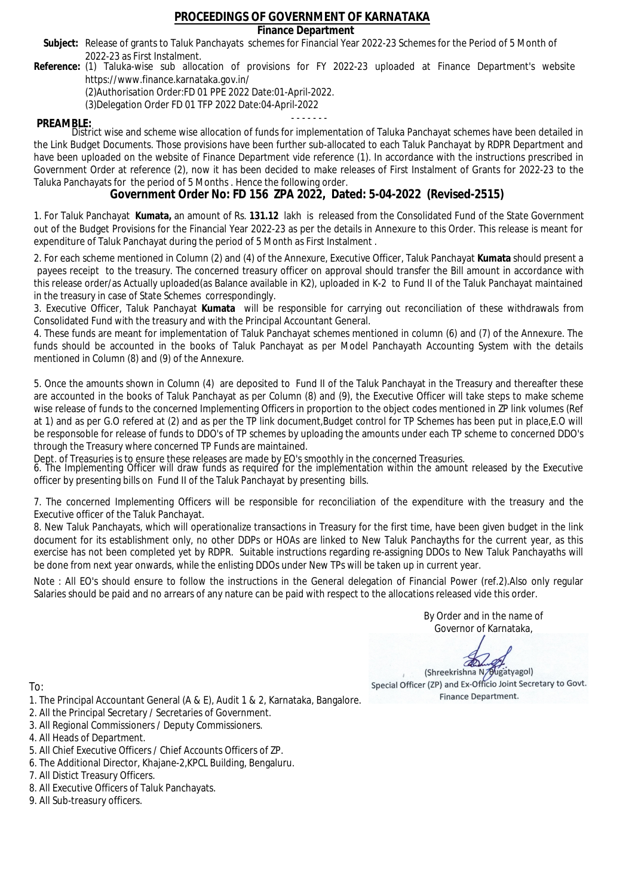# PROCEEDINGS OF GOVERNMENT OF KARNATAKA

**Finance Department**

**Subject:** Release of grants to Taluk Panchayats schemes for Financial Year 2022-23 Schemes for the Period of 5 Month of 2022-23 as First Instalment.

**Reference:** (1) Taluka-wise sub allocation of provisions for FY 2022-23 uploaded at Finance Department's website https://www.finance.karnataka.gov.in/

(2)Authorisation Order:FD 01 PPE 2022 Date:01-April-2022.

(3)Delegation Order FD 01 TFP 2022 Date:04-April-2022

- - - - - - -

**PREAMBLE:**

District wise and scheme wise allocation of funds for implementation of Taluka Panchayat schemes have been detailed in the Link Budget Documents. Those provisions have been further sub-allocated to each Taluk Panchayat by RDPR Department and have been uploaded on the website of Finance Department vide reference (1). In accordance with the instructions prescribed in Government Order at reference (2), now it has been decided to make releases of First Instalment of Grants for 2022-23 to the Taluka Panchayats for the period of 5 Months . Hence the following order.

## Government Order No: FD 156 ZPA 2022, Dated: 5-04-2022 (Revised-2515)

1. For Taluk Panchayat **Kumata,** an amount of Rs. **131.12** lakh is released from the Consolidated Fund of the State Government out of the Budget Provisions for the Financial Year 2022-23 as per the details in Annexure to this Order. This release is meant for expenditure of Taluk Panchayat during the period of 5 Month as First Instalment .

2. For each scheme mentioned in Column (2) and (4) of the Annexure, Executive Officer, Taluk Panchayat **Kumata** should present a payees receipt to the treasury. The concerned treasury officer on approval should transfer the Bill amount in accordance with this release order/as Actually uploaded(as Balance available in K2), uploaded in K-2 to Fund II of the Taluk Panchayat maintained in the treasury in case of State Schemes correspondingly.

3. Executive Officer, Taluk Panchayat **Kumata** will be responsible for carrying out reconciliation of these withdrawals from Consolidated Fund with the treasury and with the Principal Accountant General.

4. These funds are meant for implementation of Taluk Panchayat schemes mentioned in column (6) and (7) of the Annexure. The funds should be accounted in the books of Taluk Panchayat as per Model Panchayath Accounting System with the details mentioned in Column (8) and (9) of the Annexure.

5. Once the amounts shown in Column (4) are deposited to Fund II of the Taluk Panchayat in the Treasury and thereafter these are accounted in the books of Taluk Panchayat as per Column (8) and (9), the Executive Officer will take steps to make scheme wise release of funds to the concerned Implementing Officers in proportion to the object codes mentioned in ZP link volumes (Ref at 1) and as per G.O refered at (2) and as per the TP link document,Budget control for TP Schemes has been put in place,E.O will be responsible for release of funds to DDO's of TP schemes by uploading the amounts under each TP scheme to concerned DDO's through the Treasury where concerned TP Funds are maintained.

Dept. of Treasuries is to ensure these releases are made by EO's smoothly in the concerned Treasuries.

6. The Implementing Officer will draw funds as required for the implementation within the amount released by the Executive officer by presenting bills on Fund II of the Taluk Panchayat by presenting bills.

7. The concerned Implementing Officers will be responsible for reconciliation of the expenditure with the treasury and the Executive officer of the Taluk Panchayat.

8. New Taluk Panchayats, which will operationalize transactions in Treasury for the first time, have been given budget in the link document for its establishment only, no other DDPs or HOAs are linked to New Taluk Panchayths for the current year, as this exercise has not been completed yet by RDPR. Suitable instructions regarding re-assigning DDOs to New Taluk Panchayaths will be done from next year onwards, while the enlisting DDOs under New TPs will be taken up in current year.

Note : All EO's should ensure to follow the instructions in the General delegation of Financial Power (ref.2).Also only regular Salaries should be paid and no arrears of any nature can be paid with respect to the allocations released vide this order.

By Order and in the name of
Governor of Karnataka,

(Shreekrishna N. Bugatyagol)
Special Officer (ZP) and Ex-Officio Joint Secretary to Govt.
Finance Department.

To:

1. The Principal Accountant General (A & E), Audit 1 & 2, Karnataka, Bangalore.
2. All the Principal Secretary / Secretaries of Government.
3. All Regional Commissioners / Deputy Commissioners.
4. All Heads of Department.
5. All Chief Executive Officers / Chief Accounts Officers of ZP.
6. The Additional Director, Khajane-2,KPCL Building, Bengaluru.
7. All Distict Treasury Officers.
8. All Executive Officers of Taluk Panchayats.
9. All Sub-treasury officers.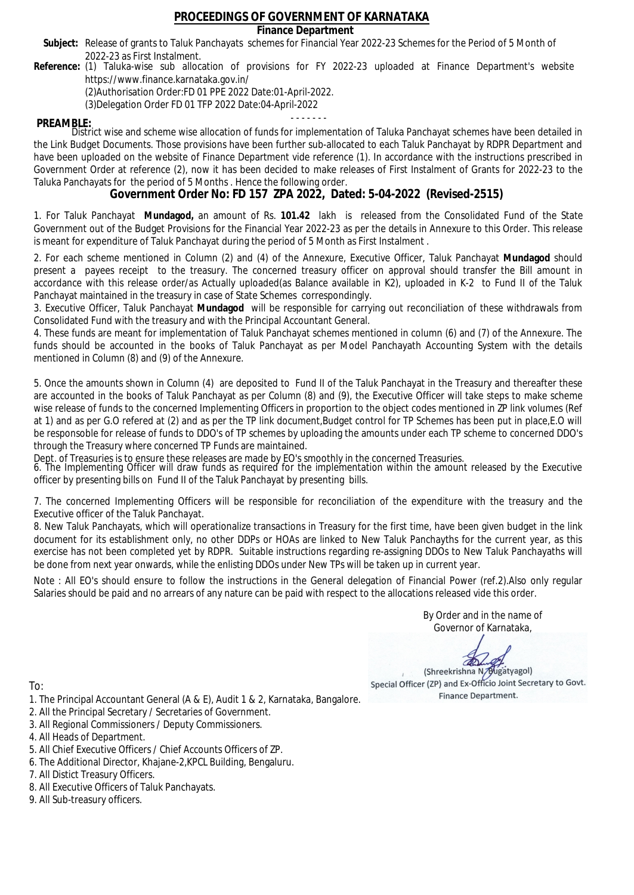# PROCEEDINGS OF GOVERNMENT OF KARNATAKA

**Finance Department**

**Subject:** Release of grants to Taluk Panchayats schemes for Financial Year 2022-23 Schemes for the Period of 5 Month of 2022-23 as First Instalment.

**Reference:** (1) Taluka-wise sub allocation of provisions for FY 2022-23 uploaded at Finance Department's website https://www.finance.karnataka.gov.in/

(2)Authorisation Order:FD 01 PPE 2022 Date:01-April-2022.

(3)Delegation Order FD 01 TFP 2022 Date:04-April-2022

- - - - - - -

**PREAMBLE:**

District wise and scheme wise allocation of funds for implementation of Taluka Panchayat schemes have been detailed in the Link Budget Documents. Those provisions have been further sub-allocated to each Taluk Panchayat by RDPR Department and have been uploaded on the website of Finance Department vide reference (1). In accordance with the instructions prescribed in Government Order at reference (2), now it has been decided to make releases of First Instalment of Grants for 2022-23 to the Taluka Panchayats for the period of 5 Months . Hence the following order.

## Government Order No: FD 157 ZPA 2022, Dated: 5-04-2022 (Revised-2515)

1. For Taluk Panchayat **Mundagod,** an amount of Rs. **101.42** lakh is released from the Consolidated Fund of the State Government out of the Budget Provisions for the Financial Year 2022-23 as per the details in Annexure to this Order. This release is meant for expenditure of Taluk Panchayat during the period of 5 Month as First Instalment .

2. For each scheme mentioned in Column (2) and (4) of the Annexure, Executive Officer, Taluk Panchayat **Mundagod** should present a payees receipt to the treasury. The concerned treasury officer on approval should transfer the Bill amount in accordance with this release order/as Actually uploaded(as Balance available in K2), uploaded in K-2 to Fund II of the Taluk Panchayat maintained in the treasury in case of State Schemes correspondingly.

3. Executive Officer, Taluk Panchayat **Mundagod** will be responsible for carrying out reconciliation of these withdrawals from Consolidated Fund with the treasury and with the Principal Accountant General.

4. These funds are meant for implementation of Taluk Panchayat schemes mentioned in column (6) and (7) of the Annexure. The funds should be accounted in the books of Taluk Panchayat as per Model Panchayath Accounting System with the details mentioned in Column (8) and (9) of the Annexure.

5. Once the amounts shown in Column (4) are deposited to Fund II of the Taluk Panchayat in the Treasury and thereafter these are accounted in the books of Taluk Panchayat as per Column (8) and (9), the Executive Officer will take steps to make scheme wise release of funds to the concerned Implementing Officers in proportion to the object codes mentioned in ZP link volumes (Ref at 1) and as per G.O refered at (2) and as per the TP link document,Budget control for TP Schemes has been put in place,E.O will be responsoble for release of funds to DDO's of TP schemes by uploading the amounts under each TP scheme to concerned DDO's through the Treasury where concerned TP Funds are maintained.

Dept. of Treasuries is to ensure these releases are made by EO's smoothly in the concerned Treasuries.

6. The Implementing Officer will draw funds as required for the implementation within the amount released by the Executive officer by presenting bills on Fund II of the Taluk Panchayat by presenting bills.

7. The concerned Implementing Officers will be responsible for reconciliation of the expenditure with the treasury and the Executive officer of the Taluk Panchayat.

8. New Taluk Panchayats, which will operationalize transactions in Treasury for the first time, have been given budget in the link document for its establishment only, no other DDPs or HOAs are linked to New Taluk Panchayths for the current year, as this exercise has not been completed yet by RDPR. Suitable instructions regarding re-assigning DDOs to New Taluk Panchayaths will be done from next year onwards, while the enlisting DDOs under New TPs will be taken up in current year.

Note : All EO's should ensure to follow the instructions in the General delegation of Financial Power (ref.2).Also only regular Salaries should be paid and no arrears of any nature can be paid with respect to the allocations released vide this order.

By Order and in the name of
Governor of Karnataka,

(Shreekrishna N. Bugatyagol)
Special Officer (ZP) and Ex-Officio Joint Secretary to Govt.
Finance Department.

To:

1. The Principal Accountant General (A & E), Audit 1 & 2, Karnataka, Bangalore.
2. All the Principal Secretary / Secretaries of Government.
3. All Regional Commissioners / Deputy Commissioners.
4. All Heads of Department.
5. All Chief Executive Officers / Chief Accounts Officers of ZP.
6. The Additional Director, Khajane-2,KPCL Building, Bengaluru.
7. All Distict Treasury Officers.
8. All Executive Officers of Taluk Panchayats.
9. All Sub-treasury officers.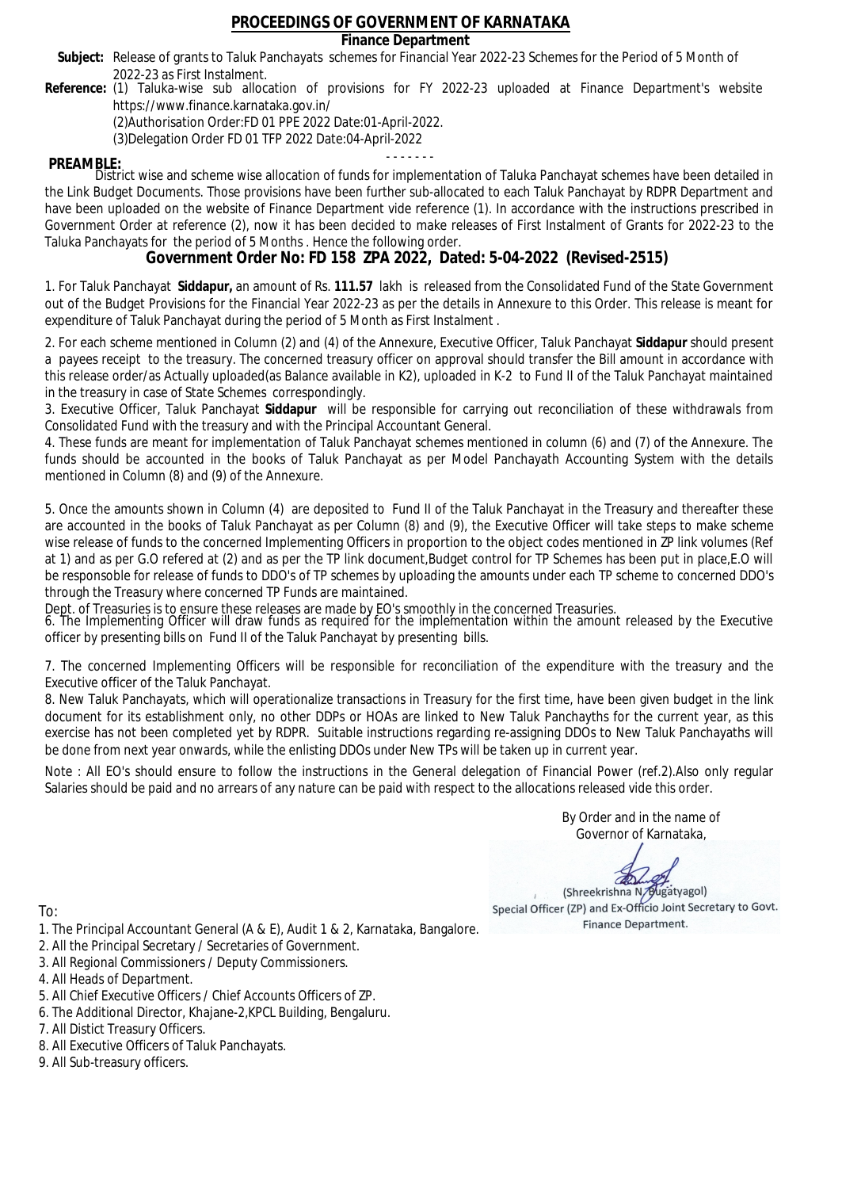# PROCEEDINGS OF GOVERNMENT OF KARNATAKA

**Finance Department**

**Subject:** Release of grants to Taluk Panchayats schemes for Financial Year 2022-23 Schemes for the Period of 5 Month of 2022-23 as First Instalment.

**Reference:** (1) Taluka-wise sub allocation of provisions for FY 2022-23 uploaded at Finance Department's website https://www.finance.karnataka.gov.in/

(2)Authorisation Order:FD 01 PPE 2022 Date:01-April-2022.

(3)Delegation Order FD 01 TFP 2022 Date:04-April-2022

- - - - - - -

**PREAMBLE:**

District wise and scheme wise allocation of funds for implementation of Taluka Panchayat schemes have been detailed in the Link Budget Documents. Those provisions have been further sub-allocated to each Taluk Panchayat by RDPR Department and have been uploaded on the website of Finance Department vide reference (1). In accordance with the instructions prescribed in Government Order at reference (2), now it has been decided to make releases of First Instalment of Grants for 2022-23 to the Taluka Panchayats for the period of 5 Months . Hence the following order.

## Government Order No: FD 158 ZPA 2022, Dated: 5-04-2022 (Revised-2515)

1. For Taluk Panchayat **Siddapur,** an amount of Rs. **111.57** lakh is released from the Consolidated Fund of the State Government out of the Budget Provisions for the Financial Year 2022-23 as per the details in Annexure to this Order. This release is meant for expenditure of Taluk Panchayat during the period of 5 Month as First Instalment .

2. For each scheme mentioned in Column (2) and (4) of the Annexure, Executive Officer, Taluk Panchayat **Siddapur** should present a payees receipt to the treasury. The concerned treasury officer on approval should transfer the Bill amount in accordance with this release order/as Actually uploaded(as Balance available in K2), uploaded in K-2 to Fund II of the Taluk Panchayat maintained in the treasury in case of State Schemes correspondingly.

3. Executive Officer, Taluk Panchayat **Siddapur** will be responsible for carrying out reconciliation of these withdrawals from Consolidated Fund with the treasury and with the Principal Accountant General.

4. These funds are meant for implementation of Taluk Panchayat schemes mentioned in column (6) and (7) of the Annexure. The funds should be accounted in the books of Taluk Panchayat as per Model Panchayath Accounting System with the details mentioned in Column (8) and (9) of the Annexure.

5. Once the amounts shown in Column (4) are deposited to Fund II of the Taluk Panchayat in the Treasury and thereafter these are accounted in the books of Taluk Panchayat as per Column (8) and (9), the Executive Officer will take steps to make scheme wise release of funds to the concerned Implementing Officers in proportion to the object codes mentioned in ZP link volumes (Ref at 1) and as per G.O refered at (2) and as per the TP link document,Budget control for TP Schemes has been put in place,E.O will be responsible for release of funds to DDO's of TP schemes by uploading the amounts under each TP scheme to concerned DDO's through the Treasury where concerned TP Funds are maintained.

Dept. of Treasuries is to ensure these releases are made by EO's smoothly in the concerned Treasuries.

6. The Implementing Officer will draw funds as required for the implementation within the amount released by the Executive officer by presenting bills on Fund II of the Taluk Panchayat by presenting bills.

7. The concerned Implementing Officers will be responsible for reconciliation of the expenditure with the treasury and the Executive officer of the Taluk Panchayat.

8. New Taluk Panchayats, which will operationalize transactions in Treasury for the first time, have been given budget in the link document for its establishment only, no other DDPs or HOAs are linked to New Taluk Panchayths for the current year, as this exercise has not been completed yet by RDPR. Suitable instructions regarding re-assigning DDOs to New Taluk Panchayaths will be done from next year onwards, while the enlisting DDOs under New TPs will be taken up in current year.

Note : All EO's should ensure to follow the instructions in the General delegation of Financial Power (ref.2).Also only regular Salaries should be paid and no arrears of any nature can be paid with respect to the allocations released vide this order.

By Order and in the name of
Governor of Karnataka,

(Shreekrishna N. Bugatyagol)
Special Officer (ZP) and Ex-Officio Joint Secretary to Govt.
Finance Department.

To:

1. The Principal Accountant General (A & E), Audit 1 & 2, Karnataka, Bangalore.
2. All the Principal Secretary / Secretaries of Government.
3. All Regional Commissioners / Deputy Commissioners.
4. All Heads of Department.
5. All Chief Executive Officers / Chief Accounts Officers of ZP.
6. The Additional Director, Khajane-2,KPCL Building, Bengaluru.
7. All Distict Treasury Officers.
8. All Executive Officers of Taluk Panchayats.
9. All Sub-treasury officers.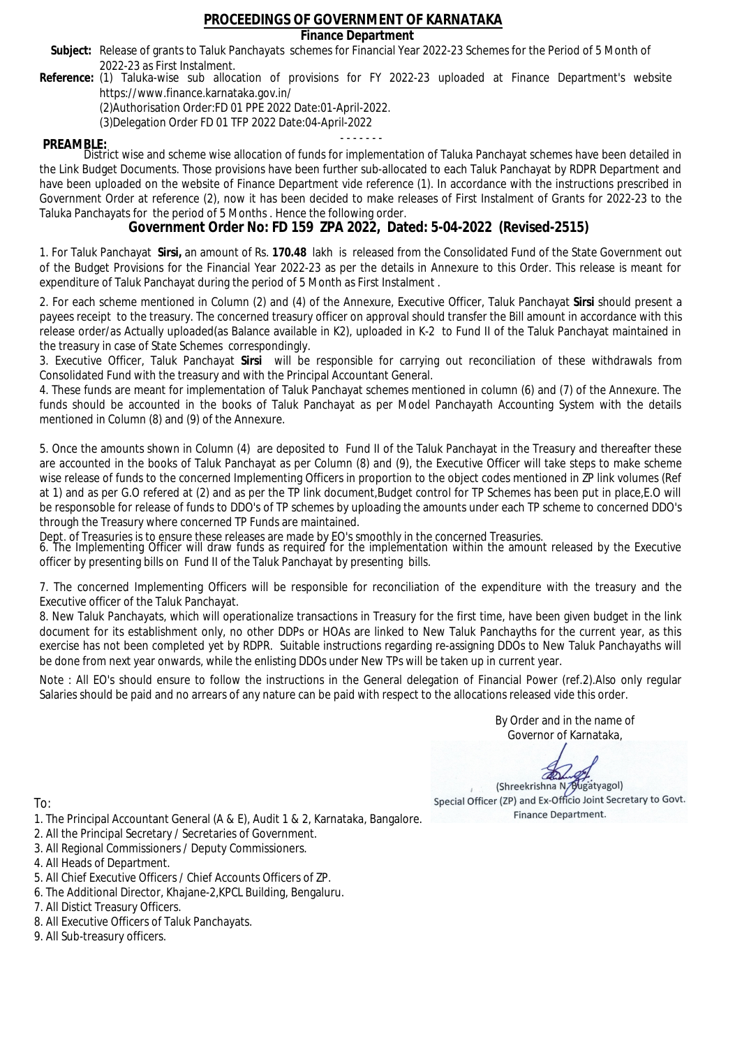# PROCEEDINGS OF GOVERNMENT OF KARNATAKA

**Finance Department**

**Subject:** Release of grants to Taluk Panchayats schemes for Financial Year 2022-23 Schemes for the Period of 5 Month of 2022-23 as First Instalment.

**Reference:** (1) Taluka-wise sub allocation of provisions for FY 2022-23 uploaded at Finance Department's website https://www.finance.karnataka.gov.in/
(2)Authorisation Order:FD 01 PPE 2022 Date:01-April-2022.
(3)Delegation Order FD 01 TFP 2022 Date:04-April-2022

- - - - - - -

**PREAMBLE:**
District wise and scheme wise allocation of funds for implementation of Taluka Panchayat schemes have been detailed in the Link Budget Documents. Those provisions have been further sub-allocated to each Taluk Panchayat by RDPR Department and have been uploaded on the website of Finance Department vide reference (1). In accordance with the instructions prescribed in Government Order at reference (2), now it has been decided to make releases of First Instalment of Grants for 2022-23 to the Taluka Panchayats for the period of 5 Months . Hence the following order.

## Government Order No: FD 159 ZPA 2022, Dated: 5-04-2022 (Revised-2515)

1. For Taluk Panchayat **Sirsi,** an amount of Rs. **170.48** lakh is released from the Consolidated Fund of the State Government out of the Budget Provisions for the Financial Year 2022-23 as per the details in Annexure to this Order. This release is meant for expenditure of Taluk Panchayat during the period of 5 Month as First Instalment .

2. For each scheme mentioned in Column (2) and (4) of the Annexure, Executive Officer, Taluk Panchayat **Sirsi** should present a payees receipt to the treasury. The concerned treasury officer on approval should transfer the Bill amount in accordance with this release order/as Actually uploaded(as Balance available in K2), uploaded in K-2 to Fund II of the Taluk Panchayat maintained in the treasury in case of State Schemes correspondingly.

3. Executive Officer, Taluk Panchayat **Sirsi** will be responsible for carrying out reconciliation of these withdrawals from Consolidated Fund with the treasury and with the Principal Accountant General.

4. These funds are meant for implementation of Taluk Panchayat schemes mentioned in column (6) and (7) of the Annexure. The funds should be accounted in the books of Taluk Panchayat as per Model Panchayath Accounting System with the details mentioned in Column (8) and (9) of the Annexure.

5. Once the amounts shown in Column (4) are deposited to Fund II of the Taluk Panchayat in the Treasury and thereafter these are accounted in the books of Taluk Panchayat as per Column (8) and (9), the Executive Officer will take steps to make scheme wise release of funds to the concerned Implementing Officers in proportion to the object codes mentioned in ZP link volumes (Ref at 1) and as per G.O refered at (2) and as per the TP link document,Budget control for TP Schemes has been put in place,E.O will be responsoble for release of funds to DDO's of TP schemes by uploading the amounts under each TP scheme to concerned DDO's through the Treasury where concerned TP Funds are maintained.

Dept. of Treasuries is to ensure these releases are made by EO's smoothly in the concerned Treasuries.

6. The Implementing Officer will draw funds as required for the implementation within the amount released by the Executive officer by presenting bills on Fund II of the Taluk Panchayat by presenting bills.

7. The concerned Implementing Officers will be responsible for reconciliation of the expenditure with the treasury and the Executive officer of the Taluk Panchayat.

8. New Taluk Panchayats, which will operationalize transactions in Treasury for the first time, have been given budget in the link document for its establishment only, no other DDPs or HOAs are linked to New Taluk Panchayths for the current year, as this exercise has not been completed yet by RDPR. Suitable instructions regarding re-assigning DDOs to New Taluk Panchayaths will be done from next year onwards, while the enlisting DDOs under New TPs will be taken up in current year.

Note : All EO's should ensure to follow the instructions in the General delegation of Financial Power (ref.2).Also only regular Salaries should be paid and no arrears of any nature can be paid with respect to the allocations released vide this order.

By Order and in the name of
Governor of Karnataka,

(Shreekrishna N. Bugatyagol)
Special Officer (ZP) and Ex-Officio Joint Secretary to Govt.
Finance Department.

To:

1. The Principal Accountant General (A & E), Audit 1 & 2, Karnataka, Bangalore.
2. All the Principal Secretary / Secretaries of Government.
3. All Regional Commissioners / Deputy Commissioners.
4. All Heads of Department.
5. All Chief Executive Officers / Chief Accounts Officers of ZP.
6. The Additional Director, Khajane-2,KPCL Building, Bengaluru.
7. All Distict Treasury Officers.
8. All Executive Officers of Taluk Panchayats.
9. All Sub-treasury officers.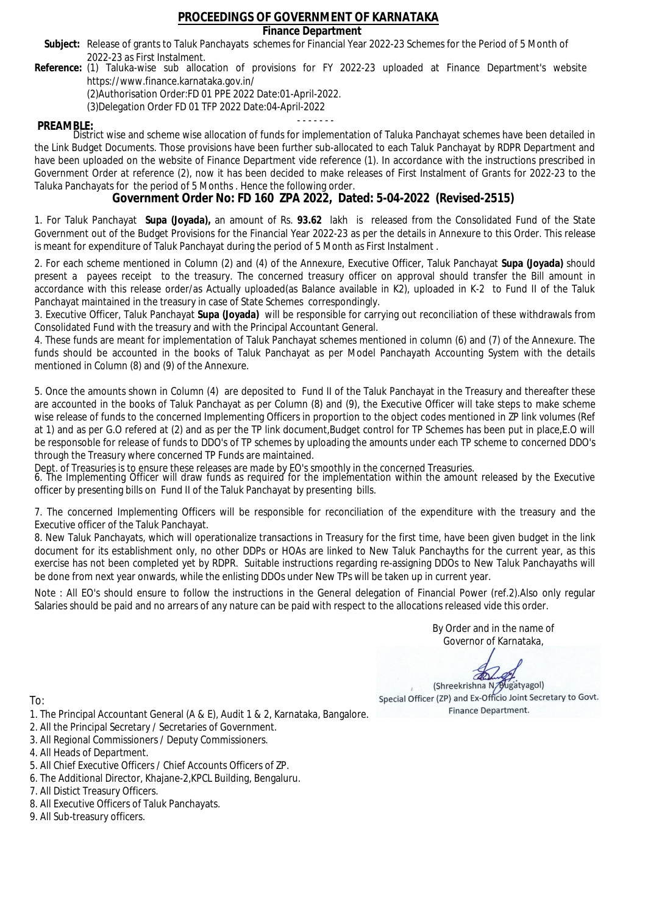# PROCEEDINGS OF GOVERNMENT OF KARNATAKA

## Finance Department

**Subject:** Release of grants to Taluk Panchayats schemes for Financial Year 2022-23 Schemes for the Period of 5 Month of 2022-23 as First Instalment.

**Reference:** (1) Taluka-wise sub allocation of provisions for FY 2022-23 uploaded at Finance Department's website https://www.finance.karnataka.gov.in/

(2)Authorisation Order:FD 01 PPE 2022 Date:01-April-2022.

(3)Delegation Order FD 01 TFP 2022 Date:04-April-2022

- - - - - - -

**PREAMBLE:**

District wise and scheme wise allocation of funds for implementation of Taluka Panchayat schemes have been detailed in the Link Budget Documents. Those provisions have been further sub-allocated to each Taluk Panchayat by RDPR Department and have been uploaded on the website of Finance Department vide reference (1). In accordance with the instructions prescribed in Government Order at reference (2), now it has been decided to make releases of First Instalment of Grants for 2022-23 to the Taluka Panchayats for the period of 5 Months . Hence the following order.

## Government Order No: FD 160 ZPA 2022, Dated: 5-04-2022 (Revised-2515)

1. For Taluk Panchayat **Supa (Joyada),** an amount of Rs. **93.62** lakh is released from the Consolidated Fund of the State Government out of the Budget Provisions for the Financial Year 2022-23 as per the details in Annexure to this Order. This release is meant for expenditure of Taluk Panchayat during the period of 5 Month as First Instalment .

2. For each scheme mentioned in Column (2) and (4) of the Annexure, Executive Officer, Taluk Panchayat **Supa (Joyada)** should present a payees receipt to the treasury. The concerned treasury officer on approval should transfer the Bill amount in accordance with this release order/as Actually uploaded(as Balance available in K2), uploaded in K-2 to Fund II of the Taluk Panchayat maintained in the treasury in case of State Schemes correspondingly.

3. Executive Officer, Taluk Panchayat **Supa (Joyada)** will be responsible for carrying out reconciliation of these withdrawals from Consolidated Fund with the treasury and with the Principal Accountant General.

4. These funds are meant for implementation of Taluk Panchayat schemes mentioned in column (6) and (7) of the Annexure. The funds should be accounted in the books of Taluk Panchayat as per Model Panchayath Accounting System with the details mentioned in Column (8) and (9) of the Annexure.

5. Once the amounts shown in Column (4) are deposited to Fund II of the Taluk Panchayat in the Treasury and thereafter these are accounted in the books of Taluk Panchayat as per Column (8) and (9), the Executive Officer will take steps to make scheme wise release of funds to the concerned Implementing Officers in proportion to the object codes mentioned in ZP link volumes (Ref at 1) and as per G.O refered at (2) and as per the TP link document,Budget control for TP Schemes has been put in place,E.O will be responsoble for release of funds to DDO's of TP schemes by uploading the amounts under each TP scheme to concerned DDO's through the Treasury where concerned TP Funds are maintained.

Dept. of Treasuries is to ensure these releases are made by EO's smoothly in the concerned Treasuries.

6. The Implementing Officer will draw funds as required for the implementation within the amount released by the Executive officer by presenting bills on Fund II of the Taluk Panchayat by presenting bills.

7. The concerned Implementing Officers will be responsible for reconciliation of the expenditure with the treasury and the Executive officer of the Taluk Panchayat.

8. New Taluk Panchayats, which will operationalize transactions in Treasury for the first time, have been given budget in the link document for its establishment only, no other DDPs or HOAs are linked to New Taluk Panchayths for the current year, as this exercise has not been completed yet by RDPR. Suitable instructions regarding re-assigning DDOs to New Taluk Panchayaths will be done from next year onwards, while the enlisting DDOs under New TPs will be taken up in current year.

Note : All EO's should ensure to follow the instructions in the General delegation of Financial Power (ref.2).Also only regular Salaries should be paid and no arrears of any nature can be paid with respect to the allocations released vide this order.

By Order and in the name of
Governor of Karnataka,

(Shreekrishna N. Bugatyagol)
Special Officer (ZP) and Ex-Officio Joint Secretary to Govt.
Finance Department.

To:

1. The Principal Accountant General (A & E), Audit 1 & 2, Karnataka, Bangalore.
2. All the Principal Secretary / Secretaries of Government.
3. All Regional Commissioners / Deputy Commissioners.
4. All Heads of Department.
5. All Chief Executive Officers / Chief Accounts Officers of ZP.
6. The Additional Director, Khajane-2,KPCL Building, Bengaluru.
7. All Distict Treasury Officers.
8. All Executive Officers of Taluk Panchayats.
9. All Sub-treasury officers.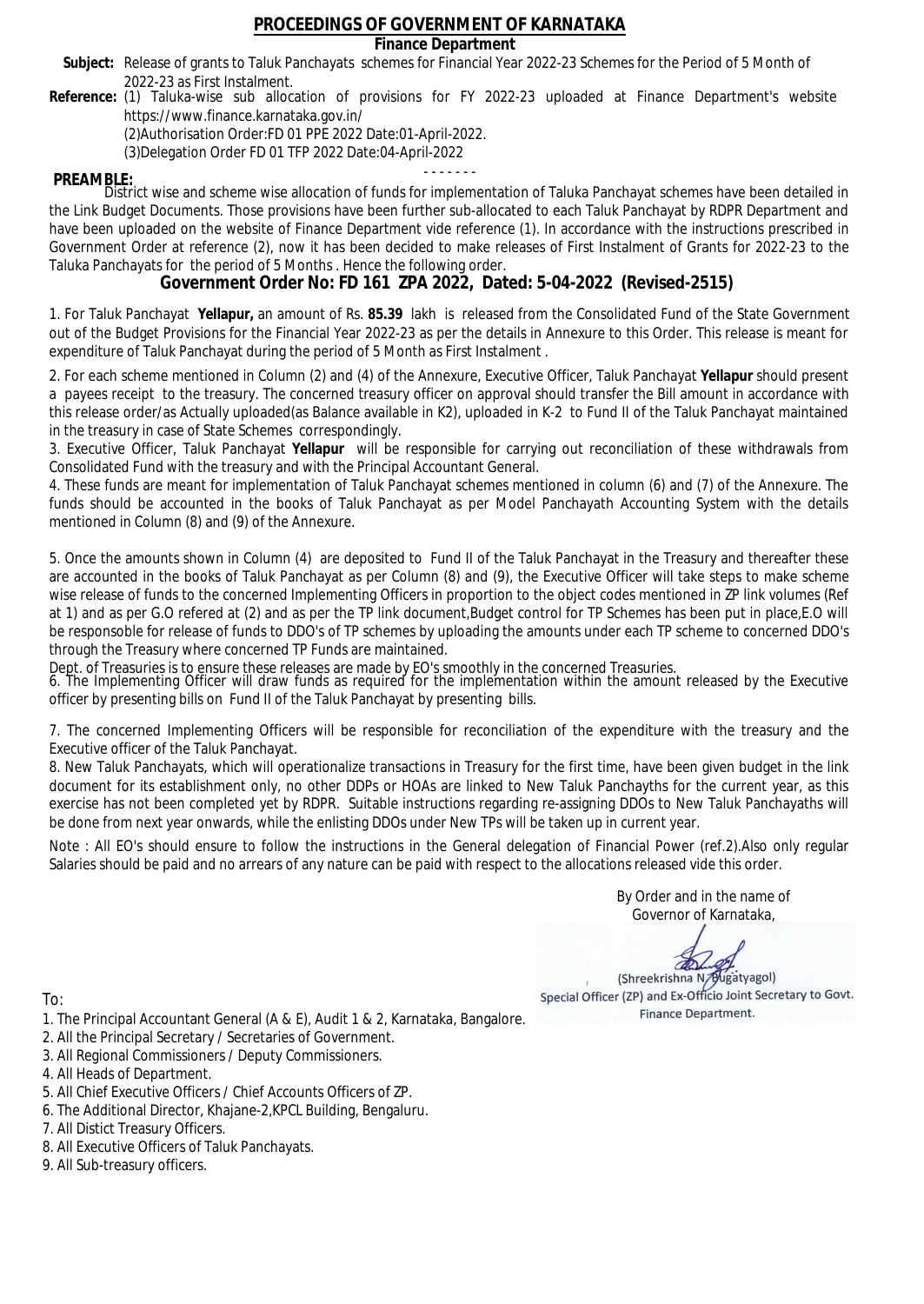# PROCEEDINGS OF GOVERNMENT OF KARNATAKA

**Finance Department**

**Subject:** Release of grants to Taluk Panchayats schemes for Financial Year 2022-23 Schemes for the Period of 5 Month of 2022-23 as First Instalment.

**Reference:** (1) Taluka-wise sub allocation of provisions for FY 2022-23 uploaded at Finance Department's website https://www.finance.karnataka.gov.in/

(2)Authorisation Order:FD 01 PPE 2022 Date:01-April-2022.

(3)Delegation Order FD 01 TFP 2022 Date:04-April-2022

- - - - - - -

**PREAMBLE:**

District wise and scheme wise allocation of funds for implementation of Taluka Panchayat schemes have been detailed in the Link Budget Documents. Those provisions have been further sub-allocated to each Taluk Panchayat by RDPR Department and have been uploaded on the website of Finance Department vide reference (1). In accordance with the instructions prescribed in Government Order at reference (2), now it has been decided to make releases of First Instalment of Grants for 2022-23 to the Taluka Panchayats for the period of 5 Months . Hence the following order.

## Government Order No: FD 161 ZPA 2022, Dated: 5-04-2022 (Revised-2515)

1. For Taluk Panchayat **Yellapur,** an amount of Rs. **85.39** lakh is released from the Consolidated Fund of the State Government out of the Budget Provisions for the Financial Year 2022-23 as per the details in Annexure to this Order. This release is meant for expenditure of Taluk Panchayat during the period of 5 Month as First Instalment .

2. For each scheme mentioned in Column (2) and (4) of the Annexure, Executive Officer, Taluk Panchayat **Yellapur** should present a payees receipt to the treasury. The concerned treasury officer on approval should transfer the Bill amount in accordance with this release order/as Actually uploaded(as Balance available in K2), uploaded in K-2 to Fund II of the Taluk Panchayat maintained in the treasury in case of State Schemes correspondingly.

3. Executive Officer, Taluk Panchayat **Yellapur** will be responsible for carrying out reconciliation of these withdrawals from Consolidated Fund with the treasury and with the Principal Accountant General.

4. These funds are meant for implementation of Taluk Panchayat schemes mentioned in column (6) and (7) of the Annexure. The funds should be accounted in the books of Taluk Panchayat as per Model Panchayath Accounting System with the details mentioned in Column (8) and (9) of the Annexure.

5. Once the amounts shown in Column (4) are deposited to Fund II of the Taluk Panchayat in the Treasury and thereafter these are accounted in the books of Taluk Panchayat as per Column (8) and (9), the Executive Officer will take steps to make scheme wise release of funds to the concerned Implementing Officers in proportion to the object codes mentioned in ZP link volumes (Ref at 1) and as per G.O refered at (2) and as per the TP link document,Budget control for TP Schemes has been put in place,E.O will be responsoble for release of funds to DDO's of TP schemes by uploading the amounts under each TP scheme to concerned DDO's through the Treasury where concerned TP Funds are maintained.

Dept. of Treasuries is to ensure these releases are made by EO's smoothly in the concerned Treasuries.

6. The Implementing Officer will draw funds as required for the implementation within the amount released by the Executive officer by presenting bills on Fund II of the Taluk Panchayat by presenting bills.

7. The concerned Implementing Officers will be responsible for reconciliation of the expenditure with the treasury and the Executive officer of the Taluk Panchayat.

8. New Taluk Panchayats, which will operationalize transactions in Treasury for the first time, have been given budget in the link document for its establishment only, no other DDPs or HOAs are linked to New Taluk Panchayths for the current year, as this exercise has not been completed yet by RDPR. Suitable instructions regarding re-assigning DDOs to New Taluk Panchayaths will be done from next year onwards, while the enlisting DDOs under New TPs will be taken up in current year.

Note : All EO's should ensure to follow the instructions in the General delegation of Financial Power (ref.2).Also only regular Salaries should be paid and no arrears of any nature can be paid with respect to the allocations released vide this order.

By Order and in the name of
Governor of Karnataka,

(Shreekrishna N. Bugatyagol)
Special Officer (ZP) and Ex-Officio Joint Secretary to Govt.
Finance Department.

To:

1. The Principal Accountant General (A & E), Audit 1 & 2, Karnataka, Bangalore.
2. All the Principal Secretary / Secretaries of Government.
3. All Regional Commissioners / Deputy Commissioners.
4. All Heads of Department.
5. All Chief Executive Officers / Chief Accounts Officers of ZP.
6. The Additional Director, Khajane-2,KPCL Building, Bengaluru.
7. All Distict Treasury Officers.
8. All Executive Officers of Taluk Panchayats.
9. All Sub-treasury officers.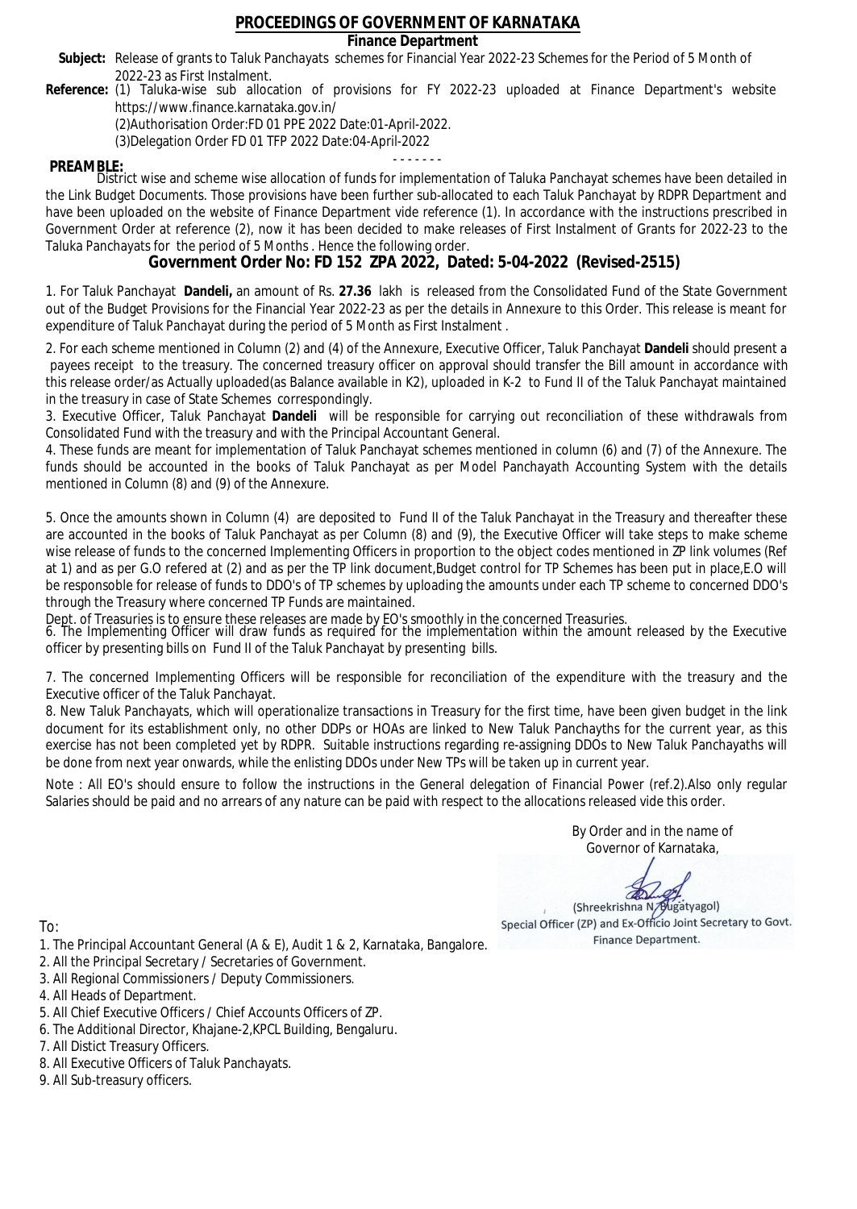# PROCEEDINGS OF GOVERNMENT OF KARNATAKA

## Finance Department

**Subject:** Release of grants to Taluk Panchayats schemes for Financial Year 2022-23 Schemes for the Period of 5 Month of 2022-23 as First Instalment.

**Reference:** (1) Taluka-wise sub allocation of provisions for FY 2022-23 uploaded at Finance Department's website https://www.finance.karnataka.gov.in/

(2)Authorisation Order:FD 01 PPE 2022 Date:01-April-2022.

(3)Delegation Order FD 01 TFP 2022 Date:04-April-2022

- - - - - - -

**PREAMBLE:**

District wise and scheme wise allocation of funds for implementation of Taluka Panchayat schemes have been detailed in the Link Budget Documents. Those provisions have been further sub-allocated to each Taluk Panchayat by RDPR Department and have been uploaded on the website of Finance Department vide reference (1). In accordance with the instructions prescribed in Government Order at reference (2), now it has been decided to make releases of First Instalment of Grants for 2022-23 to the Taluka Panchayats for the period of 5 Months . Hence the following order.

## Government Order No: FD 152 ZPA 2022, Dated: 5-04-2022 (Revised-2515)

1. For Taluk Panchayat **Dandeli,** an amount of Rs. **27.36** lakh is released from the Consolidated Fund of the State Government out of the Budget Provisions for the Financial Year 2022-23 as per the details in Annexure to this Order. This release is meant for expenditure of Taluk Panchayat during the period of 5 Month as First Instalment .

2. For each scheme mentioned in Column (2) and (4) of the Annexure, Executive Officer, Taluk Panchayat **Dandeli** should present a payees receipt to the treasury. The concerned treasury officer on approval should transfer the Bill amount in accordance with this release order/as Actually uploaded(as Balance available in K2), uploaded in K-2 to Fund II of the Taluk Panchayat maintained in the treasury in case of State Schemes correspondingly.

3. Executive Officer, Taluk Panchayat **Dandeli** will be responsible for carrying out reconciliation of these withdrawals from Consolidated Fund with the treasury and with the Principal Accountant General.

4. These funds are meant for implementation of Taluk Panchayat schemes mentioned in column (6) and (7) of the Annexure. The funds should be accounted in the books of Taluk Panchayat as per Model Panchayath Accounting System with the details mentioned in Column (8) and (9) of the Annexure.

5. Once the amounts shown in Column (4) are deposited to Fund II of the Taluk Panchayat in the Treasury and thereafter these are accounted in the books of Taluk Panchayat as per Column (8) and (9), the Executive Officer will take steps to make scheme wise release of funds to the concerned Implementing Officers in proportion to the object codes mentioned in ZP link volumes (Ref at 1) and as per G.O refered at (2) and as per the TP link document,Budget control for TP Schemes has been put in place,E.O will be responsoble for release of funds to DDO's of TP schemes by uploading the amounts under each TP scheme to concerned DDO's through the Treasury where concerned TP Funds are maintained.

Dept. of Treasuries is to ensure these releases are made by EO's smoothly in the concerned Treasuries.

6. The Implementing Officer will draw funds as required for the implementation within the amount released by the Executive officer by presenting bills on Fund II of the Taluk Panchayat by presenting bills.

7. The concerned Implementing Officers will be responsible for reconciliation of the expenditure with the treasury and the Executive officer of the Taluk Panchayat.

8. New Taluk Panchayats, which will operationalize transactions in Treasury for the first time, have been given budget in the link document for its establishment only, no other DDPs or HOAs are linked to New Taluk Panchayths for the current year, as this exercise has not been completed yet by RDPR. Suitable instructions regarding re-assigning DDOs to New Taluk Panchayaths will be done from next year onwards, while the enlisting DDOs under New TPs will be taken up in current year.

Note : All EO's should ensure to follow the instructions in the General delegation of Financial Power (ref.2).Also only regular Salaries should be paid and no arrears of any nature can be paid with respect to the allocations released vide this order.

By Order and in the name of
Governor of Karnataka,

(Shreekrishna N. Bugatyagol)
Special Officer (ZP) and Ex-Officio Joint Secretary to Govt.
Finance Department.

To:

1. The Principal Accountant General (A & E), Audit 1 & 2, Karnataka, Bangalore.
2. All the Principal Secretary / Secretaries of Government.
3. All Regional Commissioners / Deputy Commissioners.
4. All Heads of Department.
5. All Chief Executive Officers / Chief Accounts Officers of ZP.
6. The Additional Director, Khajane-2,KPCL Building, Bengaluru.
7. All Distict Treasury Officers.
8. All Executive Officers of Taluk Panchayats.
9. All Sub-treasury officers.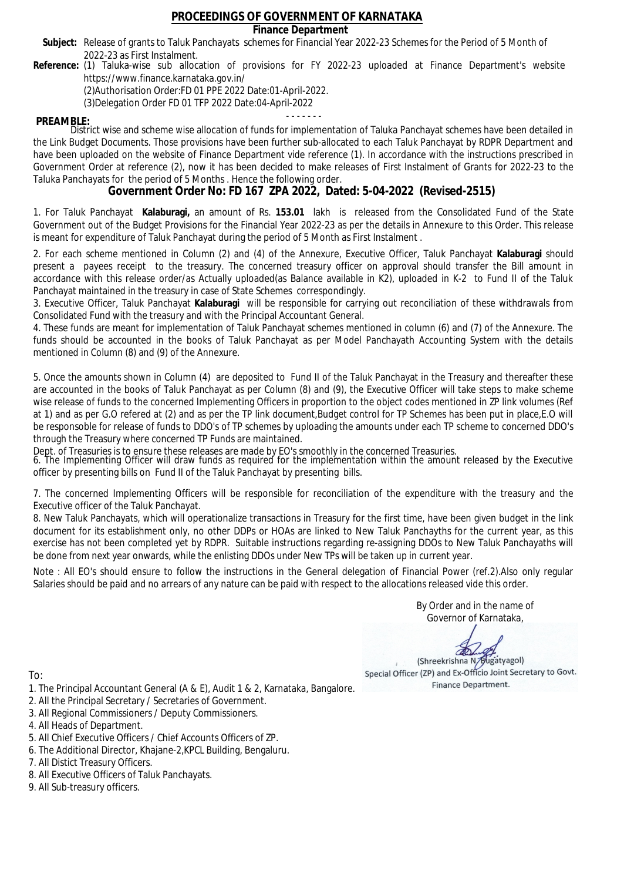# PROCEEDINGS OF GOVERNMENT OF KARNATAKA

**Finance Department**

**Subject:** Release of grants to Taluk Panchayats schemes for Financial Year 2022-23 Schemes for the Period of 5 Month of 2022-23 as First Instalment.

**Reference:** (1) Taluka-wise sub allocation of provisions for FY 2022-23 uploaded at Finance Department's website https://www.finance.karnataka.gov.in/

(2)Authorisation Order:FD 01 PPE 2022 Date:01-April-2022.

(3)Delegation Order FD 01 TFP 2022 Date:04-April-2022

- - - - - - -

**PREAMBLE:**

District wise and scheme wise allocation of funds for implementation of Taluka Panchayat schemes have been detailed in the Link Budget Documents. Those provisions have been further sub-allocated to each Taluk Panchayat by RDPR Department and have been uploaded on the website of Finance Department vide reference (1). In accordance with the instructions prescribed in Government Order at reference (2), now it has been decided to make releases of First Instalment of Grants for 2022-23 to the Taluka Panchayats for the period of 5 Months . Hence the following order.

## Government Order No: FD 167 ZPA 2022, Dated: 5-04-2022 (Revised-2515)

1. For Taluk Panchayat **Kalaburagi,** an amount of Rs. **153.01** lakh is released from the Consolidated Fund of the State Government out of the Budget Provisions for the Financial Year 2022-23 as per the details in Annexure to this Order. This release is meant for expenditure of Taluk Panchayat during the period of 5 Month as First Instalment .

2. For each scheme mentioned in Column (2) and (4) of the Annexure, Executive Officer, Taluk Panchayat **Kalaburagi** should present a payees receipt to the treasury. The concerned treasury officer on approval should transfer the Bill amount in accordance with this release order/as Actually uploaded(as Balance available in K2), uploaded in K-2 to Fund II of the Taluk Panchayat maintained in the treasury in case of State Schemes correspondingly.

3. Executive Officer, Taluk Panchayat **Kalaburagi** will be responsible for carrying out reconciliation of these withdrawals from Consolidated Fund with the treasury and with the Principal Accountant General.

4. These funds are meant for implementation of Taluk Panchayat schemes mentioned in column (6) and (7) of the Annexure. The funds should be accounted in the books of Taluk Panchayat as per Model Panchayath Accounting System with the details mentioned in Column (8) and (9) of the Annexure.

5. Once the amounts shown in Column (4) are deposited to Fund II of the Taluk Panchayat in the Treasury and thereafter these are accounted in the books of Taluk Panchayat as per Column (8) and (9), the Executive Officer will take steps to make scheme wise release of funds to the concerned Implementing Officers in proportion to the object codes mentioned in ZP link volumes (Ref at 1) and as per G.O refered at (2) and as per the TP link document,Budget control for TP Schemes has been put in place,E.O will be responsoble for release of funds to DDO's of TP schemes by uploading the amounts under each TP scheme to concerned DDO's through the Treasury where concerned TP Funds are maintained.

Dept. of Treasuries is to ensure these releases are made by EO's smoothly in the concerned Treasuries.

6. The Implementing Officer will draw funds as required for the implementation within the amount released by the Executive officer by presenting bills on Fund II of the Taluk Panchayat by presenting bills.

7. The concerned Implementing Officers will be responsible for reconciliation of the expenditure with the treasury and the Executive officer of the Taluk Panchayat.

8. New Taluk Panchayats, which will operationalize transactions in Treasury for the first time, have been given budget in the link document for its establishment only, no other DDPs or HOAs are linked to New Taluk Panchayths for the current year, as this exercise has not been completed yet by RDPR. Suitable instructions regarding re-assigning DDOs to New Taluk Panchayaths will be done from next year onwards, while the enlisting DDOs under New TPs will be taken up in current year.

Note : All EO's should ensure to follow the instructions in the General delegation of Financial Power (ref.2).Also only regular Salaries should be paid and no arrears of any nature can be paid with respect to the allocations released vide this order.

By Order and in the name of
Governor of Karnataka,

(Shreekrishna N. Bugatyagol)
Special Officer (ZP) and Ex-Officio Joint Secretary to Govt.
Finance Department.

To:

1. The Principal Accountant General (A & E), Audit 1 & 2, Karnataka, Bangalore.
2. All the Principal Secretary / Secretaries of Government.
3. All Regional Commissioners / Deputy Commissioners.
4. All Heads of Department.
5. All Chief Executive Officers / Chief Accounts Officers of ZP.
6. The Additional Director, Khajane-2,KPCL Building, Bengaluru.
7. All Distict Treasury Officers.
8. All Executive Officers of Taluk Panchayats.
9. All Sub-treasury officers.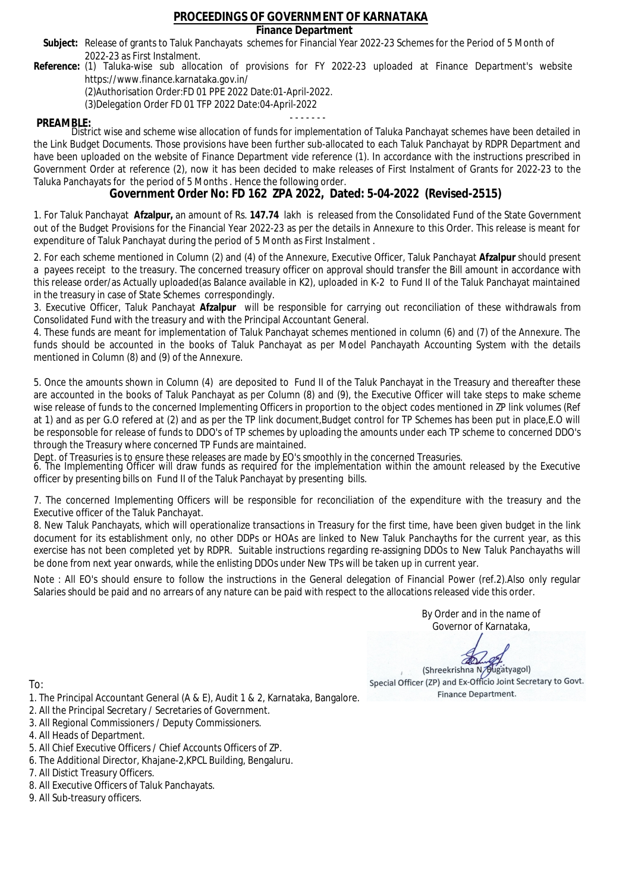# PROCEEDINGS OF GOVERNMENT OF KARNATAKA

## Finance Department

**Subject:** Release of grants to Taluk Panchayats schemes for Financial Year 2022-23 Schemes for the Period of 5 Month of 2022-23 as First Instalment.

**Reference:** (1) Taluka-wise sub allocation of provisions for FY 2022-23 uploaded at Finance Department's website https://www.finance.karnataka.gov.in/
(2)Authorisation Order:FD 01 PPE 2022 Date:01-April-2022.
(3)Delegation Order FD 01 TFP 2022 Date:04-April-2022

- - - - - - -

**PREAMBLE:**
District wise and scheme wise allocation of funds for implementation of Taluka Panchayat schemes have been detailed in the Link Budget Documents. Those provisions have been further sub-allocated to each Taluk Panchayat by RDPR Department and have been uploaded on the website of Finance Department vide reference (1). In accordance with the instructions prescribed in Government Order at reference (2), now it has been decided to make releases of First Instalment of Grants for 2022-23 to the Taluka Panchayats for the period of 5 Months . Hence the following order.

## Government Order No: FD 162 ZPA 2022, Dated: 5-04-2022 (Revised-2515)

1. For Taluk Panchayat **Afzalpur,** an amount of Rs. **147.74** lakh is released from the Consolidated Fund of the State Government out of the Budget Provisions for the Financial Year 2022-23 as per the details in Annexure to this Order. This release is meant for expenditure of Taluk Panchayat during the period of 5 Month as First Instalment .

2. For each scheme mentioned in Column (2) and (4) of the Annexure, Executive Officer, Taluk Panchayat **Afzalpur** should present a payees receipt to the treasury. The concerned treasury officer on approval should transfer the Bill amount in accordance with this release order/as Actually uploaded(as Balance available in K2), uploaded in K-2 to Fund II of the Taluk Panchayat maintained in the treasury in case of State Schemes correspondingly.

3. Executive Officer, Taluk Panchayat **Afzalpur** will be responsible for carrying out reconciliation of these withdrawals from Consolidated Fund with the treasury and with the Principal Accountant General.

4. These funds are meant for implementation of Taluk Panchayat schemes mentioned in column (6) and (7) of the Annexure. The funds should be accounted in the books of Taluk Panchayat as per Model Panchayath Accounting System with the details mentioned in Column (8) and (9) of the Annexure.

5. Once the amounts shown in Column (4) are deposited to Fund II of the Taluk Panchayat in the Treasury and thereafter these are accounted in the books of Taluk Panchayat as per Column (8) and (9), the Executive Officer will take steps to make scheme wise release of funds to the concerned Implementing Officers in proportion to the object codes mentioned in ZP link volumes (Ref at 1) and as per G.O refered at (2) and as per the TP link document,Budget control for TP Schemes has been put in place,E.O will be responsoble for release of funds to DDO's of TP schemes by uploading the amounts under each TP scheme to concerned DDO's through the Treasury where concerned TP Funds are maintained.
Dept. of Treasuries is to ensure these releases are made by EO's smoothly in the concerned Treasuries.

6. The Implementing Officer will draw funds as required for the implementation within the amount released by the Executive officer by presenting bills on Fund II of the Taluk Panchayat by presenting bills.

7. The concerned Implementing Officers will be responsible for reconciliation of the expenditure with the treasury and the Executive officer of the Taluk Panchayat.

8. New Taluk Panchayats, which will operationalize transactions in Treasury for the first time, have been given budget in the link document for its establishment only, no other DDPs or HOAs are linked to New Taluk Panchayths for the current year, as this exercise has not been completed yet by RDPR. Suitable instructions regarding re-assigning DDOs to New Taluk Panchayaths will be done from next year onwards, while the enlisting DDOs under New TPs will be taken up in current year.

Note : All EO's should ensure to follow the instructions in the General delegation of Financial Power (ref.2).Also only regular Salaries should be paid and no arrears of any nature can be paid with respect to the allocations released vide this order.

By Order and in the name of
Governor of Karnataka,

(Shreekrishna N. Bugatyagol)
Special Officer (ZP) and Ex-Officio Joint Secretary to Govt.
Finance Department.

To:

1. The Principal Accountant General (A & E), Audit 1 & 2, Karnataka, Bangalore.
2. All the Principal Secretary / Secretaries of Government.
3. All Regional Commissioners / Deputy Commissioners.
4. All Heads of Department.
5. All Chief Executive Officers / Chief Accounts Officers of ZP.
6. The Additional Director, Khajane-2,KPCL Building, Bengaluru.
7. All Distict Treasury Officers.
8. All Executive Officers of Taluk Panchayats.
9. All Sub-treasury officers.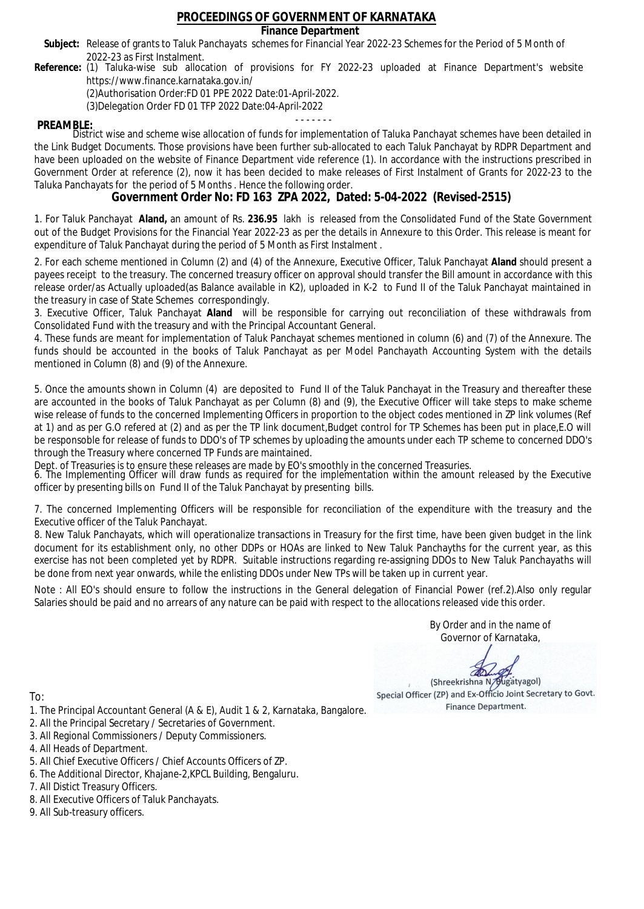# PROCEEDINGS OF GOVERNMENT OF KARNATAKA

**Finance Department**

**Subject:** Release of grants to Taluk Panchayats schemes for Financial Year 2022-23 Schemes for the Period of 5 Month of 2022-23 as First Instalment.

**Reference:** (1) Taluka-wise sub allocation of provisions for FY 2022-23 uploaded at Finance Department's website https://www.finance.karnataka.gov.in/

(2)Authorisation Order:FD 01 PPE 2022 Date:01-April-2022.

(3)Delegation Order FD 01 TFP 2022 Date:04-April-2022

- - - - - - -

**PREAMBLE:**

District wise and scheme wise allocation of funds for implementation of Taluka Panchayat schemes have been detailed in the Link Budget Documents. Those provisions have been further sub-allocated to each Taluk Panchayat by RDPR Department and have been uploaded on the website of Finance Department vide reference (1). In accordance with the instructions prescribed in Government Order at reference (2), now it has been decided to make releases of First Instalment of Grants for 2022-23 to the Taluka Panchayats for the period of 5 Months . Hence the following order.

## Government Order No: FD 163 ZPA 2022, Dated: 5-04-2022 (Revised-2515)

1. For Taluk Panchayat **Aland,** an amount of Rs. **236.95** lakh is released from the Consolidated Fund of the State Government out of the Budget Provisions for the Financial Year 2022-23 as per the details in Annexure to this Order. This release is meant for expenditure of Taluk Panchayat during the period of 5 Month as First Instalment .

2. For each scheme mentioned in Column (2) and (4) of the Annexure, Executive Officer, Taluk Panchayat **Aland** should present a payees receipt to the treasury. The concerned treasury officer on approval should transfer the Bill amount in accordance with this release order/as Actually uploaded(as Balance available in K2), uploaded in K-2 to Fund II of the Taluk Panchayat maintained in the treasury in case of State Schemes correspondingly.

3. Executive Officer, Taluk Panchayat **Aland** will be responsible for carrying out reconciliation of these withdrawals from Consolidated Fund with the treasury and with the Principal Accountant General.

4. These funds are meant for implementation of Taluk Panchayat schemes mentioned in column (6) and (7) of the Annexure. The funds should be accounted in the books of Taluk Panchayat as per Model Panchayath Accounting System with the details mentioned in Column (8) and (9) of the Annexure.

5. Once the amounts shown in Column (4) are deposited to Fund II of the Taluk Panchayat in the Treasury and thereafter these are accounted in the books of Taluk Panchayat as per Column (8) and (9), the Executive Officer will take steps to make scheme wise release of funds to the concerned Implementing Officers in proportion to the object codes mentioned in ZP link volumes (Ref at 1) and as per G.O refered at (2) and as per the TP link document,Budget control for TP Schemes has been put in place,E.O will be responsible for release of funds to DDO's of TP schemes by uploading the amounts under each TP scheme to concerned DDO's through the Treasury where concerned TP Funds are maintained.

Dept. of Treasuries is to ensure these releases are made by EO's smoothly in the concerned Treasuries.

6. The Implementing Officer will draw funds as required for the implementation within the amount released by the Executive officer by presenting bills on Fund II of the Taluk Panchayat by presenting bills.

7. The concerned Implementing Officers will be responsible for reconciliation of the expenditure with the treasury and the Executive officer of the Taluk Panchayat.

8. New Taluk Panchayats, which will operationalize transactions in Treasury for the first time, have been given budget in the link document for its establishment only, no other DDPs or HOAs are linked to New Taluk Panchayths for the current year, as this exercise has not been completed yet by RDPR. Suitable instructions regarding re-assigning DDOs to New Taluk Panchayaths will be done from next year onwards, while the enlisting DDOs under New TPs will be taken up in current year.

Note : All EO's should ensure to follow the instructions in the General delegation of Financial Power (ref.2).Also only regular Salaries should be paid and no arrears of any nature can be paid with respect to the allocations released vide this order.

By Order and in the name of
Governor of Karnataka,

(Shreekrishna N. Bugatyagol)
Special Officer (ZP) and Ex-Officio Joint Secretary to Govt.
Finance Department.

To:

1. The Principal Accountant General (A & E), Audit 1 & 2, Karnataka, Bangalore.
2. All the Principal Secretary / Secretaries of Government.
3. All Regional Commissioners / Deputy Commissioners.
4. All Heads of Department.
5. All Chief Executive Officers / Chief Accounts Officers of ZP.
6. The Additional Director, Khajane-2,KPCL Building, Bengaluru.
7. All Distict Treasury Officers.
8. All Executive Officers of Taluk Panchayats.
9. All Sub-treasury officers.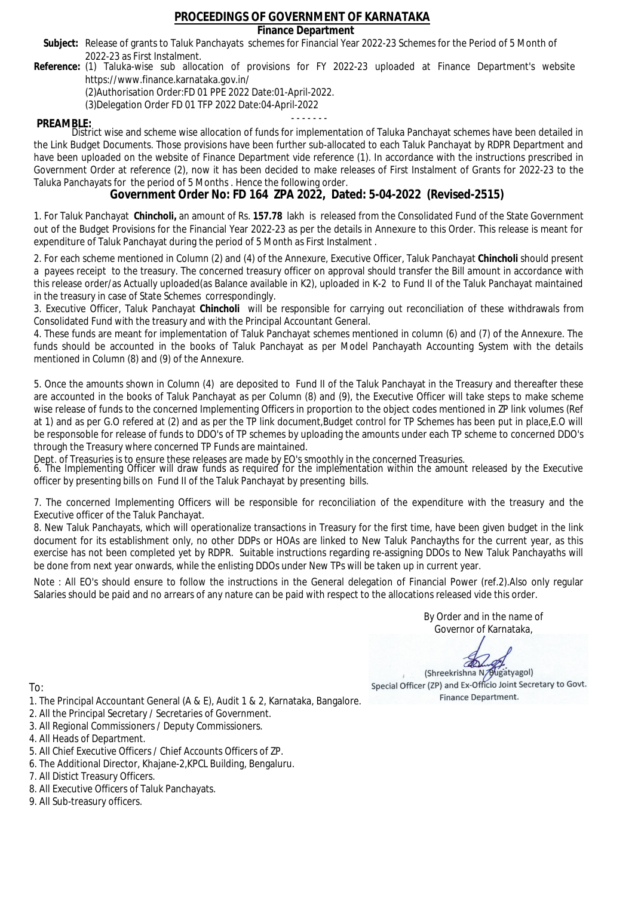# PROCEEDINGS OF GOVERNMENT OF KARNATAKA

## Finance Department

**Subject:** Release of grants to Taluk Panchayats schemes for Financial Year 2022-23 Schemes for the Period of 5 Month of 2022-23 as First Instalment.

**Reference:** (1) Taluka-wise sub allocation of provisions for FY 2022-23 uploaded at Finance Department's website https://www.finance.karnataka.gov.in/

(2)Authorisation Order:FD 01 PPE 2022 Date:01-April-2022.

(3)Delegation Order FD 01 TFP 2022 Date:04-April-2022

- - - - - - -

**PREAMBLE:**

District wise and scheme wise allocation of funds for implementation of Taluka Panchayat schemes have been detailed in the Link Budget Documents. Those provisions have been further sub-allocated to each Taluk Panchayat by RDPR Department and have been uploaded on the website of Finance Department vide reference (1). In accordance with the instructions prescribed in Government Order at reference (2), now it has been decided to make releases of First Instalment of Grants for 2022-23 to the Taluka Panchayats for the period of 5 Months . Hence the following order.

## Government Order No: FD 164 ZPA 2022, Dated: 5-04-2022 (Revised-2515)

1. For Taluk Panchayat **Chincholi,** an amount of Rs. **157.78** lakh is released from the Consolidated Fund of the State Government out of the Budget Provisions for the Financial Year 2022-23 as per the details in Annexure to this Order. This release is meant for expenditure of Taluk Panchayat during the period of 5 Month as First Instalment .

2. For each scheme mentioned in Column (2) and (4) of the Annexure, Executive Officer, Taluk Panchayat **Chincholi** should present a payees receipt to the treasury. The concerned treasury officer on approval should transfer the Bill amount in accordance with this release order/as Actually uploaded(as Balance available in K2), uploaded in K-2 to Fund II of the Taluk Panchayat maintained in the treasury in case of State Schemes correspondingly.

3. Executive Officer, Taluk Panchayat **Chincholi** will be responsible for carrying out reconciliation of these withdrawals from Consolidated Fund with the treasury and with the Principal Accountant General.

4. These funds are meant for implementation of Taluk Panchayat schemes mentioned in column (6) and (7) of the Annexure. The funds should be accounted in the books of Taluk Panchayat as per Model Panchayath Accounting System with the details mentioned in Column (8) and (9) of the Annexure.

5. Once the amounts shown in Column (4) are deposited to Fund II of the Taluk Panchayat in the Treasury and thereafter these are accounted in the books of Taluk Panchayat as per Column (8) and (9), the Executive Officer will take steps to make scheme wise release of funds to the concerned Implementing Officers in proportion to the object codes mentioned in ZP link volumes (Ref at 1) and as per G.O refered at (2) and as per the TP link document,Budget control for TP Schemes has been put in place,E.O will be responsoble for release of funds to DDO's of TP schemes by uploading the amounts under each TP scheme to concerned DDO's through the Treasury where concerned TP Funds are maintained.

Dept. of Treasuries is to ensure these releases are made by EO's smoothly in the concerned Treasuries.

6. The Implementing Officer will draw funds as required for the implementation within the amount released by the Executive officer by presenting bills on Fund II of the Taluk Panchayat by presenting bills.

7. The concerned Implementing Officers will be responsible for reconciliation of the expenditure with the treasury and the Executive officer of the Taluk Panchayat.

8. New Taluk Panchayats, which will operationalize transactions in Treasury for the first time, have been given budget in the link document for its establishment only, no other DDPs or HOAs are linked to New Taluk Panchayths for the current year, as this exercise has not been completed yet by RDPR. Suitable instructions regarding re-assigning DDOs to New Taluk Panchayaths will be done from next year onwards, while the enlisting DDOs under New TPs will be taken up in current year.

Note : All EO's should ensure to follow the instructions in the General delegation of Financial Power (ref.2).Also only regular Salaries should be paid and no arrears of any nature can be paid with respect to the allocations released vide this order.

By Order and in the name of
Governor of Karnataka,

(Shreekrishna N. Bugatyagol)
Special Officer (ZP) and Ex-Officio Joint Secretary to Govt.
Finance Department.

To:

1. The Principal Accountant General (A & E), Audit 1 & 2, Karnataka, Bangalore.
2. All the Principal Secretary / Secretaries of Government.
3. All Regional Commissioners / Deputy Commissioners.
4. All Heads of Department.
5. All Chief Executive Officers / Chief Accounts Officers of ZP.
6. The Additional Director, Khajane-2,KPCL Building, Bengaluru.
7. All Distict Treasury Officers.
8. All Executive Officers of Taluk Panchayats.
9. All Sub-treasury officers.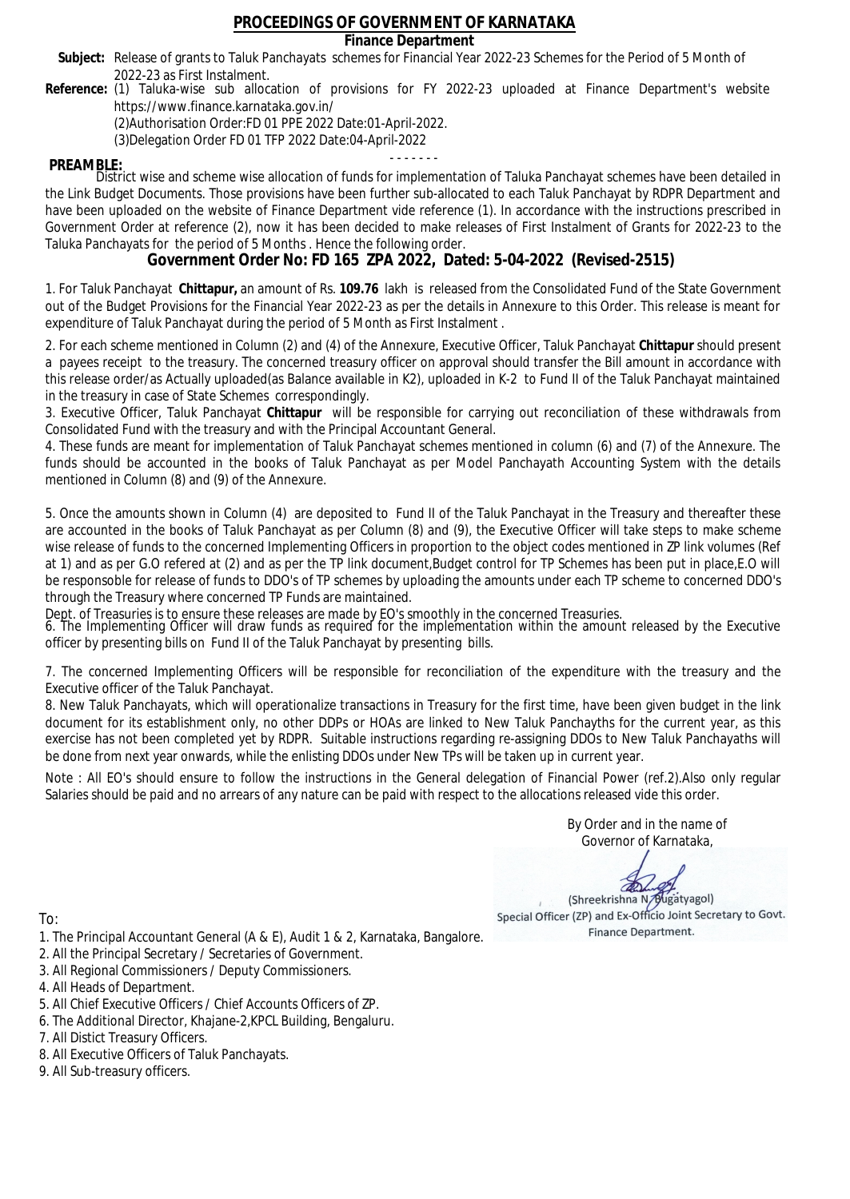# PROCEEDINGS OF GOVERNMENT OF KARNATAKA

**Finance Department**

**Subject:** Release of grants to Taluk Panchayats schemes for Financial Year 2022-23 Schemes for the Period of 5 Month of 2022-23 as First Instalment.

**Reference:** (1) Taluka-wise sub allocation of provisions for FY 2022-23 uploaded at Finance Department's website https://www.finance.karnataka.gov.in/
(2)Authorisation Order:FD 01 PPE 2022 Date:01-April-2022.
(3)Delegation Order FD 01 TFP 2022 Date:04-April-2022

- - - - - - -

**PREAMBLE:**
District wise and scheme wise allocation of funds for implementation of Taluka Panchayat schemes have been detailed in the Link Budget Documents. Those provisions have been further sub-allocated to each Taluk Panchayat by RDPR Department and have been uploaded on the website of Finance Department vide reference (1). In accordance with the instructions prescribed in Government Order at reference (2), now it has been decided to make releases of First Instalment of Grants for 2022-23 to the Taluka Panchayats for the period of 5 Months . Hence the following order.

## Government Order No: FD 165 ZPA 2022, Dated: 5-04-2022 (Revised-2515)

1. For Taluk Panchayat **Chittapur,** an amount of Rs. **109.76** lakh is released from the Consolidated Fund of the State Government out of the Budget Provisions for the Financial Year 2022-23 as per the details in Annexure to this Order. This release is meant for expenditure of Taluk Panchayat during the period of 5 Month as First Instalment .

2. For each scheme mentioned in Column (2) and (4) of the Annexure, Executive Officer, Taluk Panchayat **Chittapur** should present a payees receipt to the treasury. The concerned treasury officer on approval should transfer the Bill amount in accordance with this release order/as Actually uploaded(as Balance available in K2), uploaded in K-2 to Fund II of the Taluk Panchayat maintained in the treasury in case of State Schemes correspondingly.

3. Executive Officer, Taluk Panchayat **Chittapur** will be responsible for carrying out reconciliation of these withdrawals from Consolidated Fund with the treasury and with the Principal Accountant General.

4. These funds are meant for implementation of Taluk Panchayat schemes mentioned in column (6) and (7) of the Annexure. The funds should be accounted in the books of Taluk Panchayat as per Model Panchayath Accounting System with the details mentioned in Column (8) and (9) of the Annexure.

5. Once the amounts shown in Column (4) are deposited to Fund II of the Taluk Panchayat in the Treasury and thereafter these are accounted in the books of Taluk Panchayat as per Column (8) and (9), the Executive Officer will take steps to make scheme wise release of funds to the concerned Implementing Officers in proportion to the object codes mentioned in ZP link volumes (Ref at 1) and as per G.O refered at (2) and as per the TP link document,Budget control for TP Schemes has been put in place,E.O will be responsoble for release of funds to DDO's of TP schemes by uploading the amounts under each TP scheme to concerned DDO's through the Treasury where concerned TP Funds are maintained.

Dept. of Treasuries is to ensure these releases are made by EO's smoothly in the concerned Treasuries.

6. The Implementing Officer will draw funds as required for the implementation within the amount released by the Executive officer by presenting bills on Fund II of the Taluk Panchayat by presenting bills.

7. The concerned Implementing Officers will be responsible for reconciliation of the expenditure with the treasury and the Executive officer of the Taluk Panchayat.

8. New Taluk Panchayats, which will operationalize transactions in Treasury for the first time, have been given budget in the link document for its establishment only, no other DDPs or HOAs are linked to New Taluk Panchayths for the current year, as this exercise has not been completed yet by RDPR. Suitable instructions regarding re-assigning DDOs to New Taluk Panchayaths will be done from next year onwards, while the enlisting DDOs under New TPs will be taken up in current year.

Note : All EO's should ensure to follow the instructions in the General delegation of Financial Power (ref.2).Also only regular Salaries should be paid and no arrears of any nature can be paid with respect to the allocations released vide this order.

By Order and in the name of
Governor of Karnataka,

(Shreekrishna N. Bugatyagol)
Special Officer (ZP) and Ex-Officio Joint Secretary to Govt.
Finance Department.

To:

1. The Principal Accountant General (A & E), Audit 1 & 2, Karnataka, Bangalore.
2. All the Principal Secretary / Secretaries of Government.
3. All Regional Commissioners / Deputy Commissioners.
4. All Heads of Department.
5. All Chief Executive Officers / Chief Accounts Officers of ZP.
6. The Additional Director, Khajane-2,KPCL Building, Bengaluru.
7. All Distict Treasury Officers.
8. All Executive Officers of Taluk Panchayats.
9. All Sub-treasury officers.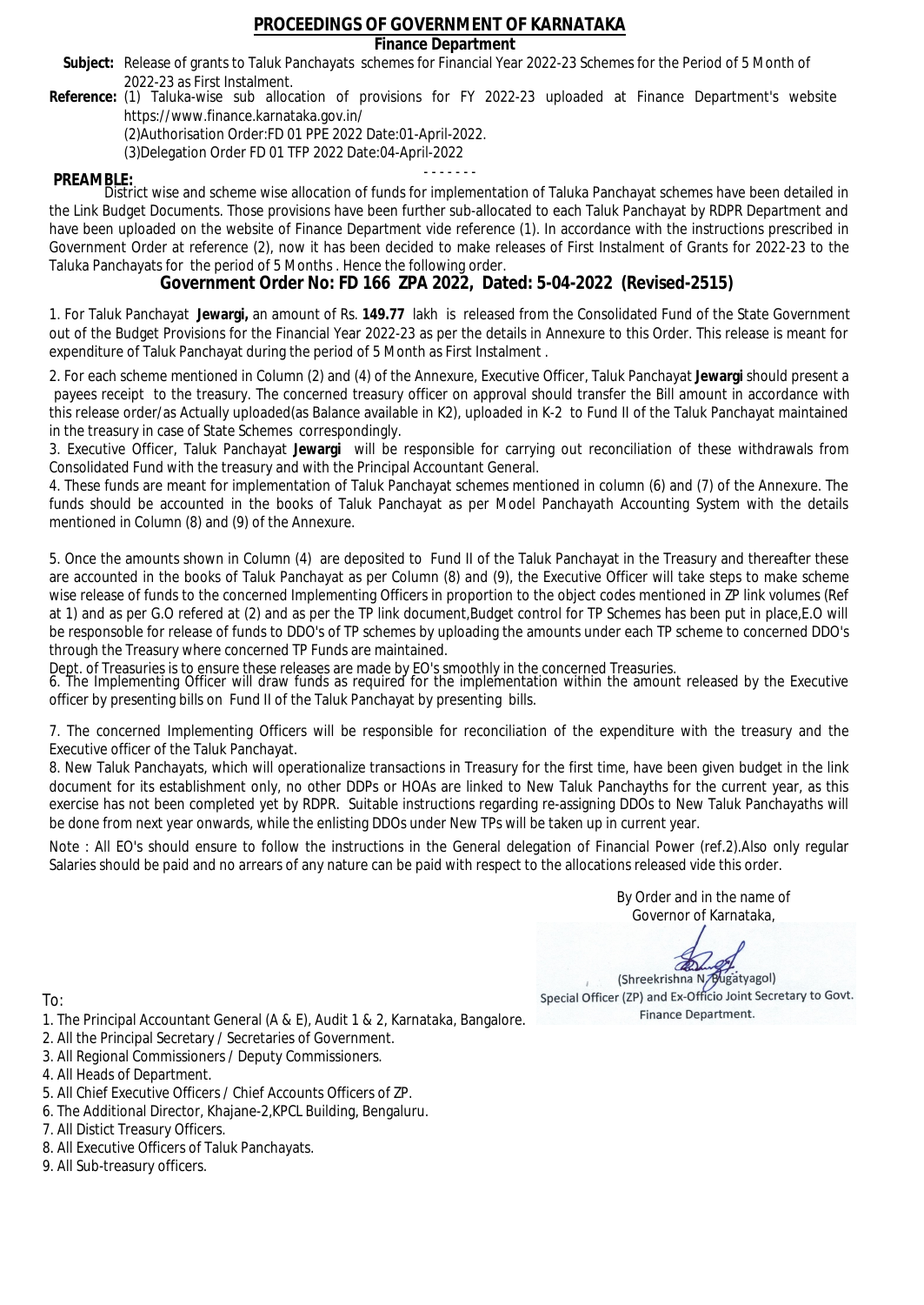# PROCEEDINGS OF GOVERNMENT OF KARNATAKA

## Finance Department

**Subject:** Release of grants to Taluk Panchayats schemes for Financial Year 2022-23 Schemes for the Period of 5 Month of 2022-23 as First Instalment.

**Reference:** (1) Taluka-wise sub allocation of provisions for FY 2022-23 uploaded at Finance Department's website https://www.finance.karnataka.gov.in/

(2)Authorisation Order:FD 01 PPE 2022 Date:01-April-2022.

(3)Delegation Order FD 01 TFP 2022 Date:04-April-2022

- - - - - - -

**PREAMBLE:**

District wise and scheme wise allocation of funds for implementation of Taluka Panchayat schemes have been detailed in the Link Budget Documents. Those provisions have been further sub-allocated to each Taluk Panchayat by RDPR Department and have been uploaded on the website of Finance Department vide reference (1). In accordance with the instructions prescribed in Government Order at reference (2), now it has been decided to make releases of First Instalment of Grants for 2022-23 to the Taluka Panchayats for the period of 5 Months . Hence the following order.

## Government Order No: FD 166 ZPA 2022, Dated: 5-04-2022 (Revised-2515)

1. For Taluk Panchayat **Jewargi,** an amount of Rs. **149.77** lakh is released from the Consolidated Fund of the State Government out of the Budget Provisions for the Financial Year 2022-23 as per the details in Annexure to this Order. This release is meant for expenditure of Taluk Panchayat during the period of 5 Month as First Instalment .

2. For each scheme mentioned in Column (2) and (4) of the Annexure, Executive Officer, Taluk Panchayat **Jewargi** should present a payees receipt to the treasury. The concerned treasury officer on approval should transfer the Bill amount in accordance with this release order/as Actually uploaded(as Balance available in K2), uploaded in K-2 to Fund II of the Taluk Panchayat maintained in the treasury in case of State Schemes correspondingly.

3. Executive Officer, Taluk Panchayat **Jewargi** will be responsible for carrying out reconciliation of these withdrawals from Consolidated Fund with the treasury and with the Principal Accountant General.

4. These funds are meant for implementation of Taluk Panchayat schemes mentioned in column (6) and (7) of the Annexure. The funds should be accounted in the books of Taluk Panchayat as per Model Panchayath Accounting System with the details mentioned in Column (8) and (9) of the Annexure.

5. Once the amounts shown in Column (4) are deposited to Fund II of the Taluk Panchayat in the Treasury and thereafter these are accounted in the books of Taluk Panchayat as per Column (8) and (9), the Executive Officer will take steps to make scheme wise release of funds to the concerned Implementing Officers in proportion to the object codes mentioned in ZP link volumes (Ref at 1) and as per G.O refered at (2) and as per the TP link document,Budget control for TP Schemes has been put in place,E.O will be responsible for release of funds to DDO's of TP schemes by uploading the amounts under each TP scheme to concerned DDO's through the Treasury where concerned TP Funds are maintained.

Dept. of Treasuries is to ensure these releases are made by EO's smoothly in the concerned Treasuries.

6. The Implementing Officer will draw funds as required for the implementation within the amount released by the Executive officer by presenting bills on Fund II of the Taluk Panchayat by presenting bills.

7. The concerned Implementing Officers will be responsible for reconciliation of the expenditure with the treasury and the Executive officer of the Taluk Panchayat.

8. New Taluk Panchayats, which will operationalize transactions in Treasury for the first time, have been given budget in the link document for its establishment only, no other DDPs or HOAs are linked to New Taluk Panchayths for the current year, as this exercise has not been completed yet by RDPR. Suitable instructions regarding re-assigning DDOs to New Taluk Panchayaths will be done from next year onwards, while the enlisting DDOs under New TPs will be taken up in current year.

Note : All EO's should ensure to follow the instructions in the General delegation of Financial Power (ref.2).Also only regular Salaries should be paid and no arrears of any nature can be paid with respect to the allocations released vide this order.

By Order and in the name of
Governor of Karnataka,

(Shreekrishna N. Bugatyagol)
Special Officer (ZP) and Ex-Officio Joint Secretary to Govt.
Finance Department.

To:

1. The Principal Accountant General (A & E), Audit 1 & 2, Karnataka, Bangalore.
2. All the Principal Secretary / Secretaries of Government.
3. All Regional Commissioners / Deputy Commissioners.
4. All Heads of Department.
5. All Chief Executive Officers / Chief Accounts Officers of ZP.
6. The Additional Director, Khajane-2,KPCL Building, Bengaluru.
7. All Distict Treasury Officers.
8. All Executive Officers of Taluk Panchayats.
9. All Sub-treasury officers.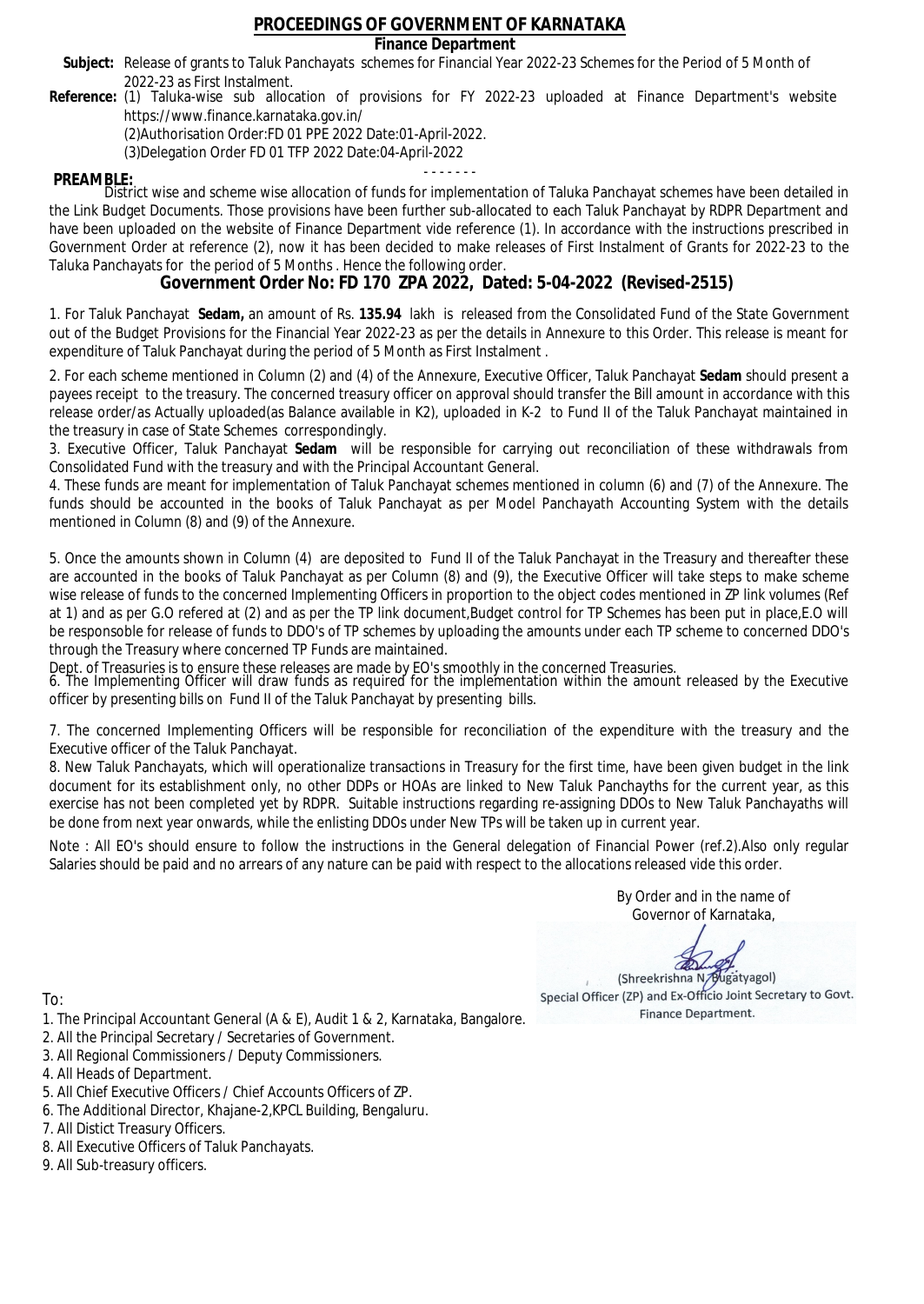# PROCEEDINGS OF GOVERNMENT OF KARNATAKA

## Finance Department

**Subject:** Release of grants to Taluk Panchayats schemes for Financial Year 2022-23 Schemes for the Period of 5 Month of 2022-23 as First Instalment.

**Reference:** (1) Taluka-wise sub allocation of provisions for FY 2022-23 uploaded at Finance Department's website https://www.finance.karnataka.gov.in/
(2)Authorisation Order:FD 01 PPE 2022 Date:01-April-2022.
(3)Delegation Order FD 01 TFP 2022 Date:04-April-2022

- - - - - - -

**PREAMBLE:**
District wise and scheme wise allocation of funds for implementation of Taluka Panchayat schemes have been detailed in the Link Budget Documents. Those provisions have been further sub-allocated to each Taluk Panchayat by RDPR Department and have been uploaded on the website of Finance Department vide reference (1). In accordance with the instructions prescribed in Government Order at reference (2), now it has been decided to make releases of First Instalment of Grants for 2022-23 to the Taluka Panchayats for the period of 5 Months . Hence the following order.

## Government Order No: FD 170 ZPA 2022, Dated: 5-04-2022 (Revised-2515)

1. For Taluk Panchayat **Sedam,** an amount of Rs. **135.94** lakh is released from the Consolidated Fund of the State Government out of the Budget Provisions for the Financial Year 2022-23 as per the details in Annexure to this Order. This release is meant for expenditure of Taluk Panchayat during the period of 5 Month as First Instalment .

2. For each scheme mentioned in Column (2) and (4) of the Annexure, Executive Officer, Taluk Panchayat **Sedam** should present a payees receipt to the treasury. The concerned treasury officer on approval should transfer the Bill amount in accordance with this release order/as Actually uploaded(as Balance available in K2), uploaded in K-2 to Fund II of the Taluk Panchayat maintained in the treasury in case of State Schemes correspondingly.

3. Executive Officer, Taluk Panchayat **Sedam** will be responsible for carrying out reconciliation of these withdrawals from Consolidated Fund with the treasury and with the Principal Accountant General.

4. These funds are meant for implementation of Taluk Panchayat schemes mentioned in column (6) and (7) of the Annexure. The funds should be accounted in the books of Taluk Panchayat as per Model Panchayath Accounting System with the details mentioned in Column (8) and (9) of the Annexure.

5. Once the amounts shown in Column (4) are deposited to Fund II of the Taluk Panchayat in the Treasury and thereafter these are accounted in the books of Taluk Panchayat as per Column (8) and (9), the Executive Officer will take steps to make scheme wise release of funds to the concerned Implementing Officers in proportion to the object codes mentioned in ZP link volumes (Ref at 1) and as per G.O refered at (2) and as per the TP link document,Budget control for TP Schemes has been put in place,E.O will be responsoble for release of funds to DDO's of TP schemes by uploading the amounts under each TP scheme to concerned DDO's through the Treasury where concerned TP Funds are maintained.
Dept. of Treasuries is to ensure these releases are made by EO's smoothly in the concerned Treasuries.

6. The Implementing Officer will draw funds as required for the implementation within the amount released by the Executive officer by presenting bills on Fund II of the Taluk Panchayat by presenting bills.

7. The concerned Implementing Officers will be responsible for reconciliation of the expenditure with the treasury and the Executive officer of the Taluk Panchayat.

8. New Taluk Panchayats, which will operationalize transactions in Treasury for the first time, have been given budget in the link document for its establishment only, no other DDPs or HOAs are linked to New Taluk Panchayths for the current year, as this exercise has not been completed yet by RDPR. Suitable instructions regarding re-assigning DDOs to New Taluk Panchayaths will be done from next year onwards, while the enlisting DDOs under New TPs will be taken up in current year.

Note : All EO's should ensure to follow the instructions in the General delegation of Financial Power (ref.2).Also only regular Salaries should be paid and no arrears of any nature can be paid with respect to the allocations released vide this order.

By Order and in the name of
Governor of Karnataka,

(Shreekrishna N. Bugatyagol)
Special Officer (ZP) and Ex-Officio Joint Secretary to Govt.
Finance Department.

To:

1. The Principal Accountant General (A & E), Audit 1 & 2, Karnataka, Bangalore.
2. All the Principal Secretary / Secretaries of Government.
3. All Regional Commissioners / Deputy Commissioners.
4. All Heads of Department.
5. All Chief Executive Officers / Chief Accounts Officers of ZP.
6. The Additional Director, Khajane-2,KPCL Building, Bengaluru.
7. All Distict Treasury Officers.
8. All Executive Officers of Taluk Panchayats.
9. All Sub-treasury officers.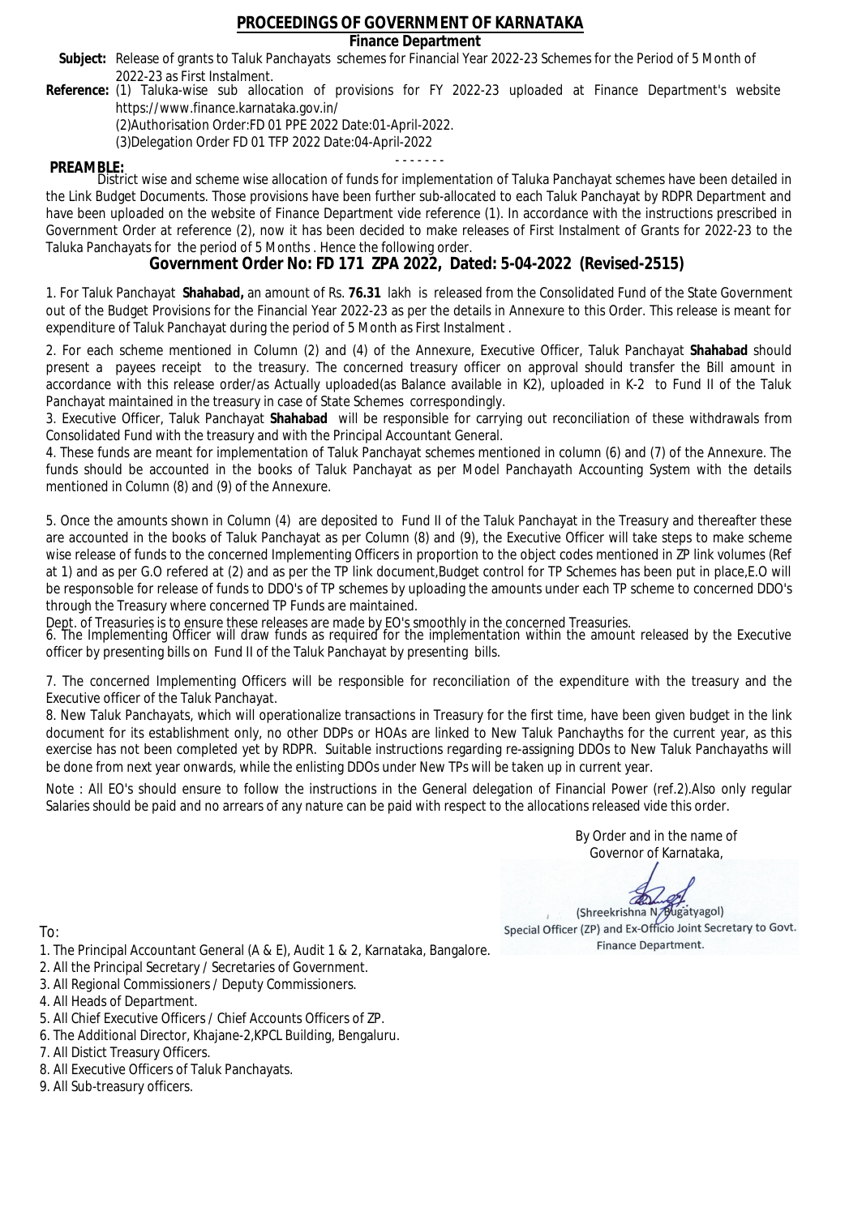# PROCEEDINGS OF GOVERNMENT OF KARNATAKA

**Finance Department**

**Subject:** Release of grants to Taluk Panchayats schemes for Financial Year 2022-23 Schemes for the Period of 5 Month of 2022-23 as First Instalment.

**Reference:** (1) Taluka-wise sub allocation of provisions for FY 2022-23 uploaded at Finance Department's website https://www.finance.karnataka.gov.in/

(2)Authorisation Order:FD 01 PPE 2022 Date:01-April-2022.

(3)Delegation Order FD 01 TFP 2022 Date:04-April-2022

- - - - - - -

**PREAMBLE:**

District wise and scheme wise allocation of funds for implementation of Taluka Panchayat schemes have been detailed in the Link Budget Documents. Those provisions have been further sub-allocated to each Taluk Panchayat by RDPR Department and have been uploaded on the website of Finance Department vide reference (1). In accordance with the instructions prescribed in Government Order at reference (2), now it has been decided to make releases of First Instalment of Grants for 2022-23 to the Taluka Panchayats for the period of 5 Months . Hence the following order.

## Government Order No: FD 171 ZPA 2022, Dated: 5-04-2022 (Revised-2515)

1. For Taluk Panchayat **Shahabad,** an amount of Rs. **76.31** lakh is released from the Consolidated Fund of the State Government out of the Budget Provisions for the Financial Year 2022-23 as per the details in Annexure to this Order. This release is meant for expenditure of Taluk Panchayat during the period of 5 Month as First Instalment .

2. For each scheme mentioned in Column (2) and (4) of the Annexure, Executive Officer, Taluk Panchayat **Shahabad** should present a payees receipt to the treasury. The concerned treasury officer on approval should transfer the Bill amount in accordance with this release order/as Actually uploaded(as Balance available in K2), uploaded in K-2 to Fund II of the Taluk Panchayat maintained in the treasury in case of State Schemes correspondingly.

3. Executive Officer, Taluk Panchayat **Shahabad** will be responsible for carrying out reconciliation of these withdrawals from Consolidated Fund with the treasury and with the Principal Accountant General.

4. These funds are meant for implementation of Taluk Panchayat schemes mentioned in column (6) and (7) of the Annexure. The funds should be accounted in the books of Taluk Panchayat as per Model Panchayath Accounting System with the details mentioned in Column (8) and (9) of the Annexure.

5. Once the amounts shown in Column (4) are deposited to Fund II of the Taluk Panchayat in the Treasury and thereafter these are accounted in the books of Taluk Panchayat as per Column (8) and (9), the Executive Officer will take steps to make scheme wise release of funds to the concerned Implementing Officers in proportion to the object codes mentioned in ZP link volumes (Ref at 1) and as per G.O refered at (2) and as per the TP link document,Budget control for TP Schemes has been put in place,E.O will be responsible for release of funds to DDO's of TP schemes by uploading the amounts under each TP scheme to concerned DDO's through the Treasury where concerned TP Funds are maintained.

Dept. of Treasuries is to ensure these releases are made by EO's smoothly in the concerned Treasuries.

6. The Implementing Officer will draw funds as required for the implementation within the amount released by the Executive officer by presenting bills on Fund II of the Taluk Panchayat by presenting bills.

7. The concerned Implementing Officers will be responsible for reconciliation of the expenditure with the treasury and the Executive officer of the Taluk Panchayat.

8. New Taluk Panchayats, which will operationalize transactions in Treasury for the first time, have been given budget in the link document for its establishment only, no other DDPs or HOAs are linked to New Taluk Panchayths for the current year, as this exercise has not been completed yet by RDPR. Suitable instructions regarding re-assigning DDOs to New Taluk Panchayaths will be done from next year onwards, while the enlisting DDOs under New TPs will be taken up in current year.

Note : All EO's should ensure to follow the instructions in the General delegation of Financial Power (ref.2).Also only regular Salaries should be paid and no arrears of any nature can be paid with respect to the allocations released vide this order.

By Order and in the name of
Governor of Karnataka,

(Shreekrishna N. Bugatyagol)
Special Officer (ZP) and Ex-Officio Joint Secretary to Govt.
Finance Department.

To:

1. The Principal Accountant General (A & E), Audit 1 & 2, Karnataka, Bangalore.
2. All the Principal Secretary / Secretaries of Government.
3. All Regional Commissioners / Deputy Commissioners.
4. All Heads of Department.
5. All Chief Executive Officers / Chief Accounts Officers of ZP.
6. The Additional Director, Khajane-2,KPCL Building, Bengaluru.
7. All Distict Treasury Officers.
8. All Executive Officers of Taluk Panchayats.
9. All Sub-treasury officers.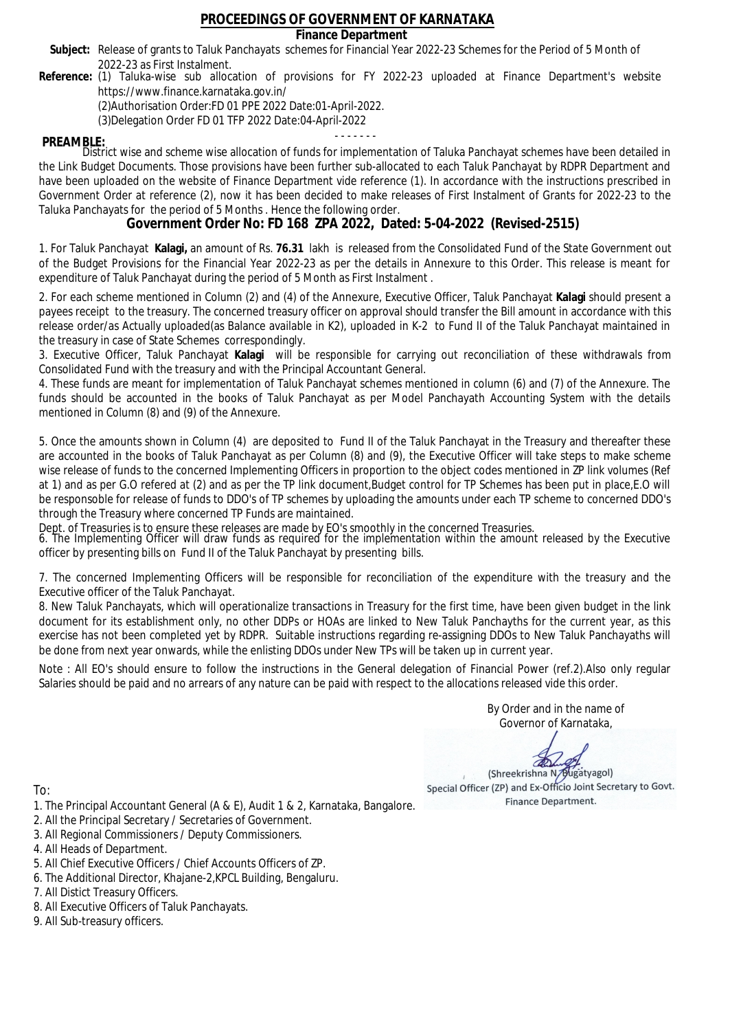# PROCEEDINGS OF GOVERNMENT OF KARNATAKA

## Finance Department

**Subject:** Release of grants to Taluk Panchayats schemes for Financial Year 2022-23 Schemes for the Period of 5 Month of 2022-23 as First Instalment.

**Reference:** (1) Taluka-wise sub allocation of provisions for FY 2022-23 uploaded at Finance Department's website https://www.finance.karnataka.gov.in/
(2)Authorisation Order:FD 01 PPE 2022 Date:01-April-2022.
(3)Delegation Order FD 01 TFP 2022 Date:04-April-2022

- - - - - - -

**PREAMBLE:**
District wise and scheme wise allocation of funds for implementation of Taluka Panchayat schemes have been detailed in the Link Budget Documents. Those provisions have been further sub-allocated to each Taluk Panchayat by RDPR Department and have been uploaded on the website of Finance Department vide reference (1). In accordance with the instructions prescribed in Government Order at reference (2), now it has been decided to make releases of First Instalment of Grants for 2022-23 to the Taluka Panchayats for the period of 5 Months . Hence the following order.

## Government Order No: FD 168 ZPA 2022, Dated: 5-04-2022 (Revised-2515)

1. For Taluk Panchayat **Kalagi,** an amount of Rs. **76.31** lakh is released from the Consolidated Fund of the State Government out of the Budget Provisions for the Financial Year 2022-23 as per the details in Annexure to this Order. This release is meant for expenditure of Taluk Panchayat during the period of 5 Month as First Instalment .

2. For each scheme mentioned in Column (2) and (4) of the Annexure, Executive Officer, Taluk Panchayat **Kalagi** should present a payees receipt to the treasury. The concerned treasury officer on approval should transfer the Bill amount in accordance with this release order/as Actually uploaded(as Balance available in K2), uploaded in K-2 to Fund II of the Taluk Panchayat maintained in the treasury in case of State Schemes correspondingly.

3. Executive Officer, Taluk Panchayat **Kalagi** will be responsible for carrying out reconciliation of these withdrawals from Consolidated Fund with the treasury and with the Principal Accountant General.

4. These funds are meant for implementation of Taluk Panchayat schemes mentioned in column (6) and (7) of the Annexure. The funds should be accounted in the books of Taluk Panchayat as per Model Panchayath Accounting System with the details mentioned in Column (8) and (9) of the Annexure.

5. Once the amounts shown in Column (4) are deposited to Fund II of the Taluk Panchayat in the Treasury and thereafter these are accounted in the books of Taluk Panchayat as per Column (8) and (9), the Executive Officer will take steps to make scheme wise release of funds to the concerned Implementing Officers in proportion to the object codes mentioned in ZP link volumes (Ref at 1) and as per G.O refered at (2) and as per the TP link document,Budget control for TP Schemes has been put in place,E.O will be responsible for release of funds to DDO's of TP schemes by uploading the amounts under each TP scheme to concerned DDO's through the Treasury where concerned TP Funds are maintained.

Dept. of Treasuries is to ensure these releases are made by EO's smoothly in the concerned Treasuries.

6. The Implementing Officer will draw funds as required for the implementation within the amount released by the Executive officer by presenting bills on Fund II of the Taluk Panchayat by presenting bills.

7. The concerned Implementing Officers will be responsible for reconciliation of the expenditure with the treasury and the Executive officer of the Taluk Panchayat.

8. New Taluk Panchayats, which will operationalize transactions in Treasury for the first time, have been given budget in the link document for its establishment only, no other DDPs or HOAs are linked to New Taluk Panchayths for the current year, as this exercise has not been completed yet by RDPR. Suitable instructions regarding re-assigning DDOs to New Taluk Panchayaths will be done from next year onwards, while the enlisting DDOs under New TPs will be taken up in current year.

Note : All EO's should ensure to follow the instructions in the General delegation of Financial Power (ref.2).Also only regular Salaries should be paid and no arrears of any nature can be paid with respect to the allocations released vide this order.

By Order and in the name of
Governor of Karnataka,

(Shreekrishna N. Bugatyagol)
Special Officer (ZP) and Ex-Officio Joint Secretary to Govt.
Finance Department.

To:

1. The Principal Accountant General (A & E), Audit 1 & 2, Karnataka, Bangalore.
2. All the Principal Secretary / Secretaries of Government.
3. All Regional Commissioners / Deputy Commissioners.
4. All Heads of Department.
5. All Chief Executive Officers / Chief Accounts Officers of ZP.
6. The Additional Director, Khajane-2,KPCL Building, Bengaluru.
7. All Distict Treasury Officers.
8. All Executive Officers of Taluk Panchayats.
9. All Sub-treasury officers.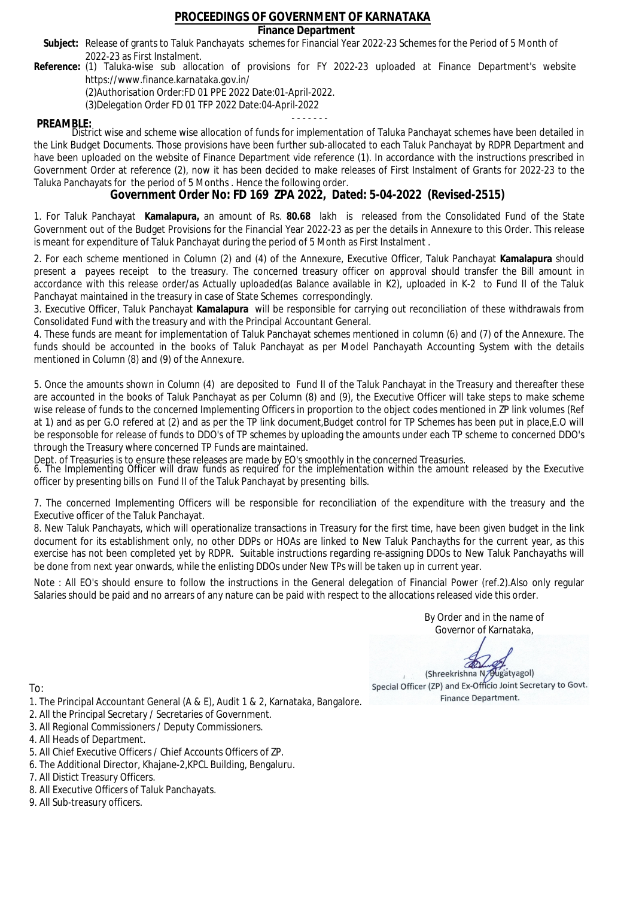# PROCEEDINGS OF GOVERNMENT OF KARNATAKA

**Finance Department**

**Subject:** Release of grants to Taluk Panchayats schemes for Financial Year 2022-23 Schemes for the Period of 5 Month of 2022-23 as First Instalment.

**Reference:** (1) Taluka-wise sub allocation of provisions for FY 2022-23 uploaded at Finance Department's website https://www.finance.karnataka.gov.in/

(2)Authorisation Order:FD 01 PPE 2022 Date:01-April-2022.

(3)Delegation Order FD 01 TFP 2022 Date:04-April-2022

- - - - - - -

**PREAMBLE:**

District wise and scheme wise allocation of funds for implementation of Taluka Panchayat schemes have been detailed in the Link Budget Documents. Those provisions have been further sub-allocated to each Taluk Panchayat by RDPR Department and have been uploaded on the website of Finance Department vide reference (1). In accordance with the instructions prescribed in Government Order at reference (2), now it has been decided to make releases of First Instalment of Grants for 2022-23 to the Taluka Panchayats for the period of 5 Months . Hence the following order.

## Government Order No: FD 169 ZPA 2022, Dated: 5-04-2022 (Revised-2515)

1. For Taluk Panchayat **Kamalapura,** an amount of Rs. **80.68** lakh is released from the Consolidated Fund of the State Government out of the Budget Provisions for the Financial Year 2022-23 as per the details in Annexure to this Order. This release is meant for expenditure of Taluk Panchayat during the period of 5 Month as First Instalment .

2. For each scheme mentioned in Column (2) and (4) of the Annexure, Executive Officer, Taluk Panchayat **Kamalapura** should present a payees receipt to the treasury. The concerned treasury officer on approval should transfer the Bill amount in accordance with this release order/as Actually uploaded(as Balance available in K2), uploaded in K-2 to Fund II of the Taluk Panchayat maintained in the treasury in case of State Schemes correspondingly.

3. Executive Officer, Taluk Panchayat **Kamalapura** will be responsible for carrying out reconciliation of these withdrawals from Consolidated Fund with the treasury and with the Principal Accountant General.

4. These funds are meant for implementation of Taluk Panchayat schemes mentioned in column (6) and (7) of the Annexure. The funds should be accounted in the books of Taluk Panchayat as per Model Panchayath Accounting System with the details mentioned in Column (8) and (9) of the Annexure.

5. Once the amounts shown in Column (4) are deposited to Fund II of the Taluk Panchayat in the Treasury and thereafter these are accounted in the books of Taluk Panchayat as per Column (8) and (9), the Executive Officer will take steps to make scheme wise release of funds to the concerned Implementing Officers in proportion to the object codes mentioned in ZP link volumes (Ref at 1) and as per G.O refered at (2) and as per the TP link document,Budget control for TP Schemes has been put in place,E.O will be responsible for release of funds to DDO's of TP schemes by uploading the amounts under each TP scheme to concerned DDO's through the Treasury where concerned TP Funds are maintained.

Dept. of Treasuries is to ensure these releases are made by EO's smoothly in the concerned Treasuries.

6. The Implementing Officer will draw funds as required for the implementation within the amount released by the Executive officer by presenting bills on Fund II of the Taluk Panchayat by presenting bills.

7. The concerned Implementing Officers will be responsible for reconciliation of the expenditure with the treasury and the Executive officer of the Taluk Panchayat.

8. New Taluk Panchayats, which will operationalize transactions in Treasury for the first time, have been given budget in the link document for its establishment only, no other DDPs or HOAs are linked to New Taluk Panchayths for the current year, as this exercise has not been completed yet by RDPR. Suitable instructions regarding re-assigning DDOs to New Taluk Panchayaths will be done from next year onwards, while the enlisting DDOs under New TPs will be taken up in current year.

Note : All EO's should ensure to follow the instructions in the General delegation of Financial Power (ref.2).Also only regular Salaries should be paid and no arrears of any nature can be paid with respect to the allocations released vide this order.

By Order and in the name of
Governor of Karnataka,

(Shreekrishna N. Bugatyagol)
Special Officer (ZP) and Ex-Officio Joint Secretary to Govt.
Finance Department.

To:

1. The Principal Accountant General (A & E), Audit 1 & 2, Karnataka, Bangalore.
2. All the Principal Secretary / Secretaries of Government.
3. All Regional Commissioners / Deputy Commissioners.
4. All Heads of Department.
5. All Chief Executive Officers / Chief Accounts Officers of ZP.
6. The Additional Director, Khajane-2,KPCL Building, Bengaluru.
7. All Distict Treasury Officers.
8. All Executive Officers of Taluk Panchayats.
9. All Sub-treasury officers.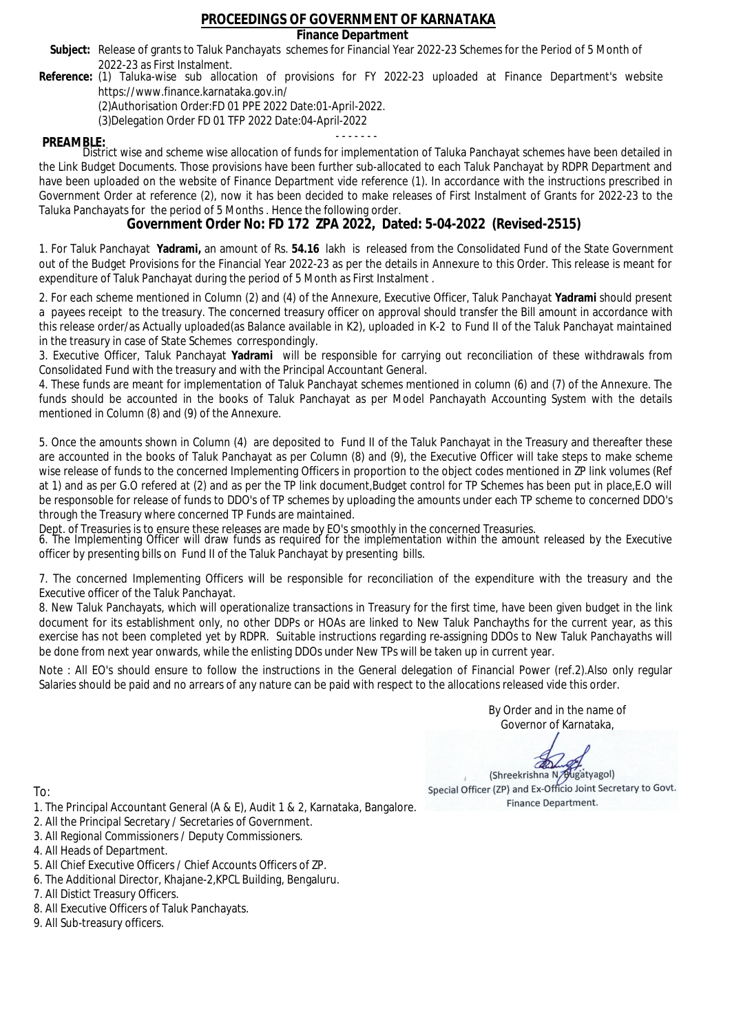# PROCEEDINGS OF GOVERNMENT OF KARNATAKA

**Finance Department**

**Subject:** Release of grants to Taluk Panchayats schemes for Financial Year 2022-23 Schemes for the Period of 5 Month of 2022-23 as First Instalment.

**Reference:** (1) Taluka-wise sub allocation of provisions for FY 2022-23 uploaded at Finance Department's website https://www.finance.karnataka.gov.in/

(2)Authorisation Order:FD 01 PPE 2022 Date:01-April-2022.

(3)Delegation Order FD 01 TFP 2022 Date:04-April-2022

- - - - - - -

**PREAMBLE:**

District wise and scheme wise allocation of funds for implementation of Taluka Panchayat schemes have been detailed in the Link Budget Documents. Those provisions have been further sub-allocated to each Taluk Panchayat by RDPR Department and have been uploaded on the website of Finance Department vide reference (1). In accordance with the instructions prescribed in Government Order at reference (2), now it has been decided to make releases of First Instalment of Grants for 2022-23 to the Taluka Panchayats for the period of 5 Months . Hence the following order.

## Government Order No: FD 172 ZPA 2022, Dated: 5-04-2022 (Revised-2515)

1. For Taluk Panchayat **Yadrami,** an amount of Rs. **54.16** lakh is released from the Consolidated Fund of the State Government out of the Budget Provisions for the Financial Year 2022-23 as per the details in Annexure to this Order. This release is meant for expenditure of Taluk Panchayat during the period of 5 Month as First Instalment .

2. For each scheme mentioned in Column (2) and (4) of the Annexure, Executive Officer, Taluk Panchayat **Yadrami** should present a payees receipt to the treasury. The concerned treasury officer on approval should transfer the Bill amount in accordance with this release order/as Actually uploaded(as Balance available in K2), uploaded in K-2 to Fund II of the Taluk Panchayat maintained in the treasury in case of State Schemes correspondingly.

3. Executive Officer, Taluk Panchayat **Yadrami** will be responsible for carrying out reconciliation of these withdrawals from Consolidated Fund with the treasury and with the Principal Accountant General.

4. These funds are meant for implementation of Taluk Panchayat schemes mentioned in column (6) and (7) of the Annexure. The funds should be accounted in the books of Taluk Panchayat as per Model Panchayath Accounting System with the details mentioned in Column (8) and (9) of the Annexure.

5. Once the amounts shown in Column (4) are deposited to Fund II of the Taluk Panchayat in the Treasury and thereafter these are accounted in the books of Taluk Panchayat as per Column (8) and (9), the Executive Officer will take steps to make scheme wise release of funds to the concerned Implementing Officers in proportion to the object codes mentioned in ZP link volumes (Ref at 1) and as per G.O refered at (2) and as per the TP link document,Budget control for TP Schemes has been put in place,E.O will be responsoble for release of funds to DDO's of TP schemes by uploading the amounts under each TP scheme to concerned DDO's through the Treasury where concerned TP Funds are maintained.

Dept. of Treasuries is to ensure these releases are made by EO's smoothly in the concerned Treasuries.

6. The Implementing Officer will draw funds as required for the implementation within the amount released by the Executive officer by presenting bills on Fund II of the Taluk Panchayat by presenting bills.

7. The concerned Implementing Officers will be responsible for reconciliation of the expenditure with the treasury and the Executive officer of the Taluk Panchayat.

8. New Taluk Panchayats, which will operationalize transactions in Treasury for the first time, have been given budget in the link document for its establishment only, no other DDPs or HOAs are linked to New Taluk Panchayths for the current year, as this exercise has not been completed yet by RDPR. Suitable instructions regarding re-assigning DDOs to New Taluk Panchayaths will be done from next year onwards, while the enlisting DDOs under New TPs will be taken up in current year.

Note : All EO's should ensure to follow the instructions in the General delegation of Financial Power (ref.2).Also only regular Salaries should be paid and no arrears of any nature can be paid with respect to the allocations released vide this order.

By Order and in the name of
Governor of Karnataka,

(Shreekrishna N. Bugatyagol)
Special Officer (ZP) and Ex-Officio Joint Secretary to Govt.
Finance Department.

To:

1. The Principal Accountant General (A & E), Audit 1 & 2, Karnataka, Bangalore.
2. All the Principal Secretary / Secretaries of Government.
3. All Regional Commissioners / Deputy Commissioners.
4. All Heads of Department.
5. All Chief Executive Officers / Chief Accounts Officers of ZP.
6. The Additional Director, Khajane-2,KPCL Building, Bengaluru.
7. All Distict Treasury Officers.
8. All Executive Officers of Taluk Panchayats.
9. All Sub-treasury officers.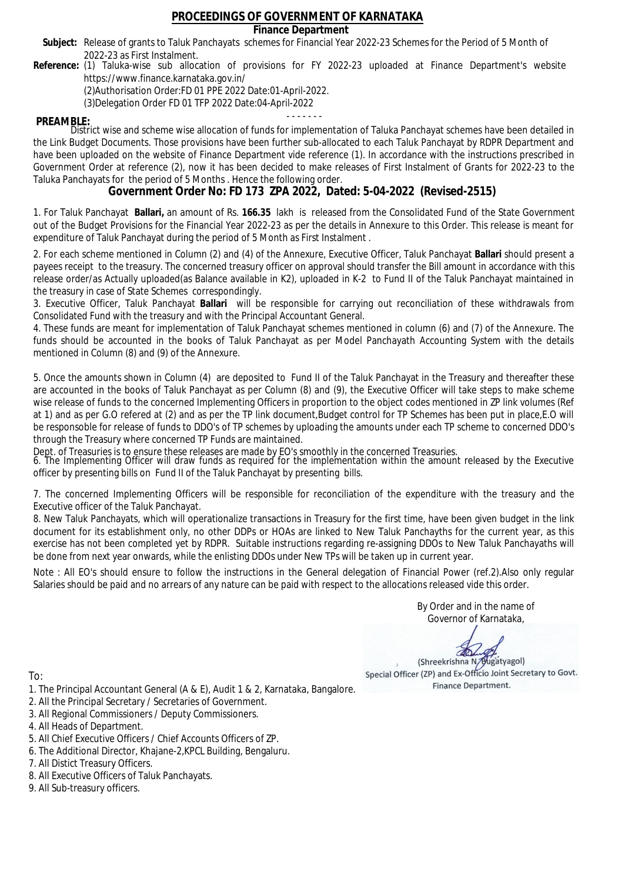# PROCEEDINGS OF GOVERNMENT OF KARNATAKA

## Finance Department

**Subject:** Release of grants to Taluk Panchayats schemes for Financial Year 2022-23 Schemes for the Period of 5 Month of 2022-23 as First Instalment.

**Reference:** (1) Taluka-wise sub allocation of provisions for FY 2022-23 uploaded at Finance Department's website https://www.finance.karnataka.gov.in/

(2)Authorisation Order:FD 01 PPE 2022 Date:01-April-2022.

(3)Delegation Order FD 01 TFP 2022 Date:04-April-2022

- - - - - - -

**PREAMBLE:**

District wise and scheme wise allocation of funds for implementation of Taluka Panchayat schemes have been detailed in the Link Budget Documents. Those provisions have been further sub-allocated to each Taluk Panchayat by RDPR Department and have been uploaded on the website of Finance Department vide reference (1). In accordance with the instructions prescribed in Government Order at reference (2), now it has been decided to make releases of First Instalment of Grants for 2022-23 to the Taluka Panchayats for the period of 5 Months . Hence the following order.

## Government Order No: FD 173 ZPA 2022, Dated: 5-04-2022 (Revised-2515)

1. For Taluk Panchayat **Ballari,** an amount of Rs. **166.35** lakh is released from the Consolidated Fund of the State Government out of the Budget Provisions for the Financial Year 2022-23 as per the details in Annexure to this Order. This release is meant for expenditure of Taluk Panchayat during the period of 5 Month as First Instalment .

2. For each scheme mentioned in Column (2) and (4) of the Annexure, Executive Officer, Taluk Panchayat **Ballari** should present a payees receipt to the treasury. The concerned treasury officer on approval should transfer the Bill amount in accordance with this release order/as Actually uploaded(as Balance available in K2), uploaded in K-2 to Fund II of the Taluk Panchayat maintained in the treasury in case of State Schemes correspondingly.

3. Executive Officer, Taluk Panchayat **Ballari** will be responsible for carrying out reconciliation of these withdrawals from Consolidated Fund with the treasury and with the Principal Accountant General.

4. These funds are meant for implementation of Taluk Panchayat schemes mentioned in column (6) and (7) of the Annexure. The funds should be accounted in the books of Taluk Panchayat as per Model Panchayath Accounting System with the details mentioned in Column (8) and (9) of the Annexure.

5. Once the amounts shown in Column (4) are deposited to Fund II of the Taluk Panchayat in the Treasury and thereafter these are accounted in the books of Taluk Panchayat as per Column (8) and (9), the Executive Officer will take steps to make scheme wise release of funds to the concerned Implementing Officers in proportion to the object codes mentioned in ZP link volumes (Ref at 1) and as per G.O refered at (2) and as per the TP link document,Budget control for TP Schemes has been put in place,E.O will be responsoble for release of funds to DDO's of TP schemes by uploading the amounts under each TP scheme to concerned DDO's through the Treasury where concerned TP Funds are maintained.

Dept. of Treasuries is to ensure these releases are made by EO's smoothly in the concerned Treasuries.

6. The Implementing Officer will draw funds as required for the implementation within the amount released by the Executive officer by presenting bills on Fund II of the Taluk Panchayat by presenting bills.

7. The concerned Implementing Officers will be responsible for reconciliation of the expenditure with the treasury and the Executive officer of the Taluk Panchayat.

8. New Taluk Panchayats, which will operationalize transactions in Treasury for the first time, have been given budget in the link document for its establishment only, no other DDPs or HOAs are linked to New Taluk Panchayths for the current year, as this exercise has not been completed yet by RDPR. Suitable instructions regarding re-assigning DDOs to New Taluk Panchayaths will be done from next year onwards, while the enlisting DDOs under New TPs will be taken up in current year.

Note : All EO's should ensure to follow the instructions in the General delegation of Financial Power (ref.2).Also only regular Salaries should be paid and no arrears of any nature can be paid with respect to the allocations released vide this order.

By Order and in the name of
Governor of Karnataka,

(Shreekrishna N. Bugatyagol)
Special Officer (ZP) and Ex-Officio Joint Secretary to Govt.
Finance Department.

To:

1. The Principal Accountant General (A & E), Audit 1 & 2, Karnataka, Bangalore.
2. All the Principal Secretary / Secretaries of Government.
3. All Regional Commissioners / Deputy Commissioners.
4. All Heads of Department.
5. All Chief Executive Officers / Chief Accounts Officers of ZP.
6. The Additional Director, Khajane-2,KPCL Building, Bengaluru.
7. All Distict Treasury Officers.
8. All Executive Officers of Taluk Panchayats.
9. All Sub-treasury officers.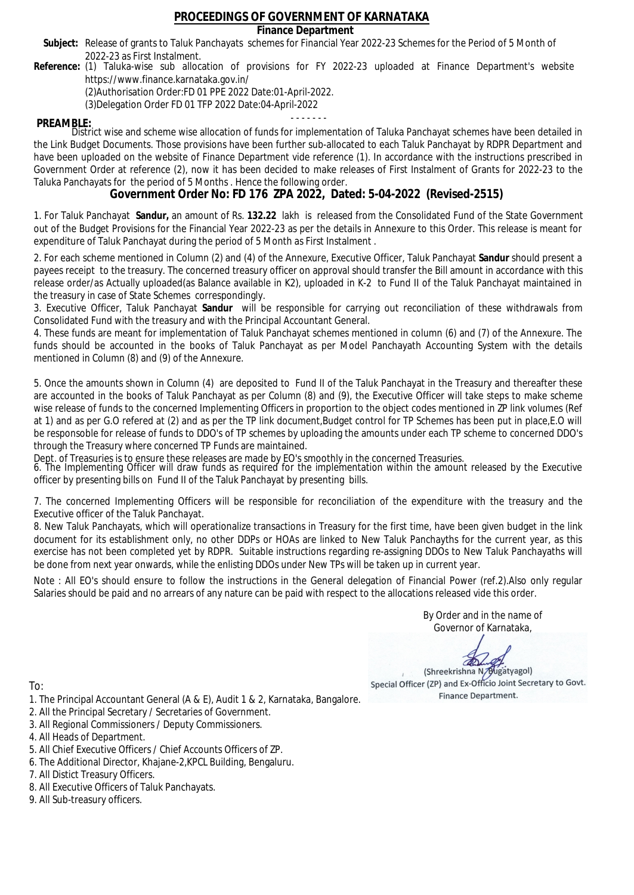# PROCEEDINGS OF GOVERNMENT OF KARNATAKA

## Finance Department

**Subject:** Release of grants to Taluk Panchayats schemes for Financial Year 2022-23 Schemes for the Period of 5 Month of 2022-23 as First Instalment.

**Reference:** (1) Taluka-wise sub allocation of provisions for FY 2022-23 uploaded at Finance Department's website https://www.finance.karnataka.gov.in/

(2)Authorisation Order:FD 01 PPE 2022 Date:01-April-2022.

(3)Delegation Order FD 01 TFP 2022 Date:04-April-2022

- - - - - - -

**PREAMBLE:**

District wise and scheme wise allocation of funds for implementation of Taluka Panchayat schemes have been detailed in the Link Budget Documents. Those provisions have been further sub-allocated to each Taluk Panchayat by RDPR Department and have been uploaded on the website of Finance Department vide reference (1). In accordance with the instructions prescribed in Government Order at reference (2), now it has been decided to make releases of First Instalment of Grants for 2022-23 to the Taluka Panchayats for the period of 5 Months . Hence the following order.

## Government Order No: FD 176 ZPA 2022, Dated: 5-04-2022 (Revised-2515)

1. For Taluk Panchayat **Sandur,** an amount of Rs. **132.22** lakh is released from the Consolidated Fund of the State Government out of the Budget Provisions for the Financial Year 2022-23 as per the details in Annexure to this Order. This release is meant for expenditure of Taluk Panchayat during the period of 5 Month as First Instalment .

2. For each scheme mentioned in Column (2) and (4) of the Annexure, Executive Officer, Taluk Panchayat **Sandur** should present a payees receipt to the treasury. The concerned treasury officer on approval should transfer the Bill amount in accordance with this release order/as Actually uploaded(as Balance available in K2), uploaded in K-2 to Fund II of the Taluk Panchayat maintained in the treasury in case of State Schemes correspondingly.

3. Executive Officer, Taluk Panchayat **Sandur** will be responsible for carrying out reconciliation of these withdrawals from Consolidated Fund with the treasury and with the Principal Accountant General.

4. These funds are meant for implementation of Taluk Panchayat schemes mentioned in column (6) and (7) of the Annexure. The funds should be accounted in the books of Taluk Panchayat as per Model Panchayath Accounting System with the details mentioned in Column (8) and (9) of the Annexure.

5. Once the amounts shown in Column (4) are deposited to Fund II of the Taluk Panchayat in the Treasury and thereafter these are accounted in the books of Taluk Panchayat as per Column (8) and (9), the Executive Officer will take steps to make scheme wise release of funds to the concerned Implementing Officers in proportion to the object codes mentioned in ZP link volumes (Ref at 1) and as per G.O refered at (2) and as per the TP link document,Budget control for TP Schemes has been put in place,E.O will be responsible for release of funds to DDO's of TP schemes by uploading the amounts under each TP scheme to concerned DDO's through the Treasury where concerned TP Funds are maintained.

Dept. of Treasuries is to ensure these releases are made by EO's smoothly in the concerned Treasuries.

6. The Implementing Officer will draw funds as required for the implementation within the amount released by the Executive officer by presenting bills on Fund II of the Taluk Panchayat by presenting bills.

7. The concerned Implementing Officers will be responsible for reconciliation of the expenditure with the treasury and the Executive officer of the Taluk Panchayat.

8. New Taluk Panchayats, which will operationalize transactions in Treasury for the first time, have been given budget in the link document for its establishment only, no other DDPs or HOAs are linked to New Taluk Panchayths for the current year, as this exercise has not been completed yet by RDPR. Suitable instructions regarding re-assigning DDOs to New Taluk Panchayaths will be done from next year onwards, while the enlisting DDOs under New TPs will be taken up in current year.

Note : All EO's should ensure to follow the instructions in the General delegation of Financial Power (ref.2).Also only regular Salaries should be paid and no arrears of any nature can be paid with respect to the allocations released vide this order.

By Order and in the name of
Governor of Karnataka,

(Shreekrishna N. Bugatyagol)
Special Officer (ZP) and Ex-Officio Joint Secretary to Govt.
Finance Department.

To:

1. The Principal Accountant General (A & E), Audit 1 & 2, Karnataka, Bangalore.
2. All the Principal Secretary / Secretaries of Government.
3. All Regional Commissioners / Deputy Commissioners.
4. All Heads of Department.
5. All Chief Executive Officers / Chief Accounts Officers of ZP.
6. The Additional Director, Khajane-2,KPCL Building, Bengaluru.
7. All Distict Treasury Officers.
8. All Executive Officers of Taluk Panchayats.
9. All Sub-treasury officers.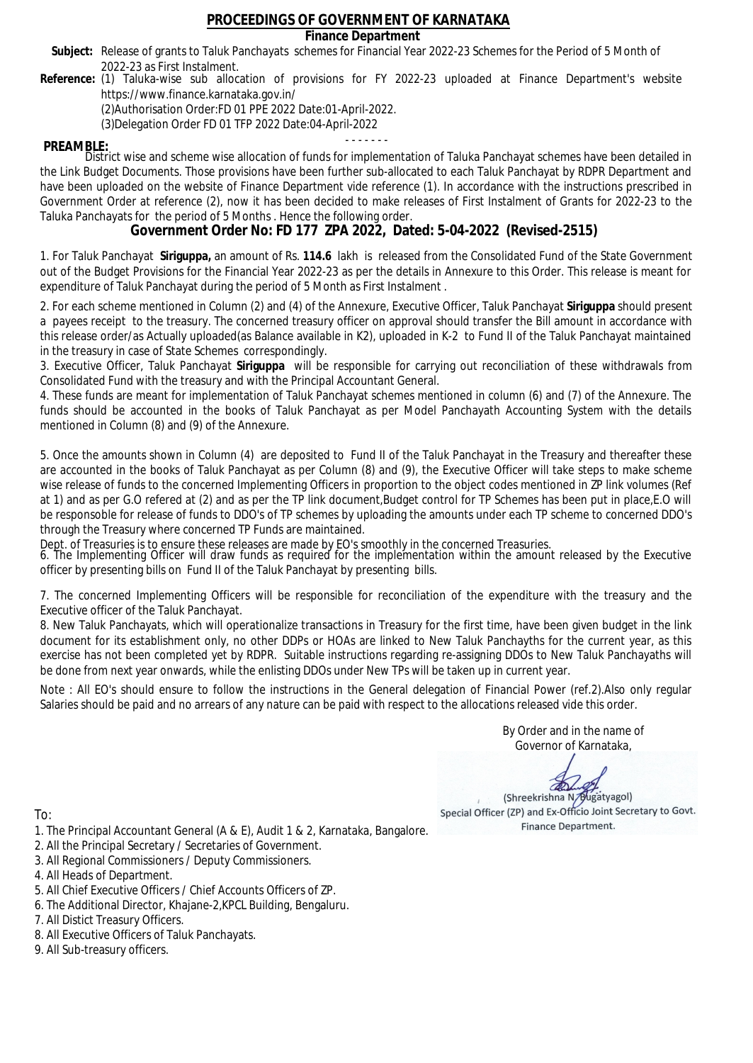# PROCEEDINGS OF GOVERNMENT OF KARNATAKA

## Finance Department

**Subject:** Release of grants to Taluk Panchayats schemes for Financial Year 2022-23 Schemes for the Period of 5 Month of 2022-23 as First Instalment.

**Reference:** (1) Taluka-wise sub allocation of provisions for FY 2022-23 uploaded at Finance Department's website https://www.finance.karnataka.gov.in/

(2)Authorisation Order:FD 01 PPE 2022 Date:01-April-2022.

(3)Delegation Order FD 01 TFP 2022 Date:04-April-2022

- - - - - - -

**PREAMBLE:**

District wise and scheme wise allocation of funds for implementation of Taluka Panchayat schemes have been detailed in the Link Budget Documents. Those provisions have been further sub-allocated to each Taluk Panchayat by RDPR Department and have been uploaded on the website of Finance Department vide reference (1). In accordance with the instructions prescribed in Government Order at reference (2), now it has been decided to make releases of First Instalment of Grants for 2022-23 to the Taluka Panchayats for the period of 5 Months . Hence the following order.

## Government Order No: FD 177 ZPA 2022, Dated: 5-04-2022 (Revised-2515)

1. For Taluk Panchayat **Siriguppa,** an amount of Rs. **114.6** lakh is released from the Consolidated Fund of the State Government out of the Budget Provisions for the Financial Year 2022-23 as per the details in Annexure to this Order. This release is meant for expenditure of Taluk Panchayat during the period of 5 Month as First Instalment .

2. For each scheme mentioned in Column (2) and (4) of the Annexure, Executive Officer, Taluk Panchayat **Siriguppa** should present a payees receipt to the treasury. The concerned treasury officer on approval should transfer the Bill amount in accordance with this release order/as Actually uploaded(as Balance available in K2), uploaded in K-2 to Fund II of the Taluk Panchayat maintained in the treasury in case of State Schemes correspondingly.

3. Executive Officer, Taluk Panchayat **Siriguppa** will be responsible for carrying out reconciliation of these withdrawals from Consolidated Fund with the treasury and with the Principal Accountant General.

4. These funds are meant for implementation of Taluk Panchayat schemes mentioned in column (6) and (7) of the Annexure. The funds should be accounted in the books of Taluk Panchayat as per Model Panchayath Accounting System with the details mentioned in Column (8) and (9) of the Annexure.

5. Once the amounts shown in Column (4) are deposited to Fund II of the Taluk Panchayat in the Treasury and thereafter these are accounted in the books of Taluk Panchayat as per Column (8) and (9), the Executive Officer will take steps to make scheme wise release of funds to the concerned Implementing Officers in proportion to the object codes mentioned in ZP link volumes (Ref at 1) and as per G.O refered at (2) and as per the TP link document,Budget control for TP Schemes has been put in place,E.O will be responsible for release of funds to DDO's of TP schemes by uploading the amounts under each TP scheme to concerned DDO's through the Treasury where concerned TP Funds are maintained.

Dept. of Treasuries is to ensure these releases are made by EO's smoothly in the concerned Treasuries.

6. The Implementing Officer will draw funds as required for the implementation within the amount released by the Executive officer by presenting bills on Fund II of the Taluk Panchayat by presenting bills.

7. The concerned Implementing Officers will be responsible for reconciliation of the expenditure with the treasury and the Executive officer of the Taluk Panchayat.

8. New Taluk Panchayats, which will operationalize transactions in Treasury for the first time, have been given budget in the link document for its establishment only, no other DDPs or HOAs are linked to New Taluk Panchayths for the current year, as this exercise has not been completed yet by RDPR. Suitable instructions regarding re-assigning DDOs to New Taluk Panchayaths will be done from next year onwards, while the enlisting DDOs under New TPs will be taken up in current year.

Note : All EO's should ensure to follow the instructions in the General delegation of Financial Power (ref.2).Also only regular Salaries should be paid and no arrears of any nature can be paid with respect to the allocations released vide this order.

By Order and in the name of
Governor of Karnataka,

(Shreekrishna N. Bugatyagol)
Special Officer (ZP) and Ex-Officio Joint Secretary to Govt.
Finance Department.

To:

1. The Principal Accountant General (A & E), Audit 1 & 2, Karnataka, Bangalore.
2. All the Principal Secretary / Secretaries of Government.
3. All Regional Commissioners / Deputy Commissioners.
4. All Heads of Department.
5. All Chief Executive Officers / Chief Accounts Officers of ZP.
6. The Additional Director, Khajane-2,KPCL Building, Bengaluru.
7. All Distict Treasury Officers.
8. All Executive Officers of Taluk Panchayats.
9. All Sub-treasury officers.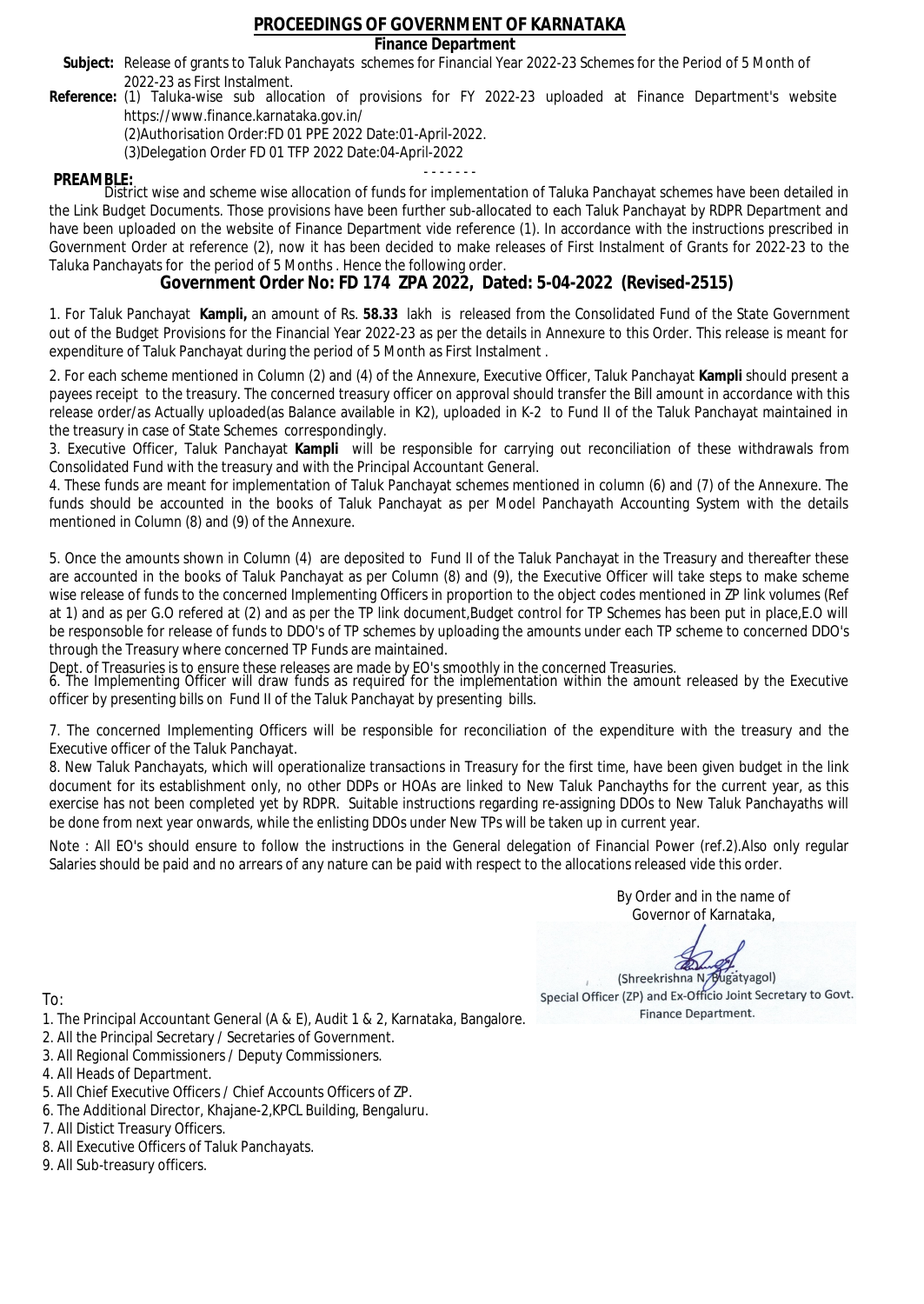# PROCEEDINGS OF GOVERNMENT OF KARNATAKA

**Finance Department**

**Subject:** Release of grants to Taluk Panchayats schemes for Financial Year 2022-23 Schemes for the Period of 5 Month of 2022-23 as First Instalment.

**Reference:** (1) Taluka-wise sub allocation of provisions for FY 2022-23 uploaded at Finance Department's website https://www.finance.karnataka.gov.in/

(2)Authorisation Order:FD 01 PPE 2022 Date:01-April-2022.

(3)Delegation Order FD 01 TFP 2022 Date:04-April-2022

- - - - - - -

**PREAMBLE:**

District wise and scheme wise allocation of funds for implementation of Taluka Panchayat schemes have been detailed in the Link Budget Documents. Those provisions have been further sub-allocated to each Taluk Panchayat by RDPR Department and have been uploaded on the website of Finance Department vide reference (1). In accordance with the instructions prescribed in Government Order at reference (2), now it has been decided to make releases of First Instalment of Grants for 2022-23 to the Taluka Panchayats for the period of 5 Months . Hence the following order.

## Government Order No: FD 174 ZPA 2022, Dated: 5-04-2022 (Revised-2515)

1. For Taluk Panchayat **Kampli,** an amount of Rs. **58.33** lakh is released from the Consolidated Fund of the State Government out of the Budget Provisions for the Financial Year 2022-23 as per the details in Annexure to this Order. This release is meant for expenditure of Taluk Panchayat during the period of 5 Month as First Instalment .

2. For each scheme mentioned in Column (2) and (4) of the Annexure, Executive Officer, Taluk Panchayat **Kampli** should present a payees receipt to the treasury. The concerned treasury officer on approval should transfer the Bill amount in accordance with this release order/as Actually uploaded(as Balance available in K2), uploaded in K-2 to Fund II of the Taluk Panchayat maintained in the treasury in case of State Schemes correspondingly.

3. Executive Officer, Taluk Panchayat **Kampli** will be responsible for carrying out reconciliation of these withdrawals from Consolidated Fund with the treasury and with the Principal Accountant General.

4. These funds are meant for implementation of Taluk Panchayat schemes mentioned in column (6) and (7) of the Annexure. The funds should be accounted in the books of Taluk Panchayat as per Model Panchayath Accounting System with the details mentioned in Column (8) and (9) of the Annexure.

5. Once the amounts shown in Column (4) are deposited to Fund II of the Taluk Panchayat in the Treasury and thereafter these are accounted in the books of Taluk Panchayat as per Column (8) and (9), the Executive Officer will take steps to make scheme wise release of funds to the concerned Implementing Officers in proportion to the object codes mentioned in ZP link volumes (Ref at 1) and as per G.O refered at (2) and as per the TP link document,Budget control for TP Schemes has been put in place,E.O will be responsible for release of funds to DDO's of TP schemes by uploading the amounts under each TP scheme to concerned DDO's through the Treasury where concerned TP Funds are maintained.

Dept. of Treasuries is to ensure these releases are made by EO's smoothly in the concerned Treasuries.

6. The Implementing Officer will draw funds as required for the implementation within the amount released by the Executive officer by presenting bills on Fund II of the Taluk Panchayat by presenting bills.

7. The concerned Implementing Officers will be responsible for reconciliation of the expenditure with the treasury and the Executive officer of the Taluk Panchayat.

8. New Taluk Panchayats, which will operationalize transactions in Treasury for the first time, have been given budget in the link document for its establishment only, no other DDPs or HOAs are linked to New Taluk Panchayths for the current year, as this exercise has not been completed yet by RDPR. Suitable instructions regarding re-assigning DDOs to New Taluk Panchayaths will be done from next year onwards, while the enlisting DDOs under New TPs will be taken up in current year.

Note : All EO's should ensure to follow the instructions in the General delegation of Financial Power (ref.2).Also only regular Salaries should be paid and no arrears of any nature can be paid with respect to the allocations released vide this order.

By Order and in the name of
Governor of Karnataka,

(Shreekrishna N. Bugatyagol)
Special Officer (ZP) and Ex-Officio Joint Secretary to Govt.
Finance Department.

To:

1. The Principal Accountant General (A & E), Audit 1 & 2, Karnataka, Bangalore.
2. All the Principal Secretary / Secretaries of Government.
3. All Regional Commissioners / Deputy Commissioners.
4. All Heads of Department.
5. All Chief Executive Officers / Chief Accounts Officers of ZP.
6. The Additional Director, Khajane-2,KPCL Building, Bengaluru.
7. All Distict Treasury Officers.
8. All Executive Officers of Taluk Panchayats.
9. All Sub-treasury officers.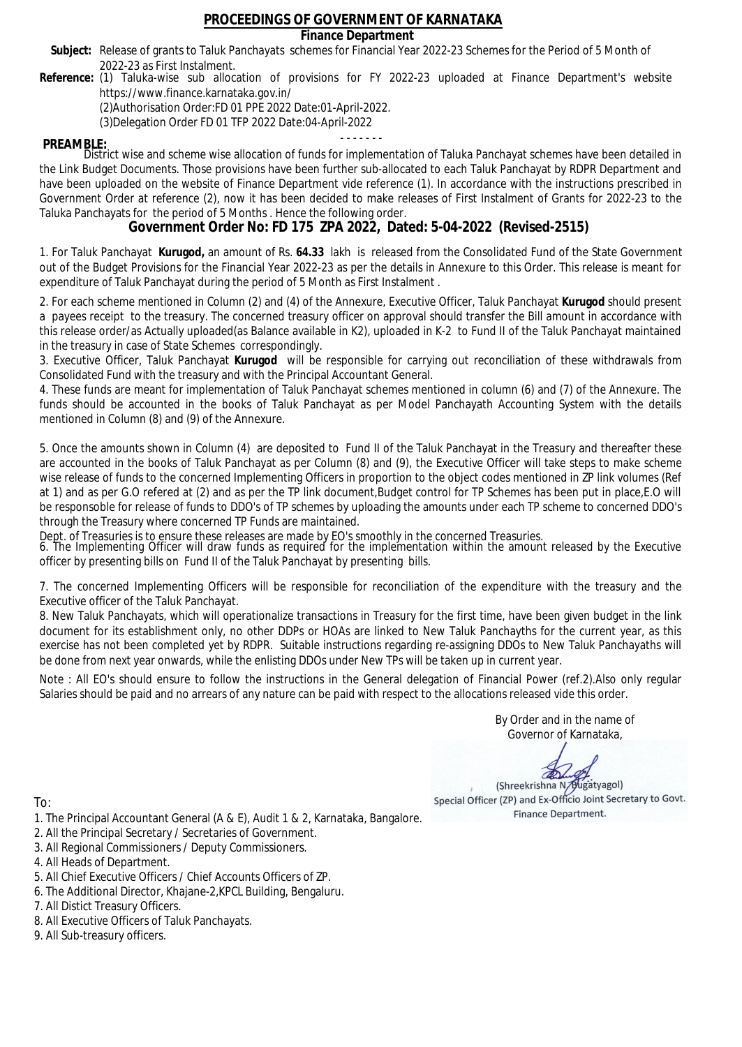# PROCEEDINGS OF GOVERNMENT OF KARNATAKA

**Finance Department**

**Subject:** Release of grants to Taluk Panchayats schemes for Financial Year 2022-23 Schemes for the Period of 5 Month of 2022-23 as First Instalment.

**Reference:** (1) Taluka-wise sub allocation of provisions for FY 2022-23 uploaded at Finance Department's website https://www.finance.karnataka.gov.in/
(2)Authorisation Order:FD 01 PPE 2022 Date:01-April-2022.
(3)Delegation Order FD 01 TFP 2022 Date:04-April-2022

- - - - - - -

**PREAMBLE:**
District wise and scheme wise allocation of funds for implementation of Taluka Panchayat schemes have been detailed in the Link Budget Documents. Those provisions have been further sub-allocated to each Taluk Panchayat by RDPR Department and have been uploaded on the website of Finance Department vide reference (1). In accordance with the instructions prescribed in Government Order at reference (2), now it has been decided to make releases of First Instalment of Grants for 2022-23 to the Taluka Panchayats for the period of 5 Months . Hence the following order.

## Government Order No: FD 175 ZPA 2022, Dated: 5-04-2022 (Revised-2515)

1. For Taluk Panchayat **Kurugod,** an amount of Rs. **64.33** lakh is released from the Consolidated Fund of the State Government out of the Budget Provisions for the Financial Year 2022-23 as per the details in Annexure to this Order. This release is meant for expenditure of Taluk Panchayat during the period of 5 Month as First Instalment .

2. For each scheme mentioned in Column (2) and (4) of the Annexure, Executive Officer, Taluk Panchayat **Kurugod** should present a payees receipt to the treasury. The concerned treasury officer on approval should transfer the Bill amount in accordance with this release order/as Actually uploaded(as Balance available in K2), uploaded in K-2 to Fund II of the Taluk Panchayat maintained in the treasury in case of State Schemes correspondingly.

3. Executive Officer, Taluk Panchayat **Kurugod** will be responsible for carrying out reconciliation of these withdrawals from Consolidated Fund with the treasury and with the Principal Accountant General.

4. These funds are meant for implementation of Taluk Panchayat schemes mentioned in column (6) and (7) of the Annexure. The funds should be accounted in the books of Taluk Panchayat as per Model Panchayath Accounting System with the details mentioned in Column (8) and (9) of the Annexure.

5. Once the amounts shown in Column (4) are deposited to Fund II of the Taluk Panchayat in the Treasury and thereafter these are accounted in the books of Taluk Panchayat as per Column (8) and (9), the Executive Officer will take steps to make scheme wise release of funds to the concerned Implementing Officers in proportion to the object codes mentioned in ZP link volumes (Ref at 1) and as per G.O refered at (2) and as per the TP link document,Budget control for TP Schemes has been put in place,E.O will be responsoble for release of funds to DDO's of TP schemes by uploading the amounts under each TP scheme to concerned DDO's through the Treasury where concerned TP Funds are maintained.
Dept. of Treasuries is to ensure these releases are made by EO's smoothly in the concerned Treasuries.

6. The Implementing Officer will draw funds as required for the implementation within the amount released by the Executive officer by presenting bills on Fund II of the Taluk Panchayat by presenting bills.

7. The concerned Implementing Officers will be responsible for reconciliation of the expenditure with the treasury and the Executive officer of the Taluk Panchayat.

8. New Taluk Panchayats, which will operationalize transactions in Treasury for the first time, have been given budget in the link document for its establishment only, no other DDPs or HOAs are linked to New Taluk Panchayths for the current year, as this exercise has not been completed yet by RDPR. Suitable instructions regarding re-assigning DDOs to New Taluk Panchayaths will be done from next year onwards, while the enlisting DDOs under New TPs will be taken up in current year.

Note : All EO's should ensure to follow the instructions in the General delegation of Financial Power (ref.2).Also only regular Salaries should be paid and no arrears of any nature can be paid with respect to the allocations released vide this order.

By Order and in the name of
Governor of Karnataka,

(Shreekrishna N. Bugatyagol)
Special Officer (ZP) and Ex-Officio Joint Secretary to Govt.
Finance Department.

To:

1. The Principal Accountant General (A & E), Audit 1 & 2, Karnataka, Bangalore.
2. All the Principal Secretary / Secretaries of Government.
3. All Regional Commissioners / Deputy Commissioners.
4. All Heads of Department.
5. All Chief Executive Officers / Chief Accounts Officers of ZP.
6. The Additional Director, Khajane-2,KPCL Building, Bengaluru.
7. All Distict Treasury Officers.
8. All Executive Officers of Taluk Panchayats.
9. All Sub-treasury officers.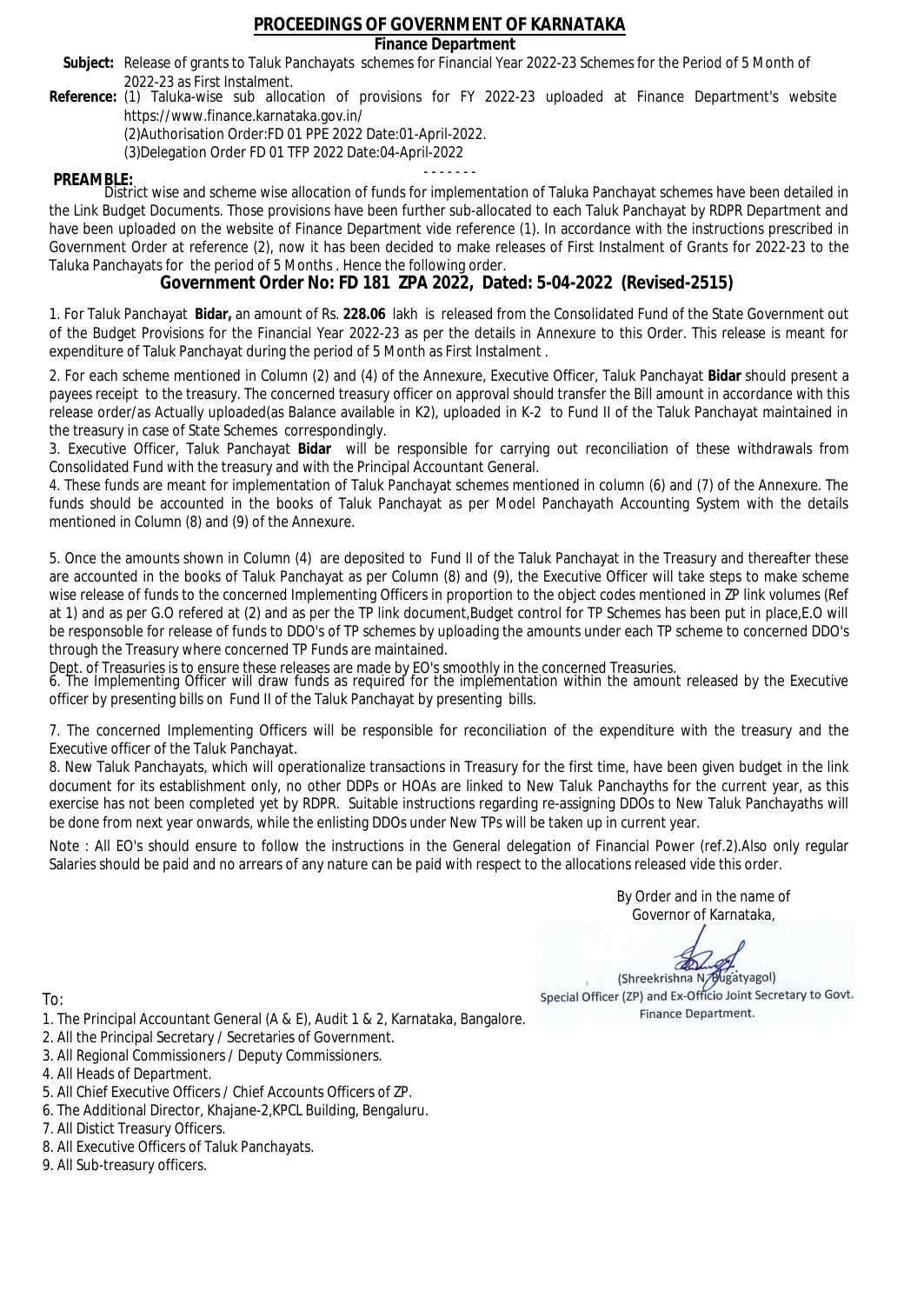# PROCEEDINGS OF GOVERNMENT OF KARNATAKA

## Finance Department

**Subject:** Release of grants to Taluk Panchayats schemes for Financial Year 2022-23 Schemes for the Period of 5 Month of 2022-23 as First Instalment.

**Reference:** (1) Taluka-wise sub allocation of provisions for FY 2022-23 uploaded at Finance Department's website https://www.finance.karnataka.gov.in/

(2)Authorisation Order:FD 01 PPE 2022 Date:01-April-2022.

(3)Delegation Order FD 01 TFP 2022 Date:04-April-2022

- - - - - - -

**PREAMBLE:**

District wise and scheme wise allocation of funds for implementation of Taluka Panchayat schemes have been detailed in the Link Budget Documents. Those provisions have been further sub-allocated to each Taluk Panchayat by RDPR Department and have been uploaded on the website of Finance Department vide reference (1). In accordance with the instructions prescribed in Government Order at reference (2), now it has been decided to make releases of First Instalment of Grants for 2022-23 to the Taluka Panchayats for the period of 5 Months . Hence the following order.

## Government Order No: FD 181 ZPA 2022, Dated: 5-04-2022 (Revised-2515)

1. For Taluk Panchayat **Bidar,** an amount of Rs. **228.06** lakh is released from the Consolidated Fund of the State Government out of the Budget Provisions for the Financial Year 2022-23 as per the details in Annexure to this Order. This release is meant for expenditure of Taluk Panchayat during the period of 5 Month as First Instalment .

2. For each scheme mentioned in Column (2) and (4) of the Annexure, Executive Officer, Taluk Panchayat **Bidar** should present a payees receipt to the treasury. The concerned treasury officer on approval should transfer the Bill amount in accordance with this release order/as Actually uploaded(as Balance available in K2), uploaded in K-2 to Fund II of the Taluk Panchayat maintained in the treasury in case of State Schemes correspondingly.

3. Executive Officer, Taluk Panchayat **Bidar** will be responsible for carrying out reconciliation of these withdrawals from Consolidated Fund with the treasury and with the Principal Accountant General.

4. These funds are meant for implementation of Taluk Panchayat schemes mentioned in column (6) and (7) of the Annexure. The funds should be accounted in the books of Taluk Panchayat as per Model Panchayath Accounting System with the details mentioned in Column (8) and (9) of the Annexure.

5. Once the amounts shown in Column (4) are deposited to Fund II of the Taluk Panchayat in the Treasury and thereafter these are accounted in the books of Taluk Panchayat as per Column (8) and (9), the Executive Officer will take steps to make scheme wise release of funds to the concerned Implementing Officers in proportion to the object codes mentioned in ZP link volumes (Ref at 1) and as per G.O refered at (2) and as per the TP link document,Budget control for TP Schemes has been put in place,E.O will be responsoble for release of funds to DDO's of TP schemes by uploading the amounts under each TP scheme to concerned DDO's through the Treasury where concerned TP Funds are maintained.

Dept. of Treasuries is to ensure these releases are made by EO's smoothly in the concerned Treasuries.

6. The Implementing Officer will draw funds as required for the implementation within the amount released by the Executive officer by presenting bills on Fund II of the Taluk Panchayat by presenting bills.

7. The concerned Implementing Officers will be responsible for reconciliation of the expenditure with the treasury and the Executive officer of the Taluk Panchayat.

8. New Taluk Panchayats, which will operationalize transactions in Treasury for the first time, have been given budget in the link document for its establishment only, no other DDPs or HOAs are linked to New Taluk Panchayths for the current year, as this exercise has not been completed yet by RDPR. Suitable instructions regarding re-assigning DDOs to New Taluk Panchayaths will be done from next year onwards, while the enlisting DDOs under New TPs will be taken up in current year.

Note : All EO's should ensure to follow the instructions in the General delegation of Financial Power (ref.2).Also only regular Salaries should be paid and no arrears of any nature can be paid with respect to the allocations released vide this order.

By Order and in the name of
Governor of Karnataka,

(Shreekrishna N. Bugatyagol)
Special Officer (ZP) and Ex-Officio Joint Secretary to Govt.
Finance Department.

To:

1. The Principal Accountant General (A & E), Audit 1 & 2, Karnataka, Bangalore.
2. All the Principal Secretary / Secretaries of Government.
3. All Regional Commissioners / Deputy Commissioners.
4. All Heads of Department.
5. All Chief Executive Officers / Chief Accounts Officers of ZP.
6. The Additional Director, Khajane-2,KPCL Building, Bengaluru.
7. All Distict Treasury Officers.
8. All Executive Officers of Taluk Panchayats.
9. All Sub-treasury officers.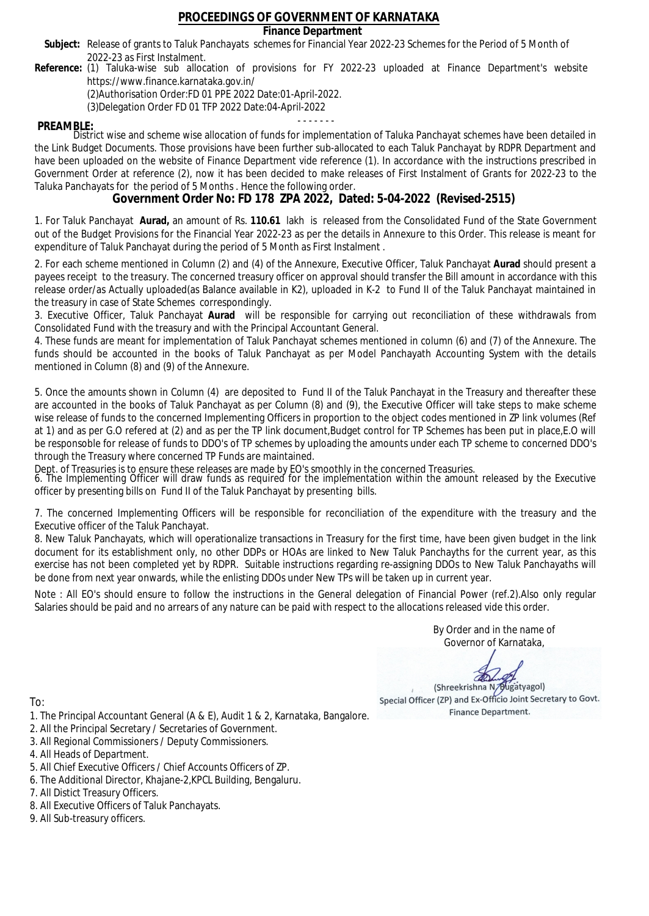# PROCEEDINGS OF GOVERNMENT OF KARNATAKA

**Finance Department**

**Subject:** Release of grants to Taluk Panchayats schemes for Financial Year 2022-23 Schemes for the Period of 5 Month of 2022-23 as First Instalment.

**Reference:** (1) Taluka-wise sub allocation of provisions for FY 2022-23 uploaded at Finance Department's website https://www.finance.karnataka.gov.in/

(2)Authorisation Order:FD 01 PPE 2022 Date:01-April-2022.

(3)Delegation Order FD 01 TFP 2022 Date:04-April-2022

- - - - - - -

**PREAMBLE:**

District wise and scheme wise allocation of funds for implementation of Taluka Panchayat schemes have been detailed in the Link Budget Documents. Those provisions have been further sub-allocated to each Taluk Panchayat by RDPR Department and have been uploaded on the website of Finance Department vide reference (1). In accordance with the instructions prescribed in Government Order at reference (2), now it has been decided to make releases of First Instalment of Grants for 2022-23 to the Taluka Panchayats for the period of 5 Months . Hence the following order.

## Government Order No: FD 178 ZPA 2022, Dated: 5-04-2022 (Revised-2515)

1. For Taluk Panchayat **Aurad,** an amount of Rs. **110.61** lakh is released from the Consolidated Fund of the State Government out of the Budget Provisions for the Financial Year 2022-23 as per the details in Annexure to this Order. This release is meant for expenditure of Taluk Panchayat during the period of 5 Month as First Instalment .

2. For each scheme mentioned in Column (2) and (4) of the Annexure, Executive Officer, Taluk Panchayat **Aurad** should present a payees receipt to the treasury. The concerned treasury officer on approval should transfer the Bill amount in accordance with this release order/as Actually uploaded(as Balance available in K2), uploaded in K-2 to Fund II of the Taluk Panchayat maintained in the treasury in case of State Schemes correspondingly.

3. Executive Officer, Taluk Panchayat **Aurad** will be responsible for carrying out reconciliation of these withdrawals from Consolidated Fund with the treasury and with the Principal Accountant General.

4. These funds are meant for implementation of Taluk Panchayat schemes mentioned in column (6) and (7) of the Annexure. The funds should be accounted in the books of Taluk Panchayat as per Model Panchayath Accounting System with the details mentioned in Column (8) and (9) of the Annexure.

5. Once the amounts shown in Column (4) are deposited to Fund II of the Taluk Panchayat in the Treasury and thereafter these are accounted in the books of Taluk Panchayat as per Column (8) and (9), the Executive Officer will take steps to make scheme wise release of funds to the concerned Implementing Officers in proportion to the object codes mentioned in ZP link volumes (Ref at 1) and as per G.O refered at (2) and as per the TP link document,Budget control for TP Schemes has been put in place,E.O will be responsoble for release of funds to DDO's of TP schemes by uploading the amounts under each TP scheme to concerned DDO's through the Treasury where concerned TP Funds are maintained.

Dept. of Treasuries is to ensure these releases are made by EO's smoothly in the concerned Treasuries.

6. The Implementing Officer will draw funds as required for the implementation within the amount released by the Executive officer by presenting bills on Fund II of the Taluk Panchayat by presenting bills.

7. The concerned Implementing Officers will be responsible for reconciliation of the expenditure with the treasury and the Executive officer of the Taluk Panchayat.

8. New Taluk Panchayats, which will operationalize transactions in Treasury for the first time, have been given budget in the link document for its establishment only, no other DDPs or HOAs are linked to New Taluk Panchayths for the current year, as this exercise has not been completed yet by RDPR. Suitable instructions regarding re-assigning DDOs to New Taluk Panchayaths will be done from next year onwards, while the enlisting DDOs under New TPs will be taken up in current year.

Note : All EO's should ensure to follow the instructions in the General delegation of Financial Power (ref.2).Also only regular Salaries should be paid and no arrears of any nature can be paid with respect to the allocations released vide this order.

By Order and in the name of
Governor of Karnataka,

(Shreekrishna N. Bugatyagol)
Special Officer (ZP) and Ex-Officio Joint Secretary to Govt.
Finance Department.

To:

1. The Principal Accountant General (A & E), Audit 1 & 2, Karnataka, Bangalore.
2. All the Principal Secretary / Secretaries of Government.
3. All Regional Commissioners / Deputy Commissioners.
4. All Heads of Department.
5. All Chief Executive Officers / Chief Accounts Officers of ZP.
6. The Additional Director, Khajane-2,KPCL Building, Bengaluru.
7. All Distict Treasury Officers.
8. All Executive Officers of Taluk Panchayats.
9. All Sub-treasury officers.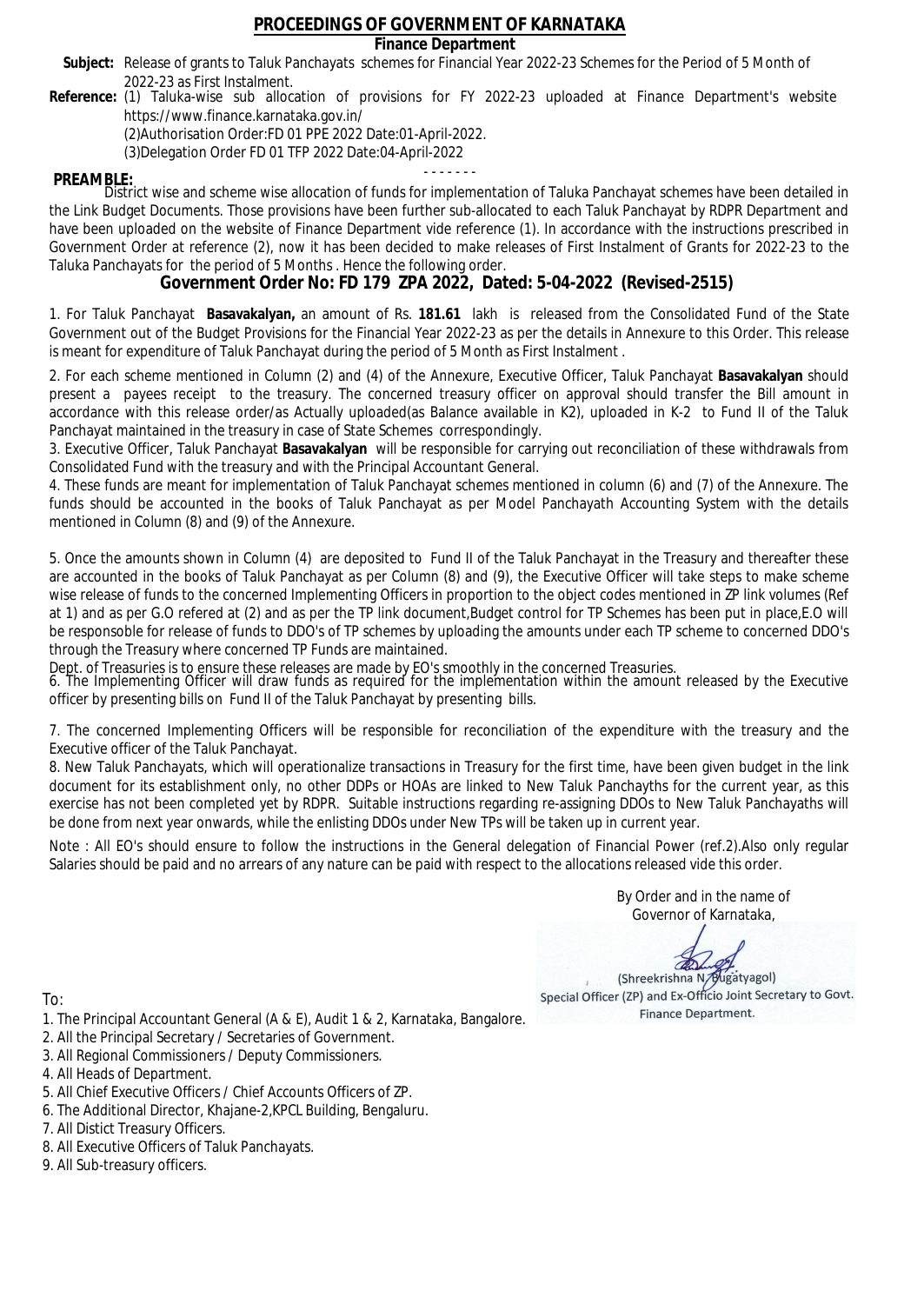# PROCEEDINGS OF GOVERNMENT OF KARNATAKA

**Finance Department**

**Subject:** Release of grants to Taluk Panchayats schemes for Financial Year 2022-23 Schemes for the Period of 5 Month of 2022-23 as First Instalment.

**Reference:** (1) Taluka-wise sub allocation of provisions for FY 2022-23 uploaded at Finance Department's website https://www.finance.karnataka.gov.in/

(2)Authorisation Order:FD 01 PPE 2022 Date:01-April-2022.

(3)Delegation Order FD 01 TFP 2022 Date:04-April-2022

- - - - - - -

**PREAMBLE:**

District wise and scheme wise allocation of funds for implementation of Taluka Panchayat schemes have been detailed in the Link Budget Documents. Those provisions have been further sub-allocated to each Taluk Panchayat by RDPR Department and have been uploaded on the website of Finance Department vide reference (1). In accordance with the instructions prescribed in Government Order at reference (2), now it has been decided to make releases of First Instalment of Grants for 2022-23 to the Taluka Panchayats for the period of 5 Months . Hence the following order.

## Government Order No: FD 179 ZPA 2022, Dated: 5-04-2022 (Revised-2515)

1. For Taluk Panchayat **Basavakalyan,** an amount of Rs. **181.61** lakh is released from the Consolidated Fund of the State Government out of the Budget Provisions for the Financial Year 2022-23 as per the details in Annexure to this Order. This release is meant for expenditure of Taluk Panchayat during the period of 5 Month as First Instalment .

2. For each scheme mentioned in Column (2) and (4) of the Annexure, Executive Officer, Taluk Panchayat **Basavakalyan** should present a payees receipt to the treasury. The concerned treasury officer on approval should transfer the Bill amount in accordance with this release order/as Actually uploaded(as Balance available in K2), uploaded in K-2 to Fund II of the Taluk Panchayat maintained in the treasury in case of State Schemes correspondingly.

3. Executive Officer, Taluk Panchayat **Basavakalyan** will be responsible for carrying out reconciliation of these withdrawals from Consolidated Fund with the treasury and with the Principal Accountant General.

4. These funds are meant for implementation of Taluk Panchayat schemes mentioned in column (6) and (7) of the Annexure. The funds should be accounted in the books of Taluk Panchayat as per Model Panchayath Accounting System with the details mentioned in Column (8) and (9) of the Annexure.

5. Once the amounts shown in Column (4) are deposited to Fund II of the Taluk Panchayat in the Treasury and thereafter these are accounted in the books of Taluk Panchayat as per Column (8) and (9), the Executive Officer will take steps to make scheme wise release of funds to the concerned Implementing Officers in proportion to the object codes mentioned in ZP link volumes (Ref at 1) and as per G.O refered at (2) and as per the TP link document,Budget control for TP Schemes has been put in place,E.O will be responsible for release of funds to DDO's of TP schemes by uploading the amounts under each TP scheme to concerned DDO's through the Treasury where concerned TP Funds are maintained.

Dept. of Treasuries is to ensure these releases are made by EO's smoothly in the concerned Treasuries.

6. The Implementing Officer will draw funds as required for the implementation within the amount released by the Executive officer by presenting bills on Fund II of the Taluk Panchayat by presenting bills.

7. The concerned Implementing Officers will be responsible for reconciliation of the expenditure with the treasury and the Executive officer of the Taluk Panchayat.

8. New Taluk Panchayats, which will operationalize transactions in Treasury for the first time, have been given budget in the link document for its establishment only, no other DDPs or HOAs are linked to New Taluk Panchayths for the current year, as this exercise has not been completed yet by RDPR. Suitable instructions regarding re-assigning DDOs to New Taluk Panchayaths will be done from next year onwards, while the enlisting DDOs under New TPs will be taken up in current year.

Note : All EO's should ensure to follow the instructions in the General delegation of Financial Power (ref.2).Also only regular Salaries should be paid and no arrears of any nature can be paid with respect to the allocations released vide this order.

By Order and in the name of
Governor of Karnataka,

(Shreekrishna N. Bugatyagol)
Special Officer (ZP) and Ex-Officio Joint Secretary to Govt.
Finance Department.

To:

1. The Principal Accountant General (A & E), Audit 1 & 2, Karnataka, Bangalore.
2. All the Principal Secretary / Secretaries of Government.
3. All Regional Commissioners / Deputy Commissioners.
4. All Heads of Department.
5. All Chief Executive Officers / Chief Accounts Officers of ZP.
6. The Additional Director, Khajane-2,KPCL Building, Bengaluru.
7. All Distict Treasury Officers.
8. All Executive Officers of Taluk Panchayats.
9. All Sub-treasury officers.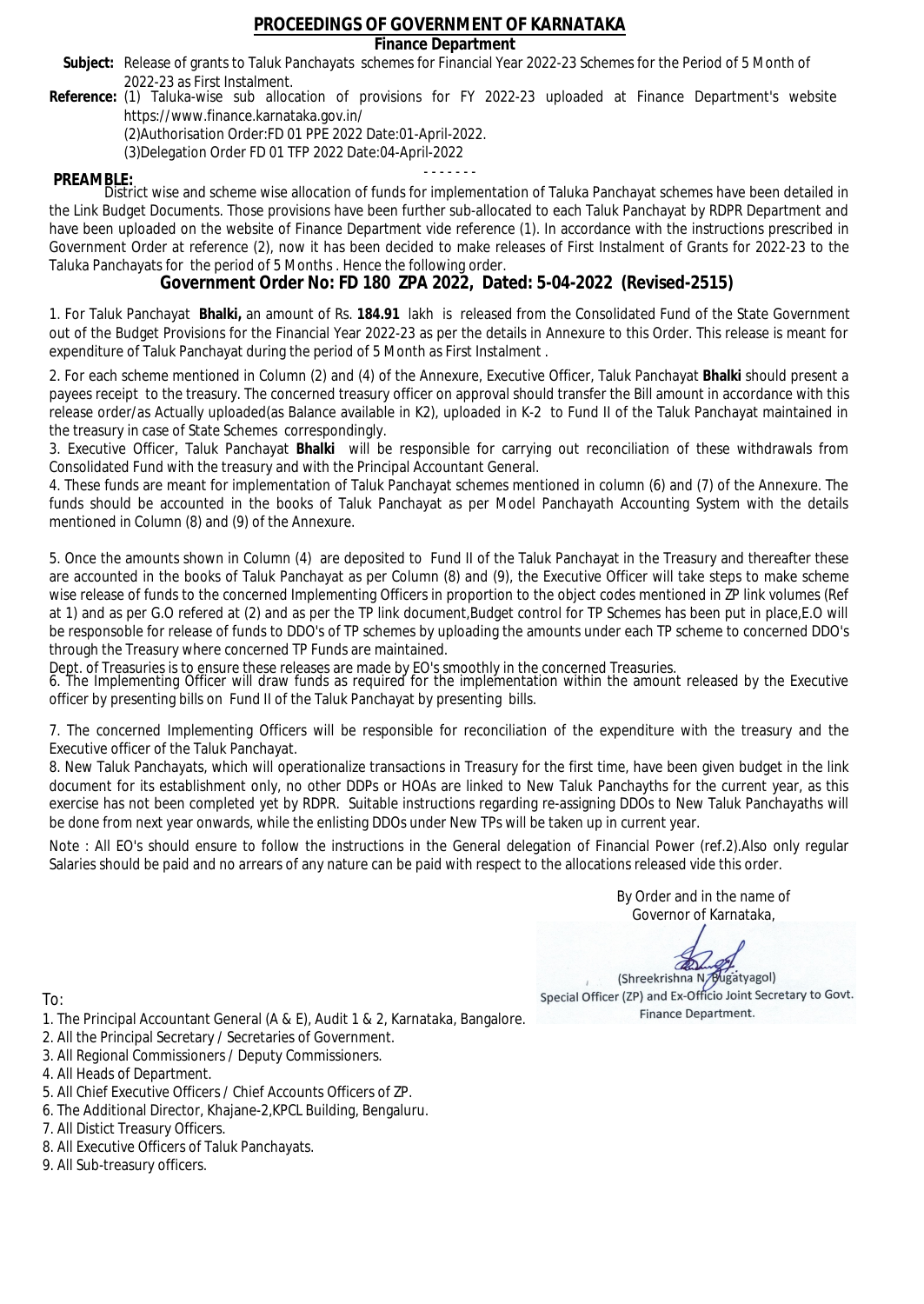# PROCEEDINGS OF GOVERNMENT OF KARNATAKA

## Finance Department

**Subject:** Release of grants to Taluk Panchayats schemes for Financial Year 2022-23 Schemes for the Period of 5 Month of 2022-23 as First Instalment.

**Reference:** (1) Taluka-wise sub allocation of provisions for FY 2022-23 uploaded at Finance Department's website https://www.finance.karnataka.gov.in/
(2)Authorisation Order:FD 01 PPE 2022 Date:01-April-2022.
(3)Delegation Order FD 01 TFP 2022 Date:04-April-2022

- - - - - - -

**PREAMBLE:**
District wise and scheme wise allocation of funds for implementation of Taluka Panchayat schemes have been detailed in the Link Budget Documents. Those provisions have been further sub-allocated to each Taluk Panchayat by RDPR Department and have been uploaded on the website of Finance Department vide reference (1). In accordance with the instructions prescribed in Government Order at reference (2), now it has been decided to make releases of First Instalment of Grants for 2022-23 to the Taluka Panchayats for the period of 5 Months . Hence the following order.

## Government Order No: FD 180 ZPA 2022, Dated: 5-04-2022 (Revised-2515)

1. For Taluk Panchayat **Bhalki,** an amount of Rs. **184.91** lakh is released from the Consolidated Fund of the State Government out of the Budget Provisions for the Financial Year 2022-23 as per the details in Annexure to this Order. This release is meant for expenditure of Taluk Panchayat during the period of 5 Month as First Instalment .

2. For each scheme mentioned in Column (2) and (4) of the Annexure, Executive Officer, Taluk Panchayat **Bhalki** should present a payees receipt to the treasury. The concerned treasury officer on approval should transfer the Bill amount in accordance with this release order/as Actually uploaded(as Balance available in K2), uploaded in K-2 to Fund II of the Taluk Panchayat maintained in the treasury in case of State Schemes correspondingly.

3. Executive Officer, Taluk Panchayat **Bhalki** will be responsible for carrying out reconciliation of these withdrawals from Consolidated Fund with the treasury and with the Principal Accountant General.

4. These funds are meant for implementation of Taluk Panchayat schemes mentioned in column (6) and (7) of the Annexure. The funds should be accounted in the books of Taluk Panchayat as per Model Panchayath Accounting System with the details mentioned in Column (8) and (9) of the Annexure.

5. Once the amounts shown in Column (4) are deposited to Fund II of the Taluk Panchayat in the Treasury and thereafter these are accounted in the books of Taluk Panchayat as per Column (8) and (9), the Executive Officer will take steps to make scheme wise release of funds to the concerned Implementing Officers in proportion to the object codes mentioned in ZP link volumes (Ref at 1) and as per G.O refered at (2) and as per the TP link document,Budget control for TP Schemes has been put in place,E.O will be responsoble for release of funds to DDO's of TP schemes by uploading the amounts under each TP scheme to concerned DDO's through the Treasury where concerned TP Funds are maintained.

Dept. of Treasuries is to ensure these releases are made by EO's smoothly in the concerned Treasuries.

6. The Implementing Officer will draw funds as required for the implementation within the amount released by the Executive officer by presenting bills on Fund II of the Taluk Panchayat by presenting bills.

7. The concerned Implementing Officers will be responsible for reconciliation of the expenditure with the treasury and the Executive officer of the Taluk Panchayat.

8. New Taluk Panchayats, which will operationalize transactions in Treasury for the first time, have been given budget in the link document for its establishment only, no other DDPs or HOAs are linked to New Taluk Panchayths for the current year, as this exercise has not been completed yet by RDPR. Suitable instructions regarding re-assigning DDOs to New Taluk Panchayaths will be done from next year onwards, while the enlisting DDOs under New TPs will be taken up in current year.

Note : All EO's should ensure to follow the instructions in the General delegation of Financial Power (ref.2).Also only regular Salaries should be paid and no arrears of any nature can be paid with respect to the allocations released vide this order.

By Order and in the name of
Governor of Karnataka,

(Shreekrishna N. Bugatyagol)
Special Officer (ZP) and Ex-Officio Joint Secretary to Govt.
Finance Department.

To:

1. The Principal Accountant General (A & E), Audit 1 & 2, Karnataka, Bangalore.
2. All the Principal Secretary / Secretaries of Government.
3. All Regional Commissioners / Deputy Commissioners.
4. All Heads of Department.
5. All Chief Executive Officers / Chief Accounts Officers of ZP.
6. The Additional Director, Khajane-2,KPCL Building, Bengaluru.
7. All Distict Treasury Officers.
8. All Executive Officers of Taluk Panchayats.
9. All Sub-treasury officers.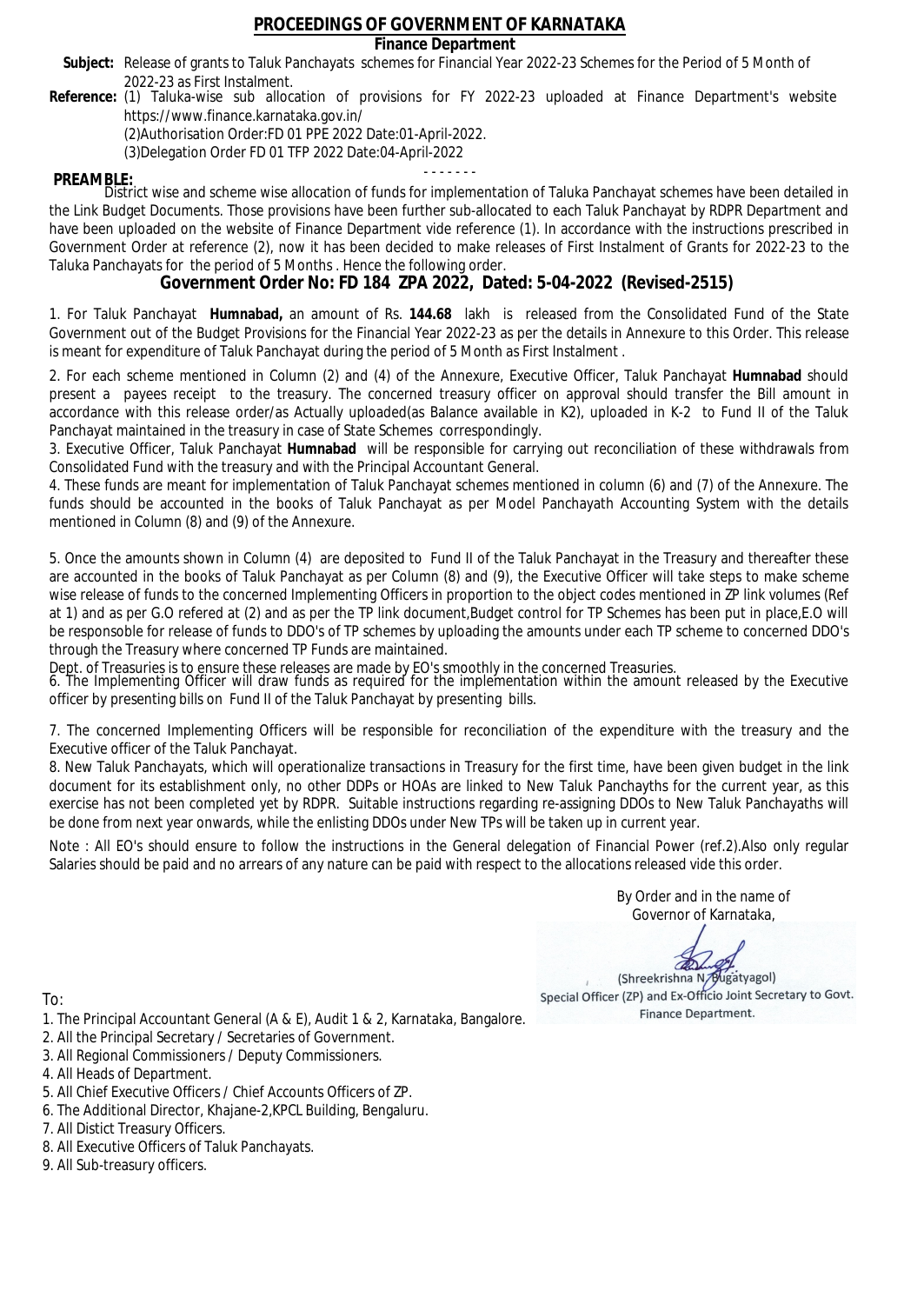# PROCEEDINGS OF GOVERNMENT OF KARNATAKA

**Finance Department**

**Subject:** Release of grants to Taluk Panchayats schemes for Financial Year 2022-23 Schemes for the Period of 5 Month of 2022-23 as First Instalment.

**Reference:** (1) Taluka-wise sub allocation of provisions for FY 2022-23 uploaded at Finance Department's website https://www.finance.karnataka.gov.in/

(2)Authorisation Order:FD 01 PPE 2022 Date:01-April-2022.

(3)Delegation Order FD 01 TFP 2022 Date:04-April-2022

- - - - - - -

**PREAMBLE:**

District wise and scheme wise allocation of funds for implementation of Taluka Panchayat schemes have been detailed in the Link Budget Documents. Those provisions have been further sub-allocated to each Taluk Panchayat by RDPR Department and have been uploaded on the website of Finance Department vide reference (1). In accordance with the instructions prescribed in Government Order at reference (2), now it has been decided to make releases of First Instalment of Grants for 2022-23 to the Taluka Panchayats for the period of 5 Months . Hence the following order.

## Government Order No: FD 184 ZPA 2022, Dated: 5-04-2022 (Revised-2515)

1. For Taluk Panchayat **Humnabad,** an amount of Rs. **144.68** lakh is released from the Consolidated Fund of the State Government out of the Budget Provisions for the Financial Year 2022-23 as per the details in Annexure to this Order. This release is meant for expenditure of Taluk Panchayat during the period of 5 Month as First Instalment .

2. For each scheme mentioned in Column (2) and (4) of the Annexure, Executive Officer, Taluk Panchayat **Humnabad** should present a payees receipt to the treasury. The concerned treasury officer on approval should transfer the Bill amount in accordance with this release order/as Actually uploaded(as Balance available in K2), uploaded in K-2 to Fund II of the Taluk Panchayat maintained in the treasury in case of State Schemes correspondingly.

3. Executive Officer, Taluk Panchayat **Humnabad** will be responsible for carrying out reconciliation of these withdrawals from Consolidated Fund with the treasury and with the Principal Accountant General.

4. These funds are meant for implementation of Taluk Panchayat schemes mentioned in column (6) and (7) of the Annexure. The funds should be accounted in the books of Taluk Panchayat as per Model Panchayath Accounting System with the details mentioned in Column (8) and (9) of the Annexure.

5. Once the amounts shown in Column (4) are deposited to Fund II of the Taluk Panchayat in the Treasury and thereafter these are accounted in the books of Taluk Panchayat as per Column (8) and (9), the Executive Officer will take steps to make scheme wise release of funds to the concerned Implementing Officers in proportion to the object codes mentioned in ZP link volumes (Ref at 1) and as per G.O refered at (2) and as per the TP link document,Budget control for TP Schemes has been put in place,E.O will be responsoble for release of funds to DDO's of TP schemes by uploading the amounts under each TP scheme to concerned DDO's through the Treasury where concerned TP Funds are maintained.

Dept. of Treasuries is to ensure these releases are made by EO's smoothly in the concerned Treasuries.

6. The Implementing Officer will draw funds as required for the implementation within the amount released by the Executive officer by presenting bills on Fund II of the Taluk Panchayat by presenting bills.

7. The concerned Implementing Officers will be responsible for reconciliation of the expenditure with the treasury and the Executive officer of the Taluk Panchayat.

8. New Taluk Panchayats, which will operationalize transactions in Treasury for the first time, have been given budget in the link document for its establishment only, no other DDPs or HOAs are linked to New Taluk Panchayths for the current year, as this exercise has not been completed yet by RDPR. Suitable instructions regarding re-assigning DDOs to New Taluk Panchayaths will be done from next year onwards, while the enlisting DDOs under New TPs will be taken up in current year.

Note : All EO's should ensure to follow the instructions in the General delegation of Financial Power (ref.2).Also only regular Salaries should be paid and no arrears of any nature can be paid with respect to the allocations released vide this order.

By Order and in the name of
Governor of Karnataka,

(Shreekrishna N. Bugatyagol)
Special Officer (ZP) and Ex-Officio Joint Secretary to Govt.
Finance Department.

To:

1. The Principal Accountant General (A & E), Audit 1 & 2, Karnataka, Bangalore.
2. All the Principal Secretary / Secretaries of Government.
3. All Regional Commissioners / Deputy Commissioners.
4. All Heads of Department.
5. All Chief Executive Officers / Chief Accounts Officers of ZP.
6. The Additional Director, Khajane-2,KPCL Building, Bengaluru.
7. All Distict Treasury Officers.
8. All Executive Officers of Taluk Panchayats.
9. All Sub-treasury officers.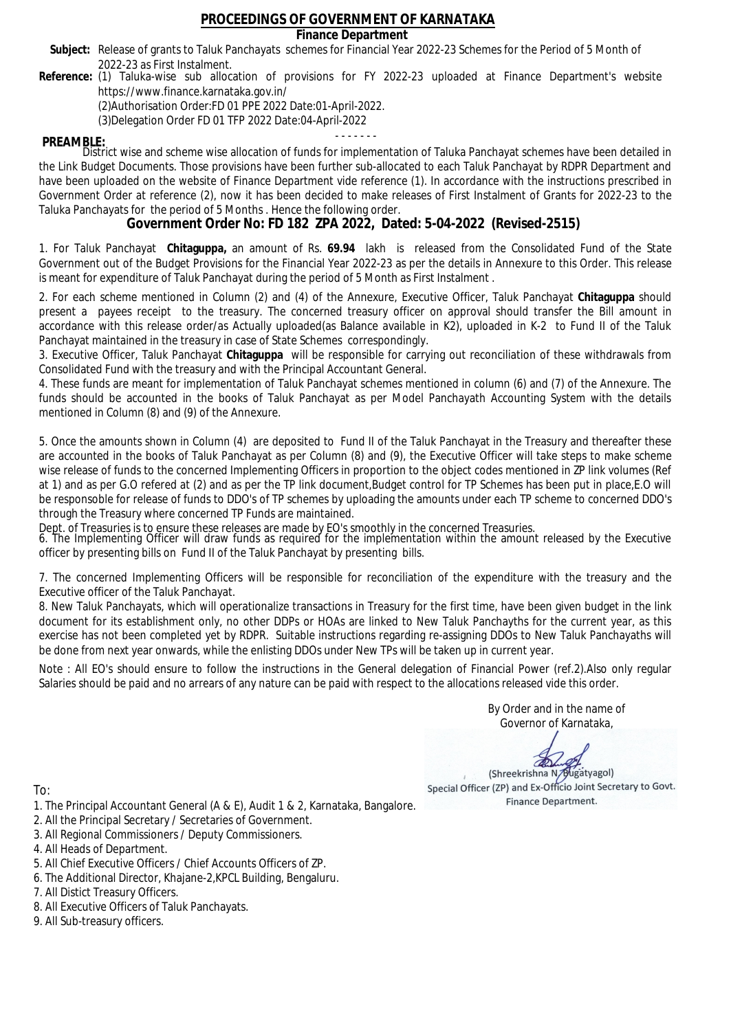# PROCEEDINGS OF GOVERNMENT OF KARNATAKA

## Finance Department

**Subject:** Release of grants to Taluk Panchayats schemes for Financial Year 2022-23 Schemes for the Period of 5 Month of 2022-23 as First Instalment.

**Reference:** (1) Taluka-wise sub allocation of provisions for FY 2022-23 uploaded at Finance Department's website https://www.finance.karnataka.gov.in/

(2)Authorisation Order:FD 01 PPE 2022 Date:01-April-2022.

(3)Delegation Order FD 01 TFP 2022 Date:04-April-2022

- - - - - - -

**PREAMBLE:**

District wise and scheme wise allocation of funds for implementation of Taluka Panchayat schemes have been detailed in the Link Budget Documents. Those provisions have been further sub-allocated to each Taluk Panchayat by RDPR Department and have been uploaded on the website of Finance Department vide reference (1). In accordance with the instructions prescribed in Government Order at reference (2), now it has been decided to make releases of First Instalment of Grants for 2022-23 to the Taluka Panchayats for the period of 5 Months . Hence the following order.

## Government Order No: FD 182 ZPA 2022, Dated: 5-04-2022 (Revised-2515)

1. For Taluk Panchayat **Chitaguppa,** an amount of Rs. **69.94** lakh is released from the Consolidated Fund of the State Government out of the Budget Provisions for the Financial Year 2022-23 as per the details in Annexure to this Order. This release is meant for expenditure of Taluk Panchayat during the period of 5 Month as First Instalment .

2. For each scheme mentioned in Column (2) and (4) of the Annexure, Executive Officer, Taluk Panchayat **Chitaguppa** should present a payees receipt to the treasury. The concerned treasury officer on approval should transfer the Bill amount in accordance with this release order/as Actually uploaded(as Balance available in K2), uploaded in K-2 to Fund II of the Taluk Panchayat maintained in the treasury in case of State Schemes correspondingly.

3. Executive Officer, Taluk Panchayat **Chitaguppa** will be responsible for carrying out reconciliation of these withdrawals from Consolidated Fund with the treasury and with the Principal Accountant General.

4. These funds are meant for implementation of Taluk Panchayat schemes mentioned in column (6) and (7) of the Annexure. The funds should be accounted in the books of Taluk Panchayat as per Model Panchayath Accounting System with the details mentioned in Column (8) and (9) of the Annexure.

5. Once the amounts shown in Column (4) are deposited to Fund II of the Taluk Panchayat in the Treasury and thereafter these are accounted in the books of Taluk Panchayat as per Column (8) and (9), the Executive Officer will take steps to make scheme wise release of funds to the concerned Implementing Officers in proportion to the object codes mentioned in ZP link volumes (Ref at 1) and as per G.O refered at (2) and as per the TP link document,Budget control for TP Schemes has been put in place,E.O will be responsible for release of funds to DDO's of TP schemes by uploading the amounts under each TP scheme to concerned DDO's through the Treasury where concerned TP Funds are maintained.

Dept. of Treasuries is to ensure these releases are made by EO's smoothly in the concerned Treasuries.

6. The Implementing Officer will draw funds as required for the implementation within the amount released by the Executive officer by presenting bills on Fund II of the Taluk Panchayat by presenting bills.

7. The concerned Implementing Officers will be responsible for reconciliation of the expenditure with the treasury and the Executive officer of the Taluk Panchayat.

8. New Taluk Panchayats, which will operationalize transactions in Treasury for the first time, have been given budget in the link document for its establishment only, no other DDPs or HOAs are linked to New Taluk Panchayths for the current year, as this exercise has not been completed yet by RDPR. Suitable instructions regarding re-assigning DDOs to New Taluk Panchayaths will be done from next year onwards, while the enlisting DDOs under New TPs will be taken up in current year.

Note : All EO's should ensure to follow the instructions in the General delegation of Financial Power (ref.2).Also only regular Salaries should be paid and no arrears of any nature can be paid with respect to the allocations released vide this order.

By Order and in the name of
Governor of Karnataka,

(Shreekrishna N. Bugatyagol)
Special Officer (ZP) and Ex-Officio Joint Secretary to Govt.
Finance Department.

To:

1. The Principal Accountant General (A & E), Audit 1 & 2, Karnataka, Bangalore.
2. All the Principal Secretary / Secretaries of Government.
3. All Regional Commissioners / Deputy Commissioners.
4. All Heads of Department.
5. All Chief Executive Officers / Chief Accounts Officers of ZP.
6. The Additional Director, Khajane-2,KPCL Building, Bengaluru.
7. All Distict Treasury Officers.
8. All Executive Officers of Taluk Panchayats.
9. All Sub-treasury officers.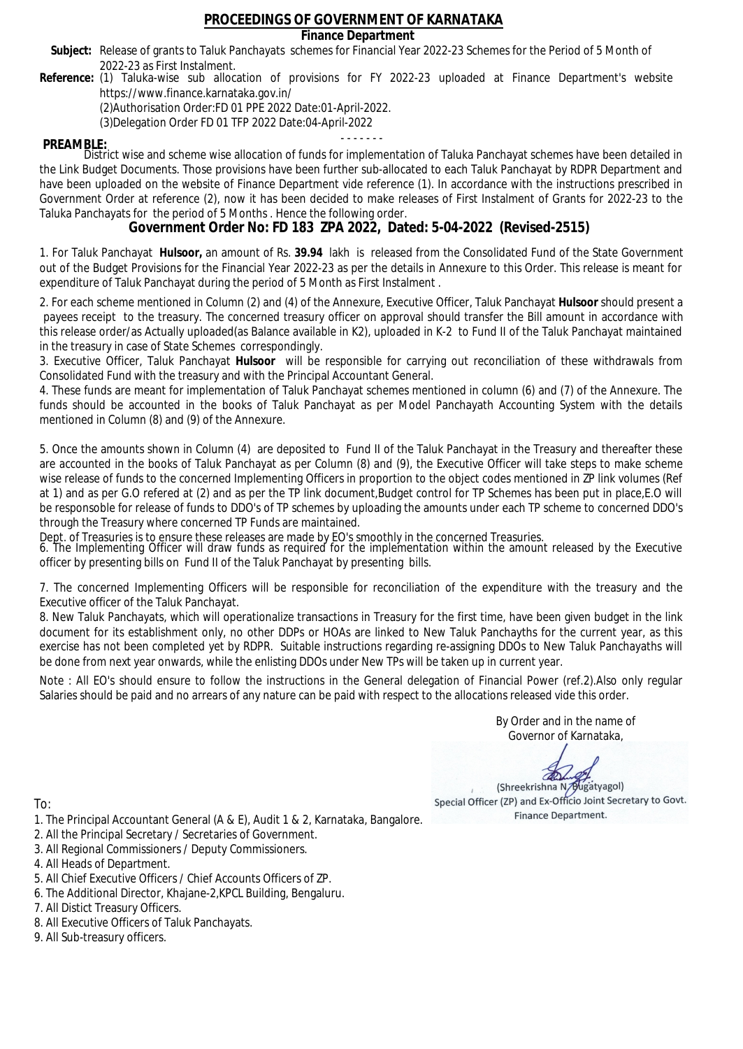# PROCEEDINGS OF GOVERNMENT OF KARNATAKA

**Finance Department**

**Subject:** Release of grants to Taluk Panchayats schemes for Financial Year 2022-23 Schemes for the Period of 5 Month of 2022-23 as First Instalment.

**Reference:** (1) Taluka-wise sub allocation of provisions for FY 2022-23 uploaded at Finance Department's website https://www.finance.karnataka.gov.in/

(2)Authorisation Order:FD 01 PPE 2022 Date:01-April-2022.

(3)Delegation Order FD 01 TFP 2022 Date:04-April-2022

- - - - - - -

**PREAMBLE:**

District wise and scheme wise allocation of funds for implementation of Taluka Panchayat schemes have been detailed in the Link Budget Documents. Those provisions have been further sub-allocated to each Taluk Panchayat by RDPR Department and have been uploaded on the website of Finance Department vide reference (1). In accordance with the instructions prescribed in Government Order at reference (2), now it has been decided to make releases of First Instalment of Grants for 2022-23 to the Taluka Panchayats for the period of 5 Months . Hence the following order.

## Government Order No: FD 183 ZPA 2022, Dated: 5-04-2022 (Revised-2515)

1. For Taluk Panchayat **Hulsoor,** an amount of Rs. **39.94** lakh is released from the Consolidated Fund of the State Government out of the Budget Provisions for the Financial Year 2022-23 as per the details in Annexure to this Order. This release is meant for expenditure of Taluk Panchayat during the period of 5 Month as First Instalment .

2. For each scheme mentioned in Column (2) and (4) of the Annexure, Executive Officer, Taluk Panchayat **Hulsoor** should present a payees receipt to the treasury. The concerned treasury officer on approval should transfer the Bill amount in accordance with this release order/as Actually uploaded(as Balance available in K2), uploaded in K-2 to Fund II of the Taluk Panchayat maintained in the treasury in case of State Schemes correspondingly.

3. Executive Officer, Taluk Panchayat **Hulsoor** will be responsible for carrying out reconciliation of these withdrawals from Consolidated Fund with the treasury and with the Principal Accountant General.

4. These funds are meant for implementation of Taluk Panchayat schemes mentioned in column (6) and (7) of the Annexure. The funds should be accounted in the books of Taluk Panchayat as per Model Panchayath Accounting System with the details mentioned in Column (8) and (9) of the Annexure.

5. Once the amounts shown in Column (4) are deposited to Fund II of the Taluk Panchayat in the Treasury and thereafter these are accounted in the books of Taluk Panchayat as per Column (8) and (9), the Executive Officer will take steps to make scheme wise release of funds to the concerned Implementing Officers in proportion to the object codes mentioned in ZP link volumes (Ref at 1) and as per G.O refered at (2) and as per the TP link document,Budget control for TP Schemes has been put in place,E.O will be responsoble for release of funds to DDO's of TP schemes by uploading the amounts under each TP scheme to concerned DDO's through the Treasury where concerned TP Funds are maintained.

Dept. of Treasuries is to ensure these releases are made by EO's smoothly in the concerned Treasuries.

6. The Implementing Officer will draw funds as required for the implementation within the amount released by the Executive officer by presenting bills on Fund II of the Taluk Panchayat by presenting bills.

7. The concerned Implementing Officers will be responsible for reconciliation of the expenditure with the treasury and the Executive officer of the Taluk Panchayat.

8. New Taluk Panchayats, which will operationalize transactions in Treasury for the first time, have been given budget in the link document for its establishment only, no other DDPs or HOAs are linked to New Taluk Panchayths for the current year, as this exercise has not been completed yet by RDPR. Suitable instructions regarding re-assigning DDOs to New Taluk Panchayaths will be done from next year onwards, while the enlisting DDOs under New TPs will be taken up in current year.

Note : All EO's should ensure to follow the instructions in the General delegation of Financial Power (ref.2).Also only regular Salaries should be paid and no arrears of any nature can be paid with respect to the allocations released vide this order.

By Order and in the name of
Governor of Karnataka,

(Shreekrishna N. Bugatyagol)
Special Officer (ZP) and Ex-Officio Joint Secretary to Govt.
Finance Department.

To:

1. The Principal Accountant General (A & E), Audit 1 & 2, Karnataka, Bangalore.
2. All the Principal Secretary / Secretaries of Government.
3. All Regional Commissioners / Deputy Commissioners.
4. All Heads of Department.
5. All Chief Executive Officers / Chief Accounts Officers of ZP.
6. The Additional Director, Khajane-2,KPCL Building, Bengaluru.
7. All Distict Treasury Officers.
8. All Executive Officers of Taluk Panchayats.
9. All Sub-treasury officers.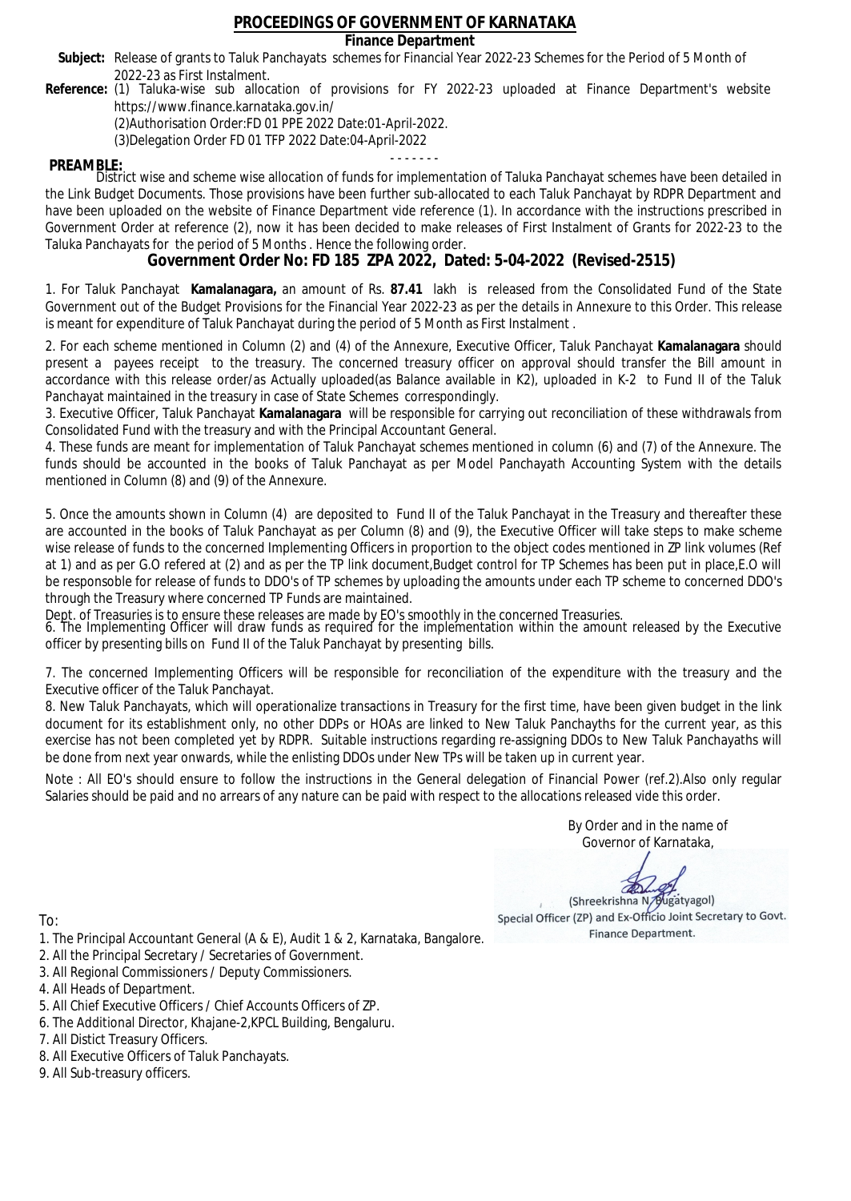# PROCEEDINGS OF GOVERNMENT OF KARNATAKA

**Finance Department**

**Subject:** Release of grants to Taluk Panchayats schemes for Financial Year 2022-23 Schemes for the Period of 5 Month of 2022-23 as First Instalment.

**Reference:** (1) Taluka-wise sub allocation of provisions for FY 2022-23 uploaded at Finance Department's website https://www.finance.karnataka.gov.in/

(2)Authorisation Order:FD 01 PPE 2022 Date:01-April-2022.

(3)Delegation Order FD 01 TFP 2022 Date:04-April-2022

- - - - - - -

**PREAMBLE:**

District wise and scheme wise allocation of funds for implementation of Taluka Panchayat schemes have been detailed in the Link Budget Documents. Those provisions have been further sub-allocated to each Taluk Panchayat by RDPR Department and have been uploaded on the website of Finance Department vide reference (1). In accordance with the instructions prescribed in Government Order at reference (2), now it has been decided to make releases of First Instalment of Grants for 2022-23 to the Taluka Panchayats for the period of 5 Months . Hence the following order.

## Government Order No: FD 185 ZPA 2022, Dated: 5-04-2022 (Revised-2515)

1. For Taluk Panchayat **Kamalanagara,** an amount of Rs. **87.41** lakh is released from the Consolidated Fund of the State Government out of the Budget Provisions for the Financial Year 2022-23 as per the details in Annexure to this Order. This release is meant for expenditure of Taluk Panchayat during the period of 5 Month as First Instalment .

2. For each scheme mentioned in Column (2) and (4) of the Annexure, Executive Officer, Taluk Panchayat **Kamalanagara** should present a payees receipt to the treasury. The concerned treasury officer on approval should transfer the Bill amount in accordance with this release order/as Actually uploaded(as Balance available in K2), uploaded in K-2 to Fund II of the Taluk Panchayat maintained in the treasury in case of State Schemes correspondingly.

3. Executive Officer, Taluk Panchayat **Kamalanagara** will be responsible for carrying out reconciliation of these withdrawals from Consolidated Fund with the treasury and with the Principal Accountant General.

4. These funds are meant for implementation of Taluk Panchayat schemes mentioned in column (6) and (7) of the Annexure. The funds should be accounted in the books of Taluk Panchayat as per Model Panchayath Accounting System with the details mentioned in Column (8) and (9) of the Annexure.

5. Once the amounts shown in Column (4) are deposited to Fund II of the Taluk Panchayat in the Treasury and thereafter these are accounted in the books of Taluk Panchayat as per Column (8) and (9), the Executive Officer will take steps to make scheme wise release of funds to the concerned Implementing Officers in proportion to the object codes mentioned in ZP link volumes (Ref at 1) and as per G.O refered at (2) and as per the TP link document,Budget control for TP Schemes has been put in place,E.O will be responsoble for release of funds to DDO's of TP schemes by uploading the amounts under each TP scheme to concerned DDO's through the Treasury where concerned TP Funds are maintained.

Dept. of Treasuries is to ensure these releases are made by EO's smoothly in the concerned Treasuries.

6. The Implementing Officer will draw funds as required for the implementation within the amount released by the Executive officer by presenting bills on Fund II of the Taluk Panchayat by presenting bills.

7. The concerned Implementing Officers will be responsible for reconciliation of the expenditure with the treasury and the Executive officer of the Taluk Panchayat.

8. New Taluk Panchayats, which will operationalize transactions in Treasury for the first time, have been given budget in the link document for its establishment only, no other DDPs or HOAs are linked to New Taluk Panchayths for the current year, as this exercise has not been completed yet by RDPR. Suitable instructions regarding re-assigning DDOs to New Taluk Panchayaths will be done from next year onwards, while the enlisting DDOs under New TPs will be taken up in current year.

Note : All EO's should ensure to follow the instructions in the General delegation of Financial Power (ref.2).Also only regular Salaries should be paid and no arrears of any nature can be paid with respect to the allocations released vide this order.

By Order and in the name of
Governor of Karnataka,

(Shreekrishna N. Bugatyagol)
Special Officer (ZP) and Ex-Officio Joint Secretary to Govt.
Finance Department.

To:

1. The Principal Accountant General (A & E), Audit 1 & 2, Karnataka, Bangalore.
2. All the Principal Secretary / Secretaries of Government.
3. All Regional Commissioners / Deputy Commissioners.
4. All Heads of Department.
5. All Chief Executive Officers / Chief Accounts Officers of ZP.
6. The Additional Director, Khajane-2,KPCL Building, Bengaluru.
7. All Distict Treasury Officers.
8. All Executive Officers of Taluk Panchayats.
9. All Sub-treasury officers.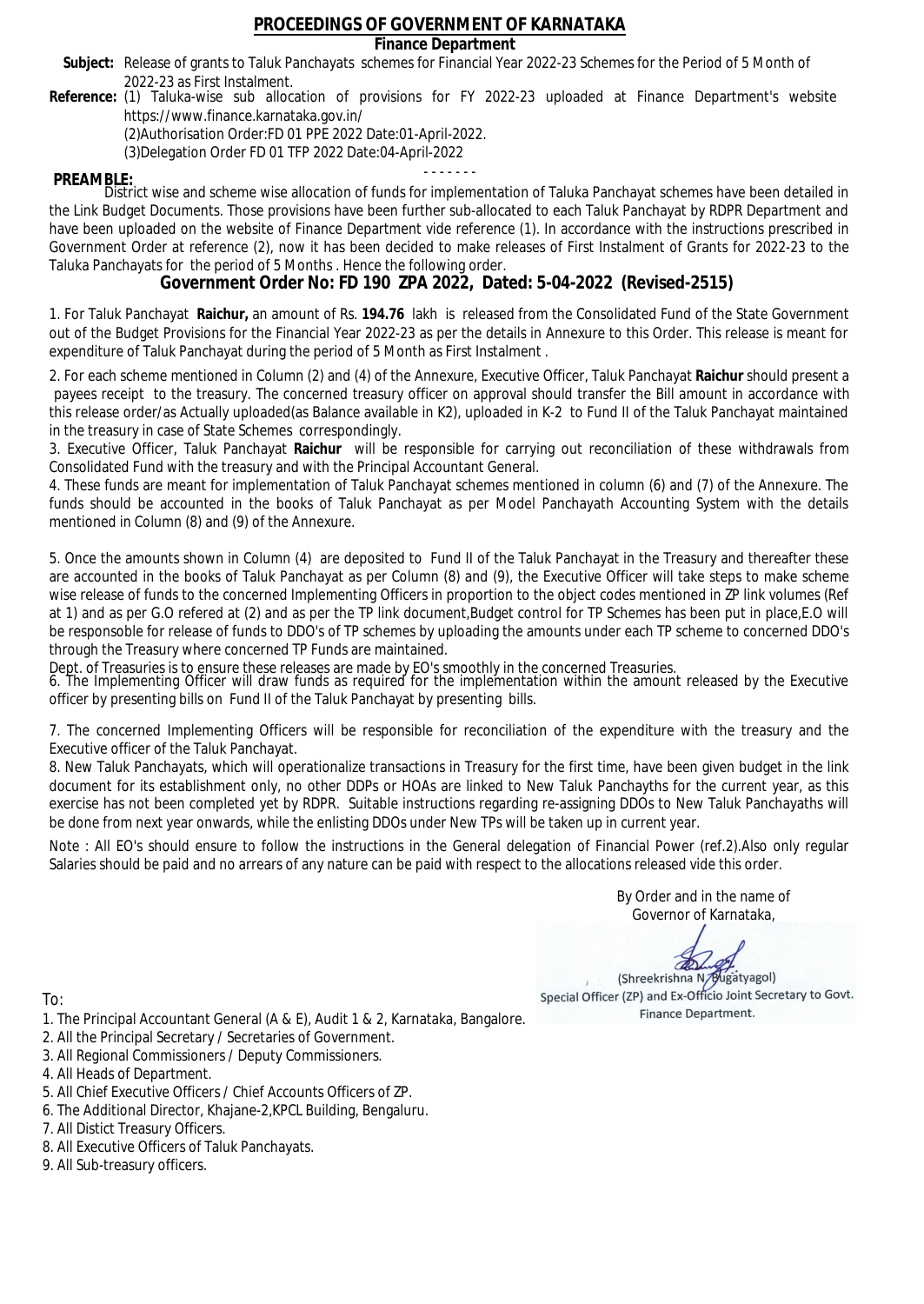# PROCEEDINGS OF GOVERNMENT OF KARNATAKA

**Finance Department**

**Subject:** Release of grants to Taluk Panchayats schemes for Financial Year 2022-23 Schemes for the Period of 5 Month of 2022-23 as First Instalment.

**Reference:** (1) Taluka-wise sub allocation of provisions for FY 2022-23 uploaded at Finance Department's website https://www.finance.karnataka.gov.in/

(2)Authorisation Order:FD 01 PPE 2022 Date:01-April-2022.

(3)Delegation Order FD 01 TFP 2022 Date:04-April-2022

- - - - - - -

**PREAMBLE:**

District wise and scheme wise allocation of funds for implementation of Taluka Panchayat schemes have been detailed in the Link Budget Documents. Those provisions have been further sub-allocated to each Taluk Panchayat by RDPR Department and have been uploaded on the website of Finance Department vide reference (1). In accordance with the instructions prescribed in Government Order at reference (2), now it has been decided to make releases of First Instalment of Grants for 2022-23 to the Taluka Panchayats for the period of 5 Months . Hence the following order.

## Government Order No: FD 190 ZPA 2022, Dated: 5-04-2022 (Revised-2515)

1. For Taluk Panchayat **Raichur,** an amount of Rs. **194.76** lakh is released from the Consolidated Fund of the State Government out of the Budget Provisions for the Financial Year 2022-23 as per the details in Annexure to this Order. This release is meant for expenditure of Taluk Panchayat during the period of 5 Month as First Instalment .

2. For each scheme mentioned in Column (2) and (4) of the Annexure, Executive Officer, Taluk Panchayat **Raichur** should present a payees receipt to the treasury. The concerned treasury officer on approval should transfer the Bill amount in accordance with this release order/as Actually uploaded(as Balance available in K2), uploaded in K-2 to Fund II of the Taluk Panchayat maintained in the treasury in case of State Schemes correspondingly.

3. Executive Officer, Taluk Panchayat **Raichur** will be responsible for carrying out reconciliation of these withdrawals from Consolidated Fund with the treasury and with the Principal Accountant General.

4. These funds are meant for implementation of Taluk Panchayat schemes mentioned in column (6) and (7) of the Annexure. The funds should be accounted in the books of Taluk Panchayat as per Model Panchayath Accounting System with the details mentioned in Column (8) and (9) of the Annexure.

5. Once the amounts shown in Column (4) are deposited to Fund II of the Taluk Panchayat in the Treasury and thereafter these are accounted in the books of Taluk Panchayat as per Column (8) and (9), the Executive Officer will take steps to make scheme wise release of funds to the concerned Implementing Officers in proportion to the object codes mentioned in ZP link volumes (Ref at 1) and as per G.O refered at (2) and as per the TP link document,Budget control for TP Schemes has been put in place,E.O will be responsoble for release of funds to DDO's of TP schemes by uploading the amounts under each TP scheme to concerned DDO's through the Treasury where concerned TP Funds are maintained.

Dept. of Treasuries is to ensure these releases are made by EO's smoothly in the concerned Treasuries.

6. The Implementing Officer will draw funds as required for the implementation within the amount released by the Executive officer by presenting bills on Fund II of the Taluk Panchayat by presenting bills.

7. The concerned Implementing Officers will be responsible for reconciliation of the expenditure with the treasury and the Executive officer of the Taluk Panchayat.

8. New Taluk Panchayats, which will operationalize transactions in Treasury for the first time, have been given budget in the link document for its establishment only, no other DDPs or HOAs are linked to New Taluk Panchayths for the current year, as this exercise has not been completed yet by RDPR. Suitable instructions regarding re-assigning DDOs to New Taluk Panchayaths will be done from next year onwards, while the enlisting DDOs under New TPs will be taken up in current year.

Note : All EO's should ensure to follow the instructions in the General delegation of Financial Power (ref.2).Also only regular Salaries should be paid and no arrears of any nature can be paid with respect to the allocations released vide this order.

By Order and in the name of
Governor of Karnataka,

(Shreekrishna N. Bugatyagol)
Special Officer (ZP) and Ex-Officio Joint Secretary to Govt.
Finance Department.

To:

1. The Principal Accountant General (A & E), Audit 1 & 2, Karnataka, Bangalore.
2. All the Principal Secretary / Secretaries of Government.
3. All Regional Commissioners / Deputy Commissioners.
4. All Heads of Department.
5. All Chief Executive Officers / Chief Accounts Officers of ZP.
6. The Additional Director, Khajane-2,KPCL Building, Bengaluru.
7. All Distict Treasury Officers.
8. All Executive Officers of Taluk Panchayats.
9. All Sub-treasury officers.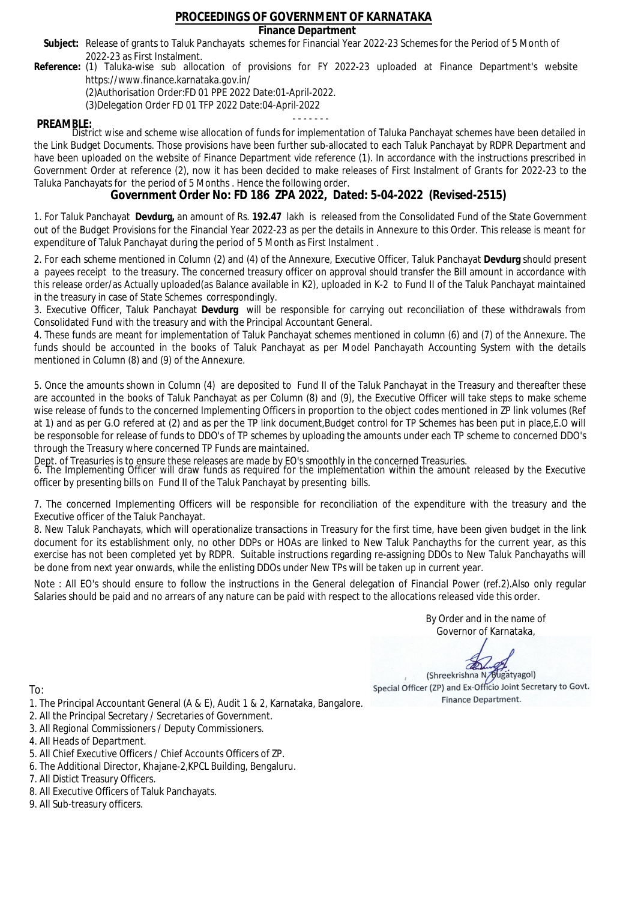# PROCEEDINGS OF GOVERNMENT OF KARNATAKA

**Finance Department**

**Subject:** Release of grants to Taluk Panchayats schemes for Financial Year 2022-23 Schemes for the Period of 5 Month of 2022-23 as First Instalment.

**Reference:** (1) Taluka-wise sub allocation of provisions for FY 2022-23 uploaded at Finance Department's website https://www.finance.karnataka.gov.in/

(2)Authorisation Order:FD 01 PPE 2022 Date:01-April-2022.

(3)Delegation Order FD 01 TFP 2022 Date:04-April-2022

- - - - - - -

**PREAMBLE:**

District wise and scheme wise allocation of funds for implementation of Taluka Panchayat schemes have been detailed in the Link Budget Documents. Those provisions have been further sub-allocated to each Taluk Panchayat by RDPR Department and have been uploaded on the website of Finance Department vide reference (1). In accordance with the instructions prescribed in Government Order at reference (2), now it has been decided to make releases of First Instalment of Grants for 2022-23 to the Taluka Panchayats for the period of 5 Months . Hence the following order.

## Government Order No: FD 186 ZPA 2022, Dated: 5-04-2022 (Revised-2515)

1. For Taluk Panchayat **Devdurg,** an amount of Rs. **192.47** lakh is released from the Consolidated Fund of the State Government out of the Budget Provisions for the Financial Year 2022-23 as per the details in Annexure to this Order. This release is meant for expenditure of Taluk Panchayat during the period of 5 Month as First Instalment .

2. For each scheme mentioned in Column (2) and (4) of the Annexure, Executive Officer, Taluk Panchayat **Devdurg** should present a payees receipt to the treasury. The concerned treasury officer on approval should transfer the Bill amount in accordance with this release order/as Actually uploaded(as Balance available in K2), uploaded in K-2 to Fund II of the Taluk Panchayat maintained in the treasury in case of State Schemes correspondingly.

3. Executive Officer, Taluk Panchayat **Devdurg** will be responsible for carrying out reconciliation of these withdrawals from Consolidated Fund with the treasury and with the Principal Accountant General.

4. These funds are meant for implementation of Taluk Panchayat schemes mentioned in column (6) and (7) of the Annexure. The funds should be accounted in the books of Taluk Panchayat as per Model Panchayath Accounting System with the details mentioned in Column (8) and (9) of the Annexure.

5. Once the amounts shown in Column (4) are deposited to Fund II of the Taluk Panchayat in the Treasury and thereafter these are accounted in the books of Taluk Panchayat as per Column (8) and (9), the Executive Officer will take steps to make scheme wise release of funds to the concerned Implementing Officers in proportion to the object codes mentioned in ZP link volumes (Ref at 1) and as per G.O refered at (2) and as per the TP link document,Budget control for TP Schemes has been put in place,E.O will be responsoble for release of funds to DDO's of TP schemes by uploading the amounts under each TP scheme to concerned DDO's through the Treasury where concerned TP Funds are maintained.

Dept. of Treasuries is to ensure these releases are made by EO's smoothly in the concerned Treasuries.

6. The Implementing Officer will draw funds as required for the implementation within the amount released by the Executive officer by presenting bills on Fund II of the Taluk Panchayat by presenting bills.

7. The concerned Implementing Officers will be responsible for reconciliation of the expenditure with the treasury and the Executive officer of the Taluk Panchayat.

8. New Taluk Panchayats, which will operationalize transactions in Treasury for the first time, have been given budget in the link document for its establishment only, no other DDPs or HOAs are linked to New Taluk Panchayths for the current year, as this exercise has not been completed yet by RDPR. Suitable instructions regarding re-assigning DDOs to New Taluk Panchayaths will be done from next year onwards, while the enlisting DDOs under New TPs will be taken up in current year.

Note : All EO's should ensure to follow the instructions in the General delegation of Financial Power (ref.2).Also only regular Salaries should be paid and no arrears of any nature can be paid with respect to the allocations released vide this order.

By Order and in the name of
Governor of Karnataka,

(Shreekrishna N. Bugatyagol)
Special Officer (ZP) and Ex-Officio Joint Secretary to Govt.
Finance Department.

To:

1. The Principal Accountant General (A & E), Audit 1 & 2, Karnataka, Bangalore.
2. All the Principal Secretary / Secretaries of Government.
3. All Regional Commissioners / Deputy Commissioners.
4. All Heads of Department.
5. All Chief Executive Officers / Chief Accounts Officers of ZP.
6. The Additional Director, Khajane-2,KPCL Building, Bengaluru.
7. All Distict Treasury Officers.
8. All Executive Officers of Taluk Panchayats.
9. All Sub-treasury officers.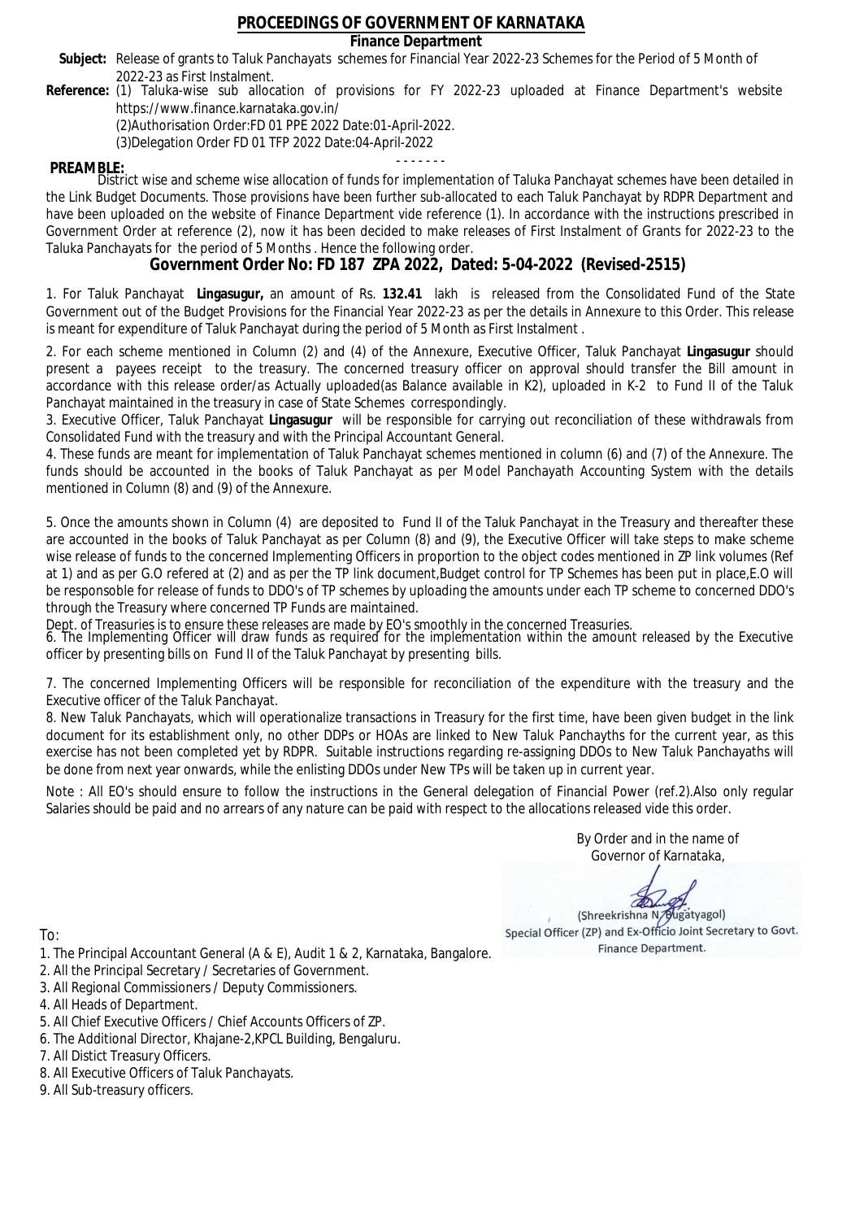# PROCEEDINGS OF GOVERNMENT OF KARNATAKA

## Finance Department

**Subject:** Release of grants to Taluk Panchayats schemes for Financial Year 2022-23 Schemes for the Period of 5 Month of 2022-23 as First Instalment.

**Reference:** (1) Taluka-wise sub allocation of provisions for FY 2022-23 uploaded at Finance Department's website https://www.finance.karnataka.gov.in/

(2)Authorisation Order:FD 01 PPE 2022 Date:01-April-2022.

(3)Delegation Order FD 01 TFP 2022 Date:04-April-2022

- - - - - - -

**PREAMBLE:**

District wise and scheme wise allocation of funds for implementation of Taluka Panchayat schemes have been detailed in the Link Budget Documents. Those provisions have been further sub-allocated to each Taluk Panchayat by RDPR Department and have been uploaded on the website of Finance Department vide reference (1). In accordance with the instructions prescribed in Government Order at reference (2), now it has been decided to make releases of First Instalment of Grants for 2022-23 to the Taluka Panchayats for the period of 5 Months . Hence the following order.

## Government Order No: FD 187 ZPA 2022, Dated: 5-04-2022 (Revised-2515)

1. For Taluk Panchayat **Lingasugur,** an amount of Rs. **132.41** lakh is released from the Consolidated Fund of the State Government out of the Budget Provisions for the Financial Year 2022-23 as per the details in Annexure to this Order. This release is meant for expenditure of Taluk Panchayat during the period of 5 Month as First Instalment .

2. For each scheme mentioned in Column (2) and (4) of the Annexure, Executive Officer, Taluk Panchayat **Lingasugur** should present a payees receipt to the treasury. The concerned treasury officer on approval should transfer the Bill amount in accordance with this release order/as Actually uploaded(as Balance available in K2), uploaded in K-2 to Fund II of the Taluk Panchayat maintained in the treasury in case of State Schemes correspondingly.

3. Executive Officer, Taluk Panchayat **Lingasugur** will be responsible for carrying out reconciliation of these withdrawals from Consolidated Fund with the treasury and with the Principal Accountant General.

4. These funds are meant for implementation of Taluk Panchayat schemes mentioned in column (6) and (7) of the Annexure. The funds should be accounted in the books of Taluk Panchayat as per Model Panchayath Accounting System with the details mentioned in Column (8) and (9) of the Annexure.

5. Once the amounts shown in Column (4) are deposited to Fund II of the Taluk Panchayat in the Treasury and thereafter these are accounted in the books of Taluk Panchayat as per Column (8) and (9), the Executive Officer will take steps to make scheme wise release of funds to the concerned Implementing Officers in proportion to the object codes mentioned in ZP link volumes (Ref at 1) and as per G.O refered at (2) and as per the TP link document,Budget control for TP Schemes has been put in place,E.O will be responsoble for release of funds to DDO's of TP schemes by uploading the amounts under each TP scheme to concerned DDO's through the Treasury where concerned TP Funds are maintained.

Dept. of Treasuries is to ensure these releases are made by EO's smoothly in the concerned Treasuries.

6. The Implementing Officer will draw funds as required for the implementation within the amount released by the Executive officer by presenting bills on Fund II of the Taluk Panchayat by presenting bills.

7. The concerned Implementing Officers will be responsible for reconciliation of the expenditure with the treasury and the Executive officer of the Taluk Panchayat.

8. New Taluk Panchayats, which will operationalize transactions in Treasury for the first time, have been given budget in the link document for its establishment only, no other DDPs or HOAs are linked to New Taluk Panchayths for the current year, as this exercise has not been completed yet by RDPR. Suitable instructions regarding re-assigning DDOs to New Taluk Panchayaths will be done from next year onwards, while the enlisting DDOs under New TPs will be taken up in current year.

Note : All EO's should ensure to follow the instructions in the General delegation of Financial Power (ref.2).Also only regular Salaries should be paid and no arrears of any nature can be paid with respect to the allocations released vide this order.

By Order and in the name of
Governor of Karnataka,

(Shreekrishna N. Bugatyagol)
Special Officer (ZP) and Ex-Officio Joint Secretary to Govt.
Finance Department.

To:

1. The Principal Accountant General (A & E), Audit 1 & 2, Karnataka, Bangalore.
2. All the Principal Secretary / Secretaries of Government.
3. All Regional Commissioners / Deputy Commissioners.
4. All Heads of Department.
5. All Chief Executive Officers / Chief Accounts Officers of ZP.
6. The Additional Director, Khajane-2,KPCL Building, Bengaluru.
7. All Distict Treasury Officers.
8. All Executive Officers of Taluk Panchayats.
9. All Sub-treasury officers.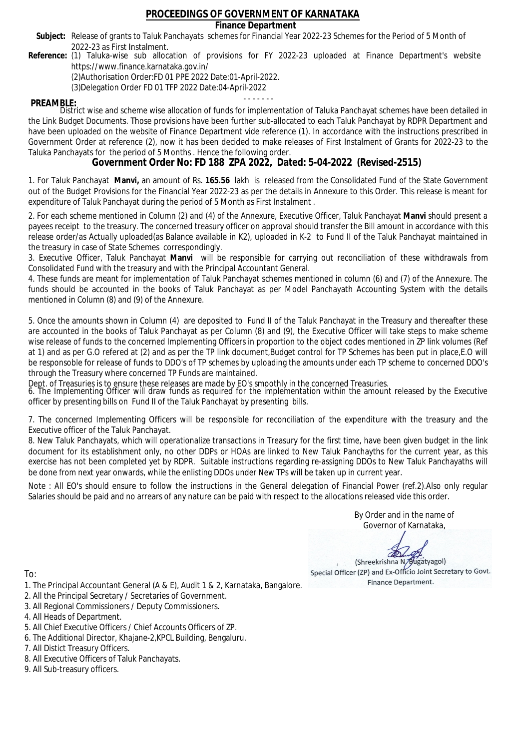# PROCEEDINGS OF GOVERNMENT OF KARNATAKA

**Finance Department**

**Subject:** Release of grants to Taluk Panchayats schemes for Financial Year 2022-23 Schemes for the Period of 5 Month of 2022-23 as First Instalment.

**Reference:** (1) Taluka-wise sub allocation of provisions for FY 2022-23 uploaded at Finance Department's website https://www.finance.karnataka.gov.in/
(2)Authorisation Order:FD 01 PPE 2022 Date:01-April-2022.
(3)Delegation Order FD 01 TFP 2022 Date:04-April-2022

- - - - - - -

**PREAMBLE:**
District wise and scheme wise allocation of funds for implementation of Taluka Panchayat schemes have been detailed in the Link Budget Documents. Those provisions have been further sub-allocated to each Taluk Panchayat by RDPR Department and have been uploaded on the website of Finance Department vide reference (1). In accordance with the instructions prescribed in Government Order at reference (2), now it has been decided to make releases of First Instalment of Grants for 2022-23 to the Taluka Panchayats for the period of 5 Months . Hence the following order.

## Government Order No: FD 188 ZPA 2022, Dated: 5-04-2022 (Revised-2515)

1. For Taluk Panchayat **Manvi,** an amount of Rs. **165.56** lakh is released from the Consolidated Fund of the State Government out of the Budget Provisions for the Financial Year 2022-23 as per the details in Annexure to this Order. This release is meant for expenditure of Taluk Panchayat during the period of 5 Month as First Instalment .

2. For each scheme mentioned in Column (2) and (4) of the Annexure, Executive Officer, Taluk Panchayat **Manvi** should present a payees receipt to the treasury. The concerned treasury officer on approval should transfer the Bill amount in accordance with this release order/as Actually uploaded(as Balance available in K2), uploaded in K-2 to Fund II of the Taluk Panchayat maintained in the treasury in case of State Schemes correspondingly.

3. Executive Officer, Taluk Panchayat **Manvi** will be responsible for carrying out reconciliation of these withdrawals from Consolidated Fund with the treasury and with the Principal Accountant General.

4. These funds are meant for implementation of Taluk Panchayat schemes mentioned in column (6) and (7) of the Annexure. The funds should be accounted in the books of Taluk Panchayat as per Model Panchayath Accounting System with the details mentioned in Column (8) and (9) of the Annexure.

5. Once the amounts shown in Column (4) are deposited to Fund II of the Taluk Panchayat in the Treasury and thereafter these are accounted in the books of Taluk Panchayat as per Column (8) and (9), the Executive Officer will take steps to make scheme wise release of funds to the concerned Implementing Officers in proportion to the object codes mentioned in ZP link volumes (Ref at 1) and as per G.O refered at (2) and as per the TP link document,Budget control for TP Schemes has been put in place,E.O will be responsoble for release of funds to DDO's of TP schemes by uploading the amounts under each TP scheme to concerned DDO's through the Treasury where concerned TP Funds are maintained.
Dept. of Treasuries is to ensure these releases are made by EO's smoothly in the concerned Treasuries.

6. The Implementing Officer will draw funds as required for the implementation within the amount released by the Executive officer by presenting bills on Fund II of the Taluk Panchayat by presenting bills.

7. The concerned Implementing Officers will be responsible for reconciliation of the expenditure with the treasury and the Executive officer of the Taluk Panchayat.

8. New Taluk Panchayats, which will operationalize transactions in Treasury for the first time, have been given budget in the link document for its establishment only, no other DDPs or HOAs are linked to New Taluk Panchayths for the current year, as this exercise has not been completed yet by RDPR. Suitable instructions regarding re-assigning DDOs to New Taluk Panchayaths will be done from next year onwards, while the enlisting DDOs under New TPs will be taken up in current year.

Note : All EO's should ensure to follow the instructions in the General delegation of Financial Power (ref.2).Also only regular Salaries should be paid and no arrears of any nature can be paid with respect to the allocations released vide this order.

By Order and in the name of
Governor of Karnataka,

(Shreekrishna N. Bugatyagol)
Special Officer (ZP) and Ex-Officio Joint Secretary to Govt.
Finance Department.

To:

1. The Principal Accountant General (A & E), Audit 1 & 2, Karnataka, Bangalore.
2. All the Principal Secretary / Secretaries of Government.
3. All Regional Commissioners / Deputy Commissioners.
4. All Heads of Department.
5. All Chief Executive Officers / Chief Accounts Officers of ZP.
6. The Additional Director, Khajane-2,KPCL Building, Bengaluru.
7. All Distict Treasury Officers.
8. All Executive Officers of Taluk Panchayats.
9. All Sub-treasury officers.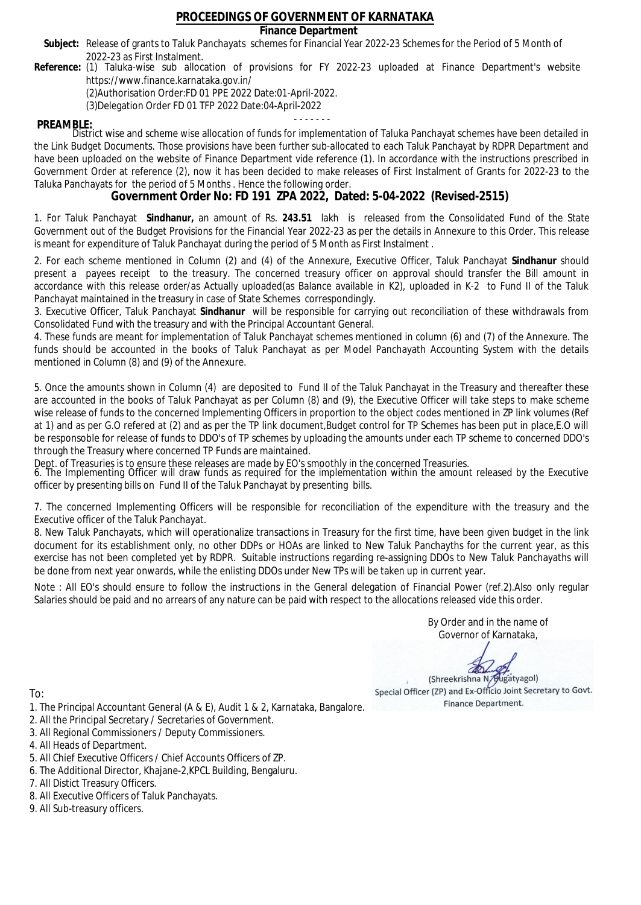# PROCEEDINGS OF GOVERNMENT OF KARNATAKA

**Finance Department**

**Subject:** Release of grants to Taluk Panchayats schemes for Financial Year 2022-23 Schemes for the Period of 5 Month of 2022-23 as First Instalment.

**Reference:** (1) Taluka-wise sub allocation of provisions for FY 2022-23 uploaded at Finance Department's website https://www.finance.karnataka.gov.in/

(2)Authorisation Order:FD 01 PPE 2022 Date:01-April-2022.

(3)Delegation Order FD 01 TFP 2022 Date:04-April-2022

- - - - - - -

**PREAMBLE:**

District wise and scheme wise allocation of funds for implementation of Taluka Panchayat schemes have been detailed in the Link Budget Documents. Those provisions have been further sub-allocated to each Taluk Panchayat by RDPR Department and have been uploaded on the website of Finance Department vide reference (1). In accordance with the instructions prescribed in Government Order at reference (2), now it has been decided to make releases of First Instalment of Grants for 2022-23 to the Taluka Panchayats for the period of 5 Months . Hence the following order.

## Government Order No: FD 191 ZPA 2022, Dated: 5-04-2022 (Revised-2515)

1. For Taluk Panchayat **Sindhanur,** an amount of Rs. **243.51** lakh is released from the Consolidated Fund of the State Government out of the Budget Provisions for the Financial Year 2022-23 as per the details in Annexure to this Order. This release is meant for expenditure of Taluk Panchayat during the period of 5 Month as First Instalment .

2. For each scheme mentioned in Column (2) and (4) of the Annexure, Executive Officer, Taluk Panchayat **Sindhanur** should present a payees receipt to the treasury. The concerned treasury officer on approval should transfer the Bill amount in accordance with this release order/as Actually uploaded(as Balance available in K2), uploaded in K-2 to Fund II of the Taluk Panchayat maintained in the treasury in case of State Schemes correspondingly.

3. Executive Officer, Taluk Panchayat **Sindhanur** will be responsible for carrying out reconciliation of these withdrawals from Consolidated Fund with the treasury and with the Principal Accountant General.

4. These funds are meant for implementation of Taluk Panchayat schemes mentioned in column (6) and (7) of the Annexure. The funds should be accounted in the books of Taluk Panchayat as per Model Panchayath Accounting System with the details mentioned in Column (8) and (9) of the Annexure.

5. Once the amounts shown in Column (4) are deposited to Fund II of the Taluk Panchayat in the Treasury and thereafter these are accounted in the books of Taluk Panchayat as per Column (8) and (9), the Executive Officer will take steps to make scheme wise release of funds to the concerned Implementing Officers in proportion to the object codes mentioned in ZP link volumes (Ref at 1) and as per G.O refered at (2) and as per the TP link document,Budget control for TP Schemes has been put in place,E.O will be responsible for release of funds to DDO's of TP schemes by uploading the amounts under each TP scheme to concerned DDO's through the Treasury where concerned TP Funds are maintained.

Dept. of Treasuries is to ensure these releases are made by EO's smoothly in the concerned Treasuries.

6. The Implementing Officer will draw funds as required for the implementation within the amount released by the Executive officer by presenting bills on Fund II of the Taluk Panchayat by presenting bills.

7. The concerned Implementing Officers will be responsible for reconciliation of the expenditure with the treasury and the Executive officer of the Taluk Panchayat.

8. New Taluk Panchayats, which will operationalize transactions in Treasury for the first time, have been given budget in the link document for its establishment only, no other DDPs or HOAs are linked to New Taluk Panchayths for the current year, as this exercise has not been completed yet by RDPR. Suitable instructions regarding re-assigning DDOs to New Taluk Panchayaths will be done from next year onwards, while the enlisting DDOs under New TPs will be taken up in current year.

Note : All EO's should ensure to follow the instructions in the General delegation of Financial Power (ref.2).Also only regular Salaries should be paid and no arrears of any nature can be paid with respect to the allocations released vide this order.

By Order and in the name of
Governor of Karnataka,

(Shreekrishna N. Bugatyagol)
Special Officer (ZP) and Ex-Officio Joint Secretary to Govt.
Finance Department.

To:

1. The Principal Accountant General (A & E), Audit 1 & 2, Karnataka, Bangalore.
2. All the Principal Secretary / Secretaries of Government.
3. All Regional Commissioners / Deputy Commissioners.
4. All Heads of Department.
5. All Chief Executive Officers / Chief Accounts Officers of ZP.
6. The Additional Director, Khajane-2,KPCL Building, Bengaluru.
7. All Distict Treasury Officers.
8. All Executive Officers of Taluk Panchayats.
9. All Sub-treasury officers.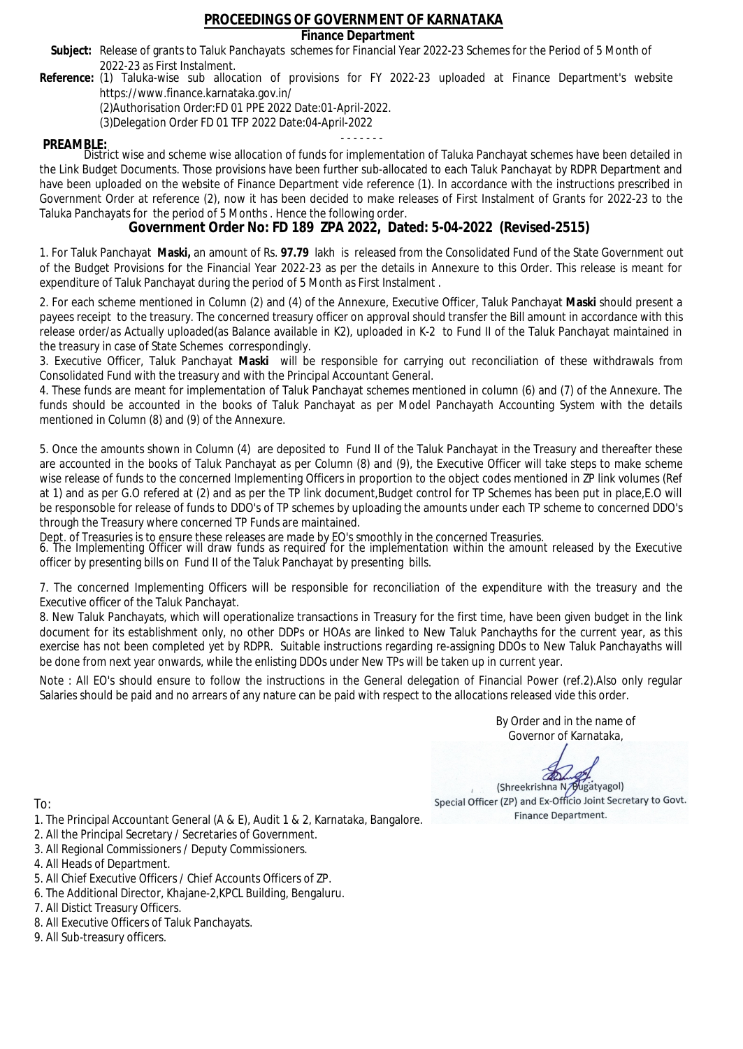# PROCEEDINGS OF GOVERNMENT OF KARNATAKA

## Finance Department

**Subject:** Release of grants to Taluk Panchayats schemes for Financial Year 2022-23 Schemes for the Period of 5 Month of 2022-23 as First Instalment.

**Reference:** (1) Taluka-wise sub allocation of provisions for FY 2022-23 uploaded at Finance Department's website https://www.finance.karnataka.gov.in/

(2)Authorisation Order:FD 01 PPE 2022 Date:01-April-2022.

(3)Delegation Order FD 01 TFP 2022 Date:04-April-2022

- - - - - - -

**PREAMBLE:**

District wise and scheme wise allocation of funds for implementation of Taluka Panchayat schemes have been detailed in the Link Budget Documents. Those provisions have been further sub-allocated to each Taluk Panchayat by RDPR Department and have been uploaded on the website of Finance Department vide reference (1). In accordance with the instructions prescribed in Government Order at reference (2), now it has been decided to make releases of First Instalment of Grants for 2022-23 to the Taluka Panchayats for the period of 5 Months . Hence the following order.

## Government Order No: FD 189 ZPA 2022, Dated: 5-04-2022 (Revised-2515)

1. For Taluk Panchayat **Maski,** an amount of Rs. **97.79** lakh is released from the Consolidated Fund of the State Government out of the Budget Provisions for the Financial Year 2022-23 as per the details in Annexure to this Order. This release is meant for expenditure of Taluk Panchayat during the period of 5 Month as First Instalment .

2. For each scheme mentioned in Column (2) and (4) of the Annexure, Executive Officer, Taluk Panchayat **Maski** should present a payees receipt to the treasury. The concerned treasury officer on approval should transfer the Bill amount in accordance with this release order/as Actually uploaded(as Balance available in K2), uploaded in K-2 to Fund II of the Taluk Panchayat maintained in the treasury in case of State Schemes correspondingly.

3. Executive Officer, Taluk Panchayat **Maski** will be responsible for carrying out reconciliation of these withdrawals from Consolidated Fund with the treasury and with the Principal Accountant General.

4. These funds are meant for implementation of Taluk Panchayat schemes mentioned in column (6) and (7) of the Annexure. The funds should be accounted in the books of Taluk Panchayat as per Model Panchayath Accounting System with the details mentioned in Column (8) and (9) of the Annexure.

5. Once the amounts shown in Column (4) are deposited to Fund II of the Taluk Panchayat in the Treasury and thereafter these are accounted in the books of Taluk Panchayat as per Column (8) and (9), the Executive Officer will take steps to make scheme wise release of funds to the concerned Implementing Officers in proportion to the object codes mentioned in ZP link volumes (Ref at 1) and as per G.O refered at (2) and as per the TP link document,Budget control for TP Schemes has been put in place,E.O will be responsible for release of funds to DDO's of TP schemes by uploading the amounts under each TP scheme to concerned DDO's through the Treasury where concerned TP Funds are maintained.

Dept. of Treasuries is to ensure these releases are made by EO's smoothly in the concerned Treasuries.

6. The Implementing Officer will draw funds as required for the implementation within the amount released by the Executive officer by presenting bills on Fund II of the Taluk Panchayat by presenting bills.

7. The concerned Implementing Officers will be responsible for reconciliation of the expenditure with the treasury and the Executive officer of the Taluk Panchayat.

8. New Taluk Panchayats, which will operationalize transactions in Treasury for the first time, have been given budget in the link document for its establishment only, no other DDPs or HOAs are linked to New Taluk Panchayths for the current year, as this exercise has not been completed yet by RDPR. Suitable instructions regarding re-assigning DDOs to New Taluk Panchayaths will be done from next year onwards, while the enlisting DDOs under New TPs will be taken up in current year.

Note : All EO's should ensure to follow the instructions in the General delegation of Financial Power (ref.2).Also only regular Salaries should be paid and no arrears of any nature can be paid with respect to the allocations released vide this order.

By Order and in the name of
Governor of Karnataka,

(Shreekrishna N. Bugatyagol)
Special Officer (ZP) and Ex-Officio Joint Secretary to Govt.
Finance Department.

To:

1. The Principal Accountant General (A & E), Audit 1 & 2, Karnataka, Bangalore.
2. All the Principal Secretary / Secretaries of Government.
3. All Regional Commissioners / Deputy Commissioners.
4. All Heads of Department.
5. All Chief Executive Officers / Chief Accounts Officers of ZP.
6. The Additional Director, Khajane-2,KPCL Building, Bengaluru.
7. All Distict Treasury Officers.
8. All Executive Officers of Taluk Panchayats.
9. All Sub-treasury officers.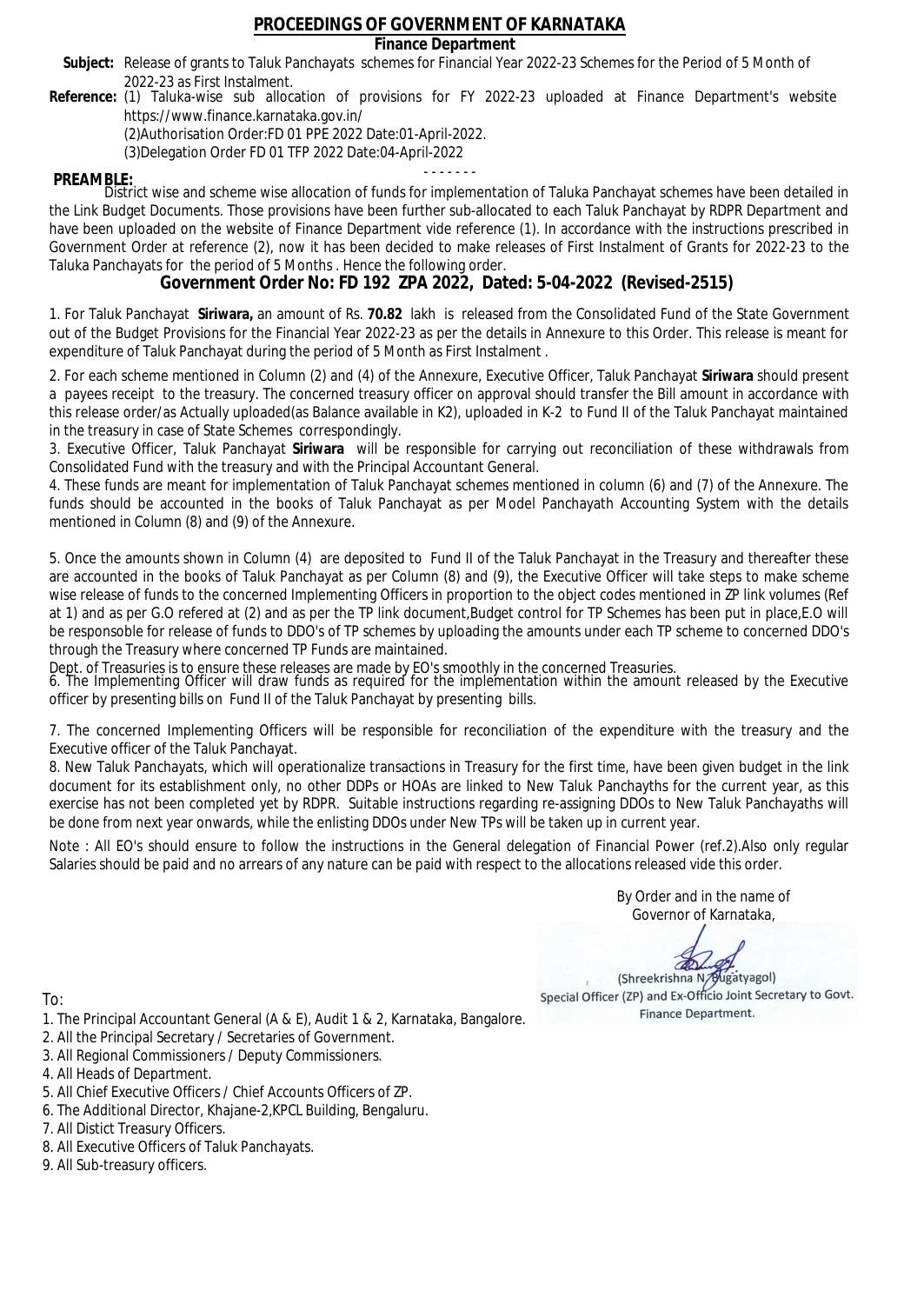# PROCEEDINGS OF GOVERNMENT OF KARNATAKA

**Finance Department**

**Subject:** Release of grants to Taluk Panchayats schemes for Financial Year 2022-23 Schemes for the Period of 5 Month of 2022-23 as First Instalment.

**Reference:** (1) Taluka-wise sub allocation of provisions for FY 2022-23 uploaded at Finance Department's website https://www.finance.karnataka.gov.in/

(2)Authorisation Order:FD 01 PPE 2022 Date:01-April-2022.

(3)Delegation Order FD 01 TFP 2022 Date:04-April-2022

- - - - - - -

**PREAMBLE:**

District wise and scheme wise allocation of funds for implementation of Taluka Panchayat schemes have been detailed in the Link Budget Documents. Those provisions have been further sub-allocated to each Taluk Panchayat by RDPR Department and have been uploaded on the website of Finance Department vide reference (1). In accordance with the instructions prescribed in Government Order at reference (2), now it has been decided to make releases of First Instalment of Grants for 2022-23 to the Taluka Panchayats for the period of 5 Months . Hence the following order.

## Government Order No: FD 192 ZPA 2022, Dated: 5-04-2022 (Revised-2515)

1. For Taluk Panchayat **Siriwara,** an amount of Rs. **70.82** lakh is released from the Consolidated Fund of the State Government out of the Budget Provisions for the Financial Year 2022-23 as per the details in Annexure to this Order. This release is meant for expenditure of Taluk Panchayat during the period of 5 Month as First Instalment .

2. For each scheme mentioned in Column (2) and (4) of the Annexure, Executive Officer, Taluk Panchayat **Siriwara** should present a payees receipt to the treasury. The concerned treasury officer on approval should transfer the Bill amount in accordance with this release order/as Actually uploaded(as Balance available in K2), uploaded in K-2 to Fund II of the Taluk Panchayat maintained in the treasury in case of State Schemes correspondingly.

3. Executive Officer, Taluk Panchayat **Siriwara** will be responsible for carrying out reconciliation of these withdrawals from Consolidated Fund with the treasury and with the Principal Accountant General.

4. These funds are meant for implementation of Taluk Panchayat schemes mentioned in column (6) and (7) of the Annexure. The funds should be accounted in the books of Taluk Panchayat as per Model Panchayath Accounting System with the details mentioned in Column (8) and (9) of the Annexure.

5. Once the amounts shown in Column (4) are deposited to Fund II of the Taluk Panchayat in the Treasury and thereafter these are accounted in the books of Taluk Panchayat as per Column (8) and (9), the Executive Officer will take steps to make scheme wise release of funds to the concerned Implementing Officers in proportion to the object codes mentioned in ZP link volumes (Ref at 1) and as per G.O refered at (2) and as per the TP link document,Budget control for TP Schemes has been put in place,E.O will be responsoble for release of funds to DDO's of TP schemes by uploading the amounts under each TP scheme to concerned DDO's through the Treasury where concerned TP Funds are maintained.

Dept. of Treasuries is to ensure these releases are made by EO's smoothly in the concerned Treasuries.

6. The Implementing Officer will draw funds as required for the implementation within the amount released by the Executive officer by presenting bills on Fund II of the Taluk Panchayat by presenting bills.

7. The concerned Implementing Officers will be responsible for reconciliation of the expenditure with the treasury and the Executive officer of the Taluk Panchayat.

8. New Taluk Panchayats, which will operationalize transactions in Treasury for the first time, have been given budget in the link document for its establishment only, no other DDPs or HOAs are linked to New Taluk Panchayths for the current year, as this exercise has not been completed yet by RDPR. Suitable instructions regarding re-assigning DDOs to New Taluk Panchayaths will be done from next year onwards, while the enlisting DDOs under New TPs will be taken up in current year.

Note : All EO's should ensure to follow the instructions in the General delegation of Financial Power (ref.2).Also only regular Salaries should be paid and no arrears of any nature can be paid with respect to the allocations released vide this order.

By Order and in the name of
Governor of Karnataka,

(Shreekrishna N. Bugatyagol)
Special Officer (ZP) and Ex-Officio Joint Secretary to Govt.
Finance Department.

To:

1. The Principal Accountant General (A & E), Audit 1 & 2, Karnataka, Bangalore.
2. All the Principal Secretary / Secretaries of Government.
3. All Regional Commissioners / Deputy Commissioners.
4. All Heads of Department.
5. All Chief Executive Officers / Chief Accounts Officers of ZP.
6. The Additional Director, Khajane-2,KPCL Building, Bengaluru.
7. All Distict Treasury Officers.
8. All Executive Officers of Taluk Panchayats.
9. All Sub-treasury officers.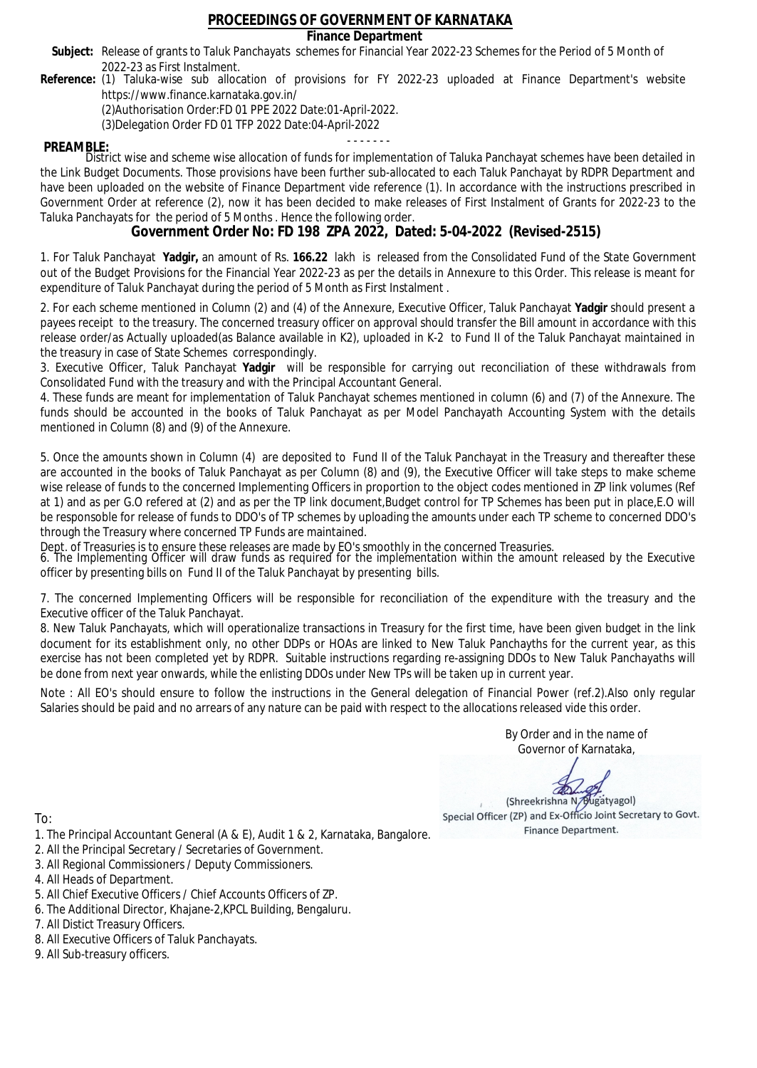# PROCEEDINGS OF GOVERNMENT OF KARNATAKA

## Finance Department

**Subject:** Release of grants to Taluk Panchayats schemes for Financial Year 2022-23 Schemes for the Period of 5 Month of 2022-23 as First Instalment.

**Reference:** (1) Taluka-wise sub allocation of provisions for FY 2022-23 uploaded at Finance Department's website https://www.finance.karnataka.gov.in/

(2)Authorisation Order:FD 01 PPE 2022 Date:01-April-2022.

(3)Delegation Order FD 01 TFP 2022 Date:04-April-2022

- - - - - - -

**PREAMBLE:**

District wise and scheme wise allocation of funds for implementation of Taluka Panchayat schemes have been detailed in the Link Budget Documents. Those provisions have been further sub-allocated to each Taluk Panchayat by RDPR Department and have been uploaded on the website of Finance Department vide reference (1). In accordance with the instructions prescribed in Government Order at reference (2), now it has been decided to make releases of First Instalment of Grants for 2022-23 to the Taluka Panchayats for the period of 5 Months . Hence the following order.

## Government Order No: FD 198 ZPA 2022, Dated: 5-04-2022 (Revised-2515)

1. For Taluk Panchayat **Yadgir,** an amount of Rs. **166.22** lakh is released from the Consolidated Fund of the State Government out of the Budget Provisions for the Financial Year 2022-23 as per the details in Annexure to this Order. This release is meant for expenditure of Taluk Panchayat during the period of 5 Month as First Instalment .

2. For each scheme mentioned in Column (2) and (4) of the Annexure, Executive Officer, Taluk Panchayat **Yadgir** should present a payees receipt to the treasury. The concerned treasury officer on approval should transfer the Bill amount in accordance with this release order/as Actually uploaded(as Balance available in K2), uploaded in K-2 to Fund II of the Taluk Panchayat maintained in the treasury in case of State Schemes correspondingly.

3. Executive Officer, Taluk Panchayat **Yadgir** will be responsible for carrying out reconciliation of these withdrawals from Consolidated Fund with the treasury and with the Principal Accountant General.

4. These funds are meant for implementation of Taluk Panchayat schemes mentioned in column (6) and (7) of the Annexure. The funds should be accounted in the books of Taluk Panchayat as per Model Panchayath Accounting System with the details mentioned in Column (8) and (9) of the Annexure.

5. Once the amounts shown in Column (4) are deposited to Fund II of the Taluk Panchayat in the Treasury and thereafter these are accounted in the books of Taluk Panchayat as per Column (8) and (9), the Executive Officer will take steps to make scheme wise release of funds to the concerned Implementing Officers in proportion to the object codes mentioned in ZP link volumes (Ref at 1) and as per G.O refered at (2) and as per the TP link document,Budget control for TP Schemes has been put in place,E.O will be responsible for release of funds to DDO's of TP schemes by uploading the amounts under each TP scheme to concerned DDO's through the Treasury where concerned TP Funds are maintained.

Dept. of Treasuries is to ensure these releases are made by EO's smoothly in the concerned Treasuries.

6. The Implementing Officer will draw funds as required for the implementation within the amount released by the Executive officer by presenting bills on Fund II of the Taluk Panchayat by presenting bills.

7. The concerned Implementing Officers will be responsible for reconciliation of the expenditure with the treasury and the Executive officer of the Taluk Panchayat.

8. New Taluk Panchayats, which will operationalize transactions in Treasury for the first time, have been given budget in the link document for its establishment only, no other DDPs or HOAs are linked to New Taluk Panchayths for the current year, as this exercise has not been completed yet by RDPR. Suitable instructions regarding re-assigning DDOs to New Taluk Panchayaths will be done from next year onwards, while the enlisting DDOs under New TPs will be taken up in current year.

Note : All EO's should ensure to follow the instructions in the General delegation of Financial Power (ref.2).Also only regular Salaries should be paid and no arrears of any nature can be paid with respect to the allocations released vide this order.

By Order and in the name of
Governor of Karnataka,

(Shreekrishna N. Bugatyagol)
Special Officer (ZP) and Ex-Officio Joint Secretary to Govt.
Finance Department.

To:

1. The Principal Accountant General (A & E), Audit 1 & 2, Karnataka, Bangalore.
2. All the Principal Secretary / Secretaries of Government.
3. All Regional Commissioners / Deputy Commissioners.
4. All Heads of Department.
5. All Chief Executive Officers / Chief Accounts Officers of ZP.
6. The Additional Director, Khajane-2,KPCL Building, Bengaluru.
7. All Distict Treasury Officers.
8. All Executive Officers of Taluk Panchayats.
9. All Sub-treasury officers.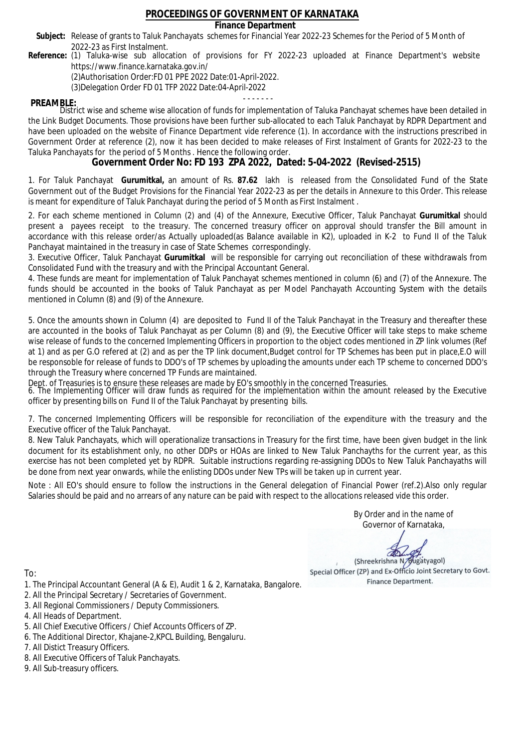# PROCEEDINGS OF GOVERNMENT OF KARNATAKA

**Finance Department**

**Subject:** Release of grants to Taluk Panchayats schemes for Financial Year 2022-23 Schemes for the Period of 5 Month of 2022-23 as First Instalment.

**Reference:** (1) Taluka-wise sub allocation of provisions for FY 2022-23 uploaded at Finance Department's website https://www.finance.karnataka.gov.in/

(2)Authorisation Order:FD 01 PPE 2022 Date:01-April-2022.

(3)Delegation Order FD 01 TFP 2022 Date:04-April-2022

- - - - - - -

**PREAMBLE:**

District wise and scheme wise allocation of funds for implementation of Taluka Panchayat schemes have been detailed in the Link Budget Documents. Those provisions have been further sub-allocated to each Taluk Panchayat by RDPR Department and have been uploaded on the website of Finance Department vide reference (1). In accordance with the instructions prescribed in Government Order at reference (2), now it has been decided to make releases of First Instalment of Grants for 2022-23 to the Taluka Panchayats for the period of 5 Months . Hence the following order.

## Government Order No: FD 193 ZPA 2022, Dated: 5-04-2022 (Revised-2515)

1. For Taluk Panchayat **Gurumitkal,** an amount of Rs. **87.62** lakh is released from the Consolidated Fund of the State Government out of the Budget Provisions for the Financial Year 2022-23 as per the details in Annexure to this Order. This release is meant for expenditure of Taluk Panchayat during the period of 5 Month as First Instalment .

2. For each scheme mentioned in Column (2) and (4) of the Annexure, Executive Officer, Taluk Panchayat **Gurumitkal** should present a payees receipt to the treasury. The concerned treasury officer on approval should transfer the Bill amount in accordance with this release order/as Actually uploaded(as Balance available in K2), uploaded in K-2 to Fund II of the Taluk Panchayat maintained in the treasury in case of State Schemes correspondingly.

3. Executive Officer, Taluk Panchayat **Gurumitkal** will be responsible for carrying out reconciliation of these withdrawals from Consolidated Fund with the treasury and with the Principal Accountant General.

4. These funds are meant for implementation of Taluk Panchayat schemes mentioned in column (6) and (7) of the Annexure. The funds should be accounted in the books of Taluk Panchayat as per Model Panchayath Accounting System with the details mentioned in Column (8) and (9) of the Annexure.

5. Once the amounts shown in Column (4) are deposited to Fund II of the Taluk Panchayat in the Treasury and thereafter these are accounted in the books of Taluk Panchayat as per Column (8) and (9), the Executive Officer will take steps to make scheme wise release of funds to the concerned Implementing Officers in proportion to the object codes mentioned in ZP link volumes (Ref at 1) and as per G.O refered at (2) and as per the TP link document,Budget control for TP Schemes has been put in place,E.O will be responsoble for release of funds to DDO's of TP schemes by uploading the amounts under each TP scheme to concerned DDO's through the Treasury where concerned TP Funds are maintained.

Dept. of Treasuries is to ensure these releases are made by EO's smoothly in the concerned Treasuries.

6. The Implementing Officer will draw funds as required for the implementation within the amount released by the Executive officer by presenting bills on Fund II of the Taluk Panchayat by presenting bills.

7. The concerned Implementing Officers will be responsible for reconciliation of the expenditure with the treasury and the Executive officer of the Taluk Panchayat.

8. New Taluk Panchayats, which will operationalize transactions in Treasury for the first time, have been given budget in the link document for its establishment only, no other DDPs or HOAs are linked to New Taluk Panchayths for the current year, as this exercise has not been completed yet by RDPR. Suitable instructions regarding re-assigning DDOs to New Taluk Panchayaths will be done from next year onwards, while the enlisting DDOs under New TPs will be taken up in current year.

Note : All EO's should ensure to follow the instructions in the General delegation of Financial Power (ref.2).Also only regular Salaries should be paid and no arrears of any nature can be paid with respect to the allocations released vide this order.

By Order and in the name of
Governor of Karnataka,

(Shreekrishna N. Bugatyagol)
Special Officer (ZP) and Ex-Officio Joint Secretary to Govt.
Finance Department.

To:

1. The Principal Accountant General (A & E), Audit 1 & 2, Karnataka, Bangalore.
2. All the Principal Secretary / Secretaries of Government.
3. All Regional Commissioners / Deputy Commissioners.
4. All Heads of Department.
5. All Chief Executive Officers / Chief Accounts Officers of ZP.
6. The Additional Director, Khajane-2,KPCL Building, Bengaluru.
7. All Distict Treasury Officers.
8. All Executive Officers of Taluk Panchayats.
9. All Sub-treasury officers.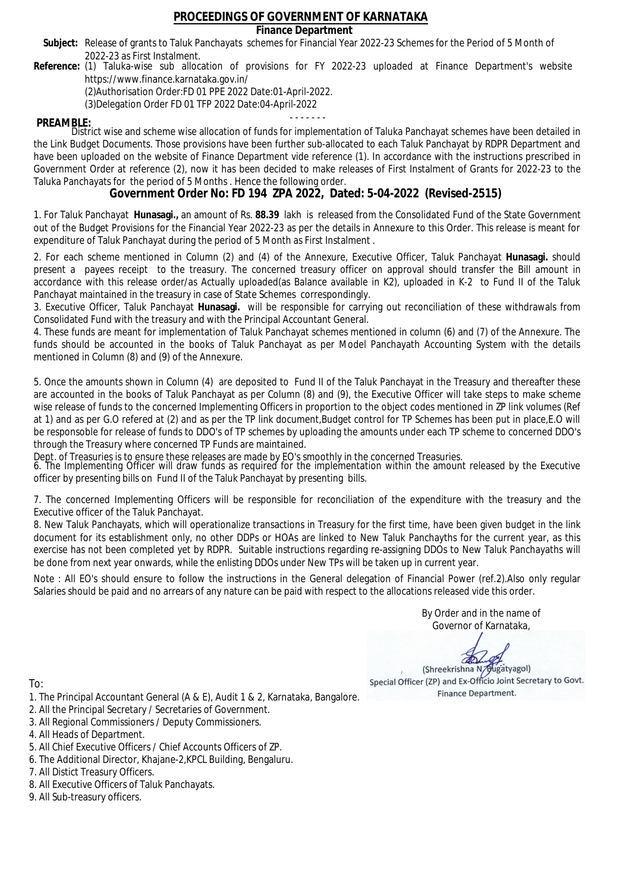# PROCEEDINGS OF GOVERNMENT OF KARNATAKA

**Finance Department**

**Subject:** Release of grants to Taluk Panchayats schemes for Financial Year 2022-23 Schemes for the Period of 5 Month of 2022-23 as First Instalment.

**Reference:** (1) Taluka-wise sub allocation of provisions for FY 2022-23 uploaded at Finance Department's website https://www.finance.karnataka.gov.in/
(2)Authorisation Order:FD 01 PPE 2022 Date:01-April-2022.
(3)Delegation Order FD 01 TFP 2022 Date:04-April-2022

- - - - - - -

**PREAMBLE:**
District wise and scheme wise allocation of funds for implementation of Taluka Panchayat schemes have been detailed in the Link Budget Documents. Those provisions have been further sub-allocated to each Taluk Panchayat by RDPR Department and have been uploaded on the website of Finance Department vide reference (1). In accordance with the instructions prescribed in Government Order at reference (2), now it has been decided to make releases of First Instalment of Grants for 2022-23 to the Taluka Panchayats for the period of 5 Months . Hence the following order.

## Government Order No: FD 194 ZPA 2022, Dated: 5-04-2022 (Revised-2515)

1. For Taluk Panchayat **Hunasagi.,** an amount of Rs. **88.39** lakh is released from the Consolidated Fund of the State Government out of the Budget Provisions for the Financial Year 2022-23 as per the details in Annexure to this Order. This release is meant for expenditure of Taluk Panchayat during the period of 5 Month as First Instalment .

2. For each scheme mentioned in Column (2) and (4) of the Annexure, Executive Officer, Taluk Panchayat **Hunasagi.** should present a payees receipt to the treasury. The concerned treasury officer on approval should transfer the Bill amount in accordance with this release order/as Actually uploaded(as Balance available in K2), uploaded in K-2 to Fund II of the Taluk Panchayat maintained in the treasury in case of State Schemes correspondingly.

3. Executive Officer, Taluk Panchayat **Hunasagi.** will be responsible for carrying out reconciliation of these withdrawals from Consolidated Fund with the treasury and with the Principal Accountant General.

4. These funds are meant for implementation of Taluk Panchayat schemes mentioned in column (6) and (7) of the Annexure. The funds should be accounted in the books of Taluk Panchayat as per Model Panchayath Accounting System with the details mentioned in Column (8) and (9) of the Annexure.

5. Once the amounts shown in Column (4) are deposited to Fund II of the Taluk Panchayat in the Treasury and thereafter these are accounted in the books of Taluk Panchayat as per Column (8) and (9), the Executive Officer will take steps to make scheme wise release of funds to the concerned Implementing Officers in proportion to the object codes mentioned in ZP link volumes (Ref at 1) and as per G.O refered at (2) and as per the TP link document,Budget control for TP Schemes has been put in place,E.O will be responsible for release of funds to DDO's of TP schemes by uploading the amounts under each TP scheme to concerned DDO's through the Treasury where concerned TP Funds are maintained.

Dept. of Treasuries is to ensure these releases are made by EO's smoothly in the concerned Treasuries.

6. The Implementing Officer will draw funds as required for the implementation within the amount released by the Executive officer by presenting bills on Fund II of the Taluk Panchayat by presenting bills.

7. The concerned Implementing Officers will be responsible for reconciliation of the expenditure with the treasury and the Executive officer of the Taluk Panchayat.

8. New Taluk Panchayats, which will operationalize transactions in Treasury for the first time, have been given budget in the link document for its establishment only, no other DDPs or HOAs are linked to New Taluk Panchayths for the current year, as this exercise has not been completed yet by RDPR. Suitable instructions regarding re-assigning DDOs to New Taluk Panchayaths will be done from next year onwards, while the enlisting DDOs under New TPs will be taken up in current year.

Note : All EO's should ensure to follow the instructions in the General delegation of Financial Power (ref.2).Also only regular Salaries should be paid and no arrears of any nature can be paid with respect to the allocations released vide this order.

By Order and in the name of
Governor of Karnataka,

(Shreekrishna N. Bugatyagol)
Special Officer (ZP) and Ex-Officio Joint Secretary to Govt.
Finance Department.

To:

1. The Principal Accountant General (A & E), Audit 1 & 2, Karnataka, Bangalore.
2. All the Principal Secretary / Secretaries of Government.
3. All Regional Commissioners / Deputy Commissioners.
4. All Heads of Department.
5. All Chief Executive Officers / Chief Accounts Officers of ZP.
6. The Additional Director, Khajane-2,KPCL Building, Bengaluru.
7. All Distict Treasury Officers.
8. All Executive Officers of Taluk Panchayats.
9. All Sub-treasury officers.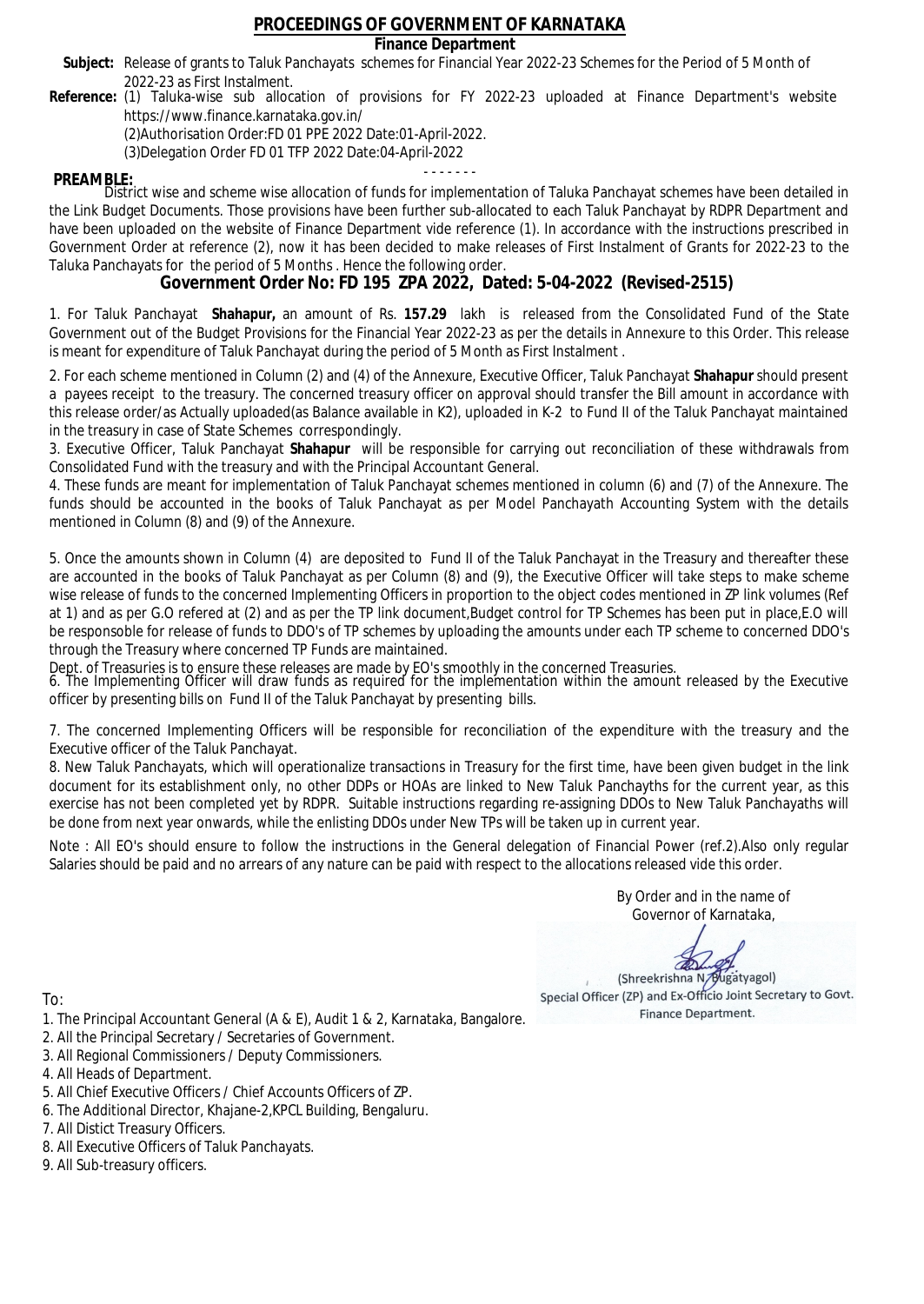# PROCEEDINGS OF GOVERNMENT OF KARNATAKA

## Finance Department

**Subject:** Release of grants to Taluk Panchayats schemes for Financial Year 2022-23 Schemes for the Period of 5 Month of 2022-23 as First Instalment.

**Reference:** (1) Taluka-wise sub allocation of provisions for FY 2022-23 uploaded at Finance Department's website https://www.finance.karnataka.gov.in/
(2)Authorisation Order:FD 01 PPE 2022 Date:01-April-2022.
(3)Delegation Order FD 01 TFP 2022 Date:04-April-2022

- - - - - - -

**PREAMBLE:**
District wise and scheme wise allocation of funds for implementation of Taluka Panchayat schemes have been detailed in the Link Budget Documents. Those provisions have been further sub-allocated to each Taluk Panchayat by RDPR Department and have been uploaded on the website of Finance Department vide reference (1). In accordance with the instructions prescribed in Government Order at reference (2), now it has been decided to make releases of First Instalment of Grants for 2022-23 to the Taluka Panchayats for the period of 5 Months . Hence the following order.

## Government Order No: FD 195 ZPA 2022, Dated: 5-04-2022 (Revised-2515)

1. For Taluk Panchayat **Shahapur,** an amount of Rs. **157.29** lakh is released from the Consolidated Fund of the State Government out of the Budget Provisions for the Financial Year 2022-23 as per the details in Annexure to this Order. This release is meant for expenditure of Taluk Panchayat during the period of 5 Month as First Instalment .

2. For each scheme mentioned in Column (2) and (4) of the Annexure, Executive Officer, Taluk Panchayat **Shahapur** should present a payees receipt to the treasury. The concerned treasury officer on approval should transfer the Bill amount in accordance with this release order/as Actually uploaded(as Balance available in K2), uploaded in K-2 to Fund II of the Taluk Panchayat maintained in the treasury in case of State Schemes correspondingly.

3. Executive Officer, Taluk Panchayat **Shahapur** will be responsible for carrying out reconciliation of these withdrawals from Consolidated Fund with the treasury and with the Principal Accountant General.

4. These funds are meant for implementation of Taluk Panchayat schemes mentioned in column (6) and (7) of the Annexure. The funds should be accounted in the books of Taluk Panchayat as per Model Panchayath Accounting System with the details mentioned in Column (8) and (9) of the Annexure.

5. Once the amounts shown in Column (4) are deposited to Fund II of the Taluk Panchayat in the Treasury and thereafter these are accounted in the books of Taluk Panchayat as per Column (8) and (9), the Executive Officer will take steps to make scheme wise release of funds to the concerned Implementing Officers in proportion to the object codes mentioned in ZP link volumes (Ref at 1) and as per G.O refered at (2) and as per the TP link document,Budget control for TP Schemes has been put in place,E.O will be responsoble for release of funds to DDO's of TP schemes by uploading the amounts under each TP scheme to concerned DDO's through the Treasury where concerned TP Funds are maintained.
Dept. of Treasuries is to ensure these releases are made by EO's smoothly in the concerned Treasuries.

6. The Implementing Officer will draw funds as required for the implementation within the amount released by the Executive officer by presenting bills on Fund II of the Taluk Panchayat by presenting bills.

7. The concerned Implementing Officers will be responsible for reconciliation of the expenditure with the treasury and the Executive officer of the Taluk Panchayat.

8. New Taluk Panchayats, which will operationalize transactions in Treasury for the first time, have been given budget in the link document for its establishment only, no other DDPs or HOAs are linked to New Taluk Panchayths for the current year, as this exercise has not been completed yet by RDPR. Suitable instructions regarding re-assigning DDOs to New Taluk Panchayaths will be done from next year onwards, while the enlisting DDOs under New TPs will be taken up in current year.

Note : All EO's should ensure to follow the instructions in the General delegation of Financial Power (ref.2).Also only regular Salaries should be paid and no arrears of any nature can be paid with respect to the allocations released vide this order.

By Order and in the name of
Governor of Karnataka,

(Shreekrishna N. Bugatyagol)
Special Officer (ZP) and Ex-Officio Joint Secretary to Govt.
Finance Department.

To:

1. The Principal Accountant General (A & E), Audit 1 & 2, Karnataka, Bangalore.
2. All the Principal Secretary / Secretaries of Government.
3. All Regional Commissioners / Deputy Commissioners.
4. All Heads of Department.
5. All Chief Executive Officers / Chief Accounts Officers of ZP.
6. The Additional Director, Khajane-2,KPCL Building, Bengaluru.
7. All Distict Treasury Officers.
8. All Executive Officers of Taluk Panchayats.
9. All Sub-treasury officers.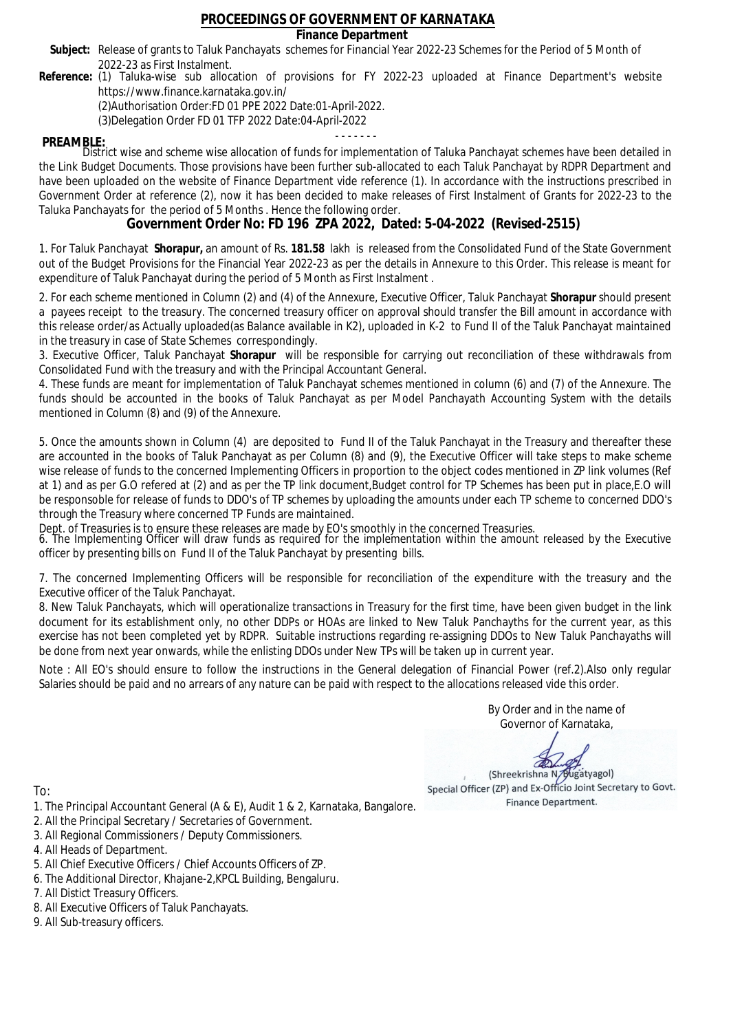# PROCEEDINGS OF GOVERNMENT OF KARNATAKA

**Finance Department**

**Subject:** Release of grants to Taluk Panchayats schemes for Financial Year 2022-23 Schemes for the Period of 5 Month of 2022-23 as First Instalment.

**Reference:** (1) Taluka-wise sub allocation of provisions for FY 2022-23 uploaded at Finance Department's website https://www.finance.karnataka.gov.in/
(2)Authorisation Order:FD 01 PPE 2022 Date:01-April-2022.
(3)Delegation Order FD 01 TFP 2022 Date:04-April-2022

- - - - - - -

**PREAMBLE:**
District wise and scheme wise allocation of funds for implementation of Taluka Panchayat schemes have been detailed in the Link Budget Documents. Those provisions have been further sub-allocated to each Taluk Panchayat by RDPR Department and have been uploaded on the website of Finance Department vide reference (1). In accordance with the instructions prescribed in Government Order at reference (2), now it has been decided to make releases of First Instalment of Grants for 2022-23 to the Taluka Panchayats for the period of 5 Months . Hence the following order.

## Government Order No: FD 196 ZPA 2022, Dated: 5-04-2022 (Revised-2515)

1. For Taluk Panchayat **Shorapur,** an amount of Rs. **181.58** lakh is released from the Consolidated Fund of the State Government out of the Budget Provisions for the Financial Year 2022-23 as per the details in Annexure to this Order. This release is meant for expenditure of Taluk Panchayat during the period of 5 Month as First Instalment .

2. For each scheme mentioned in Column (2) and (4) of the Annexure, Executive Officer, Taluk Panchayat **Shorapur** should present a payees receipt to the treasury. The concerned treasury officer on approval should transfer the Bill amount in accordance with this release order/as Actually uploaded(as Balance available in K2), uploaded in K-2 to Fund II of the Taluk Panchayat maintained in the treasury in case of State Schemes correspondingly.

3. Executive Officer, Taluk Panchayat **Shorapur** will be responsible for carrying out reconciliation of these withdrawals from Consolidated Fund with the treasury and with the Principal Accountant General.

4. These funds are meant for implementation of Taluk Panchayat schemes mentioned in column (6) and (7) of the Annexure. The funds should be accounted in the books of Taluk Panchayat as per Model Panchayath Accounting System with the details mentioned in Column (8) and (9) of the Annexure.

5. Once the amounts shown in Column (4) are deposited to Fund II of the Taluk Panchayat in the Treasury and thereafter these are accounted in the books of Taluk Panchayat as per Column (8) and (9), the Executive Officer will take steps to make scheme wise release of funds to the concerned Implementing Officers in proportion to the object codes mentioned in ZP link volumes (Ref at 1) and as per G.O refered at (2) and as per the TP link document,Budget control for TP Schemes has been put in place,E.O will be responsible for release of funds to DDO's of TP schemes by uploading the amounts under each TP scheme to concerned DDO's through the Treasury where concerned TP Funds are maintained.

Dept. of Treasuries is to ensure these releases are made by EO's smoothly in the concerned Treasuries.

6. The Implementing Officer will draw funds as required for the implementation within the amount released by the Executive officer by presenting bills on Fund II of the Taluk Panchayat by presenting bills.

7. The concerned Implementing Officers will be responsible for reconciliation of the expenditure with the treasury and the Executive officer of the Taluk Panchayat.

8. New Taluk Panchayats, which will operationalize transactions in Treasury for the first time, have been given budget in the link document for its establishment only, no other DDPs or HOAs are linked to New Taluk Panchayths for the current year, as this exercise has not been completed yet by RDPR. Suitable instructions regarding re-assigning DDOs to New Taluk Panchayaths will be done from next year onwards, while the enlisting DDOs under New TPs will be taken up in current year.

Note : All EO's should ensure to follow the instructions in the General delegation of Financial Power (ref.2).Also only regular Salaries should be paid and no arrears of any nature can be paid with respect to the allocations released vide this order.

By Order and in the name of
Governor of Karnataka,

(Shreekrishna N. Bugatyagol)
Special Officer (ZP) and Ex-Officio Joint Secretary to Govt.
Finance Department.

To:

1. The Principal Accountant General (A & E), Audit 1 & 2, Karnataka, Bangalore.
2. All the Principal Secretary / Secretaries of Government.
3. All Regional Commissioners / Deputy Commissioners.
4. All Heads of Department.
5. All Chief Executive Officers / Chief Accounts Officers of ZP.
6. The Additional Director, Khajane-2,KPCL Building, Bengaluru.
7. All Distict Treasury Officers.
8. All Executive Officers of Taluk Panchayats.
9. All Sub-treasury officers.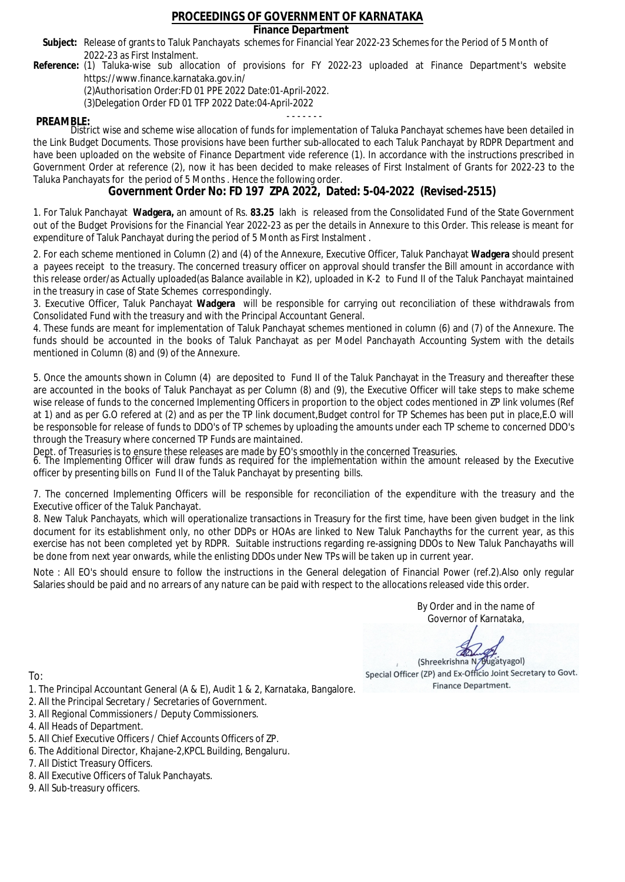# PROCEEDINGS OF GOVERNMENT OF KARNATAKA

**Finance Department**

**Subject:** Release of grants to Taluk Panchayats schemes for Financial Year 2022-23 Schemes for the Period of 5 Month of 2022-23 as First Instalment.

**Reference:** (1) Taluka-wise sub allocation of provisions for FY 2022-23 uploaded at Finance Department's website https://www.finance.karnataka.gov.in/

(2)Authorisation Order:FD 01 PPE 2022 Date:01-April-2022.

(3)Delegation Order FD 01 TFP 2022 Date:04-April-2022

- - - - - - -

**PREAMBLE:**

District wise and scheme wise allocation of funds for implementation of Taluka Panchayat schemes have been detailed in the Link Budget Documents. Those provisions have been further sub-allocated to each Taluk Panchayat by RDPR Department and have been uploaded on the website of Finance Department vide reference (1). In accordance with the instructions prescribed in Government Order at reference (2), now it has been decided to make releases of First Instalment of Grants for 2022-23 to the Taluka Panchayats for the period of 5 Months . Hence the following order.

## Government Order No: FD 197 ZPA 2022, Dated: 5-04-2022 (Revised-2515)

1. For Taluk Panchayat **Wadgera,** an amount of Rs. **83.25** lakh is released from the Consolidated Fund of the State Government out of the Budget Provisions for the Financial Year 2022-23 as per the details in Annexure to this Order. This release is meant for expenditure of Taluk Panchayat during the period of 5 Month as First Instalment .

2. For each scheme mentioned in Column (2) and (4) of the Annexure, Executive Officer, Taluk Panchayat **Wadgera** should present a payees receipt to the treasury. The concerned treasury officer on approval should transfer the Bill amount in accordance with this release order/as Actually uploaded(as Balance available in K2), uploaded in K-2 to Fund II of the Taluk Panchayat maintained in the treasury in case of State Schemes correspondingly.

3. Executive Officer, Taluk Panchayat **Wadgera** will be responsible for carrying out reconciliation of these withdrawals from Consolidated Fund with the treasury and with the Principal Accountant General.

4. These funds are meant for implementation of Taluk Panchayat schemes mentioned in column (6) and (7) of the Annexure. The funds should be accounted in the books of Taluk Panchayat as per Model Panchayath Accounting System with the details mentioned in Column (8) and (9) of the Annexure.

5. Once the amounts shown in Column (4) are deposited to Fund II of the Taluk Panchayat in the Treasury and thereafter these are accounted in the books of Taluk Panchayat as per Column (8) and (9), the Executive Officer will take steps to make scheme wise release of funds to the concerned Implementing Officers in proportion to the object codes mentioned in ZP link volumes (Ref at 1) and as per G.O refered at (2) and as per the TP link document,Budget control for TP Schemes has been put in place,E.O will be responsoble for release of funds to DDO's of TP schemes by uploading the amounts under each TP scheme to concerned DDO's through the Treasury where concerned TP Funds are maintained.

Dept. of Treasuries is to ensure these releases are made by EO's smoothly in the concerned Treasuries.

6. The Implementing Officer will draw funds as required for the implementation within the amount released by the Executive officer by presenting bills on Fund II of the Taluk Panchayat by presenting bills.

7. The concerned Implementing Officers will be responsible for reconciliation of the expenditure with the treasury and the Executive officer of the Taluk Panchayat.

8. New Taluk Panchayats, which will operationalize transactions in Treasury for the first time, have been given budget in the link document for its establishment only, no other DDPs or HOAs are linked to New Taluk Panchayths for the current year, as this exercise has not been completed yet by RDPR. Suitable instructions regarding re-assigning DDOs to New Taluk Panchayaths will be done from next year onwards, while the enlisting DDOs under New TPs will be taken up in current year.

Note : All EO's should ensure to follow the instructions in the General delegation of Financial Power (ref.2).Also only regular Salaries should be paid and no arrears of any nature can be paid with respect to the allocations released vide this order.

By Order and in the name of
Governor of Karnataka,

(Shreekrishna N. Bugatyagol)
Special Officer (ZP) and Ex-Officio Joint Secretary to Govt.
Finance Department.

To:

1. The Principal Accountant General (A & E), Audit 1 & 2, Karnataka, Bangalore.
2. All the Principal Secretary / Secretaries of Government.
3. All Regional Commissioners / Deputy Commissioners.
4. All Heads of Department.
5. All Chief Executive Officers / Chief Accounts Officers of ZP.
6. The Additional Director, Khajane-2,KPCL Building, Bengaluru.
7. All Distict Treasury Officers.
8. All Executive Officers of Taluk Panchayats.
9. All Sub-treasury officers.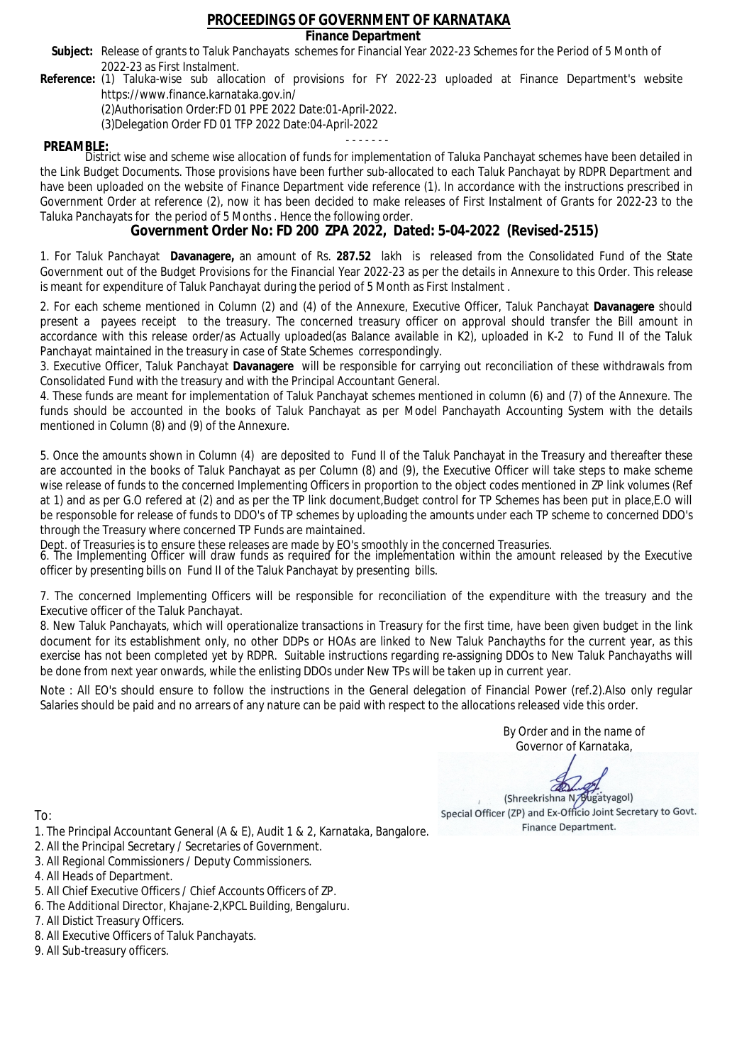# PROCEEDINGS OF GOVERNMENT OF KARNATAKA

## Finance Department

**Subject:** Release of grants to Taluk Panchayats schemes for Financial Year 2022-23 Schemes for the Period of 5 Month of 2022-23 as First Instalment.

**Reference:** (1) Taluka-wise sub allocation of provisions for FY 2022-23 uploaded at Finance Department's website https://www.finance.karnataka.gov.in/

(2)Authorisation Order:FD 01 PPE 2022 Date:01-April-2022.

(3)Delegation Order FD 01 TFP 2022 Date:04-April-2022

- - - - - - -

**PREAMBLE:**

District wise and scheme wise allocation of funds for implementation of Taluka Panchayat schemes have been detailed in the Link Budget Documents. Those provisions have been further sub-allocated to each Taluk Panchayat by RDPR Department and have been uploaded on the website of Finance Department vide reference (1). In accordance with the instructions prescribed in Government Order at reference (2), now it has been decided to make releases of First Instalment of Grants for 2022-23 to the Taluka Panchayats for the period of 5 Months . Hence the following order.

## Government Order No: FD 200 ZPA 2022, Dated: 5-04-2022 (Revised-2515)

1. For Taluk Panchayat **Davanagere,** an amount of Rs. **287.52** lakh is released from the Consolidated Fund of the State Government out of the Budget Provisions for the Financial Year 2022-23 as per the details in Annexure to this Order. This release is meant for expenditure of Taluk Panchayat during the period of 5 Month as First Instalment .

2. For each scheme mentioned in Column (2) and (4) of the Annexure, Executive Officer, Taluk Panchayat **Davanagere** should present a payees receipt to the treasury. The concerned treasury officer on approval should transfer the Bill amount in accordance with this release order/as Actually uploaded(as Balance available in K2), uploaded in K-2 to Fund II of the Taluk Panchayat maintained in the treasury in case of State Schemes correspondingly.

3. Executive Officer, Taluk Panchayat **Davanagere** will be responsible for carrying out reconciliation of these withdrawals from Consolidated Fund with the treasury and with the Principal Accountant General.

4. These funds are meant for implementation of Taluk Panchayat schemes mentioned in column (6) and (7) of the Annexure. The funds should be accounted in the books of Taluk Panchayat as per Model Panchayath Accounting System with the details mentioned in Column (8) and (9) of the Annexure.

5. Once the amounts shown in Column (4) are deposited to Fund II of the Taluk Panchayat in the Treasury and thereafter these are accounted in the books of Taluk Panchayat as per Column (8) and (9), the Executive Officer will take steps to make scheme wise release of funds to the concerned Implementing Officers in proportion to the object codes mentioned in ZP link volumes (Ref at 1) and as per G.O refered at (2) and as per the TP link document,Budget control for TP Schemes has been put in place,E.O will be responsible for release of funds to DDO's of TP schemes by uploading the amounts under each TP scheme to concerned DDO's through the Treasury where concerned TP Funds are maintained.

Dept. of Treasuries is to ensure these releases are made by EO's smoothly in the concerned Treasuries.

6. The Implementing Officer will draw funds as required for the implementation within the amount released by the Executive officer by presenting bills on Fund II of the Taluk Panchayat by presenting bills.

7. The concerned Implementing Officers will be responsible for reconciliation of the expenditure with the treasury and the Executive officer of the Taluk Panchayat.

8. New Taluk Panchayats, which will operationalize transactions in Treasury for the first time, have been given budget in the link document for its establishment only, no other DDPs or HOAs are linked to New Taluk Panchayths for the current year, as this exercise has not been completed yet by RDPR. Suitable instructions regarding re-assigning DDOs to New Taluk Panchayaths will be done from next year onwards, while the enlisting DDOs under New TPs will be taken up in current year.

Note : All EO's should ensure to follow the instructions in the General delegation of Financial Power (ref.2).Also only regular Salaries should be paid and no arrears of any nature can be paid with respect to the allocations released vide this order.

By Order and in the name of
Governor of Karnataka,

(Shreekrishna N. Bugatyagol)
Special Officer (ZP) and Ex-Officio Joint Secretary to Govt.
Finance Department.

To:

1. The Principal Accountant General (A & E), Audit 1 & 2, Karnataka, Bangalore.
2. All the Principal Secretary / Secretaries of Government.
3. All Regional Commissioners / Deputy Commissioners.
4. All Heads of Department.
5. All Chief Executive Officers / Chief Accounts Officers of ZP.
6. The Additional Director, Khajane-2,KPCL Building, Bengaluru.
7. All Distict Treasury Officers.
8. All Executive Officers of Taluk Panchayats.
9. All Sub-treasury officers.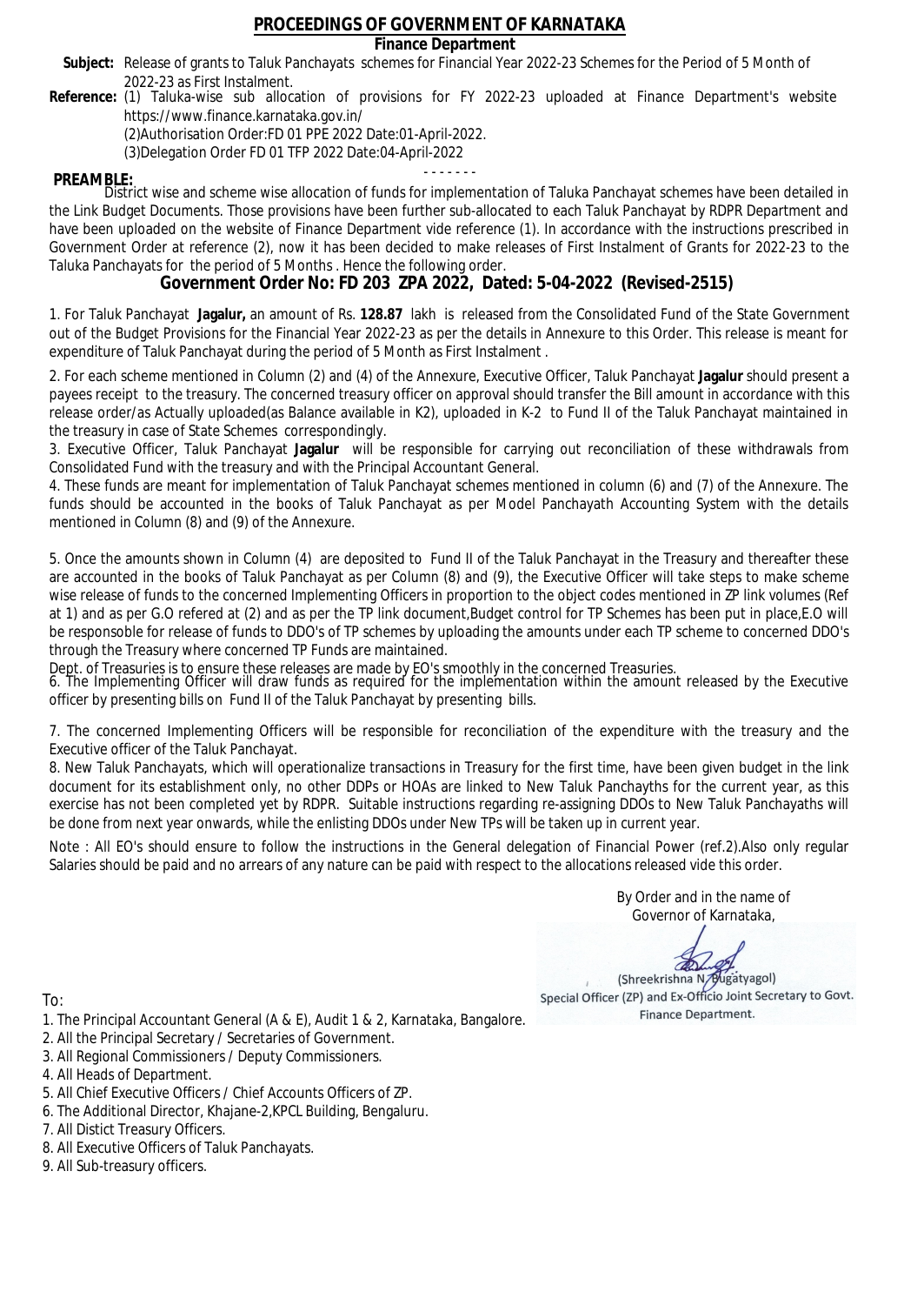# PROCEEDINGS OF GOVERNMENT OF KARNATAKA

## Finance Department

**Subject:** Release of grants to Taluk Panchayats schemes for Financial Year 2022-23 Schemes for the Period of 5 Month of 2022-23 as First Instalment.

**Reference:** (1) Taluka-wise sub allocation of provisions for FY 2022-23 uploaded at Finance Department's website https://www.finance.karnataka.gov.in/
(2)Authorisation Order:FD 01 PPE 2022 Date:01-April-2022.
(3)Delegation Order FD 01 TFP 2022 Date:04-April-2022

- - - - - - -

**PREAMBLE:**
District wise and scheme wise allocation of funds for implementation of Taluka Panchayat schemes have been detailed in the Link Budget Documents. Those provisions have been further sub-allocated to each Taluk Panchayat by RDPR Department and have been uploaded on the website of Finance Department vide reference (1). In accordance with the instructions prescribed in Government Order at reference (2), now it has been decided to make releases of First Instalment of Grants for 2022-23 to the Taluka Panchayats for the period of 5 Months . Hence the following order.

## Government Order No: FD 203 ZPA 2022, Dated: 5-04-2022 (Revised-2515)

1. For Taluk Panchayat **Jagalur,** an amount of Rs. **128.87** lakh is released from the Consolidated Fund of the State Government out of the Budget Provisions for the Financial Year 2022-23 as per the details in Annexure to this Order. This release is meant for expenditure of Taluk Panchayat during the period of 5 Month as First Instalment .

2. For each scheme mentioned in Column (2) and (4) of the Annexure, Executive Officer, Taluk Panchayat **Jagalur** should present a payees receipt to the treasury. The concerned treasury officer on approval should transfer the Bill amount in accordance with this release order/as Actually uploaded(as Balance available in K2), uploaded in K-2 to Fund II of the Taluk Panchayat maintained in the treasury in case of State Schemes correspondingly.

3. Executive Officer, Taluk Panchayat **Jagalur** will be responsible for carrying out reconciliation of these withdrawals from Consolidated Fund with the treasury and with the Principal Accountant General.

4. These funds are meant for implementation of Taluk Panchayat schemes mentioned in column (6) and (7) of the Annexure. The funds should be accounted in the books of Taluk Panchayat as per Model Panchayath Accounting System with the details mentioned in Column (8) and (9) of the Annexure.

5. Once the amounts shown in Column (4) are deposited to Fund II of the Taluk Panchayat in the Treasury and thereafter these are accounted in the books of Taluk Panchayat as per Column (8) and (9), the Executive Officer will take steps to make scheme wise release of funds to the concerned Implementing Officers in proportion to the object codes mentioned in ZP link volumes (Ref at 1) and as per G.O refered at (2) and as per the TP link document,Budget control for TP Schemes has been put in place,E.O will be responsoble for release of funds to DDO's of TP schemes by uploading the amounts under each TP scheme to concerned DDO's through the Treasury where concerned TP Funds are maintained.
Dept. of Treasuries is to ensure these releases are made by EO's smoothly in the concerned Treasuries.

6. The Implementing Officer will draw funds as required for the implementation within the amount released by the Executive officer by presenting bills on Fund II of the Taluk Panchayat by presenting bills.

7. The concerned Implementing Officers will be responsible for reconciliation of the expenditure with the treasury and the Executive officer of the Taluk Panchayat.

8. New Taluk Panchayats, which will operationalize transactions in Treasury for the first time, have been given budget in the link document for its establishment only, no other DDPs or HOAs are linked to New Taluk Panchayths for the current year, as this exercise has not been completed yet by RDPR. Suitable instructions regarding re-assigning DDOs to New Taluk Panchayaths will be done from next year onwards, while the enlisting DDOs under New TPs will be taken up in current year.

Note : All EO's should ensure to follow the instructions in the General delegation of Financial Power (ref.2).Also only regular Salaries should be paid and no arrears of any nature can be paid with respect to the allocations released vide this order.

By Order and in the name of
Governor of Karnataka,

(Shreekrishna N. Bugatyagol)
Special Officer (ZP) and Ex-Officio Joint Secretary to Govt.
Finance Department.

To:

1. The Principal Accountant General (A & E), Audit 1 & 2, Karnataka, Bangalore.
2. All the Principal Secretary / Secretaries of Government.
3. All Regional Commissioners / Deputy Commissioners.
4. All Heads of Department.
5. All Chief Executive Officers / Chief Accounts Officers of ZP.
6. The Additional Director, Khajane-2,KPCL Building, Bengaluru.
7. All Distict Treasury Officers.
8. All Executive Officers of Taluk Panchayats.
9. All Sub-treasury officers.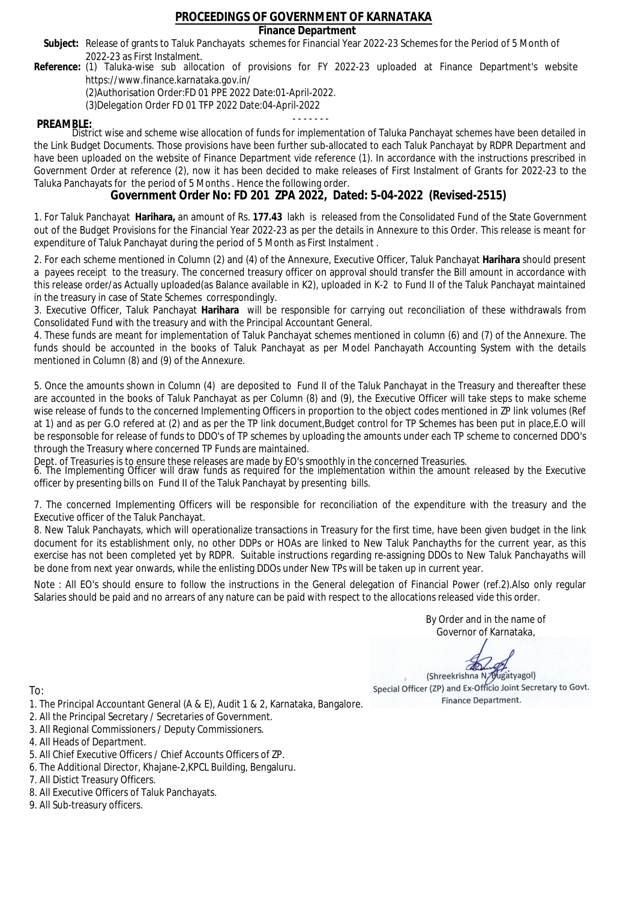# PROCEEDINGS OF GOVERNMENT OF KARNATAKA

**Finance Department**

**Subject:** Release of grants to Taluk Panchayats schemes for Financial Year 2022-23 Schemes for the Period of 5 Month of 2022-23 as First Instalment.

**Reference:** (1) Taluka-wise sub allocation of provisions for FY 2022-23 uploaded at Finance Department's website https://www.finance.karnataka.gov.in/

(2)Authorisation Order:FD 01 PPE 2022 Date:01-April-2022.

(3)Delegation Order FD 01 TFP 2022 Date:04-April-2022

- - - - - - -

**PREAMBLE:**

District wise and scheme wise allocation of funds for implementation of Taluka Panchayat schemes have been detailed in the Link Budget Documents. Those provisions have been further sub-allocated to each Taluk Panchayat by RDPR Department and have been uploaded on the website of Finance Department vide reference (1). In accordance with the instructions prescribed in Government Order at reference (2), now it has been decided to make releases of First Instalment of Grants for 2022-23 to the Taluka Panchayats for the period of 5 Months . Hence the following order.

## Government Order No: FD 201 ZPA 2022, Dated: 5-04-2022 (Revised-2515)

1. For Taluk Panchayat **Harihara,** an amount of Rs. **177.43** lakh is released from the Consolidated Fund of the State Government out of the Budget Provisions for the Financial Year 2022-23 as per the details in Annexure to this Order. This release is meant for expenditure of Taluk Panchayat during the period of 5 Month as First Instalment .

2. For each scheme mentioned in Column (2) and (4) of the Annexure, Executive Officer, Taluk Panchayat **Harihara** should present a payees receipt to the treasury. The concerned treasury officer on approval should transfer the Bill amount in accordance with this release order/as Actually uploaded(as Balance available in K2), uploaded in K-2 to Fund II of the Taluk Panchayat maintained in the treasury in case of State Schemes correspondingly.

3. Executive Officer, Taluk Panchayat **Harihara** will be responsible for carrying out reconciliation of these withdrawals from Consolidated Fund with the treasury and with the Principal Accountant General.

4. These funds are meant for implementation of Taluk Panchayat schemes mentioned in column (6) and (7) of the Annexure. The funds should be accounted in the books of Taluk Panchayat as per Model Panchayath Accounting System with the details mentioned in Column (8) and (9) of the Annexure.

5. Once the amounts shown in Column (4) are deposited to Fund II of the Taluk Panchayat in the Treasury and thereafter these are accounted in the books of Taluk Panchayat as per Column (8) and (9), the Executive Officer will take steps to make scheme wise release of funds to the concerned Implementing Officers in proportion to the object codes mentioned in ZP link volumes (Ref at 1) and as per G.O refered at (2) and as per the TP link document,Budget control for TP Schemes has been put in place,E.O will be responsoble for release of funds to DDO's of TP schemes by uploading the amounts under each TP scheme to concerned DDO's through the Treasury where concerned TP Funds are maintained.

Dept. of Treasuries is to ensure these releases are made by EO's smoothly in the concerned Treasuries.

6. The Implementing Officer will draw funds as required for the implementation within the amount released by the Executive officer by presenting bills on Fund II of the Taluk Panchayat by presenting bills.

7. The concerned Implementing Officers will be responsible for reconciliation of the expenditure with the treasury and the Executive officer of the Taluk Panchayat.

8. New Taluk Panchayats, which will operationalize transactions in Treasury for the first time, have been given budget in the link document for its establishment only, no other DDPs or HOAs are linked to New Taluk Panchayths for the current year, as this exercise has not been completed yet by RDPR. Suitable instructions regarding re-assigning DDOs to New Taluk Panchayaths will be done from next year onwards, while the enlisting DDOs under New TPs will be taken up in current year.

Note : All EO's should ensure to follow the instructions in the General delegation of Financial Power (ref.2).Also only regular Salaries should be paid and no arrears of any nature can be paid with respect to the allocations released vide this order.

By Order and in the name of
Governor of Karnataka,

(Shreekrishna N. Bugatyagol)
Special Officer (ZP) and Ex-Officio Joint Secretary to Govt.
Finance Department.

To:

1. The Principal Accountant General (A & E), Audit 1 & 2, Karnataka, Bangalore.
2. All the Principal Secretary / Secretaries of Government.
3. All Regional Commissioners / Deputy Commissioners.
4. All Heads of Department.
5. All Chief Executive Officers / Chief Accounts Officers of ZP.
6. The Additional Director, Khajane-2,KPCL Building, Bengaluru.
7. All Distict Treasury Officers.
8. All Executive Officers of Taluk Panchayats.
9. All Sub-treasury officers.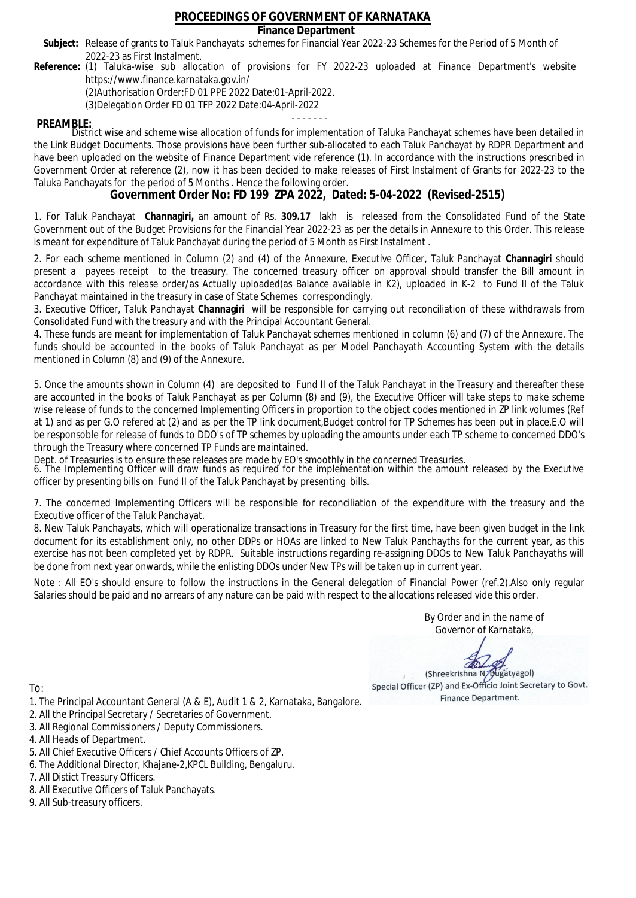# PROCEEDINGS OF GOVERNMENT OF KARNATAKA

## Finance Department

**Subject:** Release of grants to Taluk Panchayats schemes for Financial Year 2022-23 Schemes for the Period of 5 Month of 2022-23 as First Instalment.

**Reference:** (1) Taluka-wise sub allocation of provisions for FY 2022-23 uploaded at Finance Department's website https://www.finance.karnataka.gov.in/

(2)Authorisation Order:FD 01 PPE 2022 Date:01-April-2022.

(3)Delegation Order FD 01 TFP 2022 Date:04-April-2022

- - - - - - -

**PREAMBLE:**

District wise and scheme wise allocation of funds for implementation of Taluka Panchayat schemes have been detailed in the Link Budget Documents. Those provisions have been further sub-allocated to each Taluk Panchayat by RDPR Department and have been uploaded on the website of Finance Department vide reference (1). In accordance with the instructions prescribed in Government Order at reference (2), now it has been decided to make releases of First Instalment of Grants for 2022-23 to the Taluka Panchayats for the period of 5 Months . Hence the following order.

## Government Order No: FD 199 ZPA 2022, Dated: 5-04-2022 (Revised-2515)

1. For Taluk Panchayat **Channagiri,** an amount of Rs. **309.17** lakh is released from the Consolidated Fund of the State Government out of the Budget Provisions for the Financial Year 2022-23 as per the details in Annexure to this Order. This release is meant for expenditure of Taluk Panchayat during the period of 5 Month as First Instalment .

2. For each scheme mentioned in Column (2) and (4) of the Annexure, Executive Officer, Taluk Panchayat **Channagiri** should present a payees receipt to the treasury. The concerned treasury officer on approval should transfer the Bill amount in accordance with this release order/as Actually uploaded(as Balance available in K2), uploaded in K-2 to Fund II of the Taluk Panchayat maintained in the treasury in case of State Schemes correspondingly.

3. Executive Officer, Taluk Panchayat **Channagiri** will be responsible for carrying out reconciliation of these withdrawals from Consolidated Fund with the treasury and with the Principal Accountant General.

4. These funds are meant for implementation of Taluk Panchayat schemes mentioned in column (6) and (7) of the Annexure. The funds should be accounted in the books of Taluk Panchayat as per Model Panchayath Accounting System with the details mentioned in Column (8) and (9) of the Annexure.

5. Once the amounts shown in Column (4) are deposited to Fund II of the Taluk Panchayat in the Treasury and thereafter these are accounted in the books of Taluk Panchayat as per Column (8) and (9), the Executive Officer will take steps to make scheme wise release of funds to the concerned Implementing Officers in proportion to the object codes mentioned in ZP link volumes (Ref at 1) and as per G.O refered at (2) and as per the TP link document,Budget control for TP Schemes has been put in place,E.O will be responsoble for release of funds to DDO's of TP schemes by uploading the amounts under each TP scheme to concerned DDO's through the Treasury where concerned TP Funds are maintained.

Dept. of Treasuries is to ensure these releases are made by EO's smoothly in the concerned Treasuries.

6. The Implementing Officer will draw funds as required for the implementation within the amount released by the Executive officer by presenting bills on Fund II of the Taluk Panchayat by presenting bills.

7. The concerned Implementing Officers will be responsible for reconciliation of the expenditure with the treasury and the Executive officer of the Taluk Panchayat.

8. New Taluk Panchayats, which will operationalize transactions in Treasury for the first time, have been given budget in the link document for its establishment only, no other DDPs or HOAs are linked to New Taluk Panchayths for the current year, as this exercise has not been completed yet by RDPR. Suitable instructions regarding re-assigning DDOs to New Taluk Panchayaths will be done from next year onwards, while the enlisting DDOs under New TPs will be taken up in current year.

Note : All EO's should ensure to follow the instructions in the General delegation of Financial Power (ref.2).Also only regular Salaries should be paid and no arrears of any nature can be paid with respect to the allocations released vide this order.

By Order and in the name of
Governor of Karnataka,

(Shreekrishna N. Bugatyagol)
Special Officer (ZP) and Ex-Officio Joint Secretary to Govt.
Finance Department.

To:

1. The Principal Accountant General (A & E), Audit 1 & 2, Karnataka, Bangalore.
2. All the Principal Secretary / Secretaries of Government.
3. All Regional Commissioners / Deputy Commissioners.
4. All Heads of Department.
5. All Chief Executive Officers / Chief Accounts Officers of ZP.
6. The Additional Director, Khajane-2,KPCL Building, Bengaluru.
7. All Distict Treasury Officers.
8. All Executive Officers of Taluk Panchayats.
9. All Sub-treasury officers.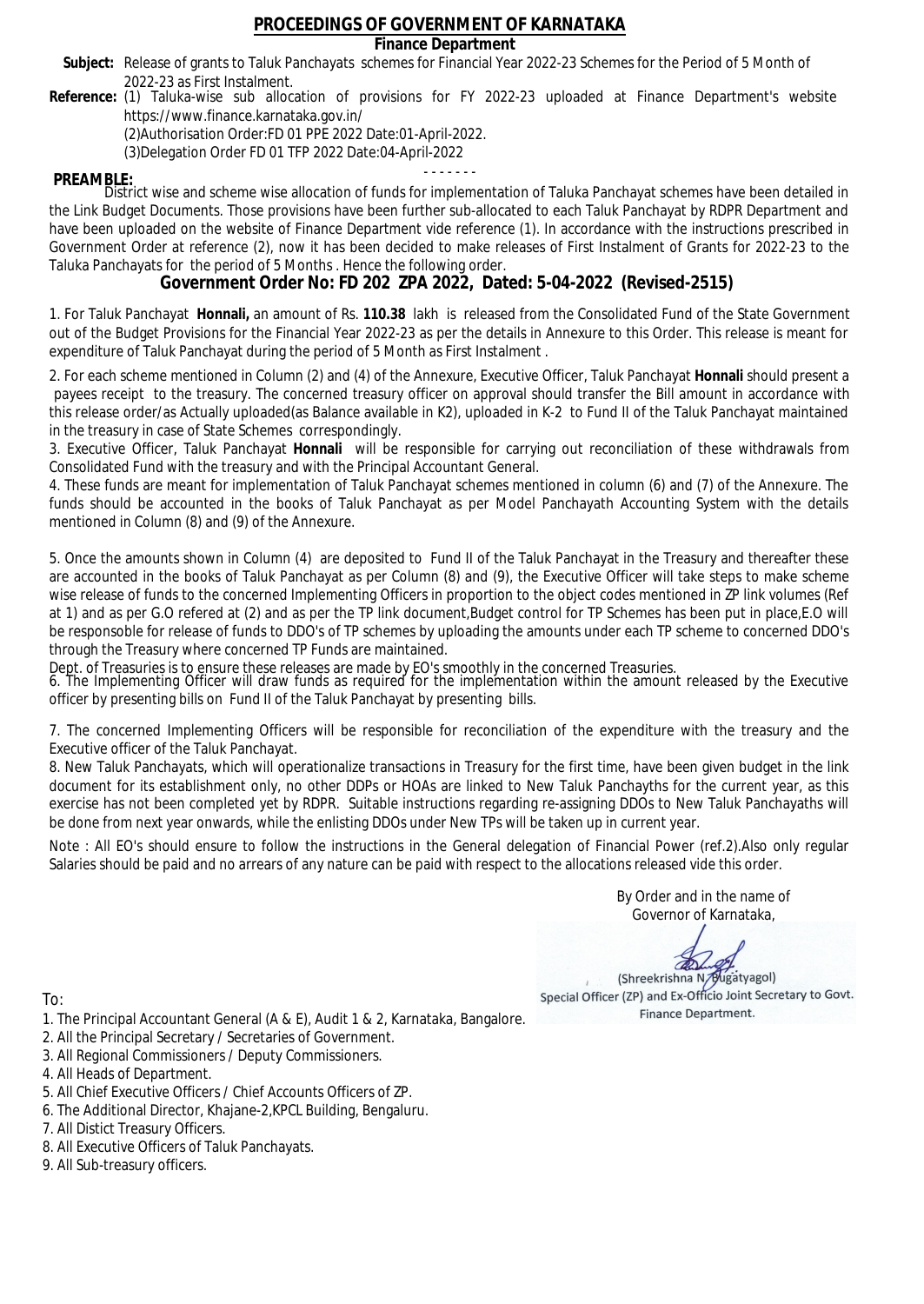# PROCEEDINGS OF GOVERNMENT OF KARNATAKA

**Finance Department**

**Subject:** Release of grants to Taluk Panchayats schemes for Financial Year 2022-23 Schemes for the Period of 5 Month of 2022-23 as First Instalment.

**Reference:** (1) Taluka-wise sub allocation of provisions for FY 2022-23 uploaded at Finance Department's website https://www.finance.karnataka.gov.in/

(2)Authorisation Order:FD 01 PPE 2022 Date:01-April-2022.

(3)Delegation Order FD 01 TFP 2022 Date:04-April-2022

- - - - - - -

**PREAMBLE:**

District wise and scheme wise allocation of funds for implementation of Taluka Panchayat schemes have been detailed in the Link Budget Documents. Those provisions have been further sub-allocated to each Taluk Panchayat by RDPR Department and have been uploaded on the website of Finance Department vide reference (1). In accordance with the instructions prescribed in Government Order at reference (2), now it has been decided to make releases of First Instalment of Grants for 2022-23 to the Taluka Panchayats for the period of 5 Months . Hence the following order.

## Government Order No: FD 202 ZPA 2022, Dated: 5-04-2022 (Revised-2515)

1. For Taluk Panchayat **Honnali,** an amount of Rs. **110.38** lakh is released from the Consolidated Fund of the State Government out of the Budget Provisions for the Financial Year 2022-23 as per the details in Annexure to this Order. This release is meant for expenditure of Taluk Panchayat during the period of 5 Month as First Instalment .

2. For each scheme mentioned in Column (2) and (4) of the Annexure, Executive Officer, Taluk Panchayat **Honnali** should present a payees receipt to the treasury. The concerned treasury officer on approval should transfer the Bill amount in accordance with this release order/as Actually uploaded(as Balance available in K2), uploaded in K-2 to Fund II of the Taluk Panchayat maintained in the treasury in case of State Schemes correspondingly.

3. Executive Officer, Taluk Panchayat **Honnali** will be responsible for carrying out reconciliation of these withdrawals from Consolidated Fund with the treasury and with the Principal Accountant General.

4. These funds are meant for implementation of Taluk Panchayat schemes mentioned in column (6) and (7) of the Annexure. The funds should be accounted in the books of Taluk Panchayat as per Model Panchayath Accounting System with the details mentioned in Column (8) and (9) of the Annexure.

5. Once the amounts shown in Column (4) are deposited to Fund II of the Taluk Panchayat in the Treasury and thereafter these are accounted in the books of Taluk Panchayat as per Column (8) and (9), the Executive Officer will take steps to make scheme wise release of funds to the concerned Implementing Officers in proportion to the object codes mentioned in ZP link volumes (Ref at 1) and as per G.O refered at (2) and as per the TP link document,Budget control for TP Schemes has been put in place,E.O will be responsible for release of funds to DDO's of TP schemes by uploading the amounts under each TP scheme to concerned DDO's through the Treasury where concerned TP Funds are maintained.

Dept. of Treasuries is to ensure these releases are made by EO's smoothly in the concerned Treasuries.

6. The Implementing Officer will draw funds as required for the implementation within the amount released by the Executive officer by presenting bills on Fund II of the Taluk Panchayat by presenting bills.

7. The concerned Implementing Officers will be responsible for reconciliation of the expenditure with the treasury and the Executive officer of the Taluk Panchayat.

8. New Taluk Panchayats, which will operationalize transactions in Treasury for the first time, have been given budget in the link document for its establishment only, no other DDPs or HOAs are linked to New Taluk Panchayths for the current year, as this exercise has not been completed yet by RDPR. Suitable instructions regarding re-assigning DDOs to New Taluk Panchayaths will be done from next year onwards, while the enlisting DDOs under New TPs will be taken up in current year.

Note : All EO's should ensure to follow the instructions in the General delegation of Financial Power (ref.2).Also only regular Salaries should be paid and no arrears of any nature can be paid with respect to the allocations released vide this order.

By Order and in the name of
Governor of Karnataka,

(Shreekrishna N. Bugatyagol)
Special Officer (ZP) and Ex-Officio Joint Secretary to Govt.
Finance Department.

To:

1. The Principal Accountant General (A & E), Audit 1 & 2, Karnataka, Bangalore.
2. All the Principal Secretary / Secretaries of Government.
3. All Regional Commissioners / Deputy Commissioners.
4. All Heads of Department.
5. All Chief Executive Officers / Chief Accounts Officers of ZP.
6. The Additional Director, Khajane-2,KPCL Building, Bengaluru.
7. All Distict Treasury Officers.
8. All Executive Officers of Taluk Panchayats.
9. All Sub-treasury officers.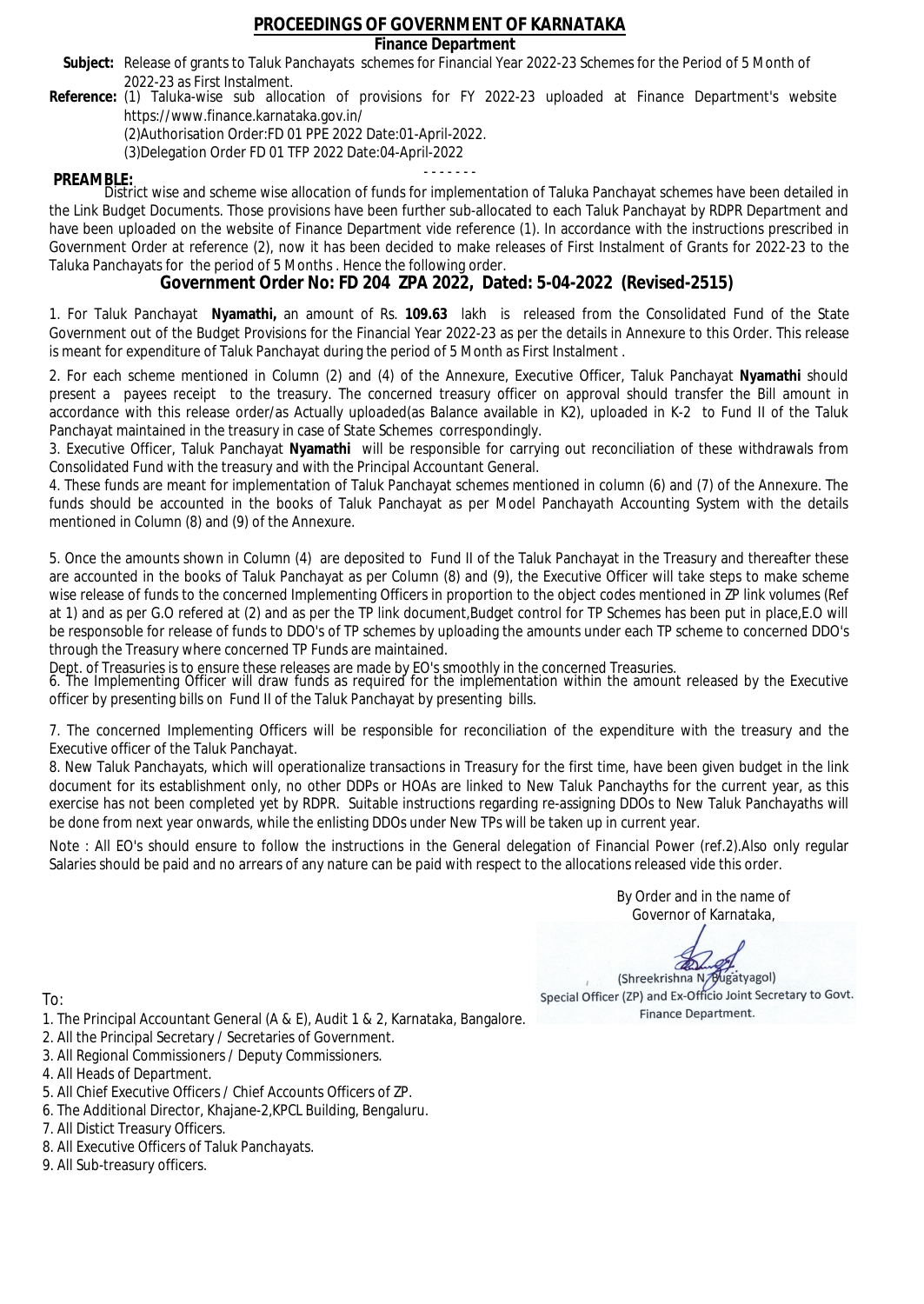# PROCEEDINGS OF GOVERNMENT OF KARNATAKA

## Finance Department

**Subject:** Release of grants to Taluk Panchayats schemes for Financial Year 2022-23 Schemes for the Period of 5 Month of 2022-23 as First Instalment.

**Reference:** (1) Taluka-wise sub allocation of provisions for FY 2022-23 uploaded at Finance Department's website https://www.finance.karnataka.gov.in/

(2)Authorisation Order:FD 01 PPE 2022 Date:01-April-2022.

(3)Delegation Order FD 01 TFP 2022 Date:04-April-2022

- - - - - - -

**PREAMBLE:**

District wise and scheme wise allocation of funds for implementation of Taluka Panchayat schemes have been detailed in the Link Budget Documents. Those provisions have been further sub-allocated to each Taluk Panchayat by RDPR Department and have been uploaded on the website of Finance Department vide reference (1). In accordance with the instructions prescribed in Government Order at reference (2), now it has been decided to make releases of First Instalment of Grants for 2022-23 to the Taluka Panchayats for the period of 5 Months . Hence the following order.

## Government Order No: FD 204 ZPA 2022, Dated: 5-04-2022 (Revised-2515)

1. For Taluk Panchayat **Nyamathi,** an amount of Rs. **109.63** lakh is released from the Consolidated Fund of the State Government out of the Budget Provisions for the Financial Year 2022-23 as per the details in Annexure to this Order. This release is meant for expenditure of Taluk Panchayat during the period of 5 Month as First Instalment .

2. For each scheme mentioned in Column (2) and (4) of the Annexure, Executive Officer, Taluk Panchayat **Nyamathi** should present a payees receipt to the treasury. The concerned treasury officer on approval should transfer the Bill amount in accordance with this release order/as Actually uploaded(as Balance available in K2), uploaded in K-2 to Fund II of the Taluk Panchayat maintained in the treasury in case of State Schemes correspondingly.

3. Executive Officer, Taluk Panchayat **Nyamathi** will be responsible for carrying out reconciliation of these withdrawals from Consolidated Fund with the treasury and with the Principal Accountant General.

4. These funds are meant for implementation of Taluk Panchayat schemes mentioned in column (6) and (7) of the Annexure. The funds should be accounted in the books of Taluk Panchayat as per Model Panchayath Accounting System with the details mentioned in Column (8) and (9) of the Annexure.

5. Once the amounts shown in Column (4) are deposited to Fund II of the Taluk Panchayat in the Treasury and thereafter these are accounted in the books of Taluk Panchayat as per Column (8) and (9), the Executive Officer will take steps to make scheme wise release of funds to the concerned Implementing Officers in proportion to the object codes mentioned in ZP link volumes (Ref at 1) and as per G.O refered at (2) and as per the TP link document,Budget control for TP Schemes has been put in place,E.O will be responsoble for release of funds to DDO's of TP schemes by uploading the amounts under each TP scheme to concerned DDO's through the Treasury where concerned TP Funds are maintained.

Dept. of Treasuries is to ensure these releases are made by EO's smoothly in the concerned Treasuries.

6. The Implementing Officer will draw funds as required for the implementation within the amount released by the Executive officer by presenting bills on Fund II of the Taluk Panchayat by presenting bills.

7. The concerned Implementing Officers will be responsible for reconciliation of the expenditure with the treasury and the Executive officer of the Taluk Panchayat.

8. New Taluk Panchayats, which will operationalize transactions in Treasury for the first time, have been given budget in the link document for its establishment only, no other DDPs or HOAs are linked to New Taluk Panchayths for the current year, as this exercise has not been completed yet by RDPR. Suitable instructions regarding re-assigning DDOs to New Taluk Panchayaths will be done from next year onwards, while the enlisting DDOs under New TPs will be taken up in current year.

Note : All EO's should ensure to follow the instructions in the General delegation of Financial Power (ref.2).Also only regular Salaries should be paid and no arrears of any nature can be paid with respect to the allocations released vide this order.

By Order and in the name of
Governor of Karnataka,

(Shreekrishna N. Bugatyagol)
Special Officer (ZP) and Ex-Officio Joint Secretary to Govt.
Finance Department.

To:

1. The Principal Accountant General (A & E), Audit 1 & 2, Karnataka, Bangalore.
2. All the Principal Secretary / Secretaries of Government.
3. All Regional Commissioners / Deputy Commissioners.
4. All Heads of Department.
5. All Chief Executive Officers / Chief Accounts Officers of ZP.
6. The Additional Director, Khajane-2,KPCL Building, Bengaluru.
7. All Distict Treasury Officers.
8. All Executive Officers of Taluk Panchayats.
9. All Sub-treasury officers.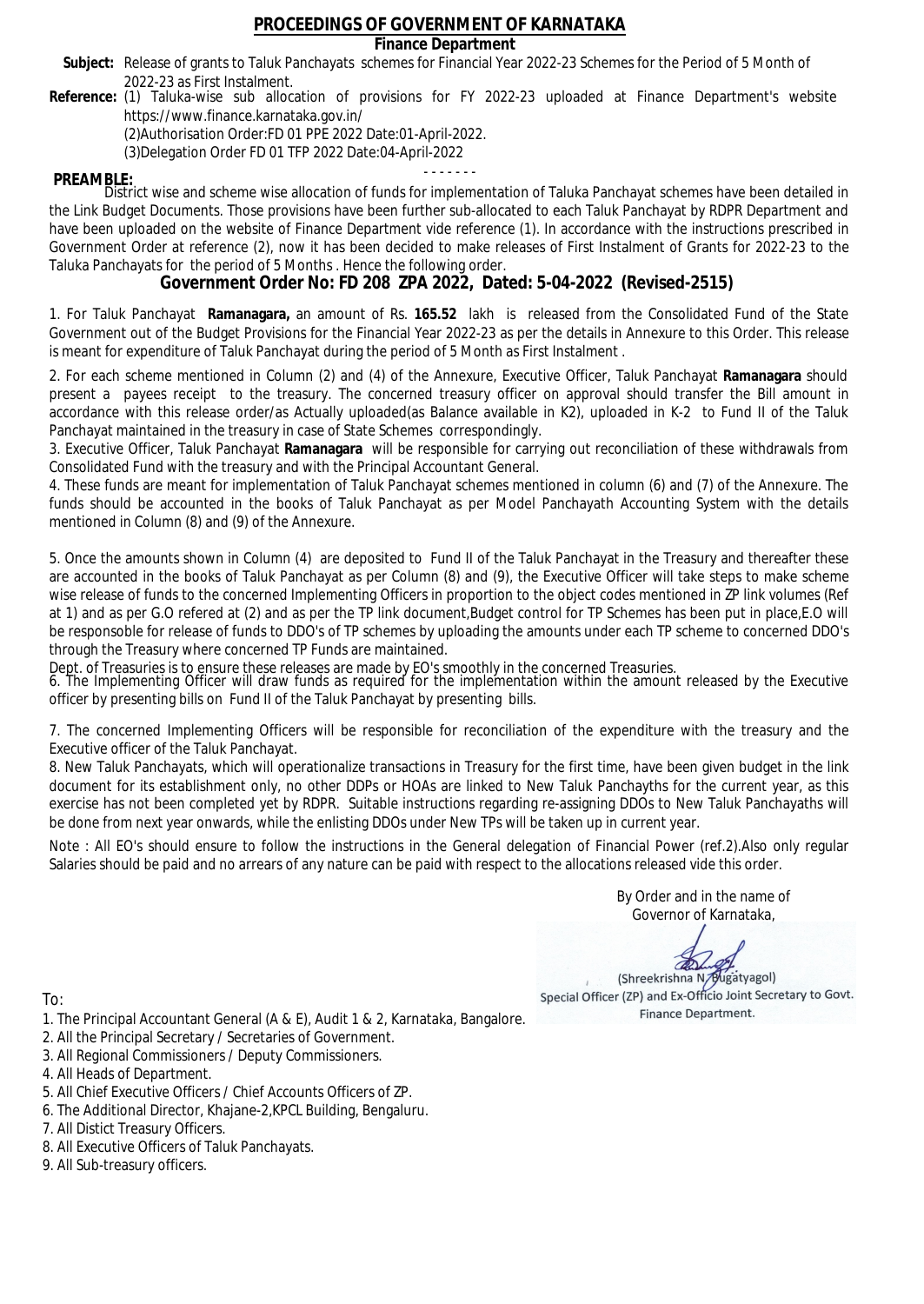# PROCEEDINGS OF GOVERNMENT OF KARNATAKA

## Finance Department

**Subject:** Release of grants to Taluk Panchayats schemes for Financial Year 2022-23 Schemes for the Period of 5 Month of 2022-23 as First Instalment.

**Reference:** (1) Taluka-wise sub allocation of provisions for FY 2022-23 uploaded at Finance Department's website https://www.finance.karnataka.gov.in/
(2)Authorisation Order:FD 01 PPE 2022 Date:01-April-2022.
(3)Delegation Order FD 01 TFP 2022 Date:04-April-2022

- - - - - - -

**PREAMBLE:**
District wise and scheme wise allocation of funds for implementation of Taluka Panchayat schemes have been detailed in the Link Budget Documents. Those provisions have been further sub-allocated to each Taluk Panchayat by RDPR Department and have been uploaded on the website of Finance Department vide reference (1). In accordance with the instructions prescribed in Government Order at reference (2), now it has been decided to make releases of First Instalment of Grants for 2022-23 to the Taluka Panchayats for the period of 5 Months . Hence the following order.

## Government Order No: FD 208 ZPA 2022, Dated: 5-04-2022 (Revised-2515)

1. For Taluk Panchayat **Ramanagara,** an amount of Rs. **165.52** lakh is released from the Consolidated Fund of the State Government out of the Budget Provisions for the Financial Year 2022-23 as per the details in Annexure to this Order. This release is meant for expenditure of Taluk Panchayat during the period of 5 Month as First Instalment .

2. For each scheme mentioned in Column (2) and (4) of the Annexure, Executive Officer, Taluk Panchayat **Ramanagara** should present a payees receipt to the treasury. The concerned treasury officer on approval should transfer the Bill amount in accordance with this release order/as Actually uploaded(as Balance available in K2), uploaded in K-2 to Fund II of the Taluk Panchayat maintained in the treasury in case of State Schemes correspondingly.

3. Executive Officer, Taluk Panchayat **Ramanagara** will be responsible for carrying out reconciliation of these withdrawals from Consolidated Fund with the treasury and with the Principal Accountant General.

4. These funds are meant for implementation of Taluk Panchayat schemes mentioned in column (6) and (7) of the Annexure. The funds should be accounted in the books of Taluk Panchayat as per Model Panchayath Accounting System with the details mentioned in Column (8) and (9) of the Annexure.

5. Once the amounts shown in Column (4) are deposited to Fund II of the Taluk Panchayat in the Treasury and thereafter these are accounted in the books of Taluk Panchayat as per Column (8) and (9), the Executive Officer will take steps to make scheme wise release of funds to the concerned Implementing Officers in proportion to the object codes mentioned in ZP link volumes (Ref at 1) and as per G.O refered at (2) and as per the TP link document,Budget control for TP Schemes has been put in place,E.O will be responsoble for release of funds to DDO's of TP schemes by uploading the amounts under each TP scheme to concerned DDO's through the Treasury where concerned TP Funds are maintained.

Dept. of Treasuries is to ensure these releases are made by EO's smoothly in the concerned Treasuries.

6. The Implementing Officer will draw funds as required for the implementation within the amount released by the Executive officer by presenting bills on Fund II of the Taluk Panchayat by presenting bills.

7. The concerned Implementing Officers will be responsible for reconciliation of the expenditure with the treasury and the Executive officer of the Taluk Panchayat.

8. New Taluk Panchayats, which will operationalize transactions in Treasury for the first time, have been given budget in the link document for its establishment only, no other DDPs or HOAs are linked to New Taluk Panchayths for the current year, as this exercise has not been completed yet by RDPR. Suitable instructions regarding re-assigning DDOs to New Taluk Panchayaths will be done from next year onwards, while the enlisting DDOs under New TPs will be taken up in current year.

Note : All EO's should ensure to follow the instructions in the General delegation of Financial Power (ref.2).Also only regular Salaries should be paid and no arrears of any nature can be paid with respect to the allocations released vide this order.

By Order and in the name of
Governor of Karnataka,

(Shreekrishna N. Bugatyagol)
Special Officer (ZP) and Ex-Officio Joint Secretary to Govt.
Finance Department.

To:

1. The Principal Accountant General (A & E), Audit 1 & 2, Karnataka, Bangalore.
2. All the Principal Secretary / Secretaries of Government.
3. All Regional Commissioners / Deputy Commissioners.
4. All Heads of Department.
5. All Chief Executive Officers / Chief Accounts Officers of ZP.
6. The Additional Director, Khajane-2,KPCL Building, Bengaluru.
7. All Distict Treasury Officers.
8. All Executive Officers of Taluk Panchayats.
9. All Sub-treasury officers.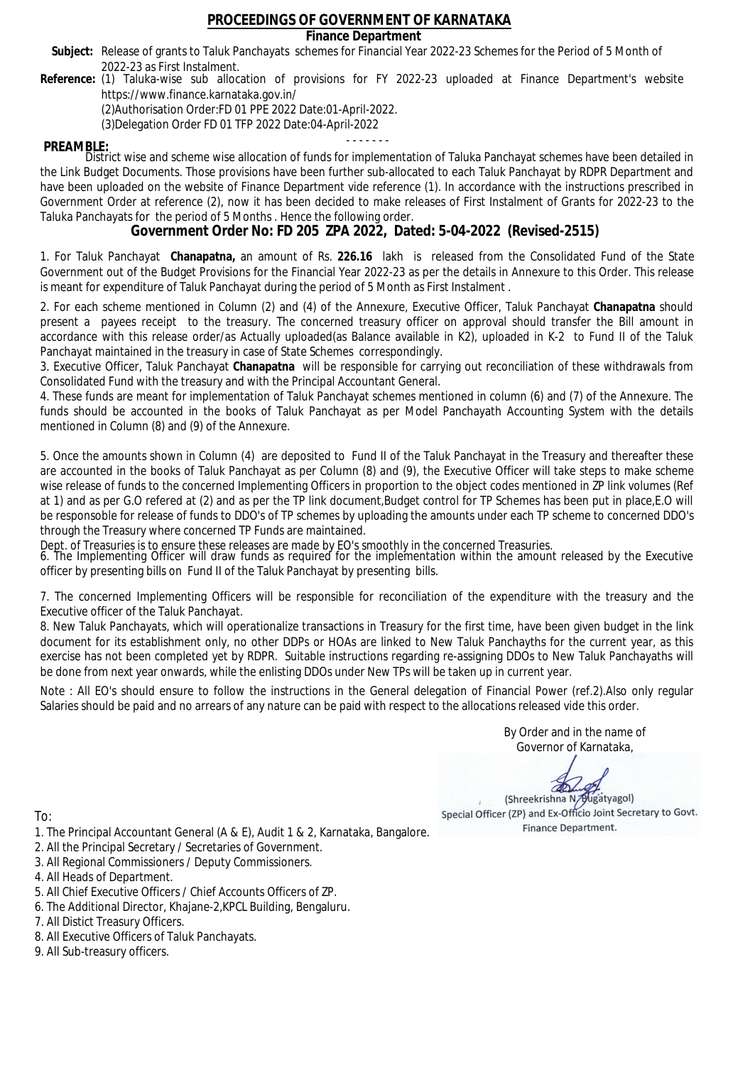# PROCEEDINGS OF GOVERNMENT OF KARNATAKA

**Finance Department**

**Subject:** Release of grants to Taluk Panchayats schemes for Financial Year 2022-23 Schemes for the Period of 5 Month of 2022-23 as First Instalment.

**Reference:** (1) Taluka-wise sub allocation of provisions for FY 2022-23 uploaded at Finance Department's website https://www.finance.karnataka.gov.in/

(2)Authorisation Order:FD 01 PPE 2022 Date:01-April-2022.

(3)Delegation Order FD 01 TFP 2022 Date:04-April-2022

- - - - - - -

**PREAMBLE:**

District wise and scheme wise allocation of funds for implementation of Taluka Panchayat schemes have been detailed in the Link Budget Documents. Those provisions have been further sub-allocated to each Taluk Panchayat by RDPR Department and have been uploaded on the website of Finance Department vide reference (1). In accordance with the instructions prescribed in Government Order at reference (2), now it has been decided to make releases of First Instalment of Grants for 2022-23 to the Taluka Panchayats for the period of 5 Months . Hence the following order.

## Government Order No: FD 205 ZPA 2022, Dated: 5-04-2022 (Revised-2515)

1. For Taluk Panchayat **Chanapatna,** an amount of Rs. **226.16** lakh is released from the Consolidated Fund of the State Government out of the Budget Provisions for the Financial Year 2022-23 as per the details in Annexure to this Order. This release is meant for expenditure of Taluk Panchayat during the period of 5 Month as First Instalment .

2. For each scheme mentioned in Column (2) and (4) of the Annexure, Executive Officer, Taluk Panchayat **Chanapatna** should present a payees receipt to the treasury. The concerned treasury officer on approval should transfer the Bill amount in accordance with this release order/as Actually uploaded(as Balance available in K2), uploaded in K-2 to Fund II of the Taluk Panchayat maintained in the treasury in case of State Schemes correspondingly.

3. Executive Officer, Taluk Panchayat **Chanapatna** will be responsible for carrying out reconciliation of these withdrawals from Consolidated Fund with the treasury and with the Principal Accountant General.

4. These funds are meant for implementation of Taluk Panchayat schemes mentioned in column (6) and (7) of the Annexure. The funds should be accounted in the books of Taluk Panchayat as per Model Panchayath Accounting System with the details mentioned in Column (8) and (9) of the Annexure.

5. Once the amounts shown in Column (4) are deposited to Fund II of the Taluk Panchayat in the Treasury and thereafter these are accounted in the books of Taluk Panchayat as per Column (8) and (9), the Executive Officer will take steps to make scheme wise release of funds to the concerned Implementing Officers in proportion to the object codes mentioned in ZP link volumes (Ref at 1) and as per G.O refered at (2) and as per the TP link document,Budget control for TP Schemes has been put in place,E.O will be responsoble for release of funds to DDO's of TP schemes by uploading the amounts under each TP scheme to concerned DDO's through the Treasury where concerned TP Funds are maintained.

Dept. of Treasuries is to ensure these releases are made by EO's smoothly in the concerned Treasuries.

6. The Implementing Officer will draw funds as required for the implementation within the amount released by the Executive officer by presenting bills on Fund II of the Taluk Panchayat by presenting bills.

7. The concerned Implementing Officers will be responsible for reconciliation of the expenditure with the treasury and the Executive officer of the Taluk Panchayat.

8. New Taluk Panchayats, which will operationalize transactions in Treasury for the first time, have been given budget in the link document for its establishment only, no other DDPs or HOAs are linked to New Taluk Panchayths for the current year, as this exercise has not been completed yet by RDPR. Suitable instructions regarding re-assigning DDOs to New Taluk Panchayaths will be done from next year onwards, while the enlisting DDOs under New TPs will be taken up in current year.

Note : All EO's should ensure to follow the instructions in the General delegation of Financial Power (ref.2).Also only regular Salaries should be paid and no arrears of any nature can be paid with respect to the allocations released vide this order.

By Order and in the name of
Governor of Karnataka,

(Shreekrishna N. Bugatyagol)
Special Officer (ZP) and Ex-Officio Joint Secretary to Govt.
Finance Department.

To:

1. The Principal Accountant General (A & E), Audit 1 & 2, Karnataka, Bangalore.
2. All the Principal Secretary / Secretaries of Government.
3. All Regional Commissioners / Deputy Commissioners.
4. All Heads of Department.
5. All Chief Executive Officers / Chief Accounts Officers of ZP.
6. The Additional Director, Khajane-2,KPCL Building, Bengaluru.
7. All Distict Treasury Officers.
8. All Executive Officers of Taluk Panchayats.
9. All Sub-treasury officers.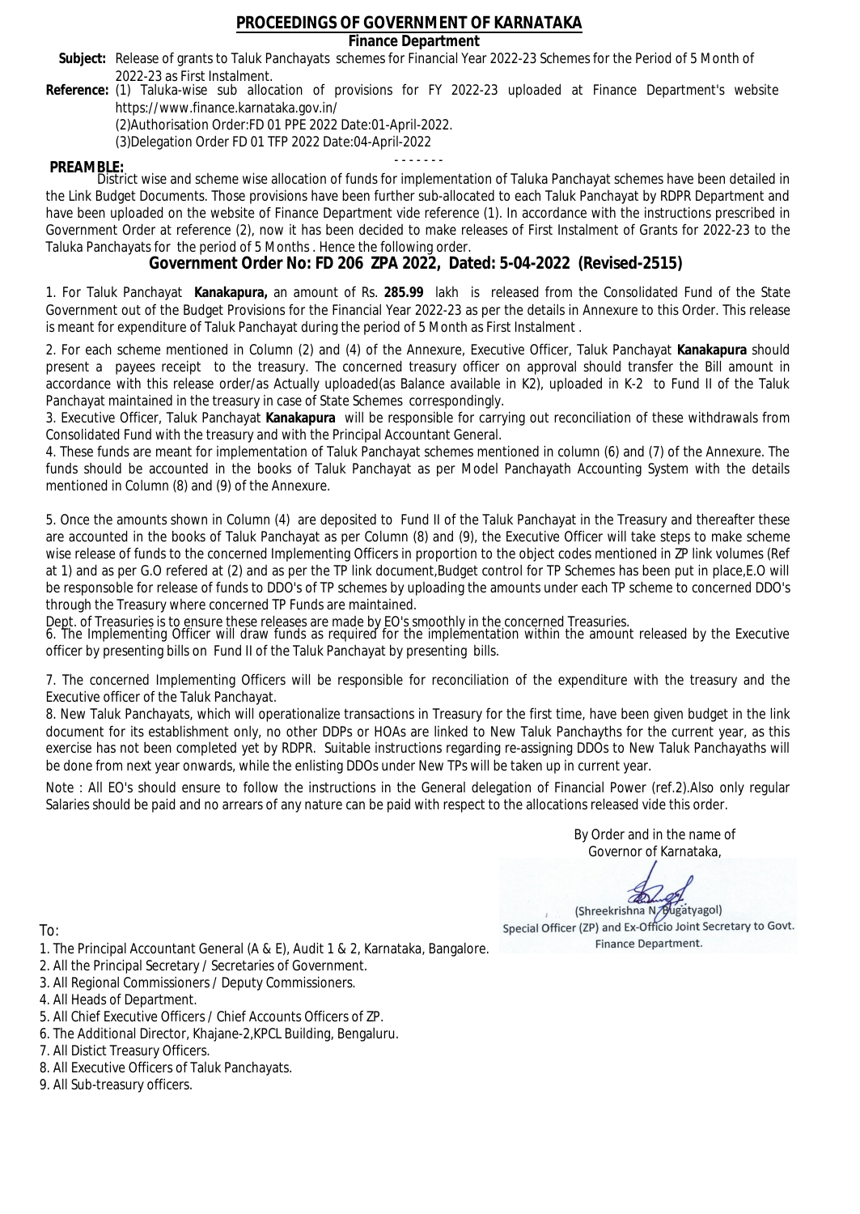# PROCEEDINGS OF GOVERNMENT OF KARNATAKA

**Finance Department**

**Subject:** Release of grants to Taluk Panchayats schemes for Financial Year 2022-23 Schemes for the Period of 5 Month of 2022-23 as First Instalment.

**Reference:** (1) Taluka-wise sub allocation of provisions for FY 2022-23 uploaded at Finance Department's website https://www.finance.karnataka.gov.in/

(2)Authorisation Order:FD 01 PPE 2022 Date:01-April-2022.

(3)Delegation Order FD 01 TFP 2022 Date:04-April-2022

- - - - - - -

**PREAMBLE:**

District wise and scheme wise allocation of funds for implementation of Taluka Panchayat schemes have been detailed in the Link Budget Documents. Those provisions have been further sub-allocated to each Taluk Panchayat by RDPR Department and have been uploaded on the website of Finance Department vide reference (1). In accordance with the instructions prescribed in Government Order at reference (2), now it has been decided to make releases of First Instalment of Grants for 2022-23 to the Taluka Panchayats for the period of 5 Months . Hence the following order.

## Government Order No: FD 206 ZPA 2022, Dated: 5-04-2022 (Revised-2515)

1. For Taluk Panchayat **Kanakapura,** an amount of Rs. **285.99** lakh is released from the Consolidated Fund of the State Government out of the Budget Provisions for the Financial Year 2022-23 as per the details in Annexure to this Order. This release is meant for expenditure of Taluk Panchayat during the period of 5 Month as First Instalment .

2. For each scheme mentioned in Column (2) and (4) of the Annexure, Executive Officer, Taluk Panchayat **Kanakapura** should present a payees receipt to the treasury. The concerned treasury officer on approval should transfer the Bill amount in accordance with this release order/as Actually uploaded(as Balance available in K2), uploaded in K-2 to Fund II of the Taluk Panchayat maintained in the treasury in case of State Schemes correspondingly.

3. Executive Officer, Taluk Panchayat **Kanakapura** will be responsible for carrying out reconciliation of these withdrawals from Consolidated Fund with the treasury and with the Principal Accountant General.

4. These funds are meant for implementation of Taluk Panchayat schemes mentioned in column (6) and (7) of the Annexure. The funds should be accounted in the books of Taluk Panchayat as per Model Panchayath Accounting System with the details mentioned in Column (8) and (9) of the Annexure.

5. Once the amounts shown in Column (4) are deposited to Fund II of the Taluk Panchayat in the Treasury and thereafter these are accounted in the books of Taluk Panchayat as per Column (8) and (9), the Executive Officer will take steps to make scheme wise release of funds to the concerned Implementing Officers in proportion to the object codes mentioned in ZP link volumes (Ref at 1) and as per G.O refered at (2) and as per the TP link document,Budget control for TP Schemes has been put in place,E.O will be responsoble for release of funds to DDO's of TP schemes by uploading the amounts under each TP scheme to concerned DDO's through the Treasury where concerned TP Funds are maintained.

Dept. of Treasuries is to ensure these releases are made by EO's smoothly in the concerned Treasuries.

6. The Implementing Officer will draw funds as required for the implementation within the amount released by the Executive officer by presenting bills on Fund II of the Taluk Panchayat by presenting bills.

7. The concerned Implementing Officers will be responsible for reconciliation of the expenditure with the treasury and the Executive officer of the Taluk Panchayat.

8. New Taluk Panchayats, which will operationalize transactions in Treasury for the first time, have been given budget in the link document for its establishment only, no other DDPs or HOAs are linked to New Taluk Panchayths for the current year, as this exercise has not been completed yet by RDPR. Suitable instructions regarding re-assigning DDOs to New Taluk Panchayaths will be done from next year onwards, while the enlisting DDOs under New TPs will be taken up in current year.

Note : All EO's should ensure to follow the instructions in the General delegation of Financial Power (ref.2).Also only regular Salaries should be paid and no arrears of any nature can be paid with respect to the allocations released vide this order.

By Order and in the name of
Governor of Karnataka,

(Shreekrishna N. Bugatyagol)
Special Officer (ZP) and Ex-Officio Joint Secretary to Govt.
Finance Department.

To:

1. The Principal Accountant General (A & E), Audit 1 & 2, Karnataka, Bangalore.
2. All the Principal Secretary / Secretaries of Government.
3. All Regional Commissioners / Deputy Commissioners.
4. All Heads of Department.
5. All Chief Executive Officers / Chief Accounts Officers of ZP.
6. The Additional Director, Khajane-2,KPCL Building, Bengaluru.
7. All Distict Treasury Officers.
8. All Executive Officers of Taluk Panchayats.
9. All Sub-treasury officers.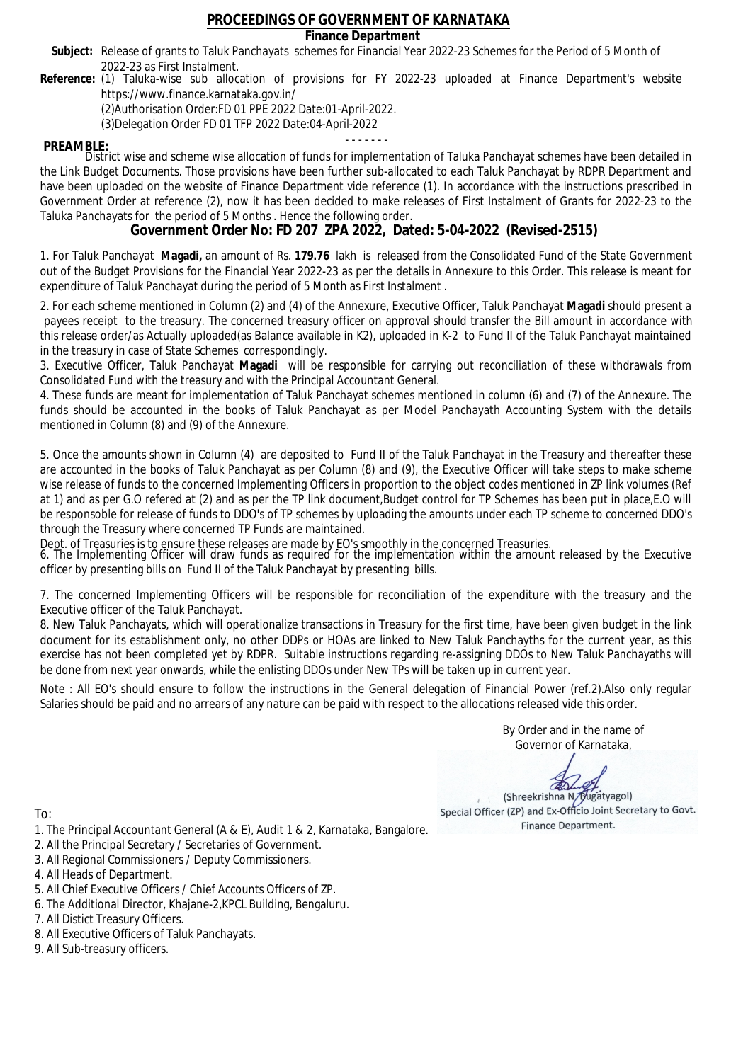# PROCEEDINGS OF GOVERNMENT OF KARNATAKA

**Finance Department**

**Subject:** Release of grants to Taluk Panchayats schemes for Financial Year 2022-23 Schemes for the Period of 5 Month of 2022-23 as First Instalment.

**Reference:** (1) Taluka-wise sub allocation of provisions for FY 2022-23 uploaded at Finance Department's website https://www.finance.karnataka.gov.in/

(2)Authorisation Order:FD 01 PPE 2022 Date:01-April-2022.

(3)Delegation Order FD 01 TFP 2022 Date:04-April-2022

- - - - - - -

**PREAMBLE:**

District wise and scheme wise allocation of funds for implementation of Taluka Panchayat schemes have been detailed in the Link Budget Documents. Those provisions have been further sub-allocated to each Taluk Panchayat by RDPR Department and have been uploaded on the website of Finance Department vide reference (1). In accordance with the instructions prescribed in Government Order at reference (2), now it has been decided to make releases of First Instalment of Grants for 2022-23 to the Taluka Panchayats for the period of 5 Months . Hence the following order.

## Government Order No: FD 207 ZPA 2022, Dated: 5-04-2022 (Revised-2515)

1. For Taluk Panchayat **Magadi,** an amount of Rs. **179.76** lakh is released from the Consolidated Fund of the State Government out of the Budget Provisions for the Financial Year 2022-23 as per the details in Annexure to this Order. This release is meant for expenditure of Taluk Panchayat during the period of 5 Month as First Instalment .

2. For each scheme mentioned in Column (2) and (4) of the Annexure, Executive Officer, Taluk Panchayat **Magadi** should present a payees receipt to the treasury. The concerned treasury officer on approval should transfer the Bill amount in accordance with this release order/as Actually uploaded(as Balance available in K2), uploaded in K-2 to Fund II of the Taluk Panchayat maintained in the treasury in case of State Schemes correspondingly.

3. Executive Officer, Taluk Panchayat **Magadi** will be responsible for carrying out reconciliation of these withdrawals from Consolidated Fund with the treasury and with the Principal Accountant General.

4. These funds are meant for implementation of Taluk Panchayat schemes mentioned in column (6) and (7) of the Annexure. The funds should be accounted in the books of Taluk Panchayat as per Model Panchayath Accounting System with the details mentioned in Column (8) and (9) of the Annexure.

5. Once the amounts shown in Column (4) are deposited to Fund II of the Taluk Panchayat in the Treasury and thereafter these are accounted in the books of Taluk Panchayat as per Column (8) and (9), the Executive Officer will take steps to make scheme wise release of funds to the concerned Implementing Officers in proportion to the object codes mentioned in ZP link volumes (Ref at 1) and as per G.O refered at (2) and as per the TP link document,Budget control for TP Schemes has been put in place,E.O will be responsoble for release of funds to DDO's of TP schemes by uploading the amounts under each TP scheme to concerned DDO's through the Treasury where concerned TP Funds are maintained.

Dept. of Treasuries is to ensure these releases are made by EO's smoothly in the concerned Treasuries.

6. The Implementing Officer will draw funds as required for the implementation within the amount released by the Executive officer by presenting bills on Fund II of the Taluk Panchayat by presenting bills.

7. The concerned Implementing Officers will be responsible for reconciliation of the expenditure with the treasury and the Executive officer of the Taluk Panchayat.

8. New Taluk Panchayats, which will operationalize transactions in Treasury for the first time, have been given budget in the link document for its establishment only, no other DDPs or HOAs are linked to New Taluk Panchayths for the current year, as this exercise has not been completed yet by RDPR. Suitable instructions regarding re-assigning DDOs to New Taluk Panchayaths will be done from next year onwards, while the enlisting DDOs under New TPs will be taken up in current year.

Note : All EO's should ensure to follow the instructions in the General delegation of Financial Power (ref.2).Also only regular Salaries should be paid and no arrears of any nature can be paid with respect to the allocations released vide this order.

By Order and in the name of
Governor of Karnataka,

(Shreekrishna N. Bugatyagol)
Special Officer (ZP) and Ex-Officio Joint Secretary to Govt.
Finance Department.

To:

1. The Principal Accountant General (A & E), Audit 1 & 2, Karnataka, Bangalore.
2. All the Principal Secretary / Secretaries of Government.
3. All Regional Commissioners / Deputy Commissioners.
4. All Heads of Department.
5. All Chief Executive Officers / Chief Accounts Officers of ZP.
6. The Additional Director, Khajane-2,KPCL Building, Bengaluru.
7. All Distict Treasury Officers.
8. All Executive Officers of Taluk Panchayats.
9. All Sub-treasury officers.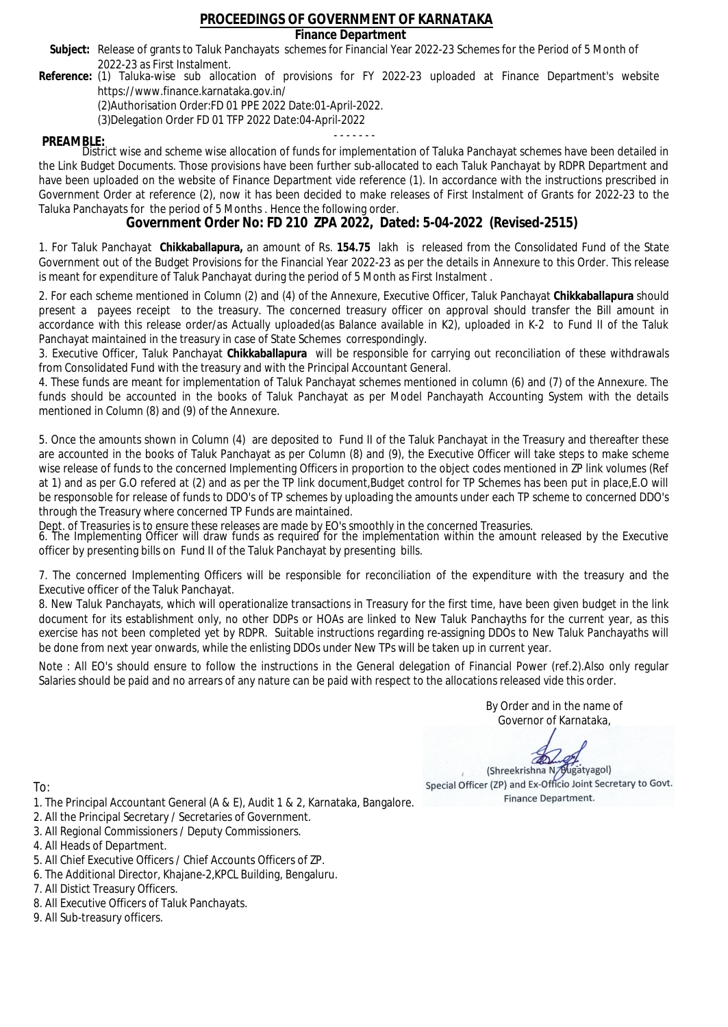# PROCEEDINGS OF GOVERNMENT OF KARNATAKA

## Finance Department

**Subject:** Release of grants to Taluk Panchayats schemes for Financial Year 2022-23 Schemes for the Period of 5 Month of 2022-23 as First Instalment.

**Reference:** (1) Taluka-wise sub allocation of provisions for FY 2022-23 uploaded at Finance Department's website https://www.finance.karnataka.gov.in/

(2)Authorisation Order:FD 01 PPE 2022 Date:01-April-2022.

(3)Delegation Order FD 01 TFP 2022 Date:04-April-2022

- - - - - - -

**PREAMBLE:**

District wise and scheme wise allocation of funds for implementation of Taluka Panchayat schemes have been detailed in the Link Budget Documents. Those provisions have been further sub-allocated to each Taluk Panchayat by RDPR Department and have been uploaded on the website of Finance Department vide reference (1). In accordance with the instructions prescribed in Government Order at reference (2), now it has been decided to make releases of First Instalment of Grants for 2022-23 to the Taluka Panchayats for the period of 5 Months . Hence the following order.

## Government Order No: FD 210 ZPA 2022, Dated: 5-04-2022 (Revised-2515)

1. For Taluk Panchayat **Chikkaballapura,** an amount of Rs. **154.75** lakh is released from the Consolidated Fund of the State Government out of the Budget Provisions for the Financial Year 2022-23 as per the details in Annexure to this Order. This release is meant for expenditure of Taluk Panchayat during the period of 5 Month as First Instalment .

2. For each scheme mentioned in Column (2) and (4) of the Annexure, Executive Officer, Taluk Panchayat **Chikkaballapura** should present a payees receipt to the treasury. The concerned treasury officer on approval should transfer the Bill amount in accordance with this release order/as Actually uploaded(as Balance available in K2), uploaded in K-2 to Fund II of the Taluk Panchayat maintained in the treasury in case of State Schemes correspondingly.

3. Executive Officer, Taluk Panchayat **Chikkaballapura** will be responsible for carrying out reconciliation of these withdrawals from Consolidated Fund with the treasury and with the Principal Accountant General.

4. These funds are meant for implementation of Taluk Panchayat schemes mentioned in column (6) and (7) of the Annexure. The funds should be accounted in the books of Taluk Panchayat as per Model Panchayath Accounting System with the details mentioned in Column (8) and (9) of the Annexure.

5. Once the amounts shown in Column (4) are deposited to Fund II of the Taluk Panchayat in the Treasury and thereafter these are accounted in the books of Taluk Panchayat as per Column (8) and (9), the Executive Officer will take steps to make scheme wise release of funds to the concerned Implementing Officers in proportion to the object codes mentioned in ZP link volumes (Ref at 1) and as per G.O refered at (2) and as per the TP link document,Budget control for TP Schemes has been put in place,E.O will be responsible for release of funds to DDO's of TP schemes by uploading the amounts under each TP scheme to concerned DDO's through the Treasury where concerned TP Funds are maintained.

Dept. of Treasuries is to ensure these releases are made by EO's smoothly in the concerned Treasuries.

6. The Implementing Officer will draw funds as required for the implementation within the amount released by the Executive officer by presenting bills on Fund II of the Taluk Panchayat by presenting bills.

7. The concerned Implementing Officers will be responsible for reconciliation of the expenditure with the treasury and the Executive officer of the Taluk Panchayat.

8. New Taluk Panchayats, which will operationalize transactions in Treasury for the first time, have been given budget in the link document for its establishment only, no other DDPs or HOAs are linked to New Taluk Panchayths for the current year, as this exercise has not been completed yet by RDPR. Suitable instructions regarding re-assigning DDOs to New Taluk Panchayaths will be done from next year onwards, while the enlisting DDOs under New TPs will be taken up in current year.

Note : All EO's should ensure to follow the instructions in the General delegation of Financial Power (ref.2).Also only regular Salaries should be paid and no arrears of any nature can be paid with respect to the allocations released vide this order.

By Order and in the name of
Governor of Karnataka,

(Shreekrishna N. Bugatyagol)
Special Officer (ZP) and Ex-Officio Joint Secretary to Govt.
Finance Department.

To:

1. The Principal Accountant General (A & E), Audit 1 & 2, Karnataka, Bangalore.
2. All the Principal Secretary / Secretaries of Government.
3. All Regional Commissioners / Deputy Commissioners.
4. All Heads of Department.
5. All Chief Executive Officers / Chief Accounts Officers of ZP.
6. The Additional Director, Khajane-2,KPCL Building, Bengaluru.
7. All Distict Treasury Officers.
8. All Executive Officers of Taluk Panchayats.
9. All Sub-treasury officers.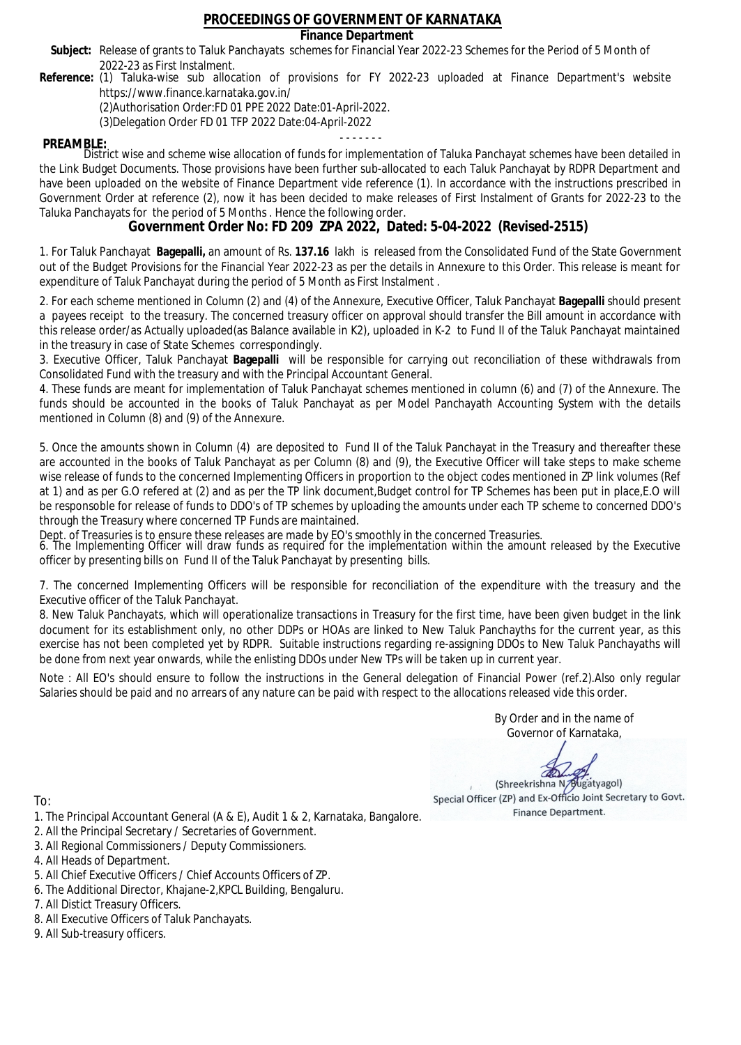# PROCEEDINGS OF GOVERNMENT OF KARNATAKA

## Finance Department

**Subject:** Release of grants to Taluk Panchayats schemes for Financial Year 2022-23 Schemes for the Period of 5 Month of 2022-23 as First Instalment.

**Reference:** (1) Taluka-wise sub allocation of provisions for FY 2022-23 uploaded at Finance Department's website https://www.finance.karnataka.gov.in/

(2)Authorisation Order:FD 01 PPE 2022 Date:01-April-2022.

(3)Delegation Order FD 01 TFP 2022 Date:04-April-2022

- - - - - - -

**PREAMBLE:**

District wise and scheme wise allocation of funds for implementation of Taluka Panchayat schemes have been detailed in the Link Budget Documents. Those provisions have been further sub-allocated to each Taluk Panchayat by RDPR Department and have been uploaded on the website of Finance Department vide reference (1). In accordance with the instructions prescribed in Government Order at reference (2), now it has been decided to make releases of First Instalment of Grants for 2022-23 to the Taluka Panchayats for the period of 5 Months . Hence the following order.

## Government Order No: FD 209 ZPA 2022, Dated: 5-04-2022 (Revised-2515)

1. For Taluk Panchayat **Bagepalli,** an amount of Rs. **137.16** lakh is released from the Consolidated Fund of the State Government out of the Budget Provisions for the Financial Year 2022-23 as per the details in Annexure to this Order. This release is meant for expenditure of Taluk Panchayat during the period of 5 Month as First Instalment .

2. For each scheme mentioned in Column (2) and (4) of the Annexure, Executive Officer, Taluk Panchayat **Bagepalli** should present a payees receipt to the treasury. The concerned treasury officer on approval should transfer the Bill amount in accordance with this release order/as Actually uploaded(as Balance available in K2), uploaded in K-2 to Fund II of the Taluk Panchayat maintained in the treasury in case of State Schemes correspondingly.

3. Executive Officer, Taluk Panchayat **Bagepalli** will be responsible for carrying out reconciliation of these withdrawals from Consolidated Fund with the treasury and with the Principal Accountant General.

4. These funds are meant for implementation of Taluk Panchayat schemes mentioned in column (6) and (7) of the Annexure. The funds should be accounted in the books of Taluk Panchayat as per Model Panchayath Accounting System with the details mentioned in Column (8) and (9) of the Annexure.

5. Once the amounts shown in Column (4) are deposited to Fund II of the Taluk Panchayat in the Treasury and thereafter these are accounted in the books of Taluk Panchayat as per Column (8) and (9), the Executive Officer will take steps to make scheme wise release of funds to the concerned Implementing Officers in proportion to the object codes mentioned in ZP link volumes (Ref at 1) and as per G.O refered at (2) and as per the TP link document,Budget control for TP Schemes has been put in place,E.O will be responsible for release of funds to DDO's of TP schemes by uploading the amounts under each TP scheme to concerned DDO's through the Treasury where concerned TP Funds are maintained.

Dept. of Treasuries is to ensure these releases are made by EO's smoothly in the concerned Treasuries.

6. The Implementing Officer will draw funds as required for the implementation within the amount released by the Executive officer by presenting bills on Fund II of the Taluk Panchayat by presenting bills.

7. The concerned Implementing Officers will be responsible for reconciliation of the expenditure with the treasury and the Executive officer of the Taluk Panchayat.

8. New Taluk Panchayats, which will operationalize transactions in Treasury for the first time, have been given budget in the link document for its establishment only, no other DDPs or HOAs are linked to New Taluk Panchayths for the current year, as this exercise has not been completed yet by RDPR. Suitable instructions regarding re-assigning DDOs to New Taluk Panchayaths will be done from next year onwards, while the enlisting DDOs under New TPs will be taken up in current year.

Note : All EO's should ensure to follow the instructions in the General delegation of Financial Power (ref.2).Also only regular Salaries should be paid and no arrears of any nature can be paid with respect to the allocations released vide this order.

By Order and in the name of
Governor of Karnataka,

(Shreekrishna N. Bugatyagol)
Special Officer (ZP) and Ex-Officio Joint Secretary to Govt.
Finance Department.

To:

1. The Principal Accountant General (A & E), Audit 1 & 2, Karnataka, Bangalore.
2. All the Principal Secretary / Secretaries of Government.
3. All Regional Commissioners / Deputy Commissioners.
4. All Heads of Department.
5. All Chief Executive Officers / Chief Accounts Officers of ZP.
6. The Additional Director, Khajane-2,KPCL Building, Bengaluru.
7. All Distict Treasury Officers.
8. All Executive Officers of Taluk Panchayats.
9. All Sub-treasury officers.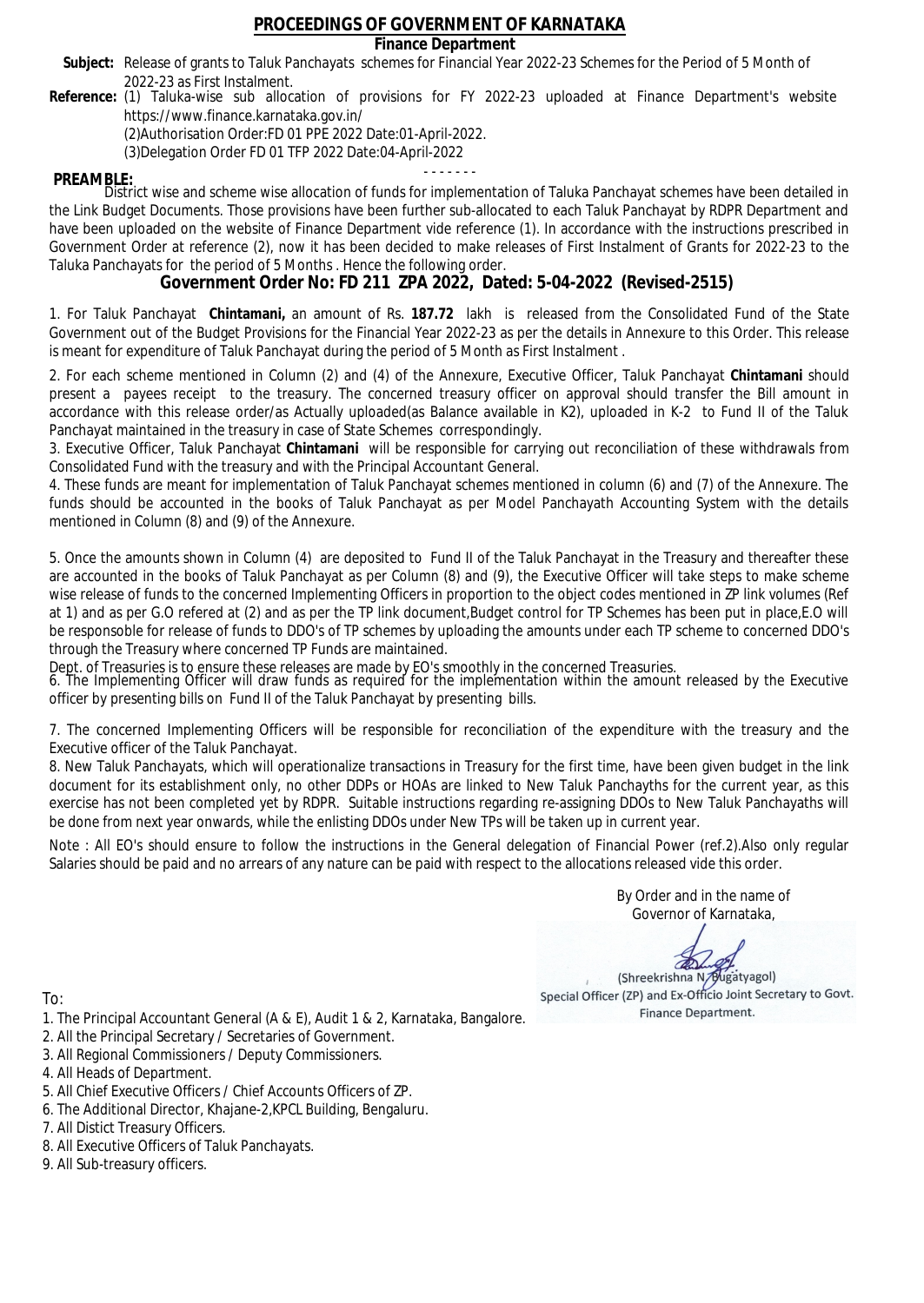# PROCEEDINGS OF GOVERNMENT OF KARNATAKA

**Finance Department**

**Subject:** Release of grants to Taluk Panchayats schemes for Financial Year 2022-23 Schemes for the Period of 5 Month of 2022-23 as First Instalment.

**Reference:** (1) Taluka-wise sub allocation of provisions for FY 2022-23 uploaded at Finance Department's website https://www.finance.karnataka.gov.in/

(2)Authorisation Order:FD 01 PPE 2022 Date:01-April-2022.

(3)Delegation Order FD 01 TFP 2022 Date:04-April-2022

- - - - - - -

**PREAMBLE:**

District wise and scheme wise allocation of funds for implementation of Taluka Panchayat schemes have been detailed in the Link Budget Documents. Those provisions have been further sub-allocated to each Taluk Panchayat by RDPR Department and have been uploaded on the website of Finance Department vide reference (1). In accordance with the instructions prescribed in Government Order at reference (2), now it has been decided to make releases of First Instalment of Grants for 2022-23 to the Taluka Panchayats for the period of 5 Months . Hence the following order.

## Government Order No: FD 211 ZPA 2022, Dated: 5-04-2022 (Revised-2515)

1. For Taluk Panchayat **Chintamani,** an amount of Rs. **187.72** lakh is released from the Consolidated Fund of the State Government out of the Budget Provisions for the Financial Year 2022-23 as per the details in Annexure to this Order. This release is meant for expenditure of Taluk Panchayat during the period of 5 Month as First Instalment .

2. For each scheme mentioned in Column (2) and (4) of the Annexure, Executive Officer, Taluk Panchayat **Chintamani** should present a payees receipt to the treasury. The concerned treasury officer on approval should transfer the Bill amount in accordance with this release order/as Actually uploaded(as Balance available in K2), uploaded in K-2 to Fund II of the Taluk Panchayat maintained in the treasury in case of State Schemes correspondingly.

3. Executive Officer, Taluk Panchayat **Chintamani** will be responsible for carrying out reconciliation of these withdrawals from Consolidated Fund with the treasury and with the Principal Accountant General.

4. These funds are meant for implementation of Taluk Panchayat schemes mentioned in column (6) and (7) of the Annexure. The funds should be accounted in the books of Taluk Panchayat as per Model Panchayath Accounting System with the details mentioned in Column (8) and (9) of the Annexure.

5. Once the amounts shown in Column (4) are deposited to Fund II of the Taluk Panchayat in the Treasury and thereafter these are accounted in the books of Taluk Panchayat as per Column (8) and (9), the Executive Officer will take steps to make scheme wise release of funds to the concerned Implementing Officers in proportion to the object codes mentioned in ZP link volumes (Ref at 1) and as per G.O refered at (2) and as per the TP link document,Budget control for TP Schemes has been put in place,E.O will be responsible for release of funds to DDO's of TP schemes by uploading the amounts under each TP scheme to concerned DDO's through the Treasury where concerned TP Funds are maintained.

Dept. of Treasuries is to ensure these releases are made by EO's smoothly in the concerned Treasuries.

6. The Implementing Officer will draw funds as required for the implementation within the amount released by the Executive officer by presenting bills on Fund II of the Taluk Panchayat by presenting bills.

7. The concerned Implementing Officers will be responsible for reconciliation of the expenditure with the treasury and the Executive officer of the Taluk Panchayat.

8. New Taluk Panchayats, which will operationalize transactions in Treasury for the first time, have been given budget in the link document for its establishment only, no other DDPs or HOAs are linked to New Taluk Panchayths for the current year, as this exercise has not been completed yet by RDPR. Suitable instructions regarding re-assigning DDOs to New Taluk Panchayaths will be done from next year onwards, while the enlisting DDOs under New TPs will be taken up in current year.

Note : All EO's should ensure to follow the instructions in the General delegation of Financial Power (ref.2).Also only regular Salaries should be paid and no arrears of any nature can be paid with respect to the allocations released vide this order.

By Order and in the name of
Governor of Karnataka,

(Shreekrishna N. Bugatyagol)
Special Officer (ZP) and Ex-Officio Joint Secretary to Govt.
Finance Department.

To:

1. The Principal Accountant General (A & E), Audit 1 & 2, Karnataka, Bangalore.
2. All the Principal Secretary / Secretaries of Government.
3. All Regional Commissioners / Deputy Commissioners.
4. All Heads of Department.
5. All Chief Executive Officers / Chief Accounts Officers of ZP.
6. The Additional Director, Khajane-2,KPCL Building, Bengaluru.
7. All Distict Treasury Officers.
8. All Executive Officers of Taluk Panchayats.
9. All Sub-treasury officers.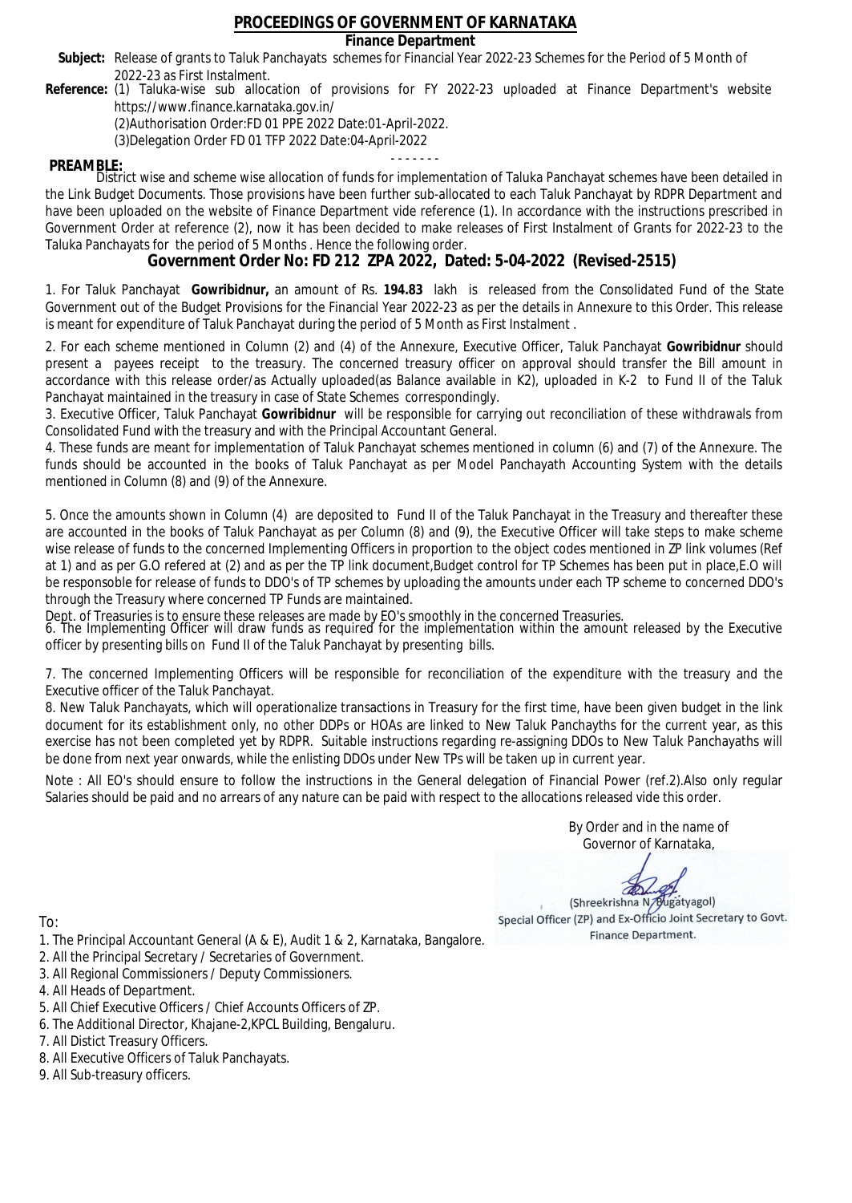# PROCEEDINGS OF GOVERNMENT OF KARNATAKA

**Finance Department**

**Subject:** Release of grants to Taluk Panchayats schemes for Financial Year 2022-23 Schemes for the Period of 5 Month of 2022-23 as First Instalment.

**Reference:** (1) Taluka-wise sub allocation of provisions for FY 2022-23 uploaded at Finance Department's website https://www.finance.karnataka.gov.in/

(2)Authorisation Order:FD 01 PPE 2022 Date:01-April-2022.

(3)Delegation Order FD 01 TFP 2022 Date:04-April-2022

- - - - - - -

**PREAMBLE:**

District wise and scheme wise allocation of funds for implementation of Taluka Panchayat schemes have been detailed in the Link Budget Documents. Those provisions have been further sub-allocated to each Taluk Panchayat by RDPR Department and have been uploaded on the website of Finance Department vide reference (1). In accordance with the instructions prescribed in Government Order at reference (2), now it has been decided to make releases of First Instalment of Grants for 2022-23 to the Taluka Panchayats for the period of 5 Months . Hence the following order.

## Government Order No: FD 212 ZPA 2022, Dated: 5-04-2022 (Revised-2515)

1. For Taluk Panchayat **Gowribidnur,** an amount of Rs. **194.83** lakh is released from the Consolidated Fund of the State Government out of the Budget Provisions for the Financial Year 2022-23 as per the details in Annexure to this Order. This release is meant for expenditure of Taluk Panchayat during the period of 5 Month as First Instalment .

2. For each scheme mentioned in Column (2) and (4) of the Annexure, Executive Officer, Taluk Panchayat **Gowribidnur** should present a payees receipt to the treasury. The concerned treasury officer on approval should transfer the Bill amount in accordance with this release order/as Actually uploaded(as Balance available in K2), uploaded in K-2 to Fund II of the Taluk Panchayat maintained in the treasury in case of State Schemes correspondingly.

3. Executive Officer, Taluk Panchayat **Gowribidnur** will be responsible for carrying out reconciliation of these withdrawals from Consolidated Fund with the treasury and with the Principal Accountant General.

4. These funds are meant for implementation of Taluk Panchayat schemes mentioned in column (6) and (7) of the Annexure. The funds should be accounted in the books of Taluk Panchayat as per Model Panchayath Accounting System with the details mentioned in Column (8) and (9) of the Annexure.

5. Once the amounts shown in Column (4) are deposited to Fund II of the Taluk Panchayat in the Treasury and thereafter these are accounted in the books of Taluk Panchayat as per Column (8) and (9), the Executive Officer will take steps to make scheme wise release of funds to the concerned Implementing Officers in proportion to the object codes mentioned in ZP link volumes (Ref at 1) and as per G.O refered at (2) and as per the TP link document,Budget control for TP Schemes has been put in place,E.O will be responsoble for release of funds to DDO's of TP schemes by uploading the amounts under each TP scheme to concerned DDO's through the Treasury where concerned TP Funds are maintained.

Dept. of Treasuries is to ensure these releases are made by EO's smoothly in the concerned Treasuries.

6. The Implementing Officer will draw funds as required for the implementation within the amount released by the Executive officer by presenting bills on Fund II of the Taluk Panchayat by presenting bills.

7. The concerned Implementing Officers will be responsible for reconciliation of the expenditure with the treasury and the Executive officer of the Taluk Panchayat.

8. New Taluk Panchayats, which will operationalize transactions in Treasury for the first time, have been given budget in the link document for its establishment only, no other DDPs or HOAs are linked to New Taluk Panchayths for the current year, as this exercise has not been completed yet by RDPR. Suitable instructions regarding re-assigning DDOs to New Taluk Panchayaths will be done from next year onwards, while the enlisting DDOs under New TPs will be taken up in current year.

Note : All EO's should ensure to follow the instructions in the General delegation of Financial Power (ref.2).Also only regular Salaries should be paid and no arrears of any nature can be paid with respect to the allocations released vide this order.

By Order and in the name of
Governor of Karnataka,

(Shreekrishna N. Bugatyagol)
Special Officer (ZP) and Ex-Officio Joint Secretary to Govt.
Finance Department.

To:

1. The Principal Accountant General (A & E), Audit 1 & 2, Karnataka, Bangalore.
2. All the Principal Secretary / Secretaries of Government.
3. All Regional Commissioners / Deputy Commissioners.
4. All Heads of Department.
5. All Chief Executive Officers / Chief Accounts Officers of ZP.
6. The Additional Director, Khajane-2,KPCL Building, Bengaluru.
7. All Distict Treasury Officers.
8. All Executive Officers of Taluk Panchayats.
9. All Sub-treasury officers.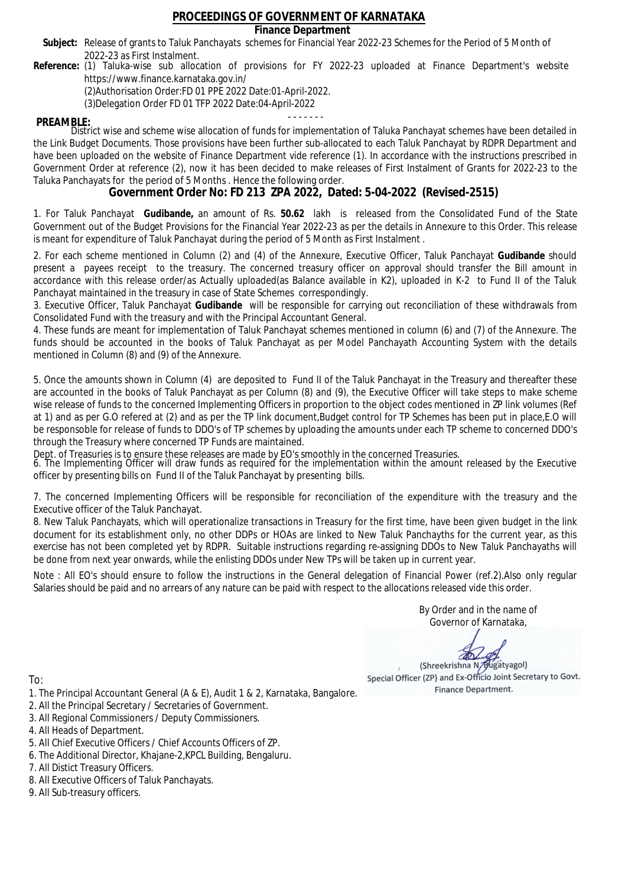# PROCEEDINGS OF GOVERNMENT OF KARNATAKA

## Finance Department

**Subject:** Release of grants to Taluk Panchayats schemes for Financial Year 2022-23 Schemes for the Period of 5 Month of 2022-23 as First Instalment.

**Reference:** (1) Taluka-wise sub allocation of provisions for FY 2022-23 uploaded at Finance Department's website https://www.finance.karnataka.gov.in/

(2)Authorisation Order:FD 01 PPE 2022 Date:01-April-2022.

(3)Delegation Order FD 01 TFP 2022 Date:04-April-2022

- - - - - - -

**PREAMBLE:**

District wise and scheme wise allocation of funds for implementation of Taluka Panchayat schemes have been detailed in the Link Budget Documents. Those provisions have been further sub-allocated to each Taluk Panchayat by RDPR Department and have been uploaded on the website of Finance Department vide reference (1). In accordance with the instructions prescribed in Government Order at reference (2), now it has been decided to make releases of First Instalment of Grants for 2022-23 to the Taluka Panchayats for the period of 5 Months . Hence the following order.

## Government Order No: FD 213 ZPA 2022, Dated: 5-04-2022 (Revised-2515)

1. For Taluk Panchayat **Gudibande,** an amount of Rs. **50.62** lakh is released from the Consolidated Fund of the State Government out of the Budget Provisions for the Financial Year 2022-23 as per the details in Annexure to this Order. This release is meant for expenditure of Taluk Panchayat during the period of 5 Month as First Instalment .

2. For each scheme mentioned in Column (2) and (4) of the Annexure, Executive Officer, Taluk Panchayat **Gudibande** should present a payees receipt to the treasury. The concerned treasury officer on approval should transfer the Bill amount in accordance with this release order/as Actually uploaded(as Balance available in K2), uploaded in K-2 to Fund II of the Taluk Panchayat maintained in the treasury in case of State Schemes correspondingly.

3. Executive Officer, Taluk Panchayat **Gudibande** will be responsible for carrying out reconciliation of these withdrawals from Consolidated Fund with the treasury and with the Principal Accountant General.

4. These funds are meant for implementation of Taluk Panchayat schemes mentioned in column (6) and (7) of the Annexure. The funds should be accounted in the books of Taluk Panchayat as per Model Panchayath Accounting System with the details mentioned in Column (8) and (9) of the Annexure.

5. Once the amounts shown in Column (4) are deposited to Fund II of the Taluk Panchayat in the Treasury and thereafter these are accounted in the books of Taluk Panchayat as per Column (8) and (9), the Executive Officer will take steps to make scheme wise release of funds to the concerned Implementing Officers in proportion to the object codes mentioned in ZP link volumes (Ref at 1) and as per G.O refered at (2) and as per the TP link document,Budget control for TP Schemes has been put in place,E.O will be responsible for release of funds to DDO's of TP schemes by uploading the amounts under each TP scheme to concerned DDO's through the Treasury where concerned TP Funds are maintained.

Dept. of Treasuries is to ensure these releases are made by EO's smoothly in the concerned Treasuries.

6. The Implementing Officer will draw funds as required for the implementation within the amount released by the Executive officer by presenting bills on Fund II of the Taluk Panchayat by presenting bills.

7. The concerned Implementing Officers will be responsible for reconciliation of the expenditure with the treasury and the Executive officer of the Taluk Panchayat.

8. New Taluk Panchayats, which will operationalize transactions in Treasury for the first time, have been given budget in the link document for its establishment only, no other DDPs or HOAs are linked to New Taluk Panchayths for the current year, as this exercise has not been completed yet by RDPR. Suitable instructions regarding re-assigning DDOs to New Taluk Panchayaths will be done from next year onwards, while the enlisting DDOs under New TPs will be taken up in current year.

Note : All EO's should ensure to follow the instructions in the General delegation of Financial Power (ref.2).Also only regular Salaries should be paid and no arrears of any nature can be paid with respect to the allocations released vide this order.

By Order and in the name of
Governor of Karnataka,

(Shreekrishna N. Bugatyagol)
Special Officer (ZP) and Ex-Officio Joint Secretary to Govt.
Finance Department.

To:

1. The Principal Accountant General (A & E), Audit 1 & 2, Karnataka, Bangalore.
2. All the Principal Secretary / Secretaries of Government.
3. All Regional Commissioners / Deputy Commissioners.
4. All Heads of Department.
5. All Chief Executive Officers / Chief Accounts Officers of ZP.
6. The Additional Director, Khajane-2,KPCL Building, Bengaluru.
7. All Distict Treasury Officers.
8. All Executive Officers of Taluk Panchayats.
9. All Sub-treasury officers.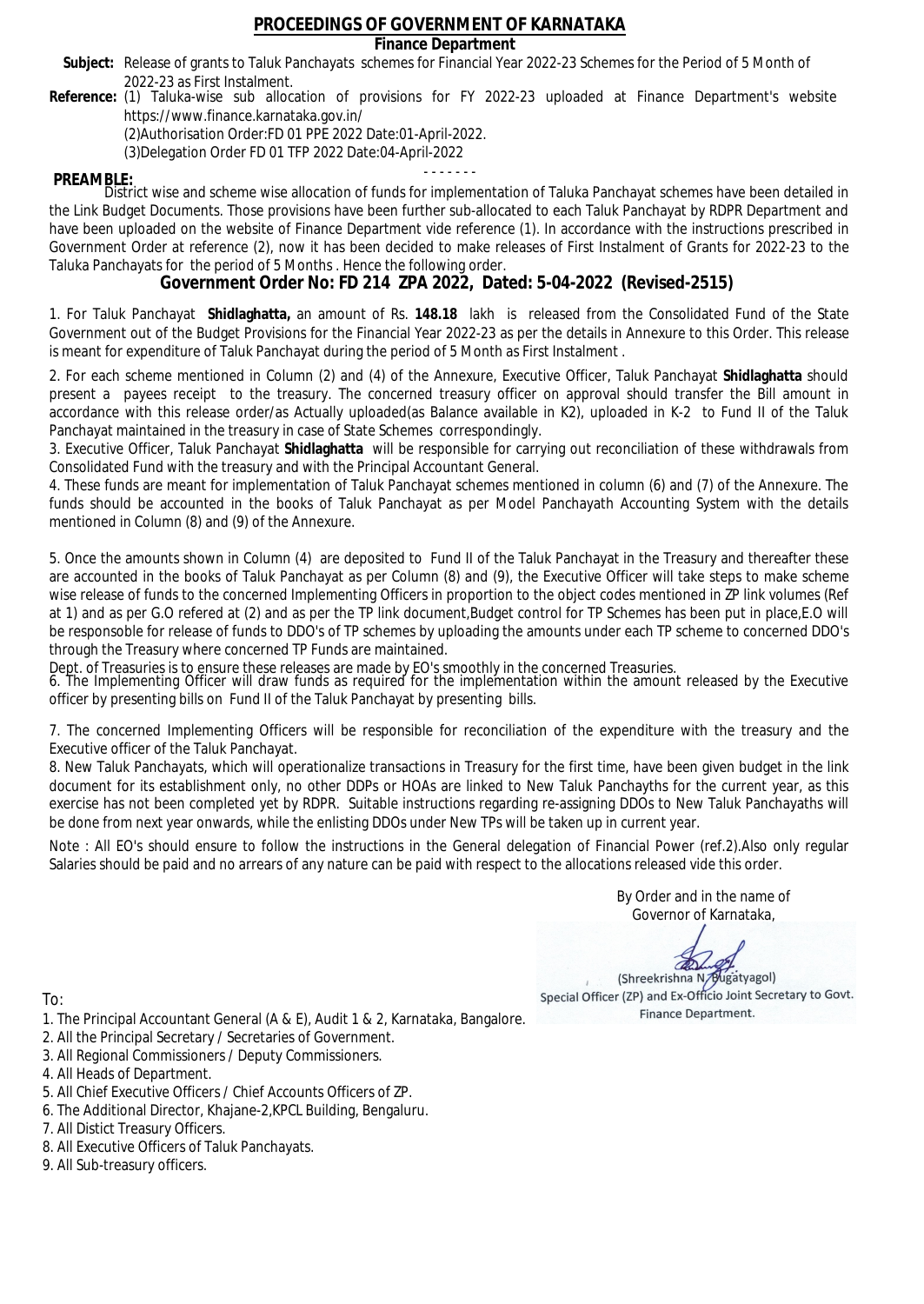# PROCEEDINGS OF GOVERNMENT OF KARNATAKA

## Finance Department

**Subject:** Release of grants to Taluk Panchayats schemes for Financial Year 2022-23 Schemes for the Period of 5 Month of 2022-23 as First Instalment.

**Reference:** (1) Taluka-wise sub allocation of provisions for FY 2022-23 uploaded at Finance Department's website https://www.finance.karnataka.gov.in/
(2)Authorisation Order:FD 01 PPE 2022 Date:01-April-2022.
(3)Delegation Order FD 01 TFP 2022 Date:04-April-2022

- - - - - - -

**PREAMBLE:**
District wise and scheme wise allocation of funds for implementation of Taluka Panchayat schemes have been detailed in the Link Budget Documents. Those provisions have been further sub-allocated to each Taluk Panchayat by RDPR Department and have been uploaded on the website of Finance Department vide reference (1). In accordance with the instructions prescribed in Government Order at reference (2), now it has been decided to make releases of First Instalment of Grants for 2022-23 to the Taluka Panchayats for the period of 5 Months . Hence the following order.

## Government Order No: FD 214 ZPA 2022, Dated: 5-04-2022 (Revised-2515)

1. For Taluk Panchayat **Shidlaghatta,** an amount of Rs. **148.18** lakh is released from the Consolidated Fund of the State Government out of the Budget Provisions for the Financial Year 2022-23 as per the details in Annexure to this Order. This release is meant for expenditure of Taluk Panchayat during the period of 5 Month as First Instalment .

2. For each scheme mentioned in Column (2) and (4) of the Annexure, Executive Officer, Taluk Panchayat **Shidlaghatta** should present a payees receipt to the treasury. The concerned treasury officer on approval should transfer the Bill amount in accordance with this release order/as Actually uploaded(as Balance available in K2), uploaded in K-2 to Fund II of the Taluk Panchayat maintained in the treasury in case of State Schemes correspondingly.

3. Executive Officer, Taluk Panchayat **Shidlaghatta** will be responsible for carrying out reconciliation of these withdrawals from Consolidated Fund with the treasury and with the Principal Accountant General.

4. These funds are meant for implementation of Taluk Panchayat schemes mentioned in column (6) and (7) of the Annexure. The funds should be accounted in the books of Taluk Panchayat as per Model Panchayath Accounting System with the details mentioned in Column (8) and (9) of the Annexure.

5. Once the amounts shown in Column (4) are deposited to Fund II of the Taluk Panchayat in the Treasury and thereafter these are accounted in the books of Taluk Panchayat as per Column (8) and (9), the Executive Officer will take steps to make scheme wise release of funds to the concerned Implementing Officers in proportion to the object codes mentioned in ZP link volumes (Ref at 1) and as per G.O refered at (2) and as per the TP link document,Budget control for TP Schemes has been put in place,E.O will be responsible for release of funds to DDO's of TP schemes by uploading the amounts under each TP scheme to concerned DDO's through the Treasury where concerned TP Funds are maintained.
Dept. of Treasuries is to ensure these releases are made by EO's smoothly in the concerned Treasuries.

6. The Implementing Officer will draw funds as required for the implementation within the amount released by the Executive officer by presenting bills on Fund II of the Taluk Panchayat by presenting bills.

7. The concerned Implementing Officers will be responsible for reconciliation of the expenditure with the treasury and the Executive officer of the Taluk Panchayat.

8. New Taluk Panchayats, which will operationalize transactions in Treasury for the first time, have been given budget in the link document for its establishment only, no other DDPs or HOAs are linked to New Taluk Panchayths for the current year, as this exercise has not been completed yet by RDPR. Suitable instructions regarding re-assigning DDOs to New Taluk Panchayaths will be done from next year onwards, while the enlisting DDOs under New TPs will be taken up in current year.

Note : All EO's should ensure to follow the instructions in the General delegation of Financial Power (ref.2).Also only regular Salaries should be paid and no arrears of any nature can be paid with respect to the allocations released vide this order.

By Order and in the name of
Governor of Karnataka,

(Shreekrishna N. Bugatyagol)
Special Officer (ZP) and Ex-Officio Joint Secretary to Govt.
Finance Department.

To:

1. The Principal Accountant General (A & E), Audit 1 & 2, Karnataka, Bangalore.
2. All the Principal Secretary / Secretaries of Government.
3. All Regional Commissioners / Deputy Commissioners.
4. All Heads of Department.
5. All Chief Executive Officers / Chief Accounts Officers of ZP.
6. The Additional Director, Khajane-2,KPCL Building, Bengaluru.
7. All Distict Treasury Officers.
8. All Executive Officers of Taluk Panchayats.
9. All Sub-treasury officers.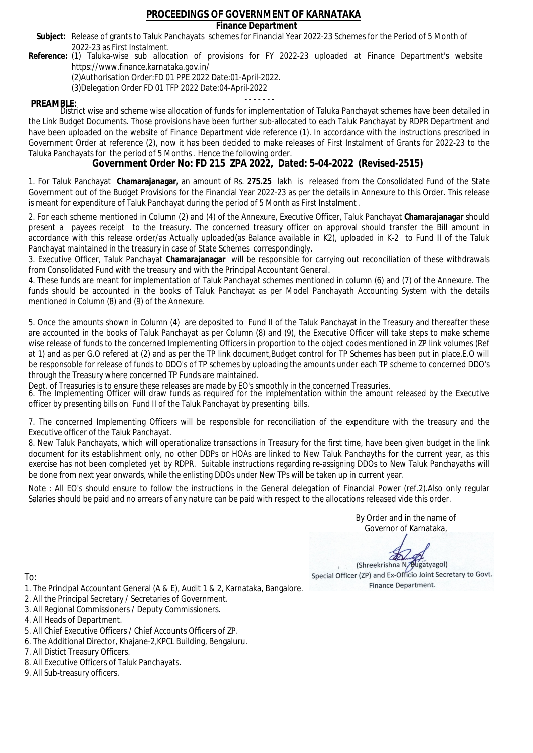# PROCEEDINGS OF GOVERNMENT OF KARNATAKA

**Finance Department**

**Subject:** Release of grants to Taluk Panchayats schemes for Financial Year 2022-23 Schemes for the Period of 5 Month of 2022-23 as First Instalment.

**Reference:** (1) Taluka-wise sub allocation of provisions for FY 2022-23 uploaded at Finance Department's website https://www.finance.karnataka.gov.in/
(2)Authorisation Order:FD 01 PPE 2022 Date:01-April-2022.
(3)Delegation Order FD 01 TFP 2022 Date:04-April-2022

- - - - - - -

**PREAMBLE:**
District wise and scheme wise allocation of funds for implementation of Taluka Panchayat schemes have been detailed in the Link Budget Documents. Those provisions have been further sub-allocated to each Taluk Panchayat by RDPR Department and have been uploaded on the website of Finance Department vide reference (1). In accordance with the instructions prescribed in Government Order at reference (2), now it has been decided to make releases of First Instalment of Grants for 2022-23 to the Taluka Panchayats for the period of 5 Months . Hence the following order.

## Government Order No: FD 215 ZPA 2022, Dated: 5-04-2022 (Revised-2515)

1. For Taluk Panchayat **Chamarajanagar,** an amount of Rs. **275.25** lakh is released from the Consolidated Fund of the State Government out of the Budget Provisions for the Financial Year 2022-23 as per the details in Annexure to this Order. This release is meant for expenditure of Taluk Panchayat during the period of 5 Month as First Instalment .

2. For each scheme mentioned in Column (2) and (4) of the Annexure, Executive Officer, Taluk Panchayat **Chamarajanagar** should present a payees receipt to the treasury. The concerned treasury officer on approval should transfer the Bill amount in accordance with this release order/as Actually uploaded(as Balance available in K2), uploaded in K-2 to Fund II of the Taluk Panchayat maintained in the treasury in case of State Schemes correspondingly.

3. Executive Officer, Taluk Panchayat **Chamarajanagar** will be responsible for carrying out reconciliation of these withdrawals from Consolidated Fund with the treasury and with the Principal Accountant General.

4. These funds are meant for implementation of Taluk Panchayat schemes mentioned in column (6) and (7) of the Annexure. The funds should be accounted in the books of Taluk Panchayat as per Model Panchayath Accounting System with the details mentioned in Column (8) and (9) of the Annexure.

5. Once the amounts shown in Column (4) are deposited to Fund II of the Taluk Panchayat in the Treasury and thereafter these are accounted in the books of Taluk Panchayat as per Column (8) and (9), the Executive Officer will take steps to make scheme wise release of funds to the concerned Implementing Officers in proportion to the object codes mentioned in ZP link volumes (Ref at 1) and as per G.O refered at (2) and as per the TP link document,Budget control for TP Schemes has been put in place,E.O will be responsible for release of funds to DDO's of TP schemes by uploading the amounts under each TP scheme to concerned DDO's through the Treasury where concerned TP Funds are maintained.

Dept. of Treasuries is to ensure these releases are made by EO's smoothly in the concerned Treasuries.

6. The Implementing Officer will draw funds as required for the implementation within the amount released by the Executive officer by presenting bills on Fund II of the Taluk Panchayat by presenting bills.

7. The concerned Implementing Officers will be responsible for reconciliation of the expenditure with the treasury and the Executive officer of the Taluk Panchayat.

8. New Taluk Panchayats, which will operationalize transactions in Treasury for the first time, have been given budget in the link document for its establishment only, no other DDPs or HOAs are linked to New Taluk Panchayths for the current year, as this exercise has not been completed yet by RDPR. Suitable instructions regarding re-assigning DDOs to New Taluk Panchayaths will be done from next year onwards, while the enlisting DDOs under New TPs will be taken up in current year.

Note : All EO's should ensure to follow the instructions in the General delegation of Financial Power (ref.2).Also only regular Salaries should be paid and no arrears of any nature can be paid with respect to the allocations released vide this order.

By Order and in the name of
Governor of Karnataka,

(Shreekrishna N. Bugatyagol)
Special Officer (ZP) and Ex-Officio Joint Secretary to Govt.
Finance Department.

To:

1. The Principal Accountant General (A & E), Audit 1 & 2, Karnataka, Bangalore.
2. All the Principal Secretary / Secretaries of Government.
3. All Regional Commissioners / Deputy Commissioners.
4. All Heads of Department.
5. All Chief Executive Officers / Chief Accounts Officers of ZP.
6. The Additional Director, Khajane-2,KPCL Building, Bengaluru.
7. All Distict Treasury Officers.
8. All Executive Officers of Taluk Panchayats.
9. All Sub-treasury officers.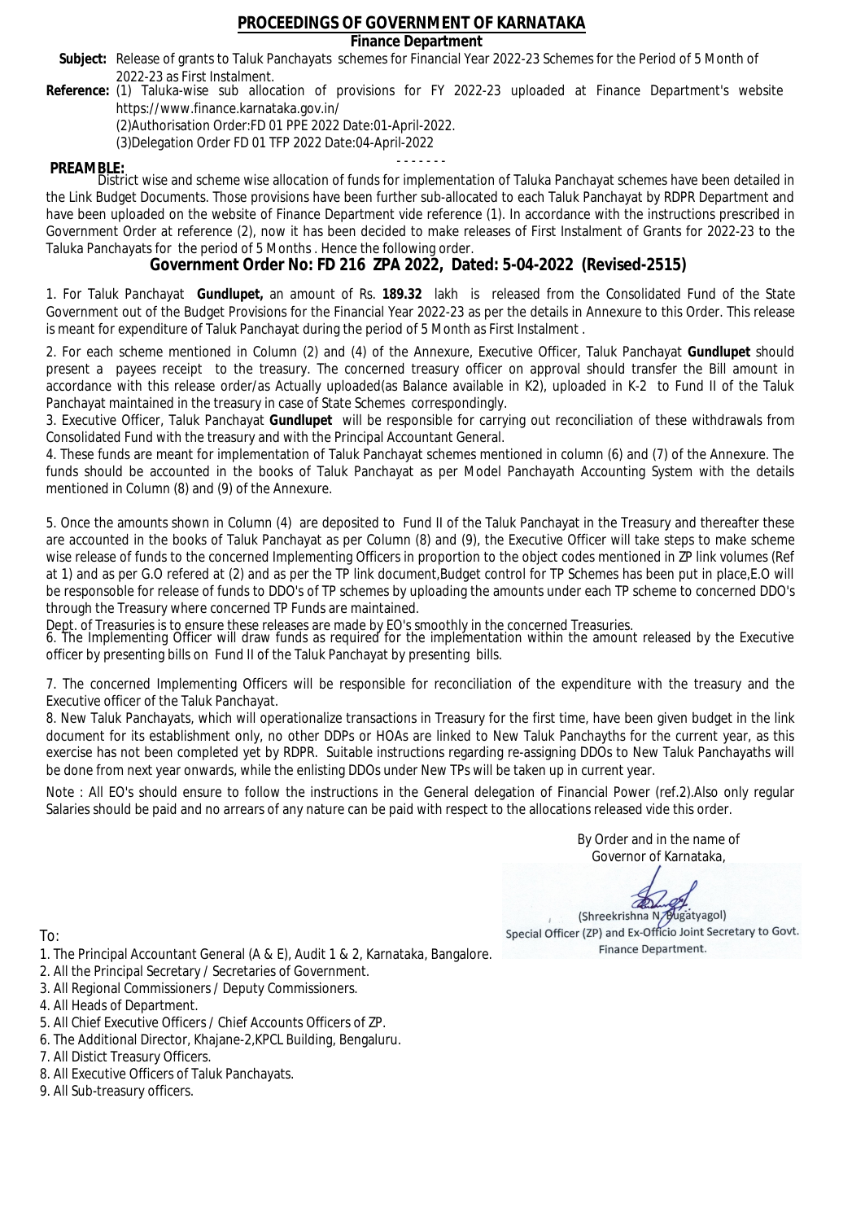# PROCEEDINGS OF GOVERNMENT OF KARNATAKA

**Finance Department**

**Subject:** Release of grants to Taluk Panchayats schemes for Financial Year 2022-23 Schemes for the Period of 5 Month of 2022-23 as First Instalment.

**Reference:** (1) Taluka-wise sub allocation of provisions for FY 2022-23 uploaded at Finance Department's website https://www.finance.karnataka.gov.in/

(2)Authorisation Order:FD 01 PPE 2022 Date:01-April-2022.

(3)Delegation Order FD 01 TFP 2022 Date:04-April-2022

- - - - - - -

**PREAMBLE:**

District wise and scheme wise allocation of funds for implementation of Taluka Panchayat schemes have been detailed in the Link Budget Documents. Those provisions have been further sub-allocated to each Taluk Panchayat by RDPR Department and have been uploaded on the website of Finance Department vide reference (1). In accordance with the instructions prescribed in Government Order at reference (2), now it has been decided to make releases of First Instalment of Grants for 2022-23 to the Taluka Panchayats for the period of 5 Months . Hence the following order.

## Government Order No: FD 216 ZPA 2022, Dated: 5-04-2022 (Revised-2515)

1. For Taluk Panchayat **Gundlupet,** an amount of Rs. **189.32** lakh is released from the Consolidated Fund of the State Government out of the Budget Provisions for the Financial Year 2022-23 as per the details in Annexure to this Order. This release is meant for expenditure of Taluk Panchayat during the period of 5 Month as First Instalment .

2. For each scheme mentioned in Column (2) and (4) of the Annexure, Executive Officer, Taluk Panchayat **Gundlupet** should present a payees receipt to the treasury. The concerned treasury officer on approval should transfer the Bill amount in accordance with this release order/as Actually uploaded(as Balance available in K2), uploaded in K-2 to Fund II of the Taluk Panchayat maintained in the treasury in case of State Schemes correspondingly.

3. Executive Officer, Taluk Panchayat **Gundlupet** will be responsible for carrying out reconciliation of these withdrawals from Consolidated Fund with the treasury and with the Principal Accountant General.

4. These funds are meant for implementation of Taluk Panchayat schemes mentioned in column (6) and (7) of the Annexure. The funds should be accounted in the books of Taluk Panchayat as per Model Panchayath Accounting System with the details mentioned in Column (8) and (9) of the Annexure.

5. Once the amounts shown in Column (4) are deposited to Fund II of the Taluk Panchayat in the Treasury and thereafter these are accounted in the books of Taluk Panchayat as per Column (8) and (9), the Executive Officer will take steps to make scheme wise release of funds to the concerned Implementing Officers in proportion to the object codes mentioned in ZP link volumes (Ref at 1) and as per G.O refered at (2) and as per the TP link document,Budget control for TP Schemes has been put in place,E.O will be responsible for release of funds to DDO's of TP schemes by uploading the amounts under each TP scheme to concerned DDO's through the Treasury where concerned TP Funds are maintained.

Dept. of Treasuries is to ensure these releases are made by EO's smoothly in the concerned Treasuries.

6. The Implementing Officer will draw funds as required for the implementation within the amount released by the Executive officer by presenting bills on Fund II of the Taluk Panchayat by presenting bills.

7. The concerned Implementing Officers will be responsible for reconciliation of the expenditure with the treasury and the Executive officer of the Taluk Panchayat.

8. New Taluk Panchayats, which will operationalize transactions in Treasury for the first time, have been given budget in the link document for its establishment only, no other DDPs or HOAs are linked to New Taluk Panchayths for the current year, as this exercise has not been completed yet by RDPR. Suitable instructions regarding re-assigning DDOs to New Taluk Panchayaths will be done from next year onwards, while the enlisting DDOs under New TPs will be taken up in current year.

Note : All EO's should ensure to follow the instructions in the General delegation of Financial Power (ref.2).Also only regular Salaries should be paid and no arrears of any nature can be paid with respect to the allocations released vide this order.

By Order and in the name of
Governor of Karnataka,

(Shreekrishna N. Bugatyagol)
Special Officer (ZP) and Ex-Officio Joint Secretary to Govt.
Finance Department.

To:

1. The Principal Accountant General (A & E), Audit 1 & 2, Karnataka, Bangalore.
2. All the Principal Secretary / Secretaries of Government.
3. All Regional Commissioners / Deputy Commissioners.
4. All Heads of Department.
5. All Chief Executive Officers / Chief Accounts Officers of ZP.
6. The Additional Director, Khajane-2,KPCL Building, Bengaluru.
7. All Distict Treasury Officers.
8. All Executive Officers of Taluk Panchayats.
9. All Sub-treasury officers.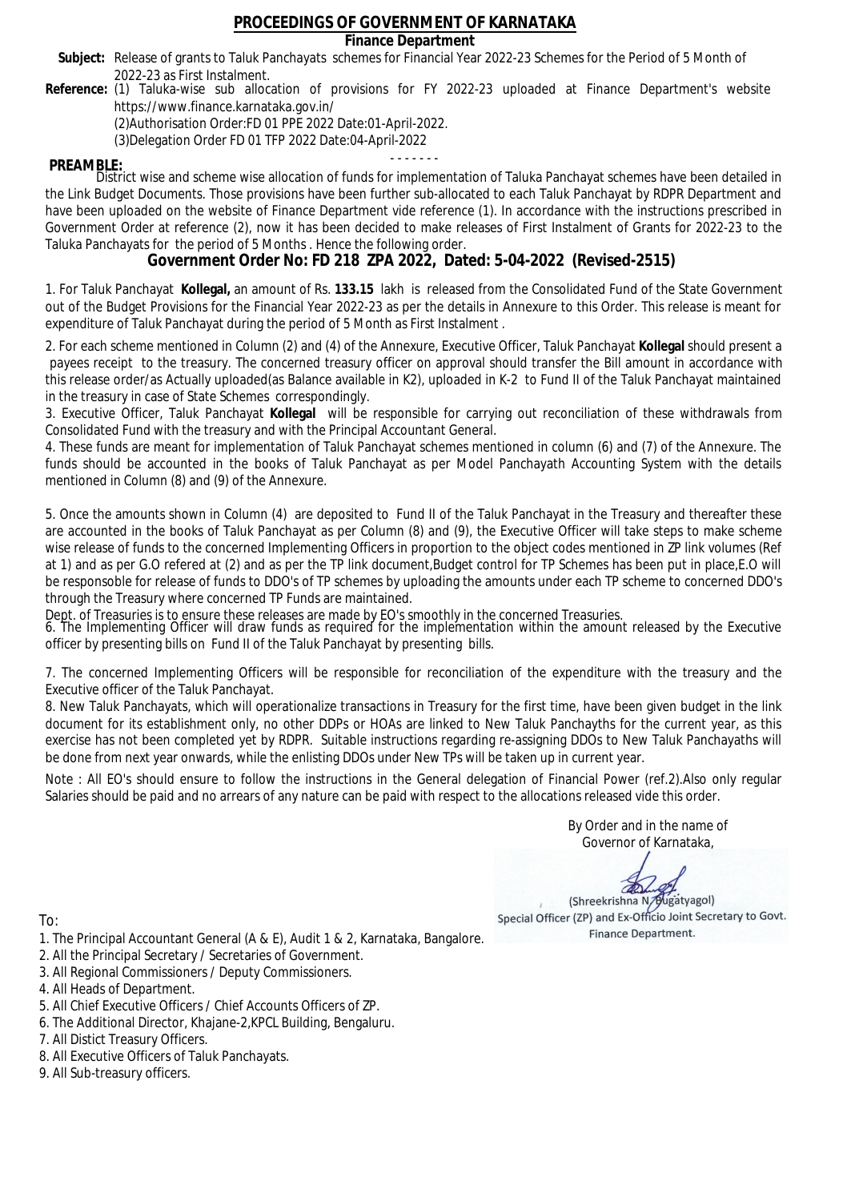# PROCEEDINGS OF GOVERNMENT OF KARNATAKA

## Finance Department

**Subject:** Release of grants to Taluk Panchayats schemes for Financial Year 2022-23 Schemes for the Period of 5 Month of 2022-23 as First Instalment.

**Reference:** (1) Taluka-wise sub allocation of provisions for FY 2022-23 uploaded at Finance Department's website https://www.finance.karnataka.gov.in/

(2)Authorisation Order:FD 01 PPE 2022 Date:01-April-2022.

(3)Delegation Order FD 01 TFP 2022 Date:04-April-2022

- - - - - - -

**PREAMBLE:**

District wise and scheme wise allocation of funds for implementation of Taluka Panchayat schemes have been detailed in the Link Budget Documents. Those provisions have been further sub-allocated to each Taluk Panchayat by RDPR Department and have been uploaded on the website of Finance Department vide reference (1). In accordance with the instructions prescribed in Government Order at reference (2), now it has been decided to make releases of First Instalment of Grants for 2022-23 to the Taluka Panchayats for the period of 5 Months . Hence the following order.

## Government Order No: FD 218 ZPA 2022, Dated: 5-04-2022 (Revised-2515)

1. For Taluk Panchayat **Kollegal,** an amount of Rs. **133.15** lakh is released from the Consolidated Fund of the State Government out of the Budget Provisions for the Financial Year 2022-23 as per the details in Annexure to this Order. This release is meant for expenditure of Taluk Panchayat during the period of 5 Month as First Instalment .

2. For each scheme mentioned in Column (2) and (4) of the Annexure, Executive Officer, Taluk Panchayat **Kollegal** should present a payees receipt to the treasury. The concerned treasury officer on approval should transfer the Bill amount in accordance with this release order/as Actually uploaded(as Balance available in K2), uploaded in K-2 to Fund II of the Taluk Panchayat maintained in the treasury in case of State Schemes correspondingly.

3. Executive Officer, Taluk Panchayat **Kollegal** will be responsible for carrying out reconciliation of these withdrawals from Consolidated Fund with the treasury and with the Principal Accountant General.

4. These funds are meant for implementation of Taluk Panchayat schemes mentioned in column (6) and (7) of the Annexure. The funds should be accounted in the books of Taluk Panchayat as per Model Panchayath Accounting System with the details mentioned in Column (8) and (9) of the Annexure.

5. Once the amounts shown in Column (4) are deposited to Fund II of the Taluk Panchayat in the Treasury and thereafter these are accounted in the books of Taluk Panchayat as per Column (8) and (9), the Executive Officer will take steps to make scheme wise release of funds to the concerned Implementing Officers in proportion to the object codes mentioned in ZP link volumes (Ref at 1) and as per G.O refered at (2) and as per the TP link document,Budget control for TP Schemes has been put in place,E.O will be responsible for release of funds to DDO's of TP schemes by uploading the amounts under each TP scheme to concerned DDO's through the Treasury where concerned TP Funds are maintained.

Dept. of Treasuries is to ensure these releases are made by EO's smoothly in the concerned Treasuries.

6. The Implementing Officer will draw funds as required for the implementation within the amount released by the Executive officer by presenting bills on Fund II of the Taluk Panchayat by presenting bills.

7. The concerned Implementing Officers will be responsible for reconciliation of the expenditure with the treasury and the Executive officer of the Taluk Panchayat.

8. New Taluk Panchayats, which will operationalize transactions in Treasury for the first time, have been given budget in the link document for its establishment only, no other DDPs or HOAs are linked to New Taluk Panchayths for the current year, as this exercise has not been completed yet by RDPR. Suitable instructions regarding re-assigning DDOs to New Taluk Panchayaths will be done from next year onwards, while the enlisting DDOs under New TPs will be taken up in current year.

Note : All EO's should ensure to follow the instructions in the General delegation of Financial Power (ref.2).Also only regular Salaries should be paid and no arrears of any nature can be paid with respect to the allocations released vide this order.

By Order and in the name of
Governor of Karnataka,

(Shreekrishna N. Bugatyagol)
Special Officer (ZP) and Ex-Officio Joint Secretary to Govt.
Finance Department.

To:

1. The Principal Accountant General (A & E), Audit 1 & 2, Karnataka, Bangalore.
2. All the Principal Secretary / Secretaries of Government.
3. All Regional Commissioners / Deputy Commissioners.
4. All Heads of Department.
5. All Chief Executive Officers / Chief Accounts Officers of ZP.
6. The Additional Director, Khajane-2,KPCL Building, Bengaluru.
7. All Distict Treasury Officers.
8. All Executive Officers of Taluk Panchayats.
9. All Sub-treasury officers.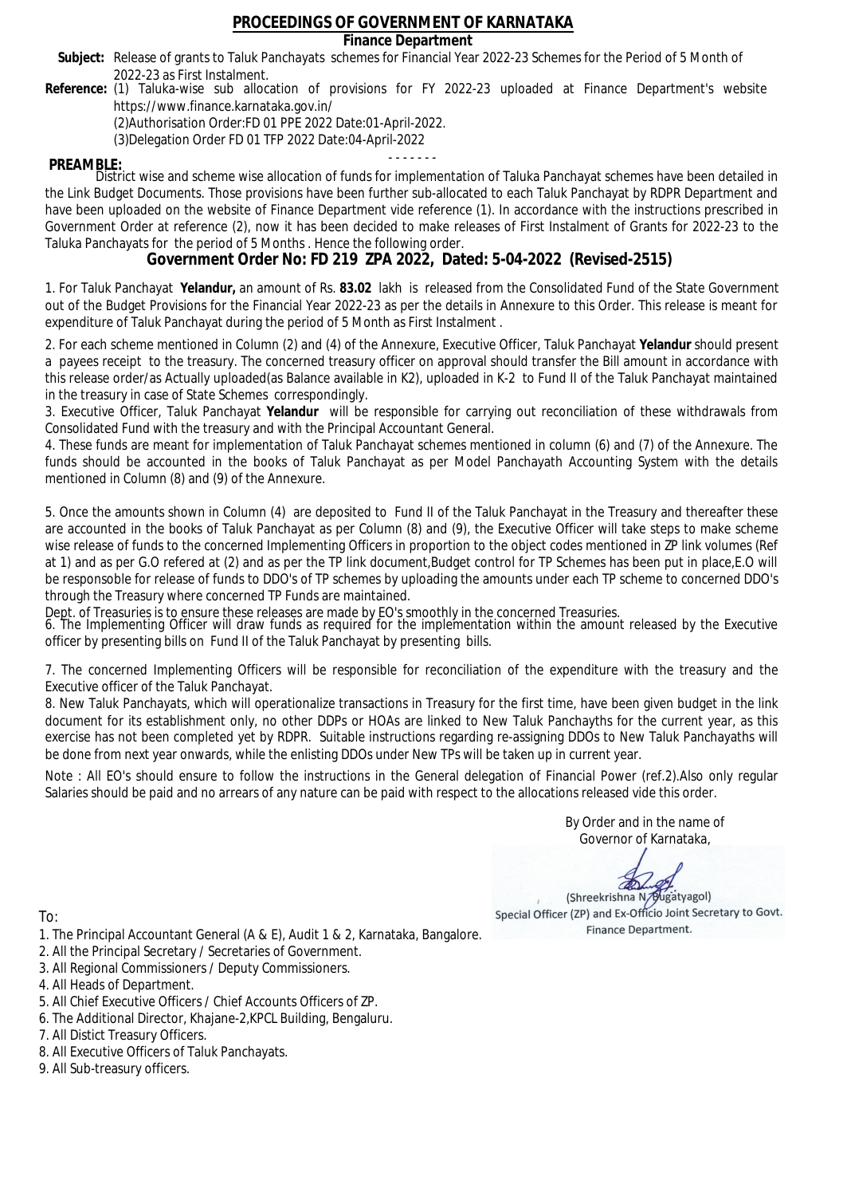# PROCEEDINGS OF GOVERNMENT OF KARNATAKA

## Finance Department

**Subject:** Release of grants to Taluk Panchayats schemes for Financial Year 2022-23 Schemes for the Period of 5 Month of 2022-23 as First Instalment.

**Reference:** (1) Taluka-wise sub allocation of provisions for FY 2022-23 uploaded at Finance Department's website https://www.finance.karnataka.gov.in/
(2)Authorisation Order:FD 01 PPE 2022 Date:01-April-2022.
(3)Delegation Order FD 01 TFP 2022 Date:04-April-2022

- - - - - - -

**PREAMBLE:**
District wise and scheme wise allocation of funds for implementation of Taluka Panchayat schemes have been detailed in the Link Budget Documents. Those provisions have been further sub-allocated to each Taluk Panchayat by RDPR Department and have been uploaded on the website of Finance Department vide reference (1). In accordance with the instructions prescribed in Government Order at reference (2), now it has been decided to make releases of First Instalment of Grants for 2022-23 to the Taluka Panchayats for the period of 5 Months . Hence the following order.

## Government Order No: FD 219 ZPA 2022, Dated: 5-04-2022 (Revised-2515)

1. For Taluk Panchayat **Yelandur,** an amount of Rs. **83.02** lakh is released from the Consolidated Fund of the State Government out of the Budget Provisions for the Financial Year 2022-23 as per the details in Annexure to this Order. This release is meant for expenditure of Taluk Panchayat during the period of 5 Month as First Instalment .

2. For each scheme mentioned in Column (2) and (4) of the Annexure, Executive Officer, Taluk Panchayat **Yelandur** should present a payees receipt to the treasury. The concerned treasury officer on approval should transfer the Bill amount in accordance with this release order/as Actually uploaded(as Balance available in K2), uploaded in K-2 to Fund II of the Taluk Panchayat maintained in the treasury in case of State Schemes correspondingly.

3. Executive Officer, Taluk Panchayat **Yelandur** will be responsible for carrying out reconciliation of these withdrawals from Consolidated Fund with the treasury and with the Principal Accountant General.

4. These funds are meant for implementation of Taluk Panchayat schemes mentioned in column (6) and (7) of the Annexure. The funds should be accounted in the books of Taluk Panchayat as per Model Panchayath Accounting System with the details mentioned in Column (8) and (9) of the Annexure.

5. Once the amounts shown in Column (4) are deposited to Fund II of the Taluk Panchayat in the Treasury and thereafter these are accounted in the books of Taluk Panchayat as per Column (8) and (9), the Executive Officer will take steps to make scheme wise release of funds to the concerned Implementing Officers in proportion to the object codes mentioned in ZP link volumes (Ref at 1) and as per G.O refered at (2) and as per the TP link document,Budget control for TP Schemes has been put in place,E.O will be responsoble for release of funds to DDO's of TP schemes by uploading the amounts under each TP scheme to concerned DDO's through the Treasury where concerned TP Funds are maintained.
Dept. of Treasuries is to ensure these releases are made by EO's smoothly in the concerned Treasuries.

6. The Implementing Officer will draw funds as required for the implementation within the amount released by the Executive officer by presenting bills on Fund II of the Taluk Panchayat by presenting bills.

7. The concerned Implementing Officers will be responsible for reconciliation of the expenditure with the treasury and the Executive officer of the Taluk Panchayat.

8. New Taluk Panchayats, which will operationalize transactions in Treasury for the first time, have been given budget in the link document for its establishment only, no other DDPs or HOAs are linked to New Taluk Panchayths for the current year, as this exercise has not been completed yet by RDPR. Suitable instructions regarding re-assigning DDOs to New Taluk Panchayaths will be done from next year onwards, while the enlisting DDOs under New TPs will be taken up in current year.

Note : All EO's should ensure to follow the instructions in the General delegation of Financial Power (ref.2).Also only regular Salaries should be paid and no arrears of any nature can be paid with respect to the allocations released vide this order.

By Order and in the name of
Governor of Karnataka,

(Shreekrishna N. Bugatyagol)
Special Officer (ZP) and Ex-Officio Joint Secretary to Govt.
Finance Department.

To:

1. The Principal Accountant General (A & E), Audit 1 & 2, Karnataka, Bangalore.
2. All the Principal Secretary / Secretaries of Government.
3. All Regional Commissioners / Deputy Commissioners.
4. All Heads of Department.
5. All Chief Executive Officers / Chief Accounts Officers of ZP.
6. The Additional Director, Khajane-2,KPCL Building, Bengaluru.
7. All Distict Treasury Officers.
8. All Executive Officers of Taluk Panchayats.
9. All Sub-treasury officers.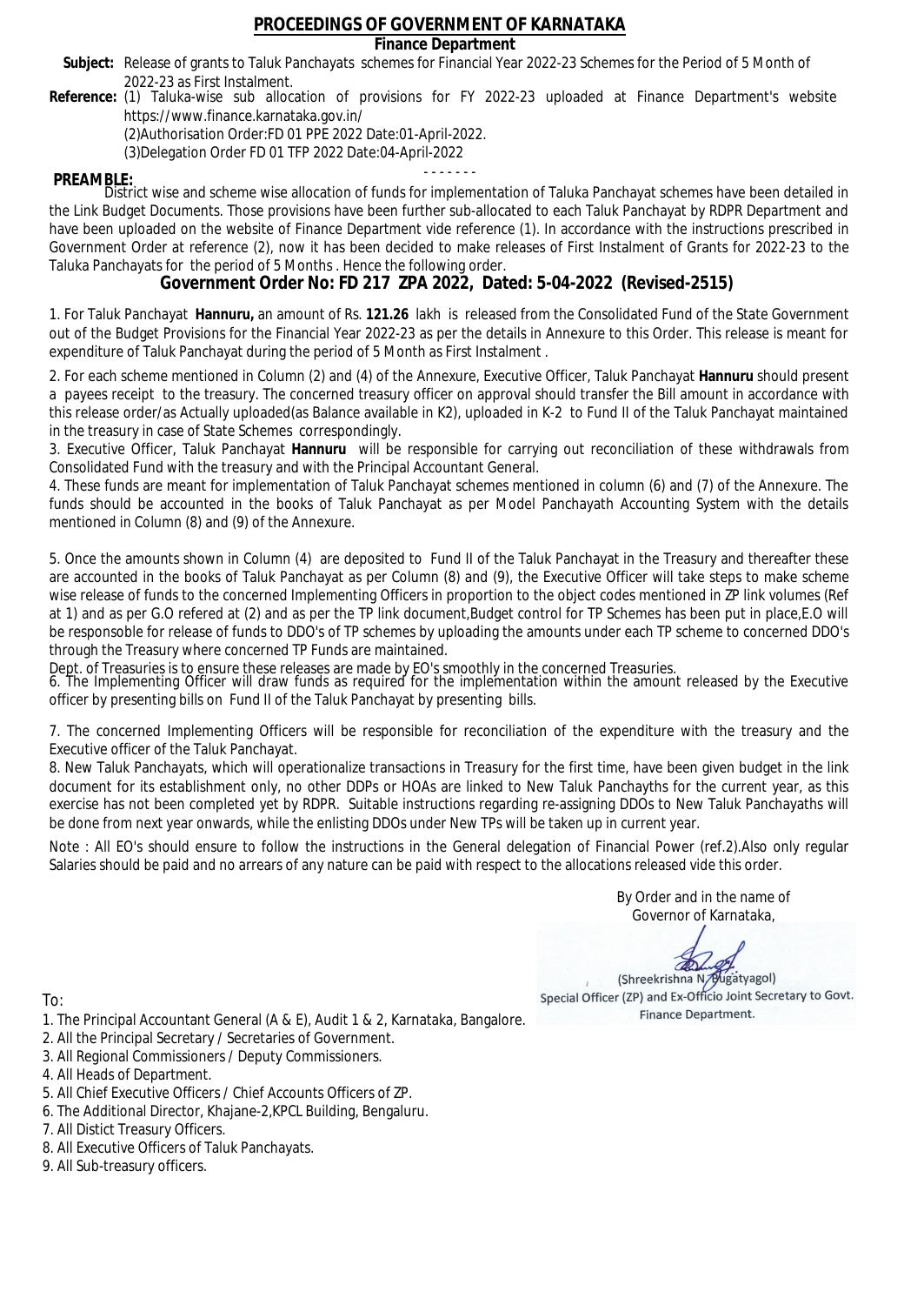# PROCEEDINGS OF GOVERNMENT OF KARNATAKA

**Finance Department**

**Subject:** Release of grants to Taluk Panchayats schemes for Financial Year 2022-23 Schemes for the Period of 5 Month of 2022-23 as First Instalment.

**Reference:** (1) Taluka-wise sub allocation of provisions for FY 2022-23 uploaded at Finance Department's website https://www.finance.karnataka.gov.in/

(2)Authorisation Order:FD 01 PPE 2022 Date:01-April-2022.

(3)Delegation Order FD 01 TFP 2022 Date:04-April-2022

- - - - - - -

**PREAMBLE:**

District wise and scheme wise allocation of funds for implementation of Taluka Panchayat schemes have been detailed in the Link Budget Documents. Those provisions have been further sub-allocated to each Taluk Panchayat by RDPR Department and have been uploaded on the website of Finance Department vide reference (1). In accordance with the instructions prescribed in Government Order at reference (2), now it has been decided to make releases of First Instalment of Grants for 2022-23 to the Taluka Panchayats for the period of 5 Months . Hence the following order.

## Government Order No: FD 217 ZPA 2022, Dated: 5-04-2022 (Revised-2515)

1. For Taluk Panchayat **Hannuru,** an amount of Rs. **121.26** lakh is released from the Consolidated Fund of the State Government out of the Budget Provisions for the Financial Year 2022-23 as per the details in Annexure to this Order. This release is meant for expenditure of Taluk Panchayat during the period of 5 Month as First Instalment .

2. For each scheme mentioned in Column (2) and (4) of the Annexure, Executive Officer, Taluk Panchayat **Hannuru** should present a payees receipt to the treasury. The concerned treasury officer on approval should transfer the Bill amount in accordance with this release order/as Actually uploaded(as Balance available in K2), uploaded in K-2 to Fund II of the Taluk Panchayat maintained in the treasury in case of State Schemes correspondingly.

3. Executive Officer, Taluk Panchayat **Hannuru** will be responsible for carrying out reconciliation of these withdrawals from Consolidated Fund with the treasury and with the Principal Accountant General.

4. These funds are meant for implementation of Taluk Panchayat schemes mentioned in column (6) and (7) of the Annexure. The funds should be accounted in the books of Taluk Panchayat as per Model Panchayath Accounting System with the details mentioned in Column (8) and (9) of the Annexure.

5. Once the amounts shown in Column (4) are deposited to Fund II of the Taluk Panchayat in the Treasury and thereafter these are accounted in the books of Taluk Panchayat as per Column (8) and (9), the Executive Officer will take steps to make scheme wise release of funds to the concerned Implementing Officers in proportion to the object codes mentioned in ZP link volumes (Ref at 1) and as per G.O refered at (2) and as per the TP link document,Budget control for TP Schemes has been put in place,E.O will be responsible for release of funds to DDO's of TP schemes by uploading the amounts under each TP scheme to concerned DDO's through the Treasury where concerned TP Funds are maintained.

Dept. of Treasuries is to ensure these releases are made by EO's smoothly in the concerned Treasuries.

6. The Implementing Officer will draw funds as required for the implementation within the amount released by the Executive officer by presenting bills on Fund II of the Taluk Panchayat by presenting bills.

7. The concerned Implementing Officers will be responsible for reconciliation of the expenditure with the treasury and the Executive officer of the Taluk Panchayat.

8. New Taluk Panchayats, which will operationalize transactions in Treasury for the first time, have been given budget in the link document for its establishment only, no other DDPs or HOAs are linked to New Taluk Panchayths for the current year, as this exercise has not been completed yet by RDPR. Suitable instructions regarding re-assigning DDOs to New Taluk Panchayaths will be done from next year onwards, while the enlisting DDOs under New TPs will be taken up in current year.

Note : All EO's should ensure to follow the instructions in the General delegation of Financial Power (ref.2).Also only regular Salaries should be paid and no arrears of any nature can be paid with respect to the allocations released vide this order.

By Order and in the name of
Governor of Karnataka,

(Shreekrishna N. Bugatyagol)
Special Officer (ZP) and Ex-Officio Joint Secretary to Govt.
Finance Department.

To:

1. The Principal Accountant General (A & E), Audit 1 & 2, Karnataka, Bangalore.
2. All the Principal Secretary / Secretaries of Government.
3. All Regional Commissioners / Deputy Commissioners.
4. All Heads of Department.
5. All Chief Executive Officers / Chief Accounts Officers of ZP.
6. The Additional Director, Khajane-2,KPCL Building, Bengaluru.
7. All Distict Treasury Officers.
8. All Executive Officers of Taluk Panchayats.
9. All Sub-treasury officers.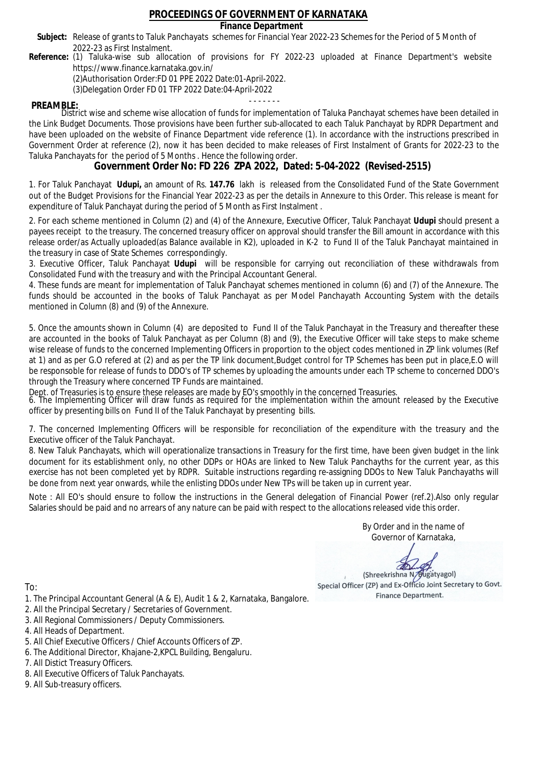# PROCEEDINGS OF GOVERNMENT OF KARNATAKA

## Finance Department

**Subject:** Release of grants to Taluk Panchayats schemes for Financial Year 2022-23 Schemes for the Period of 5 Month of 2022-23 as First Instalment.

**Reference:** (1) Taluka-wise sub allocation of provisions for FY 2022-23 uploaded at Finance Department's website https://www.finance.karnataka.gov.in/
(2)Authorisation Order:FD 01 PPE 2022 Date:01-April-2022.
(3)Delegation Order FD 01 TFP 2022 Date:04-April-2022

- - - - - - -

**PREAMBLE:**
District wise and scheme wise allocation of funds for implementation of Taluka Panchayat schemes have been detailed in the Link Budget Documents. Those provisions have been further sub-allocated to each Taluk Panchayat by RDPR Department and have been uploaded on the website of Finance Department vide reference (1). In accordance with the instructions prescribed in Government Order at reference (2), now it has been decided to make releases of First Instalment of Grants for 2022-23 to the Taluka Panchayats for the period of 5 Months . Hence the following order.

## Government Order No: FD 226 ZPA 2022, Dated: 5-04-2022 (Revised-2515)

1. For Taluk Panchayat **Udupi,** an amount of Rs. **147.76** lakh is released from the Consolidated Fund of the State Government out of the Budget Provisions for the Financial Year 2022-23 as per the details in Annexure to this Order. This release is meant for expenditure of Taluk Panchayat during the period of 5 Month as First Instalment .

2. For each scheme mentioned in Column (2) and (4) of the Annexure, Executive Officer, Taluk Panchayat **Udupi** should present a payees receipt to the treasury. The concerned treasury officer on approval should transfer the Bill amount in accordance with this release order/as Actually uploaded(as Balance available in K2), uploaded in K-2 to Fund II of the Taluk Panchayat maintained in the treasury in case of State Schemes correspondingly.

3. Executive Officer, Taluk Panchayat **Udupi** will be responsible for carrying out reconciliation of these withdrawals from Consolidated Fund with the treasury and with the Principal Accountant General.

4. These funds are meant for implementation of Taluk Panchayat schemes mentioned in column (6) and (7) of the Annexure. The funds should be accounted in the books of Taluk Panchayat as per Model Panchayath Accounting System with the details mentioned in Column (8) and (9) of the Annexure.

5. Once the amounts shown in Column (4) are deposited to Fund II of the Taluk Panchayat in the Treasury and thereafter these are accounted in the books of Taluk Panchayat as per Column (8) and (9), the Executive Officer will take steps to make scheme wise release of funds to the concerned Implementing Officers in proportion to the object codes mentioned in ZP link volumes (Ref at 1) and as per G.O refered at (2) and as per the TP link document,Budget control for TP Schemes has been put in place,E.O will be responsible for release of funds to DDO's of TP schemes by uploading the amounts under each TP scheme to concerned DDO's through the Treasury where concerned TP Funds are maintained.
Dept. of Treasuries is to ensure these releases are made by EO's smoothly in the concerned Treasuries.

6. The Implementing Officer will draw funds as required for the implementation within the amount released by the Executive officer by presenting bills on Fund II of the Taluk Panchayat by presenting bills.

7. The concerned Implementing Officers will be responsible for reconciliation of the expenditure with the treasury and the Executive officer of the Taluk Panchayat.

8. New Taluk Panchayats, which will operationalize transactions in Treasury for the first time, have been given budget in the link document for its establishment only, no other DDPs or HOAs are linked to New Taluk Panchayths for the current year, as this exercise has not been completed yet by RDPR. Suitable instructions regarding re-assigning DDOs to New Taluk Panchayaths will be done from next year onwards, while the enlisting DDOs under New TPs will be taken up in current year.

Note : All EO's should ensure to follow the instructions in the General delegation of Financial Power (ref.2).Also only regular Salaries should be paid and no arrears of any nature can be paid with respect to the allocations released vide this order.

By Order and in the name of
Governor of Karnataka,

(Shreekrishna N. Bugatyagol)
Special Officer (ZP) and Ex-Officio Joint Secretary to Govt.
Finance Department.

To:

1. The Principal Accountant General (A & E), Audit 1 & 2, Karnataka, Bangalore.
2. All the Principal Secretary / Secretaries of Government.
3. All Regional Commissioners / Deputy Commissioners.
4. All Heads of Department.
5. All Chief Executive Officers / Chief Accounts Officers of ZP.
6. The Additional Director, Khajane-2,KPCL Building, Bengaluru.
7. All Distict Treasury Officers.
8. All Executive Officers of Taluk Panchayats.
9. All Sub-treasury officers.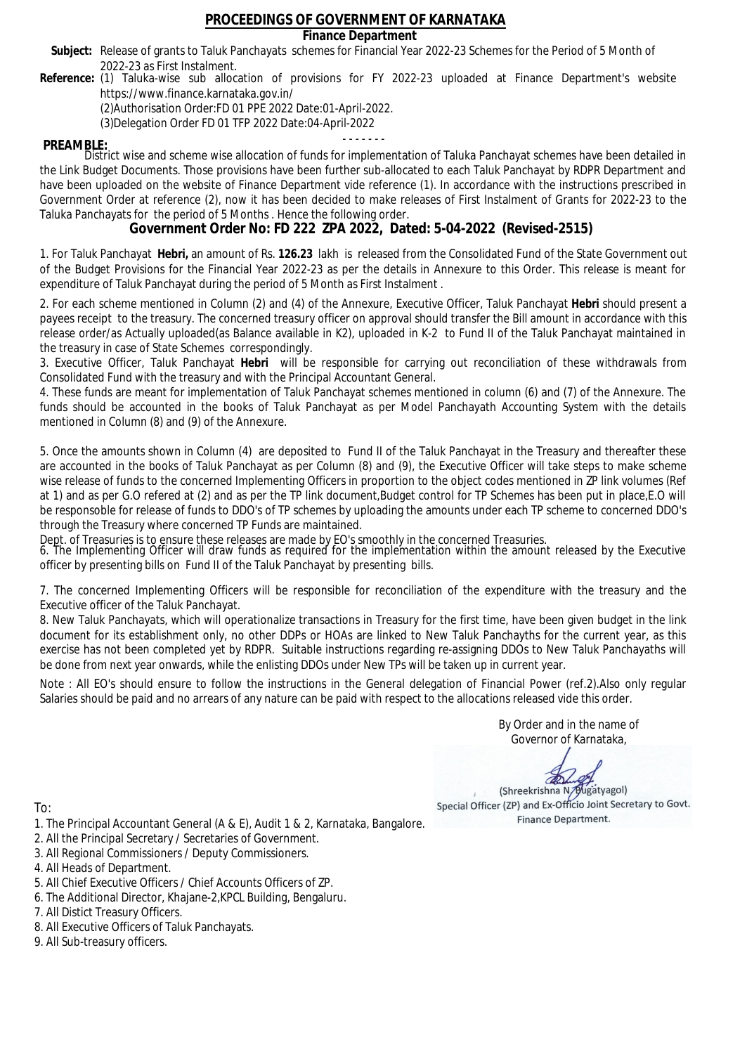# PROCEEDINGS OF GOVERNMENT OF KARNATAKA

## Finance Department

**Subject:** Release of grants to Taluk Panchayats schemes for Financial Year 2022-23 Schemes for the Period of 5 Month of 2022-23 as First Instalment.

**Reference:** (1) Taluka-wise sub allocation of provisions for FY 2022-23 uploaded at Finance Department's website https://www.finance.karnataka.gov.in/

(2)Authorisation Order:FD 01 PPE 2022 Date:01-April-2022.

(3)Delegation Order FD 01 TFP 2022 Date:04-April-2022

- - - - - - -

**PREAMBLE:**

District wise and scheme wise allocation of funds for implementation of Taluka Panchayat schemes have been detailed in the Link Budget Documents. Those provisions have been further sub-allocated to each Taluk Panchayat by RDPR Department and have been uploaded on the website of Finance Department vide reference (1). In accordance with the instructions prescribed in Government Order at reference (2), now it has been decided to make releases of First Instalment of Grants for 2022-23 to the Taluka Panchayats for the period of 5 Months . Hence the following order.

## Government Order No: FD 222 ZPA 2022, Dated: 5-04-2022 (Revised-2515)

1. For Taluk Panchayat **Hebri,** an amount of Rs. **126.23** lakh is released from the Consolidated Fund of the State Government out of the Budget Provisions for the Financial Year 2022-23 as per the details in Annexure to this Order. This release is meant for expenditure of Taluk Panchayat during the period of 5 Month as First Instalment .

2. For each scheme mentioned in Column (2) and (4) of the Annexure, Executive Officer, Taluk Panchayat **Hebri** should present a payees receipt to the treasury. The concerned treasury officer on approval should transfer the Bill amount in accordance with this release order/as Actually uploaded(as Balance available in K2), uploaded in K-2 to Fund II of the Taluk Panchayat maintained in the treasury in case of State Schemes correspondingly.

3. Executive Officer, Taluk Panchayat **Hebri** will be responsible for carrying out reconciliation of these withdrawals from Consolidated Fund with the treasury and with the Principal Accountant General.

4. These funds are meant for implementation of Taluk Panchayat schemes mentioned in column (6) and (7) of the Annexure. The funds should be accounted in the books of Taluk Panchayat as per Model Panchayath Accounting System with the details mentioned in Column (8) and (9) of the Annexure.

5. Once the amounts shown in Column (4) are deposited to Fund II of the Taluk Panchayat in the Treasury and thereafter these are accounted in the books of Taluk Panchayat as per Column (8) and (9), the Executive Officer will take steps to make scheme wise release of funds to the concerned Implementing Officers in proportion to the object codes mentioned in ZP link volumes (Ref at 1) and as per G.O refered at (2) and as per the TP link document,Budget control for TP Schemes has been put in place,E.O will be responsoble for release of funds to DDO's of TP schemes by uploading the amounts under each TP scheme to concerned DDO's through the Treasury where concerned TP Funds are maintained.

Dept. of Treasuries is to ensure these releases are made by EO's smoothly in the concerned Treasuries.

6. The Implementing Officer will draw funds as required for the implementation within the amount released by the Executive officer by presenting bills on Fund II of the Taluk Panchayat by presenting bills.

7. The concerned Implementing Officers will be responsible for reconciliation of the expenditure with the treasury and the Executive officer of the Taluk Panchayat.

8. New Taluk Panchayats, which will operationalize transactions in Treasury for the first time, have been given budget in the link document for its establishment only, no other DDPs or HOAs are linked to New Taluk Panchayths for the current year, as this exercise has not been completed yet by RDPR. Suitable instructions regarding re-assigning DDOs to New Taluk Panchayaths will be done from next year onwards, while the enlisting DDOs under New TPs will be taken up in current year.

Note : All EO's should ensure to follow the instructions in the General delegation of Financial Power (ref.2).Also only regular Salaries should be paid and no arrears of any nature can be paid with respect to the allocations released vide this order.

By Order and in the name of
Governor of Karnataka,

(Shreekrishna N. Bugatyagol)
Special Officer (ZP) and Ex-Officio Joint Secretary to Govt.
Finance Department.

To:

1. The Principal Accountant General (A & E), Audit 1 & 2, Karnataka, Bangalore.
2. All the Principal Secretary / Secretaries of Government.
3. All Regional Commissioners / Deputy Commissioners.
4. All Heads of Department.
5. All Chief Executive Officers / Chief Accounts Officers of ZP.
6. The Additional Director, Khajane-2,KPCL Building, Bengaluru.
7. All Distict Treasury Officers.
8. All Executive Officers of Taluk Panchayats.
9. All Sub-treasury officers.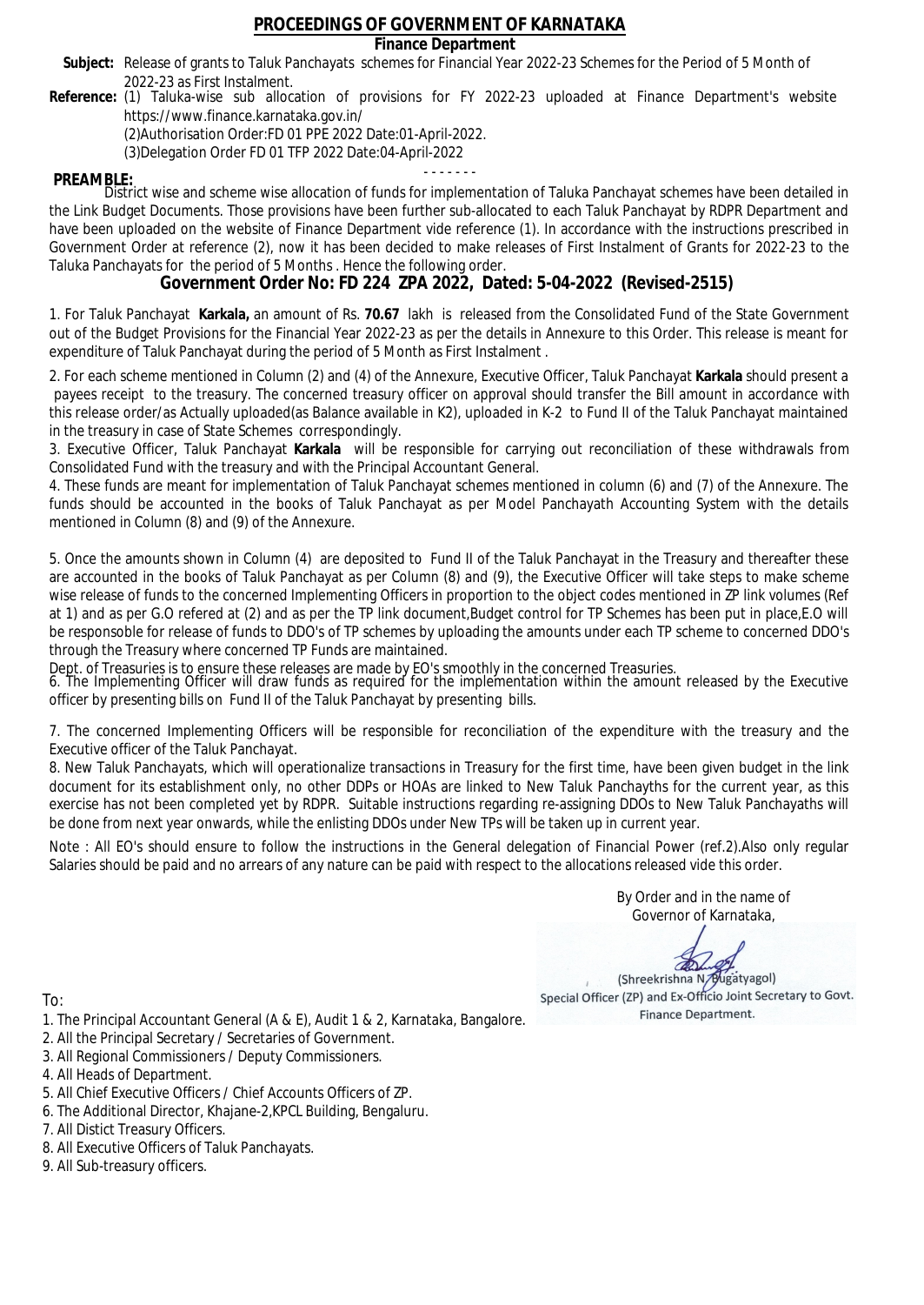# PROCEEDINGS OF GOVERNMENT OF KARNATAKA

## Finance Department

**Subject:** Release of grants to Taluk Panchayats schemes for Financial Year 2022-23 Schemes for the Period of 5 Month of 2022-23 as First Instalment.

**Reference:** (1) Taluka-wise sub allocation of provisions for FY 2022-23 uploaded at Finance Department's website https://www.finance.karnataka.gov.in/

(2)Authorisation Order:FD 01 PPE 2022 Date:01-April-2022.

(3)Delegation Order FD 01 TFP 2022 Date:04-April-2022

- - - - - - -

**PREAMBLE:**

District wise and scheme wise allocation of funds for implementation of Taluka Panchayat schemes have been detailed in the Link Budget Documents. Those provisions have been further sub-allocated to each Taluk Panchayat by RDPR Department and have been uploaded on the website of Finance Department vide reference (1). In accordance with the instructions prescribed in Government Order at reference (2), now it has been decided to make releases of First Instalment of Grants for 2022-23 to the Taluka Panchayats for the period of 5 Months . Hence the following order.

## Government Order No: FD 224 ZPA 2022, Dated: 5-04-2022 (Revised-2515)

1. For Taluk Panchayat **Karkala,** an amount of Rs. **70.67** lakh is released from the Consolidated Fund of the State Government out of the Budget Provisions for the Financial Year 2022-23 as per the details in Annexure to this Order. This release is meant for expenditure of Taluk Panchayat during the period of 5 Month as First Instalment .

2. For each scheme mentioned in Column (2) and (4) of the Annexure, Executive Officer, Taluk Panchayat **Karkala** should present a payees receipt to the treasury. The concerned treasury officer on approval should transfer the Bill amount in accordance with this release order/as Actually uploaded(as Balance available in K2), uploaded in K-2 to Fund II of the Taluk Panchayat maintained in the treasury in case of State Schemes correspondingly.

3. Executive Officer, Taluk Panchayat **Karkala** will be responsible for carrying out reconciliation of these withdrawals from Consolidated Fund with the treasury and with the Principal Accountant General.

4. These funds are meant for implementation of Taluk Panchayat schemes mentioned in column (6) and (7) of the Annexure. The funds should be accounted in the books of Taluk Panchayat as per Model Panchayath Accounting System with the details mentioned in Column (8) and (9) of the Annexure.

5. Once the amounts shown in Column (4) are deposited to Fund II of the Taluk Panchayat in the Treasury and thereafter these are accounted in the books of Taluk Panchayat as per Column (8) and (9), the Executive Officer will take steps to make scheme wise release of funds to the concerned Implementing Officers in proportion to the object codes mentioned in ZP link volumes (Ref at 1) and as per G.O refered at (2) and as per the TP link document,Budget control for TP Schemes has been put in place,E.O will be responsible for release of funds to DDO's of TP schemes by uploading the amounts under each TP scheme to concerned DDO's through the Treasury where concerned TP Funds are maintained.

Dept. of Treasuries is to ensure these releases are made by EO's smoothly in the concerned Treasuries.

6. The Implementing Officer will draw funds as required for the implementation within the amount released by the Executive officer by presenting bills on Fund II of the Taluk Panchayat by presenting bills.

7. The concerned Implementing Officers will be responsible for reconciliation of the expenditure with the treasury and the Executive officer of the Taluk Panchayat.

8. New Taluk Panchayats, which will operationalize transactions in Treasury for the first time, have been given budget in the link document for its establishment only, no other DDPs or HOAs are linked to New Taluk Panchayths for the current year, as this exercise has not been completed yet by RDPR. Suitable instructions regarding re-assigning DDOs to New Taluk Panchayaths will be done from next year onwards, while the enlisting DDOs under New TPs will be taken up in current year.

Note : All EO's should ensure to follow the instructions in the General delegation of Financial Power (ref.2).Also only regular Salaries should be paid and no arrears of any nature can be paid with respect to the allocations released vide this order.

By Order and in the name of
Governor of Karnataka,

(Shreekrishna N. Bugatyagol)
Special Officer (ZP) and Ex-Officio Joint Secretary to Govt.
Finance Department.

To:

1. The Principal Accountant General (A & E), Audit 1 & 2, Karnataka, Bangalore.
2. All the Principal Secretary / Secretaries of Government.
3. All Regional Commissioners / Deputy Commissioners.
4. All Heads of Department.
5. All Chief Executive Officers / Chief Accounts Officers of ZP.
6. The Additional Director, Khajane-2,KPCL Building, Bengaluru.
7. All Distict Treasury Officers.
8. All Executive Officers of Taluk Panchayats.
9. All Sub-treasury officers.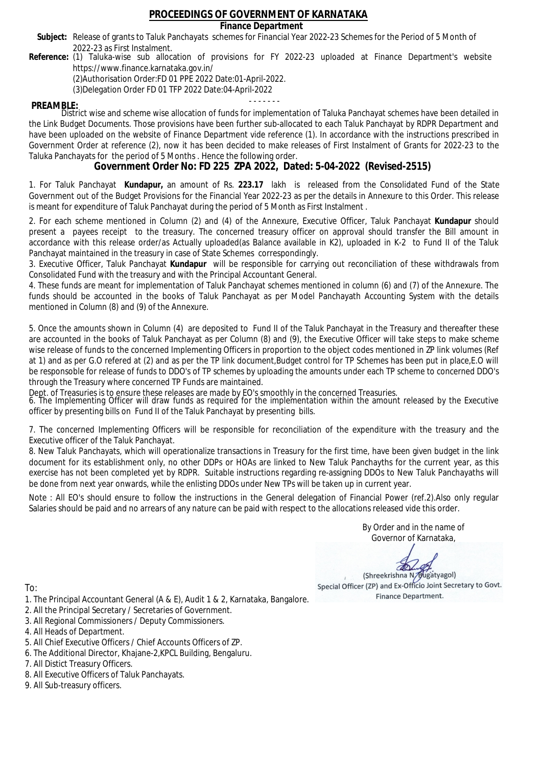# PROCEEDINGS OF GOVERNMENT OF KARNATAKA

## Finance Department

**Subject:** Release of grants to Taluk Panchayats schemes for Financial Year 2022-23 Schemes for the Period of 5 Month of 2022-23 as First Instalment.

**Reference:** (1) Taluka-wise sub allocation of provisions for FY 2022-23 uploaded at Finance Department's website https://www.finance.karnataka.gov.in/
(2)Authorisation Order:FD 01 PPE 2022 Date:01-April-2022.
(3)Delegation Order FD 01 TFP 2022 Date:04-April-2022

- - - - - - -

**PREAMBLE:**
District wise and scheme wise allocation of funds for implementation of Taluka Panchayat schemes have been detailed in the Link Budget Documents. Those provisions have been further sub-allocated to each Taluk Panchayat by RDPR Department and have been uploaded on the website of Finance Department vide reference (1). In accordance with the instructions prescribed in Government Order at reference (2), now it has been decided to make releases of First Instalment of Grants for 2022-23 to the Taluka Panchayats for the period of 5 Months . Hence the following order.

## Government Order No: FD 225 ZPA 2022, Dated: 5-04-2022 (Revised-2515)

1. For Taluk Panchayat **Kundapur,** an amount of Rs. **223.17** lakh is released from the Consolidated Fund of the State Government out of the Budget Provisions for the Financial Year 2022-23 as per the details in Annexure to this Order. This release is meant for expenditure of Taluk Panchayat during the period of 5 Month as First Instalment .

2. For each scheme mentioned in Column (2) and (4) of the Annexure, Executive Officer, Taluk Panchayat **Kundapur** should present a payees receipt to the treasury. The concerned treasury officer on approval should transfer the Bill amount in accordance with this release order/as Actually uploaded(as Balance available in K2), uploaded in K-2 to Fund II of the Taluk Panchayat maintained in the treasury in case of State Schemes correspondingly.

3. Executive Officer, Taluk Panchayat **Kundapur** will be responsible for carrying out reconciliation of these withdrawals from Consolidated Fund with the treasury and with the Principal Accountant General.

4. These funds are meant for implementation of Taluk Panchayat schemes mentioned in column (6) and (7) of the Annexure. The funds should be accounted in the books of Taluk Panchayat as per Model Panchayath Accounting System with the details mentioned in Column (8) and (9) of the Annexure.

5. Once the amounts shown in Column (4) are deposited to Fund II of the Taluk Panchayat in the Treasury and thereafter these are accounted in the books of Taluk Panchayat as per Column (8) and (9), the Executive Officer will take steps to make scheme wise release of funds to the concerned Implementing Officers in proportion to the object codes mentioned in ZP link volumes (Ref at 1) and as per G.O refered at (2) and as per the TP link document,Budget control for TP Schemes has been put in place,E.O will be responsible for release of funds to DDO's of TP schemes by uploading the amounts under each TP scheme to concerned DDO's through the Treasury where concerned TP Funds are maintained.
Dept. of Treasuries is to ensure these releases are made by EO's smoothly in the concerned Treasuries.

6. The Implementing Officer will draw funds as required for the implementation within the amount released by the Executive officer by presenting bills on Fund II of the Taluk Panchayat by presenting bills.

7. The concerned Implementing Officers will be responsible for reconciliation of the expenditure with the treasury and the Executive officer of the Taluk Panchayat.

8. New Taluk Panchayats, which will operationalize transactions in Treasury for the first time, have been given budget in the link document for its establishment only, no other DDPs or HOAs are linked to New Taluk Panchayths for the current year, as this exercise has not been completed yet by RDPR. Suitable instructions regarding re-assigning DDOs to New Taluk Panchayaths will be done from next year onwards, while the enlisting DDOs under New TPs will be taken up in current year.

Note : All EO's should ensure to follow the instructions in the General delegation of Financial Power (ref.2).Also only regular Salaries should be paid and no arrears of any nature can be paid with respect to the allocations released vide this order.

By Order and in the name of
Governor of Karnataka,

(Shreekrishna N. Bugatyagol)
Special Officer (ZP) and Ex-Officio Joint Secretary to Govt.
Finance Department.

To:

1. The Principal Accountant General (A & E), Audit 1 & 2, Karnataka, Bangalore.
2. All the Principal Secretary / Secretaries of Government.
3. All Regional Commissioners / Deputy Commissioners.
4. All Heads of Department.
5. All Chief Executive Officers / Chief Accounts Officers of ZP.
6. The Additional Director, Khajane-2,KPCL Building, Bengaluru.
7. All Distict Treasury Officers.
8. All Executive Officers of Taluk Panchayats.
9. All Sub-treasury officers.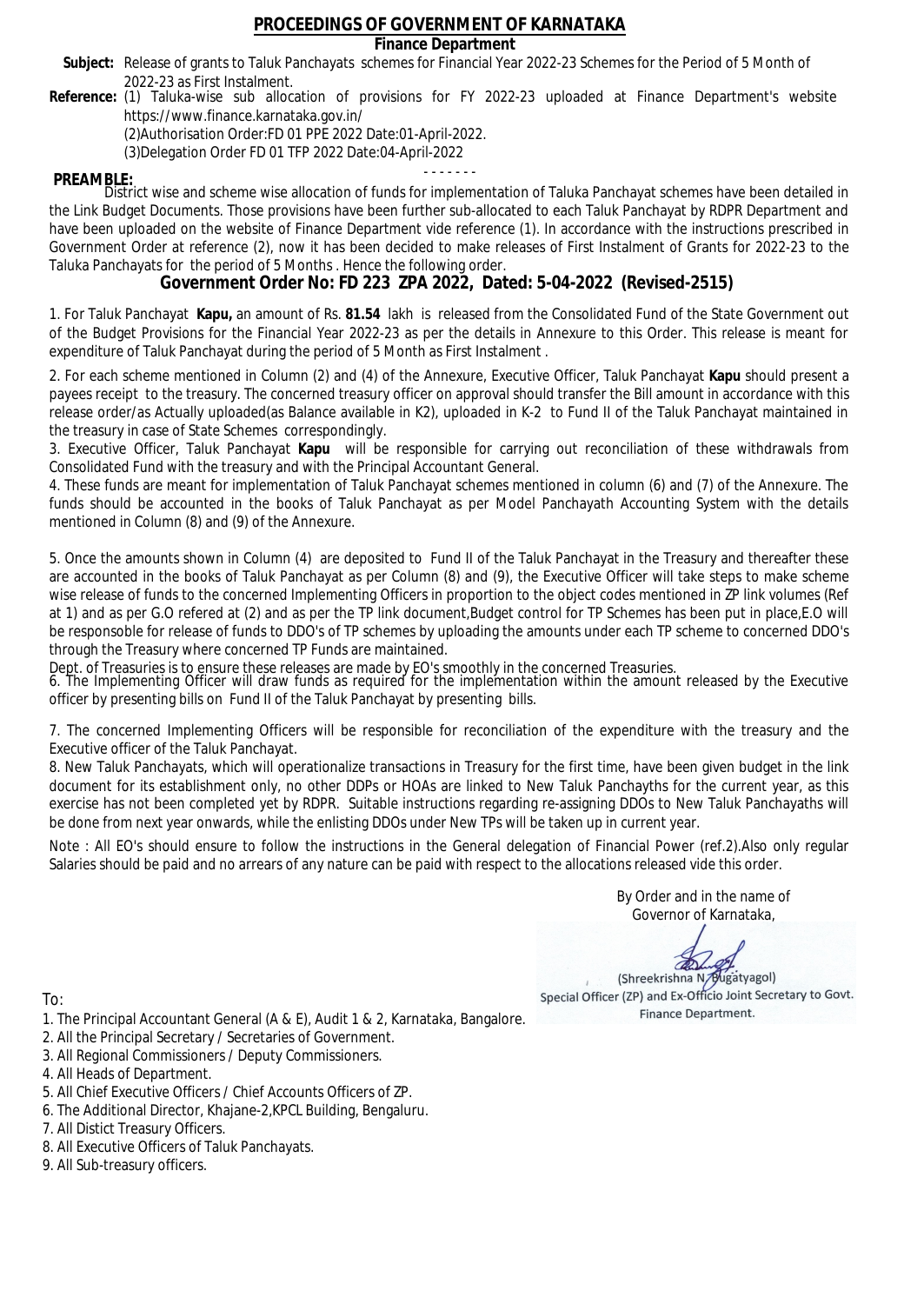# PROCEEDINGS OF GOVERNMENT OF KARNATAKA

## Finance Department

**Subject:** Release of grants to Taluk Panchayats schemes for Financial Year 2022-23 Schemes for the Period of 5 Month of 2022-23 as First Instalment.

**Reference:** (1) Taluka-wise sub allocation of provisions for FY 2022-23 uploaded at Finance Department's website https://www.finance.karnataka.gov.in/
(2)Authorisation Order:FD 01 PPE 2022 Date:01-April-2022.
(3)Delegation Order FD 01 TFP 2022 Date:04-April-2022

- - - - - - -

**PREAMBLE:**
District wise and scheme wise allocation of funds for implementation of Taluka Panchayat schemes have been detailed in the Link Budget Documents. Those provisions have been further sub-allocated to each Taluk Panchayat by RDPR Department and have been uploaded on the website of Finance Department vide reference (1). In accordance with the instructions prescribed in Government Order at reference (2), now it has been decided to make releases of First Instalment of Grants for 2022-23 to the Taluka Panchayats for the period of 5 Months . Hence the following order.

## Government Order No: FD 223 ZPA 2022, Dated: 5-04-2022 (Revised-2515)

1. For Taluk Panchayat **Kapu,** an amount of Rs. **81.54** lakh is released from the Consolidated Fund of the State Government out of the Budget Provisions for the Financial Year 2022-23 as per the details in Annexure to this Order. This release is meant for expenditure of Taluk Panchayat during the period of 5 Month as First Instalment .

2. For each scheme mentioned in Column (2) and (4) of the Annexure, Executive Officer, Taluk Panchayat **Kapu** should present a payees receipt to the treasury. The concerned treasury officer on approval should transfer the Bill amount in accordance with this release order/as Actually uploaded(as Balance available in K2), uploaded in K-2 to Fund II of the Taluk Panchayat maintained in the treasury in case of State Schemes correspondingly.

3. Executive Officer, Taluk Panchayat **Kapu** will be responsible for carrying out reconciliation of these withdrawals from Consolidated Fund with the treasury and with the Principal Accountant General.

4. These funds are meant for implementation of Taluk Panchayat schemes mentioned in column (6) and (7) of the Annexure. The funds should be accounted in the books of Taluk Panchayat as per Model Panchayath Accounting System with the details mentioned in Column (8) and (9) of the Annexure.

5. Once the amounts shown in Column (4) are deposited to Fund II of the Taluk Panchayat in the Treasury and thereafter these are accounted in the books of Taluk Panchayat as per Column (8) and (9), the Executive Officer will take steps to make scheme wise release of funds to the concerned Implementing Officers in proportion to the object codes mentioned in ZP link volumes (Ref at 1) and as per G.O refered at (2) and as per the TP link document,Budget control for TP Schemes has been put in place,E.O will be responsible for release of funds to DDO's of TP schemes by uploading the amounts under each TP scheme to concerned DDO's through the Treasury where concerned TP Funds are maintained.
Dept. of Treasuries is to ensure these releases are made by EO's smoothly in the concerned Treasuries.

6. The Implementing Officer will draw funds as required for the implementation within the amount released by the Executive officer by presenting bills on Fund II of the Taluk Panchayat by presenting bills.

7. The concerned Implementing Officers will be responsible for reconciliation of the expenditure with the treasury and the Executive officer of the Taluk Panchayat.

8. New Taluk Panchayats, which will operationalize transactions in Treasury for the first time, have been given budget in the link document for its establishment only, no other DDPs or HOAs are linked to New Taluk Panchayths for the current year, as this exercise has not been completed yet by RDPR. Suitable instructions regarding re-assigning DDOs to New Taluk Panchayaths will be done from next year onwards, while the enlisting DDOs under New TPs will be taken up in current year.

Note : All EO's should ensure to follow the instructions in the General delegation of Financial Power (ref.2).Also only regular Salaries should be paid and no arrears of any nature can be paid with respect to the allocations released vide this order.

By Order and in the name of
Governor of Karnataka,

(Shreekrishna N. Bugatyagol)
Special Officer (ZP) and Ex-Officio Joint Secretary to Govt.
Finance Department.

To:

1. The Principal Accountant General (A & E), Audit 1 & 2, Karnataka, Bangalore.
2. All the Principal Secretary / Secretaries of Government.
3. All Regional Commissioners / Deputy Commissioners.
4. All Heads of Department.
5. All Chief Executive Officers / Chief Accounts Officers of ZP.
6. The Additional Director, Khajane-2,KPCL Building, Bengaluru.
7. All Distict Treasury Officers.
8. All Executive Officers of Taluk Panchayats.
9. All Sub-treasury officers.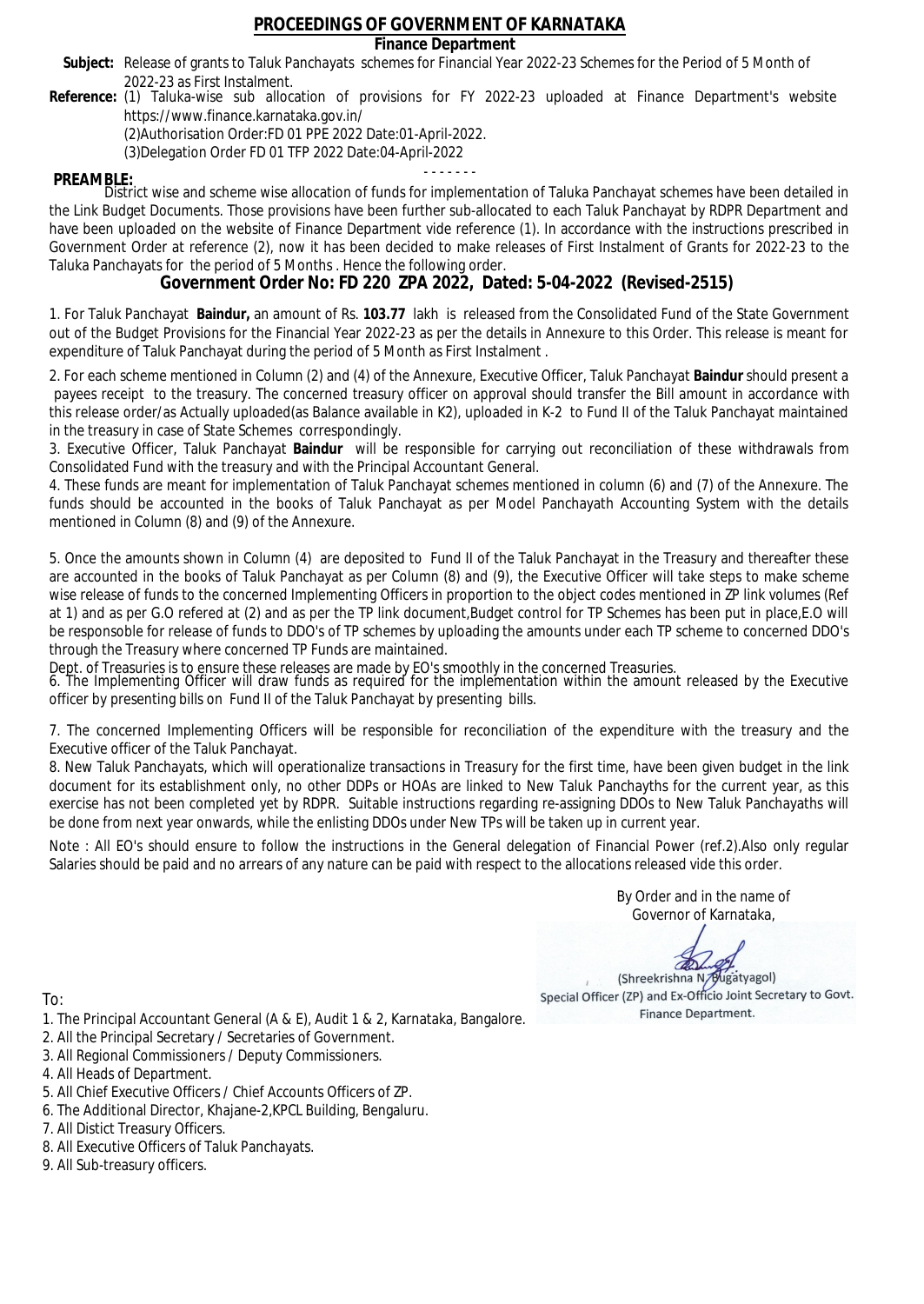# PROCEEDINGS OF GOVERNMENT OF KARNATAKA

## Finance Department

**Subject:** Release of grants to Taluk Panchayats schemes for Financial Year 2022-23 Schemes for the Period of 5 Month of 2022-23 as First Instalment.

**Reference:** (1) Taluka-wise sub allocation of provisions for FY 2022-23 uploaded at Finance Department's website https://www.finance.karnataka.gov.in/
(2)Authorisation Order:FD 01 PPE 2022 Date:01-April-2022.
(3)Delegation Order FD 01 TFP 2022 Date:04-April-2022

- - - - - - -

**PREAMBLE:**
District wise and scheme wise allocation of funds for implementation of Taluka Panchayat schemes have been detailed in the Link Budget Documents. Those provisions have been further sub-allocated to each Taluk Panchayat by RDPR Department and have been uploaded on the website of Finance Department vide reference (1). In accordance with the instructions prescribed in Government Order at reference (2), now it has been decided to make releases of First Instalment of Grants for 2022-23 to the Taluka Panchayats for the period of 5 Months . Hence the following order.

## Government Order No: FD 220 ZPA 2022, Dated: 5-04-2022 (Revised-2515)

1. For Taluk Panchayat **Baindur,** an amount of Rs. **103.77** lakh is released from the Consolidated Fund of the State Government out of the Budget Provisions for the Financial Year 2022-23 as per the details in Annexure to this Order. This release is meant for expenditure of Taluk Panchayat during the period of 5 Month as First Instalment .

2. For each scheme mentioned in Column (2) and (4) of the Annexure, Executive Officer, Taluk Panchayat **Baindur** should present a payees receipt to the treasury. The concerned treasury officer on approval should transfer the Bill amount in accordance with this release order/as Actually uploaded(as Balance available in K2), uploaded in K-2 to Fund II of the Taluk Panchayat maintained in the treasury in case of State Schemes correspondingly.

3. Executive Officer, Taluk Panchayat **Baindur** will be responsible for carrying out reconciliation of these withdrawals from Consolidated Fund with the treasury and with the Principal Accountant General.

4. These funds are meant for implementation of Taluk Panchayat schemes mentioned in column (6) and (7) of the Annexure. The funds should be accounted in the books of Taluk Panchayat as per Model Panchayath Accounting System with the details mentioned in Column (8) and (9) of the Annexure.

5. Once the amounts shown in Column (4) are deposited to Fund II of the Taluk Panchayat in the Treasury and thereafter these are accounted in the books of Taluk Panchayat as per Column (8) and (9), the Executive Officer will take steps to make scheme wise release of funds to the concerned Implementing Officers in proportion to the object codes mentioned in ZP link volumes (Ref at 1) and as per G.O refered at (2) and as per the TP link document,Budget control for TP Schemes has been put in place,E.O will be responsible for release of funds to DDO's of TP schemes by uploading the amounts under each TP scheme to concerned DDO's through the Treasury where concerned TP Funds are maintained.

Dept. of Treasuries is to ensure these releases are made by EO's smoothly in the concerned Treasuries.

6. The Implementing Officer will draw funds as required for the implementation within the amount released by the Executive officer by presenting bills on Fund II of the Taluk Panchayat by presenting bills.

7. The concerned Implementing Officers will be responsible for reconciliation of the expenditure with the treasury and the Executive officer of the Taluk Panchayat.

8. New Taluk Panchayats, which will operationalize transactions in Treasury for the first time, have been given budget in the link document for its establishment only, no other DDPs or HOAs are linked to New Taluk Panchayths for the current year, as this exercise has not been completed yet by RDPR. Suitable instructions regarding re-assigning DDOs to New Taluk Panchayaths will be done from next year onwards, while the enlisting DDOs under New TPs will be taken up in current year.

Note : All EO's should ensure to follow the instructions in the General delegation of Financial Power (ref.2).Also only regular Salaries should be paid and no arrears of any nature can be paid with respect to the allocations released vide this order.

By Order and in the name of
Governor of Karnataka,

(Shreekrishna N. Bugatyagol)
Special Officer (ZP) and Ex-Officio Joint Secretary to Govt.
Finance Department.

To:

1. The Principal Accountant General (A & E), Audit 1 & 2, Karnataka, Bangalore.
2. All the Principal Secretary / Secretaries of Government.
3. All Regional Commissioners / Deputy Commissioners.
4. All Heads of Department.
5. All Chief Executive Officers / Chief Accounts Officers of ZP.
6. The Additional Director, Khajane-2,KPCL Building, Bengaluru.
7. All Distict Treasury Officers.
8. All Executive Officers of Taluk Panchayats.
9. All Sub-treasury officers.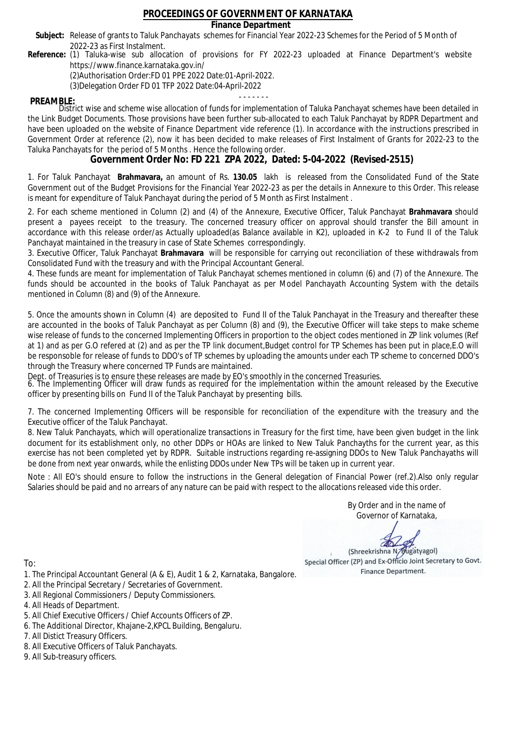# PROCEEDINGS OF GOVERNMENT OF KARNATAKA

## Finance Department

**Subject:** Release of grants to Taluk Panchayats schemes for Financial Year 2022-23 Schemes for the Period of 5 Month of 2022-23 as First Instalment.

**Reference:** (1) Taluka-wise sub allocation of provisions for FY 2022-23 uploaded at Finance Department's website https://www.finance.karnataka.gov.in/

(2)Authorisation Order:FD 01 PPE 2022 Date:01-April-2022.

(3)Delegation Order FD 01 TFP 2022 Date:04-April-2022

- - - - - - -

**PREAMBLE:**

District wise and scheme wise allocation of funds for implementation of Taluka Panchayat schemes have been detailed in the Link Budget Documents. Those provisions have been further sub-allocated to each Taluk Panchayat by RDPR Department and have been uploaded on the website of Finance Department vide reference (1). In accordance with the instructions prescribed in Government Order at reference (2), now it has been decided to make releases of First Instalment of Grants for 2022-23 to the Taluka Panchayats for the period of 5 Months . Hence the following order.

## Government Order No: FD 221 ZPA 2022, Dated: 5-04-2022 (Revised-2515)

1. For Taluk Panchayat **Brahmavara,** an amount of Rs. **130.05** lakh is released from the Consolidated Fund of the State Government out of the Budget Provisions for the Financial Year 2022-23 as per the details in Annexure to this Order. This release is meant for expenditure of Taluk Panchayat during the period of 5 Month as First Instalment .

2. For each scheme mentioned in Column (2) and (4) of the Annexure, Executive Officer, Taluk Panchayat **Brahmavara** should present a payees receipt to the treasury. The concerned treasury officer on approval should transfer the Bill amount in accordance with this release order/as Actually uploaded(as Balance available in K2), uploaded in K-2 to Fund II of the Taluk Panchayat maintained in the treasury in case of State Schemes correspondingly.

3. Executive Officer, Taluk Panchayat **Brahmavara** will be responsible for carrying out reconciliation of these withdrawals from Consolidated Fund with the treasury and with the Principal Accountant General.

4. These funds are meant for implementation of Taluk Panchayat schemes mentioned in column (6) and (7) of the Annexure. The funds should be accounted in the books of Taluk Panchayat as per Model Panchayath Accounting System with the details mentioned in Column (8) and (9) of the Annexure.

5. Once the amounts shown in Column (4) are deposited to Fund II of the Taluk Panchayat in the Treasury and thereafter these are accounted in the books of Taluk Panchayat as per Column (8) and (9), the Executive Officer will take steps to make scheme wise release of funds to the concerned Implementing Officers in proportion to the object codes mentioned in ZP link volumes (Ref at 1) and as per G.O refered at (2) and as per the TP link document,Budget control for TP Schemes has been put in place,E.O will be responsible for release of funds to DDO's of TP schemes by uploading the amounts under each TP scheme to concerned DDO's through the Treasury where concerned TP Funds are maintained.

Dept. of Treasuries is to ensure these releases are made by EO's smoothly in the concerned Treasuries.

6. The Implementing Officer will draw funds as required for the implementation within the amount released by the Executive officer by presenting bills on Fund II of the Taluk Panchayat by presenting bills.

7. The concerned Implementing Officers will be responsible for reconciliation of the expenditure with the treasury and the Executive officer of the Taluk Panchayat.

8. New Taluk Panchayats, which will operationalize transactions in Treasury for the first time, have been given budget in the link document for its establishment only, no other DDPs or HOAs are linked to New Taluk Panchayths for the current year, as this exercise has not been completed yet by RDPR. Suitable instructions regarding re-assigning DDOs to New Taluk Panchayaths will be done from next year onwards, while the enlisting DDOs under New TPs will be taken up in current year.

Note : All EO's should ensure to follow the instructions in the General delegation of Financial Power (ref.2).Also only regular Salaries should be paid and no arrears of any nature can be paid with respect to the allocations released vide this order.

By Order and in the name of
Governor of Karnataka,

(Shreekrishna N. Bugatyagol)
Special Officer (ZP) and Ex-Officio Joint Secretary to Govt.
Finance Department.

To:

1. The Principal Accountant General (A & E), Audit 1 & 2, Karnataka, Bangalore.
2. All the Principal Secretary / Secretaries of Government.
3. All Regional Commissioners / Deputy Commissioners.
4. All Heads of Department.
5. All Chief Executive Officers / Chief Accounts Officers of ZP.
6. The Additional Director, Khajane-2,KPCL Building, Bengaluru.
7. All Distict Treasury Officers.
8. All Executive Officers of Taluk Panchayats.
9. All Sub-treasury officers.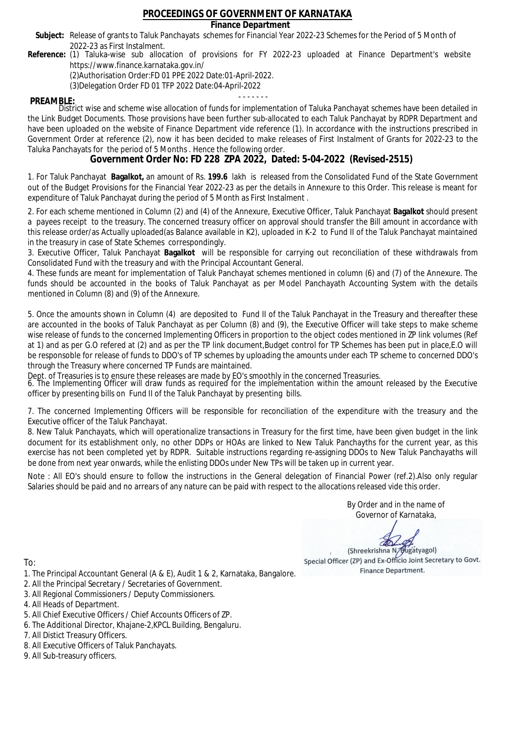# PROCEEDINGS OF GOVERNMENT OF KARNATAKA

## Finance Department

**Subject:** Release of grants to Taluk Panchayats schemes for Financial Year 2022-23 Schemes for the Period of 5 Month of 2022-23 as First Instalment.

**Reference:** (1) Taluka-wise sub allocation of provisions for FY 2022-23 uploaded at Finance Department's website https://www.finance.karnataka.gov.in/

(2)Authorisation Order:FD 01 PPE 2022 Date:01-April-2022.

(3)Delegation Order FD 01 TFP 2022 Date:04-April-2022

- - - - - - -

**PREAMBLE:**

District wise and scheme wise allocation of funds for implementation of Taluka Panchayat schemes have been detailed in the Link Budget Documents. Those provisions have been further sub-allocated to each Taluk Panchayat by RDPR Department and have been uploaded on the website of Finance Department vide reference (1). In accordance with the instructions prescribed in Government Order at reference (2), now it has been decided to make releases of First Instalment of Grants for 2022-23 to the Taluka Panchayats for the period of 5 Months . Hence the following order.

## Government Order No: FD 228 ZPA 2022, Dated: 5-04-2022 (Revised-2515)

1. For Taluk Panchayat **Bagalkot,** an amount of Rs. **199.6** lakh is released from the Consolidated Fund of the State Government out of the Budget Provisions for the Financial Year 2022-23 as per the details in Annexure to this Order. This release is meant for expenditure of Taluk Panchayat during the period of 5 Month as First Instalment .

2. For each scheme mentioned in Column (2) and (4) of the Annexure, Executive Officer, Taluk Panchayat **Bagalkot** should present a payees receipt to the treasury. The concerned treasury officer on approval should transfer the Bill amount in accordance with this release order/as Actually uploaded(as Balance available in K2), uploaded in K-2 to Fund II of the Taluk Panchayat maintained in the treasury in case of State Schemes correspondingly.

3. Executive Officer, Taluk Panchayat **Bagalkot** will be responsible for carrying out reconciliation of these withdrawals from Consolidated Fund with the treasury and with the Principal Accountant General.

4. These funds are meant for implementation of Taluk Panchayat schemes mentioned in column (6) and (7) of the Annexure. The funds should be accounted in the books of Taluk Panchayat as per Model Panchayath Accounting System with the details mentioned in Column (8) and (9) of the Annexure.

5. Once the amounts shown in Column (4) are deposited to Fund II of the Taluk Panchayat in the Treasury and thereafter these are accounted in the books of Taluk Panchayat as per Column (8) and (9), the Executive Officer will take steps to make scheme wise release of funds to the concerned Implementing Officers in proportion to the object codes mentioned in ZP link volumes (Ref at 1) and as per G.O refered at (2) and as per the TP link document,Budget control for TP Schemes has been put in place,E.O will be responsoble for release of funds to DDO's of TP schemes by uploading the amounts under each TP scheme to concerned DDO's through the Treasury where concerned TP Funds are maintained.

Dept. of Treasuries is to ensure these releases are made by EO's smoothly in the concerned Treasuries.

6. The Implementing Officer will draw funds as required for the implementation within the amount released by the Executive officer by presenting bills on Fund II of the Taluk Panchayat by presenting bills.

7. The concerned Implementing Officers will be responsible for reconciliation of the expenditure with the treasury and the Executive officer of the Taluk Panchayat.

8. New Taluk Panchayats, which will operationalize transactions in Treasury for the first time, have been given budget in the link document for its establishment only, no other DDPs or HOAs are linked to New Taluk Panchayths for the current year, as this exercise has not been completed yet by RDPR. Suitable instructions regarding re-assigning DDOs to New Taluk Panchayaths will be done from next year onwards, while the enlisting DDOs under New TPs will be taken up in current year.

Note : All EO's should ensure to follow the instructions in the General delegation of Financial Power (ref.2).Also only regular Salaries should be paid and no arrears of any nature can be paid with respect to the allocations released vide this order.

By Order and in the name of
Governor of Karnataka,

(Shreekrishna N. Bugatyagol)
Special Officer (ZP) and Ex-Officio Joint Secretary to Govt.
Finance Department.

To:

1. The Principal Accountant General (A & E), Audit 1 & 2, Karnataka, Bangalore.
2. All the Principal Secretary / Secretaries of Government.
3. All Regional Commissioners / Deputy Commissioners.
4. All Heads of Department.
5. All Chief Executive Officers / Chief Accounts Officers of ZP.
6. The Additional Director, Khajane-2,KPCL Building, Bengaluru.
7. All Distict Treasury Officers.
8. All Executive Officers of Taluk Panchayats.
9. All Sub-treasury officers.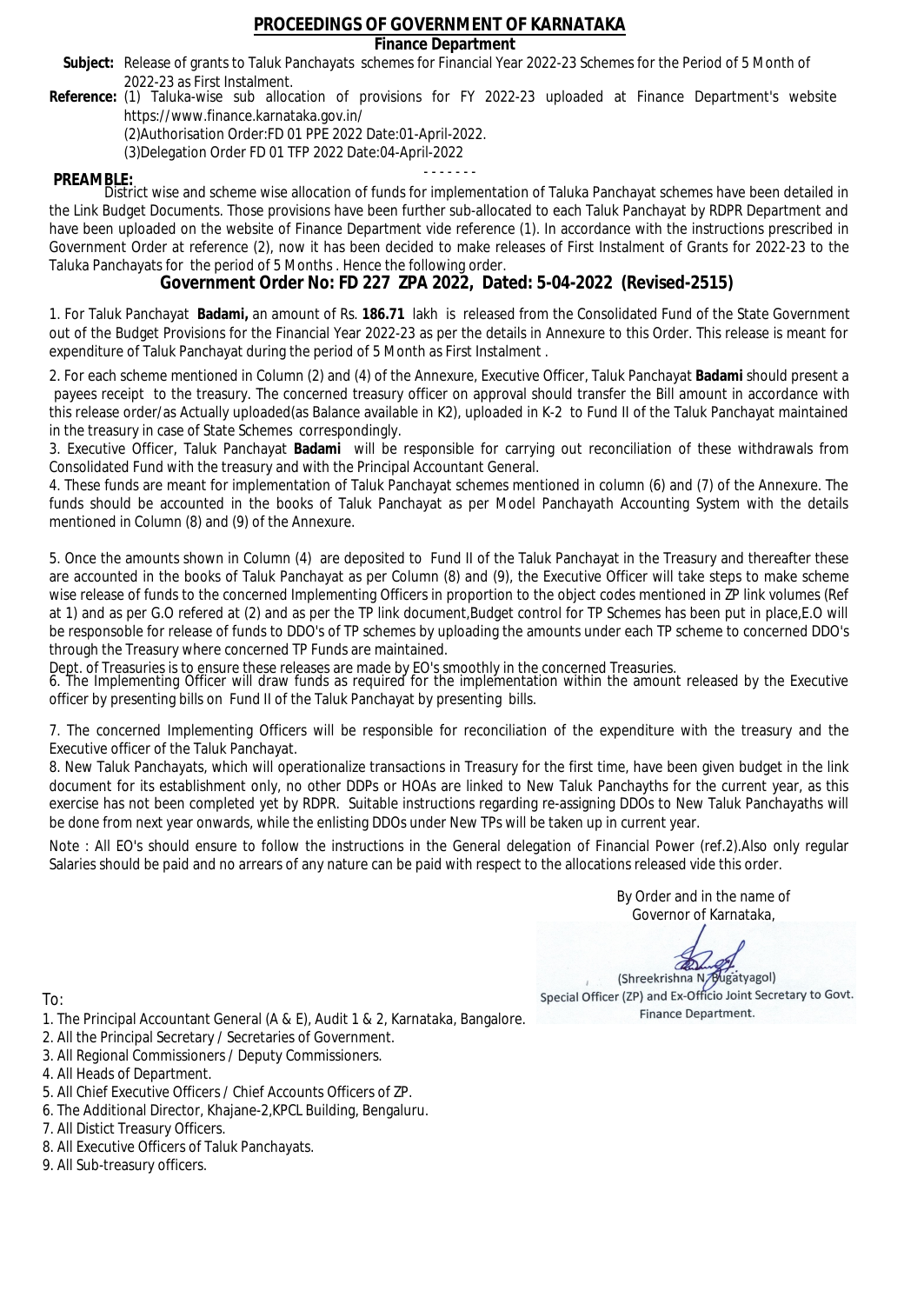# PROCEEDINGS OF GOVERNMENT OF KARNATAKA

## Finance Department

**Subject:** Release of grants to Taluk Panchayats schemes for Financial Year 2022-23 Schemes for the Period of 5 Month of 2022-23 as First Instalment.

**Reference:** (1) Taluka-wise sub allocation of provisions for FY 2022-23 uploaded at Finance Department's website https://www.finance.karnataka.gov.in/
(2)Authorisation Order:FD 01 PPE 2022 Date:01-April-2022.
(3)Delegation Order FD 01 TFP 2022 Date:04-April-2022

- - - - - - -

**PREAMBLE:**
District wise and scheme wise allocation of funds for implementation of Taluka Panchayat schemes have been detailed in the Link Budget Documents. Those provisions have been further sub-allocated to each Taluk Panchayat by RDPR Department and have been uploaded on the website of Finance Department vide reference (1). In accordance with the instructions prescribed in Government Order at reference (2), now it has been decided to make releases of First Instalment of Grants for 2022-23 to the Taluka Panchayats for the period of 5 Months . Hence the following order.

## Government Order No: FD 227 ZPA 2022, Dated: 5-04-2022 (Revised-2515)

1. For Taluk Panchayat **Badami,** an amount of Rs. **186.71** lakh is released from the Consolidated Fund of the State Government out of the Budget Provisions for the Financial Year 2022-23 as per the details in Annexure to this Order. This release is meant for expenditure of Taluk Panchayat during the period of 5 Month as First Instalment .

2. For each scheme mentioned in Column (2) and (4) of the Annexure, Executive Officer, Taluk Panchayat **Badami** should present a payees receipt to the treasury. The concerned treasury officer on approval should transfer the Bill amount in accordance with this release order/as Actually uploaded(as Balance available in K2), uploaded in K-2 to Fund II of the Taluk Panchayat maintained in the treasury in case of State Schemes correspondingly.

3. Executive Officer, Taluk Panchayat **Badami** will be responsible for carrying out reconciliation of these withdrawals from Consolidated Fund with the treasury and with the Principal Accountant General.

4. These funds are meant for implementation of Taluk Panchayat schemes mentioned in column (6) and (7) of the Annexure. The funds should be accounted in the books of Taluk Panchayat as per Model Panchayath Accounting System with the details mentioned in Column (8) and (9) of the Annexure.

5. Once the amounts shown in Column (4) are deposited to Fund II of the Taluk Panchayat in the Treasury and thereafter these are accounted in the books of Taluk Panchayat as per Column (8) and (9), the Executive Officer will take steps to make scheme wise release of funds to the concerned Implementing Officers in proportion to the object codes mentioned in ZP link volumes (Ref at 1) and as per G.O refered at (2) and as per the TP link document,Budget control for TP Schemes has been put in place,E.O will be responsoble for release of funds to DDO's of TP schemes by uploading the amounts under each TP scheme to concerned DDO's through the Treasury where concerned TP Funds are maintained.
Dept. of Treasuries is to ensure these releases are made by EO's smoothly in the concerned Treasuries.

6. The Implementing Officer will draw funds as required for the implementation within the amount released by the Executive officer by presenting bills on Fund II of the Taluk Panchayat by presenting bills.

7. The concerned Implementing Officers will be responsible for reconciliation of the expenditure with the treasury and the Executive officer of the Taluk Panchayat.

8. New Taluk Panchayats, which will operationalize transactions in Treasury for the first time, have been given budget in the link document for its establishment only, no other DDPs or HOAs are linked to New Taluk Panchayths for the current year, as this exercise has not been completed yet by RDPR. Suitable instructions regarding re-assigning DDOs to New Taluk Panchayaths will be done from next year onwards, while the enlisting DDOs under New TPs will be taken up in current year.

Note : All EO's should ensure to follow the instructions in the General delegation of Financial Power (ref.2).Also only regular Salaries should be paid and no arrears of any nature can be paid with respect to the allocations released vide this order.

By Order and in the name of
Governor of Karnataka,

(Shreekrishna N. Bugatyagol)
Special Officer (ZP) and Ex-Officio Joint Secretary to Govt.
Finance Department.

To:

1. The Principal Accountant General (A & E), Audit 1 & 2, Karnataka, Bangalore.
2. All the Principal Secretary / Secretaries of Government.
3. All Regional Commissioners / Deputy Commissioners.
4. All Heads of Department.
5. All Chief Executive Officers / Chief Accounts Officers of ZP.
6. The Additional Director, Khajane-2,KPCL Building, Bengaluru.
7. All Distict Treasury Officers.
8. All Executive Officers of Taluk Panchayats.
9. All Sub-treasury officers.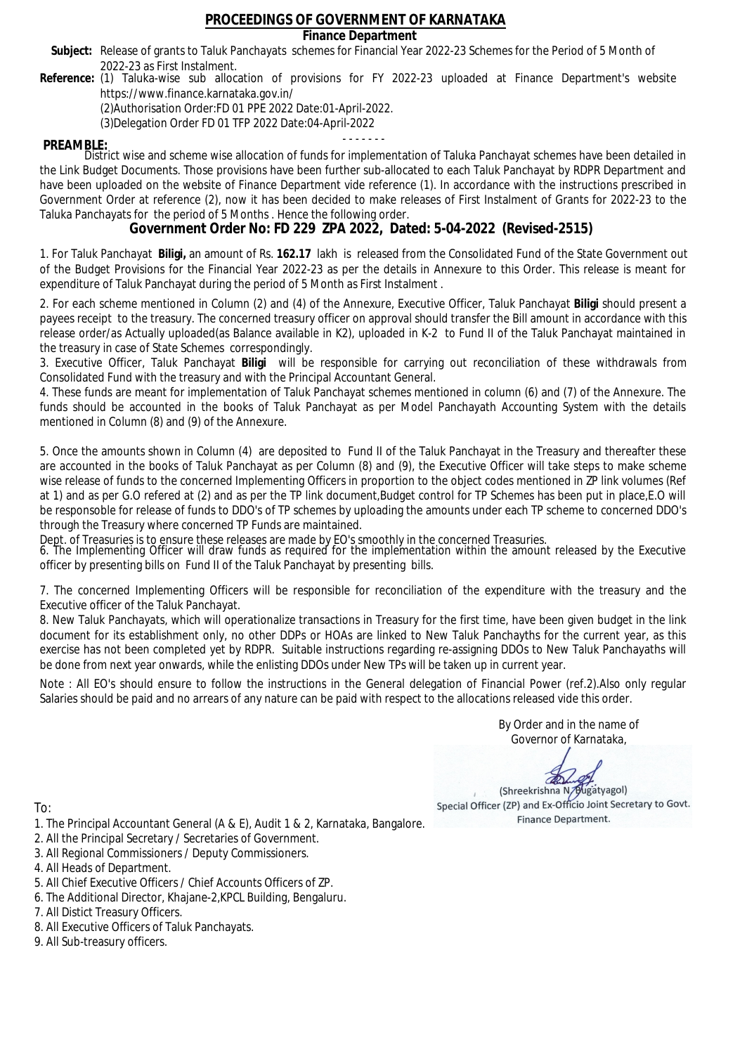# PROCEEDINGS OF GOVERNMENT OF KARNATAKA

## Finance Department

**Subject:** Release of grants to Taluk Panchayats schemes for Financial Year 2022-23 Schemes for the Period of 5 Month of 2022-23 as First Instalment.

**Reference:** (1) Taluka-wise sub allocation of provisions for FY 2022-23 uploaded at Finance Department's website https://www.finance.karnataka.gov.in/

(2)Authorisation Order:FD 01 PPE 2022 Date:01-April-2022.

(3)Delegation Order FD 01 TFP 2022 Date:04-April-2022

- - - - - - -

**PREAMBLE:**

District wise and scheme wise allocation of funds for implementation of Taluka Panchayat schemes have been detailed in the Link Budget Documents. Those provisions have been further sub-allocated to each Taluk Panchayat by RDPR Department and have been uploaded on the website of Finance Department vide reference (1). In accordance with the instructions prescribed in Government Order at reference (2), now it has been decided to make releases of First Instalment of Grants for 2022-23 to the Taluka Panchayats for the period of 5 Months . Hence the following order.

## Government Order No: FD 229 ZPA 2022, Dated: 5-04-2022 (Revised-2515)

1. For Taluk Panchayat **Biligi,** an amount of Rs. **162.17** lakh is released from the Consolidated Fund of the State Government out of the Budget Provisions for the Financial Year 2022-23 as per the details in Annexure to this Order. This release is meant for expenditure of Taluk Panchayat during the period of 5 Month as First Instalment .

2. For each scheme mentioned in Column (2) and (4) of the Annexure, Executive Officer, Taluk Panchayat **Biligi** should present a payees receipt to the treasury. The concerned treasury officer on approval should transfer the Bill amount in accordance with this release order/as Actually uploaded(as Balance available in K2), uploaded in K-2 to Fund II of the Taluk Panchayat maintained in the treasury in case of State Schemes correspondingly.

3. Executive Officer, Taluk Panchayat **Biligi** will be responsible for carrying out reconciliation of these withdrawals from Consolidated Fund with the treasury and with the Principal Accountant General.

4. These funds are meant for implementation of Taluk Panchayat schemes mentioned in column (6) and (7) of the Annexure. The funds should be accounted in the books of Taluk Panchayat as per Model Panchayath Accounting System with the details mentioned in Column (8) and (9) of the Annexure.

5. Once the amounts shown in Column (4) are deposited to Fund II of the Taluk Panchayat in the Treasury and thereafter these are accounted in the books of Taluk Panchayat as per Column (8) and (9), the Executive Officer will take steps to make scheme wise release of funds to the concerned Implementing Officers in proportion to the object codes mentioned in ZP link volumes (Ref at 1) and as per G.O refered at (2) and as per the TP link document,Budget control for TP Schemes has been put in place,E.O will be responsible for release of funds to DDO's of TP schemes by uploading the amounts under each TP scheme to concerned DDO's through the Treasury where concerned TP Funds are maintained.

Dept. of Treasuries is to ensure these releases are made by EO's smoothly in the concerned Treasuries.

6. The Implementing Officer will draw funds as required for the implementation within the amount released by the Executive officer by presenting bills on Fund II of the Taluk Panchayat by presenting bills.

7. The concerned Implementing Officers will be responsible for reconciliation of the expenditure with the treasury and the Executive officer of the Taluk Panchayat.

8. New Taluk Panchayats, which will operationalize transactions in Treasury for the first time, have been given budget in the link document for its establishment only, no other DDPs or HOAs are linked to New Taluk Panchayths for the current year, as this exercise has not been completed yet by RDPR. Suitable instructions regarding re-assigning DDOs to New Taluk Panchayaths will be done from next year onwards, while the enlisting DDOs under New TPs will be taken up in current year.

Note : All EO's should ensure to follow the instructions in the General delegation of Financial Power (ref.2).Also only regular Salaries should be paid and no arrears of any nature can be paid with respect to the allocations released vide this order.

By Order and in the name of
Governor of Karnataka,

(Shreekrishna N. Bugatyagol)
Special Officer (ZP) and Ex-Officio Joint Secretary to Govt.
Finance Department.

To:

1. The Principal Accountant General (A & E), Audit 1 & 2, Karnataka, Bangalore.
2. All the Principal Secretary / Secretaries of Government.
3. All Regional Commissioners / Deputy Commissioners.
4. All Heads of Department.
5. All Chief Executive Officers / Chief Accounts Officers of ZP.
6. The Additional Director, Khajane-2,KPCL Building, Bengaluru.
7. All Distict Treasury Officers.
8. All Executive Officers of Taluk Panchayats.
9. All Sub-treasury officers.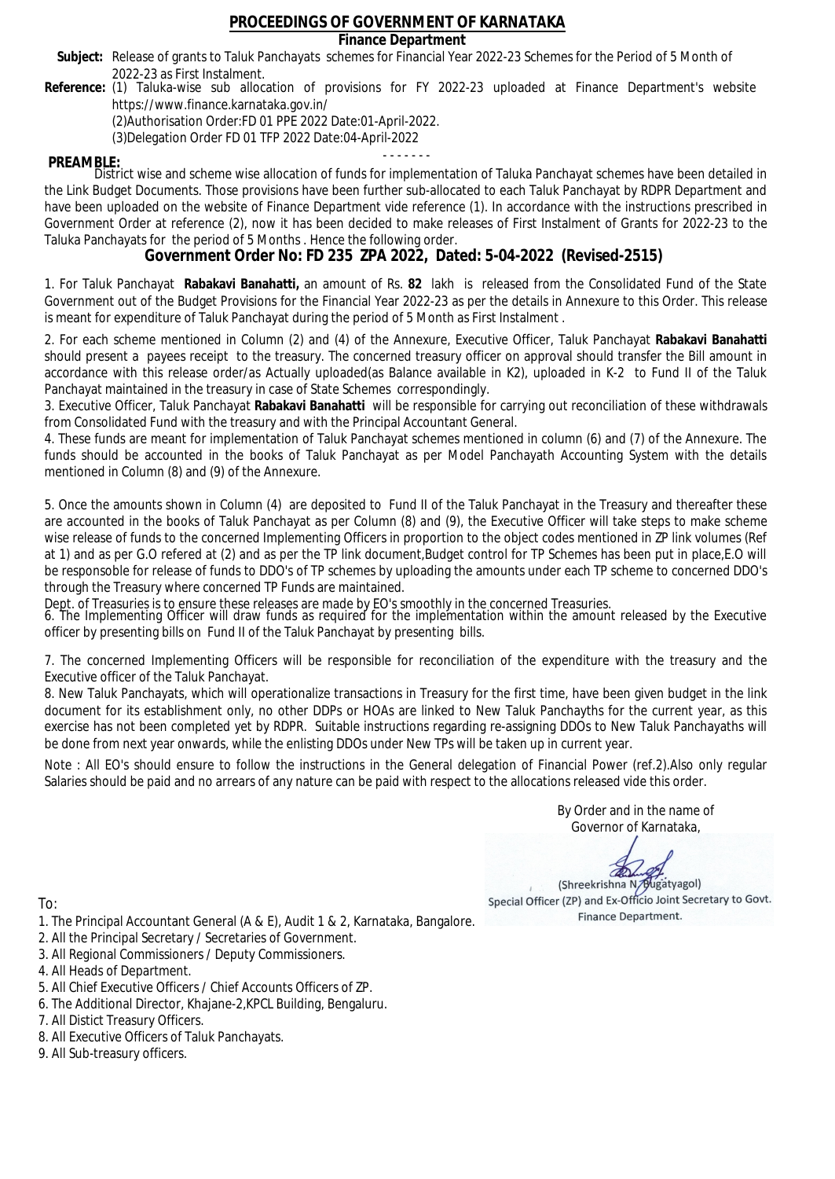# PROCEEDINGS OF GOVERNMENT OF KARNATAKA

**Finance Department**

**Subject:** Release of grants to Taluk Panchayats schemes for Financial Year 2022-23 Schemes for the Period of 5 Month of 2022-23 as First Instalment.

**Reference:** (1) Taluka-wise sub allocation of provisions for FY 2022-23 uploaded at Finance Department's website https://www.finance.karnataka.gov.in/

(2)Authorisation Order:FD 01 PPE 2022 Date:01-April-2022.

(3)Delegation Order FD 01 TFP 2022 Date:04-April-2022

- - - - - - -

**PREAMBLE:**

District wise and scheme wise allocation of funds for implementation of Taluka Panchayat schemes have been detailed in the Link Budget Documents. Those provisions have been further sub-allocated to each Taluk Panchayat by RDPR Department and have been uploaded on the website of Finance Department vide reference (1). In accordance with the instructions prescribed in Government Order at reference (2), now it has been decided to make releases of First Instalment of Grants for 2022-23 to the Taluka Panchayats for the period of 5 Months . Hence the following order.

## Government Order No: FD 235 ZPA 2022, Dated: 5-04-2022 (Revised-2515)

1. For Taluk Panchayat **Rabakavi Banahatti,** an amount of Rs. **82** lakh is released from the Consolidated Fund of the State Government out of the Budget Provisions for the Financial Year 2022-23 as per the details in Annexure to this Order. This release is meant for expenditure of Taluk Panchayat during the period of 5 Month as First Instalment .

2. For each scheme mentioned in Column (2) and (4) of the Annexure, Executive Officer, Taluk Panchayat **Rabakavi Banahatti** should present a payees receipt to the treasury. The concerned treasury officer on approval should transfer the Bill amount in accordance with this release order/as Actually uploaded(as Balance available in K2), uploaded in K-2 to Fund II of the Taluk Panchayat maintained in the treasury in case of State Schemes correspondingly.

3. Executive Officer, Taluk Panchayat **Rabakavi Banahatti** will be responsible for carrying out reconciliation of these withdrawals from Consolidated Fund with the treasury and with the Principal Accountant General.

4. These funds are meant for implementation of Taluk Panchayat schemes mentioned in column (6) and (7) of the Annexure. The funds should be accounted in the books of Taluk Panchayat as per Model Panchayath Accounting System with the details mentioned in Column (8) and (9) of the Annexure.

5. Once the amounts shown in Column (4) are deposited to Fund II of the Taluk Panchayat in the Treasury and thereafter these are accounted in the books of Taluk Panchayat as per Column (8) and (9), the Executive Officer will take steps to make scheme wise release of funds to the concerned Implementing Officers in proportion to the object codes mentioned in ZP link volumes (Ref at 1) and as per G.O refered at (2) and as per the TP link document,Budget control for TP Schemes has been put in place,E.O will be responsible for release of funds to DDO's of TP schemes by uploading the amounts under each TP scheme to concerned DDO's through the Treasury where concerned TP Funds are maintained.

Dept. of Treasuries is to ensure these releases are made by EO's smoothly in the concerned Treasuries.

6. The Implementing Officer will draw funds as required for the implementation within the amount released by the Executive officer by presenting bills on Fund II of the Taluk Panchayat by presenting bills.

7. The concerned Implementing Officers will be responsible for reconciliation of the expenditure with the treasury and the Executive officer of the Taluk Panchayat.

8. New Taluk Panchayats, which will operationalize transactions in Treasury for the first time, have been given budget in the link document for its establishment only, no other DDPs or HOAs are linked to New Taluk Panchayths for the current year, as this exercise has not been completed yet by RDPR. Suitable instructions regarding re-assigning DDOs to New Taluk Panchayaths will be done from next year onwards, while the enlisting DDOs under New TPs will be taken up in current year.

Note : All EO's should ensure to follow the instructions in the General delegation of Financial Power (ref.2).Also only regular Salaries should be paid and no arrears of any nature can be paid with respect to the allocations released vide this order.

By Order and in the name of
Governor of Karnataka,

(Shreekrishna N. Bugatyagol)
Special Officer (ZP) and Ex-Officio Joint Secretary to Govt.
Finance Department.

To:

1. The Principal Accountant General (A & E), Audit 1 & 2, Karnataka, Bangalore.
2. All the Principal Secretary / Secretaries of Government.
3. All Regional Commissioners / Deputy Commissioners.
4. All Heads of Department.
5. All Chief Executive Officers / Chief Accounts Officers of ZP.
6. The Additional Director, Khajane-2,KPCL Building, Bengaluru.
7. All Distict Treasury Officers.
8. All Executive Officers of Taluk Panchayats.
9. All Sub-treasury officers.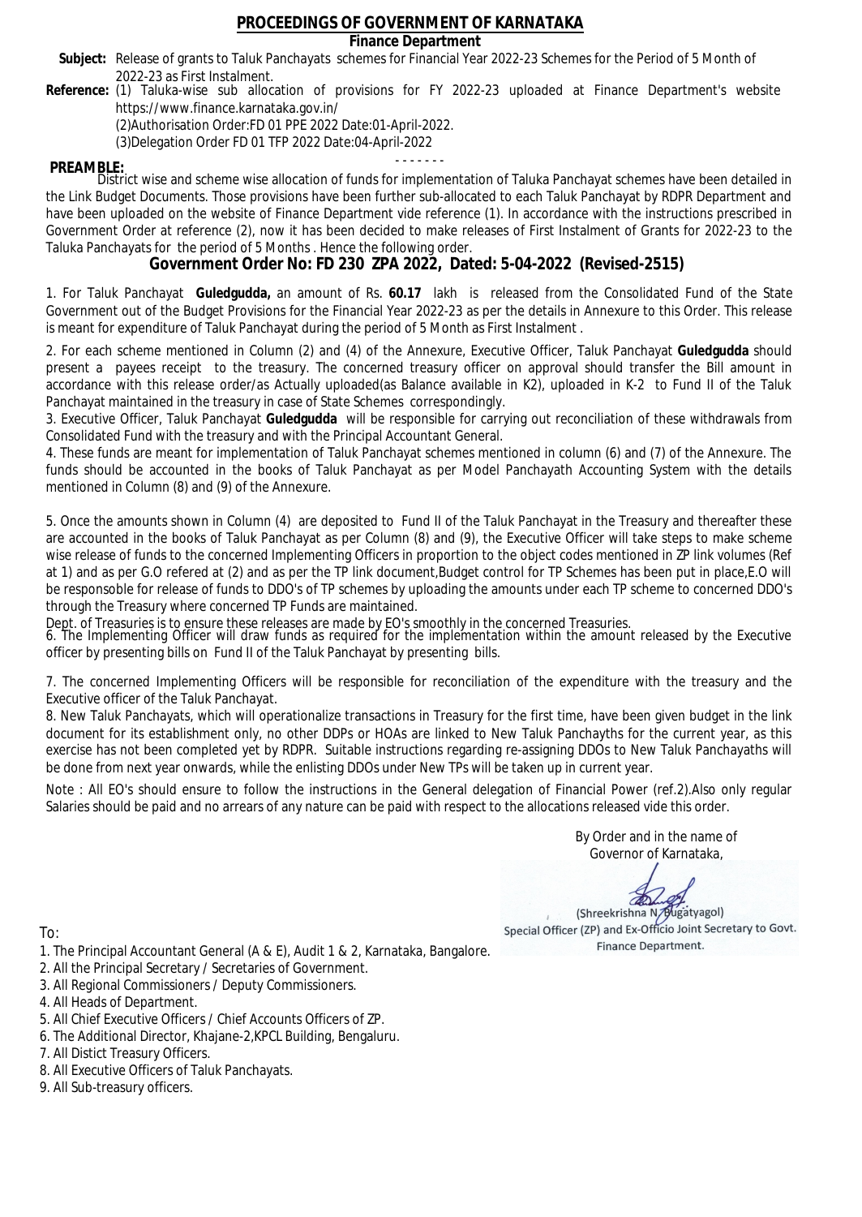# PROCEEDINGS OF GOVERNMENT OF KARNATAKA

**Finance Department**

**Subject:** Release of grants to Taluk Panchayats schemes for Financial Year 2022-23 Schemes for the Period of 5 Month of 2022-23 as First Instalment.

**Reference:** (1) Taluka-wise sub allocation of provisions for FY 2022-23 uploaded at Finance Department's website https://www.finance.karnataka.gov.in/

(2)Authorisation Order:FD 01 PPE 2022 Date:01-April-2022.

(3)Delegation Order FD 01 TFP 2022 Date:04-April-2022

- - - - - - -

**PREAMBLE:**

District wise and scheme wise allocation of funds for implementation of Taluka Panchayat schemes have been detailed in the Link Budget Documents. Those provisions have been further sub-allocated to each Taluk Panchayat by RDPR Department and have been uploaded on the website of Finance Department vide reference (1). In accordance with the instructions prescribed in Government Order at reference (2), now it has been decided to make releases of First Instalment of Grants for 2022-23 to the Taluka Panchayats for the period of 5 Months . Hence the following order.

## Government Order No: FD 230 ZPA 2022, Dated: 5-04-2022 (Revised-2515)

1. For Taluk Panchayat **Guledgudda,** an amount of Rs. **60.17** lakh is released from the Consolidated Fund of the State Government out of the Budget Provisions for the Financial Year 2022-23 as per the details in Annexure to this Order. This release is meant for expenditure of Taluk Panchayat during the period of 5 Month as First Instalment .

2. For each scheme mentioned in Column (2) and (4) of the Annexure, Executive Officer, Taluk Panchayat **Guledgudda** should present a payees receipt to the treasury. The concerned treasury officer on approval should transfer the Bill amount in accordance with this release order/as Actually uploaded(as Balance available in K2), uploaded in K-2 to Fund II of the Taluk Panchayat maintained in the treasury in case of State Schemes correspondingly.

3. Executive Officer, Taluk Panchayat **Guledgudda** will be responsible for carrying out reconciliation of these withdrawals from Consolidated Fund with the treasury and with the Principal Accountant General.

4. These funds are meant for implementation of Taluk Panchayat schemes mentioned in column (6) and (7) of the Annexure. The funds should be accounted in the books of Taluk Panchayat as per Model Panchayath Accounting System with the details mentioned in Column (8) and (9) of the Annexure.

5. Once the amounts shown in Column (4) are deposited to Fund II of the Taluk Panchayat in the Treasury and thereafter these are accounted in the books of Taluk Panchayat as per Column (8) and (9), the Executive Officer will take steps to make scheme wise release of funds to the concerned Implementing Officers in proportion to the object codes mentioned in ZP link volumes (Ref at 1) and as per G.O refered at (2) and as per the TP link document,Budget control for TP Schemes has been put in place,E.O will be responsible for release of funds to DDO's of TP schemes by uploading the amounts under each TP scheme to concerned DDO's through the Treasury where concerned TP Funds are maintained.

Dept. of Treasuries is to ensure these releases are made by EO's smoothly in the concerned Treasuries.

6. The Implementing Officer will draw funds as required for the implementation within the amount released by the Executive officer by presenting bills on Fund II of the Taluk Panchayat by presenting bills.

7. The concerned Implementing Officers will be responsible for reconciliation of the expenditure with the treasury and the Executive officer of the Taluk Panchayat.

8. New Taluk Panchayats, which will operationalize transactions in Treasury for the first time, have been given budget in the link document for its establishment only, no other DDPs or HOAs are linked to New Taluk Panchayths for the current year, as this exercise has not been completed yet by RDPR. Suitable instructions regarding re-assigning DDOs to New Taluk Panchayaths will be done from next year onwards, while the enlisting DDOs under New TPs will be taken up in current year.

Note : All EO's should ensure to follow the instructions in the General delegation of Financial Power (ref.2).Also only regular Salaries should be paid and no arrears of any nature can be paid with respect to the allocations released vide this order.

By Order and in the name of
Governor of Karnataka,

(Shreekrishna N. Bugatyagol)
Special Officer (ZP) and Ex-Officio Joint Secretary to Govt.
Finance Department.

To:

1. The Principal Accountant General (A & E), Audit 1 & 2, Karnataka, Bangalore.
2. All the Principal Secretary / Secretaries of Government.
3. All Regional Commissioners / Deputy Commissioners.
4. All Heads of Department.
5. All Chief Executive Officers / Chief Accounts Officers of ZP.
6. The Additional Director, Khajane-2,KPCL Building, Bengaluru.
7. All Distict Treasury Officers.
8. All Executive Officers of Taluk Panchayats.
9. All Sub-treasury officers.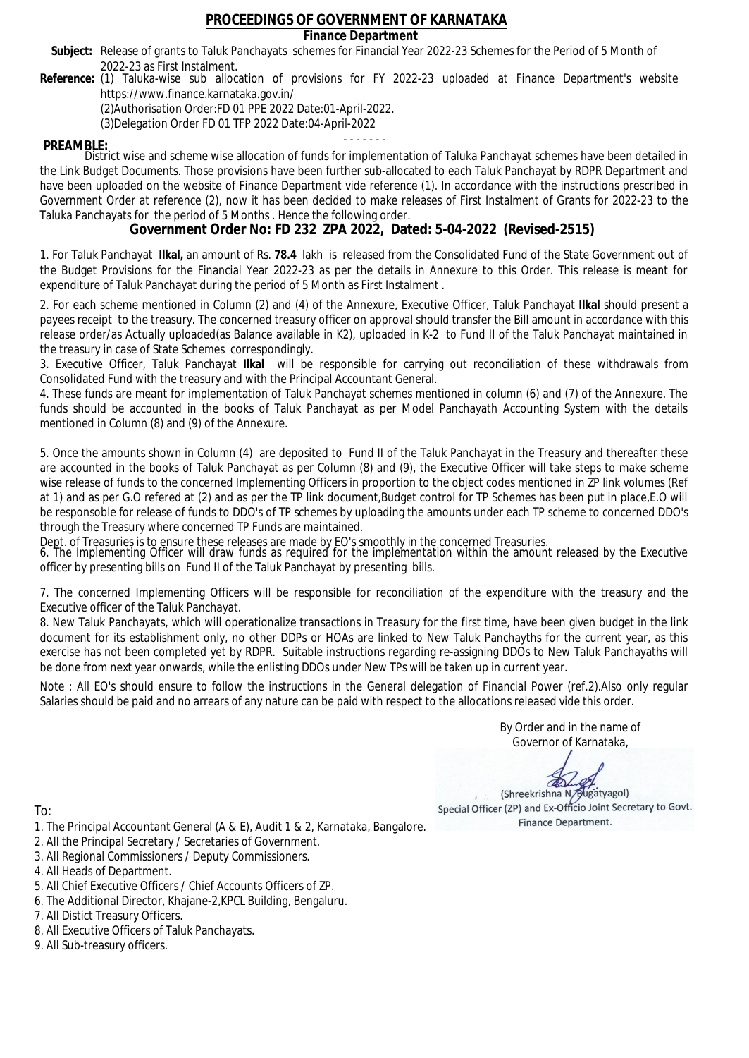# PROCEEDINGS OF GOVERNMENT OF KARNATAKA

## Finance Department

**Subject:** Release of grants to Taluk Panchayats schemes for Financial Year 2022-23 Schemes for the Period of 5 Month of 2022-23 as First Instalment.

**Reference:** (1) Taluka-wise sub allocation of provisions for FY 2022-23 uploaded at Finance Department's website https://www.finance.karnataka.gov.in/

(2)Authorisation Order:FD 01 PPE 2022 Date:01-April-2022.

(3)Delegation Order FD 01 TFP 2022 Date:04-April-2022

- - - - - - -

**PREAMBLE:**

District wise and scheme wise allocation of funds for implementation of Taluka Panchayat schemes have been detailed in the Link Budget Documents. Those provisions have been further sub-allocated to each Taluk Panchayat by RDPR Department and have been uploaded on the website of Finance Department vide reference (1). In accordance with the instructions prescribed in Government Order at reference (2), now it has been decided to make releases of First Instalment of Grants for 2022-23 to the Taluka Panchayats for the period of 5 Months . Hence the following order.

## Government Order No: FD 232 ZPA 2022, Dated: 5-04-2022 (Revised-2515)

1. For Taluk Panchayat **Ilkal,** an amount of Rs. **78.4** lakh is released from the Consolidated Fund of the State Government out of the Budget Provisions for the Financial Year 2022-23 as per the details in Annexure to this Order. This release is meant for expenditure of Taluk Panchayat during the period of 5 Month as First Instalment .

2. For each scheme mentioned in Column (2) and (4) of the Annexure, Executive Officer, Taluk Panchayat **Ilkal** should present a payees receipt to the treasury. The concerned treasury officer on approval should transfer the Bill amount in accordance with this release order/as Actually uploaded(as Balance available in K2), uploaded in K-2 to Fund II of the Taluk Panchayat maintained in the treasury in case of State Schemes correspondingly.

3. Executive Officer, Taluk Panchayat **Ilkal** will be responsible for carrying out reconciliation of these withdrawals from Consolidated Fund with the treasury and with the Principal Accountant General.

4. These funds are meant for implementation of Taluk Panchayat schemes mentioned in column (6) and (7) of the Annexure. The funds should be accounted in the books of Taluk Panchayat as per Model Panchayath Accounting System with the details mentioned in Column (8) and (9) of the Annexure.

5. Once the amounts shown in Column (4) are deposited to Fund II of the Taluk Panchayat in the Treasury and thereafter these are accounted in the books of Taluk Panchayat as per Column (8) and (9), the Executive Officer will take steps to make scheme wise release of funds to the concerned Implementing Officers in proportion to the object codes mentioned in ZP link volumes (Ref at 1) and as per G.O refered at (2) and as per the TP link document,Budget control for TP Schemes has been put in place,E.O will be responsible for release of funds to DDO's of TP schemes by uploading the amounts under each TP scheme to concerned DDO's through the Treasury where concerned TP Funds are maintained.

Dept. of Treasuries is to ensure these releases are made by EO's smoothly in the concerned Treasuries.

6. The Implementing Officer will draw funds as required for the implementation within the amount released by the Executive officer by presenting bills on Fund II of the Taluk Panchayat by presenting bills.

7. The concerned Implementing Officers will be responsible for reconciliation of the expenditure with the treasury and the Executive officer of the Taluk Panchayat.

8. New Taluk Panchayats, which will operationalize transactions in Treasury for the first time, have been given budget in the link document for its establishment only, no other DDPs or HOAs are linked to New Taluk Panchayths for the current year, as this exercise has not been completed yet by RDPR. Suitable instructions regarding re-assigning DDOs to New Taluk Panchayaths will be done from next year onwards, while the enlisting DDOs under New TPs will be taken up in current year.

Note : All EO's should ensure to follow the instructions in the General delegation of Financial Power (ref.2).Also only regular Salaries should be paid and no arrears of any nature can be paid with respect to the allocations released vide this order.

By Order and in the name of
Governor of Karnataka,

(Shreekrishna N. Bugatyagol)
Special Officer (ZP) and Ex-Officio Joint Secretary to Govt.
Finance Department.

To:

1. The Principal Accountant General (A & E), Audit 1 & 2, Karnataka, Bangalore.
2. All the Principal Secretary / Secretaries of Government.
3. All Regional Commissioners / Deputy Commissioners.
4. All Heads of Department.
5. All Chief Executive Officers / Chief Accounts Officers of ZP.
6. The Additional Director, Khajane-2,KPCL Building, Bengaluru.
7. All Distict Treasury Officers.
8. All Executive Officers of Taluk Panchayats.
9. All Sub-treasury officers.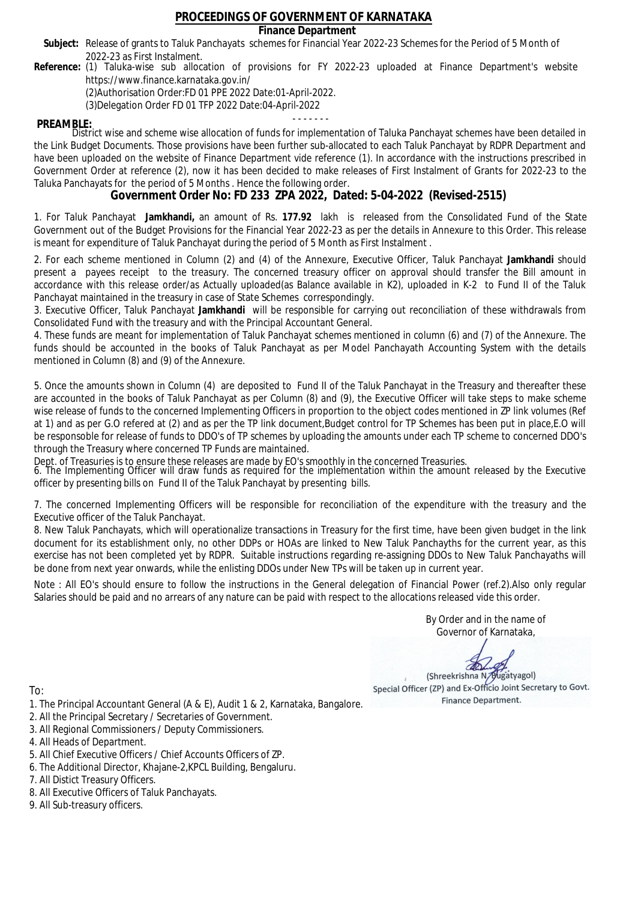# PROCEEDINGS OF GOVERNMENT OF KARNATAKA

## Finance Department

**Subject:** Release of grants to Taluk Panchayats schemes for Financial Year 2022-23 Schemes for the Period of 5 Month of 2022-23 as First Instalment.

**Reference:** (1) Taluka-wise sub allocation of provisions for FY 2022-23 uploaded at Finance Department's website https://www.finance.karnataka.gov.in/
(2)Authorisation Order:FD 01 PPE 2022 Date:01-April-2022.
(3)Delegation Order FD 01 TFP 2022 Date:04-April-2022

- - - - - - -

**PREAMBLE:**
District wise and scheme wise allocation of funds for implementation of Taluka Panchayat schemes have been detailed in the Link Budget Documents. Those provisions have been further sub-allocated to each Taluk Panchayat by RDPR Department and have been uploaded on the website of Finance Department vide reference (1). In accordance with the instructions prescribed in Government Order at reference (2), now it has been decided to make releases of First Instalment of Grants for 2022-23 to the Taluka Panchayats for the period of 5 Months . Hence the following order.

## Government Order No: FD 233 ZPA 2022, Dated: 5-04-2022 (Revised-2515)

1. For Taluk Panchayat **Jamkhandi,** an amount of Rs. **177.92** lakh is released from the Consolidated Fund of the State Government out of the Budget Provisions for the Financial Year 2022-23 as per the details in Annexure to this Order. This release is meant for expenditure of Taluk Panchayat during the period of 5 Month as First Instalment .

2. For each scheme mentioned in Column (2) and (4) of the Annexure, Executive Officer, Taluk Panchayat **Jamkhandi** should present a payees receipt to the treasury. The concerned treasury officer on approval should transfer the Bill amount in accordance with this release order/as Actually uploaded(as Balance available in K2), uploaded in K-2 to Fund II of the Taluk Panchayat maintained in the treasury in case of State Schemes correspondingly.

3. Executive Officer, Taluk Panchayat **Jamkhandi** will be responsible for carrying out reconciliation of these withdrawals from Consolidated Fund with the treasury and with the Principal Accountant General.

4. These funds are meant for implementation of Taluk Panchayat schemes mentioned in column (6) and (7) of the Annexure. The funds should be accounted in the books of Taluk Panchayat as per Model Panchayath Accounting System with the details mentioned in Column (8) and (9) of the Annexure.

5. Once the amounts shown in Column (4) are deposited to Fund II of the Taluk Panchayat in the Treasury and thereafter these are accounted in the books of Taluk Panchayat as per Column (8) and (9), the Executive Officer will take steps to make scheme wise release of funds to the concerned Implementing Officers in proportion to the object codes mentioned in ZP link volumes (Ref at 1) and as per G.O refered at (2) and as per the TP link document,Budget control for TP Schemes has been put in place,E.O will be responsoble for release of funds to DDO's of TP schemes by uploading the amounts under each TP scheme to concerned DDO's through the Treasury where concerned TP Funds are maintained.

Dept. of Treasuries is to ensure these releases are made by EO's smoothly in the concerned Treasuries.

6. The Implementing Officer will draw funds as required for the implementation within the amount released by the Executive officer by presenting bills on Fund II of the Taluk Panchayat by presenting bills.

7. The concerned Implementing Officers will be responsible for reconciliation of the expenditure with the treasury and the Executive officer of the Taluk Panchayat.

8. New Taluk Panchayats, which will operationalize transactions in Treasury for the first time, have been given budget in the link document for its establishment only, no other DDPs or HOAs are linked to New Taluk Panchayths for the current year, as this exercise has not been completed yet by RDPR. Suitable instructions regarding re-assigning DDOs to New Taluk Panchayaths will be done from next year onwards, while the enlisting DDOs under New TPs will be taken up in current year.

Note : All EO's should ensure to follow the instructions in the General delegation of Financial Power (ref.2).Also only regular Salaries should be paid and no arrears of any nature can be paid with respect to the allocations released vide this order.

By Order and in the name of
Governor of Karnataka,

(Shreekrishna N. Bugatyagol)
Special Officer (ZP) and Ex-Officio Joint Secretary to Govt.
Finance Department.

To:

1. The Principal Accountant General (A & E), Audit 1 & 2, Karnataka, Bangalore.
2. All the Principal Secretary / Secretaries of Government.
3. All Regional Commissioners / Deputy Commissioners.
4. All Heads of Department.
5. All Chief Executive Officers / Chief Accounts Officers of ZP.
6. The Additional Director, Khajane-2,KPCL Building, Bengaluru.
7. All Distict Treasury Officers.
8. All Executive Officers of Taluk Panchayats.
9. All Sub-treasury officers.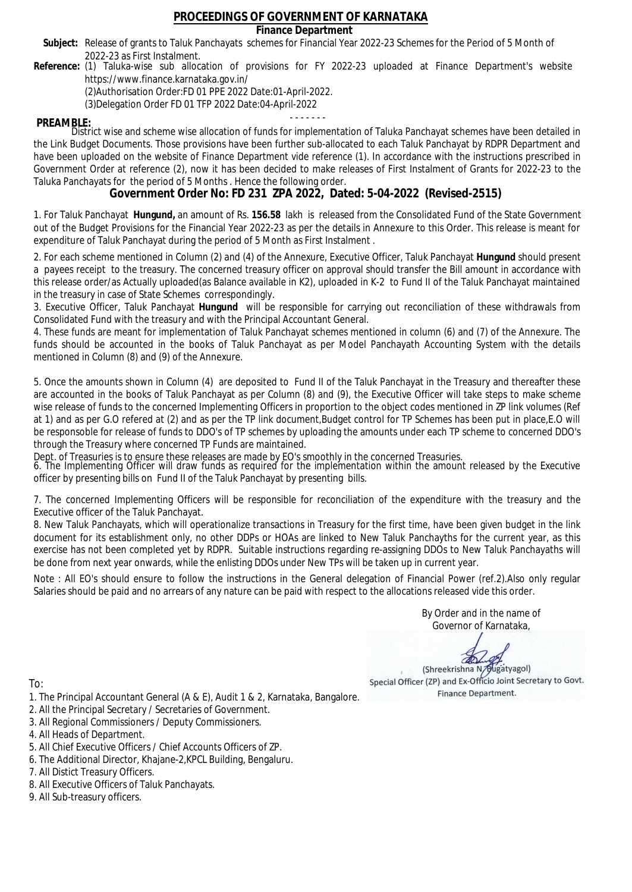# PROCEEDINGS OF GOVERNMENT OF KARNATAKA

## Finance Department

**Subject:** Release of grants to Taluk Panchayats schemes for Financial Year 2022-23 Schemes for the Period of 5 Month of 2022-23 as First Instalment.

**Reference:** (1) Taluka-wise sub allocation of provisions for FY 2022-23 uploaded at Finance Department's website https://www.finance.karnataka.gov.in/

(2)Authorisation Order:FD 01 PPE 2022 Date:01-April-2022.

(3)Delegation Order FD 01 TFP 2022 Date:04-April-2022

- - - - - - -

**PREAMBLE:**

District wise and scheme wise allocation of funds for implementation of Taluka Panchayat schemes have been detailed in the Link Budget Documents. Those provisions have been further sub-allocated to each Taluk Panchayat by RDPR Department and have been uploaded on the website of Finance Department vide reference (1). In accordance with the instructions prescribed in Government Order at reference (2), now it has been decided to make releases of First Instalment of Grants for 2022-23 to the Taluka Panchayats for the period of 5 Months . Hence the following order.

## Government Order No: FD 231 ZPA 2022, Dated: 5-04-2022 (Revised-2515)

1. For Taluk Panchayat **Hungund,** an amount of Rs. **156.58** lakh is released from the Consolidated Fund of the State Government out of the Budget Provisions for the Financial Year 2022-23 as per the details in Annexure to this Order. This release is meant for expenditure of Taluk Panchayat during the period of 5 Month as First Instalment .

2. For each scheme mentioned in Column (2) and (4) of the Annexure, Executive Officer, Taluk Panchayat **Hungund** should present a payees receipt to the treasury. The concerned treasury officer on approval should transfer the Bill amount in accordance with this release order/as Actually uploaded(as Balance available in K2), uploaded in K-2 to Fund II of the Taluk Panchayat maintained in the treasury in case of State Schemes correspondingly.

3. Executive Officer, Taluk Panchayat **Hungund** will be responsible for carrying out reconciliation of these withdrawals from Consolidated Fund with the treasury and with the Principal Accountant General.

4. These funds are meant for implementation of Taluk Panchayat schemes mentioned in column (6) and (7) of the Annexure. The funds should be accounted in the books of Taluk Panchayat as per Model Panchayath Accounting System with the details mentioned in Column (8) and (9) of the Annexure.

5. Once the amounts shown in Column (4) are deposited to Fund II of the Taluk Panchayat in the Treasury and thereafter these are accounted in the books of Taluk Panchayat as per Column (8) and (9), the Executive Officer will take steps to make scheme wise release of funds to the concerned Implementing Officers in proportion to the object codes mentioned in ZP link volumes (Ref at 1) and as per G.O refered at (2) and as per the TP link document,Budget control for TP Schemes has been put in place,E.O will be responsoble for release of funds to DDO's of TP schemes by uploading the amounts under each TP scheme to concerned DDO's through the Treasury where concerned TP Funds are maintained.

Dept. of Treasuries is to ensure these releases are made by EO's smoothly in the concerned Treasuries.

6. The Implementing Officer will draw funds as required for the implementation within the amount released by the Executive officer by presenting bills on Fund II of the Taluk Panchayat by presenting bills.

7. The concerned Implementing Officers will be responsible for reconciliation of the expenditure with the treasury and the Executive officer of the Taluk Panchayat.

8. New Taluk Panchayats, which will operationalize transactions in Treasury for the first time, have been given budget in the link document for its establishment only, no other DDPs or HOAs are linked to New Taluk Panchayths for the current year, as this exercise has not been completed yet by RDPR. Suitable instructions regarding re-assigning DDOs to New Taluk Panchayaths will be done from next year onwards, while the enlisting DDOs under New TPs will be taken up in current year.

Note : All EO's should ensure to follow the instructions in the General delegation of Financial Power (ref.2).Also only regular Salaries should be paid and no arrears of any nature can be paid with respect to the allocations released vide this order.

By Order and in the name of
Governor of Karnataka,

(Shreekrishna N. Bugatyagol)
Special Officer (ZP) and Ex-Officio Joint Secretary to Govt.
Finance Department.

To:

1. The Principal Accountant General (A & E), Audit 1 & 2, Karnataka, Bangalore.
2. All the Principal Secretary / Secretaries of Government.
3. All Regional Commissioners / Deputy Commissioners.
4. All Heads of Department.
5. All Chief Executive Officers / Chief Accounts Officers of ZP.
6. The Additional Director, Khajane-2,KPCL Building, Bengaluru.
7. All Distict Treasury Officers.
8. All Executive Officers of Taluk Panchayats.
9. All Sub-treasury officers.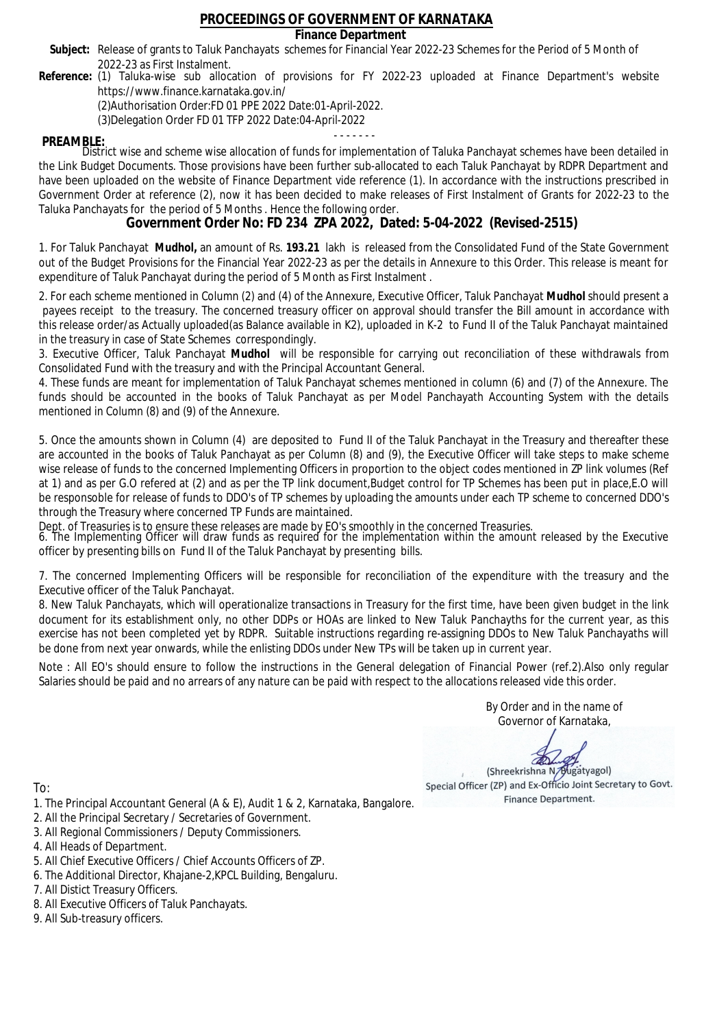# PROCEEDINGS OF GOVERNMENT OF KARNATAKA

**Finance Department**

**Subject:** Release of grants to Taluk Panchayats schemes for Financial Year 2022-23 Schemes for the Period of 5 Month of 2022-23 as First Instalment.

**Reference:** (1) Taluka-wise sub allocation of provisions for FY 2022-23 uploaded at Finance Department's website https://www.finance.karnataka.gov.in/

(2)Authorisation Order:FD 01 PPE 2022 Date:01-April-2022.

(3)Delegation Order FD 01 TFP 2022 Date:04-April-2022

- - - - - - -

**PREAMBLE:**

District wise and scheme wise allocation of funds for implementation of Taluka Panchayat schemes have been detailed in the Link Budget Documents. Those provisions have been further sub-allocated to each Taluk Panchayat by RDPR Department and have been uploaded on the website of Finance Department vide reference (1). In accordance with the instructions prescribed in Government Order at reference (2), now it has been decided to make releases of First Instalment of Grants for 2022-23 to the Taluka Panchayats for the period of 5 Months . Hence the following order.

## Government Order No: FD 234 ZPA 2022, Dated: 5-04-2022 (Revised-2515)

1. For Taluk Panchayat **Mudhol,** an amount of Rs. **193.21** lakh is released from the Consolidated Fund of the State Government out of the Budget Provisions for the Financial Year 2022-23 as per the details in Annexure to this Order. This release is meant for expenditure of Taluk Panchayat during the period of 5 Month as First Instalment .

2. For each scheme mentioned in Column (2) and (4) of the Annexure, Executive Officer, Taluk Panchayat **Mudhol** should present a payees receipt to the treasury. The concerned treasury officer on approval should transfer the Bill amount in accordance with this release order/as Actually uploaded(as Balance available in K2), uploaded in K-2 to Fund II of the Taluk Panchayat maintained in the treasury in case of State Schemes correspondingly.

3. Executive Officer, Taluk Panchayat **Mudhol** will be responsible for carrying out reconciliation of these withdrawals from Consolidated Fund with the treasury and with the Principal Accountant General.

4. These funds are meant for implementation of Taluk Panchayat schemes mentioned in column (6) and (7) of the Annexure. The funds should be accounted in the books of Taluk Panchayat as per Model Panchayath Accounting System with the details mentioned in Column (8) and (9) of the Annexure.

5. Once the amounts shown in Column (4) are deposited to Fund II of the Taluk Panchayat in the Treasury and thereafter these are accounted in the books of Taluk Panchayat as per Column (8) and (9), the Executive Officer will take steps to make scheme wise release of funds to the concerned Implementing Officers in proportion to the object codes mentioned in ZP link volumes (Ref at 1) and as per G.O refered at (2) and as per the TP link document,Budget control for TP Schemes has been put in place,E.O will be responsible for release of funds to DDO's of TP schemes by uploading the amounts under each TP scheme to concerned DDO's through the Treasury where concerned TP Funds are maintained.

Dept. of Treasuries is to ensure these releases are made by EO's smoothly in the concerned Treasuries.

6. The Implementing Officer will draw funds as required for the implementation within the amount released by the Executive officer by presenting bills on Fund II of the Taluk Panchayat by presenting bills.

7. The concerned Implementing Officers will be responsible for reconciliation of the expenditure with the treasury and the Executive officer of the Taluk Panchayat.

8. New Taluk Panchayats, which will operationalize transactions in Treasury for the first time, have been given budget in the link document for its establishment only, no other DDPs or HOAs are linked to New Taluk Panchayths for the current year, as this exercise has not been completed yet by RDPR. Suitable instructions regarding re-assigning DDOs to New Taluk Panchayaths will be done from next year onwards, while the enlisting DDOs under New TPs will be taken up in current year.

Note : All EO's should ensure to follow the instructions in the General delegation of Financial Power (ref.2).Also only regular Salaries should be paid and no arrears of any nature can be paid with respect to the allocations released vide this order.

By Order and in the name of
Governor of Karnataka,

(Shreekrishna N. Bugatyagol)
Special Officer (ZP) and Ex-Officio Joint Secretary to Govt.
Finance Department.

To:

1. The Principal Accountant General (A & E), Audit 1 & 2, Karnataka, Bangalore.
2. All the Principal Secretary / Secretaries of Government.
3. All Regional Commissioners / Deputy Commissioners.
4. All Heads of Department.
5. All Chief Executive Officers / Chief Accounts Officers of ZP.
6. The Additional Director, Khajane-2,KPCL Building, Bengaluru.
7. All Distict Treasury Officers.
8. All Executive Officers of Taluk Panchayats.
9. All Sub-treasury officers.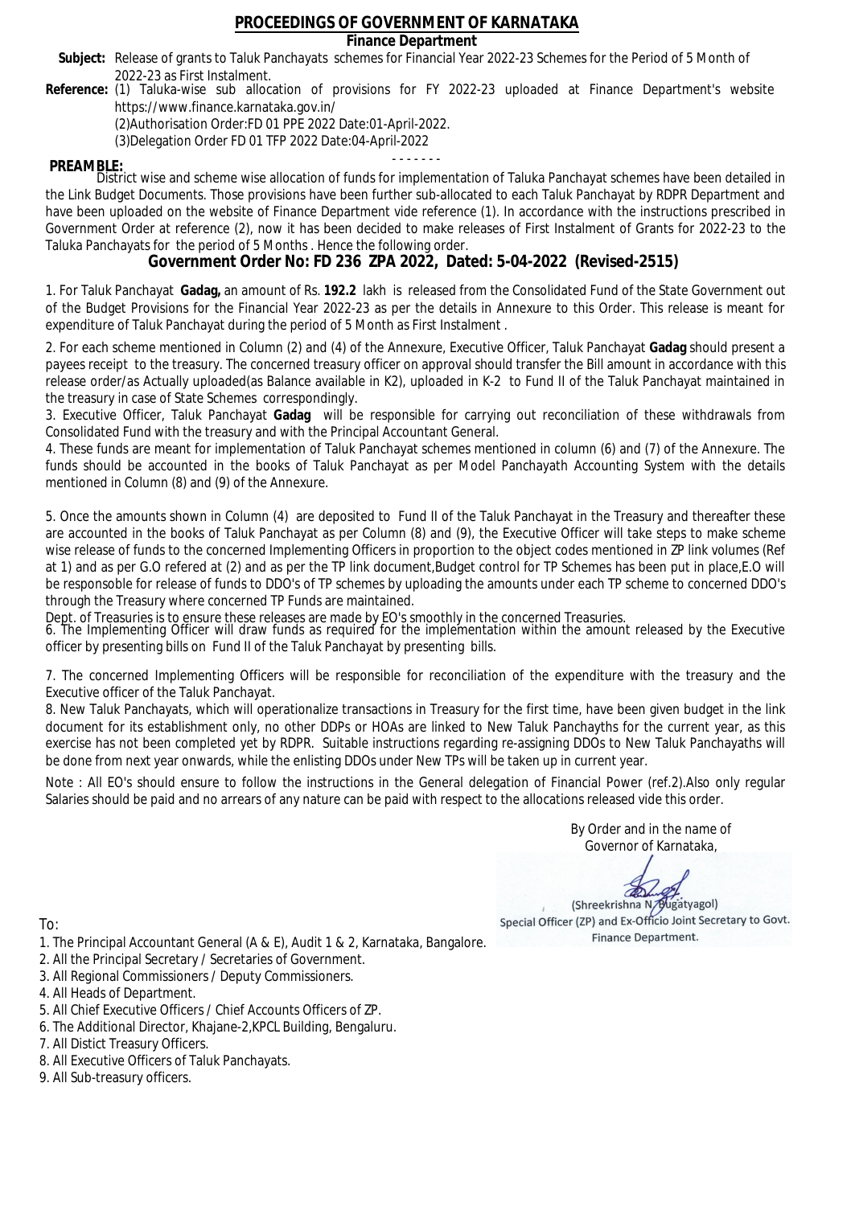# PROCEEDINGS OF GOVERNMENT OF KARNATAKA

**Finance Department**

**Subject:** Release of grants to Taluk Panchayats schemes for Financial Year 2022-23 Schemes for the Period of 5 Month of 2022-23 as First Instalment.

**Reference:** (1) Taluka-wise sub allocation of provisions for FY 2022-23 uploaded at Finance Department's website https://www.finance.karnataka.gov.in/

(2)Authorisation Order:FD 01 PPE 2022 Date:01-April-2022.

(3)Delegation Order FD 01 TFP 2022 Date:04-April-2022

- - - - - - -

**PREAMBLE:**

District wise and scheme wise allocation of funds for implementation of Taluka Panchayat schemes have been detailed in the Link Budget Documents. Those provisions have been further sub-allocated to each Taluk Panchayat by RDPR Department and have been uploaded on the website of Finance Department vide reference (1). In accordance with the instructions prescribed in Government Order at reference (2), now it has been decided to make releases of First Instalment of Grants for 2022-23 to the Taluka Panchayats for the period of 5 Months . Hence the following order.

## Government Order No: FD 236 ZPA 2022, Dated: 5-04-2022 (Revised-2515)

1. For Taluk Panchayat **Gadag,** an amount of Rs. **192.2** lakh is released from the Consolidated Fund of the State Government out of the Budget Provisions for the Financial Year 2022-23 as per the details in Annexure to this Order. This release is meant for expenditure of Taluk Panchayat during the period of 5 Month as First Instalment .

2. For each scheme mentioned in Column (2) and (4) of the Annexure, Executive Officer, Taluk Panchayat **Gadag** should present a payees receipt to the treasury. The concerned treasury officer on approval should transfer the Bill amount in accordance with this release order/as Actually uploaded(as Balance available in K2), uploaded in K-2 to Fund II of the Taluk Panchayat maintained in the treasury in case of State Schemes correspondingly.

3. Executive Officer, Taluk Panchayat **Gadag** will be responsible for carrying out reconciliation of these withdrawals from Consolidated Fund with the treasury and with the Principal Accountant General.

4. These funds are meant for implementation of Taluk Panchayat schemes mentioned in column (6) and (7) of the Annexure. The funds should be accounted in the books of Taluk Panchayat as per Model Panchayath Accounting System with the details mentioned in Column (8) and (9) of the Annexure.

5. Once the amounts shown in Column (4) are deposited to Fund II of the Taluk Panchayat in the Treasury and thereafter these are accounted in the books of Taluk Panchayat as per Column (8) and (9), the Executive Officer will take steps to make scheme wise release of funds to the concerned Implementing Officers in proportion to the object codes mentioned in ZP link volumes (Ref at 1) and as per G.O refered at (2) and as per the TP link document,Budget control for TP Schemes has been put in place,E.O will be responsible for release of funds to DDO's of TP schemes by uploading the amounts under each TP scheme to concerned DDO's through the Treasury where concerned TP Funds are maintained.

Dept. of Treasuries is to ensure these releases are made by EO's smoothly in the concerned Treasuries.

6. The Implementing Officer will draw funds as required for the implementation within the amount released by the Executive officer by presenting bills on Fund II of the Taluk Panchayat by presenting bills.

7. The concerned Implementing Officers will be responsible for reconciliation of the expenditure with the treasury and the Executive officer of the Taluk Panchayat.

8. New Taluk Panchayats, which will operationalize transactions in Treasury for the first time, have been given budget in the link document for its establishment only, no other DDPs or HOAs are linked to New Taluk Panchayths for the current year, as this exercise has not been completed yet by RDPR. Suitable instructions regarding re-assigning DDOs to New Taluk Panchayaths will be done from next year onwards, while the enlisting DDOs under New TPs will be taken up in current year.

Note : All EO's should ensure to follow the instructions in the General delegation of Financial Power (ref.2).Also only regular Salaries should be paid and no arrears of any nature can be paid with respect to the allocations released vide this order.

By Order and in the name of
Governor of Karnataka,

(Shreekrishna N. Bugatyagol)
Special Officer (ZP) and Ex-Officio Joint Secretary to Govt.
Finance Department.

To:

1. The Principal Accountant General (A & E), Audit 1 & 2, Karnataka, Bangalore.
2. All the Principal Secretary / Secretaries of Government.
3. All Regional Commissioners / Deputy Commissioners.
4. All Heads of Department.
5. All Chief Executive Officers / Chief Accounts Officers of ZP.
6. The Additional Director, Khajane-2,KPCL Building, Bengaluru.
7. All Distict Treasury Officers.
8. All Executive Officers of Taluk Panchayats.
9. All Sub-treasury officers.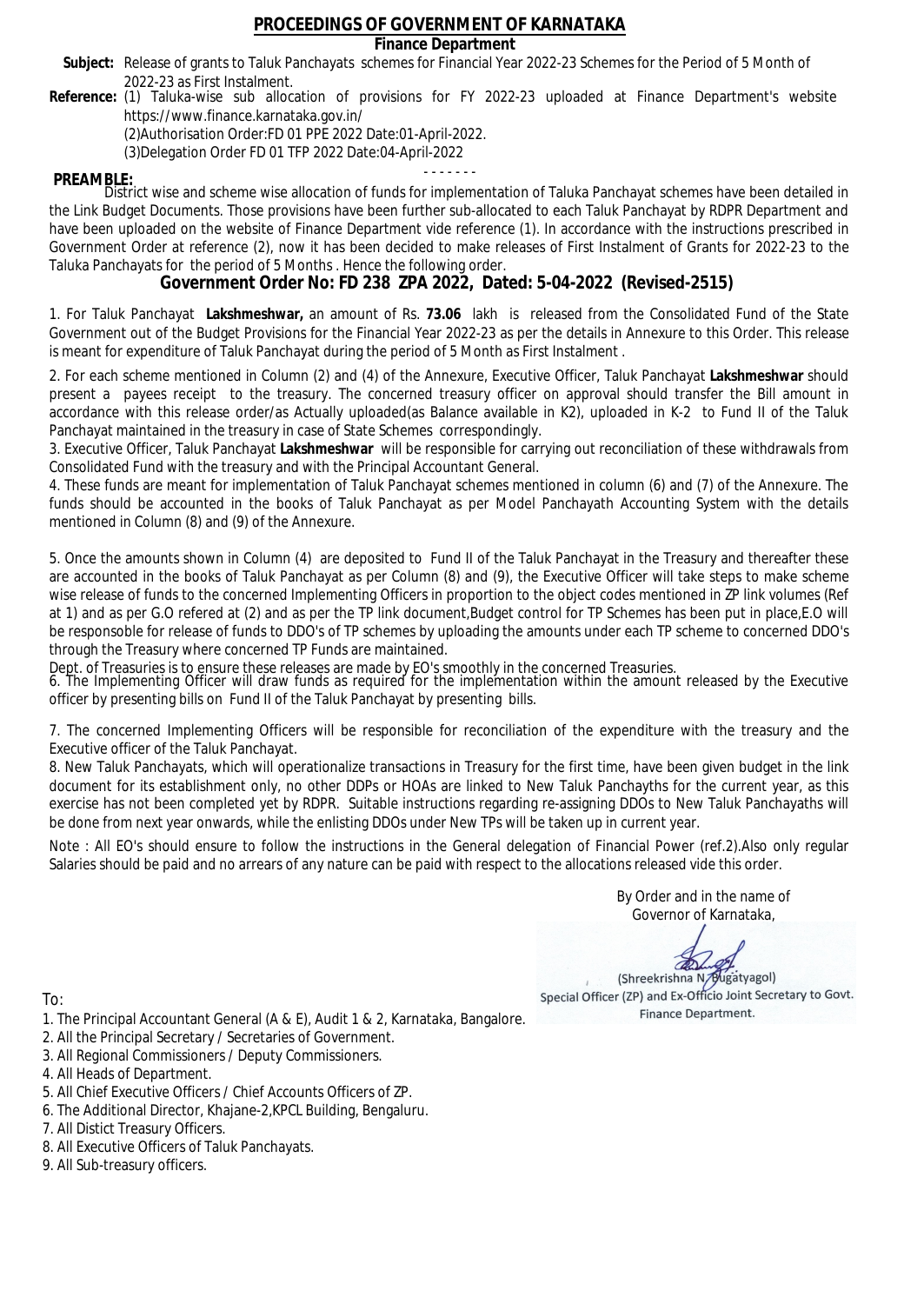# PROCEEDINGS OF GOVERNMENT OF KARNATAKA

## Finance Department

**Subject:** Release of grants to Taluk Panchayats schemes for Financial Year 2022-23 Schemes for the Period of 5 Month of 2022-23 as First Instalment.

**Reference:** (1) Taluka-wise sub allocation of provisions for FY 2022-23 uploaded at Finance Department's website https://www.finance.karnataka.gov.in/
(2)Authorisation Order:FD 01 PPE 2022 Date:01-April-2022.
(3)Delegation Order FD 01 TFP 2022 Date:04-April-2022

- - - - - - -

**PREAMBLE:**
District wise and scheme wise allocation of funds for implementation of Taluka Panchayat schemes have been detailed in the Link Budget Documents. Those provisions have been further sub-allocated to each Taluk Panchayat by RDPR Department and have been uploaded on the website of Finance Department vide reference (1). In accordance with the instructions prescribed in Government Order at reference (2), now it has been decided to make releases of First Instalment of Grants for 2022-23 to the Taluka Panchayats for the period of 5 Months . Hence the following order.

## Government Order No: FD 238 ZPA 2022, Dated: 5-04-2022 (Revised-2515)

1. For Taluk Panchayat **Lakshmeshwar,** an amount of Rs. **73.06** lakh is released from the Consolidated Fund of the State Government out of the Budget Provisions for the Financial Year 2022-23 as per the details in Annexure to this Order. This release is meant for expenditure of Taluk Panchayat during the period of 5 Month as First Instalment .

2. For each scheme mentioned in Column (2) and (4) of the Annexure, Executive Officer, Taluk Panchayat **Lakshmeshwar** should present a payees receipt to the treasury. The concerned treasury officer on approval should transfer the Bill amount in accordance with this release order/as Actually uploaded(as Balance available in K2), uploaded in K-2 to Fund II of the Taluk Panchayat maintained in the treasury in case of State Schemes correspondingly.

3. Executive Officer, Taluk Panchayat **Lakshmeshwar** will be responsible for carrying out reconciliation of these withdrawals from Consolidated Fund with the treasury and with the Principal Accountant General.

4. These funds are meant for implementation of Taluk Panchayat schemes mentioned in column (6) and (7) of the Annexure. The funds should be accounted in the books of Taluk Panchayat as per Model Panchayath Accounting System with the details mentioned in Column (8) and (9) of the Annexure.

5. Once the amounts shown in Column (4) are deposited to Fund II of the Taluk Panchayat in the Treasury and thereafter these are accounted in the books of Taluk Panchayat as per Column (8) and (9), the Executive Officer will take steps to make scheme wise release of funds to the concerned Implementing Officers in proportion to the object codes mentioned in ZP link volumes (Ref at 1) and as per G.O refered at (2) and as per the TP link document,Budget control for TP Schemes has been put in place,E.O will be responsoble for release of funds to DDO's of TP schemes by uploading the amounts under each TP scheme to concerned DDO's through the Treasury where concerned TP Funds are maintained.
Dept. of Treasuries is to ensure these releases are made by EO's smoothly in the concerned Treasuries.

6. The Implementing Officer will draw funds as required for the implementation within the amount released by the Executive officer by presenting bills on Fund II of the Taluk Panchayat by presenting bills.

7. The concerned Implementing Officers will be responsible for reconciliation of the expenditure with the treasury and the Executive officer of the Taluk Panchayat.

8. New Taluk Panchayats, which will operationalize transactions in Treasury for the first time, have been given budget in the link document for its establishment only, no other DDPs or HOAs are linked to New Taluk Panchayths for the current year, as this exercise has not been completed yet by RDPR. Suitable instructions regarding re-assigning DDOs to New Taluk Panchayaths will be done from next year onwards, while the enlisting DDOs under New TPs will be taken up in current year.

Note : All EO's should ensure to follow the instructions in the General delegation of Financial Power (ref.2).Also only regular Salaries should be paid and no arrears of any nature can be paid with respect to the allocations released vide this order.

By Order and in the name of
Governor of Karnataka,

(Shreekrishna N. Bugatyagol)
Special Officer (ZP) and Ex-Officio Joint Secretary to Govt.
Finance Department.

To:

1. The Principal Accountant General (A & E), Audit 1 & 2, Karnataka, Bangalore.
2. All the Principal Secretary / Secretaries of Government.
3. All Regional Commissioners / Deputy Commissioners.
4. All Heads of Department.
5. All Chief Executive Officers / Chief Accounts Officers of ZP.
6. The Additional Director, Khajane-2,KPCL Building, Bengaluru.
7. All Distict Treasury Officers.
8. All Executive Officers of Taluk Panchayats.
9. All Sub-treasury officers.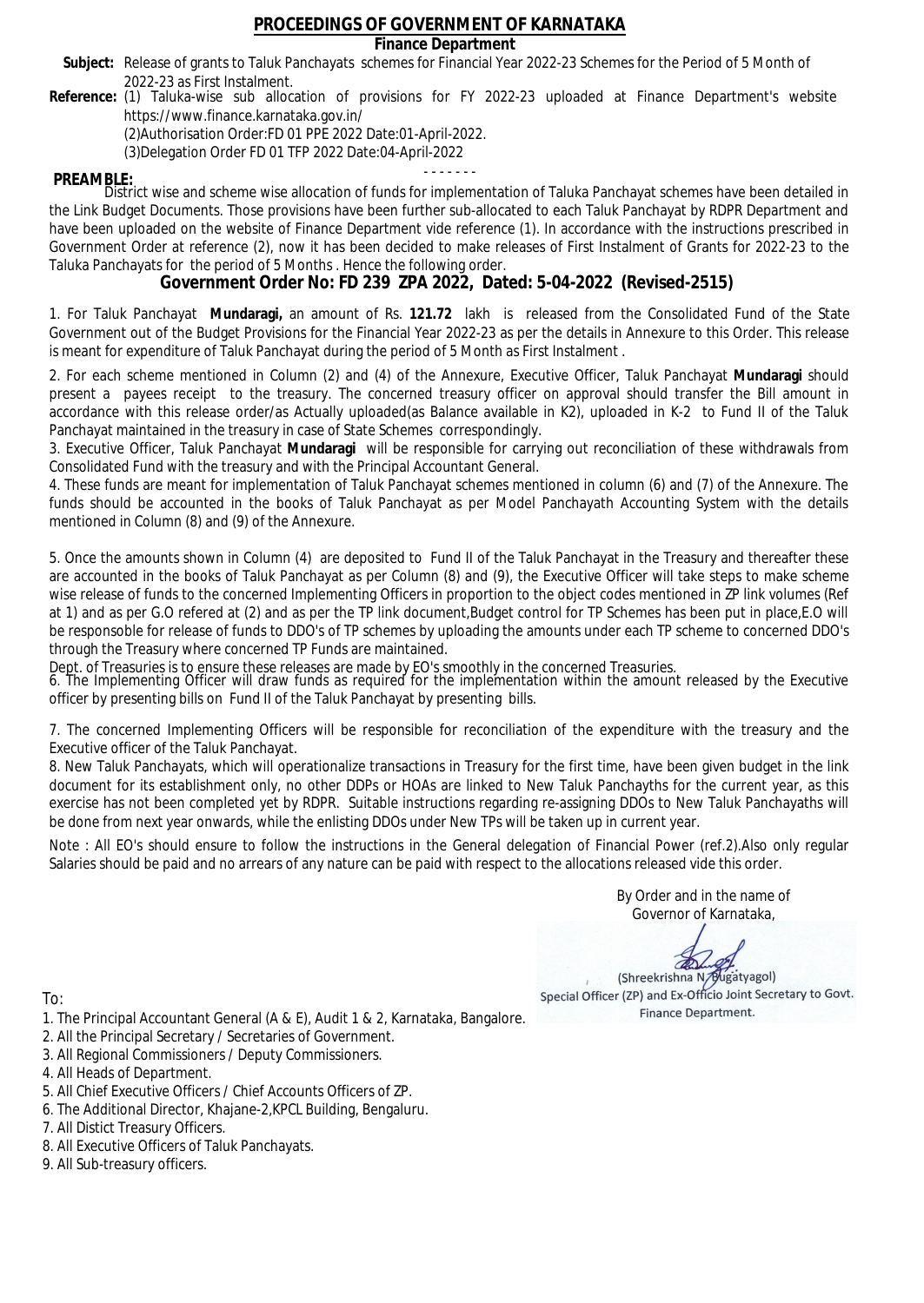# PROCEEDINGS OF GOVERNMENT OF KARNATAKA

**Finance Department**

**Subject:** Release of grants to Taluk Panchayats schemes for Financial Year 2022-23 Schemes for the Period of 5 Month of 2022-23 as First Instalment.

**Reference:** (1) Taluka-wise sub allocation of provisions for FY 2022-23 uploaded at Finance Department's website https://www.finance.karnataka.gov.in/

(2)Authorisation Order:FD 01 PPE 2022 Date:01-April-2022.

(3)Delegation Order FD 01 TFP 2022 Date:04-April-2022

- - - - - - -

**PREAMBLE:**

District wise and scheme wise allocation of funds for implementation of Taluka Panchayat schemes have been detailed in the Link Budget Documents. Those provisions have been further sub-allocated to each Taluk Panchayat by RDPR Department and have been uploaded on the website of Finance Department vide reference (1). In accordance with the instructions prescribed in Government Order at reference (2), now it has been decided to make releases of First Instalment of Grants for 2022-23 to the Taluka Panchayats for the period of 5 Months . Hence the following order.

## Government Order No: FD 239 ZPA 2022, Dated: 5-04-2022 (Revised-2515)

1. For Taluk Panchayat **Mundaragi,** an amount of Rs. **121.72** lakh is released from the Consolidated Fund of the State Government out of the Budget Provisions for the Financial Year 2022-23 as per the details in Annexure to this Order. This release is meant for expenditure of Taluk Panchayat during the period of 5 Month as First Instalment .

2. For each scheme mentioned in Column (2) and (4) of the Annexure, Executive Officer, Taluk Panchayat **Mundaragi** should present a payees receipt to the treasury. The concerned treasury officer on approval should transfer the Bill amount in accordance with this release order/as Actually uploaded(as Balance available in K2), uploaded in K-2 to Fund II of the Taluk Panchayat maintained in the treasury in case of State Schemes correspondingly.

3. Executive Officer, Taluk Panchayat **Mundaragi** will be responsible for carrying out reconciliation of these withdrawals from Consolidated Fund with the treasury and with the Principal Accountant General.

4. These funds are meant for implementation of Taluk Panchayat schemes mentioned in column (6) and (7) of the Annexure. The funds should be accounted in the books of Taluk Panchayat as per Model Panchayath Accounting System with the details mentioned in Column (8) and (9) of the Annexure.

5. Once the amounts shown in Column (4) are deposited to Fund II of the Taluk Panchayat in the Treasury and thereafter these are accounted in the books of Taluk Panchayat as per Column (8) and (9), the Executive Officer will take steps to make scheme wise release of funds to the concerned Implementing Officers in proportion to the object codes mentioned in ZP link volumes (Ref at 1) and as per G.O refered at (2) and as per the TP link document,Budget control for TP Schemes has been put in place,E.O will be responsoble for release of funds to DDO's of TP schemes by uploading the amounts under each TP scheme to concerned DDO's through the Treasury where concerned TP Funds are maintained.

Dept. of Treasuries is to ensure these releases are made by EO's smoothly in the concerned Treasuries.

6. The Implementing Officer will draw funds as required for the implementation within the amount released by the Executive officer by presenting bills on Fund II of the Taluk Panchayat by presenting bills.

7. The concerned Implementing Officers will be responsible for reconciliation of the expenditure with the treasury and the Executive officer of the Taluk Panchayat.

8. New Taluk Panchayats, which will operationalize transactions in Treasury for the first time, have been given budget in the link document for its establishment only, no other DDPs or HOAs are linked to New Taluk Panchayths for the current year, as this exercise has not been completed yet by RDPR. Suitable instructions regarding re-assigning DDOs to New Taluk Panchayaths will be done from next year onwards, while the enlisting DDOs under New TPs will be taken up in current year.

Note : All EO's should ensure to follow the instructions in the General delegation of Financial Power (ref.2).Also only regular Salaries should be paid and no arrears of any nature can be paid with respect to the allocations released vide this order.

By Order and in the name of
Governor of Karnataka,

(Shreekrishna N. Bugatyagol)
Special Officer (ZP) and Ex-Officio Joint Secretary to Govt.
Finance Department.

To:

1. The Principal Accountant General (A & E), Audit 1 & 2, Karnataka, Bangalore.
2. All the Principal Secretary / Secretaries of Government.
3. All Regional Commissioners / Deputy Commissioners.
4. All Heads of Department.
5. All Chief Executive Officers / Chief Accounts Officers of ZP.
6. The Additional Director, Khajane-2,KPCL Building, Bengaluru.
7. All Distict Treasury Officers.
8. All Executive Officers of Taluk Panchayats.
9. All Sub-treasury officers.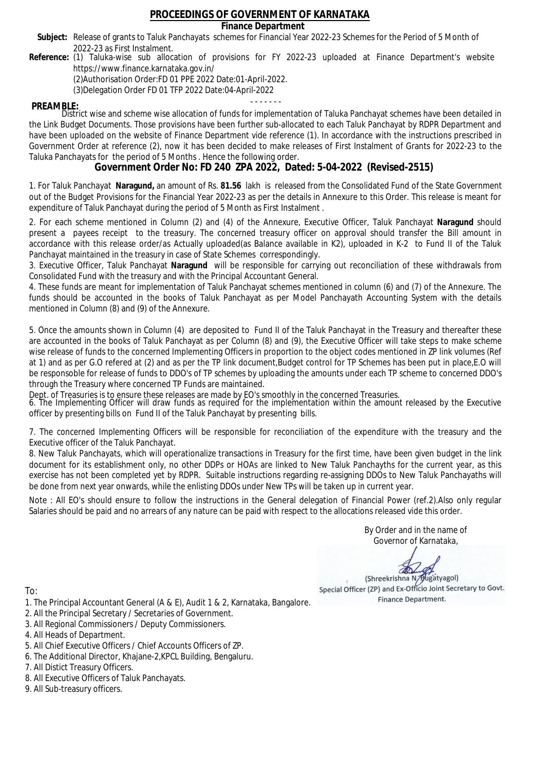# PROCEEDINGS OF GOVERNMENT OF KARNATAKA

**Finance Department**

**Subject:** Release of grants to Taluk Panchayats schemes for Financial Year 2022-23 Schemes for the Period of 5 Month of 2022-23 as First Instalment.

**Reference:** (1) Taluka-wise sub allocation of provisions for FY 2022-23 uploaded at Finance Department's website https://www.finance.karnataka.gov.in/

(2)Authorisation Order:FD 01 PPE 2022 Date:01-April-2022.

(3)Delegation Order FD 01 TFP 2022 Date:04-April-2022

- - - - - - -

**PREAMBLE:**

District wise and scheme wise allocation of funds for implementation of Taluka Panchayat schemes have been detailed in the Link Budget Documents. Those provisions have been further sub-allocated to each Taluk Panchayat by RDPR Department and have been uploaded on the website of Finance Department vide reference (1). In accordance with the instructions prescribed in Government Order at reference (2), now it has been decided to make releases of First Instalment of Grants for 2022-23 to the Taluka Panchayats for the period of 5 Months . Hence the following order.

## Government Order No: FD 240 ZPA 2022, Dated: 5-04-2022 (Revised-2515)

1. For Taluk Panchayat **Naragund,** an amount of Rs. **81.56** lakh is released from the Consolidated Fund of the State Government out of the Budget Provisions for the Financial Year 2022-23 as per the details in Annexure to this Order. This release is meant for expenditure of Taluk Panchayat during the period of 5 Month as First Instalment .

2. For each scheme mentioned in Column (2) and (4) of the Annexure, Executive Officer, Taluk Panchayat **Naragund** should present a payees receipt to the treasury. The concerned treasury officer on approval should transfer the Bill amount in accordance with this release order/as Actually uploaded(as Balance available in K2), uploaded in K-2 to Fund II of the Taluk Panchayat maintained in the treasury in case of State Schemes correspondingly.

3. Executive Officer, Taluk Panchayat **Naragund** will be responsible for carrying out reconciliation of these withdrawals from Consolidated Fund with the treasury and with the Principal Accountant General.

4. These funds are meant for implementation of Taluk Panchayat schemes mentioned in column (6) and (7) of the Annexure. The funds should be accounted in the books of Taluk Panchayat as per Model Panchayath Accounting System with the details mentioned in Column (8) and (9) of the Annexure.

5. Once the amounts shown in Column (4) are deposited to Fund II of the Taluk Panchayat in the Treasury and thereafter these are accounted in the books of Taluk Panchayat as per Column (8) and (9), the Executive Officer will take steps to make scheme wise release of funds to the concerned Implementing Officers in proportion to the object codes mentioned in ZP link volumes (Ref at 1) and as per G.O refered at (2) and as per the TP link document,Budget control for TP Schemes has been put in place,E.O will be responsoble for release of funds to DDO's of TP schemes by uploading the amounts under each TP scheme to concerned DDO's through the Treasury where concerned TP Funds are maintained.

Dept. of Treasuries is to ensure these releases are made by EO's smoothly in the concerned Treasuries.

6. The Implementing Officer will draw funds as required for the implementation within the amount released by the Executive officer by presenting bills on Fund II of the Taluk Panchayat by presenting bills.

7. The concerned Implementing Officers will be responsible for reconciliation of the expenditure with the treasury and the Executive officer of the Taluk Panchayat.

8. New Taluk Panchayats, which will operationalize transactions in Treasury for the first time, have been given budget in the link document for its establishment only, no other DDPs or HOAs are linked to New Taluk Panchayths for the current year, as this exercise has not been completed yet by RDPR. Suitable instructions regarding re-assigning DDOs to New Taluk Panchayaths will be done from next year onwards, while the enlisting DDOs under New TPs will be taken up in current year.

Note : All EO's should ensure to follow the instructions in the General delegation of Financial Power (ref.2).Also only regular Salaries should be paid and no arrears of any nature can be paid with respect to the allocations released vide this order.

By Order and in the name of
Governor of Karnataka,

(Shreekrishna N. Bugatyagol)
Special Officer (ZP) and Ex-Officio Joint Secretary to Govt.
Finance Department.

To:

1. The Principal Accountant General (A & E), Audit 1 & 2, Karnataka, Bangalore.
2. All the Principal Secretary / Secretaries of Government.
3. All Regional Commissioners / Deputy Commissioners.
4. All Heads of Department.
5. All Chief Executive Officers / Chief Accounts Officers of ZP.
6. The Additional Director, Khajane-2,KPCL Building, Bengaluru.
7. All Distict Treasury Officers.
8. All Executive Officers of Taluk Panchayats.
9. All Sub-treasury officers.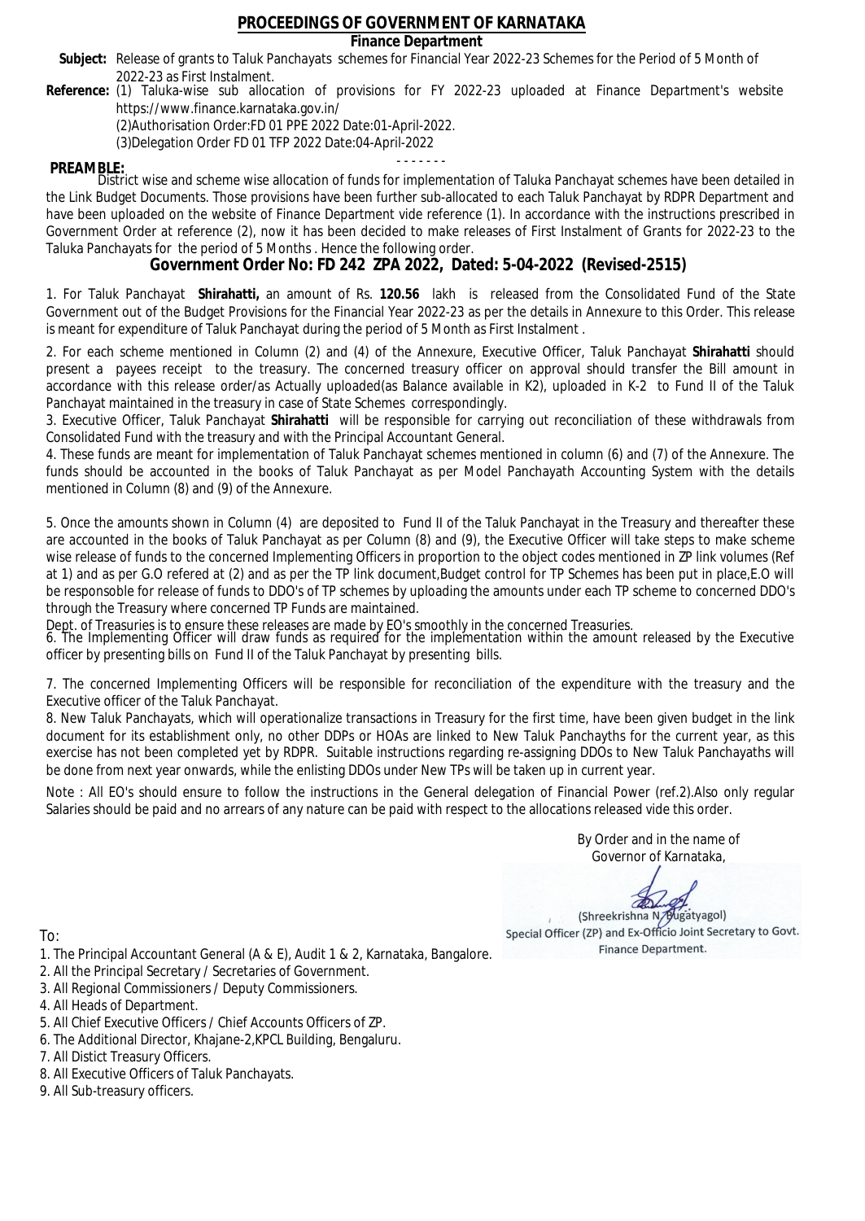# PROCEEDINGS OF GOVERNMENT OF KARNATAKA

**Finance Department**

**Subject:** Release of grants to Taluk Panchayats schemes for Financial Year 2022-23 Schemes for the Period of 5 Month of 2022-23 as First Instalment.

**Reference:** (1) Taluka-wise sub allocation of provisions for FY 2022-23 uploaded at Finance Department's website https://www.finance.karnataka.gov.in/

(2)Authorisation Order:FD 01 PPE 2022 Date:01-April-2022.

(3)Delegation Order FD 01 TFP 2022 Date:04-April-2022

- - - - - - -

**PREAMBLE:**

District wise and scheme wise allocation of funds for implementation of Taluka Panchayat schemes have been detailed in the Link Budget Documents. Those provisions have been further sub-allocated to each Taluk Panchayat by RDPR Department and have been uploaded on the website of Finance Department vide reference (1). In accordance with the instructions prescribed in Government Order at reference (2), now it has been decided to make releases of First Instalment of Grants for 2022-23 to the Taluka Panchayats for the period of 5 Months . Hence the following order.

## Government Order No: FD 242 ZPA 2022, Dated: 5-04-2022 (Revised-2515)

1. For Taluk Panchayat **Shirahatti,** an amount of Rs. **120.56** lakh is released from the Consolidated Fund of the State Government out of the Budget Provisions for the Financial Year 2022-23 as per the details in Annexure to this Order. This release is meant for expenditure of Taluk Panchayat during the period of 5 Month as First Instalment .

2. For each scheme mentioned in Column (2) and (4) of the Annexure, Executive Officer, Taluk Panchayat **Shirahatti** should present a payees receipt to the treasury. The concerned treasury officer on approval should transfer the Bill amount in accordance with this release order/as Actually uploaded(as Balance available in K2), uploaded in K-2 to Fund II of the Taluk Panchayat maintained in the treasury in case of State Schemes correspondingly.

3. Executive Officer, Taluk Panchayat **Shirahatti** will be responsible for carrying out reconciliation of these withdrawals from Consolidated Fund with the treasury and with the Principal Accountant General.

4. These funds are meant for implementation of Taluk Panchayat schemes mentioned in column (6) and (7) of the Annexure. The funds should be accounted in the books of Taluk Panchayat as per Model Panchayath Accounting System with the details mentioned in Column (8) and (9) of the Annexure.

5. Once the amounts shown in Column (4) are deposited to Fund II of the Taluk Panchayat in the Treasury and thereafter these are accounted in the books of Taluk Panchayat as per Column (8) and (9), the Executive Officer will take steps to make scheme wise release of funds to the concerned Implementing Officers in proportion to the object codes mentioned in ZP link volumes (Ref at 1) and as per G.O refered at (2) and as per the TP link document,Budget control for TP Schemes has been put in place,E.O will be responsible for release of funds to DDO's of TP schemes by uploading the amounts under each TP scheme to concerned DDO's through the Treasury where concerned TP Funds are maintained.

Dept. of Treasuries is to ensure these releases are made by EO's smoothly in the concerned Treasuries.

6. The Implementing Officer will draw funds as required for the implementation within the amount released by the Executive officer by presenting bills on Fund II of the Taluk Panchayat by presenting bills.

7. The concerned Implementing Officers will be responsible for reconciliation of the expenditure with the treasury and the Executive officer of the Taluk Panchayat.

8. New Taluk Panchayats, which will operationalize transactions in Treasury for the first time, have been given budget in the link document for its establishment only, no other DDPs or HOAs are linked to New Taluk Panchayths for the current year, as this exercise has not been completed yet by RDPR. Suitable instructions regarding re-assigning DDOs to New Taluk Panchayaths will be done from next year onwards, while the enlisting DDOs under New TPs will be taken up in current year.

Note : All EO's should ensure to follow the instructions in the General delegation of Financial Power (ref.2).Also only regular Salaries should be paid and no arrears of any nature can be paid with respect to the allocations released vide this order.

By Order and in the name of
Governor of Karnataka,

(Shreekrishna N. Bugatyagol)
Special Officer (ZP) and Ex-Officio Joint Secretary to Govt.
Finance Department.

To:

1. The Principal Accountant General (A & E), Audit 1 & 2, Karnataka, Bangalore.
2. All the Principal Secretary / Secretaries of Government.
3. All Regional Commissioners / Deputy Commissioners.
4. All Heads of Department.
5. All Chief Executive Officers / Chief Accounts Officers of ZP.
6. The Additional Director, Khajane-2,KPCL Building, Bengaluru.
7. All Distict Treasury Officers.
8. All Executive Officers of Taluk Panchayats.
9. All Sub-treasury officers.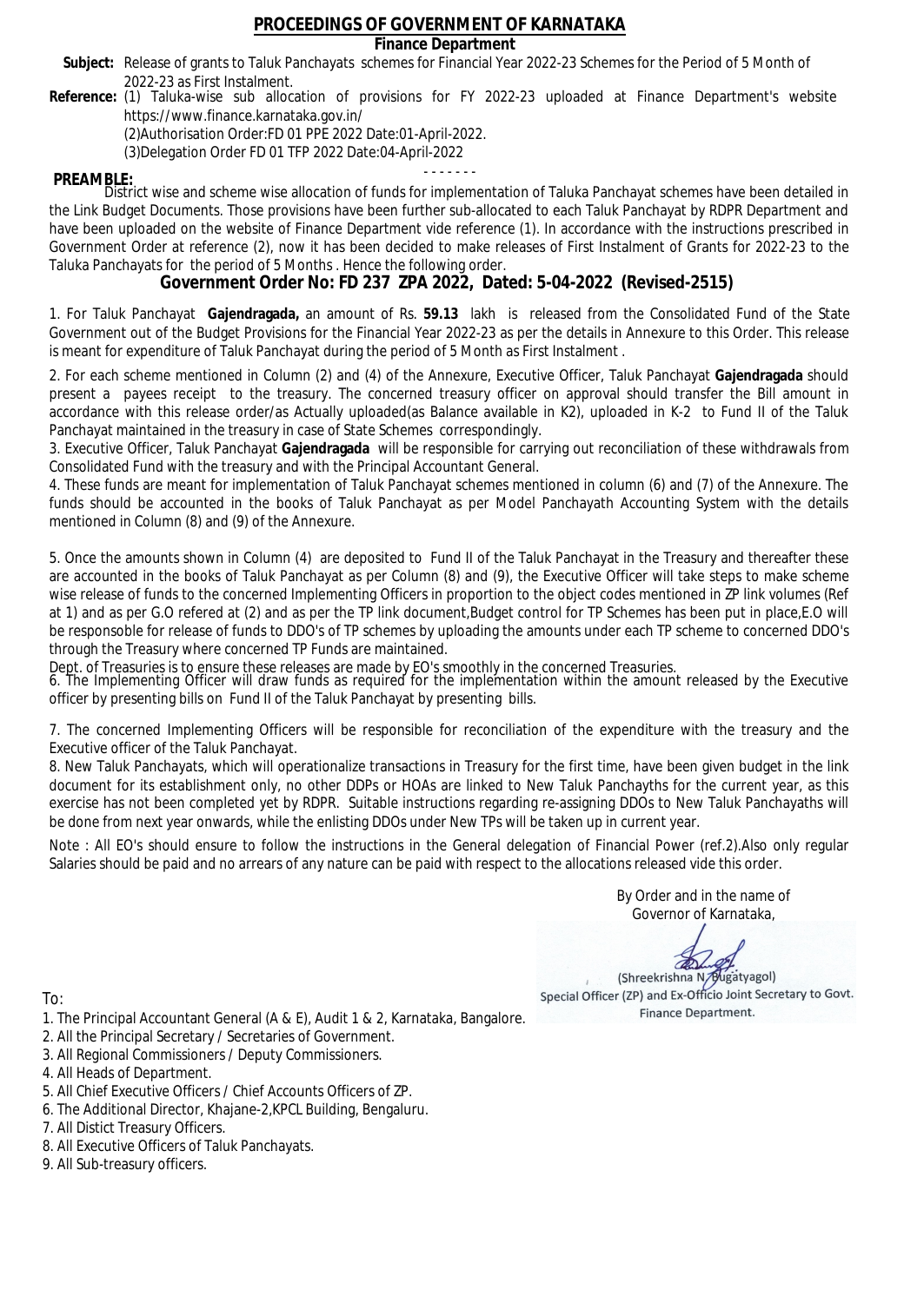# PROCEEDINGS OF GOVERNMENT OF KARNATAKA

**Finance Department**

**Subject:** Release of grants to Taluk Panchayats schemes for Financial Year 2022-23 Schemes for the Period of 5 Month of 2022-23 as First Instalment.

**Reference:** (1) Taluka-wise sub allocation of provisions for FY 2022-23 uploaded at Finance Department's website https://www.finance.karnataka.gov.in/
(2)Authorisation Order:FD 01 PPE 2022 Date:01-April-2022.
(3)Delegation Order FD 01 TFP 2022 Date:04-April-2022

- - - - - - -

**PREAMBLE:**
District wise and scheme wise allocation of funds for implementation of Taluka Panchayat schemes have been detailed in the Link Budget Documents. Those provisions have been further sub-allocated to each Taluk Panchayat by RDPR Department and have been uploaded on the website of Finance Department vide reference (1). In accordance with the instructions prescribed in Government Order at reference (2), now it has been decided to make releases of First Instalment of Grants for 2022-23 to the Taluka Panchayats for the period of 5 Months . Hence the following order.

## Government Order No: FD 237 ZPA 2022, Dated: 5-04-2022 (Revised-2515)

1. For Taluk Panchayat **Gajendragada,** an amount of Rs. **59.13** lakh is released from the Consolidated Fund of the State Government out of the Budget Provisions for the Financial Year 2022-23 as per the details in Annexure to this Order. This release is meant for expenditure of Taluk Panchayat during the period of 5 Month as First Instalment .

2. For each scheme mentioned in Column (2) and (4) of the Annexure, Executive Officer, Taluk Panchayat **Gajendragada** should present a payees receipt to the treasury. The concerned treasury officer on approval should transfer the Bill amount in accordance with this release order/as Actually uploaded(as Balance available in K2), uploaded in K-2 to Fund II of the Taluk Panchayat maintained in the treasury in case of State Schemes correspondingly.

3. Executive Officer, Taluk Panchayat **Gajendragada** will be responsible for carrying out reconciliation of these withdrawals from Consolidated Fund with the treasury and with the Principal Accountant General.

4. These funds are meant for implementation of Taluk Panchayat schemes mentioned in column (6) and (7) of the Annexure. The funds should be accounted in the books of Taluk Panchayat as per Model Panchayath Accounting System with the details mentioned in Column (8) and (9) of the Annexure.

5. Once the amounts shown in Column (4) are deposited to Fund II of the Taluk Panchayat in the Treasury and thereafter these are accounted in the books of Taluk Panchayat as per Column (8) and (9), the Executive Officer will take steps to make scheme wise release of funds to the concerned Implementing Officers in proportion to the object codes mentioned in ZP link volumes (Ref at 1) and as per G.O refered at (2) and as per the TP link document,Budget control for TP Schemes has been put in place,E.O will be responsoble for release of funds to DDO's of TP schemes by uploading the amounts under each TP scheme to concerned DDO's through the Treasury where concerned TP Funds are maintained.
Dept. of Treasuries is to ensure these releases are made by EO's smoothly in the concerned Treasuries.

6. The Implementing Officer will draw funds as required for the implementation within the amount released by the Executive officer by presenting bills on Fund II of the Taluk Panchayat by presenting bills.

7. The concerned Implementing Officers will be responsible for reconciliation of the expenditure with the treasury and the Executive officer of the Taluk Panchayat.

8. New Taluk Panchayats, which will operationalize transactions in Treasury for the first time, have been given budget in the link document for its establishment only, no other DDPs or HOAs are linked to New Taluk Panchayths for the current year, as this exercise has not been completed yet by RDPR. Suitable instructions regarding re-assigning DDOs to New Taluk Panchayaths will be done from next year onwards, while the enlisting DDOs under New TPs will be taken up in current year.

Note : All EO's should ensure to follow the instructions in the General delegation of Financial Power (ref.2).Also only regular Salaries should be paid and no arrears of any nature can be paid with respect to the allocations released vide this order.

By Order and in the name of
Governor of Karnataka,

(Shreekrishna N. Bugatyagol)
Special Officer (ZP) and Ex-Officio Joint Secretary to Govt.
Finance Department.

To:

1. The Principal Accountant General (A & E), Audit 1 & 2, Karnataka, Bangalore.
2. All the Principal Secretary / Secretaries of Government.
3. All Regional Commissioners / Deputy Commissioners.
4. All Heads of Department.
5. All Chief Executive Officers / Chief Accounts Officers of ZP.
6. The Additional Director, Khajane-2,KPCL Building, Bengaluru.
7. All Distict Treasury Officers.
8. All Executive Officers of Taluk Panchayats.
9. All Sub-treasury officers.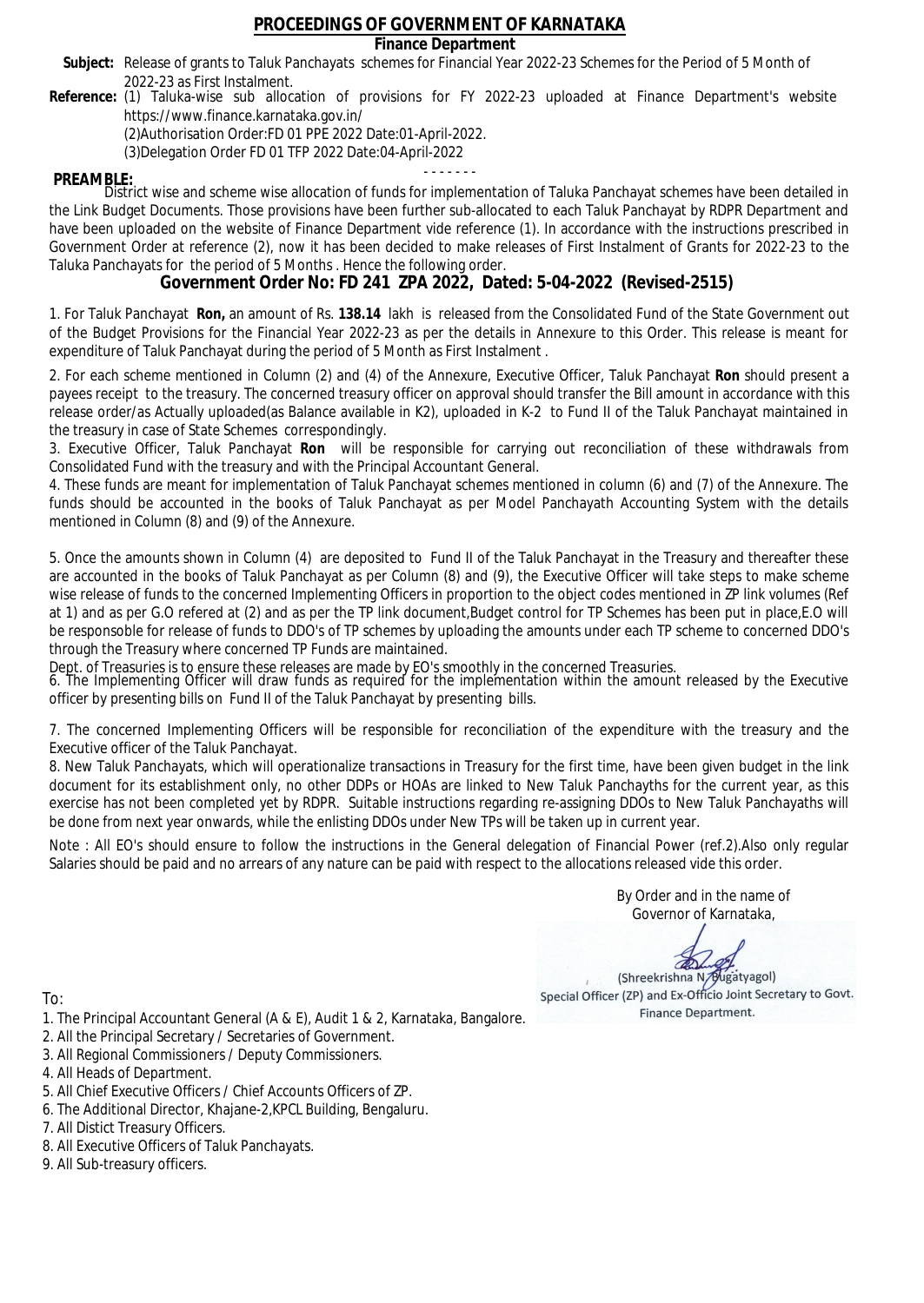# PROCEEDINGS OF GOVERNMENT OF KARNATAKA

**Finance Department**

**Subject:** Release of grants to Taluk Panchayats schemes for Financial Year 2022-23 Schemes for the Period of 5 Month of 2022-23 as First Instalment.

**Reference:** (1) Taluka-wise sub allocation of provisions for FY 2022-23 uploaded at Finance Department's website https://www.finance.karnataka.gov.in/

(2)Authorisation Order:FD 01 PPE 2022 Date:01-April-2022.

(3)Delegation Order FD 01 TFP 2022 Date:04-April-2022

- - - - - - -

**PREAMBLE:**

District wise and scheme wise allocation of funds for implementation of Taluka Panchayat schemes have been detailed in the Link Budget Documents. Those provisions have been further sub-allocated to each Taluk Panchayat by RDPR Department and have been uploaded on the website of Finance Department vide reference (1). In accordance with the instructions prescribed in Government Order at reference (2), now it has been decided to make releases of First Instalment of Grants for 2022-23 to the Taluka Panchayats for the period of 5 Months . Hence the following order.

## Government Order No: FD 241 ZPA 2022, Dated: 5-04-2022 (Revised-2515)

1. For Taluk Panchayat **Ron,** an amount of Rs. **138.14** lakh is released from the Consolidated Fund of the State Government out of the Budget Provisions for the Financial Year 2022-23 as per the details in Annexure to this Order. This release is meant for expenditure of Taluk Panchayat during the period of 5 Month as First Instalment .

2. For each scheme mentioned in Column (2) and (4) of the Annexure, Executive Officer, Taluk Panchayat **Ron** should present a payees receipt to the treasury. The concerned treasury officer on approval should transfer the Bill amount in accordance with this release order/as Actually uploaded(as Balance available in K2), uploaded in K-2 to Fund II of the Taluk Panchayat maintained in the treasury in case of State Schemes correspondingly.

3. Executive Officer, Taluk Panchayat **Ron** will be responsible for carrying out reconciliation of these withdrawals from Consolidated Fund with the treasury and with the Principal Accountant General.

4. These funds are meant for implementation of Taluk Panchayat schemes mentioned in column (6) and (7) of the Annexure. The funds should be accounted in the books of Taluk Panchayat as per Model Panchayath Accounting System with the details mentioned in Column (8) and (9) of the Annexure.

5. Once the amounts shown in Column (4) are deposited to Fund II of the Taluk Panchayat in the Treasury and thereafter these are accounted in the books of Taluk Panchayat as per Column (8) and (9), the Executive Officer will take steps to make scheme wise release of funds to the concerned Implementing Officers in proportion to the object codes mentioned in ZP link volumes (Ref at 1) and as per G.O refered at (2) and as per the TP link document,Budget control for TP Schemes has been put in place,E.O will be responsible for release of funds to DDO's of TP schemes by uploading the amounts under each TP scheme to concerned DDO's through the Treasury where concerned TP Funds are maintained.

Dept. of Treasuries is to ensure these releases are made by EO's smoothly in the concerned Treasuries.

6. The Implementing Officer will draw funds as required for the implementation within the amount released by the Executive officer by presenting bills on Fund II of the Taluk Panchayat by presenting bills.

7. The concerned Implementing Officers will be responsible for reconciliation of the expenditure with the treasury and the Executive officer of the Taluk Panchayat.

8. New Taluk Panchayats, which will operationalize transactions in Treasury for the first time, have been given budget in the link document for its establishment only, no other DDPs or HOAs are linked to New Taluk Panchayths for the current year, as this exercise has not been completed yet by RDPR. Suitable instructions regarding re-assigning DDOs to New Taluk Panchayaths will be done from next year onwards, while the enlisting DDOs under New TPs will be taken up in current year.

Note : All EO's should ensure to follow the instructions in the General delegation of Financial Power (ref.2).Also only regular Salaries should be paid and no arrears of any nature can be paid with respect to the allocations released vide this order.

By Order and in the name of
Governor of Karnataka,

(Shreekrishna N. Bugatyagol)
Special Officer (ZP) and Ex-Officio Joint Secretary to Govt.
Finance Department.

To:

1. The Principal Accountant General (A & E), Audit 1 & 2, Karnataka, Bangalore.
2. All the Principal Secretary / Secretaries of Government.
3. All Regional Commissioners / Deputy Commissioners.
4. All Heads of Department.
5. All Chief Executive Officers / Chief Accounts Officers of ZP.
6. The Additional Director, Khajane-2,KPCL Building, Bengaluru.
7. All Distict Treasury Officers.
8. All Executive Officers of Taluk Panchayats.
9. All Sub-treasury officers.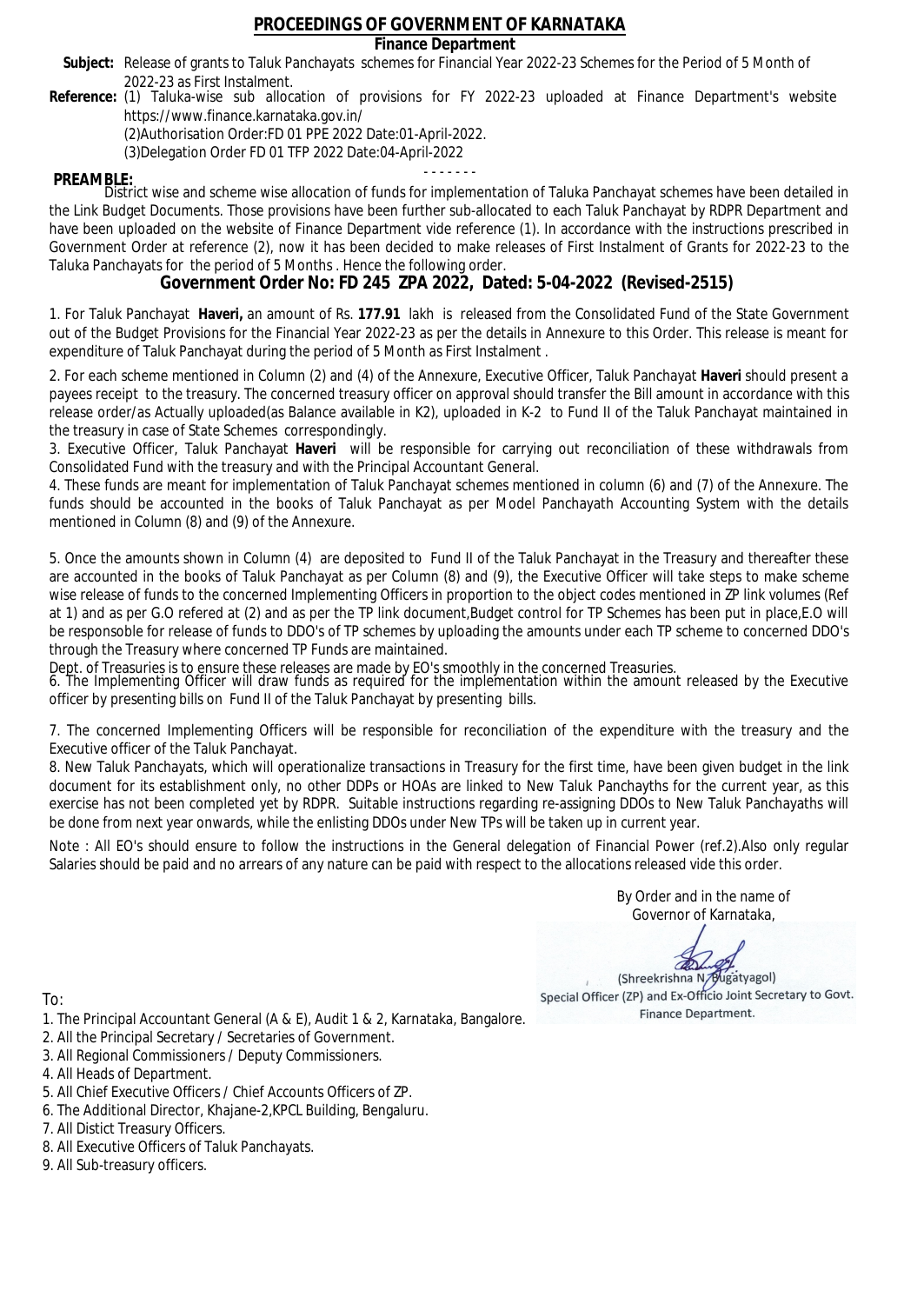# PROCEEDINGS OF GOVERNMENT OF KARNATAKA

**Finance Department**

**Subject:** Release of grants to Taluk Panchayats schemes for Financial Year 2022-23 Schemes for the Period of 5 Month of 2022-23 as First Instalment.

**Reference:** (1) Taluka-wise sub allocation of provisions for FY 2022-23 uploaded at Finance Department's website https://www.finance.karnataka.gov.in/
(2)Authorisation Order:FD 01 PPE 2022 Date:01-April-2022.
(3)Delegation Order FD 01 TFP 2022 Date:04-April-2022

- - - - - - -

**PREAMBLE:**
District wise and scheme wise allocation of funds for implementation of Taluka Panchayat schemes have been detailed in the Link Budget Documents. Those provisions have been further sub-allocated to each Taluk Panchayat by RDPR Department and have been uploaded on the website of Finance Department vide reference (1). In accordance with the instructions prescribed in Government Order at reference (2), now it has been decided to make releases of First Instalment of Grants for 2022-23 to the Taluka Panchayats for the period of 5 Months . Hence the following order.

## Government Order No: FD 245 ZPA 2022, Dated: 5-04-2022 (Revised-2515)

1. For Taluk Panchayat **Haveri,** an amount of Rs. **177.91** lakh is released from the Consolidated Fund of the State Government out of the Budget Provisions for the Financial Year 2022-23 as per the details in Annexure to this Order. This release is meant for expenditure of Taluk Panchayat during the period of 5 Month as First Instalment .

2. For each scheme mentioned in Column (2) and (4) of the Annexure, Executive Officer, Taluk Panchayat **Haveri** should present a payees receipt to the treasury. The concerned treasury officer on approval should transfer the Bill amount in accordance with this release order/as Actually uploaded(as Balance available in K2), uploaded in K-2 to Fund II of the Taluk Panchayat maintained in the treasury in case of State Schemes correspondingly.

3. Executive Officer, Taluk Panchayat **Haveri** will be responsible for carrying out reconciliation of these withdrawals from Consolidated Fund with the treasury and with the Principal Accountant General.

4. These funds are meant for implementation of Taluk Panchayat schemes mentioned in column (6) and (7) of the Annexure. The funds should be accounted in the books of Taluk Panchayat as per Model Panchayath Accounting System with the details mentioned in Column (8) and (9) of the Annexure.

5. Once the amounts shown in Column (4) are deposited to Fund II of the Taluk Panchayat in the Treasury and thereafter these are accounted in the books of Taluk Panchayat as per Column (8) and (9), the Executive Officer will take steps to make scheme wise release of funds to the concerned Implementing Officers in proportion to the object codes mentioned in ZP link volumes (Ref at 1) and as per G.O refered at (2) and as per the TP link document,Budget control for TP Schemes has been put in place,E.O will be responsoble for release of funds to DDO's of TP schemes by uploading the amounts under each TP scheme to concerned DDO's through the Treasury where concerned TP Funds are maintained.

Dept. of Treasuries is to ensure these releases are made by EO's smoothly in the concerned Treasuries.

6. The Implementing Officer will draw funds as required for the implementation within the amount released by the Executive officer by presenting bills on Fund II of the Taluk Panchayat by presenting bills.

7. The concerned Implementing Officers will be responsible for reconciliation of the expenditure with the treasury and the Executive officer of the Taluk Panchayat.

8. New Taluk Panchayats, which will operationalize transactions in Treasury for the first time, have been given budget in the link document for its establishment only, no other DDPs or HOAs are linked to New Taluk Panchayths for the current year, as this exercise has not been completed yet by RDPR. Suitable instructions regarding re-assigning DDOs to New Taluk Panchayaths will be done from next year onwards, while the enlisting DDOs under New TPs will be taken up in current year.

Note : All EO's should ensure to follow the instructions in the General delegation of Financial Power (ref.2).Also only regular Salaries should be paid and no arrears of any nature can be paid with respect to the allocations released vide this order.

By Order and in the name of
Governor of Karnataka,

(Shreekrishna N. Bugatyagol)
Special Officer (ZP) and Ex-Officio Joint Secretary to Govt.
Finance Department.

To:

1. The Principal Accountant General (A & E), Audit 1 & 2, Karnataka, Bangalore.
2. All the Principal Secretary / Secretaries of Government.
3. All Regional Commissioners / Deputy Commissioners.
4. All Heads of Department.
5. All Chief Executive Officers / Chief Accounts Officers of ZP.
6. The Additional Director, Khajane-2,KPCL Building, Bengaluru.
7. All Distict Treasury Officers.
8. All Executive Officers of Taluk Panchayats.
9. All Sub-treasury officers.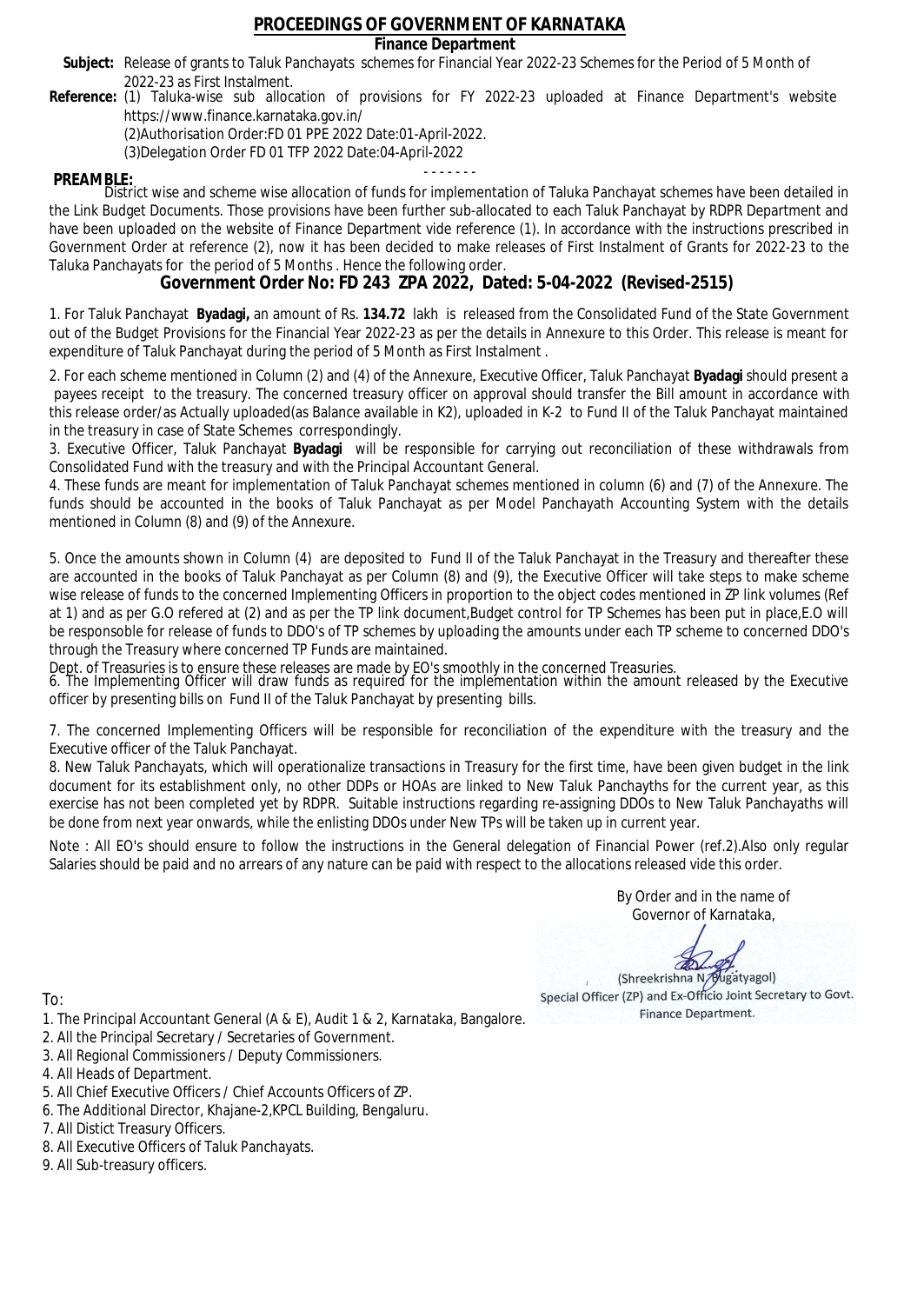# PROCEEDINGS OF GOVERNMENT OF KARNATAKA

**Finance Department**

**Subject:** Release of grants to Taluk Panchayats schemes for Financial Year 2022-23 Schemes for the Period of 5 Month of 2022-23 as First Instalment.

**Reference:** (1) Taluka-wise sub allocation of provisions for FY 2022-23 uploaded at Finance Department's website https://www.finance.karnataka.gov.in/

(2)Authorisation Order:FD 01 PPE 2022 Date:01-April-2022.

(3)Delegation Order FD 01 TFP 2022 Date:04-April-2022

- - - - - - -

**PREAMBLE:**

District wise and scheme wise allocation of funds for implementation of Taluka Panchayat schemes have been detailed in the Link Budget Documents. Those provisions have been further sub-allocated to each Taluk Panchayat by RDPR Department and have been uploaded on the website of Finance Department vide reference (1). In accordance with the instructions prescribed in Government Order at reference (2), now it has been decided to make releases of First Instalment of Grants for 2022-23 to the Taluka Panchayats for the period of 5 Months . Hence the following order.

## Government Order No: FD 243 ZPA 2022, Dated: 5-04-2022 (Revised-2515)

1. For Taluk Panchayat **Byadagi,** an amount of Rs. **134.72** lakh is released from the Consolidated Fund of the State Government out of the Budget Provisions for the Financial Year 2022-23 as per the details in Annexure to this Order. This release is meant for expenditure of Taluk Panchayat during the period of 5 Month as First Instalment .

2. For each scheme mentioned in Column (2) and (4) of the Annexure, Executive Officer, Taluk Panchayat **Byadagi** should present a payees receipt to the treasury. The concerned treasury officer on approval should transfer the Bill amount in accordance with this release order/as Actually uploaded(as Balance available in K2), uploaded in K-2 to Fund II of the Taluk Panchayat maintained in the treasury in case of State Schemes correspondingly.

3. Executive Officer, Taluk Panchayat **Byadagi** will be responsible for carrying out reconciliation of these withdrawals from Consolidated Fund with the treasury and with the Principal Accountant General.

4. These funds are meant for implementation of Taluk Panchayat schemes mentioned in column (6) and (7) of the Annexure. The funds should be accounted in the books of Taluk Panchayat as per Model Panchayath Accounting System with the details mentioned in Column (8) and (9) of the Annexure.

5. Once the amounts shown in Column (4) are deposited to Fund II of the Taluk Panchayat in the Treasury and thereafter these are accounted in the books of Taluk Panchayat as per Column (8) and (9), the Executive Officer will take steps to make scheme wise release of funds to the concerned Implementing Officers in proportion to the object codes mentioned in ZP link volumes (Ref at 1) and as per G.O refered at (2) and as per the TP link document,Budget control for TP Schemes has been put in place,E.O will be responsible for release of funds to DDO's of TP schemes by uploading the amounts under each TP scheme to concerned DDO's through the Treasury where concerned TP Funds are maintained.

Dept. of Treasuries is to ensure these releases are made by EO's smoothly in the concerned Treasuries.

6. The Implementing Officer will draw funds as required for the implementation within the amount released by the Executive officer by presenting bills on Fund II of the Taluk Panchayat by presenting bills.

7. The concerned Implementing Officers will be responsible for reconciliation of the expenditure with the treasury and the Executive officer of the Taluk Panchayat.

8. New Taluk Panchayats, which will operationalize transactions in Treasury for the first time, have been given budget in the link document for its establishment only, no other DDPs or HOAs are linked to New Taluk Panchayths for the current year, as this exercise has not been completed yet by RDPR. Suitable instructions regarding re-assigning DDOs to New Taluk Panchayaths will be done from next year onwards, while the enlisting DDOs under New TPs will be taken up in current year.

Note : All EO's should ensure to follow the instructions in the General delegation of Financial Power (ref.2).Also only regular Salaries should be paid and no arrears of any nature can be paid with respect to the allocations released vide this order.

By Order and in the name of
Governor of Karnataka,

(Shreekrishna N. Bugatyagol)
Special Officer (ZP) and Ex-Officio Joint Secretary to Govt.
Finance Department.

To:

1. The Principal Accountant General (A & E), Audit 1 & 2, Karnataka, Bangalore.
2. All the Principal Secretary / Secretaries of Government.
3. All Regional Commissioners / Deputy Commissioners.
4. All Heads of Department.
5. All Chief Executive Officers / Chief Accounts Officers of ZP.
6. The Additional Director, Khajane-2,KPCL Building, Bengaluru.
7. All Distict Treasury Officers.
8. All Executive Officers of Taluk Panchayats.
9. All Sub-treasury officers.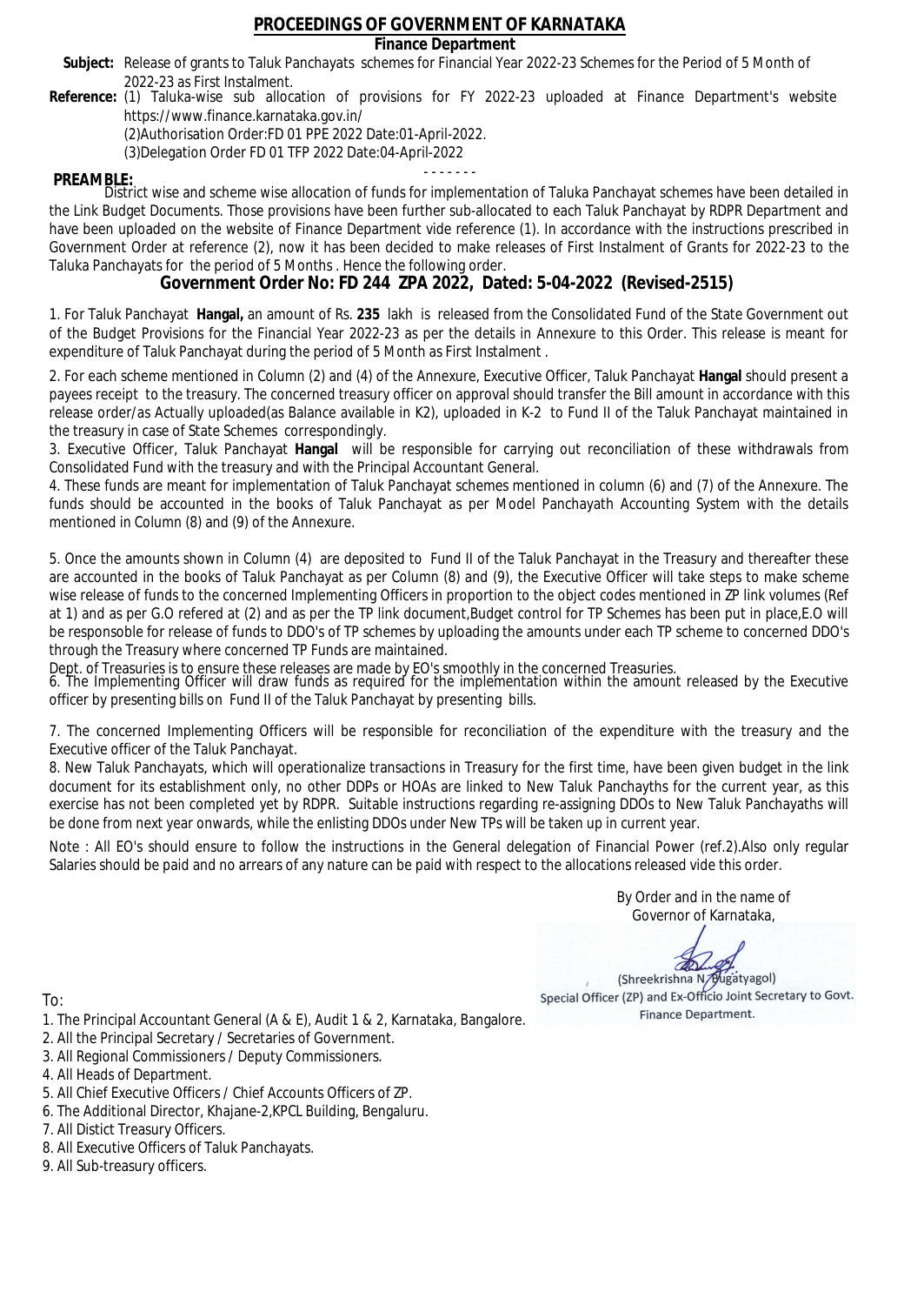# PROCEEDINGS OF GOVERNMENT OF KARNATAKA

**Finance Department**

**Subject:** Release of grants to Taluk Panchayats schemes for Financial Year 2022-23 Schemes for the Period of 5 Month of 2022-23 as First Instalment.

**Reference:** (1) Taluka-wise sub allocation of provisions for FY 2022-23 uploaded at Finance Department's website https://www.finance.karnataka.gov.in/

(2)Authorisation Order:FD 01 PPE 2022 Date:01-April-2022.

(3)Delegation Order FD 01 TFP 2022 Date:04-April-2022

- - - - - - -

**PREAMBLE:**

District wise and scheme wise allocation of funds for implementation of Taluka Panchayat schemes have been detailed in the Link Budget Documents. Those provisions have been further sub-allocated to each Taluk Panchayat by RDPR Department and have been uploaded on the website of Finance Department vide reference (1). In accordance with the instructions prescribed in Government Order at reference (2), now it has been decided to make releases of First Instalment of Grants for 2022-23 to the Taluka Panchayats for the period of 5 Months . Hence the following order.

## Government Order No: FD 244 ZPA 2022, Dated: 5-04-2022 (Revised-2515)

1. For Taluk Panchayat **Hangal,** an amount of Rs. **235** lakh is released from the Consolidated Fund of the State Government out of the Budget Provisions for the Financial Year 2022-23 as per the details in Annexure to this Order. This release is meant for expenditure of Taluk Panchayat during the period of 5 Month as First Instalment .

2. For each scheme mentioned in Column (2) and (4) of the Annexure, Executive Officer, Taluk Panchayat **Hangal** should present a payees receipt to the treasury. The concerned treasury officer on approval should transfer the Bill amount in accordance with this release order/as Actually uploaded(as Balance available in K2), uploaded in K-2 to Fund II of the Taluk Panchayat maintained in the treasury in case of State Schemes correspondingly.

3. Executive Officer, Taluk Panchayat **Hangal** will be responsible for carrying out reconciliation of these withdrawals from Consolidated Fund with the treasury and with the Principal Accountant General.

4. These funds are meant for implementation of Taluk Panchayat schemes mentioned in column (6) and (7) of the Annexure. The funds should be accounted in the books of Taluk Panchayat as per Model Panchayath Accounting System with the details mentioned in Column (8) and (9) of the Annexure.

5. Once the amounts shown in Column (4) are deposited to Fund II of the Taluk Panchayat in the Treasury and thereafter these are accounted in the books of Taluk Panchayat as per Column (8) and (9), the Executive Officer will take steps to make scheme wise release of funds to the concerned Implementing Officers in proportion to the object codes mentioned in ZP link volumes (Ref at 1) and as per G.O refered at (2) and as per the TP link document,Budget control for TP Schemes has been put in place,E.O will be responsoble for release of funds to DDO's of TP schemes by uploading the amounts under each TP scheme to concerned DDO's through the Treasury where concerned TP Funds are maintained.

Dept. of Treasuries is to ensure these releases are made by EO's smoothly in the concerned Treasuries.

6. The Implementing Officer will draw funds as required for the implementation within the amount released by the Executive officer by presenting bills on Fund II of the Taluk Panchayat by presenting bills.

7. The concerned Implementing Officers will be responsible for reconciliation of the expenditure with the treasury and the Executive officer of the Taluk Panchayat.

8. New Taluk Panchayats, which will operationalize transactions in Treasury for the first time, have been given budget in the link document for its establishment only, no other DDPs or HOAs are linked to New Taluk Panchayths for the current year, as this exercise has not been completed yet by RDPR. Suitable instructions regarding re-assigning DDOs to New Taluk Panchayaths will be done from next year onwards, while the enlisting DDOs under New TPs will be taken up in current year.

Note : All EO's should ensure to follow the instructions in the General delegation of Financial Power (ref.2).Also only regular Salaries should be paid and no arrears of any nature can be paid with respect to the allocations released vide this order.

By Order and in the name of
Governor of Karnataka,

(Shreekrishna N. Bugatyagol)
Special Officer (ZP) and Ex-Officio Joint Secretary to Govt.
Finance Department.

To:

1. The Principal Accountant General (A & E), Audit 1 & 2, Karnataka, Bangalore.
2. All the Principal Secretary / Secretaries of Government.
3. All Regional Commissioners / Deputy Commissioners.
4. All Heads of Department.
5. All Chief Executive Officers / Chief Accounts Officers of ZP.
6. The Additional Director, Khajane-2,KPCL Building, Bengaluru.
7. All Distict Treasury Officers.
8. All Executive Officers of Taluk Panchayats.
9. All Sub-treasury officers.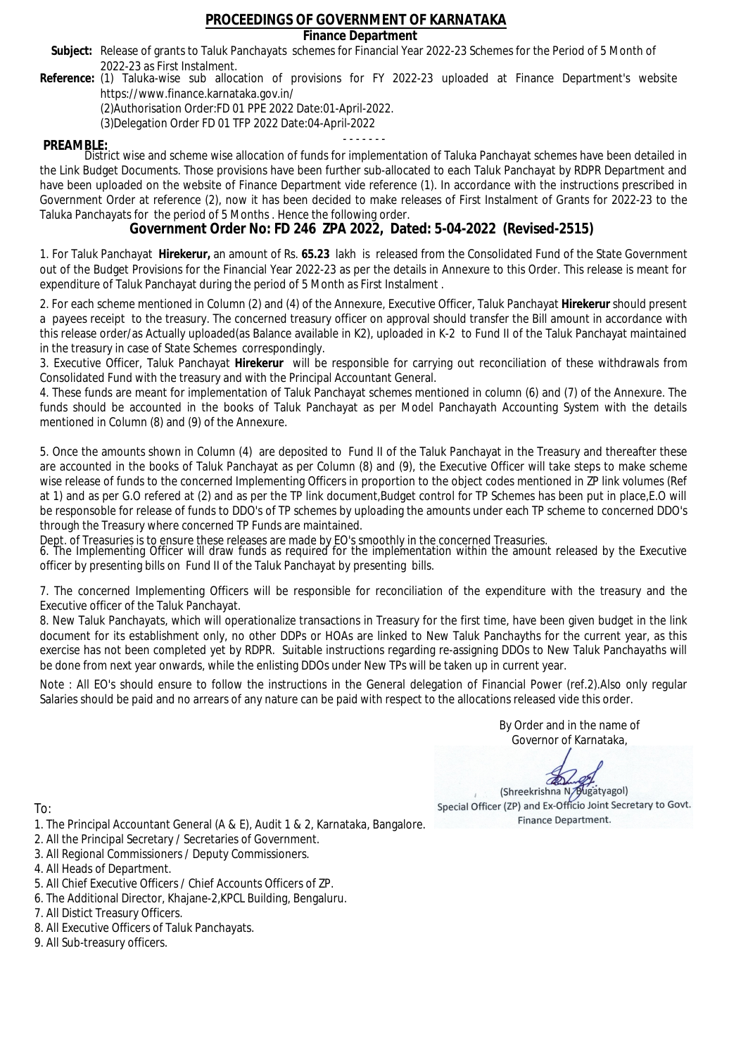# PROCEEDINGS OF GOVERNMENT OF KARNATAKA

## Finance Department

**Subject:** Release of grants to Taluk Panchayats schemes for Financial Year 2022-23 Schemes for the Period of 5 Month of 2022-23 as First Instalment.

**Reference:** (1) Taluka-wise sub allocation of provisions for FY 2022-23 uploaded at Finance Department's website https://www.finance.karnataka.gov.in/

(2)Authorisation Order:FD 01 PPE 2022 Date:01-April-2022.

(3)Delegation Order FD 01 TFP 2022 Date:04-April-2022

- - - - - - -

**PREAMBLE:**

District wise and scheme wise allocation of funds for implementation of Taluka Panchayat schemes have been detailed in the Link Budget Documents. Those provisions have been further sub-allocated to each Taluk Panchayat by RDPR Department and have been uploaded on the website of Finance Department vide reference (1). In accordance with the instructions prescribed in Government Order at reference (2), now it has been decided to make releases of First Instalment of Grants for 2022-23 to the Taluka Panchayats for the period of 5 Months . Hence the following order.

## Government Order No: FD 246 ZPA 2022, Dated: 5-04-2022 (Revised-2515)

1. For Taluk Panchayat **Hirekerur,** an amount of Rs. **65.23** lakh is released from the Consolidated Fund of the State Government out of the Budget Provisions for the Financial Year 2022-23 as per the details in Annexure to this Order. This release is meant for expenditure of Taluk Panchayat during the period of 5 Month as First Instalment .

2. For each scheme mentioned in Column (2) and (4) of the Annexure, Executive Officer, Taluk Panchayat **Hirekerur** should present a payees receipt to the treasury. The concerned treasury officer on approval should transfer the Bill amount in accordance with this release order/as Actually uploaded(as Balance available in K2), uploaded in K-2 to Fund II of the Taluk Panchayat maintained in the treasury in case of State Schemes correspondingly.

3. Executive Officer, Taluk Panchayat **Hirekerur** will be responsible for carrying out reconciliation of these withdrawals from Consolidated Fund with the treasury and with the Principal Accountant General.

4. These funds are meant for implementation of Taluk Panchayat schemes mentioned in column (6) and (7) of the Annexure. The funds should be accounted in the books of Taluk Panchayat as per Model Panchayath Accounting System with the details mentioned in Column (8) and (9) of the Annexure.

5. Once the amounts shown in Column (4) are deposited to Fund II of the Taluk Panchayat in the Treasury and thereafter these are accounted in the books of Taluk Panchayat as per Column (8) and (9), the Executive Officer will take steps to make scheme wise release of funds to the concerned Implementing Officers in proportion to the object codes mentioned in ZP link volumes (Ref at 1) and as per G.O refered at (2) and as per the TP link document,Budget control for TP Schemes has been put in place,E.O will be responsoble for release of funds to DDO's of TP schemes by uploading the amounts under each TP scheme to concerned DDO's through the Treasury where concerned TP Funds are maintained.

Dept. of Treasuries is to ensure these releases are made by EO's smoothly in the concerned Treasuries.

6. The Implementing Officer will draw funds as required for the implementation within the amount released by the Executive officer by presenting bills on Fund II of the Taluk Panchayat by presenting bills.

7. The concerned Implementing Officers will be responsible for reconciliation of the expenditure with the treasury and the Executive officer of the Taluk Panchayat.

8. New Taluk Panchayats, which will operationalize transactions in Treasury for the first time, have been given budget in the link document for its establishment only, no other DDPs or HOAs are linked to New Taluk Panchayths for the current year, as this exercise has not been completed yet by RDPR. Suitable instructions regarding re-assigning DDOs to New Taluk Panchayaths will be done from next year onwards, while the enlisting DDOs under New TPs will be taken up in current year.

Note : All EO's should ensure to follow the instructions in the General delegation of Financial Power (ref.2).Also only regular Salaries should be paid and no arrears of any nature can be paid with respect to the allocations released vide this order.

By Order and in the name of
Governor of Karnataka,

(Shreekrishna N. Bugatyagol)
Special Officer (ZP) and Ex-Officio Joint Secretary to Govt.
Finance Department.

To:

1. The Principal Accountant General (A & E), Audit 1 & 2, Karnataka, Bangalore.
2. All the Principal Secretary / Secretaries of Government.
3. All Regional Commissioners / Deputy Commissioners.
4. All Heads of Department.
5. All Chief Executive Officers / Chief Accounts Officers of ZP.
6. The Additional Director, Khajane-2,KPCL Building, Bengaluru.
7. All Distict Treasury Officers.
8. All Executive Officers of Taluk Panchayats.
9. All Sub-treasury officers.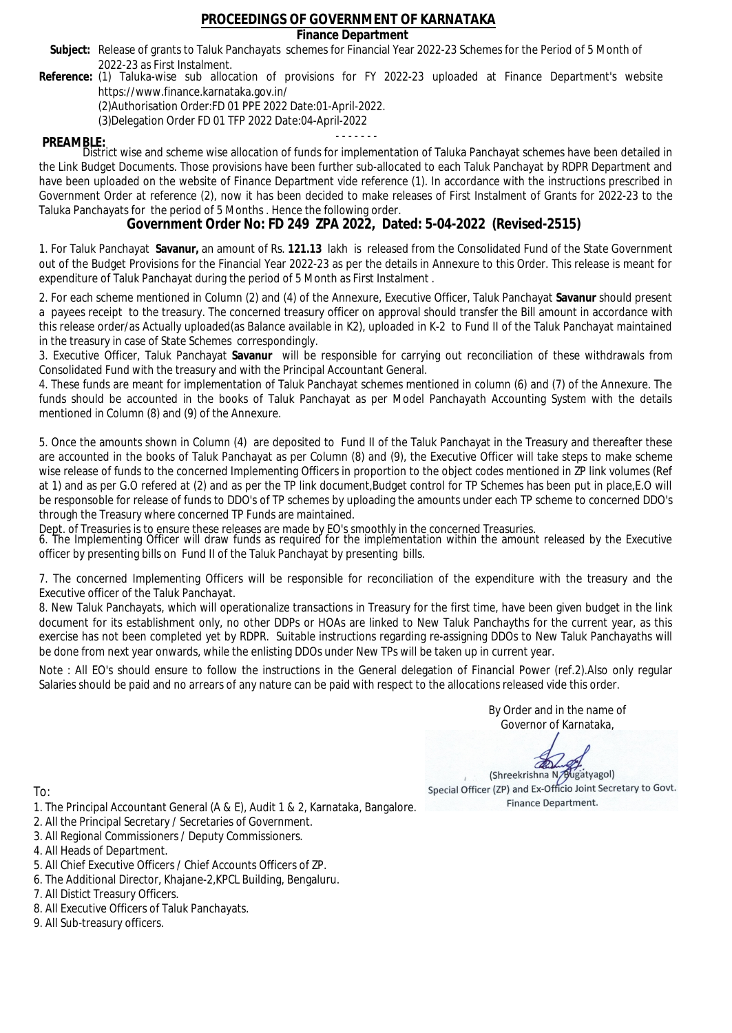# PROCEEDINGS OF GOVERNMENT OF KARNATAKA

## Finance Department

**Subject:** Release of grants to Taluk Panchayats schemes for Financial Year 2022-23 Schemes for the Period of 5 Month of 2022-23 as First Instalment.

**Reference:** (1) Taluka-wise sub allocation of provisions for FY 2022-23 uploaded at Finance Department's website https://www.finance.karnataka.gov.in/

(2)Authorisation Order:FD 01 PPE 2022 Date:01-April-2022.

(3)Delegation Order FD 01 TFP 2022 Date:04-April-2022

- - - - - - -

**PREAMBLE:**

District wise and scheme wise allocation of funds for implementation of Taluka Panchayat schemes have been detailed in the Link Budget Documents. Those provisions have been further sub-allocated to each Taluk Panchayat by RDPR Department and have been uploaded on the website of Finance Department vide reference (1). In accordance with the instructions prescribed in Government Order at reference (2), now it has been decided to make releases of First Instalment of Grants for 2022-23 to the Taluka Panchayats for the period of 5 Months . Hence the following order.

## Government Order No: FD 249 ZPA 2022, Dated: 5-04-2022 (Revised-2515)

1. For Taluk Panchayat **Savanur,** an amount of Rs. **121.13** lakh is released from the Consolidated Fund of the State Government out of the Budget Provisions for the Financial Year 2022-23 as per the details in Annexure to this Order. This release is meant for expenditure of Taluk Panchayat during the period of 5 Month as First Instalment .

2. For each scheme mentioned in Column (2) and (4) of the Annexure, Executive Officer, Taluk Panchayat **Savanur** should present a payees receipt to the treasury. The concerned treasury officer on approval should transfer the Bill amount in accordance with this release order/as Actually uploaded(as Balance available in K2), uploaded in K-2 to Fund II of the Taluk Panchayat maintained in the treasury in case of State Schemes correspondingly.

3. Executive Officer, Taluk Panchayat **Savanur** will be responsible for carrying out reconciliation of these withdrawals from Consolidated Fund with the treasury and with the Principal Accountant General.

4. These funds are meant for implementation of Taluk Panchayat schemes mentioned in column (6) and (7) of the Annexure. The funds should be accounted in the books of Taluk Panchayat as per Model Panchayath Accounting System with the details mentioned in Column (8) and (9) of the Annexure.

5. Once the amounts shown in Column (4) are deposited to Fund II of the Taluk Panchayat in the Treasury and thereafter these are accounted in the books of Taluk Panchayat as per Column (8) and (9), the Executive Officer will take steps to make scheme wise release of funds to the concerned Implementing Officers in proportion to the object codes mentioned in ZP link volumes (Ref at 1) and as per G.O refered at (2) and as per the TP link document,Budget control for TP Schemes has been put in place,E.O will be responsoble for release of funds to DDO's of TP schemes by uploading the amounts under each TP scheme to concerned DDO's through the Treasury where concerned TP Funds are maintained.

Dept. of Treasuries is to ensure these releases are made by EO's smoothly in the concerned Treasuries.

6. The Implementing Officer will draw funds as required for the implementation within the amount released by the Executive officer by presenting bills on Fund II of the Taluk Panchayat by presenting bills.

7. The concerned Implementing Officers will be responsible for reconciliation of the expenditure with the treasury and the Executive officer of the Taluk Panchayat.

8. New Taluk Panchayats, which will operationalize transactions in Treasury for the first time, have been given budget in the link document for its establishment only, no other DDPs or HOAs are linked to New Taluk Panchayths for the current year, as this exercise has not been completed yet by RDPR. Suitable instructions regarding re-assigning DDOs to New Taluk Panchayaths will be done from next year onwards, while the enlisting DDOs under New TPs will be taken up in current year.

Note : All EO's should ensure to follow the instructions in the General delegation of Financial Power (ref.2).Also only regular Salaries should be paid and no arrears of any nature can be paid with respect to the allocations released vide this order.

By Order and in the name of
Governor of Karnataka,

(Shreekrishna N. Bugatyagol)
Special Officer (ZP) and Ex-Officio Joint Secretary to Govt.
Finance Department.

To:

1. The Principal Accountant General (A & E), Audit 1 & 2, Karnataka, Bangalore.
2. All the Principal Secretary / Secretaries of Government.
3. All Regional Commissioners / Deputy Commissioners.
4. All Heads of Department.
5. All Chief Executive Officers / Chief Accounts Officers of ZP.
6. The Additional Director, Khajane-2,KPCL Building, Bengaluru.
7. All Distict Treasury Officers.
8. All Executive Officers of Taluk Panchayats.
9. All Sub-treasury officers.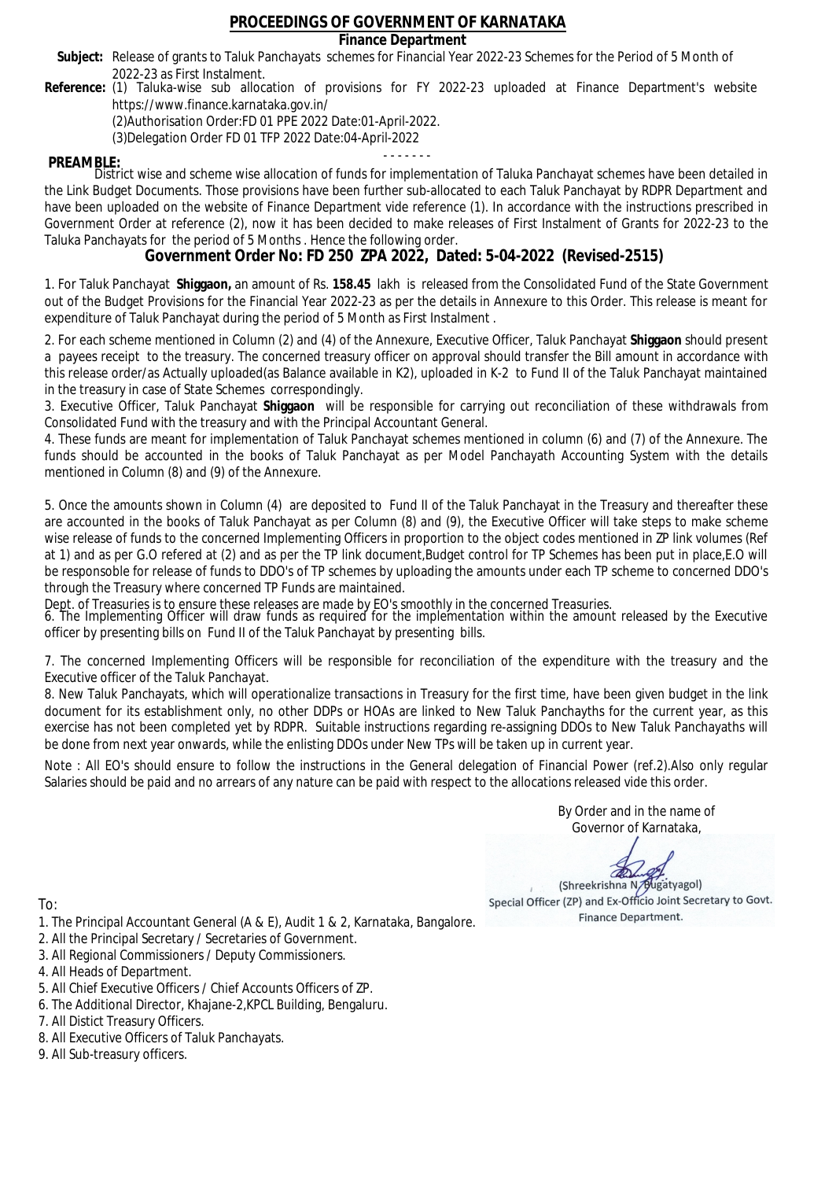# PROCEEDINGS OF GOVERNMENT OF KARNATAKA

**Finance Department**

**Subject:** Release of grants to Taluk Panchayats schemes for Financial Year 2022-23 Schemes for the Period of 5 Month of 2022-23 as First Instalment.

**Reference:** (1) Taluka-wise sub allocation of provisions for FY 2022-23 uploaded at Finance Department's website https://www.finance.karnataka.gov.in/

(2)Authorisation Order:FD 01 PPE 2022 Date:01-April-2022.

(3)Delegation Order FD 01 TFP 2022 Date:04-April-2022

- - - - - - -

**PREAMBLE:**

District wise and scheme wise allocation of funds for implementation of Taluka Panchayat schemes have been detailed in the Link Budget Documents. Those provisions have been further sub-allocated to each Taluk Panchayat by RDPR Department and have been uploaded on the website of Finance Department vide reference (1). In accordance with the instructions prescribed in Government Order at reference (2), now it has been decided to make releases of First Instalment of Grants for 2022-23 to the Taluka Panchayats for the period of 5 Months . Hence the following order.

## Government Order No: FD 250 ZPA 2022, Dated: 5-04-2022 (Revised-2515)

1. For Taluk Panchayat **Shiggaon,** an amount of Rs. **158.45** lakh is released from the Consolidated Fund of the State Government out of the Budget Provisions for the Financial Year 2022-23 as per the details in Annexure to this Order. This release is meant for expenditure of Taluk Panchayat during the period of 5 Month as First Instalment .

2. For each scheme mentioned in Column (2) and (4) of the Annexure, Executive Officer, Taluk Panchayat **Shiggaon** should present a payees receipt to the treasury. The concerned treasury officer on approval should transfer the Bill amount in accordance with this release order/as Actually uploaded(as Balance available in K2), uploaded in K-2 to Fund II of the Taluk Panchayat maintained in the treasury in case of State Schemes correspondingly.

3. Executive Officer, Taluk Panchayat **Shiggaon** will be responsible for carrying out reconciliation of these withdrawals from Consolidated Fund with the treasury and with the Principal Accountant General.

4. These funds are meant for implementation of Taluk Panchayat schemes mentioned in column (6) and (7) of the Annexure. The funds should be accounted in the books of Taluk Panchayat as per Model Panchayath Accounting System with the details mentioned in Column (8) and (9) of the Annexure.

5. Once the amounts shown in Column (4) are deposited to Fund II of the Taluk Panchayat in the Treasury and thereafter these are accounted in the books of Taluk Panchayat as per Column (8) and (9), the Executive Officer will take steps to make scheme wise release of funds to the concerned Implementing Officers in proportion to the object codes mentioned in ZP link volumes (Ref at 1) and as per G.O refered at (2) and as per the TP link document,Budget control for TP Schemes has been put in place,E.O will be responsoble for release of funds to DDO's of TP schemes by uploading the amounts under each TP scheme to concerned DDO's through the Treasury where concerned TP Funds are maintained.

Dept. of Treasuries is to ensure these releases are made by EO's smoothly in the concerned Treasuries.

6. The Implementing Officer will draw funds as required for the implementation within the amount released by the Executive officer by presenting bills on Fund II of the Taluk Panchayat by presenting bills.

7. The concerned Implementing Officers will be responsible for reconciliation of the expenditure with the treasury and the Executive officer of the Taluk Panchayat.

8. New Taluk Panchayats, which will operationalize transactions in Treasury for the first time, have been given budget in the link document for its establishment only, no other DDPs or HOAs are linked to New Taluk Panchayths for the current year, as this exercise has not been completed yet by RDPR. Suitable instructions regarding re-assigning DDOs to New Taluk Panchayaths will be done from next year onwards, while the enlisting DDOs under New TPs will be taken up in current year.

Note : All EO's should ensure to follow the instructions in the General delegation of Financial Power (ref.2).Also only regular Salaries should be paid and no arrears of any nature can be paid with respect to the allocations released vide this order.

By Order and in the name of
Governor of Karnataka,

(Shreekrishna N. Bugatyagol)
Special Officer (ZP) and Ex-Officio Joint Secretary to Govt.
Finance Department.

To:

1. The Principal Accountant General (A & E), Audit 1 & 2, Karnataka, Bangalore.
2. All the Principal Secretary / Secretaries of Government.
3. All Regional Commissioners / Deputy Commissioners.
4. All Heads of Department.
5. All Chief Executive Officers / Chief Accounts Officers of ZP.
6. The Additional Director, Khajane-2,KPCL Building, Bengaluru.
7. All Distict Treasury Officers.
8. All Executive Officers of Taluk Panchayats.
9. All Sub-treasury officers.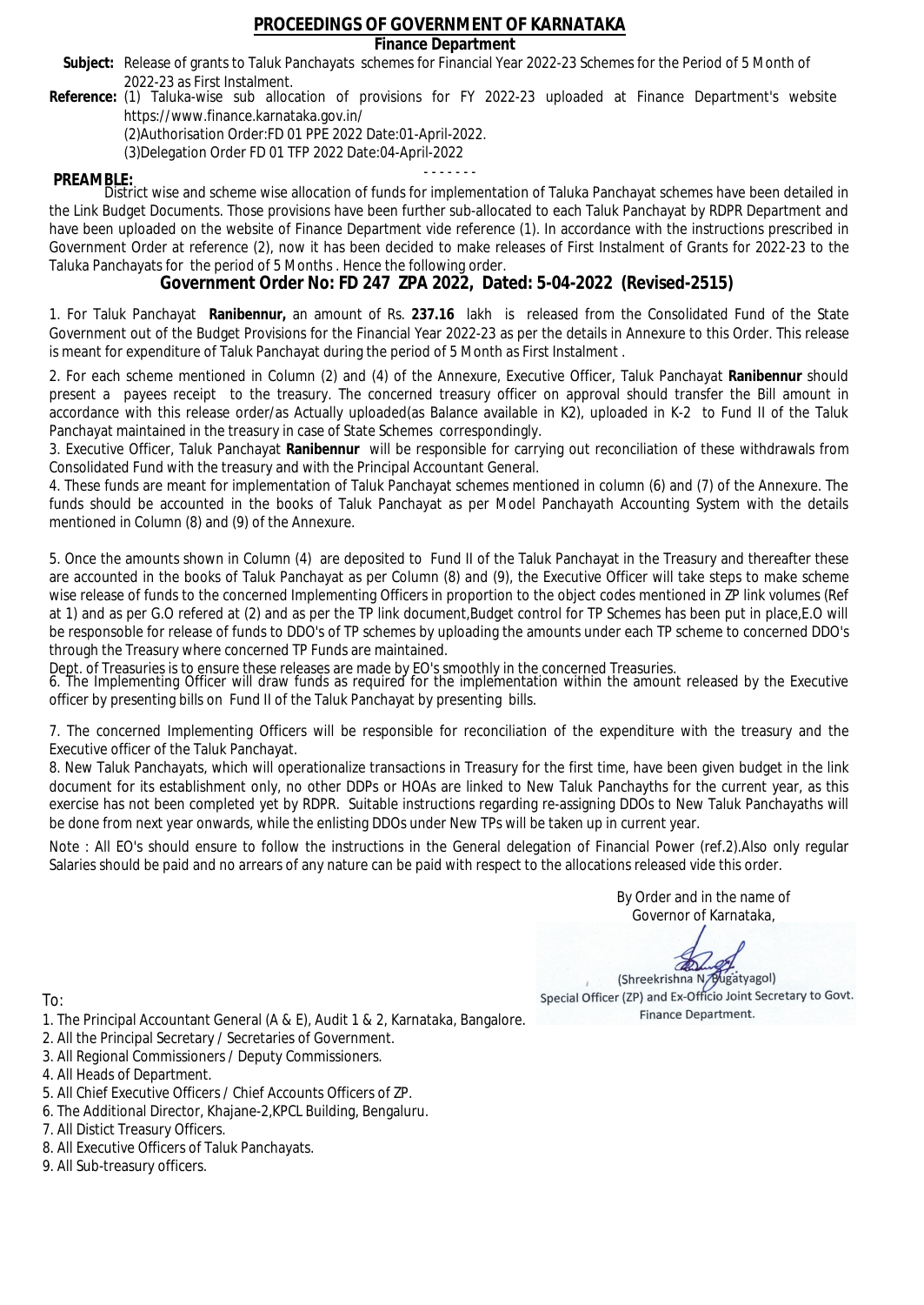# PROCEEDINGS OF GOVERNMENT OF KARNATAKA

## Finance Department

**Subject:** Release of grants to Taluk Panchayats schemes for Financial Year 2022-23 Schemes for the Period of 5 Month of 2022-23 as First Instalment.

**Reference:** (1) Taluka-wise sub allocation of provisions for FY 2022-23 uploaded at Finance Department's website https://www.finance.karnataka.gov.in/

(2)Authorisation Order:FD 01 PPE 2022 Date:01-April-2022.

(3)Delegation Order FD 01 TFP 2022 Date:04-April-2022

- - - - - - -

**PREAMBLE:**

District wise and scheme wise allocation of funds for implementation of Taluka Panchayat schemes have been detailed in the Link Budget Documents. Those provisions have been further sub-allocated to each Taluk Panchayat by RDPR Department and have been uploaded on the website of Finance Department vide reference (1). In accordance with the instructions prescribed in Government Order at reference (2), now it has been decided to make releases of First Instalment of Grants for 2022-23 to the Taluka Panchayats for the period of 5 Months . Hence the following order.

## Government Order No: FD 247 ZPA 2022, Dated: 5-04-2022 (Revised-2515)

1. For Taluk Panchayat **Ranibennur,** an amount of Rs. **237.16** lakh is released from the Consolidated Fund of the State Government out of the Budget Provisions for the Financial Year 2022-23 as per the details in Annexure to this Order. This release is meant for expenditure of Taluk Panchayat during the period of 5 Month as First Instalment .

2. For each scheme mentioned in Column (2) and (4) of the Annexure, Executive Officer, Taluk Panchayat **Ranibennur** should present a payees receipt to the treasury. The concerned treasury officer on approval should transfer the Bill amount in accordance with this release order/as Actually uploaded(as Balance available in K2), uploaded in K-2 to Fund II of the Taluk Panchayat maintained in the treasury in case of State Schemes correspondingly.

3. Executive Officer, Taluk Panchayat **Ranibennur** will be responsible for carrying out reconciliation of these withdrawals from Consolidated Fund with the treasury and with the Principal Accountant General.

4. These funds are meant for implementation of Taluk Panchayat schemes mentioned in column (6) and (7) of the Annexure. The funds should be accounted in the books of Taluk Panchayat as per Model Panchayath Accounting System with the details mentioned in Column (8) and (9) of the Annexure.

5. Once the amounts shown in Column (4) are deposited to Fund II of the Taluk Panchayat in the Treasury and thereafter these are accounted in the books of Taluk Panchayat as per Column (8) and (9), the Executive Officer will take steps to make scheme wise release of funds to the concerned Implementing Officers in proportion to the object codes mentioned in ZP link volumes (Ref at 1) and as per G.O refered at (2) and as per the TP link document,Budget control for TP Schemes has been put in place,E.O will be responsible for release of funds to DDO's of TP schemes by uploading the amounts under each TP scheme to concerned DDO's through the Treasury where concerned TP Funds are maintained.

Dept. of Treasuries is to ensure these releases are made by EO's smoothly in the concerned Treasuries.

6. The Implementing Officer will draw funds as required for the implementation within the amount released by the Executive officer by presenting bills on Fund II of the Taluk Panchayat by presenting bills.

7. The concerned Implementing Officers will be responsible for reconciliation of the expenditure with the treasury and the Executive officer of the Taluk Panchayat.

8. New Taluk Panchayats, which will operationalize transactions in Treasury for the first time, have been given budget in the link document for its establishment only, no other DDPs or HOAs are linked to New Taluk Panchayths for the current year, as this exercise has not been completed yet by RDPR. Suitable instructions regarding re-assigning DDOs to New Taluk Panchayaths will be done from next year onwards, while the enlisting DDOs under New TPs will be taken up in current year.

Note : All EO's should ensure to follow the instructions in the General delegation of Financial Power (ref.2).Also only regular Salaries should be paid and no arrears of any nature can be paid with respect to the allocations released vide this order.

By Order and in the name of
Governor of Karnataka,

(Shreekrishna N. Bugatyagol)
Special Officer (ZP) and Ex-Officio Joint Secretary to Govt.
Finance Department.

To:

1. The Principal Accountant General (A & E), Audit 1 & 2, Karnataka, Bangalore.
2. All the Principal Secretary / Secretaries of Government.
3. All Regional Commissioners / Deputy Commissioners.
4. All Heads of Department.
5. All Chief Executive Officers / Chief Accounts Officers of ZP.
6. The Additional Director, Khajane-2,KPCL Building, Bengaluru.
7. All Distict Treasury Officers.
8. All Executive Officers of Taluk Panchayats.
9. All Sub-treasury officers.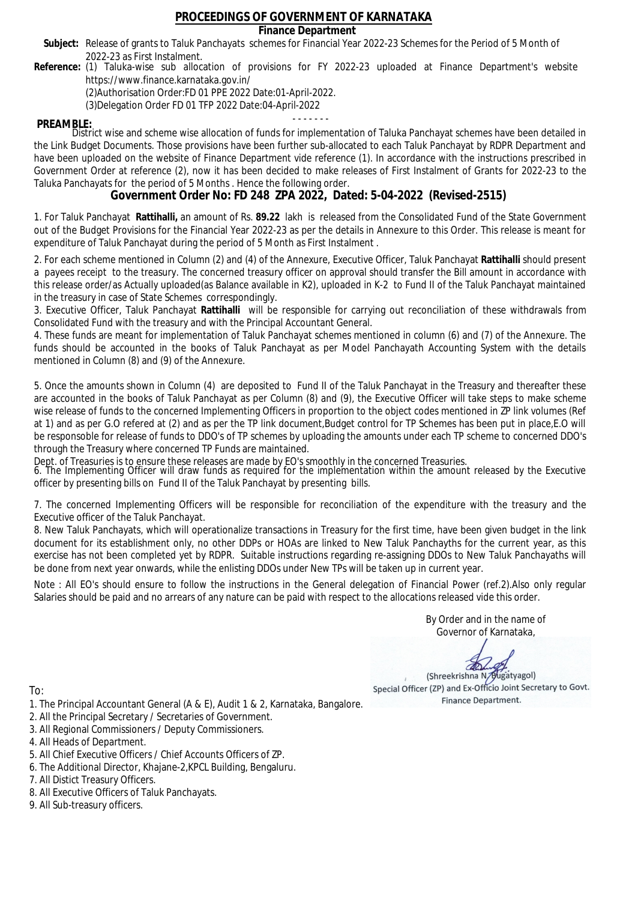# PROCEEDINGS OF GOVERNMENT OF KARNATAKA

**Finance Department**

**Subject:** Release of grants to Taluk Panchayats schemes for Financial Year 2022-23 Schemes for the Period of 5 Month of 2022-23 as First Instalment.

**Reference:** (1) Taluka-wise sub allocation of provisions for FY 2022-23 uploaded at Finance Department's website https://www.finance.karnataka.gov.in/

(2)Authorisation Order:FD 01 PPE 2022 Date:01-April-2022.

(3)Delegation Order FD 01 TFP 2022 Date:04-April-2022

- - - - - - -

**PREAMBLE:**

District wise and scheme wise allocation of funds for implementation of Taluka Panchayat schemes have been detailed in the Link Budget Documents. Those provisions have been further sub-allocated to each Taluk Panchayat by RDPR Department and have been uploaded on the website of Finance Department vide reference (1). In accordance with the instructions prescribed in Government Order at reference (2), now it has been decided to make releases of First Instalment of Grants for 2022-23 to the Taluka Panchayats for the period of 5 Months . Hence the following order.

## Government Order No: FD 248 ZPA 2022, Dated: 5-04-2022 (Revised-2515)

1. For Taluk Panchayat **Rattihalli,** an amount of Rs. **89.22** lakh is released from the Consolidated Fund of the State Government out of the Budget Provisions for the Financial Year 2022-23 as per the details in Annexure to this Order. This release is meant for expenditure of Taluk Panchayat during the period of 5 Month as First Instalment .

2. For each scheme mentioned in Column (2) and (4) of the Annexure, Executive Officer, Taluk Panchayat **Rattihalli** should present a payees receipt to the treasury. The concerned treasury officer on approval should transfer the Bill amount in accordance with this release order/as Actually uploaded(as Balance available in K2), uploaded in K-2 to Fund II of the Taluk Panchayat maintained in the treasury in case of State Schemes correspondingly.

3. Executive Officer, Taluk Panchayat **Rattihalli** will be responsible for carrying out reconciliation of these withdrawals from Consolidated Fund with the treasury and with the Principal Accountant General.

4. These funds are meant for implementation of Taluk Panchayat schemes mentioned in column (6) and (7) of the Annexure. The funds should be accounted in the books of Taluk Panchayat as per Model Panchayath Accounting System with the details mentioned in Column (8) and (9) of the Annexure.

5. Once the amounts shown in Column (4) are deposited to Fund II of the Taluk Panchayat in the Treasury and thereafter these are accounted in the books of Taluk Panchayat as per Column (8) and (9), the Executive Officer will take steps to make scheme wise release of funds to the concerned Implementing Officers in proportion to the object codes mentioned in ZP link volumes (Ref at 1) and as per G.O refered at (2) and as per the TP link document,Budget control for TP Schemes has been put in place,E.O will be responsible for release of funds to DDO's of TP schemes by uploading the amounts under each TP scheme to concerned DDO's through the Treasury where concerned TP Funds are maintained.

Dept. of Treasuries is to ensure these releases are made by EO's smoothly in the concerned Treasuries.

6. The Implementing Officer will draw funds as required for the implementation within the amount released by the Executive officer by presenting bills on Fund II of the Taluk Panchayat by presenting bills.

7. The concerned Implementing Officers will be responsible for reconciliation of the expenditure with the treasury and the Executive officer of the Taluk Panchayat.

8. New Taluk Panchayats, which will operationalize transactions in Treasury for the first time, have been given budget in the link document for its establishment only, no other DDPs or HOAs are linked to New Taluk Panchayths for the current year, as this exercise has not been completed yet by RDPR. Suitable instructions regarding re-assigning DDOs to New Taluk Panchayaths will be done from next year onwards, while the enlisting DDOs under New TPs will be taken up in current year.

Note : All EO's should ensure to follow the instructions in the General delegation of Financial Power (ref.2).Also only regular Salaries should be paid and no arrears of any nature can be paid with respect to the allocations released vide this order.

By Order and in the name of
Governor of Karnataka,

(Shreekrishna N. Bugatyagol)
Special Officer (ZP) and Ex-Officio Joint Secretary to Govt.
Finance Department.

To:

1. The Principal Accountant General (A & E), Audit 1 & 2, Karnataka, Bangalore.
2. All the Principal Secretary / Secretaries of Government.
3. All Regional Commissioners / Deputy Commissioners.
4. All Heads of Department.
5. All Chief Executive Officers / Chief Accounts Officers of ZP.
6. The Additional Director, Khajane-2,KPCL Building, Bengaluru.
7. All Distict Treasury Officers.
8. All Executive Officers of Taluk Panchayats.
9. All Sub-treasury officers.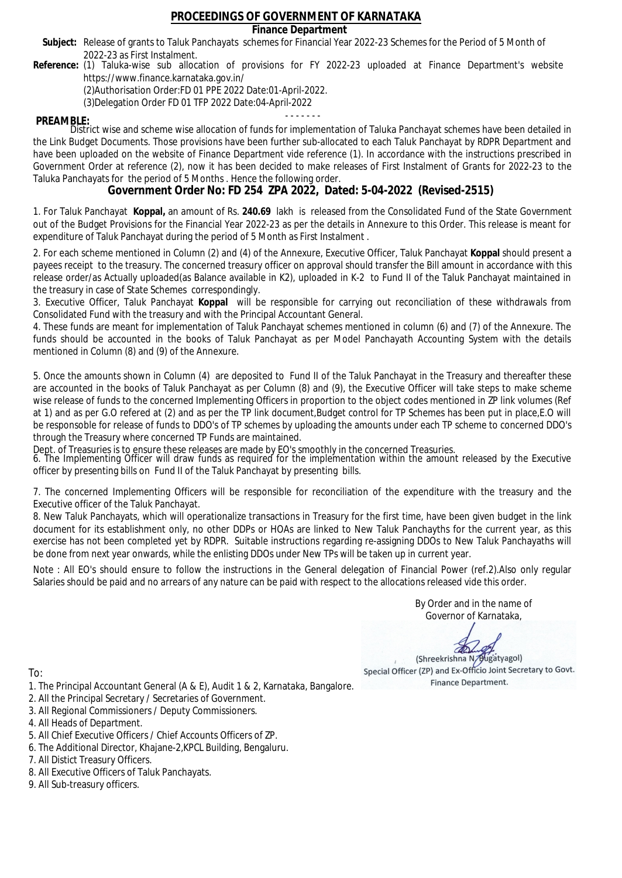# PROCEEDINGS OF GOVERNMENT OF KARNATAKA

## Finance Department

**Subject:** Release of grants to Taluk Panchayats schemes for Financial Year 2022-23 Schemes for the Period of 5 Month of 2022-23 as First Instalment.

**Reference:** (1) Taluka-wise sub allocation of provisions for FY 2022-23 uploaded at Finance Department's website https://www.finance.karnataka.gov.in/

(2)Authorisation Order:FD 01 PPE 2022 Date:01-April-2022.

(3)Delegation Order FD 01 TFP 2022 Date:04-April-2022

- - - - - - -

**PREAMBLE:**

District wise and scheme wise allocation of funds for implementation of Taluka Panchayat schemes have been detailed in the Link Budget Documents. Those provisions have been further sub-allocated to each Taluk Panchayat by RDPR Department and have been uploaded on the website of Finance Department vide reference (1). In accordance with the instructions prescribed in Government Order at reference (2), now it has been decided to make releases of First Instalment of Grants for 2022-23 to the Taluka Panchayats for the period of 5 Months . Hence the following order.

## Government Order No: FD 254 ZPA 2022, Dated: 5-04-2022 (Revised-2515)

1. For Taluk Panchayat **Koppal,** an amount of Rs. **240.69** lakh is released from the Consolidated Fund of the State Government out of the Budget Provisions for the Financial Year 2022-23 as per the details in Annexure to this Order. This release is meant for expenditure of Taluk Panchayat during the period of 5 Month as First Instalment .

2. For each scheme mentioned in Column (2) and (4) of the Annexure, Executive Officer, Taluk Panchayat **Koppal** should present a payees receipt to the treasury. The concerned treasury officer on approval should transfer the Bill amount in accordance with this release order/as Actually uploaded(as Balance available in K2), uploaded in K-2 to Fund II of the Taluk Panchayat maintained in the treasury in case of State Schemes correspondingly.

3. Executive Officer, Taluk Panchayat **Koppal** will be responsible for carrying out reconciliation of these withdrawals from Consolidated Fund with the treasury and with the Principal Accountant General.

4. These funds are meant for implementation of Taluk Panchayat schemes mentioned in column (6) and (7) of the Annexure. The funds should be accounted in the books of Taluk Panchayat as per Model Panchayath Accounting System with the details mentioned in Column (8) and (9) of the Annexure.

5. Once the amounts shown in Column (4) are deposited to Fund II of the Taluk Panchayat in the Treasury and thereafter these are accounted in the books of Taluk Panchayat as per Column (8) and (9), the Executive Officer will take steps to make scheme wise release of funds to the concerned Implementing Officers in proportion to the object codes mentioned in ZP link volumes (Ref at 1) and as per G.O refered at (2) and as per the TP link document,Budget control for TP Schemes has been put in place,E.O will be responsoble for release of funds to DDO's of TP schemes by uploading the amounts under each TP scheme to concerned DDO's through the Treasury where concerned TP Funds are maintained.

Dept. of Treasuries is to ensure these releases are made by EO's smoothly in the concerned Treasuries.

6. The Implementing Officer will draw funds as required for the implementation within the amount released by the Executive officer by presenting bills on Fund II of the Taluk Panchayat by presenting bills.

7. The concerned Implementing Officers will be responsible for reconciliation of the expenditure with the treasury and the Executive officer of the Taluk Panchayat.

8. New Taluk Panchayats, which will operationalize transactions in Treasury for the first time, have been given budget in the link document for its establishment only, no other DDPs or HOAs are linked to New Taluk Panchayths for the current year, as this exercise has not been completed yet by RDPR. Suitable instructions regarding re-assigning DDOs to New Taluk Panchayaths will be done from next year onwards, while the enlisting DDOs under New TPs will be taken up in current year.

Note : All EO's should ensure to follow the instructions in the General delegation of Financial Power (ref.2).Also only regular Salaries should be paid and no arrears of any nature can be paid with respect to the allocations released vide this order.

By Order and in the name of
Governor of Karnataka,

(Shreekrishna N. Bugatyagol)
Special Officer (ZP) and Ex-Officio Joint Secretary to Govt.
Finance Department.

To:

1. The Principal Accountant General (A & E), Audit 1 & 2, Karnataka, Bangalore.
2. All the Principal Secretary / Secretaries of Government.
3. All Regional Commissioners / Deputy Commissioners.
4. All Heads of Department.
5. All Chief Executive Officers / Chief Accounts Officers of ZP.
6. The Additional Director, Khajane-2,KPCL Building, Bengaluru.
7. All Distict Treasury Officers.
8. All Executive Officers of Taluk Panchayats.
9. All Sub-treasury officers.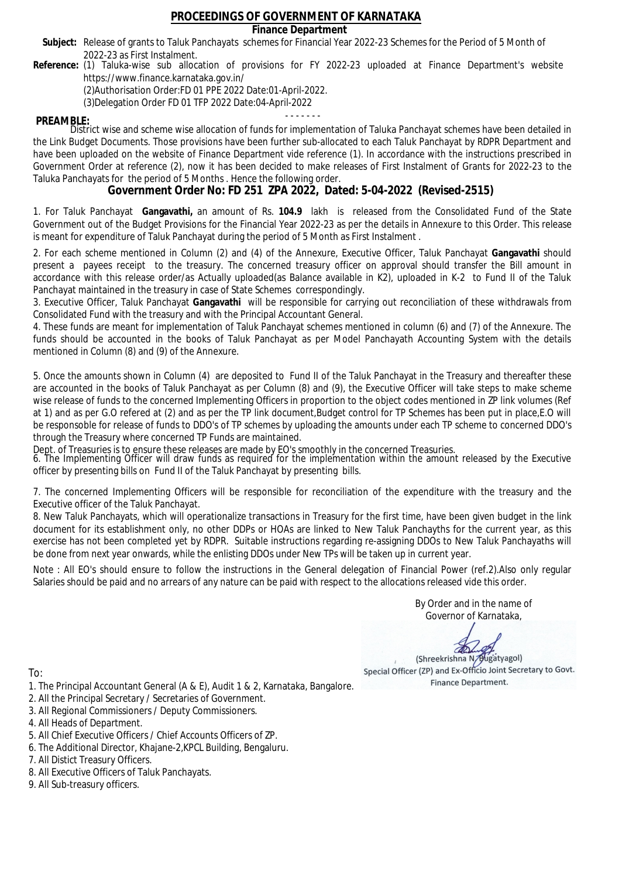# PROCEEDINGS OF GOVERNMENT OF KARNATAKA

**Finance Department**

**Subject:** Release of grants to Taluk Panchayats schemes for Financial Year 2022-23 Schemes for the Period of 5 Month of 2022-23 as First Instalment.

**Reference:** (1) Taluka-wise sub allocation of provisions for FY 2022-23 uploaded at Finance Department's website https://www.finance.karnataka.gov.in/

(2)Authorisation Order:FD 01 PPE 2022 Date:01-April-2022.

(3)Delegation Order FD 01 TFP 2022 Date:04-April-2022

- - - - - - -

**PREAMBLE:**

District wise and scheme wise allocation of funds for implementation of Taluka Panchayat schemes have been detailed in the Link Budget Documents. Those provisions have been further sub-allocated to each Taluk Panchayat by RDPR Department and have been uploaded on the website of Finance Department vide reference (1). In accordance with the instructions prescribed in Government Order at reference (2), now it has been decided to make releases of First Instalment of Grants for 2022-23 to the Taluka Panchayats for the period of 5 Months . Hence the following order.

## Government Order No: FD 251 ZPA 2022, Dated: 5-04-2022 (Revised-2515)

1. For Taluk Panchayat **Gangavathi,** an amount of Rs. **104.9** lakh is released from the Consolidated Fund of the State Government out of the Budget Provisions for the Financial Year 2022-23 as per the details in Annexure to this Order. This release is meant for expenditure of Taluk Panchayat during the period of 5 Month as First Instalment .

2. For each scheme mentioned in Column (2) and (4) of the Annexure, Executive Officer, Taluk Panchayat **Gangavathi** should present a payees receipt to the treasury. The concerned treasury officer on approval should transfer the Bill amount in accordance with this release order/as Actually uploaded(as Balance available in K2), uploaded in K-2 to Fund II of the Taluk Panchayat maintained in the treasury in case of State Schemes correspondingly.

3. Executive Officer, Taluk Panchayat **Gangavathi** will be responsible for carrying out reconciliation of these withdrawals from Consolidated Fund with the treasury and with the Principal Accountant General.

4. These funds are meant for implementation of Taluk Panchayat schemes mentioned in column (6) and (7) of the Annexure. The funds should be accounted in the books of Taluk Panchayat as per Model Panchayath Accounting System with the details mentioned in Column (8) and (9) of the Annexure.

5. Once the amounts shown in Column (4) are deposited to Fund II of the Taluk Panchayat in the Treasury and thereafter these are accounted in the books of Taluk Panchayat as per Column (8) and (9), the Executive Officer will take steps to make scheme wise release of funds to the concerned Implementing Officers in proportion to the object codes mentioned in ZP link volumes (Ref at 1) and as per G.O refered at (2) and as per the TP link document,Budget control for TP Schemes has been put in place,E.O will be responsible for release of funds to DDO's of TP schemes by uploading the amounts under each TP scheme to concerned DDO's through the Treasury where concerned TP Funds are maintained.

Dept. of Treasuries is to ensure these releases are made by EO's smoothly in the concerned Treasuries.

6. The Implementing Officer will draw funds as required for the implementation within the amount released by the Executive officer by presenting bills on Fund II of the Taluk Panchayat by presenting bills.

7. The concerned Implementing Officers will be responsible for reconciliation of the expenditure with the treasury and the Executive officer of the Taluk Panchayat.

8. New Taluk Panchayats, which will operationalize transactions in Treasury for the first time, have been given budget in the link document for its establishment only, no other DDPs or HOAs are linked to New Taluk Panchayths for the current year, as this exercise has not been completed yet by RDPR. Suitable instructions regarding re-assigning DDOs to New Taluk Panchayaths will be done from next year onwards, while the enlisting DDOs under New TPs will be taken up in current year.

Note : All EO's should ensure to follow the instructions in the General delegation of Financial Power (ref.2).Also only regular Salaries should be paid and no arrears of any nature can be paid with respect to the allocations released vide this order.

By Order and in the name of
Governor of Karnataka,

(Shreekrishna N. Bugatyagol)
Special Officer (ZP) and Ex-Officio Joint Secretary to Govt.
Finance Department.

To:

1. The Principal Accountant General (A & E), Audit 1 & 2, Karnataka, Bangalore.
2. All the Principal Secretary / Secretaries of Government.
3. All Regional Commissioners / Deputy Commissioners.
4. All Heads of Department.
5. All Chief Executive Officers / Chief Accounts Officers of ZP.
6. The Additional Director, Khajane-2,KPCL Building, Bengaluru.
7. All Distict Treasury Officers.
8. All Executive Officers of Taluk Panchayats.
9. All Sub-treasury officers.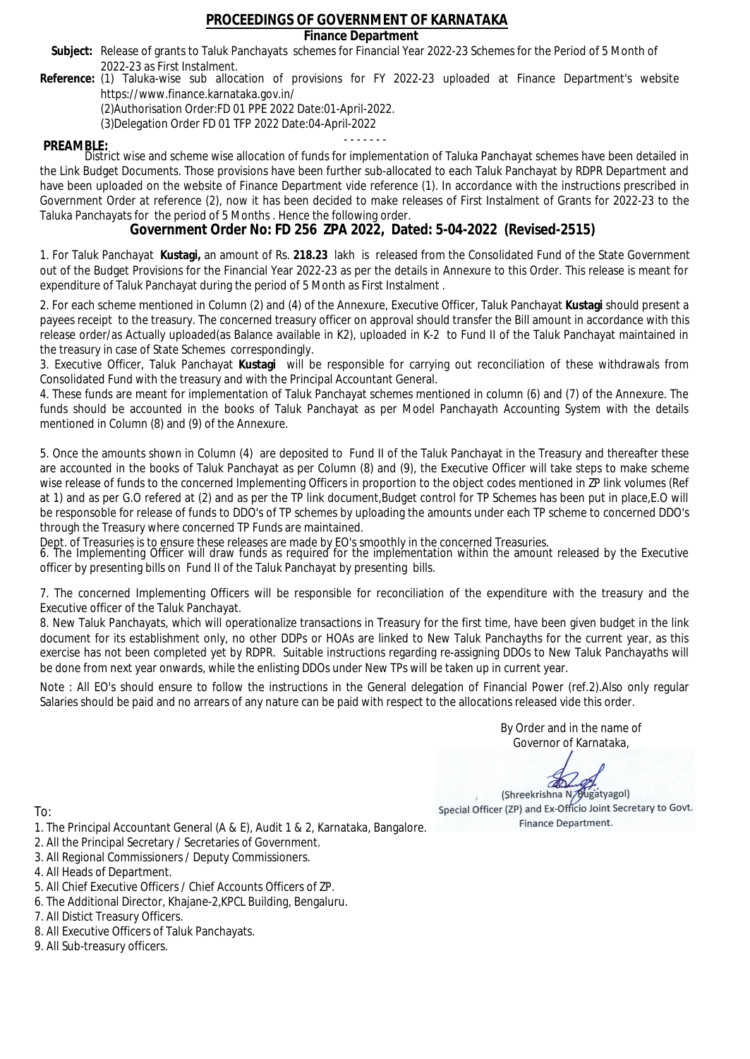# PROCEEDINGS OF GOVERNMENT OF KARNATAKA

## Finance Department

**Subject:** Release of grants to Taluk Panchayats schemes for Financial Year 2022-23 Schemes for the Period of 5 Month of 2022-23 as First Instalment.

**Reference:** (1) Taluka-wise sub allocation of provisions for FY 2022-23 uploaded at Finance Department's website https://www.finance.karnataka.gov.in/

(2)Authorisation Order:FD 01 PPE 2022 Date:01-April-2022.

(3)Delegation Order FD 01 TFP 2022 Date:04-April-2022

- - - - - - -

**PREAMBLE:**

District wise and scheme wise allocation of funds for implementation of Taluka Panchayat schemes have been detailed in the Link Budget Documents. Those provisions have been further sub-allocated to each Taluk Panchayat by RDPR Department and have been uploaded on the website of Finance Department vide reference (1). In accordance with the instructions prescribed in Government Order at reference (2), now it has been decided to make releases of First Instalment of Grants for 2022-23 to the Taluka Panchayats for the period of 5 Months . Hence the following order.

## Government Order No: FD 256 ZPA 2022, Dated: 5-04-2022 (Revised-2515)

1. For Taluk Panchayat **Kustagi,** an amount of Rs. **218.23** lakh is released from the Consolidated Fund of the State Government out of the Budget Provisions for the Financial Year 2022-23 as per the details in Annexure to this Order. This release is meant for expenditure of Taluk Panchayat during the period of 5 Month as First Instalment .

2. For each scheme mentioned in Column (2) and (4) of the Annexure, Executive Officer, Taluk Panchayat **Kustagi** should present a payees receipt to the treasury. The concerned treasury officer on approval should transfer the Bill amount in accordance with this release order/as Actually uploaded(as Balance available in K2), uploaded in K-2 to Fund II of the Taluk Panchayat maintained in the treasury in case of State Schemes correspondingly.

3. Executive Officer, Taluk Panchayat **Kustagi** will be responsible for carrying out reconciliation of these withdrawals from Consolidated Fund with the treasury and with the Principal Accountant General.

4. These funds are meant for implementation of Taluk Panchayat schemes mentioned in column (6) and (7) of the Annexure. The funds should be accounted in the books of Taluk Panchayat as per Model Panchayath Accounting System with the details mentioned in Column (8) and (9) of the Annexure.

5. Once the amounts shown in Column (4) are deposited to Fund II of the Taluk Panchayat in the Treasury and thereafter these are accounted in the books of Taluk Panchayat as per Column (8) and (9), the Executive Officer will take steps to make scheme wise release of funds to the concerned Implementing Officers in proportion to the object codes mentioned in ZP link volumes (Ref at 1) and as per G.O refered at (2) and as per the TP link document,Budget control for TP Schemes has been put in place,E.O will be responsible for release of funds to DDO's of TP schemes by uploading the amounts under each TP scheme to concerned DDO's through the Treasury where concerned TP Funds are maintained.

Dept. of Treasuries is to ensure these releases are made by EO's smoothly in the concerned Treasuries.

6. The Implementing Officer will draw funds as required for the implementation within the amount released by the Executive officer by presenting bills on Fund II of the Taluk Panchayat by presenting bills.

7. The concerned Implementing Officers will be responsible for reconciliation of the expenditure with the treasury and the Executive officer of the Taluk Panchayat.

8. New Taluk Panchayats, which will operationalize transactions in Treasury for the first time, have been given budget in the link document for its establishment only, no other DDPs or HOAs are linked to New Taluk Panchayths for the current year, as this exercise has not been completed yet by RDPR. Suitable instructions regarding re-assigning DDOs to New Taluk Panchayaths will be done from next year onwards, while the enlisting DDOs under New TPs will be taken up in current year.

Note : All EO's should ensure to follow the instructions in the General delegation of Financial Power (ref.2).Also only regular Salaries should be paid and no arrears of any nature can be paid with respect to the allocations released vide this order.

By Order and in the name of
Governor of Karnataka,

(Shreekrishna N. Bugatyagol)
Special Officer (ZP) and Ex-Officio Joint Secretary to Govt.
Finance Department.

To:

1. The Principal Accountant General (A & E), Audit 1 & 2, Karnataka, Bangalore.
2. All the Principal Secretary / Secretaries of Government.
3. All Regional Commissioners / Deputy Commissioners.
4. All Heads of Department.
5. All Chief Executive Officers / Chief Accounts Officers of ZP.
6. The Additional Director, Khajane-2,KPCL Building, Bengaluru.
7. All Distict Treasury Officers.
8. All Executive Officers of Taluk Panchayats.
9. All Sub-treasury officers.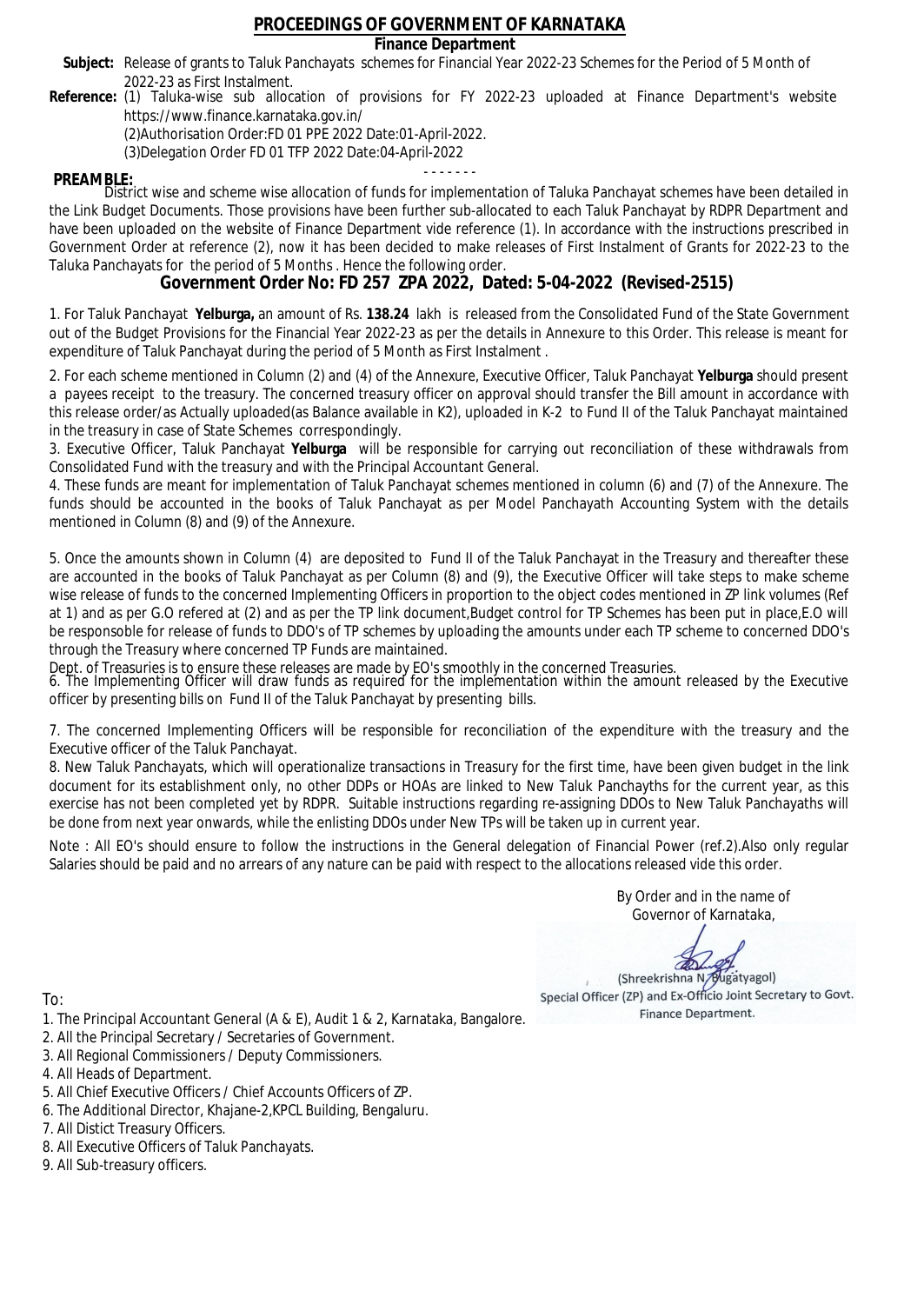# PROCEEDINGS OF GOVERNMENT OF KARNATAKA

**Finance Department**

**Subject:** Release of grants to Taluk Panchayats schemes for Financial Year 2022-23 Schemes for the Period of 5 Month of 2022-23 as First Instalment.

**Reference:** (1) Taluka-wise sub allocation of provisions for FY 2022-23 uploaded at Finance Department's website https://www.finance.karnataka.gov.in/

(2)Authorisation Order:FD 01 PPE 2022 Date:01-April-2022.

(3)Delegation Order FD 01 TFP 2022 Date:04-April-2022

- - - - - - -

**PREAMBLE:**

District wise and scheme wise allocation of funds for implementation of Taluka Panchayat schemes have been detailed in the Link Budget Documents. Those provisions have been further sub-allocated to each Taluk Panchayat by RDPR Department and have been uploaded on the website of Finance Department vide reference (1). In accordance with the instructions prescribed in Government Order at reference (2), now it has been decided to make releases of First Instalment of Grants for 2022-23 to the Taluka Panchayats for the period of 5 Months . Hence the following order.

## Government Order No: FD 257 ZPA 2022, Dated: 5-04-2022 (Revised-2515)

1. For Taluk Panchayat **Yelburga,** an amount of Rs. **138.24** lakh is released from the Consolidated Fund of the State Government out of the Budget Provisions for the Financial Year 2022-23 as per the details in Annexure to this Order. This release is meant for expenditure of Taluk Panchayat during the period of 5 Month as First Instalment .

2. For each scheme mentioned in Column (2) and (4) of the Annexure, Executive Officer, Taluk Panchayat **Yelburga** should present a payees receipt to the treasury. The concerned treasury officer on approval should transfer the Bill amount in accordance with this release order/as Actually uploaded(as Balance available in K2), uploaded in K-2 to Fund II of the Taluk Panchayat maintained in the treasury in case of State Schemes correspondingly.

3. Executive Officer, Taluk Panchayat **Yelburga** will be responsible for carrying out reconciliation of these withdrawals from Consolidated Fund with the treasury and with the Principal Accountant General.

4. These funds are meant for implementation of Taluk Panchayat schemes mentioned in column (6) and (7) of the Annexure. The funds should be accounted in the books of Taluk Panchayat as per Model Panchayath Accounting System with the details mentioned in Column (8) and (9) of the Annexure.

5. Once the amounts shown in Column (4) are deposited to Fund II of the Taluk Panchayat in the Treasury and thereafter these are accounted in the books of Taluk Panchayat as per Column (8) and (9), the Executive Officer will take steps to make scheme wise release of funds to the concerned Implementing Officers in proportion to the object codes mentioned in ZP link volumes (Ref at 1) and as per G.O refered at (2) and as per the TP link document,Budget control for TP Schemes has been put in place,E.O will be responsoble for release of funds to DDO's of TP schemes by uploading the amounts under each TP scheme to concerned DDO's through the Treasury where concerned TP Funds are maintained.

Dept. of Treasuries is to ensure these releases are made by EO's smoothly in the concerned Treasuries.

6. The Implementing Officer will draw funds as required for the implementation within the amount released by the Executive officer by presenting bills on Fund II of the Taluk Panchayat by presenting bills.

7. The concerned Implementing Officers will be responsible for reconciliation of the expenditure with the treasury and the Executive officer of the Taluk Panchayat.

8. New Taluk Panchayats, which will operationalize transactions in Treasury for the first time, have been given budget in the link document for its establishment only, no other DDPs or HOAs are linked to New Taluk Panchayths for the current year, as this exercise has not been completed yet by RDPR. Suitable instructions regarding re-assigning DDOs to New Taluk Panchayaths will be done from next year onwards, while the enlisting DDOs under New TPs will be taken up in current year.

Note : All EO's should ensure to follow the instructions in the General delegation of Financial Power (ref.2).Also only regular Salaries should be paid and no arrears of any nature can be paid with respect to the allocations released vide this order.

By Order and in the name of
Governor of Karnataka,

(Shreekrishna N. Bugatyagol)
Special Officer (ZP) and Ex-Officio Joint Secretary to Govt.
Finance Department.

To:

1. The Principal Accountant General (A & E), Audit 1 & 2, Karnataka, Bangalore.
2. All the Principal Secretary / Secretaries of Government.
3. All Regional Commissioners / Deputy Commissioners.
4. All Heads of Department.
5. All Chief Executive Officers / Chief Accounts Officers of ZP.
6. The Additional Director, Khajane-2,KPCL Building, Bengaluru.
7. All Distict Treasury Officers.
8. All Executive Officers of Taluk Panchayats.
9. All Sub-treasury officers.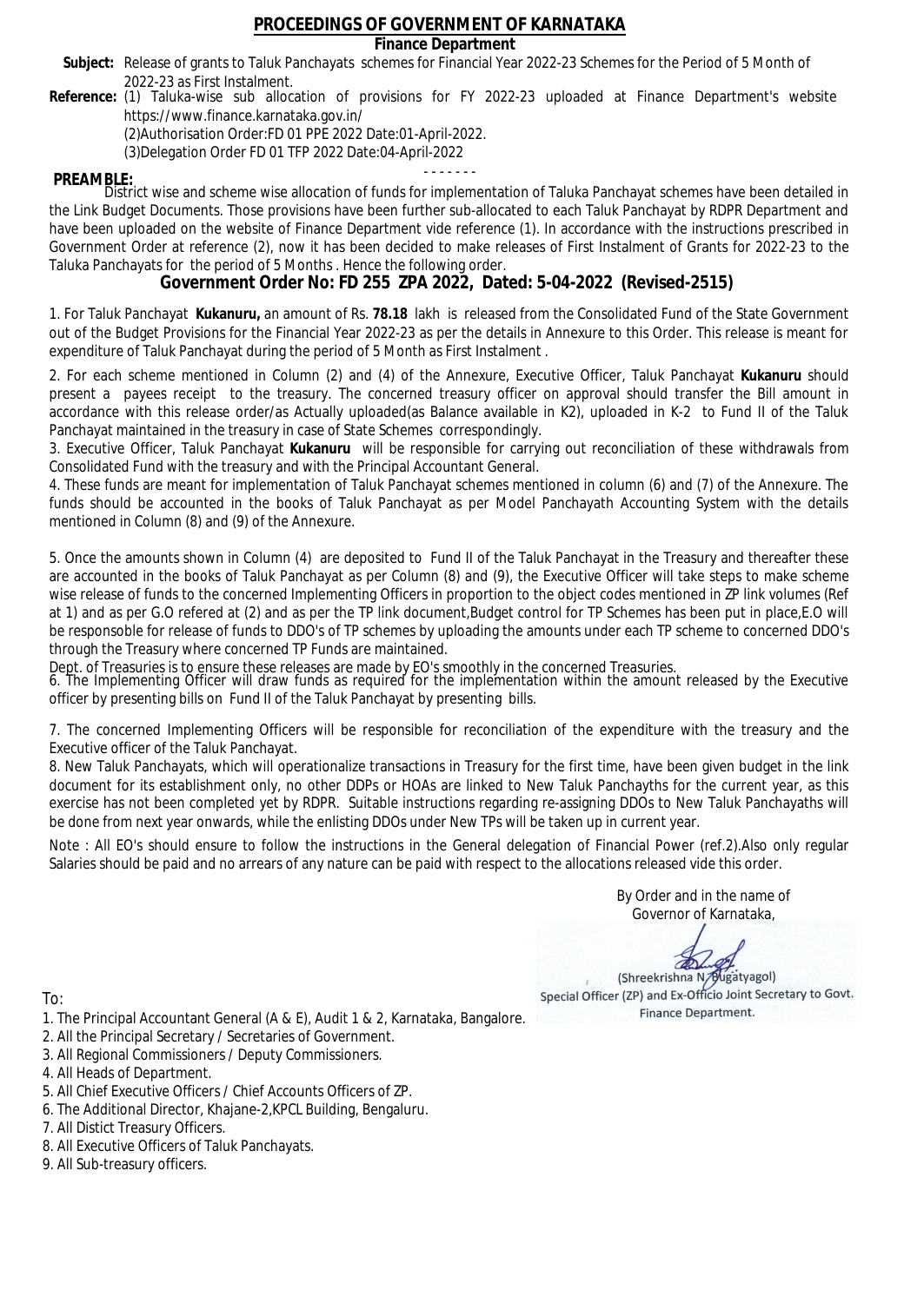# PROCEEDINGS OF GOVERNMENT OF KARNATAKA

## Finance Department

**Subject:** Release of grants to Taluk Panchayats schemes for Financial Year 2022-23 Schemes for the Period of 5 Month of 2022-23 as First Instalment.

**Reference:** (1) Taluka-wise sub allocation of provisions for FY 2022-23 uploaded at Finance Department's website https://www.finance.karnataka.gov.in/

(2)Authorisation Order:FD 01 PPE 2022 Date:01-April-2022.

(3)Delegation Order FD 01 TFP 2022 Date:04-April-2022

- - - - - - -

**PREAMBLE:**

District wise and scheme wise allocation of funds for implementation of Taluka Panchayat schemes have been detailed in the Link Budget Documents. Those provisions have been further sub-allocated to each Taluk Panchayat by RDPR Department and have been uploaded on the website of Finance Department vide reference (1). In accordance with the instructions prescribed in Government Order at reference (2), now it has been decided to make releases of First Instalment of Grants for 2022-23 to the Taluka Panchayats for the period of 5 Months . Hence the following order.

## Government Order No: FD 255 ZPA 2022, Dated: 5-04-2022 (Revised-2515)

1. For Taluk Panchayat **Kukanuru,** an amount of Rs. **78.18** lakh is released from the Consolidated Fund of the State Government out of the Budget Provisions for the Financial Year 2022-23 as per the details in Annexure to this Order. This release is meant for expenditure of Taluk Panchayat during the period of 5 Month as First Instalment .

2. For each scheme mentioned in Column (2) and (4) of the Annexure, Executive Officer, Taluk Panchayat **Kukanuru** should present a payees receipt to the treasury. The concerned treasury officer on approval should transfer the Bill amount in accordance with this release order/as Actually uploaded(as Balance available in K2), uploaded in K-2 to Fund II of the Taluk Panchayat maintained in the treasury in case of State Schemes correspondingly.

3. Executive Officer, Taluk Panchayat **Kukanuru** will be responsible for carrying out reconciliation of these withdrawals from Consolidated Fund with the treasury and with the Principal Accountant General.

4. These funds are meant for implementation of Taluk Panchayat schemes mentioned in column (6) and (7) of the Annexure. The funds should be accounted in the books of Taluk Panchayat as per Model Panchayath Accounting System with the details mentioned in Column (8) and (9) of the Annexure.

5. Once the amounts shown in Column (4) are deposited to Fund II of the Taluk Panchayat in the Treasury and thereafter these are accounted in the books of Taluk Panchayat as per Column (8) and (9), the Executive Officer will take steps to make scheme wise release of funds to the concerned Implementing Officers in proportion to the object codes mentioned in ZP link volumes (Ref at 1) and as per G.O refered at (2) and as per the TP link document,Budget control for TP Schemes has been put in place,E.O will be responsible for release of funds to DDO's of TP schemes by uploading the amounts under each TP scheme to concerned DDO's through the Treasury where concerned TP Funds are maintained.

Dept. of Treasuries is to ensure these releases are made by EO's smoothly in the concerned Treasuries.

6. The Implementing Officer will draw funds as required for the implementation within the amount released by the Executive officer by presenting bills on Fund II of the Taluk Panchayat by presenting bills.

7. The concerned Implementing Officers will be responsible for reconciliation of the expenditure with the treasury and the Executive officer of the Taluk Panchayat.

8. New Taluk Panchayats, which will operationalize transactions in Treasury for the first time, have been given budget in the link document for its establishment only, no other DDPs or HOAs are linked to New Taluk Panchayths for the current year, as this exercise has not been completed yet by RDPR. Suitable instructions regarding re-assigning DDOs to New Taluk Panchayaths will be done from next year onwards, while the enlisting DDOs under New TPs will be taken up in current year.

Note : All EO's should ensure to follow the instructions in the General delegation of Financial Power (ref.2).Also only regular Salaries should be paid and no arrears of any nature can be paid with respect to the allocations released vide this order.

By Order and in the name of
Governor of Karnataka,

(Shreekrishna N. Bugatyagol)
Special Officer (ZP) and Ex-Officio Joint Secretary to Govt.
Finance Department.

To:

1. The Principal Accountant General (A & E), Audit 1 & 2, Karnataka, Bangalore.
2. All the Principal Secretary / Secretaries of Government.
3. All Regional Commissioners / Deputy Commissioners.
4. All Heads of Department.
5. All Chief Executive Officers / Chief Accounts Officers of ZP.
6. The Additional Director, Khajane-2,KPCL Building, Bengaluru.
7. All Distict Treasury Officers.
8. All Executive Officers of Taluk Panchayats.
9. All Sub-treasury officers.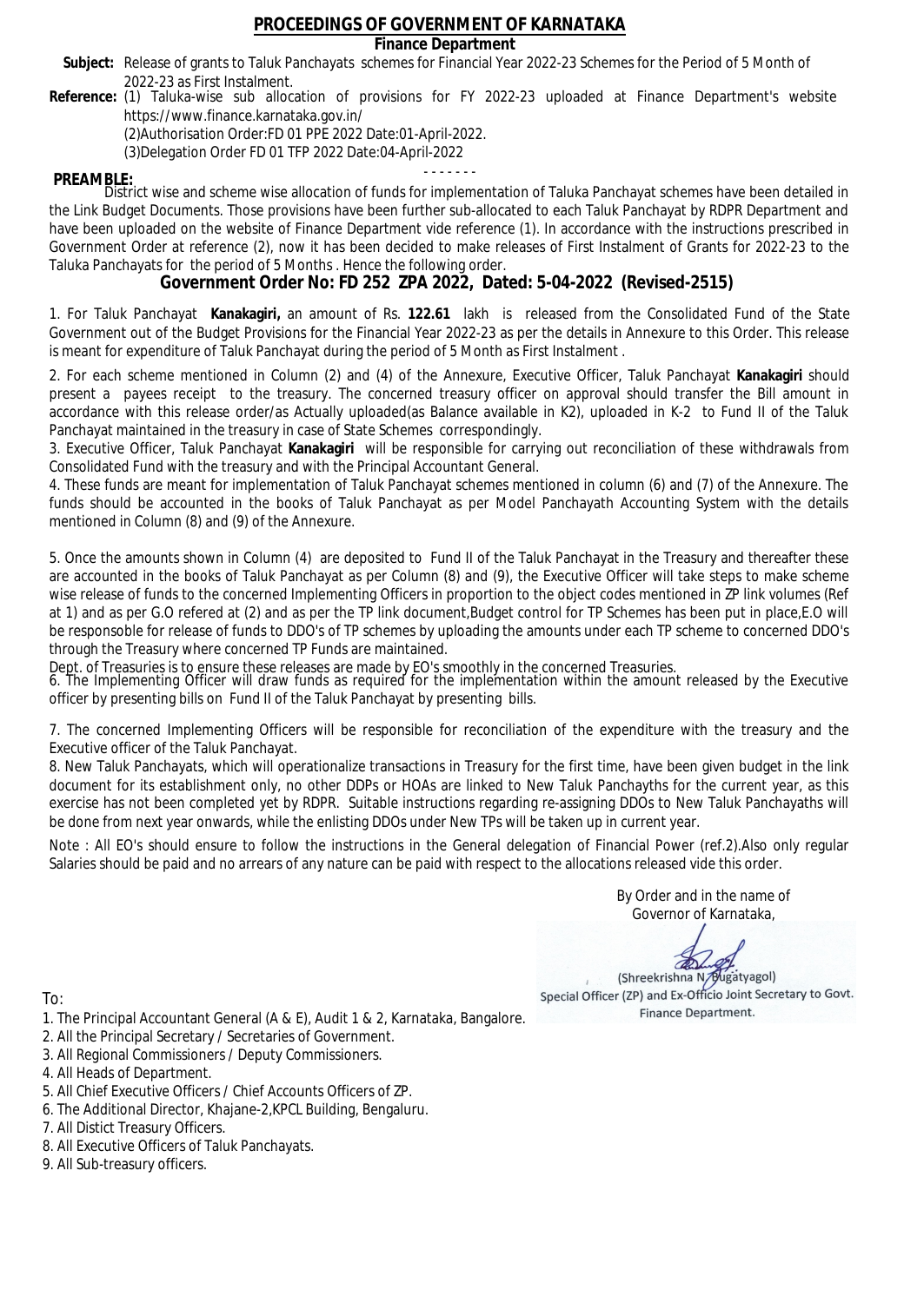# PROCEEDINGS OF GOVERNMENT OF KARNATAKA

**Finance Department**

**Subject:** Release of grants to Taluk Panchayats schemes for Financial Year 2022-23 Schemes for the Period of 5 Month of 2022-23 as First Instalment.

**Reference:** (1) Taluka-wise sub allocation of provisions for FY 2022-23 uploaded at Finance Department's website https://www.finance.karnataka.gov.in/

(2)Authorisation Order:FD 01 PPE 2022 Date:01-April-2022.

(3)Delegation Order FD 01 TFP 2022 Date:04-April-2022

- - - - - - -

**PREAMBLE:**

District wise and scheme wise allocation of funds for implementation of Taluka Panchayat schemes have been detailed in the Link Budget Documents. Those provisions have been further sub-allocated to each Taluk Panchayat by RDPR Department and have been uploaded on the website of Finance Department vide reference (1). In accordance with the instructions prescribed in Government Order at reference (2), now it has been decided to make releases of First Instalment of Grants for 2022-23 to the Taluka Panchayats for the period of 5 Months . Hence the following order.

## Government Order No: FD 252 ZPA 2022, Dated: 5-04-2022 (Revised-2515)

1. For Taluk Panchayat **Kanakagiri,** an amount of Rs. **122.61** lakh is released from the Consolidated Fund of the State Government out of the Budget Provisions for the Financial Year 2022-23 as per the details in Annexure to this Order. This release is meant for expenditure of Taluk Panchayat during the period of 5 Month as First Instalment .

2. For each scheme mentioned in Column (2) and (4) of the Annexure, Executive Officer, Taluk Panchayat **Kanakagiri** should present a payees receipt to the treasury. The concerned treasury officer on approval should transfer the Bill amount in accordance with this release order/as Actually uploaded(as Balance available in K2), uploaded in K-2 to Fund II of the Taluk Panchayat maintained in the treasury in case of State Schemes correspondingly.

3. Executive Officer, Taluk Panchayat **Kanakagiri** will be responsible for carrying out reconciliation of these withdrawals from Consolidated Fund with the treasury and with the Principal Accountant General.

4. These funds are meant for implementation of Taluk Panchayat schemes mentioned in column (6) and (7) of the Annexure. The funds should be accounted in the books of Taluk Panchayat as per Model Panchayath Accounting System with the details mentioned in Column (8) and (9) of the Annexure.

5. Once the amounts shown in Column (4) are deposited to Fund II of the Taluk Panchayat in the Treasury and thereafter these are accounted in the books of Taluk Panchayat as per Column (8) and (9), the Executive Officer will take steps to make scheme wise release of funds to the concerned Implementing Officers in proportion to the object codes mentioned in ZP link volumes (Ref at 1) and as per G.O refered at (2) and as per the TP link document,Budget control for TP Schemes has been put in place,E.O will be responsible for release of funds to DDO's of TP schemes by uploading the amounts under each TP scheme to concerned DDO's through the Treasury where concerned TP Funds are maintained.

Dept. of Treasuries is to ensure these releases are made by EO's smoothly in the concerned Treasuries.

6. The Implementing Officer will draw funds as required for the implementation within the amount released by the Executive officer by presenting bills on Fund II of the Taluk Panchayat by presenting bills.

7. The concerned Implementing Officers will be responsible for reconciliation of the expenditure with the treasury and the Executive officer of the Taluk Panchayat.

8. New Taluk Panchayats, which will operationalize transactions in Treasury for the first time, have been given budget in the link document for its establishment only, no other DDPs or HOAs are linked to New Taluk Panchayths for the current year, as this exercise has not been completed yet by RDPR. Suitable instructions regarding re-assigning DDOs to New Taluk Panchayaths will be done from next year onwards, while the enlisting DDOs under New TPs will be taken up in current year.

Note : All EO's should ensure to follow the instructions in the General delegation of Financial Power (ref.2).Also only regular Salaries should be paid and no arrears of any nature can be paid with respect to the allocations released vide this order.

By Order and in the name of
Governor of Karnataka,

(Shreekrishna N. Bugatyagol)
Special Officer (ZP) and Ex-Officio Joint Secretary to Govt.
Finance Department.

To:

1. The Principal Accountant General (A & E), Audit 1 & 2, Karnataka, Bangalore.
2. All the Principal Secretary / Secretaries of Government.
3. All Regional Commissioners / Deputy Commissioners.
4. All Heads of Department.
5. All Chief Executive Officers / Chief Accounts Officers of ZP.
6. The Additional Director, Khajane-2,KPCL Building, Bengaluru.
7. All Distict Treasury Officers.
8. All Executive Officers of Taluk Panchayats.
9. All Sub-treasury officers.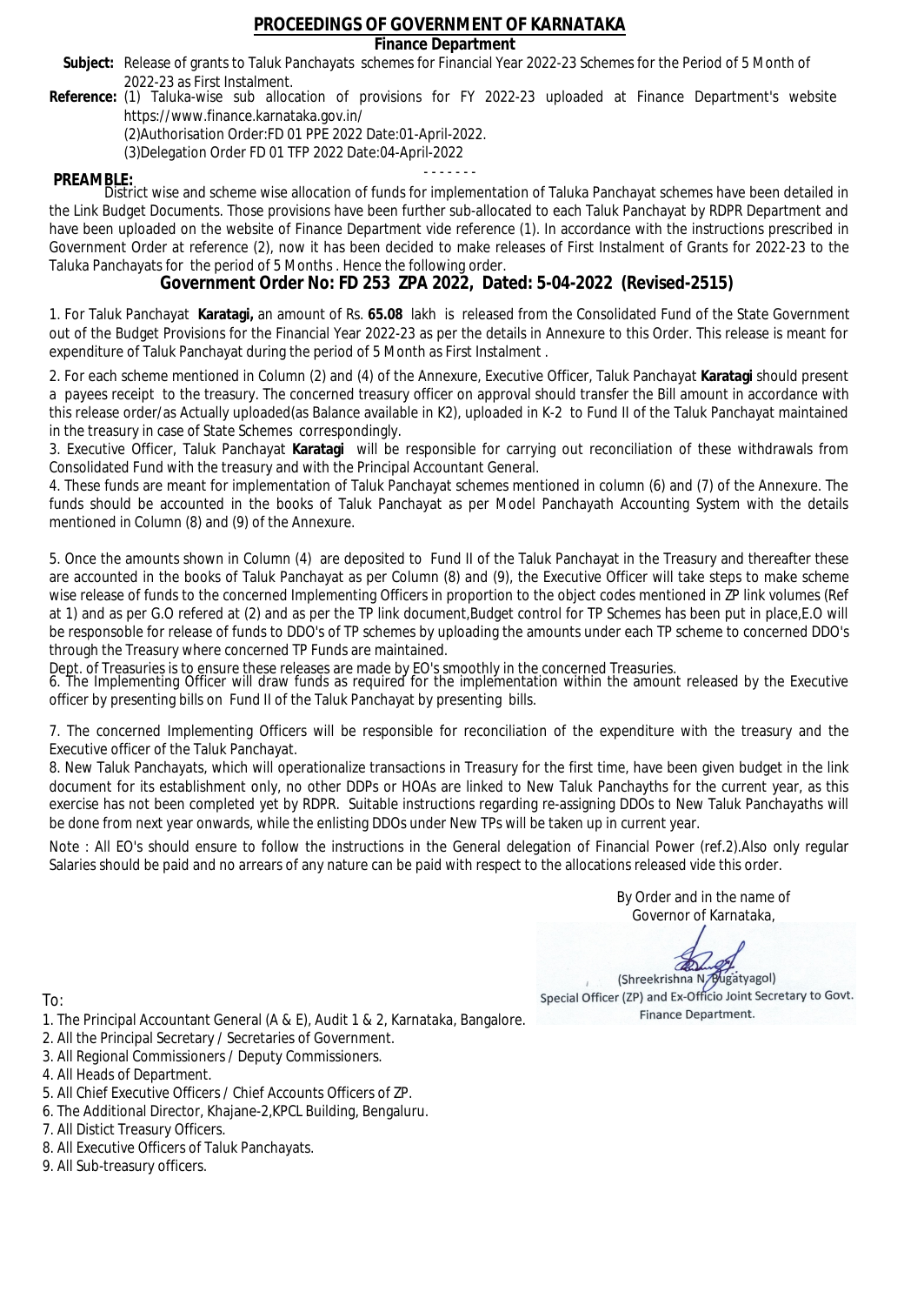# PROCEEDINGS OF GOVERNMENT OF KARNATAKA

**Finance Department**

**Subject:** Release of grants to Taluk Panchayats schemes for Financial Year 2022-23 Schemes for the Period of 5 Month of 2022-23 as First Instalment.

**Reference:** (1) Taluka-wise sub allocation of provisions for FY 2022-23 uploaded at Finance Department's website https://www.finance.karnataka.gov.in/

(2)Authorisation Order:FD 01 PPE 2022 Date:01-April-2022.

(3)Delegation Order FD 01 TFP 2022 Date:04-April-2022

- - - - - - -

**PREAMBLE:**

District wise and scheme wise allocation of funds for implementation of Taluka Panchayat schemes have been detailed in the Link Budget Documents. Those provisions have been further sub-allocated to each Taluk Panchayat by RDPR Department and have been uploaded on the website of Finance Department vide reference (1). In accordance with the instructions prescribed in Government Order at reference (2), now it has been decided to make releases of First Instalment of Grants for 2022-23 to the Taluka Panchayats for the period of 5 Months . Hence the following order.

## Government Order No: FD 253 ZPA 2022, Dated: 5-04-2022 (Revised-2515)

1. For Taluk Panchayat **Karatagi,** an amount of Rs. **65.08** lakh is released from the Consolidated Fund of the State Government out of the Budget Provisions for the Financial Year 2022-23 as per the details in Annexure to this Order. This release is meant for expenditure of Taluk Panchayat during the period of 5 Month as First Instalment .

2. For each scheme mentioned in Column (2) and (4) of the Annexure, Executive Officer, Taluk Panchayat **Karatagi** should present a payees receipt to the treasury. The concerned treasury officer on approval should transfer the Bill amount in accordance with this release order/as Actually uploaded(as Balance available in K2), uploaded in K-2 to Fund II of the Taluk Panchayat maintained in the treasury in case of State Schemes correspondingly.

3. Executive Officer, Taluk Panchayat **Karatagi** will be responsible for carrying out reconciliation of these withdrawals from Consolidated Fund with the treasury and with the Principal Accountant General.

4. These funds are meant for implementation of Taluk Panchayat schemes mentioned in column (6) and (7) of the Annexure. The funds should be accounted in the books of Taluk Panchayat as per Model Panchayath Accounting System with the details mentioned in Column (8) and (9) of the Annexure.

5. Once the amounts shown in Column (4) are deposited to Fund II of the Taluk Panchayat in the Treasury and thereafter these are accounted in the books of Taluk Panchayat as per Column (8) and (9), the Executive Officer will take steps to make scheme wise release of funds to the concerned Implementing Officers in proportion to the object codes mentioned in ZP link volumes (Ref at 1) and as per G.O refered at (2) and as per the TP link document,Budget control for TP Schemes has been put in place,E.O will be responsoble for release of funds to DDO's of TP schemes by uploading the amounts under each TP scheme to concerned DDO's through the Treasury where concerned TP Funds are maintained.

Dept. of Treasuries is to ensure these releases are made by EO's smoothly in the concerned Treasuries.

6. The Implementing Officer will draw funds as required for the implementation within the amount released by the Executive officer by presenting bills on Fund II of the Taluk Panchayat by presenting bills.

7. The concerned Implementing Officers will be responsible for reconciliation of the expenditure with the treasury and the Executive officer of the Taluk Panchayat.

8. New Taluk Panchayats, which will operationalize transactions in Treasury for the first time, have been given budget in the link document for its establishment only, no other DDPs or HOAs are linked to New Taluk Panchayths for the current year, as this exercise has not been completed yet by RDPR. Suitable instructions regarding re-assigning DDOs to New Taluk Panchayaths will be done from next year onwards, while the enlisting DDOs under New TPs will be taken up in current year.

Note : All EO's should ensure to follow the instructions in the General delegation of Financial Power (ref.2).Also only regular Salaries should be paid and no arrears of any nature can be paid with respect to the allocations released vide this order.

By Order and in the name of
Governor of Karnataka,

(Shreekrishna N. Bugatyagol)
Special Officer (ZP) and Ex-Officio Joint Secretary to Govt.
Finance Department.

To:

1. The Principal Accountant General (A & E), Audit 1 & 2, Karnataka, Bangalore.
2. All the Principal Secretary / Secretaries of Government.
3. All Regional Commissioners / Deputy Commissioners.
4. All Heads of Department.
5. All Chief Executive Officers / Chief Accounts Officers of ZP.
6. The Additional Director, Khajane-2,KPCL Building, Bengaluru.
7. All Distict Treasury Officers.
8. All Executive Officers of Taluk Panchayats.
9. All Sub-treasury officers.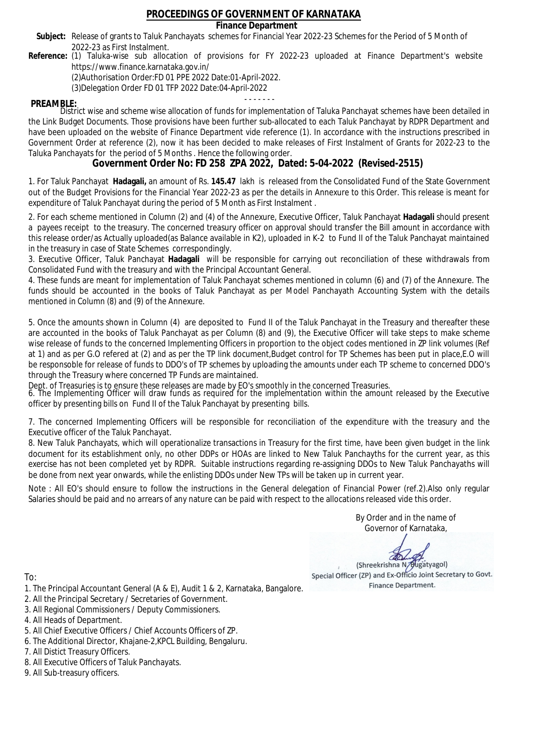# PROCEEDINGS OF GOVERNMENT OF KARNATAKA

## Finance Department

**Subject:** Release of grants to Taluk Panchayats schemes for Financial Year 2022-23 Schemes for the Period of 5 Month of 2022-23 as First Instalment.

**Reference:** (1) Taluka-wise sub allocation of provisions for FY 2022-23 uploaded at Finance Department's website https://www.finance.karnataka.gov.in/
(2)Authorisation Order:FD 01 PPE 2022 Date:01-April-2022.
(3)Delegation Order FD 01 TFP 2022 Date:04-April-2022

- - - - - - -

**PREAMBLE:**
District wise and scheme wise allocation of funds for implementation of Taluka Panchayat schemes have been detailed in the Link Budget Documents. Those provisions have been further sub-allocated to each Taluk Panchayat by RDPR Department and have been uploaded on the website of Finance Department vide reference (1). In accordance with the instructions prescribed in Government Order at reference (2), now it has been decided to make releases of First Instalment of Grants for 2022-23 to the Taluka Panchayats for the period of 5 Months . Hence the following order.

## Government Order No: FD 258 ZPA 2022, Dated: 5-04-2022 (Revised-2515)

1. For Taluk Panchayat **Hadagali,** an amount of Rs. **145.47** lakh is released from the Consolidated Fund of the State Government out of the Budget Provisions for the Financial Year 2022-23 as per the details in Annexure to this Order. This release is meant for expenditure of Taluk Panchayat during the period of 5 Month as First Instalment .

2. For each scheme mentioned in Column (2) and (4) of the Annexure, Executive Officer, Taluk Panchayat **Hadagali** should present a payees receipt to the treasury. The concerned treasury officer on approval should transfer the Bill amount in accordance with this release order/as Actually uploaded(as Balance available in K2), uploaded in K-2 to Fund II of the Taluk Panchayat maintained in the treasury in case of State Schemes correspondingly.

3. Executive Officer, Taluk Panchayat **Hadagali** will be responsible for carrying out reconciliation of these withdrawals from Consolidated Fund with the treasury and with the Principal Accountant General.

4. These funds are meant for implementation of Taluk Panchayat schemes mentioned in column (6) and (7) of the Annexure. The funds should be accounted in the books of Taluk Panchayat as per Model Panchayath Accounting System with the details mentioned in Column (8) and (9) of the Annexure.

5. Once the amounts shown in Column (4) are deposited to Fund II of the Taluk Panchayat in the Treasury and thereafter these are accounted in the books of Taluk Panchayat as per Column (8) and (9), the Executive Officer will take steps to make scheme wise release of funds to the concerned Implementing Officers in proportion to the object codes mentioned in ZP link volumes (Ref at 1) and as per G.O refered at (2) and as per the TP link document,Budget control for TP Schemes has been put in place,E.O will be responsible for release of funds to DDO's of TP schemes by uploading the amounts under each TP scheme to concerned DDO's through the Treasury where concerned TP Funds are maintained.

Dept. of Treasuries is to ensure these releases are made by EO's smoothly in the concerned Treasuries.

6. The Implementing Officer will draw funds as required for the implementation within the amount released by the Executive officer by presenting bills on Fund II of the Taluk Panchayat by presenting bills.

7. The concerned Implementing Officers will be responsible for reconciliation of the expenditure with the treasury and the Executive officer of the Taluk Panchayat.

8. New Taluk Panchayats, which will operationalize transactions in Treasury for the first time, have been given budget in the link document for its establishment only, no other DDPs or HOAs are linked to New Taluk Panchayths for the current year, as this exercise has not been completed yet by RDPR. Suitable instructions regarding re-assigning DDOs to New Taluk Panchayaths will be done from next year onwards, while the enlisting DDOs under New TPs will be taken up in current year.

Note : All EO's should ensure to follow the instructions in the General delegation of Financial Power (ref.2).Also only regular Salaries should be paid and no arrears of any nature can be paid with respect to the allocations released vide this order.

By Order and in the name of
Governor of Karnataka,

(Shreekrishna N. Bugatyagol)
Special Officer (ZP) and Ex-Officio Joint Secretary to Govt.
Finance Department.

To:

1. The Principal Accountant General (A & E), Audit 1 & 2, Karnataka, Bangalore.
2. All the Principal Secretary / Secretaries of Government.
3. All Regional Commissioners / Deputy Commissioners.
4. All Heads of Department.
5. All Chief Executive Officers / Chief Accounts Officers of ZP.
6. The Additional Director, Khajane-2,KPCL Building, Bengaluru.
7. All Distict Treasury Officers.
8. All Executive Officers of Taluk Panchayats.
9. All Sub-treasury officers.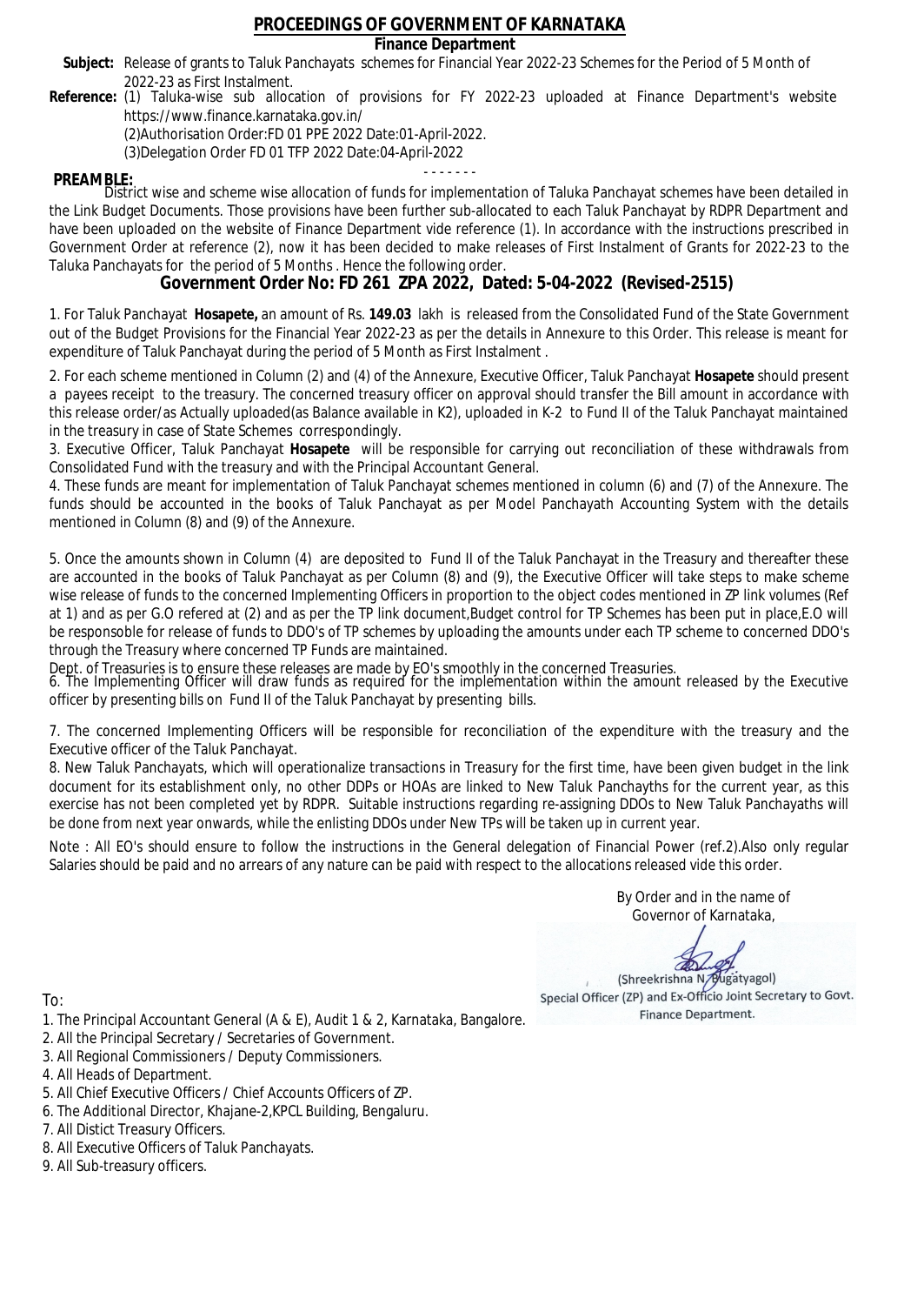# PROCEEDINGS OF GOVERNMENT OF KARNATAKA

**Finance Department**

**Subject:** Release of grants to Taluk Panchayats schemes for Financial Year 2022-23 Schemes for the Period of 5 Month of 2022-23 as First Instalment.

**Reference:** (1) Taluka-wise sub allocation of provisions for FY 2022-23 uploaded at Finance Department's website https://www.finance.karnataka.gov.in/

(2)Authorisation Order:FD 01 PPE 2022 Date:01-April-2022.

(3)Delegation Order FD 01 TFP 2022 Date:04-April-2022

- - - - - - -

**PREAMBLE:**

District wise and scheme wise allocation of funds for implementation of Taluka Panchayat schemes have been detailed in the Link Budget Documents. Those provisions have been further sub-allocated to each Taluk Panchayat by RDPR Department and have been uploaded on the website of Finance Department vide reference (1). In accordance with the instructions prescribed in Government Order at reference (2), now it has been decided to make releases of First Instalment of Grants for 2022-23 to the Taluka Panchayats for the period of 5 Months . Hence the following order.

## Government Order No: FD 261 ZPA 2022, Dated: 5-04-2022 (Revised-2515)

1. For Taluk Panchayat **Hosapete,** an amount of Rs. **149.03** lakh is released from the Consolidated Fund of the State Government out of the Budget Provisions for the Financial Year 2022-23 as per the details in Annexure to this Order. This release is meant for expenditure of Taluk Panchayat during the period of 5 Month as First Instalment .

2. For each scheme mentioned in Column (2) and (4) of the Annexure, Executive Officer, Taluk Panchayat **Hosapete** should present a payees receipt to the treasury. The concerned treasury officer on approval should transfer the Bill amount in accordance with this release order/as Actually uploaded(as Balance available in K2), uploaded in K-2 to Fund II of the Taluk Panchayat maintained in the treasury in case of State Schemes correspondingly.

3. Executive Officer, Taluk Panchayat **Hosapete** will be responsible for carrying out reconciliation of these withdrawals from Consolidated Fund with the treasury and with the Principal Accountant General.

4. These funds are meant for implementation of Taluk Panchayat schemes mentioned in column (6) and (7) of the Annexure. The funds should be accounted in the books of Taluk Panchayat as per Model Panchayath Accounting System with the details mentioned in Column (8) and (9) of the Annexure.

5. Once the amounts shown in Column (4) are deposited to Fund II of the Taluk Panchayat in the Treasury and thereafter these are accounted in the books of Taluk Panchayat as per Column (8) and (9), the Executive Officer will take steps to make scheme wise release of funds to the concerned Implementing Officers in proportion to the object codes mentioned in ZP link volumes (Ref at 1) and as per G.O refered at (2) and as per the TP link document,Budget control for TP Schemes has been put in place,E.O will be responsoble for release of funds to DDO's of TP schemes by uploading the amounts under each TP scheme to concerned DDO's through the Treasury where concerned TP Funds are maintained.

Dept. of Treasuries is to ensure these releases are made by EO's smoothly in the concerned Treasuries.

6. The Implementing Officer will draw funds as required for the implementation within the amount released by the Executive officer by presenting bills on Fund II of the Taluk Panchayat by presenting bills.

7. The concerned Implementing Officers will be responsible for reconciliation of the expenditure with the treasury and the Executive officer of the Taluk Panchayat.

8. New Taluk Panchayats, which will operationalize transactions in Treasury for the first time, have been given budget in the link document for its establishment only, no other DDPs or HOAs are linked to New Taluk Panchayths for the current year, as this exercise has not been completed yet by RDPR. Suitable instructions regarding re-assigning DDOs to New Taluk Panchayaths will be done from next year onwards, while the enlisting DDOs under New TPs will be taken up in current year.

Note : All EO's should ensure to follow the instructions in the General delegation of Financial Power (ref.2).Also only regular Salaries should be paid and no arrears of any nature can be paid with respect to the allocations released vide this order.

By Order and in the name of
Governor of Karnataka,

(Shreekrishna N. Bugatyagol)
Special Officer (ZP) and Ex-Officio Joint Secretary to Govt.
Finance Department.

To:

1. The Principal Accountant General (A & E), Audit 1 & 2, Karnataka, Bangalore.
2. All the Principal Secretary / Secretaries of Government.
3. All Regional Commissioners / Deputy Commissioners.
4. All Heads of Department.
5. All Chief Executive Officers / Chief Accounts Officers of ZP.
6. The Additional Director, Khajane-2,KPCL Building, Bengaluru.
7. All Distict Treasury Officers.
8. All Executive Officers of Taluk Panchayats.
9. All Sub-treasury officers.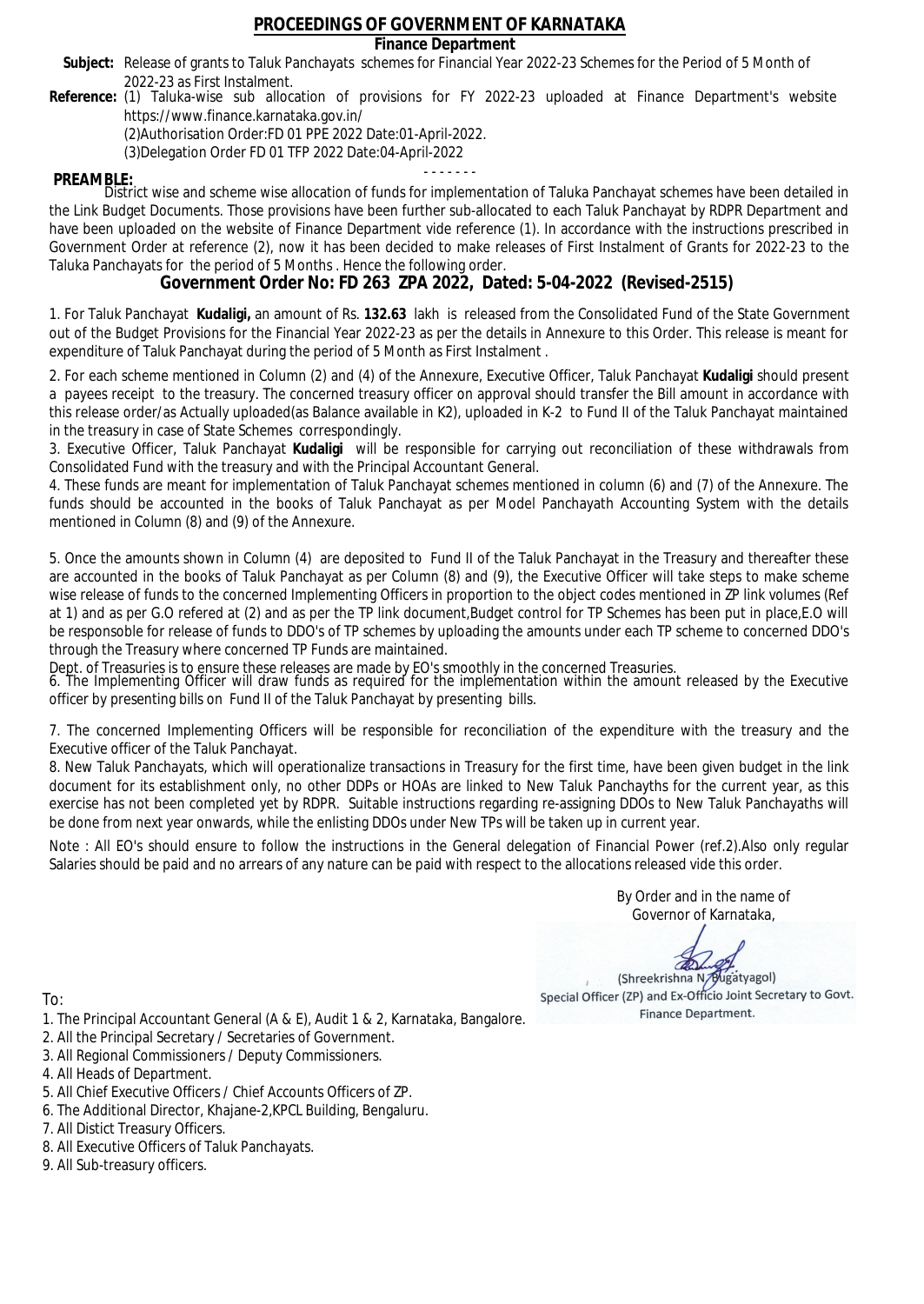# PROCEEDINGS OF GOVERNMENT OF KARNATAKA

## Finance Department

**Subject:** Release of grants to Taluk Panchayats schemes for Financial Year 2022-23 Schemes for the Period of 5 Month of 2022-23 as First Instalment.

**Reference:** (1) Taluka-wise sub allocation of provisions for FY 2022-23 uploaded at Finance Department's website https://www.finance.karnataka.gov.in/

(2)Authorisation Order:FD 01 PPE 2022 Date:01-April-2022.

(3)Delegation Order FD 01 TFP 2022 Date:04-April-2022

- - - - - - -

**PREAMBLE:**

District wise and scheme wise allocation of funds for implementation of Taluka Panchayat schemes have been detailed in the Link Budget Documents. Those provisions have been further sub-allocated to each Taluk Panchayat by RDPR Department and have been uploaded on the website of Finance Department vide reference (1). In accordance with the instructions prescribed in Government Order at reference (2), now it has been decided to make releases of First Instalment of Grants for 2022-23 to the Taluka Panchayats for the period of 5 Months . Hence the following order.

## Government Order No: FD 263 ZPA 2022, Dated: 5-04-2022 (Revised-2515)

1. For Taluk Panchayat **Kudaligi,** an amount of Rs. **132.63** lakh is released from the Consolidated Fund of the State Government out of the Budget Provisions for the Financial Year 2022-23 as per the details in Annexure to this Order. This release is meant for expenditure of Taluk Panchayat during the period of 5 Month as First Instalment .

2. For each scheme mentioned in Column (2) and (4) of the Annexure, Executive Officer, Taluk Panchayat **Kudaligi** should present a payees receipt to the treasury. The concerned treasury officer on approval should transfer the Bill amount in accordance with this release order/as Actually uploaded(as Balance available in K2), uploaded in K-2 to Fund II of the Taluk Panchayat maintained in the treasury in case of State Schemes correspondingly.

3. Executive Officer, Taluk Panchayat **Kudaligi** will be responsible for carrying out reconciliation of these withdrawals from Consolidated Fund with the treasury and with the Principal Accountant General.

4. These funds are meant for implementation of Taluk Panchayat schemes mentioned in column (6) and (7) of the Annexure. The funds should be accounted in the books of Taluk Panchayat as per Model Panchayath Accounting System with the details mentioned in Column (8) and (9) of the Annexure.

5. Once the amounts shown in Column (4) are deposited to Fund II of the Taluk Panchayat in the Treasury and thereafter these are accounted in the books of Taluk Panchayat as per Column (8) and (9), the Executive Officer will take steps to make scheme wise release of funds to the concerned Implementing Officers in proportion to the object codes mentioned in ZP link volumes (Ref at 1) and as per G.O refered at (2) and as per the TP link document,Budget control for TP Schemes has been put in place,E.O will be responsible for release of funds to DDO's of TP schemes by uploading the amounts under each TP scheme to concerned DDO's through the Treasury where concerned TP Funds are maintained.

Dept. of Treasuries is to ensure these releases are made by EO's smoothly in the concerned Treasuries.

6. The Implementing Officer will draw funds as required for the implementation within the amount released by the Executive officer by presenting bills on Fund II of the Taluk Panchayat by presenting bills.

7. The concerned Implementing Officers will be responsible for reconciliation of the expenditure with the treasury and the Executive officer of the Taluk Panchayat.

8. New Taluk Panchayats, which will operationalize transactions in Treasury for the first time, have been given budget in the link document for its establishment only, no other DDPs or HOAs are linked to New Taluk Panchayths for the current year, as this exercise has not been completed yet by RDPR. Suitable instructions regarding re-assigning DDOs to New Taluk Panchayaths will be done from next year onwards, while the enlisting DDOs under New TPs will be taken up in current year.

Note : All EO's should ensure to follow the instructions in the General delegation of Financial Power (ref.2).Also only regular Salaries should be paid and no arrears of any nature can be paid with respect to the allocations released vide this order.

By Order and in the name of
Governor of Karnataka,

(Shreekrishna N. Bugatyagol)
Special Officer (ZP) and Ex-Officio Joint Secretary to Govt.
Finance Department.

To:

1. The Principal Accountant General (A & E), Audit 1 & 2, Karnataka, Bangalore.
2. All the Principal Secretary / Secretaries of Government.
3. All Regional Commissioners / Deputy Commissioners.
4. All Heads of Department.
5. All Chief Executive Officers / Chief Accounts Officers of ZP.
6. The Additional Director, Khajane-2,KPCL Building, Bengaluru.
7. All Distict Treasury Officers.
8. All Executive Officers of Taluk Panchayats.
9. All Sub-treasury officers.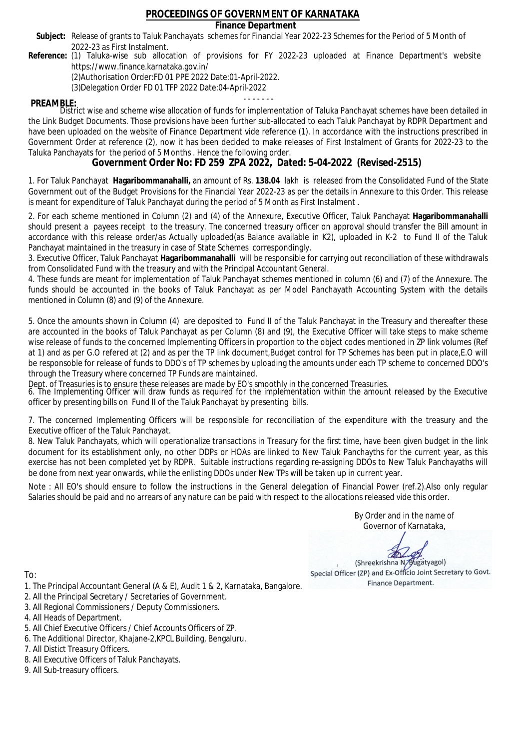# PROCEEDINGS OF GOVERNMENT OF KARNATAKA

**Finance Department**

**Subject:** Release of grants to Taluk Panchayats schemes for Financial Year 2022-23 Schemes for the Period of 5 Month of 2022-23 as First Instalment.

**Reference:** (1) Taluka-wise sub allocation of provisions for FY 2022-23 uploaded at Finance Department's website https://www.finance.karnataka.gov.in/

(2)Authorisation Order:FD 01 PPE 2022 Date:01-April-2022.

(3)Delegation Order FD 01 TFP 2022 Date:04-April-2022

- - - - - - -

**PREAMBLE:**

District wise and scheme wise allocation of funds for implementation of Taluka Panchayat schemes have been detailed in the Link Budget Documents. Those provisions have been further sub-allocated to each Taluk Panchayat by RDPR Department and have been uploaded on the website of Finance Department vide reference (1). In accordance with the instructions prescribed in Government Order at reference (2), now it has been decided to make releases of First Instalment of Grants for 2022-23 to the Taluka Panchayats for the period of 5 Months . Hence the following order.

## Government Order No: FD 259 ZPA 2022, Dated: 5-04-2022 (Revised-2515)

1. For Taluk Panchayat **Hagaribommanahalli,** an amount of Rs. **138.04** lakh is released from the Consolidated Fund of the State Government out of the Budget Provisions for the Financial Year 2022-23 as per the details in Annexure to this Order. This release is meant for expenditure of Taluk Panchayat during the period of 5 Month as First Instalment .

2. For each scheme mentioned in Column (2) and (4) of the Annexure, Executive Officer, Taluk Panchayat **Hagaribommanahalli** should present a payees receipt to the treasury. The concerned treasury officer on approval should transfer the Bill amount in accordance with this release order/as Actually uploaded(as Balance available in K2), uploaded in K-2 to Fund II of the Taluk Panchayat maintained in the treasury in case of State Schemes correspondingly.

3. Executive Officer, Taluk Panchayat **Hagaribommanahalli** will be responsible for carrying out reconciliation of these withdrawals from Consolidated Fund with the treasury and with the Principal Accountant General.

4. These funds are meant for implementation of Taluk Panchayat schemes mentioned in column (6) and (7) of the Annexure. The funds should be accounted in the books of Taluk Panchayat as per Model Panchayath Accounting System with the details mentioned in Column (8) and (9) of the Annexure.

5. Once the amounts shown in Column (4) are deposited to Fund II of the Taluk Panchayat in the Treasury and thereafter these are accounted in the books of Taluk Panchayat as per Column (8) and (9), the Executive Officer will take steps to make scheme wise release of funds to the concerned Implementing Officers in proportion to the object codes mentioned in ZP link volumes (Ref at 1) and as per G.O refered at (2) and as per the TP link document,Budget control for TP Schemes has been put in place,E.O will be responsoble for release of funds to DDO's of TP schemes by uploading the amounts under each TP scheme to concerned DDO's through the Treasury where concerned TP Funds are maintained.

Dept. of Treasuries is to ensure these releases are made by EO's smoothly in the concerned Treasuries.

6. The Implementing Officer will draw funds as required for the implementation within the amount released by the Executive officer by presenting bills on Fund II of the Taluk Panchayat by presenting bills.

7. The concerned Implementing Officers will be responsible for reconciliation of the expenditure with the treasury and the Executive officer of the Taluk Panchayat.

8. New Taluk Panchayats, which will operationalize transactions in Treasury for the first time, have been given budget in the link document for its establishment only, no other DDPs or HOAs are linked to New Taluk Panchayths for the current year, as this exercise has not been completed yet by RDPR. Suitable instructions regarding re-assigning DDOs to New Taluk Panchayaths will be done from next year onwards, while the enlisting DDOs under New TPs will be taken up in current year.

Note : All EO's should ensure to follow the instructions in the General delegation of Financial Power (ref.2).Also only regular Salaries should be paid and no arrears of any nature can be paid with respect to the allocations released vide this order.

By Order and in the name of
Governor of Karnataka,

(Shreekrishna N. Bugatyagol)
Special Officer (ZP) and Ex-Officio Joint Secretary to Govt.
Finance Department.

To:

1. The Principal Accountant General (A & E), Audit 1 & 2, Karnataka, Bangalore.
2. All the Principal Secretary / Secretaries of Government.
3. All Regional Commissioners / Deputy Commissioners.
4. All Heads of Department.
5. All Chief Executive Officers / Chief Accounts Officers of ZP.
6. The Additional Director, Khajane-2,KPCL Building, Bengaluru.
7. All Distict Treasury Officers.
8. All Executive Officers of Taluk Panchayats.
9. All Sub-treasury officers.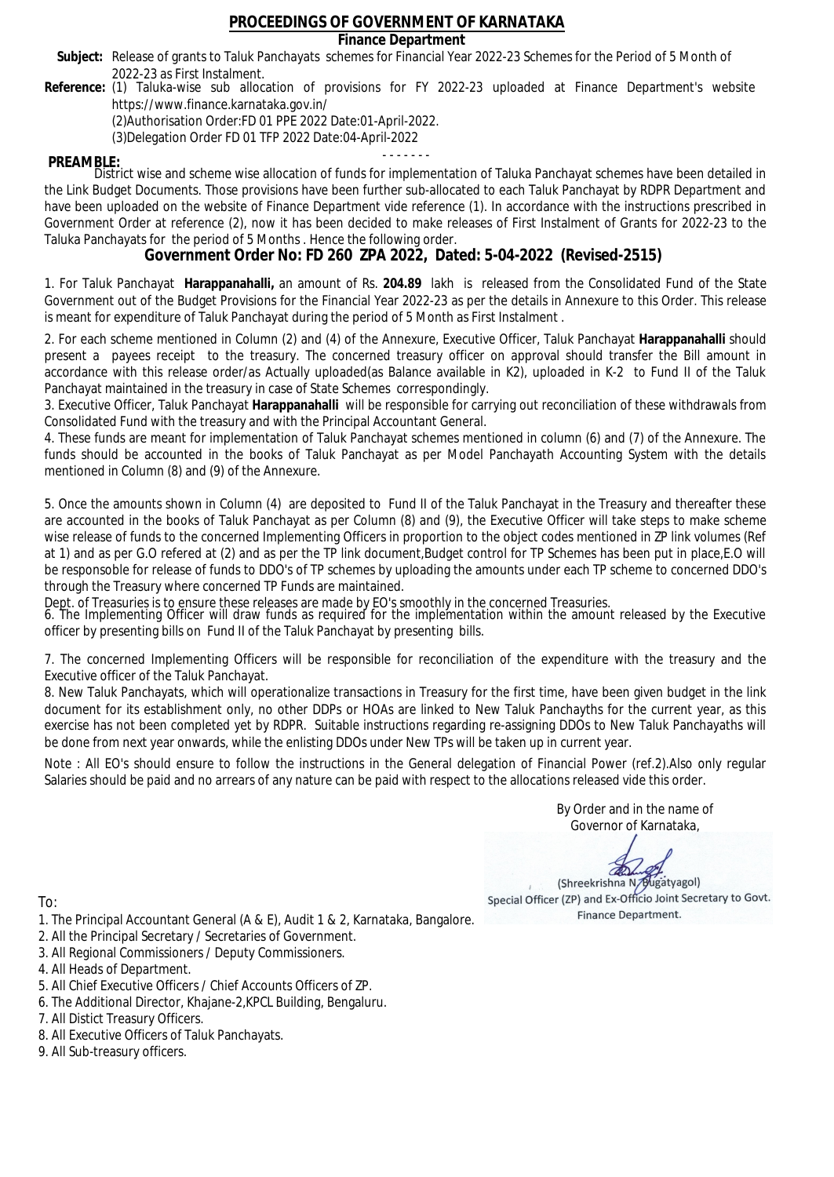# PROCEEDINGS OF GOVERNMENT OF KARNATAKA

## Finance Department

**Subject:** Release of grants to Taluk Panchayats schemes for Financial Year 2022-23 Schemes for the Period of 5 Month of 2022-23 as First Instalment.

**Reference:** (1) Taluka-wise sub allocation of provisions for FY 2022-23 uploaded at Finance Department's website https://www.finance.karnataka.gov.in/

(2)Authorisation Order:FD 01 PPE 2022 Date:01-April-2022.

(3)Delegation Order FD 01 TFP 2022 Date:04-April-2022

- - - - - - -

**PREAMBLE:**

District wise and scheme wise allocation of funds for implementation of Taluka Panchayat schemes have been detailed in the Link Budget Documents. Those provisions have been further sub-allocated to each Taluk Panchayat by RDPR Department and have been uploaded on the website of Finance Department vide reference (1). In accordance with the instructions prescribed in Government Order at reference (2), now it has been decided to make releases of First Instalment of Grants for 2022-23 to the Taluka Panchayats for the period of 5 Months . Hence the following order.

## Government Order No: FD 260 ZPA 2022, Dated: 5-04-2022 (Revised-2515)

1. For Taluk Panchayat **Harappanahalli,** an amount of Rs. **204.89** lakh is released from the Consolidated Fund of the State Government out of the Budget Provisions for the Financial Year 2022-23 as per the details in Annexure to this Order. This release is meant for expenditure of Taluk Panchayat during the period of 5 Month as First Instalment .

2. For each scheme mentioned in Column (2) and (4) of the Annexure, Executive Officer, Taluk Panchayat **Harappanahalli** should present a payees receipt to the treasury. The concerned treasury officer on approval should transfer the Bill amount in accordance with this release order/as Actually uploaded(as Balance available in K2), uploaded in K-2 to Fund II of the Taluk Panchayat maintained in the treasury in case of State Schemes correspondingly.

3. Executive Officer, Taluk Panchayat **Harappanahalli** will be responsible for carrying out reconciliation of these withdrawals from Consolidated Fund with the treasury and with the Principal Accountant General.

4. These funds are meant for implementation of Taluk Panchayat schemes mentioned in column (6) and (7) of the Annexure. The funds should be accounted in the books of Taluk Panchayat as per Model Panchayath Accounting System with the details mentioned in Column (8) and (9) of the Annexure.

5. Once the amounts shown in Column (4) are deposited to Fund II of the Taluk Panchayat in the Treasury and thereafter these are accounted in the books of Taluk Panchayat as per Column (8) and (9), the Executive Officer will take steps to make scheme wise release of funds to the concerned Implementing Officers in proportion to the object codes mentioned in ZP link volumes (Ref at 1) and as per G.O refered at (2) and as per the TP link document,Budget control for TP Schemes has been put in place,E.O will be responsible for release of funds to DDO's of TP schemes by uploading the amounts under each TP scheme to concerned DDO's through the Treasury where concerned TP Funds are maintained.

Dept. of Treasuries is to ensure these releases are made by EO's smoothly in the concerned Treasuries.

6. The Implementing Officer will draw funds as required for the implementation within the amount released by the Executive officer by presenting bills on Fund II of the Taluk Panchayat by presenting bills.

7. The concerned Implementing Officers will be responsible for reconciliation of the expenditure with the treasury and the Executive officer of the Taluk Panchayat.

8. New Taluk Panchayats, which will operationalize transactions in Treasury for the first time, have been given budget in the link document for its establishment only, no other DDPs or HOAs are linked to New Taluk Panchayths for the current year, as this exercise has not been completed yet by RDPR. Suitable instructions regarding re-assigning DDOs to New Taluk Panchayaths will be done from next year onwards, while the enlisting DDOs under New TPs will be taken up in current year.

Note : All EO's should ensure to follow the instructions in the General delegation of Financial Power (ref.2).Also only regular Salaries should be paid and no arrears of any nature can be paid with respect to the allocations released vide this order.

By Order and in the name of
Governor of Karnataka,

(Shreekrishna N. Bugatyagol)
Special Officer (ZP) and Ex-Officio Joint Secretary to Govt.
Finance Department.

To:

1. The Principal Accountant General (A & E), Audit 1 & 2, Karnataka, Bangalore.
2. All the Principal Secretary / Secretaries of Government.
3. All Regional Commissioners / Deputy Commissioners.
4. All Heads of Department.
5. All Chief Executive Officers / Chief Accounts Officers of ZP.
6. The Additional Director, Khajane-2,KPCL Building, Bengaluru.
7. All Distict Treasury Officers.
8. All Executive Officers of Taluk Panchayats.
9. All Sub-treasury officers.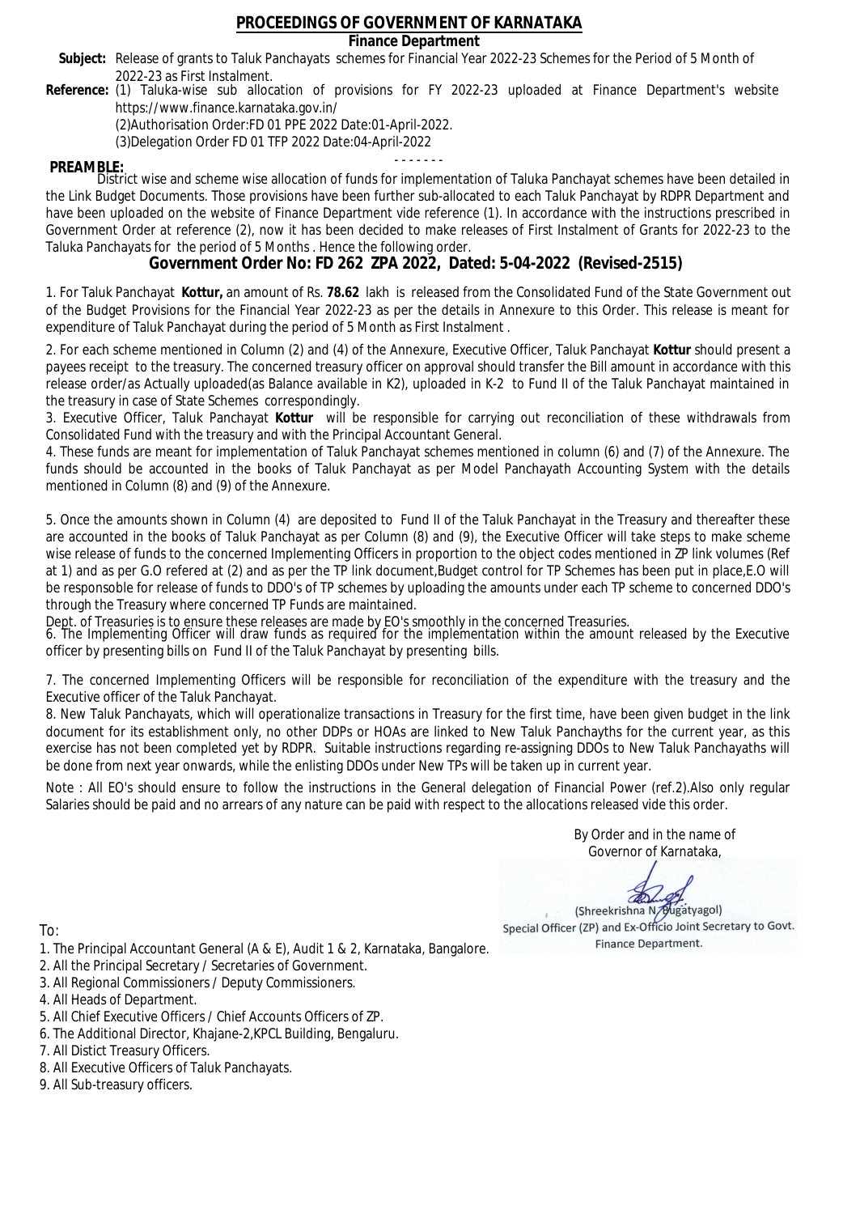# PROCEEDINGS OF GOVERNMENT OF KARNATAKA

**Finance Department**

**Subject:** Release of grants to Taluk Panchayats schemes for Financial Year 2022-23 Schemes for the Period of 5 Month of 2022-23 as First Instalment.

**Reference:** (1) Taluka-wise sub allocation of provisions for FY 2022-23 uploaded at Finance Department's website https://www.finance.karnataka.gov.in/

(2)Authorisation Order:FD 01 PPE 2022 Date:01-April-2022.

(3)Delegation Order FD 01 TFP 2022 Date:04-April-2022

- - - - - - -

**PREAMBLE:**

District wise and scheme wise allocation of funds for implementation of Taluka Panchayat schemes have been detailed in the Link Budget Documents. Those provisions have been further sub-allocated to each Taluk Panchayat by RDPR Department and have been uploaded on the website of Finance Department vide reference (1). In accordance with the instructions prescribed in Government Order at reference (2), now it has been decided to make releases of First Instalment of Grants for 2022-23 to the Taluka Panchayats for the period of 5 Months . Hence the following order.

## Government Order No: FD 262 ZPA 2022, Dated: 5-04-2022 (Revised-2515)

1. For Taluk Panchayat **Kottur,** an amount of Rs. **78.62** lakh is released from the Consolidated Fund of the State Government out of the Budget Provisions for the Financial Year 2022-23 as per the details in Annexure to this Order. This release is meant for expenditure of Taluk Panchayat during the period of 5 Month as First Instalment .

2. For each scheme mentioned in Column (2) and (4) of the Annexure, Executive Officer, Taluk Panchayat **Kottur** should present a payees receipt to the treasury. The concerned treasury officer on approval should transfer the Bill amount in accordance with this release order/as Actually uploaded(as Balance available in K2), uploaded in K-2 to Fund II of the Taluk Panchayat maintained in the treasury in case of State Schemes correspondingly.

3. Executive Officer, Taluk Panchayat **Kottur** will be responsible for carrying out reconciliation of these withdrawals from Consolidated Fund with the treasury and with the Principal Accountant General.

4. These funds are meant for implementation of Taluk Panchayat schemes mentioned in column (6) and (7) of the Annexure. The funds should be accounted in the books of Taluk Panchayat as per Model Panchayath Accounting System with the details mentioned in Column (8) and (9) of the Annexure.

5. Once the amounts shown in Column (4) are deposited to Fund II of the Taluk Panchayat in the Treasury and thereafter these are accounted in the books of Taluk Panchayat as per Column (8) and (9), the Executive Officer will take steps to make scheme wise release of funds to the concerned Implementing Officers in proportion to the object codes mentioned in ZP link volumes (Ref at 1) and as per G.O refered at (2) and as per the TP link document,Budget control for TP Schemes has been put in place,E.O will be responsoble for release of funds to DDO's of TP schemes by uploading the amounts under each TP scheme to concerned DDO's through the Treasury where concerned TP Funds are maintained.

Dept. of Treasuries is to ensure these releases are made by EO's smoothly in the concerned Treasuries.

6. The Implementing Officer will draw funds as required for the implementation within the amount released by the Executive officer by presenting bills on Fund II of the Taluk Panchayat by presenting bills.

7. The concerned Implementing Officers will be responsible for reconciliation of the expenditure with the treasury and the Executive officer of the Taluk Panchayat.

8. New Taluk Panchayats, which will operationalize transactions in Treasury for the first time, have been given budget in the link document for its establishment only, no other DDPs or HOAs are linked to New Taluk Panchayths for the current year, as this exercise has not been completed yet by RDPR. Suitable instructions regarding re-assigning DDOs to New Taluk Panchayaths will be done from next year onwards, while the enlisting DDOs under New TPs will be taken up in current year.

Note : All EO's should ensure to follow the instructions in the General delegation of Financial Power (ref.2).Also only regular Salaries should be paid and no arrears of any nature can be paid with respect to the allocations released vide this order.

By Order and in the name of
Governor of Karnataka,

(Shreekrishna N. Bugatyagol)
Special Officer (ZP) and Ex-Officio Joint Secretary to Govt.
Finance Department.

To:

1. The Principal Accountant General (A & E), Audit 1 & 2, Karnataka, Bangalore.
2. All the Principal Secretary / Secretaries of Government.
3. All Regional Commissioners / Deputy Commissioners.
4. All Heads of Department.
5. All Chief Executive Officers / Chief Accounts Officers of ZP.
6. The Additional Director, Khajane-2,KPCL Building, Bengaluru.
7. All Distict Treasury Officers.
8. All Executive Officers of Taluk Panchayats.
9. All Sub-treasury officers.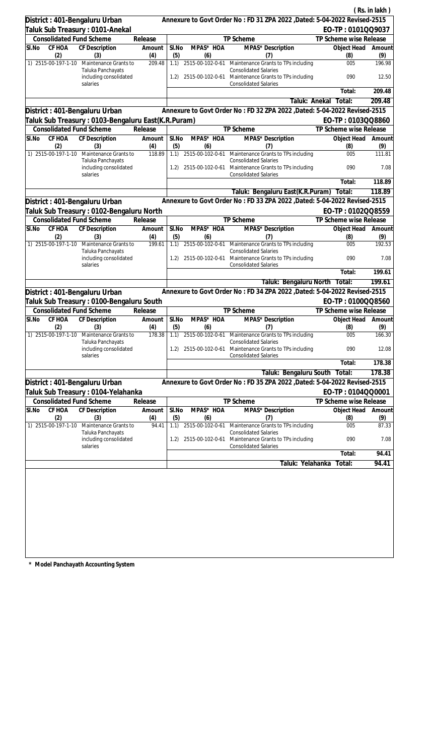( Rs. in lakh )

**District : 401-Bengaluru Urban** — Annexure to Govt Order No : FD 31 ZPA 2022 ,Dated: 5-04-2022 Revised-2515

**Taluk Sub Treasury : 0101-Anekal** — EO-TP : 0101QQ9037

| Consolidated Fund Scheme | | | Release | TP Scheme | | | TP Scheme wise Release | |
|---|---|---|---|---|---|---|---|---|
| Sl.No | CF HOA | CF Description | Amount | Sl.No | MPAS* HOA | MPAS* Description | Object Head | Amount |
| (2) | | (3) | (4) | (5) | (6) | (7) | (8) | (9) |
| 1) | 2515-00-197-1-10 | Maintenance Grants to Taluka Panchayats including consolidated salaries | 209.48 | 1.1) | 2515-00-102-0-61 | Maintenance Grants to TPs including Consolidated Salaries | 005 | 196.98 |
| | | | | 1.2) | 2515-00-102-0-61 | Maintenance Grants to TPs including Consolidated Salaries | 090 | 12.50 |
| | | | | | | | Total: | 209.48 |
| | | | | | | Taluk: Anekal | Total: | 209.48 |

**District : 401-Bengaluru Urban** — Annexure to Govt Order No : FD 32 ZPA 2022 ,Dated: 5-04-2022 Revised-2515

**Taluk Sub Treasury : 0103-Bengaluru East(K.R.Puram)** — EO-TP : 0103QQ8860

| Consolidated Fund Scheme | | | Release | TP Scheme | | | TP Scheme wise Release | |
|---|---|---|---|---|---|---|---|---|
| Sl.No | CF HOA | CF Description | Amount | Sl.No | MPAS* HOA | MPAS* Description | Object Head | Amount |
| (2) | | (3) | (4) | (5) | (6) | (7) | (8) | (9) |
| 1) | 2515-00-197-1-10 | Maintenance Grants to Taluka Panchayats including consolidated salaries | 118.89 | 1.1) | 2515-00-102-0-61 | Maintenance Grants to TPs including Consolidated Salaries | 005 | 111.81 |
| | | | | 1.2) | 2515-00-102-0-61 | Maintenance Grants to TPs including Consolidated Salaries | 090 | 7.08 |
| | | | | | | | Total: | 118.89 |
| | | | | | | Taluk: Bengaluru East(K.R.Puram) | Total: | 118.89 |

**District : 401-Bengaluru Urban** — Annexure to Govt Order No : FD 33 ZPA 2022 ,Dated: 5-04-2022 Revised-2515

**Taluk Sub Treasury : 0102-Bengaluru North** — EO-TP : 0102QQ8559

| Consolidated Fund Scheme | | | Release | TP Scheme | | | TP Scheme wise Release | |
|---|---|---|---|---|---|---|---|---|
| Sl.No | CF HOA | CF Description | Amount | Sl.No | MPAS* HOA | MPAS* Description | Object Head | Amount |
| (2) | | (3) | (4) | (5) | (6) | (7) | (8) | (9) |
| 1) | 2515-00-197-1-10 | Maintenance Grants to Taluka Panchayats including consolidated salaries | 199.61 | 1.1) | 2515-00-102-0-61 | Maintenance Grants to TPs including Consolidated Salaries | 005 | 192.53 |
| | | | | 1.2) | 2515-00-102-0-61 | Maintenance Grants to TPs including Consolidated Salaries | 090 | 7.08 |
| | | | | | | | Total: | 199.61 |
| | | | | | | Taluk: Bengaluru North | Total: | 199.61 |

**District : 401-Bengaluru Urban** — Annexure to Govt Order No : FD 34 ZPA 2022 ,Dated: 5-04-2022 Revised-2515

**Taluk Sub Treasury : 0100-Bengaluru South** — EO-TP : 0100QQ8560

| Consolidated Fund Scheme | | | Release | TP Scheme | | | TP Scheme wise Release | |
|---|---|---|---|---|---|---|---|---|
| Sl.No | CF HOA | CF Description | Amount | Sl.No | MPAS* HOA | MPAS* Description | Object Head | Amount |
| (2) | | (3) | (4) | (5) | (6) | (7) | (8) | (9) |
| 1) | 2515-00-197-1-10 | Maintenance Grants to Taluka Panchayats including consolidated salaries | 178.38 | 1.1) | 2515-00-102-0-61 | Maintenance Grants to TPs including Consolidated Salaries | 005 | 166.30 |
| | | | | 1.2) | 2515-00-102-0-61 | Maintenance Grants to TPs including Consolidated Salaries | 090 | 12.08 |
| | | | | | | | Total: | 178.38 |
| | | | | | | Taluk: Bengaluru South | Total: | 178.38 |

**District : 401-Bengaluru Urban** — Annexure to Govt Order No : FD 35 ZPA 2022 ,Dated: 5-04-2022 Revised-2515

**Taluk Sub Treasury : 0104-Yelahanka** — EO-TP : 0104QQ0001

| Consolidated Fund Scheme | | | Release | TP Scheme | | | TP Scheme wise Release | |
|---|---|---|---|---|---|---|---|---|
| Sl.No | CF HOA | CF Description | Amount | Sl.No | MPAS* HOA | MPAS* Description | Object Head | Amount |
| (2) | | (3) | (4) | (5) | (6) | (7) | (8) | (9) |
| 1) | 2515-00-197-1-10 | Maintenance Grants to Taluka Panchayats including consolidated salaries | 94.41 | 1.1) | 2515-00-102-0-61 | Maintenance Grants to TPs including Consolidated Salaries | 005 | 87.33 |
| | | | | 1.2) | 2515-00-102-0-61 | Maintenance Grants to TPs including Consolidated Salaries | 090 | 7.08 |
| | | | | | | | Total: | 94.41 |
| | | | | | | Taluk: Yelahanka | Total: | 94.41 |

**\* Model Panchayath Accounting System**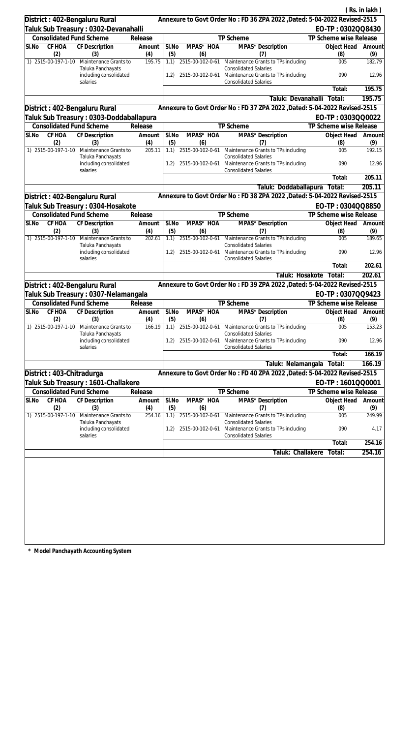( Rs. in lakh )

**District : 402-Bengaluru Rural** — Annexure to Govt Order No : FD 36 ZPA 2022 ,Dated: 5-04-2022 Revised-2515

**Taluk Sub Treasury : 0302-Devanahalli** — EO-TP : 0302QQ8430

| Consolidated Fund Scheme | | | Release | TP Scheme | | | TP Scheme wise Release | |
|---|---|---|---|---|---|---|---|---|
| Sl.No | CF HOA | CF Description | Amount | Sl.No | MPAS* HOA | MPAS* Description | Object Head | Amount |
| (2) | | (3) | (4) | (5) | (6) | (7) | (8) | (9) |
| 1) | 2515-00-197-1-10 | Maintenance Grants to Taluka Panchayats including consolidated salaries | 195.75 | 1.1) | 2515-00-102-0-61 | Maintenance Grants to TPs including Consolidated Salaries | 005 | 182.79 |
| | | | | 1.2) | 2515-00-102-0-61 | Maintenance Grants to TPs including Consolidated Salaries | 090 | 12.96 |
| | | | | | | | Total: | 195.75 |
| | | | | | | Taluk: Devanahalli Total: | | 195.75 |

**District : 402-Bengaluru Rural** — Annexure to Govt Order No : FD 37 ZPA 2022 ,Dated: 5-04-2022 Revised-2515

**Taluk Sub Treasury : 0303-Doddaballapura** — EO-TP : 0303QQ0022

| Consolidated Fund Scheme | | | Release | TP Scheme | | | TP Scheme wise Release | |
|---|---|---|---|---|---|---|---|---|
| Sl.No | CF HOA | CF Description | Amount | Sl.No | MPAS* HOA | MPAS* Description | Object Head | Amount |
| (2) | | (3) | (4) | (5) | (6) | (7) | (8) | (9) |
| 1) | 2515-00-197-1-10 | Maintenance Grants to Taluka Panchayats including consolidated salaries | 205.11 | 1.1) | 2515-00-102-0-61 | Maintenance Grants to TPs including Consolidated Salaries | 005 | 192.15 |
| | | | | 1.2) | 2515-00-102-0-61 | Maintenance Grants to TPs including Consolidated Salaries | 090 | 12.96 |
| | | | | | | | Total: | 205.11 |
| | | | | | | Taluk: Doddaballapura Total: | | 205.11 |

**District : 402-Bengaluru Rural** — Annexure to Govt Order No : FD 38 ZPA 2022 ,Dated: 5-04-2022 Revised-2515

**Taluk Sub Treasury : 0304-Hosakote** — EO-TP : 0304QQ8850

| Consolidated Fund Scheme | | | Release | TP Scheme | | | TP Scheme wise Release | |
|---|---|---|---|---|---|---|---|---|
| Sl.No | CF HOA | CF Description | Amount | Sl.No | MPAS* HOA | MPAS* Description | Object Head | Amount |
| (2) | | (3) | (4) | (5) | (6) | (7) | (8) | (9) |
| 1) | 2515-00-197-1-10 | Maintenance Grants to Taluka Panchayats including consolidated salaries | 202.61 | 1.1) | 2515-00-102-0-61 | Maintenance Grants to TPs including Consolidated Salaries | 005 | 189.65 |
| | | | | 1.2) | 2515-00-102-0-61 | Maintenance Grants to TPs including Consolidated Salaries | 090 | 12.96 |
| | | | | | | | Total: | 202.61 |
| | | | | | | Taluk: Hosakote Total: | | 202.61 |

**District : 402-Bengaluru Rural** — Annexure to Govt Order No : FD 39 ZPA 2022 ,Dated: 5-04-2022 Revised-2515

**Taluk Sub Treasury : 0307-Nelamangala** — EO-TP : 0307QQ9423

| Consolidated Fund Scheme | | | Release | TP Scheme | | | TP Scheme wise Release | |
|---|---|---|---|---|---|---|---|---|
| Sl.No | CF HOA | CF Description | Amount | Sl.No | MPAS* HOA | MPAS* Description | Object Head | Amount |
| (2) | | (3) | (4) | (5) | (6) | (7) | (8) | (9) |
| 1) | 2515-00-197-1-10 | Maintenance Grants to Taluka Panchayats including consolidated salaries | 166.19 | 1.1) | 2515-00-102-0-61 | Maintenance Grants to TPs including Consolidated Salaries | 005 | 153.23 |
| | | | | 1.2) | 2515-00-102-0-61 | Maintenance Grants to TPs including Consolidated Salaries | 090 | 12.96 |
| | | | | | | | Total: | 166.19 |
| | | | | | | Taluk: Nelamangala Total: | | 166.19 |

**District : 403-Chitradurga** — Annexure to Govt Order No : FD 40 ZPA 2022 ,Dated: 5-04-2022 Revised-2515

**Taluk Sub Treasury : 1601-Challakere** — EO-TP : 1601QQ0001

| Consolidated Fund Scheme | | | Release | TP Scheme | | | TP Scheme wise Release | |
|---|---|---|---|---|---|---|---|---|
| Sl.No | CF HOA | CF Description | Amount | Sl.No | MPAS* HOA | MPAS* Description | Object Head | Amount |
| (2) | | (3) | (4) | (5) | (6) | (7) | (8) | (9) |
| 1) | 2515-00-197-1-10 | Maintenance Grants to Taluka Panchayats including consolidated salaries | 254.16 | 1.1) | 2515-00-102-0-61 | Maintenance Grants to TPs including Consolidated Salaries | 005 | 249.99 |
| | | | | 1.2) | 2515-00-102-0-61 | Maintenance Grants to TPs including Consolidated Salaries | 090 | 4.17 |
| | | | | | | | Total: | 254.16 |
| | | | | | | Taluk: Challakere Total: | | 254.16 |

\* Model Panchayath Accounting System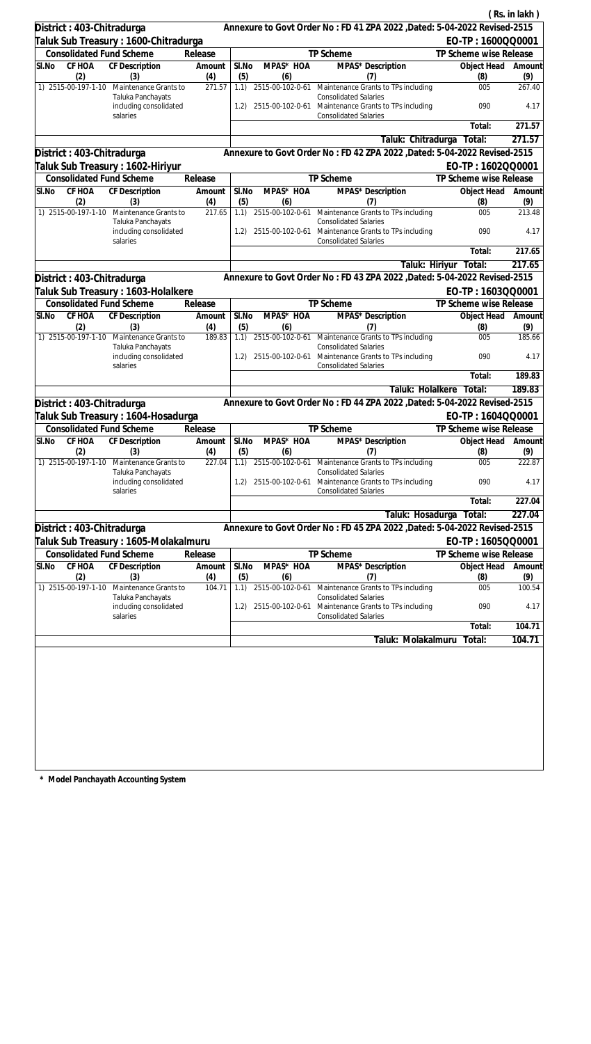( Rs. in lakh )

**District : 403-Chitradurga** — Annexure to Govt Order No : FD 41 ZPA 2022 ,Dated: 5-04-2022 Revised-2515

**Taluk Sub Treasury : 1600-Chitradurga** — EO-TP : 1600QQ0001

| Consolidated Fund Scheme | | | Release | TP Scheme | | | TP Scheme wise Release | |
|---|---|---|---|---|---|---|---|---|
| Sl.No | CF HOA | CF Description | Amount | Sl.No | MPAS* HOA | MPAS* Description | Object Head | Amount |
| (2) | | (3) | (4) | (5) | (6) | (7) | (8) | (9) |
| 1) | 2515-00-197-1-10 | Maintenance Grants to Taluka Panchayats including consolidated salaries | 271.57 | 1.1) | 2515-00-102-0-61 | Maintenance Grants to TPs including Consolidated Salaries | 005 | 267.40 |
| | | | | 1.2) | 2515-00-102-0-61 | Maintenance Grants to TPs including Consolidated Salaries | 090 | 4.17 |
| | | | | | | | Total: | 271.57 |
| | | | | | | Taluk: Chitradurga | Total: | 271.57 |

**District : 403-Chitradurga** — Annexure to Govt Order No : FD 42 ZPA 2022 ,Dated: 5-04-2022 Revised-2515

**Taluk Sub Treasury : 1602-Hiriyur** — EO-TP : 1602QQ0001

| Consolidated Fund Scheme | | | Release | TP Scheme | | | TP Scheme wise Release | |
|---|---|---|---|---|---|---|---|---|
| Sl.No | CF HOA | CF Description | Amount | Sl.No | MPAS* HOA | MPAS* Description | Object Head | Amount |
| (2) | | (3) | (4) | (5) | (6) | (7) | (8) | (9) |
| 1) | 2515-00-197-1-10 | Maintenance Grants to Taluka Panchayats including consolidated salaries | 217.65 | 1.1) | 2515-00-102-0-61 | Maintenance Grants to TPs including Consolidated Salaries | 005 | 213.48 |
| | | | | 1.2) | 2515-00-102-0-61 | Maintenance Grants to TPs including Consolidated Salaries | 090 | 4.17 |
| | | | | | | | Total: | 217.65 |
| | | | | | | Taluk: Hiriyur | Total: | 217.65 |

**District : 403-Chitradurga** — Annexure to Govt Order No : FD 43 ZPA 2022 ,Dated: 5-04-2022 Revised-2515

**Taluk Sub Treasury : 1603-Holalkere** — EO-TP : 1603QQ0001

| Consolidated Fund Scheme | | | Release | TP Scheme | | | TP Scheme wise Release | |
|---|---|---|---|---|---|---|---|---|
| Sl.No | CF HOA | CF Description | Amount | Sl.No | MPAS* HOA | MPAS* Description | Object Head | Amount |
| (2) | | (3) | (4) | (5) | (6) | (7) | (8) | (9) |
| 1) | 2515-00-197-1-10 | Maintenance Grants to Taluka Panchayats including consolidated salaries | 189.83 | 1.1) | 2515-00-102-0-61 | Maintenance Grants to TPs including Consolidated Salaries | 005 | 185.66 |
| | | | | 1.2) | 2515-00-102-0-61 | Maintenance Grants to TPs including Consolidated Salaries | 090 | 4.17 |
| | | | | | | | Total: | 189.83 |
| | | | | | | Taluk: Holalkere | Total: | 189.83 |

**District : 403-Chitradurga** — Annexure to Govt Order No : FD 44 ZPA 2022 ,Dated: 5-04-2022 Revised-2515

**Taluk Sub Treasury : 1604-Hosadurga** — EO-TP : 1604QQ0001

| Consolidated Fund Scheme | | | Release | TP Scheme | | | TP Scheme wise Release | |
|---|---|---|---|---|---|---|---|---|
| Sl.No | CF HOA | CF Description | Amount | Sl.No | MPAS* HOA | MPAS* Description | Object Head | Amount |
| (2) | | (3) | (4) | (5) | (6) | (7) | (8) | (9) |
| 1) | 2515-00-197-1-10 | Maintenance Grants to Taluka Panchayats including consolidated salaries | 227.04 | 1.1) | 2515-00-102-0-61 | Maintenance Grants to TPs including Consolidated Salaries | 005 | 222.87 |
| | | | | 1.2) | 2515-00-102-0-61 | Maintenance Grants to TPs including Consolidated Salaries | 090 | 4.17 |
| | | | | | | | Total: | 227.04 |
| | | | | | | Taluk: Hosadurga | Total: | 227.04 |

**District : 403-Chitradurga** — Annexure to Govt Order No : FD 45 ZPA 2022 ,Dated: 5-04-2022 Revised-2515

**Taluk Sub Treasury : 1605-Molakalmuru** — EO-TP : 1605QQ0001

| Consolidated Fund Scheme | | | Release | TP Scheme | | | TP Scheme wise Release | |
|---|---|---|---|---|---|---|---|---|
| Sl.No | CF HOA | CF Description | Amount | Sl.No | MPAS* HOA | MPAS* Description | Object Head | Amount |
| (2) | | (3) | (4) | (5) | (6) | (7) | (8) | (9) |
| 1) | 2515-00-197-1-10 | Maintenance Grants to Taluka Panchayats including consolidated salaries | 104.71 | 1.1) | 2515-00-102-0-61 | Maintenance Grants to TPs including Consolidated Salaries | 005 | 100.54 |
| | | | | 1.2) | 2515-00-102-0-61 | Maintenance Grants to TPs including Consolidated Salaries | 090 | 4.17 |
| | | | | | | | Total: | 104.71 |
| | | | | | | Taluk: Molakalmuru | Total: | 104.71 |

\* Model Panchayath Accounting System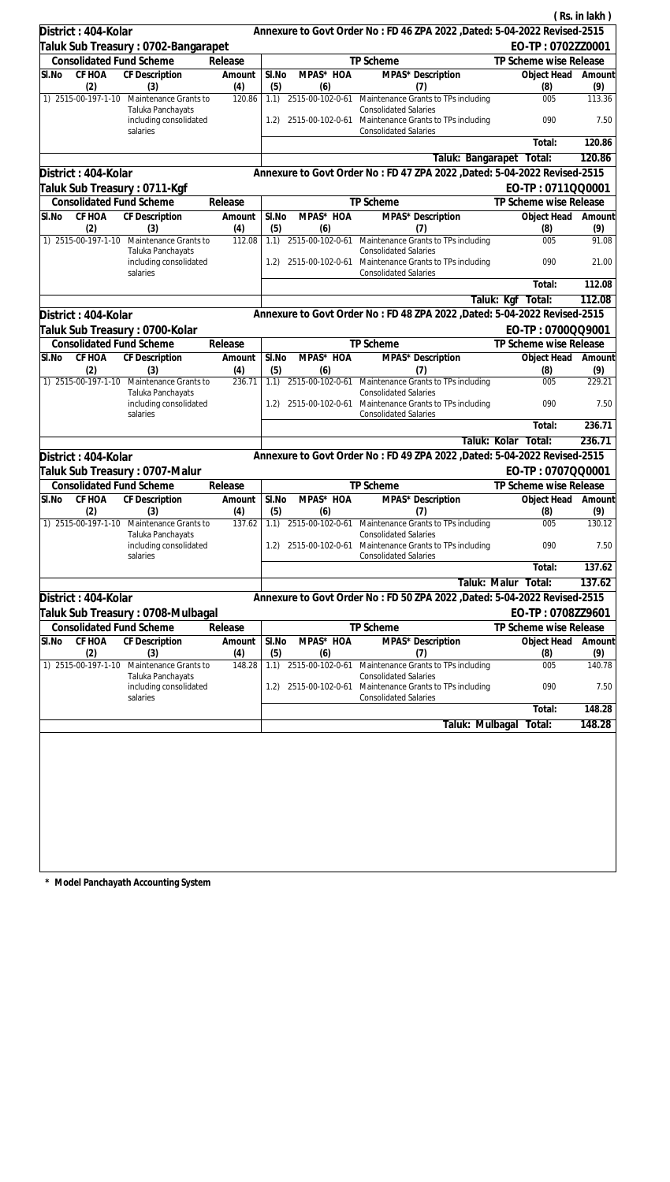( Rs. in lakh )

**District : 404-Kolar** — Annexure to Govt Order No : FD 46 ZPA 2022 ,Dated: 5-04-2022 Revised-2515

**Taluk Sub Treasury : 0702-Bangarapet** — EO-TP : 0702ZZ0001

| Consolidated Fund Scheme | | | Release | TP Scheme | | | TP Scheme wise Release | |
|---|---|---|---|---|---|---|---|---|
| Sl.No | CF HOA | CF Description | Amount | Sl.No | MPAS* HOA | MPAS* Description | Object Head | Amount |
| (2) | | (3) | (4) | (5) | (6) | (7) | (8) | (9) |
| 1) | 2515-00-197-1-10 | Maintenance Grants to Taluka Panchayats including consolidated salaries | 120.86 | 1.1) | 2515-00-102-0-61 | Maintenance Grants to TPs including Consolidated Salaries | 005 | 113.36 |
| | | | | 1.2) | 2515-00-102-0-61 | Maintenance Grants to TPs including Consolidated Salaries | 090 | 7.50 |
| | | | | | | | Total: | 120.86 |
| | | | | | | Taluk: Bangarapet | Total: | 120.86 |

**District : 404-Kolar** — Annexure to Govt Order No : FD 47 ZPA 2022 ,Dated: 5-04-2022 Revised-2515

**Taluk Sub Treasury : 0711-Kgf** — EO-TP : 0711QQ0001

| Consolidated Fund Scheme | | | Release | TP Scheme | | | TP Scheme wise Release | |
|---|---|---|---|---|---|---|---|---|
| Sl.No | CF HOA | CF Description | Amount | Sl.No | MPAS* HOA | MPAS* Description | Object Head | Amount |
| (2) | | (3) | (4) | (5) | (6) | (7) | (8) | (9) |
| 1) | 2515-00-197-1-10 | Maintenance Grants to Taluka Panchayats including consolidated salaries | 112.08 | 1.1) | 2515-00-102-0-61 | Maintenance Grants to TPs including Consolidated Salaries | 005 | 91.08 |
| | | | | 1.2) | 2515-00-102-0-61 | Maintenance Grants to TPs including Consolidated Salaries | 090 | 21.00 |
| | | | | | | | Total: | 112.08 |
| | | | | | | Taluk: Kgf | Total: | 112.08 |

**District : 404-Kolar** — Annexure to Govt Order No : FD 48 ZPA 2022 ,Dated: 5-04-2022 Revised-2515

**Taluk Sub Treasury : 0700-Kolar** — EO-TP : 0700QQ9001

| Consolidated Fund Scheme | | | Release | TP Scheme | | | TP Scheme wise Release | |
|---|---|---|---|---|---|---|---|---|
| Sl.No | CF HOA | CF Description | Amount | Sl.No | MPAS* HOA | MPAS* Description | Object Head | Amount |
| (2) | | (3) | (4) | (5) | (6) | (7) | (8) | (9) |
| 1) | 2515-00-197-1-10 | Maintenance Grants to Taluka Panchayats including consolidated salaries | 236.71 | 1.1) | 2515-00-102-0-61 | Maintenance Grants to TPs including Consolidated Salaries | 005 | 229.21 |
| | | | | 1.2) | 2515-00-102-0-61 | Maintenance Grants to TPs including Consolidated Salaries | 090 | 7.50 |
| | | | | | | | Total: | 236.71 |
| | | | | | | Taluk: Kolar | Total: | 236.71 |

**District : 404-Kolar** — Annexure to Govt Order No : FD 49 ZPA 2022 ,Dated: 5-04-2022 Revised-2515

**Taluk Sub Treasury : 0707-Malur** — EO-TP : 0707QQ0001

| Consolidated Fund Scheme | | | Release | TP Scheme | | | TP Scheme wise Release | |
|---|---|---|---|---|---|---|---|---|
| Sl.No | CF HOA | CF Description | Amount | Sl.No | MPAS* HOA | MPAS* Description | Object Head | Amount |
| (2) | | (3) | (4) | (5) | (6) | (7) | (8) | (9) |
| 1) | 2515-00-197-1-10 | Maintenance Grants to Taluka Panchayats including consolidated salaries | 137.62 | 1.1) | 2515-00-102-0-61 | Maintenance Grants to TPs including Consolidated Salaries | 005 | 130.12 |
| | | | | 1.2) | 2515-00-102-0-61 | Maintenance Grants to TPs including Consolidated Salaries | 090 | 7.50 |
| | | | | | | | Total: | 137.62 |
| | | | | | | Taluk: Malur | Total: | 137.62 |

**District : 404-Kolar** — Annexure to Govt Order No : FD 50 ZPA 2022 ,Dated: 5-04-2022 Revised-2515

**Taluk Sub Treasury : 0708-Mulbagal** — EO-TP : 0708ZZ9601

| Consolidated Fund Scheme | | | Release | TP Scheme | | | TP Scheme wise Release | |
|---|---|---|---|---|---|---|---|---|
| Sl.No | CF HOA | CF Description | Amount | Sl.No | MPAS* HOA | MPAS* Description | Object Head | Amount |
| (2) | | (3) | (4) | (5) | (6) | (7) | (8) | (9) |
| 1) | 2515-00-197-1-10 | Maintenance Grants to Taluka Panchayats including consolidated salaries | 148.28 | 1.1) | 2515-00-102-0-61 | Maintenance Grants to TPs including Consolidated Salaries | 005 | 140.78 |
| | | | | 1.2) | 2515-00-102-0-61 | Maintenance Grants to TPs including Consolidated Salaries | 090 | 7.50 |
| | | | | | | | Total: | 148.28 |
| | | | | | | Taluk: Mulbagal | Total: | 148.28 |

**\* Model Panchayath Accounting System**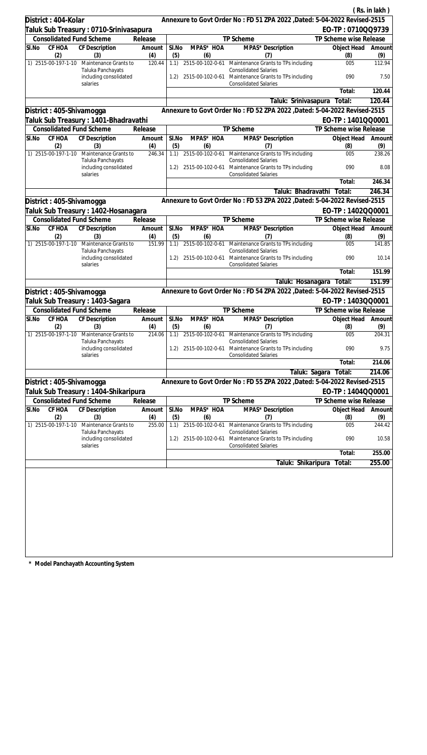( Rs. in lakh )

**District : 404-Kolar** — Annexure to Govt Order No : FD 51 ZPA 2022 ,Dated: 5-04-2022 Revised-2515

**Taluk Sub Treasury : 0710-Srinivasapura** — EO-TP : 0710QQ9739

| Consolidated Fund Scheme | | | Release | TP Scheme | | | TP Scheme wise Release | |
|---|---|---|---|---|---|---|---|---|
| Sl.No | CF HOA | CF Description | Amount | Sl.No | MPAS* HOA | MPAS* Description | Object Head | Amount |
| | (2) | (3) | (4) | (5) | (6) | (7) | (8) | (9) |
| 1) | 2515-00-197-1-10 | Maintenance Grants to Taluka Panchayats including consolidated salaries | 120.44 | 1.1) | 2515-00-102-0-61 | Maintenance Grants to TPs including Consolidated Salaries | 005 | 112.94 |
| | | | | 1.2) | 2515-00-102-0-61 | Maintenance Grants to TPs including Consolidated Salaries | 090 | 7.50 |
| | | | | | | | Total: | 120.44 |
| | | | | | | Taluk: Srinivasapura | Total: | 120.44 |

**District : 405-Shivamogga** — Annexure to Govt Order No : FD 52 ZPA 2022 ,Dated: 5-04-2022 Revised-2515

**Taluk Sub Treasury : 1401-Bhadravathi** — EO-TP : 1401QQ0001

| Consolidated Fund Scheme | | | Release | TP Scheme | | | TP Scheme wise Release | |
|---|---|---|---|---|---|---|---|---|
| Sl.No | CF HOA | CF Description | Amount | Sl.No | MPAS* HOA | MPAS* Description | Object Head | Amount |
| | (2) | (3) | (4) | (5) | (6) | (7) | (8) | (9) |
| 1) | 2515-00-197-1-10 | Maintenance Grants to Taluka Panchayats including consolidated salaries | 246.34 | 1.1) | 2515-00-102-0-61 | Maintenance Grants to TPs including Consolidated Salaries | 005 | 238.26 |
| | | | | 1.2) | 2515-00-102-0-61 | Maintenance Grants to TPs including Consolidated Salaries | 090 | 8.08 |
| | | | | | | | Total: | 246.34 |
| | | | | | | Taluk: Bhadravathi | Total: | 246.34 |

**District : 405-Shivamogga** — Annexure to Govt Order No : FD 53 ZPA 2022 ,Dated: 5-04-2022 Revised-2515

**Taluk Sub Treasury : 1402-Hosanagara** — EO-TP : 1402QQ0001

| Consolidated Fund Scheme | | | Release | TP Scheme | | | TP Scheme wise Release | |
|---|---|---|---|---|---|---|---|---|
| Sl.No | CF HOA | CF Description | Amount | Sl.No | MPAS* HOA | MPAS* Description | Object Head | Amount |
| | (2) | (3) | (4) | (5) | (6) | (7) | (8) | (9) |
| 1) | 2515-00-197-1-10 | Maintenance Grants to Taluka Panchayats including consolidated salaries | 151.99 | 1.1) | 2515-00-102-0-61 | Maintenance Grants to TPs including Consolidated Salaries | 005 | 141.85 |
| | | | | 1.2) | 2515-00-102-0-61 | Maintenance Grants to TPs including Consolidated Salaries | 090 | 10.14 |
| | | | | | | | Total: | 151.99 |
| | | | | | | Taluk: Hosanagara | Total: | 151.99 |

**District : 405-Shivamogga** — Annexure to Govt Order No : FD 54 ZPA 2022 ,Dated: 5-04-2022 Revised-2515

**Taluk Sub Treasury : 1403-Sagara** — EO-TP : 1403QQ0001

| Consolidated Fund Scheme | | | Release | TP Scheme | | | TP Scheme wise Release | |
|---|---|---|---|---|---|---|---|---|
| Sl.No | CF HOA | CF Description | Amount | Sl.No | MPAS* HOA | MPAS* Description | Object Head | Amount |
| | (2) | (3) | (4) | (5) | (6) | (7) | (8) | (9) |
| 1) | 2515-00-197-1-10 | Maintenance Grants to Taluka Panchayats including consolidated salaries | 214.06 | 1.1) | 2515-00-102-0-61 | Maintenance Grants to TPs including Consolidated Salaries | 005 | 204.31 |
| | | | | 1.2) | 2515-00-102-0-61 | Maintenance Grants to TPs including Consolidated Salaries | 090 | 9.75 |
| | | | | | | | Total: | 214.06 |
| | | | | | | Taluk: Sagara | Total: | 214.06 |

**District : 405-Shivamogga** — Annexure to Govt Order No : FD 55 ZPA 2022 ,Dated: 5-04-2022 Revised-2515

**Taluk Sub Treasury : 1404-Shikaripura** — EO-TP : 1404QQ0001

| Consolidated Fund Scheme | | | Release | TP Scheme | | | TP Scheme wise Release | |
|---|---|---|---|---|---|---|---|---|
| Sl.No | CF HOA | CF Description | Amount | Sl.No | MPAS* HOA | MPAS* Description | Object Head | Amount |
| | (2) | (3) | (4) | (5) | (6) | (7) | (8) | (9) |
| 1) | 2515-00-197-1-10 | Maintenance Grants to Taluka Panchayats including consolidated salaries | 255.00 | 1.1) | 2515-00-102-0-61 | Maintenance Grants to TPs including Consolidated Salaries | 005 | 244.42 |
| | | | | 1.2) | 2515-00-102-0-61 | Maintenance Grants to TPs including Consolidated Salaries | 090 | 10.58 |
| | | | | | | | Total: | 255.00 |
| | | | | | | Taluk: Shikaripura | Total: | 255.00 |

\* Model Panchayath Accounting System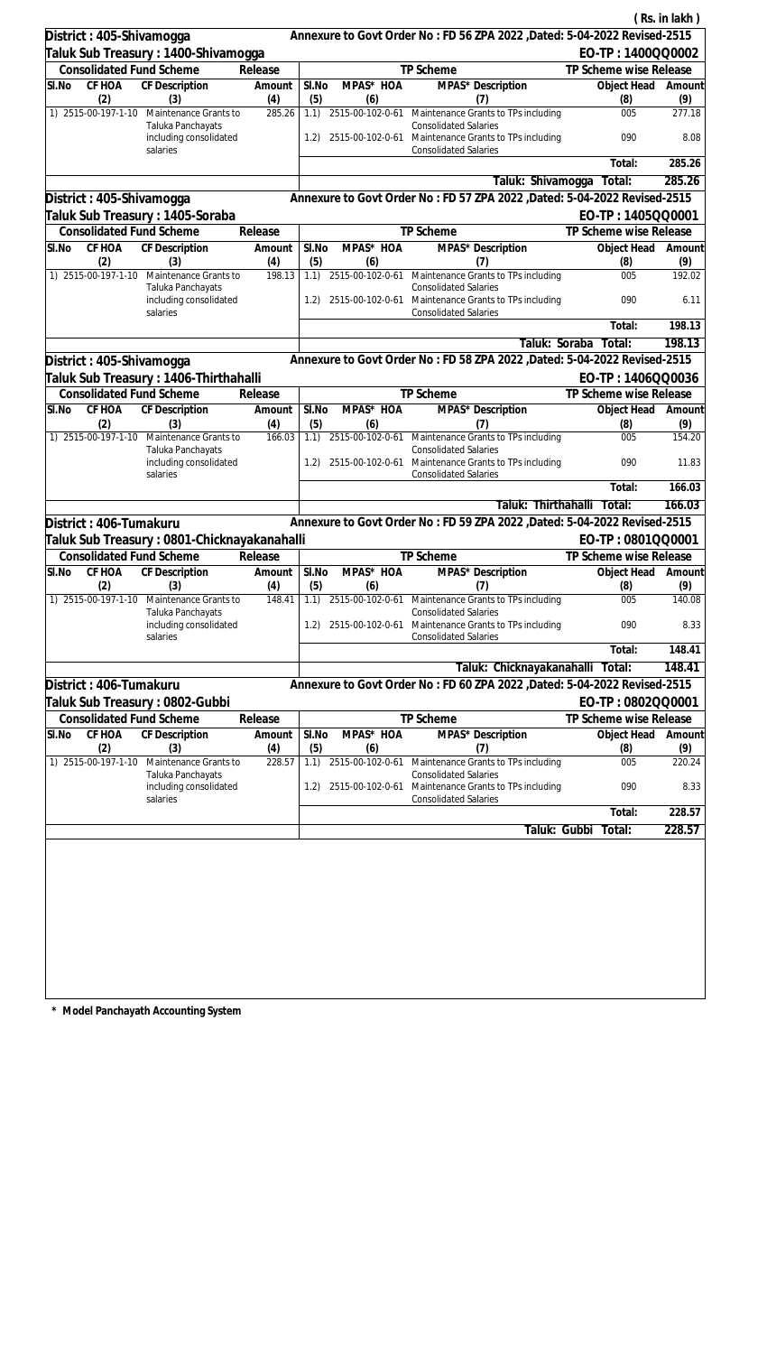( Rs. in lakh )

**District : 405-Shivamogga** — Annexure to Govt Order No : FD 56 ZPA 2022 ,Dated: 5-04-2022 Revised-2515

**Taluk Sub Treasury : 1400-Shivamogga** — EO-TP : 1400QQ0002

| Consolidated Fund Scheme | | | Release | TP Scheme | | | TP Scheme wise Release | |
|---|---|---|---|---|---|---|---|---|
| Sl.No | CF HOA | CF Description | Amount | Sl.No | MPAS* HOA | MPAS* Description | Object Head | Amount |
| | (2) | (3) | (4) | (5) | (6) | (7) | (8) | (9) |
| 1) | 2515-00-197-1-10 | Maintenance Grants to Taluka Panchayats including consolidated salaries | 285.26 | 1.1) | 2515-00-102-0-61 | Maintenance Grants to TPs including Consolidated Salaries | 005 | 277.18 |
| | | | | 1.2) | 2515-00-102-0-61 | Maintenance Grants to TPs including Consolidated Salaries | 090 | 8.08 |
| | | | | | | | Total: | 285.26 |
| | | | | | | Taluk: Shivamogga | Total: | 285.26 |

**District : 405-Shivamogga** — Annexure to Govt Order No : FD 57 ZPA 2022 ,Dated: 5-04-2022 Revised-2515

**Taluk Sub Treasury : 1405-Soraba** — EO-TP : 1405QQ0001

| Consolidated Fund Scheme | | | Release | TP Scheme | | | TP Scheme wise Release | |
|---|---|---|---|---|---|---|---|---|
| Sl.No | CF HOA | CF Description | Amount | Sl.No | MPAS* HOA | MPAS* Description | Object Head | Amount |
| | (2) | (3) | (4) | (5) | (6) | (7) | (8) | (9) |
| 1) | 2515-00-197-1-10 | Maintenance Grants to Taluka Panchayats including consolidated salaries | 198.13 | 1.1) | 2515-00-102-0-61 | Maintenance Grants to TPs including Consolidated Salaries | 005 | 192.02 |
| | | | | 1.2) | 2515-00-102-0-61 | Maintenance Grants to TPs including Consolidated Salaries | 090 | 6.11 |
| | | | | | | | Total: | 198.13 |
| | | | | | | Taluk: Soraba | Total: | 198.13 |

**District : 405-Shivamogga** — Annexure to Govt Order No : FD 58 ZPA 2022 ,Dated: 5-04-2022 Revised-2515

**Taluk Sub Treasury : 1406-Thirthahalli** — EO-TP : 1406QQ0036

| Consolidated Fund Scheme | | | Release | TP Scheme | | | TP Scheme wise Release | |
|---|---|---|---|---|---|---|---|---|
| Sl.No | CF HOA | CF Description | Amount | Sl.No | MPAS* HOA | MPAS* Description | Object Head | Amount |
| | (2) | (3) | (4) | (5) | (6) | (7) | (8) | (9) |
| 1) | 2515-00-197-1-10 | Maintenance Grants to Taluka Panchayats including consolidated salaries | 166.03 | 1.1) | 2515-00-102-0-61 | Maintenance Grants to TPs including Consolidated Salaries | 005 | 154.20 |
| | | | | 1.2) | 2515-00-102-0-61 | Maintenance Grants to TPs including Consolidated Salaries | 090 | 11.83 |
| | | | | | | | Total: | 166.03 |
| | | | | | | Taluk: Thirthahalli | Total: | 166.03 |

**District : 406-Tumakuru** — Annexure to Govt Order No : FD 59 ZPA 2022 ,Dated: 5-04-2022 Revised-2515

**Taluk Sub Treasury : 0801-Chicknayakanahalli** — EO-TP : 0801QQ0001

| Consolidated Fund Scheme | | | Release | TP Scheme | | | TP Scheme wise Release | |
|---|---|---|---|---|---|---|---|---|
| Sl.No | CF HOA | CF Description | Amount | Sl.No | MPAS* HOA | MPAS* Description | Object Head | Amount |
| | (2) | (3) | (4) | (5) | (6) | (7) | (8) | (9) |
| 1) | 2515-00-197-1-10 | Maintenance Grants to Taluka Panchayats including consolidated salaries | 148.41 | 1.1) | 2515-00-102-0-61 | Maintenance Grants to TPs including Consolidated Salaries | 005 | 140.08 |
| | | | | 1.2) | 2515-00-102-0-61 | Maintenance Grants to TPs including Consolidated Salaries | 090 | 8.33 |
| | | | | | | | Total: | 148.41 |
| | | | | | | Taluk: Chicknayakanahalli | Total: | 148.41 |

**District : 406-Tumakuru** — Annexure to Govt Order No : FD 60 ZPA 2022 ,Dated: 5-04-2022 Revised-2515

**Taluk Sub Treasury : 0802-Gubbi** — EO-TP : 0802QQ0001

| Consolidated Fund Scheme | | | Release | TP Scheme | | | TP Scheme wise Release | |
|---|---|---|---|---|---|---|---|---|
| Sl.No | CF HOA | CF Description | Amount | Sl.No | MPAS* HOA | MPAS* Description | Object Head | Amount |
| | (2) | (3) | (4) | (5) | (6) | (7) | (8) | (9) |
| 1) | 2515-00-197-1-10 | Maintenance Grants to Taluka Panchayats including consolidated salaries | 228.57 | 1.1) | 2515-00-102-0-61 | Maintenance Grants to TPs including Consolidated Salaries | 005 | 220.24 |
| | | | | 1.2) | 2515-00-102-0-61 | Maintenance Grants to TPs including Consolidated Salaries | 090 | 8.33 |
| | | | | | | | Total: | 228.57 |
| | | | | | | Taluk: Gubbi | Total: | 228.57 |

\* Model Panchayath Accounting System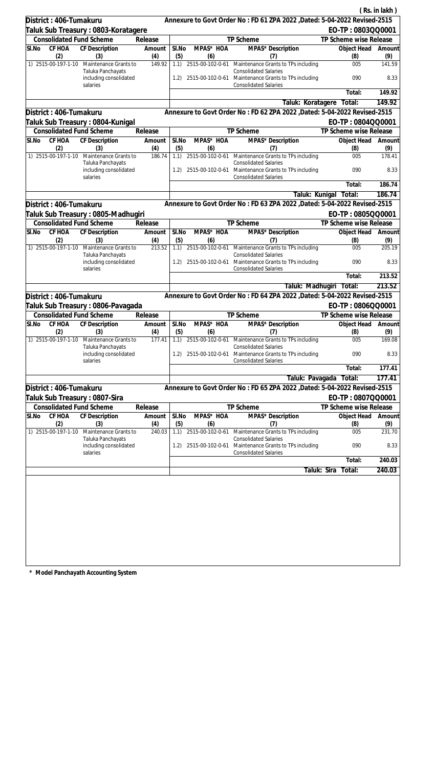( Rs. in lakh )

**District : 406-Tumakuru** — Annexure to Govt Order No : FD 61 ZPA 2022 ,Dated: 5-04-2022 Revised-2515

**Taluk Sub Treasury : 0803-Koratagere** — EO-TP : 0803QQ0001

| Consolidated Fund Scheme | | | Release | TP Scheme | | | TP Scheme wise Release | |
|---|---|---|---|---|---|---|---|---|
| Sl.No | CF HOA | CF Description | Amount | Sl.No | MPAS* HOA | MPAS* Description | Object Head | Amount |
| | (2) | (3) | (4) | (5) | (6) | (7) | (8) | (9) |
| 1) | 2515-00-197-1-10 | Maintenance Grants to Taluka Panchayats including consolidated salaries | 149.92 | 1.1) | 2515-00-102-0-61 | Maintenance Grants to TPs including Consolidated Salaries | 005 | 141.59 |
| | | | | 1.2) | 2515-00-102-0-61 | Maintenance Grants to TPs including Consolidated Salaries | 090 | 8.33 |
| | | | | | | | Total: | 149.92 |
| | | | | | | Taluk: Koratagere | Total: | 149.92 |

**District : 406-Tumakuru** — Annexure to Govt Order No : FD 62 ZPA 2022 ,Dated: 5-04-2022 Revised-2515

**Taluk Sub Treasury : 0804-Kunigal** — EO-TP : 0804QQ0001

| Consolidated Fund Scheme | | | Release | TP Scheme | | | TP Scheme wise Release | |
|---|---|---|---|---|---|---|---|---|
| Sl.No | CF HOA | CF Description | Amount | Sl.No | MPAS* HOA | MPAS* Description | Object Head | Amount |
| | (2) | (3) | (4) | (5) | (6) | (7) | (8) | (9) |
| 1) | 2515-00-197-1-10 | Maintenance Grants to Taluka Panchayats including consolidated salaries | 186.74 | 1.1) | 2515-00-102-0-61 | Maintenance Grants to TPs including Consolidated Salaries | 005 | 178.41 |
| | | | | 1.2) | 2515-00-102-0-61 | Maintenance Grants to TPs including Consolidated Salaries | 090 | 8.33 |
| | | | | | | | Total: | 186.74 |
| | | | | | | Taluk: Kunigal | Total: | 186.74 |

**District : 406-Tumakuru** — Annexure to Govt Order No : FD 63 ZPA 2022 ,Dated: 5-04-2022 Revised-2515

**Taluk Sub Treasury : 0805-Madhugiri** — EO-TP : 0805QQ0001

| Consolidated Fund Scheme | | | Release | TP Scheme | | | TP Scheme wise Release | |
|---|---|---|---|---|---|---|---|---|
| Sl.No | CF HOA | CF Description | Amount | Sl.No | MPAS* HOA | MPAS* Description | Object Head | Amount |
| | (2) | (3) | (4) | (5) | (6) | (7) | (8) | (9) |
| 1) | 2515-00-197-1-10 | Maintenance Grants to Taluka Panchayats including consolidated salaries | 213.52 | 1.1) | 2515-00-102-0-61 | Maintenance Grants to TPs including Consolidated Salaries | 005 | 205.19 |
| | | | | 1.2) | 2515-00-102-0-61 | Maintenance Grants to TPs including Consolidated Salaries | 090 | 8.33 |
| | | | | | | | Total: | 213.52 |
| | | | | | | Taluk: Madhugiri | Total: | 213.52 |

**District : 406-Tumakuru** — Annexure to Govt Order No : FD 64 ZPA 2022 ,Dated: 5-04-2022 Revised-2515

**Taluk Sub Treasury : 0806-Pavagada** — EO-TP : 0806QQ0001

| Consolidated Fund Scheme | | | Release | TP Scheme | | | TP Scheme wise Release | |
|---|---|---|---|---|---|---|---|---|
| Sl.No | CF HOA | CF Description | Amount | Sl.No | MPAS* HOA | MPAS* Description | Object Head | Amount |
| | (2) | (3) | (4) | (5) | (6) | (7) | (8) | (9) |
| 1) | 2515-00-197-1-10 | Maintenance Grants to Taluka Panchayats including consolidated salaries | 177.41 | 1.1) | 2515-00-102-0-61 | Maintenance Grants to TPs including Consolidated Salaries | 005 | 169.08 |
| | | | | 1.2) | 2515-00-102-0-61 | Maintenance Grants to TPs including Consolidated Salaries | 090 | 8.33 |
| | | | | | | | Total: | 177.41 |
| | | | | | | Taluk: Pavagada | Total: | 177.41 |

**District : 406-Tumakuru** — Annexure to Govt Order No : FD 65 ZPA 2022 ,Dated: 5-04-2022 Revised-2515

**Taluk Sub Treasury : 0807-Sira** — EO-TP : 0807QQ0001

| Consolidated Fund Scheme | | | Release | TP Scheme | | | TP Scheme wise Release | |
|---|---|---|---|---|---|---|---|---|
| Sl.No | CF HOA | CF Description | Amount | Sl.No | MPAS* HOA | MPAS* Description | Object Head | Amount |
| | (2) | (3) | (4) | (5) | (6) | (7) | (8) | (9) |
| 1) | 2515-00-197-1-10 | Maintenance Grants to Taluka Panchayats including consolidated salaries | 240.03 | 1.1) | 2515-00-102-0-61 | Maintenance Grants to TPs including Consolidated Salaries | 005 | 231.70 |
| | | | | 1.2) | 2515-00-102-0-61 | Maintenance Grants to TPs including Consolidated Salaries | 090 | 8.33 |
| | | | | | | | Total: | 240.03 |
| | | | | | | Taluk: Sira | Total: | 240.03 |

\* Model Panchayath Accounting System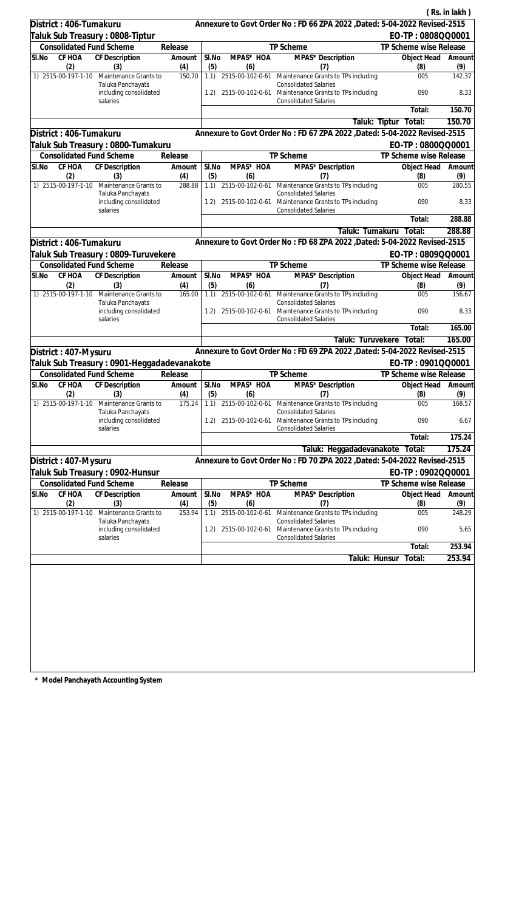(Rs. in lakh)

**District : 406-Tumakuru** — Annexure to Govt Order No : FD 66 ZPA 2022 ,Dated: 5-04-2022 Revised-2515

**Taluk Sub Treasury : 0808-Tiptur** — EO-TP : 0808QQ0001

| Consolidated Fund Scheme | | | Release | TP Scheme | | | TP Scheme wise Release | |
|---|---|---|---|---|---|---|---|---|
| Sl.No | CF HOA | CF Description | Amount | Sl.No | MPAS* HOA | MPAS* Description | Object Head | Amount |
| | (2) | (3) | (4) | (5) | (6) | (7) | (8) | (9) |
| 1) | 2515-00-197-1-10 | Maintenance Grants to Taluka Panchayats including consolidated salaries | 150.70 | 1.1) | 2515-00-102-0-61 | Maintenance Grants to TPs including Consolidated Salaries | 005 | 142.37 |
| | | | | 1.2) | 2515-00-102-0-61 | Maintenance Grants to TPs including Consolidated Salaries | 090 | 8.33 |
| | | | | | | | Total: | 150.70 |
| | | | | | | Taluk: Tiptur | Total: | 150.70 |

**District : 406-Tumakuru** — Annexure to Govt Order No : FD 67 ZPA 2022 ,Dated: 5-04-2022 Revised-2515

**Taluk Sub Treasury : 0800-Tumakuru** — EO-TP : 0800QQ0001

| Consolidated Fund Scheme | | | Release | TP Scheme | | | TP Scheme wise Release | |
|---|---|---|---|---|---|---|---|---|
| Sl.No | CF HOA | CF Description | Amount | Sl.No | MPAS* HOA | MPAS* Description | Object Head | Amount |
| | (2) | (3) | (4) | (5) | (6) | (7) | (8) | (9) |
| 1) | 2515-00-197-1-10 | Maintenance Grants to Taluka Panchayats including consolidated salaries | 288.88 | 1.1) | 2515-00-102-0-61 | Maintenance Grants to TPs including Consolidated Salaries | 005 | 280.55 |
| | | | | 1.2) | 2515-00-102-0-61 | Maintenance Grants to TPs including Consolidated Salaries | 090 | 8.33 |
| | | | | | | | Total: | 288.88 |
| | | | | | | Taluk: Tumakuru | Total: | 288.88 |

**District : 406-Tumakuru** — Annexure to Govt Order No : FD 68 ZPA 2022 ,Dated: 5-04-2022 Revised-2515

**Taluk Sub Treasury : 0809-Turuvekere** — EO-TP : 0809QQ0001

| Consolidated Fund Scheme | | | Release | TP Scheme | | | TP Scheme wise Release | |
|---|---|---|---|---|---|---|---|---|
| Sl.No | CF HOA | CF Description | Amount | Sl.No | MPAS* HOA | MPAS* Description | Object Head | Amount |
| | (2) | (3) | (4) | (5) | (6) | (7) | (8) | (9) |
| 1) | 2515-00-197-1-10 | Maintenance Grants to Taluka Panchayats including consolidated salaries | 165.00 | 1.1) | 2515-00-102-0-61 | Maintenance Grants to TPs including Consolidated Salaries | 005 | 156.67 |
| | | | | 1.2) | 2515-00-102-0-61 | Maintenance Grants to TPs including Consolidated Salaries | 090 | 8.33 |
| | | | | | | | Total: | 165.00 |
| | | | | | | Taluk: Turuvekere | Total: | 165.00 |

**District : 407-Mysuru** — Annexure to Govt Order No : FD 69 ZPA 2022 ,Dated: 5-04-2022 Revised-2515

**Taluk Sub Treasury : 0901-Heggadadevanakote** — EO-TP : 0901QQ0001

| Consolidated Fund Scheme | | | Release | TP Scheme | | | TP Scheme wise Release | |
|---|---|---|---|---|---|---|---|---|
| Sl.No | CF HOA | CF Description | Amount | Sl.No | MPAS* HOA | MPAS* Description | Object Head | Amount |
| | (2) | (3) | (4) | (5) | (6) | (7) | (8) | (9) |
| 1) | 2515-00-197-1-10 | Maintenance Grants to Taluka Panchayats including consolidated salaries | 175.24 | 1.1) | 2515-00-102-0-61 | Maintenance Grants to TPs including Consolidated Salaries | 005 | 168.57 |
| | | | | 1.2) | 2515-00-102-0-61 | Maintenance Grants to TPs including Consolidated Salaries | 090 | 6.67 |
| | | | | | | | Total: | 175.24 |
| | | | | | | Taluk: Heggadadevanakote | Total: | 175.24 |

**District : 407-Mysuru** — Annexure to Govt Order No : FD 70 ZPA 2022 ,Dated: 5-04-2022 Revised-2515

**Taluk Sub Treasury : 0902-Hunsur** — EO-TP : 0902QQ0001

| Consolidated Fund Scheme | | | Release | TP Scheme | | | TP Scheme wise Release | |
|---|---|---|---|---|---|---|---|---|
| Sl.No | CF HOA | CF Description | Amount | Sl.No | MPAS* HOA | MPAS* Description | Object Head | Amount |
| | (2) | (3) | (4) | (5) | (6) | (7) | (8) | (9) |
| 1) | 2515-00-197-1-10 | Maintenance Grants to Taluka Panchayats including consolidated salaries | 253.94 | 1.1) | 2515-00-102-0-61 | Maintenance Grants to TPs including Consolidated Salaries | 005 | 248.29 |
| | | | | 1.2) | 2515-00-102-0-61 | Maintenance Grants to TPs including Consolidated Salaries | 090 | 5.65 |
| | | | | | | | Total: | 253.94 |
| | | | | | | Taluk: Hunsur | Total: | 253.94 |

\* Model Panchayath Accounting System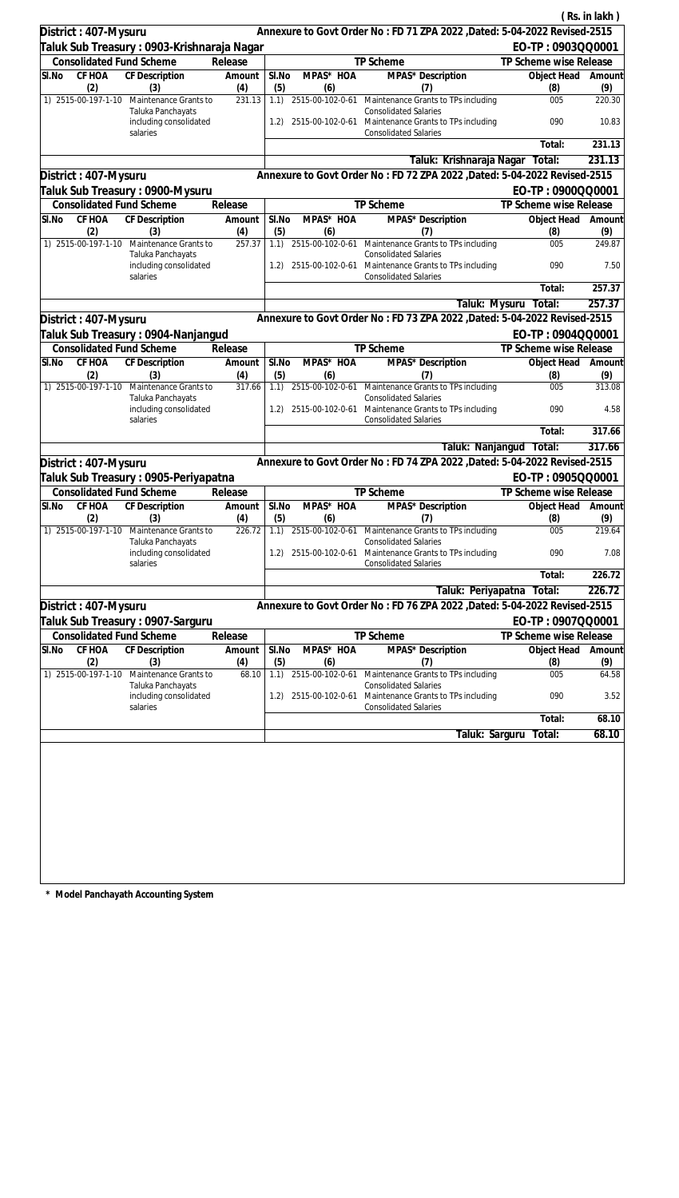( Rs. in lakh )

**District : 407-Mysuru** — Annexure to Govt Order No : FD 71 ZPA 2022 ,Dated: 5-04-2022 Revised-2515

**Taluk Sub Treasury : 0903-Krishnaraja Nagar** — EO-TP : 0903QQ0001

| Consolidated Fund Scheme | | | Release | TP Scheme | | | TP Scheme wise Release | |
|---|---|---|---|---|---|---|---|---|
| Sl.No | CF HOA | CF Description | Amount | Sl.No | MPAS* HOA | MPAS* Description | Object Head | Amount |
| (2) | | (3) | (4) | (5) | (6) | (7) | (8) | (9) |
| 1) | 2515-00-197-1-10 | Maintenance Grants to Taluka Panchayats including consolidated salaries | 231.13 | 1.1) | 2515-00-102-0-61 | Maintenance Grants to TPs including Consolidated Salaries | 005 | 220.30 |
| | | | | 1.2) | 2515-00-102-0-61 | Maintenance Grants to TPs including Consolidated Salaries | 090 | 10.83 |
| | | | | | | | Total: | 231.13 |
| | | | | | | Taluk: Krishnaraja Nagar | Total: | 231.13 |

**District : 407-Mysuru** — Annexure to Govt Order No : FD 72 ZPA 2022 ,Dated: 5-04-2022 Revised-2515

**Taluk Sub Treasury : 0900-Mysuru** — EO-TP : 0900QQ0001

| Consolidated Fund Scheme | | | Release | TP Scheme | | | TP Scheme wise Release | |
|---|---|---|---|---|---|---|---|---|
| Sl.No | CF HOA | CF Description | Amount | Sl.No | MPAS* HOA | MPAS* Description | Object Head | Amount |
| (2) | | (3) | (4) | (5) | (6) | (7) | (8) | (9) |
| 1) | 2515-00-197-1-10 | Maintenance Grants to Taluka Panchayats including consolidated salaries | 257.37 | 1.1) | 2515-00-102-0-61 | Maintenance Grants to TPs including Consolidated Salaries | 005 | 249.87 |
| | | | | 1.2) | 2515-00-102-0-61 | Maintenance Grants to TPs including Consolidated Salaries | 090 | 7.50 |
| | | | | | | | Total: | 257.37 |
| | | | | | | Taluk: Mysuru | Total: | 257.37 |

**District : 407-Mysuru** — Annexure to Govt Order No : FD 73 ZPA 2022 ,Dated: 5-04-2022 Revised-2515

**Taluk Sub Treasury : 0904-Nanjangud** — EO-TP : 0904QQ0001

| Consolidated Fund Scheme | | | Release | TP Scheme | | | TP Scheme wise Release | |
|---|---|---|---|---|---|---|---|---|
| Sl.No | CF HOA | CF Description | Amount | Sl.No | MPAS* HOA | MPAS* Description | Object Head | Amount |
| (2) | | (3) | (4) | (5) | (6) | (7) | (8) | (9) |
| 1) | 2515-00-197-1-10 | Maintenance Grants to Taluka Panchayats including consolidated salaries | 317.66 | 1.1) | 2515-00-102-0-61 | Maintenance Grants to TPs including Consolidated Salaries | 005 | 313.08 |
| | | | | 1.2) | 2515-00-102-0-61 | Maintenance Grants to TPs including Consolidated Salaries | 090 | 4.58 |
| | | | | | | | Total: | 317.66 |
| | | | | | | Taluk: Nanjangud | Total: | 317.66 |

**District : 407-Mysuru** — Annexure to Govt Order No : FD 74 ZPA 2022 ,Dated: 5-04-2022 Revised-2515

**Taluk Sub Treasury : 0905-Periyapatna** — EO-TP : 0905QQ0001

| Consolidated Fund Scheme | | | Release | TP Scheme | | | TP Scheme wise Release | |
|---|---|---|---|---|---|---|---|---|
| Sl.No | CF HOA | CF Description | Amount | Sl.No | MPAS* HOA | MPAS* Description | Object Head | Amount |
| (2) | | (3) | (4) | (5) | (6) | (7) | (8) | (9) |
| 1) | 2515-00-197-1-10 | Maintenance Grants to Taluka Panchayats including consolidated salaries | 226.72 | 1.1) | 2515-00-102-0-61 | Maintenance Grants to TPs including Consolidated Salaries | 005 | 219.64 |
| | | | | 1.2) | 2515-00-102-0-61 | Maintenance Grants to TPs including Consolidated Salaries | 090 | 7.08 |
| | | | | | | | Total: | 226.72 |
| | | | | | | Taluk: Periyapatna | Total: | 226.72 |

**District : 407-Mysuru** — Annexure to Govt Order No : FD 76 ZPA 2022 ,Dated: 5-04-2022 Revised-2515

**Taluk Sub Treasury : 0907-Sarguru** — EO-TP : 0907QQ0001

| Consolidated Fund Scheme | | | Release | TP Scheme | | | TP Scheme wise Release | |
|---|---|---|---|---|---|---|---|---|
| Sl.No | CF HOA | CF Description | Amount | Sl.No | MPAS* HOA | MPAS* Description | Object Head | Amount |
| (2) | | (3) | (4) | (5) | (6) | (7) | (8) | (9) |
| 1) | 2515-00-197-1-10 | Maintenance Grants to Taluka Panchayats including consolidated salaries | 68.10 | 1.1) | 2515-00-102-0-61 | Maintenance Grants to TPs including Consolidated Salaries | 005 | 64.58 |
| | | | | 1.2) | 2515-00-102-0-61 | Maintenance Grants to TPs including Consolidated Salaries | 090 | 3.52 |
| | | | | | | | Total: | 68.10 |
| | | | | | | Taluk: Sarguru | Total: | 68.10 |

**\* Model Panchayath Accounting System**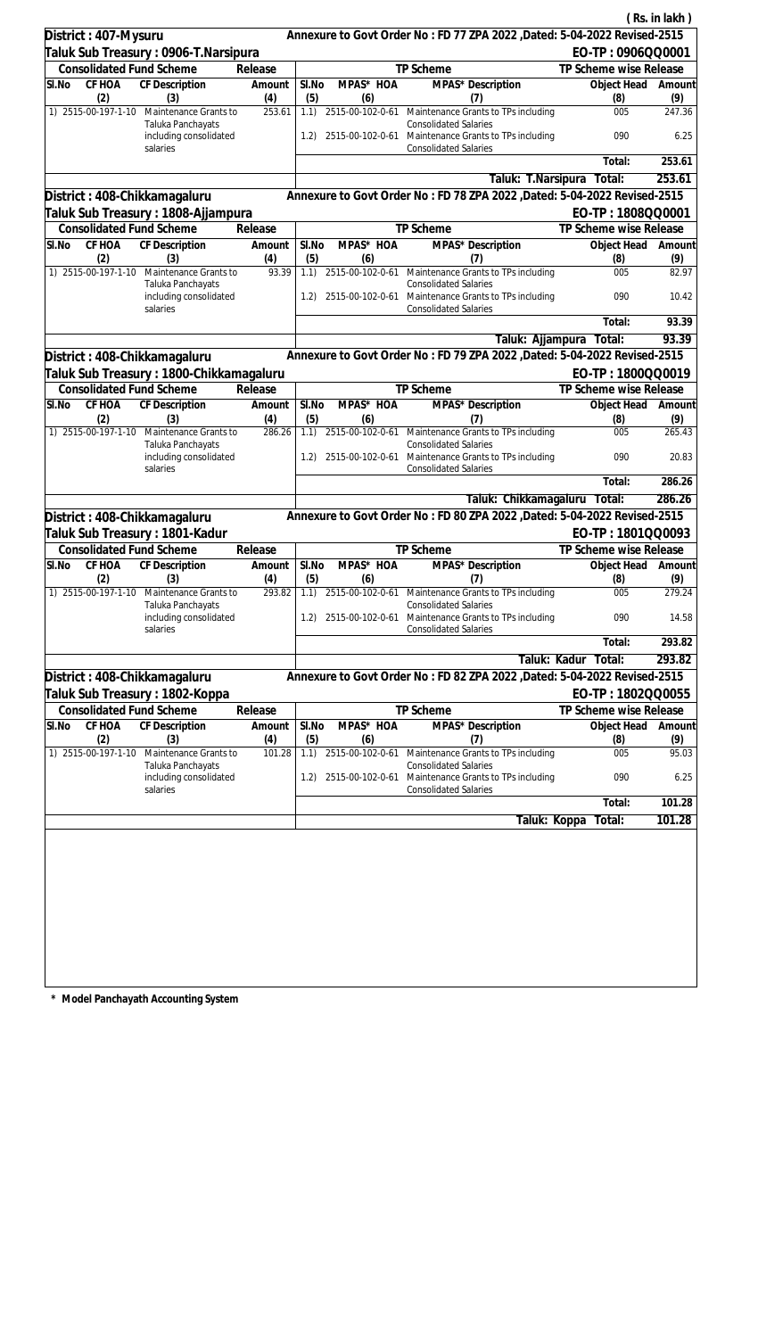( Rs. in lakh )

**District : 407-Mysuru** — Annexure to Govt Order No : FD 77 ZPA 2022 ,Dated: 5-04-2022 Revised-2515

**Taluk Sub Treasury : 0906-T.Narsipura** — EO-TP : 0906QQ0001

| Consolidated Fund Scheme | | | Release | TP Scheme | | | TP Scheme wise Release | |
|---|---|---|---|---|---|---|---|---|
| Sl.No | CF HOA | CF Description | Amount | Sl.No | MPAS* HOA | MPAS* Description | Object Head | Amount |
| | (2) | (3) | (4) | (5) | (6) | (7) | (8) | (9) |
| 1) | 2515-00-197-1-10 | Maintenance Grants to Taluka Panchayats including consolidated salaries | 253.61 | 1.1) | 2515-00-102-0-61 | Maintenance Grants to TPs including Consolidated Salaries | 005 | 247.36 |
| | | | | 1.2) | 2515-00-102-0-61 | Maintenance Grants to TPs including Consolidated Salaries | 090 | 6.25 |
| | | | | | | | Total: | 253.61 |
| | | | | | | Taluk: T.Narsipura | Total: | 253.61 |

**District : 408-Chikkamagaluru** — Annexure to Govt Order No : FD 78 ZPA 2022 ,Dated: 5-04-2022 Revised-2515

**Taluk Sub Treasury : 1808-Ajjampura** — EO-TP : 1808QQ0001

| Consolidated Fund Scheme | | | Release | TP Scheme | | | TP Scheme wise Release | |
|---|---|---|---|---|---|---|---|---|
| Sl.No | CF HOA | CF Description | Amount | Sl.No | MPAS* HOA | MPAS* Description | Object Head | Amount |
| | (2) | (3) | (4) | (5) | (6) | (7) | (8) | (9) |
| 1) | 2515-00-197-1-10 | Maintenance Grants to Taluka Panchayats including consolidated salaries | 93.39 | 1.1) | 2515-00-102-0-61 | Maintenance Grants to TPs including Consolidated Salaries | 005 | 82.97 |
| | | | | 1.2) | 2515-00-102-0-61 | Maintenance Grants to TPs including Consolidated Salaries | 090 | 10.42 |
| | | | | | | | Total: | 93.39 |
| | | | | | | Taluk: Ajjampura | Total: | 93.39 |

**District : 408-Chikkamagaluru** — Annexure to Govt Order No : FD 79 ZPA 2022 ,Dated: 5-04-2022 Revised-2515

**Taluk Sub Treasury : 1800-Chikkamagaluru** — EO-TP : 1800QQ0019

| Consolidated Fund Scheme | | | Release | TP Scheme | | | TP Scheme wise Release | |
|---|---|---|---|---|---|---|---|---|
| Sl.No | CF HOA | CF Description | Amount | Sl.No | MPAS* HOA | MPAS* Description | Object Head | Amount |
| | (2) | (3) | (4) | (5) | (6) | (7) | (8) | (9) |
| 1) | 2515-00-197-1-10 | Maintenance Grants to Taluka Panchayats including consolidated salaries | 286.26 | 1.1) | 2515-00-102-0-61 | Maintenance Grants to TPs including Consolidated Salaries | 005 | 265.43 |
| | | | | 1.2) | 2515-00-102-0-61 | Maintenance Grants to TPs including Consolidated Salaries | 090 | 20.83 |
| | | | | | | | Total: | 286.26 |
| | | | | | | Taluk: Chikkamagaluru | Total: | 286.26 |

**District : 408-Chikkamagaluru** — Annexure to Govt Order No : FD 80 ZPA 2022 ,Dated: 5-04-2022 Revised-2515

**Taluk Sub Treasury : 1801-Kadur** — EO-TP : 1801QQ0093

| Consolidated Fund Scheme | | | Release | TP Scheme | | | TP Scheme wise Release | |
|---|---|---|---|---|---|---|---|---|
| Sl.No | CF HOA | CF Description | Amount | Sl.No | MPAS* HOA | MPAS* Description | Object Head | Amount |
| | (2) | (3) | (4) | (5) | (6) | (7) | (8) | (9) |
| 1) | 2515-00-197-1-10 | Maintenance Grants to Taluka Panchayats including consolidated salaries | 293.82 | 1.1) | 2515-00-102-0-61 | Maintenance Grants to TPs including Consolidated Salaries | 005 | 279.24 |
| | | | | 1.2) | 2515-00-102-0-61 | Maintenance Grants to TPs including Consolidated Salaries | 090 | 14.58 |
| | | | | | | | Total: | 293.82 |
| | | | | | | Taluk: Kadur | Total: | 293.82 |

**District : 408-Chikkamagaluru** — Annexure to Govt Order No : FD 82 ZPA 2022 ,Dated: 5-04-2022 Revised-2515

**Taluk Sub Treasury : 1802-Koppa** — EO-TP : 1802QQ0055

| Consolidated Fund Scheme | | | Release | TP Scheme | | | TP Scheme wise Release | |
|---|---|---|---|---|---|---|---|---|
| Sl.No | CF HOA | CF Description | Amount | Sl.No | MPAS* HOA | MPAS* Description | Object Head | Amount |
| | (2) | (3) | (4) | (5) | (6) | (7) | (8) | (9) |
| 1) | 2515-00-197-1-10 | Maintenance Grants to Taluka Panchayats including consolidated salaries | 101.28 | 1.1) | 2515-00-102-0-61 | Maintenance Grants to TPs including Consolidated Salaries | 005 | 95.03 |
| | | | | 1.2) | 2515-00-102-0-61 | Maintenance Grants to TPs including Consolidated Salaries | 090 | 6.25 |
| | | | | | | | Total: | 101.28 |
| | | | | | | Taluk: Koppa | Total: | 101.28 |

**\* Model Panchayath Accounting System**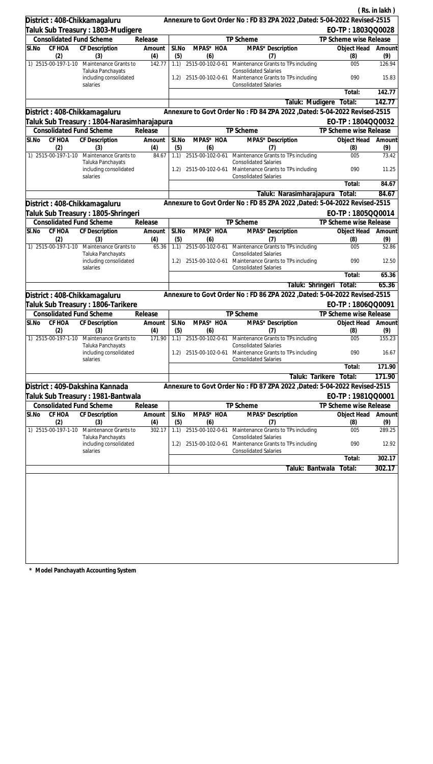( Rs. in lakh )

**District : 408-Chikkamagaluru** — Annexure to Govt Order No : FD 83 ZPA 2022 ,Dated: 5-04-2022 Revised-2515

**Taluk Sub Treasury : 1803-Mudigere** — EO-TP : 1803QQ0028

| Consolidated Fund Scheme | | | Release | TP Scheme | | | TP Scheme wise Release | |
|---|---|---|---|---|---|---|---|---|
| Sl.No | CF HOA | CF Description | Amount | Sl.No | MPAS* HOA | MPAS* Description | Object Head | Amount |
| (2) | | (3) | (4) | (5) | (6) | (7) | (8) | (9) |
| 1) | 2515-00-197-1-10 | Maintenance Grants to Taluka Panchayats including consolidated salaries | 142.77 | 1.1) | 2515-00-102-0-61 | Maintenance Grants to TPs including Consolidated Salaries | 005 | 126.94 |
| | | | | 1.2) | 2515-00-102-0-61 | Maintenance Grants to TPs including Consolidated Salaries | 090 | 15.83 |
| | | | | | | | Total: | 142.77 |
| | | | | | | Taluk: Mudigere | Total: | 142.77 |

**District : 408-Chikkamagaluru** — Annexure to Govt Order No : FD 84 ZPA 2022 ,Dated: 5-04-2022 Revised-2515

**Taluk Sub Treasury : 1804-Narasimharajapura** — EO-TP : 1804QQ0032

| Consolidated Fund Scheme | | | Release | TP Scheme | | | TP Scheme wise Release | |
|---|---|---|---|---|---|---|---|---|
| Sl.No | CF HOA | CF Description | Amount | Sl.No | MPAS* HOA | MPAS* Description | Object Head | Amount |
| (2) | | (3) | (4) | (5) | (6) | (7) | (8) | (9) |
| 1) | 2515-00-197-1-10 | Maintenance Grants to Taluka Panchayats including consolidated salaries | 84.67 | 1.1) | 2515-00-102-0-61 | Maintenance Grants to TPs including Consolidated Salaries | 005 | 73.42 |
| | | | | 1.2) | 2515-00-102-0-61 | Maintenance Grants to TPs including Consolidated Salaries | 090 | 11.25 |
| | | | | | | | Total: | 84.67 |
| | | | | | | Taluk: Narasimharajapura | Total: | 84.67 |

**District : 408-Chikkamagaluru** — Annexure to Govt Order No : FD 85 ZPA 2022 ,Dated: 5-04-2022 Revised-2515

**Taluk Sub Treasury : 1805-Shringeri** — EO-TP : 1805QQ0014

| Consolidated Fund Scheme | | | Release | TP Scheme | | | TP Scheme wise Release | |
|---|---|---|---|---|---|---|---|---|
| Sl.No | CF HOA | CF Description | Amount | Sl.No | MPAS* HOA | MPAS* Description | Object Head | Amount |
| (2) | | (3) | (4) | (5) | (6) | (7) | (8) | (9) |
| 1) | 2515-00-197-1-10 | Maintenance Grants to Taluka Panchayats including consolidated salaries | 65.36 | 1.1) | 2515-00-102-0-61 | Maintenance Grants to TPs including Consolidated Salaries | 005 | 52.86 |
| | | | | 1.2) | 2515-00-102-0-61 | Maintenance Grants to TPs including Consolidated Salaries | 090 | 12.50 |
| | | | | | | | Total: | 65.36 |
| | | | | | | Taluk: Shringeri | Total: | 65.36 |

**District : 408-Chikkamagaluru** — Annexure to Govt Order No : FD 86 ZPA 2022 ,Dated: 5-04-2022 Revised-2515

**Taluk Sub Treasury : 1806-Tarikere** — EO-TP : 1806QQ0091

| Consolidated Fund Scheme | | | Release | TP Scheme | | | TP Scheme wise Release | |
|---|---|---|---|---|---|---|---|---|
| Sl.No | CF HOA | CF Description | Amount | Sl.No | MPAS* HOA | MPAS* Description | Object Head | Amount |
| (2) | | (3) | (4) | (5) | (6) | (7) | (8) | (9) |
| 1) | 2515-00-197-1-10 | Maintenance Grants to Taluka Panchayats including consolidated salaries | 171.90 | 1.1) | 2515-00-102-0-61 | Maintenance Grants to TPs including Consolidated Salaries | 005 | 155.23 |
| | | | | 1.2) | 2515-00-102-0-61 | Maintenance Grants to TPs including Consolidated Salaries | 090 | 16.67 |
| | | | | | | | Total: | 171.90 |
| | | | | | | Taluk: Tarikere | Total: | 171.90 |

**District : 409-Dakshina Kannada** — Annexure to Govt Order No : FD 87 ZPA 2022 ,Dated: 5-04-2022 Revised-2515

**Taluk Sub Treasury : 1981-Bantwala** — EO-TP : 1981QQ0001

| Consolidated Fund Scheme | | | Release | TP Scheme | | | TP Scheme wise Release | |
|---|---|---|---|---|---|---|---|---|
| Sl.No | CF HOA | CF Description | Amount | Sl.No | MPAS* HOA | MPAS* Description | Object Head | Amount |
| (2) | | (3) | (4) | (5) | (6) | (7) | (8) | (9) |
| 1) | 2515-00-197-1-10 | Maintenance Grants to Taluka Panchayats including consolidated salaries | 302.17 | 1.1) | 2515-00-102-0-61 | Maintenance Grants to TPs including Consolidated Salaries | 005 | 289.25 |
| | | | | 1.2) | 2515-00-102-0-61 | Maintenance Grants to TPs including Consolidated Salaries | 090 | 12.92 |
| | | | | | | | Total: | 302.17 |
| | | | | | | Taluk: Bantwala | Total: | 302.17 |

**\* Model Panchayath Accounting System**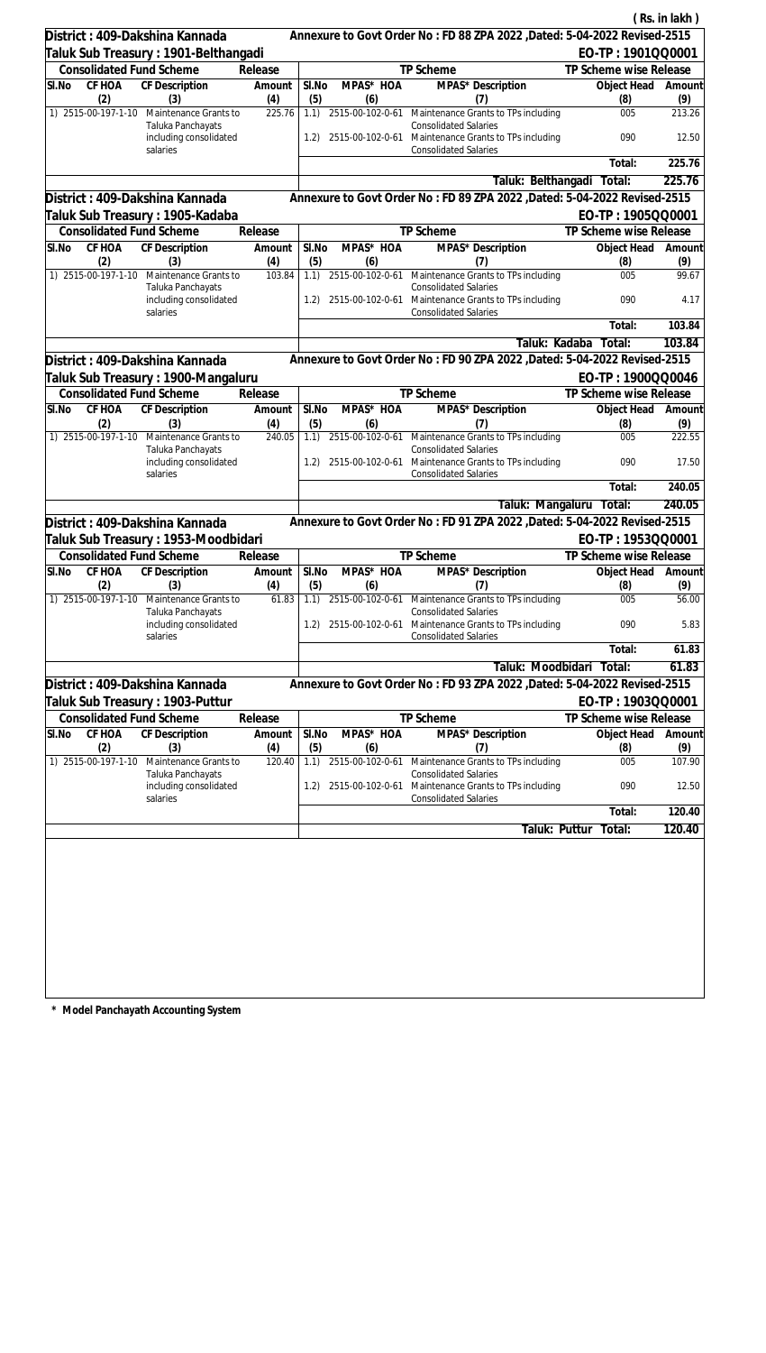( Rs. in lakh )

**District : 409-Dakshina Kannada** — Annexure to Govt Order No : FD 88 ZPA 2022 ,Dated: 5-04-2022 Revised-2515

**Taluk Sub Treasury : 1901-Belthangadi** — EO-TP : 1901QQ0001

| Sl.No | CF HOA | CF Description | Amount | Sl.No | MPAS* HOA | MPAS* Description | Object Head | Amount |
|---|---|---|---|---|---|---|---|---|
| | Consolidated Fund Scheme | | Release | | TP Scheme | | TP Scheme wise Release | |
| | (2) | (3) | (4) | (5) | (6) | (7) | (8) | (9) |
| 1) | 2515-00-197-1-10 | Maintenance Grants to Taluka Panchayats including consolidated salaries | 225.76 | 1.1) | 2515-00-102-0-61 | Maintenance Grants to TPs including Consolidated Salaries | 005 | 213.26 |
| | | | | 1.2) | 2515-00-102-0-61 | Maintenance Grants to TPs including Consolidated Salaries | 090 | 12.50 |
| | | | | | | | Total: | 225.76 |
| | | | | | | Taluk: Belthangadi | Total: | 225.76 |

**District : 409-Dakshina Kannada** — Annexure to Govt Order No : FD 89 ZPA 2022 ,Dated: 5-04-2022 Revised-2515

**Taluk Sub Treasury : 1905-Kadaba** — EO-TP : 1905QQ0001

| Sl.No | CF HOA | CF Description | Amount | Sl.No | MPAS* HOA | MPAS* Description | Object Head | Amount |
|---|---|---|---|---|---|---|---|---|
| | Consolidated Fund Scheme | | Release | | TP Scheme | | TP Scheme wise Release | |
| | (2) | (3) | (4) | (5) | (6) | (7) | (8) | (9) |
| 1) | 2515-00-197-1-10 | Maintenance Grants to Taluka Panchayats including consolidated salaries | 103.84 | 1.1) | 2515-00-102-0-61 | Maintenance Grants to TPs including Consolidated Salaries | 005 | 99.67 |
| | | | | 1.2) | 2515-00-102-0-61 | Maintenance Grants to TPs including Consolidated Salaries | 090 | 4.17 |
| | | | | | | | Total: | 103.84 |
| | | | | | | Taluk: Kadaba | Total: | 103.84 |

**District : 409-Dakshina Kannada** — Annexure to Govt Order No : FD 90 ZPA 2022 ,Dated: 5-04-2022 Revised-2515

**Taluk Sub Treasury : 1900-Mangaluru** — EO-TP : 1900QQ0046

| Sl.No | CF HOA | CF Description | Amount | Sl.No | MPAS* HOA | MPAS* Description | Object Head | Amount |
|---|---|---|---|---|---|---|---|---|
| | Consolidated Fund Scheme | | Release | | TP Scheme | | TP Scheme wise Release | |
| | (2) | (3) | (4) | (5) | (6) | (7) | (8) | (9) |
| 1) | 2515-00-197-1-10 | Maintenance Grants to Taluka Panchayats including consolidated salaries | 240.05 | 1.1) | 2515-00-102-0-61 | Maintenance Grants to TPs including Consolidated Salaries | 005 | 222.55 |
| | | | | 1.2) | 2515-00-102-0-61 | Maintenance Grants to TPs including Consolidated Salaries | 090 | 17.50 |
| | | | | | | | Total: | 240.05 |
| | | | | | | Taluk: Mangaluru | Total: | 240.05 |

**District : 409-Dakshina Kannada** — Annexure to Govt Order No : FD 91 ZPA 2022 ,Dated: 5-04-2022 Revised-2515

**Taluk Sub Treasury : 1953-Moodbidari** — EO-TP : 1953QQ0001

| Sl.No | CF HOA | CF Description | Amount | Sl.No | MPAS* HOA | MPAS* Description | Object Head | Amount |
|---|---|---|---|---|---|---|---|---|
| | Consolidated Fund Scheme | | Release | | TP Scheme | | TP Scheme wise Release | |
| | (2) | (3) | (4) | (5) | (6) | (7) | (8) | (9) |
| 1) | 2515-00-197-1-10 | Maintenance Grants to Taluka Panchayats including consolidated salaries | 61.83 | 1.1) | 2515-00-102-0-61 | Maintenance Grants to TPs including Consolidated Salaries | 005 | 56.00 |
| | | | | 1.2) | 2515-00-102-0-61 | Maintenance Grants to TPs including Consolidated Salaries | 090 | 5.83 |
| | | | | | | | Total: | 61.83 |
| | | | | | | Taluk: Moodbidari | Total: | 61.83 |

**District : 409-Dakshina Kannada** — Annexure to Govt Order No : FD 93 ZPA 2022 ,Dated: 5-04-2022 Revised-2515

**Taluk Sub Treasury : 1903-Puttur** — EO-TP : 1903QQ0001

| Sl.No | CF HOA | CF Description | Amount | Sl.No | MPAS* HOA | MPAS* Description | Object Head | Amount |
|---|---|---|---|---|---|---|---|---|
| | Consolidated Fund Scheme | | Release | | TP Scheme | | TP Scheme wise Release | |
| | (2) | (3) | (4) | (5) | (6) | (7) | (8) | (9) |
| 1) | 2515-00-197-1-10 | Maintenance Grants to Taluka Panchayats including consolidated salaries | 120.40 | 1.1) | 2515-00-102-0-61 | Maintenance Grants to TPs including Consolidated Salaries | 005 | 107.90 |
| | | | | 1.2) | 2515-00-102-0-61 | Maintenance Grants to TPs including Consolidated Salaries | 090 | 12.50 |
| | | | | | | | Total: | 120.40 |
| | | | | | | Taluk: Puttur | Total: | 120.40 |

**\* Model Panchayath Accounting System**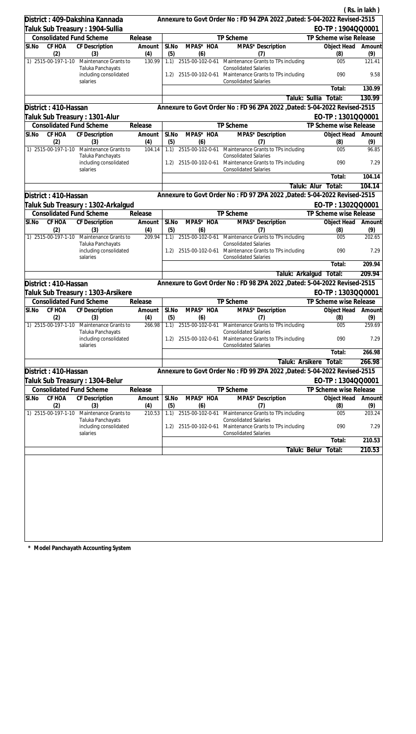( Rs. in lakh )

**District : 409-Dakshina Kannada** — Annexure to Govt Order No : FD 94 ZPA 2022 ,Dated: 5-04-2022 Revised-2515

**Taluk Sub Treasury : 1904-Sullia** — EO-TP : 1904QQ0001

| Consolidated Fund Scheme | | | Release | TP Scheme | | | TP Scheme wise Release | |
|---|---|---|---|---|---|---|---|---|
| Sl.No | CF HOA | CF Description | Amount | Sl.No | MPAS* HOA | MPAS* Description | Object Head | Amount |
| | (2) | (3) | (4) | (5) | (6) | (7) | (8) | (9) |
| 1) | 2515-00-197-1-10 | Maintenance Grants to Taluka Panchayats including consolidated salaries | 130.99 | 1.1) | 2515-00-102-0-61 | Maintenance Grants to TPs including Consolidated Salaries | 005 | 121.41 |
| | | | | 1.2) | 2515-00-102-0-61 | Maintenance Grants to TPs including Consolidated Salaries | 090 | 9.58 |
| | | | | | | | Total: | 130.99 |
| | | | | | | Taluk: Sullia | Total: | 130.99 |

**District : 410-Hassan** — Annexure to Govt Order No : FD 96 ZPA 2022 ,Dated: 5-04-2022 Revised-2515

**Taluk Sub Treasury : 1301-Alur** — EO-TP : 1301QQ0001

| Consolidated Fund Scheme | | | Release | TP Scheme | | | TP Scheme wise Release | |
|---|---|---|---|---|---|---|---|---|
| Sl.No | CF HOA | CF Description | Amount | Sl.No | MPAS* HOA | MPAS* Description | Object Head | Amount |
| | (2) | (3) | (4) | (5) | (6) | (7) | (8) | (9) |
| 1) | 2515-00-197-1-10 | Maintenance Grants to Taluka Panchayats including consolidated salaries | 104.14 | 1.1) | 2515-00-102-0-61 | Maintenance Grants to TPs including Consolidated Salaries | 005 | 96.85 |
| | | | | 1.2) | 2515-00-102-0-61 | Maintenance Grants to TPs including Consolidated Salaries | 090 | 7.29 |
| | | | | | | | Total: | 104.14 |
| | | | | | | Taluk: Alur | Total: | 104.14 |

**District : 410-Hassan** — Annexure to Govt Order No : FD 97 ZPA 2022 ,Dated: 5-04-2022 Revised-2515

**Taluk Sub Treasury : 1302-Arkalgud** — EO-TP : 1302QQ0001

| Consolidated Fund Scheme | | | Release | TP Scheme | | | TP Scheme wise Release | |
|---|---|---|---|---|---|---|---|---|
| Sl.No | CF HOA | CF Description | Amount | Sl.No | MPAS* HOA | MPAS* Description | Object Head | Amount |
| | (2) | (3) | (4) | (5) | (6) | (7) | (8) | (9) |
| 1) | 2515-00-197-1-10 | Maintenance Grants to Taluka Panchayats including consolidated salaries | 209.94 | 1.1) | 2515-00-102-0-61 | Maintenance Grants to TPs including Consolidated Salaries | 005 | 202.65 |
| | | | | 1.2) | 2515-00-102-0-61 | Maintenance Grants to TPs including Consolidated Salaries | 090 | 7.29 |
| | | | | | | | Total: | 209.94 |
| | | | | | | Taluk: Arkalgud | Total: | 209.94 |

**District : 410-Hassan** — Annexure to Govt Order No : FD 98 ZPA 2022 ,Dated: 5-04-2022 Revised-2515

**Taluk Sub Treasury : 1303-Arsikere** — EO-TP : 1303QQ0001

| Consolidated Fund Scheme | | | Release | TP Scheme | | | TP Scheme wise Release | |
|---|---|---|---|---|---|---|---|---|
| Sl.No | CF HOA | CF Description | Amount | Sl.No | MPAS* HOA | MPAS* Description | Object Head | Amount |
| | (2) | (3) | (4) | (5) | (6) | (7) | (8) | (9) |
| 1) | 2515-00-197-1-10 | Maintenance Grants to Taluka Panchayats including consolidated salaries | 266.98 | 1.1) | 2515-00-102-0-61 | Maintenance Grants to TPs including Consolidated Salaries | 005 | 259.69 |
| | | | | 1.2) | 2515-00-102-0-61 | Maintenance Grants to TPs including Consolidated Salaries | 090 | 7.29 |
| | | | | | | | Total: | 266.98 |
| | | | | | | Taluk: Arsikere | Total: | 266.98 |

**District : 410-Hassan** — Annexure to Govt Order No : FD 99 ZPA 2022 ,Dated: 5-04-2022 Revised-2515

**Taluk Sub Treasury : 1304-Belur** — EO-TP : 1304QQ0001

| Consolidated Fund Scheme | | | Release | TP Scheme | | | TP Scheme wise Release | |
|---|---|---|---|---|---|---|---|---|
| Sl.No | CF HOA | CF Description | Amount | Sl.No | MPAS* HOA | MPAS* Description | Object Head | Amount |
| | (2) | (3) | (4) | (5) | (6) | (7) | (8) | (9) |
| 1) | 2515-00-197-1-10 | Maintenance Grants to Taluka Panchayats including consolidated salaries | 210.53 | 1.1) | 2515-00-102-0-61 | Maintenance Grants to TPs including Consolidated Salaries | 005 | 203.24 |
| | | | | 1.2) | 2515-00-102-0-61 | Maintenance Grants to TPs including Consolidated Salaries | 090 | 7.29 |
| | | | | | | | Total: | 210.53 |
| | | | | | | Taluk: Belur | Total: | 210.53 |

\* Model Panchayath Accounting System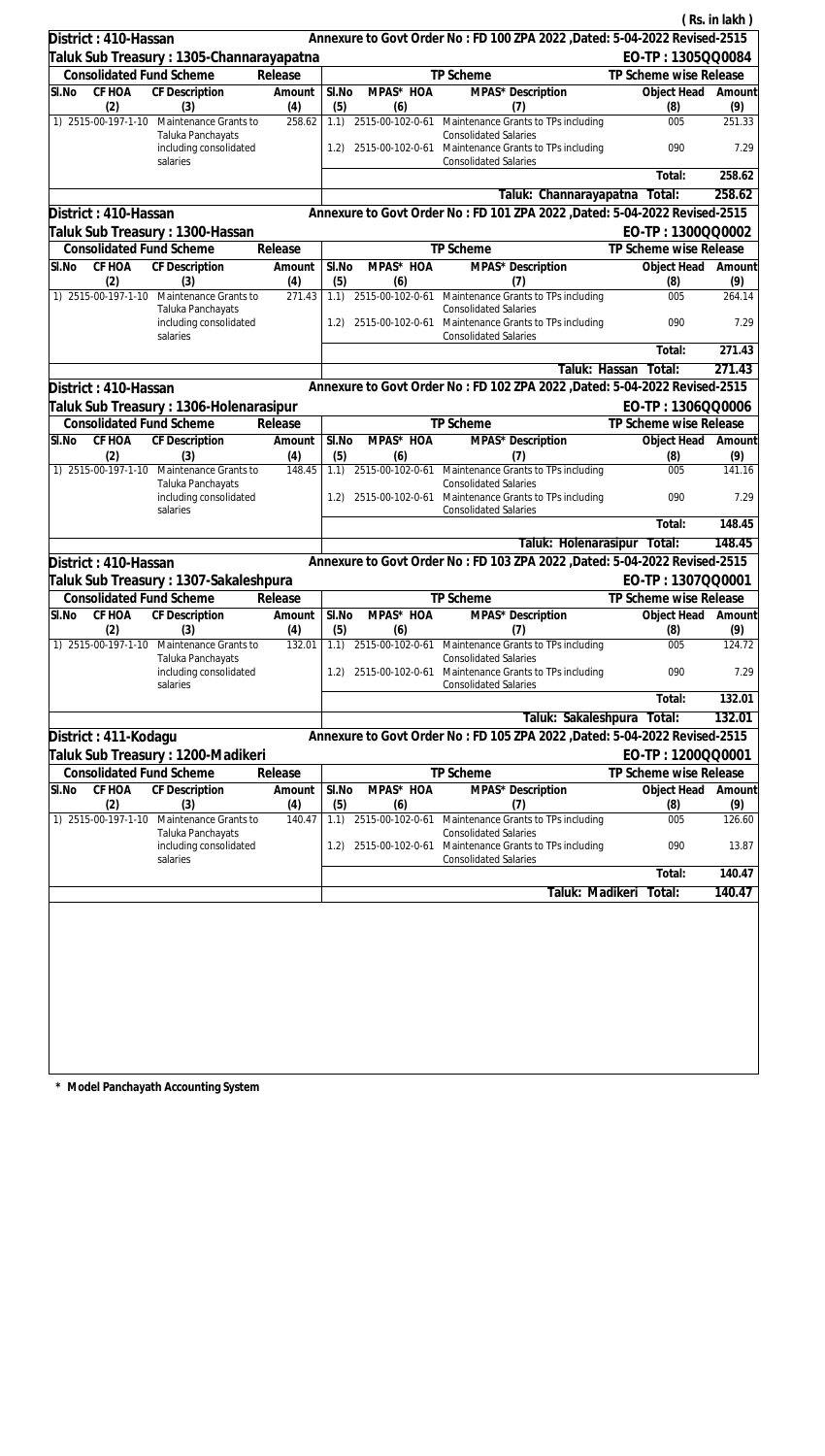( Rs. in lakh )

**District : 410-Hassan** — Annexure to Govt Order No : FD 100 ZPA 2022 ,Dated: 5-04-2022 Revised-2515

**Taluk Sub Treasury : 1305-Channarayapatna** — EO-TP : 1305QQ0084

| Consolidated Fund Scheme | | | Release | TP Scheme | | | TP Scheme wise Release | |
|---|---|---|---|---|---|---|---|---|
| Sl.No | CF HOA | CF Description | Amount | Sl.No | MPAS* HOA | MPAS* Description | Object Head | Amount |
| (2) | | (3) | (4) | (5) | (6) | (7) | (8) | (9) |
| 1) | 2515-00-197-1-10 | Maintenance Grants to Taluka Panchayats including consolidated salaries | 258.62 | 1.1) | 2515-00-102-0-61 | Maintenance Grants to TPs including Consolidated Salaries | 005 | 251.33 |
| | | | | 1.2) | 2515-00-102-0-61 | Maintenance Grants to TPs including Consolidated Salaries | 090 | 7.29 |
| | | | | | | | Total: | 258.62 |
| | | | | | | Taluk: Channarayapatna Total: | | 258.62 |

**District : 410-Hassan** — Annexure to Govt Order No : FD 101 ZPA 2022 ,Dated: 5-04-2022 Revised-2515

**Taluk Sub Treasury : 1300-Hassan** — EO-TP : 1300QQ0002

| Consolidated Fund Scheme | | | Release | TP Scheme | | | TP Scheme wise Release | |
|---|---|---|---|---|---|---|---|---|
| Sl.No | CF HOA | CF Description | Amount | Sl.No | MPAS* HOA | MPAS* Description | Object Head | Amount |
| (2) | | (3) | (4) | (5) | (6) | (7) | (8) | (9) |
| 1) | 2515-00-197-1-10 | Maintenance Grants to Taluka Panchayats including consolidated salaries | 271.43 | 1.1) | 2515-00-102-0-61 | Maintenance Grants to TPs including Consolidated Salaries | 005 | 264.14 |
| | | | | 1.2) | 2515-00-102-0-61 | Maintenance Grants to TPs including Consolidated Salaries | 090 | 7.29 |
| | | | | | | | Total: | 271.43 |
| | | | | | | Taluk: Hassan Total: | | 271.43 |

**District : 410-Hassan** — Annexure to Govt Order No : FD 102 ZPA 2022 ,Dated: 5-04-2022 Revised-2515

**Taluk Sub Treasury : 1306-Holenarasipur** — EO-TP : 1306QQ0006

| Consolidated Fund Scheme | | | Release | TP Scheme | | | TP Scheme wise Release | |
|---|---|---|---|---|---|---|---|---|
| Sl.No | CF HOA | CF Description | Amount | Sl.No | MPAS* HOA | MPAS* Description | Object Head | Amount |
| (2) | | (3) | (4) | (5) | (6) | (7) | (8) | (9) |
| 1) | 2515-00-197-1-10 | Maintenance Grants to Taluka Panchayats including consolidated salaries | 148.45 | 1.1) | 2515-00-102-0-61 | Maintenance Grants to TPs including Consolidated Salaries | 005 | 141.16 |
| | | | | 1.2) | 2515-00-102-0-61 | Maintenance Grants to TPs including Consolidated Salaries | 090 | 7.29 |
| | | | | | | | Total: | 148.45 |
| | | | | | | Taluk: Holenarasipur Total: | | 148.45 |

**District : 410-Hassan** — Annexure to Govt Order No : FD 103 ZPA 2022 ,Dated: 5-04-2022 Revised-2515

**Taluk Sub Treasury : 1307-Sakaleshpura** — EO-TP : 1307QQ0001

| Consolidated Fund Scheme | | | Release | TP Scheme | | | TP Scheme wise Release | |
|---|---|---|---|---|---|---|---|---|
| Sl.No | CF HOA | CF Description | Amount | Sl.No | MPAS* HOA | MPAS* Description | Object Head | Amount |
| (2) | | (3) | (4) | (5) | (6) | (7) | (8) | (9) |
| 1) | 2515-00-197-1-10 | Maintenance Grants to Taluka Panchayats including consolidated salaries | 132.01 | 1.1) | 2515-00-102-0-61 | Maintenance Grants to TPs including Consolidated Salaries | 005 | 124.72 |
| | | | | 1.2) | 2515-00-102-0-61 | Maintenance Grants to TPs including Consolidated Salaries | 090 | 7.29 |
| | | | | | | | Total: | 132.01 |
| | | | | | | Taluk: Sakaleshpura Total: | | 132.01 |

**District : 411-Kodagu** — Annexure to Govt Order No : FD 105 ZPA 2022 ,Dated: 5-04-2022 Revised-2515

**Taluk Sub Treasury : 1200-Madikeri** — EO-TP : 1200QQ0001

| Consolidated Fund Scheme | | | Release | TP Scheme | | | TP Scheme wise Release | |
|---|---|---|---|---|---|---|---|---|
| Sl.No | CF HOA | CF Description | Amount | Sl.No | MPAS* HOA | MPAS* Description | Object Head | Amount |
| (2) | | (3) | (4) | (5) | (6) | (7) | (8) | (9) |
| 1) | 2515-00-197-1-10 | Maintenance Grants to Taluka Panchayats including consolidated salaries | 140.47 | 1.1) | 2515-00-102-0-61 | Maintenance Grants to TPs including Consolidated Salaries | 005 | 126.60 |
| | | | | 1.2) | 2515-00-102-0-61 | Maintenance Grants to TPs including Consolidated Salaries | 090 | 13.87 |
| | | | | | | | Total: | 140.47 |
| | | | | | | Taluk: Madikeri Total: | | 140.47 |

\* Model Panchayath Accounting System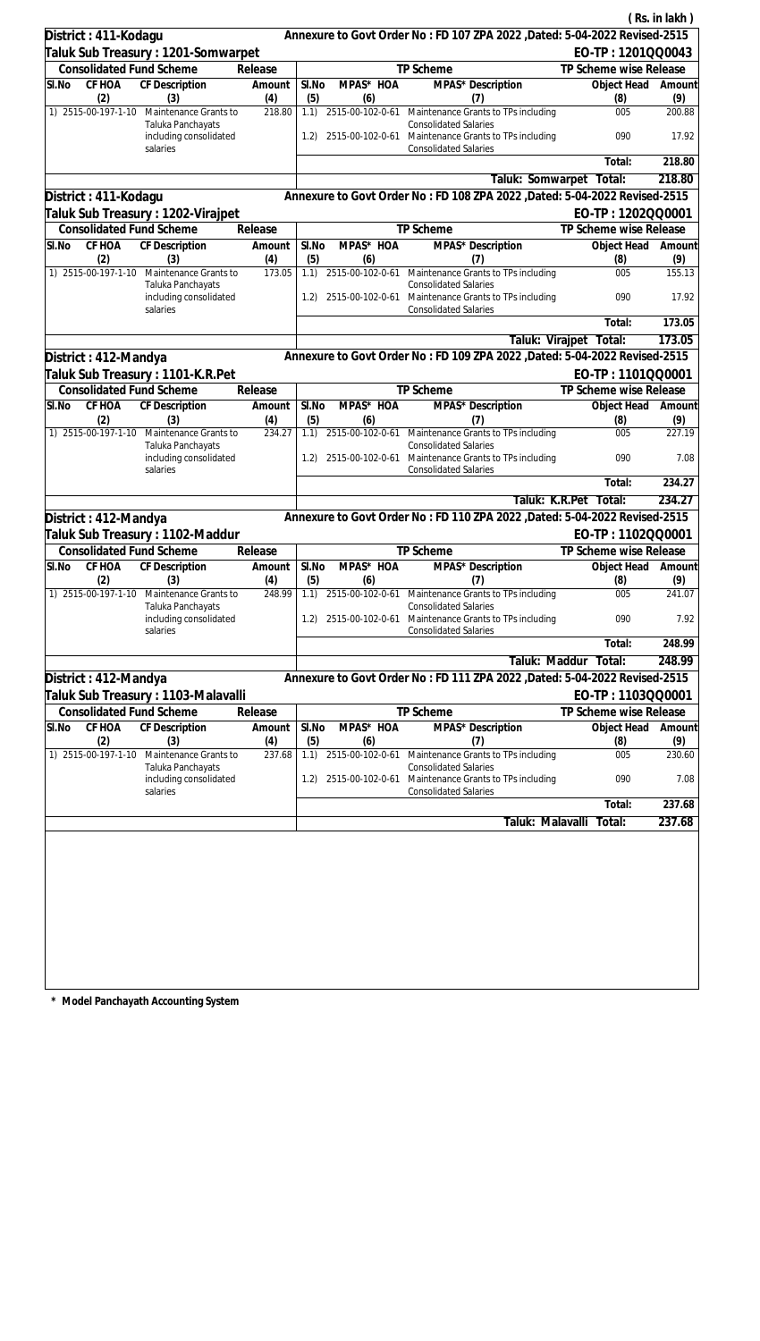( Rs. in lakh )

**District : 411-Kodagu** — Annexure to Govt Order No : FD 107 ZPA 2022 ,Dated: 5-04-2022 Revised-2515

**Taluk Sub Treasury : 1201-Somwarpet** — EO-TP : 1201QQ0043

| Consolidated Fund Scheme | | | Release | TP Scheme | | | TP Scheme wise Release | |
|---|---|---|---|---|---|---|---|---|
| Sl.No | CF HOA | CF Description | Amount | Sl.No | MPAS* HOA | MPAS* Description | Object Head | Amount |
| | (2) | (3) | (4) | (5) | (6) | (7) | (8) | (9) |
| 1) | 2515-00-197-1-10 | Maintenance Grants to Taluka Panchayats including consolidated salaries | 218.80 | 1.1) | 2515-00-102-0-61 | Maintenance Grants to TPs including Consolidated Salaries | 005 | 200.88 |
| | | | | 1.2) | 2515-00-102-0-61 | Maintenance Grants to TPs including Consolidated Salaries | 090 | 17.92 |
| | | | | | | | Total: | 218.80 |
| | | | | | | Taluk: Somwarpet | Total: | 218.80 |

**District : 411-Kodagu** — Annexure to Govt Order No : FD 108 ZPA 2022 ,Dated: 5-04-2022 Revised-2515

**Taluk Sub Treasury : 1202-Virajpet** — EO-TP : 1202QQ0001

| Consolidated Fund Scheme | | | Release | TP Scheme | | | TP Scheme wise Release | |
|---|---|---|---|---|---|---|---|---|
| Sl.No | CF HOA | CF Description | Amount | Sl.No | MPAS* HOA | MPAS* Description | Object Head | Amount |
| | (2) | (3) | (4) | (5) | (6) | (7) | (8) | (9) |
| 1) | 2515-00-197-1-10 | Maintenance Grants to Taluka Panchayats including consolidated salaries | 173.05 | 1.1) | 2515-00-102-0-61 | Maintenance Grants to TPs including Consolidated Salaries | 005 | 155.13 |
| | | | | 1.2) | 2515-00-102-0-61 | Maintenance Grants to TPs including Consolidated Salaries | 090 | 17.92 |
| | | | | | | | Total: | 173.05 |
| | | | | | | Taluk: Virajpet | Total: | 173.05 |

**District : 412-Mandya** — Annexure to Govt Order No : FD 109 ZPA 2022 ,Dated: 5-04-2022 Revised-2515

**Taluk Sub Treasury : 1101-K.R.Pet** — EO-TP : 1101QQ0001

| Consolidated Fund Scheme | | | Release | TP Scheme | | | TP Scheme wise Release | |
|---|---|---|---|---|---|---|---|---|
| Sl.No | CF HOA | CF Description | Amount | Sl.No | MPAS* HOA | MPAS* Description | Object Head | Amount |
| | (2) | (3) | (4) | (5) | (6) | (7) | (8) | (9) |
| 1) | 2515-00-197-1-10 | Maintenance Grants to Taluka Panchayats including consolidated salaries | 234.27 | 1.1) | 2515-00-102-0-61 | Maintenance Grants to TPs including Consolidated Salaries | 005 | 227.19 |
| | | | | 1.2) | 2515-00-102-0-61 | Maintenance Grants to TPs including Consolidated Salaries | 090 | 7.08 |
| | | | | | | | Total: | 234.27 |
| | | | | | | Taluk: K.R.Pet | Total: | 234.27 |

**District : 412-Mandya** — Annexure to Govt Order No : FD 110 ZPA 2022 ,Dated: 5-04-2022 Revised-2515

**Taluk Sub Treasury : 1102-Maddur** — EO-TP : 1102QQ0001

| Consolidated Fund Scheme | | | Release | TP Scheme | | | TP Scheme wise Release | |
|---|---|---|---|---|---|---|---|---|
| Sl.No | CF HOA | CF Description | Amount | Sl.No | MPAS* HOA | MPAS* Description | Object Head | Amount |
| | (2) | (3) | (4) | (5) | (6) | (7) | (8) | (9) |
| 1) | 2515-00-197-1-10 | Maintenance Grants to Taluka Panchayats including consolidated salaries | 248.99 | 1.1) | 2515-00-102-0-61 | Maintenance Grants to TPs including Consolidated Salaries | 005 | 241.07 |
| | | | | 1.2) | 2515-00-102-0-61 | Maintenance Grants to TPs including Consolidated Salaries | 090 | 7.92 |
| | | | | | | | Total: | 248.99 |
| | | | | | | Taluk: Maddur | Total: | 248.99 |

**District : 412-Mandya** — Annexure to Govt Order No : FD 111 ZPA 2022 ,Dated: 5-04-2022 Revised-2515

**Taluk Sub Treasury : 1103-Malavalli** — EO-TP : 1103QQ0001

| Consolidated Fund Scheme | | | Release | TP Scheme | | | TP Scheme wise Release | |
|---|---|---|---|---|---|---|---|---|
| Sl.No | CF HOA | CF Description | Amount | Sl.No | MPAS* HOA | MPAS* Description | Object Head | Amount |
| | (2) | (3) | (4) | (5) | (6) | (7) | (8) | (9) |
| 1) | 2515-00-197-1-10 | Maintenance Grants to Taluka Panchayats including consolidated salaries | 237.68 | 1.1) | 2515-00-102-0-61 | Maintenance Grants to TPs including Consolidated Salaries | 005 | 230.60 |
| | | | | 1.2) | 2515-00-102-0-61 | Maintenance Grants to TPs including Consolidated Salaries | 090 | 7.08 |
| | | | | | | | Total: | 237.68 |
| | | | | | | Taluk: Malavalli | Total: | 237.68 |

\* Model Panchayath Accounting System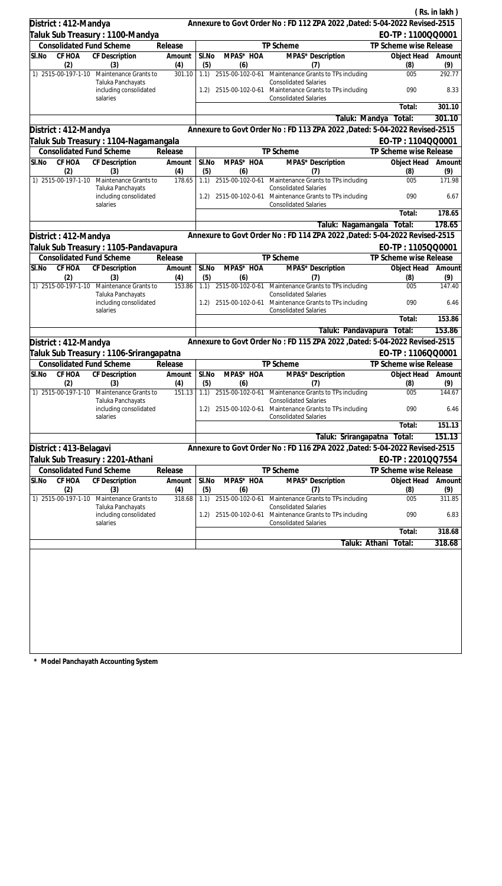( Rs. in lakh )

**District : 412-Mandya** — Annexure to Govt Order No : FD 112 ZPA 2022 ,Dated: 5-04-2022 Revised-2515

**Taluk Sub Treasury : 1100-Mandya** — EO-TP : 1100QQ0001

| Consolidated Fund Scheme | | | Release | TP Scheme | | | TP Scheme wise Release | |
|---|---|---|---|---|---|---|---|---|
| Sl.No | CF HOA | CF Description | Amount | Sl.No | MPAS* HOA | MPAS* Description | Object Head | Amount |
| (2) | | (3) | (4) | (5) | (6) | (7) | (8) | (9) |
| 1) | 2515-00-197-1-10 | Maintenance Grants to Taluka Panchayats including consolidated salaries | 301.10 | 1.1) | 2515-00-102-0-61 | Maintenance Grants to TPs including Consolidated Salaries | 005 | 292.77 |
| | | | | 1.2) | 2515-00-102-0-61 | Maintenance Grants to TPs including Consolidated Salaries | 090 | 8.33 |
| | | | | | | | Total: | 301.10 |
| | | | | | | Taluk: Mandya Total: | | 301.10 |

**District : 412-Mandya** — Annexure to Govt Order No : FD 113 ZPA 2022 ,Dated: 5-04-2022 Revised-2515

**Taluk Sub Treasury : 1104-Nagamangala** — EO-TP : 1104QQ0001

| Consolidated Fund Scheme | | | Release | TP Scheme | | | TP Scheme wise Release | |
|---|---|---|---|---|---|---|---|---|
| Sl.No | CF HOA | CF Description | Amount | Sl.No | MPAS* HOA | MPAS* Description | Object Head | Amount |
| (2) | | (3) | (4) | (5) | (6) | (7) | (8) | (9) |
| 1) | 2515-00-197-1-10 | Maintenance Grants to Taluka Panchayats including consolidated salaries | 178.65 | 1.1) | 2515-00-102-0-61 | Maintenance Grants to TPs including Consolidated Salaries | 005 | 171.98 |
| | | | | 1.2) | 2515-00-102-0-61 | Maintenance Grants to TPs including Consolidated Salaries | 090 | 6.67 |
| | | | | | | | Total: | 178.65 |
| | | | | | | Taluk: Nagamangala Total: | | 178.65 |

**District : 412-Mandya** — Annexure to Govt Order No : FD 114 ZPA 2022 ,Dated: 5-04-2022 Revised-2515

**Taluk Sub Treasury : 1105-Pandavapura** — EO-TP : 1105QQ0001

| Consolidated Fund Scheme | | | Release | TP Scheme | | | TP Scheme wise Release | |
|---|---|---|---|---|---|---|---|---|
| Sl.No | CF HOA | CF Description | Amount | Sl.No | MPAS* HOA | MPAS* Description | Object Head | Amount |
| (2) | | (3) | (4) | (5) | (6) | (7) | (8) | (9) |
| 1) | 2515-00-197-1-10 | Maintenance Grants to Taluka Panchayats including consolidated salaries | 153.86 | 1.1) | 2515-00-102-0-61 | Maintenance Grants to TPs including Consolidated Salaries | 005 | 147.40 |
| | | | | 1.2) | 2515-00-102-0-61 | Maintenance Grants to TPs including Consolidated Salaries | 090 | 6.46 |
| | | | | | | | Total: | 153.86 |
| | | | | | | Taluk: Pandavapura Total: | | 153.86 |

**District : 412-Mandya** — Annexure to Govt Order No : FD 115 ZPA 2022 ,Dated: 5-04-2022 Revised-2515

**Taluk Sub Treasury : 1106-Srirangapatna** — EO-TP : 1106QQ0001

| Consolidated Fund Scheme | | | Release | TP Scheme | | | TP Scheme wise Release | |
|---|---|---|---|---|---|---|---|---|
| Sl.No | CF HOA | CF Description | Amount | Sl.No | MPAS* HOA | MPAS* Description | Object Head | Amount |
| (2) | | (3) | (4) | (5) | (6) | (7) | (8) | (9) |
| 1) | 2515-00-197-1-10 | Maintenance Grants to Taluka Panchayats including consolidated salaries | 151.13 | 1.1) | 2515-00-102-0-61 | Maintenance Grants to TPs including Consolidated Salaries | 005 | 144.67 |
| | | | | 1.2) | 2515-00-102-0-61 | Maintenance Grants to TPs including Consolidated Salaries | 090 | 6.46 |
| | | | | | | | Total: | 151.13 |
| | | | | | | Taluk: Srirangapatna Total: | | 151.13 |

**District : 413-Belagavi** — Annexure to Govt Order No : FD 116 ZPA 2022 ,Dated: 5-04-2022 Revised-2515

**Taluk Sub Treasury : 2201-Athani** — EO-TP : 2201QQ7554

| Consolidated Fund Scheme | | | Release | TP Scheme | | | TP Scheme wise Release | |
|---|---|---|---|---|---|---|---|---|
| Sl.No | CF HOA | CF Description | Amount | Sl.No | MPAS* HOA | MPAS* Description | Object Head | Amount |
| (2) | | (3) | (4) | (5) | (6) | (7) | (8) | (9) |
| 1) | 2515-00-197-1-10 | Maintenance Grants to Taluka Panchayats including consolidated salaries | 318.68 | 1.1) | 2515-00-102-0-61 | Maintenance Grants to TPs including Consolidated Salaries | 005 | 311.85 |
| | | | | 1.2) | 2515-00-102-0-61 | Maintenance Grants to TPs including Consolidated Salaries | 090 | 6.83 |
| | | | | | | | Total: | 318.68 |
| | | | | | | Taluk: Athani Total: | | 318.68 |

**\* Model Panchayath Accounting System**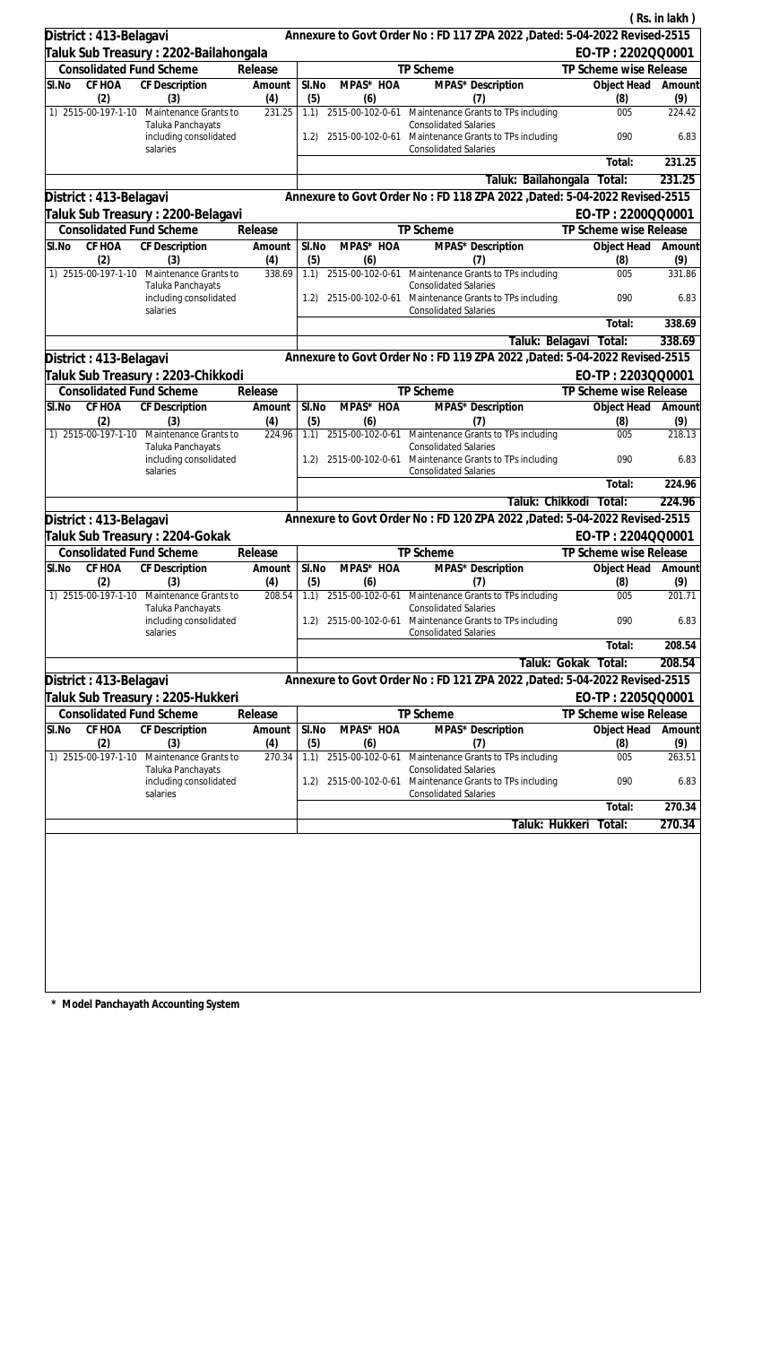( Rs. in lakh )

**District : 413-Belagavi** — Annexure to Govt Order No : FD 117 ZPA 2022 ,Dated: 5-04-2022 Revised-2515

**Taluk Sub Treasury : 2202-Bailahongala** — EO-TP : 2202QQ0001

| Consolidated Fund Scheme | | | Release | TP Scheme | | | TP Scheme wise Release | |
|---|---|---|---|---|---|---|---|---|
| Sl.No | CF HOA | CF Description | Amount | Sl.No | MPAS* HOA | MPAS* Description | Object Head | Amount |
| | (2) | (3) | (4) | (5) | (6) | (7) | (8) | (9) |
| 1) | 2515-00-197-1-10 | Maintenance Grants to Taluka Panchayats including consolidated salaries | 231.25 | 1.1) | 2515-00-102-0-61 | Maintenance Grants to TPs including Consolidated Salaries | 005 | 224.42 |
| | | | | 1.2) | 2515-00-102-0-61 | Maintenance Grants to TPs including Consolidated Salaries | 090 | 6.83 |
| | | | | | | | Total: | 231.25 |
| | | | | | | Taluk: Bailahongala Total: | | 231.25 |

**District : 413-Belagavi** — Annexure to Govt Order No : FD 118 ZPA 2022 ,Dated: 5-04-2022 Revised-2515

**Taluk Sub Treasury : 2200-Belagavi** — EO-TP : 2200QQ0001

| Consolidated Fund Scheme | | | Release | TP Scheme | | | TP Scheme wise Release | |
|---|---|---|---|---|---|---|---|---|
| Sl.No | CF HOA | CF Description | Amount | Sl.No | MPAS* HOA | MPAS* Description | Object Head | Amount |
| | (2) | (3) | (4) | (5) | (6) | (7) | (8) | (9) |
| 1) | 2515-00-197-1-10 | Maintenance Grants to Taluka Panchayats including consolidated salaries | 338.69 | 1.1) | 2515-00-102-0-61 | Maintenance Grants to TPs including Consolidated Salaries | 005 | 331.86 |
| | | | | 1.2) | 2515-00-102-0-61 | Maintenance Grants to TPs including Consolidated Salaries | 090 | 6.83 |
| | | | | | | | Total: | 338.69 |
| | | | | | | Taluk: Belagavi Total: | | 338.69 |

**District : 413-Belagavi** — Annexure to Govt Order No : FD 119 ZPA 2022 ,Dated: 5-04-2022 Revised-2515

**Taluk Sub Treasury : 2203-Chikkodi** — EO-TP : 2203QQ0001

| Consolidated Fund Scheme | | | Release | TP Scheme | | | TP Scheme wise Release | |
|---|---|---|---|---|---|---|---|---|
| Sl.No | CF HOA | CF Description | Amount | Sl.No | MPAS* HOA | MPAS* Description | Object Head | Amount |
| | (2) | (3) | (4) | (5) | (6) | (7) | (8) | (9) |
| 1) | 2515-00-197-1-10 | Maintenance Grants to Taluka Panchayats including consolidated salaries | 224.96 | 1.1) | 2515-00-102-0-61 | Maintenance Grants to TPs including Consolidated Salaries | 005 | 218.13 |
| | | | | 1.2) | 2515-00-102-0-61 | Maintenance Grants to TPs including Consolidated Salaries | 090 | 6.83 |
| | | | | | | | Total: | 224.96 |
| | | | | | | Taluk: Chikkodi Total: | | 224.96 |

**District : 413-Belagavi** — Annexure to Govt Order No : FD 120 ZPA 2022 ,Dated: 5-04-2022 Revised-2515

**Taluk Sub Treasury : 2204-Gokak** — EO-TP : 2204QQ0001

| Consolidated Fund Scheme | | | Release | TP Scheme | | | TP Scheme wise Release | |
|---|---|---|---|---|---|---|---|---|
| Sl.No | CF HOA | CF Description | Amount | Sl.No | MPAS* HOA | MPAS* Description | Object Head | Amount |
| | (2) | (3) | (4) | (5) | (6) | (7) | (8) | (9) |
| 1) | 2515-00-197-1-10 | Maintenance Grants to Taluka Panchayats including consolidated salaries | 208.54 | 1.1) | 2515-00-102-0-61 | Maintenance Grants to TPs including Consolidated Salaries | 005 | 201.71 |
| | | | | 1.2) | 2515-00-102-0-61 | Maintenance Grants to TPs including Consolidated Salaries | 090 | 6.83 |
| | | | | | | | Total: | 208.54 |
| | | | | | | Taluk: Gokak Total: | | 208.54 |

**District : 413-Belagavi** — Annexure to Govt Order No : FD 121 ZPA 2022 ,Dated: 5-04-2022 Revised-2515

**Taluk Sub Treasury : 2205-Hukkeri** — EO-TP : 2205QQ0001

| Consolidated Fund Scheme | | | Release | TP Scheme | | | TP Scheme wise Release | |
|---|---|---|---|---|---|---|---|---|
| Sl.No | CF HOA | CF Description | Amount | Sl.No | MPAS* HOA | MPAS* Description | Object Head | Amount |
| | (2) | (3) | (4) | (5) | (6) | (7) | (8) | (9) |
| 1) | 2515-00-197-1-10 | Maintenance Grants to Taluka Panchayats including consolidated salaries | 270.34 | 1.1) | 2515-00-102-0-61 | Maintenance Grants to TPs including Consolidated Salaries | 005 | 263.51 |
| | | | | 1.2) | 2515-00-102-0-61 | Maintenance Grants to TPs including Consolidated Salaries | 090 | 6.83 |
| | | | | | | | Total: | 270.34 |
| | | | | | | Taluk: Hukkeri Total: | | 270.34 |

\* Model Panchayath Accounting System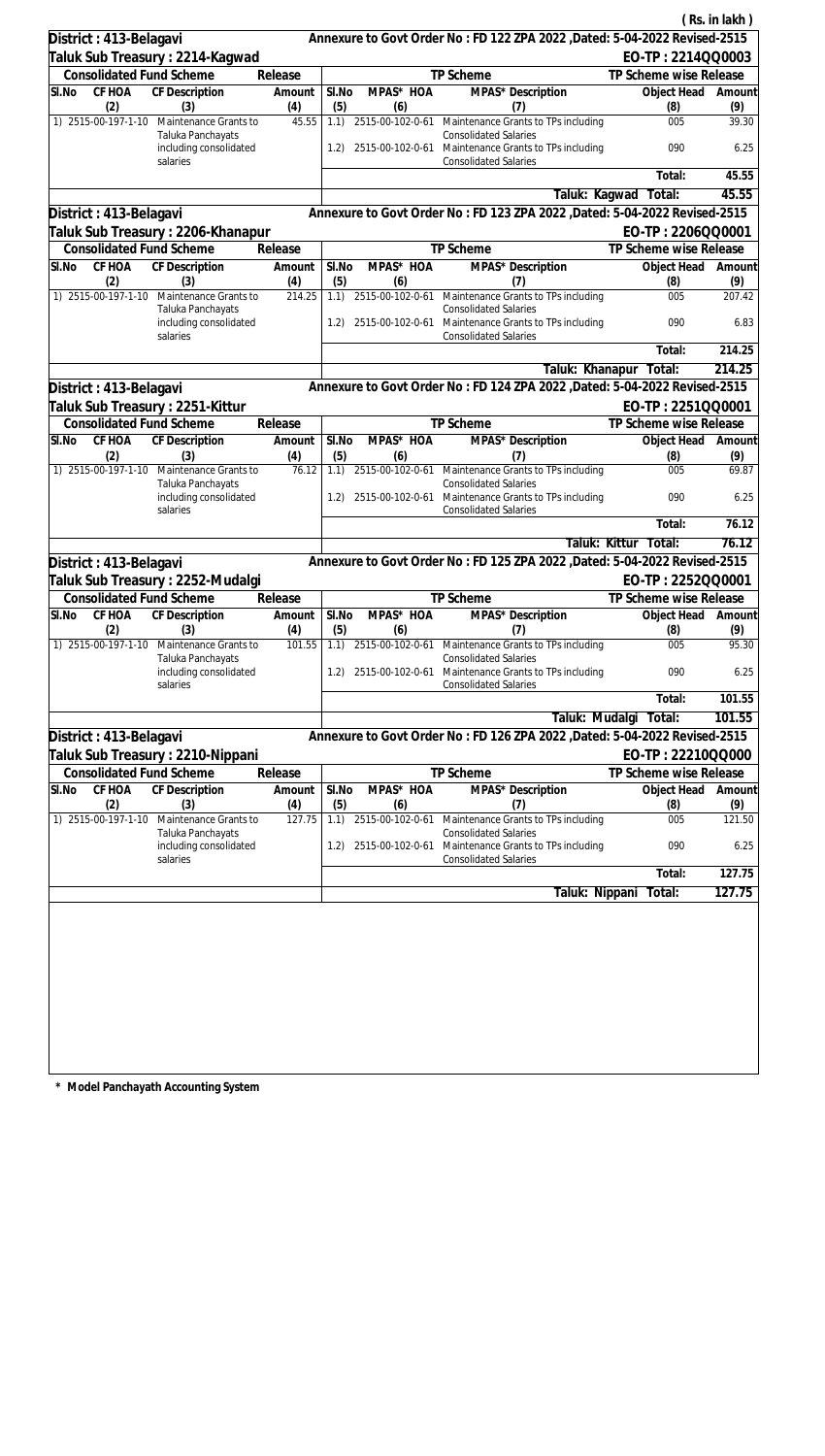(Rs. in lakh)

**District : 413-Belagavi** — Annexure to Govt Order No : FD 122 ZPA 2022 ,Dated: 5-04-2022 Revised-2515

**Taluk Sub Treasury : 2214-Kagwad** — EO-TP : 2214QQ0003

| Consolidated Fund Scheme | | | Release | TP Scheme | | | TP Scheme wise Release | |
|---|---|---|---|---|---|---|---|---|
| Sl.No | CF HOA | CF Description | Amount | Sl.No | MPAS* HOA | MPAS* Description | Object Head | Amount |
| | (2) | (3) | (4) | (5) | (6) | (7) | (8) | (9) |
| 1) | 2515-00-197-1-10 | Maintenance Grants to Taluka Panchayats including consolidated salaries | 45.55 | 1.1) | 2515-00-102-0-61 | Maintenance Grants to TPs including Consolidated Salaries | 005 | 39.30 |
| | | | | 1.2) | 2515-00-102-0-61 | Maintenance Grants to TPs including Consolidated Salaries | 090 | 6.25 |
| | | | | | | | Total: | 45.55 |
| | | | | | | Taluk: Kagwad | Total: | 45.55 |

**District : 413-Belagavi** — Annexure to Govt Order No : FD 123 ZPA 2022 ,Dated: 5-04-2022 Revised-2515

**Taluk Sub Treasury : 2206-Khanapur** — EO-TP : 2206QQ0001

| Consolidated Fund Scheme | | | Release | TP Scheme | | | TP Scheme wise Release | |
|---|---|---|---|---|---|---|---|---|
| Sl.No | CF HOA | CF Description | Amount | Sl.No | MPAS* HOA | MPAS* Description | Object Head | Amount |
| | (2) | (3) | (4) | (5) | (6) | (7) | (8) | (9) |
| 1) | 2515-00-197-1-10 | Maintenance Grants to Taluka Panchayats including consolidated salaries | 214.25 | 1.1) | 2515-00-102-0-61 | Maintenance Grants to TPs including Consolidated Salaries | 005 | 207.42 |
| | | | | 1.2) | 2515-00-102-0-61 | Maintenance Grants to TPs including Consolidated Salaries | 090 | 6.83 |
| | | | | | | | Total: | 214.25 |
| | | | | | | Taluk: Khanapur | Total: | 214.25 |

**District : 413-Belagavi** — Annexure to Govt Order No : FD 124 ZPA 2022 ,Dated: 5-04-2022 Revised-2515

**Taluk Sub Treasury : 2251-Kittur** — EO-TP : 2251QQ0001

| Consolidated Fund Scheme | | | Release | TP Scheme | | | TP Scheme wise Release | |
|---|---|---|---|---|---|---|---|---|
| Sl.No | CF HOA | CF Description | Amount | Sl.No | MPAS* HOA | MPAS* Description | Object Head | Amount |
| | (2) | (3) | (4) | (5) | (6) | (7) | (8) | (9) |
| 1) | 2515-00-197-1-10 | Maintenance Grants to Taluka Panchayats including consolidated salaries | 76.12 | 1.1) | 2515-00-102-0-61 | Maintenance Grants to TPs including Consolidated Salaries | 005 | 69.87 |
| | | | | 1.2) | 2515-00-102-0-61 | Maintenance Grants to TPs including Consolidated Salaries | 090 | 6.25 |
| | | | | | | | Total: | 76.12 |
| | | | | | | Taluk: Kittur | Total: | 76.12 |

**District : 413-Belagavi** — Annexure to Govt Order No : FD 125 ZPA 2022 ,Dated: 5-04-2022 Revised-2515

**Taluk Sub Treasury : 2252-Mudalgi** — EO-TP : 2252QQ0001

| Consolidated Fund Scheme | | | Release | TP Scheme | | | TP Scheme wise Release | |
|---|---|---|---|---|---|---|---|---|
| Sl.No | CF HOA | CF Description | Amount | Sl.No | MPAS* HOA | MPAS* Description | Object Head | Amount |
| | (2) | (3) | (4) | (5) | (6) | (7) | (8) | (9) |
| 1) | 2515-00-197-1-10 | Maintenance Grants to Taluka Panchayats including consolidated salaries | 101.55 | 1.1) | 2515-00-102-0-61 | Maintenance Grants to TPs including Consolidated Salaries | 005 | 95.30 |
| | | | | 1.2) | 2515-00-102-0-61 | Maintenance Grants to TPs including Consolidated Salaries | 090 | 6.25 |
| | | | | | | | Total: | 101.55 |
| | | | | | | Taluk: Mudalgi | Total: | 101.55 |

**District : 413-Belagavi** — Annexure to Govt Order No : FD 126 ZPA 2022 ,Dated: 5-04-2022 Revised-2515

**Taluk Sub Treasury : 2210-Nippani** — EO-TP : 22210QQ000

| Consolidated Fund Scheme | | | Release | TP Scheme | | | TP Scheme wise Release | |
|---|---|---|---|---|---|---|---|---|
| Sl.No | CF HOA | CF Description | Amount | Sl.No | MPAS* HOA | MPAS* Description | Object Head | Amount |
| | (2) | (3) | (4) | (5) | (6) | (7) | (8) | (9) |
| 1) | 2515-00-197-1-10 | Maintenance Grants to Taluka Panchayats including consolidated salaries | 127.75 | 1.1) | 2515-00-102-0-61 | Maintenance Grants to TPs including Consolidated Salaries | 005 | 121.50 |
| | | | | 1.2) | 2515-00-102-0-61 | Maintenance Grants to TPs including Consolidated Salaries | 090 | 6.25 |
| | | | | | | | Total: | 127.75 |
| | | | | | | Taluk: Nippani | Total: | 127.75 |

\* Model Panchayath Accounting System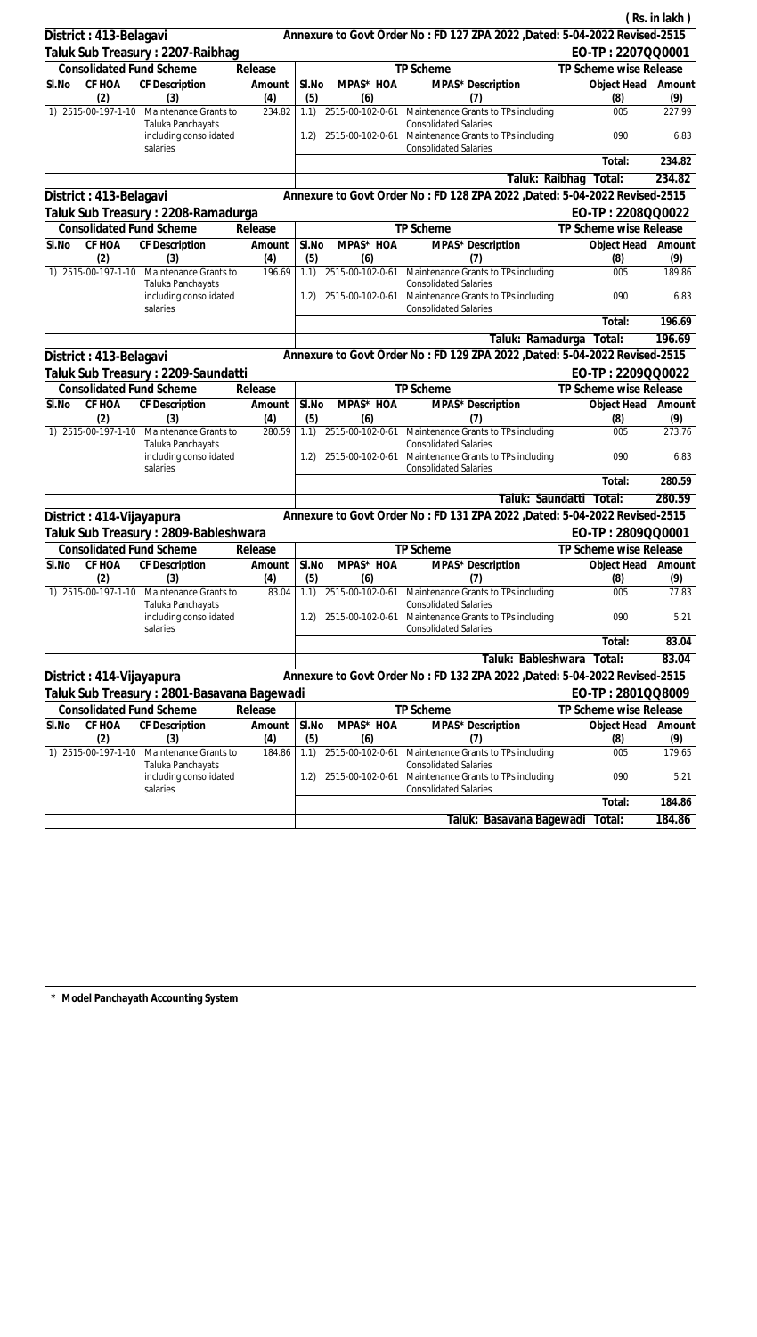( Rs. in lakh )

**District : 413-Belagavi** — Annexure to Govt Order No : FD 127 ZPA 2022 ,Dated: 5-04-2022 Revised-2515

**Taluk Sub Treasury : 2207-Raibhag** — EO-TP : 2207QQ0001

| Consolidated Fund Scheme | | | Release | TP Scheme | | | TP Scheme wise Release | |
|---|---|---|---|---|---|---|---|---|
| Sl.No | CF HOA | CF Description | Amount | Sl.No | MPAS* HOA | MPAS* Description | Object Head | Amount |
| | (2) | (3) | (4) | (5) | (6) | (7) | (8) | (9) |
| 1) | 2515-00-197-1-10 | Maintenance Grants to Taluka Panchayats including consolidated salaries | 234.82 | 1.1) | 2515-00-102-0-61 | Maintenance Grants to TPs including Consolidated Salaries | 005 | 227.99 |
| | | | | 1.2) | 2515-00-102-0-61 | Maintenance Grants to TPs including Consolidated Salaries | 090 | 6.83 |
| | | | | | | | Total: | 234.82 |
| | | | | | | Taluk: Raibhag Total: | | 234.82 |

**District : 413-Belagavi** — Annexure to Govt Order No : FD 128 ZPA 2022 ,Dated: 5-04-2022 Revised-2515

**Taluk Sub Treasury : 2208-Ramadurga** — EO-TP : 2208QQ0022

| Consolidated Fund Scheme | | | Release | TP Scheme | | | TP Scheme wise Release | |
|---|---|---|---|---|---|---|---|---|
| Sl.No | CF HOA | CF Description | Amount | Sl.No | MPAS* HOA | MPAS* Description | Object Head | Amount |
| | (2) | (3) | (4) | (5) | (6) | (7) | (8) | (9) |
| 1) | 2515-00-197-1-10 | Maintenance Grants to Taluka Panchayats including consolidated salaries | 196.69 | 1.1) | 2515-00-102-0-61 | Maintenance Grants to TPs including Consolidated Salaries | 005 | 189.86 |
| | | | | 1.2) | 2515-00-102-0-61 | Maintenance Grants to TPs including Consolidated Salaries | 090 | 6.83 |
| | | | | | | | Total: | 196.69 |
| | | | | | | Taluk: Ramadurga Total: | | 196.69 |

**District : 413-Belagavi** — Annexure to Govt Order No : FD 129 ZPA 2022 ,Dated: 5-04-2022 Revised-2515

**Taluk Sub Treasury : 2209-Saundatti** — EO-TP : 2209QQ0022

| Consolidated Fund Scheme | | | Release | TP Scheme | | | TP Scheme wise Release | |
|---|---|---|---|---|---|---|---|---|
| Sl.No | CF HOA | CF Description | Amount | Sl.No | MPAS* HOA | MPAS* Description | Object Head | Amount |
| | (2) | (3) | (4) | (5) | (6) | (7) | (8) | (9) |
| 1) | 2515-00-197-1-10 | Maintenance Grants to Taluka Panchayats including consolidated salaries | 280.59 | 1.1) | 2515-00-102-0-61 | Maintenance Grants to TPs including Consolidated Salaries | 005 | 273.76 |
| | | | | 1.2) | 2515-00-102-0-61 | Maintenance Grants to TPs including Consolidated Salaries | 090 | 6.83 |
| | | | | | | | Total: | 280.59 |
| | | | | | | Taluk: Saundatti Total: | | 280.59 |

**District : 414-Vijayapura** — Annexure to Govt Order No : FD 131 ZPA 2022 ,Dated: 5-04-2022 Revised-2515

**Taluk Sub Treasury : 2809-Bableshwara** — EO-TP : 2809QQ0001

| Consolidated Fund Scheme | | | Release | TP Scheme | | | TP Scheme wise Release | |
|---|---|---|---|---|---|---|---|---|
| Sl.No | CF HOA | CF Description | Amount | Sl.No | MPAS* HOA | MPAS* Description | Object Head | Amount |
| | (2) | (3) | (4) | (5) | (6) | (7) | (8) | (9) |
| 1) | 2515-00-197-1-10 | Maintenance Grants to Taluka Panchayats including consolidated salaries | 83.04 | 1.1) | 2515-00-102-0-61 | Maintenance Grants to TPs including Consolidated Salaries | 005 | 77.83 |
| | | | | 1.2) | 2515-00-102-0-61 | Maintenance Grants to TPs including Consolidated Salaries | 090 | 5.21 |
| | | | | | | | Total: | 83.04 |
| | | | | | | Taluk: Bableshwara Total: | | 83.04 |

**District : 414-Vijayapura** — Annexure to Govt Order No : FD 132 ZPA 2022 ,Dated: 5-04-2022 Revised-2515

**Taluk Sub Treasury : 2801-Basavana Bagewadi** — EO-TP : 2801QQ8009

| Consolidated Fund Scheme | | | Release | TP Scheme | | | TP Scheme wise Release | |
|---|---|---|---|---|---|---|---|---|
| Sl.No | CF HOA | CF Description | Amount | Sl.No | MPAS* HOA | MPAS* Description | Object Head | Amount |
| | (2) | (3) | (4) | (5) | (6) | (7) | (8) | (9) |
| 1) | 2515-00-197-1-10 | Maintenance Grants to Taluka Panchayats including consolidated salaries | 184.86 | 1.1) | 2515-00-102-0-61 | Maintenance Grants to TPs including Consolidated Salaries | 005 | 179.65 |
| | | | | 1.2) | 2515-00-102-0-61 | Maintenance Grants to TPs including Consolidated Salaries | 090 | 5.21 |
| | | | | | | | Total: | 184.86 |
| | | | | | | Taluk: Basavana Bagewadi Total: | | 184.86 |

\* Model Panchayath Accounting System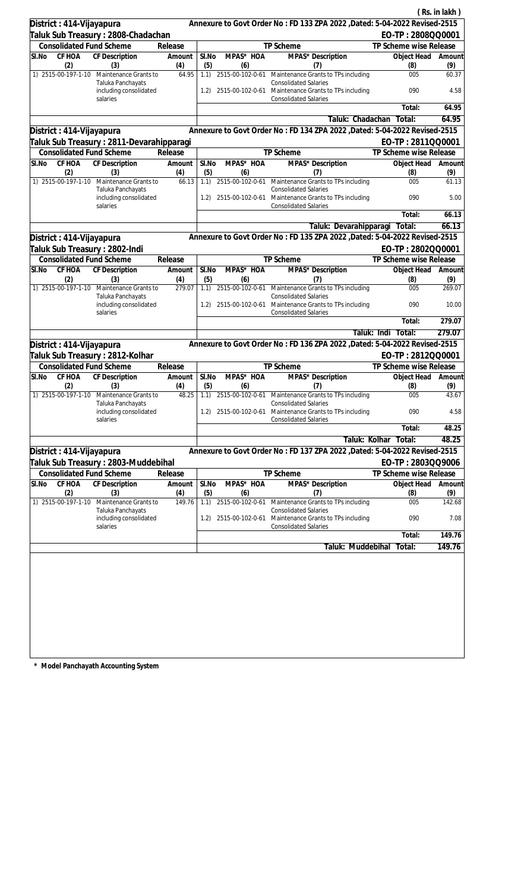( Rs. in lakh )

**District : 414-Vijayapura** — Annexure to Govt Order No : FD 133 ZPA 2022 ,Dated: 5-04-2022 Revised-2515

**Taluk Sub Treasury : 2808-Chadachan** — EO-TP : 2808QQ0001

| Consolidated Fund Scheme | | | Release | TP Scheme | | | TP Scheme wise Release | |
|---|---|---|---|---|---|---|---|---|
| Sl.No | CF HOA | CF Description | Amount | Sl.No | MPAS* HOA | MPAS* Description | Object Head | Amount |
| | (2) | (3) | (4) | (5) | (6) | (7) | (8) | (9) |
| 1) | 2515-00-197-1-10 | Maintenance Grants to Taluka Panchayats including consolidated salaries | 64.95 | 1.1) | 2515-00-102-0-61 | Maintenance Grants to TPs including Consolidated Salaries | 005 | 60.37 |
| | | | | 1.2) | 2515-00-102-0-61 | Maintenance Grants to TPs including Consolidated Salaries | 090 | 4.58 |
| | | | | | | | Total: | 64.95 |
| | | | | | | Taluk: Chadachan | Total: | 64.95 |

**District : 414-Vijayapura** — Annexure to Govt Order No : FD 134 ZPA 2022 ,Dated: 5-04-2022 Revised-2515

**Taluk Sub Treasury : 2811-Devarahipparagi** — EO-TP : 2811QQ0001

| Consolidated Fund Scheme | | | Release | TP Scheme | | | TP Scheme wise Release | |
|---|---|---|---|---|---|---|---|---|
| Sl.No | CF HOA | CF Description | Amount | Sl.No | MPAS* HOA | MPAS* Description | Object Head | Amount |
| | (2) | (3) | (4) | (5) | (6) | (7) | (8) | (9) |
| 1) | 2515-00-197-1-10 | Maintenance Grants to Taluka Panchayats including consolidated salaries | 66.13 | 1.1) | 2515-00-102-0-61 | Maintenance Grants to TPs including Consolidated Salaries | 005 | 61.13 |
| | | | | 1.2) | 2515-00-102-0-61 | Maintenance Grants to TPs including Consolidated Salaries | 090 | 5.00 |
| | | | | | | | Total: | 66.13 |
| | | | | | | Taluk: Devarahipparagi | Total: | 66.13 |

**District : 414-Vijayapura** — Annexure to Govt Order No : FD 135 ZPA 2022 ,Dated: 5-04-2022 Revised-2515

**Taluk Sub Treasury : 2802-Indi** — EO-TP : 2802QQ0001

| Consolidated Fund Scheme | | | Release | TP Scheme | | | TP Scheme wise Release | |
|---|---|---|---|---|---|---|---|---|
| Sl.No | CF HOA | CF Description | Amount | Sl.No | MPAS* HOA | MPAS* Description | Object Head | Amount |
| | (2) | (3) | (4) | (5) | (6) | (7) | (8) | (9) |
| 1) | 2515-00-197-1-10 | Maintenance Grants to Taluka Panchayats including consolidated salaries | 279.07 | 1.1) | 2515-00-102-0-61 | Maintenance Grants to TPs including Consolidated Salaries | 005 | 269.07 |
| | | | | 1.2) | 2515-00-102-0-61 | Maintenance Grants to TPs including Consolidated Salaries | 090 | 10.00 |
| | | | | | | | Total: | 279.07 |
| | | | | | | Taluk: Indi | Total: | 279.07 |

**District : 414-Vijayapura** — Annexure to Govt Order No : FD 136 ZPA 2022 ,Dated: 5-04-2022 Revised-2515

**Taluk Sub Treasury : 2812-Kolhar** — EO-TP : 2812QQ0001

| Consolidated Fund Scheme | | | Release | TP Scheme | | | TP Scheme wise Release | |
|---|---|---|---|---|---|---|---|---|
| Sl.No | CF HOA | CF Description | Amount | Sl.No | MPAS* HOA | MPAS* Description | Object Head | Amount |
| | (2) | (3) | (4) | (5) | (6) | (7) | (8) | (9) |
| 1) | 2515-00-197-1-10 | Maintenance Grants to Taluka Panchayats including consolidated salaries | 48.25 | 1.1) | 2515-00-102-0-61 | Maintenance Grants to TPs including Consolidated Salaries | 005 | 43.67 |
| | | | | 1.2) | 2515-00-102-0-61 | Maintenance Grants to TPs including Consolidated Salaries | 090 | 4.58 |
| | | | | | | | Total: | 48.25 |
| | | | | | | Taluk: Kolhar | Total: | 48.25 |

**District : 414-Vijayapura** — Annexure to Govt Order No : FD 137 ZPA 2022 ,Dated: 5-04-2022 Revised-2515

**Taluk Sub Treasury : 2803-Muddebihal** — EO-TP : 2803QQ9006

| Consolidated Fund Scheme | | | Release | TP Scheme | | | TP Scheme wise Release | |
|---|---|---|---|---|---|---|---|---|
| Sl.No | CF HOA | CF Description | Amount | Sl.No | MPAS* HOA | MPAS* Description | Object Head | Amount |
| | (2) | (3) | (4) | (5) | (6) | (7) | (8) | (9) |
| 1) | 2515-00-197-1-10 | Maintenance Grants to Taluka Panchayats including consolidated salaries | 149.76 | 1.1) | 2515-00-102-0-61 | Maintenance Grants to TPs including Consolidated Salaries | 005 | 142.68 |
| | | | | 1.2) | 2515-00-102-0-61 | Maintenance Grants to TPs including Consolidated Salaries | 090 | 7.08 |
| | | | | | | | Total: | 149.76 |
| | | | | | | Taluk: Muddebihal | Total: | 149.76 |

**\* Model Panchayath Accounting System**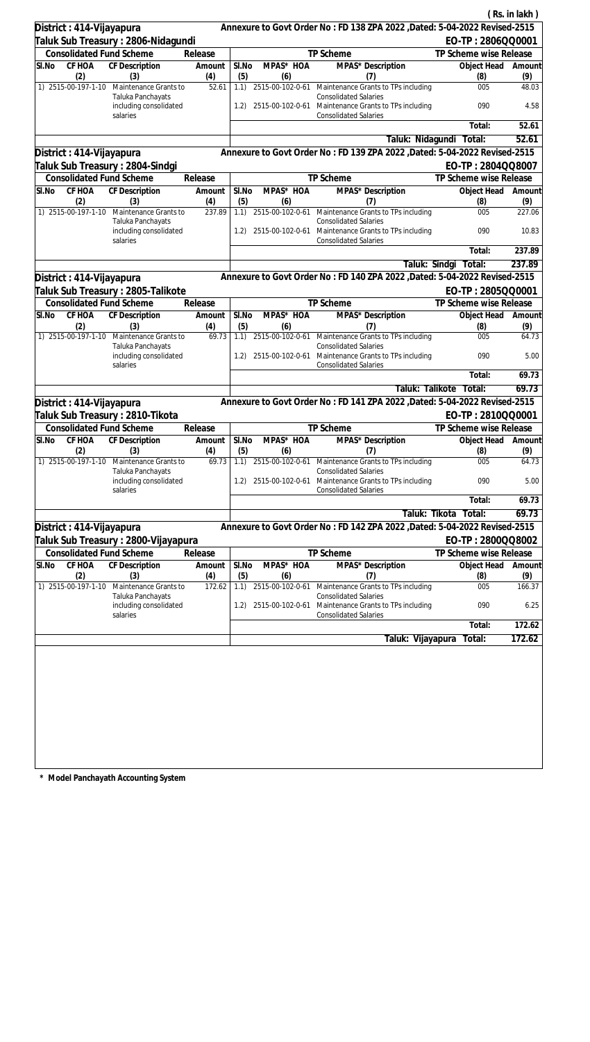( Rs. in lakh )

**District : 414-Vijayapura** — Annexure to Govt Order No : FD 138 ZPA 2022 ,Dated: 5-04-2022 Revised-2515

**Taluk Sub Treasury : 2806-Nidagundi** — EO-TP : 2806QQ0001

| Consolidated Fund Scheme | | | Release | TP Scheme | | | TP Scheme wise Release | |
|---|---|---|---|---|---|---|---|---|
| Sl.No | CF HOA | CF Description | Amount | Sl.No | MPAS* HOA | MPAS* Description | Object Head | Amount |
| (2) | | (3) | (4) | (5) | (6) | (7) | (8) | (9) |
| 1) | 2515-00-197-1-10 | Maintenance Grants to Taluka Panchayats including consolidated salaries | 52.61 | 1.1) | 2515-00-102-0-61 | Maintenance Grants to TPs including Consolidated Salaries | 005 | 48.03 |
| | | | | 1.2) | 2515-00-102-0-61 | Maintenance Grants to TPs including Consolidated Salaries | 090 | 4.58 |
| | | | | | | | Total: | 52.61 |
| | | | | | | Taluk: Nidagundi Total: | | 52.61 |

**District : 414-Vijayapura** — Annexure to Govt Order No : FD 139 ZPA 2022 ,Dated: 5-04-2022 Revised-2515

**Taluk Sub Treasury : 2804-Sindgi** — EO-TP : 2804QQ8007

| Consolidated Fund Scheme | | | Release | TP Scheme | | | TP Scheme wise Release | |
|---|---|---|---|---|---|---|---|---|
| Sl.No | CF HOA | CF Description | Amount | Sl.No | MPAS* HOA | MPAS* Description | Object Head | Amount |
| (2) | | (3) | (4) | (5) | (6) | (7) | (8) | (9) |
| 1) | 2515-00-197-1-10 | Maintenance Grants to Taluka Panchayats including consolidated salaries | 237.89 | 1.1) | 2515-00-102-0-61 | Maintenance Grants to TPs including Consolidated Salaries | 005 | 227.06 |
| | | | | 1.2) | 2515-00-102-0-61 | Maintenance Grants to TPs including Consolidated Salaries | 090 | 10.83 |
| | | | | | | | Total: | 237.89 |
| | | | | | | Taluk: Sindgi Total: | | 237.89 |

**District : 414-Vijayapura** — Annexure to Govt Order No : FD 140 ZPA 2022 ,Dated: 5-04-2022 Revised-2515

**Taluk Sub Treasury : 2805-Talikote** — EO-TP : 2805QQ0001

| Consolidated Fund Scheme | | | Release | TP Scheme | | | TP Scheme wise Release | |
|---|---|---|---|---|---|---|---|---|
| Sl.No | CF HOA | CF Description | Amount | Sl.No | MPAS* HOA | MPAS* Description | Object Head | Amount |
| (2) | | (3) | (4) | (5) | (6) | (7) | (8) | (9) |
| 1) | 2515-00-197-1-10 | Maintenance Grants to Taluka Panchayats including consolidated salaries | 69.73 | 1.1) | 2515-00-102-0-61 | Maintenance Grants to TPs including Consolidated Salaries | 005 | 64.73 |
| | | | | 1.2) | 2515-00-102-0-61 | Maintenance Grants to TPs including Consolidated Salaries | 090 | 5.00 |
| | | | | | | | Total: | 69.73 |
| | | | | | | Taluk: Talikote Total: | | 69.73 |

**District : 414-Vijayapura** — Annexure to Govt Order No : FD 141 ZPA 2022 ,Dated: 5-04-2022 Revised-2515

**Taluk Sub Treasury : 2810-Tikota** — EO-TP : 2810QQ0001

| Consolidated Fund Scheme | | | Release | TP Scheme | | | TP Scheme wise Release | |
|---|---|---|---|---|---|---|---|---|
| Sl.No | CF HOA | CF Description | Amount | Sl.No | MPAS* HOA | MPAS* Description | Object Head | Amount |
| (2) | | (3) | (4) | (5) | (6) | (7) | (8) | (9) |
| 1) | 2515-00-197-1-10 | Maintenance Grants to Taluka Panchayats including consolidated salaries | 69.73 | 1.1) | 2515-00-102-0-61 | Maintenance Grants to TPs including Consolidated Salaries | 005 | 64.73 |
| | | | | 1.2) | 2515-00-102-0-61 | Maintenance Grants to TPs including Consolidated Salaries | 090 | 5.00 |
| | | | | | | | Total: | 69.73 |
| | | | | | | Taluk: Tikota Total: | | 69.73 |

**District : 414-Vijayapura** — Annexure to Govt Order No : FD 142 ZPA 2022 ,Dated: 5-04-2022 Revised-2515

**Taluk Sub Treasury : 2800-Vijayapura** — EO-TP : 2800QQ8002

| Consolidated Fund Scheme | | | Release | TP Scheme | | | TP Scheme wise Release | |
|---|---|---|---|---|---|---|---|---|
| Sl.No | CF HOA | CF Description | Amount | Sl.No | MPAS* HOA | MPAS* Description | Object Head | Amount |
| (2) | | (3) | (4) | (5) | (6) | (7) | (8) | (9) |
| 1) | 2515-00-197-1-10 | Maintenance Grants to Taluka Panchayats including consolidated salaries | 172.62 | 1.1) | 2515-00-102-0-61 | Maintenance Grants to TPs including Consolidated Salaries | 005 | 166.37 |
| | | | | 1.2) | 2515-00-102-0-61 | Maintenance Grants to TPs including Consolidated Salaries | 090 | 6.25 |
| | | | | | | | Total: | 172.62 |
| | | | | | | Taluk: Vijayapura Total: | | 172.62 |

\* Model Panchayath Accounting System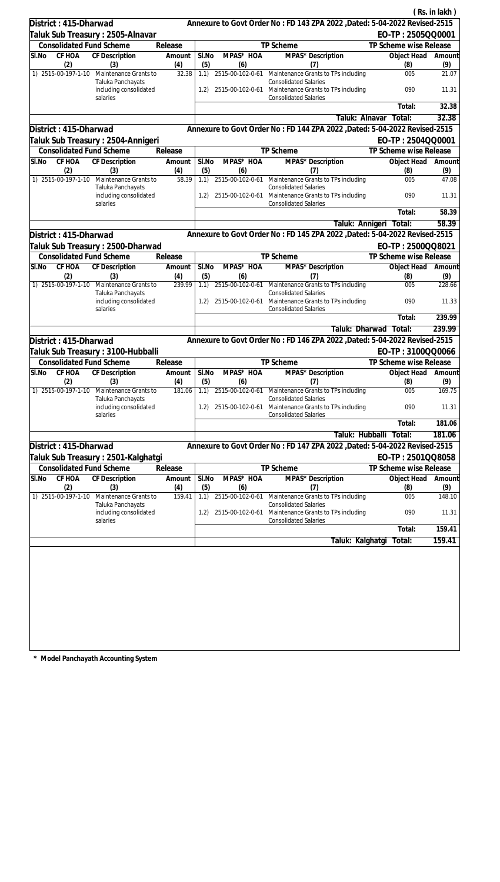( Rs. in lakh )

**District : 415-Dharwad** — Annexure to Govt Order No : FD 143 ZPA 2022 ,Dated: 5-04-2022 Revised-2515

**Taluk Sub Treasury : 2505-Alnavar** — EO-TP : 2505QQ0001

| Consolidated Fund Scheme | | | Release | TP Scheme | | | TP Scheme wise Release | |
|---|---|---|---|---|---|---|---|---|
| Sl.No | CF HOA | CF Description | Amount | Sl.No | MPAS* HOA | MPAS* Description | Object Head | Amount |
| | (2) | (3) | (4) | (5) | (6) | (7) | (8) | (9) |
| 1) | 2515-00-197-1-10 | Maintenance Grants to Taluka Panchayats including consolidated salaries | 32.38 | 1.1) | 2515-00-102-0-61 | Maintenance Grants to TPs including Consolidated Salaries | 005 | 21.07 |
| | | | | 1.2) | 2515-00-102-0-61 | Maintenance Grants to TPs including Consolidated Salaries | 090 | 11.31 |
| | | | | | | | Total: | 32.38 |
| | | | | | | Taluk: Alnavar | Total: | 32.38 |

**District : 415-Dharwad** — Annexure to Govt Order No : FD 144 ZPA 2022 ,Dated: 5-04-2022 Revised-2515

**Taluk Sub Treasury : 2504-Annigeri** — EO-TP : 2504QQ0001

| Consolidated Fund Scheme | | | Release | TP Scheme | | | TP Scheme wise Release | |
|---|---|---|---|---|---|---|---|---|
| Sl.No | CF HOA | CF Description | Amount | Sl.No | MPAS* HOA | MPAS* Description | Object Head | Amount |
| | (2) | (3) | (4) | (5) | (6) | (7) | (8) | (9) |
| 1) | 2515-00-197-1-10 | Maintenance Grants to Taluka Panchayats including consolidated salaries | 58.39 | 1.1) | 2515-00-102-0-61 | Maintenance Grants to TPs including Consolidated Salaries | 005 | 47.08 |
| | | | | 1.2) | 2515-00-102-0-61 | Maintenance Grants to TPs including Consolidated Salaries | 090 | 11.31 |
| | | | | | | | Total: | 58.39 |
| | | | | | | Taluk: Annigeri | Total: | 58.39 |

**District : 415-Dharwad** — Annexure to Govt Order No : FD 145 ZPA 2022 ,Dated: 5-04-2022 Revised-2515

**Taluk Sub Treasury : 2500-Dharwad** — EO-TP : 2500QQ8021

| Consolidated Fund Scheme | | | Release | TP Scheme | | | TP Scheme wise Release | |
|---|---|---|---|---|---|---|---|---|
| Sl.No | CF HOA | CF Description | Amount | Sl.No | MPAS* HOA | MPAS* Description | Object Head | Amount |
| | (2) | (3) | (4) | (5) | (6) | (7) | (8) | (9) |
| 1) | 2515-00-197-1-10 | Maintenance Grants to Taluka Panchayats including consolidated salaries | 239.99 | 1.1) | 2515-00-102-0-61 | Maintenance Grants to TPs including Consolidated Salaries | 005 | 228.66 |
| | | | | 1.2) | 2515-00-102-0-61 | Maintenance Grants to TPs including Consolidated Salaries | 090 | 11.33 |
| | | | | | | | Total: | 239.99 |
| | | | | | | Taluk: Dharwad | Total: | 239.99 |

**District : 415-Dharwad** — Annexure to Govt Order No : FD 146 ZPA 2022 ,Dated: 5-04-2022 Revised-2515

**Taluk Sub Treasury : 3100-Hubballi** — EO-TP : 3100QQ0066

| Consolidated Fund Scheme | | | Release | TP Scheme | | | TP Scheme wise Release | |
|---|---|---|---|---|---|---|---|---|
| Sl.No | CF HOA | CF Description | Amount | Sl.No | MPAS* HOA | MPAS* Description | Object Head | Amount |
| | (2) | (3) | (4) | (5) | (6) | (7) | (8) | (9) |
| 1) | 2515-00-197-1-10 | Maintenance Grants to Taluka Panchayats including consolidated salaries | 181.06 | 1.1) | 2515-00-102-0-61 | Maintenance Grants to TPs including Consolidated Salaries | 005 | 169.75 |
| | | | | 1.2) | 2515-00-102-0-61 | Maintenance Grants to TPs including Consolidated Salaries | 090 | 11.31 |
| | | | | | | | Total: | 181.06 |
| | | | | | | Taluk: Hubballi | Total: | 181.06 |

**District : 415-Dharwad** — Annexure to Govt Order No : FD 147 ZPA 2022 ,Dated: 5-04-2022 Revised-2515

**Taluk Sub Treasury : 2501-Kalghatgi** — EO-TP : 2501QQ8058

| Consolidated Fund Scheme | | | Release | TP Scheme | | | TP Scheme wise Release | |
|---|---|---|---|---|---|---|---|---|
| Sl.No | CF HOA | CF Description | Amount | Sl.No | MPAS* HOA | MPAS* Description | Object Head | Amount |
| | (2) | (3) | (4) | (5) | (6) | (7) | (8) | (9) |
| 1) | 2515-00-197-1-10 | Maintenance Grants to Taluka Panchayats including consolidated salaries | 159.41 | 1.1) | 2515-00-102-0-61 | Maintenance Grants to TPs including Consolidated Salaries | 005 | 148.10 |
| | | | | 1.2) | 2515-00-102-0-61 | Maintenance Grants to TPs including Consolidated Salaries | 090 | 11.31 |
| | | | | | | | Total: | 159.41 |
| | | | | | | Taluk: Kalghatgi | Total: | 159.41 |

**\* Model Panchayath Accounting System**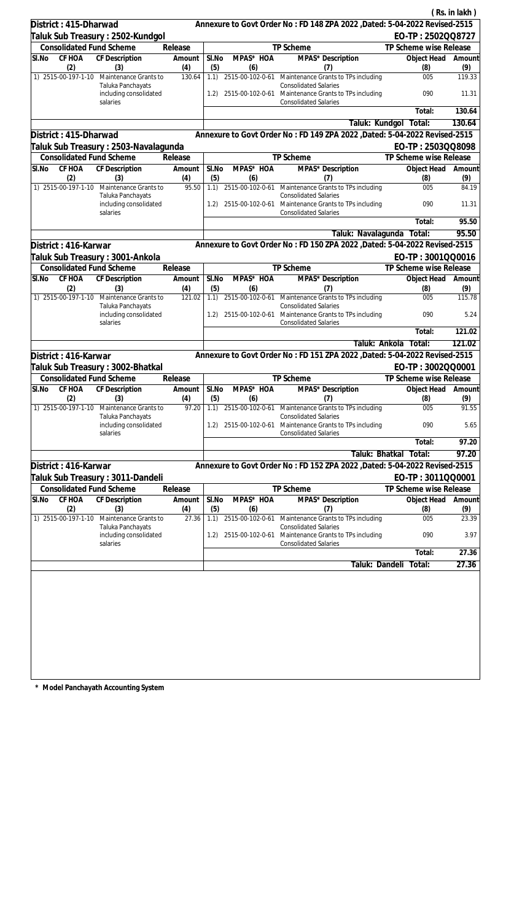( Rs. in lakh )

**District : 415-Dharwad** — Annexure to Govt Order No : FD 148 ZPA 2022 ,Dated: 5-04-2022 Revised-2515

**Taluk Sub Treasury : 2502-Kundgol** — EO-TP : 2502QQ8727

| Consolidated Fund Scheme | | | Release | TP Scheme | | | TP Scheme wise Release | |
|---|---|---|---|---|---|---|---|---|
| Sl.No | CF HOA | CF Description | Amount | Sl.No | MPAS* HOA | MPAS* Description | Object Head | Amount |
| | (2) | (3) | (4) | (5) | (6) | (7) | (8) | (9) |
| 1) | 2515-00-197-1-10 | Maintenance Grants to Taluka Panchayats including consolidated salaries | 130.64 | 1.1) | 2515-00-102-0-61 | Maintenance Grants to TPs including Consolidated Salaries | 005 | 119.33 |
| | | | | 1.2) | 2515-00-102-0-61 | Maintenance Grants to TPs including Consolidated Salaries | 090 | 11.31 |
| | | | | | | | Total: | 130.64 |
| | | | | | | Taluk: Kundgol Total: | | 130.64 |

**District : 415-Dharwad** — Annexure to Govt Order No : FD 149 ZPA 2022 ,Dated: 5-04-2022 Revised-2515

**Taluk Sub Treasury : 2503-Navalagunda** — EO-TP : 2503QQ8098

| Consolidated Fund Scheme | | | Release | TP Scheme | | | TP Scheme wise Release | |
|---|---|---|---|---|---|---|---|---|
| Sl.No | CF HOA | CF Description | Amount | Sl.No | MPAS* HOA | MPAS* Description | Object Head | Amount |
| | (2) | (3) | (4) | (5) | (6) | (7) | (8) | (9) |
| 1) | 2515-00-197-1-10 | Maintenance Grants to Taluka Panchayats including consolidated salaries | 95.50 | 1.1) | 2515-00-102-0-61 | Maintenance Grants to TPs including Consolidated Salaries | 005 | 84.19 |
| | | | | 1.2) | 2515-00-102-0-61 | Maintenance Grants to TPs including Consolidated Salaries | 090 | 11.31 |
| | | | | | | | Total: | 95.50 |
| | | | | | | Taluk: Navalagunda Total: | | 95.50 |

**District : 416-Karwar** — Annexure to Govt Order No : FD 150 ZPA 2022 ,Dated: 5-04-2022 Revised-2515

**Taluk Sub Treasury : 3001-Ankola** — EO-TP : 3001QQ0016

| Consolidated Fund Scheme | | | Release | TP Scheme | | | TP Scheme wise Release | |
|---|---|---|---|---|---|---|---|---|
| Sl.No | CF HOA | CF Description | Amount | Sl.No | MPAS* HOA | MPAS* Description | Object Head | Amount |
| | (2) | (3) | (4) | (5) | (6) | (7) | (8) | (9) |
| 1) | 2515-00-197-1-10 | Maintenance Grants to Taluka Panchayats including consolidated salaries | 121.02 | 1.1) | 2515-00-102-0-61 | Maintenance Grants to TPs including Consolidated Salaries | 005 | 115.78 |
| | | | | 1.2) | 2515-00-102-0-61 | Maintenance Grants to TPs including Consolidated Salaries | 090 | 5.24 |
| | | | | | | | Total: | 121.02 |
| | | | | | | Taluk: Ankola Total: | | 121.02 |

**District : 416-Karwar** — Annexure to Govt Order No : FD 151 ZPA 2022 ,Dated: 5-04-2022 Revised-2515

**Taluk Sub Treasury : 3002-Bhatkal** — EO-TP : 3002QQ0001

| Consolidated Fund Scheme | | | Release | TP Scheme | | | TP Scheme wise Release | |
|---|---|---|---|---|---|---|---|---|
| Sl.No | CF HOA | CF Description | Amount | Sl.No | MPAS* HOA | MPAS* Description | Object Head | Amount |
| | (2) | (3) | (4) | (5) | (6) | (7) | (8) | (9) |
| 1) | 2515-00-197-1-10 | Maintenance Grants to Taluka Panchayats including consolidated salaries | 97.20 | 1.1) | 2515-00-102-0-61 | Maintenance Grants to TPs including Consolidated Salaries | 005 | 91.55 |
| | | | | 1.2) | 2515-00-102-0-61 | Maintenance Grants to TPs including Consolidated Salaries | 090 | 5.65 |
| | | | | | | | Total: | 97.20 |
| | | | | | | Taluk: Bhatkal Total: | | 97.20 |

**District : 416-Karwar** — Annexure to Govt Order No : FD 152 ZPA 2022 ,Dated: 5-04-2022 Revised-2515

**Taluk Sub Treasury : 3011-Dandeli** — EO-TP : 3011QQ0001

| Consolidated Fund Scheme | | | Release | TP Scheme | | | TP Scheme wise Release | |
|---|---|---|---|---|---|---|---|---|
| Sl.No | CF HOA | CF Description | Amount | Sl.No | MPAS* HOA | MPAS* Description | Object Head | Amount |
| | (2) | (3) | (4) | (5) | (6) | (7) | (8) | (9) |
| 1) | 2515-00-197-1-10 | Maintenance Grants to Taluka Panchayats including consolidated salaries | 27.36 | 1.1) | 2515-00-102-0-61 | Maintenance Grants to TPs including Consolidated Salaries | 005 | 23.39 |
| | | | | 1.2) | 2515-00-102-0-61 | Maintenance Grants to TPs including Consolidated Salaries | 090 | 3.97 |
| | | | | | | | Total: | 27.36 |
| | | | | | | Taluk: Dandeli Total: | | 27.36 |

**\* Model Panchayath Accounting System**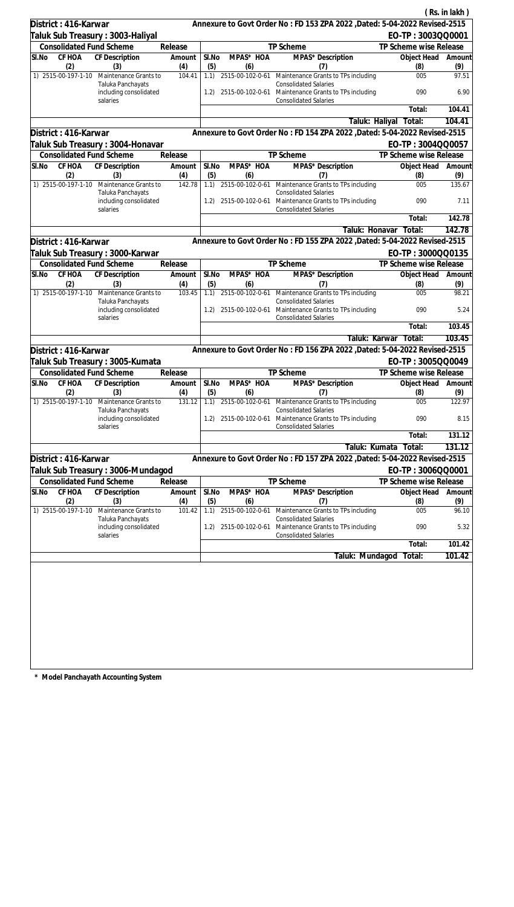( Rs. in lakh )

**District : 416-Karwar** — Annexure to Govt Order No : FD 153 ZPA 2022 ,Dated: 5-04-2022 Revised-2515

**Taluk Sub Treasury : 3003-Haliyal** — EO-TP : 3003QQ0001

| Sl.No | CF HOA | CF Description | Amount | Sl.No | MPAS* HOA | MPAS* Description | Object Head | Amount |
|---|---|---|---|---|---|---|---|---|
| | Consolidated Fund Scheme | | Release | | TP Scheme | | TP Scheme wise Release | |
| (1) | (2) | (3) | (4) | (5) | (6) | (7) | (8) | (9) |
| 1) | 2515-00-197-1-10 | Maintenance Grants to Taluka Panchayats including consolidated salaries | 104.41 | 1.1) | 2515-00-102-0-61 | Maintenance Grants to TPs including Consolidated Salaries | 005 | 97.51 |
| | | | | 1.2) | 2515-00-102-0-61 | Maintenance Grants to TPs including Consolidated Salaries | 090 | 6.90 |
| | | | | | | | Total: | 104.41 |
| | | | | | | Taluk: Haliyal | Total: | 104.41 |

**District : 416-Karwar** — Annexure to Govt Order No : FD 154 ZPA 2022 ,Dated: 5-04-2022 Revised-2515

**Taluk Sub Treasury : 3004-Honavar** — EO-TP : 3004QQ0057

| Sl.No | CF HOA | CF Description | Amount | Sl.No | MPAS* HOA | MPAS* Description | Object Head | Amount |
|---|---|---|---|---|---|---|---|---|
| | Consolidated Fund Scheme | | Release | | TP Scheme | | TP Scheme wise Release | |
| (1) | (2) | (3) | (4) | (5) | (6) | (7) | (8) | (9) |
| 1) | 2515-00-197-1-10 | Maintenance Grants to Taluka Panchayats including consolidated salaries | 142.78 | 1.1) | 2515-00-102-0-61 | Maintenance Grants to TPs including Consolidated Salaries | 005 | 135.67 |
| | | | | 1.2) | 2515-00-102-0-61 | Maintenance Grants to TPs including Consolidated Salaries | 090 | 7.11 |
| | | | | | | | Total: | 142.78 |
| | | | | | | Taluk: Honavar | Total: | 142.78 |

**District : 416-Karwar** — Annexure to Govt Order No : FD 155 ZPA 2022 ,Dated: 5-04-2022 Revised-2515

**Taluk Sub Treasury : 3000-Karwar** — EO-TP : 3000QQ0135

| Sl.No | CF HOA | CF Description | Amount | Sl.No | MPAS* HOA | MPAS* Description | Object Head | Amount |
|---|---|---|---|---|---|---|---|---|
| | Consolidated Fund Scheme | | Release | | TP Scheme | | TP Scheme wise Release | |
| (1) | (2) | (3) | (4) | (5) | (6) | (7) | (8) | (9) |
| 1) | 2515-00-197-1-10 | Maintenance Grants to Taluka Panchayats including consolidated salaries | 103.45 | 1.1) | 2515-00-102-0-61 | Maintenance Grants to TPs including Consolidated Salaries | 005 | 98.21 |
| | | | | 1.2) | 2515-00-102-0-61 | Maintenance Grants to TPs including Consolidated Salaries | 090 | 5.24 |
| | | | | | | | Total: | 103.45 |
| | | | | | | Taluk: Karwar | Total: | 103.45 |

**District : 416-Karwar** — Annexure to Govt Order No : FD 156 ZPA 2022 ,Dated: 5-04-2022 Revised-2515

**Taluk Sub Treasury : 3005-Kumata** — EO-TP : 3005QQ0049

| Sl.No | CF HOA | CF Description | Amount | Sl.No | MPAS* HOA | MPAS* Description | Object Head | Amount |
|---|---|---|---|---|---|---|---|---|
| | Consolidated Fund Scheme | | Release | | TP Scheme | | TP Scheme wise Release | |
| (1) | (2) | (3) | (4) | (5) | (6) | (7) | (8) | (9) |
| 1) | 2515-00-197-1-10 | Maintenance Grants to Taluka Panchayats including consolidated salaries | 131.12 | 1.1) | 2515-00-102-0-61 | Maintenance Grants to TPs including Consolidated Salaries | 005 | 122.97 |
| | | | | 1.2) | 2515-00-102-0-61 | Maintenance Grants to TPs including Consolidated Salaries | 090 | 8.15 |
| | | | | | | | Total: | 131.12 |
| | | | | | | Taluk: Kumata | Total: | 131.12 |

**District : 416-Karwar** — Annexure to Govt Order No : FD 157 ZPA 2022 ,Dated: 5-04-2022 Revised-2515

**Taluk Sub Treasury : 3006-Mundagod** — EO-TP : 3006QQ0001

| Sl.No | CF HOA | CF Description | Amount | Sl.No | MPAS* HOA | MPAS* Description | Object Head | Amount |
|---|---|---|---|---|---|---|---|---|
| | Consolidated Fund Scheme | | Release | | TP Scheme | | TP Scheme wise Release | |
| (1) | (2) | (3) | (4) | (5) | (6) | (7) | (8) | (9) |
| 1) | 2515-00-197-1-10 | Maintenance Grants to Taluka Panchayats including consolidated salaries | 101.42 | 1.1) | 2515-00-102-0-61 | Maintenance Grants to TPs including Consolidated Salaries | 005 | 96.10 |
| | | | | 1.2) | 2515-00-102-0-61 | Maintenance Grants to TPs including Consolidated Salaries | 090 | 5.32 |
| | | | | | | | Total: | 101.42 |
| | | | | | | Taluk: Mundagod | Total: | 101.42 |

**\* Model Panchayath Accounting System**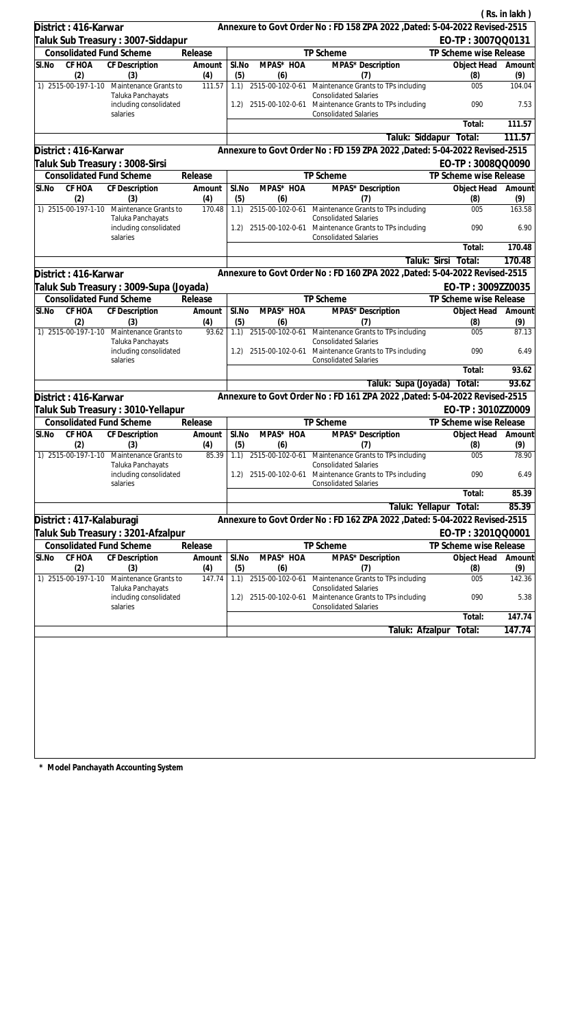( Rs. in lakh )

**District : 416-Karwar** — Annexure to Govt Order No : FD 158 ZPA 2022 ,Dated: 5-04-2022 Revised-2515

**Taluk Sub Treasury : 3007-Siddapur** — EO-TP : 3007QQ0131

| Consolidated Fund Scheme | | | Release | TP Scheme | | | TP Scheme wise Release | |
|---|---|---|---|---|---|---|---|---|
| Sl.No | CF HOA | CF Description | Amount | Sl.No | MPAS* HOA | MPAS* Description | Object Head | Amount |
| (2) | | (3) | (4) | (5) | (6) | (7) | (8) | (9) |
| 1) | 2515-00-197-1-10 | Maintenance Grants to Taluka Panchayats including consolidated salaries | 111.57 | 1.1) | 2515-00-102-0-61 | Maintenance Grants to TPs including Consolidated Salaries | 005 | 104.04 |
| | | | | 1.2) | 2515-00-102-0-61 | Maintenance Grants to TPs including Consolidated Salaries | 090 | 7.53 |
| | | | | | | | Total: | 111.57 |
| | | | | | | Taluk: Siddapur | Total: | 111.57 |

**District : 416-Karwar** — Annexure to Govt Order No : FD 159 ZPA 2022 ,Dated: 5-04-2022 Revised-2515

**Taluk Sub Treasury : 3008-Sirsi** — EO-TP : 3008QQ0090

| Consolidated Fund Scheme | | | Release | TP Scheme | | | TP Scheme wise Release | |
|---|---|---|---|---|---|---|---|---|
| Sl.No | CF HOA | CF Description | Amount | Sl.No | MPAS* HOA | MPAS* Description | Object Head | Amount |
| (2) | | (3) | (4) | (5) | (6) | (7) | (8) | (9) |
| 1) | 2515-00-197-1-10 | Maintenance Grants to Taluka Panchayats including consolidated salaries | 170.48 | 1.1) | 2515-00-102-0-61 | Maintenance Grants to TPs including Consolidated Salaries | 005 | 163.58 |
| | | | | 1.2) | 2515-00-102-0-61 | Maintenance Grants to TPs including Consolidated Salaries | 090 | 6.90 |
| | | | | | | | Total: | 170.48 |
| | | | | | | Taluk: Sirsi | Total: | 170.48 |

**District : 416-Karwar** — Annexure to Govt Order No : FD 160 ZPA 2022 ,Dated: 5-04-2022 Revised-2515

**Taluk Sub Treasury : 3009-Supa (Joyada)** — EO-TP : 3009ZZ0035

| Consolidated Fund Scheme | | | Release | TP Scheme | | | TP Scheme wise Release | |
|---|---|---|---|---|---|---|---|---|
| Sl.No | CF HOA | CF Description | Amount | Sl.No | MPAS* HOA | MPAS* Description | Object Head | Amount |
| (2) | | (3) | (4) | (5) | (6) | (7) | (8) | (9) |
| 1) | 2515-00-197-1-10 | Maintenance Grants to Taluka Panchayats including consolidated salaries | 93.62 | 1.1) | 2515-00-102-0-61 | Maintenance Grants to TPs including Consolidated Salaries | 005 | 87.13 |
| | | | | 1.2) | 2515-00-102-0-61 | Maintenance Grants to TPs including Consolidated Salaries | 090 | 6.49 |
| | | | | | | | Total: | 93.62 |
| | | | | | | Taluk: Supa (Joyada) | Total: | 93.62 |

**District : 416-Karwar** — Annexure to Govt Order No : FD 161 ZPA 2022 ,Dated: 5-04-2022 Revised-2515

**Taluk Sub Treasury : 3010-Yellapur** — EO-TP : 3010ZZ0009

| Consolidated Fund Scheme | | | Release | TP Scheme | | | TP Scheme wise Release | |
|---|---|---|---|---|---|---|---|---|
| Sl.No | CF HOA | CF Description | Amount | Sl.No | MPAS* HOA | MPAS* Description | Object Head | Amount |
| (2) | | (3) | (4) | (5) | (6) | (7) | (8) | (9) |
| 1) | 2515-00-197-1-10 | Maintenance Grants to Taluka Panchayats including consolidated salaries | 85.39 | 1.1) | 2515-00-102-0-61 | Maintenance Grants to TPs including Consolidated Salaries | 005 | 78.90 |
| | | | | 1.2) | 2515-00-102-0-61 | Maintenance Grants to TPs including Consolidated Salaries | 090 | 6.49 |
| | | | | | | | Total: | 85.39 |
| | | | | | | Taluk: Yellapur | Total: | 85.39 |

**District : 417-Kalaburagi** — Annexure to Govt Order No : FD 162 ZPA 2022 ,Dated: 5-04-2022 Revised-2515

**Taluk Sub Treasury : 3201-Afzalpur** — EO-TP : 3201QQ0001

| Consolidated Fund Scheme | | | Release | TP Scheme | | | TP Scheme wise Release | |
|---|---|---|---|---|---|---|---|---|
| Sl.No | CF HOA | CF Description | Amount | Sl.No | MPAS* HOA | MPAS* Description | Object Head | Amount |
| (2) | | (3) | (4) | (5) | (6) | (7) | (8) | (9) |
| 1) | 2515-00-197-1-10 | Maintenance Grants to Taluka Panchayats including consolidated salaries | 147.74 | 1.1) | 2515-00-102-0-61 | Maintenance Grants to TPs including Consolidated Salaries | 005 | 142.36 |
| | | | | 1.2) | 2515-00-102-0-61 | Maintenance Grants to TPs including Consolidated Salaries | 090 | 5.38 |
| | | | | | | | Total: | 147.74 |
| | | | | | | Taluk: Afzalpur | Total: | 147.74 |

\* Model Panchayath Accounting System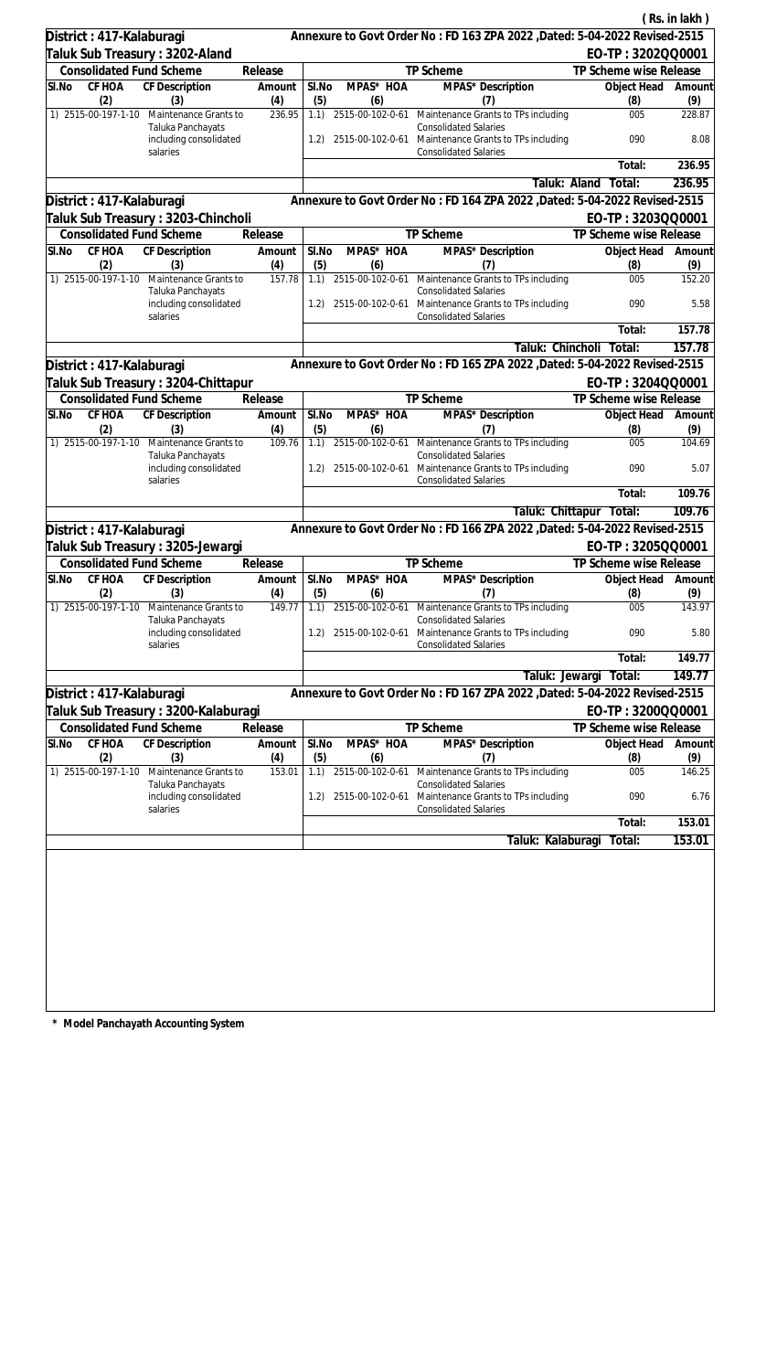( Rs. in lakh )

**District : 417-Kalaburagi** — Annexure to Govt Order No : FD 163 ZPA 2022 ,Dated: 5-04-2022 Revised-2515

**Taluk Sub Treasury : 3202-Aland** — EO-TP : 3202QQ0001

| Consolidated Fund Scheme | | | Release | TP Scheme | | | TP Scheme wise Release | |
|---|---|---|---|---|---|---|---|---|
| Sl.No | CF HOA | CF Description | Amount | Sl.No | MPAS* HOA | MPAS* Description | Object Head | Amount |
| | (2) | (3) | (4) | (5) | (6) | (7) | (8) | (9) |
| 1) | 2515-00-197-1-10 | Maintenance Grants to Taluka Panchayats including consolidated salaries | 236.95 | 1.1) | 2515-00-102-0-61 | Maintenance Grants to TPs including Consolidated Salaries | 005 | 228.87 |
| | | | | 1.2) | 2515-00-102-0-61 | Maintenance Grants to TPs including Consolidated Salaries | 090 | 8.08 |
| | | | | | | | Total: | 236.95 |
| | | | | | | Taluk: Aland | Total: | 236.95 |

**District : 417-Kalaburagi** — Annexure to Govt Order No : FD 164 ZPA 2022 ,Dated: 5-04-2022 Revised-2515

**Taluk Sub Treasury : 3203-Chincholi** — EO-TP : 3203QQ0001

| Consolidated Fund Scheme | | | Release | TP Scheme | | | TP Scheme wise Release | |
|---|---|---|---|---|---|---|---|---|
| Sl.No | CF HOA | CF Description | Amount | Sl.No | MPAS* HOA | MPAS* Description | Object Head | Amount |
| | (2) | (3) | (4) | (5) | (6) | (7) | (8) | (9) |
| 1) | 2515-00-197-1-10 | Maintenance Grants to Taluka Panchayats including consolidated salaries | 157.78 | 1.1) | 2515-00-102-0-61 | Maintenance Grants to TPs including Consolidated Salaries | 005 | 152.20 |
| | | | | 1.2) | 2515-00-102-0-61 | Maintenance Grants to TPs including Consolidated Salaries | 090 | 5.58 |
| | | | | | | | Total: | 157.78 |
| | | | | | | Taluk: Chincholi | Total: | 157.78 |

**District : 417-Kalaburagi** — Annexure to Govt Order No : FD 165 ZPA 2022 ,Dated: 5-04-2022 Revised-2515

**Taluk Sub Treasury : 3204-Chittapur** — EO-TP : 3204QQ0001

| Consolidated Fund Scheme | | | Release | TP Scheme | | | TP Scheme wise Release | |
|---|---|---|---|---|---|---|---|---|
| Sl.No | CF HOA | CF Description | Amount | Sl.No | MPAS* HOA | MPAS* Description | Object Head | Amount |
| | (2) | (3) | (4) | (5) | (6) | (7) | (8) | (9) |
| 1) | 2515-00-197-1-10 | Maintenance Grants to Taluka Panchayats including consolidated salaries | 109.76 | 1.1) | 2515-00-102-0-61 | Maintenance Grants to TPs including Consolidated Salaries | 005 | 104.69 |
| | | | | 1.2) | 2515-00-102-0-61 | Maintenance Grants to TPs including Consolidated Salaries | 090 | 5.07 |
| | | | | | | | Total: | 109.76 |
| | | | | | | Taluk: Chittapur | Total: | 109.76 |

**District : 417-Kalaburagi** — Annexure to Govt Order No : FD 166 ZPA 2022 ,Dated: 5-04-2022 Revised-2515

**Taluk Sub Treasury : 3205-Jewargi** — EO-TP : 3205QQ0001

| Consolidated Fund Scheme | | | Release | TP Scheme | | | TP Scheme wise Release | |
|---|---|---|---|---|---|---|---|---|
| Sl.No | CF HOA | CF Description | Amount | Sl.No | MPAS* HOA | MPAS* Description | Object Head | Amount |
| | (2) | (3) | (4) | (5) | (6) | (7) | (8) | (9) |
| 1) | 2515-00-197-1-10 | Maintenance Grants to Taluka Panchayats including consolidated salaries | 149.77 | 1.1) | 2515-00-102-0-61 | Maintenance Grants to TPs including Consolidated Salaries | 005 | 143.97 |
| | | | | 1.2) | 2515-00-102-0-61 | Maintenance Grants to TPs including Consolidated Salaries | 090 | 5.80 |
| | | | | | | | Total: | 149.77 |
| | | | | | | Taluk: Jewargi | Total: | 149.77 |

**District : 417-Kalaburagi** — Annexure to Govt Order No : FD 167 ZPA 2022 ,Dated: 5-04-2022 Revised-2515

**Taluk Sub Treasury : 3200-Kalaburagi** — EO-TP : 3200QQ0001

| Consolidated Fund Scheme | | | Release | TP Scheme | | | TP Scheme wise Release | |
|---|---|---|---|---|---|---|---|---|
| Sl.No | CF HOA | CF Description | Amount | Sl.No | MPAS* HOA | MPAS* Description | Object Head | Amount |
| | (2) | (3) | (4) | (5) | (6) | (7) | (8) | (9) |
| 1) | 2515-00-197-1-10 | Maintenance Grants to Taluka Panchayats including consolidated salaries | 153.01 | 1.1) | 2515-00-102-0-61 | Maintenance Grants to TPs including Consolidated Salaries | 005 | 146.25 |
| | | | | 1.2) | 2515-00-102-0-61 | Maintenance Grants to TPs including Consolidated Salaries | 090 | 6.76 |
| | | | | | | | Total: | 153.01 |
| | | | | | | Taluk: Kalaburagi | Total: | 153.01 |

**\* Model Panchayath Accounting System**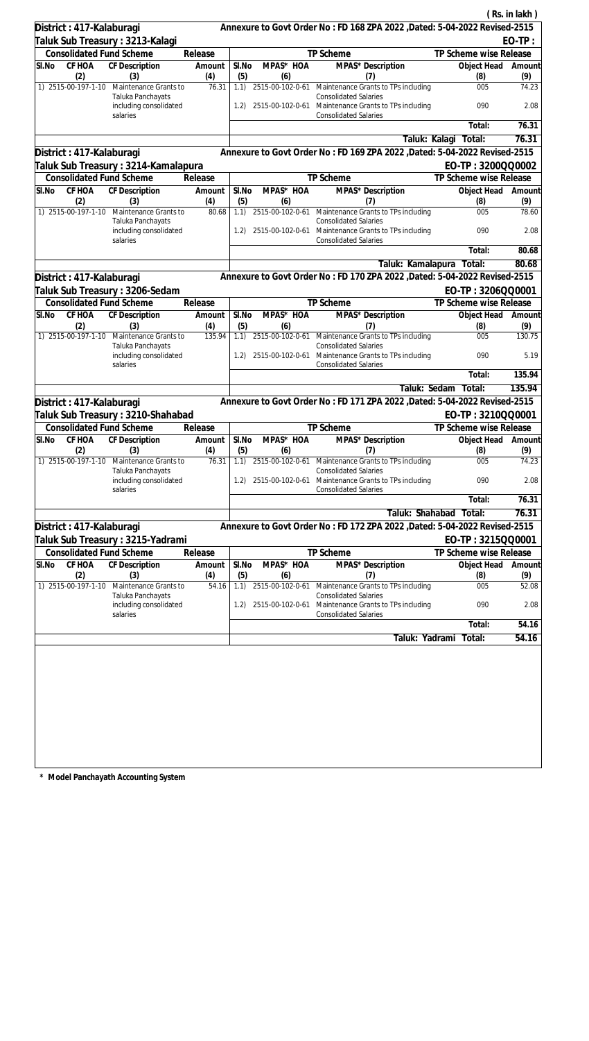( Rs. in lakh )

**District : 417-Kalaburagi** — Annexure to Govt Order No : FD 168 ZPA 2022 ,Dated: 5-04-2022 Revised-2515

**Taluk Sub Treasury : 3213-Kalagi** — EO-TP :

| Consolidated Fund Scheme | | | Release | TP Scheme | | | TP Scheme wise Release | |
|---|---|---|---|---|---|---|---|---|
| Sl.No | CF HOA | CF Description | Amount | Sl.No | MPAS* HOA | MPAS* Description | Object Head | Amount |
| (2) | | (3) | (4) | (5) | (6) | (7) | (8) | (9) |
| 1) | 2515-00-197-1-10 | Maintenance Grants to Taluka Panchayats including consolidated salaries | 76.31 | 1.1) | 2515-00-102-0-61 | Maintenance Grants to TPs including Consolidated Salaries | 005 | 74.23 |
| | | | | 1.2) | 2515-00-102-0-61 | Maintenance Grants to TPs including Consolidated Salaries | 090 | 2.08 |
| | | | | | | | Total: | 76.31 |
| | | | | | | Taluk: Kalagi | Total: | 76.31 |

**District : 417-Kalaburagi** — Annexure to Govt Order No : FD 169 ZPA 2022 ,Dated: 5-04-2022 Revised-2515

**Taluk Sub Treasury : 3214-Kamalapura** — EO-TP : 3200QQ0002

| Consolidated Fund Scheme | | | Release | TP Scheme | | | TP Scheme wise Release | |
|---|---|---|---|---|---|---|---|---|
| Sl.No | CF HOA | CF Description | Amount | Sl.No | MPAS* HOA | MPAS* Description | Object Head | Amount |
| (2) | | (3) | (4) | (5) | (6) | (7) | (8) | (9) |
| 1) | 2515-00-197-1-10 | Maintenance Grants to Taluka Panchayats including consolidated salaries | 80.68 | 1.1) | 2515-00-102-0-61 | Maintenance Grants to TPs including Consolidated Salaries | 005 | 78.60 |
| | | | | 1.2) | 2515-00-102-0-61 | Maintenance Grants to TPs including Consolidated Salaries | 090 | 2.08 |
| | | | | | | | Total: | 80.68 |
| | | | | | | Taluk: Kamalapura | Total: | 80.68 |

**District : 417-Kalaburagi** — Annexure to Govt Order No : FD 170 ZPA 2022 ,Dated: 5-04-2022 Revised-2515

**Taluk Sub Treasury : 3206-Sedam** — EO-TP : 3206QQ0001

| Consolidated Fund Scheme | | | Release | TP Scheme | | | TP Scheme wise Release | |
|---|---|---|---|---|---|---|---|---|
| Sl.No | CF HOA | CF Description | Amount | Sl.No | MPAS* HOA | MPAS* Description | Object Head | Amount |
| (2) | | (3) | (4) | (5) | (6) | (7) | (8) | (9) |
| 1) | 2515-00-197-1-10 | Maintenance Grants to Taluka Panchayats including consolidated salaries | 135.94 | 1.1) | 2515-00-102-0-61 | Maintenance Grants to TPs including Consolidated Salaries | 005 | 130.75 |
| | | | | 1.2) | 2515-00-102-0-61 | Maintenance Grants to TPs including Consolidated Salaries | 090 | 5.19 |
| | | | | | | | Total: | 135.94 |
| | | | | | | Taluk: Sedam | Total: | 135.94 |

**District : 417-Kalaburagi** — Annexure to Govt Order No : FD 171 ZPA 2022 ,Dated: 5-04-2022 Revised-2515

**Taluk Sub Treasury : 3210-Shahabad** — EO-TP : 3210QQ0001

| Consolidated Fund Scheme | | | Release | TP Scheme | | | TP Scheme wise Release | |
|---|---|---|---|---|---|---|---|---|
| Sl.No | CF HOA | CF Description | Amount | Sl.No | MPAS* HOA | MPAS* Description | Object Head | Amount |
| (2) | | (3) | (4) | (5) | (6) | (7) | (8) | (9) |
| 1) | 2515-00-197-1-10 | Maintenance Grants to Taluka Panchayats including consolidated salaries | 76.31 | 1.1) | 2515-00-102-0-61 | Maintenance Grants to TPs including Consolidated Salaries | 005 | 74.23 |
| | | | | 1.2) | 2515-00-102-0-61 | Maintenance Grants to TPs including Consolidated Salaries | 090 | 2.08 |
| | | | | | | | Total: | 76.31 |
| | | | | | | Taluk: Shahabad | Total: | 76.31 |

**District : 417-Kalaburagi** — Annexure to Govt Order No : FD 172 ZPA 2022 ,Dated: 5-04-2022 Revised-2515

**Taluk Sub Treasury : 3215-Yadrami** — EO-TP : 3215QQ0001

| Consolidated Fund Scheme | | | Release | TP Scheme | | | TP Scheme wise Release | |
|---|---|---|---|---|---|---|---|---|
| Sl.No | CF HOA | CF Description | Amount | Sl.No | MPAS* HOA | MPAS* Description | Object Head | Amount |
| (2) | | (3) | (4) | (5) | (6) | (7) | (8) | (9) |
| 1) | 2515-00-197-1-10 | Maintenance Grants to Taluka Panchayats including consolidated salaries | 54.16 | 1.1) | 2515-00-102-0-61 | Maintenance Grants to TPs including Consolidated Salaries | 005 | 52.08 |
| | | | | 1.2) | 2515-00-102-0-61 | Maintenance Grants to TPs including Consolidated Salaries | 090 | 2.08 |
| | | | | | | | Total: | 54.16 |
| | | | | | | Taluk: Yadrami | Total: | 54.16 |

\* Model Panchayath Accounting System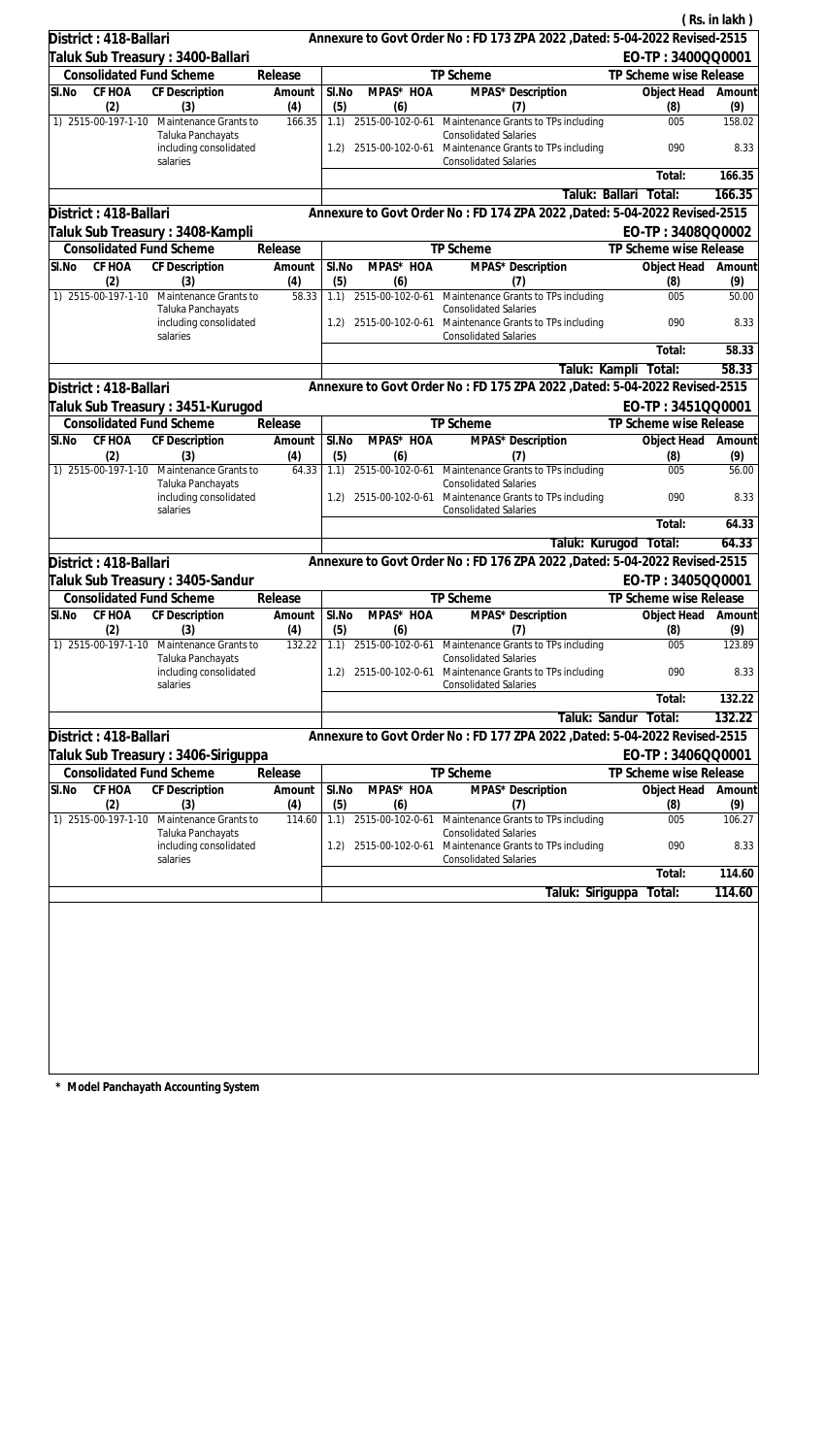( Rs. in lakh )

**District : 418-Ballari** — Annexure to Govt Order No : FD 173 ZPA 2022 ,Dated: 5-04-2022 Revised-2515

**Taluk Sub Treasury : 3400-Ballari** — EO-TP : 3400QQ0001

| Sl.No | CF HOA | CF Description | Amount | Sl.No | MPAS* HOA | MPAS* Description | Object Head | Amount |
|---|---|---|---|---|---|---|---|---|
| | Consolidated Fund Scheme | | Release | | TP Scheme | | TP Scheme wise Release | |
| (2) | | (3) | (4) | (5) | (6) | (7) | (8) | (9) |
| 1) | 2515-00-197-1-10 | Maintenance Grants to Taluka Panchayats including consolidated salaries | 166.35 | 1.1) | 2515-00-102-0-61 | Maintenance Grants to TPs including Consolidated Salaries | 005 | 158.02 |
| | | | | 1.2) | 2515-00-102-0-61 | Maintenance Grants to TPs including Consolidated Salaries | 090 | 8.33 |
| | | | | | | | Total: | 166.35 |
| | | | | | | Taluk: Ballari | Total: | 166.35 |

**District : 418-Ballari** — Annexure to Govt Order No : FD 174 ZPA 2022 ,Dated: 5-04-2022 Revised-2515

**Taluk Sub Treasury : 3408-Kampli** — EO-TP : 3408QQ0002

| Sl.No | CF HOA | CF Description | Amount | Sl.No | MPAS* HOA | MPAS* Description | Object Head | Amount |
|---|---|---|---|---|---|---|---|---|
| | Consolidated Fund Scheme | | Release | | TP Scheme | | TP Scheme wise Release | |
| (2) | | (3) | (4) | (5) | (6) | (7) | (8) | (9) |
| 1) | 2515-00-197-1-10 | Maintenance Grants to Taluka Panchayats including consolidated salaries | 58.33 | 1.1) | 2515-00-102-0-61 | Maintenance Grants to TPs including Consolidated Salaries | 005 | 50.00 |
| | | | | 1.2) | 2515-00-102-0-61 | Maintenance Grants to TPs including Consolidated Salaries | 090 | 8.33 |
| | | | | | | | Total: | 58.33 |
| | | | | | | Taluk: Kampli | Total: | 58.33 |

**District : 418-Ballari** — Annexure to Govt Order No : FD 175 ZPA 2022 ,Dated: 5-04-2022 Revised-2515

**Taluk Sub Treasury : 3451-Kurugod** — EO-TP : 3451QQ0001

| Sl.No | CF HOA | CF Description | Amount | Sl.No | MPAS* HOA | MPAS* Description | Object Head | Amount |
|---|---|---|---|---|---|---|---|---|
| | Consolidated Fund Scheme | | Release | | TP Scheme | | TP Scheme wise Release | |
| (2) | | (3) | (4) | (5) | (6) | (7) | (8) | (9) |
| 1) | 2515-00-197-1-10 | Maintenance Grants to Taluka Panchayats including consolidated salaries | 64.33 | 1.1) | 2515-00-102-0-61 | Maintenance Grants to TPs including Consolidated Salaries | 005 | 56.00 |
| | | | | 1.2) | 2515-00-102-0-61 | Maintenance Grants to TPs including Consolidated Salaries | 090 | 8.33 |
| | | | | | | | Total: | 64.33 |
| | | | | | | Taluk: Kurugod | Total: | 64.33 |

**District : 418-Ballari** — Annexure to Govt Order No : FD 176 ZPA 2022 ,Dated: 5-04-2022 Revised-2515

**Taluk Sub Treasury : 3405-Sandur** — EO-TP : 3405QQ0001

| Sl.No | CF HOA | CF Description | Amount | Sl.No | MPAS* HOA | MPAS* Description | Object Head | Amount |
|---|---|---|---|---|---|---|---|---|
| | Consolidated Fund Scheme | | Release | | TP Scheme | | TP Scheme wise Release | |
| (2) | | (3) | (4) | (5) | (6) | (7) | (8) | (9) |
| 1) | 2515-00-197-1-10 | Maintenance Grants to Taluka Panchayats including consolidated salaries | 132.22 | 1.1) | 2515-00-102-0-61 | Maintenance Grants to TPs including Consolidated Salaries | 005 | 123.89 |
| | | | | 1.2) | 2515-00-102-0-61 | Maintenance Grants to TPs including Consolidated Salaries | 090 | 8.33 |
| | | | | | | | Total: | 132.22 |
| | | | | | | Taluk: Sandur | Total: | 132.22 |

**District : 418-Ballari** — Annexure to Govt Order No : FD 177 ZPA 2022 ,Dated: 5-04-2022 Revised-2515

**Taluk Sub Treasury : 3406-Siriguppa** — EO-TP : 3406QQ0001

| Sl.No | CF HOA | CF Description | Amount | Sl.No | MPAS* HOA | MPAS* Description | Object Head | Amount |
|---|---|---|---|---|---|---|---|---|
| | Consolidated Fund Scheme | | Release | | TP Scheme | | TP Scheme wise Release | |
| (2) | | (3) | (4) | (5) | (6) | (7) | (8) | (9) |
| 1) | 2515-00-197-1-10 | Maintenance Grants to Taluka Panchayats including consolidated salaries | 114.60 | 1.1) | 2515-00-102-0-61 | Maintenance Grants to TPs including Consolidated Salaries | 005 | 106.27 |
| | | | | 1.2) | 2515-00-102-0-61 | Maintenance Grants to TPs including Consolidated Salaries | 090 | 8.33 |
| | | | | | | | Total: | 114.60 |
| | | | | | | Taluk: Siriguppa | Total: | 114.60 |

* Model Panchayath Accounting System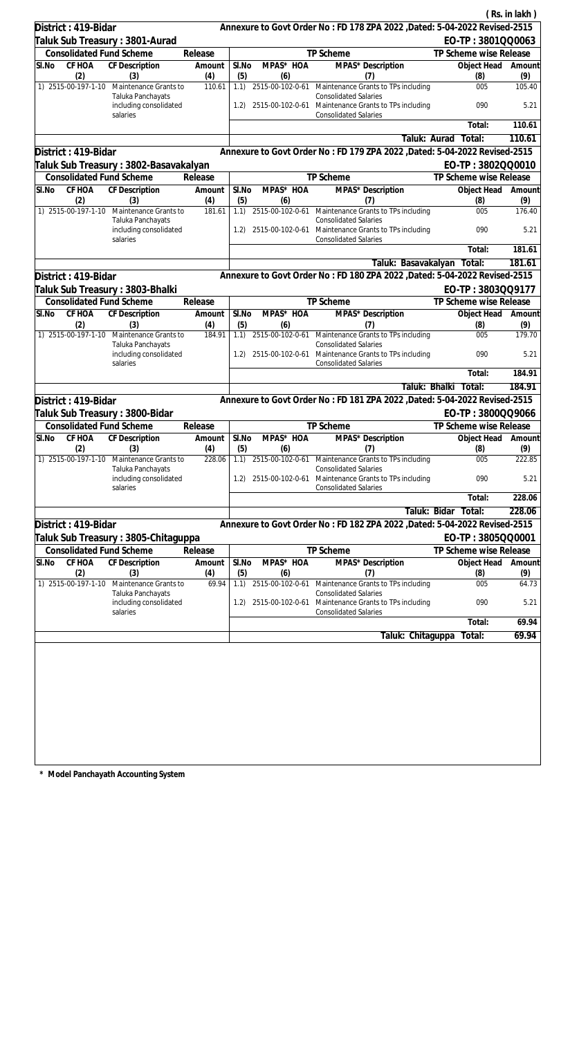( Rs. in lakh )

**District : 419-Bidar** — Annexure to Govt Order No : FD 178 ZPA 2022 ,Dated: 5-04-2022 Revised-2515

**Taluk Sub Treasury : 3801-Aurad** — EO-TP : 3801QQ0063

| Consolidated Fund Scheme | | | Release | TP Scheme | | | TP Scheme wise Release | |
|---|---|---|---|---|---|---|---|---|
| Sl.No | CF HOA | CF Description | Amount | Sl.No | MPAS* HOA | MPAS* Description | Object Head | Amount |
| | (2) | (3) | (4) | (5) | (6) | (7) | (8) | (9) |
| 1) | 2515-00-197-1-10 | Maintenance Grants to Taluka Panchayats including consolidated salaries | 110.61 | 1.1) | 2515-00-102-0-61 | Maintenance Grants to TPs including Consolidated Salaries | 005 | 105.40 |
| | | | | 1.2) | 2515-00-102-0-61 | Maintenance Grants to TPs including Consolidated Salaries | 090 | 5.21 |
| | | | | | | | Total: | 110.61 |
| | | | | | | Taluk: Aurad | Total: | 110.61 |

**District : 419-Bidar** — Annexure to Govt Order No : FD 179 ZPA 2022 ,Dated: 5-04-2022 Revised-2515

**Taluk Sub Treasury : 3802-Basavakalyan** — EO-TP : 3802QQ0010

| Consolidated Fund Scheme | | | Release | TP Scheme | | | TP Scheme wise Release | |
|---|---|---|---|---|---|---|---|---|
| Sl.No | CF HOA | CF Description | Amount | Sl.No | MPAS* HOA | MPAS* Description | Object Head | Amount |
| | (2) | (3) | (4) | (5) | (6) | (7) | (8) | (9) |
| 1) | 2515-00-197-1-10 | Maintenance Grants to Taluka Panchayats including consolidated salaries | 181.61 | 1.1) | 2515-00-102-0-61 | Maintenance Grants to TPs including Consolidated Salaries | 005 | 176.40 |
| | | | | 1.2) | 2515-00-102-0-61 | Maintenance Grants to TPs including Consolidated Salaries | 090 | 5.21 |
| | | | | | | | Total: | 181.61 |
| | | | | | | Taluk: Basavakalyan | Total: | 181.61 |

**District : 419-Bidar** — Annexure to Govt Order No : FD 180 ZPA 2022 ,Dated: 5-04-2022 Revised-2515

**Taluk Sub Treasury : 3803-Bhalki** — EO-TP : 3803QQ9177

| Consolidated Fund Scheme | | | Release | TP Scheme | | | TP Scheme wise Release | |
|---|---|---|---|---|---|---|---|---|
| Sl.No | CF HOA | CF Description | Amount | Sl.No | MPAS* HOA | MPAS* Description | Object Head | Amount |
| | (2) | (3) | (4) | (5) | (6) | (7) | (8) | (9) |
| 1) | 2515-00-197-1-10 | Maintenance Grants to Taluka Panchayats including consolidated salaries | 184.91 | 1.1) | 2515-00-102-0-61 | Maintenance Grants to TPs including Consolidated Salaries | 005 | 179.70 |
| | | | | 1.2) | 2515-00-102-0-61 | Maintenance Grants to TPs including Consolidated Salaries | 090 | 5.21 |
| | | | | | | | Total: | 184.91 |
| | | | | | | Taluk: Bhalki | Total: | 184.91 |

**District : 419-Bidar** — Annexure to Govt Order No : FD 181 ZPA 2022 ,Dated: 5-04-2022 Revised-2515

**Taluk Sub Treasury : 3800-Bidar** — EO-TP : 3800QQ9066

| Consolidated Fund Scheme | | | Release | TP Scheme | | | TP Scheme wise Release | |
|---|---|---|---|---|---|---|---|---|
| Sl.No | CF HOA | CF Description | Amount | Sl.No | MPAS* HOA | MPAS* Description | Object Head | Amount |
| | (2) | (3) | (4) | (5) | (6) | (7) | (8) | (9) |
| 1) | 2515-00-197-1-10 | Maintenance Grants to Taluka Panchayats including consolidated salaries | 228.06 | 1.1) | 2515-00-102-0-61 | Maintenance Grants to TPs including Consolidated Salaries | 005 | 222.85 |
| | | | | 1.2) | 2515-00-102-0-61 | Maintenance Grants to TPs including Consolidated Salaries | 090 | 5.21 |
| | | | | | | | Total: | 228.06 |
| | | | | | | Taluk: Bidar | Total: | 228.06 |

**District : 419-Bidar** — Annexure to Govt Order No : FD 182 ZPA 2022 ,Dated: 5-04-2022 Revised-2515

**Taluk Sub Treasury : 3805-Chitaguppa** — EO-TP : 3805QQ0001

| Consolidated Fund Scheme | | | Release | TP Scheme | | | TP Scheme wise Release | |
|---|---|---|---|---|---|---|---|---|
| Sl.No | CF HOA | CF Description | Amount | Sl.No | MPAS* HOA | MPAS* Description | Object Head | Amount |
| | (2) | (3) | (4) | (5) | (6) | (7) | (8) | (9) |
| 1) | 2515-00-197-1-10 | Maintenance Grants to Taluka Panchayats including consolidated salaries | 69.94 | 1.1) | 2515-00-102-0-61 | Maintenance Grants to TPs including Consolidated Salaries | 005 | 64.73 |
| | | | | 1.2) | 2515-00-102-0-61 | Maintenance Grants to TPs including Consolidated Salaries | 090 | 5.21 |
| | | | | | | | Total: | 69.94 |
| | | | | | | Taluk: Chitaguppa | Total: | 69.94 |

**\* Model Panchayath Accounting System**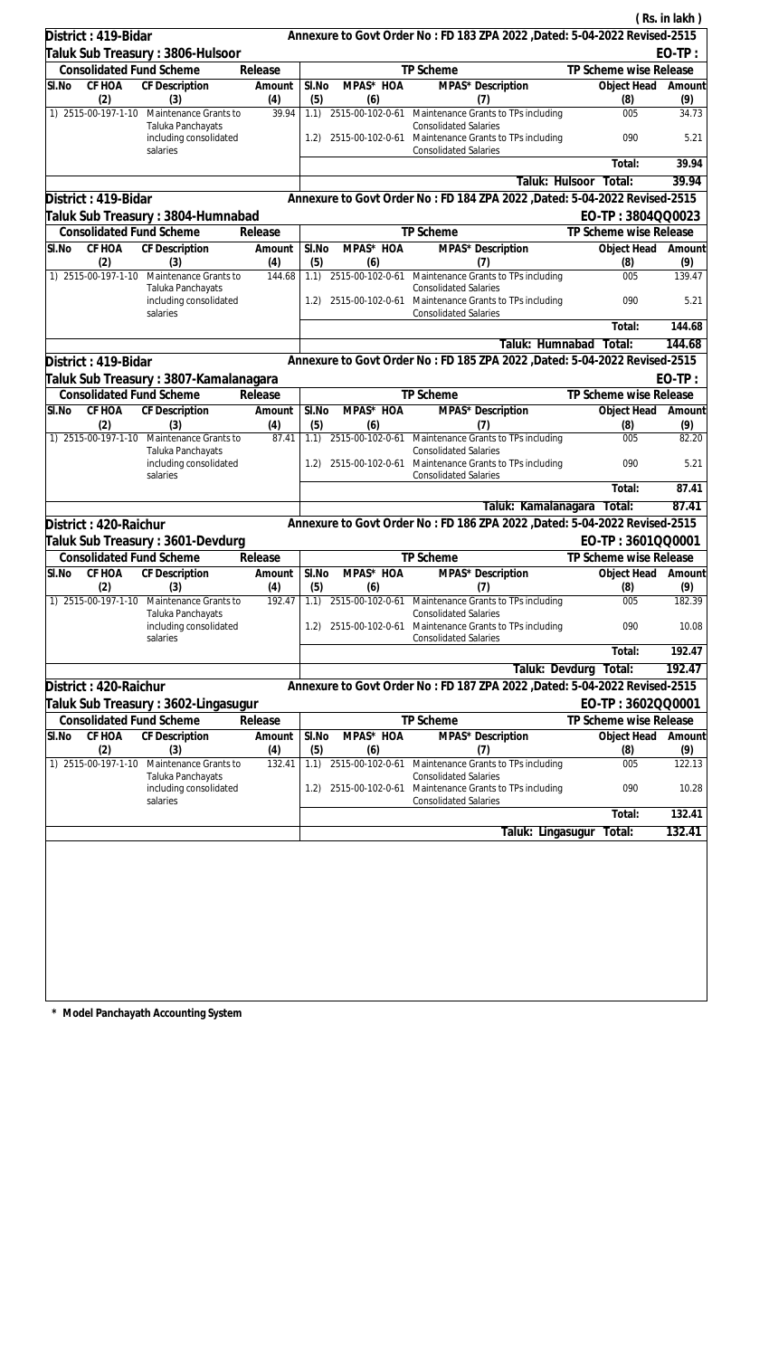( Rs. in lakh )

**District : 419-Bidar** — Annexure to Govt Order No : FD 183 ZPA 2022 ,Dated: 5-04-2022 Revised-2515

**Taluk Sub Treasury : 3806-Hulsoor** — EO-TP :

| Consolidated Fund Scheme | | | Release | TP Scheme | | | TP Scheme wise Release | |
|---|---|---|---|---|---|---|---|---|
| Sl.No | CF HOA | CF Description | Amount | Sl.No | MPAS* HOA | MPAS* Description | Object Head | Amount |
| | (2) | (3) | (4) | (5) | (6) | (7) | (8) | (9) |
| 1) | 2515-00-197-1-10 | Maintenance Grants to Taluka Panchayats including consolidated salaries | 39.94 | 1.1) | 2515-00-102-0-61 | Maintenance Grants to TPs including Consolidated Salaries | 005 | 34.73 |
| | | | | 1.2) | 2515-00-102-0-61 | Maintenance Grants to TPs including Consolidated Salaries | 090 | 5.21 |
| | | | | | | | Total: | 39.94 |
| | | | | | | Taluk: Hulsoor | Total: | 39.94 |

**District : 419-Bidar** — Annexure to Govt Order No : FD 184 ZPA 2022 ,Dated: 5-04-2022 Revised-2515

**Taluk Sub Treasury : 3804-Humnabad** — EO-TP : 3804QQ0023

| Consolidated Fund Scheme | | | Release | TP Scheme | | | TP Scheme wise Release | |
|---|---|---|---|---|---|---|---|---|
| Sl.No | CF HOA | CF Description | Amount | Sl.No | MPAS* HOA | MPAS* Description | Object Head | Amount |
| | (2) | (3) | (4) | (5) | (6) | (7) | (8) | (9) |
| 1) | 2515-00-197-1-10 | Maintenance Grants to Taluka Panchayats including consolidated salaries | 144.68 | 1.1) | 2515-00-102-0-61 | Maintenance Grants to TPs including Consolidated Salaries | 005 | 139.47 |
| | | | | 1.2) | 2515-00-102-0-61 | Maintenance Grants to TPs including Consolidated Salaries | 090 | 5.21 |
| | | | | | | | Total: | 144.68 |
| | | | | | | Taluk: Humnabad | Total: | 144.68 |

**District : 419-Bidar** — Annexure to Govt Order No : FD 185 ZPA 2022 ,Dated: 5-04-2022 Revised-2515

**Taluk Sub Treasury : 3807-Kamalanagara** — EO-TP :

| Consolidated Fund Scheme | | | Release | TP Scheme | | | TP Scheme wise Release | |
|---|---|---|---|---|---|---|---|---|
| Sl.No | CF HOA | CF Description | Amount | Sl.No | MPAS* HOA | MPAS* Description | Object Head | Amount |
| | (2) | (3) | (4) | (5) | (6) | (7) | (8) | (9) |
| 1) | 2515-00-197-1-10 | Maintenance Grants to Taluka Panchayats including consolidated salaries | 87.41 | 1.1) | 2515-00-102-0-61 | Maintenance Grants to TPs including Consolidated Salaries | 005 | 82.20 |
| | | | | 1.2) | 2515-00-102-0-61 | Maintenance Grants to TPs including Consolidated Salaries | 090 | 5.21 |
| | | | | | | | Total: | 87.41 |
| | | | | | | Taluk: Kamalanagara | Total: | 87.41 |

**District : 420-Raichur** — Annexure to Govt Order No : FD 186 ZPA 2022 ,Dated: 5-04-2022 Revised-2515

**Taluk Sub Treasury : 3601-Devdurg** — EO-TP : 3601QQ0001

| Consolidated Fund Scheme | | | Release | TP Scheme | | | TP Scheme wise Release | |
|---|---|---|---|---|---|---|---|---|
| Sl.No | CF HOA | CF Description | Amount | Sl.No | MPAS* HOA | MPAS* Description | Object Head | Amount |
| | (2) | (3) | (4) | (5) | (6) | (7) | (8) | (9) |
| 1) | 2515-00-197-1-10 | Maintenance Grants to Taluka Panchayats including consolidated salaries | 192.47 | 1.1) | 2515-00-102-0-61 | Maintenance Grants to TPs including Consolidated Salaries | 005 | 182.39 |
| | | | | 1.2) | 2515-00-102-0-61 | Maintenance Grants to TPs including Consolidated Salaries | 090 | 10.08 |
| | | | | | | | Total: | 192.47 |
| | | | | | | Taluk: Devdurg | Total: | 192.47 |

**District : 420-Raichur** — Annexure to Govt Order No : FD 187 ZPA 2022 ,Dated: 5-04-2022 Revised-2515

**Taluk Sub Treasury : 3602-Lingasugur** — EO-TP : 3602QQ0001

| Consolidated Fund Scheme | | | Release | TP Scheme | | | TP Scheme wise Release | |
|---|---|---|---|---|---|---|---|---|
| Sl.No | CF HOA | CF Description | Amount | Sl.No | MPAS* HOA | MPAS* Description | Object Head | Amount |
| | (2) | (3) | (4) | (5) | (6) | (7) | (8) | (9) |
| 1) | 2515-00-197-1-10 | Maintenance Grants to Taluka Panchayats including consolidated salaries | 132.41 | 1.1) | 2515-00-102-0-61 | Maintenance Grants to TPs including Consolidated Salaries | 005 | 122.13 |
| | | | | 1.2) | 2515-00-102-0-61 | Maintenance Grants to TPs including Consolidated Salaries | 090 | 10.28 |
| | | | | | | | Total: | 132.41 |
| | | | | | | Taluk: Lingasugur | Total: | 132.41 |

\* Model Panchayath Accounting System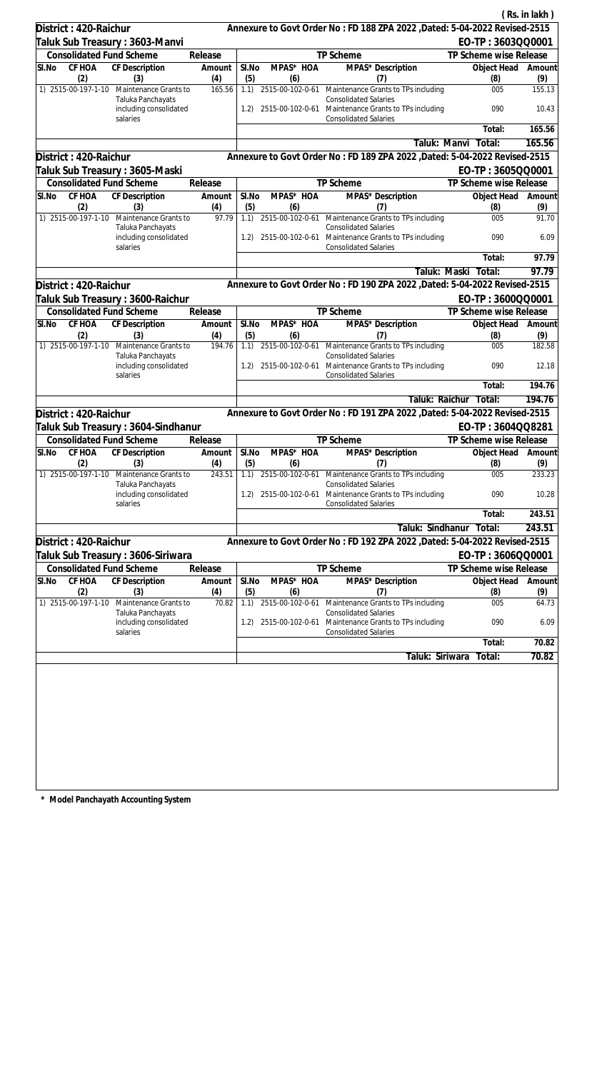( Rs. in lakh )

**District : 420-Raichur** — Annexure to Govt Order No : FD 188 ZPA 2022 ,Dated: 5-04-2022 Revised-2515

**Taluk Sub Treasury : 3603-Manvi** — EO-TP : 3603QQ0001

| Consolidated Fund Scheme | | | Release | TP Scheme | | | TP Scheme wise Release | |
|---|---|---|---|---|---|---|---|---|
| Sl.No | CF HOA | CF Description | Amount | Sl.No | MPAS* HOA | MPAS* Description | Object Head | Amount |
| | (2) | (3) | (4) | (5) | (6) | (7) | (8) | (9) |
| 1) | 2515-00-197-1-10 | Maintenance Grants to Taluka Panchayats including consolidated salaries | 165.56 | 1.1) | 2515-00-102-0-61 | Maintenance Grants to TPs including Consolidated Salaries | 005 | 155.13 |
| | | | | 1.2) | 2515-00-102-0-61 | Maintenance Grants to TPs including Consolidated Salaries | 090 | 10.43 |
| | | | | | | | Total: | 165.56 |
| | | | | | | Taluk: Manvi | Total: | 165.56 |

**District : 420-Raichur** — Annexure to Govt Order No : FD 189 ZPA 2022 ,Dated: 5-04-2022 Revised-2515

**Taluk Sub Treasury : 3605-Maski** — EO-TP : 3605QQ0001

| Consolidated Fund Scheme | | | Release | TP Scheme | | | TP Scheme wise Release | |
|---|---|---|---|---|---|---|---|---|
| Sl.No | CF HOA | CF Description | Amount | Sl.No | MPAS* HOA | MPAS* Description | Object Head | Amount |
| | (2) | (3) | (4) | (5) | (6) | (7) | (8) | (9) |
| 1) | 2515-00-197-1-10 | Maintenance Grants to Taluka Panchayats including consolidated salaries | 97.79 | 1.1) | 2515-00-102-0-61 | Maintenance Grants to TPs including Consolidated Salaries | 005 | 91.70 |
| | | | | 1.2) | 2515-00-102-0-61 | Maintenance Grants to TPs including Consolidated Salaries | 090 | 6.09 |
| | | | | | | | Total: | 97.79 |
| | | | | | | Taluk: Maski | Total: | 97.79 |

**District : 420-Raichur** — Annexure to Govt Order No : FD 190 ZPA 2022 ,Dated: 5-04-2022 Revised-2515

**Taluk Sub Treasury : 3600-Raichur** — EO-TP : 3600QQ0001

| Consolidated Fund Scheme | | | Release | TP Scheme | | | TP Scheme wise Release | |
|---|---|---|---|---|---|---|---|---|
| Sl.No | CF HOA | CF Description | Amount | Sl.No | MPAS* HOA | MPAS* Description | Object Head | Amount |
| | (2) | (3) | (4) | (5) | (6) | (7) | (8) | (9) |
| 1) | 2515-00-197-1-10 | Maintenance Grants to Taluka Panchayats including consolidated salaries | 194.76 | 1.1) | 2515-00-102-0-61 | Maintenance Grants to TPs including Consolidated Salaries | 005 | 182.58 |
| | | | | 1.2) | 2515-00-102-0-61 | Maintenance Grants to TPs including Consolidated Salaries | 090 | 12.18 |
| | | | | | | | Total: | 194.76 |
| | | | | | | Taluk: Raichur | Total: | 194.76 |

**District : 420-Raichur** — Annexure to Govt Order No : FD 191 ZPA 2022 ,Dated: 5-04-2022 Revised-2515

**Taluk Sub Treasury : 3604-Sindhanur** — EO-TP : 3604QQ8281

| Consolidated Fund Scheme | | | Release | TP Scheme | | | TP Scheme wise Release | |
|---|---|---|---|---|---|---|---|---|
| Sl.No | CF HOA | CF Description | Amount | Sl.No | MPAS* HOA | MPAS* Description | Object Head | Amount |
| | (2) | (3) | (4) | (5) | (6) | (7) | (8) | (9) |
| 1) | 2515-00-197-1-10 | Maintenance Grants to Taluka Panchayats including consolidated salaries | 243.51 | 1.1) | 2515-00-102-0-61 | Maintenance Grants to TPs including Consolidated Salaries | 005 | 233.23 |
| | | | | 1.2) | 2515-00-102-0-61 | Maintenance Grants to TPs including Consolidated Salaries | 090 | 10.28 |
| | | | | | | | Total: | 243.51 |
| | | | | | | Taluk: Sindhanur | Total: | 243.51 |

**District : 420-Raichur** — Annexure to Govt Order No : FD 192 ZPA 2022 ,Dated: 5-04-2022 Revised-2515

**Taluk Sub Treasury : 3606-Siriwara** — EO-TP : 3606QQ0001

| Consolidated Fund Scheme | | | Release | TP Scheme | | | TP Scheme wise Release | |
|---|---|---|---|---|---|---|---|---|
| Sl.No | CF HOA | CF Description | Amount | Sl.No | MPAS* HOA | MPAS* Description | Object Head | Amount |
| | (2) | (3) | (4) | (5) | (6) | (7) | (8) | (9) |
| 1) | 2515-00-197-1-10 | Maintenance Grants to Taluka Panchayats including consolidated salaries | 70.82 | 1.1) | 2515-00-102-0-61 | Maintenance Grants to TPs including Consolidated Salaries | 005 | 64.73 |
| | | | | 1.2) | 2515-00-102-0-61 | Maintenance Grants to TPs including Consolidated Salaries | 090 | 6.09 |
| | | | | | | | Total: | 70.82 |
| | | | | | | Taluk: Siriwara | Total: | 70.82 |

\* Model Panchayath Accounting System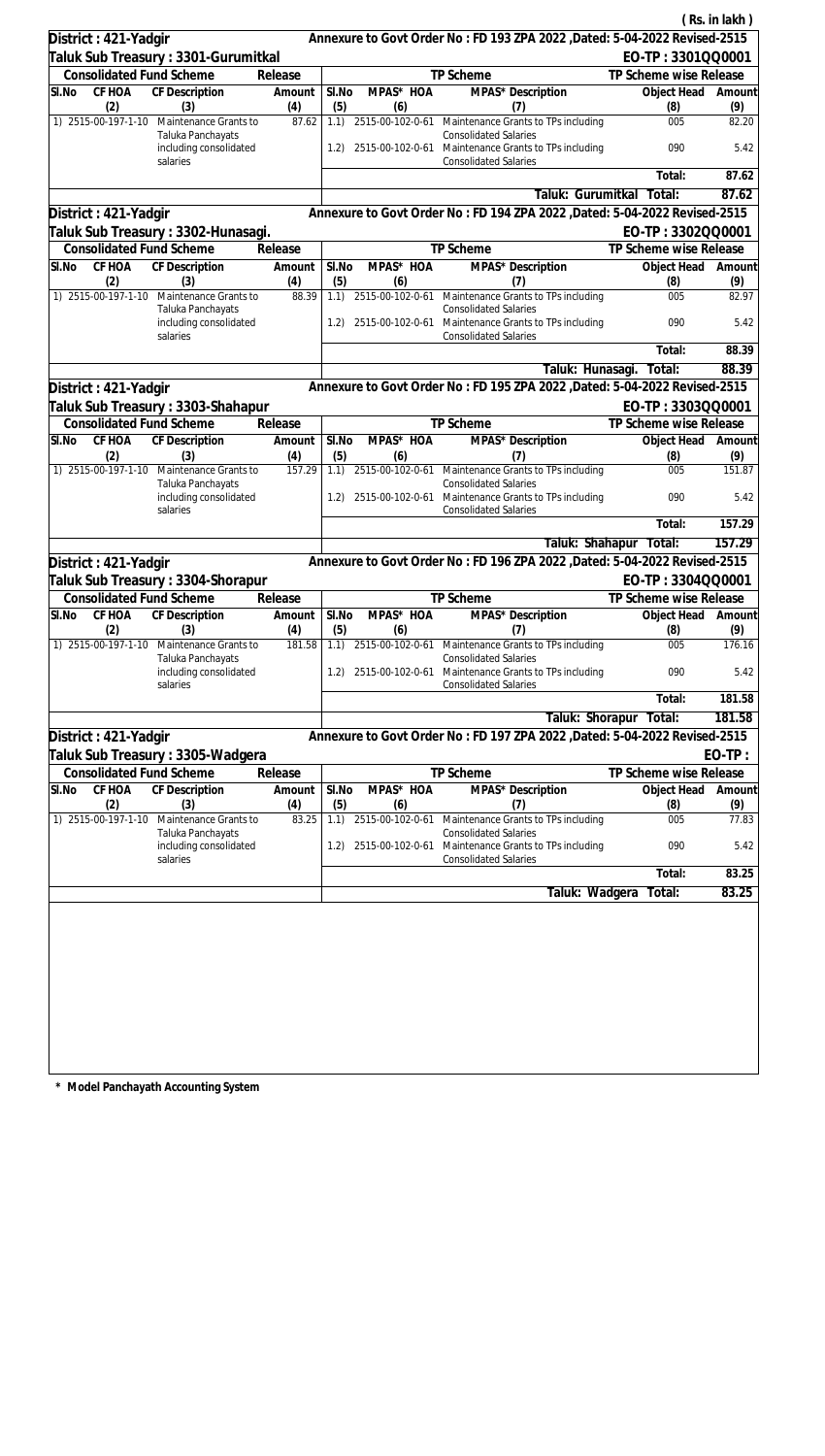( Rs. in lakh )

**District : 421-Yadgir** — Annexure to Govt Order No : FD 193 ZPA 2022 ,Dated: 5-04-2022 Revised-2515

**Taluk Sub Treasury : 3301-Gurumitkal** — EO-TP : 3301QQ0001

| Consolidated Fund Scheme | | | Release | TP Scheme | | | TP Scheme wise Release | |
|---|---|---|---|---|---|---|---|---|
| Sl.No | CF HOA | CF Description | Amount | Sl.No | MPAS* HOA | MPAS* Description | Object Head | Amount |
| | (2) | (3) | (4) | (5) | (6) | (7) | (8) | (9) |
| 1) | 2515-00-197-1-10 | Maintenance Grants to Taluka Panchayats including consolidated salaries | 87.62 | 1.1) | 2515-00-102-0-61 | Maintenance Grants to TPs including Consolidated Salaries | 005 | 82.20 |
| | | | | 1.2) | 2515-00-102-0-61 | Maintenance Grants to TPs including Consolidated Salaries | 090 | 5.42 |
| | | | | | | | Total: | 87.62 |
| | | | | | | Taluk: Gurumitkal | Total: | 87.62 |

**District : 421-Yadgir** — Annexure to Govt Order No : FD 194 ZPA 2022 ,Dated: 5-04-2022 Revised-2515

**Taluk Sub Treasury : 3302-Hunasagi.** — EO-TP : 3302QQ0001

| Consolidated Fund Scheme | | | Release | TP Scheme | | | TP Scheme wise Release | |
|---|---|---|---|---|---|---|---|---|
| Sl.No | CF HOA | CF Description | Amount | Sl.No | MPAS* HOA | MPAS* Description | Object Head | Amount |
| | (2) | (3) | (4) | (5) | (6) | (7) | (8) | (9) |
| 1) | 2515-00-197-1-10 | Maintenance Grants to Taluka Panchayats including consolidated salaries | 88.39 | 1.1) | 2515-00-102-0-61 | Maintenance Grants to TPs including Consolidated Salaries | 005 | 82.97 |
| | | | | 1.2) | 2515-00-102-0-61 | Maintenance Grants to TPs including Consolidated Salaries | 090 | 5.42 |
| | | | | | | | Total: | 88.39 |
| | | | | | | Taluk: Hunasagi. | Total: | 88.39 |

**District : 421-Yadgir** — Annexure to Govt Order No : FD 195 ZPA 2022 ,Dated: 5-04-2022 Revised-2515

**Taluk Sub Treasury : 3303-Shahapur** — EO-TP : 3303QQ0001

| Consolidated Fund Scheme | | | Release | TP Scheme | | | TP Scheme wise Release | |
|---|---|---|---|---|---|---|---|---|
| Sl.No | CF HOA | CF Description | Amount | Sl.No | MPAS* HOA | MPAS* Description | Object Head | Amount |
| | (2) | (3) | (4) | (5) | (6) | (7) | (8) | (9) |
| 1) | 2515-00-197-1-10 | Maintenance Grants to Taluka Panchayats including consolidated salaries | 157.29 | 1.1) | 2515-00-102-0-61 | Maintenance Grants to TPs including Consolidated Salaries | 005 | 151.87 |
| | | | | 1.2) | 2515-00-102-0-61 | Maintenance Grants to TPs including Consolidated Salaries | 090 | 5.42 |
| | | | | | | | Total: | 157.29 |
| | | | | | | Taluk: Shahapur | Total: | 157.29 |

**District : 421-Yadgir** — Annexure to Govt Order No : FD 196 ZPA 2022 ,Dated: 5-04-2022 Revised-2515

**Taluk Sub Treasury : 3304-Shorapur** — EO-TP : 3304QQ0001

| Consolidated Fund Scheme | | | Release | TP Scheme | | | TP Scheme wise Release | |
|---|---|---|---|---|---|---|---|---|
| Sl.No | CF HOA | CF Description | Amount | Sl.No | MPAS* HOA | MPAS* Description | Object Head | Amount |
| | (2) | (3) | (4) | (5) | (6) | (7) | (8) | (9) |
| 1) | 2515-00-197-1-10 | Maintenance Grants to Taluka Panchayats including consolidated salaries | 181.58 | 1.1) | 2515-00-102-0-61 | Maintenance Grants to TPs including Consolidated Salaries | 005 | 176.16 |
| | | | | 1.2) | 2515-00-102-0-61 | Maintenance Grants to TPs including Consolidated Salaries | 090 | 5.42 |
| | | | | | | | Total: | 181.58 |
| | | | | | | Taluk: Shorapur | Total: | 181.58 |

**District : 421-Yadgir** — Annexure to Govt Order No : FD 197 ZPA 2022 ,Dated: 5-04-2022 Revised-2515

**Taluk Sub Treasury : 3305-Wadgera** — EO-TP :

| Consolidated Fund Scheme | | | Release | TP Scheme | | | TP Scheme wise Release | |
|---|---|---|---|---|---|---|---|---|
| Sl.No | CF HOA | CF Description | Amount | Sl.No | MPAS* HOA | MPAS* Description | Object Head | Amount |
| | (2) | (3) | (4) | (5) | (6) | (7) | (8) | (9) |
| 1) | 2515-00-197-1-10 | Maintenance Grants to Taluka Panchayats including consolidated salaries | 83.25 | 1.1) | 2515-00-102-0-61 | Maintenance Grants to TPs including Consolidated Salaries | 005 | 77.83 |
| | | | | 1.2) | 2515-00-102-0-61 | Maintenance Grants to TPs including Consolidated Salaries | 090 | 5.42 |
| | | | | | | | Total: | 83.25 |
| | | | | | | Taluk: Wadgera | Total: | 83.25 |

**\* Model Panchayath Accounting System**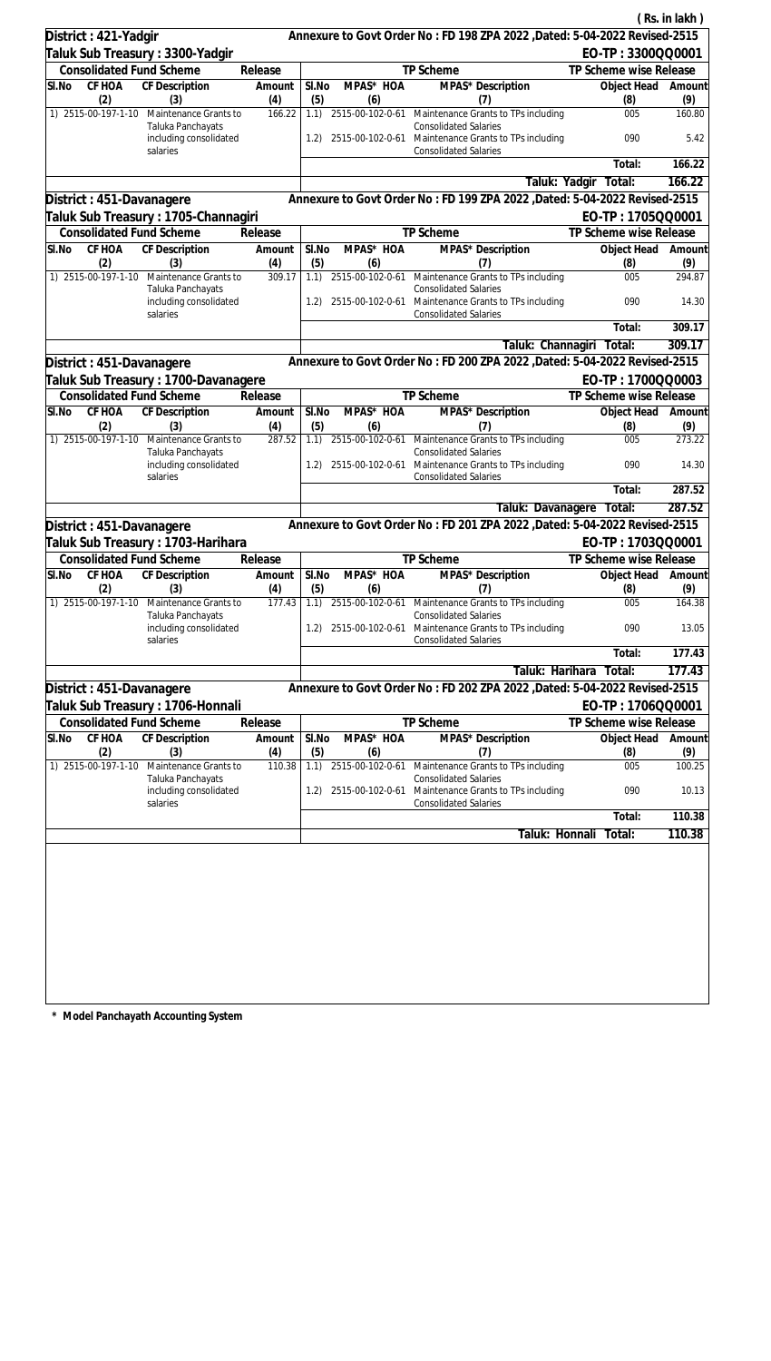( Rs. in lakh )

**District : 421-Yadgir** — Annexure to Govt Order No : FD 198 ZPA 2022 ,Dated: 5-04-2022 Revised-2515

**Taluk Sub Treasury : 3300-Yadgir** — EO-TP : 3300QQ0001

| Consolidated Fund Scheme | | | Release | TP Scheme | | | TP Scheme wise Release | |
|---|---|---|---|---|---|---|---|---|
| Sl.No | CF HOA | CF Description | Amount | Sl.No | MPAS* HOA | MPAS* Description | Object Head | Amount |
| (2) | | (3) | (4) | (5) | (6) | (7) | (8) | (9) |
| 1) | 2515-00-197-1-10 | Maintenance Grants to Taluka Panchayats including consolidated salaries | 166.22 | 1.1) | 2515-00-102-0-61 | Maintenance Grants to TPs including Consolidated Salaries | 005 | 160.80 |
| | | | | 1.2) | 2515-00-102-0-61 | Maintenance Grants to TPs including Consolidated Salaries | 090 | 5.42 |
| | | | | | | | Total: | 166.22 |
| | | | | | | Taluk: Yadgir | Total: | 166.22 |

**District : 451-Davanagere** — Annexure to Govt Order No : FD 199 ZPA 2022 ,Dated: 5-04-2022 Revised-2515

**Taluk Sub Treasury : 1705-Channagiri** — EO-TP : 1705QQ0001

| Consolidated Fund Scheme | | | Release | TP Scheme | | | TP Scheme wise Release | |
|---|---|---|---|---|---|---|---|---|
| Sl.No | CF HOA | CF Description | Amount | Sl.No | MPAS* HOA | MPAS* Description | Object Head | Amount |
| (2) | | (3) | (4) | (5) | (6) | (7) | (8) | (9) |
| 1) | 2515-00-197-1-10 | Maintenance Grants to Taluka Panchayats including consolidated salaries | 309.17 | 1.1) | 2515-00-102-0-61 | Maintenance Grants to TPs including Consolidated Salaries | 005 | 294.87 |
| | | | | 1.2) | 2515-00-102-0-61 | Maintenance Grants to TPs including Consolidated Salaries | 090 | 14.30 |
| | | | | | | | Total: | 309.17 |
| | | | | | | Taluk: Channagiri | Total: | 309.17 |

**District : 451-Davanagere** — Annexure to Govt Order No : FD 200 ZPA 2022 ,Dated: 5-04-2022 Revised-2515

**Taluk Sub Treasury : 1700-Davanagere** — EO-TP : 1700QQ0003

| Consolidated Fund Scheme | | | Release | TP Scheme | | | TP Scheme wise Release | |
|---|---|---|---|---|---|---|---|---|
| Sl.No | CF HOA | CF Description | Amount | Sl.No | MPAS* HOA | MPAS* Description | Object Head | Amount |
| (2) | | (3) | (4) | (5) | (6) | (7) | (8) | (9) |
| 1) | 2515-00-197-1-10 | Maintenance Grants to Taluka Panchayats including consolidated salaries | 287.52 | 1.1) | 2515-00-102-0-61 | Maintenance Grants to TPs including Consolidated Salaries | 005 | 273.22 |
| | | | | 1.2) | 2515-00-102-0-61 | Maintenance Grants to TPs including Consolidated Salaries | 090 | 14.30 |
| | | | | | | | Total: | 287.52 |
| | | | | | | Taluk: Davanagere | Total: | 287.52 |

**District : 451-Davanagere** — Annexure to Govt Order No : FD 201 ZPA 2022 ,Dated: 5-04-2022 Revised-2515

**Taluk Sub Treasury : 1703-Harihara** — EO-TP : 1703QQ0001

| Consolidated Fund Scheme | | | Release | TP Scheme | | | TP Scheme wise Release | |
|---|---|---|---|---|---|---|---|---|
| Sl.No | CF HOA | CF Description | Amount | Sl.No | MPAS* HOA | MPAS* Description | Object Head | Amount |
| (2) | | (3) | (4) | (5) | (6) | (7) | (8) | (9) |
| 1) | 2515-00-197-1-10 | Maintenance Grants to Taluka Panchayats including consolidated salaries | 177.43 | 1.1) | 2515-00-102-0-61 | Maintenance Grants to TPs including Consolidated Salaries | 005 | 164.38 |
| | | | | 1.2) | 2515-00-102-0-61 | Maintenance Grants to TPs including Consolidated Salaries | 090 | 13.05 |
| | | | | | | | Total: | 177.43 |
| | | | | | | Taluk: Harihara | Total: | 177.43 |

**District : 451-Davanagere** — Annexure to Govt Order No : FD 202 ZPA 2022 ,Dated: 5-04-2022 Revised-2515

**Taluk Sub Treasury : 1706-Honnali** — EO-TP : 1706QQ0001

| Consolidated Fund Scheme | | | Release | TP Scheme | | | TP Scheme wise Release | |
|---|---|---|---|---|---|---|---|---|
| Sl.No | CF HOA | CF Description | Amount | Sl.No | MPAS* HOA | MPAS* Description | Object Head | Amount |
| (2) | | (3) | (4) | (5) | (6) | (7) | (8) | (9) |
| 1) | 2515-00-197-1-10 | Maintenance Grants to Taluka Panchayats including consolidated salaries | 110.38 | 1.1) | 2515-00-102-0-61 | Maintenance Grants to TPs including Consolidated Salaries | 005 | 100.25 |
| | | | | 1.2) | 2515-00-102-0-61 | Maintenance Grants to TPs including Consolidated Salaries | 090 | 10.13 |
| | | | | | | | Total: | 110.38 |
| | | | | | | Taluk: Honnali | Total: | 110.38 |

**\* Model Panchayath Accounting System**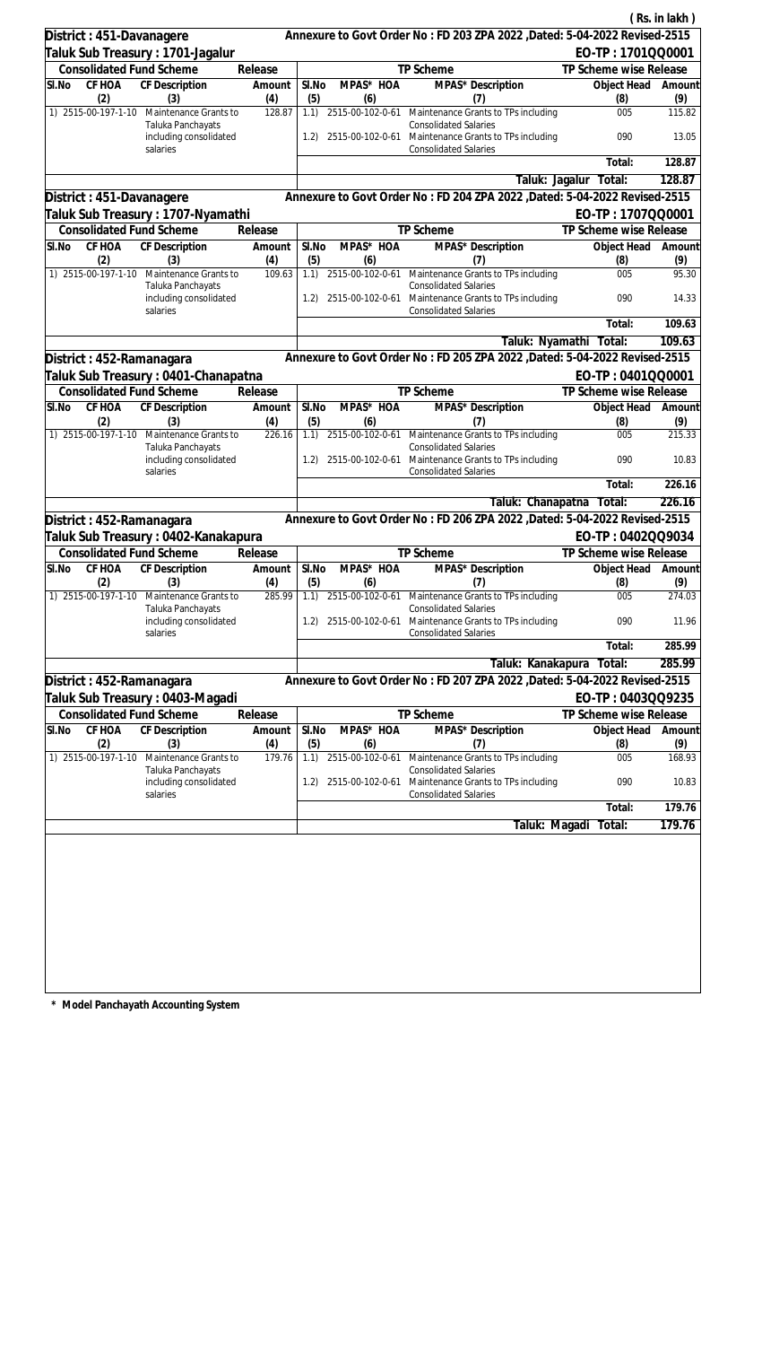( Rs. in lakh )

**District : 451-Davanagere** — Annexure to Govt Order No : FD 203 ZPA 2022 ,Dated: 5-04-2022 Revised-2515

**Taluk Sub Treasury : 1701-Jagalur** — EO-TP : 1701QQ0001

| Sl.No | CF HOA | CF Description | Amount | Sl.No | MPAS* HOA | MPAS* Description | Object Head | Amount |
|---|---|---|---|---|---|---|---|---|
| (2) | | (3) | (4) | (5) | (6) | (7) | (8) | (9) |
| 1) | 2515-00-197-1-10 | Maintenance Grants to Taluka Panchayats including consolidated salaries | 128.87 | 1.1) | 2515-00-102-0-61 | Maintenance Grants to TPs including Consolidated Salaries | 005 | 115.82 |
| | | | | 1.2) | 2515-00-102-0-61 | Maintenance Grants to TPs including Consolidated Salaries | 090 | 13.05 |
| | | | | | | | Total: | 128.87 |
| | | | | | | Taluk: Jagalur | Total: | 128.87 |

**District : 451-Davanagere** — Annexure to Govt Order No : FD 204 ZPA 2022 ,Dated: 5-04-2022 Revised-2515

**Taluk Sub Treasury : 1707-Nyamathi** — EO-TP : 1707QQ0001

| Sl.No | CF HOA | CF Description | Amount | Sl.No | MPAS* HOA | MPAS* Description | Object Head | Amount |
|---|---|---|---|---|---|---|---|---|
| (2) | | (3) | (4) | (5) | (6) | (7) | (8) | (9) |
| 1) | 2515-00-197-1-10 | Maintenance Grants to Taluka Panchayats including consolidated salaries | 109.63 | 1.1) | 2515-00-102-0-61 | Maintenance Grants to TPs including Consolidated Salaries | 005 | 95.30 |
| | | | | 1.2) | 2515-00-102-0-61 | Maintenance Grants to TPs including Consolidated Salaries | 090 | 14.33 |
| | | | | | | | Total: | 109.63 |
| | | | | | | Taluk: Nyamathi | Total: | 109.63 |

**District : 452-Ramanagara** — Annexure to Govt Order No : FD 205 ZPA 2022 ,Dated: 5-04-2022 Revised-2515

**Taluk Sub Treasury : 0401-Chanapatna** — EO-TP : 0401QQ0001

| Sl.No | CF HOA | CF Description | Amount | Sl.No | MPAS* HOA | MPAS* Description | Object Head | Amount |
|---|---|---|---|---|---|---|---|---|
| (2) | | (3) | (4) | (5) | (6) | (7) | (8) | (9) |
| 1) | 2515-00-197-1-10 | Maintenance Grants to Taluka Panchayats including consolidated salaries | 226.16 | 1.1) | 2515-00-102-0-61 | Maintenance Grants to TPs including Consolidated Salaries | 005 | 215.33 |
| | | | | 1.2) | 2515-00-102-0-61 | Maintenance Grants to TPs including Consolidated Salaries | 090 | 10.83 |
| | | | | | | | Total: | 226.16 |
| | | | | | | Taluk: Chanapatna | Total: | 226.16 |

**District : 452-Ramanagara** — Annexure to Govt Order No : FD 206 ZPA 2022 ,Dated: 5-04-2022 Revised-2515

**Taluk Sub Treasury : 0402-Kanakapura** — EO-TP : 0402QQ9034

| Sl.No | CF HOA | CF Description | Amount | Sl.No | MPAS* HOA | MPAS* Description | Object Head | Amount |
|---|---|---|---|---|---|---|---|---|
| (2) | | (3) | (4) | (5) | (6) | (7) | (8) | (9) |
| 1) | 2515-00-197-1-10 | Maintenance Grants to Taluka Panchayats including consolidated salaries | 285.99 | 1.1) | 2515-00-102-0-61 | Maintenance Grants to TPs including Consolidated Salaries | 005 | 274.03 |
| | | | | 1.2) | 2515-00-102-0-61 | Maintenance Grants to TPs including Consolidated Salaries | 090 | 11.96 |
| | | | | | | | Total: | 285.99 |
| | | | | | | Taluk: Kanakapura | Total: | 285.99 |

**District : 452-Ramanagara** — Annexure to Govt Order No : FD 207 ZPA 2022 ,Dated: 5-04-2022 Revised-2515

**Taluk Sub Treasury : 0403-Magadi** — EO-TP : 0403QQ9235

| Sl.No | CF HOA | CF Description | Amount | Sl.No | MPAS* HOA | MPAS* Description | Object Head | Amount |
|---|---|---|---|---|---|---|---|---|
| (2) | | (3) | (4) | (5) | (6) | (7) | (8) | (9) |
| 1) | 2515-00-197-1-10 | Maintenance Grants to Taluka Panchayats including consolidated salaries | 179.76 | 1.1) | 2515-00-102-0-61 | Maintenance Grants to TPs including Consolidated Salaries | 005 | 168.93 |
| | | | | 1.2) | 2515-00-102-0-61 | Maintenance Grants to TPs including Consolidated Salaries | 090 | 10.83 |
| | | | | | | | Total: | 179.76 |
| | | | | | | Taluk: Magadi | Total: | 179.76 |

**\* Model Panchayath Accounting System**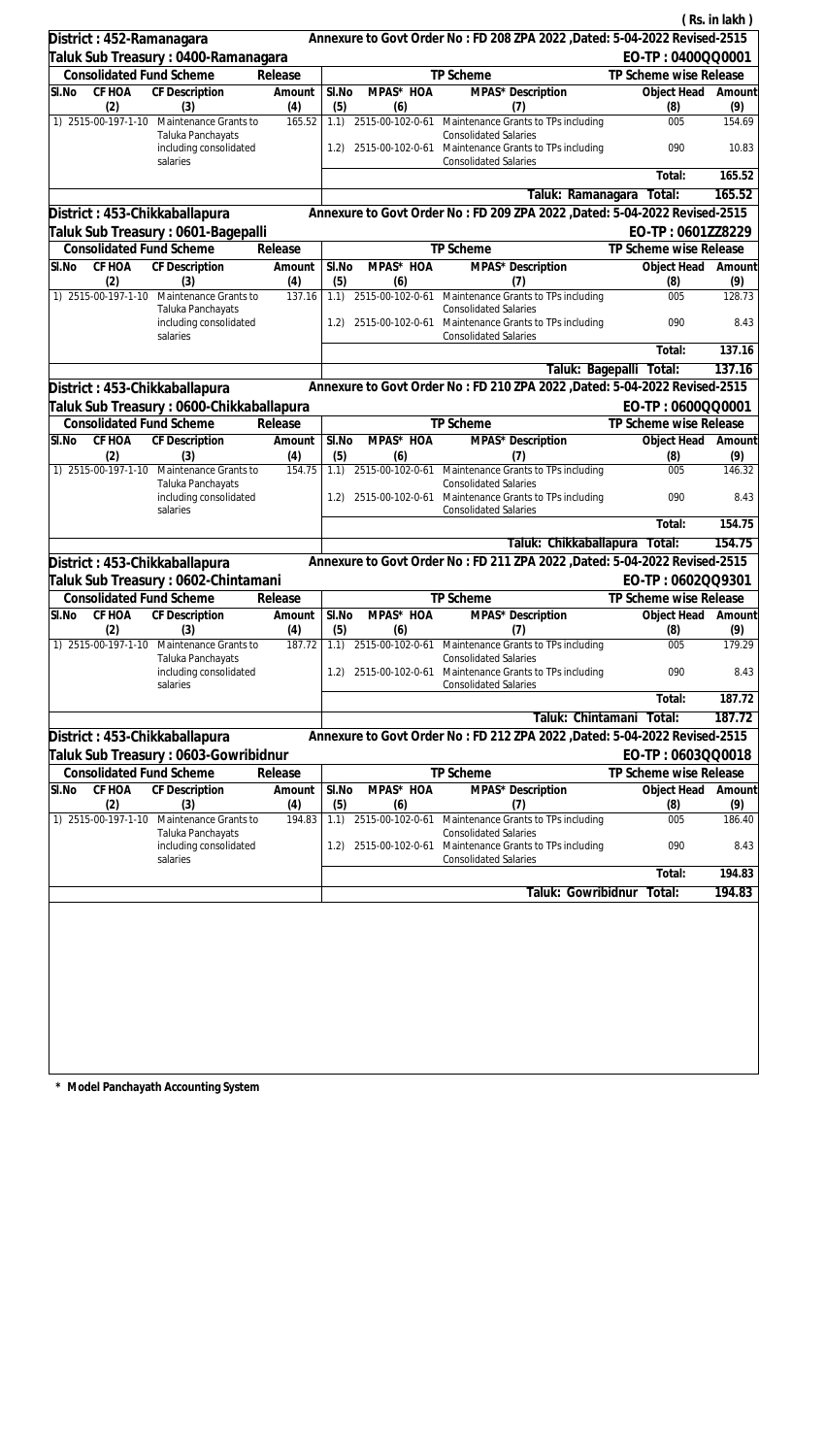( Rs. in lakh )

**District : 452-Ramanagara** — Annexure to Govt Order No : FD 208 ZPA 2022 ,Dated: 5-04-2022 Revised-2515

**Taluk Sub Treasury : 0400-Ramanagara** — EO-TP : 0400QQ0001

| Consolidated Fund Scheme | | | Release | TP Scheme | | | TP Scheme wise Release | |
|---|---|---|---|---|---|---|---|---|
| Sl.No | CF HOA | CF Description | Amount | Sl.No | MPAS* HOA | MPAS* Description | Object Head | Amount |
| (2) | | (3) | (4) | (5) | (6) | (7) | (8) | (9) |
| 1) | 2515-00-197-1-10 | Maintenance Grants to Taluka Panchayats including consolidated salaries | 165.52 | 1.1) | 2515-00-102-0-61 | Maintenance Grants to TPs including Consolidated Salaries | 005 | 154.69 |
| | | | | 1.2) | 2515-00-102-0-61 | Maintenance Grants to TPs including Consolidated Salaries | 090 | 10.83 |
| | | | | | | | Total: | 165.52 |
| | | | | | | Taluk: Ramanagara | Total: | 165.52 |

**District : 453-Chikkaballapura** — Annexure to Govt Order No : FD 209 ZPA 2022 ,Dated: 5-04-2022 Revised-2515

**Taluk Sub Treasury : 0601-Bagepalli** — EO-TP : 0601ZZ8229

| Consolidated Fund Scheme | | | Release | TP Scheme | | | TP Scheme wise Release | |
|---|---|---|---|---|---|---|---|---|
| Sl.No | CF HOA | CF Description | Amount | Sl.No | MPAS* HOA | MPAS* Description | Object Head | Amount |
| (2) | | (3) | (4) | (5) | (6) | (7) | (8) | (9) |
| 1) | 2515-00-197-1-10 | Maintenance Grants to Taluka Panchayats including consolidated salaries | 137.16 | 1.1) | 2515-00-102-0-61 | Maintenance Grants to TPs including Consolidated Salaries | 005 | 128.73 |
| | | | | 1.2) | 2515-00-102-0-61 | Maintenance Grants to TPs including Consolidated Salaries | 090 | 8.43 |
| | | | | | | | Total: | 137.16 |
| | | | | | | Taluk: Bagepalli | Total: | 137.16 |

**District : 453-Chikkaballapura** — Annexure to Govt Order No : FD 210 ZPA 2022 ,Dated: 5-04-2022 Revised-2515

**Taluk Sub Treasury : 0600-Chikkaballapura** — EO-TP : 0600QQ0001

| Consolidated Fund Scheme | | | Release | TP Scheme | | | TP Scheme wise Release | |
|---|---|---|---|---|---|---|---|---|
| Sl.No | CF HOA | CF Description | Amount | Sl.No | MPAS* HOA | MPAS* Description | Object Head | Amount |
| (2) | | (3) | (4) | (5) | (6) | (7) | (8) | (9) |
| 1) | 2515-00-197-1-10 | Maintenance Grants to Taluka Panchayats including consolidated salaries | 154.75 | 1.1) | 2515-00-102-0-61 | Maintenance Grants to TPs including Consolidated Salaries | 005 | 146.32 |
| | | | | 1.2) | 2515-00-102-0-61 | Maintenance Grants to TPs including Consolidated Salaries | 090 | 8.43 |
| | | | | | | | Total: | 154.75 |
| | | | | | | Taluk: Chikkaballapura | Total: | 154.75 |

**District : 453-Chikkaballapura** — Annexure to Govt Order No : FD 211 ZPA 2022 ,Dated: 5-04-2022 Revised-2515

**Taluk Sub Treasury : 0602-Chintamani** — EO-TP : 0602QQ9301

| Consolidated Fund Scheme | | | Release | TP Scheme | | | TP Scheme wise Release | |
|---|---|---|---|---|---|---|---|---|
| Sl.No | CF HOA | CF Description | Amount | Sl.No | MPAS* HOA | MPAS* Description | Object Head | Amount |
| (2) | | (3) | (4) | (5) | (6) | (7) | (8) | (9) |
| 1) | 2515-00-197-1-10 | Maintenance Grants to Taluka Panchayats including consolidated salaries | 187.72 | 1.1) | 2515-00-102-0-61 | Maintenance Grants to TPs including Consolidated Salaries | 005 | 179.29 |
| | | | | 1.2) | 2515-00-102-0-61 | Maintenance Grants to TPs including Consolidated Salaries | 090 | 8.43 |
| | | | | | | | Total: | 187.72 |
| | | | | | | Taluk: Chintamani | Total: | 187.72 |

**District : 453-Chikkaballapura** — Annexure to Govt Order No : FD 212 ZPA 2022 ,Dated: 5-04-2022 Revised-2515

**Taluk Sub Treasury : 0603-Gowribidnur** — EO-TP : 0603QQ0018

| Consolidated Fund Scheme | | | Release | TP Scheme | | | TP Scheme wise Release | |
|---|---|---|---|---|---|---|---|---|
| Sl.No | CF HOA | CF Description | Amount | Sl.No | MPAS* HOA | MPAS* Description | Object Head | Amount |
| (2) | | (3) | (4) | (5) | (6) | (7) | (8) | (9) |
| 1) | 2515-00-197-1-10 | Maintenance Grants to Taluka Panchayats including consolidated salaries | 194.83 | 1.1) | 2515-00-102-0-61 | Maintenance Grants to TPs including Consolidated Salaries | 005 | 186.40 |
| | | | | 1.2) | 2515-00-102-0-61 | Maintenance Grants to TPs including Consolidated Salaries | 090 | 8.43 |
| | | | | | | | Total: | 194.83 |
| | | | | | | Taluk: Gowribidnur | Total: | 194.83 |

\* Model Panchayath Accounting System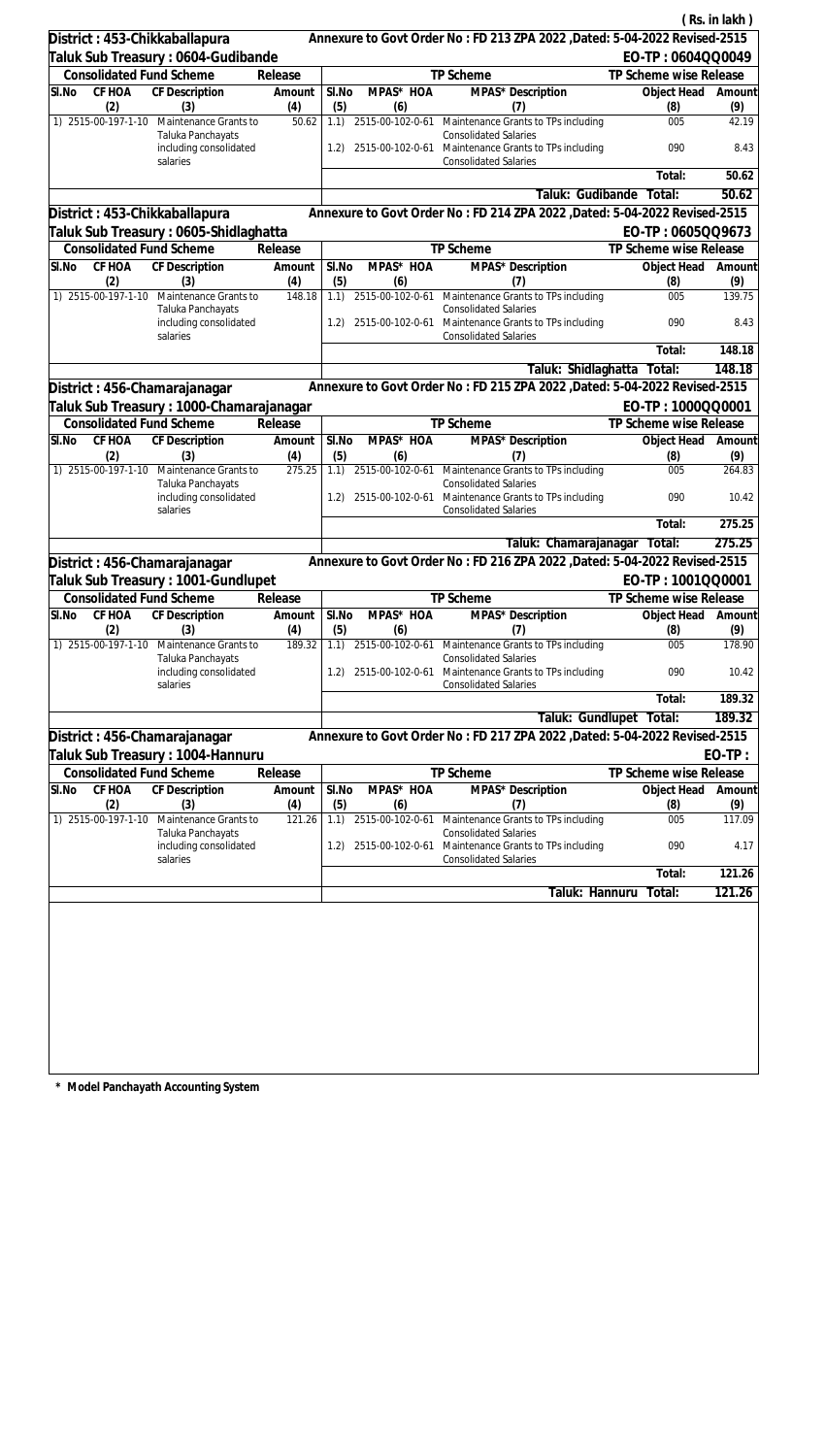( Rs. in lakh )

**District : 453-Chikkaballapura** — Annexure to Govt Order No : FD 213 ZPA 2022 ,Dated: 5-04-2022 Revised-2515

**Taluk Sub Treasury : 0604-Gudibande** — EO-TP : 0604QQ0049

| Consolidated Fund Scheme | | | Release | TP Scheme | | | TP Scheme wise Release | |
|---|---|---|---|---|---|---|---|---|
| Sl.No | CF HOA | CF Description | Amount | Sl.No | MPAS* HOA | MPAS* Description | Object Head | Amount |
| (2) | | (3) | (4) | (5) | (6) | (7) | (8) | (9) |
| 1) | 2515-00-197-1-10 | Maintenance Grants to Taluka Panchayats including consolidated salaries | 50.62 | 1.1) | 2515-00-102-0-61 | Maintenance Grants to TPs including Consolidated Salaries | 005 | 42.19 |
| | | | | 1.2) | 2515-00-102-0-61 | Maintenance Grants to TPs including Consolidated Salaries | 090 | 8.43 |
| | | | | | | | Total: | 50.62 |
| | | | | | | Taluk: Gudibande | Total: | 50.62 |

**District : 453-Chikkaballapura** — Annexure to Govt Order No : FD 214 ZPA 2022 ,Dated: 5-04-2022 Revised-2515

**Taluk Sub Treasury : 0605-Shidlaghatta** — EO-TP : 0605QQ9673

| Consolidated Fund Scheme | | | Release | TP Scheme | | | TP Scheme wise Release | |
|---|---|---|---|---|---|---|---|---|
| Sl.No | CF HOA | CF Description | Amount | Sl.No | MPAS* HOA | MPAS* Description | Object Head | Amount |
| (2) | | (3) | (4) | (5) | (6) | (7) | (8) | (9) |
| 1) | 2515-00-197-1-10 | Maintenance Grants to Taluka Panchayats including consolidated salaries | 148.18 | 1.1) | 2515-00-102-0-61 | Maintenance Grants to TPs including Consolidated Salaries | 005 | 139.75 |
| | | | | 1.2) | 2515-00-102-0-61 | Maintenance Grants to TPs including Consolidated Salaries | 090 | 8.43 |
| | | | | | | | Total: | 148.18 |
| | | | | | | Taluk: Shidlaghatta | Total: | 148.18 |

**District : 456-Chamarajanagar** — Annexure to Govt Order No : FD 215 ZPA 2022 ,Dated: 5-04-2022 Revised-2515

**Taluk Sub Treasury : 1000-Chamarajanagar** — EO-TP : 1000QQ0001

| Consolidated Fund Scheme | | | Release | TP Scheme | | | TP Scheme wise Release | |
|---|---|---|---|---|---|---|---|---|
| Sl.No | CF HOA | CF Description | Amount | Sl.No | MPAS* HOA | MPAS* Description | Object Head | Amount |
| (2) | | (3) | (4) | (5) | (6) | (7) | (8) | (9) |
| 1) | 2515-00-197-1-10 | Maintenance Grants to Taluka Panchayats including consolidated salaries | 275.25 | 1.1) | 2515-00-102-0-61 | Maintenance Grants to TPs including Consolidated Salaries | 005 | 264.83 |
| | | | | 1.2) | 2515-00-102-0-61 | Maintenance Grants to TPs including Consolidated Salaries | 090 | 10.42 |
| | | | | | | | Total: | 275.25 |
| | | | | | | Taluk: Chamarajanagar | Total: | 275.25 |

**District : 456-Chamarajanagar** — Annexure to Govt Order No : FD 216 ZPA 2022 ,Dated: 5-04-2022 Revised-2515

**Taluk Sub Treasury : 1001-Gundlupet** — EO-TP : 1001QQ0001

| Consolidated Fund Scheme | | | Release | TP Scheme | | | TP Scheme wise Release | |
|---|---|---|---|---|---|---|---|---|
| Sl.No | CF HOA | CF Description | Amount | Sl.No | MPAS* HOA | MPAS* Description | Object Head | Amount |
| (2) | | (3) | (4) | (5) | (6) | (7) | (8) | (9) |
| 1) | 2515-00-197-1-10 | Maintenance Grants to Taluka Panchayats including consolidated salaries | 189.32 | 1.1) | 2515-00-102-0-61 | Maintenance Grants to TPs including Consolidated Salaries | 005 | 178.90 |
| | | | | 1.2) | 2515-00-102-0-61 | Maintenance Grants to TPs including Consolidated Salaries | 090 | 10.42 |
| | | | | | | | Total: | 189.32 |
| | | | | | | Taluk: Gundlupet | Total: | 189.32 |

**District : 456-Chamarajanagar** — Annexure to Govt Order No : FD 217 ZPA 2022 ,Dated: 5-04-2022 Revised-2515

**Taluk Sub Treasury : 1004-Hannuru** — EO-TP :

| Consolidated Fund Scheme | | | Release | TP Scheme | | | TP Scheme wise Release | |
|---|---|---|---|---|---|---|---|---|
| Sl.No | CF HOA | CF Description | Amount | Sl.No | MPAS* HOA | MPAS* Description | Object Head | Amount |
| (2) | | (3) | (4) | (5) | (6) | (7) | (8) | (9) |
| 1) | 2515-00-197-1-10 | Maintenance Grants to Taluka Panchayats including consolidated salaries | 121.26 | 1.1) | 2515-00-102-0-61 | Maintenance Grants to TPs including Consolidated Salaries | 005 | 117.09 |
| | | | | 1.2) | 2515-00-102-0-61 | Maintenance Grants to TPs including Consolidated Salaries | 090 | 4.17 |
| | | | | | | | Total: | 121.26 |
| | | | | | | Taluk: Hannuru | Total: | 121.26 |

**\* Model Panchayath Accounting System**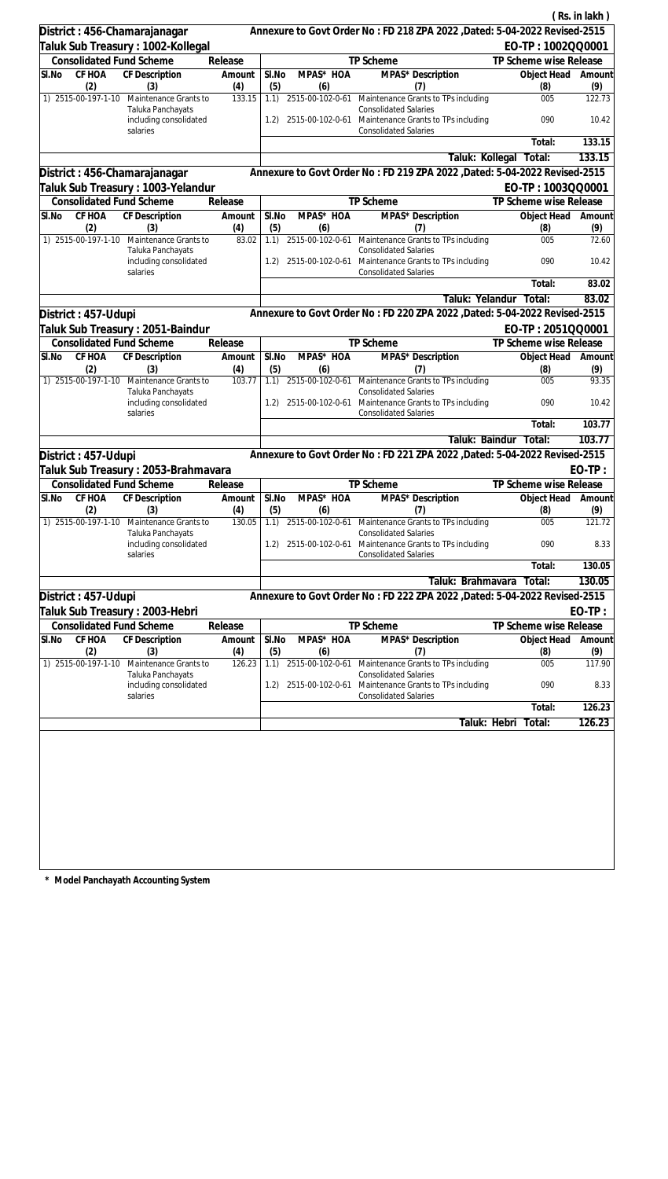( Rs. in lakh )

**District : 456-Chamarajanagar** — Annexure to Govt Order No : FD 218 ZPA 2022 ,Dated: 5-04-2022 Revised-2515

**Taluk Sub Treasury : 1002-Kollegal** — EO-TP : 1002QQ0001

| Consolidated Fund Scheme | | | Release | TP Scheme | | | TP Scheme wise Release | |
|---|---|---|---|---|---|---|---|---|
| Sl.No | CF HOA | CF Description | Amount | Sl.No | MPAS* HOA | MPAS* Description | Object Head | Amount |
| (2) | | (3) | (4) | (5) | (6) | (7) | (8) | (9) |
| 1) | 2515-00-197-1-10 | Maintenance Grants to Taluka Panchayats including consolidated salaries | 133.15 | 1.1) | 2515-00-102-0-61 | Maintenance Grants to TPs including Consolidated Salaries | 005 | 122.73 |
| | | | | 1.2) | 2515-00-102-0-61 | Maintenance Grants to TPs including Consolidated Salaries | 090 | 10.42 |
| | | | | | | | Total: | 133.15 |
| | | | | | | Taluk: Kollegal Total: | | 133.15 |

**District : 456-Chamarajanagar** — Annexure to Govt Order No : FD 219 ZPA 2022 ,Dated: 5-04-2022 Revised-2515

**Taluk Sub Treasury : 1003-Yelandur** — EO-TP : 1003QQ0001

| Consolidated Fund Scheme | | | Release | TP Scheme | | | TP Scheme wise Release | |
|---|---|---|---|---|---|---|---|---|
| Sl.No | CF HOA | CF Description | Amount | Sl.No | MPAS* HOA | MPAS* Description | Object Head | Amount |
| (2) | | (3) | (4) | (5) | (6) | (7) | (8) | (9) |
| 1) | 2515-00-197-1-10 | Maintenance Grants to Taluka Panchayats including consolidated salaries | 83.02 | 1.1) | 2515-00-102-0-61 | Maintenance Grants to TPs including Consolidated Salaries | 005 | 72.60 |
| | | | | 1.2) | 2515-00-102-0-61 | Maintenance Grants to TPs including Consolidated Salaries | 090 | 10.42 |
| | | | | | | | Total: | 83.02 |
| | | | | | | Taluk: Yelandur Total: | | 83.02 |

**District : 457-Udupi** — Annexure to Govt Order No : FD 220 ZPA 2022 ,Dated: 5-04-2022 Revised-2515

**Taluk Sub Treasury : 2051-Baindur** — EO-TP : 2051QQ0001

| Consolidated Fund Scheme | | | Release | TP Scheme | | | TP Scheme wise Release | |
|---|---|---|---|---|---|---|---|---|
| Sl.No | CF HOA | CF Description | Amount | Sl.No | MPAS* HOA | MPAS* Description | Object Head | Amount |
| (2) | | (3) | (4) | (5) | (6) | (7) | (8) | (9) |
| 1) | 2515-00-197-1-10 | Maintenance Grants to Taluka Panchayats including consolidated salaries | 103.77 | 1.1) | 2515-00-102-0-61 | Maintenance Grants to TPs including Consolidated Salaries | 005 | 93.35 |
| | | | | 1.2) | 2515-00-102-0-61 | Maintenance Grants to TPs including Consolidated Salaries | 090 | 10.42 |
| | | | | | | | Total: | 103.77 |
| | | | | | | Taluk: Baindur Total: | | 103.77 |

**District : 457-Udupi** — Annexure to Govt Order No : FD 221 ZPA 2022 ,Dated: 5-04-2022 Revised-2515

**Taluk Sub Treasury : 2053-Brahmavara** — EO-TP :

| Consolidated Fund Scheme | | | Release | TP Scheme | | | TP Scheme wise Release | |
|---|---|---|---|---|---|---|---|---|
| Sl.No | CF HOA | CF Description | Amount | Sl.No | MPAS* HOA | MPAS* Description | Object Head | Amount |
| (2) | | (3) | (4) | (5) | (6) | (7) | (8) | (9) |
| 1) | 2515-00-197-1-10 | Maintenance Grants to Taluka Panchayats including consolidated salaries | 130.05 | 1.1) | 2515-00-102-0-61 | Maintenance Grants to TPs including Consolidated Salaries | 005 | 121.72 |
| | | | | 1.2) | 2515-00-102-0-61 | Maintenance Grants to TPs including Consolidated Salaries | 090 | 8.33 |
| | | | | | | | Total: | 130.05 |
| | | | | | | Taluk: Brahmavara Total: | | 130.05 |

**District : 457-Udupi** — Annexure to Govt Order No : FD 222 ZPA 2022 ,Dated: 5-04-2022 Revised-2515

**Taluk Sub Treasury : 2003-Hebri** — EO-TP :

| Consolidated Fund Scheme | | | Release | TP Scheme | | | TP Scheme wise Release | |
|---|---|---|---|---|---|---|---|---|
| Sl.No | CF HOA | CF Description | Amount | Sl.No | MPAS* HOA | MPAS* Description | Object Head | Amount |
| (2) | | (3) | (4) | (5) | (6) | (7) | (8) | (9) |
| 1) | 2515-00-197-1-10 | Maintenance Grants to Taluka Panchayats including consolidated salaries | 126.23 | 1.1) | 2515-00-102-0-61 | Maintenance Grants to TPs including Consolidated Salaries | 005 | 117.90 |
| | | | | 1.2) | 2515-00-102-0-61 | Maintenance Grants to TPs including Consolidated Salaries | 090 | 8.33 |
| | | | | | | | Total: | 126.23 |
| | | | | | | Taluk: Hebri Total: | | 126.23 |

\* Model Panchayath Accounting System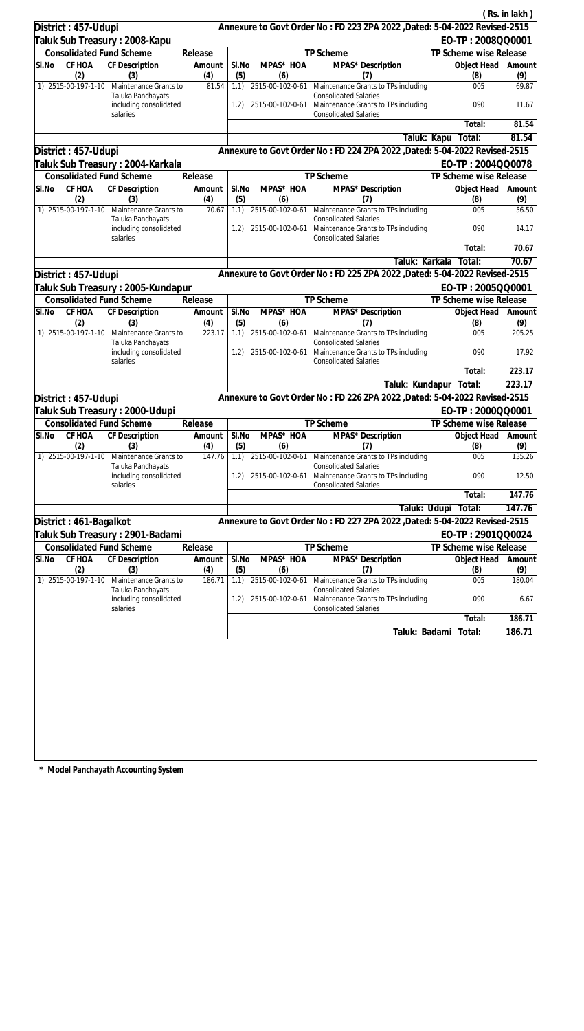( Rs. in lakh )

**District : 457-Udupi** — Annexure to Govt Order No : FD 223 ZPA 2022 ,Dated: 5-04-2022 Revised-2515

**Taluk Sub Treasury : 2008-Kapu** — EO-TP : 2008QQ0001

| Consolidated Fund Scheme | | | Release | TP Scheme | | | TP Scheme wise Release | |
|---|---|---|---|---|---|---|---|---|
| Sl.No | CF HOA | CF Description | Amount | Sl.No | MPAS* HOA | MPAS* Description | Object Head | Amount |
| | (2) | (3) | (4) | (5) | (6) | (7) | (8) | (9) |
| 1) | 2515-00-197-1-10 | Maintenance Grants to Taluka Panchayats including consolidated salaries | 81.54 | 1.1) | 2515-00-102-0-61 | Maintenance Grants to TPs including Consolidated Salaries | 005 | 69.87 |
| | | | | 1.2) | 2515-00-102-0-61 | Maintenance Grants to TPs including Consolidated Salaries | 090 | 11.67 |
| | | | | | | | Total: | 81.54 |
| | | | | | | Taluk: Kapu | Total: | 81.54 |

**District : 457-Udupi** — Annexure to Govt Order No : FD 224 ZPA 2022 ,Dated: 5-04-2022 Revised-2515

**Taluk Sub Treasury : 2004-Karkala** — EO-TP : 2004QQ0078

| Consolidated Fund Scheme | | | Release | TP Scheme | | | TP Scheme wise Release | |
|---|---|---|---|---|---|---|---|---|
| Sl.No | CF HOA | CF Description | Amount | Sl.No | MPAS* HOA | MPAS* Description | Object Head | Amount |
| | (2) | (3) | (4) | (5) | (6) | (7) | (8) | (9) |
| 1) | 2515-00-197-1-10 | Maintenance Grants to Taluka Panchayats including consolidated salaries | 70.67 | 1.1) | 2515-00-102-0-61 | Maintenance Grants to TPs including Consolidated Salaries | 005 | 56.50 |
| | | | | 1.2) | 2515-00-102-0-61 | Maintenance Grants to TPs including Consolidated Salaries | 090 | 14.17 |
| | | | | | | | Total: | 70.67 |
| | | | | | | Taluk: Karkala | Total: | 70.67 |

**District : 457-Udupi** — Annexure to Govt Order No : FD 225 ZPA 2022 ,Dated: 5-04-2022 Revised-2515

**Taluk Sub Treasury : 2005-Kundapur** — EO-TP : 2005QQ0001

| Consolidated Fund Scheme | | | Release | TP Scheme | | | TP Scheme wise Release | |
|---|---|---|---|---|---|---|---|---|
| Sl.No | CF HOA | CF Description | Amount | Sl.No | MPAS* HOA | MPAS* Description | Object Head | Amount |
| | (2) | (3) | (4) | (5) | (6) | (7) | (8) | (9) |
| 1) | 2515-00-197-1-10 | Maintenance Grants to Taluka Panchayats including consolidated salaries | 223.17 | 1.1) | 2515-00-102-0-61 | Maintenance Grants to TPs including Consolidated Salaries | 005 | 205.25 |
| | | | | 1.2) | 2515-00-102-0-61 | Maintenance Grants to TPs including Consolidated Salaries | 090 | 17.92 |
| | | | | | | | Total: | 223.17 |
| | | | | | | Taluk: Kundapur | Total: | 223.17 |

**District : 457-Udupi** — Annexure to Govt Order No : FD 226 ZPA 2022 ,Dated: 5-04-2022 Revised-2515

**Taluk Sub Treasury : 2000-Udupi** — EO-TP : 2000QQ0001

| Consolidated Fund Scheme | | | Release | TP Scheme | | | TP Scheme wise Release | |
|---|---|---|---|---|---|---|---|---|
| Sl.No | CF HOA | CF Description | Amount | Sl.No | MPAS* HOA | MPAS* Description | Object Head | Amount |
| | (2) | (3) | (4) | (5) | (6) | (7) | (8) | (9) |
| 1) | 2515-00-197-1-10 | Maintenance Grants to Taluka Panchayats including consolidated salaries | 147.76 | 1.1) | 2515-00-102-0-61 | Maintenance Grants to TPs including Consolidated Salaries | 005 | 135.26 |
| | | | | 1.2) | 2515-00-102-0-61 | Maintenance Grants to TPs including Consolidated Salaries | 090 | 12.50 |
| | | | | | | | Total: | 147.76 |
| | | | | | | Taluk: Udupi | Total: | 147.76 |

**District : 461-Bagalkot** — Annexure to Govt Order No : FD 227 ZPA 2022 ,Dated: 5-04-2022 Revised-2515

**Taluk Sub Treasury : 2901-Badami** — EO-TP : 2901QQ0024

| Consolidated Fund Scheme | | | Release | TP Scheme | | | TP Scheme wise Release | |
|---|---|---|---|---|---|---|---|---|
| Sl.No | CF HOA | CF Description | Amount | Sl.No | MPAS* HOA | MPAS* Description | Object Head | Amount |
| | (2) | (3) | (4) | (5) | (6) | (7) | (8) | (9) |
| 1) | 2515-00-197-1-10 | Maintenance Grants to Taluka Panchayats including consolidated salaries | 186.71 | 1.1) | 2515-00-102-0-61 | Maintenance Grants to TPs including Consolidated Salaries | 005 | 180.04 |
| | | | | 1.2) | 2515-00-102-0-61 | Maintenance Grants to TPs including Consolidated Salaries | 090 | 6.67 |
| | | | | | | | Total: | 186.71 |
| | | | | | | Taluk: Badami | Total: | 186.71 |

**\* Model Panchayath Accounting System**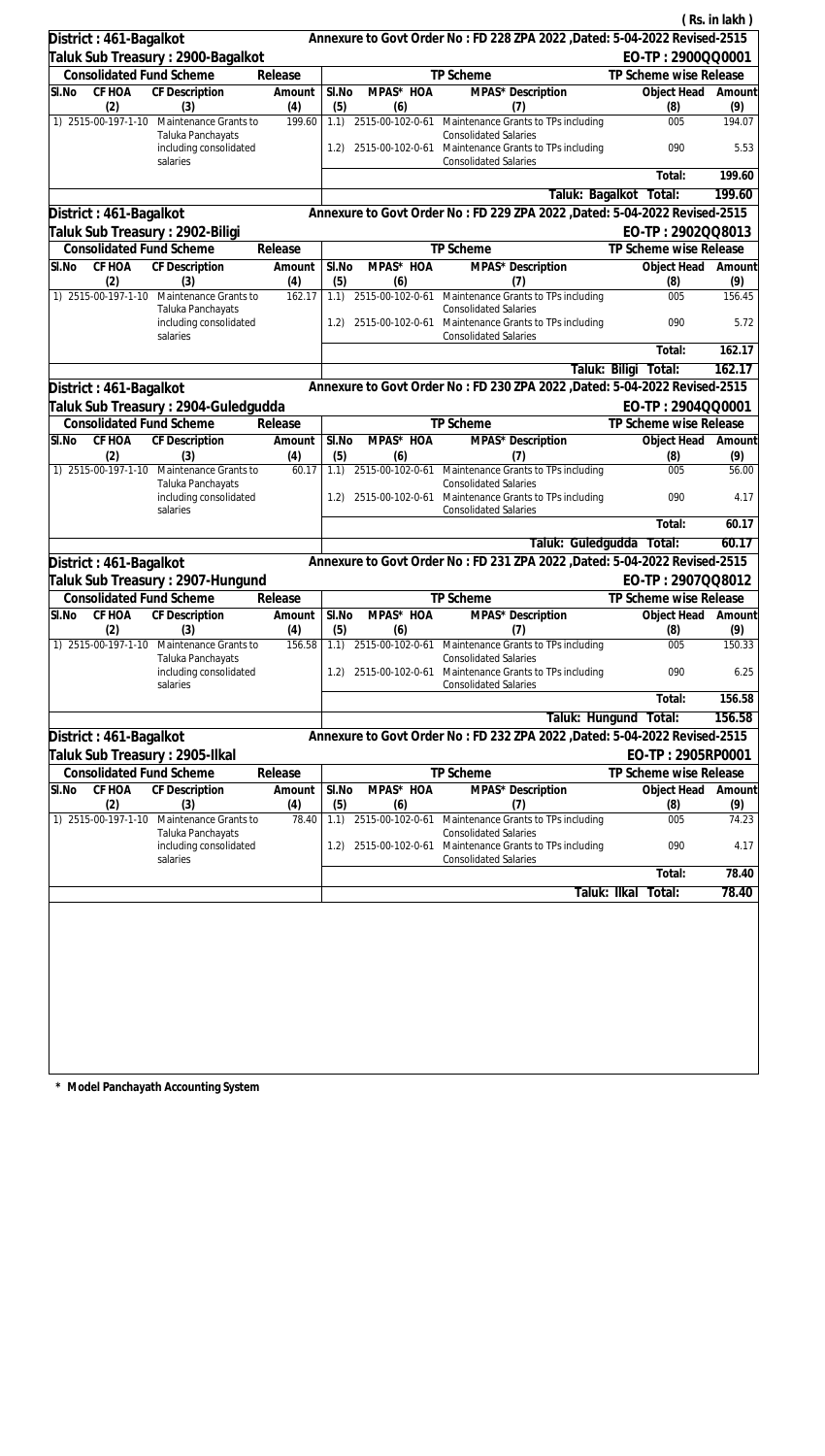( Rs. in lakh )

**District : 461-Bagalkot** — Annexure to Govt Order No : FD 228 ZPA 2022 ,Dated: 5-04-2022 Revised-2515

**Taluk Sub Treasury : 2900-Bagalkot** — EO-TP : 2900QQ0001

| Consolidated Fund Scheme | | | Release | TP Scheme | | | TP Scheme wise Release | |
|---|---|---|---|---|---|---|---|---|
| Sl.No | CF HOA | CF Description | Amount | Sl.No | MPAS* HOA | MPAS* Description | Object Head | Amount |
| | (2) | (3) | (4) | (5) | (6) | (7) | (8) | (9) |
| 1) | 2515-00-197-1-10 | Maintenance Grants to Taluka Panchayats including consolidated salaries | 199.60 | 1.1) | 2515-00-102-0-61 | Maintenance Grants to TPs including Consolidated Salaries | 005 | 194.07 |
| | | | | 1.2) | 2515-00-102-0-61 | Maintenance Grants to TPs including Consolidated Salaries | 090 | 5.53 |
| | | | | | | | Total: | 199.60 |
| | | | | | | Taluk: Bagalkot | Total: | 199.60 |

**District : 461-Bagalkot** — Annexure to Govt Order No : FD 229 ZPA 2022 ,Dated: 5-04-2022 Revised-2515

**Taluk Sub Treasury : 2902-Biligi** — EO-TP : 2902QQ8013

| Consolidated Fund Scheme | | | Release | TP Scheme | | | TP Scheme wise Release | |
|---|---|---|---|---|---|---|---|---|
| Sl.No | CF HOA | CF Description | Amount | Sl.No | MPAS* HOA | MPAS* Description | Object Head | Amount |
| | (2) | (3) | (4) | (5) | (6) | (7) | (8) | (9) |
| 1) | 2515-00-197-1-10 | Maintenance Grants to Taluka Panchayats including consolidated salaries | 162.17 | 1.1) | 2515-00-102-0-61 | Maintenance Grants to TPs including Consolidated Salaries | 005 | 156.45 |
| | | | | 1.2) | 2515-00-102-0-61 | Maintenance Grants to TPs including Consolidated Salaries | 090 | 5.72 |
| | | | | | | | Total: | 162.17 |
| | | | | | | Taluk: Biligi | Total: | 162.17 |

**District : 461-Bagalkot** — Annexure to Govt Order No : FD 230 ZPA 2022 ,Dated: 5-04-2022 Revised-2515

**Taluk Sub Treasury : 2904-Guledgudda** — EO-TP : 2904QQ0001

| Consolidated Fund Scheme | | | Release | TP Scheme | | | TP Scheme wise Release | |
|---|---|---|---|---|---|---|---|---|
| Sl.No | CF HOA | CF Description | Amount | Sl.No | MPAS* HOA | MPAS* Description | Object Head | Amount |
| | (2) | (3) | (4) | (5) | (6) | (7) | (8) | (9) |
| 1) | 2515-00-197-1-10 | Maintenance Grants to Taluka Panchayats including consolidated salaries | 60.17 | 1.1) | 2515-00-102-0-61 | Maintenance Grants to TPs including Consolidated Salaries | 005 | 56.00 |
| | | | | 1.2) | 2515-00-102-0-61 | Maintenance Grants to TPs including Consolidated Salaries | 090 | 4.17 |
| | | | | | | | Total: | 60.17 |
| | | | | | | Taluk: Guledgudda | Total: | 60.17 |

**District : 461-Bagalkot** — Annexure to Govt Order No : FD 231 ZPA 2022 ,Dated: 5-04-2022 Revised-2515

**Taluk Sub Treasury : 2907-Hungund** — EO-TP : 2907QQ8012

| Consolidated Fund Scheme | | | Release | TP Scheme | | | TP Scheme wise Release | |
|---|---|---|---|---|---|---|---|---|
| Sl.No | CF HOA | CF Description | Amount | Sl.No | MPAS* HOA | MPAS* Description | Object Head | Amount |
| | (2) | (3) | (4) | (5) | (6) | (7) | (8) | (9) |
| 1) | 2515-00-197-1-10 | Maintenance Grants to Taluka Panchayats including consolidated salaries | 156.58 | 1.1) | 2515-00-102-0-61 | Maintenance Grants to TPs including Consolidated Salaries | 005 | 150.33 |
| | | | | 1.2) | 2515-00-102-0-61 | Maintenance Grants to TPs including Consolidated Salaries | 090 | 6.25 |
| | | | | | | | Total: | 156.58 |
| | | | | | | Taluk: Hungund | Total: | 156.58 |

**District : 461-Bagalkot** — Annexure to Govt Order No : FD 232 ZPA 2022 ,Dated: 5-04-2022 Revised-2515

**Taluk Sub Treasury : 2905-Ilkal** — EO-TP : 2905RP0001

| Consolidated Fund Scheme | | | Release | TP Scheme | | | TP Scheme wise Release | |
|---|---|---|---|---|---|---|---|---|
| Sl.No | CF HOA | CF Description | Amount | Sl.No | MPAS* HOA | MPAS* Description | Object Head | Amount |
| | (2) | (3) | (4) | (5) | (6) | (7) | (8) | (9) |
| 1) | 2515-00-197-1-10 | Maintenance Grants to Taluka Panchayats including consolidated salaries | 78.40 | 1.1) | 2515-00-102-0-61 | Maintenance Grants to TPs including Consolidated Salaries | 005 | 74.23 |
| | | | | 1.2) | 2515-00-102-0-61 | Maintenance Grants to TPs including Consolidated Salaries | 090 | 4.17 |
| | | | | | | | Total: | 78.40 |
| | | | | | | Taluk: Ilkal | Total: | 78.40 |

\* Model Panchayath Accounting System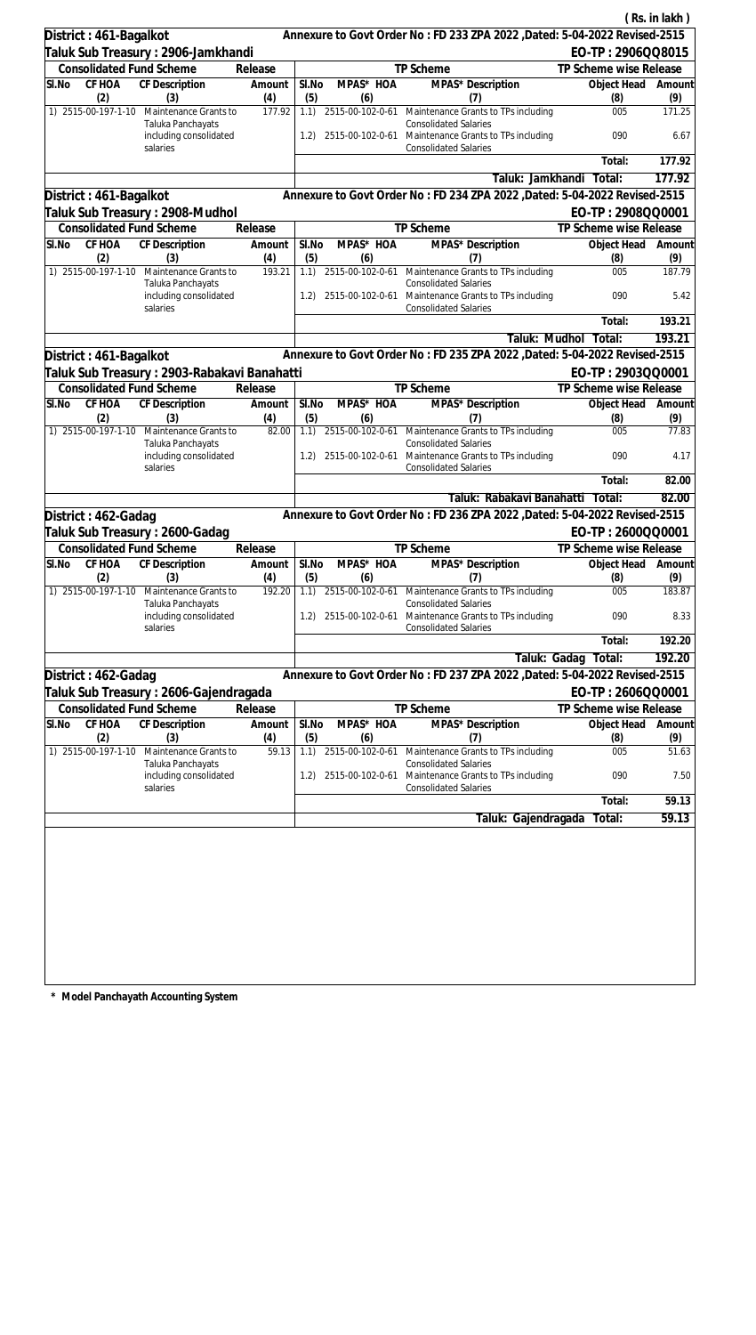( Rs. in lakh )

**District : 461-Bagalkot** — Annexure to Govt Order No : FD 233 ZPA 2022 ,Dated: 5-04-2022 Revised-2515

**Taluk Sub Treasury : 2906-Jamkhandi** — EO-TP : 2906QQ8015

| Consolidated Fund Scheme | | | Release | TP Scheme | | | TP Scheme wise Release | |
|---|---|---|---|---|---|---|---|---|
| Sl.No | CF HOA | CF Description | Amount | Sl.No | MPAS* HOA | MPAS* Description | Object Head | Amount |
| | (2) | (3) | (4) | (5) | (6) | (7) | (8) | (9) |
| 1) | 2515-00-197-1-10 | Maintenance Grants to Taluka Panchayats including consolidated salaries | 177.92 | 1.1) | 2515-00-102-0-61 | Maintenance Grants to TPs including Consolidated Salaries | 005 | 171.25 |
| | | | | 1.2) | 2515-00-102-0-61 | Maintenance Grants to TPs including Consolidated Salaries | 090 | 6.67 |
| | | | | | | | Total: | 177.92 |
| | | | | | | Taluk: Jamkhandi | Total: | 177.92 |

**District : 461-Bagalkot** — Annexure to Govt Order No : FD 234 ZPA 2022 ,Dated: 5-04-2022 Revised-2515

**Taluk Sub Treasury : 2908-Mudhol** — EO-TP : 2908QQ0001

| Consolidated Fund Scheme | | | Release | TP Scheme | | | TP Scheme wise Release | |
|---|---|---|---|---|---|---|---|---|
| Sl.No | CF HOA | CF Description | Amount | Sl.No | MPAS* HOA | MPAS* Description | Object Head | Amount |
| | (2) | (3) | (4) | (5) | (6) | (7) | (8) | (9) |
| 1) | 2515-00-197-1-10 | Maintenance Grants to Taluka Panchayats including consolidated salaries | 193.21 | 1.1) | 2515-00-102-0-61 | Maintenance Grants to TPs including Consolidated Salaries | 005 | 187.79 |
| | | | | 1.2) | 2515-00-102-0-61 | Maintenance Grants to TPs including Consolidated Salaries | 090 | 5.42 |
| | | | | | | | Total: | 193.21 |
| | | | | | | Taluk: Mudhol | Total: | 193.21 |

**District : 461-Bagalkot** — Annexure to Govt Order No : FD 235 ZPA 2022 ,Dated: 5-04-2022 Revised-2515

**Taluk Sub Treasury : 2903-Rabakavi Banahatti** — EO-TP : 2903QQ0001

| Consolidated Fund Scheme | | | Release | TP Scheme | | | TP Scheme wise Release | |
|---|---|---|---|---|---|---|---|---|
| Sl.No | CF HOA | CF Description | Amount | Sl.No | MPAS* HOA | MPAS* Description | Object Head | Amount |
| | (2) | (3) | (4) | (5) | (6) | (7) | (8) | (9) |
| 1) | 2515-00-197-1-10 | Maintenance Grants to Taluka Panchayats including consolidated salaries | 82.00 | 1.1) | 2515-00-102-0-61 | Maintenance Grants to TPs including Consolidated Salaries | 005 | 77.83 |
| | | | | 1.2) | 2515-00-102-0-61 | Maintenance Grants to TPs including Consolidated Salaries | 090 | 4.17 |
| | | | | | | | Total: | 82.00 |
| | | | | | | Taluk: Rabakavi Banahatti | Total: | 82.00 |

**District : 462-Gadag** — Annexure to Govt Order No : FD 236 ZPA 2022 ,Dated: 5-04-2022 Revised-2515

**Taluk Sub Treasury : 2600-Gadag** — EO-TP : 2600QQ0001

| Consolidated Fund Scheme | | | Release | TP Scheme | | | TP Scheme wise Release | |
|---|---|---|---|---|---|---|---|---|
| Sl.No | CF HOA | CF Description | Amount | Sl.No | MPAS* HOA | MPAS* Description | Object Head | Amount |
| | (2) | (3) | (4) | (5) | (6) | (7) | (8) | (9) |
| 1) | 2515-00-197-1-10 | Maintenance Grants to Taluka Panchayats including consolidated salaries | 192.20 | 1.1) | 2515-00-102-0-61 | Maintenance Grants to TPs including Consolidated Salaries | 005 | 183.87 |
| | | | | 1.2) | 2515-00-102-0-61 | Maintenance Grants to TPs including Consolidated Salaries | 090 | 8.33 |
| | | | | | | | Total: | 192.20 |
| | | | | | | Taluk: Gadag | Total: | 192.20 |

**District : 462-Gadag** — Annexure to Govt Order No : FD 237 ZPA 2022 ,Dated: 5-04-2022 Revised-2515

**Taluk Sub Treasury : 2606-Gajendragada** — EO-TP : 2606QQ0001

| Consolidated Fund Scheme | | | Release | TP Scheme | | | TP Scheme wise Release | |
|---|---|---|---|---|---|---|---|---|
| Sl.No | CF HOA | CF Description | Amount | Sl.No | MPAS* HOA | MPAS* Description | Object Head | Amount |
| | (2) | (3) | (4) | (5) | (6) | (7) | (8) | (9) |
| 1) | 2515-00-197-1-10 | Maintenance Grants to Taluka Panchayats including consolidated salaries | 59.13 | 1.1) | 2515-00-102-0-61 | Maintenance Grants to TPs including Consolidated Salaries | 005 | 51.63 |
| | | | | 1.2) | 2515-00-102-0-61 | Maintenance Grants to TPs including Consolidated Salaries | 090 | 7.50 |
| | | | | | | | Total: | 59.13 |
| | | | | | | Taluk: Gajendragada | Total: | 59.13 |

\* Model Panchayath Accounting System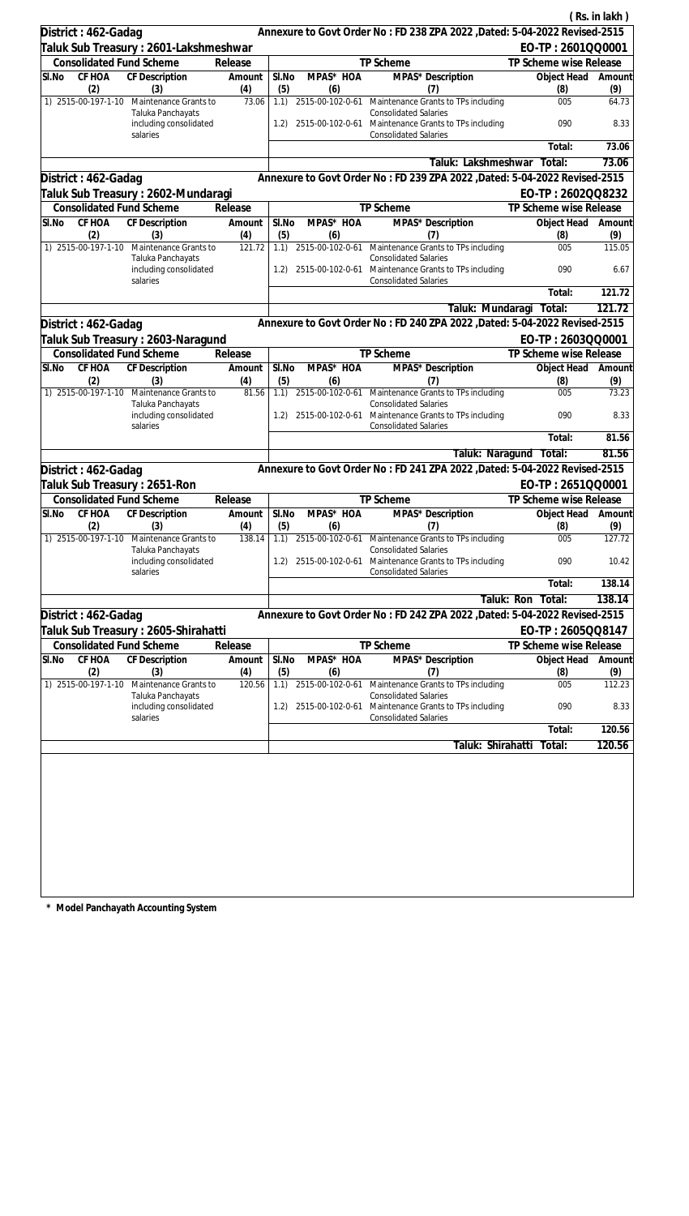( Rs. in lakh )

**District : 462-Gadag** — Annexure to Govt Order No : FD 238 ZPA 2022 ,Dated: 5-04-2022 Revised-2515

**Taluk Sub Treasury : 2601-Lakshmeshwar** — EO-TP : 2601QQ0001

| Consolidated Fund Scheme | | | Release | TP Scheme | | | TP Scheme wise Release | |
|---|---|---|---|---|---|---|---|---|
| Sl.No | CF HOA | CF Description | Amount | Sl.No | MPAS* HOA | MPAS* Description | Object Head | Amount |
| (2) | | (3) | (4) | (5) | (6) | (7) | (8) | (9) |
| 1) | 2515-00-197-1-10 | Maintenance Grants to Taluka Panchayats including consolidated salaries | 73.06 | 1.1) | 2515-00-102-0-61 | Consolidated Salaries | 005 | 64.73 |
| | | | | 1.2) | 2515-00-102-0-61 | Maintenance Grants to TPs including Consolidated Salaries | 090 | 8.33 |
| | | | | | | | Total: | 73.06 |
| | | | | | | Taluk: Lakshmeshwar | Total: | 73.06 |

**District : 462-Gadag** — Annexure to Govt Order No : FD 239 ZPA 2022 ,Dated: 5-04-2022 Revised-2515

**Taluk Sub Treasury : 2602-Mundaragi** — EO-TP : 2602QQ8232

| Consolidated Fund Scheme | | | Release | TP Scheme | | | TP Scheme wise Release | |
|---|---|---|---|---|---|---|---|---|
| Sl.No | CF HOA | CF Description | Amount | Sl.No | MPAS* HOA | MPAS* Description | Object Head | Amount |
| (2) | | (3) | (4) | (5) | (6) | (7) | (8) | (9) |
| 1) | 2515-00-197-1-10 | Maintenance Grants to Taluka Panchayats including consolidated salaries | 121.72 | 1.1) | 2515-00-102-0-61 | Maintenance Grants to TPs including Consolidated Salaries | 005 | 115.05 |
| | | | | 1.2) | 2515-00-102-0-61 | Maintenance Grants to TPs including Consolidated Salaries | 090 | 6.67 |
| | | | | | | | Total: | 121.72 |
| | | | | | | Taluk: Mundaragi | Total: | 121.72 |

**District : 462-Gadag** — Annexure to Govt Order No : FD 240 ZPA 2022 ,Dated: 5-04-2022 Revised-2515

**Taluk Sub Treasury : 2603-Naragund** — EO-TP : 2603QQ0001

| Consolidated Fund Scheme | | | Release | TP Scheme | | | TP Scheme wise Release | |
|---|---|---|---|---|---|---|---|---|
| Sl.No | CF HOA | CF Description | Amount | Sl.No | MPAS* HOA | MPAS* Description | Object Head | Amount |
| (2) | | (3) | (4) | (5) | (6) | (7) | (8) | (9) |
| 1) | 2515-00-197-1-10 | Maintenance Grants to Taluka Panchayats including consolidated salaries | 81.56 | 1.1) | 2515-00-102-0-61 | Maintenance Grants to TPs including Consolidated Salaries | 005 | 73.23 |
| | | | | 1.2) | 2515-00-102-0-61 | Maintenance Grants to TPs including Consolidated Salaries | 090 | 8.33 |
| | | | | | | | Total: | 81.56 |
| | | | | | | Taluk: Naragund | Total: | 81.56 |

**District : 462-Gadag** — Annexure to Govt Order No : FD 241 ZPA 2022 ,Dated: 5-04-2022 Revised-2515

**Taluk Sub Treasury : 2651-Ron** — EO-TP : 2651QQ0001

| Consolidated Fund Scheme | | | Release | TP Scheme | | | TP Scheme wise Release | |
|---|---|---|---|---|---|---|---|---|
| Sl.No | CF HOA | CF Description | Amount | Sl.No | MPAS* HOA | MPAS* Description | Object Head | Amount |
| (2) | | (3) | (4) | (5) | (6) | (7) | (8) | (9) |
| 1) | 2515-00-197-1-10 | Maintenance Grants to Taluka Panchayats including consolidated salaries | 138.14 | 1.1) | 2515-00-102-0-61 | Maintenance Grants to TPs including Consolidated Salaries | 005 | 127.72 |
| | | | | 1.2) | 2515-00-102-0-61 | Maintenance Grants to TPs including Consolidated Salaries | 090 | 10.42 |
| | | | | | | | Total: | 138.14 |
| | | | | | | Taluk: Ron | Total: | 138.14 |

**District : 462-Gadag** — Annexure to Govt Order No : FD 242 ZPA 2022 ,Dated: 5-04-2022 Revised-2515

**Taluk Sub Treasury : 2605-Shirahatti** — EO-TP : 2605QQ8147

| Consolidated Fund Scheme | | | Release | TP Scheme | | | TP Scheme wise Release | |
|---|---|---|---|---|---|---|---|---|
| Sl.No | CF HOA | CF Description | Amount | Sl.No | MPAS* HOA | MPAS* Description | Object Head | Amount |
| (2) | | (3) | (4) | (5) | (6) | (7) | (8) | (9) |
| 1) | 2515-00-197-1-10 | Maintenance Grants to Taluka Panchayats including consolidated salaries | 120.56 | 1.1) | 2515-00-102-0-61 | Maintenance Grants to TPs including Consolidated Salaries | 005 | 112.23 |
| | | | | 1.2) | 2515-00-102-0-61 | Maintenance Grants to TPs including Consolidated Salaries | 090 | 8.33 |
| | | | | | | | Total: | 120.56 |
| | | | | | | Taluk: Shirahatti | Total: | 120.56 |

**\* Model Panchayath Accounting System**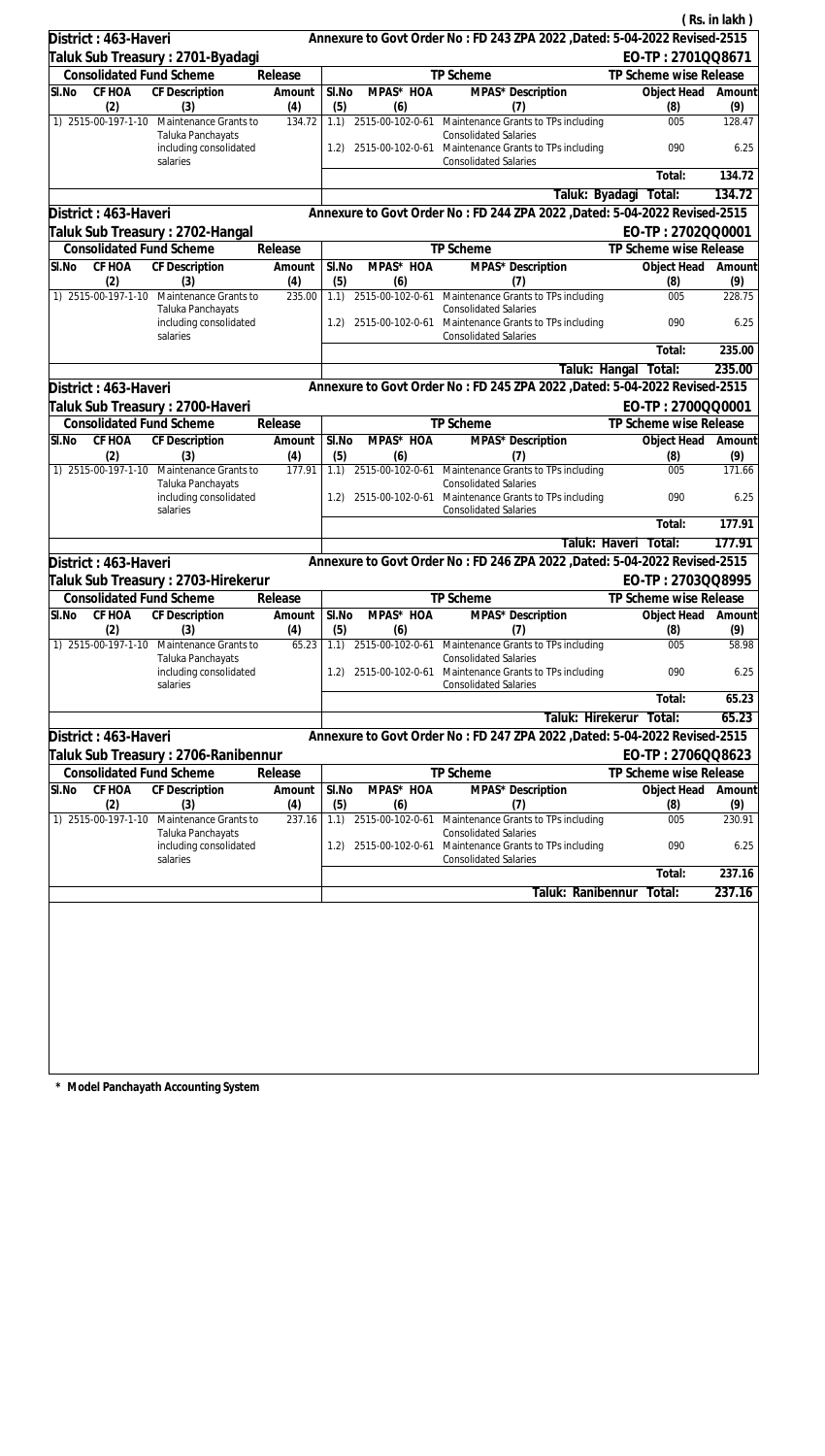( Rs. in lakh )

**District : 463-Haveri** — Annexure to Govt Order No : FD 243 ZPA 2022 ,Dated: 5-04-2022 Revised-2515

**Taluk Sub Treasury : 2701-Byadagi** — EO-TP : 2701QQ8671

| Consolidated Fund Scheme | | | Release | TP Scheme | | | TP Scheme wise Release | |
|---|---|---|---|---|---|---|---|---|
| Sl.No | CF HOA | CF Description | Amount | Sl.No | MPAS* HOA | MPAS* Description | Object Head | Amount |
| (2) | | (3) | (4) | (5) | (6) | (7) | (8) | (9) |
| 1) | 2515-00-197-1-10 | Maintenance Grants to Taluka Panchayats including consolidated salaries | 134.72 | 1.1) | 2515-00-102-0-61 | Maintenance Grants to TPs including Consolidated Salaries | 005 | 128.47 |
| | | | | 1.2) | 2515-00-102-0-61 | Maintenance Grants to TPs including Consolidated Salaries | 090 | 6.25 |
| | | | | | | | Total: | 134.72 |
| | | | | | | Taluk: Byadagi | Total: | 134.72 |

**District : 463-Haveri** — Annexure to Govt Order No : FD 244 ZPA 2022 ,Dated: 5-04-2022 Revised-2515

**Taluk Sub Treasury : 2702-Hangal** — EO-TP : 2702QQ0001

| Consolidated Fund Scheme | | | Release | TP Scheme | | | TP Scheme wise Release | |
|---|---|---|---|---|---|---|---|---|
| Sl.No | CF HOA | CF Description | Amount | Sl.No | MPAS* HOA | MPAS* Description | Object Head | Amount |
| (2) | | (3) | (4) | (5) | (6) | (7) | (8) | (9) |
| 1) | 2515-00-197-1-10 | Maintenance Grants to Taluka Panchayats including consolidated salaries | 235.00 | 1.1) | 2515-00-102-0-61 | Maintenance Grants to TPs including Consolidated Salaries | 005 | 228.75 |
| | | | | 1.2) | 2515-00-102-0-61 | Maintenance Grants to TPs including Consolidated Salaries | 090 | 6.25 |
| | | | | | | | Total: | 235.00 |
| | | | | | | Taluk: Hangal | Total: | 235.00 |

**District : 463-Haveri** — Annexure to Govt Order No : FD 245 ZPA 2022 ,Dated: 5-04-2022 Revised-2515

**Taluk Sub Treasury : 2700-Haveri** — EO-TP : 2700QQ0001

| Consolidated Fund Scheme | | | Release | TP Scheme | | | TP Scheme wise Release | |
|---|---|---|---|---|---|---|---|---|
| Sl.No | CF HOA | CF Description | Amount | Sl.No | MPAS* HOA | MPAS* Description | Object Head | Amount |
| (2) | | (3) | (4) | (5) | (6) | (7) | (8) | (9) |
| 1) | 2515-00-197-1-10 | Maintenance Grants to Taluka Panchayats including consolidated salaries | 177.91 | 1.1) | 2515-00-102-0-61 | Maintenance Grants to TPs including Consolidated Salaries | 005 | 171.66 |
| | | | | 1.2) | 2515-00-102-0-61 | Maintenance Grants to TPs including Consolidated Salaries | 090 | 6.25 |
| | | | | | | | Total: | 177.91 |
| | | | | | | Taluk: Haveri | Total: | 177.91 |

**District : 463-Haveri** — Annexure to Govt Order No : FD 246 ZPA 2022 ,Dated: 5-04-2022 Revised-2515

**Taluk Sub Treasury : 2703-Hirekerur** — EO-TP : 2703QQ8995

| Consolidated Fund Scheme | | | Release | TP Scheme | | | TP Scheme wise Release | |
|---|---|---|---|---|---|---|---|---|
| Sl.No | CF HOA | CF Description | Amount | Sl.No | MPAS* HOA | MPAS* Description | Object Head | Amount |
| (2) | | (3) | (4) | (5) | (6) | (7) | (8) | (9) |
| 1) | 2515-00-197-1-10 | Maintenance Grants to Taluka Panchayats including consolidated salaries | 65.23 | 1.1) | 2515-00-102-0-61 | Maintenance Grants to TPs including Consolidated Salaries | 005 | 58.98 |
| | | | | 1.2) | 2515-00-102-0-61 | Maintenance Grants to TPs including Consolidated Salaries | 090 | 6.25 |
| | | | | | | | Total: | 65.23 |
| | | | | | | Taluk: Hirekerur | Total: | 65.23 |

**District : 463-Haveri** — Annexure to Govt Order No : FD 247 ZPA 2022 ,Dated: 5-04-2022 Revised-2515

**Taluk Sub Treasury : 2706-Ranibennur** — EO-TP : 2706QQ8623

| Consolidated Fund Scheme | | | Release | TP Scheme | | | TP Scheme wise Release | |
|---|---|---|---|---|---|---|---|---|
| Sl.No | CF HOA | CF Description | Amount | Sl.No | MPAS* HOA | MPAS* Description | Object Head | Amount |
| (2) | | (3) | (4) | (5) | (6) | (7) | (8) | (9) |
| 1) | 2515-00-197-1-10 | Maintenance Grants to Taluka Panchayats including consolidated salaries | 237.16 | 1.1) | 2515-00-102-0-61 | Maintenance Grants to TPs including Consolidated Salaries | 005 | 230.91 |
| | | | | 1.2) | 2515-00-102-0-61 | Maintenance Grants to TPs including Consolidated Salaries | 090 | 6.25 |
| | | | | | | | Total: | 237.16 |
| | | | | | | Taluk: Ranibennur | Total: | 237.16 |

\* Model Panchayath Accounting System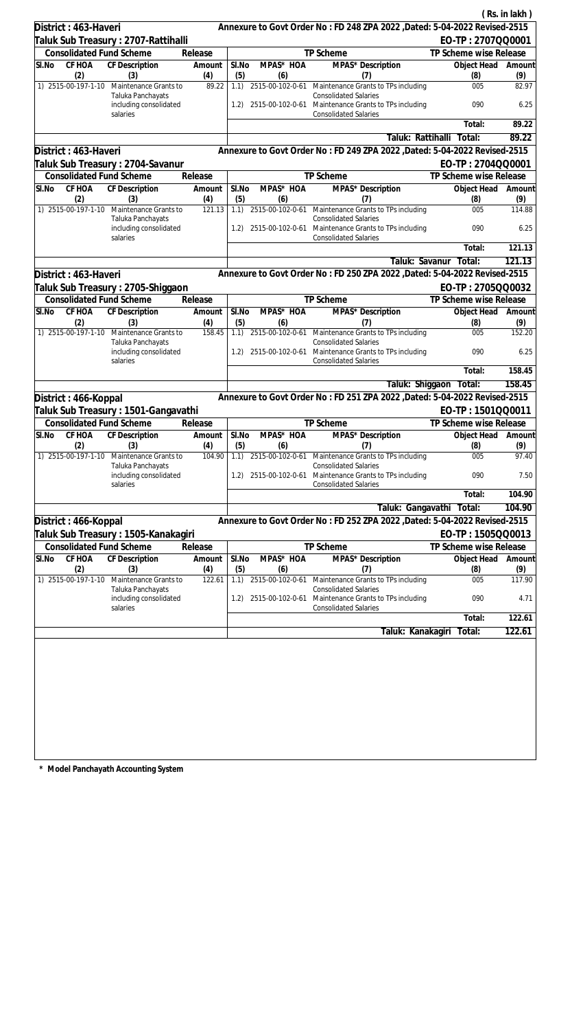( Rs. in lakh )

**District : 463-Haveri** — Annexure to Govt Order No : FD 248 ZPA 2022 ,Dated: 5-04-2022 Revised-2515

**Taluk Sub Treasury : 2707-Rattihalli** — EO-TP : 2707QQ0001

| Consolidated Fund Scheme | | | Release | TP Scheme | | | TP Scheme wise Release | |
|---|---|---|---|---|---|---|---|---|
| Sl.No | CF HOA | CF Description | Amount | Sl.No | MPAS* HOA | MPAS* Description | Object Head | Amount |
| (2) | | (3) | (4) | (5) | (6) | (7) | (8) | (9) |
| 1) | 2515-00-197-1-10 | Maintenance Grants to Taluka Panchayats including consolidated salaries | 89.22 | 1.1) | 2515-00-102-0-61 | Maintenance Grants to TPs including Consolidated Salaries | 005 | 82.97 |
| | | | | 1.2) | 2515-00-102-0-61 | Maintenance Grants to TPs including Consolidated Salaries | 090 | 6.25 |
| | | | | | | | Total: | 89.22 |
| | | | | | | Taluk: Rattihalli Total: | | 89.22 |

**District : 463-Haveri** — Annexure to Govt Order No : FD 249 ZPA 2022 ,Dated: 5-04-2022 Revised-2515

**Taluk Sub Treasury : 2704-Savanur** — EO-TP : 2704QQ0001

| Consolidated Fund Scheme | | | Release | TP Scheme | | | TP Scheme wise Release | |
|---|---|---|---|---|---|---|---|---|
| Sl.No | CF HOA | CF Description | Amount | Sl.No | MPAS* HOA | MPAS* Description | Object Head | Amount |
| (2) | | (3) | (4) | (5) | (6) | (7) | (8) | (9) |
| 1) | 2515-00-197-1-10 | Maintenance Grants to Taluka Panchayats including consolidated salaries | 121.13 | 1.1) | 2515-00-102-0-61 | Maintenance Grants to TPs including Consolidated Salaries | 005 | 114.88 |
| | | | | 1.2) | 2515-00-102-0-61 | Maintenance Grants to TPs including Consolidated Salaries | 090 | 6.25 |
| | | | | | | | Total: | 121.13 |
| | | | | | | Taluk: Savanur Total: | | 121.13 |

**District : 463-Haveri** — Annexure to Govt Order No : FD 250 ZPA 2022 ,Dated: 5-04-2022 Revised-2515

**Taluk Sub Treasury : 2705-Shiggaon** — EO-TP : 2705QQ0032

| Consolidated Fund Scheme | | | Release | TP Scheme | | | TP Scheme wise Release | |
|---|---|---|---|---|---|---|---|---|
| Sl.No | CF HOA | CF Description | Amount | Sl.No | MPAS* HOA | MPAS* Description | Object Head | Amount |
| (2) | | (3) | (4) | (5) | (6) | (7) | (8) | (9) |
| 1) | 2515-00-197-1-10 | Maintenance Grants to Taluka Panchayats including consolidated salaries | 158.45 | 1.1) | 2515-00-102-0-61 | Maintenance Grants to TPs including Consolidated Salaries | 005 | 152.20 |
| | | | | 1.2) | 2515-00-102-0-61 | Maintenance Grants to TPs including Consolidated Salaries | 090 | 6.25 |
| | | | | | | | Total: | 158.45 |
| | | | | | | Taluk: Shiggaon Total: | | 158.45 |

**District : 466-Koppal** — Annexure to Govt Order No : FD 251 ZPA 2022 ,Dated: 5-04-2022 Revised-2515

**Taluk Sub Treasury : 1501-Gangavathi** — EO-TP : 1501QQ0011

| Consolidated Fund Scheme | | | Release | TP Scheme | | | TP Scheme wise Release | |
|---|---|---|---|---|---|---|---|---|
| Sl.No | CF HOA | CF Description | Amount | Sl.No | MPAS* HOA | MPAS* Description | Object Head | Amount |
| (2) | | (3) | (4) | (5) | (6) | (7) | (8) | (9) |
| 1) | 2515-00-197-1-10 | Maintenance Grants to Taluka Panchayats including consolidated salaries | 104.90 | 1.1) | 2515-00-102-0-61 | Maintenance Grants to TPs including Consolidated Salaries | 005 | 97.40 |
| | | | | 1.2) | 2515-00-102-0-61 | Maintenance Grants to TPs including Consolidated Salaries | 090 | 7.50 |
| | | | | | | | Total: | 104.90 |
| | | | | | | Taluk: Gangavathi Total: | | 104.90 |

**District : 466-Koppal** — Annexure to Govt Order No : FD 252 ZPA 2022 ,Dated: 5-04-2022 Revised-2515

**Taluk Sub Treasury : 1505-Kanakagiri** — EO-TP : 1505QQ0013

| Consolidated Fund Scheme | | | Release | TP Scheme | | | TP Scheme wise Release | |
|---|---|---|---|---|---|---|---|---|
| Sl.No | CF HOA | CF Description | Amount | Sl.No | MPAS* HOA | MPAS* Description | Object Head | Amount |
| (2) | | (3) | (4) | (5) | (6) | (7) | (8) | (9) |
| 1) | 2515-00-197-1-10 | Maintenance Grants to Taluka Panchayats including consolidated salaries | 122.61 | 1.1) | 2515-00-102-0-61 | Maintenance Grants to TPs including Consolidated Salaries | 005 | 117.90 |
| | | | | 1.2) | 2515-00-102-0-61 | Maintenance Grants to TPs including Consolidated Salaries | 090 | 4.71 |
| | | | | | | | Total: | 122.61 |
| | | | | | | Taluk: Kanakagiri Total: | | 122.61 |

\* Model Panchayath Accounting System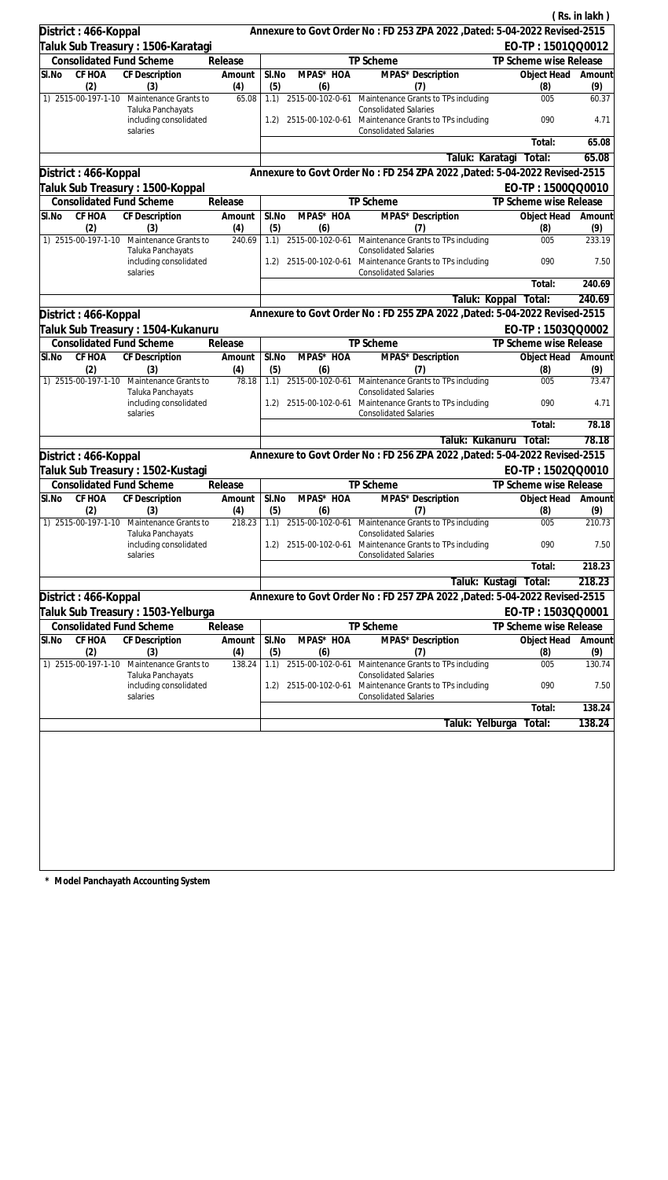( Rs. in lakh )

**District : 466-Koppal** — Annexure to Govt Order No : FD 253 ZPA 2022 ,Dated: 5-04-2022 Revised-2515

**Taluk Sub Treasury : 1506-Karatagi** — EO-TP : 1501QQ0012

| Consolidated Fund Scheme | | | Release | TP Scheme | | | TP Scheme wise Release | |
|---|---|---|---|---|---|---|---|---|
| Sl.No | CF HOA | CF Description | Amount | Sl.No | MPAS* HOA | MPAS* Description | Object Head | Amount |
| | (2) | (3) | (4) | (5) | (6) | (7) | (8) | (9) |
| 1) | 2515-00-197-1-10 | Maintenance Grants to Taluka Panchayats including consolidated salaries | 65.08 | 1.1) | 2515-00-102-0-61 | Maintenance Grants to TPs including Consolidated Salaries | 005 | 60.37 |
| | | | | 1.2) | 2515-00-102-0-61 | Maintenance Grants to TPs including Consolidated Salaries | 090 | 4.71 |
| | | | | | | | Total: | 65.08 |
| | | | | | | Taluk: Karatagi | Total: | 65.08 |

**District : 466-Koppal** — Annexure to Govt Order No : FD 254 ZPA 2022 ,Dated: 5-04-2022 Revised-2515

**Taluk Sub Treasury : 1500-Koppal** — EO-TP : 1500QQ0010

| Consolidated Fund Scheme | | | Release | TP Scheme | | | TP Scheme wise Release | |
|---|---|---|---|---|---|---|---|---|
| Sl.No | CF HOA | CF Description | Amount | Sl.No | MPAS* HOA | MPAS* Description | Object Head | Amount |
| | (2) | (3) | (4) | (5) | (6) | (7) | (8) | (9) |
| 1) | 2515-00-197-1-10 | Maintenance Grants to Taluka Panchayats including consolidated salaries | 240.69 | 1.1) | 2515-00-102-0-61 | Maintenance Grants to TPs including Consolidated Salaries | 005 | 233.19 |
| | | | | 1.2) | 2515-00-102-0-61 | Maintenance Grants to TPs including Consolidated Salaries | 090 | 7.50 |
| | | | | | | | Total: | 240.69 |
| | | | | | | Taluk: Koppal | Total: | 240.69 |

**District : 466-Koppal** — Annexure to Govt Order No : FD 255 ZPA 2022 ,Dated: 5-04-2022 Revised-2515

**Taluk Sub Treasury : 1504-Kukanuru** — EO-TP : 1503QQ0002

| Consolidated Fund Scheme | | | Release | TP Scheme | | | TP Scheme wise Release | |
|---|---|---|---|---|---|---|---|---|
| Sl.No | CF HOA | CF Description | Amount | Sl.No | MPAS* HOA | MPAS* Description | Object Head | Amount |
| | (2) | (3) | (4) | (5) | (6) | (7) | (8) | (9) |
| 1) | 2515-00-197-1-10 | Maintenance Grants to Taluka Panchayats including consolidated salaries | 78.18 | 1.1) | 2515-00-102-0-61 | Maintenance Grants to TPs including Consolidated Salaries | 005 | 73.47 |
| | | | | 1.2) | 2515-00-102-0-61 | Maintenance Grants to TPs including Consolidated Salaries | 090 | 4.71 |
| | | | | | | | Total: | 78.18 |
| | | | | | | Taluk: Kukanuru | Total: | 78.18 |

**District : 466-Koppal** — Annexure to Govt Order No : FD 256 ZPA 2022 ,Dated: 5-04-2022 Revised-2515

**Taluk Sub Treasury : 1502-Kustagi** — EO-TP : 1502QQ0010

| Consolidated Fund Scheme | | | Release | TP Scheme | | | TP Scheme wise Release | |
|---|---|---|---|---|---|---|---|---|
| Sl.No | CF HOA | CF Description | Amount | Sl.No | MPAS* HOA | MPAS* Description | Object Head | Amount |
| | (2) | (3) | (4) | (5) | (6) | (7) | (8) | (9) |
| 1) | 2515-00-197-1-10 | Maintenance Grants to Taluka Panchayats including consolidated salaries | 218.23 | 1.1) | 2515-00-102-0-61 | Maintenance Grants to TPs including Consolidated Salaries | 005 | 210.73 |
| | | | | 1.2) | 2515-00-102-0-61 | Maintenance Grants to TPs including Consolidated Salaries | 090 | 7.50 |
| | | | | | | | Total: | 218.23 |
| | | | | | | Taluk: Kustagi | Total: | 218.23 |

**District : 466-Koppal** — Annexure to Govt Order No : FD 257 ZPA 2022 ,Dated: 5-04-2022 Revised-2515

**Taluk Sub Treasury : 1503-Yelburga** — EO-TP : 1503QQ0001

| Consolidated Fund Scheme | | | Release | TP Scheme | | | TP Scheme wise Release | |
|---|---|---|---|---|---|---|---|---|
| Sl.No | CF HOA | CF Description | Amount | Sl.No | MPAS* HOA | MPAS* Description | Object Head | Amount |
| | (2) | (3) | (4) | (5) | (6) | (7) | (8) | (9) |
| 1) | 2515-00-197-1-10 | Maintenance Grants to Taluka Panchayats including consolidated salaries | 138.24 | 1.1) | 2515-00-102-0-61 | Maintenance Grants to TPs including Consolidated Salaries | 005 | 130.74 |
| | | | | 1.2) | 2515-00-102-0-61 | Maintenance Grants to TPs including Consolidated Salaries | 090 | 7.50 |
| | | | | | | | Total: | 138.24 |
| | | | | | | Taluk: Yelburga | Total: | 138.24 |

**\* Model Panchayath Accounting System**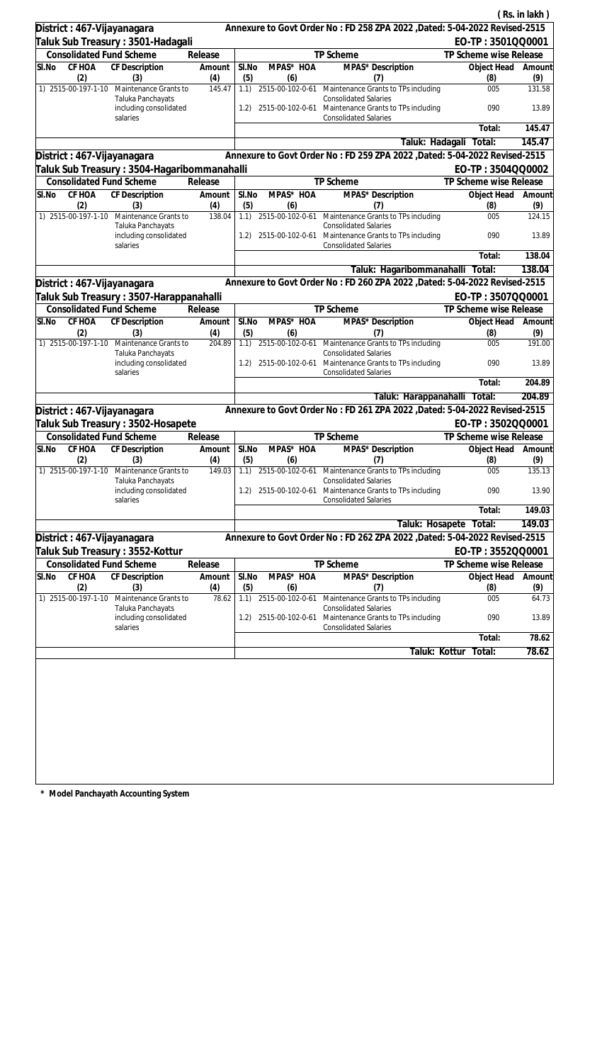( Rs. in lakh )

**District : 467-Vijayanagara** — Annexure to Govt Order No : FD 258 ZPA 2022 ,Dated: 5-04-2022 Revised-2515

**Taluk Sub Treasury : 3501-Hadagali** — EO-TP : 3501QQ0001

| Consolidated Fund Scheme | | | Release | TP Scheme | | | TP Scheme wise Release | |
|---|---|---|---|---|---|---|---|---|
| Sl.No | CF HOA | CF Description | Amount | Sl.No | MPAS* HOA | MPAS* Description | Object Head | Amount |
| (2) | | (3) | (4) | (5) | (6) | (7) | (8) | (9) |
| 1) | 2515-00-197-1-10 | Maintenance Grants to Taluka Panchayats including consolidated salaries | 145.47 | 1.1) | 2515-00-102-0-61 | Maintenance Grants to TPs including Consolidated Salaries | 005 | 131.58 |
| | | | | 1.2) | 2515-00-102-0-61 | Maintenance Grants to TPs including Consolidated Salaries | 090 | 13.89 |
| | | | | | | | Total: | 145.47 |
| | | | | | | Taluk: Hadagali Total: | | 145.47 |

**District : 467-Vijayanagara** — Annexure to Govt Order No : FD 259 ZPA 2022 ,Dated: 5-04-2022 Revised-2515

**Taluk Sub Treasury : 3504-Hagaribommanahalli** — EO-TP : 3504QQ0002

| Consolidated Fund Scheme | | | Release | TP Scheme | | | TP Scheme wise Release | |
|---|---|---|---|---|---|---|---|---|
| Sl.No | CF HOA | CF Description | Amount | Sl.No | MPAS* HOA | MPAS* Description | Object Head | Amount |
| (2) | | (3) | (4) | (5) | (6) | (7) | (8) | (9) |
| 1) | 2515-00-197-1-10 | Maintenance Grants to Taluka Panchayats including consolidated salaries | 138.04 | 1.1) | 2515-00-102-0-61 | Maintenance Grants to TPs including Consolidated Salaries | 005 | 124.15 |
| | | | | 1.2) | 2515-00-102-0-61 | Maintenance Grants to TPs including Consolidated Salaries | 090 | 13.89 |
| | | | | | | | Total: | 138.04 |
| | | | | | | Taluk: Hagaribommanahalli Total: | | 138.04 |

**District : 467-Vijayanagara** — Annexure to Govt Order No : FD 260 ZPA 2022 ,Dated: 5-04-2022 Revised-2515

**Taluk Sub Treasury : 3507-Harappanahalli** — EO-TP : 3507QQ0001

| Consolidated Fund Scheme | | | Release | TP Scheme | | | TP Scheme wise Release | |
|---|---|---|---|---|---|---|---|---|
| Sl.No | CF HOA | CF Description | Amount | Sl.No | MPAS* HOA | MPAS* Description | Object Head | Amount |
| (2) | | (3) | (4) | (5) | (6) | (7) | (8) | (9) |
| 1) | 2515-00-197-1-10 | Maintenance Grants to Taluka Panchayats including consolidated salaries | 204.89 | 1.1) | 2515-00-102-0-61 | Maintenance Grants to TPs including Consolidated Salaries | 005 | 191.00 |
| | | | | 1.2) | 2515-00-102-0-61 | Maintenance Grants to TPs including Consolidated Salaries | 090 | 13.89 |
| | | | | | | | Total: | 204.89 |
| | | | | | | Taluk: Harappanahalli Total: | | 204.89 |

**District : 467-Vijayanagara** — Annexure to Govt Order No : FD 261 ZPA 2022 ,Dated: 5-04-2022 Revised-2515

**Taluk Sub Treasury : 3502-Hosapete** — EO-TP : 3502QQ0001

| Consolidated Fund Scheme | | | Release | TP Scheme | | | TP Scheme wise Release | |
|---|---|---|---|---|---|---|---|---|
| Sl.No | CF HOA | CF Description | Amount | Sl.No | MPAS* HOA | MPAS* Description | Object Head | Amount |
| (2) | | (3) | (4) | (5) | (6) | (7) | (8) | (9) |
| 1) | 2515-00-197-1-10 | Maintenance Grants to Taluka Panchayats including consolidated salaries | 149.03 | 1.1) | 2515-00-102-0-61 | Maintenance Grants to TPs including Consolidated Salaries | 005 | 135.13 |
| | | | | 1.2) | 2515-00-102-0-61 | Maintenance Grants to TPs including Consolidated Salaries | 090 | 13.90 |
| | | | | | | | Total: | 149.03 |
| | | | | | | Taluk: Hosapete Total: | | 149.03 |

**District : 467-Vijayanagara** — Annexure to Govt Order No : FD 262 ZPA 2022 ,Dated: 5-04-2022 Revised-2515

**Taluk Sub Treasury : 3552-Kottur** — EO-TP : 3552QQ0001

| Consolidated Fund Scheme | | | Release | TP Scheme | | | TP Scheme wise Release | |
|---|---|---|---|---|---|---|---|---|
| Sl.No | CF HOA | CF Description | Amount | Sl.No | MPAS* HOA | MPAS* Description | Object Head | Amount |
| (2) | | (3) | (4) | (5) | (6) | (7) | (8) | (9) |
| 1) | 2515-00-197-1-10 | Maintenance Grants to Taluka Panchayats including consolidated salaries | 78.62 | 1.1) | 2515-00-102-0-61 | Maintenance Grants to TPs including Consolidated Salaries | 005 | 64.73 |
| | | | | 1.2) | 2515-00-102-0-61 | Maintenance Grants to TPs including Consolidated Salaries | 090 | 13.89 |
| | | | | | | | Total: | 78.62 |
| | | | | | | Taluk: Kottur Total: | | 78.62 |

\* Model Panchayath Accounting System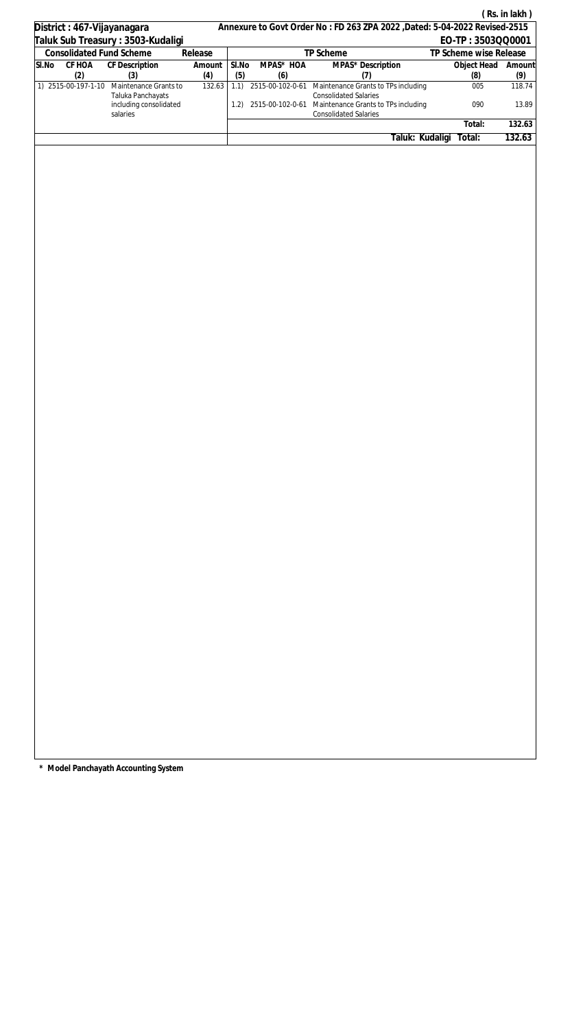( Rs. in lakh )

**District : 467-Vijayanagara** | **Annexure to Govt Order No : FD 263 ZPA 2022 ,Dated: 5-04-2022 Revised-2515**

**Taluk Sub Treasury : 3503-Kudaligi** | **EO-TP : 3503QQ0001**

| Consolidated Fund Scheme | | | Release | TP Scheme | | | TP Scheme wise Release | |
|---|---|---|---|---|---|---|---|---|
| Sl.No | CF HOA | CF Description | Amount | Sl.No | MPAS* HOA | MPAS* Description | Object Head | Amount |
| (2) | | (3) | (4) | (5) | (6) | (7) | (8) | (9) |
| 1) | 2515-00-197-1-10 | Maintenance Grants to Taluka Panchayats including consolidated salaries | 132.63 | 1.1) | 2515-00-102-0-61 | Maintenance Grants to TPs including Consolidated Salaries | 005 | 118.74 |
| | | | | 1.2) | 2515-00-102-0-61 | Maintenance Grants to TPs including Consolidated Salaries | 090 | 13.89 |
| | | | | | | | **Total:** | **132.63** |
| | | | | | | **Taluk: Kudaligi** | **Total:** | **132.63** |

**\* Model Panchayath Accounting System**